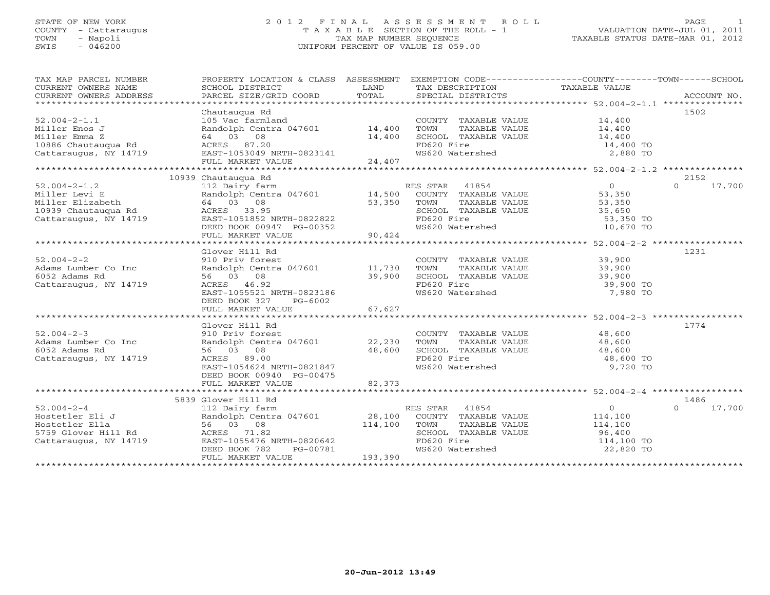STATE OF NEW YORK
COUNTY - Cattaraugus
TOWN - Napoli
SWIS - 046200

# 2012 FINAL ASSESSMENT ROLL

TAXABLE SECTION OF THE ROLL - 1
TAX MAP NUMBER SEQUENCE
UNIFORM PERCENT OF VALUE IS 059.00

VALUATION DATE-JUL 01, 2011
TAXABLE STATUS DATE-MAR 01, 2012

| TAX MAP PARCEL NUMBER / CURRENT OWNERS NAME / CURRENT OWNERS ADDRESS | PROPERTY LOCATION & CLASS / SCHOOL DISTRICT / PARCEL SIZE/GRID COORD | ASSESSMENT LAND / TOTAL | EXEMPTION CODE / TAX DESCRIPTION / SPECIAL DISTRICTS | COUNTY / TOWN / TAXABLE VALUE | SCHOOL / ACCOUNT NO. |
|---|---|---|---|---|---|
| **52.004-2-1.1** | Chautauqua Rd | | | | 1502 |
| 52.004-2-1.1 | 105 Vac farmland | | COUNTY TAXABLE VALUE | 14,400 | |
| Miller Enos J | Randolph Centra 047601 | 14,400 | TOWN TAXABLE VALUE | 14,400 | |
| Miller Emma Z | 64 03 08 | 14,400 | SCHOOL TAXABLE VALUE | 14,400 | |
| 10886 Chautauqua Rd | ACRES 87.20 | | FD620 Fire | 14,400 TO | |
| Cattaraugus, NY 14719 | EAST-1053049 NRTH-0823141 | | WS620 Watershed | 2,880 TO | |
| | FULL MARKET VALUE | 24,407 | | | |
| **52.004-2-1.2** | 10939 Chautauqua Rd | | | | 2152 |
| 52.004-2-1.2 | 112 Dairy farm | | RES STAR 41854 | 0 | 0 17,700 |
| Miller Levi E | Randolph Centra 047601 | 14,500 | COUNTY TAXABLE VALUE | 53,350 | |
| Miller Elizabeth | 64 03 08 | 53,350 | TOWN TAXABLE VALUE | 53,350 | |
| 10939 Chautauqua Rd | ACRES 33.95 | | SCHOOL TAXABLE VALUE | 35,650 | |
| Cattaraugus, NY 14719 | EAST-1051852 NRTH-0822822 | | FD620 Fire | 53,350 TO | |
| | DEED BOOK 00947 PG-00352 | | WS620 Watershed | 10,670 TO | |
| | FULL MARKET VALUE | 90,424 | | | |
| **52.004-2-2** | Glover Hill Rd | | | | 1231 |
| 52.004-2-2 | 910 Priv forest | | COUNTY TAXABLE VALUE | 39,900 | |
| Adams Lumber Co Inc | Randolph Centra 047601 | 11,730 | TOWN TAXABLE VALUE | 39,900 | |
| 6052 Adams Rd | 56 03 08 | 39,900 | SCHOOL TAXABLE VALUE | 39,900 | |
| Cattaraugus, NY 14719 | ACRES 46.92 | | FD620 Fire | 39,900 TO | |
| | EAST-1055521 NRTH-0823186 | | WS620 Watershed | 7,980 TO | |
| | DEED BOOK 327 PG-6002 | | | | |
| | FULL MARKET VALUE | 67,627 | | | |
| **52.004-2-3** | Glover Hill Rd | | | | 1774 |
| 52.004-2-3 | 910 Priv forest | | COUNTY TAXABLE VALUE | 48,600 | |
| Adams Lumber Co Inc | Randolph Centra 047601 | 22,230 | TOWN TAXABLE VALUE | 48,600 | |
| 6052 Adams Rd | 56 03 08 | 48,600 | SCHOOL TAXABLE VALUE | 48,600 | |
| Cattaraugus, NY 14719 | ACRES 89.00 | | FD620 Fire | 48,600 TO | |
| | EAST-1054624 NRTH-0821847 | | WS620 Watershed | 9,720 TO | |
| | DEED BOOK 00940 PG-00475 | | | | |
| | FULL MARKET VALUE | 82,373 | | | |
| **52.004-2-4** | 5839 Glover Hill Rd | | | | 1486 |
| 52.004-2-4 | 112 Dairy farm | | RES STAR 41854 | 0 | 0 17,700 |
| Hostetler Eli J | Randolph Centra 047601 | 28,100 | COUNTY TAXABLE VALUE | 114,100 | |
| Hostetler Ella | 56 03 08 | 114,100 | TOWN TAXABLE VALUE | 114,100 | |
| 5759 Glover Hill Rd | ACRES 71.82 | | SCHOOL TAXABLE VALUE | 96,400 | |
| Cattaraugus, NY 14719 | EAST-1055476 NRTH-0820642 | | FD620 Fire | 114,100 TO | |
| | DEED BOOK 782 PG-00781 | | WS620 Watershed | 22,820 TO | |
| | FULL MARKET VALUE | 193,390 | | | |

20-Jun-2012 13:49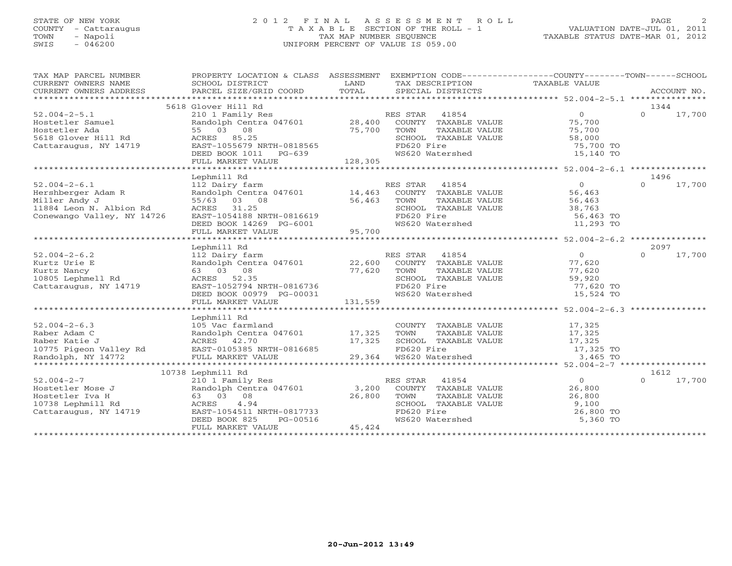STATE OF NEW YORK
COUNTY - Cattaraugus
TOWN - Napoli
SWIS - 046200

# 2012 FINAL ASSESSMENT ROLL

TAXABLE SECTION OF THE ROLL - 1
TAX MAP NUMBER SEQUENCE
UNIFORM PERCENT OF VALUE IS 059.00

VALUATION DATE-JUL 01, 2011
TAXABLE STATUS DATE-MAR 01, 2012

| TAX MAP PARCEL NUMBER / CURRENT OWNERS NAME / CURRENT OWNERS ADDRESS | PROPERTY LOCATION & CLASS / SCHOOL DISTRICT / PARCEL SIZE/GRID COORD | ASSESSMENT LAND | TOTAL | EXEMPTION CODE / TAX DESCRIPTION / SPECIAL DISTRICTS | COUNTY TAXABLE VALUE | TOWN | SCHOOL / ACCOUNT NO. |
|---|---|---|---|---|---|---|---|
| | 5618 Glover Hill Rd | | | | | | 1344 |
| 52.004-2-5.1 | 210 1 Family Res | | | RES STAR 41854 | 0 | 0 | 17,700 |
| Hostetler Samuel | Randolph Centra 047601 | 28,400 | | COUNTY TAXABLE VALUE | 75,700 | | |
| Hostetler Ada | 55 03 08 | | 75,700 | TOWN TAXABLE VALUE | 75,700 | | |
| 5618 Glover Hill Rd | ACRES 85.25 | | | SCHOOL TAXABLE VALUE | 58,000 | | |
| Cattaraugus, NY 14719 | EAST-1055679 NRTH-0818565 | | | FD620 Fire | 75,700 TO | | |
| | DEED BOOK 1011 PG-639 | | | WS620 Watershed | 15,140 TO | | |
| | FULL MARKET VALUE | | 128,305 | | | | |
| | Lephmill Rd | | | | | | 1496 |
| 52.004-2-6.1 | 112 Dairy farm | | | RES STAR 41854 | 0 | 0 | 17,700 |
| Hershberger Adam R | Randolph Centra 047601 | 14,463 | | COUNTY TAXABLE VALUE | 56,463 | | |
| Miller Andy J | 55/63 03 08 | | 56,463 | TOWN TAXABLE VALUE | 56,463 | | |
| 11884 Leon N. Albion Rd | ACRES 31.25 | | | SCHOOL TAXABLE VALUE | 38,763 | | |
| Conewango Valley, NY 14726 | EAST-1054188 NRTH-0816619 | | | FD620 Fire | 56,463 TO | | |
| | DEED BOOK 14269 PG-6001 | | | WS620 Watershed | 11,293 TO | | |
| | FULL MARKET VALUE | | 95,700 | | | | |
| | Lephmill Rd | | | | | | 2097 |
| 52.004-2-6.2 | 112 Dairy farm | | | RES STAR 41854 | 0 | 0 | 17,700 |
| Kurtz Urie E | Randolph Centra 047601 | 22,600 | | COUNTY TAXABLE VALUE | 77,620 | | |
| Kurtz Nancy | 63 03 08 | | 77,620 | TOWN TAXABLE VALUE | 77,620 | | |
| 10805 Lephmell Rd | ACRES 52.35 | | | SCHOOL TAXABLE VALUE | 59,920 | | |
| Cattaraugus, NY 14719 | EAST-1052794 NRTH-0816736 | | | FD620 Fire | 77,620 TO | | |
| | DEED BOOK 00979 PG-00031 | | | WS620 Watershed | 15,524 TO | | |
| | FULL MARKET VALUE | | 131,559 | | | | |
| | Lephmill Rd | | | | | | |
| 52.004-2-6.3 | 105 Vac farmland | | | COUNTY TAXABLE VALUE | 17,325 | | |
| Raber Adam C | Randolph Centra 047601 | 17,325 | | TOWN TAXABLE VALUE | 17,325 | | |
| Raber Katie J | ACRES 42.70 | | 17,325 | SCHOOL TAXABLE VALUE | 17,325 | | |
| 10775 Pigeon Valley Rd | EAST-0105385 NRTH-0816685 | | | FD620 Fire | 17,325 TO | | |
| Randolph, NY 14772 | FULL MARKET VALUE | | 29,364 | WS620 Watershed | 3,465 TO | | |
| | 10738 Lephmill Rd | | | | | | 1612 |
| 52.004-2-7 | 210 1 Family Res | | | RES STAR 41854 | 0 | 0 | 17,700 |
| Hostetler Mose J | Randolph Centra 047601 | 3,200 | | COUNTY TAXABLE VALUE | 26,800 | | |
| Hostetler Iva H | 63 03 08 | | 26,800 | TOWN TAXABLE VALUE | 26,800 | | |
| 10738 Lephmill Rd | ACRES 4.94 | | | SCHOOL TAXABLE VALUE | 9,100 | | |
| Cattaraugus, NY 14719 | EAST-1054511 NRTH-0817733 | | | FD620 Fire | 26,800 TO | | |
| | DEED BOOK 825 PG-00516 | | | WS620 Watershed | 5,360 TO | | |
| | FULL MARKET VALUE | | 45,424 | | | | |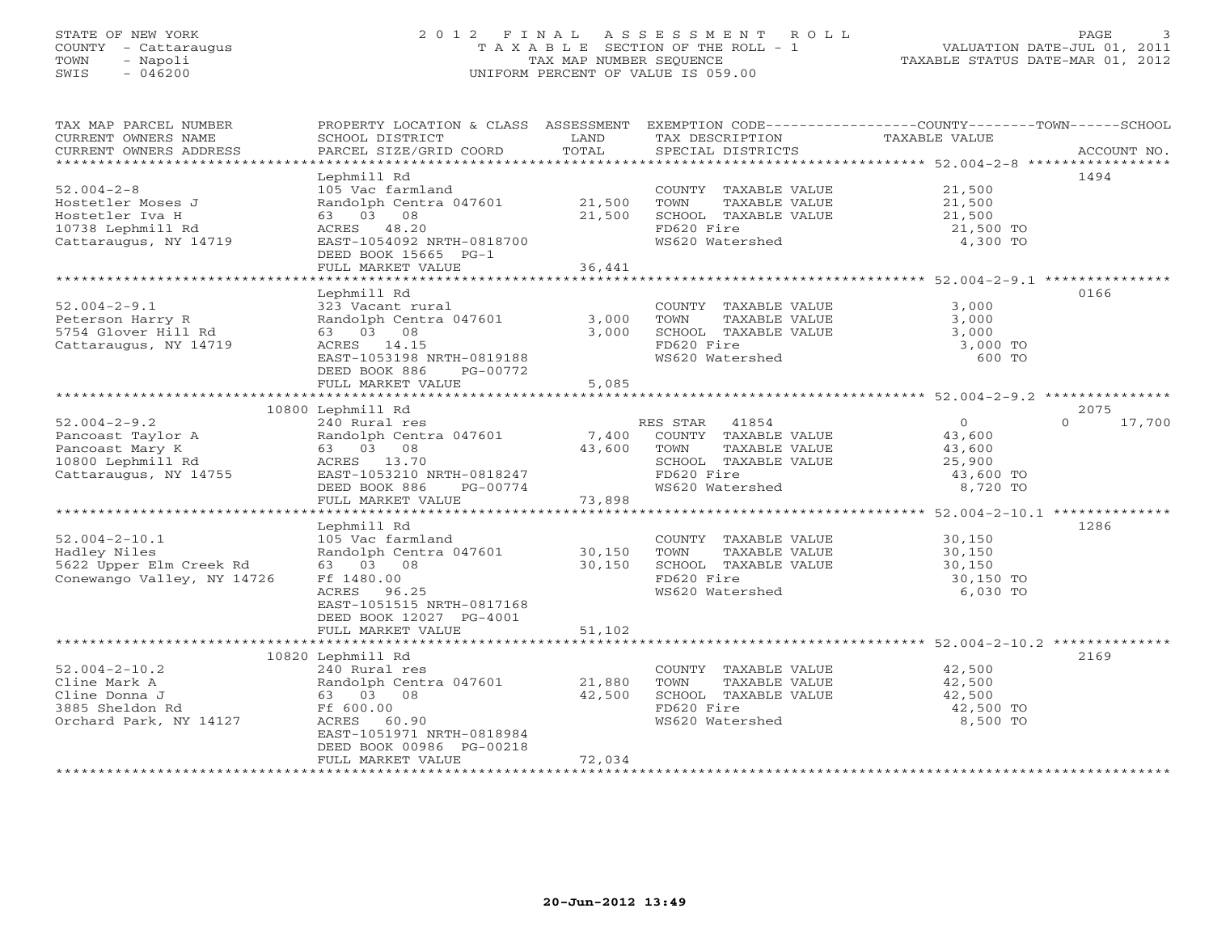STATE OF NEW YORK
COUNTY - Cattaraugus
TOWN - Napoli
SWIS - 046200

# 2012 FINAL ASSESSMENT ROLL

TAXABLE SECTION OF THE ROLL - 1
TAX MAP NUMBER SEQUENCE
UNIFORM PERCENT OF VALUE IS 059.00

VALUATION DATE-JUL 01, 2011
TAXABLE STATUS DATE-MAR 01, 2012

| TAX MAP PARCEL NUMBER / CURRENT OWNERS NAME / CURRENT OWNERS ADDRESS | PROPERTY LOCATION & CLASS / SCHOOL DISTRICT / PARCEL SIZE/GRID COORD | ASSESSMENT LAND | TOTAL | EXEMPTION CODE / TAX DESCRIPTION / SPECIAL DISTRICTS | COUNTY TAXABLE VALUE | TOWN | SCHOOL | ACCOUNT NO. |
|---|---|---|---|---|---|---|---|---|
| **52.004-2-8** | Lephmill Rd | | | | | | | 1494 |
| 52.004-2-8 | 105 Vac farmland | | | COUNTY TAXABLE VALUE | 21,500 | | | |
| Hostetler Moses J | Randolph Centra 047601 | 21,500 | | TOWN TAXABLE VALUE | 21,500 | | | |
| Hostetler Iva H | 63 03 08 | | 21,500 | SCHOOL TAXABLE VALUE | 21,500 | | | |
| 10738 Lephmill Rd | ACRES 48.20 | | | FD620 Fire | 21,500 TO | | | |
| Cattaraugus, NY 14719 | EAST-1054092 NRTH-0818700 | | | WS620 Watershed | 4,300 TO | | | |
| | DEED BOOK 15665 PG-1 | | | | | | | |
| | FULL MARKET VALUE | | 36,441 | | | | | |
| **52.004-2-9.1** | Lephmill Rd | | | | | | | 0166 |
| 52.004-2-9.1 | 323 Vacant rural | | | COUNTY TAXABLE VALUE | 3,000 | | | |
| Peterson Harry R | Randolph Centra 047601 | 3,000 | | TOWN TAXABLE VALUE | 3,000 | | | |
| 5754 Glover Hill Rd | 63 03 08 | | 3,000 | SCHOOL TAXABLE VALUE | 3,000 | | | |
| Cattaraugus, NY 14719 | ACRES 14.15 | | | FD620 Fire | 3,000 TO | | | |
| | EAST-1053198 NRTH-0819188 | | | WS620 Watershed | 600 TO | | | |
| | DEED BOOK 886 PG-00772 | | | | | | | |
| | FULL MARKET VALUE | | 5,085 | | | | | |
| **52.004-2-9.2** | 10800 Lephmill Rd | | | | | | | 2075 |
| 52.004-2-9.2 | 240 Rural res | | | RES STAR 41854 | 0 | | 0 | 17,700 |
| Pancoast Taylor A | Randolph Centra 047601 | 7,400 | | COUNTY TAXABLE VALUE | 43,600 | | | |
| Pancoast Mary K | 63 03 08 | | 43,600 | TOWN TAXABLE VALUE | 43,600 | | | |
| 10800 Lephmill Rd | ACRES 13.70 | | | SCHOOL TAXABLE VALUE | 25,900 | | | |
| Cattaraugus, NY 14755 | EAST-1053210 NRTH-0818247 | | | FD620 Fire | 43,600 TO | | | |
| | DEED BOOK 886 PG-00774 | | | WS620 Watershed | 8,720 TO | | | |
| | FULL MARKET VALUE | | 73,898 | | | | | |
| **52.004-2-10.1** | Lephmill Rd | | | | | | | 1286 |
| 52.004-2-10.1 | 105 Vac farmland | | | COUNTY TAXABLE VALUE | 30,150 | | | |
| Hadley Niles | Randolph Centra 047601 | 30,150 | | TOWN TAXABLE VALUE | 30,150 | | | |
| 5622 Upper Elm Creek Rd | 63 03 08 | | 30,150 | SCHOOL TAXABLE VALUE | 30,150 | | | |
| Conewango Valley, NY 14726 | Ff 1480.00 | | | FD620 Fire | 30,150 TO | | | |
| | ACRES 96.25 | | | WS620 Watershed | 6,030 TO | | | |
| | EAST-1051515 NRTH-0817168 | | | | | | | |
| | DEED BOOK 12027 PG-4001 | | | | | | | |
| | FULL MARKET VALUE | | 51,102 | | | | | |
| **52.004-2-10.2** | 10820 Lephmill Rd | | | | | | | 2169 |
| 52.004-2-10.2 | 240 Rural res | | | COUNTY TAXABLE VALUE | 42,500 | | | |
| Cline Mark A | Randolph Centra 047601 | 21,880 | | TOWN TAXABLE VALUE | 42,500 | | | |
| Cline Donna J | 63 03 08 | | 42,500 | SCHOOL TAXABLE VALUE | 42,500 | | | |
| 3885 Sheldon Rd | Ff 600.00 | | | FD620 Fire | 42,500 TO | | | |
| Orchard Park, NY 14127 | ACRES 60.90 | | | WS620 Watershed | 8,500 TO | | | |
| | EAST-1051971 NRTH-0818984 | | | | | | | |
| | DEED BOOK 00986 PG-00218 | | | | | | | |
| | FULL MARKET VALUE | | 72,034 | | | | | |

20-Jun-2012 13:49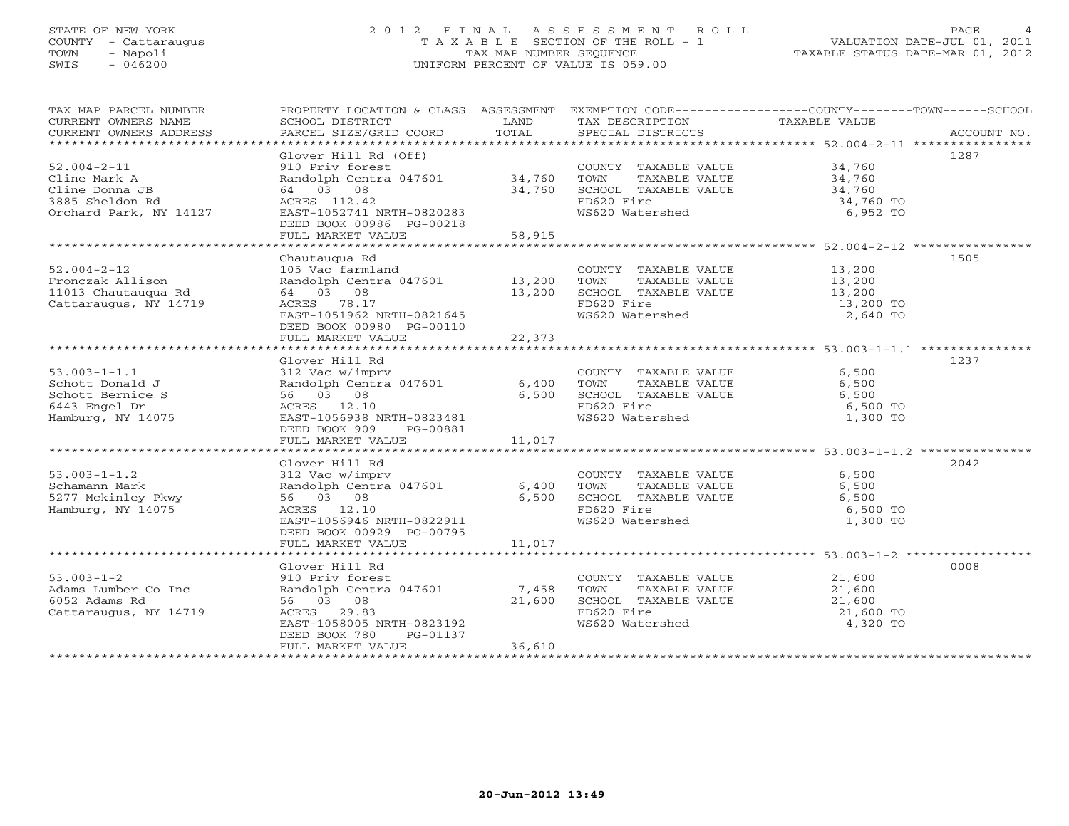STATE OF NEW YORK
COUNTY - Cattaraugus
TOWN - Napoli
SWIS - 046200

# 2012 FINAL ASSESSMENT ROLL
TAXABLE SECTION OF THE ROLL - 1
TAX MAP NUMBER SEQUENCE
UNIFORM PERCENT OF VALUE IS 059.00

VALUATION DATE-JUL 01, 2011
TAXABLE STATUS DATE-MAR 01, 2012

| TAX MAP PARCEL NUMBER / CURRENT OWNERS NAME / CURRENT OWNERS ADDRESS | PROPERTY LOCATION & CLASS / SCHOOL DISTRICT / PARCEL SIZE/GRID COORD | ASSESSMENT LAND | TOTAL | EXEMPTION CODE / TAX DESCRIPTION / SPECIAL DISTRICTS | TAXABLE VALUE (COUNTY--TOWN--SCHOOL) | ACCOUNT NO. |
|---|---|---|---|---|---|---|
| **52.004-2-11** | Glover Hill Rd (Off) | | | | | 1287 |
| 52.004-2-11 | 910 Priv forest | | | COUNTY TAXABLE VALUE | 34,760 | |
| Cline Mark A | Randolph Centra 047601 | 34,760 | | TOWN TAXABLE VALUE | 34,760 | |
| Cline Donna JB | 64 03 08 | | 34,760 | SCHOOL TAXABLE VALUE | 34,760 | |
| 3885 Sheldon Rd | ACRES 112.42 | | | FD620 Fire | 34,760 TO | |
| Orchard Park, NY 14127 | EAST-1052741 NRTH-0820283 | | | WS620 Watershed | 6,952 TO | |
| | DEED BOOK 00986 PG-00218 | | | | | |
| | FULL MARKET VALUE | | 58,915 | | | |
| **52.004-2-12** | Chautauqua Rd | | | | | 1505 |
| 52.004-2-12 | 105 Vac farmland | | | COUNTY TAXABLE VALUE | 13,200 | |
| Fronczak Allison | Randolph Centra 047601 | 13,200 | | TOWN TAXABLE VALUE | 13,200 | |
| 11013 Chautauqua Rd | 64 03 08 | | 13,200 | SCHOOL TAXABLE VALUE | 13,200 | |
| Cattaraugus, NY 14719 | ACRES 78.17 | | | FD620 Fire | 13,200 TO | |
| | EAST-1051962 NRTH-0821645 | | | WS620 Watershed | 2,640 TO | |
| | DEED BOOK 00980 PG-00110 | | | | | |
| | FULL MARKET VALUE | | 22,373 | | | |
| **53.003-1-1.1** | Glover Hill Rd | | | | | 1237 |
| 53.003-1-1.1 | 312 Vac w/imprv | | | COUNTY TAXABLE VALUE | 6,500 | |
| Schott Donald J | Randolph Centra 047601 | 6,400 | | TOWN TAXABLE VALUE | 6,500 | |
| Schott Bernice S | 56 03 08 | | 6,500 | SCHOOL TAXABLE VALUE | 6,500 | |
| 6443 Engel Dr | ACRES 12.10 | | | FD620 Fire | 6,500 TO | |
| Hamburg, NY 14075 | EAST-1056938 NRTH-0823481 | | | WS620 Watershed | 1,300 TO | |
| | DEED BOOK 909 PG-00881 | | | | | |
| | FULL MARKET VALUE | | 11,017 | | | |
| **53.003-1-1.2** | Glover Hill Rd | | | | | 2042 |
| 53.003-1-1.2 | 312 Vac w/imprv | | | COUNTY TAXABLE VALUE | 6,500 | |
| Schamann Mark | Randolph Centra 047601 | 6,400 | | TOWN TAXABLE VALUE | 6,500 | |
| 5277 Mckinley Pkwy | 56 03 08 | | 6,500 | SCHOOL TAXABLE VALUE | 6,500 | |
| Hamburg, NY 14075 | ACRES 12.10 | | | FD620 Fire | 6,500 TO | |
| | EAST-1056946 NRTH-0822911 | | | WS620 Watershed | 1,300 TO | |
| | DEED BOOK 00929 PG-00795 | | | | | |
| | FULL MARKET VALUE | | 11,017 | | | |
| **53.003-1-2** | Glover Hill Rd | | | | | 0008 |
| 53.003-1-2 | 910 Priv forest | | | COUNTY TAXABLE VALUE | 21,600 | |
| Adams Lumber Co Inc | Randolph Centra 047601 | 7,458 | | TOWN TAXABLE VALUE | 21,600 | |
| 6052 Adams Rd | 56 03 08 | | 21,600 | SCHOOL TAXABLE VALUE | 21,600 | |
| Cattaraugus, NY 14719 | ACRES 29.83 | | | FD620 Fire | 21,600 TO | |
| | EAST-1058005 NRTH-0823192 | | | WS620 Watershed | 4,320 TO | |
| | DEED BOOK 780 PG-01137 | | | | | |
| | FULL MARKET VALUE | | 36,610 | | | |

20-Jun-2012 13:49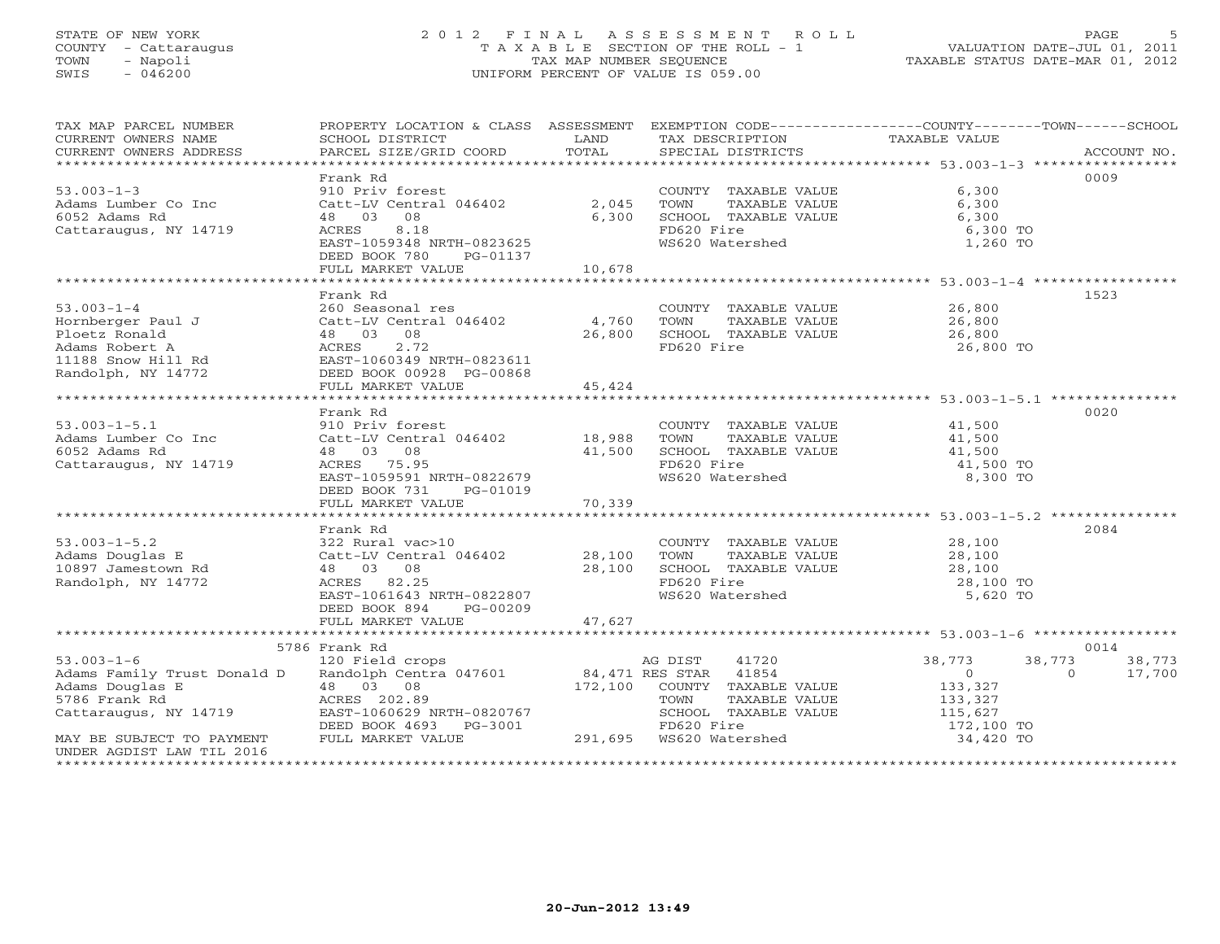STATE OF NEW YORK
COUNTY - Cattaraugus
TOWN - Napoli
SWIS - 046200

# 2012 FINAL ASSESSMENT ROLL

TAXABLE SECTION OF THE ROLL - 1
TAX MAP NUMBER SEQUENCE
UNIFORM PERCENT OF VALUE IS 059.00

VALUATION DATE-JUL 01, 2011
TAXABLE STATUS DATE-MAR 01, 2012

| TAX MAP PARCEL NUMBER / CURRENT OWNERS NAME / CURRENT OWNERS ADDRESS | PROPERTY LOCATION & CLASS / SCHOOL DISTRICT / PARCEL SIZE/GRID COORD | ASSESSMENT LAND / TOTAL | EXEMPTION CODE / TAX DESCRIPTION / SPECIAL DISTRICTS | COUNTY TAXABLE VALUE | TOWN | SCHOOL | ACCOUNT NO. |
|---|---|---|---|---|---|---|---|
| 53.003-1-3 | Frank Rd | | | | | | 0009 |
| 53.003-1-3 | 910 Priv forest | | COUNTY TAXABLE VALUE | 6,300 | | | |
| Adams Lumber Co Inc | Catt-LV Central 046402 | 2,045 | TOWN TAXABLE VALUE | 6,300 | | | |
| 6052 Adams Rd | 48 03 08 | 6,300 | SCHOOL TAXABLE VALUE | 6,300 | | | |
| Cattaraugus, NY 14719 | ACRES 8.18 | | FD620 Fire | 6,300 TO | | | |
| | EAST-1059348 NRTH-0823625 | | WS620 Watershed | 1,260 TO | | | |
| | DEED BOOK 780 PG-01137 | | | | | | |
| | FULL MARKET VALUE | 10,678 | | | | | |
| 53.003-1-4 | Frank Rd | | | | | | 1523 |
| 53.003-1-4 | 260 Seasonal res | | COUNTY TAXABLE VALUE | 26,800 | | | |
| Hornberger Paul J | Catt-LV Central 046402 | 4,760 | TOWN TAXABLE VALUE | 26,800 | | | |
| Ploetz Ronald | 48 03 08 | 26,800 | SCHOOL TAXABLE VALUE | 26,800 | | | |
| Adams Robert A | ACRES 2.72 | | FD620 Fire | 26,800 TO | | | |
| 11188 Snow Hill Rd | EAST-1060349 NRTH-0823611 | | | | | | |
| Randolph, NY 14772 | DEED BOOK 00928 PG-00868 | | | | | | |
| | FULL MARKET VALUE | 45,424 | | | | | |
| 53.003-1-5.1 | Frank Rd | | | | | | 0020 |
| 53.003-1-5.1 | 910 Priv forest | | COUNTY TAXABLE VALUE | 41,500 | | | |
| Adams Lumber Co Inc | Catt-LV Central 046402 | 18,988 | TOWN TAXABLE VALUE | 41,500 | | | |
| 6052 Adams Rd | 48 03 08 | 41,500 | SCHOOL TAXABLE VALUE | 41,500 | | | |
| Cattaraugus, NY 14719 | ACRES 75.95 | | FD620 Fire | 41,500 TO | | | |
| | EAST-1059591 NRTH-0822679 | | WS620 Watershed | 8,300 TO | | | |
| | DEED BOOK 731 PG-01019 | | | | | | |
| | FULL MARKET VALUE | 70,339 | | | | | |
| 53.003-1-5.2 | Frank Rd | | | | | | 2084 |
| 53.003-1-5.2 | 322 Rural vac>10 | | COUNTY TAXABLE VALUE | 28,100 | | | |
| Adams Douglas E | Catt-LV Central 046402 | 28,100 | TOWN TAXABLE VALUE | 28,100 | | | |
| 10897 Jamestown Rd | 48 03 08 | 28,100 | SCHOOL TAXABLE VALUE | 28,100 | | | |
| Randolph, NY 14772 | ACRES 82.25 | | FD620 Fire | 28,100 TO | | | |
| | EAST-1061643 NRTH-0822807 | | WS620 Watershed | 5,620 TO | | | |
| | DEED BOOK 894 PG-00209 | | | | | | |
| | FULL MARKET VALUE | 47,627 | | | | | |
| 53.003-1-6 | 5786 Frank Rd | | | | | | 0014 |
| 53.003-1-6 | 120 Field crops | | AG DIST 41720 | 38,773 | 38,773 | 38,773 | |
| Adams Family Trust Donald D | Randolph Centra 047601 | 84,471 | RES STAR 41854 | 0 | 0 | 17,700 | |
| Adams Douglas E | 48 03 08 | 172,100 | COUNTY TAXABLE VALUE | 133,327 | | | |
| 5786 Frank Rd | ACRES 202.89 | | TOWN TAXABLE VALUE | 133,327 | | | |
| Cattaraugus, NY 14719 | EAST-1060629 NRTH-0820767 | | SCHOOL TAXABLE VALUE | 115,627 | | | |
| | DEED BOOK 4693 PG-3001 | | FD620 Fire | 172,100 TO | | | |
| MAY BE SUBJECT TO PAYMENT | FULL MARKET VALUE | 291,695 | WS620 Watershed | 34,420 TO | | | |
| UNDER AGDIST LAW TIL 2016 | | | | | | | |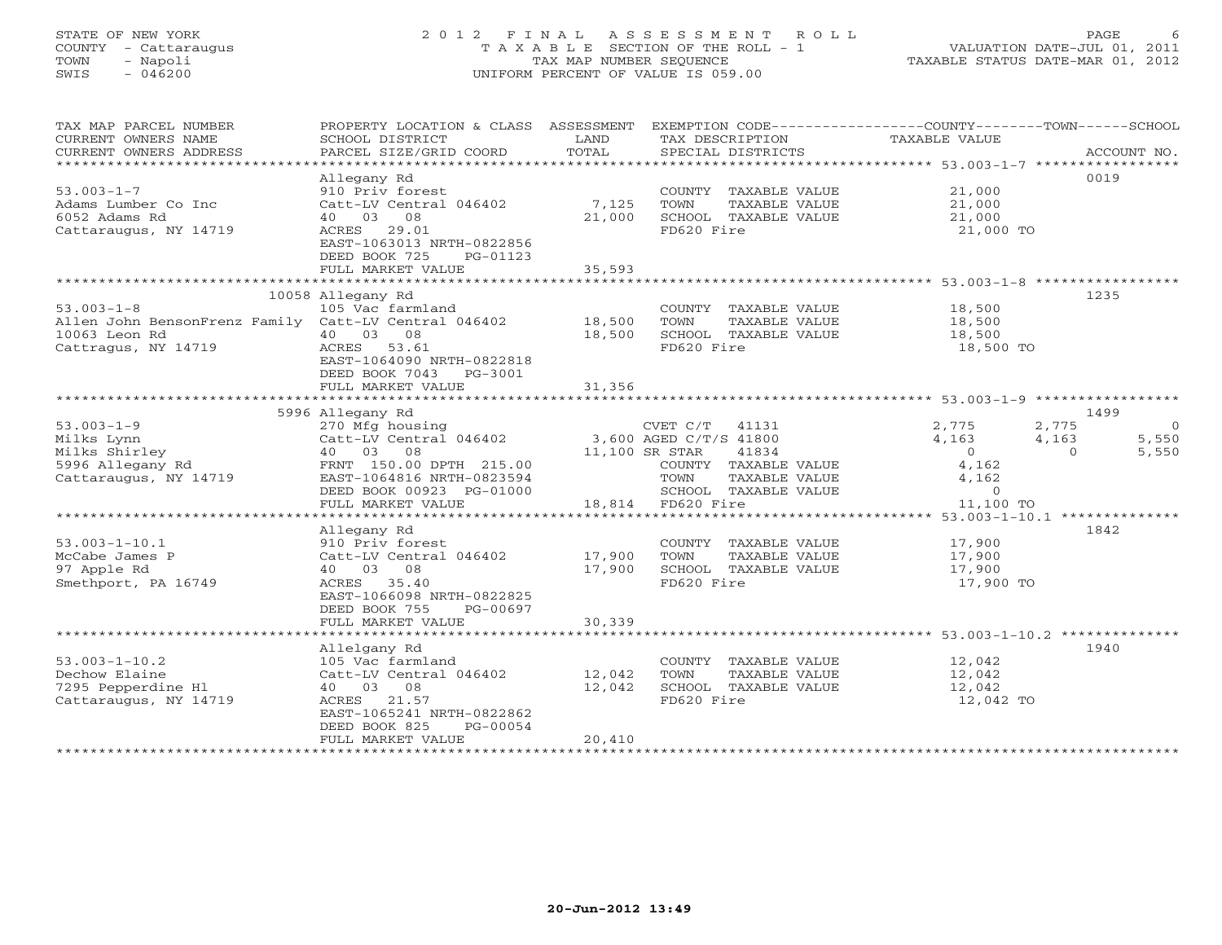STATE OF NEW YORK
COUNTY - Cattaraugus
TOWN - Napoli
SWIS - 046200

# 2012 FINAL ASSESSMENT ROLL

TAXABLE SECTION OF THE ROLL - 1
TAX MAP NUMBER SEQUENCE
UNIFORM PERCENT OF VALUE IS 059.00

VALUATION DATE-JUL 01, 2011
TAXABLE STATUS DATE-MAR 01, 2012

| TAX MAP PARCEL NUMBER / CURRENT OWNERS NAME / CURRENT OWNERS ADDRESS | PROPERTY LOCATION & CLASS / SCHOOL DISTRICT / PARCEL SIZE/GRID COORD | ASSESSMENT LAND | TOTAL | EXEMPTION CODE / TAX DESCRIPTION / SPECIAL DISTRICTS | COUNTY TAXABLE VALUE | TOWN | SCHOOL | ACCOUNT NO. |
|---|---|---|---|---|---|---|---|---|
| 53.003-1-7 | Allegany Rd | | | | | | | 0019 |
| | 910 Priv forest | | | COUNTY TAXABLE VALUE | 21,000 | | | |
| Adams Lumber Co Inc | Catt-LV Central 046402 | 7,125 | | TOWN TAXABLE VALUE | 21,000 | | | |
| 6052 Adams Rd | 40 03 08 | | 21,000 | SCHOOL TAXABLE VALUE | 21,000 | | | |
| Cattaraugus, NY 14719 | ACRES 29.01 | | | FD620 Fire | 21,000 TO | | | |
| | EAST-1063013 NRTH-0822856 | | | | | | | |
| | DEED BOOK 725 PG-01123 | | | | | | | |
| | FULL MARKET VALUE | | 35,593 | | | | | |
| 53.003-1-8 | 10058 Allegany Rd | | | | | | | 1235 |
| | 105 Vac farmland | | | COUNTY TAXABLE VALUE | 18,500 | | | |
| Allen John BensonFrenz Family | Catt-LV Central 046402 | 18,500 | | TOWN TAXABLE VALUE | 18,500 | | | |
| 10063 Leon Rd | 40 03 08 | | 18,500 | SCHOOL TAXABLE VALUE | 18,500 | | | |
| Cattragus, NY 14719 | ACRES 53.61 | | | FD620 Fire | 18,500 TO | | | |
| | EAST-1064090 NRTH-0822818 | | | | | | | |
| | DEED BOOK 7043 PG-3001 | | | | | | | |
| | FULL MARKET VALUE | | 31,356 | | | | | |
| 53.003-1-9 | 5996 Allegany Rd | | | | | | | 1499 |
| | 270 Mfg housing | | | CVET C/T 41131 | 2,775 | 2,775 | 0 | |
| Milks Lynn | Catt-LV Central 046402 | 3,600 | | AGED C/T/S 41800 | 4,163 | 4,163 | 5,550 | |
| Milks Shirley | 40 03 08 | | 11,100 | SR STAR 41834 | 0 | 0 | 5,550 | |
| 5996 Allegany Rd | FRNT 150.00 DPTH 215.00 | | | COUNTY TAXABLE VALUE | 4,162 | | | |
| Cattaraugus, NY 14719 | EAST-1064816 NRTH-0823594 | | | TOWN TAXABLE VALUE | 4,162 | | | |
| | DEED BOOK 00923 PG-01000 | | | SCHOOL TAXABLE VALUE | 0 | | | |
| | FULL MARKET VALUE | | 18,814 | FD620 Fire | 11,100 TO | | | |
| 53.003-1-10.1 | Allegany Rd | | | | | | | 1842 |
| | 910 Priv forest | | | COUNTY TAXABLE VALUE | 17,900 | | | |
| McCabe James P | Catt-LV Central 046402 | 17,900 | | TOWN TAXABLE VALUE | 17,900 | | | |
| 97 Apple Rd | 40 03 08 | | 17,900 | SCHOOL TAXABLE VALUE | 17,900 | | | |
| Smethport, PA 16749 | ACRES 35.40 | | | FD620 Fire | 17,900 TO | | | |
| | EAST-1066098 NRTH-0822825 | | | | | | | |
| | DEED BOOK 755 PG-00697 | | | | | | | |
| | FULL MARKET VALUE | | 30,339 | | | | | |
| 53.003-1-10.2 | Allelgany Rd | | | | | | | 1940 |
| | 105 Vac farmland | | | COUNTY TAXABLE VALUE | 12,042 | | | |
| Dechow Elaine | Catt-LV Central 046402 | 12,042 | | TOWN TAXABLE VALUE | 12,042 | | | |
| 7295 Pepperdine Hl | 40 03 08 | | 12,042 | SCHOOL TAXABLE VALUE | 12,042 | | | |
| Cattaraugus, NY 14719 | ACRES 21.57 | | | FD620 Fire | 12,042 TO | | | |
| | EAST-1065241 NRTH-0822862 | | | | | | | |
| | DEED BOOK 825 PG-00054 | | | | | | | |
| | FULL MARKET VALUE | | 20,410 | | | | | |

20-Jun-2012 13:49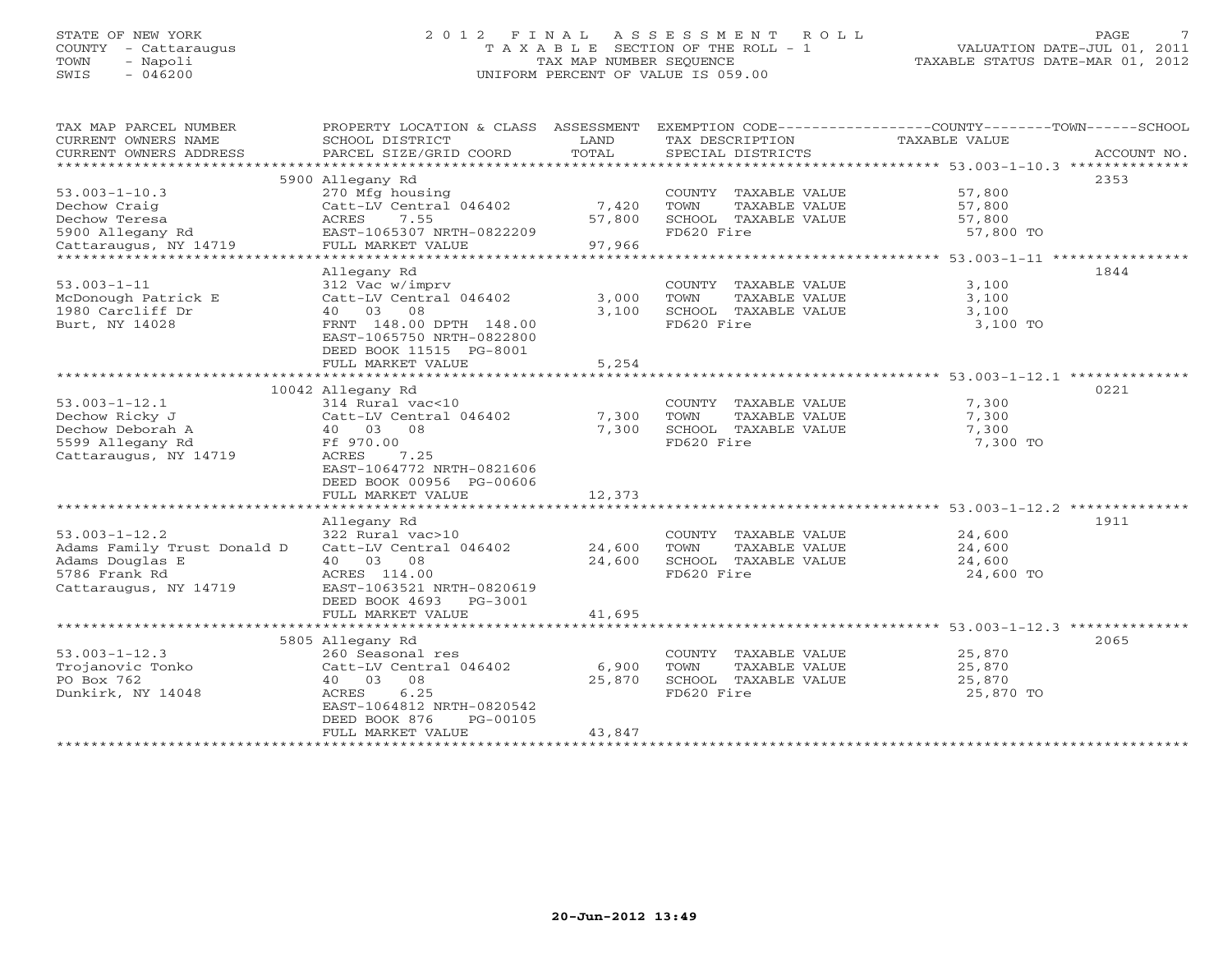STATE OF NEW YORK
COUNTY - Cattaraugus
TOWN - Napoli
SWIS - 046200

2 0 1 2 F I N A L A S S E S S M E N T R O L L
T A X A B L E SECTION OF THE ROLL - 1
TAX MAP NUMBER SEQUENCE
UNIFORM PERCENT OF VALUE IS 059.00

VALUATION DATE-JUL 01, 2011
TAXABLE STATUS DATE-MAR 01, 2012

| TAX MAP PARCEL NUMBER / CURRENT OWNERS NAME / CURRENT OWNERS ADDRESS | PROPERTY LOCATION & CLASS / SCHOOL DISTRICT / PARCEL SIZE/GRID COORD | ASSESSMENT LAND / TOTAL | EXEMPTION CODE / TAX DESCRIPTION / SPECIAL DISTRICTS | COUNTY--------TOWN------SCHOOL TAXABLE VALUE | ACCOUNT NO. |
|---|---|---|---|---|---|
| **53.003-1-10.3** | 5900 Allegany Rd | | | | 2353 |
| 53.003-1-10.3 | 270 Mfg housing | | COUNTY TAXABLE VALUE | 57,800 | |
| Dechow Craig | Catt-LV Central 046402 | 7,420 | TOWN TAXABLE VALUE | 57,800 | |
| Dechow Teresa | ACRES 7.55 | 57,800 | SCHOOL TAXABLE VALUE | 57,800 | |
| 5900 Allegany Rd | EAST-1065307 NRTH-0822209 | | FD620 Fire | 57,800 TO | |
| Cattaraugus, NY 14719 | FULL MARKET VALUE | 97,966 | | | |
| **53.003-1-11** | Allegany Rd | | | | 1844 |
| 53.003-1-11 | 312 Vac w/imprv | | COUNTY TAXABLE VALUE | 3,100 | |
| McDonough Patrick E | Catt-LV Central 046402 | 3,000 | TOWN TAXABLE VALUE | 3,100 | |
| 1980 Carcliff Dr | 40 03 08 | 3,100 | SCHOOL TAXABLE VALUE | 3,100 | |
| Burt, NY 14028 | FRNT 148.00 DPTH 148.00 | | FD620 Fire | 3,100 TO | |
| | EAST-1065750 NRTH-0822800 | | | | |
| | DEED BOOK 11515 PG-8001 | | | | |
| | FULL MARKET VALUE | 5,254 | | | |
| **53.003-1-12.1** | 10042 Allegany Rd | | | | 0221 |
| 53.003-1-12.1 | 314 Rural vac<10 | | COUNTY TAXABLE VALUE | 7,300 | |
| Dechow Ricky J | Catt-LV Central 046402 | 7,300 | TOWN TAXABLE VALUE | 7,300 | |
| Dechow Deborah A | 40 03 08 | 7,300 | SCHOOL TAXABLE VALUE | 7,300 | |
| 5599 Allegany Rd | Ff 970.00 | | FD620 Fire | 7,300 TO | |
| Cattaraugus, NY 14719 | ACRES 7.25 | | | | |
| | EAST-1064772 NRTH-0821606 | | | | |
| | DEED BOOK 00956 PG-00606 | | | | |
| | FULL MARKET VALUE | 12,373 | | | |
| **53.003-1-12.2** | Allegany Rd | | | | 1911 |
| 53.003-1-12.2 | 322 Rural vac>10 | | COUNTY TAXABLE VALUE | 24,600 | |
| Adams Family Trust Donald D | Catt-LV Central 046402 | 24,600 | TOWN TAXABLE VALUE | 24,600 | |
| Adams Douglas E | 40 03 08 | 24,600 | SCHOOL TAXABLE VALUE | 24,600 | |
| 5786 Frank Rd | ACRES 114.00 | | FD620 Fire | 24,600 TO | |
| Cattaraugus, NY 14719 | EAST-1063521 NRTH-0820619 | | | | |
| | DEED BOOK 4693 PG-3001 | | | | |
| | FULL MARKET VALUE | 41,695 | | | |
| **53.003-1-12.3** | 5805 Allegany Rd | | | | 2065 |
| 53.003-1-12.3 | 260 Seasonal res | | COUNTY TAXABLE VALUE | 25,870 | |
| Trojanovic Tonko | Catt-LV Central 046402 | 6,900 | TOWN TAXABLE VALUE | 25,870 | |
| PO Box 762 | 40 03 08 | 25,870 | SCHOOL TAXABLE VALUE | 25,870 | |
| Dunkirk, NY 14048 | ACRES 6.25 | | FD620 Fire | 25,870 TO | |
| | EAST-1064812 NRTH-0820542 | | | | |
| | DEED BOOK 876 PG-00105 | | | | |
| | FULL MARKET VALUE | 43,847 | | | |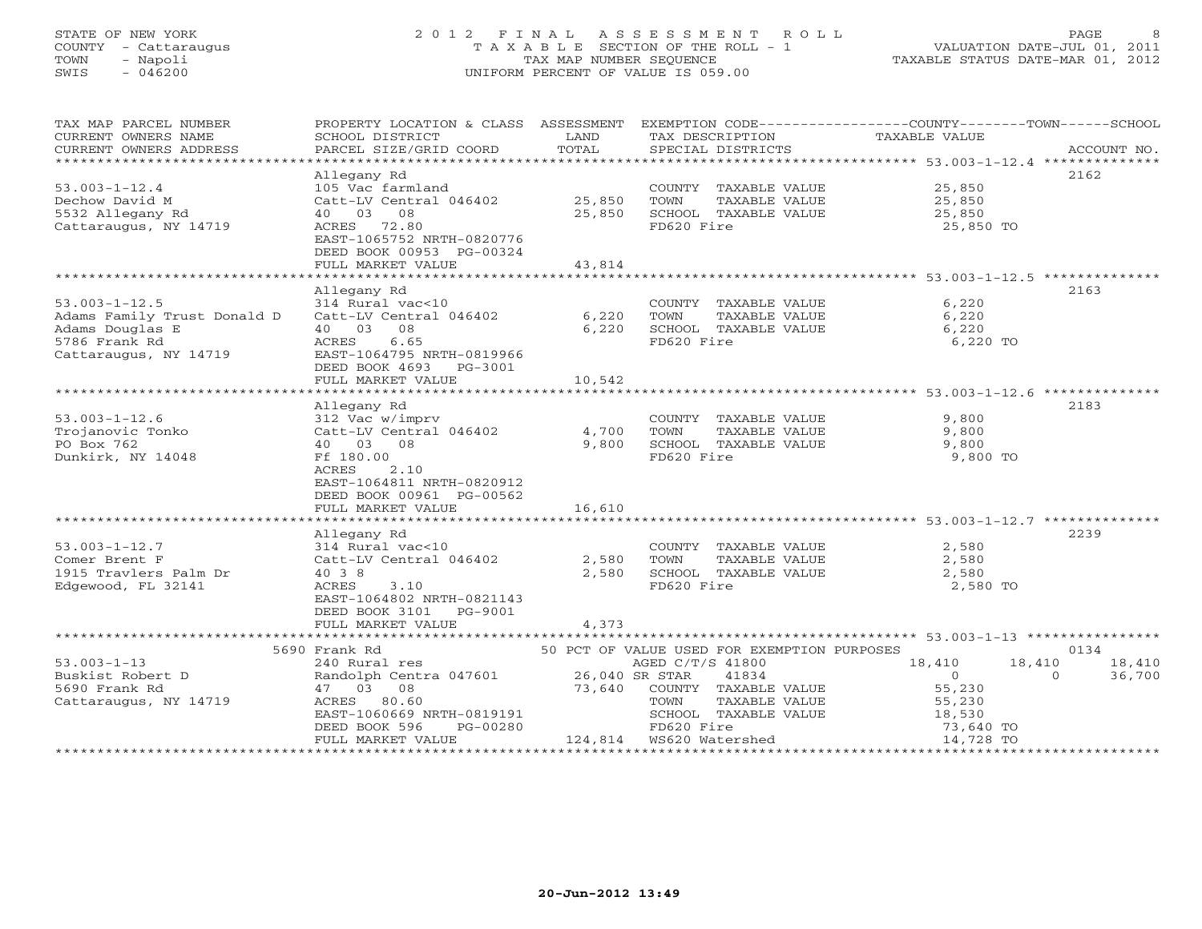STATE OF NEW YORK
COUNTY - Cattaraugus
TOWN - Napoli
SWIS - 046200

2012 FINAL ASSESSMENT ROLL
TAXABLE SECTION OF THE ROLL - 1
TAX MAP NUMBER SEQUENCE
UNIFORM PERCENT OF VALUE IS 059.00

VALUATION DATE-JUL 01, 2011
TAXABLE STATUS DATE-MAR 01, 2012

| TAX MAP PARCEL NUMBER / CURRENT OWNERS NAME / CURRENT OWNERS ADDRESS | PROPERTY LOCATION & CLASS / SCHOOL DISTRICT / PARCEL SIZE/GRID COORD | ASSESSMENT LAND / TOTAL | EXEMPTION CODE / TAX DESCRIPTION / SPECIAL DISTRICTS | COUNTY | TOWN | SCHOOL | ACCOUNT NO. |
|---|---|---|---|---|---|---|---|
| **53.003-1-12.4** | Allegany Rd | | | | | | 2162 |
| 53.003-1-12.4 | 105 Vac farmland | | COUNTY TAXABLE VALUE | 25,850 | | | |
| Dechow David M | Catt-LV Central 046402 | 25,850 | TOWN TAXABLE VALUE | | 25,850 | | |
| 5532 Allegany Rd | 40 03 08 | 25,850 | SCHOOL TAXABLE VALUE | | | 25,850 | |
| Cattaraugus, NY 14719 | ACRES 72.80 | | FD620 Fire | 25,850 TO | | | |
| | EAST-1065752 NRTH-0820776 | | | | | | |
| | DEED BOOK 00953 PG-00324 | | | | | | |
| | FULL MARKET VALUE | 43,814 | | | | | |
| **53.003-1-12.5** | Allegany Rd | | | | | | 2163 |
| 53.003-1-12.5 | 314 Rural vac<10 | | COUNTY TAXABLE VALUE | 6,220 | | | |
| Adams Family Trust Donald D | Catt-LV Central 046402 | 6,220 | TOWN TAXABLE VALUE | | 6,220 | | |
| Adams Douglas E | 40 03 08 | 6,220 | SCHOOL TAXABLE VALUE | | | 6,220 | |
| 5786 Frank Rd | ACRES 6.65 | | FD620 Fire | 6,220 TO | | | |
| Cattaraugus, NY 14719 | EAST-1064795 NRTH-0819966 | | | | | | |
| | DEED BOOK 4693 PG-3001 | | | | | | |
| | FULL MARKET VALUE | 10,542 | | | | | |
| **53.003-1-12.6** | Allegany Rd | | | | | | 2183 |
| 53.003-1-12.6 | 312 Vac w/imprv | | COUNTY TAXABLE VALUE | 9,800 | | | |
| Trojanovic Tonko | Catt-LV Central 046402 | 4,700 | TOWN TAXABLE VALUE | | 9,800 | | |
| PO Box 762 | 40 03 08 | 9,800 | SCHOOL TAXABLE VALUE | | | 9,800 | |
| Dunkirk, NY 14048 | Ff 180.00 | | FD620 Fire | 9,800 TO | | | |
| | ACRES 2.10 | | | | | | |
| | EAST-1064811 NRTH-0820912 | | | | | | |
| | DEED BOOK 00961 PG-00562 | | | | | | |
| | FULL MARKET VALUE | 16,610 | | | | | |
| **53.003-1-12.7** | Allegany Rd | | | | | | 2239 |
| 53.003-1-12.7 | 314 Rural vac<10 | | COUNTY TAXABLE VALUE | 2,580 | | | |
| Comer Brent F | Catt-LV Central 046402 | 2,580 | TOWN TAXABLE VALUE | | 2,580 | | |
| 1915 Travlers Palm Dr | 40 3 8 | 2,580 | SCHOOL TAXABLE VALUE | | | 2,580 | |
| Edgewood, FL 32141 | ACRES 3.10 | | FD620 Fire | 2,580 TO | | | |
| | EAST-1064802 NRTH-0821143 | | | | | | |
| | DEED BOOK 3101 PG-9001 | | | | | | |
| | FULL MARKET VALUE | 4,373 | | | | | |
| **53.003-1-13** | 5690 Frank Rd | | 50 PCT OF VALUE USED FOR EXEMPTION PURPOSES | | | | 0134 |
| 53.003-1-13 | 240 Rural res | | AGED C/T/S 41800 | 18,410 | 18,410 | 18,410 | |
| Buskist Robert D | Randolph Centra 047601 | 26,040 | SR STAR 41834 | 0 | 0 | 36,700 | |
| 5690 Frank Rd | 47 03 08 | 73,640 | COUNTY TAXABLE VALUE | 55,230 | | | |
| Cattaraugus, NY 14719 | ACRES 80.60 | | TOWN TAXABLE VALUE | | 55,230 | | |
| | EAST-1060669 NRTH-0819191 | | SCHOOL TAXABLE VALUE | | | 18,530 | |
| | DEED BOOK 596 PG-00280 | | FD620 Fire | 73,640 TO | | | |
| | FULL MARKET VALUE | 124,814 | WS620 Watershed | 14,728 TO | | | |

20-Jun-2012 13:49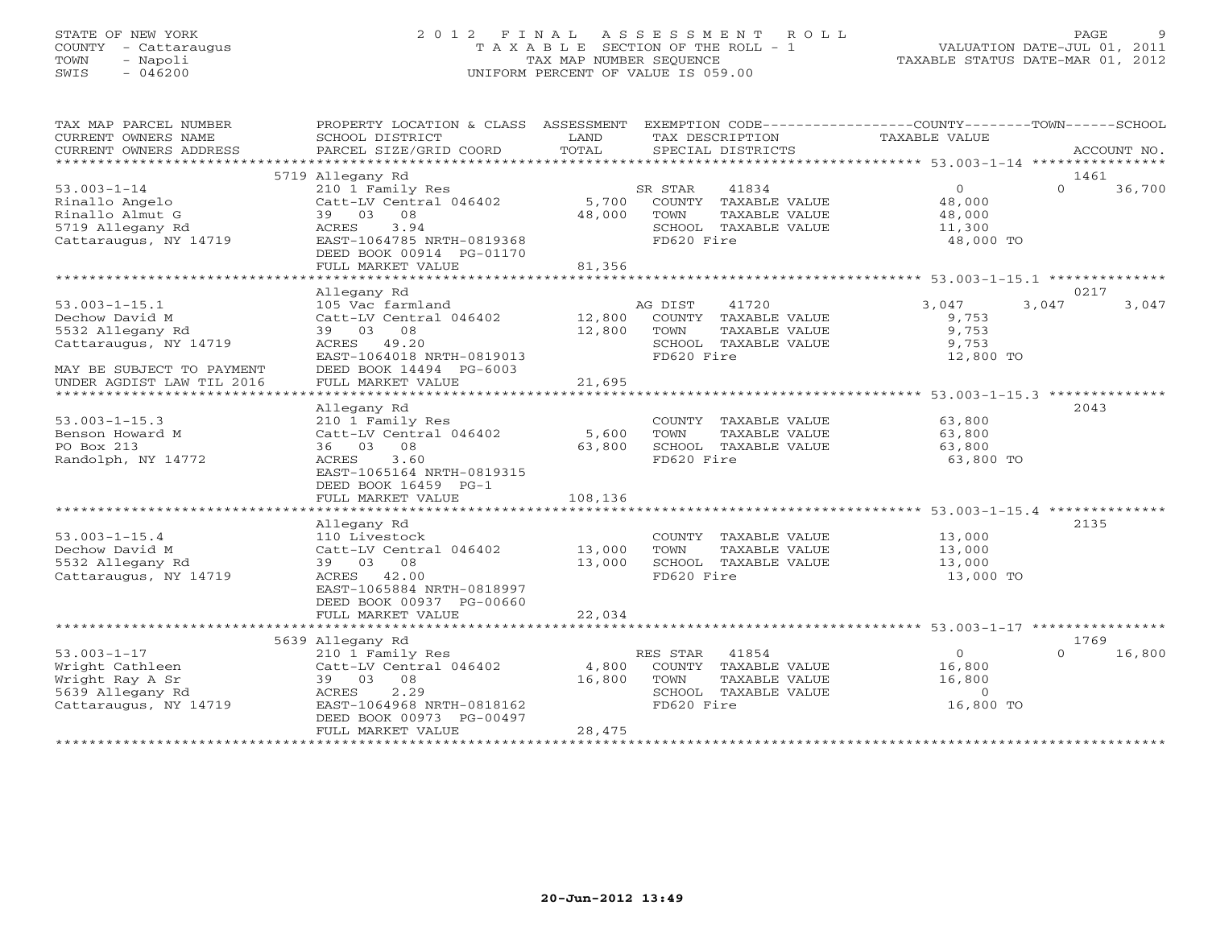STATE OF NEW YORK
COUNTY - Cattaraugus
TOWN - Napoli
SWIS - 046200

# 2012 FINAL ASSESSMENT ROLL
TAXABLE SECTION OF THE ROLL - 1
TAX MAP NUMBER SEQUENCE
UNIFORM PERCENT OF VALUE IS 059.00

VALUATION DATE-JUL 01, 2011
TAXABLE STATUS DATE-MAR 01, 2012

| TAX MAP PARCEL NUMBER / CURRENT OWNERS NAME / CURRENT OWNERS ADDRESS | PROPERTY LOCATION & CLASS / SCHOOL DISTRICT / PARCEL SIZE/GRID COORD | ASSESSMENT LAND / TOTAL | EXEMPTION CODE / TAX DESCRIPTION / SPECIAL DISTRICTS | COUNTY TAXABLE VALUE | TOWN | SCHOOL | ACCOUNT NO. |
|---|---|---|---|---|---|---|---|
| | 5719 Allegany Rd | | | | | | 1461 |
| 53.003-1-14 | 210 1 Family Res | | SR STAR 41834 | 0 | 0 | 36,700 | |
| Rinallo Angelo | Catt-LV Central 046402 | 5,700 | COUNTY TAXABLE VALUE | 48,000 | | | |
| Rinallo Almut G | 39 03 08 | 48,000 | TOWN TAXABLE VALUE | 48,000 | | | |
| 5719 Allegany Rd | ACRES 3.94 | | SCHOOL TAXABLE VALUE | 11,300 | | | |
| Cattaraugus, NY 14719 | EAST-1064785 NRTH-0819368 | | FD620 Fire | 48,000 TO | | | |
| | DEED BOOK 00914 PG-01170 | | | | | | |
| | FULL MARKET VALUE | 81,356 | | | | | |
| | Allegany Rd | | | | | | 0217 |
| 53.003-1-15.1 | 105 Vac farmland | | AG DIST 41720 | 3,047 | 3,047 | 3,047 | |
| Dechow David M | Catt-LV Central 046402 | 12,800 | COUNTY TAXABLE VALUE | 9,753 | | | |
| 5532 Allegany Rd | 39 03 08 | 12,800 | TOWN TAXABLE VALUE | 9,753 | | | |
| Cattaraugus, NY 14719 | ACRES 49.20 | | SCHOOL TAXABLE VALUE | 9,753 | | | |
| | EAST-1064018 NRTH-0819013 | | FD620 Fire | 12,800 TO | | | |
| MAY BE SUBJECT TO PAYMENT | DEED BOOK 14494 PG-6003 | | | | | | |
| UNDER AGDIST LAW TIL 2016 | FULL MARKET VALUE | 21,695 | | | | | |
| | Allegany Rd | | | | | | 2043 |
| 53.003-1-15.3 | 210 1 Family Res | | COUNTY TAXABLE VALUE | 63,800 | | | |
| Benson Howard M | Catt-LV Central 046402 | 5,600 | TOWN TAXABLE VALUE | 63,800 | | | |
| PO Box 213 | 36 03 08 | 63,800 | SCHOOL TAXABLE VALUE | 63,800 | | | |
| Randolph, NY 14772 | ACRES 3.60 | | FD620 Fire | 63,800 TO | | | |
| | EAST-1065164 NRTH-0819315 | | | | | | |
| | DEED BOOK 16459 PG-1 | | | | | | |
| | FULL MARKET VALUE | 108,136 | | | | | |
| | Allegany Rd | | | | | | 2135 |
| 53.003-1-15.4 | 110 Livestock | | COUNTY TAXABLE VALUE | 13,000 | | | |
| Dechow David M | Catt-LV Central 046402 | 13,000 | TOWN TAXABLE VALUE | 13,000 | | | |
| 5532 Allegany Rd | 39 03 08 | 13,000 | SCHOOL TAXABLE VALUE | 13,000 | | | |
| Cattaraugus, NY 14719 | ACRES 42.00 | | FD620 Fire | 13,000 TO | | | |
| | EAST-1065884 NRTH-0818997 | | | | | | |
| | DEED BOOK 00937 PG-00660 | | | | | | |
| | FULL MARKET VALUE | 22,034 | | | | | |
| | 5639 Allegany Rd | | | | | | 1769 |
| 53.003-1-17 | 210 1 Family Res | | RES STAR 41854 | 0 | 0 | 16,800 | |
| Wright Cathleen | Catt-LV Central 046402 | 4,800 | COUNTY TAXABLE VALUE | 16,800 | | | |
| Wright Ray A Sr | 39 03 08 | 16,800 | TOWN TAXABLE VALUE | 16,800 | | | |
| 5639 Allegany Rd | ACRES 2.29 | | SCHOOL TAXABLE VALUE | 0 | | | |
| Cattaraugus, NY 14719 | EAST-1064968 NRTH-0818162 | | FD620 Fire | 16,800 TO | | | |
| | DEED BOOK 00973 PG-00497 | | | | | | |
| | FULL MARKET VALUE | 28,475 | | | | | |

20-Jun-2012 13:49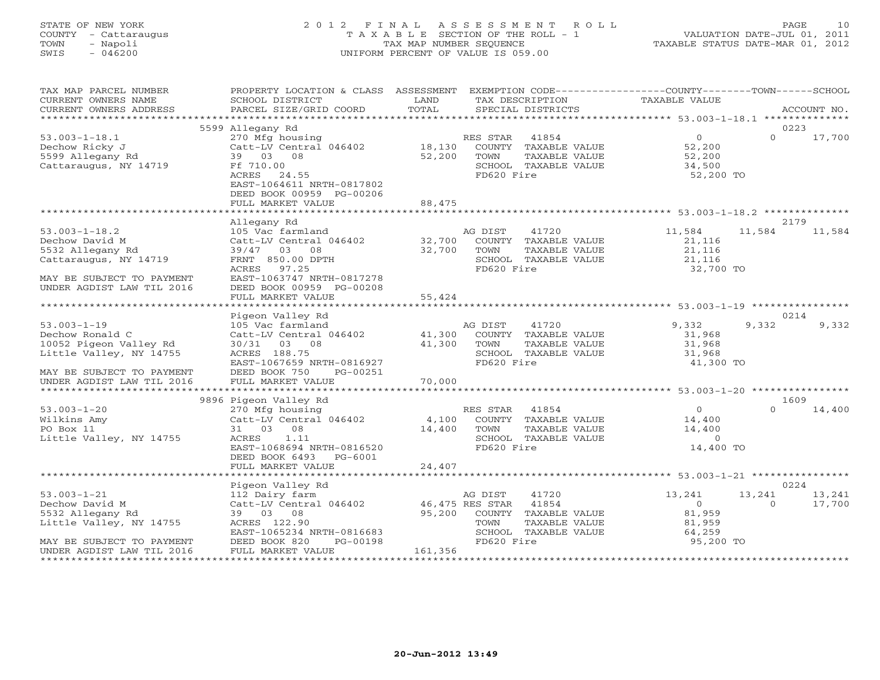STATE OF NEW YORK — 2012 FINAL ASSESSMENT ROLL
COUNTY - Cattaraugus — TAXABLE SECTION OF THE ROLL - 1 — VALUATION DATE-JUL 01, 2011
TOWN - Napoli — TAX MAP NUMBER SEQUENCE — TAXABLE STATUS DATE-MAR 01, 2012
SWIS - 046200 — UNIFORM PERCENT OF VALUE IS 059.00

| TAX MAP PARCEL NUMBER / CURRENT OWNERS NAME / CURRENT OWNERS ADDRESS | PROPERTY LOCATION & CLASS / SCHOOL DISTRICT / PARCEL SIZE/GRID COORD | ASSESSMENT LAND / TOTAL | EXEMPTION CODE / TAX DESCRIPTION / SPECIAL DISTRICTS | COUNTY TAXABLE VALUE | TOWN | SCHOOL | ACCOUNT NO. |
|---|---|---|---|---|---|---|---|
| 53.003-1-18.1 | 5599 Allegany Rd | | | | | | 0223 |
| Dechow Ricky J | 270 Mfg housing | | RES STAR 41854 | 0 | 0 | 17,700 | |
| 5599 Allegany Rd | Catt-LV Central 046402 | 18,130 | COUNTY TAXABLE VALUE | 52,200 | | | |
| Cattaraugus, NY 14719 | 39 03 08 | 52,200 | TOWN TAXABLE VALUE | 52,200 | | | |
| | Ff 710.00 | | SCHOOL TAXABLE VALUE | 34,500 | | | |
| | ACRES 24.55 | | FD620 Fire | 52,200 TO | | | |
| | EAST-1064611 NRTH-0817802 | | | | | | |
| | DEED BOOK 00959 PG-00206 | | | | | | |
| | FULL MARKET VALUE | 88,475 | | | | | |
| 53.003-1-18.2 | Allegany Rd | | | | | | 2179 |
| Dechow David M | 105 Vac farmland | | AG DIST 41720 | 11,584 | 11,584 | 11,584 | |
| 5532 Allegany Rd | Catt-LV Central 046402 | 32,700 | COUNTY TAXABLE VALUE | 21,116 | | | |
| Cattaraugus, NY 14719 | 39/47 03 08 | 32,700 | TOWN TAXABLE VALUE | 21,116 | | | |
| | FRNT 850.00 DPTH | | SCHOOL TAXABLE VALUE | 21,116 | | | |
| | ACRES 97.25 | | FD620 Fire | 32,700 TO | | | |
| MAY BE SUBJECT TO PAYMENT | EAST-1063747 NRTH-0817278 | | | | | | |
| UNDER AGDIST LAW TIL 2016 | DEED BOOK 00959 PG-00208 | | | | | | |
| | FULL MARKET VALUE | 55,424 | | | | | |
| 53.003-1-19 | Pigeon Valley Rd | | | | | | 0214 |
| Dechow Ronald C | 105 Vac farmland | | AG DIST 41720 | 9,332 | 9,332 | 9,332 | |
| 10052 Pigeon Valley Rd | Catt-LV Central 046402 | 41,300 | COUNTY TAXABLE VALUE | 31,968 | | | |
| Little Valley, NY 14755 | 30/31 03 08 | 41,300 | TOWN TAXABLE VALUE | 31,968 | | | |
| | ACRES 188.75 | | SCHOOL TAXABLE VALUE | 31,968 | | | |
| | EAST-1067659 NRTH-0816927 | | FD620 Fire | 41,300 TO | | | |
| MAY BE SUBJECT TO PAYMENT | DEED BOOK 750 PG-00251 | | | | | | |
| UNDER AGDIST LAW TIL 2016 | FULL MARKET VALUE | 70,000 | | | | | |
| 53.003-1-20 | 9896 Pigeon Valley Rd | | | | | | 1609 |
| Wilkins Amy | 270 Mfg housing | | RES STAR 41854 | 0 | 0 | 14,400 | |
| PO Box 11 | Catt-LV Central 046402 | 4,100 | COUNTY TAXABLE VALUE | 14,400 | | | |
| Little Valley, NY 14755 | 31 03 08 | 14,400 | TOWN TAXABLE VALUE | 14,400 | | | |
| | ACRES 1.11 | | SCHOOL TAXABLE VALUE | 0 | | | |
| | EAST-1068694 NRTH-0816520 | | FD620 Fire | 14,400 TO | | | |
| | DEED BOOK 6493 PG-6001 | | | | | | |
| | FULL MARKET VALUE | 24,407 | | | | | |
| 53.003-1-21 | Pigeon Valley Rd | | | | | | 0224 |
| Dechow David M | 112 Dairy farm | | AG DIST 41720 | 13,241 | 13,241 | 13,241 | |
| 5532 Allegany Rd | Catt-LV Central 046402 | 46,475 | RES STAR 41854 | 0 | 0 | 17,700 | |
| Little Valley, NY 14755 | 39 03 08 | 95,200 | COUNTY TAXABLE VALUE | 81,959 | | | |
| | ACRES 122.90 | | TOWN TAXABLE VALUE | 81,959 | | | |
| | EAST-1065234 NRTH-0816683 | | SCHOOL TAXABLE VALUE | 64,259 | | | |
| MAY BE SUBJECT TO PAYMENT | DEED BOOK 820 PG-00198 | | FD620 Fire | 95,200 TO | | | |
| UNDER AGDIST LAW TIL 2016 | FULL MARKET VALUE | 161,356 | | | | | |

20-Jun-2012 13:49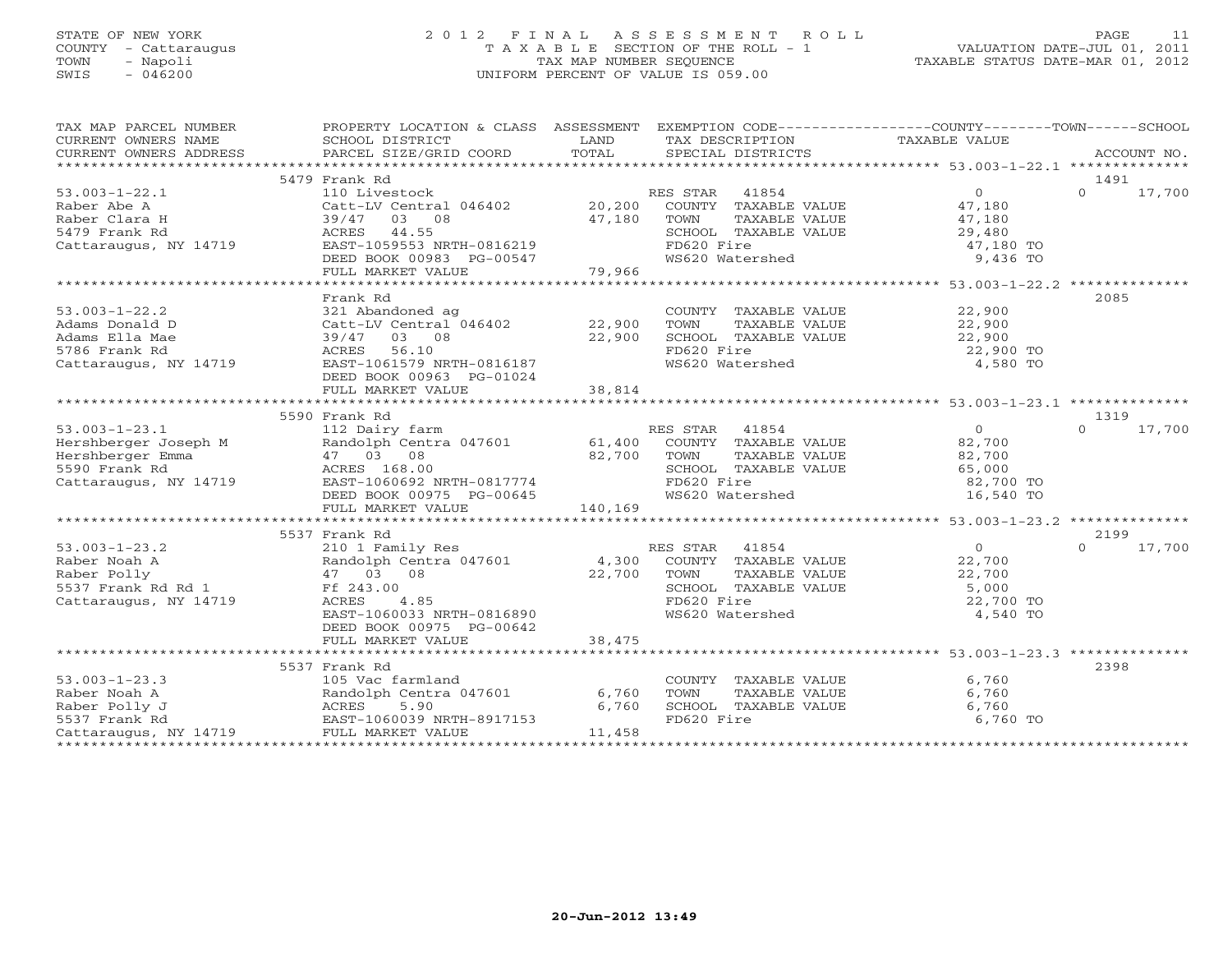STATE OF NEW YORK
COUNTY - Cattaraugus
TOWN - Napoli
SWIS - 046200

2012 FINAL ASSESSMENT ROLL
TAXABLE SECTION OF THE ROLL - 1
TAX MAP NUMBER SEQUENCE
UNIFORM PERCENT OF VALUE IS 059.00

VALUATION DATE-JUL 01, 2011
TAXABLE STATUS DATE-MAR 01, 2012

| TAX MAP PARCEL NUMBER / CURRENT OWNERS NAME / CURRENT OWNERS ADDRESS | PROPERTY LOCATION & CLASS / SCHOOL DISTRICT / PARCEL SIZE/GRID COORD | ASSESSMENT LAND / TOTAL | EXEMPTION CODE / TAX DESCRIPTION / SPECIAL DISTRICTS | COUNTY TAXABLE VALUE | TOWN | SCHOOL / ACCOUNT NO. |
|---|---|---|---|---|---|---|
| 53.003-1-22.1 | 5479 Frank Rd | | | | | 1491 |
| Raber Abe A | 110 Livestock | | RES STAR 41854 | 0 | 0 | 17,700 |
| Raber Clara H | Catt-LV Central 046402 | 20,200 | COUNTY TAXABLE VALUE | 47,180 | | |
| 5479 Frank Rd | 39/47 03 08 | 47,180 | TOWN TAXABLE VALUE | 47,180 | | |
| Cattaraugus, NY 14719 | ACRES 44.55 | | SCHOOL TAXABLE VALUE | 29,480 | | |
| | EAST-1059553 NRTH-0816219 | | FD620 Fire | 47,180 TO | | |
| | DEED BOOK 00983 PG-00547 | | WS620 Watershed | 9,436 TO | | |
| | FULL MARKET VALUE | 79,966 | | | | |
| 53.003-1-22.2 | Frank Rd | | | | | 2085 |
| Adams Donald D | 321 Abandoned ag | | COUNTY TAXABLE VALUE | 22,900 | | |
| Adams Ella Mae | Catt-LV Central 046402 | 22,900 | TOWN TAXABLE VALUE | 22,900 | | |
| 5786 Frank Rd | 39/47 03 08 | 22,900 | SCHOOL TAXABLE VALUE | 22,900 | | |
| Cattaraugus, NY 14719 | ACRES 56.10 | | FD620 Fire | 22,900 TO | | |
| | EAST-1061579 NRTH-0816187 | | WS620 Watershed | 4,580 TO | | |
| | DEED BOOK 00963 PG-01024 | | | | | |
| | FULL MARKET VALUE | 38,814 | | | | |
| 53.003-1-23.1 | 5590 Frank Rd | | | | | 1319 |
| Hershberger Joseph M | 112 Dairy farm | | RES STAR 41854 | 0 | 0 | 17,700 |
| Hershberger Emma | Randolph Centra 047601 | 61,400 | COUNTY TAXABLE VALUE | 82,700 | | |
| 5590 Frank Rd | 47 03 08 | 82,700 | TOWN TAXABLE VALUE | 82,700 | | |
| Cattaraugus, NY 14719 | ACRES 168.00 | | SCHOOL TAXABLE VALUE | 65,000 | | |
| | EAST-1060692 NRTH-0817774 | | FD620 Fire | 82,700 TO | | |
| | DEED BOOK 00975 PG-00645 | | WS620 Watershed | 16,540 TO | | |
| | FULL MARKET VALUE | 140,169 | | | | |
| 53.003-1-23.2 | 5537 Frank Rd | | | | | 2199 |
| Raber Noah A | 210 1 Family Res | | RES STAR 41854 | 0 | 0 | 17,700 |
| Raber Polly | Randolph Centra 047601 | 4,300 | COUNTY TAXABLE VALUE | 22,700 | | |
| 5537 Frank Rd Rd 1 | 47 03 08 | 22,700 | TOWN TAXABLE VALUE | 22,700 | | |
| Cattaraugus, NY 14719 | Ff 243.00 | | SCHOOL TAXABLE VALUE | 5,000 | | |
| | ACRES 4.85 | | FD620 Fire | 22,700 TO | | |
| | EAST-1060033 NRTH-0816890 | | WS620 Watershed | 4,540 TO | | |
| | DEED BOOK 00975 PG-00642 | | | | | |
| | FULL MARKET VALUE | 38,475 | | | | |
| 53.003-1-23.3 | 5537 Frank Rd | | | | | 2398 |
| Raber Noah A | 105 Vac farmland | | COUNTY TAXABLE VALUE | 6,760 | | |
| Raber Polly J | Randolph Centra 047601 | 6,760 | TOWN TAXABLE VALUE | 6,760 | | |
| 5537 Frank Rd | ACRES 5.90 | 6,760 | SCHOOL TAXABLE VALUE | 6,760 | | |
| Cattaraugus, NY 14719 | EAST-1060039 NRTH-8917153 | | FD620 Fire | 6,760 TO | | |
| | FULL MARKET VALUE | 11,458 | | | | |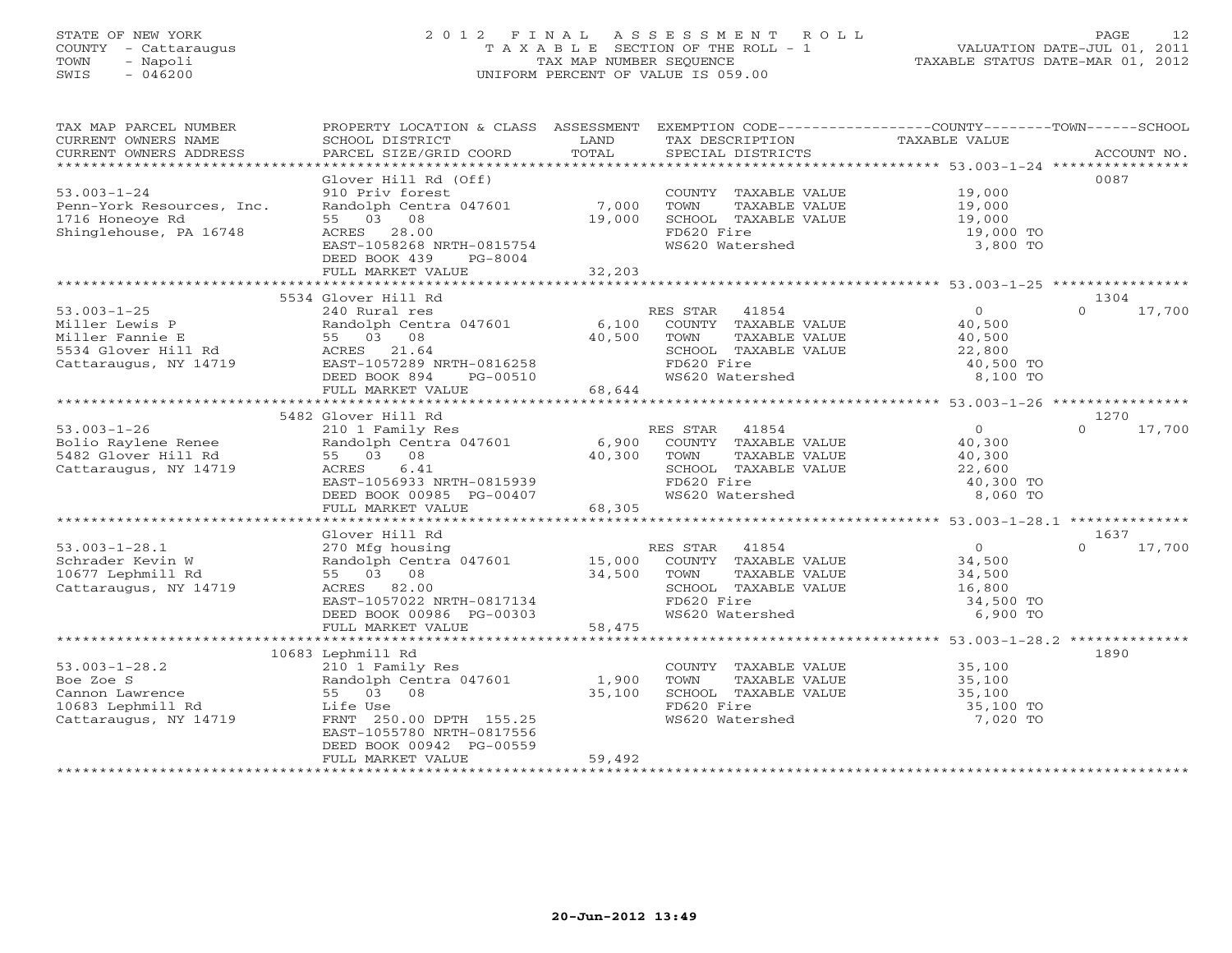STATE OF NEW YORK
COUNTY - Cattaraugus
TOWN - Napoli
SWIS - 046200

2012 FINAL ASSESSMENT ROLL
TAXABLE SECTION OF THE ROLL - 1
TAX MAP NUMBER SEQUENCE
UNIFORM PERCENT OF VALUE IS 059.00

VALUATION DATE-JUL 01, 2011
TAXABLE STATUS DATE-MAR 01, 2012

| TAX MAP PARCEL NUMBER / CURRENT OWNERS NAME / CURRENT OWNERS ADDRESS | PROPERTY LOCATION & CLASS / SCHOOL DISTRICT / PARCEL SIZE/GRID COORD | ASSESSMENT LAND / TOTAL | EXEMPTION CODE / TAX DESCRIPTION / SPECIAL DISTRICTS | COUNTY / TOWN TAXABLE VALUE | SCHOOL | ACCOUNT NO. |
|---|---|---|---|---|---|---|
| **53.003-1-24** | Glover Hill Rd (Off) | | | | | 0087 |
| | 910 Priv forest | | COUNTY TAXABLE VALUE | 19,000 | | |
| Penn-York Resources, Inc. | Randolph Centra 047601 | 7,000 | TOWN TAXABLE VALUE | 19,000 | | |
| 1716 Honeoye Rd | 55 03 08 | 19,000 | SCHOOL TAXABLE VALUE | 19,000 | | |
| Shinglehouse, PA 16748 | ACRES 28.00 | | FD620 Fire | 19,000 TO | | |
| | EAST-1058268 NRTH-0815754 | | WS620 Watershed | 3,800 TO | | |
| | DEED BOOK 439 PG-8004 | | | | | |
| | FULL MARKET VALUE | 32,203 | | | | |
| **53.003-1-25** | 5534 Glover Hill Rd | | | | | 1304 |
| | 240 Rural res | | RES STAR 41854 | 0 | 0 17,700 | |
| Miller Lewis P | Randolph Centra 047601 | 6,100 | COUNTY TAXABLE VALUE | 40,500 | | |
| Miller Fannie E | 55 03 08 | 40,500 | TOWN TAXABLE VALUE | 40,500 | | |
| 5534 Glover Hill Rd | ACRES 21.64 | | SCHOOL TAXABLE VALUE | 22,800 | | |
| Cattaraugus, NY 14719 | EAST-1057289 NRTH-0816258 | | FD620 Fire | 40,500 TO | | |
| | DEED BOOK 894 PG-00510 | | WS620 Watershed | 8,100 TO | | |
| | FULL MARKET VALUE | 68,644 | | | | |
| **53.003-1-26** | 5482 Glover Hill Rd | | | | | 1270 |
| | 210 1 Family Res | | RES STAR 41854 | 0 | 0 17,700 | |
| Bolio Raylene Renee | Randolph Centra 047601 | 6,900 | COUNTY TAXABLE VALUE | 40,300 | | |
| 5482 Glover Hill Rd | 55 03 08 | 40,300 | TOWN TAXABLE VALUE | 40,300 | | |
| Cattaraugus, NY 14719 | ACRES 6.41 | | SCHOOL TAXABLE VALUE | 22,600 | | |
| | EAST-1056933 NRTH-0815939 | | FD620 Fire | 40,300 TO | | |
| | DEED BOOK 00985 PG-00407 | | WS620 Watershed | 8,060 TO | | |
| | FULL MARKET VALUE | 68,305 | | | | |
| **53.003-1-28.1** | Glover Hill Rd | | | | | 1637 |
| | 270 Mfg housing | | RES STAR 41854 | 0 | 0 17,700 | |
| Schrader Kevin W | Randolph Centra 047601 | 15,000 | COUNTY TAXABLE VALUE | 34,500 | | |
| 10677 Lephmill Rd | 55 03 08 | 34,500 | TOWN TAXABLE VALUE | 34,500 | | |
| Cattaraugus, NY 14719 | ACRES 82.00 | | SCHOOL TAXABLE VALUE | 16,800 | | |
| | EAST-1057022 NRTH-0817134 | | FD620 Fire | 34,500 TO | | |
| | DEED BOOK 00986 PG-00303 | | WS620 Watershed | 6,900 TO | | |
| | FULL MARKET VALUE | 58,475 | | | | |
| **53.003-1-28.2** | 10683 Lephmill Rd | | | | | 1890 |
| | 210 1 Family Res | | COUNTY TAXABLE VALUE | 35,100 | | |
| Boe Zoe S | Randolph Centra 047601 | 1,900 | TOWN TAXABLE VALUE | 35,100 | | |
| Cannon Lawrence | 55 03 08 | 35,100 | SCHOOL TAXABLE VALUE | 35,100 | | |
| 10683 Lephmill Rd | Life Use | | FD620 Fire | 35,100 TO | | |
| Cattaraugus, NY 14719 | FRNT 250.00 DPTH 155.25 | | WS620 Watershed | 7,020 TO | | |
| | EAST-1055780 NRTH-0817556 | | | | | |
| | DEED BOOK 00942 PG-00559 | | | | | |
| | FULL MARKET VALUE | 59,492 | | | | |

20-Jun-2012 13:49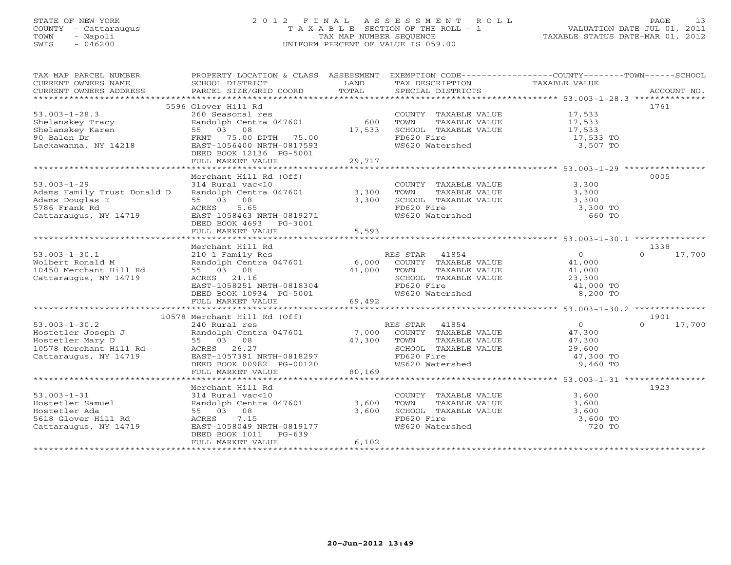STATE OF NEW YORK
COUNTY - Cattaraugus
TOWN - Napoli
SWIS - 046200

2 0 1 2 F I N A L A S S E S S M E N T R O L L
T A X A B L E SECTION OF THE ROLL - 1
TAX MAP NUMBER SEQUENCE
UNIFORM PERCENT OF VALUE IS 059.00

VALUATION DATE-JUL 01, 2011
TAXABLE STATUS DATE-MAR 01, 2012

| TAX MAP PARCEL NUMBER / CURRENT OWNERS NAME / CURRENT OWNERS ADDRESS | PROPERTY LOCATION & CLASS / SCHOOL DISTRICT / PARCEL SIZE/GRID COORD | ASSESSMENT LAND / TOTAL | EXEMPTION CODE / TAX DESCRIPTION / SPECIAL DISTRICTS | COUNTY TAXABLE VALUE | TOWN | SCHOOL / ACCOUNT NO. |
|---|---|---|---|---|---|---|
| **53.003-1-28.3** | 5596 Glover Hill Rd | | | | | 1761 |
| Shelanskey Tracy | 260 Seasonal res | | COUNTY TAXABLE VALUE | 17,533 | | |
| Shelanskey Karen | Randolph Centra 047601 | 600 | TOWN TAXABLE VALUE | 17,533 | | |
| 90 Balen Dr | 55 03 08 | 17,533 | SCHOOL TAXABLE VALUE | 17,533 | | |
| Lackawanna, NY 14218 | FRNT 75.00 DPTH 75.00 | | FD620 Fire | 17,533 TO | | |
| | EAST-1056400 NRTH-0817593 | | WS620 Watershed | 3,507 TO | | |
| | DEED BOOK 12136 PG-5001 | | | | | |
| | FULL MARKET VALUE | 29,717 | | | | |
| **53.003-1-29** | Merchant Hill Rd (Off) | | | | | 0005 |
| Adams Family Trust Donald D | 314 Rural vac<10 | | COUNTY TAXABLE VALUE | 3,300 | | |
| Adams Douglas E | Randolph Centra 047601 | 3,300 | TOWN TAXABLE VALUE | 3,300 | | |
| 5786 Frank Rd | 55 03 08 | 3,300 | SCHOOL TAXABLE VALUE | 3,300 | | |
| Cattaraugus, NY 14719 | ACRES 5.65 | | FD620 Fire | 3,300 TO | | |
| | EAST-1058463 NRTH-0819271 | | WS620 Watershed | 660 TO | | |
| | DEED BOOK 4693 PG-3001 | | | | | |
| | FULL MARKET VALUE | 5,593 | | | | |
| **53.003-1-30.1** | Merchant Hill Rd | | | | | 1338 |
| Wolbert Ronald M | 210 1 Family Res | | RES STAR 41854 | 0 | 0 | 17,700 |
| 10450 Merchant Hill Rd | Randolph Centra 047601 | 6,000 | COUNTY TAXABLE VALUE | 41,000 | | |
| Cattaraugus, NY 14719 | 55 03 08 | 41,000 | TOWN TAXABLE VALUE | 41,000 | | |
| | ACRES 21.16 | | SCHOOL TAXABLE VALUE | 23,300 | | |
| | EAST-1058251 NRTH-0818304 | | FD620 Fire | 41,000 TO | | |
| | DEED BOOK 10934 PG-5001 | | WS620 Watershed | 8,200 TO | | |
| | FULL MARKET VALUE | 69,492 | | | | |
| **53.003-1-30.2** | 10578 Merchant Hill Rd (Off) | | | | | 1901 |
| Hostetler Joseph J | 240 Rural res | | RES STAR 41854 | 0 | 0 | 17,700 |
| Hostetler Mary D | Randolph Centra 047601 | 7,000 | COUNTY TAXABLE VALUE | 47,300 | | |
| 10578 Merchant Hill Rd | 55 03 08 | 47,300 | TOWN TAXABLE VALUE | 47,300 | | |
| Cattaraugus, NY 14719 | ACRES 26.27 | | SCHOOL TAXABLE VALUE | 29,600 | | |
| | EAST-1057391 NRTH-0818297 | | FD620 Fire | 47,300 TO | | |
| | DEED BOOK 00982 PG-00120 | | WS620 Watershed | 9,460 TO | | |
| | FULL MARKET VALUE | 80,169 | | | | |
| **53.003-1-31** | Merchant Hill Rd | | | | | 1923 |
| Hostetler Samuel | 314 Rural vac<10 | | COUNTY TAXABLE VALUE | 3,600 | | |
| Hostetler Ada | Randolph Centra 047601 | 3,600 | TOWN TAXABLE VALUE | 3,600 | | |
| 5618 Glover Hill Rd | 55 03 08 | 3,600 | SCHOOL TAXABLE VALUE | 3,600 | | |
| Cattaraugus, NY 14719 | ACRES 7.15 | | FD620 Fire | 3,600 TO | | |
| | EAST-1058049 NRTH-0819177 | | WS620 Watershed | 720 TO | | |
| | DEED BOOK 1011 PG-639 | | | | | |
| | FULL MARKET VALUE | 6,102 | | | | |

20-Jun-2012 13:49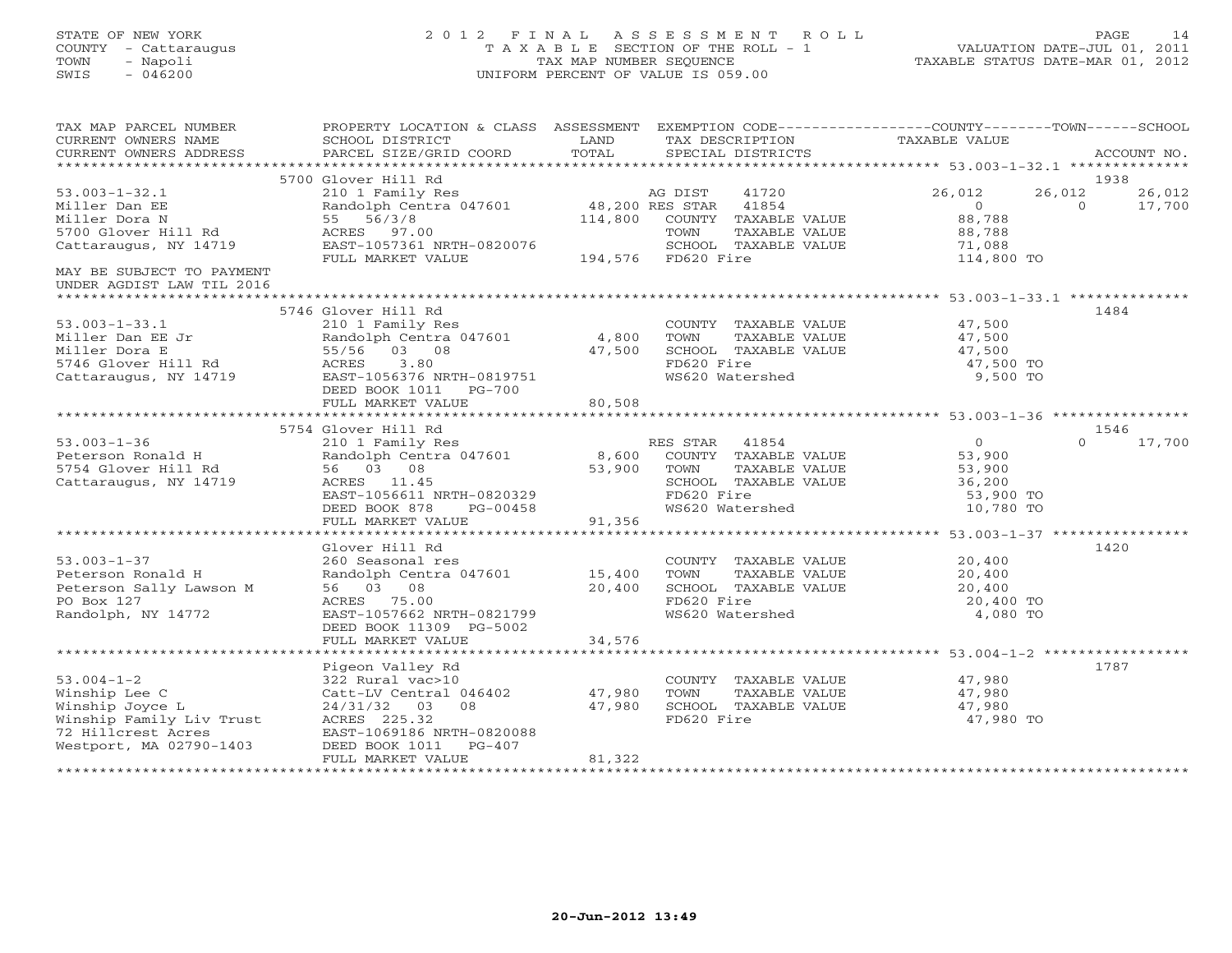STATE OF NEW YORK
COUNTY - Cattaraugus
TOWN - Napoli
SWIS - 046200

# 2012 FINAL ASSESSMENT ROLL

T A X A B L E SECTION OF THE ROLL - 1
TAX MAP NUMBER SEQUENCE
UNIFORM PERCENT OF VALUE IS 059.00

VALUATION DATE-JUL 01, 2011
TAXABLE STATUS DATE-MAR 01, 2012

| TAX MAP PARCEL NUMBER / CURRENT OWNERS NAME / CURRENT OWNERS ADDRESS | PROPERTY LOCATION & CLASS / SCHOOL DISTRICT / PARCEL SIZE/GRID COORD | ASSESSMENT LAND / TOTAL | EXEMPTION CODE / TAX DESCRIPTION / SPECIAL DISTRICTS | COUNTY TAXABLE VALUE | TOWN | SCHOOL | ACCOUNT NO. |
|---|---|---|---|---|---|---|---|
| 53.003-1-32.1 | 5700 Glover Hill Rd | | | | | | 1938 |
| 53.003-1-32.1 | 210 1 Family Res | | AG DIST 41720 | 26,012 | 26,012 | 26,012 | |
| Miller Dan EE | Randolph Centra 047601 | 48,200 | RES STAR 41854 | 0 | 0 | 17,700 | |
| Miller Dora N | 55 56/3/8 | 114,800 | COUNTY TAXABLE VALUE | 88,788 | | | |
| 5700 Glover Hill Rd | ACRES 97.00 | | TOWN TAXABLE VALUE | 88,788 | | | |
| Cattaraugus, NY 14719 | EAST-1057361 NRTH-0820076 | | SCHOOL TAXABLE VALUE | 71,088 | | | |
| | FULL MARKET VALUE | 194,576 | FD620 Fire | 114,800 TO | | | |
| MAY BE SUBJECT TO PAYMENT UNDER AGDIST LAW TIL 2016 | | | | | | | |
| 53.003-1-33.1 | 5746 Glover Hill Rd | | | | | | 1484 |
| 53.003-1-33.1 | 210 1 Family Res | | COUNTY TAXABLE VALUE | 47,500 | | | |
| Miller Dan EE Jr | Randolph Centra 047601 | 4,800 | TOWN TAXABLE VALUE | 47,500 | | | |
| Miller Dora E | 55/56 03 08 | 47,500 | SCHOOL TAXABLE VALUE | 47,500 | | | |
| 5746 Glover Hill Rd | ACRES 3.80 | | FD620 Fire | 47,500 TO | | | |
| Cattaraugus, NY 14719 | EAST-1056376 NRTH-0819751 | | WS620 Watershed | 9,500 TO | | | |
| | DEED BOOK 1011 PG-700 | | | | | | |
| | FULL MARKET VALUE | 80,508 | | | | | |
| 53.003-1-36 | 5754 Glover Hill Rd | | | | | | 1546 |
| 53.003-1-36 | 210 1 Family Res | | RES STAR 41854 | 0 | 0 | 17,700 | |
| Peterson Ronald H | Randolph Centra 047601 | 8,600 | COUNTY TAXABLE VALUE | 53,900 | | | |
| 5754 Glover Hill Rd | 56 03 08 | 53,900 | TOWN TAXABLE VALUE | 53,900 | | | |
| Cattaraugus, NY 14719 | ACRES 11.45 | | SCHOOL TAXABLE VALUE | 36,200 | | | |
| | EAST-1056611 NRTH-0820329 | | FD620 Fire | 53,900 TO | | | |
| | DEED BOOK 878 PG-00458 | | WS620 Watershed | 10,780 TO | | | |
| | FULL MARKET VALUE | 91,356 | | | | | |
| 53.003-1-37 | Glover Hill Rd | | | | | | 1420 |
| 53.003-1-37 | 260 Seasonal res | | COUNTY TAXABLE VALUE | 20,400 | | | |
| Peterson Ronald H | Randolph Centra 047601 | 15,400 | TOWN TAXABLE VALUE | 20,400 | | | |
| Peterson Sally Lawson M | 56 03 08 | 20,400 | SCHOOL TAXABLE VALUE | 20,400 | | | |
| PO Box 127 | ACRES 75.00 | | FD620 Fire | 20,400 TO | | | |
| Randolph, NY 14772 | EAST-1057662 NRTH-0821799 | | WS620 Watershed | 4,080 TO | | | |
| | DEED BOOK 11309 PG-5002 | | | | | | |
| | FULL MARKET VALUE | 34,576 | | | | | |
| 53.004-1-2 | Pigeon Valley Rd | | | | | | 1787 |
| 53.004-1-2 | 322 Rural vac>10 | | COUNTY TAXABLE VALUE | 47,980 | | | |
| Winship Lee C | Catt-LV Central 046402 | 47,980 | TOWN TAXABLE VALUE | 47,980 | | | |
| Winship Joyce L | 24/31/32 03 08 | 47,980 | SCHOOL TAXABLE VALUE | 47,980 | | | |
| Winship Family Liv Trust | ACRES 225.32 | | FD620 Fire | 47,980 TO | | | |
| 72 Hillcrest Acres | EAST-1069186 NRTH-0820088 | | | | | | |
| Westport, MA 02790-1403 | DEED BOOK 1011 PG-407 | | | | | | |
| | FULL MARKET VALUE | 81,322 | | | | | |

20-Jun-2012 13:49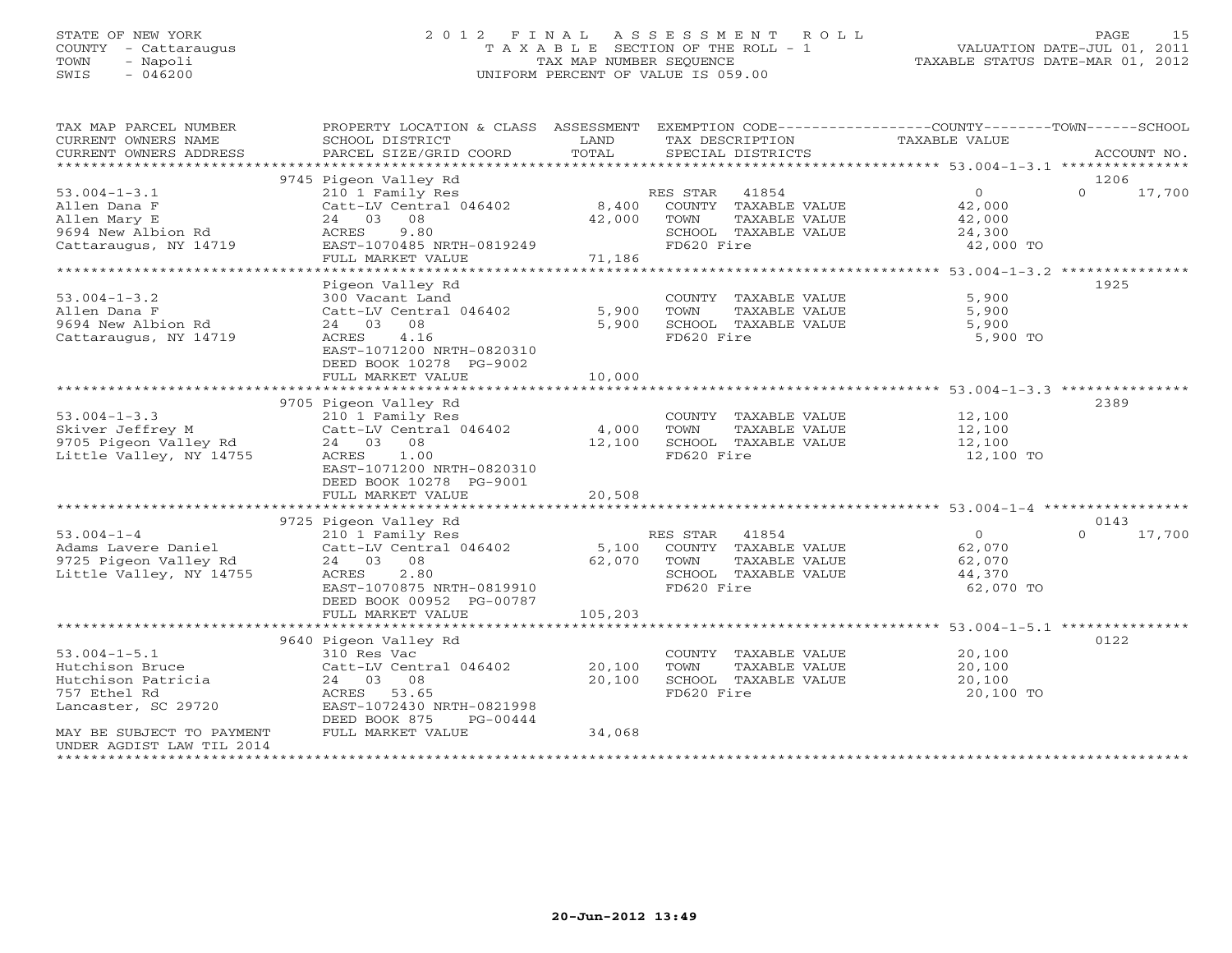STATE OF NEW YORK
COUNTY - Cattaraugus
TOWN - Napoli
SWIS - 046200

# 2012 FINAL ASSESSMENT ROLL

TAXABLE SECTION OF THE ROLL - 1
TAX MAP NUMBER SEQUENCE
UNIFORM PERCENT OF VALUE IS 059.00

VALUATION DATE-JUL 01, 2011
TAXABLE STATUS DATE-MAR 01, 2012

| TAX MAP PARCEL NUMBER / CURRENT OWNERS NAME / CURRENT OWNERS ADDRESS | PROPERTY LOCATION & CLASS / SCHOOL DISTRICT / PARCEL SIZE/GRID COORD | ASSESSMENT LAND | TOTAL | EXEMPTION CODE / TAX DESCRIPTION / SPECIAL DISTRICTS | COUNTY TAXABLE VALUE | TOWN | SCHOOL | ACCOUNT NO. |
|---|---|---|---|---|---|---|---|---|
| 53.004-1-3.1 | 9745 Pigeon Valley Rd | | | | | | | 1206 |
| Allen Dana F | 210 1 Family Res | | | RES STAR 41854 | 0 | | 0 17,700 | |
| Allen Mary E | Catt-LV Central 046402 | 8,400 | | COUNTY TAXABLE VALUE | 42,000 | | | |
| 9694 New Albion Rd | 24 03 08 | | 42,000 | TOWN TAXABLE VALUE | 42,000 | | | |
| Cattaraugus, NY 14719 | ACRES 9.80 | | | SCHOOL TAXABLE VALUE | 24,300 | | | |
| | EAST-1070485 NRTH-0819249 | | | FD620 Fire | 42,000 TO | | | |
| | FULL MARKET VALUE | | 71,186 | | | | | |
| 53.004-1-3.2 | Pigeon Valley Rd | | | | | | | 1925 |
| Allen Dana F | 300 Vacant Land | | | COUNTY TAXABLE VALUE | 5,900 | | | |
| 9694 New Albion Rd | Catt-LV Central 046402 | 5,900 | | TOWN TAXABLE VALUE | 5,900 | | | |
| Cattaraugus, NY 14719 | 24 03 08 | | 5,900 | SCHOOL TAXABLE VALUE | 5,900 | | | |
| | ACRES 4.16 | | | FD620 Fire | 5,900 TO | | | |
| | EAST-1071200 NRTH-0820310 | | | | | | | |
| | DEED BOOK 10278 PG-9002 | | | | | | | |
| | FULL MARKET VALUE | | 10,000 | | | | | |
| 53.004-1-3.3 | 9705 Pigeon Valley Rd | | | | | | | 2389 |
| Skiver Jeffrey M | 210 1 Family Res | | | COUNTY TAXABLE VALUE | 12,100 | | | |
| 9705 Pigeon Valley Rd | Catt-LV Central 046402 | 4,000 | | TOWN TAXABLE VALUE | 12,100 | | | |
| Little Valley, NY 14755 | 24 03 08 | | 12,100 | SCHOOL TAXABLE VALUE | 12,100 | | | |
| | ACRES 1.00 | | | FD620 Fire | 12,100 TO | | | |
| | EAST-1071200 NRTH-0820310 | | | | | | | |
| | DEED BOOK 10278 PG-9001 | | | | | | | |
| | FULL MARKET VALUE | | 20,508 | | | | | |
| 53.004-1-4 | 9725 Pigeon Valley Rd | | | | | | | 0143 |
| Adams Lavere Daniel | 210 1 Family Res | | | RES STAR 41854 | 0 | | 0 17,700 | |
| 9725 Pigeon Valley Rd | Catt-LV Central 046402 | 5,100 | | COUNTY TAXABLE VALUE | 62,070 | | | |
| Little Valley, NY 14755 | 24 03 08 | | 62,070 | TOWN TAXABLE VALUE | 62,070 | | | |
| | ACRES 2.80 | | | SCHOOL TAXABLE VALUE | 44,370 | | | |
| | EAST-1070875 NRTH-0819910 | | | FD620 Fire | 62,070 TO | | | |
| | DEED BOOK 00952 PG-00787 | | | | | | | |
| | FULL MARKET VALUE | | 105,203 | | | | | |
| 53.004-1-5.1 | 9640 Pigeon Valley Rd | | | | | | | 0122 |
| Hutchison Bruce | 310 Res Vac | | | COUNTY TAXABLE VALUE | 20,100 | | | |
| Hutchison Patricia | Catt-LV Central 046402 | 20,100 | | TOWN TAXABLE VALUE | 20,100 | | | |
| 757 Ethel Rd | 24 03 08 | | 20,100 | SCHOOL TAXABLE VALUE | 20,100 | | | |
| Lancaster, SC 29720 | ACRES 53.65 | | | FD620 Fire | 20,100 TO | | | |
| | EAST-1072430 NRTH-0821998 | | | | | | | |
| | DEED BOOK 875 PG-00444 | | | | | | | |
| MAY BE SUBJECT TO PAYMENT UNDER AGDIST LAW TIL 2014 | FULL MARKET VALUE | | 34,068 | | | | | |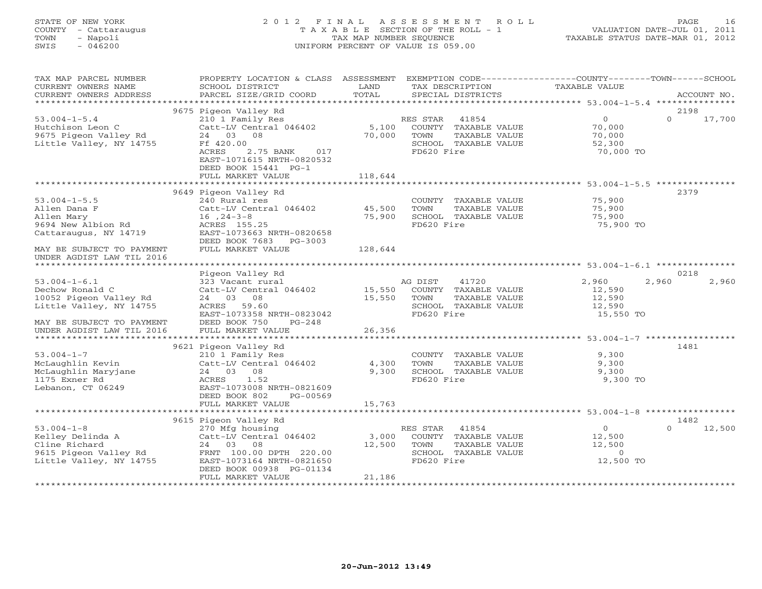STATE OF NEW YORK
COUNTY - Cattaraugus
TOWN - Napoli
SWIS - 046200

2 0 1 2 F I N A L A S S E S S M E N T R O L L
T A X A B L E SECTION OF THE ROLL - 1
TAX MAP NUMBER SEQUENCE
UNIFORM PERCENT OF VALUE IS 059.00

VALUATION DATE-JUL 01, 2011
TAXABLE STATUS DATE-MAR 01, 2012

| TAX MAP PARCEL NUMBER / CURRENT OWNERS NAME / CURRENT OWNERS ADDRESS | PROPERTY LOCATION & CLASS / SCHOOL DISTRICT / PARCEL SIZE/GRID COORD | ASSESSMENT LAND / TOTAL | EXEMPTION CODE / TAX DESCRIPTION / SPECIAL DISTRICTS | COUNTY TAXABLE VALUE | TOWN | SCHOOL | ACCOUNT NO. |
|---|---|---|---|---|---|---|---|
| **53.004-1-5.4** | 9675 Pigeon Valley Rd | | | | | | 2198 |
| 53.004-1-5.4 | 210 1 Family Res | | RES STAR 41854 | 0 | 0 | 17,700 | |
| Hutchison Leon C | Catt-LV Central 046402 | 5,100 | COUNTY TAXABLE VALUE | 70,000 | | | |
| 9675 Pigeon Valley Rd | 24 03 08 | 70,000 | TOWN TAXABLE VALUE | 70,000 | | | |
| Little Valley, NY 14755 | Ff 420.00 | | SCHOOL TAXABLE VALUE | 52,300 | | | |
| | ACRES 2.75 BANK 017 | | FD620 Fire | 70,000 TO | | | |
| | EAST-1071615 NRTH-0820532 | | | | | | |
| | DEED BOOK 15441 PG-1 | | | | | | |
| | FULL MARKET VALUE | 118,644 | | | | | |
| **53.004-1-5.5** | 9649 Pigeon Valley Rd | | | | | | 2379 |
| 53.004-1-5.5 | 240 Rural res | | COUNTY TAXABLE VALUE | 75,900 | | | |
| Allen Dana F | Catt-LV Central 046402 | 45,500 | TOWN TAXABLE VALUE | 75,900 | | | |
| Allen Mary | 16 ,24-3-8 | 75,900 | SCHOOL TAXABLE VALUE | 75,900 | | | |
| 9694 New Albion Rd | ACRES 155.25 | | FD620 Fire | 75,900 TO | | | |
| Cattaraugus, NY 14719 | EAST-1073663 NRTH-0820658 | | | | | | |
| | DEED BOOK 7683 PG-3003 | | | | | | |
| MAY BE SUBJECT TO PAYMENT | FULL MARKET VALUE | 128,644 | | | | | |
| UNDER AGDIST LAW TIL 2016 | | | | | | | |
| **53.004-1-6.1** | Pigeon Valley Rd | | | | | | 0218 |
| 53.004-1-6.1 | 323 Vacant rural | | AG DIST 41720 | 2,960 | 2,960 | 2,960 | |
| Dechow Ronald C | Catt-LV Central 046402 | 15,550 | COUNTY TAXABLE VALUE | 12,590 | | | |
| 10052 Pigeon Valley Rd | 24 03 08 | 15,550 | TOWN TAXABLE VALUE | 12,590 | | | |
| Little Valley, NY 14755 | ACRES 59.60 | | SCHOOL TAXABLE VALUE | 12,590 | | | |
| | EAST-1073358 NRTH-0823042 | | FD620 Fire | 15,550 TO | | | |
| MAY BE SUBJECT TO PAYMENT | DEED BOOK 750 PG-248 | | | | | | |
| UNDER AGDIST LAW TIL 2016 | FULL MARKET VALUE | 26,356 | | | | | |
| **53.004-1-7** | 9621 Pigeon Valley Rd | | | | | | 1481 |
| 53.004-1-7 | 210 1 Family Res | | COUNTY TAXABLE VALUE | 9,300 | | | |
| McLaughlin Kevin | Catt-LV Central 046402 | 4,300 | TOWN TAXABLE VALUE | 9,300 | | | |
| McLaughlin Maryjane | 24 03 08 | 9,300 | SCHOOL TAXABLE VALUE | 9,300 | | | |
| 1175 Exner Rd | ACRES 1.52 | | FD620 Fire | 9,300 TO | | | |
| Lebanon, CT 06249 | EAST-1073008 NRTH-0821609 | | | | | | |
| | DEED BOOK 802 PG-00569 | | | | | | |
| | FULL MARKET VALUE | 15,763 | | | | | |
| **53.004-1-8** | 9615 Pigeon Valley Rd | | | | | | 1482 |
| 53.004-1-8 | 270 Mfg housing | | RES STAR 41854 | 0 | 0 | 12,500 | |
| Kelley Delinda A | Catt-LV Central 046402 | 3,000 | COUNTY TAXABLE VALUE | 12,500 | | | |
| Cline Richard | 24 03 08 | 12,500 | TOWN TAXABLE VALUE | 12,500 | | | |
| 9615 Pigeon Valley Rd | FRNT 100.00 DPTH 220.00 | | SCHOOL TAXABLE VALUE | 0 | | | |
| Little Valley, NY 14755 | EAST-1073164 NRTH-0821650 | | FD620 Fire | 12,500 TO | | | |
| | DEED BOOK 00938 PG-01134 | | | | | | |
| | FULL MARKET VALUE | 21,186 | | | | | |

20-Jun-2012 13:49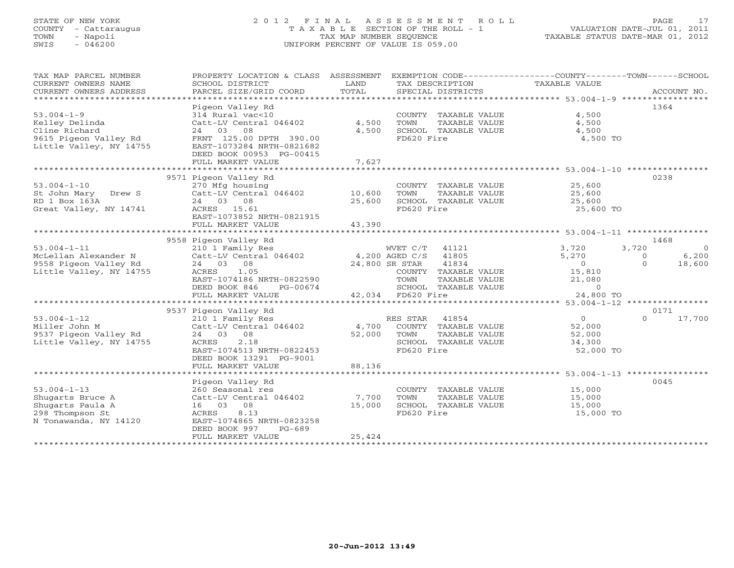STATE OF NEW YORK
COUNTY - Cattaraugus
TOWN - Napoli
SWIS - 046200

# 2012 FINAL ASSESSMENT ROLL

TAXABLE SECTION OF THE ROLL - 1
TAX MAP NUMBER SEQUENCE
UNIFORM PERCENT OF VALUE IS 059.00

VALUATION DATE-JUL 01, 2011
TAXABLE STATUS DATE-MAR 01, 2012

| TAX MAP PARCEL NUMBER / CURRENT OWNERS NAME / CURRENT OWNERS ADDRESS | PROPERTY LOCATION & CLASS / SCHOOL DISTRICT / PARCEL SIZE/GRID COORD | ASSESSMENT LAND | TOTAL | EXEMPTION CODE / TAX DESCRIPTION / SPECIAL DISTRICTS | COUNTY TAXABLE VALUE | TOWN | SCHOOL | ACCOUNT NO. |
|---|---|---|---|---|---|---|---|---|
| 53.004-1-9 | Pigeon Valley Rd | | | | | | | 1364 |
| Kelley Delinda | 314 Rural vac<10 | | | COUNTY TAXABLE VALUE | 4,500 | | | |
| Cline Richard | Catt-LV Central 046402 | 4,500 | | TOWN TAXABLE VALUE | 4,500 | | | |
| 9615 Pigeon Valley Rd | 24 03 08 | | 4,500 | SCHOOL TAXABLE VALUE | 4,500 | | | |
| Little Valley, NY 14755 | FRNT 125.00 DPTH 390.00 | | | FD620 Fire | 4,500 TO | | | |
| | EAST-1073284 NRTH-0821682 | | | | | | | |
| | DEED BOOK 00953 PG-00415 | | | | | | | |
| | FULL MARKET VALUE | | 7,627 | | | | | |
| 53.004-1-10 | 9571 Pigeon Valley Rd | | | | | | | 0238 |
| St John Mary Drew S | 270 Mfg housing | | | COUNTY TAXABLE VALUE | 25,600 | | | |
| RD 1 Box 163A | Catt-LV Central 046402 | 10,600 | | TOWN TAXABLE VALUE | 25,600 | | | |
| Great Valley, NY 14741 | 24 03 08 | | 25,600 | SCHOOL TAXABLE VALUE | 25,600 | | | |
| | ACRES 15.61 | | | FD620 Fire | 25,600 TO | | | |
| | EAST-1073852 NRTH-0821915 | | | | | | | |
| | FULL MARKET VALUE | | 43,390 | | | | | |
| 53.004-1-11 | 9558 Pigeon Valley Rd | | | | | | | 1468 |
| McLellan Alexander N | 210 1 Family Res | | | WVET C/T 41121 | 3,720 | 3,720 | 0 | |
| 9558 Pigeon Valley Rd | Catt-LV Central 046402 | 4,200 | | AGED C/S 41805 | 5,270 | 0 | 6,200 | |
| Little Valley, NY 14755 | 24 03 08 | | 24,800 | SR STAR 41834 | 0 | 0 | 18,600 | |
| | ACRES 1.05 | | | COUNTY TAXABLE VALUE | 15,810 | | | |
| | EAST-1074186 NRTH-0822590 | | | TOWN TAXABLE VALUE | 21,080 | | | |
| | DEED BOOK 846 PG-00674 | | | SCHOOL TAXABLE VALUE | 0 | | | |
| | FULL MARKET VALUE | | 42,034 | FD620 Fire | 24,800 TO | | | |
| 53.004-1-12 | 9537 Pigeon Valley Rd | | | | | | | 0171 |
| Miller John M | 210 1 Family Res | | | RES STAR 41854 | 0 | 0 | 17,700 | |
| 9537 Pigeon Valley Rd | Catt-LV Central 046402 | 4,700 | | COUNTY TAXABLE VALUE | 52,000 | | | |
| Little Valley, NY 14755 | 24 03 08 | | 52,000 | TOWN TAXABLE VALUE | 52,000 | | | |
| | ACRES 2.18 | | | SCHOOL TAXABLE VALUE | 34,300 | | | |
| | EAST-1074513 NRTH-0822453 | | | FD620 Fire | 52,000 TO | | | |
| | DEED BOOK 13291 PG-9001 | | | | | | | |
| | FULL MARKET VALUE | | 88,136 | | | | | |
| 53.004-1-13 | Pigeon Valley Rd | | | | | | | 0045 |
| Shugarts Bruce A | 260 Seasonal res | | | COUNTY TAXABLE VALUE | 15,000 | | | |
| Shugarts Paula A | Catt-LV Central 046402 | 7,700 | | TOWN TAXABLE VALUE | 15,000 | | | |
| 298 Thompson St | 16 03 08 | | 15,000 | SCHOOL TAXABLE VALUE | 15,000 | | | |
| N Tonawanda, NY 14120 | ACRES 8.13 | | | FD620 Fire | 15,000 TO | | | |
| | EAST-1074865 NRTH-0823258 | | | | | | | |
| | DEED BOOK 997 PG-689 | | | | | | | |
| | FULL MARKET VALUE | | 25,424 | | | | | |

20-Jun-2012 13:49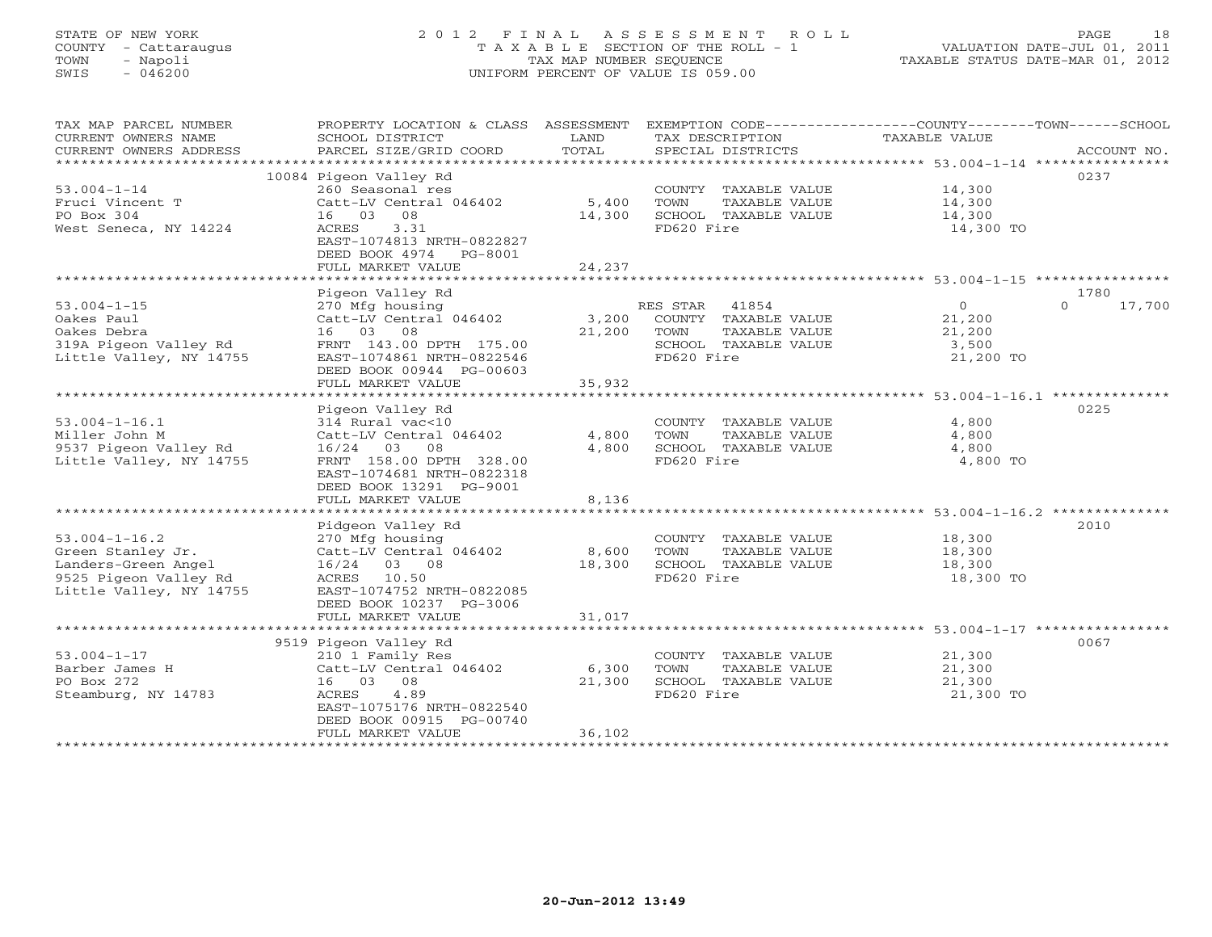STATE OF NEW YORK
COUNTY - Cattaraugus
TOWN - Napoli
SWIS - 046200

# 2012 FINAL ASSESSMENT ROLL

TAXABLE SECTION OF THE ROLL - 1
TAX MAP NUMBER SEQUENCE
UNIFORM PERCENT OF VALUE IS 059.00

VALUATION DATE-JUL 01, 2011
TAXABLE STATUS DATE-MAR 01, 2012

| TAX MAP PARCEL NUMBER / CURRENT OWNERS NAME / CURRENT OWNERS ADDRESS | PROPERTY LOCATION & CLASS / SCHOOL DISTRICT / PARCEL SIZE/GRID COORD | ASSESSMENT LAND | TOTAL | EXEMPTION CODE / TAX DESCRIPTION / SPECIAL DISTRICTS | COUNTY / TAXABLE VALUE | TOWN | SCHOOL | ACCOUNT NO. |
|---|---|---|---|---|---|---|---|---|
| 53.004-1-14 | 10084 Pigeon Valley Rd | | | | | | | 0237 |
| | 260 Seasonal res | | | COUNTY TAXABLE VALUE | 14,300 | | | |
| Fruci Vincent T | Catt-LV Central 046402 | 5,400 | | TOWN TAXABLE VALUE | 14,300 | | | |
| PO Box 304 | 16 03 08 | | 14,300 | SCHOOL TAXABLE VALUE | 14,300 | | | |
| West Seneca, NY 14224 | ACRES 3.31 | | | FD620 Fire | 14,300 TO | | | |
| | EAST-1074813 NRTH-0822827 | | | | | | | |
| | DEED BOOK 4974 PG-8001 | | | | | | | |
| | FULL MARKET VALUE | | 24,237 | | | | | |
| 53.004-1-15 | Pigeon Valley Rd | | | | | | | 1780 |
| | 270 Mfg housing | | | RES STAR 41854 | 0 | | 0 | 17,700 |
| Oakes Paul | Catt-LV Central 046402 | 3,200 | | COUNTY TAXABLE VALUE | 21,200 | | | |
| Oakes Debra | 16 03 08 | | 21,200 | TOWN TAXABLE VALUE | 21,200 | | | |
| 319A Pigeon Valley Rd | FRNT 143.00 DPTH 175.00 | | | SCHOOL TAXABLE VALUE | 3,500 | | | |
| Little Valley, NY 14755 | EAST-1074861 NRTH-0822546 | | | FD620 Fire | 21,200 TO | | | |
| | DEED BOOK 00944 PG-00603 | | | | | | | |
| | FULL MARKET VALUE | | 35,932 | | | | | |
| 53.004-1-16.1 | Pigeon Valley Rd | | | | | | | 0225 |
| | 314 Rural vac<10 | | | COUNTY TAXABLE VALUE | 4,800 | | | |
| Miller John M | Catt-LV Central 046402 | 4,800 | | TOWN TAXABLE VALUE | 4,800 | | | |
| 9537 Pigeon Valley Rd | 16/24 03 08 | | 4,800 | SCHOOL TAXABLE VALUE | 4,800 | | | |
| Little Valley, NY 14755 | FRNT 158.00 DPTH 328.00 | | | FD620 Fire | 4,800 TO | | | |
| | EAST-1074681 NRTH-0822318 | | | | | | | |
| | DEED BOOK 13291 PG-9001 | | | | | | | |
| | FULL MARKET VALUE | | 8,136 | | | | | |
| 53.004-1-16.2 | Pidgeon Valley Rd | | | | | | | 2010 |
| | 270 Mfg housing | | | COUNTY TAXABLE VALUE | 18,300 | | | |
| Green Stanley Jr. | Catt-LV Central 046402 | 8,600 | | TOWN TAXABLE VALUE | 18,300 | | | |
| Landers-Green Angel | 16/24 03 08 | | 18,300 | SCHOOL TAXABLE VALUE | 18,300 | | | |
| 9525 Pigeon Valley Rd | ACRES 10.50 | | | FD620 Fire | 18,300 TO | | | |
| Little Valley, NY 14755 | EAST-1074752 NRTH-0822085 | | | | | | | |
| | DEED BOOK 10237 PG-3006 | | | | | | | |
| | FULL MARKET VALUE | | 31,017 | | | | | |
| 53.004-1-17 | 9519 Pigeon Valley Rd | | | | | | | 0067 |
| | 210 1 Family Res | | | COUNTY TAXABLE VALUE | 21,300 | | | |
| Barber James H | Catt-LV Central 046402 | 6,300 | | TOWN TAXABLE VALUE | 21,300 | | | |
| PO Box 272 | 16 03 08 | | 21,300 | SCHOOL TAXABLE VALUE | 21,300 | | | |
| Steamburg, NY 14783 | ACRES 4.89 | | | FD620 Fire | 21,300 TO | | | |
| | EAST-1075176 NRTH-0822540 | | | | | | | |
| | DEED BOOK 00915 PG-00740 | | | | | | | |
| | FULL MARKET VALUE | | 36,102 | | | | | |

20-Jun-2012 13:49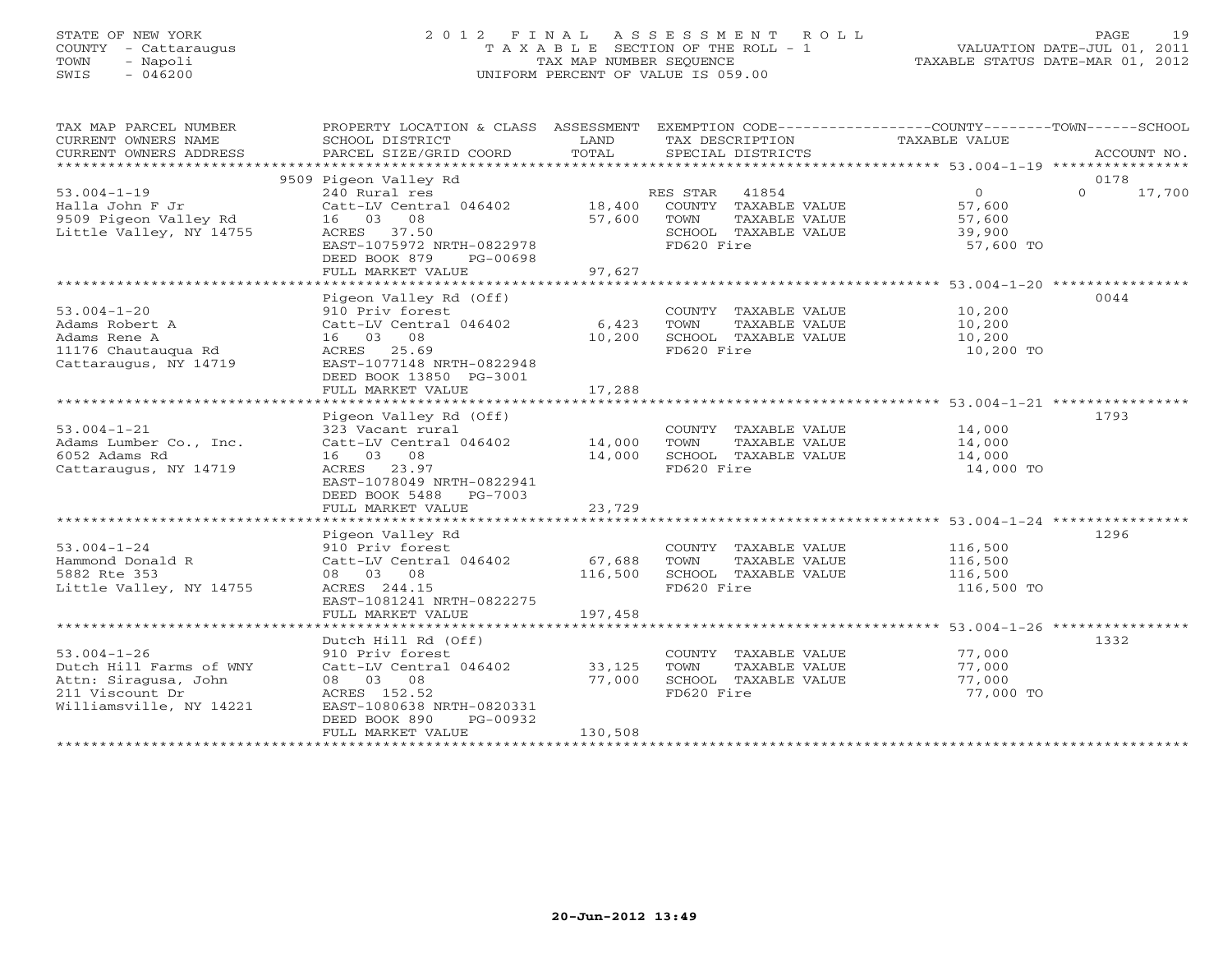STATE OF NEW YORK
COUNTY - Cattaraugus
TOWN - Napoli
SWIS - 046200

2012 FINAL ASSESSMENT ROLL
TAXABLE SECTION OF THE ROLL - 1
TAX MAP NUMBER SEQUENCE
UNIFORM PERCENT OF VALUE IS 059.00

VALUATION DATE-JUL 01, 2011
TAXABLE STATUS DATE-MAR 01, 2012

| TAX MAP PARCEL NUMBER / CURRENT OWNERS NAME / CURRENT OWNERS ADDRESS | PROPERTY LOCATION & CLASS / SCHOOL DISTRICT / PARCEL SIZE/GRID COORD | ASSESSMENT LAND / TOTAL | EXEMPTION CODE / TAX DESCRIPTION / SPECIAL DISTRICTS | COUNTY / TAXABLE VALUE | TOWN | SCHOOL | ACCOUNT NO. |
|---|---|---|---|---|---|---|---|
| 53.004-1-19 | 9509 Pigeon Valley Rd | | | | | | 0178 |
| Halla John F Jr | 240 Rural res | | RES STAR 41854 | 0 | | 0 | 17,700 |
| 9509 Pigeon Valley Rd | Catt-LV Central 046402 | 18,400 | COUNTY TAXABLE VALUE | 57,600 | | | |
| Little Valley, NY 14755 | 16 03 08 | 57,600 | TOWN TAXABLE VALUE | 57,600 | | | |
| | ACRES 37.50 | | SCHOOL TAXABLE VALUE | 39,900 | | | |
| | EAST-1075972 NRTH-0822978 | | FD620 Fire | 57,600 TO | | | |
| | DEED BOOK 879 PG-00698 | | | | | | |
| | FULL MARKET VALUE | 97,627 | | | | | |
| 53.004-1-20 | Pigeon Valley Rd (Off) | | | | | | 0044 |
| Adams Robert A | 910 Priv forest | | COUNTY TAXABLE VALUE | 10,200 | | | |
| Adams Rene A | Catt-LV Central 046402 | 6,423 | TOWN TAXABLE VALUE | 10,200 | | | |
| 11176 Chautauqua Rd | 16 03 08 | 10,200 | SCHOOL TAXABLE VALUE | 10,200 | | | |
| Cattaraugus, NY 14719 | ACRES 25.69 | | FD620 Fire | 10,200 TO | | | |
| | EAST-1077148 NRTH-0822948 | | | | | | |
| | DEED BOOK 13850 PG-3001 | | | | | | |
| | FULL MARKET VALUE | 17,288 | | | | | |
| 53.004-1-21 | Pigeon Valley Rd (Off) | | | | | | 1793 |
| Adams Lumber Co., Inc. | 323 Vacant rural | | COUNTY TAXABLE VALUE | 14,000 | | | |
| 6052 Adams Rd | Catt-LV Central 046402 | 14,000 | TOWN TAXABLE VALUE | 14,000 | | | |
| Cattaraugus, NY 14719 | 16 03 08 | 14,000 | SCHOOL TAXABLE VALUE | 14,000 | | | |
| | ACRES 23.97 | | FD620 Fire | 14,000 TO | | | |
| | EAST-1078049 NRTH-0822941 | | | | | | |
| | DEED BOOK 5488 PG-7003 | | | | | | |
| | FULL MARKET VALUE | 23,729 | | | | | |
| 53.004-1-24 | Pigeon Valley Rd | | | | | | 1296 |
| Hammond Donald R | 910 Priv forest | | COUNTY TAXABLE VALUE | 116,500 | | | |
| 5882 Rte 353 | Catt-LV Central 046402 | 67,688 | TOWN TAXABLE VALUE | 116,500 | | | |
| Little Valley, NY 14755 | 08 03 08 | 116,500 | SCHOOL TAXABLE VALUE | 116,500 | | | |
| | ACRES 244.15 | | FD620 Fire | 116,500 TO | | | |
| | EAST-1081241 NRTH-0822275 | | | | | | |
| | FULL MARKET VALUE | 197,458 | | | | | |
| 53.004-1-26 | Dutch Hill Rd (Off) | | | | | | 1332 |
| Dutch Hill Farms of WNY | 910 Priv forest | | COUNTY TAXABLE VALUE | 77,000 | | | |
| Attn: Siragusa, John | Catt-LV Central 046402 | 33,125 | TOWN TAXABLE VALUE | 77,000 | | | |
| 211 Viscount Dr | 08 03 08 | 77,000 | SCHOOL TAXABLE VALUE | 77,000 | | | |
| Williamsville, NY 14221 | ACRES 152.52 | | FD620 Fire | 77,000 TO | | | |
| | EAST-1080638 NRTH-0820331 | | | | | | |
| | DEED BOOK 890 PG-00932 | | | | | | |
| | FULL MARKET VALUE | 130,508 | | | | | |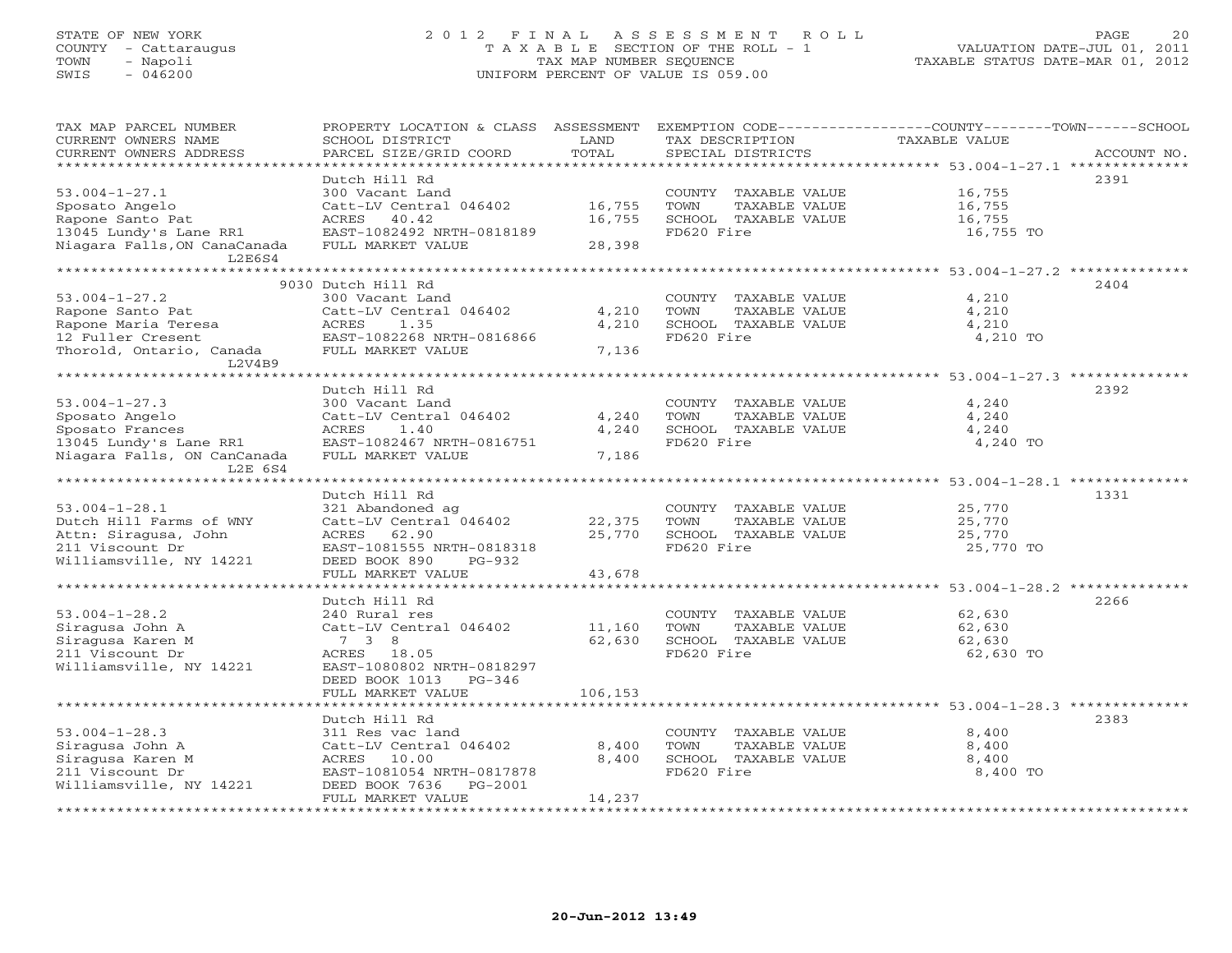STATE OF NEW YORK
COUNTY - Cattaraugus
TOWN - Napoli
SWIS - 046200

# 2012 FINAL ASSESSMENT ROLL
TAXABLE SECTION OF THE ROLL - 1
TAX MAP NUMBER SEQUENCE
UNIFORM PERCENT OF VALUE IS 059.00

VALUATION DATE-JUL 01, 2011
TAXABLE STATUS DATE-MAR 01, 2012

| TAX MAP PARCEL NUMBER / CURRENT OWNERS NAME / CURRENT OWNERS ADDRESS | PROPERTY LOCATION & CLASS / SCHOOL DISTRICT / PARCEL SIZE/GRID COORD | ASSESSMENT LAND / TOTAL | EXEMPTION CODE / TAX DESCRIPTION / SPECIAL DISTRICTS | COUNTY / TOWN / SCHOOL TAXABLE VALUE | ACCOUNT NO. |
|---|---|---|---|---|---|
| 53.004-1-27.1 | Dutch Hill Rd | | | | 2391 |
| Sposato Angelo | 300 Vacant Land | | COUNTY TAXABLE VALUE | 16,755 | |
| Rapone Santo Pat | Catt-LV Central 046402 | 16,755 | TOWN TAXABLE VALUE | 16,755 | |
| 13045 Lundy's Lane RR1 | ACRES 40.42 | 16,755 | SCHOOL TAXABLE VALUE | 16,755 | |
| Niagara Falls,ON CanaCanada L2E6S4 | EAST-1082492 NRTH-0818189 | | FD620 Fire | 16,755 TO | |
| | FULL MARKET VALUE | 28,398 | | | |
| 53.004-1-27.2 | 9030 Dutch Hill Rd | | | | 2404 |
| Rapone Santo Pat | 300 Vacant Land | | COUNTY TAXABLE VALUE | 4,210 | |
| Rapone Maria Teresa | Catt-LV Central 046402 | 4,210 | TOWN TAXABLE VALUE | 4,210 | |
| 12 Fuller Cresent | ACRES 1.35 | 4,210 | SCHOOL TAXABLE VALUE | 4,210 | |
| Thorold, Ontario, Canada L2V4B9 | EAST-1082268 NRTH-0816866 | | FD620 Fire | 4,210 TO | |
| | FULL MARKET VALUE | 7,136 | | | |
| 53.004-1-27.3 | Dutch Hill Rd | | | | 2392 |
| Sposato Angelo | 300 Vacant Land | | COUNTY TAXABLE VALUE | 4,240 | |
| Sposato Frances | Catt-LV Central 046402 | 4,240 | TOWN TAXABLE VALUE | 4,240 | |
| 13045 Lundy's Lane RR1 | ACRES 1.40 | 4,240 | SCHOOL TAXABLE VALUE | 4,240 | |
| Niagara Falls, ON CanCanada L2E 6S4 | EAST-1082467 NRTH-0816751 | | FD620 Fire | 4,240 TO | |
| | FULL MARKET VALUE | 7,186 | | | |
| 53.004-1-28.1 | Dutch Hill Rd | | | | 1331 |
| Dutch Hill Farms of WNY | 321 Abandoned ag | | COUNTY TAXABLE VALUE | 25,770 | |
| Attn: Siragusa, John | Catt-LV Central 046402 | 22,375 | TOWN TAXABLE VALUE | 25,770 | |
| 211 Viscount Dr | ACRES 62.90 | 25,770 | SCHOOL TAXABLE VALUE | 25,770 | |
| Williamsville, NY 14221 | EAST-1081555 NRTH-0818318 | | FD620 Fire | 25,770 TO | |
| | DEED BOOK 890 PG-932 | | | | |
| | FULL MARKET VALUE | 43,678 | | | |
| 53.004-1-28.2 | Dutch Hill Rd | | | | 2266 |
| Siragusa John A | 240 Rural res | | COUNTY TAXABLE VALUE | 62,630 | |
| Siragusa Karen M | Catt-LV Central 046402 | 11,160 | TOWN TAXABLE VALUE | 62,630 | |
| 211 Viscount Dr | 7 3 8 | 62,630 | SCHOOL TAXABLE VALUE | 62,630 | |
| Williamsville, NY 14221 | ACRES 18.05 | | FD620 Fire | 62,630 TO | |
| | EAST-1080802 NRTH-0818297 | | | | |
| | DEED BOOK 1013 PG-346 | | | | |
| | FULL MARKET VALUE | 106,153 | | | |
| 53.004-1-28.3 | Dutch Hill Rd | | | | 2383 |
| Siragusa John A | 311 Res vac land | | COUNTY TAXABLE VALUE | 8,400 | |
| Siragusa Karen M | Catt-LV Central 046402 | 8,400 | TOWN TAXABLE VALUE | 8,400 | |
| 211 Viscount Dr | ACRES 10.00 | 8,400 | SCHOOL TAXABLE VALUE | 8,400 | |
| Williamsville, NY 14221 | EAST-1081054 NRTH-0817878 | | FD620 Fire | 8,400 TO | |
| | DEED BOOK 7636 PG-2001 | | | | |
| | FULL MARKET VALUE | 14,237 | | | |

20-Jun-2012 13:49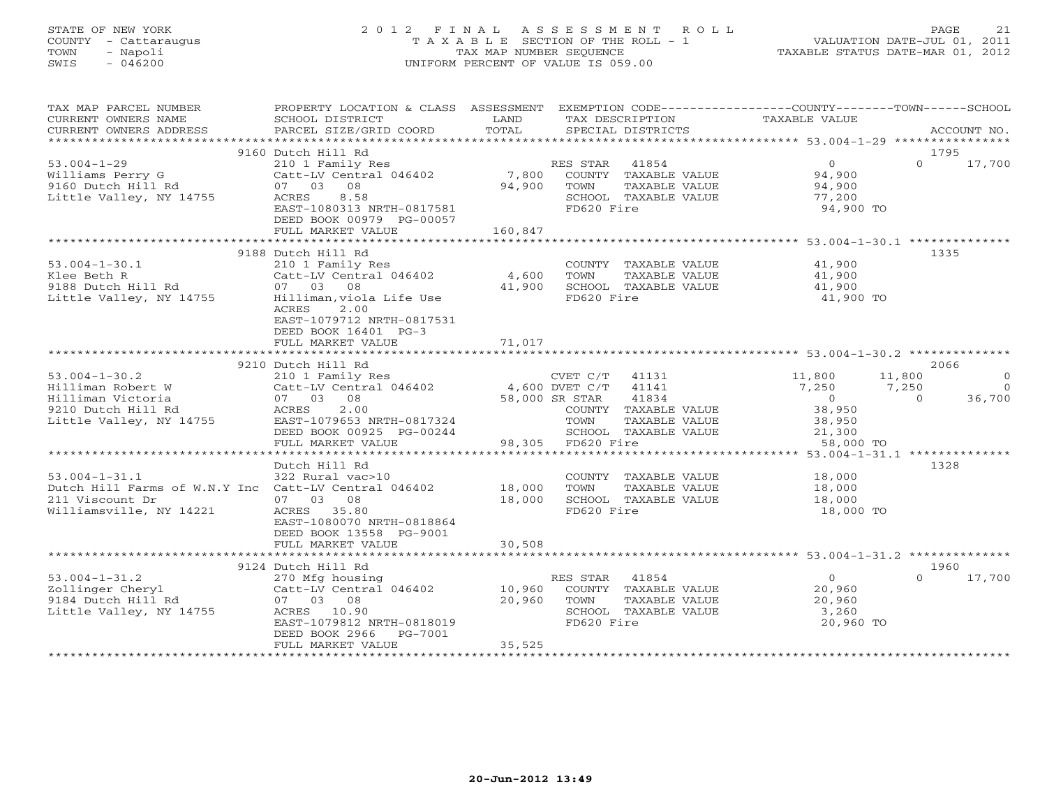STATE OF NEW YORK
COUNTY - Cattaraugus
TOWN - Napoli
SWIS - 046200

# 2012 FINAL ASSESSMENT ROLL
TAXABLE SECTION OF THE ROLL - 1
TAX MAP NUMBER SEQUENCE
UNIFORM PERCENT OF VALUE IS 059.00

VALUATION DATE-JUL 01, 2011
TAXABLE STATUS DATE-MAR 01, 2012

| TAX MAP PARCEL NUMBER / CURRENT OWNERS NAME / CURRENT OWNERS ADDRESS | PROPERTY LOCATION & CLASS / SCHOOL DISTRICT / PARCEL SIZE/GRID COORD | ASSESSMENT LAND / TOTAL | EXEMPTION CODE / TAX DESCRIPTION / SPECIAL DISTRICTS | COUNTY TAXABLE VALUE | TOWN | SCHOOL | ACCOUNT NO. |
|---|---|---|---|---|---|---|---|
| 53.004-1-29 | 9160 Dutch Hill Rd | | | | | | 1795 |
| Williams Perry G | 210 1 Family Res | | RES STAR 41854 | 0 | 0 | 17,700 | |
| 9160 Dutch Hill Rd | Catt-LV Central 046402 | 7,800 | COUNTY TAXABLE VALUE | 94,900 | | | |
| Little Valley, NY 14755 | 07 03 08 | 94,900 | TOWN TAXABLE VALUE | 94,900 | | | |
| | ACRES 8.58 | | SCHOOL TAXABLE VALUE | 77,200 | | | |
| | EAST-1080313 NRTH-0817581 | | FD620 Fire | 94,900 TO | | | |
| | DEED BOOK 00979 PG-00057 | | | | | | |
| | FULL MARKET VALUE | 160,847 | | | | | |
| 53.004-1-30.1 | 9188 Dutch Hill Rd | | | | | | 1335 |
| Klee Beth R | 210 1 Family Res | | COUNTY TAXABLE VALUE | 41,900 | | | |
| 9188 Dutch Hill Rd | Catt-LV Central 046402 | 4,600 | TOWN TAXABLE VALUE | 41,900 | | | |
| Little Valley, NY 14755 | 07 03 08 | 41,900 | SCHOOL TAXABLE VALUE | 41,900 | | | |
| | Hilliman,viola Life Use | | FD620 Fire | 41,900 TO | | | |
| | ACRES 2.00 | | | | | | |
| | EAST-1079712 NRTH-0817531 | | | | | | |
| | DEED BOOK 16401 PG-3 | | | | | | |
| | FULL MARKET VALUE | 71,017 | | | | | |
| 53.004-1-30.2 | 9210 Dutch Hill Rd | | | | | | 2066 |
| Hilliman Robert W | 210 1 Family Res | | CVET C/T 41131 | 11,800 | 11,800 | 0 | |
| Hilliman Victoria | Catt-LV Central 046402 | 4,600 | DVET C/T 41141 | 7,250 | 7,250 | 0 | |
| 9210 Dutch Hill Rd | 07 03 08 | 58,000 | SR STAR 41834 | 0 | 0 | 36,700 | |
| Little Valley, NY 14755 | ACRES 2.00 | | COUNTY TAXABLE VALUE | 38,950 | | | |
| | EAST-1079653 NRTH-0817324 | | TOWN TAXABLE VALUE | 38,950 | | | |
| | DEED BOOK 00925 PG-00244 | | SCHOOL TAXABLE VALUE | 21,300 | | | |
| | FULL MARKET VALUE | 98,305 | FD620 Fire | 58,000 TO | | | |
| 53.004-1-31.1 | Dutch Hill Rd | | | | | | 1328 |
| Dutch Hill Farms of W.N.Y Inc | 322 Rural vac>10 | | COUNTY TAXABLE VALUE | 18,000 | | | |
| 211 Viscount Dr | Catt-LV Central 046402 | 18,000 | TOWN TAXABLE VALUE | 18,000 | | | |
| Williamsville, NY 14221 | 07 03 08 | 18,000 | SCHOOL TAXABLE VALUE | 18,000 | | | |
| | ACRES 35.80 | | FD620 Fire | 18,000 TO | | | |
| | EAST-1080070 NRTH-0818864 | | | | | | |
| | DEED BOOK 13558 PG-9001 | | | | | | |
| | FULL MARKET VALUE | 30,508 | | | | | |
| 53.004-1-31.2 | 9124 Dutch Hill Rd | | | | | | 1960 |
| Zollinger Cheryl | 270 Mfg housing | | RES STAR 41854 | 0 | 0 | 17,700 | |
| 9184 Dutch Hill Rd | Catt-LV Central 046402 | 10,960 | COUNTY TAXABLE VALUE | 20,960 | | | |
| Little Valley, NY 14755 | 07 03 08 | 20,960 | TOWN TAXABLE VALUE | 20,960 | | | |
| | ACRES 10.90 | | SCHOOL TAXABLE VALUE | 3,260 | | | |
| | EAST-1079812 NRTH-0818019 | | FD620 Fire | 20,960 TO | | | |
| | DEED BOOK 2966 PG-7001 | | | | | | |
| | FULL MARKET VALUE | 35,525 | | | | | |

20-Jun-2012 13:49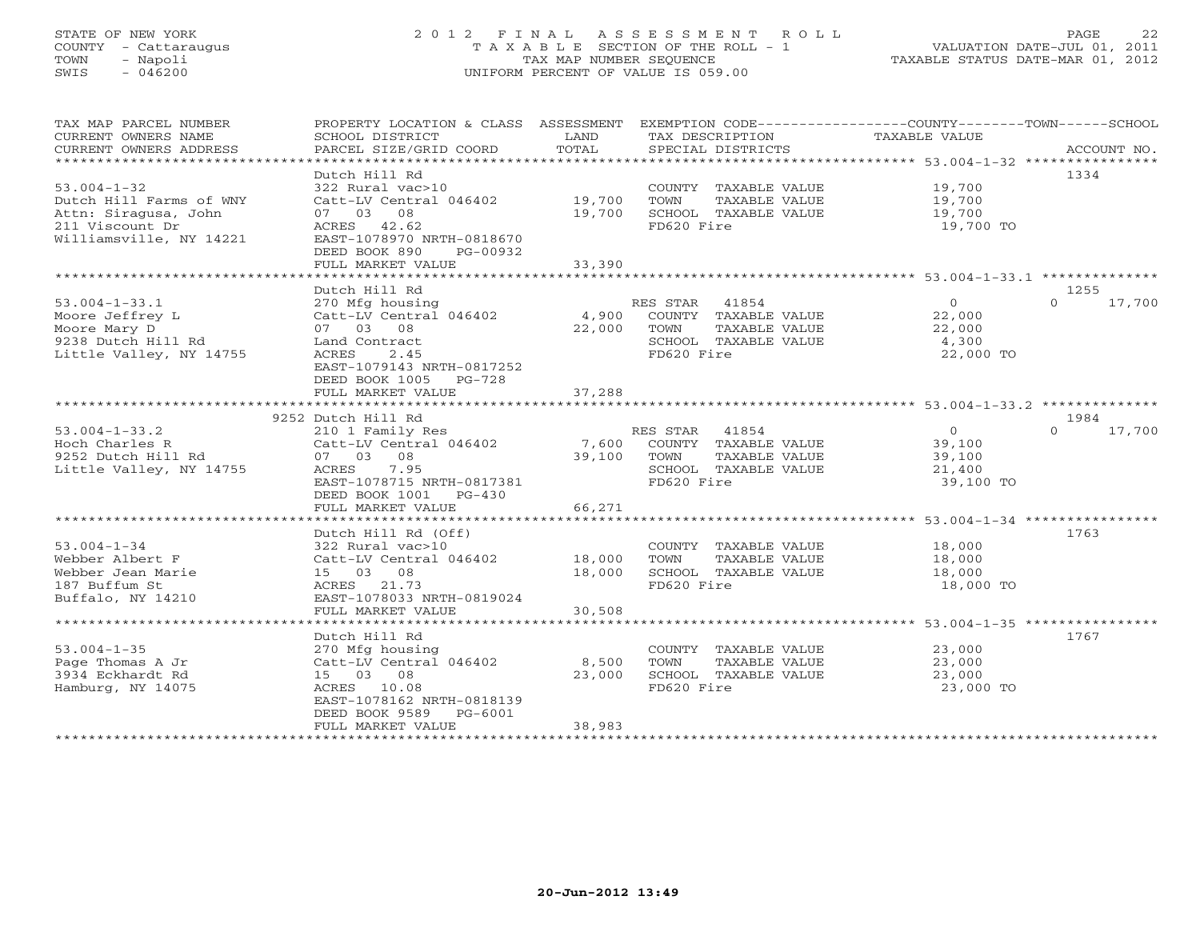STATE OF NEW YORK
COUNTY - Cattaraugus
TOWN - Napoli
SWIS - 046200

2012 FINAL ASSESSMENT ROLL
TAXABLE SECTION OF THE ROLL - 1
TAX MAP NUMBER SEQUENCE
UNIFORM PERCENT OF VALUE IS 059.00

VALUATION DATE-JUL 01, 2011
TAXABLE STATUS DATE-MAR 01, 2012

| TAX MAP PARCEL NUMBER / CURRENT OWNERS NAME / CURRENT OWNERS ADDRESS | PROPERTY LOCATION & CLASS / SCHOOL DISTRICT / PARCEL SIZE/GRID COORD | ASSESSMENT LAND / TOTAL | EXEMPTION CODE / TAX DESCRIPTION / SPECIAL DISTRICTS | COUNTY--------TOWN------SCHOOL TAXABLE VALUE | ACCOUNT NO. |
|---|---|---|---|---|---|
| | Dutch Hill Rd | | | | 1334 |
| 53.004-1-32 | 322 Rural vac>10 | | COUNTY TAXABLE VALUE | 19,700 | |
| Dutch Hill Farms of WNY | Catt-LV Central 046402 | 19,700 | TOWN TAXABLE VALUE | 19,700 | |
| Attn: Siragusa, John | 07 03 08 | 19,700 | SCHOOL TAXABLE VALUE | 19,700 | |
| 211 Viscount Dr | ACRES 42.62 | | FD620 Fire | 19,700 TO | |
| Williamsville, NY 14221 | EAST-1078970 NRTH-0818670 | | | | |
| | DEED BOOK 890 PG-00932 | | | | |
| | FULL MARKET VALUE | 33,390 | | | |
| | Dutch Hill Rd | | | | 1255 |
| 53.004-1-33.1 | 270 Mfg housing | | RES STAR 41854 | 0 0 17,700 | |
| Moore Jeffrey L | Catt-LV Central 046402 | 4,900 | COUNTY TAXABLE VALUE | 22,000 | |
| Moore Mary D | 07 03 08 | 22,000 | TOWN TAXABLE VALUE | 22,000 | |
| 9238 Dutch Hill Rd | Land Contract | | SCHOOL TAXABLE VALUE | 4,300 | |
| Little Valley, NY 14755 | ACRES 2.45 | | FD620 Fire | 22,000 TO | |
| | EAST-1079143 NRTH-0817252 | | | | |
| | DEED BOOK 1005 PG-728 | | | | |
| | FULL MARKET VALUE | 37,288 | | | |
| | 9252 Dutch Hill Rd | | | | 1984 |
| 53.004-1-33.2 | 210 1 Family Res | | RES STAR 41854 | 0 0 17,700 | |
| Hoch Charles R | Catt-LV Central 046402 | 7,600 | COUNTY TAXABLE VALUE | 39,100 | |
| 9252 Dutch Hill Rd | 07 03 08 | 39,100 | TOWN TAXABLE VALUE | 39,100 | |
| Little Valley, NY 14755 | ACRES 7.95 | | SCHOOL TAXABLE VALUE | 21,400 | |
| | EAST-1078715 NRTH-0817381 | | FD620 Fire | 39,100 TO | |
| | DEED BOOK 1001 PG-430 | | | | |
| | FULL MARKET VALUE | 66,271 | | | |
| | Dutch Hill Rd (Off) | | | | 1763 |
| 53.004-1-34 | 322 Rural vac>10 | | COUNTY TAXABLE VALUE | 18,000 | |
| Webber Albert F | Catt-LV Central 046402 | 18,000 | TOWN TAXABLE VALUE | 18,000 | |
| Webber Jean Marie | 15 03 08 | 18,000 | SCHOOL TAXABLE VALUE | 18,000 | |
| 187 Buffum St | ACRES 21.73 | | FD620 Fire | 18,000 TO | |
| Buffalo, NY 14210 | EAST-1078033 NRTH-0819024 | | | | |
| | FULL MARKET VALUE | 30,508 | | | |
| | Dutch Hill Rd | | | | 1767 |
| 53.004-1-35 | 270 Mfg housing | | COUNTY TAXABLE VALUE | 23,000 | |
| Page Thomas A Jr | Catt-LV Central 046402 | 8,500 | TOWN TAXABLE VALUE | 23,000 | |
| 3934 Eckhardt Rd | 15 03 08 | 23,000 | SCHOOL TAXABLE VALUE | 23,000 | |
| Hamburg, NY 14075 | ACRES 10.08 | | FD620 Fire | 23,000 TO | |
| | EAST-1078162 NRTH-0818139 | | | | |
| | DEED BOOK 9589 PG-6001 | | | | |
| | FULL MARKET VALUE | 38,983 | | | |

20-Jun-2012 13:49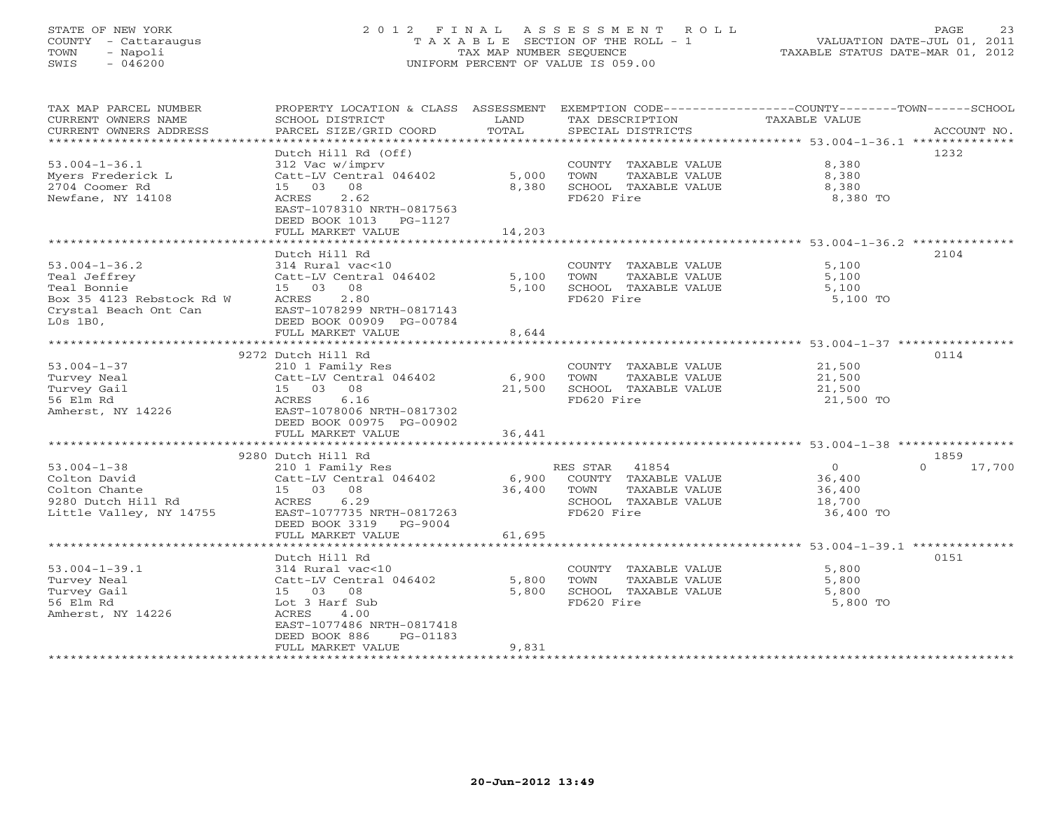STATE OF NEW YORK
COUNTY - Cattaraugus
TOWN - Napoli
SWIS - 046200

# 2012 FINAL ASSESSMENT ROLL
TAXABLE SECTION OF THE ROLL - 1
TAX MAP NUMBER SEQUENCE
UNIFORM PERCENT OF VALUE IS 059.00

VALUATION DATE-JUL 01, 2011
TAXABLE STATUS DATE-MAR 01, 2012

| TAX MAP PARCEL NUMBER / CURRENT OWNERS NAME / CURRENT OWNERS ADDRESS | PROPERTY LOCATION & CLASS / SCHOOL DISTRICT / PARCEL SIZE/GRID COORD | ASSESSMENT LAND | TOTAL | EXEMPTION CODE / TAX DESCRIPTION / SPECIAL DISTRICTS | COUNTY / TOWN / SCHOOL TAXABLE VALUE | ACCOUNT NO. |
|---|---|---|---|---|---|---|
| **53.004-1-36.1** | Dutch Hill Rd (Off) | | | | | 1232 |
| Myers Frederick L | 312 Vac w/imprv | | | COUNTY TAXABLE VALUE | 8,380 | |
| 2704 Coomer Rd | Catt-LV Central 046402 | 5,000 | | TOWN TAXABLE VALUE | 8,380 | |
| Newfane, NY 14108 | 15 03 08 | | 8,380 | SCHOOL TAXABLE VALUE | 8,380 | |
| | ACRES 2.62 | | | FD620 Fire | 8,380 TO | |
| | EAST-1078310 NRTH-0817563 | | | | | |
| | DEED BOOK 1013 PG-1127 | | | | | |
| | FULL MARKET VALUE | | 14,203 | | | |
| **53.004-1-36.2** | Dutch Hill Rd | | | | | 2104 |
| Teal Jeffrey | 314 Rural vac<10 | | | COUNTY TAXABLE VALUE | 5,100 | |
| Teal Bonnie | Catt-LV Central 046402 | 5,100 | | TOWN TAXABLE VALUE | 5,100 | |
| Box 35 4123 Rebstock Rd W | 15 03 08 | | 5,100 | SCHOOL TAXABLE VALUE | 5,100 | |
| Crystal Beach Ont Can | ACRES 2.80 | | | FD620 Fire | 5,100 TO | |
| L0s 1B0, | EAST-1078299 NRTH-0817143 | | | | | |
| | DEED BOOK 00909 PG-00784 | | | | | |
| | FULL MARKET VALUE | | 8,644 | | | |
| **53.004-1-37** | 9272 Dutch Hill Rd | | | | | 0114 |
| Turvey Neal | 210 1 Family Res | | | COUNTY TAXABLE VALUE | 21,500 | |
| Turvey Gail | Catt-LV Central 046402 | 6,900 | | TOWN TAXABLE VALUE | 21,500 | |
| 56 Elm Rd | 15 03 08 | | 21,500 | SCHOOL TAXABLE VALUE | 21,500 | |
| Amherst, NY 14226 | ACRES 6.16 | | | FD620 Fire | 21,500 TO | |
| | EAST-1078006 NRTH-0817302 | | | | | |
| | DEED BOOK 00975 PG-00902 | | | | | |
| | FULL MARKET VALUE | | 36,441 | | | |
| **53.004-1-38** | 9280 Dutch Hill Rd | | | | | 1859 |
| Colton David | 210 1 Family Res | | | RES STAR 41854 | 0 / 0 / 17,700 | |
| Colton Chante | Catt-LV Central 046402 | 6,900 | | COUNTY TAXABLE VALUE | 36,400 | |
| 9280 Dutch Hill Rd | 15 03 08 | | 36,400 | TOWN TAXABLE VALUE | 36,400 | |
| Little Valley, NY 14755 | ACRES 6.29 | | | SCHOOL TAXABLE VALUE | 18,700 | |
| | EAST-1077735 NRTH-0817263 | | | FD620 Fire | 36,400 TO | |
| | DEED BOOK 3319 PG-9004 | | | | | |
| | FULL MARKET VALUE | | 61,695 | | | |
| **53.004-1-39.1** | Dutch Hill Rd | | | | | 0151 |
| Turvey Neal | 314 Rural vac<10 | | | COUNTY TAXABLE VALUE | 5,800 | |
| Turvey Gail | Catt-LV Central 046402 | 5,800 | | TOWN TAXABLE VALUE | 5,800 | |
| 56 Elm Rd | 15 03 08 | | 5,800 | SCHOOL TAXABLE VALUE | 5,800 | |
| Amherst, NY 14226 | Lot 3 Harf Sub | | | FD620 Fire | 5,800 TO | |
| | ACRES 4.00 | | | | | |
| | EAST-1077486 NRTH-0817418 | | | | | |
| | DEED BOOK 886 PG-01183 | | | | | |
| | FULL MARKET VALUE | | 9,831 | | | |

20-Jun-2012 13:49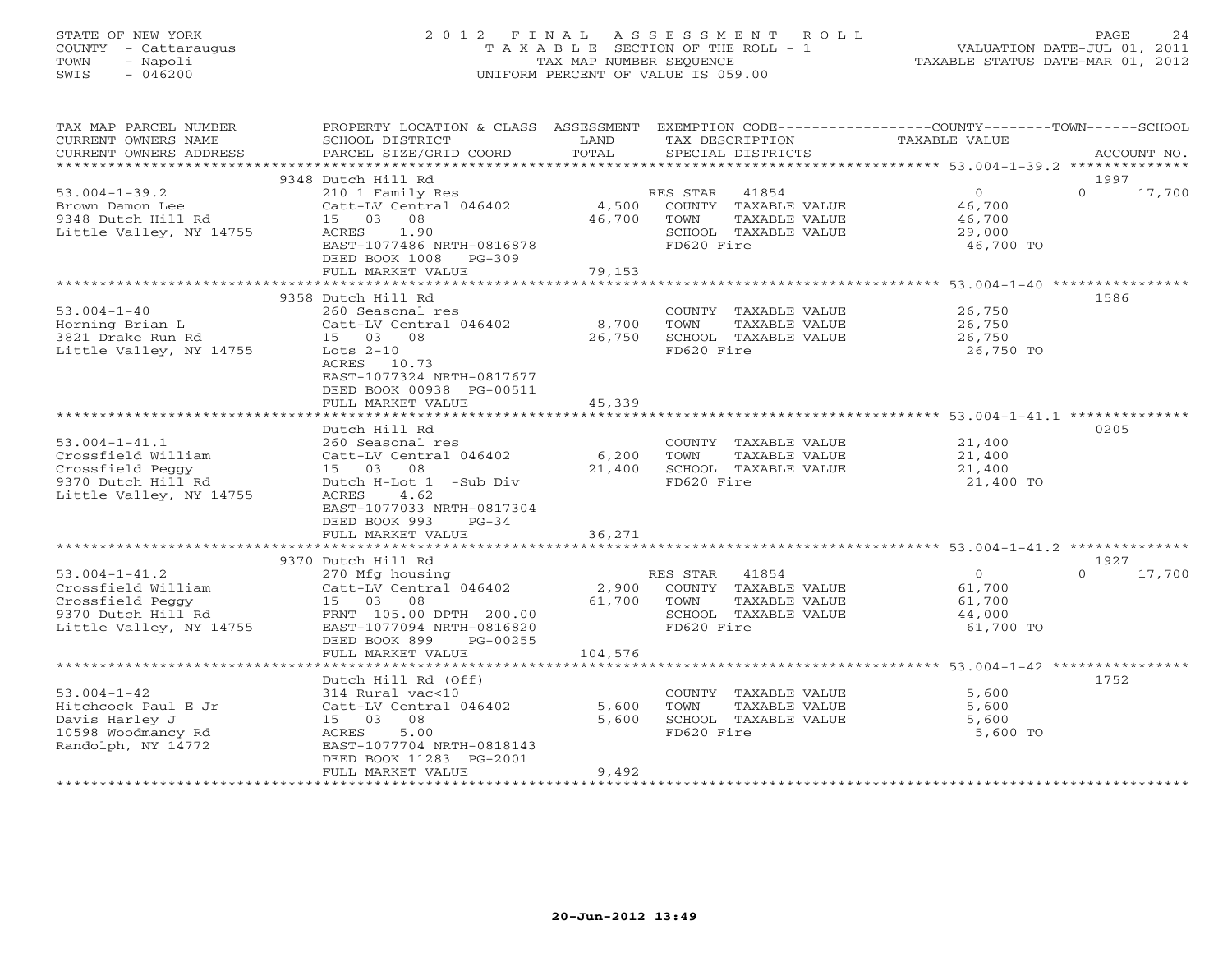STATE OF NEW YORK
COUNTY - Cattaraugus
TOWN - Napoli
SWIS - 046200

2012 FINAL ASSESSMENT ROLL
TAXABLE SECTION OF THE ROLL - 1
TAX MAP NUMBER SEQUENCE
UNIFORM PERCENT OF VALUE IS 059.00

VALUATION DATE-JUL 01, 2011
TAXABLE STATUS DATE-MAR 01, 2012

| TAX MAP PARCEL NUMBER / CURRENT OWNERS NAME / CURRENT OWNERS ADDRESS | PROPERTY LOCATION & CLASS / SCHOOL DISTRICT / PARCEL SIZE/GRID COORD | ASSESSMENT LAND / TOTAL | EXEMPTION CODE / TAX DESCRIPTION / SPECIAL DISTRICTS | COUNTY / TOWN / SCHOOL TAXABLE VALUE | ACCOUNT NO. |
|---|---|---|---|---|---|
| **53.004-1-39.2** | 9348 Dutch Hill Rd | | | | 1997 |
| Brown Damon Lee | 210 1 Family Res | | RES STAR 41854 | 0 / 0 / 17,700 | |
| 9348 Dutch Hill Rd | Catt-LV Central 046402 | 4,500 | COUNTY TAXABLE VALUE | 46,700 | |
| Little Valley, NY 14755 | 15 03 08 | 46,700 | TOWN TAXABLE VALUE | 46,700 | |
| | ACRES 1.90 | | SCHOOL TAXABLE VALUE | 29,000 | |
| | EAST-1077486 NRTH-0816878 | | FD620 Fire | 46,700 TO | |
| | DEED BOOK 1008 PG-309 | | | | |
| | FULL MARKET VALUE | 79,153 | | | |
| **53.004-1-40** | 9358 Dutch Hill Rd | | | | 1586 |
| Horning Brian L | 260 Seasonal res | | COUNTY TAXABLE VALUE | 26,750 | |
| 3821 Drake Run Rd | Catt-LV Central 046402 | 8,700 | TOWN TAXABLE VALUE | 26,750 | |
| Little Valley, NY 14755 | 15 03 08 | 26,750 | SCHOOL TAXABLE VALUE | 26,750 | |
| | Lots 2-10 | | FD620 Fire | 26,750 TO | |
| | ACRES 10.73 | | | | |
| | EAST-1077324 NRTH-0817677 | | | | |
| | DEED BOOK 00938 PG-00511 | | | | |
| | FULL MARKET VALUE | 45,339 | | | |
| **53.004-1-41.1** | Dutch Hill Rd | | | | 0205 |
| Crossfield William | 260 Seasonal res | | COUNTY TAXABLE VALUE | 21,400 | |
| Crossfield Peggy | Catt-LV Central 046402 | 6,200 | TOWN TAXABLE VALUE | 21,400 | |
| 9370 Dutch Hill Rd | 15 03 08 | 21,400 | SCHOOL TAXABLE VALUE | 21,400 | |
| Little Valley, NY 14755 | Dutch H-Lot 1 -Sub Div | | FD620 Fire | 21,400 TO | |
| | ACRES 4.62 | | | | |
| | EAST-1077033 NRTH-0817304 | | | | |
| | DEED BOOK 993 PG-34 | | | | |
| | FULL MARKET VALUE | 36,271 | | | |
| **53.004-1-41.2** | 9370 Dutch Hill Rd | | | | 1927 |
| Crossfield William | 270 Mfg housing | | RES STAR 41854 | 0 / 0 / 17,700 | |
| Crossfield Peggy | Catt-LV Central 046402 | 2,900 | COUNTY TAXABLE VALUE | 61,700 | |
| 9370 Dutch Hill Rd | 15 03 08 | 61,700 | TOWN TAXABLE VALUE | 61,700 | |
| Little Valley, NY 14755 | FRNT 105.00 DPTH 200.00 | | SCHOOL TAXABLE VALUE | 44,000 | |
| | EAST-1077094 NRTH-0816820 | | FD620 Fire | 61,700 TO | |
| | DEED BOOK 899 PG-00255 | | | | |
| | FULL MARKET VALUE | 104,576 | | | |
| **53.004-1-42** | Dutch Hill Rd (Off) | | | | 1752 |
| Hitchcock Paul E Jr | 314 Rural vac<10 | | COUNTY TAXABLE VALUE | 5,600 | |
| Davis Harley J | Catt-LV Central 046402 | 5,600 | TOWN TAXABLE VALUE | 5,600 | |
| 10598 Woodmancy Rd | 15 03 08 | 5,600 | SCHOOL TAXABLE VALUE | 5,600 | |
| Randolph, NY 14772 | ACRES 5.00 | | FD620 Fire | 5,600 TO | |
| | EAST-1077704 NRTH-0818143 | | | | |
| | DEED BOOK 11283 PG-2001 | | | | |
| | FULL MARKET VALUE | 9,492 | | | |

20-Jun-2012 13:49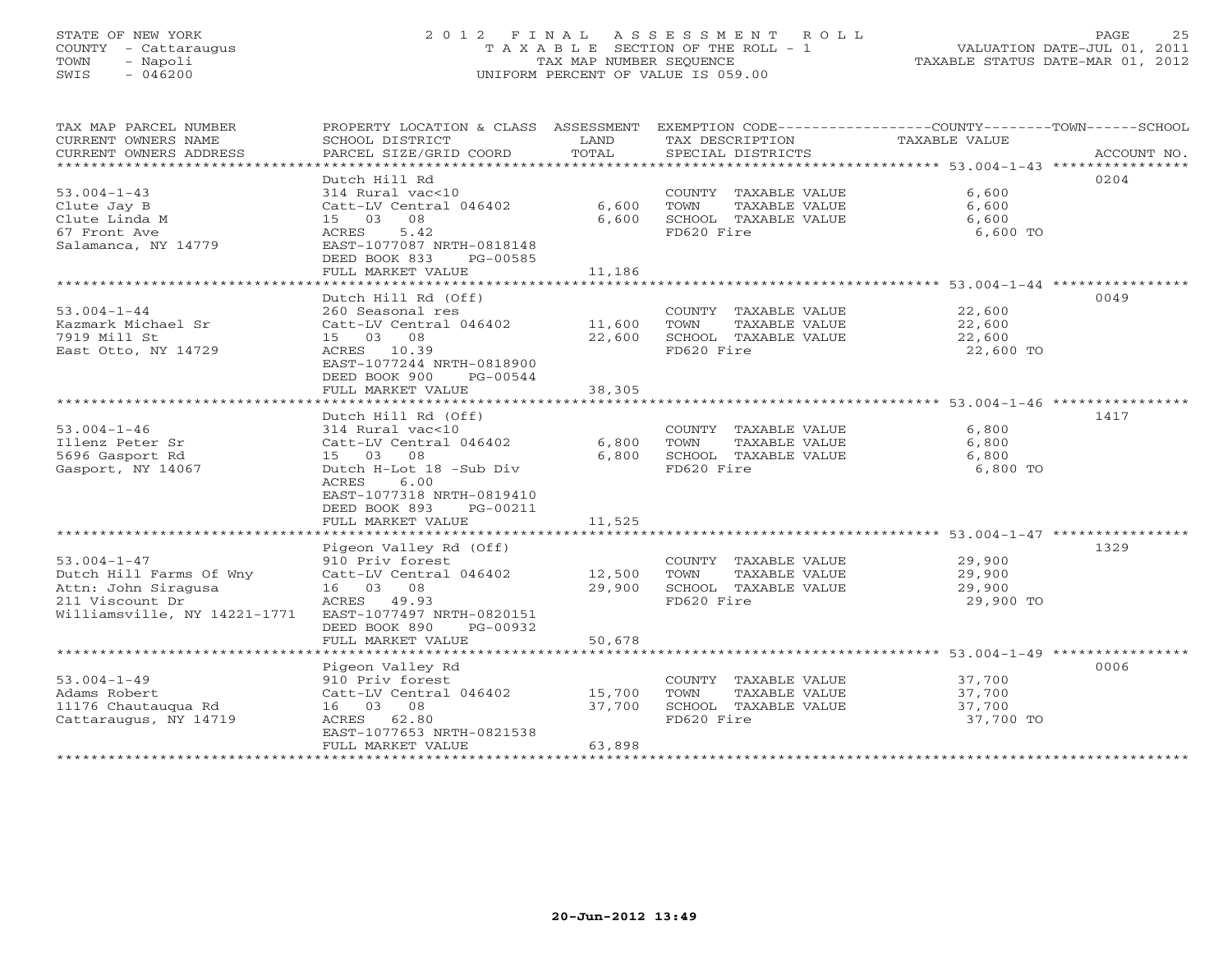STATE OF NEW YORK
COUNTY - Cattaraugus
TOWN - Napoli
SWIS - 046200

# 2012 FINAL ASSESSMENT ROLL

TAXABLE SECTION OF THE ROLL - 1
TAX MAP NUMBER SEQUENCE
UNIFORM PERCENT OF VALUE IS 059.00

VALUATION DATE-JUL 01, 2011
TAXABLE STATUS DATE-MAR 01, 2012

| TAX MAP PARCEL NUMBER / CURRENT OWNERS NAME / CURRENT OWNERS ADDRESS | PROPERTY LOCATION & CLASS / SCHOOL DISTRICT / PARCEL SIZE/GRID COORD | ASSESSMENT LAND | TOTAL | EXEMPTION CODE / TAX DESCRIPTION / SPECIAL DISTRICTS | TAXABLE VALUE | ACCOUNT NO. |
|---|---|---|---|---|---|---|
| 53.004-1-43 | Dutch Hill Rd | | | | | 0204 |
| Clute Jay B | 314 Rural vac<10 | | | COUNTY TAXABLE VALUE | 6,600 | |
| Clute Linda M | Catt-LV Central 046402 | 6,600 | | TOWN TAXABLE VALUE | 6,600 | |
| 67 Front Ave | 15 03 08 | | 6,600 | SCHOOL TAXABLE VALUE | 6,600 | |
| Salamanca, NY 14779 | ACRES 5.42 | | | FD620 Fire | 6,600 TO | |
| | EAST-1077087 NRTH-0818148 | | | | | |
| | DEED BOOK 833 PG-00585 | | | | | |
| | FULL MARKET VALUE | | 11,186 | | | |
| 53.004-1-44 | Dutch Hill Rd (Off) | | | | | 0049 |
| Kazmark Michael Sr | 260 Seasonal res | | | COUNTY TAXABLE VALUE | 22,600 | |
| 7919 Mill St | Catt-LV Central 046402 | 11,600 | | TOWN TAXABLE VALUE | 22,600 | |
| East Otto, NY 14729 | 15 03 08 | | 22,600 | SCHOOL TAXABLE VALUE | 22,600 | |
| | ACRES 10.39 | | | FD620 Fire | 22,600 TO | |
| | EAST-1077244 NRTH-0818900 | | | | | |
| | DEED BOOK 900 PG-00544 | | | | | |
| | FULL MARKET VALUE | | 38,305 | | | |
| 53.004-1-46 | Dutch Hill Rd (Off) | | | | | 1417 |
| Illenz Peter Sr | 314 Rural vac<10 | | | COUNTY TAXABLE VALUE | 6,800 | |
| 5696 Gasport Rd | Catt-LV Central 046402 | 6,800 | | TOWN TAXABLE VALUE | 6,800 | |
| Gasport, NY 14067 | 15 03 08 | | 6,800 | SCHOOL TAXABLE VALUE | 6,800 | |
| | Dutch H-Lot 18 -Sub Div | | | FD620 Fire | 6,800 TO | |
| | ACRES 6.00 | | | | | |
| | EAST-1077318 NRTH-0819410 | | | | | |
| | DEED BOOK 893 PG-00211 | | | | | |
| | FULL MARKET VALUE | | 11,525 | | | |
| 53.004-1-47 | Pigeon Valley Rd (Off) | | | | | 1329 |
| Dutch Hill Farms Of Wny | 910 Priv forest | | | COUNTY TAXABLE VALUE | 29,900 | |
| Attn: John Siragusa | Catt-LV Central 046402 | 12,500 | | TOWN TAXABLE VALUE | 29,900 | |
| 211 Viscount Dr | 16 03 08 | | 29,900 | SCHOOL TAXABLE VALUE | 29,900 | |
| Williamsville, NY 14221-1771 | ACRES 49.93 | | | FD620 Fire | 29,900 TO | |
| | EAST-1077497 NRTH-0820151 | | | | | |
| | DEED BOOK 890 PG-00932 | | | | | |
| | FULL MARKET VALUE | | 50,678 | | | |
| 53.004-1-49 | Pigeon Valley Rd | | | | | 0006 |
| Adams Robert | 910 Priv forest | | | COUNTY TAXABLE VALUE | 37,700 | |
| 11176 Chautauqua Rd | Catt-LV Central 046402 | 15,700 | | TOWN TAXABLE VALUE | 37,700 | |
| Cattaraugus, NY 14719 | 16 03 08 | | 37,700 | SCHOOL TAXABLE VALUE | 37,700 | |
| | ACRES 62.80 | | | FD620 Fire | 37,700 TO | |
| | EAST-1077653 NRTH-0821538 | | | | | |
| | FULL MARKET VALUE | | 63,898 | | | |

20-Jun-2012 13:49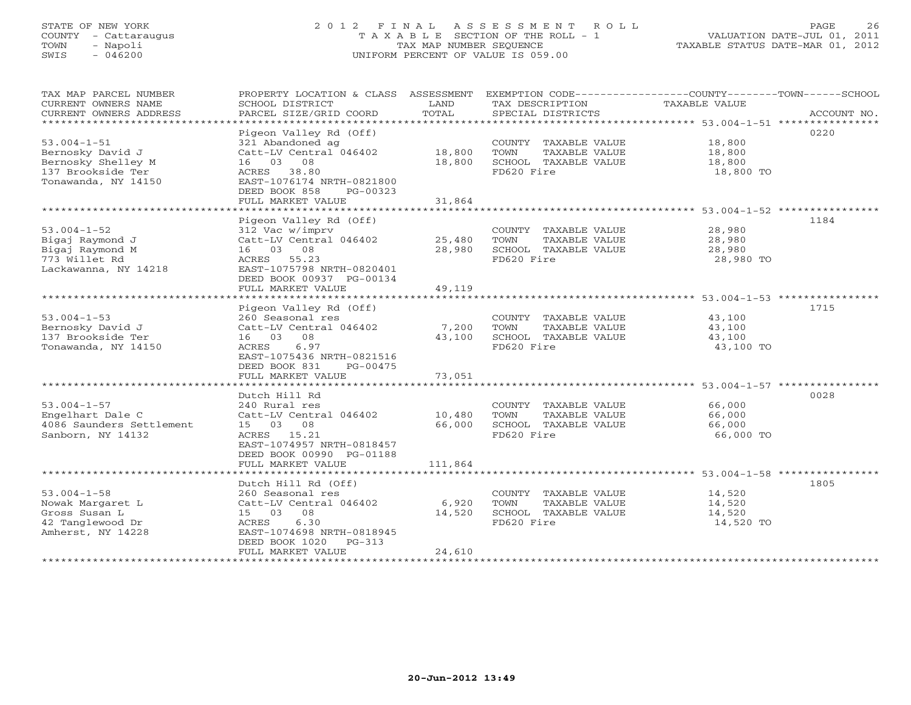STATE OF NEW YORK
COUNTY - Cattaraugus
TOWN - Napoli
SWIS - 046200

# 2012 FINAL ASSESSMENT ROLL

TAXABLE SECTION OF THE ROLL - 1
TAX MAP NUMBER SEQUENCE
UNIFORM PERCENT OF VALUE IS 059.00

VALUATION DATE-JUL 01, 2011
TAXABLE STATUS DATE-MAR 01, 2012

| TAX MAP PARCEL NUMBER / CURRENT OWNERS NAME / CURRENT OWNERS ADDRESS | PROPERTY LOCATION & CLASS / SCHOOL DISTRICT / PARCEL SIZE/GRID COORD | ASSESSMENT LAND / TOTAL | EXEMPTION CODE / TAX DESCRIPTION / SPECIAL DISTRICTS | TAXABLE VALUE (COUNTY / TOWN / SCHOOL) | ACCOUNT NO. |
|---|---|---|---|---|---|
| 53.004-1-51 | Pigeon Valley Rd (Off) | | | | 0220 |
| Bernosky David J | 321 Abandoned ag | | COUNTY TAXABLE VALUE | 18,800 | |
| Bernosky Shelley M | Catt-LV Central 046402 | 18,800 | TOWN TAXABLE VALUE | 18,800 | |
| 137 Brookside Ter | 16 03 08 | 18,800 | SCHOOL TAXABLE VALUE | 18,800 | |
| Tonawanda, NY 14150 | ACRES 38.80 | | FD620 Fire | 18,800 TO | |
| | EAST-1076174 NRTH-0821800 | | | | |
| | DEED BOOK 858 PG-00323 | | | | |
| | FULL MARKET VALUE | 31,864 | | | |
| 53.004-1-52 | Pigeon Valley Rd (Off) | | | | 1184 |
| Bigaj Raymond J | 312 Vac w/imprv | | COUNTY TAXABLE VALUE | 28,980 | |
| Bigaj Raymond M | Catt-LV Central 046402 | 25,480 | TOWN TAXABLE VALUE | 28,980 | |
| 773 Willet Rd | 16 03 08 | 28,980 | SCHOOL TAXABLE VALUE | 28,980 | |
| Lackawanna, NY 14218 | ACRES 55.23 | | FD620 Fire | 28,980 TO | |
| | EAST-1075798 NRTH-0820401 | | | | |
| | DEED BOOK 00937 PG-00134 | | | | |
| | FULL MARKET VALUE | 49,119 | | | |
| 53.004-1-53 | Pigeon Valley Rd (Off) | | | | 1715 |
| Bernosky David J | 260 Seasonal res | | COUNTY TAXABLE VALUE | 43,100 | |
| 137 Brookside Ter | Catt-LV Central 046402 | 7,200 | TOWN TAXABLE VALUE | 43,100 | |
| Tonawanda, NY 14150 | 16 03 08 | 43,100 | SCHOOL TAXABLE VALUE | 43,100 | |
| | ACRES 6.97 | | FD620 Fire | 43,100 TO | |
| | EAST-1075436 NRTH-0821516 | | | | |
| | DEED BOOK 831 PG-00475 | | | | |
| | FULL MARKET VALUE | 73,051 | | | |
| 53.004-1-57 | Dutch Hill Rd | | | | 0028 |
| Engelhart Dale C | 240 Rural res | | COUNTY TAXABLE VALUE | 66,000 | |
| 4086 Saunders Settlement | Catt-LV Central 046402 | 10,480 | TOWN TAXABLE VALUE | 66,000 | |
| Sanborn, NY 14132 | 15 03 08 | 66,000 | SCHOOL TAXABLE VALUE | 66,000 | |
| | ACRES 15.21 | | FD620 Fire | 66,000 TO | |
| | EAST-1074957 NRTH-0818457 | | | | |
| | DEED BOOK 00990 PG-01188 | | | | |
| | FULL MARKET VALUE | 111,864 | | | |
| 53.004-1-58 | Dutch Hill Rd (Off) | | | | 1805 |
| Nowak Margaret L | 260 Seasonal res | | COUNTY TAXABLE VALUE | 14,520 | |
| Gross Susan L | Catt-LV Central 046402 | 6,920 | TOWN TAXABLE VALUE | 14,520 | |
| 42 Tanglewood Dr | 15 03 08 | 14,520 | SCHOOL TAXABLE VALUE | 14,520 | |
| Amherst, NY 14228 | ACRES 6.30 | | FD620 Fire | 14,520 TO | |
| | EAST-1074698 NRTH-0818945 | | | | |
| | DEED BOOK 1020 PG-313 | | | | |
| | FULL MARKET VALUE | 24,610 | | | |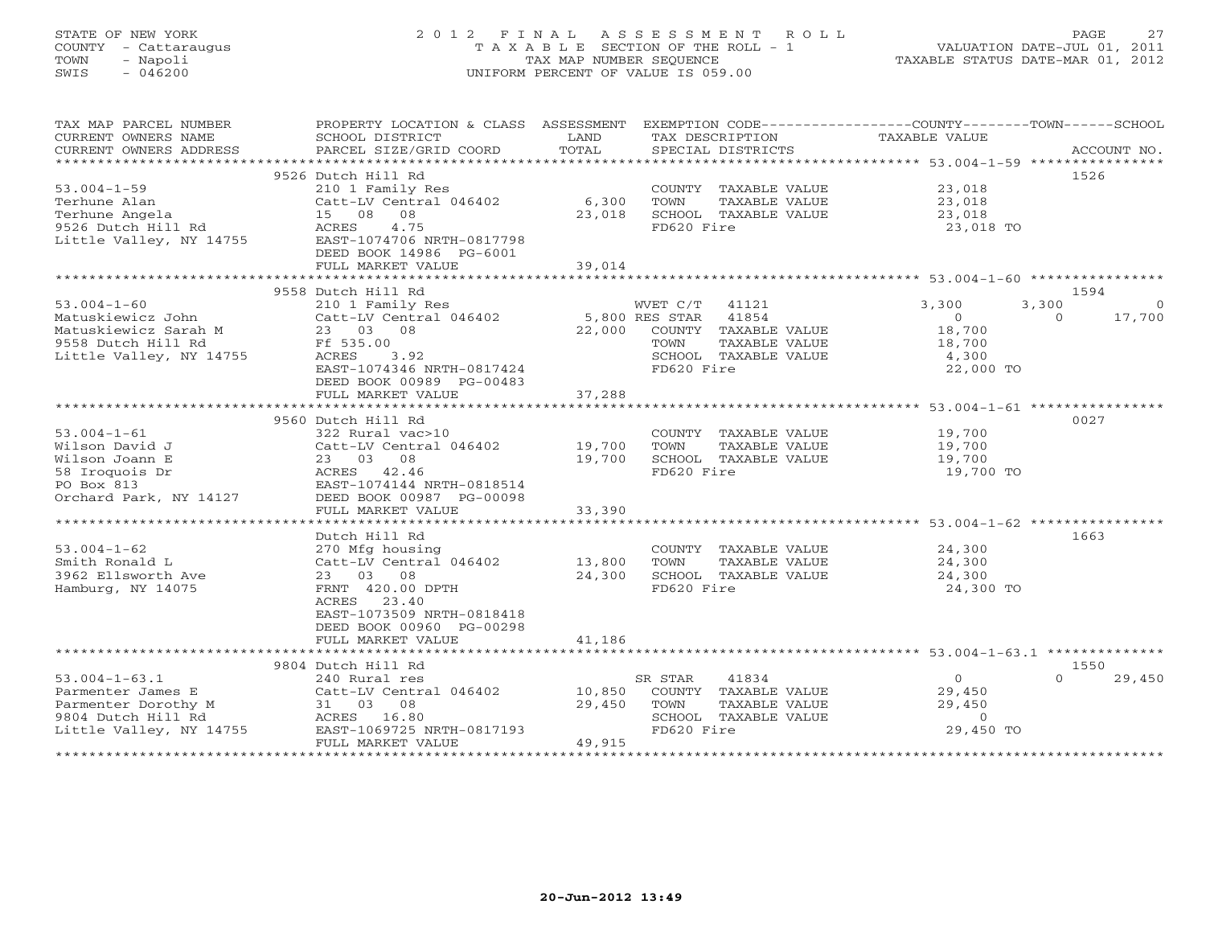STATE OF NEW YORK
COUNTY - Cattaraugus
TOWN - Napoli
SWIS - 046200

# 2012 FINAL ASSESSMENT ROLL

TAXABLE SECTION OF THE ROLL - 1
TAX MAP NUMBER SEQUENCE
UNIFORM PERCENT OF VALUE IS 059.00

VALUATION DATE-JUL 01, 2011
TAXABLE STATUS DATE-MAR 01, 2012

| TAX MAP PARCEL NUMBER / CURRENT OWNERS NAME / CURRENT OWNERS ADDRESS | PROPERTY LOCATION & CLASS / SCHOOL DISTRICT / PARCEL SIZE/GRID COORD | ASSESSMENT LAND / TOTAL | EXEMPTION CODE / TAX DESCRIPTION / SPECIAL DISTRICTS | COUNTY | TOWN | SCHOOL | ACCOUNT NO. |
|---|---|---|---|---|---|---|---|
| 53.004-1-59 | 9526 Dutch Hill Rd | | | | | | 1526 |
| | 210 1 Family Res | | COUNTY TAXABLE VALUE | 23,018 | | | |
| Terhune Alan | Catt-LV Central 046402 | 6,300 | TOWN TAXABLE VALUE | | 23,018 | | |
| Terhune Angela | 15 08 08 | 23,018 | SCHOOL TAXABLE VALUE | | | 23,018 | |
| 9526 Dutch Hill Rd | ACRES 4.75 | | FD620 Fire | 23,018 TO | | | |
| Little Valley, NY 14755 | EAST-1074706 NRTH-0817798 | | | | | | |
| | DEED BOOK 14986 PG-6001 | | | | | | |
| | FULL MARKET VALUE | 39,014 | | | | | |
| 53.004-1-60 | 9558 Dutch Hill Rd | | | | | | 1594 |
| | 210 1 Family Res | | WVET C/T 41121 | 3,300 | 3,300 | 0 | |
| Matuskiewicz John | Catt-LV Central 046402 | 5,800 | RES STAR 41854 | 0 | 0 | 17,700 | |
| Matuskiewicz Sarah M | 23 03 08 | 22,000 | COUNTY TAXABLE VALUE | 18,700 | | | |
| 9558 Dutch Hill Rd | Ff 535.00 | | TOWN TAXABLE VALUE | | 18,700 | | |
| Little Valley, NY 14755 | ACRES 3.92 | | SCHOOL TAXABLE VALUE | | | 4,300 | |
| | EAST-1074346 NRTH-0817424 | | FD620 Fire | 22,000 TO | | | |
| | DEED BOOK 00989 PG-00483 | | | | | | |
| | FULL MARKET VALUE | 37,288 | | | | | |
| 53.004-1-61 | 9560 Dutch Hill Rd | | | | | | 0027 |
| | 322 Rural vac>10 | | COUNTY TAXABLE VALUE | 19,700 | | | |
| Wilson David J | Catt-LV Central 046402 | 19,700 | TOWN TAXABLE VALUE | | 19,700 | | |
| Wilson Joann E | 23 03 08 | 19,700 | SCHOOL TAXABLE VALUE | | | 19,700 | |
| 58 Iroquois Dr | ACRES 42.46 | | FD620 Fire | 19,700 TO | | | |
| PO Box 813 | EAST-1074144 NRTH-0818514 | | | | | | |
| Orchard Park, NY 14127 | DEED BOOK 00987 PG-00098 | | | | | | |
| | FULL MARKET VALUE | 33,390 | | | | | |
| 53.004-1-62 | Dutch Hill Rd | | | | | | 1663 |
| | 270 Mfg housing | | COUNTY TAXABLE VALUE | 24,300 | | | |
| Smith Ronald L | Catt-LV Central 046402 | 13,800 | TOWN TAXABLE VALUE | | 24,300 | | |
| 3962 Ellsworth Ave | 23 03 08 | 24,300 | SCHOOL TAXABLE VALUE | | | 24,300 | |
| Hamburg, NY 14075 | FRNT 420.00 DPTH | | FD620 Fire | 24,300 TO | | | |
| | ACRES 23.40 | | | | | | |
| | EAST-1073509 NRTH-0818418 | | | | | | |
| | DEED BOOK 00960 PG-00298 | | | | | | |
| | FULL MARKET VALUE | 41,186 | | | | | |
| 53.004-1-63.1 | 9804 Dutch Hill Rd | | | | | | 1550 |
| | 240 Rural res | | SR STAR 41834 | 0 | | 29,450 | |
| Parmenter James E | Catt-LV Central 046402 | 10,850 | COUNTY TAXABLE VALUE | 29,450 | | | |
| Parmenter Dorothy M | 31 03 08 | 29,450 | TOWN TAXABLE VALUE | | 29,450 | | |
| 9804 Dutch Hill Rd | ACRES 16.80 | | SCHOOL TAXABLE VALUE | | | 0 | |
| Little Valley, NY 14755 | EAST-1069725 NRTH-0817193 | | FD620 Fire | 29,450 TO | | | |
| | FULL MARKET VALUE | 49,915 | | | | | |

20-Jun-2012 13:49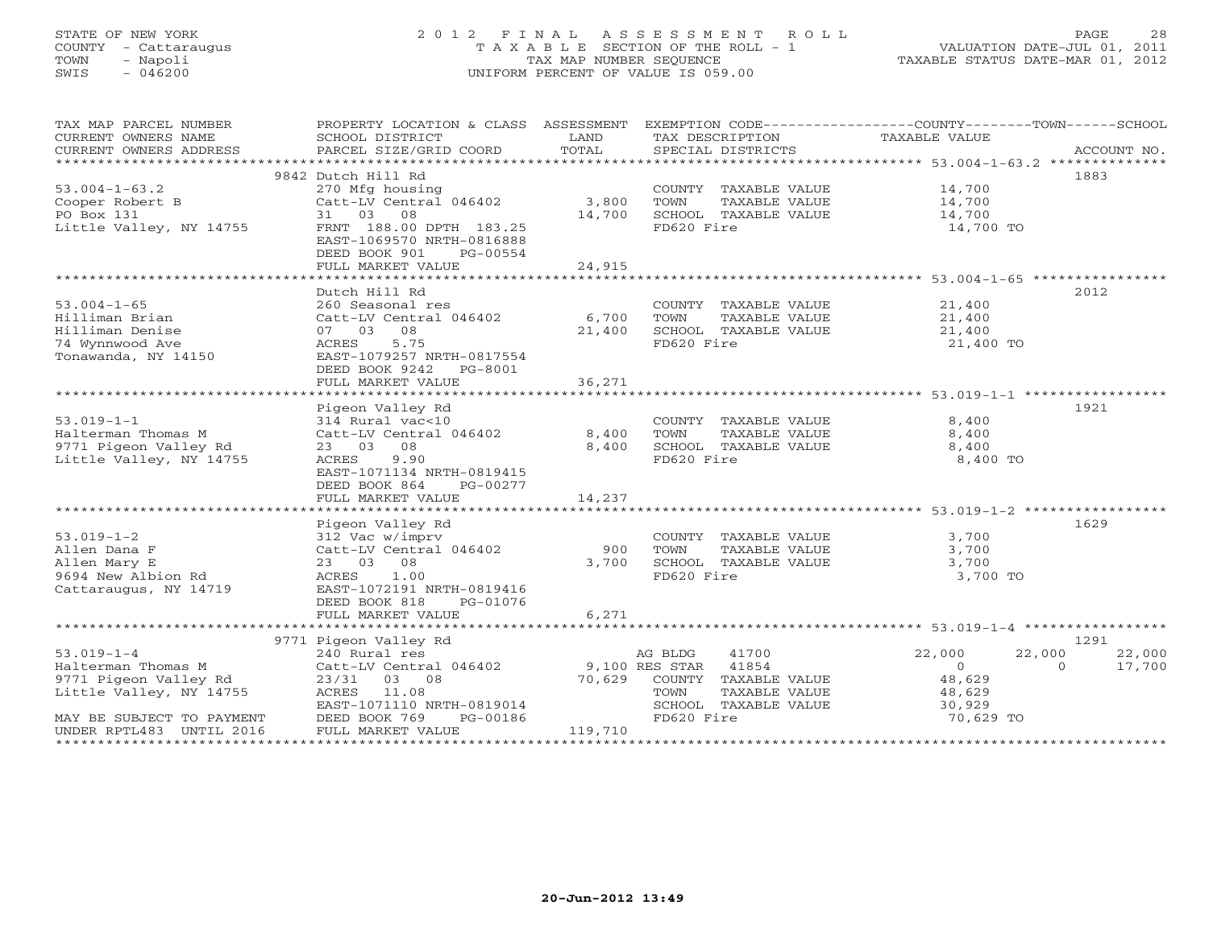STATE OF NEW YORK
COUNTY - Cattaraugus
TOWN - Napoli
SWIS - 046200

2012 FINAL ASSESSMENT ROLL
TAXABLE SECTION OF THE ROLL - 1
TAX MAP NUMBER SEQUENCE
UNIFORM PERCENT OF VALUE IS 059.00

VALUATION DATE-JUL 01, 2011
TAXABLE STATUS DATE-MAR 01, 2012

| TAX MAP PARCEL NUMBER / CURRENT OWNERS NAME / CURRENT OWNERS ADDRESS | PROPERTY LOCATION & CLASS / SCHOOL DISTRICT / PARCEL SIZE/GRID COORD | ASSESSMENT LAND / TOTAL | EXEMPTION CODE / TAX DESCRIPTION / SPECIAL DISTRICTS | COUNTY | TOWN | SCHOOL / ACCOUNT NO. |
|---|---|---|---|---|---|---|
| **53.004-1-63.2** | 9842 Dutch Hill Rd | | | | | 1883 |
| Cooper Robert B | 270 Mfg housing | | COUNTY TAXABLE VALUE | 14,700 | | |
| PO Box 131 | Catt-LV Central 046402 | 3,800 | TOWN TAXABLE VALUE | | 14,700 | |
| Little Valley, NY 14755 | 31 03 08 | 14,700 | SCHOOL TAXABLE VALUE | | | 14,700 |
| | FRNT 188.00 DPTH 183.25 | | FD620 Fire | 14,700 TO | | |
| | EAST-1069570 NRTH-0816888 | | | | | |
| | DEED BOOK 901 PG-00554 | | | | | |
| | FULL MARKET VALUE | 24,915 | | | | |
| **53.004-1-65** | Dutch Hill Rd | | | | | 2012 |
| Hilliman Brian | 260 Seasonal res | | COUNTY TAXABLE VALUE | 21,400 | | |
| Hilliman Denise | Catt-LV Central 046402 | 6,700 | TOWN TAXABLE VALUE | | 21,400 | |
| 74 Wynnwood Ave | 07 03 08 | 21,400 | SCHOOL TAXABLE VALUE | | | 21,400 |
| Tonawanda, NY 14150 | ACRES 5.75 | | FD620 Fire | 21,400 TO | | |
| | EAST-1079257 NRTH-0817554 | | | | | |
| | DEED BOOK 9242 PG-8001 | | | | | |
| | FULL MARKET VALUE | 36,271 | | | | |
| **53.019-1-1** | Pigeon Valley Rd | | | | | 1921 |
| Halterman Thomas M | 314 Rural vac<10 | | COUNTY TAXABLE VALUE | 8,400 | | |
| 9771 Pigeon Valley Rd | Catt-LV Central 046402 | 8,400 | TOWN TAXABLE VALUE | | 8,400 | |
| Little Valley, NY 14755 | 23 03 08 | 8,400 | SCHOOL TAXABLE VALUE | | | 8,400 |
| | ACRES 9.90 | | FD620 Fire | 8,400 TO | | |
| | EAST-1071134 NRTH-0819415 | | | | | |
| | DEED BOOK 864 PG-00277 | | | | | |
| | FULL MARKET VALUE | 14,237 | | | | |
| **53.019-1-2** | Pigeon Valley Rd | | | | | 1629 |
| Allen Dana F | 312 Vac w/imprv | | COUNTY TAXABLE VALUE | 3,700 | | |
| Allen Mary E | Catt-LV Central 046402 | 900 | TOWN TAXABLE VALUE | | 3,700 | |
| 9694 New Albion Rd | 23 03 08 | 3,700 | SCHOOL TAXABLE VALUE | | | 3,700 |
| Cattaraugus, NY 14719 | ACRES 1.00 | | FD620 Fire | 3,700 TO | | |
| | EAST-1072191 NRTH-0819416 | | | | | |
| | DEED BOOK 818 PG-01076 | | | | | |
| | FULL MARKET VALUE | 6,271 | | | | |
| **53.019-1-4** | 9771 Pigeon Valley Rd | | | | | 1291 |
| Halterman Thomas M | 240 Rural res | | AG BLDG 41700 | 22,000 | 22,000 | 22,000 |
| 9771 Pigeon Valley Rd | Catt-LV Central 046402 | 9,100 | RES STAR 41854 | 0 | 0 | 17,700 |
| Little Valley, NY 14755 | 23/31 03 08 | 70,629 | COUNTY TAXABLE VALUE | 48,629 | | |
| | ACRES 11.08 | | TOWN TAXABLE VALUE | | 48,629 | |
| | EAST-1071110 NRTH-0819014 | | SCHOOL TAXABLE VALUE | | | 30,929 |
| MAY BE SUBJECT TO PAYMENT | DEED BOOK 769 PG-00186 | | FD620 Fire | 70,629 TO | | |
| UNDER RPTL483 UNTIL 2016 | FULL MARKET VALUE | 119,710 | | | | |

20-Jun-2012 13:49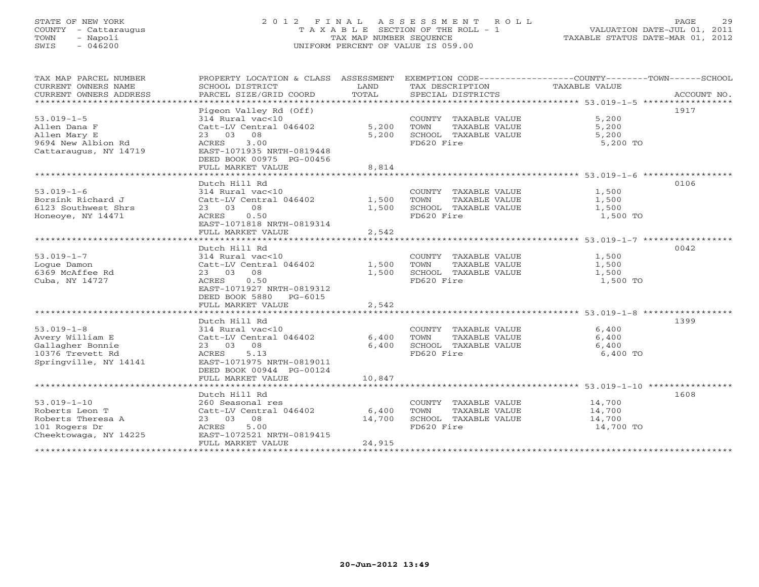STATE OF NEW YORK
COUNTY - Cattaraugus
TOWN - Napoli
SWIS - 046200

# 2012 FINAL ASSESSMENT ROLL

TAXABLE SECTION OF THE ROLL - 1
TAX MAP NUMBER SEQUENCE
UNIFORM PERCENT OF VALUE IS 059.00

VALUATION DATE-JUL 01, 2011
TAXABLE STATUS DATE-MAR 01, 2012

| TAX MAP PARCEL NUMBER / CURRENT OWNERS NAME / CURRENT OWNERS ADDRESS | PROPERTY LOCATION & CLASS / SCHOOL DISTRICT / PARCEL SIZE/GRID COORD | ASSESSMENT LAND / TOTAL | EXEMPTION CODE / TAX DESCRIPTION / SPECIAL DISTRICTS | COUNTY / TOWN / SCHOOL TAXABLE VALUE | ACCOUNT NO. |
|---|---|---|---|---|---|
| 53.019-1-5 | Pigeon Valley Rd (Off) | | | | 1917 |
| Allen Dana F | 314 Rural vac<10 | | COUNTY TAXABLE VALUE | 5,200 | |
| Allen Mary E | Catt-LV Central 046402 | 5,200 | TOWN TAXABLE VALUE | 5,200 | |
| 9694 New Albion Rd | 23 03 08 | 5,200 | SCHOOL TAXABLE VALUE | 5,200 | |
| Cattaraugus, NY 14719 | ACRES 3.00 | | FD620 Fire | 5,200 TO | |
| | EAST-1071935 NRTH-0819448 | | | | |
| | DEED BOOK 00975 PG-00456 | | | | |
| | FULL MARKET VALUE | 8,814 | | | |
| 53.019-1-6 | Dutch Hill Rd | | | | 0106 |
| Borsink Richard J | 314 Rural vac<10 | | COUNTY TAXABLE VALUE | 1,500 | |
| 6123 Southwest Shrs | Catt-LV Central 046402 | 1,500 | TOWN TAXABLE VALUE | 1,500 | |
| Honeoye, NY 14471 | 23 03 08 | 1,500 | SCHOOL TAXABLE VALUE | 1,500 | |
| | ACRES 0.50 | | FD620 Fire | 1,500 TO | |
| | EAST-1071818 NRTH-0819314 | | | | |
| | FULL MARKET VALUE | 2,542 | | | |
| 53.019-1-7 | Dutch Hill Rd | | | | 0042 |
| Logue Damon | 314 Rural vac<10 | | COUNTY TAXABLE VALUE | 1,500 | |
| 6369 McAffee Rd | Catt-LV Central 046402 | 1,500 | TOWN TAXABLE VALUE | 1,500 | |
| Cuba, NY 14727 | 23 03 08 | 1,500 | SCHOOL TAXABLE VALUE | 1,500 | |
| | ACRES 0.50 | | FD620 Fire | 1,500 TO | |
| | EAST-1071927 NRTH-0819312 | | | | |
| | DEED BOOK 5880 PG-6015 | | | | |
| | FULL MARKET VALUE | 2,542 | | | |
| 53.019-1-8 | Dutch Hill Rd | | | | 1399 |
| Avery William E | 314 Rural vac<10 | | COUNTY TAXABLE VALUE | 6,400 | |
| Gallagher Bonnie | Catt-LV Central 046402 | 6,400 | TOWN TAXABLE VALUE | 6,400 | |
| 10376 Trevett Rd | 23 03 08 | 6,400 | SCHOOL TAXABLE VALUE | 6,400 | |
| Springville, NY 14141 | ACRES 5.13 | | FD620 Fire | 6,400 TO | |
| | EAST-1071975 NRTH-0819011 | | | | |
| | DEED BOOK 00944 PG-00124 | | | | |
| | FULL MARKET VALUE | 10,847 | | | |
| 53.019-1-10 | Dutch Hill Rd | | | | 1608 |
| Roberts Leon T | 260 Seasonal res | | COUNTY TAXABLE VALUE | 14,700 | |
| Roberts Theresa A | Catt-LV Central 046402 | 6,400 | TOWN TAXABLE VALUE | 14,700 | |
| 101 Rogers Dr | 23 03 08 | 14,700 | SCHOOL TAXABLE VALUE | 14,700 | |
| Cheektowaga, NY 14225 | ACRES 5.00 | | FD620 Fire | 14,700 TO | |
| | EAST-1072521 NRTH-0819415 | | | | |
| | FULL MARKET VALUE | 24,915 | | | |

20-Jun-2012 13:49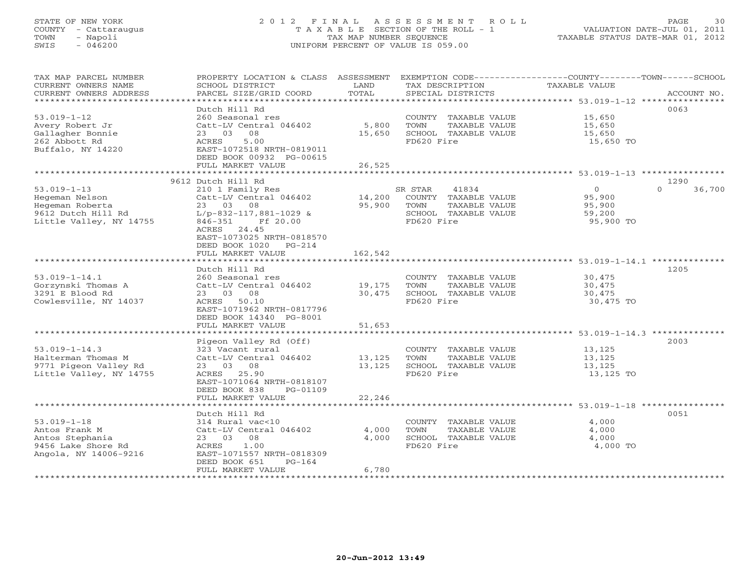STATE OF NEW YORK
COUNTY - Cattaraugus
TOWN - Napoli
SWIS - 046200

2012 FINAL ASSESSMENT ROLL
TAXABLE SECTION OF THE ROLL - 1
TAX MAP NUMBER SEQUENCE
UNIFORM PERCENT OF VALUE IS 059.00

VALUATION DATE-JUL 01, 2011
TAXABLE STATUS DATE-MAR 01, 2012

| TAX MAP PARCEL NUMBER / CURRENT OWNERS NAME / CURRENT OWNERS ADDRESS | PROPERTY LOCATION & CLASS / SCHOOL DISTRICT / PARCEL SIZE/GRID COORD | ASSESSMENT LAND | TOTAL | EXEMPTION CODE / TAX DESCRIPTION / SPECIAL DISTRICTS | COUNTY / TOWN / TAXABLE VALUE | SCHOOL | ACCOUNT NO. |
|---|---|---|---|---|---|---|---|
| 53.019-1-12 | Dutch Hill Rd | | | | | | 0063 |
| Avery Robert Jr | 260 Seasonal res | | | COUNTY TAXABLE VALUE | 15,650 | | |
| Gallagher Bonnie | Catt-LV Central 046402 | 5,800 | | TOWN TAXABLE VALUE | 15,650 | | |
| 262 Abbott Rd | 23 03 08 | | 15,650 | SCHOOL TAXABLE VALUE | 15,650 | | |
| Buffalo, NY 14220 | ACRES 5.00 | | | FD620 Fire | 15,650 TO | | |
| | EAST-1072518 NRTH-0819011 | | | | | | |
| | DEED BOOK 00932 PG-00615 | | | | | | |
| | FULL MARKET VALUE | | 26,525 | | | | |
| 53.019-1-13 | 9612 Dutch Hill Rd | | | | | | 1290 |
| Hegeman Nelson | 210 1 Family Res | | | SR STAR 41834 | 0 | 36,700 | |
| Hegeman Roberta | Catt-LV Central 046402 | 14,200 | | COUNTY TAXABLE VALUE | 95,900 | | |
| 9612 Dutch Hill Rd | 23 03 08 | | 95,900 | TOWN TAXABLE VALUE | 95,900 | | |
| Little Valley, NY 14755 | L/p-832-117,881-1029 & | | | SCHOOL TAXABLE VALUE | 59,200 | | |
| | 846-351 Ff 20.00 | | | FD620 Fire | 95,900 TO | | |
| | ACRES 24.45 | | | | | | |
| | EAST-1073025 NRTH-0818570 | | | | | | |
| | DEED BOOK 1020 PG-214 | | | | | | |
| | FULL MARKET VALUE | | 162,542 | | | | |
| 53.019-1-14.1 | Dutch Hill Rd | | | | | | 1205 |
| Gorzynski Thomas A | 260 Seasonal res | | | COUNTY TAXABLE VALUE | 30,475 | | |
| 3291 E Blood Rd | Catt-LV Central 046402 | 19,175 | | TOWN TAXABLE VALUE | 30,475 | | |
| Cowlesville, NY 14037 | 23 03 08 | | 30,475 | SCHOOL TAXABLE VALUE | 30,475 | | |
| | ACRES 50.10 | | | FD620 Fire | 30,475 TO | | |
| | EAST-1071962 NRTH-0817796 | | | | | | |
| | DEED BOOK 14340 PG-8001 | | | | | | |
| | FULL MARKET VALUE | | 51,653 | | | | |
| 53.019-1-14.3 | Pigeon Valley Rd (Off) | | | | | | 2003 |
| Halterman Thomas M | 323 Vacant rural | | | COUNTY TAXABLE VALUE | 13,125 | | |
| 9771 Pigeon Valley Rd | Catt-LV Central 046402 | 13,125 | | TOWN TAXABLE VALUE | 13,125 | | |
| Little Valley, NY 14755 | 23 03 08 | | 13,125 | SCHOOL TAXABLE VALUE | 13,125 | | |
| | ACRES 25.90 | | | FD620 Fire | 13,125 TO | | |
| | EAST-1071064 NRTH-0818107 | | | | | | |
| | DEED BOOK 838 PG-01109 | | | | | | |
| | FULL MARKET VALUE | | 22,246 | | | | |
| 53.019-1-18 | Dutch Hill Rd | | | | | | 0051 |
| Antos Frank M | 314 Rural vac<10 | | | COUNTY TAXABLE VALUE | 4,000 | | |
| Antos Stephania | Catt-LV Central 046402 | 4,000 | | TOWN TAXABLE VALUE | 4,000 | | |
| 9456 Lake Shore Rd | 23 03 08 | | 4,000 | SCHOOL TAXABLE VALUE | 4,000 | | |
| Angola, NY 14006-9216 | ACRES 1.00 | | | FD620 Fire | 4,000 TO | | |
| | EAST-1071557 NRTH-0818309 | | | | | | |
| | DEED BOOK 651 PG-164 | | | | | | |
| | FULL MARKET VALUE | | 6,780 | | | | |

20-Jun-2012 13:49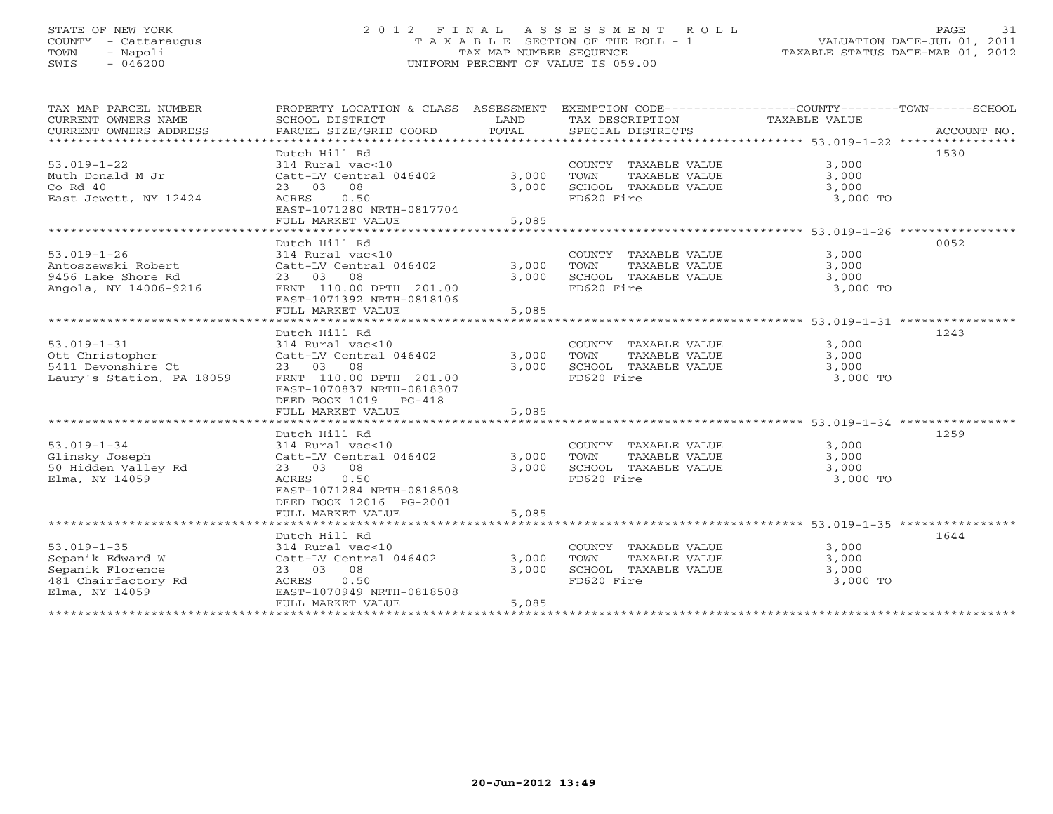STATE OF NEW YORK
COUNTY - Cattaraugus
TOWN - Napoli
SWIS - 046200

# 2012 FINAL ASSESSMENT ROLL

TAXABLE SECTION OF THE ROLL - 1
TAX MAP NUMBER SEQUENCE
UNIFORM PERCENT OF VALUE IS 059.00

VALUATION DATE-JUL 01, 2011
TAXABLE STATUS DATE-MAR 01, 2012

| TAX MAP PARCEL NUMBER / CURRENT OWNERS NAME / CURRENT OWNERS ADDRESS | PROPERTY LOCATION & CLASS / SCHOOL DISTRICT / PARCEL SIZE/GRID COORD | ASSESSMENT LAND | TOTAL | EXEMPTION CODE / TAX DESCRIPTION / SPECIAL DISTRICTS | TAXABLE VALUE (COUNTY--TOWN--SCHOOL) | ACCOUNT NO. |
|---|---|---|---|---|---|---|
| 53.019-1-22 | Dutch Hill Rd | | | | | 1530 |
| Muth Donald M Jr | 314 Rural vac<10 | | | COUNTY TAXABLE VALUE | 3,000 | |
| Co Rd 40 | Catt-LV Central 046402 | 3,000 | | TOWN TAXABLE VALUE | 3,000 | |
| East Jewett, NY 12424 | 23 03 08 | | 3,000 | SCHOOL TAXABLE VALUE | 3,000 | |
| | ACRES 0.50 | | | FD620 Fire | 3,000 TO | |
| | EAST-1071280 NRTH-0817704 | | | | | |
| | FULL MARKET VALUE | | 5,085 | | | |
| 53.019-1-26 | Dutch Hill Rd | | | | | 0052 |
| Antoszewski Robert | 314 Rural vac<10 | | | COUNTY TAXABLE VALUE | 3,000 | |
| 9456 Lake Shore Rd | Catt-LV Central 046402 | 3,000 | | TOWN TAXABLE VALUE | 3,000 | |
| Angola, NY 14006-9216 | 23 03 08 | | 3,000 | SCHOOL TAXABLE VALUE | 3,000 | |
| | FRNT 110.00 DPTH 201.00 | | | FD620 Fire | 3,000 TO | |
| | EAST-1071392 NRTH-0818106 | | | | | |
| | FULL MARKET VALUE | | 5,085 | | | |
| 53.019-1-31 | Dutch Hill Rd | | | | | 1243 |
| Ott Christopher | 314 Rural vac<10 | | | COUNTY TAXABLE VALUE | 3,000 | |
| 5411 Devonshire Ct | Catt-LV Central 046402 | 3,000 | | TOWN TAXABLE VALUE | 3,000 | |
| Laury's Station, PA 18059 | 23 03 08 | | 3,000 | SCHOOL TAXABLE VALUE | 3,000 | |
| | FRNT 110.00 DPTH 201.00 | | | FD620 Fire | 3,000 TO | |
| | EAST-1070837 NRTH-0818307 | | | | | |
| | DEED BOOK 1019 PG-418 | | | | | |
| | FULL MARKET VALUE | | 5,085 | | | |
| 53.019-1-34 | Dutch Hill Rd | | | | | 1259 |
| Glinsky Joseph | 314 Rural vac<10 | | | COUNTY TAXABLE VALUE | 3,000 | |
| 50 Hidden Valley Rd | Catt-LV Central 046402 | 3,000 | | TOWN TAXABLE VALUE | 3,000 | |
| Elma, NY 14059 | 23 03 08 | | 3,000 | SCHOOL TAXABLE VALUE | 3,000 | |
| | ACRES 0.50 | | | FD620 Fire | 3,000 TO | |
| | EAST-1071284 NRTH-0818508 | | | | | |
| | DEED BOOK 12016 PG-2001 | | | | | |
| | FULL MARKET VALUE | | 5,085 | | | |
| 53.019-1-35 | Dutch Hill Rd | | | | | 1644 |
| Sepanik Edward W | 314 Rural vac<10 | | | COUNTY TAXABLE VALUE | 3,000 | |
| Sepanik Florence | Catt-LV Central 046402 | 3,000 | | TOWN TAXABLE VALUE | 3,000 | |
| 481 Chairfactory Rd | 23 03 08 | | 3,000 | SCHOOL TAXABLE VALUE | 3,000 | |
| Elma, NY 14059 | ACRES 0.50 | | | FD620 Fire | 3,000 TO | |
| | EAST-1070949 NRTH-0818508 | | | | | |
| | FULL MARKET VALUE | | 5,085 | | | |

20-Jun-2012 13:49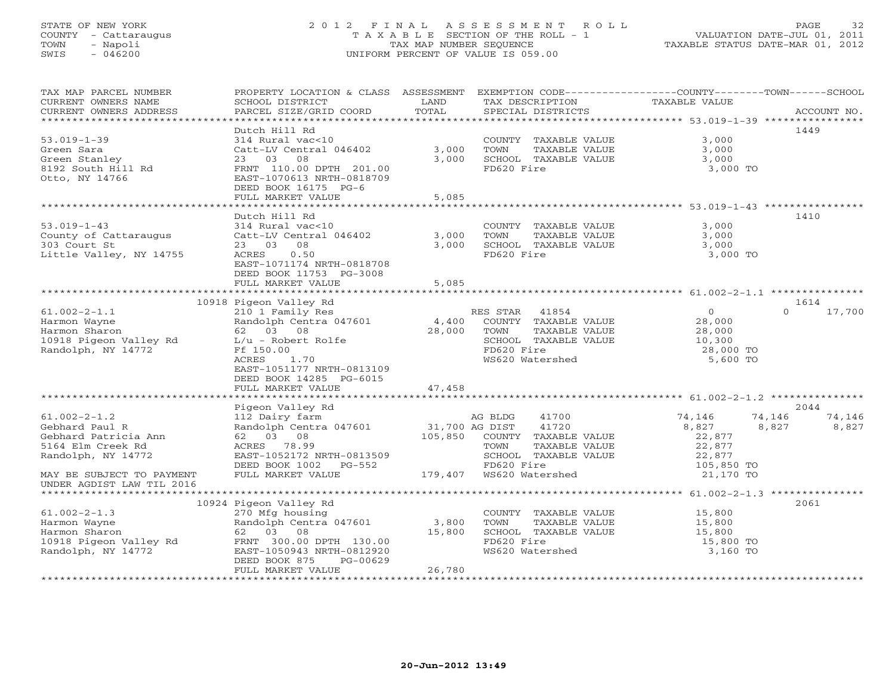STATE OF NEW YORK
COUNTY - Cattaraugus
TOWN - Napoli
SWIS - 046200

2012 FINAL ASSESSMENT ROLL
TAXABLE SECTION OF THE ROLL - 1
TAX MAP NUMBER SEQUENCE
UNIFORM PERCENT OF VALUE IS 059.00

VALUATION DATE-JUL 01, 2011
TAXABLE STATUS DATE-MAR 01, 2012

| TAX MAP PARCEL NUMBER / CURRENT OWNERS NAME / CURRENT OWNERS ADDRESS | PROPERTY LOCATION & CLASS / SCHOOL DISTRICT / PARCEL SIZE/GRID COORD | ASSESSMENT LAND / TOTAL | EXEMPTION CODE / TAX DESCRIPTION / SPECIAL DISTRICTS | COUNTY | TOWN | SCHOOL | ACCOUNT NO. |
|---|---|---|---|---|---|---|---|
| 53.019-1-39 | Dutch Hill Rd | | | | | | 1449 |
| Green Sara | 314 Rural vac<10 | | COUNTY TAXABLE VALUE | 3,000 | | | |
| Green Stanley | Catt-LV Central 046402 | 3,000 | TOWN TAXABLE VALUE | | 3,000 | | |
| 8192 South Hill Rd | 23 03 08 | 3,000 | SCHOOL TAXABLE VALUE | | | 3,000 | |
| Otto, NY 14766 | FRNT 110.00 DPTH 201.00 | | FD620 Fire | 3,000 TO | | | |
| | EAST-1070613 NRTH-0818709 | | | | | | |
| | DEED BOOK 16175 PG-6 | | | | | | |
| | FULL MARKET VALUE | 5,085 | | | | | |
| 53.019-1-43 | Dutch Hill Rd | | | | | | 1410 |
| County of Cattaraugus | 314 Rural vac<10 | | COUNTY TAXABLE VALUE | 3,000 | | | |
| 303 Court St | Catt-LV Central 046402 | 3,000 | TOWN TAXABLE VALUE | | 3,000 | | |
| Little Valley, NY 14755 | 23 03 08 | 3,000 | SCHOOL TAXABLE VALUE | | | 3,000 | |
| | ACRES 0.50 | | FD620 Fire | 3,000 TO | | | |
| | EAST-1071174 NRTH-0818708 | | | | | | |
| | DEED BOOK 11753 PG-3008 | | | | | | |
| | FULL MARKET VALUE | 5,085 | | | | | |
| 61.002-2-1.1 | 10918 Pigeon Valley Rd | | | | | | 1614 |
| Harmon Wayne | 210 1 Family Res | | RES STAR 41854 | 0 | 0 | 17,700 | |
| Harmon Sharon | Randolph Centra 047601 | 4,400 | COUNTY TAXABLE VALUE | 28,000 | | | |
| 10918 Pigeon Valley Rd | 62 03 08 | 28,000 | TOWN TAXABLE VALUE | | 28,000 | | |
| Randolph, NY 14772 | L/u - Robert Rolfe | | SCHOOL TAXABLE VALUE | | | 10,300 | |
| | Ff 150.00 | | FD620 Fire | 28,000 TO | | | |
| | ACRES 1.70 | | WS620 Watershed | 5,600 TO | | | |
| | EAST-1051177 NRTH-0813109 | | | | | | |
| | DEED BOOK 14285 PG-6015 | | | | | | |
| | FULL MARKET VALUE | 47,458 | | | | | |
| 61.002-2-1.2 | Pigeon Valley Rd | | | | | | 2044 |
| Gebhard Paul R | 112 Dairy farm | | AG BLDG 41700 | 74,146 | 74,146 | 74,146 | |
| Gebhard Patricia Ann | Randolph Centra 047601 | 31,700 | AG DIST 41720 | 8,827 | 8,827 | 8,827 | |
| 5164 Elm Creek Rd | 62 03 08 | 105,850 | COUNTY TAXABLE VALUE | 22,877 | | | |
| Randolph, NY 14772 | ACRES 78.99 | | TOWN TAXABLE VALUE | | 22,877 | | |
| | EAST-1052172 NRTH-0813509 | | SCHOOL TAXABLE VALUE | | | 22,877 | |
| | DEED BOOK 1002 PG-552 | | FD620 Fire | 105,850 TO | | | |
| MAY BE SUBJECT TO PAYMENT UNDER AGDIST LAW TIL 2016 | FULL MARKET VALUE | 179,407 | WS620 Watershed | 21,170 TO | | | |
| 61.002-2-1.3 | 10924 Pigeon Valley Rd | | | | | | 2061 |
| Harmon Wayne | 270 Mfg housing | | COUNTY TAXABLE VALUE | 15,800 | | | |
| Harmon Sharon | Randolph Centra 047601 | 3,800 | TOWN TAXABLE VALUE | | 15,800 | | |
| 10918 Pigeon Valley Rd | 62 03 08 | 15,800 | SCHOOL TAXABLE VALUE | | | 15,800 | |
| Randolph, NY 14772 | FRNT 300.00 DPTH 130.00 | | FD620 Fire | 15,800 TO | | | |
| | EAST-1050943 NRTH-0812920 | | WS620 Watershed | 3,160 TO | | | |
| | DEED BOOK 875 PG-00629 | | | | | | |
| | FULL MARKET VALUE | 26,780 | | | | | |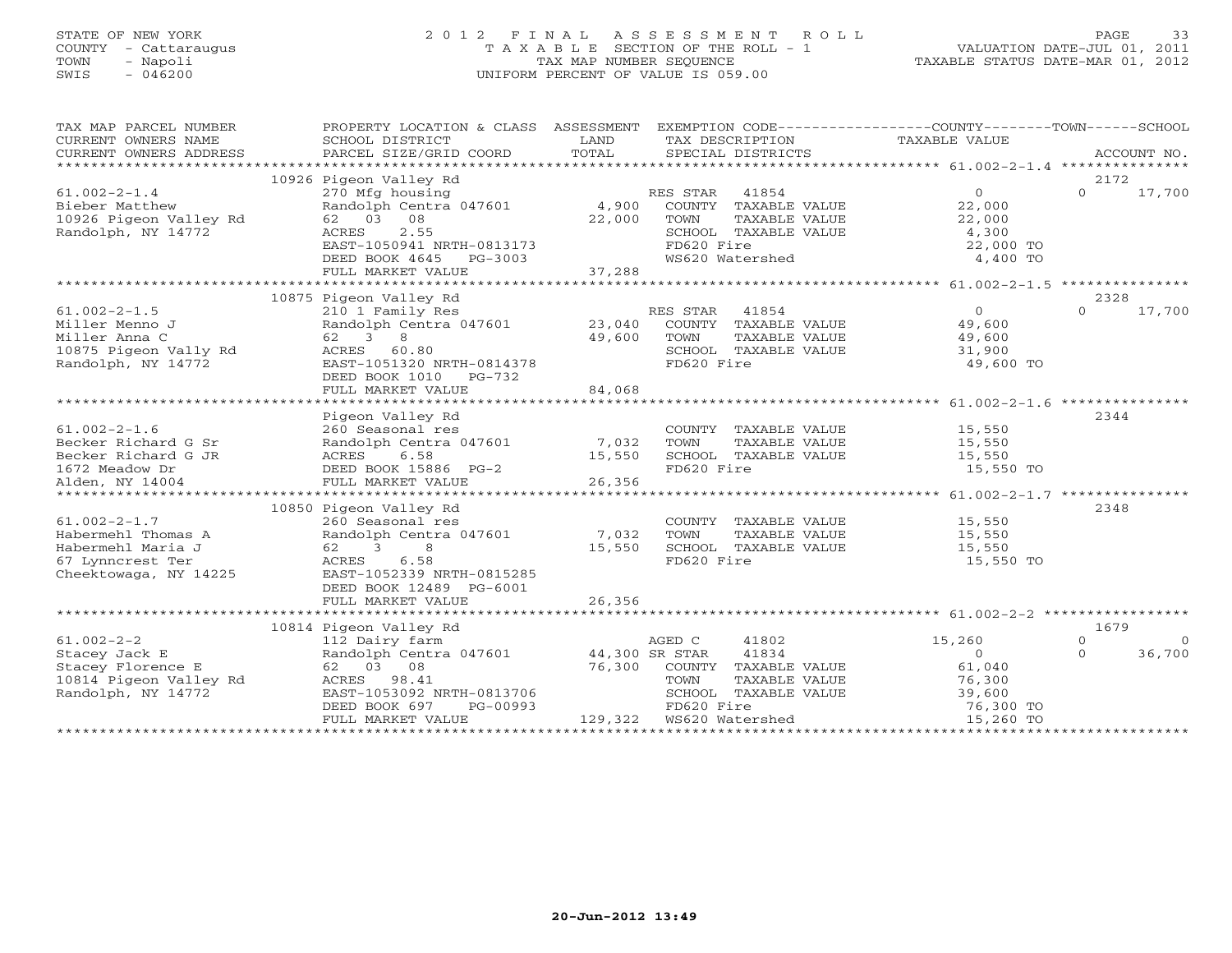STATE OF NEW YORK
COUNTY - Cattaraugus
TOWN - Napoli
SWIS - 046200

# 2012 FINAL ASSESSMENT ROLL

TAXABLE SECTION OF THE ROLL - 1
TAX MAP NUMBER SEQUENCE
UNIFORM PERCENT OF VALUE IS 059.00

VALUATION DATE-JUL 01, 2011
TAXABLE STATUS DATE-MAR 01, 2012

| TAX MAP PARCEL NUMBER / CURRENT OWNERS NAME / CURRENT OWNERS ADDRESS | PROPERTY LOCATION & CLASS / SCHOOL DISTRICT / PARCEL SIZE/GRID COORD | ASSESSMENT LAND | TOTAL | EXEMPTION CODE / TAX DESCRIPTION / SPECIAL DISTRICTS | COUNTY TAXABLE VALUE | TOWN | SCHOOL | ACCOUNT NO. |
|---|---|---|---|---|---|---|---|---|
| **61.002-2-1.4** | 10926 Pigeon Valley Rd | | | | | | | 2172 |
| 61.002-2-1.4 | 270 Mfg housing | | | RES STAR 41854 | 0 | 0 | 17,700 | |
| Bieber Matthew | Randolph Centra 047601 | 4,900 | | COUNTY TAXABLE VALUE | 22,000 | | | |
| 10926 Pigeon Valley Rd | 62 03 08 | | 22,000 | TOWN TAXABLE VALUE | 22,000 | | | |
| Randolph, NY 14772 | ACRES 2.55 | | | SCHOOL TAXABLE VALUE | 4,300 | | | |
| | EAST-1050941 NRTH-0813173 | | | FD620 Fire | 22,000 TO | | | |
| | DEED BOOK 4645 PG-3003 | | | WS620 Watershed | 4,400 TO | | | |
| | FULL MARKET VALUE | | 37,288 | | | | | |
| **61.002-2-1.5** | 10875 Pigeon Valley Rd | | | | | | | 2328 |
| 61.002-2-1.5 | 210 1 Family Res | | | RES STAR 41854 | 0 | 0 | 17,700 | |
| Miller Menno J | Randolph Centra 047601 | 23,040 | | COUNTY TAXABLE VALUE | 49,600 | | | |
| Miller Anna C | 62 3 8 | | 49,600 | TOWN TAXABLE VALUE | 49,600 | | | |
| 10875 Pigeon Vally Rd | ACRES 60.80 | | | SCHOOL TAXABLE VALUE | 31,900 | | | |
| Randolph, NY 14772 | EAST-1051320 NRTH-0814378 | | | FD620 Fire | 49,600 TO | | | |
| | DEED BOOK 1010 PG-732 | | | | | | | |
| | FULL MARKET VALUE | | 84,068 | | | | | |
| **61.002-2-1.6** | Pigeon Valley Rd | | | | | | | 2344 |
| 61.002-2-1.6 | 260 Seasonal res | | | COUNTY TAXABLE VALUE | 15,550 | | | |
| Becker Richard G Sr | Randolph Centra 047601 | 7,032 | | TOWN TAXABLE VALUE | 15,550 | | | |
| Becker Richard G JR | ACRES 6.58 | | 15,550 | SCHOOL TAXABLE VALUE | 15,550 | | | |
| 1672 Meadow Dr | DEED BOOK 15886 PG-2 | | | FD620 Fire | 15,550 TO | | | |
| Alden, NY 14004 | FULL MARKET VALUE | | 26,356 | | | | | |
| **61.002-2-1.7** | 10850 Pigeon Valley Rd | | | | | | | 2348 |
| 61.002-2-1.7 | 260 Seasonal res | | | COUNTY TAXABLE VALUE | 15,550 | | | |
| Habermehl Thomas A | Randolph Centra 047601 | 7,032 | | TOWN TAXABLE VALUE | 15,550 | | | |
| Habermehl Maria J | 62 3 8 | | 15,550 | SCHOOL TAXABLE VALUE | 15,550 | | | |
| 67 Lynncrest Ter | ACRES 6.58 | | | FD620 Fire | 15,550 TO | | | |
| Cheektowaga, NY 14225 | EAST-1052339 NRTH-0815285 | | | | | | | |
| | DEED BOOK 12489 PG-6001 | | | | | | | |
| | FULL MARKET VALUE | | 26,356 | | | | | |
| **61.002-2-2** | 10814 Pigeon Valley Rd | | | | | | | 1679 |
| 61.002-2-2 | 112 Dairy farm | | | AGED C 41802 | 15,260 | 0 | 0 | |
| Stacey Jack E | Randolph Centra 047601 | 44,300 | | SR STAR 41834 | 0 | 0 | 36,700 | |
| Stacey Florence E | 62 03 08 | | 76,300 | COUNTY TAXABLE VALUE | 61,040 | | | |
| 10814 Pigeon Valley Rd | ACRES 98.41 | | | TOWN TAXABLE VALUE | 76,300 | | | |
| Randolph, NY 14772 | EAST-1053092 NRTH-0813706 | | | SCHOOL TAXABLE VALUE | 39,600 | | | |
| | DEED BOOK 697 PG-00993 | | | FD620 Fire | 76,300 TO | | | |
| | FULL MARKET VALUE | | 129,322 | WS620 Watershed | 15,260 TO | | | |

20-Jun-2012 13:49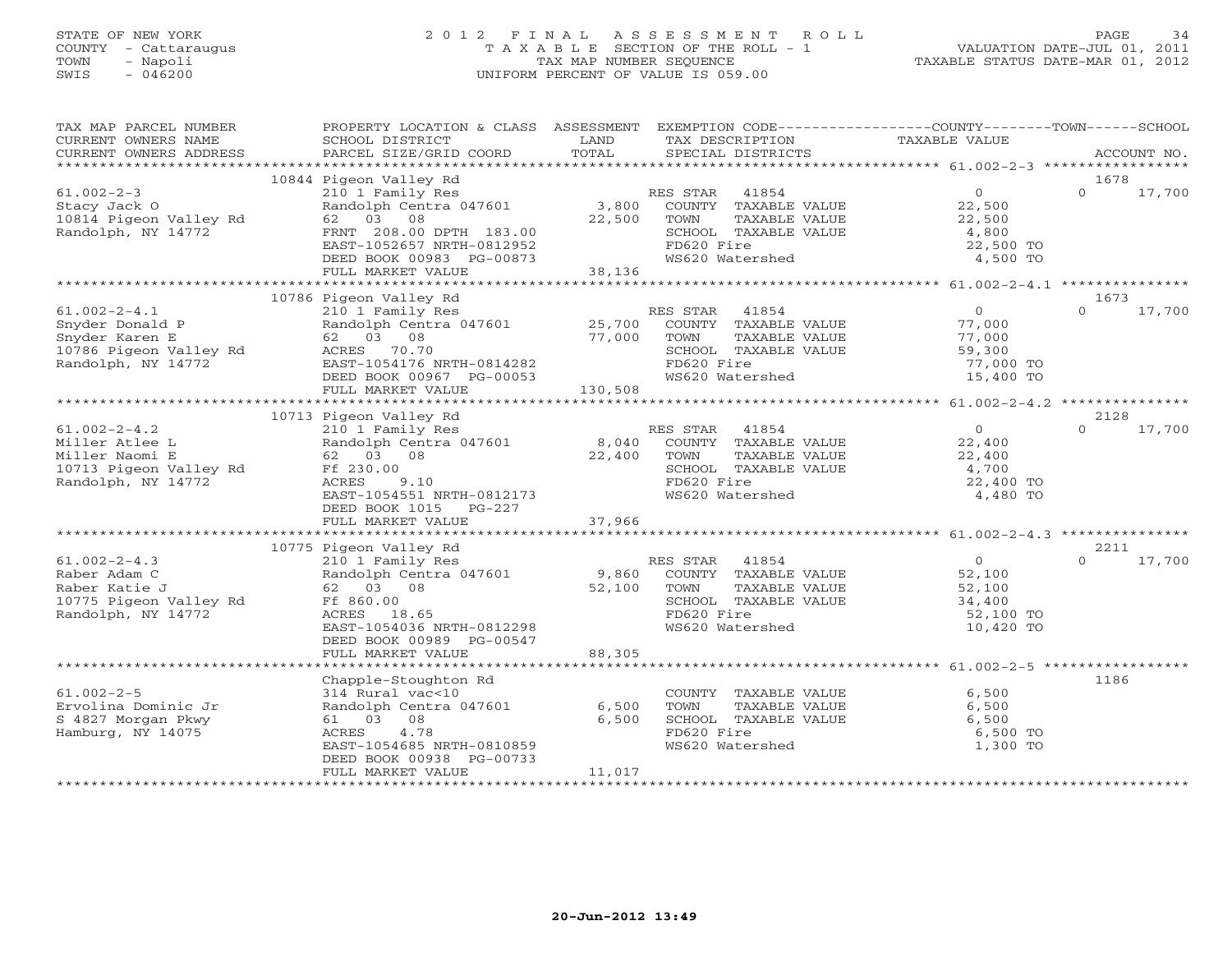STATE OF NEW YORK — COUNTY - Cattaraugus — TOWN - Napoli — SWIS - 046200

# 2012 FINAL ASSESSMENT ROLL

TAXABLE SECTION OF THE ROLL - 1
TAX MAP NUMBER SEQUENCE
UNIFORM PERCENT OF VALUE IS 059.00

VALUATION DATE-JUL 01, 2011
TAXABLE STATUS DATE-MAR 01, 2012

| TAX MAP PARCEL NUMBER / CURRENT OWNERS NAME / CURRENT OWNERS ADDRESS | PROPERTY LOCATION & CLASS / SCHOOL DISTRICT / PARCEL SIZE/GRID COORD | ASSESSMENT LAND | TOTAL | EXEMPTION CODE / TAX DESCRIPTION / SPECIAL DISTRICTS | COUNTY TAXABLE VALUE | TOWN | SCHOOL | ACCOUNT NO. |
|---|---|---|---|---|---|---|---|---|
| **61.002-2-3** | 10844 Pigeon Valley Rd | | | | | | | 1678 |
| Stacy Jack O | 210 1 Family Res | | | RES STAR 41854 | 0 | 0 | 17,700 | |
| 10814 Pigeon Valley Rd | Randolph Centra 047601 | 3,800 | | COUNTY TAXABLE VALUE | 22,500 | | | |
| Randolph, NY 14772 | 62 03 08 | | 22,500 | TOWN TAXABLE VALUE | | 22,500 | | |
| | FRNT 208.00 DPTH 183.00 | | | SCHOOL TAXABLE VALUE | | | 4,800 | |
| | EAST-1052657 NRTH-0812952 | | | FD620 Fire | 22,500 TO | | | |
| | DEED BOOK 00983 PG-00873 | | | WS620 Watershed | 4,500 TO | | | |
| | FULL MARKET VALUE | | 38,136 | | | | | |
| **61.002-2-4.1** | 10786 Pigeon Valley Rd | | | | | | | 1673 |
| Snyder Donald P | 210 1 Family Res | | | RES STAR 41854 | 0 | 0 | 17,700 | |
| Snyder Karen E | Randolph Centra 047601 | 25,700 | | COUNTY TAXABLE VALUE | 77,000 | | | |
| 10786 Pigeon Valley Rd | 62 03 08 | | 77,000 | TOWN TAXABLE VALUE | | 77,000 | | |
| Randolph, NY 14772 | ACRES 70.70 | | | SCHOOL TAXABLE VALUE | | | 59,300 | |
| | EAST-1054176 NRTH-0814282 | | | FD620 Fire | 77,000 TO | | | |
| | DEED BOOK 00967 PG-00053 | | | WS620 Watershed | 15,400 TO | | | |
| | FULL MARKET VALUE | | 130,508 | | | | | |
| **61.002-2-4.2** | 10713 Pigeon Valley Rd | | | | | | | 2128 |
| Miller Atlee L | 210 1 Family Res | | | RES STAR 41854 | 0 | 0 | 17,700 | |
| Miller Naomi E | Randolph Centra 047601 | 8,040 | | COUNTY TAXABLE VALUE | 22,400 | | | |
| 10713 Pigeon Valley Rd | 62 03 08 | | 22,400 | TOWN TAXABLE VALUE | | 22,400 | | |
| Randolph, NY 14772 | Ff 230.00 | | | SCHOOL TAXABLE VALUE | | | 4,700 | |
| | ACRES 9.10 | | | FD620 Fire | 22,400 TO | | | |
| | EAST-1054551 NRTH-0812173 | | | WS620 Watershed | 4,480 TO | | | |
| | DEED BOOK 1015 PG-227 | | | | | | | |
| | FULL MARKET VALUE | | 37,966 | | | | | |
| **61.002-2-4.3** | 10775 Pigeon Valley Rd | | | | | | | 2211 |
| Raber Adam C | 210 1 Family Res | | | RES STAR 41854 | 0 | 0 | 17,700 | |
| Raber Katie J | Randolph Centra 047601 | 9,860 | | COUNTY TAXABLE VALUE | 52,100 | | | |
| 10775 Pigeon Valley Rd | 62 03 08 | | 52,100 | TOWN TAXABLE VALUE | | 52,100 | | |
| Randolph, NY 14772 | Ff 860.00 | | | SCHOOL TAXABLE VALUE | | | 34,400 | |
| | ACRES 18.65 | | | FD620 Fire | 52,100 TO | | | |
| | EAST-1054036 NRTH-0812298 | | | WS620 Watershed | 10,420 TO | | | |
| | DEED BOOK 00989 PG-00547 | | | | | | | |
| | FULL MARKET VALUE | | 88,305 | | | | | |
| **61.002-2-5** | Chapple-Stoughton Rd | | | | | | | 1186 |
| Ervolina Dominic Jr | 314 Rural vac<10 | | | COUNTY TAXABLE VALUE | 6,500 | | | |
| S 4827 Morgan Pkwy | Randolph Centra 047601 | 6,500 | | TOWN TAXABLE VALUE | | 6,500 | | |
| Hamburg, NY 14075 | 61 03 08 | | 6,500 | SCHOOL TAXABLE VALUE | | | 6,500 | |
| | ACRES 4.78 | | | FD620 Fire | 6,500 TO | | | |
| | EAST-1054685 NRTH-0810859 | | | WS620 Watershed | 1,300 TO | | | |
| | DEED BOOK 00938 PG-00733 | | | | | | | |
| | FULL MARKET VALUE | | 11,017 | | | | | |

20-Jun-2012 13:49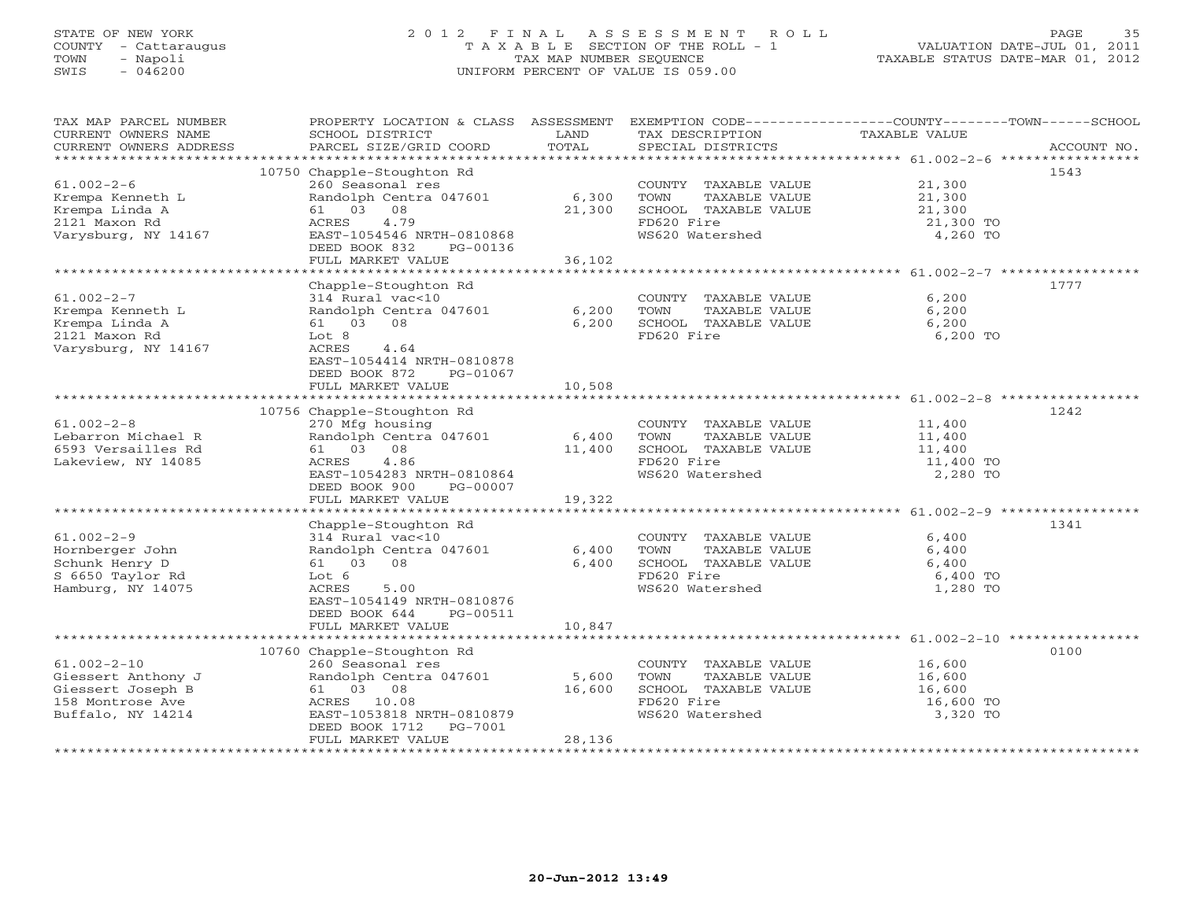STATE OF NEW YORK
COUNTY - Cattaraugus
TOWN - Napoli
SWIS - 046200

# 2012 FINAL ASSESSMENT ROLL

TAXABLE SECTION OF THE ROLL - 1
TAX MAP NUMBER SEQUENCE
UNIFORM PERCENT OF VALUE IS 059.00

VALUATION DATE-JUL 01, 2011
TAXABLE STATUS DATE-MAR 01, 2012

| TAX MAP PARCEL NUMBER / CURRENT OWNERS NAME / CURRENT OWNERS ADDRESS | PROPERTY LOCATION & CLASS / SCHOOL DISTRICT / PARCEL SIZE/GRID COORD | ASSESSMENT LAND | TOTAL | EXEMPTION CODE / TAX DESCRIPTION / SPECIAL DISTRICTS | TAXABLE VALUE | ACCOUNT NO. |
|---|---|---|---|---|---|---|
| **61.002-2-6** | 10750 Chapple-Stoughton Rd | | | | | 1543 |
| Krempa Kenneth L | 260 Seasonal res | | | COUNTY TAXABLE VALUE | 21,300 | |
| Krempa Linda A | Randolph Centra 047601 | 6,300 | | TOWN TAXABLE VALUE | 21,300 | |
| 2121 Maxon Rd | 61 03 08 | | 21,300 | SCHOOL TAXABLE VALUE | 21,300 | |
| Varysburg, NY 14167 | ACRES 4.79 | | | FD620 Fire | 21,300 TO | |
| | EAST-1054546 NRTH-0810868 | | | WS620 Watershed | 4,260 TO | |
| | DEED BOOK 832 PG-00136 | | | | | |
| | FULL MARKET VALUE | | 36,102 | | | |
| **61.002-2-7** | Chapple-Stoughton Rd | | | | | 1777 |
| Krempa Kenneth L | 314 Rural vac<10 | | | COUNTY TAXABLE VALUE | 6,200 | |
| Krempa Linda A | Randolph Centra 047601 | 6,200 | | TOWN TAXABLE VALUE | 6,200 | |
| 2121 Maxon Rd | 61 03 08 | | 6,200 | SCHOOL TAXABLE VALUE | 6,200 | |
| Varysburg, NY 14167 | Lot 8 | | | FD620 Fire | 6,200 TO | |
| | ACRES 4.64 | | | | | |
| | EAST-1054414 NRTH-0810878 | | | | | |
| | DEED BOOK 872 PG-01067 | | | | | |
| | FULL MARKET VALUE | | 10,508 | | | |
| **61.002-2-8** | 10756 Chapple-Stoughton Rd | | | | | 1242 |
| Lebarron Michael R | 270 Mfg housing | | | COUNTY TAXABLE VALUE | 11,400 | |
| 6593 Versailles Rd | Randolph Centra 047601 | 6,400 | | TOWN TAXABLE VALUE | 11,400 | |
| Lakeview, NY 14085 | 61 03 08 | | 11,400 | SCHOOL TAXABLE VALUE | 11,400 | |
| | ACRES 4.86 | | | FD620 Fire | 11,400 TO | |
| | EAST-1054283 NRTH-0810864 | | | WS620 Watershed | 2,280 TO | |
| | DEED BOOK 900 PG-00007 | | | | | |
| | FULL MARKET VALUE | | 19,322 | | | |
| **61.002-2-9** | Chapple-Stoughton Rd | | | | | 1341 |
| Hornberger John | 314 Rural vac<10 | | | COUNTY TAXABLE VALUE | 6,400 | |
| Schunk Henry D | Randolph Centra 047601 | 6,400 | | TOWN TAXABLE VALUE | 6,400 | |
| S 6650 Taylor Rd | 61 03 08 | | 6,400 | SCHOOL TAXABLE VALUE | 6,400 | |
| Hamburg, NY 14075 | Lot 6 | | | FD620 Fire | 6,400 TO | |
| | ACRES 5.00 | | | WS620 Watershed | 1,280 TO | |
| | EAST-1054149 NRTH-0810876 | | | | | |
| | DEED BOOK 644 PG-00511 | | | | | |
| | FULL MARKET VALUE | | 10,847 | | | |
| **61.002-2-10** | 10760 Chapple-Stoughton Rd | | | | | 0100 |
| Giessert Anthony J | 260 Seasonal res | | | COUNTY TAXABLE VALUE | 16,600 | |
| Giessert Joseph B | Randolph Centra 047601 | 5,600 | | TOWN TAXABLE VALUE | 16,600 | |
| 158 Montrose Ave | 61 03 08 | | 16,600 | SCHOOL TAXABLE VALUE | 16,600 | |
| Buffalo, NY 14214 | ACRES 10.08 | | | FD620 Fire | 16,600 TO | |
| | EAST-1053818 NRTH-0810879 | | | WS620 Watershed | 3,320 TO | |
| | DEED BOOK 1712 PG-7001 | | | | | |
| | FULL MARKET VALUE | | 28,136 | | | |

20-Jun-2012 13:49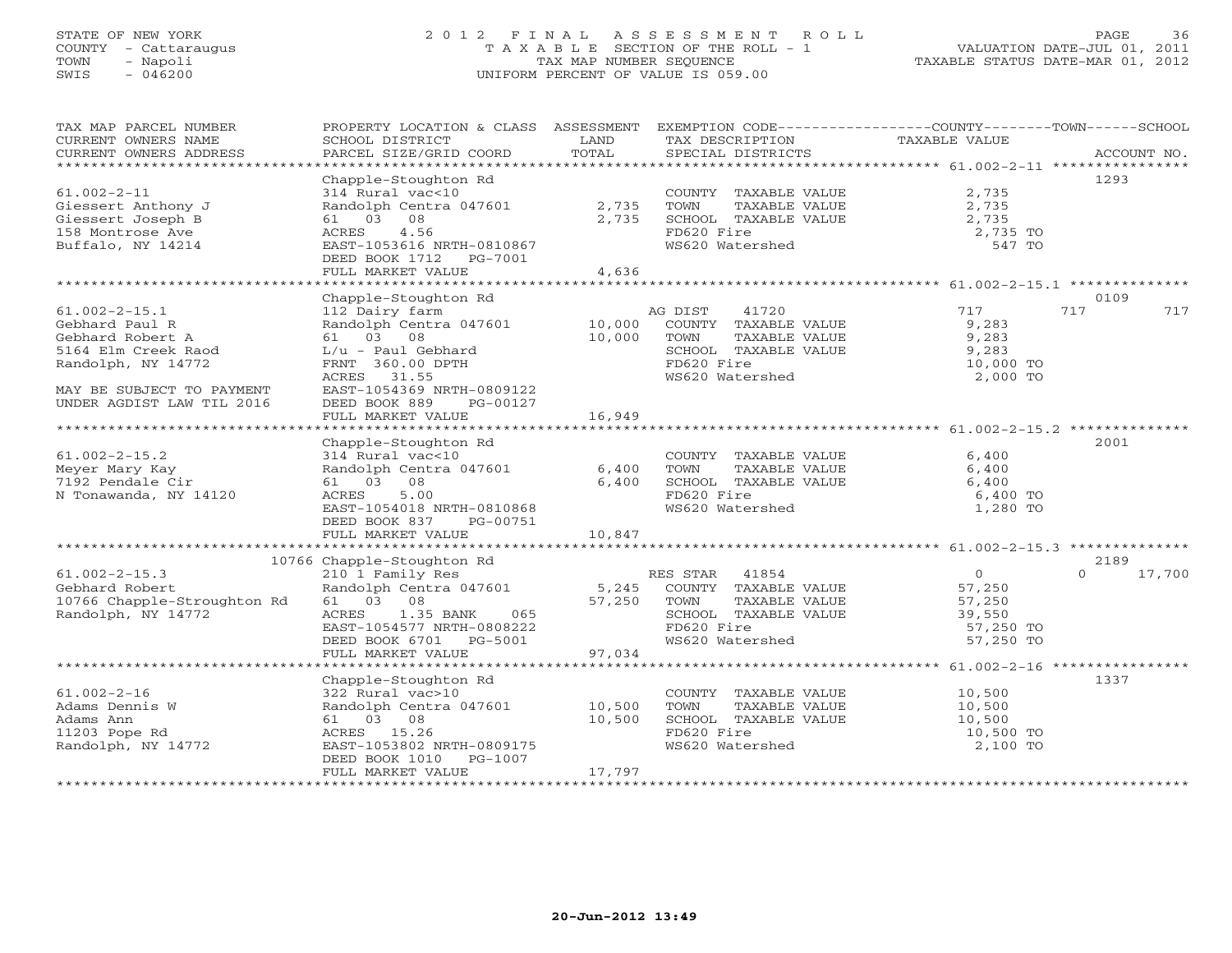STATE OF NEW YORK
COUNTY - Cattaraugus
TOWN - Napoli
SWIS - 046200

# 2012 FINAL ASSESSMENT ROLL
TAXABLE SECTION OF THE ROLL - 1
TAX MAP NUMBER SEQUENCE
UNIFORM PERCENT OF VALUE IS 059.00

VALUATION DATE-JUL 01, 2011
TAXABLE STATUS DATE-MAR 01, 2012

| TAX MAP PARCEL NUMBER / CURRENT OWNERS NAME / CURRENT OWNERS ADDRESS | PROPERTY LOCATION & CLASS / SCHOOL DISTRICT / PARCEL SIZE/GRID COORD | ASSESSMENT LAND / TOTAL | EXEMPTION CODE / TAX DESCRIPTION / SPECIAL DISTRICTS | COUNTY / TAXABLE VALUE | TOWN | SCHOOL / ACCOUNT NO. |
|---|---|---|---|---|---|---|
| **61.002-2-11** | Chapple-Stoughton Rd | | | | | 1293 |
| 61.002-2-11 | 314 Rural vac<10 | | COUNTY TAXABLE VALUE | 2,735 | | |
| Giessert Anthony J | Randolph Centra 047601 | 2,735 | TOWN TAXABLE VALUE | 2,735 | | |
| Giessert Joseph B | 61 03 08 | 2,735 | SCHOOL TAXABLE VALUE | 2,735 | | |
| 158 Montrose Ave | ACRES 4.56 | | FD620 Fire | 2,735 TO | | |
| Buffalo, NY 14214 | EAST-1053616 NRTH-0810867 | | WS620 Watershed | 547 TO | | |
| | DEED BOOK 1712 PG-7001 | | | | | |
| | FULL MARKET VALUE | 4,636 | | | | |
| **61.002-2-15.1** | Chapple-Stoughton Rd | | | | | 0109 |
| 61.002-2-15.1 | 112 Dairy farm | | AG DIST 41720 | 717 | 717 | 717 |
| Gebhard Paul R | Randolph Centra 047601 | 10,000 | COUNTY TAXABLE VALUE | 9,283 | | |
| Gebhard Robert A | 61 03 08 | 10,000 | TOWN TAXABLE VALUE | 9,283 | | |
| 5164 Elm Creek Raod | L/u - Paul Gebhard | | SCHOOL TAXABLE VALUE | 9,283 | | |
| Randolph, NY 14772 | FRNT 360.00 DPTH | | FD620 Fire | 10,000 TO | | |
| | ACRES 31.55 | | WS620 Watershed | 2,000 TO | | |
| MAY BE SUBJECT TO PAYMENT | EAST-1054369 NRTH-0809122 | | | | | |
| UNDER AGDIST LAW TIL 2016 | DEED BOOK 889 PG-00127 | | | | | |
| | FULL MARKET VALUE | 16,949 | | | | |
| **61.002-2-15.2** | Chapple-Stoughton Rd | | | | | 2001 |
| 61.002-2-15.2 | 314 Rural vac<10 | | COUNTY TAXABLE VALUE | 6,400 | | |
| Meyer Mary Kay | Randolph Centra 047601 | 6,400 | TOWN TAXABLE VALUE | 6,400 | | |
| 7192 Pendale Cir | 61 03 08 | 6,400 | SCHOOL TAXABLE VALUE | 6,400 | | |
| N Tonawanda, NY 14120 | ACRES 5.00 | | FD620 Fire | 6,400 TO | | |
| | EAST-1054018 NRTH-0810868 | | WS620 Watershed | 1,280 TO | | |
| | DEED BOOK 837 PG-00751 | | | | | |
| | FULL MARKET VALUE | 10,847 | | | | |
| **61.002-2-15.3** | 10766 Chapple-Stoughton Rd | | | | | 2189 |
| 61.002-2-15.3 | 210 1 Family Res | | RES STAR 41854 | 0 | | 0 17,700 |
| Gebhard Robert | Randolph Centra 047601 | 5,245 | COUNTY TAXABLE VALUE | 57,250 | | |
| 10766 Chapple-Stroughton Rd | 61 03 08 | 57,250 | TOWN TAXABLE VALUE | 57,250 | | |
| Randolph, NY 14772 | ACRES 1.35 BANK 065 | | SCHOOL TAXABLE VALUE | 39,550 | | |
| | EAST-1054577 NRTH-0808222 | | FD620 Fire | 57,250 TO | | |
| | DEED BOOK 6701 PG-5001 | | WS620 Watershed | 57,250 TO | | |
| | FULL MARKET VALUE | 97,034 | | | | |
| **61.002-2-16** | Chapple-Stoughton Rd | | | | | 1337 |
| 61.002-2-16 | 322 Rural vac>10 | | COUNTY TAXABLE VALUE | 10,500 | | |
| Adams Dennis W | Randolph Centra 047601 | 10,500 | TOWN TAXABLE VALUE | 10,500 | | |
| Adams Ann | 61 03 08 | 10,500 | SCHOOL TAXABLE VALUE | 10,500 | | |
| 11203 Pope Rd | ACRES 15.26 | | FD620 Fire | 10,500 TO | | |
| Randolph, NY 14772 | EAST-1053802 NRTH-0809175 | | WS620 Watershed | 2,100 TO | | |
| | DEED BOOK 1010 PG-1007 | | | | | |
| | FULL MARKET VALUE | 17,797 | | | | |

20-Jun-2012 13:49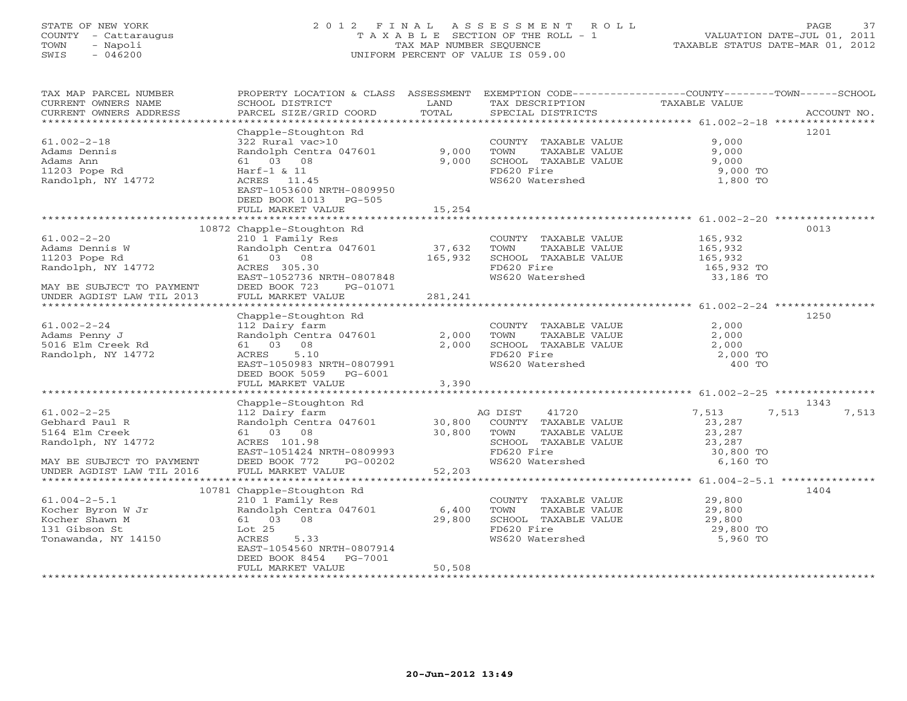STATE OF NEW YORK | 2012 FINAL ASSESSMENT ROLL
COUNTY - Cattaraugus | TAXABLE SECTION OF THE ROLL - 1 | VALUATION DATE-JUL 01, 2011
TOWN - Napoli | TAX MAP NUMBER SEQUENCE | TAXABLE STATUS DATE-MAR 01, 2012
SWIS - 046200 | UNIFORM PERCENT OF VALUE IS 059.00

| TAX MAP PARCEL NUMBER / CURRENT OWNERS NAME / CURRENT OWNERS ADDRESS | PROPERTY LOCATION & CLASS / SCHOOL DISTRICT / PARCEL SIZE/GRID COORD | ASSESSMENT LAND | TOTAL | EXEMPTION CODE / TAX DESCRIPTION / SPECIAL DISTRICTS | COUNTY TAXABLE VALUE | TOWN | SCHOOL | ACCOUNT NO. |
|---|---|---|---|---|---|---|---|---|
| **61.002-2-18** | Chapple-Stoughton Rd | | | | | | | 1201 |
| Adams Dennis | 322 Rural vac>10 | | | COUNTY TAXABLE VALUE | 9,000 | | | |
| Adams Ann | Randolph Centra 047601 | 9,000 | | TOWN TAXABLE VALUE | 9,000 | | | |
| 11203 Pope Rd | 61 03 08 | | 9,000 | SCHOOL TAXABLE VALUE | 9,000 | | | |
| Randolph, NY 14772 | Harf-1 & 11 | | | FD620 Fire | 9,000 TO | | | |
| | ACRES 11.45 | | | WS620 Watershed | 1,800 TO | | | |
| | EAST-1053600 NRTH-0809950 | | | | | | | |
| | DEED BOOK 1013 PG-505 | | | | | | | |
| | FULL MARKET VALUE | | 15,254 | | | | | |
| **61.002-2-20** | 10872 Chapple-Stoughton Rd | | | | | | | 0013 |
| Adams Dennis W | 210 1 Family Res | | | COUNTY TAXABLE VALUE | 165,932 | | | |
| 11203 Pope Rd | Randolph Centra 047601 | 37,632 | | TOWN TAXABLE VALUE | 165,932 | | | |
| Randolph, NY 14772 | 61 03 08 | | 165,932 | SCHOOL TAXABLE VALUE | 165,932 | | | |
| | ACRES 305.30 | | | FD620 Fire | 165,932 TO | | | |
| | EAST-1052736 NRTH-0807848 | | | WS620 Watershed | 33,186 TO | | | |
| MAY BE SUBJECT TO PAYMENT | DEED BOOK 723 PG-01071 | | | | | | | |
| UNDER AGDIST LAW TIL 2013 | FULL MARKET VALUE | | 281,241 | | | | | |
| **61.002-2-24** | Chapple-Stoughton Rd | | | | | | | 1250 |
| Adams Penny J | 112 Dairy farm | | | COUNTY TAXABLE VALUE | 2,000 | | | |
| 5016 Elm Creek Rd | Randolph Centra 047601 | 2,000 | | TOWN TAXABLE VALUE | 2,000 | | | |
| Randolph, NY 14772 | 61 03 08 | | 2,000 | SCHOOL TAXABLE VALUE | 2,000 | | | |
| | ACRES 5.10 | | | FD620 Fire | 2,000 TO | | | |
| | EAST-1050983 NRTH-0807991 | | | WS620 Watershed | 400 TO | | | |
| | DEED BOOK 5059 PG-6001 | | | | | | | |
| | FULL MARKET VALUE | | 3,390 | | | | | |
| **61.002-2-25** | Chapple-Stoughton Rd | | | | | | | 1343 |
| Gebhard Paul R | 112 Dairy farm | | | AG DIST 41720 | 7,513 | 7,513 | 7,513 | |
| 5164 Elm Creek | Randolph Centra 047601 | 30,800 | | COUNTY TAXABLE VALUE | 23,287 | | | |
| Randolph, NY 14772 | 61 03 08 | | 30,800 | TOWN TAXABLE VALUE | 23,287 | | | |
| | ACRES 101.98 | | | SCHOOL TAXABLE VALUE | 23,287 | | | |
| | EAST-1051424 NRTH-0809993 | | | FD620 Fire | 30,800 TO | | | |
| MAY BE SUBJECT TO PAYMENT | DEED BOOK 772 PG-00202 | | | WS620 Watershed | 6,160 TO | | | |
| UNDER AGDIST LAW TIL 2016 | FULL MARKET VALUE | | 52,203 | | | | | |
| **61.004-2-5.1** | 10781 Chapple-Stoughton Rd | | | | | | | 1404 |
| Kocher Byron W Jr | 210 1 Family Res | | | COUNTY TAXABLE VALUE | 29,800 | | | |
| Kocher Shawn M | Randolph Centra 047601 | 6,400 | | TOWN TAXABLE VALUE | 29,800 | | | |
| 131 Gibson St | 61 03 08 | | 29,800 | SCHOOL TAXABLE VALUE | 29,800 | | | |
| Tonawanda, NY 14150 | Lot 25 | | | FD620 Fire | 29,800 TO | | | |
| | ACRES 5.33 | | | WS620 Watershed | 5,960 TO | | | |
| | EAST-1054560 NRTH-0807914 | | | | | | | |
| | DEED BOOK 8454 PG-7001 | | | | | | | |
| | FULL MARKET VALUE | | 50,508 | | | | | |

20-Jun-2012 13:49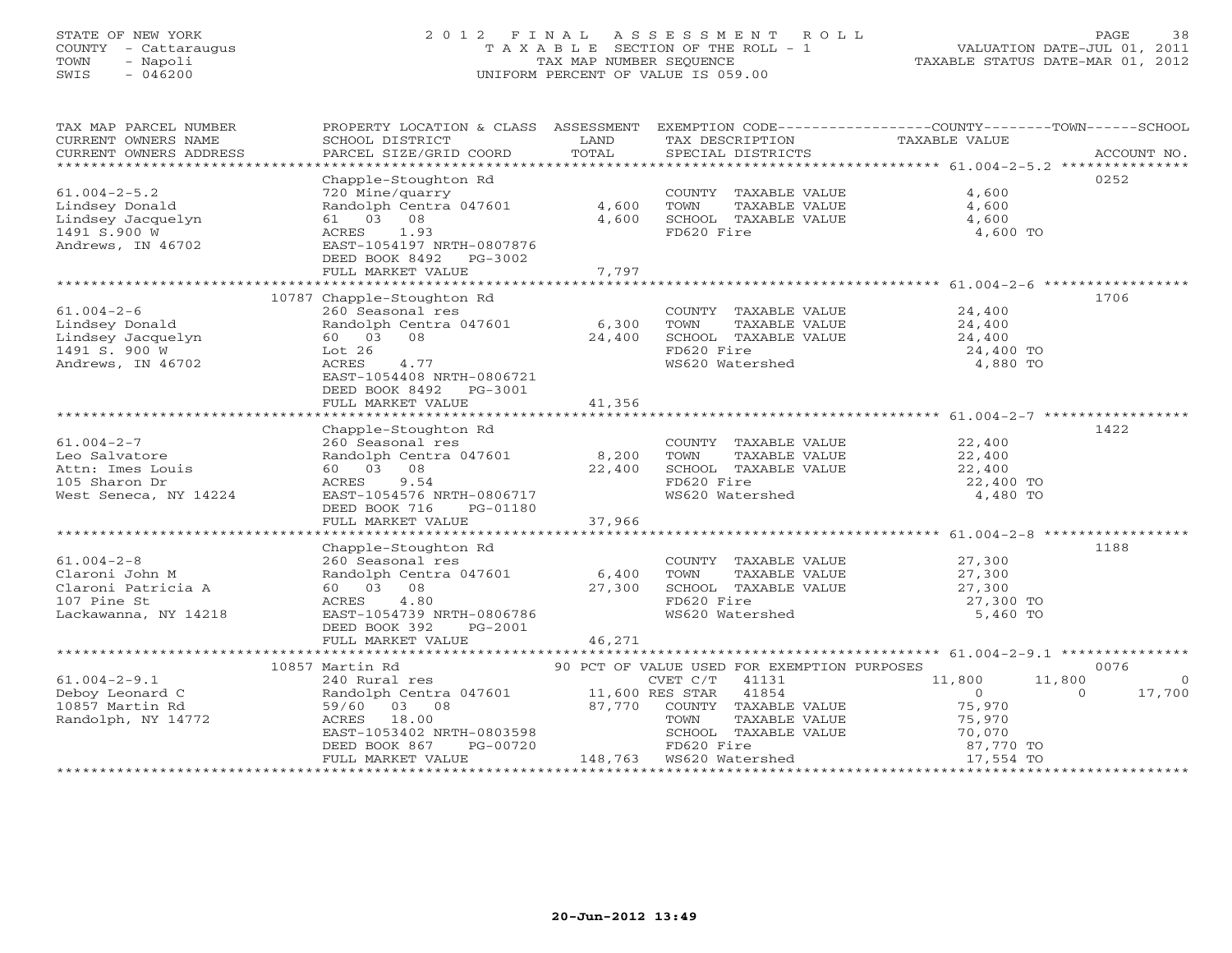STATE OF NEW YORK
COUNTY - Cattaraugus
TOWN - Napoli
SWIS - 046200

2 0 1 2 F I N A L A S S E S S M E N T R O L L
T A X A B L E SECTION OF THE ROLL - 1
TAX MAP NUMBER SEQUENCE
UNIFORM PERCENT OF VALUE IS 059.00

VALUATION DATE-JUL 01, 2011
TAXABLE STATUS DATE-MAR 01, 2012

| TAX MAP PARCEL NUMBER / CURRENT OWNERS NAME / CURRENT OWNERS ADDRESS | PROPERTY LOCATION & CLASS / SCHOOL DISTRICT / PARCEL SIZE/GRID COORD | ASSESSMENT LAND / TOTAL | EXEMPTION CODE / TAX DESCRIPTION / SPECIAL DISTRICTS | COUNTY TAXABLE VALUE | TOWN | SCHOOL | ACCOUNT NO. |
|---|---|---|---|---|---|---|---|
| **61.004-2-5.2** | Chapple-Stoughton Rd | | | | | | 0252 |
| 61.004-2-5.2 | 720 Mine/quarry | | COUNTY TAXABLE VALUE | 4,600 | | | |
| Lindsey Donald | Randolph Centra 047601 | 4,600 | TOWN TAXABLE VALUE | 4,600 | | | |
| Lindsey Jacquelyn | 61 03 08 | 4,600 | SCHOOL TAXABLE VALUE | 4,600 | | | |
| 1491 S.900 W | ACRES 1.93 | | FD620 Fire | 4,600 TO | | | |
| Andrews, IN 46702 | EAST-1054197 NRTH-0807876 | | | | | | |
| | DEED BOOK 8492 PG-3002 | | | | | | |
| | FULL MARKET VALUE | 7,797 | | | | | |
| **61.004-2-6** | 10787 Chapple-Stoughton Rd | | | | | | 1706 |
| 61.004-2-6 | 260 Seasonal res | | COUNTY TAXABLE VALUE | 24,400 | | | |
| Lindsey Donald | Randolph Centra 047601 | 6,300 | TOWN TAXABLE VALUE | 24,400 | | | |
| Lindsey Jacquelyn | 60 03 08 | 24,400 | SCHOOL TAXABLE VALUE | 24,400 | | | |
| 1491 S. 900 W | Lot 26 | | FD620 Fire | 24,400 TO | | | |
| Andrews, IN 46702 | ACRES 4.77 | | WS620 Watershed | 4,880 TO | | | |
| | EAST-1054408 NRTH-0806721 | | | | | | |
| | DEED BOOK 8492 PG-3001 | | | | | | |
| | FULL MARKET VALUE | 41,356 | | | | | |
| **61.004-2-7** | Chapple-Stoughton Rd | | | | | | 1422 |
| 61.004-2-7 | 260 Seasonal res | | COUNTY TAXABLE VALUE | 22,400 | | | |
| Leo Salvatore | Randolph Centra 047601 | 8,200 | TOWN TAXABLE VALUE | 22,400 | | | |
| Attn: Imes Louis | 60 03 08 | 22,400 | SCHOOL TAXABLE VALUE | 22,400 | | | |
| 105 Sharon Dr | ACRES 9.54 | | FD620 Fire | 22,400 TO | | | |
| West Seneca, NY 14224 | EAST-1054576 NRTH-0806717 | | WS620 Watershed | 4,480 TO | | | |
| | DEED BOOK 716 PG-01180 | | | | | | |
| | FULL MARKET VALUE | 37,966 | | | | | |
| **61.004-2-8** | Chapple-Stoughton Rd | | | | | | 1188 |
| 61.004-2-8 | 260 Seasonal res | | COUNTY TAXABLE VALUE | 27,300 | | | |
| Claroni John M | Randolph Centra 047601 | 6,400 | TOWN TAXABLE VALUE | 27,300 | | | |
| Claroni Patricia A | 60 03 08 | 27,300 | SCHOOL TAXABLE VALUE | 27,300 | | | |
| 107 Pine St | ACRES 4.80 | | FD620 Fire | 27,300 TO | | | |
| Lackawanna, NY 14218 | EAST-1054739 NRTH-0806786 | | WS620 Watershed | 5,460 TO | | | |
| | DEED BOOK 392 PG-2001 | | | | | | |
| | FULL MARKET VALUE | 46,271 | | | | | |
| **61.004-2-9.1** | 10857 Martin Rd | | 90 PCT OF VALUE USED FOR EXEMPTION PURPOSES | | | | 0076 |
| 61.004-2-9.1 | 240 Rural res | | CVET C/T 41131 | 11,800 | 11,800 | 0 | |
| Deboy Leonard C | Randolph Centra 047601 | 11,600 | RES STAR 41854 | 0 | 0 | 17,700 | |
| 10857 Martin Rd | 59/60 03 08 | 87,770 | COUNTY TAXABLE VALUE | 75,970 | | | |
| Randolph, NY 14772 | ACRES 18.00 | | TOWN TAXABLE VALUE | 75,970 | | | |
| | EAST-1053402 NRTH-0803598 | | SCHOOL TAXABLE VALUE | 70,070 | | | |
| | DEED BOOK 867 PG-00720 | | FD620 Fire | 87,770 TO | | | |
| | FULL MARKET VALUE | 148,763 | WS620 Watershed | 17,554 TO | | | |

20-Jun-2012 13:49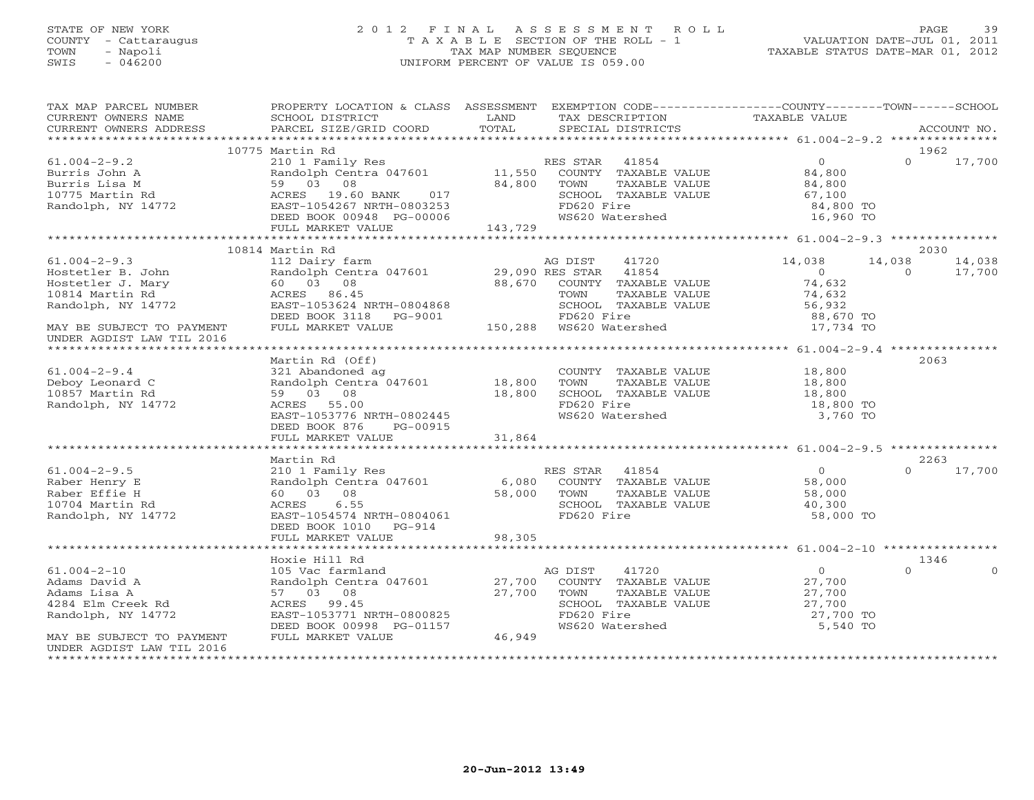STATE OF NEW YORK
COUNTY - Cattaraugus
TOWN - Napoli
SWIS - 046200

2012 FINAL ASSESSMENT ROLL
TAXABLE SECTION OF THE ROLL - 1
TAX MAP NUMBER SEQUENCE
UNIFORM PERCENT OF VALUE IS 059.00

VALUATION DATE-JUL 01, 2011
TAXABLE STATUS DATE-MAR 01, 2012

| TAX MAP PARCEL NUMBER / CURRENT OWNERS NAME / CURRENT OWNERS ADDRESS | PROPERTY LOCATION & CLASS / SCHOOL DISTRICT / PARCEL SIZE/GRID COORD | ASSESSMENT LAND | TOTAL | EXEMPTION CODE / TAX DESCRIPTION / SPECIAL DISTRICTS | COUNTY TAXABLE VALUE | TOWN | SCHOOL / ACCOUNT NO. |
|---|---|---|---|---|---|---|---|
| **61.004-2-9.2** | 10775 Martin Rd | | | | | | 1962 |
| 61.004-2-9.2 | 210 1 Family Res | | | RES STAR 41854 | 0 | 0 | 17,700 |
| Burris John A | Randolph Centra 047601 | 11,550 | | COUNTY TAXABLE VALUE | 84,800 | | |
| Burris Lisa M | 59 03 08 | | 84,800 | TOWN TAXABLE VALUE | 84,800 | | |
| 10775 Martin Rd | ACRES 19.60 BANK 017 | | | SCHOOL TAXABLE VALUE | 67,100 | | |
| Randolph, NY 14772 | EAST-1054267 NRTH-0803253 | | | FD620 Fire | 84,800 TO | | |
| | DEED BOOK 00948 PG-00006 | | | WS620 Watershed | 16,960 TO | | |
| | FULL MARKET VALUE | | 143,729 | | | | |
| **61.004-2-9.3** | 10814 Martin Rd | | | | | | 2030 |
| 61.004-2-9.3 | 112 Dairy farm | | | AG DIST 41720 | 14,038 | 14,038 | 14,038 |
| Hostetler B. John | Randolph Centra 047601 | 29,090 | | RES STAR 41854 | 0 | 0 | 17,700 |
| Hostetler J. Mary | 60 03 08 | | 88,670 | COUNTY TAXABLE VALUE | 74,632 | | |
| 10814 Martin Rd | ACRES 86.45 | | | TOWN TAXABLE VALUE | 74,632 | | |
| Randolph, NY 14772 | EAST-1053624 NRTH-0804868 | | | SCHOOL TAXABLE VALUE | 56,932 | | |
| | DEED BOOK 3118 PG-9001 | | | FD620 Fire | 88,670 TO | | |
| MAY BE SUBJECT TO PAYMENT UNDER AGDIST LAW TIL 2016 | FULL MARKET VALUE | | 150,288 | WS620 Watershed | 17,734 TO | | |
| **61.004-2-9.4** | Martin Rd (Off) | | | | | | 2063 |
| 61.004-2-9.4 | 321 Abandoned ag | | | COUNTY TAXABLE VALUE | 18,800 | | |
| Deboy Leonard C | Randolph Centra 047601 | 18,800 | | TOWN TAXABLE VALUE | 18,800 | | |
| 10857 Martin Rd | 59 03 08 | | 18,800 | SCHOOL TAXABLE VALUE | 18,800 | | |
| Randolph, NY 14772 | ACRES 55.00 | | | FD620 Fire | 18,800 TO | | |
| | EAST-1053776 NRTH-0802445 | | | WS620 Watershed | 3,760 TO | | |
| | DEED BOOK 876 PG-00915 | | | | | | |
| | FULL MARKET VALUE | | 31,864 | | | | |
| **61.004-2-9.5** | Martin Rd | | | | | | 2263 |
| 61.004-2-9.5 | 210 1 Family Res | | | RES STAR 41854 | 0 | 0 | 17,700 |
| Raber Henry E | Randolph Centra 047601 | 6,080 | | COUNTY TAXABLE VALUE | 58,000 | | |
| Raber Effie H | 60 03 08 | | 58,000 | TOWN TAXABLE VALUE | 58,000 | | |
| 10704 Martin Rd | ACRES 6.55 | | | SCHOOL TAXABLE VALUE | 40,300 | | |
| Randolph, NY 14772 | EAST-1054574 NRTH-0804061 | | | FD620 Fire | 58,000 TO | | |
| | DEED BOOK 1010 PG-914 | | | | | | |
| | FULL MARKET VALUE | | 98,305 | | | | |
| **61.004-2-10** | Hoxie Hill Rd | | | | | | 1346 |
| 61.004-2-10 | 105 Vac farmland | | | AG DIST 41720 | 0 | 0 | 0 |
| Adams David A | Randolph Centra 047601 | 27,700 | | COUNTY TAXABLE VALUE | 27,700 | | |
| Adams Lisa A | 57 03 08 | | 27,700 | TOWN TAXABLE VALUE | 27,700 | | |
| 4284 Elm Creek Rd | ACRES 99.45 | | | SCHOOL TAXABLE VALUE | 27,700 | | |
| Randolph, NY 14772 | EAST-1053771 NRTH-0800825 | | | FD620 Fire | 27,700 TO | | |
| | DEED BOOK 00998 PG-01157 | | | WS620 Watershed | 5,540 TO | | |
| MAY BE SUBJECT TO PAYMENT UNDER AGDIST LAW TIL 2016 | FULL MARKET VALUE | | 46,949 | | | | |

20-Jun-2012 13:49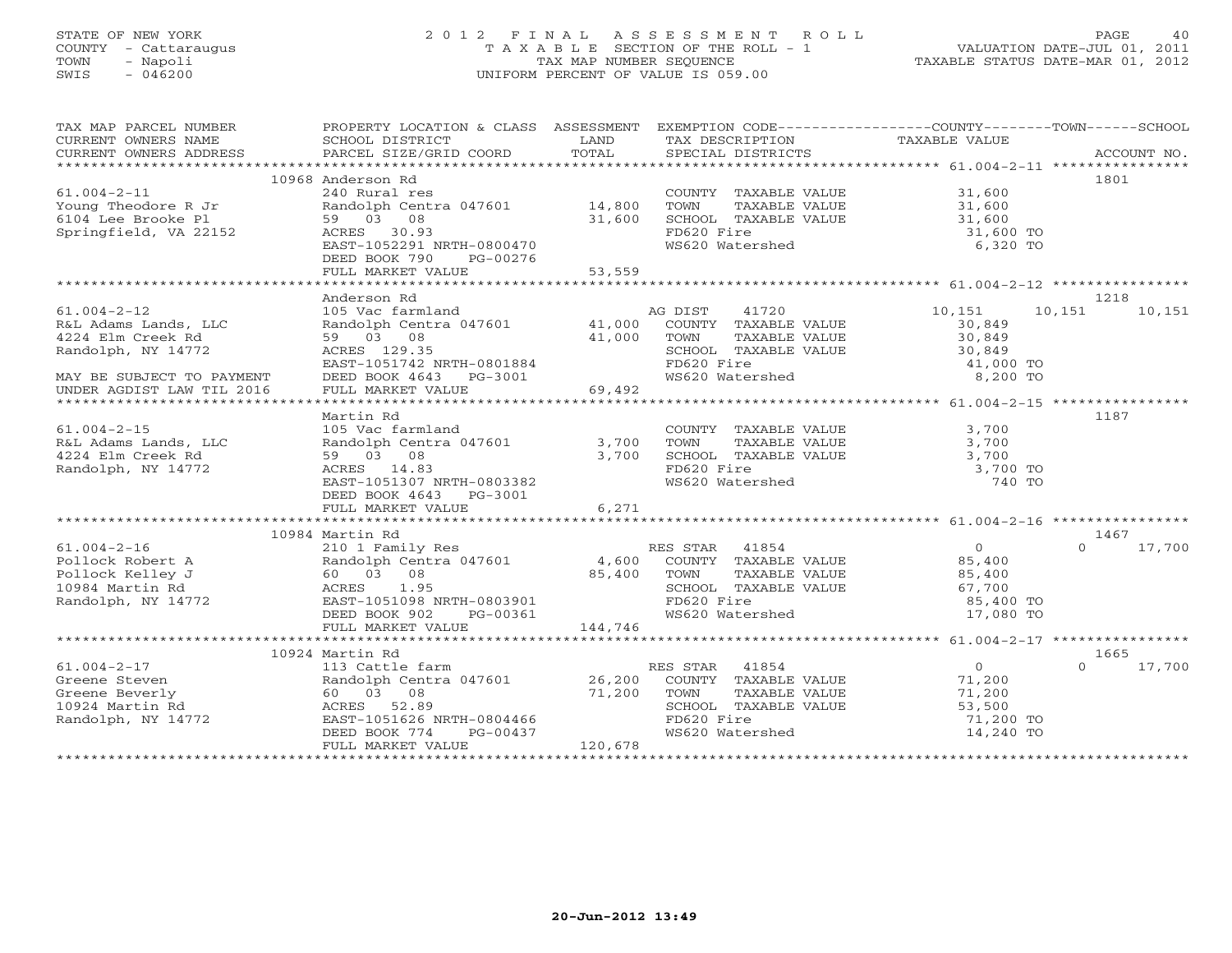STATE OF NEW YORK
COUNTY - Cattaraugus
TOWN - Napoli
SWIS - 046200

2012 FINAL ASSESSMENT ROLL
TAXABLE SECTION OF THE ROLL - 1
TAX MAP NUMBER SEQUENCE
UNIFORM PERCENT OF VALUE IS 059.00

VALUATION DATE-JUL 01, 2011
TAXABLE STATUS DATE-MAR 01, 2012

| TAX MAP PARCEL NUMBER / CURRENT OWNERS NAME / CURRENT OWNERS ADDRESS | PROPERTY LOCATION & CLASS / SCHOOL DISTRICT / PARCEL SIZE/GRID COORD | ASSESSMENT LAND / TOTAL | EXEMPTION CODE / TAX DESCRIPTION / SPECIAL DISTRICTS | COUNTY TAXABLE VALUE | TOWN | SCHOOL | ACCOUNT NO. |
|---|---|---|---|---|---|---|---|
| **61.004-2-11** | 10968 Anderson Rd | | | | | | 1801 |
| 61.004-2-11 | 240 Rural res | | COUNTY TAXABLE VALUE | 31,600 | | | |
| Young Theodore R Jr | Randolph Centra 047601 | 14,800 | TOWN TAXABLE VALUE | 31,600 | | | |
| 6104 Lee Brooke Pl | 59 03 08 | 31,600 | SCHOOL TAXABLE VALUE | 31,600 | | | |
| Springfield, VA 22152 | ACRES 30.93 | | FD620 Fire | 31,600 TO | | | |
| | EAST-1052291 NRTH-0800470 | | WS620 Watershed | 6,320 TO | | | |
| | DEED BOOK 790 PG-00276 | | | | | | |
| | FULL MARKET VALUE | 53,559 | | | | | |
| **61.004-2-12** | Anderson Rd | | | | | | 1218 |
| 61.004-2-12 | 105 Vac farmland | | AG DIST 41720 | 10,151 | 10,151 | 10,151 | |
| R&L Adams Lands, LLC | Randolph Centra 047601 | 41,000 | COUNTY TAXABLE VALUE | 30,849 | | | |
| 4224 Elm Creek Rd | 59 03 08 | 41,000 | TOWN TAXABLE VALUE | 30,849 | | | |
| Randolph, NY 14772 | ACRES 129.35 | | SCHOOL TAXABLE VALUE | 30,849 | | | |
| | EAST-1051742 NRTH-0801884 | | FD620 Fire | 41,000 TO | | | |
| MAY BE SUBJECT TO PAYMENT | DEED BOOK 4643 PG-3001 | | WS620 Watershed | 8,200 TO | | | |
| UNDER AGDIST LAW TIL 2016 | FULL MARKET VALUE | 69,492 | | | | | |
| **61.004-2-15** | Martin Rd | | | | | | 1187 |
| 61.004-2-15 | 105 Vac farmland | | COUNTY TAXABLE VALUE | 3,700 | | | |
| R&L Adams Lands, LLC | Randolph Centra 047601 | 3,700 | TOWN TAXABLE VALUE | 3,700 | | | |
| 4224 Elm Creek Rd | 59 03 08 | 3,700 | SCHOOL TAXABLE VALUE | 3,700 | | | |
| Randolph, NY 14772 | ACRES 14.83 | | FD620 Fire | 3,700 TO | | | |
| | EAST-1051307 NRTH-0803382 | | WS620 Watershed | 740 TO | | | |
| | DEED BOOK 4643 PG-3001 | | | | | | |
| | FULL MARKET VALUE | 6,271 | | | | | |
| **61.004-2-16** | 10984 Martin Rd | | | | | | 1467 |
| 61.004-2-16 | 210 1 Family Res | | RES STAR 41854 | 0 | 0 | 17,700 | |
| Pollock Robert A | Randolph Centra 047601 | 4,600 | COUNTY TAXABLE VALUE | 85,400 | | | |
| Pollock Kelley J | 60 03 08 | 85,400 | TOWN TAXABLE VALUE | 85,400 | | | |
| 10984 Martin Rd | ACRES 1.95 | | SCHOOL TAXABLE VALUE | 67,700 | | | |
| Randolph, NY 14772 | EAST-1051098 NRTH-0803901 | | FD620 Fire | 85,400 TO | | | |
| | DEED BOOK 902 PG-00361 | | WS620 Watershed | 17,080 TO | | | |
| | FULL MARKET VALUE | 144,746 | | | | | |
| **61.004-2-17** | 10924 Martin Rd | | | | | | 1665 |
| 61.004-2-17 | 113 Cattle farm | | RES STAR 41854 | 0 | 0 | 17,700 | |
| Greene Steven | Randolph Centra 047601 | 26,200 | COUNTY TAXABLE VALUE | 71,200 | | | |
| Greene Beverly | 60 03 08 | 71,200 | TOWN TAXABLE VALUE | 71,200 | | | |
| 10924 Martin Rd | ACRES 52.89 | | SCHOOL TAXABLE VALUE | 53,500 | | | |
| Randolph, NY 14772 | EAST-1051626 NRTH-0804466 | | FD620 Fire | 71,200 TO | | | |
| | DEED BOOK 774 PG-00437 | | WS620 Watershed | 14,240 TO | | | |
| | FULL MARKET VALUE | 120,678 | | | | | |

20-Jun-2012 13:49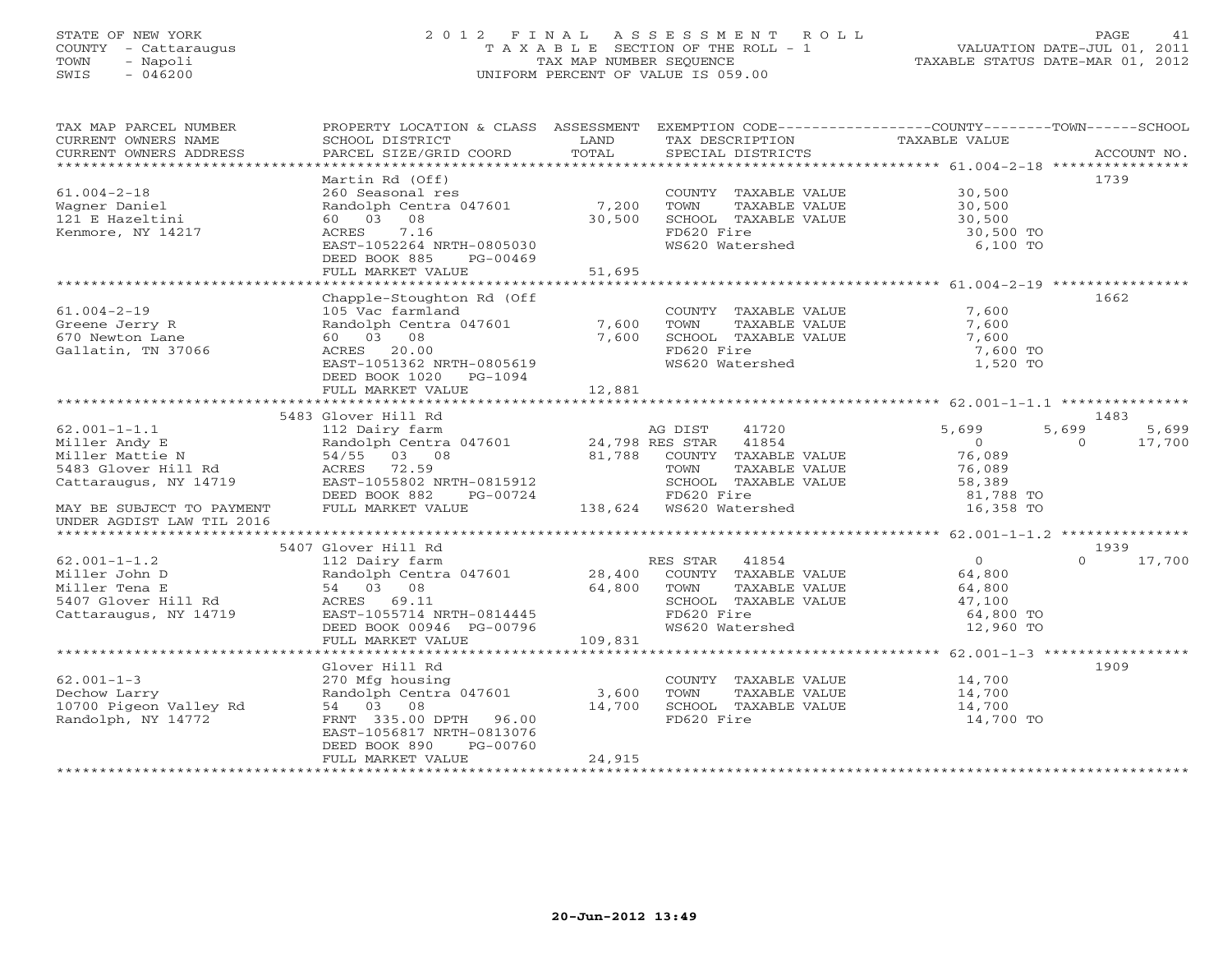STATE OF NEW YORK
COUNTY - Cattaraugus
TOWN - Napoli
SWIS - 046200

2012 FINAL ASSESSMENT ROLL
TAXABLE SECTION OF THE ROLL - 1
TAX MAP NUMBER SEQUENCE
UNIFORM PERCENT OF VALUE IS 059.00

VALUATION DATE-JUL 01, 2011
TAXABLE STATUS DATE-MAR 01, 2012

| TAX MAP PARCEL NUMBER / CURRENT OWNERS NAME / CURRENT OWNERS ADDRESS | PROPERTY LOCATION & CLASS / SCHOOL DISTRICT / PARCEL SIZE/GRID COORD | ASSESSMENT LAND / TOTAL | EXEMPTION CODE / TAX DESCRIPTION / SPECIAL DISTRICTS | COUNTY TAXABLE VALUE | TOWN | SCHOOL | ACCOUNT NO. |
|---|---|---|---|---|---|---|---|
| **61.004-2-18** | Martin Rd (Off) | | | | | | 1739 |
| 61.004-2-18 | 260 Seasonal res | | COUNTY TAXABLE VALUE | 30,500 | | | |
| Wagner Daniel | Randolph Centra 047601 | 7,200 | TOWN TAXABLE VALUE | 30,500 | | | |
| 121 E Hazeltini | 60 03 08 | 30,500 | SCHOOL TAXABLE VALUE | 30,500 | | | |
| Kenmore, NY 14217 | ACRES 7.16 | | FD620 Fire | 30,500 TO | | | |
| | EAST-1052264 NRTH-0805030 | | WS620 Watershed | 6,100 TO | | | |
| | DEED BOOK 885 PG-00469 | | | | | | |
| | FULL MARKET VALUE | 51,695 | | | | | |
| **61.004-2-19** | Chapple-Stoughton Rd (Off | | | | | | 1662 |
| 61.004-2-19 | 105 Vac farmland | | COUNTY TAXABLE VALUE | 7,600 | | | |
| Greene Jerry R | Randolph Centra 047601 | 7,600 | TOWN TAXABLE VALUE | 7,600 | | | |
| 670 Newton Lane | 60 03 08 | 7,600 | SCHOOL TAXABLE VALUE | 7,600 | | | |
| Gallatin, TN 37066 | ACRES 20.00 | | FD620 Fire | 7,600 TO | | | |
| | EAST-1051362 NRTH-0805619 | | WS620 Watershed | 1,520 TO | | | |
| | DEED BOOK 1020 PG-1094 | | | | | | |
| | FULL MARKET VALUE | 12,881 | | | | | |
| **62.001-1-1.1** | 5483 Glover Hill Rd | | | | | | 1483 |
| 62.001-1-1.1 | 112 Dairy farm | | AG DIST 41720 | 5,699 | 5,699 | 5,699 | |
| Miller Andy E | Randolph Centra 047601 | 24,798 | RES STAR 41854 | 0 | 0 | 17,700 | |
| Miller Mattie N | 54/55 03 08 | 81,788 | COUNTY TAXABLE VALUE | 76,089 | | | |
| 5483 Glover Hill Rd | ACRES 72.59 | | TOWN TAXABLE VALUE | 76,089 | | | |
| Cattaraugus, NY 14719 | EAST-1055802 NRTH-0815912 | | SCHOOL TAXABLE VALUE | 58,389 | | | |
| | DEED BOOK 882 PG-00724 | | FD620 Fire | 81,788 TO | | | |
| MAY BE SUBJECT TO PAYMENT | FULL MARKET VALUE | 138,624 | WS620 Watershed | 16,358 TO | | | |
| UNDER AGDIST LAW TIL 2016 | | | | | | | |
| **62.001-1-1.2** | 5407 Glover Hill Rd | | | | | | 1939 |
| 62.001-1-1.2 | 112 Dairy farm | | RES STAR 41854 | 0 | 0 | 17,700 | |
| Miller John D | Randolph Centra 047601 | 28,400 | COUNTY TAXABLE VALUE | 64,800 | | | |
| Miller Tena E | 54 03 08 | 64,800 | TOWN TAXABLE VALUE | 64,800 | | | |
| 5407 Glover Hill Rd | ACRES 69.11 | | SCHOOL TAXABLE VALUE | 47,100 | | | |
| Cattaraugus, NY 14719 | EAST-1055714 NRTH-0814445 | | FD620 Fire | 64,800 TO | | | |
| | DEED BOOK 00946 PG-00796 | | WS620 Watershed | 12,960 TO | | | |
| | FULL MARKET VALUE | 109,831 | | | | | |
| **62.001-1-3** | Glover Hill Rd | | | | | | 1909 |
| 62.001-1-3 | 270 Mfg housing | | COUNTY TAXABLE VALUE | 14,700 | | | |
| Dechow Larry | Randolph Centra 047601 | 3,600 | TOWN TAXABLE VALUE | 14,700 | | | |
| 10700 Pigeon Valley Rd | 54 03 08 | 14,700 | SCHOOL TAXABLE VALUE | 14,700 | | | |
| Randolph, NY 14772 | FRNT 335.00 DPTH 96.00 | | FD620 Fire | 14,700 TO | | | |
| | EAST-1056817 NRTH-0813076 | | | | | | |
| | DEED BOOK 890 PG-00760 | | | | | | |
| | FULL MARKET VALUE | 24,915 | | | | | |

20-Jun-2012 13:49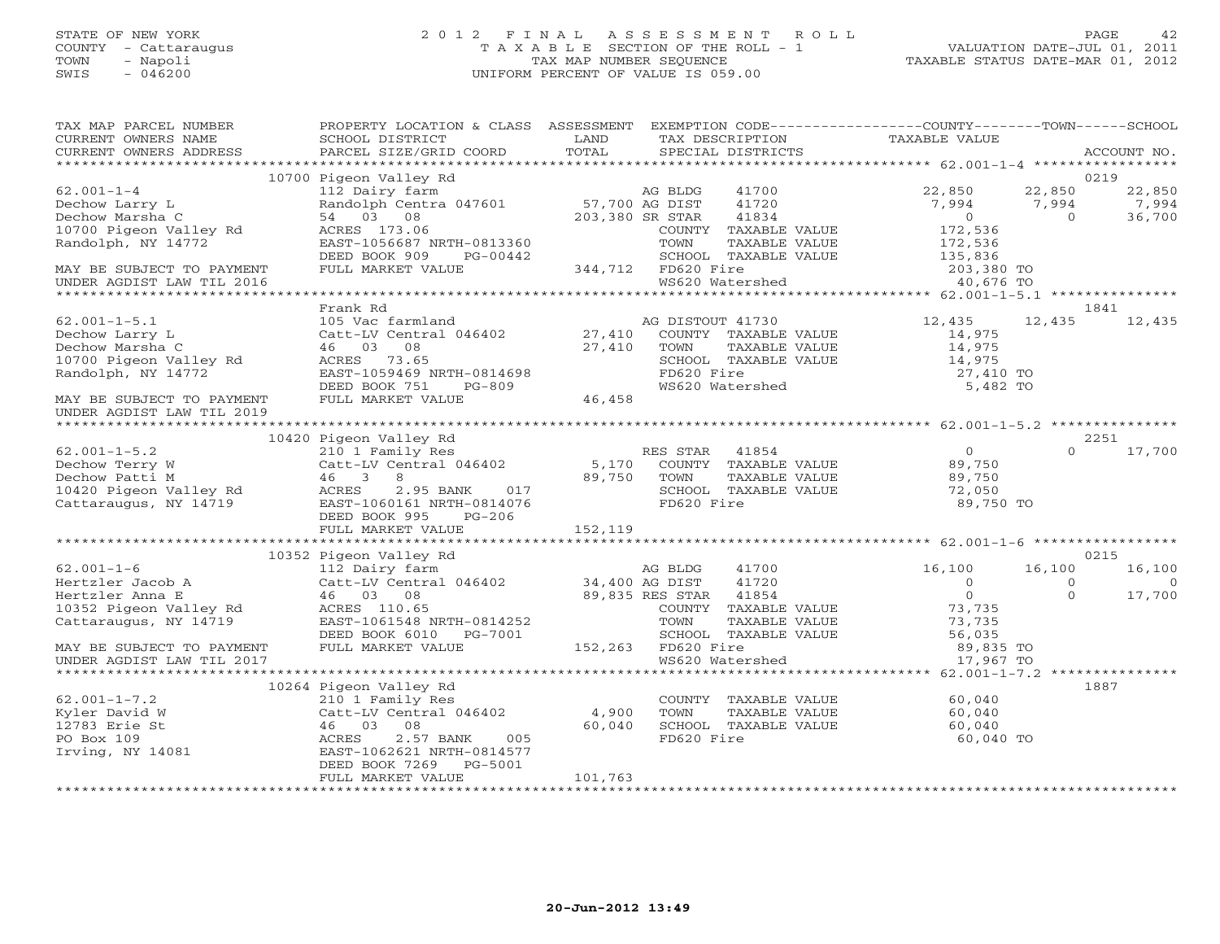STATE OF NEW YORK
COUNTY - Cattaraugus
TOWN - Napoli
SWIS - 046200

# 2012 FINAL ASSESSMENT ROLL
TAXABLE SECTION OF THE ROLL - 1
TAX MAP NUMBER SEQUENCE
UNIFORM PERCENT OF VALUE IS 059.00

VALUATION DATE-JUL 01, 2011
TAXABLE STATUS DATE-MAR 01, 2012

| TAX MAP PARCEL NUMBER / CURRENT OWNERS NAME / CURRENT OWNERS ADDRESS | PROPERTY LOCATION & CLASS / SCHOOL DISTRICT / PARCEL SIZE/GRID COORD | ASSESSMENT LAND / TOTAL | EXEMPTION CODE / TAX DESCRIPTION / SPECIAL DISTRICTS | COUNTY | TOWN | SCHOOL | ACCOUNT NO. |
|---|---|---|---|---|---|---|---|
| **62.001-1-4** | 10700 Pigeon Valley Rd | | | | | | 0219 |
| Dechow Larry L | 112 Dairy farm | | AG BLDG 41700 | 22,850 | 22,850 | 22,850 | |
| Dechow Marsha C | Randolph Centra 047601 | 57,700 | AG DIST 41720 | 7,994 | 7,994 | 7,994 | |
| 10700 Pigeon Valley Rd | 54 03 08 | 203,380 | SR STAR 41834 | 0 | 0 | 36,700 | |
| Randolph, NY 14772 | ACRES 173.06 | | COUNTY TAXABLE VALUE | 172,536 | | | |
| | EAST-1056687 NRTH-0813360 | | TOWN TAXABLE VALUE | | 172,536 | | |
| | DEED BOOK 909 PG-00442 | | SCHOOL TAXABLE VALUE | | | 135,836 | |
| MAY BE SUBJECT TO PAYMENT | FULL MARKET VALUE | 344,712 | FD620 Fire | 203,380 TO | | | |
| UNDER AGDIST LAW TIL 2016 | | | WS620 Watershed | 40,676 TO | | | |
| **62.001-1-5.1** | Frank Rd | | | | | | 1841 |
| Dechow Larry L | 105 Vac farmland | | AG DISTOUT 41730 | 12,435 | 12,435 | 12,435 | |
| Dechow Marsha C | Catt-LV Central 046402 | 27,410 | COUNTY TAXABLE VALUE | 14,975 | | | |
| 10700 Pigeon Valley Rd | 46 03 08 | 27,410 | TOWN TAXABLE VALUE | | 14,975 | | |
| Randolph, NY 14772 | ACRES 73.65 | | SCHOOL TAXABLE VALUE | | | 14,975 | |
| | EAST-1059469 NRTH-0814698 | | FD620 Fire | 27,410 TO | | | |
| | DEED BOOK 751 PG-809 | | WS620 Watershed | 5,482 TO | | | |
| MAY BE SUBJECT TO PAYMENT | FULL MARKET VALUE | 46,458 | | | | | |
| UNDER AGDIST LAW TIL 2019 | | | | | | | |
| **62.001-1-5.2** | 10420 Pigeon Valley Rd | | | | | | 2251 |
| Dechow Terry W | 210 1 Family Res | | RES STAR 41854 | 0 | 0 | 17,700 | |
| Dechow Patti M | Catt-LV Central 046402 | 5,170 | COUNTY TAXABLE VALUE | 89,750 | | | |
| 10420 Pigeon Valley Rd | 46 3 8 | 89,750 | TOWN TAXABLE VALUE | | 89,750 | | |
| Cattaraugus, NY 14719 | ACRES 2.95 BANK 017 | | SCHOOL TAXABLE VALUE | | | 72,050 | |
| | EAST-1060161 NRTH-0814076 | | FD620 Fire | 89,750 TO | | | |
| | DEED BOOK 995 PG-206 | | | | | | |
| | FULL MARKET VALUE | 152,119 | | | | | |
| **62.001-1-6** | 10352 Pigeon Valley Rd | | | | | | 0215 |
| Hertzler Jacob A | 112 Dairy farm | | AG BLDG 41700 | 16,100 | 16,100 | 16,100 | |
| Hertzler Anna E | Catt-LV Central 046402 | 34,400 | AG DIST 41720 | 0 | 0 | 0 | |
| 10352 Pigeon Valley Rd | 46 03 08 | 89,835 | RES STAR 41854 | 0 | 0 | 17,700 | |
| Cattaraugus, NY 14719 | ACRES 110.65 | | COUNTY TAXABLE VALUE | 73,735 | | | |
| | EAST-1061548 NRTH-0814252 | | TOWN TAXABLE VALUE | | 73,735 | | |
| | DEED BOOK 6010 PG-7001 | | SCHOOL TAXABLE VALUE | | | 56,035 | |
| MAY BE SUBJECT TO PAYMENT | FULL MARKET VALUE | 152,263 | FD620 Fire | 89,835 TO | | | |
| UNDER AGDIST LAW TIL 2017 | | | WS620 Watershed | 17,967 TO | | | |
| **62.001-1-7.2** | 10264 Pigeon Valley Rd | | | | | | 1887 |
| Kyler David W | 210 1 Family Res | | COUNTY TAXABLE VALUE | 60,040 | | | |
| 12783 Erie St | Catt-LV Central 046402 | 4,900 | TOWN TAXABLE VALUE | | 60,040 | | |
| PO Box 109 | 46 03 08 | 60,040 | SCHOOL TAXABLE VALUE | | | 60,040 | |
| Irving, NY 14081 | ACRES 2.57 BANK 005 | | FD620 Fire | 60,040 TO | | | |
| | EAST-1062621 NRTH-0814577 | | | | | | |
| | DEED BOOK 7269 PG-5001 | | | | | | |
| | FULL MARKET VALUE | 101,763 | | | | | |

20-Jun-2012 13:49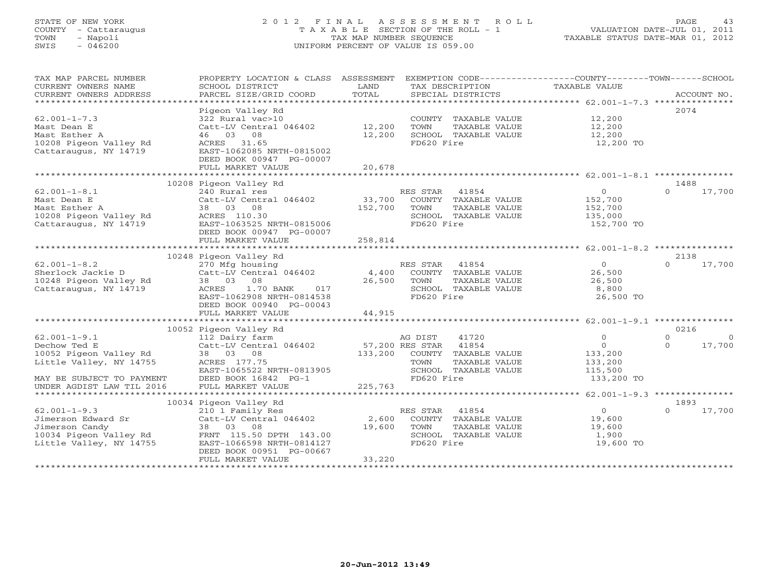STATE OF NEW YORK
COUNTY - Cattaraugus
TOWN - Napoli
SWIS - 046200

2 0 1 2 F I N A L A S S E S S M E N T R O L L
T A X A B L E SECTION OF THE ROLL - 1
TAX MAP NUMBER SEQUENCE
UNIFORM PERCENT OF VALUE IS 059.00

VALUATION DATE-JUL 01, 2011
TAXABLE STATUS DATE-MAR 01, 2012

| TAX MAP PARCEL NUMBER / CURRENT OWNERS NAME / CURRENT OWNERS ADDRESS | PROPERTY LOCATION & CLASS / SCHOOL DISTRICT / PARCEL SIZE/GRID COORD | ASSESSMENT LAND / TOTAL | EXEMPTION CODE / TAX DESCRIPTION / SPECIAL DISTRICTS | COUNTY TAXABLE VALUE | TOWN | SCHOOL / ACCOUNT NO. |
|---|---|---|---|---|---|---|
| **62.001-1-7.3** | Pigeon Valley Rd | | | | | 2074 |
| 62.001-1-7.3 | 322 Rural vac>10 | | COUNTY TAXABLE VALUE | 12,200 | | |
| Mast Dean E | Catt-LV Central 046402 | 12,200 | TOWN TAXABLE VALUE | 12,200 | | |
| Mast Esther A | 46 03 08 | 12,200 | SCHOOL TAXABLE VALUE | 12,200 | | |
| 10208 Pigeon Valley Rd | ACRES 31.65 | | FD620 Fire | 12,200 TO | | |
| Cattaraugus, NY 14719 | EAST-1062085 NRTH-0815002 | | | | | |
| | DEED BOOK 00947 PG-00007 | | | | | |
| | FULL MARKET VALUE | 20,678 | | | | |
| **62.001-1-8.1** | 10208 Pigeon Valley Rd | | | | | 1488 |
| 62.001-1-8.1 | 240 Rural res | | RES STAR 41854 | 0 | 0 | 17,700 |
| Mast Dean E | Catt-LV Central 046402 | 33,700 | COUNTY TAXABLE VALUE | 152,700 | | |
| Mast Esther A | 38 03 08 | 152,700 | TOWN TAXABLE VALUE | 152,700 | | |
| 10208 Pigeon Valley Rd | ACRES 110.30 | | SCHOOL TAXABLE VALUE | 135,000 | | |
| Cattaraugus, NY 14719 | EAST-1063525 NRTH-0815006 | | FD620 Fire | 152,700 TO | | |
| | DEED BOOK 00947 PG-00007 | | | | | |
| | FULL MARKET VALUE | 258,814 | | | | |
| **62.001-1-8.2** | 10248 Pigeon Valley Rd | | | | | 2138 |
| 62.001-1-8.2 | 270 Mfg housing | | RES STAR 41854 | 0 | 0 | 17,700 |
| Sherlock Jackie D | Catt-LV Central 046402 | 4,400 | COUNTY TAXABLE VALUE | 26,500 | | |
| 10248 Pigeon Valley Rd | 38 03 08 | 26,500 | TOWN TAXABLE VALUE | 26,500 | | |
| Cattaraugus, NY 14719 | ACRES 1.70 BANK 017 | | SCHOOL TAXABLE VALUE | 8,800 | | |
| | EAST-1062908 NRTH-0814538 | | FD620 Fire | 26,500 TO | | |
| | DEED BOOK 00940 PG-00043 | | | | | |
| | FULL MARKET VALUE | 44,915 | | | | |
| **62.001-1-9.1** | 10052 Pigeon Valley Rd | | | | | 0216 |
| 62.001-1-9.1 | 112 Dairy farm | | AG DIST 41720 | 0 | 0 | 0 |
| Dechow Ted E | Catt-LV Central 046402 | 57,200 | RES STAR 41854 | 0 | 0 | 17,700 |
| 10052 Pigeon Valley Rd | 38 03 08 | 133,200 | COUNTY TAXABLE VALUE | 133,200 | | |
| Little Valley, NY 14755 | ACRES 177.75 | | TOWN TAXABLE VALUE | 133,200 | | |
| | EAST-1065522 NRTH-0813905 | | SCHOOL TAXABLE VALUE | 115,500 | | |
| MAY BE SUBJECT TO PAYMENT | DEED BOOK 16842 PG-1 | | FD620 Fire | 133,200 TO | | |
| UNDER AGDIST LAW TIL 2016 | FULL MARKET VALUE | 225,763 | | | | |
| **62.001-1-9.3** | 10034 Pigeon Valley Rd | | | | | 1893 |
| 62.001-1-9.3 | 210 1 Family Res | | RES STAR 41854 | 0 | 0 | 17,700 |
| Jimerson Edward Sr | Catt-LV Central 046402 | 2,600 | COUNTY TAXABLE VALUE | 19,600 | | |
| Jimerson Candy | 38 03 08 | 19,600 | TOWN TAXABLE VALUE | 19,600 | | |
| 10034 Pigeon Valley Rd | FRNT 115.50 DPTH 143.00 | | SCHOOL TAXABLE VALUE | 1,900 | | |
| Little Valley, NY 14755 | EAST-1066598 NRTH-0814127 | | FD620 Fire | 19,600 TO | | |
| | DEED BOOK 00951 PG-00667 | | | | | |
| | FULL MARKET VALUE | 33,220 | | | | |

20-Jun-2012 13:49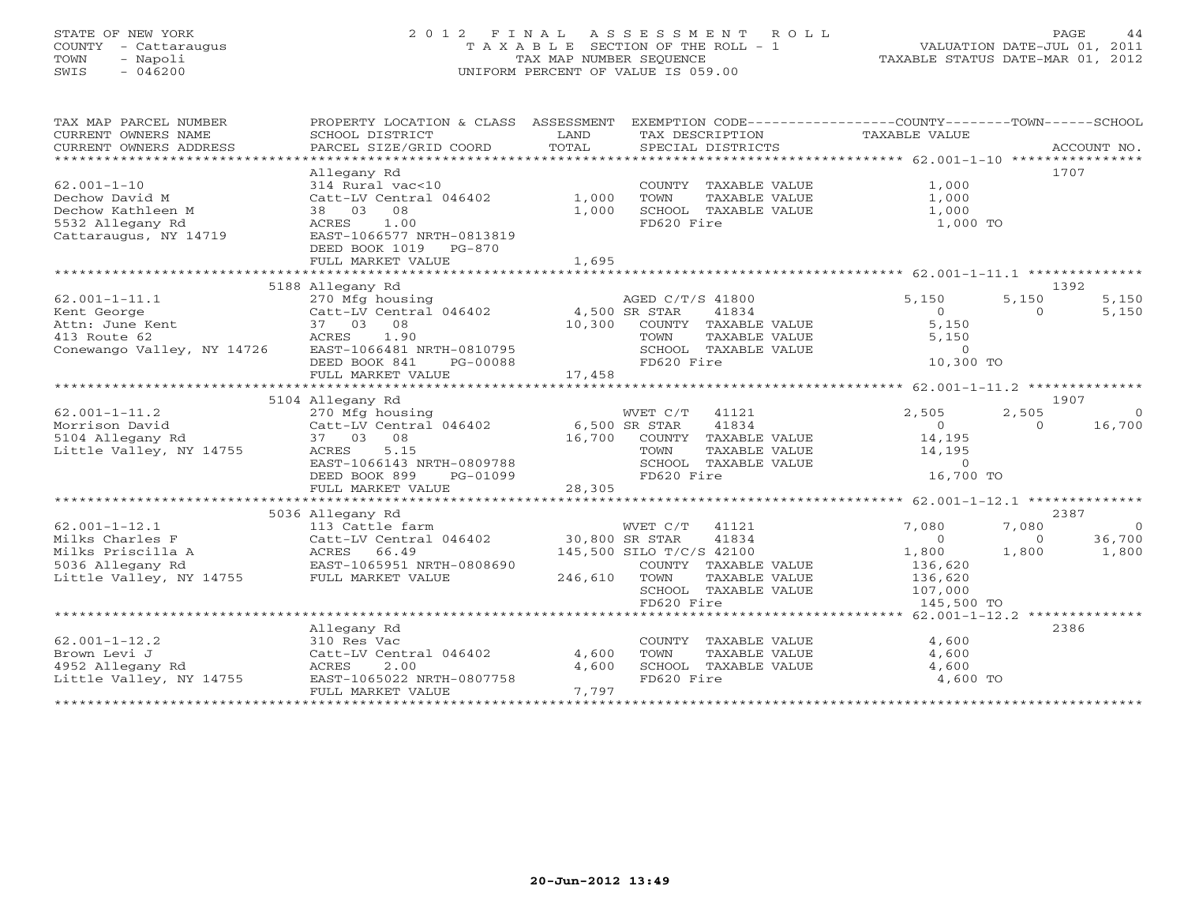STATE OF NEW YORK
COUNTY - Cattaraugus
TOWN - Napoli
SWIS - 046200

# 2012 FINAL ASSESSMENT ROLL

TAXABLE SECTION OF THE ROLL - 1
TAX MAP NUMBER SEQUENCE
UNIFORM PERCENT OF VALUE IS 059.00

VALUATION DATE-JUL 01, 2011
TAXABLE STATUS DATE-MAR 01, 2012

| TAX MAP PARCEL NUMBER / CURRENT OWNERS NAME / CURRENT OWNERS ADDRESS | PROPERTY LOCATION & CLASS / SCHOOL DISTRICT / PARCEL SIZE/GRID COORD | ASSESSMENT LAND / TOTAL | EXEMPTION CODE / TAX DESCRIPTION / SPECIAL DISTRICTS | COUNTY TAXABLE VALUE | TOWN | SCHOOL |
|---|---|---|---|---|---|---|
| **62.001-1-10** | Allegany Rd | | | | | ACCOUNT NO. 1707 |
| 62.001-1-10 | 314 Rural vac<10 | | COUNTY TAXABLE VALUE | 1,000 | | |
| Dechow David M | Catt-LV Central 046402 | 1,000 | TOWN TAXABLE VALUE | 1,000 | | |
| Dechow Kathleen M | 38 03 08 | 1,000 | SCHOOL TAXABLE VALUE | 1,000 | | |
| 5532 Allegany Rd | ACRES 1.00 | | FD620 Fire | 1,000 TO | | |
| Cattaraugus, NY 14719 | EAST-1066577 NRTH-0813819 | | | | | |
| | DEED BOOK 1019 PG-870 | | | | | |
| | FULL MARKET VALUE | 1,695 | | | | |
| **62.001-1-11.1** | 5188 Allegany Rd | | | | | ACCOUNT NO. 1392 |
| 62.001-1-11.1 | 270 Mfg housing | | AGED C/T/S 41800 | 5,150 | 5,150 | 5,150 |
| Kent George | Catt-LV Central 046402 | 4,500 | SR STAR 41834 | 0 | 0 | 5,150 |
| Attn: June Kent | 37 03 08 | 10,300 | COUNTY TAXABLE VALUE | 5,150 | | |
| 413 Route 62 | ACRES 1.90 | | TOWN TAXABLE VALUE | 5,150 | | |
| Conewango Valley, NY 14726 | EAST-1066481 NRTH-0810795 | | SCHOOL TAXABLE VALUE | 0 | | |
| | DEED BOOK 841 PG-00088 | | FD620 Fire | 10,300 TO | | |
| | FULL MARKET VALUE | 17,458 | | | | |
| **62.001-1-11.2** | 5104 Allegany Rd | | | | | ACCOUNT NO. 1907 |
| 62.001-1-11.2 | 270 Mfg housing | | WVET C/T 41121 | 2,505 | 2,505 | 0 |
| Morrison David | Catt-LV Central 046402 | 6,500 | SR STAR 41834 | 0 | 0 | 16,700 |
| 5104 Allegany Rd | 37 03 08 | 16,700 | COUNTY TAXABLE VALUE | 14,195 | | |
| Little Valley, NY 14755 | ACRES 5.15 | | TOWN TAXABLE VALUE | 14,195 | | |
| | EAST-1066143 NRTH-0809788 | | SCHOOL TAXABLE VALUE | 0 | | |
| | DEED BOOK 899 PG-01099 | | FD620 Fire | 16,700 TO | | |
| | FULL MARKET VALUE | 28,305 | | | | |
| **62.001-1-12.1** | 5036 Allegany Rd | | | | | ACCOUNT NO. 2387 |
| 62.001-1-12.1 | 113 Cattle farm | | WVET C/T 41121 | 7,080 | 7,080 | 0 |
| Milks Charles F | Catt-LV Central 046402 | 30,800 | SR STAR 41834 | 0 | 0 | 36,700 |
| Milks Priscilla A | ACRES 66.49 | 145,500 | SILO T/C/S 42100 | 1,800 | 1,800 | 1,800 |
| 5036 Allegany Rd | EAST-1065951 NRTH-0808690 | | COUNTY TAXABLE VALUE | 136,620 | | |
| Little Valley, NY 14755 | FULL MARKET VALUE | 246,610 | TOWN TAXABLE VALUE | 136,620 | | |
| | | | SCHOOL TAXABLE VALUE | 107,000 | | |
| | | | FD620 Fire | 145,500 TO | | |
| **62.001-1-12.2** | Allegany Rd | | | | | ACCOUNT NO. 2386 |
| 62.001-1-12.2 | 310 Res Vac | | COUNTY TAXABLE VALUE | 4,600 | | |
| Brown Levi J | Catt-LV Central 046402 | 4,600 | TOWN TAXABLE VALUE | 4,600 | | |
| 4952 Allegany Rd | ACRES 2.00 | 4,600 | SCHOOL TAXABLE VALUE | 4,600 | | |
| Little Valley, NY 14755 | EAST-1065022 NRTH-0807758 | | FD620 Fire | 4,600 TO | | |
| | FULL MARKET VALUE | 7,797 | | | | |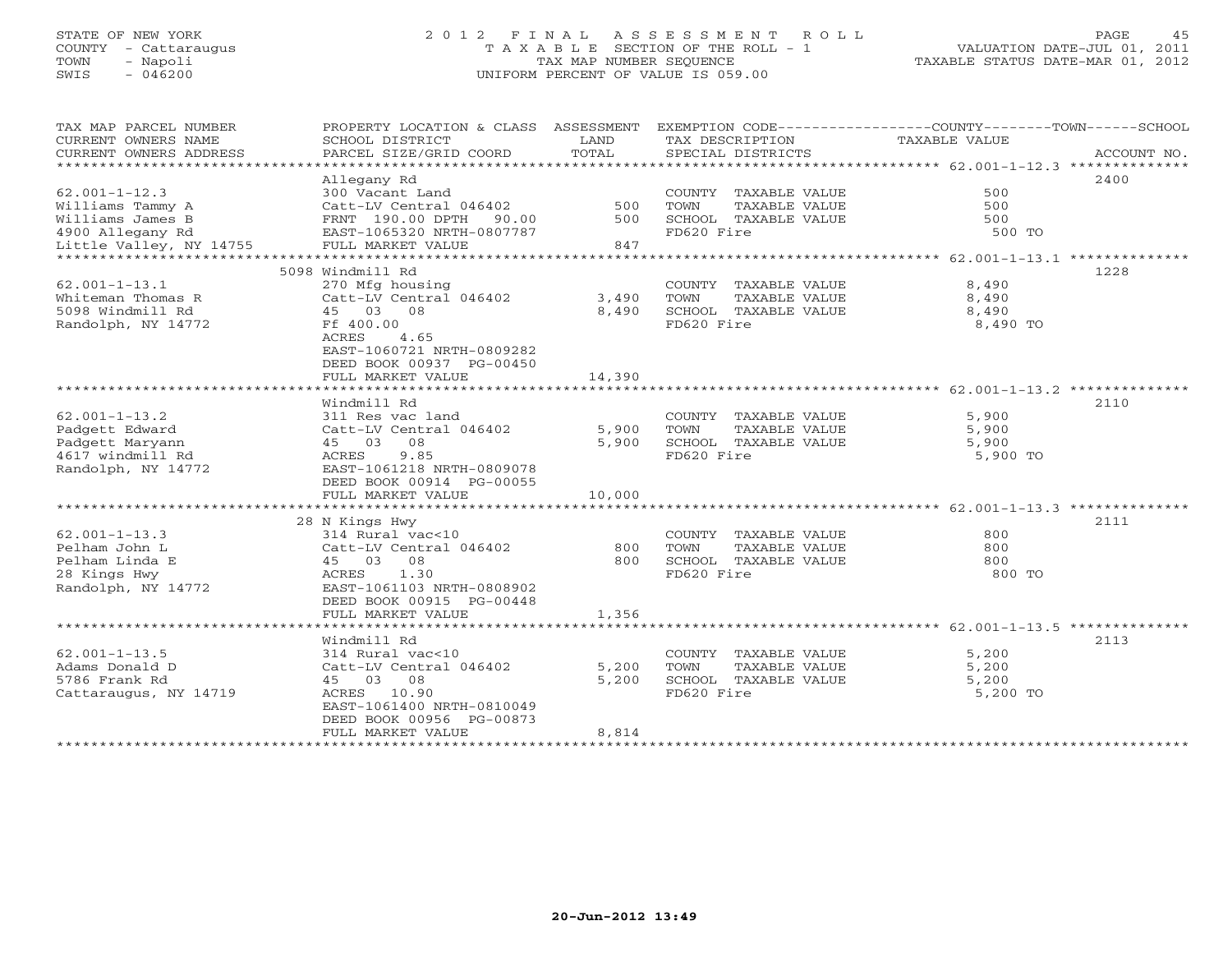STATE OF NEW YORK
COUNTY - Cattaraugus
TOWN - Napoli
SWIS - 046200

# 2012 FINAL ASSESSMENT ROLL
TAXABLE SECTION OF THE ROLL - 1
TAX MAP NUMBER SEQUENCE
UNIFORM PERCENT OF VALUE IS 059.00

VALUATION DATE-JUL 01, 2011
TAXABLE STATUS DATE-MAR 01, 2012

| TAX MAP PARCEL NUMBER / CURRENT OWNERS NAME / CURRENT OWNERS ADDRESS | PROPERTY LOCATION & CLASS / SCHOOL DISTRICT / PARCEL SIZE/GRID COORD | ASSESSMENT LAND / TOTAL | EXEMPTION CODE / TAX DESCRIPTION / SPECIAL DISTRICTS | COUNTY / TOWN / SCHOOL TAXABLE VALUE | ACCOUNT NO. |
|---|---|---|---|---|---|
| **62.001-1-12.3** | Allegany Rd | | | | 2400 |
| Williams Tammy A | 300 Vacant Land | | COUNTY TAXABLE VALUE | 500 | |
| Williams James B | Catt-LV Central 046402 | 500 | TOWN TAXABLE VALUE | 500 | |
| 4900 Allegany Rd | FRNT 190.00 DPTH 90.00 | 500 | SCHOOL TAXABLE VALUE | 500 | |
| Little Valley, NY 14755 | EAST-1065320 NRTH-0807787 | | FD620 Fire | 500 TO | |
| | FULL MARKET VALUE | 847 | | | |
| **62.001-1-13.1** | 5098 Windmill Rd | | | | 1228 |
| Whiteman Thomas R | 270 Mfg housing | | COUNTY TAXABLE VALUE | 8,490 | |
| 5098 Windmill Rd | Catt-LV Central 046402 | 3,490 | TOWN TAXABLE VALUE | 8,490 | |
| Randolph, NY 14772 | 45 03 08 | 8,490 | SCHOOL TAXABLE VALUE | 8,490 | |
| | Ff 400.00 | | FD620 Fire | 8,490 TO | |
| | ACRES 4.65 | | | | |
| | EAST-1060721 NRTH-0809282 | | | | |
| | DEED BOOK 00937 PG-00450 | | | | |
| | FULL MARKET VALUE | 14,390 | | | |
| **62.001-1-13.2** | Windmill Rd | | | | 2110 |
| Padgett Edward | 311 Res vac land | | COUNTY TAXABLE VALUE | 5,900 | |
| Padgett Maryann | Catt-LV Central 046402 | 5,900 | TOWN TAXABLE VALUE | 5,900 | |
| 4617 windmill Rd | 45 03 08 | 5,900 | SCHOOL TAXABLE VALUE | 5,900 | |
| Randolph, NY 14772 | ACRES 9.85 | | FD620 Fire | 5,900 TO | |
| | EAST-1061218 NRTH-0809078 | | | | |
| | DEED BOOK 00914 PG-00055 | | | | |
| | FULL MARKET VALUE | 10,000 | | | |
| **62.001-1-13.3** | 28 N Kings Hwy | | | | 2111 |
| Pelham John L | 314 Rural vac<10 | | COUNTY TAXABLE VALUE | 800 | |
| Pelham Linda E | Catt-LV Central 046402 | 800 | TOWN TAXABLE VALUE | 800 | |
| 28 Kings Hwy | 45 03 08 | 800 | SCHOOL TAXABLE VALUE | 800 | |
| Randolph, NY 14772 | ACRES 1.30 | | FD620 Fire | 800 TO | |
| | EAST-1061103 NRTH-0808902 | | | | |
| | DEED BOOK 00915 PG-00448 | | | | |
| | FULL MARKET VALUE | 1,356 | | | |
| **62.001-1-13.5** | Windmill Rd | | | | 2113 |
| Adams Donald D | 314 Rural vac<10 | | COUNTY TAXABLE VALUE | 5,200 | |
| 5786 Frank Rd | Catt-LV Central 046402 | 5,200 | TOWN TAXABLE VALUE | 5,200 | |
| Cattaraugus, NY 14719 | 45 03 08 | 5,200 | SCHOOL TAXABLE VALUE | 5,200 | |
| | ACRES 10.90 | | FD620 Fire | 5,200 TO | |
| | EAST-1061400 NRTH-0810049 | | | | |
| | DEED BOOK 00956 PG-00873 | | | | |
| | FULL MARKET VALUE | 8,814 | | | |

20-Jun-2012 13:49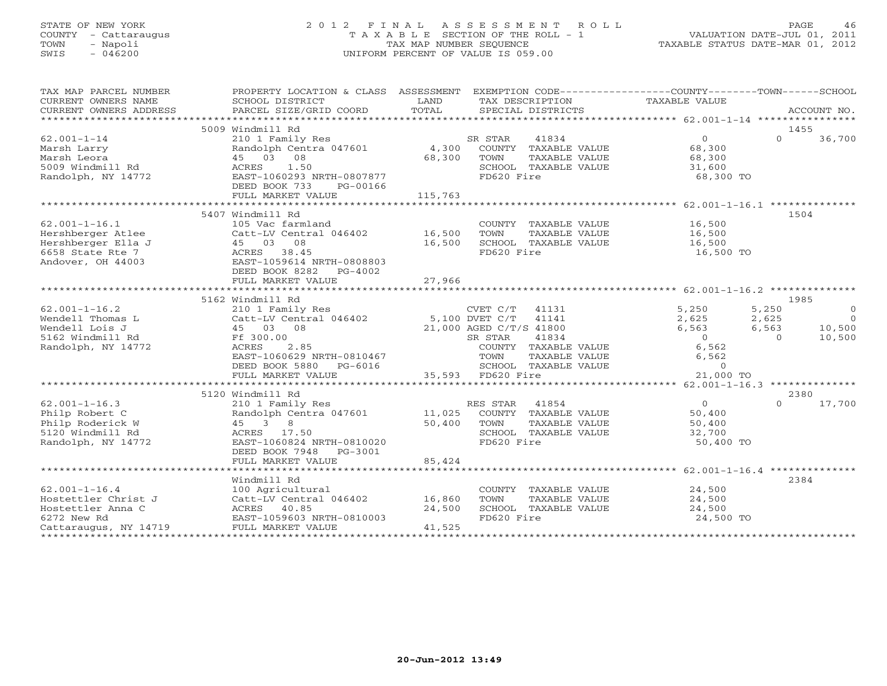STATE OF NEW YORK 2 0 1 2 F I N A L A S S E S S M E N T R O L L
COUNTY - Cattaraugus T A X A B L E SECTION OF THE ROLL - 1 VALUATION DATE-JUL 01, 2011
TOWN - Napoli TAX MAP NUMBER SEQUENCE TAXABLE STATUS DATE-MAR 01, 2012
SWIS - 046200 UNIFORM PERCENT OF VALUE IS 059.00

| TAX MAP PARCEL NUMBER / CURRENT OWNERS NAME / CURRENT OWNERS ADDRESS | PROPERTY LOCATION & CLASS / SCHOOL DISTRICT / PARCEL SIZE/GRID COORD | ASSESSMENT LAND / TOTAL | EXEMPTION CODE / TAX DESCRIPTION / SPECIAL DISTRICTS | COUNTY TAXABLE VALUE | TOWN | SCHOOL / ACCOUNT NO. |
|---|---|---|---|---|---|---|
| 62.001-1-14 | 5009 Windmill Rd | | | | | 1455 |
| Marsh Larry | 210 1 Family Res | | SR STAR 41834 | 0 | 0 | 36,700 |
| Marsh Leora | Randolph Centra 047601 | 4,300 | COUNTY TAXABLE VALUE | 68,300 | | |
| 5009 Windmill Rd | 45 03 08 | 68,300 | TOWN TAXABLE VALUE | 68,300 | | |
| Randolph, NY 14772 | ACRES 1.50 | | SCHOOL TAXABLE VALUE | 31,600 | | |
| | EAST-1060293 NRTH-0807877 | | FD620 Fire | 68,300 TO | | |
| | DEED BOOK 733 PG-00166 | | | | | |
| | FULL MARKET VALUE | 115,763 | | | | |
| 62.001-1-16.1 | 5407 Windmill Rd | | | | | 1504 |
| Hershberger Atlee | 105 Vac farmland | | COUNTY TAXABLE VALUE | 16,500 | | |
| Hershberger Ella J | Catt-LV Central 046402 | 16,500 | TOWN TAXABLE VALUE | 16,500 | | |
| 6658 State Rte 7 | 45 03 08 | 16,500 | SCHOOL TAXABLE VALUE | 16,500 | | |
| Andover, OH 44003 | ACRES 38.45 | | FD620 Fire | 16,500 TO | | |
| | EAST-1059614 NRTH-0808803 | | | | | |
| | DEED BOOK 8282 PG-4002 | | | | | |
| | FULL MARKET VALUE | 27,966 | | | | |
| 62.001-1-16.2 | 5162 Windmill Rd | | | | | 1985 |
| Wendell Thomas L | 210 1 Family Res | | CVET C/T 41131 | 5,250 | 5,250 | 0 |
| Wendell Lois J | Catt-LV Central 046402 | 5,100 | DVET C/T 41141 | 2,625 | 2,625 | 0 |
| 5162 Windmill Rd | 45 03 08 | 21,000 | AGED C/T/S 41800 | 6,563 | 6,563 | 10,500 |
| Randolph, NY 14772 | Ff 300.00 | | SR STAR 41834 | 0 | 0 | 10,500 |
| | ACRES 2.85 | | COUNTY TAXABLE VALUE | 6,562 | | |
| | EAST-1060629 NRTH-0810467 | | TOWN TAXABLE VALUE | 6,562 | | |
| | DEED BOOK 5880 PG-6016 | | SCHOOL TAXABLE VALUE | 0 | | |
| | FULL MARKET VALUE | 35,593 | FD620 Fire | 21,000 TO | | |
| 62.001-1-16.3 | 5120 Windmill Rd | | | | | 2380 |
| Philp Robert C | 210 1 Family Res | | RES STAR 41854 | 0 | 0 | 17,700 |
| Philp Roderick W | Randolph Centra 047601 | 11,025 | COUNTY TAXABLE VALUE | 50,400 | | |
| 5120 Windmill Rd | 45 3 8 | 50,400 | TOWN TAXABLE VALUE | 50,400 | | |
| Randolph, NY 14772 | ACRES 17.50 | | SCHOOL TAXABLE VALUE | 32,700 | | |
| | EAST-1060824 NRTH-0810020 | | FD620 Fire | 50,400 TO | | |
| | DEED BOOK 7948 PG-3001 | | | | | |
| | FULL MARKET VALUE | 85,424 | | | | |
| 62.001-1-16.4 | Windmill Rd | | | | | 2384 |
| Hostettler Christ J | 100 Agricultural | | COUNTY TAXABLE VALUE | 24,500 | | |
| Hostettler Anna C | Catt-LV Central 046402 | 16,860 | TOWN TAXABLE VALUE | 24,500 | | |
| 6272 New Rd | ACRES 40.85 | 24,500 | SCHOOL TAXABLE VALUE | 24,500 | | |
| Cattaraugus, NY 14719 | EAST-1059603 NRTH-0810003 | | FD620 Fire | 24,500 TO | | |
| | FULL MARKET VALUE | 41,525 | | | | |

20-Jun-2012 13:49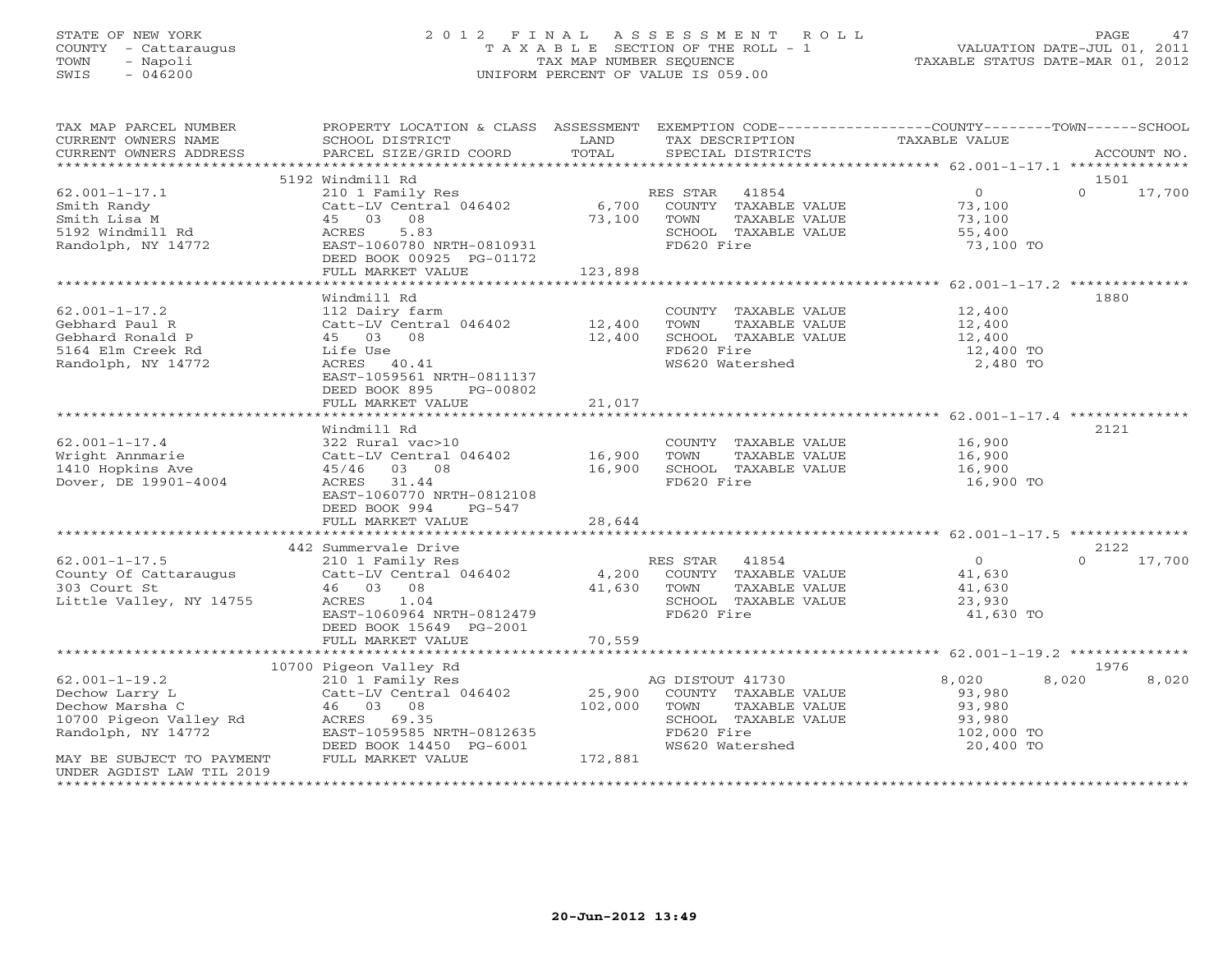STATE OF NEW YORK
COUNTY - Cattaraugus
TOWN - Napoli
SWIS - 046200

2012 FINAL ASSESSMENT ROLL
TAXABLE SECTION OF THE ROLL - 1
TAX MAP NUMBER SEQUENCE
UNIFORM PERCENT OF VALUE IS 059.00

VALUATION DATE-JUL 01, 2011
TAXABLE STATUS DATE-MAR 01, 2012

```
TAX MAP PARCEL NUMBER          PROPERTY LOCATION & CLASS  ASSESSMENT  EXEMPTION CODE-----------------COUNTY--------TOWN------SCHOOL
CURRENT OWNERS NAME            SCHOOL DISTRICT               LAND      TAX DESCRIPTION              TAXABLE VALUE
CURRENT OWNERS ADDRESS         PARCEL SIZE/GRID COORD        TOTAL     SPECIAL DISTRICTS                                    ACCOUNT NO.
******************************************************************************************************* 62.001-1-17.1 **************
                               5192 Windmill Rd                                                                             1501
62.001-1-17.1                  210 1 Family Res                        RES STAR   41854                0            0       17,700
Smith Randy                    Catt-LV Central 046402         6,700    COUNTY  TAXABLE VALUE           73,100
Smith Lisa M                   45   03   08                  73,100    TOWN    TAXABLE VALUE           73,100
5192 Windmill Rd               ACRES    5.83                           SCHOOL  TAXABLE VALUE           55,400
Randolph, NY 14772             EAST-1060780 NRTH-0810931               FD620 Fire                      73,100 TO
                               DEED BOOK 00925 PG-01172
                               FULL MARKET VALUE            123,898
******************************************************************************************************* 62.001-1-17.2 **************
                               Windmill Rd                                                                                  1880
62.001-1-17.2                  112 Dairy farm                          COUNTY  TAXABLE VALUE           12,400
Gebhard Paul R                 Catt-LV Central 046402        12,400    TOWN    TAXABLE VALUE           12,400
Gebhard Ronald P               45   03   08                  12,400    SCHOOL  TAXABLE VALUE           12,400
5164 Elm Creek Rd              Life Use                                FD620 Fire                      12,400 TO
Randolph, NY 14772             ACRES   40.41                           WS620 Watershed                  2,480 TO
                               EAST-1059561 NRTH-0811137
                               DEED BOOK 895     PG-00802
                               FULL MARKET VALUE             21,017
******************************************************************************************************* 62.001-1-17.4 **************
                               Windmill Rd                                                                                  2121
62.001-1-17.4                  322 Rural vac>10                        COUNTY  TAXABLE VALUE           16,900
Wright Annmarie                Catt-LV Central 046402        16,900    TOWN    TAXABLE VALUE           16,900
1410 Hopkins Ave               45/46   03   08               16,900    SCHOOL  TAXABLE VALUE           16,900
Dover, DE 19901-4004           ACRES   31.44                           FD620 Fire                      16,900 TO
                               EAST-1060770 NRTH-0812108
                               DEED BOOK 994     PG-547
                               FULL MARKET VALUE             28,644
******************************************************************************************************* 62.001-1-17.5 **************
                               442 Summervale Drive                                                                         2122
62.001-1-17.5                  210 1 Family Res                        RES STAR   41854                0            0       17,700
County Of Cattaraugus          Catt-LV Central 046402         4,200    COUNTY  TAXABLE VALUE           41,630
303 Court St                   46   03   08                  41,630    TOWN    TAXABLE VALUE           41,630
Little Valley, NY 14755        ACRES    1.04                           SCHOOL  TAXABLE VALUE           23,930
                               EAST-1060964 NRTH-0812479               FD620 Fire                      41,630 TO
                               DEED BOOK 15649 PG-2001
                               FULL MARKET VALUE             70,559
******************************************************************************************************* 62.001-1-19.2 **************
                               10700 Pigeon Valley Rd                                                                       1976
62.001-1-19.2                  210 1 Family Res                        AG DISTOUT 41730                8,020        8,020    8,020
Dechow Larry L                 Catt-LV Central 046402        25,900    COUNTY  TAXABLE VALUE           93,980
Dechow Marsha C                46   03   08                 102,000    TOWN    TAXABLE VALUE           93,980
10700 Pigeon Valley Rd         ACRES   69.35                           SCHOOL  TAXABLE VALUE           93,980
Randolph, NY 14772             EAST-1059585 NRTH-0812635               FD620 Fire                     102,000 TO
                               DEED BOOK 14450 PG-6001                 WS620 Watershed                 20,400 TO
MAY BE SUBJECT TO PAYMENT      FULL MARKET VALUE            172,881
UNDER AGDIST LAW TIL 2019
************************************************************************************************************************************
```

20-Jun-2012 13:49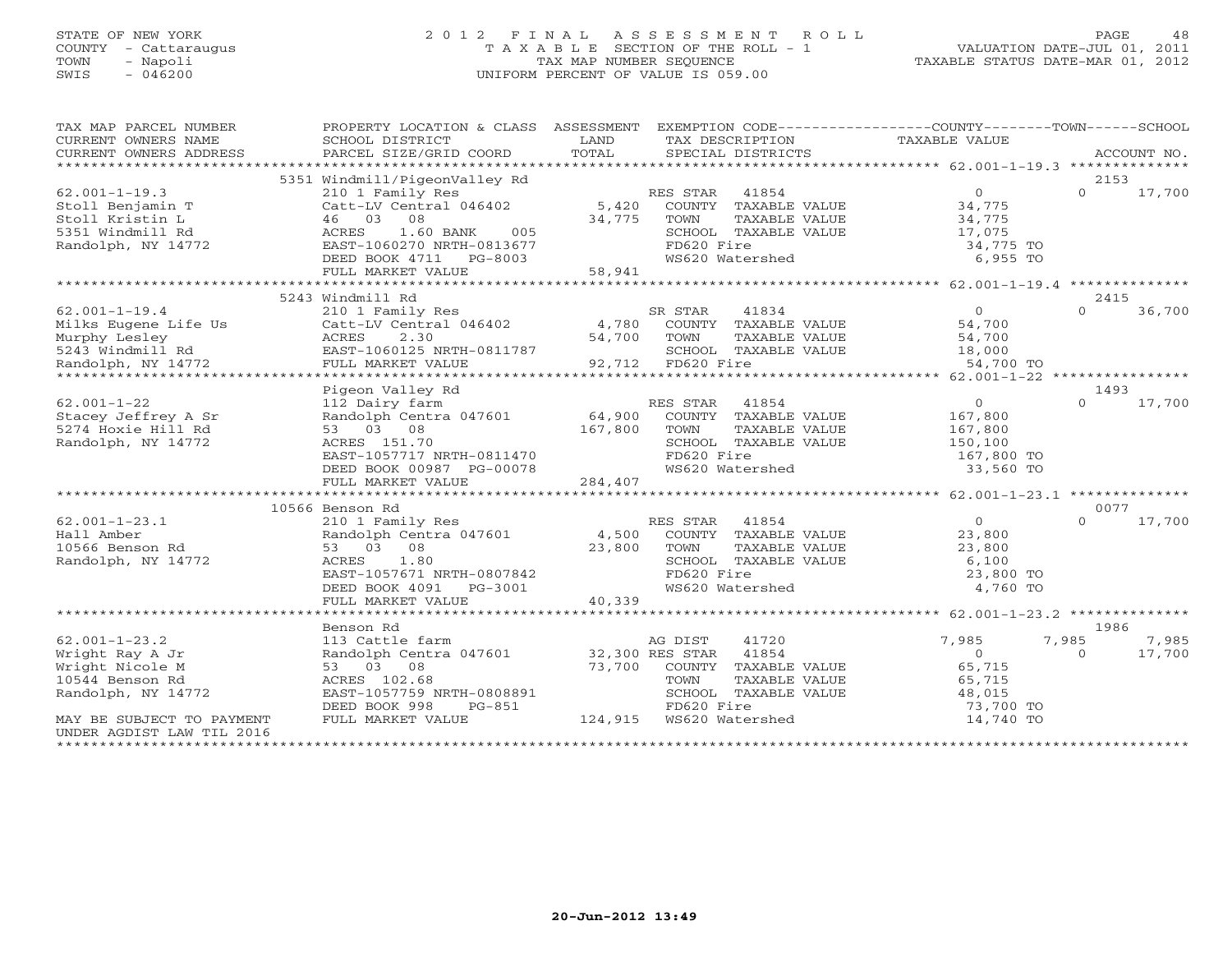STATE OF NEW YORK
COUNTY - Cattaraugus
TOWN - Napoli
SWIS - 046200

2012 FINAL ASSESSMENT ROLL
TAXABLE SECTION OF THE ROLL - 1
TAX MAP NUMBER SEQUENCE
UNIFORM PERCENT OF VALUE IS 059.00

VALUATION DATE-JUL 01, 2011
TAXABLE STATUS DATE-MAR 01, 2012

| TAX MAP PARCEL NUMBER / CURRENT OWNERS NAME / CURRENT OWNERS ADDRESS | PROPERTY LOCATION & CLASS / SCHOOL DISTRICT / PARCEL SIZE/GRID COORD | ASSESSMENT LAND / TOTAL | EXEMPTION CODE / TAX DESCRIPTION / SPECIAL DISTRICTS | COUNTY TAXABLE VALUE | TOWN | SCHOOL / ACCOUNT NO. |
|---|---|---|---|---|---|---|
| 62.001-1-19.3 | 5351 Windmill/PigeonValley Rd | | | | | 2153 |
| Stoll Benjamin T | 210 1 Family Res | | RES STAR 41854 | 0 | 0 | 17,700 |
| Stoll Kristin L | Catt-LV Central 046402 | 5,420 | COUNTY TAXABLE VALUE | 34,775 | | |
| 5351 Windmill Rd | 46 03 08 | 34,775 | TOWN TAXABLE VALUE | 34,775 | | |
| Randolph, NY 14772 | ACRES 1.60 BANK 005 | | SCHOOL TAXABLE VALUE | 17,075 | | |
| | EAST-1060270 NRTH-0813677 | | FD620 Fire | 34,775 TO | | |
| | DEED BOOK 4711 PG-8003 | | WS620 Watershed | 6,955 TO | | |
| | FULL MARKET VALUE | 58,941 | | | | |
| 62.001-1-19.4 | 5243 Windmill Rd | | | | | 2415 |
| Milks Eugene Life Us | 210 1 Family Res | | SR STAR 41834 | 0 | 0 | 36,700 |
| Murphy Lesley | Catt-LV Central 046402 | 4,780 | COUNTY TAXABLE VALUE | 54,700 | | |
| 5243 Windmill Rd | ACRES 2.30 | 54,700 | TOWN TAXABLE VALUE | 54,700 | | |
| Randolph, NY 14772 | EAST-1060125 NRTH-0811787 | | SCHOOL TAXABLE VALUE | 18,000 | | |
| | FULL MARKET VALUE | 92,712 | FD620 Fire | 54,700 TO | | |
| 62.001-1-22 | Pigeon Valley Rd | | | | | 1493 |
| Stacey Jeffrey A Sr | 112 Dairy farm | | RES STAR 41854 | 0 | 0 | 17,700 |
| 5274 Hoxie Hill Rd | Randolph Centra 047601 | 64,900 | COUNTY TAXABLE VALUE | 167,800 | | |
| Randolph, NY 14772 | 53 03 08 | 167,800 | TOWN TAXABLE VALUE | 167,800 | | |
| | ACRES 151.70 | | SCHOOL TAXABLE VALUE | 150,100 | | |
| | EAST-1057717 NRTH-0811470 | | FD620 Fire | 167,800 TO | | |
| | DEED BOOK 00987 PG-00078 | | WS620 Watershed | 33,560 TO | | |
| | FULL MARKET VALUE | 284,407 | | | | |
| 62.001-1-23.1 | 10566 Benson Rd | | | | | 0077 |
| Hall Amber | 210 1 Family Res | | RES STAR 41854 | 0 | 0 | 17,700 |
| 10566 Benson Rd | Randolph Centra 047601 | 4,500 | COUNTY TAXABLE VALUE | 23,800 | | |
| Randolph, NY 14772 | 53 03 08 | 23,800 | TOWN TAXABLE VALUE | 23,800 | | |
| | ACRES 1.80 | | SCHOOL TAXABLE VALUE | 6,100 | | |
| | EAST-1057671 NRTH-0807842 | | FD620 Fire | 23,800 TO | | |
| | DEED BOOK 4091 PG-3001 | | WS620 Watershed | 4,760 TO | | |
| | FULL MARKET VALUE | 40,339 | | | | |
| 62.001-1-23.2 | Benson Rd | | | | | 1986 |
| Wright Ray A Jr | 113 Cattle farm | | AG DIST 41720 | 7,985 | 7,985 | 7,985 |
| Wright Nicole M | Randolph Centra 047601 | 32,300 | RES STAR 41854 | 0 | 0 | 17,700 |
| 10544 Benson Rd | 53 03 08 | 73,700 | COUNTY TAXABLE VALUE | 65,715 | | |
| Randolph, NY 14772 | ACRES 102.68 | | TOWN TAXABLE VALUE | 65,715 | | |
| | EAST-1057759 NRTH-0808891 | | SCHOOL TAXABLE VALUE | 48,015 | | |
| | DEED BOOK 998 PG-851 | | FD620 Fire | 73,700 TO | | |
| MAY BE SUBJECT TO PAYMENT UNDER AGDIST LAW TIL 2016 | FULL MARKET VALUE | 124,915 | WS620 Watershed | 14,740 TO | | |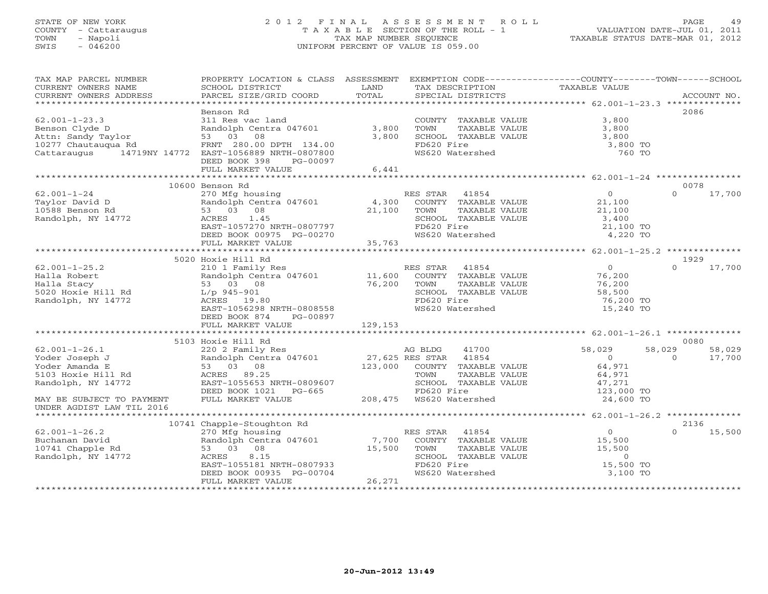STATE OF NEW YORK
COUNTY - Cattaraugus
TOWN - Napoli
SWIS - 046200

2 0 1 2 F I N A L A S S E S S M E N T R O L L
T A X A B L E SECTION OF THE ROLL - 1
TAX MAP NUMBER SEQUENCE
UNIFORM PERCENT OF VALUE IS 059.00

VALUATION DATE-JUL 01, 2011
TAXABLE STATUS DATE-MAR 01, 2012

| TAX MAP PARCEL NUMBER / CURRENT OWNERS NAME / CURRENT OWNERS ADDRESS | PROPERTY LOCATION & CLASS / SCHOOL DISTRICT / PARCEL SIZE/GRID COORD | ASSESSMENT LAND / TOTAL | EXEMPTION CODE / TAX DESCRIPTION / SPECIAL DISTRICTS | COUNTY TAXABLE VALUE | TOWN | SCHOOL | ACCOUNT NO. |
|---|---|---|---|---|---|---|---|
| 62.001-1-23.3 | Benson Rd | | | | | | 2086 |
| 62.001-1-23.3 | 311 Res vac land | | COUNTY TAXABLE VALUE | 3,800 | | | |
| Benson Clyde D | Randolph Centra 047601 | 3,800 | TOWN TAXABLE VALUE | 3,800 | | | |
| Attn: Sandy Taylor | 53 03 08 | 3,800 | SCHOOL TAXABLE VALUE | 3,800 | | | |
| 10277 Chautauqua Rd | FRNT 280.00 DPTH 134.00 | | FD620 Fire | 3,800 TO | | | |
| Cattaraugus 14719NY 14772 | EAST-1056889 NRTH-0807800 | | WS620 Watershed | 760 TO | | | |
| | DEED BOOK 398 PG-00097 | | | | | | |
| | FULL MARKET VALUE | 6,441 | | | | | |
| 62.001-1-24 | 10600 Benson Rd | | | | | | 0078 |
| 62.001-1-24 | 270 Mfg housing | | RES STAR 41854 | 0 | 0 | 17,700 | |
| Taylor David D | Randolph Centra 047601 | 4,300 | COUNTY TAXABLE VALUE | 21,100 | | | |
| 10588 Benson Rd | 53 03 08 | 21,100 | TOWN TAXABLE VALUE | 21,100 | | | |
| Randolph, NY 14772 | ACRES 1.45 | | SCHOOL TAXABLE VALUE | 3,400 | | | |
| | EAST-1057270 NRTH-0807797 | | FD620 Fire | 21,100 TO | | | |
| | DEED BOOK 00975 PG-00270 | | WS620 Watershed | 4,220 TO | | | |
| | FULL MARKET VALUE | 35,763 | | | | | |
| 62.001-1-25.2 | 5020 Hoxie Hill Rd | | | | | | 1929 |
| 62.001-1-25.2 | 210 1 Family Res | | RES STAR 41854 | 0 | 0 | 17,700 | |
| Halla Robert | Randolph Centra 047601 | 11,600 | COUNTY TAXABLE VALUE | 76,200 | | | |
| Halla Stacy | 53 03 08 | 76,200 | TOWN TAXABLE VALUE | 76,200 | | | |
| 5020 Hoxie Hill Rd | L/p 945-901 | | SCHOOL TAXABLE VALUE | 58,500 | | | |
| Randolph, NY 14772 | ACRES 19.80 | | FD620 Fire | 76,200 TO | | | |
| | EAST-1056298 NRTH-0808558 | | WS620 Watershed | 15,240 TO | | | |
| | DEED BOOK 874 PG-00897 | | | | | | |
| | FULL MARKET VALUE | 129,153 | | | | | |
| 62.001-1-26.1 | 5103 Hoxie Hill Rd | | | | | | 0080 |
| 62.001-1-26.1 | 220 2 Family Res | | AG BLDG 41700 | 58,029 | 58,029 | 58,029 | |
| Yoder Joseph J | Randolph Centra 047601 | 27,625 | RES STAR 41854 | 0 | 0 | 17,700 | |
| Yoder Amanda E | 53 03 08 | 123,000 | COUNTY TAXABLE VALUE | 64,971 | | | |
| 5103 Hoxie Hill Rd | ACRES 89.25 | | TOWN TAXABLE VALUE | 64,971 | | | |
| Randolph, NY 14772 | EAST-1055653 NRTH-0809607 | | SCHOOL TAXABLE VALUE | 47,271 | | | |
| | DEED BOOK 1021 PG-665 | | FD620 Fire | 123,000 TO | | | |
| MAY BE SUBJECT TO PAYMENT | FULL MARKET VALUE | 208,475 | WS620 Watershed | 24,600 TO | | | |
| UNDER AGDIST LAW TIL 2016 | | | | | | | |
| 62.001-1-26.2 | 10741 Chapple-Stoughton Rd | | | | | | 2136 |
| 62.001-1-26.2 | 270 Mfg housing | | RES STAR 41854 | 0 | 0 | 15,500 | |
| Buchanan David | Randolph Centra 047601 | 7,700 | COUNTY TAXABLE VALUE | 15,500 | | | |
| 10741 Chapple Rd | 53 03 08 | 15,500 | TOWN TAXABLE VALUE | 15,500 | | | |
| Randolph, NY 14772 | ACRES 8.15 | | SCHOOL TAXABLE VALUE | 0 | | | |
| | EAST-1055181 NRTH-0807933 | | FD620 Fire | 15,500 TO | | | |
| | DEED BOOK 00935 PG-00704 | | WS620 Watershed | 3,100 TO | | | |
| | FULL MARKET VALUE | 26,271 | | | | | |

20-Jun-2012 13:49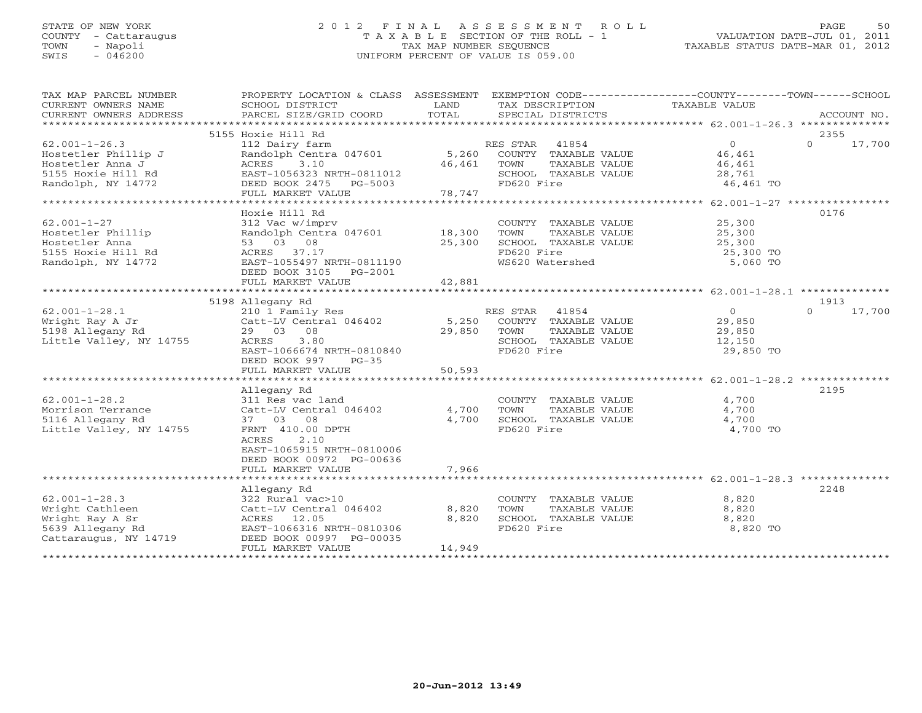STATE OF NEW YORK
COUNTY - Cattaraugus
TOWN - Napoli
SWIS - 046200

# 2012 FINAL ASSESSMENT ROLL

TAXABLE SECTION OF THE ROLL - 1
TAX MAP NUMBER SEQUENCE
UNIFORM PERCENT OF VALUE IS 059.00

VALUATION DATE-JUL 01, 2011
TAXABLE STATUS DATE-MAR 01, 2012

| TAX MAP PARCEL NUMBER / CURRENT OWNERS NAME / CURRENT OWNERS ADDRESS | PROPERTY LOCATION & CLASS / SCHOOL DISTRICT / PARCEL SIZE/GRID COORD | ASSESSMENT LAND | TOTAL | EXEMPTION CODE / TAX DESCRIPTION / SPECIAL DISTRICTS | COUNTY TAXABLE VALUE | TOWN | SCHOOL / ACCOUNT NO. |
|---|---|---|---|---|---|---|---|
| 62.001-1-26.3 | 5155 Hoxie Hill Rd | | | | | | 2355 |
| Hostetler Phillip J | 112 Dairy farm | | | RES STAR 41854 | 0 | 0 | 17,700 |
| Hostetler Anna J | Randolph Centra 047601 | 5,260 | | COUNTY TAXABLE VALUE | 46,461 | | |
| 5155 Hoxie Hill Rd | ACRES 3.10 | | 46,461 | TOWN TAXABLE VALUE | 46,461 | | |
| Randolph, NY 14772 | EAST-1056323 NRTH-0811012 | | | SCHOOL TAXABLE VALUE | 28,761 | | |
| | DEED BOOK 2475 PG-5003 | | | FD620 Fire | 46,461 TO | | |
| | FULL MARKET VALUE | | 78,747 | | | | |
| 62.001-1-27 | Hoxie Hill Rd | | | | | | 0176 |
| Hostetler Phillip | 312 Vac w/imprv | | | COUNTY TAXABLE VALUE | 25,300 | | |
| Hostetler Anna | Randolph Centra 047601 | 18,300 | | TOWN TAXABLE VALUE | 25,300 | | |
| 5155 Hoxie Hill Rd | 53 03 08 | | 25,300 | SCHOOL TAXABLE VALUE | 25,300 | | |
| Randolph, NY 14772 | ACRES 37.17 | | | FD620 Fire | 25,300 TO | | |
| | EAST-1055497 NRTH-0811190 | | | WS620 Watershed | 5,060 TO | | |
| | DEED BOOK 3105 PG-2001 | | | | | | |
| | FULL MARKET VALUE | | 42,881 | | | | |
| 62.001-1-28.1 | 5198 Allegany Rd | | | | | | 1913 |
| Wright Ray A Jr | 210 1 Family Res | | | RES STAR 41854 | 0 | 0 | 17,700 |
| 5198 Allegany Rd | Catt-LV Central 046402 | 5,250 | | COUNTY TAXABLE VALUE | 29,850 | | |
| Little Valley, NY 14755 | 29 03 08 | | 29,850 | TOWN TAXABLE VALUE | 29,850 | | |
| | ACRES 3.80 | | | SCHOOL TAXABLE VALUE | 12,150 | | |
| | EAST-1066674 NRTH-0810840 | | | FD620 Fire | 29,850 TO | | |
| | DEED BOOK 997 PG-35 | | | | | | |
| | FULL MARKET VALUE | | 50,593 | | | | |
| 62.001-1-28.2 | Allegany Rd | | | | | | 2195 |
| Morrison Terrance | 311 Res vac land | | | COUNTY TAXABLE VALUE | 4,700 | | |
| 5116 Allegany Rd | Catt-LV Central 046402 | 4,700 | | TOWN TAXABLE VALUE | 4,700 | | |
| Little Valley, NY 14755 | 37 03 08 | | 4,700 | SCHOOL TAXABLE VALUE | 4,700 | | |
| | FRNT 410.00 DPTH | | | FD620 Fire | 4,700 TO | | |
| | ACRES 2.10 | | | | | | |
| | EAST-1065915 NRTH-0810006 | | | | | | |
| | DEED BOOK 00972 PG-00636 | | | | | | |
| | FULL MARKET VALUE | | 7,966 | | | | |
| 62.001-1-28.3 | Allegany Rd | | | | | | 2248 |
| Wright Cathleen | 322 Rural vac>10 | | | COUNTY TAXABLE VALUE | 8,820 | | |
| Wright Ray A Sr | Catt-LV Central 046402 | 8,820 | | TOWN TAXABLE VALUE | 8,820 | | |
| 5639 Allegany Rd | ACRES 12.05 | | 8,820 | SCHOOL TAXABLE VALUE | 8,820 | | |
| Cattaraugus, NY 14719 | EAST-1066316 NRTH-0810306 | | | FD620 Fire | 8,820 TO | | |
| | DEED BOOK 00997 PG-00035 | | | | | | |
| | FULL MARKET VALUE | | 14,949 | | | | |

20-Jun-2012 13:49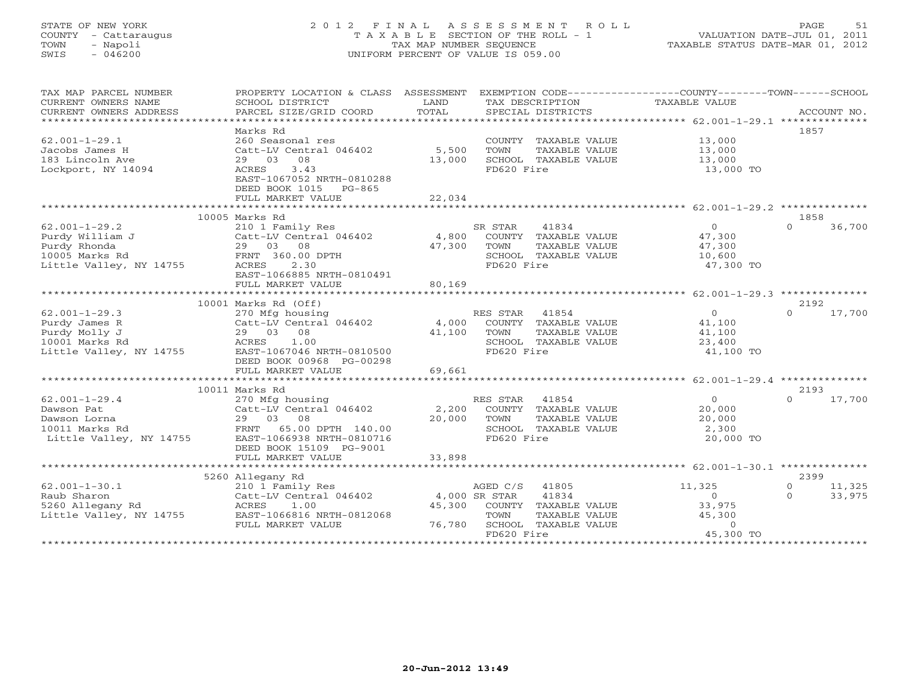STATE OF NEW YORK
COUNTY - Cattaraugus
TOWN - Napoli
SWIS - 046200

# 2012 FINAL ASSESSMENT ROLL
TAXABLE SECTION OF THE ROLL - 1
TAX MAP NUMBER SEQUENCE
UNIFORM PERCENT OF VALUE IS 059.00

VALUATION DATE-JUL 01, 2011
TAXABLE STATUS DATE-MAR 01, 2012

| TAX MAP PARCEL NUMBER / CURRENT OWNERS NAME / CURRENT OWNERS ADDRESS | PROPERTY LOCATION & CLASS / SCHOOL DISTRICT / PARCEL SIZE/GRID COORD | ASSESSMENT LAND / TOTAL | EXEMPTION CODE / TAX DESCRIPTION / SPECIAL DISTRICTS | COUNTY / TOWN / SCHOOL TAXABLE VALUE | ACCOUNT NO. |
|---|---|---|---|---|---|
| **62.001-1-29.1** | Marks Rd | | | | 1857 |
| 62.001-1-29.1 | 260 Seasonal res | | COUNTY TAXABLE VALUE | 13,000 | |
| Jacobs James H | Catt-LV Central 046402 | 5,500 | TOWN TAXABLE VALUE | 13,000 | |
| 183 Lincoln Ave | 29 03 08 | 13,000 | SCHOOL TAXABLE VALUE | 13,000 | |
| Lockport, NY 14094 | ACRES 3.43 | | FD620 Fire | 13,000 TO | |
| | EAST-1067052 NRTH-0810288 | | | | |
| | DEED BOOK 1015 PG-865 | | | | |
| | FULL MARKET VALUE | 22,034 | | | |
| **62.001-1-29.2** | 10005 Marks Rd | | | | 1858 |
| 62.001-1-29.2 | 210 1 Family Res | | SR STAR 41834 | 0 | 0 36,700 |
| Purdy William J | Catt-LV Central 046402 | 4,800 | COUNTY TAXABLE VALUE | 47,300 | |
| Purdy Rhonda | 29 03 08 | 47,300 | TOWN TAXABLE VALUE | 47,300 | |
| 10005 Marks Rd | FRNT 360.00 DPTH | | SCHOOL TAXABLE VALUE | 10,600 | |
| Little Valley, NY 14755 | ACRES 2.30 | | FD620 Fire | 47,300 TO | |
| | EAST-1066885 NRTH-0810491 | | | | |
| | FULL MARKET VALUE | 80,169 | | | |
| **62.001-1-29.3** | 10001 Marks Rd (Off) | | | | 2192 |
| 62.001-1-29.3 | 270 Mfg housing | | RES STAR 41854 | 0 | 0 17,700 |
| Purdy James R | Catt-LV Central 046402 | 4,000 | COUNTY TAXABLE VALUE | 41,100 | |
| Purdy Molly J | 29 03 08 | 41,100 | TOWN TAXABLE VALUE | 41,100 | |
| 10001 Marks Rd | ACRES 1.00 | | SCHOOL TAXABLE VALUE | 23,400 | |
| Little Valley, NY 14755 | EAST-1067046 NRTH-0810500 | | FD620 Fire | 41,100 TO | |
| | DEED BOOK 00968 PG-00298 | | | | |
| | FULL MARKET VALUE | 69,661 | | | |
| **62.001-1-29.4** | 10011 Marks Rd | | | | 2193 |
| 62.001-1-29.4 | 270 Mfg housing | | RES STAR 41854 | 0 | 0 17,700 |
| Dawson Pat | Catt-LV Central 046402 | 2,200 | COUNTY TAXABLE VALUE | 20,000 | |
| Dawson Lorna | 29 03 08 | 20,000 | TOWN TAXABLE VALUE | 20,000 | |
| 10011 Marks Rd | FRNT 65.00 DPTH 140.00 | | SCHOOL TAXABLE VALUE | 2,300 | |
| Little Valley, NY 14755 | EAST-1066938 NRTH-0810716 | | FD620 Fire | 20,000 TO | |
| | DEED BOOK 15109 PG-9001 | | | | |
| | FULL MARKET VALUE | 33,898 | | | |
| **62.001-1-30.1** | 5260 Allegany Rd | | | | 2399 |
| 62.001-1-30.1 | 210 1 Family Res | | AGED C/S 41805 | 11,325 | 0 11,325 |
| Raub Sharon | Catt-LV Central 046402 | 4,000 | SR STAR 41834 | 0 | 0 33,975 |
| 5260 Allegany Rd | ACRES 1.00 | 45,300 | COUNTY TAXABLE VALUE | 33,975 | |
| Little Valley, NY 14755 | EAST-1066816 NRTH-0812068 | | TOWN TAXABLE VALUE | 45,300 | |
| | FULL MARKET VALUE | 76,780 | SCHOOL TAXABLE VALUE | 0 | |
| | | | FD620 Fire | 45,300 TO | |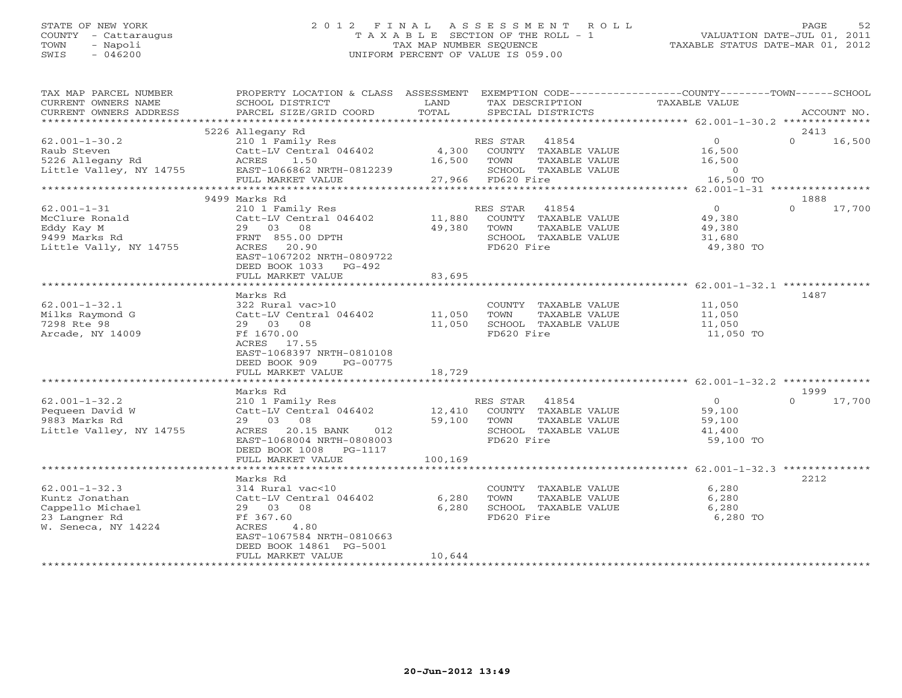STATE OF NEW YORK
COUNTY - Cattaraugus
TOWN - Napoli
SWIS - 046200

2012 FINAL ASSESSMENT ROLL
TAXABLE SECTION OF THE ROLL - 1
TAX MAP NUMBER SEQUENCE
UNIFORM PERCENT OF VALUE IS 059.00

VALUATION DATE-JUL 01, 2011
TAXABLE STATUS DATE-MAR 01, 2012

| TAX MAP PARCEL NUMBER / CURRENT OWNERS NAME / CURRENT OWNERS ADDRESS | PROPERTY LOCATION & CLASS / SCHOOL DISTRICT / PARCEL SIZE/GRID COORD | ASSESSMENT LAND / TOTAL | EXEMPTION CODE / TAX DESCRIPTION / SPECIAL DISTRICTS | COUNTY / TOWN TAXABLE VALUE | SCHOOL / ACCOUNT NO. |
|---|---|---|---|---|---|
| | 5226 Allegany Rd | | | | 2413 |
| 62.001-1-30.2 | 210 1 Family Res | | RES STAR 41854 | 0 | 0 16,500 |
| Raub Steven | Catt-LV Central 046402 | 4,300 | COUNTY TAXABLE VALUE | 16,500 | |
| 5226 Allegany Rd | ACRES 1.50 | 16,500 | TOWN TAXABLE VALUE | 16,500 | |
| Little Valley, NY 14755 | EAST-1066862 NRTH-0812239 | | SCHOOL TAXABLE VALUE | 0 | |
| | FULL MARKET VALUE | 27,966 | FD620 Fire | 16,500 TO | |
| | 9499 Marks Rd | | | | 1888 |
| 62.001-1-31 | 210 1 Family Res | | RES STAR 41854 | 0 | 0 17,700 |
| McClure Ronald | Catt-LV Central 046402 | 11,880 | COUNTY TAXABLE VALUE | 49,380 | |
| Eddy Kay M | 29 03 08 | 49,380 | TOWN TAXABLE VALUE | 49,380 | |
| 9499 Marks Rd | FRNT 855.00 DPTH | | SCHOOL TAXABLE VALUE | 31,680 | |
| Little Vally, NY 14755 | ACRES 20.90 | | FD620 Fire | 49,380 TO | |
| | EAST-1067202 NRTH-0809722 | | | | |
| | DEED BOOK 1033 PG-492 | | | | |
| | FULL MARKET VALUE | 83,695 | | | |
| | Marks Rd | | | | 1487 |
| 62.001-1-32.1 | 322 Rural vac>10 | | COUNTY TAXABLE VALUE | 11,050 | |
| Milks Raymond G | Catt-LV Central 046402 | 11,050 | TOWN TAXABLE VALUE | 11,050 | |
| 7298 Rte 98 | 29 03 08 | 11,050 | SCHOOL TAXABLE VALUE | 11,050 | |
| Arcade, NY 14009 | Ff 1670.00 | | FD620 Fire | 11,050 TO | |
| | ACRES 17.55 | | | | |
| | EAST-1068397 NRTH-0810108 | | | | |
| | DEED BOOK 909 PG-00775 | | | | |
| | FULL MARKET VALUE | 18,729 | | | |
| | Marks Rd | | | | 1999 |
| 62.001-1-32.2 | 210 1 Family Res | | RES STAR 41854 | 0 | 0 17,700 |
| Pequeen David W | Catt-LV Central 046402 | 12,410 | COUNTY TAXABLE VALUE | 59,100 | |
| 9883 Marks Rd | 29 03 08 | 59,100 | TOWN TAXABLE VALUE | 59,100 | |
| Little Valley, NY 14755 | ACRES 20.15 BANK 012 | | SCHOOL TAXABLE VALUE | 41,400 | |
| | EAST-1068004 NRTH-0808003 | | FD620 Fire | 59,100 TO | |
| | DEED BOOK 1008 PG-1117 | | | | |
| | FULL MARKET VALUE | 100,169 | | | |
| | Marks Rd | | | | 2212 |
| 62.001-1-32.3 | 314 Rural vac<10 | | COUNTY TAXABLE VALUE | 6,280 | |
| Kuntz Jonathan | Catt-LV Central 046402 | 6,280 | TOWN TAXABLE VALUE | 6,280 | |
| Cappello Michael | 29 03 08 | 6,280 | SCHOOL TAXABLE VALUE | 6,280 | |
| 23 Langner Rd | Ff 367.60 | | FD620 Fire | 6,280 TO | |
| W. Seneca, NY 14224 | ACRES 4.80 | | | | |
| | EAST-1067584 NRTH-0810663 | | | | |
| | DEED BOOK 14861 PG-5001 | | | | |
| | FULL MARKET VALUE | 10,644 | | | |

20-Jun-2012 13:49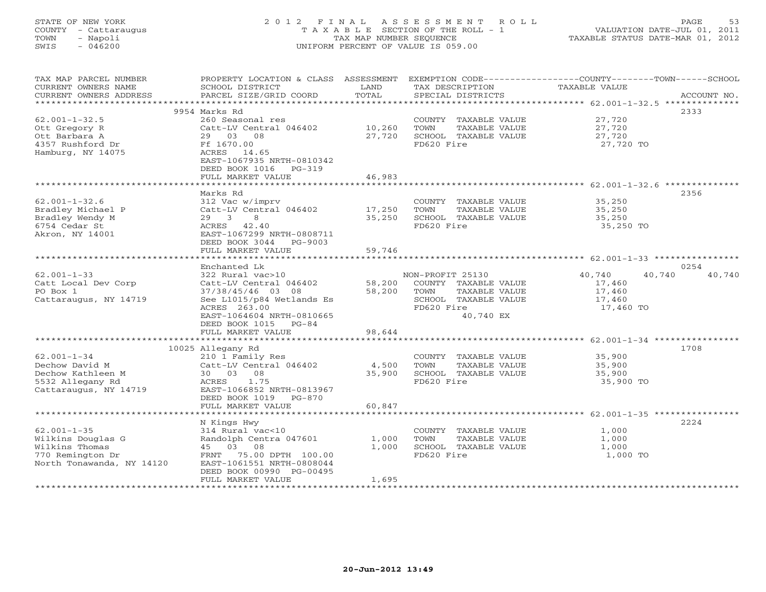STATE OF NEW YORK
COUNTY - Cattaraugus
TOWN - Napoli
SWIS - 046200

# 2012 FINAL ASSESSMENT ROLL

TAXABLE SECTION OF THE ROLL - 1
TAX MAP NUMBER SEQUENCE
UNIFORM PERCENT OF VALUE IS 059.00

VALUATION DATE-JUL 01, 2011
TAXABLE STATUS DATE-MAR 01, 2012

| TAX MAP PARCEL NUMBER / CURRENT OWNERS NAME / CURRENT OWNERS ADDRESS | PROPERTY LOCATION & CLASS / SCHOOL DISTRICT / PARCEL SIZE/GRID COORD | ASSESSMENT LAND / TOTAL | EXEMPTION CODE / TAX DESCRIPTION / SPECIAL DISTRICTS | COUNTY | TOWN | SCHOOL / ACCOUNT NO. |
|---|---|---|---|---|---|---|
| | 9954 Marks Rd | | | | | 2333 |
| 62.001-1-32.5 | 260 Seasonal res | | COUNTY TAXABLE VALUE | 27,720 | | |
| Ott Gregory R | Catt-LV Central 046402 | 10,260 | TOWN TAXABLE VALUE | 27,720 | | |
| Ott Barbara A | 29 03 08 | 27,720 | SCHOOL TAXABLE VALUE | 27,720 | | |
| 4357 Rushford Dr | Ff 1670.00 | | FD620 Fire | 27,720 TO | | |
| Hamburg, NY 14075 | ACRES 14.65 | | | | | |
| | EAST-1067935 NRTH-0810342 | | | | | |
| | DEED BOOK 1016 PG-319 | | | | | |
| | FULL MARKET VALUE | 46,983 | | | | |
| | Marks Rd | | | | | 2356 |
| 62.001-1-32.6 | 312 Vac w/imprv | | COUNTY TAXABLE VALUE | 35,250 | | |
| Bradley Michael P | Catt-LV Central 046402 | 17,250 | TOWN TAXABLE VALUE | 35,250 | | |
| Bradley Wendy M | 29 3 8 | 35,250 | SCHOOL TAXABLE VALUE | 35,250 | | |
| 6754 Cedar St | ACRES 42.40 | | FD620 Fire | 35,250 TO | | |
| Akron, NY 14001 | EAST-1067299 NRTH-0808711 | | | | | |
| | DEED BOOK 3044 PG-9003 | | | | | |
| | FULL MARKET VALUE | 59,746 | | | | |
| | Enchanted Lk | | | | | 0254 |
| 62.001-1-33 | 322 Rural vac>10 | | NON-PROFIT 25130 | 40,740 | 40,740 | 40,740 |
| Catt Local Dev Corp | Catt-LV Central 046402 | 58,200 | COUNTY TAXABLE VALUE | 17,460 | | |
| PO Box 1 | 37/38/45/46 03 08 | 58,200 | TOWN TAXABLE VALUE | 17,460 | | |
| Cattaraugus, NY 14719 | See L1015/p84 Wetlands Es | | SCHOOL TAXABLE VALUE | 17,460 | | |
| | ACRES 263.00 | | FD620 Fire | 17,460 TO | | |
| | EAST-1064604 NRTH-0810665 | | 40,740 EX | | | |
| | DEED BOOK 1015 PG-84 | | | | | |
| | FULL MARKET VALUE | 98,644 | | | | |
| | 10025 Allegany Rd | | | | | 1708 |
| 62.001-1-34 | 210 1 Family Res | | COUNTY TAXABLE VALUE | 35,900 | | |
| Dechow David M | Catt-LV Central 046402 | 4,500 | TOWN TAXABLE VALUE | 35,900 | | |
| Dechow Kathleen M | 30 03 08 | 35,900 | SCHOOL TAXABLE VALUE | 35,900 | | |
| 5532 Allegany Rd | ACRES 1.75 | | FD620 Fire | 35,900 TO | | |
| Cattaraugus, NY 14719 | EAST-1066852 NRTH-0813967 | | | | | |
| | DEED BOOK 1019 PG-870 | | | | | |
| | FULL MARKET VALUE | 60,847 | | | | |
| | N Kings Hwy | | | | | 2224 |
| 62.001-1-35 | 314 Rural vac<10 | | COUNTY TAXABLE VALUE | 1,000 | | |
| Wilkins Douglas G | Randolph Centra 047601 | 1,000 | TOWN TAXABLE VALUE | 1,000 | | |
| Wilkins Thomas | 45 03 08 | 1,000 | SCHOOL TAXABLE VALUE | 1,000 | | |
| 770 Remington Dr | FRNT 75.00 DPTH 100.00 | | FD620 Fire | 1,000 TO | | |
| North Tonawanda, NY 14120 | EAST-1061551 NRTH-0808044 | | | | | |
| | DEED BOOK 00990 PG-00495 | | | | | |
| | FULL MARKET VALUE | 1,695 | | | | |

20-Jun-2012 13:49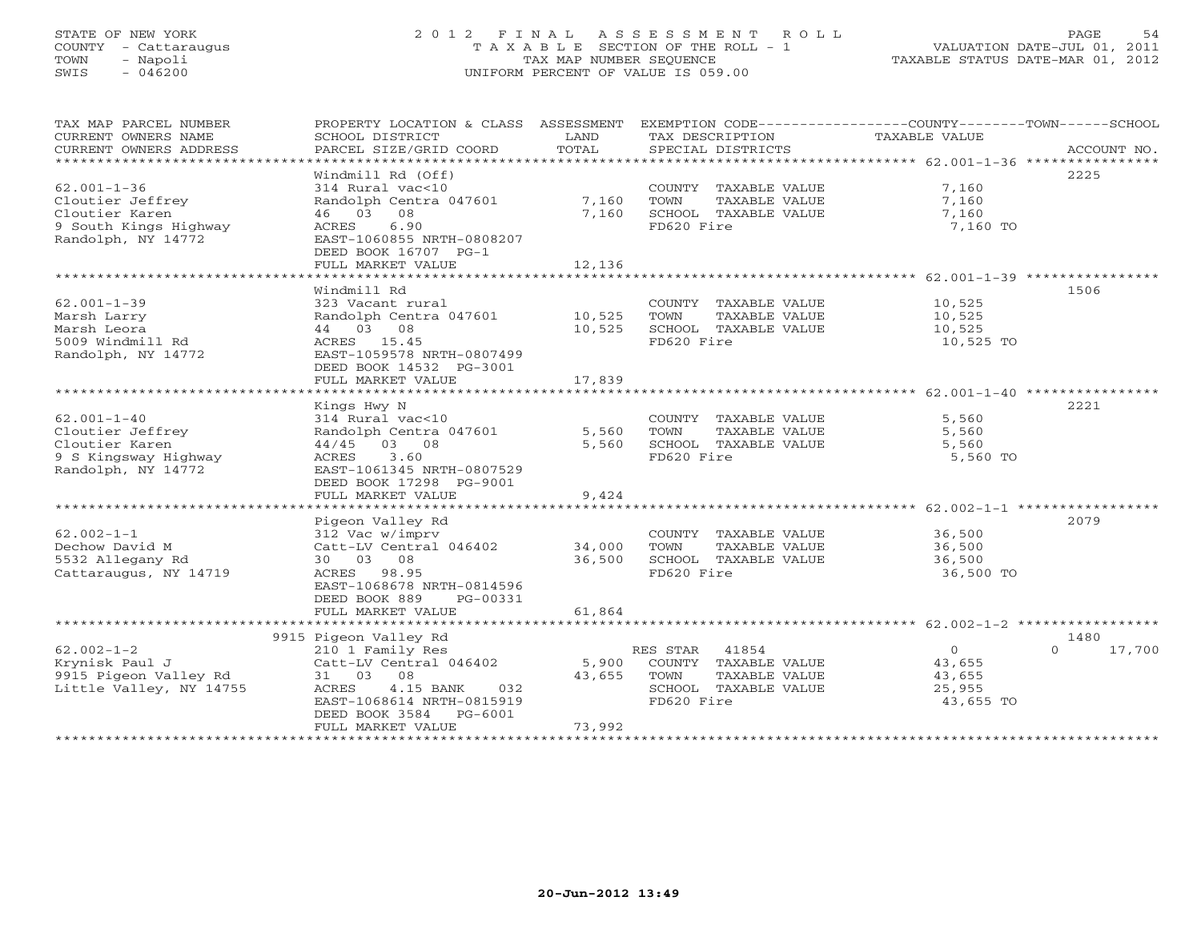STATE OF NEW YORK
COUNTY - Cattaraugus
TOWN - Napoli
SWIS - 046200

# 2012 FINAL ASSESSMENT ROLL

TAXABLE SECTION OF THE ROLL - 1
TAX MAP NUMBER SEQUENCE
UNIFORM PERCENT OF VALUE IS 059.00

VALUATION DATE-JUL 01, 2011
TAXABLE STATUS DATE-MAR 01, 2012

| TAX MAP PARCEL NUMBER / CURRENT OWNERS NAME / CURRENT OWNERS ADDRESS | PROPERTY LOCATION & CLASS / SCHOOL DISTRICT / PARCEL SIZE/GRID COORD | ASSESSMENT LAND | TOTAL | EXEMPTION CODE / TAX DESCRIPTION / SPECIAL DISTRICTS | COUNTY | TOWN | SCHOOL TAXABLE VALUE | ACCOUNT NO. |
|---|---|---|---|---|---|---|---|---|
| **62.001-1-36** | Windmill Rd (Off) | | | | | | | 2225 |
| Cloutier Jeffrey | 314 Rural vac<10 | | | COUNTY TAXABLE VALUE | 7,160 | | | |
| Cloutier Karen | Randolph Centra 047601 | 7,160 | | TOWN TAXABLE VALUE | | 7,160 | | |
| 9 South Kings Highway | 46 03 08 | | 7,160 | SCHOOL TAXABLE VALUE | | | 7,160 | |
| Randolph, NY 14772 | ACRES 6.90 | | | FD620 Fire | 7,160 TO | | | |
| | EAST-1060855 NRTH-0808207 | | | | | | | |
| | DEED BOOK 16707 PG-1 | | | | | | | |
| | FULL MARKET VALUE | | 12,136 | | | | | |
| **62.001-1-39** | Windmill Rd | | | | | | | 1506 |
| Marsh Larry | 323 Vacant rural | | | COUNTY TAXABLE VALUE | 10,525 | | | |
| Marsh Leora | Randolph Centra 047601 | 10,525 | | TOWN TAXABLE VALUE | | 10,525 | | |
| 5009 Windmill Rd | 44 03 08 | | 10,525 | SCHOOL TAXABLE VALUE | | | 10,525 | |
| Randolph, NY 14772 | ACRES 15.45 | | | FD620 Fire | 10,525 TO | | | |
| | EAST-1059578 NRTH-0807499 | | | | | | | |
| | DEED BOOK 14532 PG-3001 | | | | | | | |
| | FULL MARKET VALUE | | 17,839 | | | | | |
| **62.001-1-40** | Kings Hwy N | | | | | | | 2221 |
| Cloutier Jeffrey | 314 Rural vac<10 | | | COUNTY TAXABLE VALUE | 5,560 | | | |
| Cloutier Karen | Randolph Centra 047601 | 5,560 | | TOWN TAXABLE VALUE | | 5,560 | | |
| 9 S Kingsway Highway | 44/45 03 08 | | 5,560 | SCHOOL TAXABLE VALUE | | | 5,560 | |
| Randolph, NY 14772 | ACRES 3.60 | | | FD620 Fire | 5,560 TO | | | |
| | EAST-1061345 NRTH-0807529 | | | | | | | |
| | DEED BOOK 17298 PG-9001 | | | | | | | |
| | FULL MARKET VALUE | | 9,424 | | | | | |
| **62.002-1-1** | Pigeon Valley Rd | | | | | | | 2079 |
| Dechow David M | 312 Vac w/imprv | | | COUNTY TAXABLE VALUE | 36,500 | | | |
| 5532 Allegany Rd | Catt-LV Central 046402 | 34,000 | | TOWN TAXABLE VALUE | | 36,500 | | |
| Cattaraugus, NY 14719 | 30 03 08 | | 36,500 | SCHOOL TAXABLE VALUE | | | 36,500 | |
| | ACRES 98.95 | | | FD620 Fire | 36,500 TO | | | |
| | EAST-1068678 NRTH-0814596 | | | | | | | |
| | DEED BOOK 889 PG-00331 | | | | | | | |
| | FULL MARKET VALUE | | 61,864 | | | | | |
| **62.002-1-2** | 9915 Pigeon Valley Rd | | | | | | | 1480 |
| Krynisk Paul J | 210 1 Family Res | | | RES STAR 41854 | 0 | | 0 | 17,700 |
| 9915 Pigeon Valley Rd | Catt-LV Central 046402 | 5,900 | | COUNTY TAXABLE VALUE | 43,655 | | | |
| Little Valley, NY 14755 | 31 03 08 | | 43,655 | TOWN TAXABLE VALUE | | 43,655 | | |
| | ACRES 4.15 BANK 032 | | | SCHOOL TAXABLE VALUE | | | 25,955 | |
| | EAST-1068614 NRTH-0815919 | | | FD620 Fire | 43,655 TO | | | |
| | DEED BOOK 3584 PG-6001 | | | | | | | |
| | FULL MARKET VALUE | | 73,992 | | | | | |

20-Jun-2012 13:49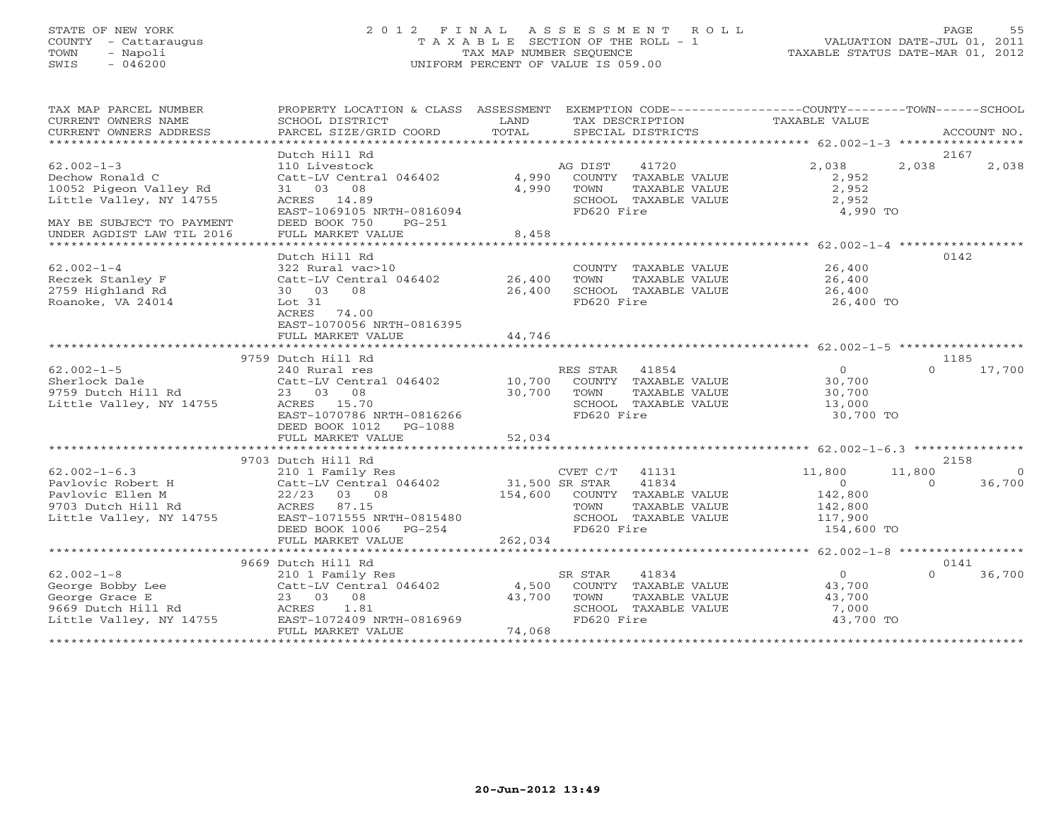STATE OF NEW YORK
COUNTY - Cattaraugus
TOWN - Napoli
SWIS - 046200

# 2012 FINAL ASSESSMENT ROLL
TAXABLE SECTION OF THE ROLL - 1
TAX MAP NUMBER SEQUENCE
UNIFORM PERCENT OF VALUE IS 059.00

VALUATION DATE-JUL 01, 2011
TAXABLE STATUS DATE-MAR 01, 2012

| TAX MAP PARCEL NUMBER / CURRENT OWNERS NAME / CURRENT OWNERS ADDRESS | PROPERTY LOCATION & CLASS / SCHOOL DISTRICT / PARCEL SIZE/GRID COORD | ASSESSMENT LAND / TOTAL | EXEMPTION CODE / TAX DESCRIPTION / SPECIAL DISTRICTS | COUNTY TAXABLE VALUE | TOWN | SCHOOL / ACCOUNT NO. |
|---|---|---|---|---|---|---|
| 62.002-1-3 | Dutch Hill Rd | | | | | 2167 |
| 62.002-1-3 | 110 Livestock | | AG DIST 41720 | 2,038 | 2,038 | 2,038 |
| Dechow Ronald C | Catt-LV Central 046402 | 4,990 | COUNTY TAXABLE VALUE | 2,952 | | |
| 10052 Pigeon Valley Rd | 31 03 08 | 4,990 | TOWN TAXABLE VALUE | 2,952 | | |
| Little Valley, NY 14755 | ACRES 14.89 | | SCHOOL TAXABLE VALUE | 2,952 | | |
| | EAST-1069105 NRTH-0816094 | | FD620 Fire | 4,990 TO | | |
| MAY BE SUBJECT TO PAYMENT | DEED BOOK 750 PG-251 | | | | | |
| UNDER AGDIST LAW TIL 2016 | FULL MARKET VALUE | 8,458 | | | | |
| 62.002-1-4 | Dutch Hill Rd | | | | | 0142 |
| 62.002-1-4 | 322 Rural vac>10 | | COUNTY TAXABLE VALUE | 26,400 | | |
| Reczek Stanley F | Catt-LV Central 046402 | 26,400 | TOWN TAXABLE VALUE | 26,400 | | |
| 2759 Highland Rd | 30 03 08 | 26,400 | SCHOOL TAXABLE VALUE | 26,400 | | |
| Roanoke, VA 24014 | Lot 31 | | FD620 Fire | 26,400 TO | | |
| | ACRES 74.00 | | | | | |
| | EAST-1070056 NRTH-0816395 | | | | | |
| | FULL MARKET VALUE | 44,746 | | | | |
| 62.002-1-5 | 9759 Dutch Hill Rd | | | | | 1185 |
| 62.002-1-5 | 240 Rural res | | RES STAR 41854 | 0 | 0 | 17,700 |
| Sherlock Dale | Catt-LV Central 046402 | 10,700 | COUNTY TAXABLE VALUE | 30,700 | | |
| 9759 Dutch Hill Rd | 23 03 08 | 30,700 | TOWN TAXABLE VALUE | 30,700 | | |
| Little Valley, NY 14755 | ACRES 15.70 | | SCHOOL TAXABLE VALUE | 13,000 | | |
| | EAST-1070786 NRTH-0816266 | | FD620 Fire | 30,700 TO | | |
| | DEED BOOK 1012 PG-1088 | | | | | |
| | FULL MARKET VALUE | 52,034 | | | | |
| 62.002-1-6.3 | 9703 Dutch Hill Rd | | | | | 2158 |
| 62.002-1-6.3 | 210 1 Family Res | | CVET C/T 41131 | 11,800 | 11,800 | 0 |
| Pavlovic Robert H | Catt-LV Central 046402 | 31,500 | SR STAR 41834 | 0 | 0 | 36,700 |
| Pavlovic Ellen M | 22/23 03 08 | 154,600 | COUNTY TAXABLE VALUE | 142,800 | | |
| 9703 Dutch Hill Rd | ACRES 87.15 | | TOWN TAXABLE VALUE | 142,800 | | |
| Little Valley, NY 14755 | EAST-1071555 NRTH-0815480 | | SCHOOL TAXABLE VALUE | 117,900 | | |
| | DEED BOOK 1006 PG-254 | | FD620 Fire | 154,600 TO | | |
| | FULL MARKET VALUE | 262,034 | | | | |
| 62.002-1-8 | 9669 Dutch Hill Rd | | | | | 0141 |
| 62.002-1-8 | 210 1 Family Res | | SR STAR 41834 | 0 | 0 | 36,700 |
| George Bobby Lee | Catt-LV Central 046402 | 4,500 | COUNTY TAXABLE VALUE | 43,700 | | |
| George Grace E | 23 03 08 | 43,700 | TOWN TAXABLE VALUE | 43,700 | | |
| 9669 Dutch Hill Rd | ACRES 1.81 | | SCHOOL TAXABLE VALUE | 7,000 | | |
| Little Valley, NY 14755 | EAST-1072409 NRTH-0816969 | | FD620 Fire | 43,700 TO | | |
| | FULL MARKET VALUE | 74,068 | | | | |

20-Jun-2012 13:49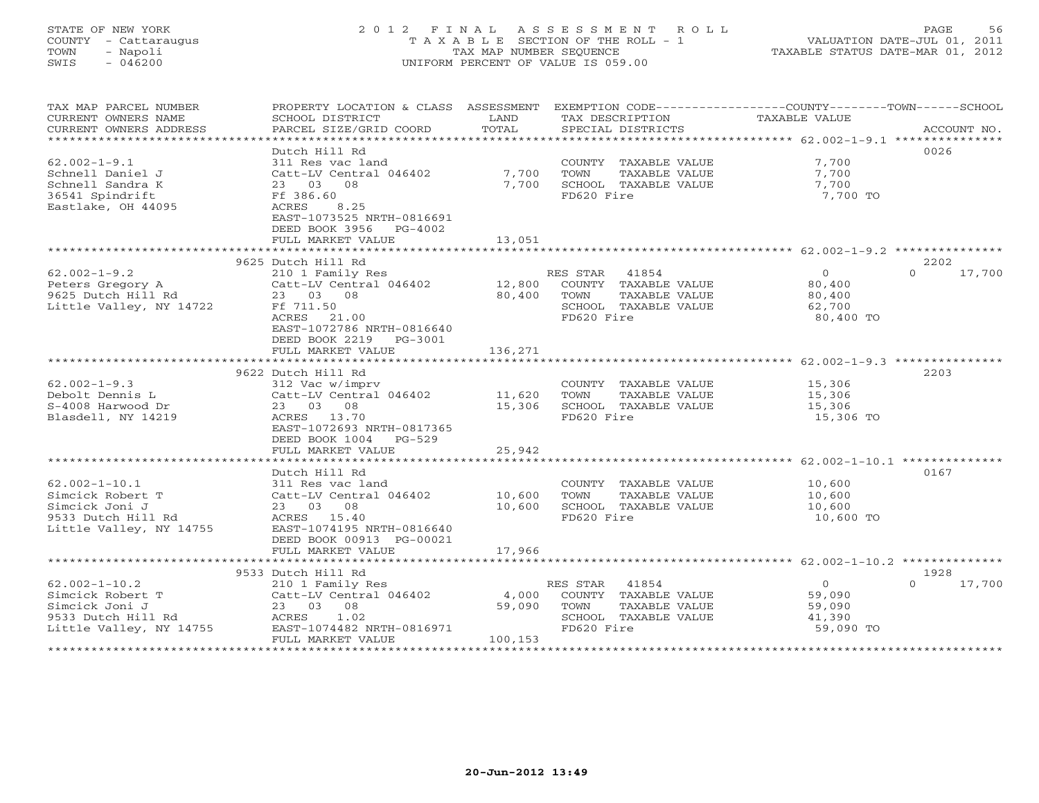STATE OF NEW YORK
COUNTY - Cattaraugus
TOWN - Napoli
SWIS - 046200

2012 FINAL ASSESSMENT ROLL
TAXABLE SECTION OF THE ROLL - 1
TAX MAP NUMBER SEQUENCE
UNIFORM PERCENT OF VALUE IS 059.00

VALUATION DATE-JUL 01, 2011
TAXABLE STATUS DATE-MAR 01, 2012

| TAX MAP PARCEL NUMBER / CURRENT OWNERS NAME / CURRENT OWNERS ADDRESS | PROPERTY LOCATION & CLASS / SCHOOL DISTRICT / PARCEL SIZE/GRID COORD | ASSESSMENT LAND | TOTAL | EXEMPTION CODE / TAX DESCRIPTION / SPECIAL DISTRICTS | COUNTY TAXABLE VALUE | TOWN | SCHOOL | ACCOUNT NO. |
|---|---|---|---|---|---|---|---|---|
| **62.002-1-9.1** | Dutch Hill Rd | | | | | | | 0026 |
| 62.002-1-9.1 | 311 Res vac land | | | COUNTY TAXABLE VALUE | 7,700 | | | |
| Schnell Daniel J | Catt-LV Central 046402 | 7,700 | | TOWN TAXABLE VALUE | 7,700 | | | |
| Schnell Sandra K | 23 03 08 | | 7,700 | SCHOOL TAXABLE VALUE | 7,700 | | | |
| 36541 Spindrift | Ff 386.60 | | | FD620 Fire | 7,700 TO | | | |
| Eastlake, OH 44095 | ACRES 8.25 | | | | | | | |
| | EAST-1073525 NRTH-0816691 | | | | | | | |
| | DEED BOOK 3956 PG-4002 | | | | | | | |
| | FULL MARKET VALUE | | 13,051 | | | | | |
| **62.002-1-9.2** | 9625 Dutch Hill Rd | | | | | | | 2202 |
| 62.002-1-9.2 | 210 1 Family Res | | | RES STAR 41854 | 0 | 0 | 17,700 | |
| Peters Gregory A | Catt-LV Central 046402 | 12,800 | | COUNTY TAXABLE VALUE | 80,400 | | | |
| 9625 Dutch Hill Rd | 23 03 08 | | 80,400 | TOWN TAXABLE VALUE | 80,400 | | | |
| Little Valley, NY 14722 | Ff 711.50 | | | SCHOOL TAXABLE VALUE | 62,700 | | | |
| | ACRES 21.00 | | | FD620 Fire | 80,400 TO | | | |
| | EAST-1072786 NRTH-0816640 | | | | | | | |
| | DEED BOOK 2219 PG-3001 | | | | | | | |
| | FULL MARKET VALUE | | 136,271 | | | | | |
| **62.002-1-9.3** | 9622 Dutch Hill Rd | | | | | | | 2203 |
| 62.002-1-9.3 | 312 Vac w/imprv | | | COUNTY TAXABLE VALUE | 15,306 | | | |
| Debolt Dennis L | Catt-LV Central 046402 | 11,620 | | TOWN TAXABLE VALUE | 15,306 | | | |
| S-4008 Harwood Dr | 23 03 08 | | 15,306 | SCHOOL TAXABLE VALUE | 15,306 | | | |
| Blasdell, NY 14219 | ACRES 13.70 | | | FD620 Fire | 15,306 TO | | | |
| | EAST-1072693 NRTH-0817365 | | | | | | | |
| | DEED BOOK 1004 PG-529 | | | | | | | |
| | FULL MARKET VALUE | | 25,942 | | | | | |
| **62.002-1-10.1** | Dutch Hill Rd | | | | | | | 0167 |
| 62.002-1-10.1 | 311 Res vac land | | | COUNTY TAXABLE VALUE | 10,600 | | | |
| Simcick Robert T | Catt-LV Central 046402 | 10,600 | | TOWN TAXABLE VALUE | 10,600 | | | |
| Simcick Joni J | 23 03 08 | | 10,600 | SCHOOL TAXABLE VALUE | 10,600 | | | |
| 9533 Dutch Hill Rd | ACRES 15.40 | | | FD620 Fire | 10,600 TO | | | |
| Little Valley, NY 14755 | EAST-1074195 NRTH-0816640 | | | | | | | |
| | DEED BOOK 00913 PG-00021 | | | | | | | |
| | FULL MARKET VALUE | | 17,966 | | | | | |
| **62.002-1-10.2** | 9533 Dutch Hill Rd | | | | | | | 1928 |
| 62.002-1-10.2 | 210 1 Family Res | | | RES STAR 41854 | 0 | 0 | 17,700 | |
| Simcick Robert T | Catt-LV Central 046402 | 4,000 | | COUNTY TAXABLE VALUE | 59,090 | | | |
| Simcick Joni J | 23 03 08 | | 59,090 | TOWN TAXABLE VALUE | 59,090 | | | |
| 9533 Dutch Hill Rd | ACRES 1.02 | | | SCHOOL TAXABLE VALUE | 41,390 | | | |
| Little Valley, NY 14755 | EAST-1074482 NRTH-0816971 | | | FD620 Fire | 59,090 TO | | | |
| | FULL MARKET VALUE | | 100,153 | | | | | |

20-Jun-2012 13:49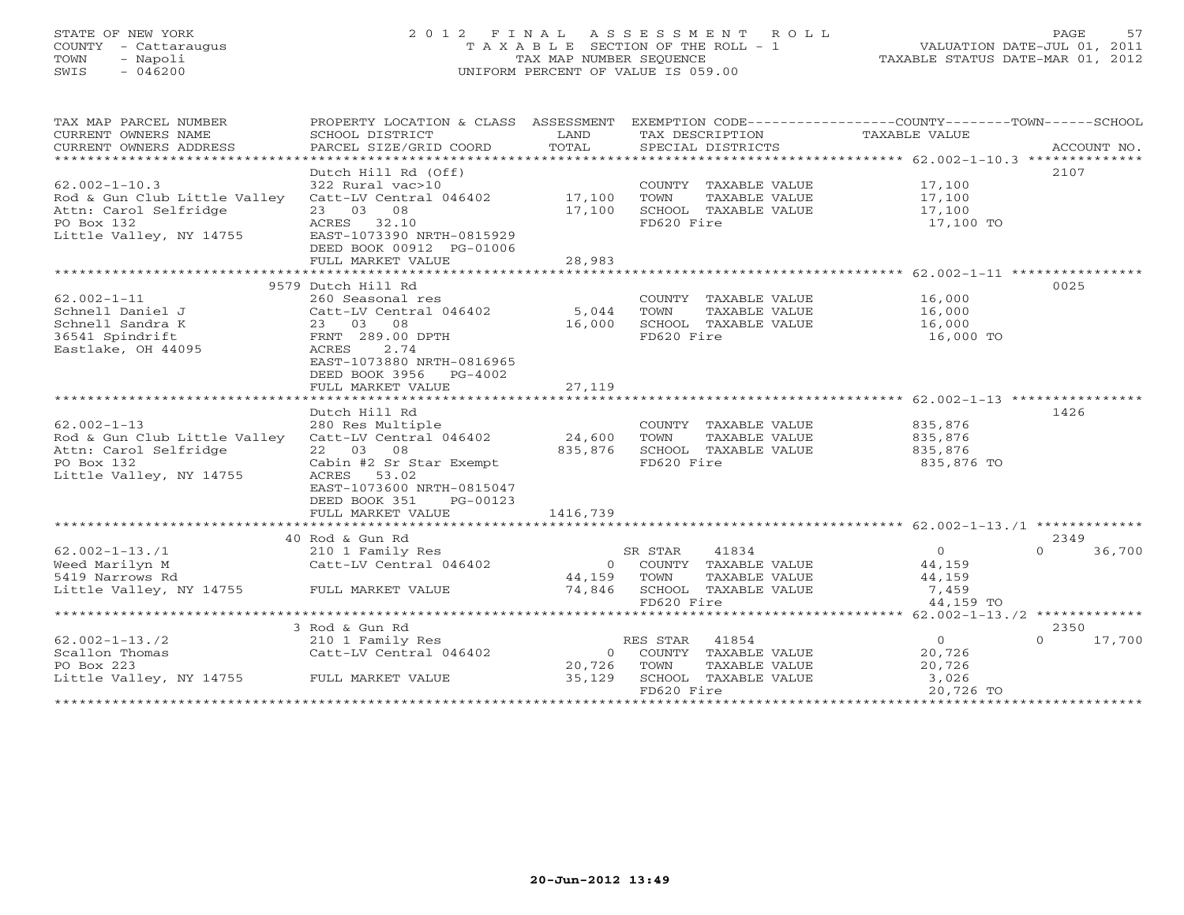STATE OF NEW YORK
COUNTY - Cattaraugus
TOWN - Napoli
SWIS - 046200

2012 FINAL ASSESSMENT ROLL
TAXABLE SECTION OF THE ROLL - 1
TAX MAP NUMBER SEQUENCE
UNIFORM PERCENT OF VALUE IS 059.00

VALUATION DATE-JUL 01, 2011
TAXABLE STATUS DATE-MAR 01, 2012

| TAX MAP PARCEL NUMBER / CURRENT OWNERS NAME / CURRENT OWNERS ADDRESS | PROPERTY LOCATION & CLASS / SCHOOL DISTRICT / PARCEL SIZE/GRID COORD | ASSESSMENT LAND / TOTAL | EXEMPTION CODE / TAX DESCRIPTION / SPECIAL DISTRICTS | COUNTY TAXABLE VALUE | TOWN | SCHOOL | ACCOUNT NO. |
|---|---|---|---|---|---|---|---|
| 62.002-1-10.3 | Dutch Hill Rd (Off) | | | | | | 2107 |
| | 322 Rural vac>10 | | COUNTY TAXABLE VALUE | 17,100 | | | |
| Rod & Gun Club Little Valley | Catt-LV Central 046402 | 17,100 | TOWN TAXABLE VALUE | 17,100 | | | |
| Attn: Carol Selfridge | 23 03 08 | 17,100 | SCHOOL TAXABLE VALUE | 17,100 | | | |
| PO Box 132 | ACRES 32.10 | | FD620 Fire | 17,100 TO | | | |
| Little Valley, NY 14755 | EAST-1073390 NRTH-0815929 | | | | | | |
| | DEED BOOK 00912 PG-01006 | | | | | | |
| | FULL MARKET VALUE | 28,983 | | | | | |
| 62.002-1-11 | 9579 Dutch Hill Rd | | | | | | 0025 |
| | 260 Seasonal res | | COUNTY TAXABLE VALUE | 16,000 | | | |
| Schnell Daniel J | Catt-LV Central 046402 | 5,044 | TOWN TAXABLE VALUE | 16,000 | | | |
| Schnell Sandra K | 23 03 08 | 16,000 | SCHOOL TAXABLE VALUE | 16,000 | | | |
| 36541 Spindrift | FRNT 289.00 DPTH | | FD620 Fire | 16,000 TO | | | |
| Eastlake, OH 44095 | ACRES 2.74 | | | | | | |
| | EAST-1073880 NRTH-0816965 | | | | | | |
| | DEED BOOK 3956 PG-4002 | | | | | | |
| | FULL MARKET VALUE | 27,119 | | | | | |
| 62.002-1-13 | Dutch Hill Rd | | | | | | 1426 |
| | 280 Res Multiple | | COUNTY TAXABLE VALUE | 835,876 | | | |
| Rod & Gun Club Little Valley | Catt-LV Central 046402 | 24,600 | TOWN TAXABLE VALUE | 835,876 | | | |
| Attn: Carol Selfridge | 22 03 08 | 835,876 | SCHOOL TAXABLE VALUE | 835,876 | | | |
| PO Box 132 | Cabin #2 Sr Star Exempt | | FD620 Fire | 835,876 TO | | | |
| Little Valley, NY 14755 | ACRES 53.02 | | | | | | |
| | EAST-1073600 NRTH-0815047 | | | | | | |
| | DEED BOOK 351 PG-00123 | | | | | | |
| | FULL MARKET VALUE | 1416,739 | | | | | |
| 62.002-1-13./1 | 40 Rod & Gun Rd | | | | | | 2349 |
| | 210 1 Family Res | | SR STAR 41834 | 0 | 0 | 36,700 | |
| Weed Marilyn M | Catt-LV Central 046402 | 0 | COUNTY TAXABLE VALUE | 44,159 | | | |
| 5419 Narrows Rd | | 44,159 | TOWN TAXABLE VALUE | 44,159 | | | |
| Little Valley, NY 14755 | FULL MARKET VALUE | 74,846 | SCHOOL TAXABLE VALUE | 7,459 | | | |
| | | | FD620 Fire | 44,159 TO | | | |
| 62.002-1-13./2 | 3 Rod & Gun Rd | | | | | | 2350 |
| | 210 1 Family Res | | RES STAR 41854 | 0 | 0 | 17,700 | |
| Scallon Thomas | Catt-LV Central 046402 | 0 | COUNTY TAXABLE VALUE | 20,726 | | | |
| PO Box 223 | | 20,726 | TOWN TAXABLE VALUE | 20,726 | | | |
| Little Valley, NY 14755 | FULL MARKET VALUE | 35,129 | SCHOOL TAXABLE VALUE | 3,026 | | | |
| | | | FD620 Fire | 20,726 TO | | | |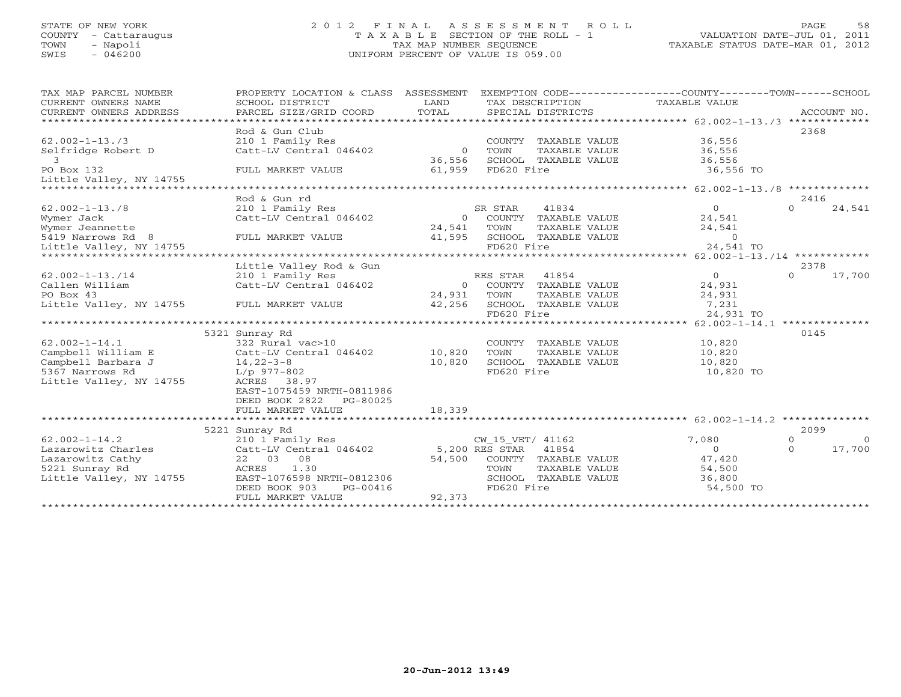STATE OF NEW YORK
COUNTY - Cattaraugus
TOWN - Napoli
SWIS - 046200

# 2012 FINAL ASSESSMENT ROLL

TAXABLE SECTION OF THE ROLL - 1
TAX MAP NUMBER SEQUENCE
UNIFORM PERCENT OF VALUE IS 059.00

VALUATION DATE-JUL 01, 2011
TAXABLE STATUS DATE-MAR 01, 2012

| TAX MAP PARCEL NUMBER / CURRENT OWNERS NAME / CURRENT OWNERS ADDRESS | PROPERTY LOCATION & CLASS / SCHOOL DISTRICT / PARCEL SIZE/GRID COORD | ASSESSMENT LAND / TOTAL | EXEMPTION CODE / TAX DESCRIPTION / SPECIAL DISTRICTS | COUNTY / TOWN TAXABLE VALUE | SCHOOL | ACCOUNT NO. |
|---|---|---|---|---|---|---|
| **62.002-1-13./3** | Rod & Gun Club | | | | | 2368 |
| Selfridge Robert D | 210 1 Family Res | | COUNTY TAXABLE VALUE | 36,556 | | |
| 3 | Catt-LV Central 046402 | 0 | TOWN TAXABLE VALUE | 36,556 | | |
| PO Box 132 | | 36,556 | SCHOOL TAXABLE VALUE | 36,556 | | |
| Little Valley, NY 14755 | FULL MARKET VALUE | 61,959 | FD620 Fire | 36,556 TO | | |
| **62.002-1-13./8** | Rod & Gun rd | | | | | 2416 |
| Wymer Jack | 210 1 Family Res | | SR STAR 41834 | 0 | 0 | 24,541 |
| Wymer Jeannette | Catt-LV Central 046402 | 0 | COUNTY TAXABLE VALUE | 24,541 | | |
| 5419 Narrows Rd 8 | | 24,541 | TOWN TAXABLE VALUE | 24,541 | | |
| Little Valley, NY 14755 | FULL MARKET VALUE | 41,595 | SCHOOL TAXABLE VALUE | 0 | | |
| | | | FD620 Fire | 24,541 TO | | |
| **62.002-1-13./14** | Little Valley Rod & Gun | | | | | 2378 |
| Callen William | 210 1 Family Res | | RES STAR 41854 | 0 | 0 | 17,700 |
| PO Box 43 | Catt-LV Central 046402 | 0 | COUNTY TAXABLE VALUE | 24,931 | | |
| Little Valley, NY 14755 | | 24,931 | TOWN TAXABLE VALUE | 24,931 | | |
| | FULL MARKET VALUE | 42,256 | SCHOOL TAXABLE VALUE | 7,231 | | |
| | | | FD620 Fire | 24,931 TO | | |
| **62.002-1-14.1** | 5321 Sunray Rd | | | | | 0145 |
| Campbell William E | 322 Rural vac>10 | | COUNTY TAXABLE VALUE | 10,820 | | |
| Campbell Barbara J | Catt-LV Central 046402 | 10,820 | TOWN TAXABLE VALUE | 10,820 | | |
| 5367 Narrows Rd | 14,22-3-8 | 10,820 | SCHOOL TAXABLE VALUE | 10,820 | | |
| Little Valley, NY 14755 | L/p 977-802 | | FD620 Fire | 10,820 TO | | |
| | ACRES 38.97 | | | | | |
| | EAST-1075459 NRTH-0811986 | | | | | |
| | DEED BOOK 2822 PG-80025 | | | | | |
| | FULL MARKET VALUE | 18,339 | | | | |
| **62.002-1-14.2** | 5221 Sunray Rd | | | | | 2099 |
| Lazarowitz Charles | 210 1 Family Res | | CW_15_VET/ 41162 | 7,080 | 0 | 0 |
| Lazarowitz Cathy | Catt-LV Central 046402 | 5,200 | RES STAR 41854 | 0 | 0 | 17,700 |
| 5221 Sunray Rd | 22 03 08 | 54,500 | COUNTY TAXABLE VALUE | 47,420 | | |
| Little Valley, NY 14755 | ACRES 1.30 | | TOWN TAXABLE VALUE | 54,500 | | |
| | EAST-1076598 NRTH-0812306 | | SCHOOL TAXABLE VALUE | 36,800 | | |
| | DEED BOOK 903 PG-00416 | | FD620 Fire | 54,500 TO | | |
| | FULL MARKET VALUE | 92,373 | | | | |

20-Jun-2012 13:49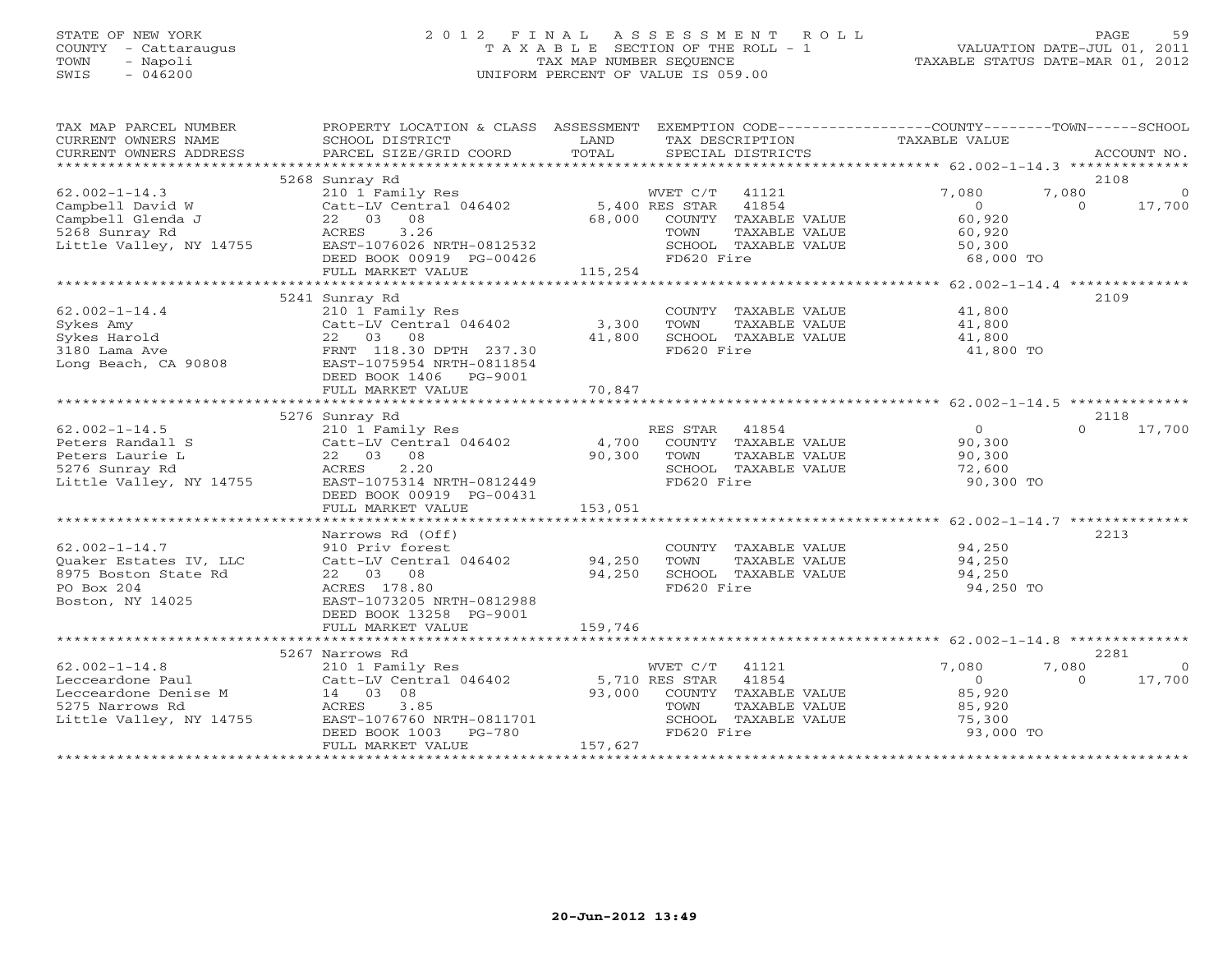STATE OF NEW YORK
COUNTY - Cattaraugus
TOWN - Napoli
SWIS - 046200

2012 FINAL ASSESSMENT ROLL
TAXABLE SECTION OF THE ROLL - 1
TAX MAP NUMBER SEQUENCE
UNIFORM PERCENT OF VALUE IS 059.00

VALUATION DATE-JUL 01, 2011
TAXABLE STATUS DATE-MAR 01, 2012

| TAX MAP PARCEL NUMBER / CURRENT OWNERS NAME / CURRENT OWNERS ADDRESS | PROPERTY LOCATION & CLASS / SCHOOL DISTRICT / PARCEL SIZE/GRID COORD | ASSESSMENT LAND / TOTAL | EXEMPTION CODE / TAX DESCRIPTION / SPECIAL DISTRICTS | COUNTY | TOWN | SCHOOL | ACCOUNT NO. |
|---|---|---|---|---|---|---|---|
| **62.002-1-14.3** | 5268 Sunray Rd | | | | | | 2108 |
| Campbell David W | 210 1 Family Res | | WVET C/T 41121 | 7,080 | 7,080 | 0 | |
| Campbell Glenda J | Catt-LV Central 046402 | 5,400 | RES STAR 41854 | 0 | 0 | 17,700 | |
| 5268 Sunray Rd | 22 03 08 | 68,000 | COUNTY TAXABLE VALUE | 60,920 | | | |
| Little Valley, NY 14755 | ACRES 3.26 | | TOWN TAXABLE VALUE | | 60,920 | | |
| | EAST-1076026 NRTH-0812532 | | SCHOOL TAXABLE VALUE | | | 50,300 | |
| | DEED BOOK 00919 PG-00426 | | FD620 Fire | 68,000 TO | | | |
| | FULL MARKET VALUE | 115,254 | | | | | |
| **62.002-1-14.4** | 5241 Sunray Rd | | | | | | 2109 |
| Sykes Amy | 210 1 Family Res | | COUNTY TAXABLE VALUE | 41,800 | | | |
| Sykes Harold | Catt-LV Central 046402 | 3,300 | TOWN TAXABLE VALUE | | 41,800 | | |
| 3180 Lama Ave | 22 03 08 | 41,800 | SCHOOL TAXABLE VALUE | | | 41,800 | |
| Long Beach, CA 90808 | FRNT 118.30 DPTH 237.30 | | FD620 Fire | 41,800 TO | | | |
| | EAST-1075954 NRTH-0811854 | | | | | | |
| | DEED BOOK 1406 PG-9001 | | | | | | |
| | FULL MARKET VALUE | 70,847 | | | | | |
| **62.002-1-14.5** | 5276 Sunray Rd | | | | | | 2118 |
| Peters Randall S | 210 1 Family Res | | RES STAR 41854 | 0 | 0 | 17,700 | |
| Peters Laurie L | Catt-LV Central 046402 | 4,700 | COUNTY TAXABLE VALUE | 90,300 | | | |
| 5276 Sunray Rd | 22 03 08 | 90,300 | TOWN TAXABLE VALUE | | 90,300 | | |
| Little Valley, NY 14755 | ACRES 2.20 | | SCHOOL TAXABLE VALUE | | | 72,600 | |
| | EAST-1075314 NRTH-0812449 | | FD620 Fire | 90,300 TO | | | |
| | DEED BOOK 00919 PG-00431 | | | | | | |
| | FULL MARKET VALUE | 153,051 | | | | | |
| **62.002-1-14.7** | Narrows Rd (Off) | | | | | | 2213 |
| Quaker Estates IV, LLC | 910 Priv forest | | COUNTY TAXABLE VALUE | 94,250 | | | |
| 8975 Boston State Rd | Catt-LV Central 046402 | 94,250 | TOWN TAXABLE VALUE | | 94,250 | | |
| PO Box 204 | 22 03 08 | 94,250 | SCHOOL TAXABLE VALUE | | | 94,250 | |
| Boston, NY 14025 | ACRES 178.80 | | FD620 Fire | 94,250 TO | | | |
| | EAST-1073205 NRTH-0812988 | | | | | | |
| | DEED BOOK 13258 PG-9001 | | | | | | |
| | FULL MARKET VALUE | 159,746 | | | | | |
| **62.002-1-14.8** | 5267 Narrows Rd | | | | | | 2281 |
| Lecceardone Paul | 210 1 Family Res | | WVET C/T 41121 | 7,080 | 7,080 | 0 | |
| Lecceardone Denise M | Catt-LV Central 046402 | 5,710 | RES STAR 41854 | 0 | 0 | 17,700 | |
| 5275 Narrows Rd | 14 03 08 | 93,000 | COUNTY TAXABLE VALUE | 85,920 | | | |
| Little Valley, NY 14755 | ACRES 3.85 | | TOWN TAXABLE VALUE | | 85,920 | | |
| | EAST-1076760 NRTH-0811701 | | SCHOOL TAXABLE VALUE | | | 75,300 | |
| | DEED BOOK 1003 PG-780 | | FD620 Fire | 93,000 TO | | | |
| | FULL MARKET VALUE | 157,627 | | | | | |

20-Jun-2012 13:49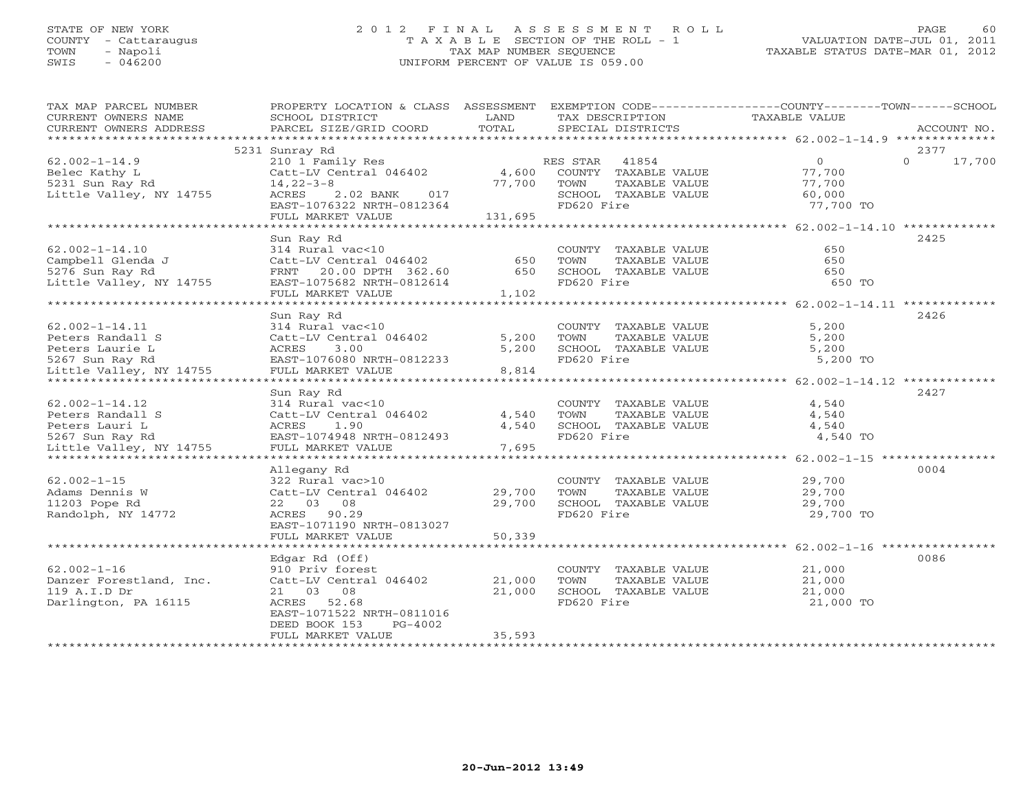STATE OF NEW YORK
COUNTY - Cattaraugus
TOWN - Napoli
SWIS - 046200

# 2012 FINAL ASSESSMENT ROLL
TAXABLE SECTION OF THE ROLL - 1
TAX MAP NUMBER SEQUENCE
UNIFORM PERCENT OF VALUE IS 059.00

VALUATION DATE-JUL 01, 2011
TAXABLE STATUS DATE-MAR 01, 2012

| TAX MAP PARCEL NUMBER / CURRENT OWNERS NAME / CURRENT OWNERS ADDRESS | PROPERTY LOCATION & CLASS / SCHOOL DISTRICT / PARCEL SIZE/GRID COORD | ASSESSMENT LAND / TOTAL | EXEMPTION CODE / TAX DESCRIPTION / SPECIAL DISTRICTS | COUNTY / TOWN / SCHOOL TAXABLE VALUE | ACCOUNT NO. |
|---|---|---|---|---|---|
| 62.002-1-14.9 | 5231 Sunray Rd | | | | 2377 |
| | 210 1 Family Res | | RES STAR 41854 | 0 | 0 17,700 |
| Belec Kathy L | Catt-LV Central 046402 | 4,600 | COUNTY TAXABLE VALUE | 77,700 | |
| 5231 Sun Ray Rd | 14,22-3-8 | 77,700 | TOWN TAXABLE VALUE | 77,700 | |
| Little Valley, NY 14755 | ACRES 2.02 BANK 017 | | SCHOOL TAXABLE VALUE | 60,000 | |
| | EAST-1076322 NRTH-0812364 | | FD620 Fire | 77,700 TO | |
| | FULL MARKET VALUE | 131,695 | | | |
| 62.002-1-14.10 | Sun Ray Rd | | | | 2425 |
| | 314 Rural vac<10 | | COUNTY TAXABLE VALUE | 650 | |
| Campbell Glenda J | Catt-LV Central 046402 | 650 | TOWN TAXABLE VALUE | 650 | |
| 5276 Sun Ray Rd | FRNT 20.00 DPTH 362.60 | 650 | SCHOOL TAXABLE VALUE | 650 | |
| Little Valley, NY 14755 | EAST-1075682 NRTH-0812614 | | FD620 Fire | 650 TO | |
| | FULL MARKET VALUE | 1,102 | | | |
| 62.002-1-14.11 | Sun Ray Rd | | | | 2426 |
| | 314 Rural vac<10 | | COUNTY TAXABLE VALUE | 5,200 | |
| Peters Randall S | Catt-LV Central 046402 | 5,200 | TOWN TAXABLE VALUE | 5,200 | |
| Peters Laurie L | ACRES 3.00 | 5,200 | SCHOOL TAXABLE VALUE | 5,200 | |
| 5267 Sun Ray Rd | EAST-1076080 NRTH-0812233 | | FD620 Fire | 5,200 TO | |
| Little Valley, NY 14755 | FULL MARKET VALUE | 8,814 | | | |
| 62.002-1-14.12 | Sun Ray Rd | | | | 2427 |
| | 314 Rural vac<10 | | COUNTY TAXABLE VALUE | 4,540 | |
| Peters Randall S | Catt-LV Central 046402 | 4,540 | TOWN TAXABLE VALUE | 4,540 | |
| Peters Lauri L | ACRES 1.90 | 4,540 | SCHOOL TAXABLE VALUE | 4,540 | |
| 5267 Sun Ray Rd | EAST-1074948 NRTH-0812493 | | FD620 Fire | 4,540 TO | |
| Little Valley, NY 14755 | FULL MARKET VALUE | 7,695 | | | |
| 62.002-1-15 | Allegany Rd | | | | 0004 |
| | 322 Rural vac>10 | | COUNTY TAXABLE VALUE | 29,700 | |
| Adams Dennis W | Catt-LV Central 046402 | 29,700 | TOWN TAXABLE VALUE | 29,700 | |
| 11203 Pope Rd | 22 03 08 | 29,700 | SCHOOL TAXABLE VALUE | 29,700 | |
| Randolph, NY 14772 | ACRES 90.29 | | FD620 Fire | 29,700 TO | |
| | EAST-1071190 NRTH-0813027 | | | | |
| | FULL MARKET VALUE | 50,339 | | | |
| 62.002-1-16 | Edgar Rd (Off) | | | | 0086 |
| | 910 Priv forest | | COUNTY TAXABLE VALUE | 21,000 | |
| Danzer Forestland, Inc. | Catt-LV Central 046402 | 21,000 | TOWN TAXABLE VALUE | 21,000 | |
| 119 A.I.D Dr | 21 03 08 | 21,000 | SCHOOL TAXABLE VALUE | 21,000 | |
| Darlington, PA 16115 | ACRES 52.68 | | FD620 Fire | 21,000 TO | |
| | EAST-1071522 NRTH-0811016 | | | | |
| | DEED BOOK 153 PG-4002 | | | | |
| | FULL MARKET VALUE | 35,593 | | | |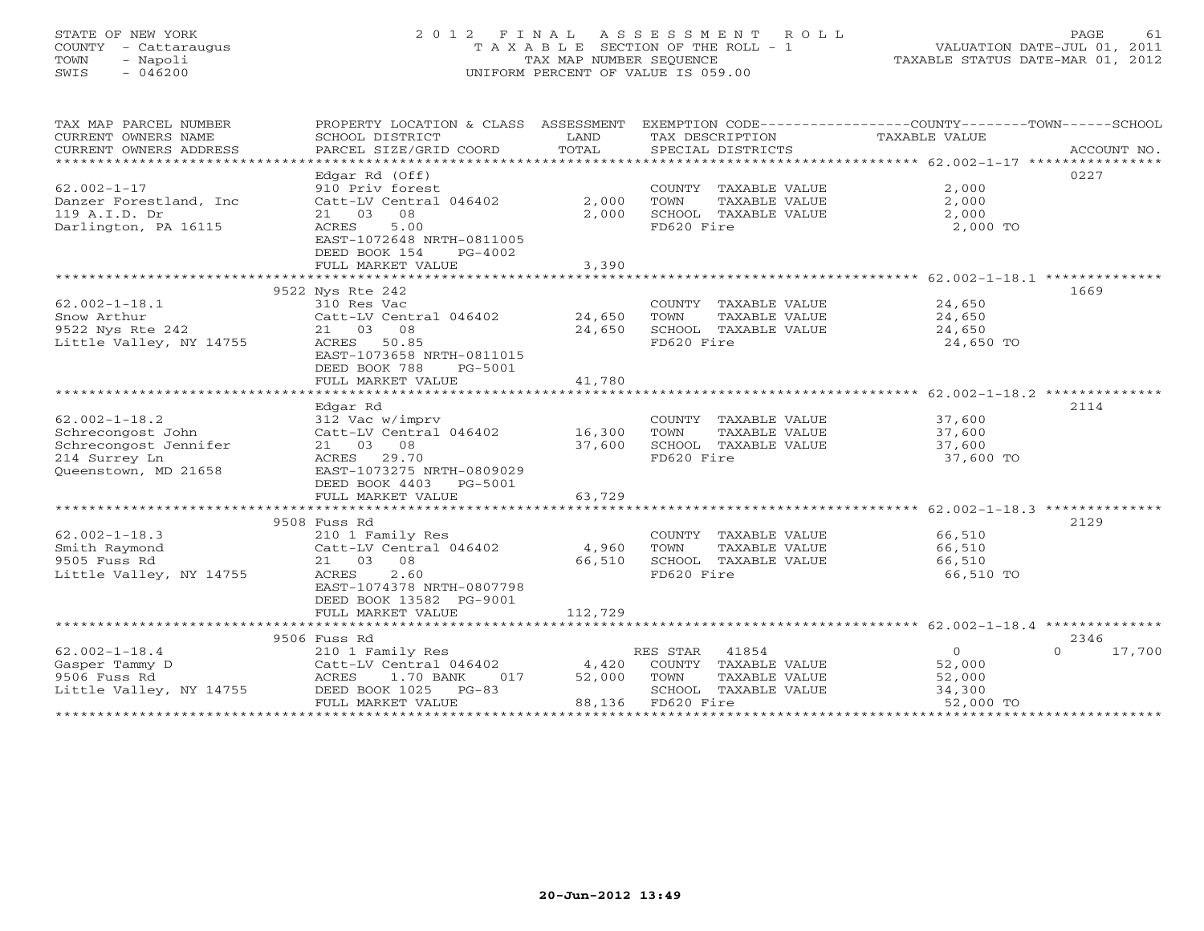STATE OF NEW YORK — COUNTY - Cattaraugus — TOWN - Napoli — SWIS - 046200

# 2012 FINAL ASSESSMENT ROLL

TAXABLE SECTION OF THE ROLL - 1
TAX MAP NUMBER SEQUENCE
UNIFORM PERCENT OF VALUE IS 059.00

VALUATION DATE-JUL 01, 2011
TAXABLE STATUS DATE-MAR 01, 2012

| TAX MAP PARCEL NUMBER / CURRENT OWNERS NAME / CURRENT OWNERS ADDRESS | PROPERTY LOCATION & CLASS / SCHOOL DISTRICT / PARCEL SIZE/GRID COORD | ASSESSMENT LAND | ASSESSMENT TOTAL | EXEMPTION CODE / TAX DESCRIPTION / SPECIAL DISTRICTS | COUNTY | TOWN | SCHOOL TAXABLE VALUE | ACCOUNT NO. |
|---|---|---|---|---|---|---|---|---|
| 62.002-1-17 | Edgar Rd (Off) | | | | | | | 0227 |
| Danzer Forestland, Inc | 910 Priv forest | | | COUNTY TAXABLE VALUE | 2,000 | | | |
| 119 A.I.D. Dr | Catt-LV Central 046402 | 2,000 | | TOWN TAXABLE VALUE | | 2,000 | | |
| Darlington, PA 16115 | 21 03 08 | | 2,000 | SCHOOL TAXABLE VALUE | | | 2,000 | |
| | ACRES 5.00 | | | FD620 Fire | | | 2,000 TO | |
| | EAST-1072648 NRTH-0811005 | | | | | | | |
| | DEED BOOK 154 PG-4002 | | | | | | | |
| | FULL MARKET VALUE | | 3,390 | | | | | |
| 62.002-1-18.1 | 9522 Nys Rte 242 | | | | | | | 1669 |
| Snow Arthur | 310 Res Vac | | | COUNTY TAXABLE VALUE | 24,650 | | | |
| 9522 Nys Rte 242 | Catt-LV Central 046402 | 24,650 | | TOWN TAXABLE VALUE | | 24,650 | | |
| Little Valley, NY 14755 | 21 03 08 | | 24,650 | SCHOOL TAXABLE VALUE | | | 24,650 | |
| | ACRES 50.85 | | | FD620 Fire | | | 24,650 TO | |
| | EAST-1073658 NRTH-0811015 | | | | | | | |
| | DEED BOOK 788 PG-5001 | | | | | | | |
| | FULL MARKET VALUE | | 41,780 | | | | | |
| 62.002-1-18.2 | Edgar Rd | | | | | | | 2114 |
| Schrecongost John | 312 Vac w/imprv | | | COUNTY TAXABLE VALUE | 37,600 | | | |
| Schrecongost Jennifer | Catt-LV Central 046402 | 16,300 | | TOWN TAXABLE VALUE | | 37,600 | | |
| 214 Surrey Ln | 21 03 08 | | 37,600 | SCHOOL TAXABLE VALUE | | | 37,600 | |
| Queenstown, MD 21658 | ACRES 29.70 | | | FD620 Fire | | | 37,600 TO | |
| | EAST-1073275 NRTH-0809029 | | | | | | | |
| | DEED BOOK 4403 PG-5001 | | | | | | | |
| | FULL MARKET VALUE | | 63,729 | | | | | |
| 62.002-1-18.3 | 9508 Fuss Rd | | | | | | | 2129 |
| Smith Raymond | 210 1 Family Res | | | COUNTY TAXABLE VALUE | 66,510 | | | |
| 9505 Fuss Rd | Catt-LV Central 046402 | 4,960 | | TOWN TAXABLE VALUE | | 66,510 | | |
| Little Valley, NY 14755 | 21 03 08 | | 66,510 | SCHOOL TAXABLE VALUE | | | 66,510 | |
| | ACRES 2.60 | | | FD620 Fire | | | 66,510 TO | |
| | EAST-1074378 NRTH-0807798 | | | | | | | |
| | DEED BOOK 13582 PG-9001 | | | | | | | |
| | FULL MARKET VALUE | | 112,729 | | | | | |
| 62.002-1-18.4 | 9506 Fuss Rd | | | | | | | 2346 |
| Gasper Tammy D | 210 1 Family Res | | | RES STAR 41854 | 0 | 0 | 17,700 | |
| 9506 Fuss Rd | Catt-LV Central 046402 | 4,420 | | COUNTY TAXABLE VALUE | 52,000 | | | |
| Little Valley, NY 14755 | ACRES 1.70 BANK 017 | | 52,000 | TOWN TAXABLE VALUE | | 52,000 | | |
| | DEED BOOK 1025 PG-83 | | | SCHOOL TAXABLE VALUE | | | 34,300 | |
| | FULL MARKET VALUE | | 88,136 | FD620 Fire | | | 52,000 TO | |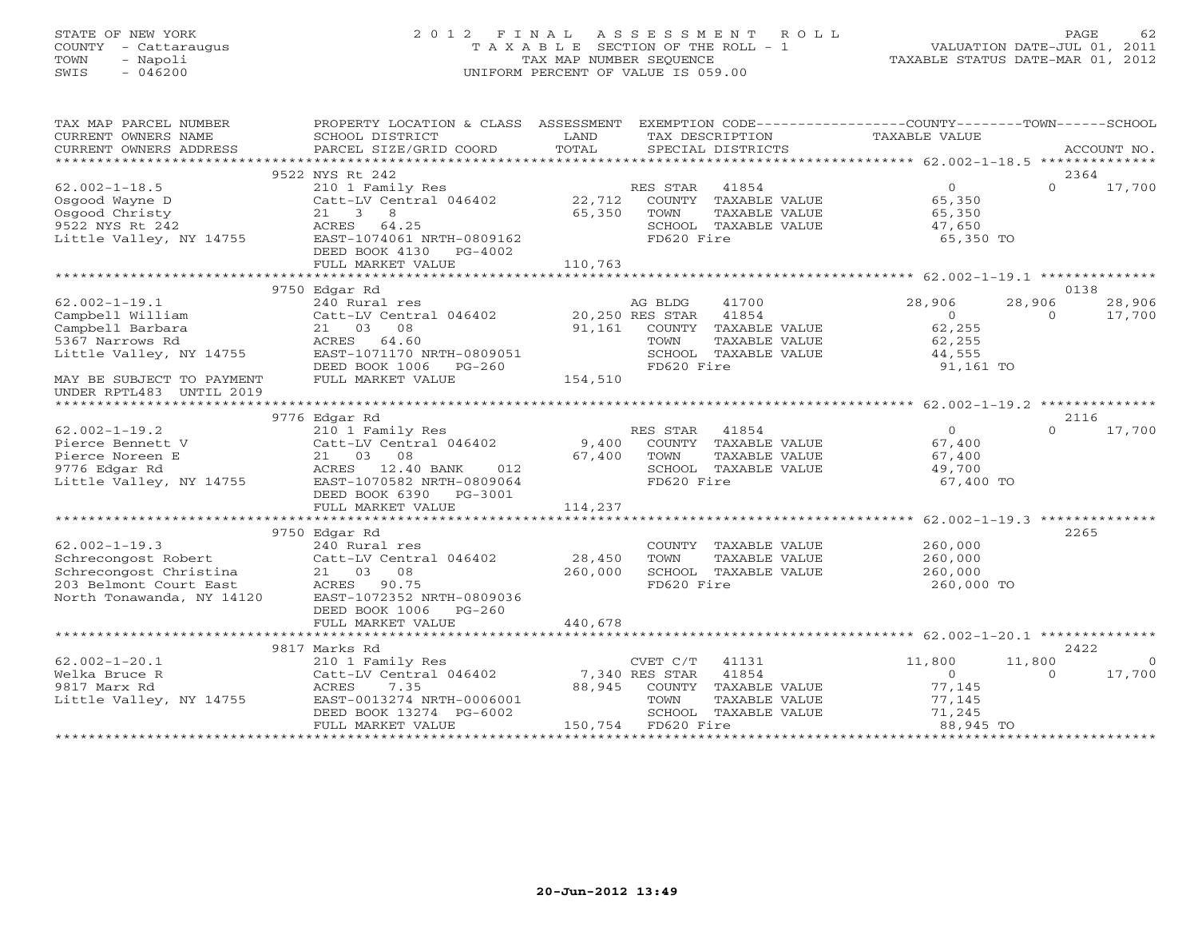STATE OF NEW YORK
COUNTY - Cattaraugus
TOWN - Napoli
SWIS - 046200

# 2012 FINAL ASSESSMENT ROLL

TAXABLE SECTION OF THE ROLL - 1
TAX MAP NUMBER SEQUENCE
UNIFORM PERCENT OF VALUE IS 059.00

VALUATION DATE-JUL 01, 2011
TAXABLE STATUS DATE-MAR 01, 2012

| TAX MAP PARCEL NUMBER / CURRENT OWNERS NAME / CURRENT OWNERS ADDRESS | PROPERTY LOCATION & CLASS / SCHOOL DISTRICT / PARCEL SIZE/GRID COORD | ASSESSMENT LAND / TOTAL | EXEMPTION CODE / TAX DESCRIPTION / SPECIAL DISTRICTS | COUNTY TAXABLE VALUE | TOWN | SCHOOL | ACCOUNT NO. |
|---|---|---|---|---|---|---|---|
| **62.002-1-18.5** | 9522 NYS Rt 242 | | | | | | 2364 |
| | 210 1 Family Res | | RES STAR 41854 | 0 | 0 | 17,700 | |
| Osgood Wayne D | Catt-LV Central 046402 | 22,712 | COUNTY TAXABLE VALUE | 65,350 | | | |
| Osgood Christy | 21 3 8 | 65,350 | TOWN TAXABLE VALUE | 65,350 | | | |
| 9522 NYS Rt 242 | ACRES 64.25 | | SCHOOL TAXABLE VALUE | 47,650 | | | |
| Little Valley, NY 14755 | EAST-1074061 NRTH-0809162 | | FD620 Fire | 65,350 TO | | | |
| | DEED BOOK 4130 PG-4002 | | | | | | |
| | FULL MARKET VALUE | 110,763 | | | | | |
| **62.002-1-19.1** | 9750 Edgar Rd | | | | | | 0138 |
| | 240 Rural res | | AG BLDG 41700 | 28,906 | 28,906 | 28,906 | |
| Campbell William | Catt-LV Central 046402 | 20,250 | RES STAR 41854 | 0 | 0 | 17,700 | |
| Campbell Barbara | 21 03 08 | 91,161 | COUNTY TAXABLE VALUE | 62,255 | | | |
| 5367 Narrows Rd | ACRES 64.60 | | TOWN TAXABLE VALUE | 62,255 | | | |
| Little Valley, NY 14755 | EAST-1071170 NRTH-0809051 | | SCHOOL TAXABLE VALUE | 44,555 | | | |
| | DEED BOOK 1006 PG-260 | | FD620 Fire | 91,161 TO | | | |
| MAY BE SUBJECT TO PAYMENT UNDER RPTL483 UNTIL 2019 | FULL MARKET VALUE | 154,510 | | | | | |
| **62.002-1-19.2** | 9776 Edgar Rd | | | | | | 2116 |
| | 210 1 Family Res | | RES STAR 41854 | 0 | 0 | 17,700 | |
| Pierce Bennett V | Catt-LV Central 046402 | 9,400 | COUNTY TAXABLE VALUE | 67,400 | | | |
| Pierce Noreen E | 21 03 08 | 67,400 | TOWN TAXABLE VALUE | 67,400 | | | |
| 9776 Edgar Rd | ACRES 12.40 BANK 012 | | SCHOOL TAXABLE VALUE | 49,700 | | | |
| Little Valley, NY 14755 | EAST-1070582 NRTH-0809064 | | FD620 Fire | 67,400 TO | | | |
| | DEED BOOK 6390 PG-3001 | | | | | | |
| | FULL MARKET VALUE | 114,237 | | | | | |
| **62.002-1-19.3** | 9750 Edgar Rd | | | | | | 2265 |
| | 240 Rural res | | COUNTY TAXABLE VALUE | 260,000 | | | |
| Schrecongost Robert | Catt-LV Central 046402 | 28,450 | TOWN TAXABLE VALUE | 260,000 | | | |
| Schrecongost Christina | 21 03 08 | 260,000 | SCHOOL TAXABLE VALUE | 260,000 | | | |
| 203 Belmont Court East | ACRES 90.75 | | FD620 Fire | 260,000 TO | | | |
| North Tonawanda, NY 14120 | EAST-1072352 NRTH-0809036 | | | | | | |
| | DEED BOOK 1006 PG-260 | | | | | | |
| | FULL MARKET VALUE | 440,678 | | | | | |
| **62.002-1-20.1** | 9817 Marks Rd | | | | | | 2422 |
| | 210 1 Family Res | | CVET C/T 41131 | 11,800 | 11,800 | 0 | |
| Welka Bruce R | Catt-LV Central 046402 | 7,340 | RES STAR 41854 | 0 | 0 | 17,700 | |
| 9817 Marx Rd | ACRES 7.35 | 88,945 | COUNTY TAXABLE VALUE | 77,145 | | | |
| Little Valley, NY 14755 | EAST-0013274 NRTH-0006001 | | TOWN TAXABLE VALUE | 77,145 | | | |
| | DEED BOOK 13274 PG-6002 | | SCHOOL TAXABLE VALUE | 71,245 | | | |
| | FULL MARKET VALUE | 150,754 | FD620 Fire | 88,945 TO | | | |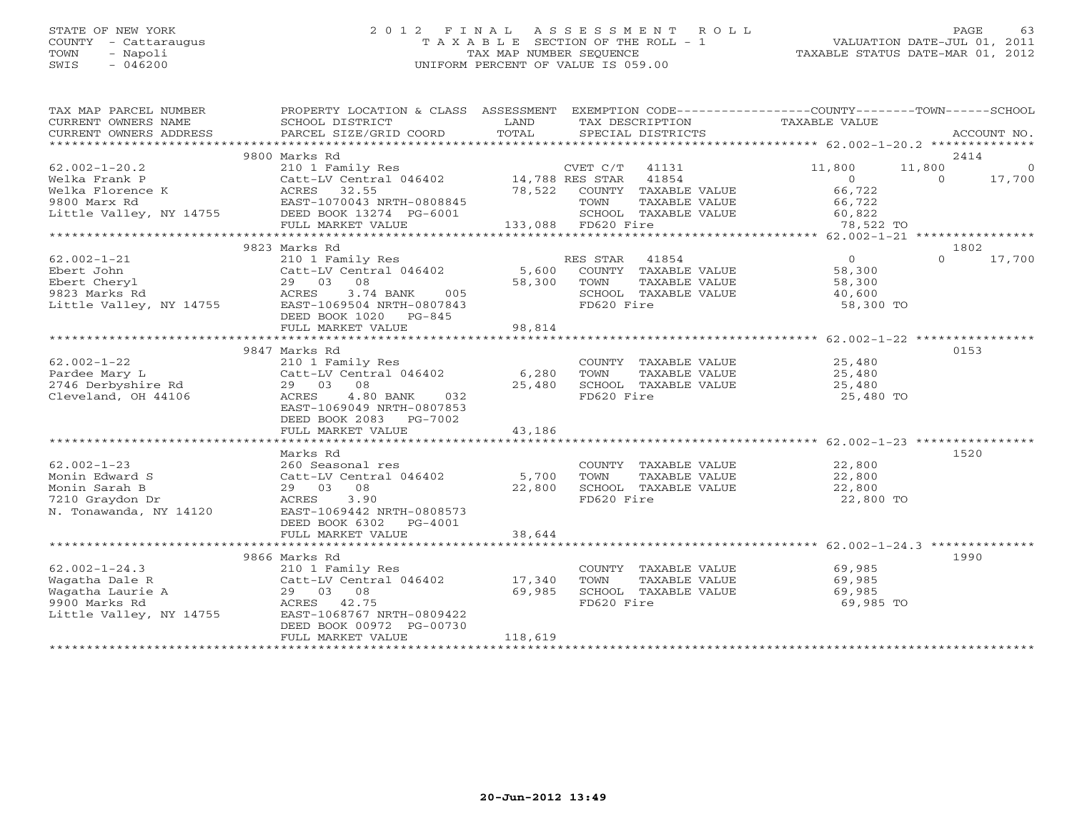STATE OF NEW YORK — 2012 FINAL ASSESSMENT ROLL — TAXABLE SECTION OF THE ROLL - 1
COUNTY - Cattaraugus — TAX MAP NUMBER SEQUENCE — VALUATION DATE-JUL 01, 2011
TOWN - Napoli — UNIFORM PERCENT OF VALUE IS 059.00 — TAXABLE STATUS DATE-MAR 01, 2012
SWIS - 046200

| TAX MAP PARCEL NUMBER / CURRENT OWNERS NAME / CURRENT OWNERS ADDRESS | PROPERTY LOCATION & CLASS / SCHOOL DISTRICT / PARCEL SIZE/GRID COORD | ASSESSMENT LAND / TOTAL | EXEMPTION CODE / TAX DESCRIPTION / SPECIAL DISTRICTS | COUNTY TAXABLE VALUE | TOWN | SCHOOL | ACCOUNT NO. |
|---|---|---|---|---|---|---|---|
| 62.002-1-20.2 | 9800 Marks Rd | | | | | | 2414 |
| Welka Frank P | 210 1 Family Res | | CVET C/T 41131 | 11,800 | 11,800 | 0 | |
| Welka Florence K | Catt-LV Central 046402 | 14,788 | RES STAR 41854 | 0 | 0 | 17,700 | |
| 9800 Marx Rd | ACRES 32.55 | 78,522 | COUNTY TAXABLE VALUE | 66,722 | | | |
| Little Valley, NY 14755 | EAST-1070043 NRTH-0808845 | | TOWN TAXABLE VALUE | 66,722 | | | |
| | DEED BOOK 13274 PG-6001 | | SCHOOL TAXABLE VALUE | 60,822 | | | |
| | FULL MARKET VALUE | 133,088 | FD620 Fire | 78,522 TO | | | |
| 62.002-1-21 | 9823 Marks Rd | | | | | | 1802 |
| Ebert John | 210 1 Family Res | | RES STAR 41854 | 0 | 0 | 17,700 | |
| Ebert Cheryl | Catt-LV Central 046402 | 5,600 | COUNTY TAXABLE VALUE | 58,300 | | | |
| 9823 Marks Rd | 29 03 08 | 58,300 | TOWN TAXABLE VALUE | 58,300 | | | |
| Little Valley, NY 14755 | ACRES 3.74 BANK 005 | | SCHOOL TAXABLE VALUE | 40,600 | | | |
| | EAST-1069504 NRTH-0807843 | | FD620 Fire | 58,300 TO | | | |
| | DEED BOOK 1020 PG-845 | | | | | | |
| | FULL MARKET VALUE | 98,814 | | | | | |
| 62.002-1-22 | 9847 Marks Rd | | | | | | 0153 |
| Pardee Mary L | 210 1 Family Res | | COUNTY TAXABLE VALUE | 25,480 | | | |
| 2746 Derbyshire Rd | Catt-LV Central 046402 | 6,280 | TOWN TAXABLE VALUE | 25,480 | | | |
| Cleveland, OH 44106 | 29 03 08 | 25,480 | SCHOOL TAXABLE VALUE | 25,480 | | | |
| | ACRES 4.80 BANK 032 | | FD620 Fire | 25,480 TO | | | |
| | EAST-1069049 NRTH-0807853 | | | | | | |
| | DEED BOOK 2083 PG-7002 | | | | | | |
| | FULL MARKET VALUE | 43,186 | | | | | |
| 62.002-1-23 | Marks Rd | | | | | | 1520 |
| Monin Edward S | 260 Seasonal res | | COUNTY TAXABLE VALUE | 22,800 | | | |
| Monin Sarah B | Catt-LV Central 046402 | 5,700 | TOWN TAXABLE VALUE | 22,800 | | | |
| 7210 Graydon Dr | 29 03 08 | 22,800 | SCHOOL TAXABLE VALUE | 22,800 | | | |
| N. Tonawanda, NY 14120 | ACRES 3.90 | | FD620 Fire | 22,800 TO | | | |
| | EAST-1069442 NRTH-0808573 | | | | | | |
| | DEED BOOK 6302 PG-4001 | | | | | | |
| | FULL MARKET VALUE | 38,644 | | | | | |
| 62.002-1-24.3 | 9866 Marks Rd | | | | | | 1990 |
| Wagatha Dale R | 210 1 Family Res | | COUNTY TAXABLE VALUE | 69,985 | | | |
| Wagatha Laurie A | Catt-LV Central 046402 | 17,340 | TOWN TAXABLE VALUE | 69,985 | | | |
| 9900 Marks Rd | 29 03 08 | 69,985 | SCHOOL TAXABLE VALUE | 69,985 | | | |
| Little Valley, NY 14755 | ACRES 42.75 | | FD620 Fire | 69,985 TO | | | |
| | EAST-1068767 NRTH-0809422 | | | | | | |
| | DEED BOOK 00972 PG-00730 | | | | | | |
| | FULL MARKET VALUE | 118,619 | | | | | |

20-Jun-2012 13:49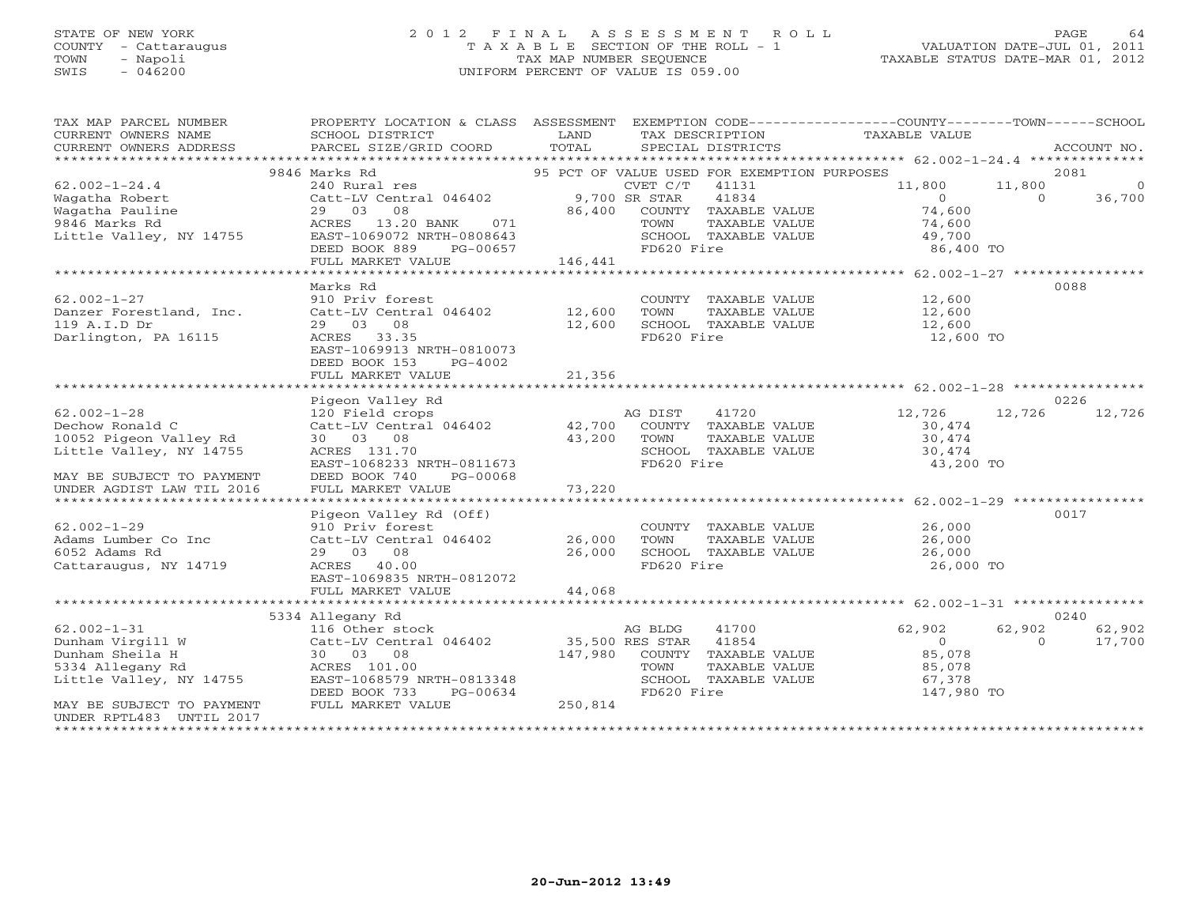STATE OF NEW YORK
COUNTY - Cattaraugus
TOWN - Napoli
SWIS - 046200

2012 FINAL ASSESSMENT ROLL
TAXABLE SECTION OF THE ROLL - 1
TAX MAP NUMBER SEQUENCE
UNIFORM PERCENT OF VALUE IS 059.00

VALUATION DATE-JUL 01, 2011
TAXABLE STATUS DATE-MAR 01, 2012

| TAX MAP PARCEL NUMBER / CURRENT OWNERS NAME / CURRENT OWNERS ADDRESS | PROPERTY LOCATION & CLASS / SCHOOL DISTRICT / PARCEL SIZE/GRID COORD | ASSESSMENT LAND / TOTAL | EXEMPTION CODE / TAX DESCRIPTION / SPECIAL DISTRICTS | COUNTY TAXABLE VALUE | TOWN | SCHOOL | ACCOUNT NO. |
|---|---|---|---|---|---|---|---|
| | 9846 Marks Rd | | 95 PCT OF VALUE USED FOR EXEMPTION PURPOSES | | | | 2081 |
| 62.002-1-24.4 | 240 Rural res | | CVET C/T 41131 | 11,800 | 11,800 | 0 | |
| Wagatha Robert | Catt-LV Central 046402 | 9,700 | SR STAR 41834 | 0 | 0 | 36,700 | |
| Wagatha Pauline | 29 03 08 | 86,400 | COUNTY TAXABLE VALUE | 74,600 | | | |
| 9846 Marks Rd | ACRES 13.20 BANK 071 | | TOWN TAXABLE VALUE | 74,600 | | | |
| Little Valley, NY 14755 | EAST-1069072 NRTH-0808643 | | SCHOOL TAXABLE VALUE | 49,700 | | | |
| | DEED BOOK 889 PG-00657 | | FD620 Fire | 86,400 TO | | | |
| | FULL MARKET VALUE | 146,441 | | | | | |
| | Marks Rd | | | | | | 0088 |
| 62.002-1-27 | 910 Priv forest | | COUNTY TAXABLE VALUE | 12,600 | | | |
| Danzer Forestland, Inc. | Catt-LV Central 046402 | 12,600 | TOWN TAXABLE VALUE | 12,600 | | | |
| 119 A.I.D Dr | 29 03 08 | 12,600 | SCHOOL TAXABLE VALUE | 12,600 | | | |
| Darlington, PA 16115 | ACRES 33.35 | | FD620 Fire | 12,600 TO | | | |
| | EAST-1069913 NRTH-0810073 | | | | | | |
| | DEED BOOK 153 PG-4002 | | | | | | |
| | FULL MARKET VALUE | 21,356 | | | | | |
| | Pigeon Valley Rd | | | | | | 0226 |
| 62.002-1-28 | 120 Field crops | | AG DIST 41720 | 12,726 | 12,726 | 12,726 | |
| Dechow Ronald C | Catt-LV Central 046402 | 42,700 | COUNTY TAXABLE VALUE | 30,474 | | | |
| 10052 Pigeon Valley Rd | 30 03 08 | 43,200 | TOWN TAXABLE VALUE | 30,474 | | | |
| Little Valley, NY 14755 | ACRES 131.70 | | SCHOOL TAXABLE VALUE | 30,474 | | | |
| | EAST-1068233 NRTH-0811673 | | FD620 Fire | 43,200 TO | | | |
| MAY BE SUBJECT TO PAYMENT | DEED BOOK 740 PG-00068 | | | | | | |
| UNDER AGDIST LAW TIL 2016 | FULL MARKET VALUE | 73,220 | | | | | |
| | Pigeon Valley Rd (Off) | | | | | | 0017 |
| 62.002-1-29 | 910 Priv forest | | COUNTY TAXABLE VALUE | 26,000 | | | |
| Adams Lumber Co Inc | Catt-LV Central 046402 | 26,000 | TOWN TAXABLE VALUE | 26,000 | | | |
| 6052 Adams Rd | 29 03 08 | 26,000 | SCHOOL TAXABLE VALUE | 26,000 | | | |
| Cattaraugus, NY 14719 | ACRES 40.00 | | FD620 Fire | 26,000 TO | | | |
| | EAST-1069835 NRTH-0812072 | | | | | | |
| | FULL MARKET VALUE | 44,068 | | | | | |
| | 5334 Allegany Rd | | | | | | 0240 |
| 62.002-1-31 | 116 Other stock | | AG BLDG 41700 | 62,902 | 62,902 | 62,902 | |
| Dunham Virgill W | Catt-LV Central 046402 | 35,500 | RES STAR 41854 | 0 | 0 | 17,700 | |
| Dunham Sheila H | 30 03 08 | 147,980 | COUNTY TAXABLE VALUE | 85,078 | | | |
| 5334 Allegany Rd | ACRES 101.00 | | TOWN TAXABLE VALUE | 85,078 | | | |
| Little Valley, NY 14755 | EAST-1068579 NRTH-0813348 | | SCHOOL TAXABLE VALUE | 67,378 | | | |
| | DEED BOOK 733 PG-00634 | | FD620 Fire | 147,980 TO | | | |
| MAY BE SUBJECT TO PAYMENT | FULL MARKET VALUE | 250,814 | | | | | |
| UNDER RPTL483 UNTIL 2017 | | | | | | | |

20-Jun-2012 13:49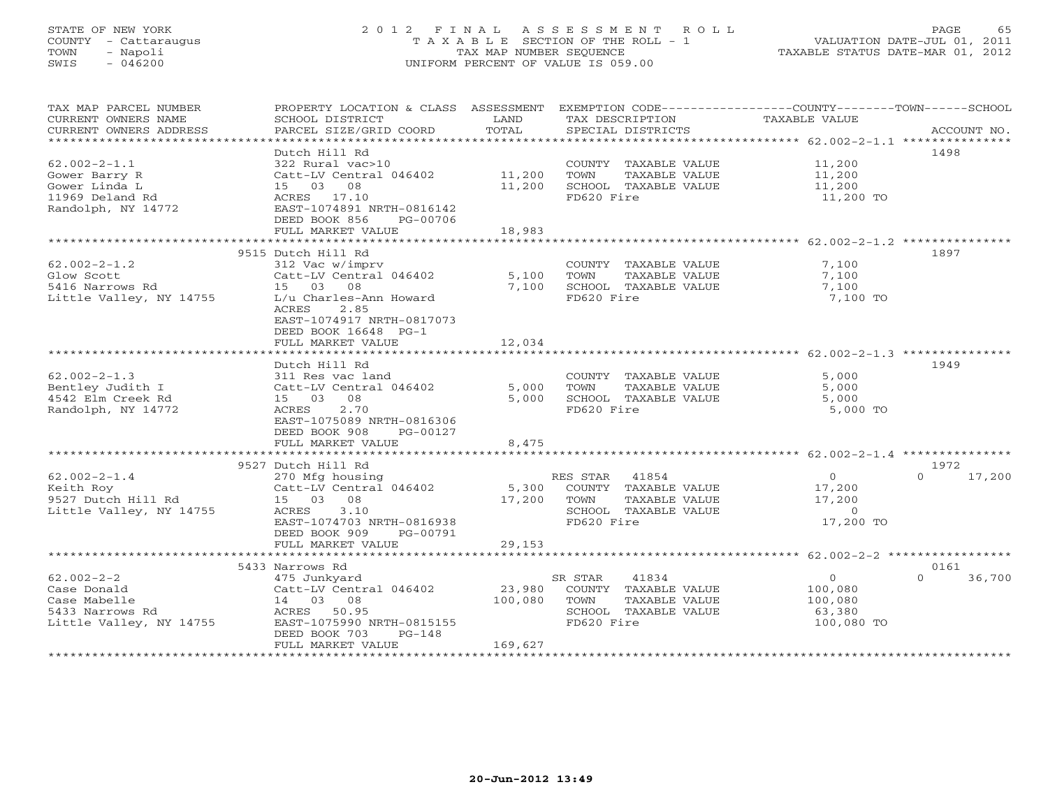STATE OF NEW YORK
COUNTY - Cattaraugus
TOWN - Napoli
SWIS - 046200

# 2012 FINAL ASSESSMENT ROLL

TAXABLE SECTION OF THE ROLL - 1
TAX MAP NUMBER SEQUENCE
UNIFORM PERCENT OF VALUE IS 059.00

VALUATION DATE-JUL 01, 2011
TAXABLE STATUS DATE-MAR 01, 2012

| TAX MAP PARCEL NUMBER / CURRENT OWNERS NAME / CURRENT OWNERS ADDRESS | PROPERTY LOCATION & CLASS / SCHOOL DISTRICT / PARCEL SIZE/GRID COORD | ASSESSMENT LAND | ASSESSMENT TOTAL | EXEMPTION CODE / TAX DESCRIPTION / SPECIAL DISTRICTS | COUNTY/TOWN TAXABLE VALUE | SCHOOL | ACCOUNT NO. |
|---|---|---|---|---|---|---|---|
| **62.002-2-1.1** | Dutch Hill Rd | | | | | | 1498 |
| 62.002-2-1.1 | 322 Rural vac>10 | | | COUNTY TAXABLE VALUE | 11,200 | | |
| Gower Barry R | Catt-LV Central 046402 | 11,200 | | TOWN TAXABLE VALUE | 11,200 | | |
| Gower Linda L | 15 03 08 | | 11,200 | SCHOOL TAXABLE VALUE | 11,200 | | |
| 11969 Deland Rd | ACRES 17.10 | | | FD620 Fire | 11,200 TO | | |
| Randolph, NY 14772 | EAST-1074891 NRTH-0816142 | | | | | | |
| | DEED BOOK 856 PG-00706 | | | | | | |
| | FULL MARKET VALUE | | 18,983 | | | | |
| **62.002-2-1.2** | 9515 Dutch Hill Rd | | | | | | 1897 |
| 62.002-2-1.2 | 312 Vac w/imprv | | | COUNTY TAXABLE VALUE | 7,100 | | |
| Glow Scott | Catt-LV Central 046402 | 5,100 | | TOWN TAXABLE VALUE | 7,100 | | |
| 5416 Narrows Rd | 15 03 08 | | 7,100 | SCHOOL TAXABLE VALUE | 7,100 | | |
| Little Valley, NY 14755 | L/u Charles-Ann Howard | | | FD620 Fire | 7,100 TO | | |
| | ACRES 2.85 | | | | | | |
| | EAST-1074917 NRTH-0817073 | | | | | | |
| | DEED BOOK 16648 PG-1 | | | | | | |
| | FULL MARKET VALUE | | 12,034 | | | | |
| **62.002-2-1.3** | Dutch Hill Rd | | | | | | 1949 |
| 62.002-2-1.3 | 311 Res vac land | | | COUNTY TAXABLE VALUE | 5,000 | | |
| Bentley Judith I | Catt-LV Central 046402 | 5,000 | | TOWN TAXABLE VALUE | 5,000 | | |
| 4542 Elm Creek Rd | 15 03 08 | | 5,000 | SCHOOL TAXABLE VALUE | 5,000 | | |
| Randolph, NY 14772 | ACRES 2.70 | | | FD620 Fire | 5,000 TO | | |
| | EAST-1075089 NRTH-0816306 | | | | | | |
| | DEED BOOK 908 PG-00127 | | | | | | |
| | FULL MARKET VALUE | | 8,475 | | | | |
| **62.002-2-1.4** | 9527 Dutch Hill Rd | | | | | | 1972 |
| 62.002-2-1.4 | 270 Mfg housing | | | RES STAR 41854 | 0 | 0 | 17,200 |
| Keith Roy | Catt-LV Central 046402 | 5,300 | | COUNTY TAXABLE VALUE | 17,200 | | |
| 9527 Dutch Hill Rd | 15 03 08 | | 17,200 | TOWN TAXABLE VALUE | 17,200 | | |
| Little Valley, NY 14755 | ACRES 3.10 | | | SCHOOL TAXABLE VALUE | 0 | | |
| | EAST-1074703 NRTH-0816938 | | | FD620 Fire | 17,200 TO | | |
| | DEED BOOK 909 PG-00791 | | | | | | |
| | FULL MARKET VALUE | | 29,153 | | | | |
| **62.002-2-2** | 5433 Narrows Rd | | | | | | 0161 |
| 62.002-2-2 | 475 Junkyard | | | SR STAR 41834 | 0 | 0 | 36,700 |
| Case Donald | Catt-LV Central 046402 | 23,980 | | COUNTY TAXABLE VALUE | 100,080 | | |
| Case Mabelle | 14 03 08 | | 100,080 | TOWN TAXABLE VALUE | 100,080 | | |
| 5433 Narrows Rd | ACRES 50.95 | | | SCHOOL TAXABLE VALUE | 63,380 | | |
| Little Valley, NY 14755 | EAST-1075990 NRTH-0815155 | | | FD620 Fire | 100,080 TO | | |
| | DEED BOOK 703 PG-148 | | | | | | |
| | FULL MARKET VALUE | | 169,627 | | | | |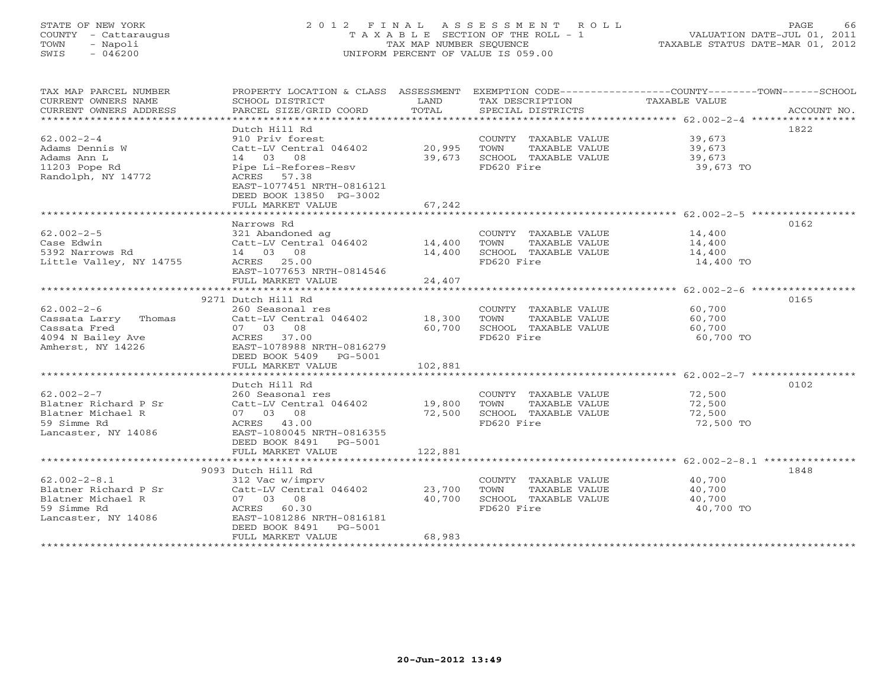STATE OF NEW YORK
COUNTY - Cattaraugus
TOWN - Napoli
SWIS - 046200

2012 FINAL ASSESSMENT ROLL
TAXABLE SECTION OF THE ROLL - 1
TAX MAP NUMBER SEQUENCE
UNIFORM PERCENT OF VALUE IS 059.00

VALUATION DATE-JUL 01, 2011
TAXABLE STATUS DATE-MAR 01, 2012

| TAX MAP PARCEL NUMBER / CURRENT OWNERS NAME / CURRENT OWNERS ADDRESS | PROPERTY LOCATION & CLASS / SCHOOL DISTRICT / PARCEL SIZE/GRID COORD | ASSESSMENT LAND / TOTAL | EXEMPTION CODE / TAX DESCRIPTION / SPECIAL DISTRICTS | TAXABLE VALUE (COUNTY / TOWN / SCHOOL) | ACCOUNT NO. |
|---|---|---|---|---|---|
| 62.002-2-4 | Dutch Hill Rd | | | | 1822 |
| Adams Dennis W | 910 Priv forest | | COUNTY TAXABLE VALUE | 39,673 | |
| Adams Ann L | Catt-LV Central 046402 | 20,995 | TOWN TAXABLE VALUE | 39,673 | |
| 11203 Pope Rd | 14 03 08 | 39,673 | SCHOOL TAXABLE VALUE | 39,673 | |
| Randolph, NY 14772 | Pipe Li-Refores-Resv | | FD620 Fire | 39,673 TO | |
| | ACRES 57.38 | | | | |
| | EAST-1077451 NRTH-0816121 | | | | |
| | DEED BOOK 13850 PG-3002 | | | | |
| | FULL MARKET VALUE | 67,242 | | | |
| 62.002-2-5 | Narrows Rd | | | | 0162 |
| Case Edwin | 321 Abandoned ag | | COUNTY TAXABLE VALUE | 14,400 | |
| 5392 Narrows Rd | Catt-LV Central 046402 | 14,400 | TOWN TAXABLE VALUE | 14,400 | |
| Little Valley, NY 14755 | 14 03 08 | 14,400 | SCHOOL TAXABLE VALUE | 14,400 | |
| | ACRES 25.00 | | FD620 Fire | 14,400 TO | |
| | EAST-1077653 NRTH-0814546 | | | | |
| | FULL MARKET VALUE | 24,407 | | | |
| 62.002-2-6 | 9271 Dutch Hill Rd | | | | 0165 |
| Cassata Larry Thomas | 260 Seasonal res | | COUNTY TAXABLE VALUE | 60,700 | |
| Cassata Fred | Catt-LV Central 046402 | 18,300 | TOWN TAXABLE VALUE | 60,700 | |
| 4094 N Bailey Ave | 07 03 08 | 60,700 | SCHOOL TAXABLE VALUE | 60,700 | |
| Amherst, NY 14226 | ACRES 37.00 | | FD620 Fire | 60,700 TO | |
| | EAST-1078988 NRTH-0816279 | | | | |
| | DEED BOOK 5409 PG-5001 | | | | |
| | FULL MARKET VALUE | 102,881 | | | |
| 62.002-2-7 | Dutch Hill Rd | | | | 0102 |
| Blatner Richard P Sr | 260 Seasonal res | | COUNTY TAXABLE VALUE | 72,500 | |
| Blatner Michael R | Catt-LV Central 046402 | 19,800 | TOWN TAXABLE VALUE | 72,500 | |
| 59 Simme Rd | 07 03 08 | 72,500 | SCHOOL TAXABLE VALUE | 72,500 | |
| Lancaster, NY 14086 | ACRES 43.00 | | FD620 Fire | 72,500 TO | |
| | EAST-1080045 NRTH-0816355 | | | | |
| | DEED BOOK 8491 PG-5001 | | | | |
| | FULL MARKET VALUE | 122,881 | | | |
| 62.002-2-8.1 | 9093 Dutch Hill Rd | | | | 1848 |
| Blatner Richard P Sr | 312 Vac w/imprv | | COUNTY TAXABLE VALUE | 40,700 | |
| Blatner Michael R | Catt-LV Central 046402 | 23,700 | TOWN TAXABLE VALUE | 40,700 | |
| 59 Simme Rd | 07 03 08 | 40,700 | SCHOOL TAXABLE VALUE | 40,700 | |
| Lancaster, NY 14086 | ACRES 60.30 | | FD620 Fire | 40,700 TO | |
| | EAST-1081286 NRTH-0816181 | | | | |
| | DEED BOOK 8491 PG-5001 | | | | |
| | FULL MARKET VALUE | 68,983 | | | |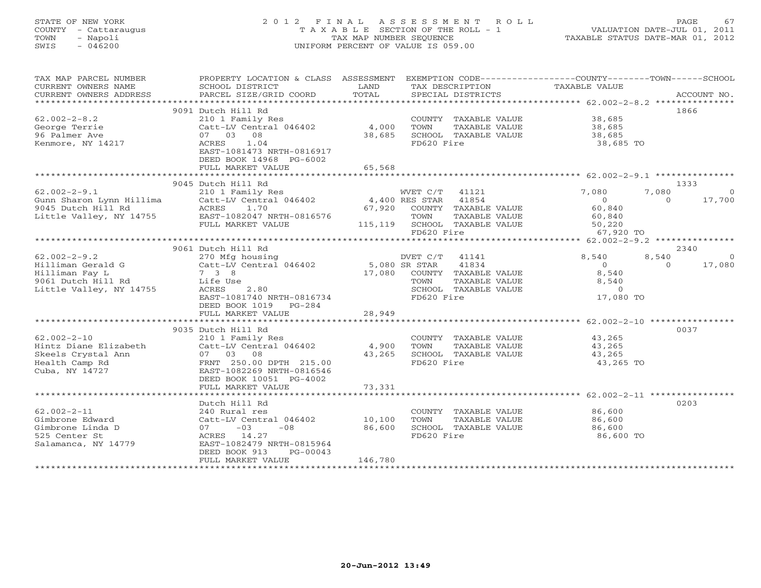STATE OF NEW YORK
COUNTY - Cattaraugus
TOWN - Napoli
SWIS - 046200

# 2012 FINAL ASSESSMENT ROLL
TAXABLE SECTION OF THE ROLL - 1
TAX MAP NUMBER SEQUENCE
UNIFORM PERCENT OF VALUE IS 059.00

VALUATION DATE-JUL 01, 2011
TAXABLE STATUS DATE-MAR 01, 2012

| TAX MAP PARCEL NUMBER / CURRENT OWNERS NAME / CURRENT OWNERS ADDRESS | PROPERTY LOCATION & CLASS / SCHOOL DISTRICT / PARCEL SIZE/GRID COORD | ASSESSMENT LAND / TOTAL | EXEMPTION CODE / TAX DESCRIPTION / SPECIAL DISTRICTS | COUNTY TAXABLE VALUE | TOWN | SCHOOL / ACCOUNT NO. |
|---|---|---|---|---|---|---|
| | 9091 Dutch Hill Rd | | | | | 1866 |
| 62.002-2-8.2 | 210 1 Family Res | | COUNTY TAXABLE VALUE | 38,685 | | |
| George Terrie | Catt-LV Central 046402 | 4,000 | TOWN TAXABLE VALUE | 38,685 | | |
| 96 Palmer Ave | 07 03 08 | 38,685 | SCHOOL TAXABLE VALUE | 38,685 | | |
| Kenmore, NY 14217 | ACRES 1.04 | | FD620 Fire | 38,685 TO | | |
| | EAST-1081473 NRTH-0816917 | | | | | |
| | DEED BOOK 14968 PG-6002 | | | | | |
| | FULL MARKET VALUE | 65,568 | | | | |
| | 9045 Dutch Hill Rd | | | | | 1333 |
| 62.002-2-9.1 | 210 1 Family Res | | WVET C/T 41121 | 7,080 | 7,080 | 0 |
| Gunn Sharon Lynn Hillima | Catt-LV Central 046402 | 4,400 | RES STAR 41854 | 0 | 0 | 17,700 |
| 9045 Dutch Hill Rd | ACRES 1.70 | 67,920 | COUNTY TAXABLE VALUE | 60,840 | | |
| Little Valley, NY 14755 | EAST-1082047 NRTH-0816576 | | TOWN TAXABLE VALUE | 60,840 | | |
| | FULL MARKET VALUE | 115,119 | SCHOOL TAXABLE VALUE | 50,220 | | |
| | | | FD620 Fire | 67,920 TO | | |
| | 9061 Dutch Hill Rd | | | | | 2340 |
| 62.002-2-9.2 | 270 Mfg housing | | DVET C/T 41141 | 8,540 | 8,540 | 0 |
| Hilliman Gerald G | Catt-LV Central 046402 | 5,080 | SR STAR 41834 | 0 | 0 | 17,080 |
| Hilliman Fay L | 7 3 8 | 17,080 | COUNTY TAXABLE VALUE | 8,540 | | |
| 9061 Dutch Hill Rd | Life Use | | TOWN TAXABLE VALUE | 8,540 | | |
| Little Valley, NY 14755 | ACRES 2.80 | | SCHOOL TAXABLE VALUE | 0 | | |
| | EAST-1081740 NRTH-0816734 | | FD620 Fire | 17,080 TO | | |
| | DEED BOOK 1019 PG-284 | | | | | |
| | FULL MARKET VALUE | 28,949 | | | | |
| | 9035 Dutch Hill Rd | | | | | 0037 |
| 62.002-2-10 | 210 1 Family Res | | COUNTY TAXABLE VALUE | 43,265 | | |
| Hintz Diane Elizabeth | Catt-LV Central 046402 | 4,900 | TOWN TAXABLE VALUE | 43,265 | | |
| Skeels Crystal Ann | 07 03 08 | 43,265 | SCHOOL TAXABLE VALUE | 43,265 | | |
| Health Camp Rd | FRNT 250.00 DPTH 215.00 | | FD620 Fire | 43,265 TO | | |
| Cuba, NY 14727 | EAST-1082269 NRTH-0816546 | | | | | |
| | DEED BOOK 10051 PG-4002 | | | | | |
| | FULL MARKET VALUE | 73,331 | | | | |
| | Dutch Hill Rd | | | | | 0203 |
| 62.002-2-11 | 240 Rural res | | COUNTY TAXABLE VALUE | 86,600 | | |
| Gimbrone Edward | Catt-LV Central 046402 | 10,100 | TOWN TAXABLE VALUE | 86,600 | | |
| Gimbrone Linda D | 07 -03 -08 | 86,600 | SCHOOL TAXABLE VALUE | 86,600 | | |
| 525 Center St | ACRES 14.27 | | FD620 Fire | 86,600 TO | | |
| Salamanca, NY 14779 | EAST-1082479 NRTH-0815964 | | | | | |
| | DEED BOOK 913 PG-00043 | | | | | |
| | FULL MARKET VALUE | 146,780 | | | | |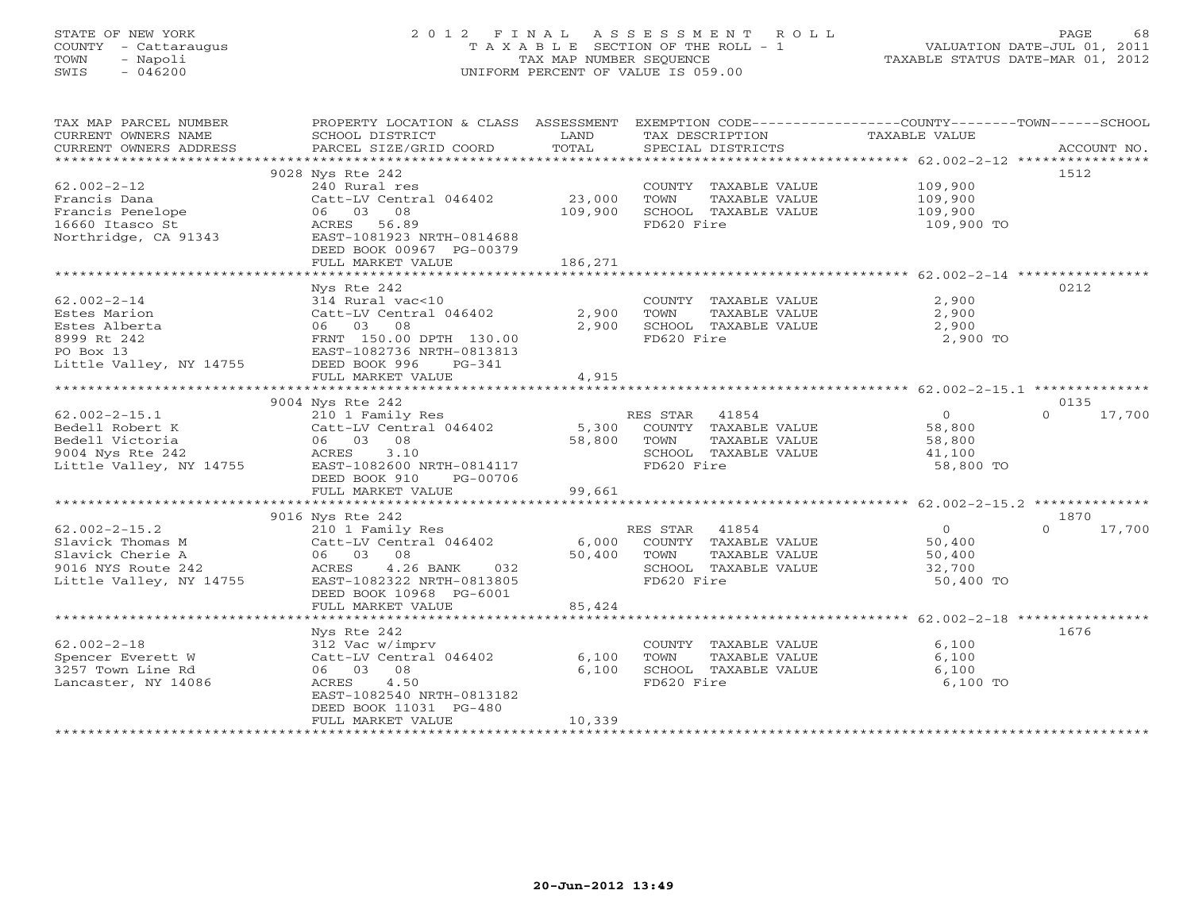STATE OF NEW YORK
COUNTY - Cattaraugus
TOWN - Napoli
SWIS - 046200

# 2012 FINAL ASSESSMENT ROLL

TAXABLE SECTION OF THE ROLL - 1
TAX MAP NUMBER SEQUENCE
UNIFORM PERCENT OF VALUE IS 059.00

VALUATION DATE-JUL 01, 2011
TAXABLE STATUS DATE-MAR 01, 2012

| TAX MAP PARCEL NUMBER / CURRENT OWNERS NAME / CURRENT OWNERS ADDRESS | PROPERTY LOCATION & CLASS / SCHOOL DISTRICT / PARCEL SIZE/GRID COORD | ASSESSMENT LAND / TOTAL | EXEMPTION CODE / TAX DESCRIPTION / SPECIAL DISTRICTS | COUNTY | TOWN | SCHOOL | ACCOUNT NO. |
|---|---|---|---|---|---|---|---|
| **62.002-2-12** | 9028 Nys Rte 242 | | | | | | 1512 |
| Francis Dana | 240 Rural res | | COUNTY TAXABLE VALUE | 109,900 | | | |
| Francis Penelope | Catt-LV Central 046402 | 23,000 | TOWN TAXABLE VALUE | | 109,900 | | |
| 16660 Itasco St | 06 03 08 | 109,900 | SCHOOL TAXABLE VALUE | | | 109,900 | |
| Northridge, CA 91343 | ACRES 56.89 | | FD620 Fire | 109,900 TO | | | |
| | EAST-1081923 NRTH-0814688 | | | | | | |
| | DEED BOOK 00967 PG-00379 | | | | | | |
| | FULL MARKET VALUE | 186,271 | | | | | |
| **62.002-2-14** | Nys Rte 242 | | | | | | 0212 |
| Estes Marion | 314 Rural vac<10 | | COUNTY TAXABLE VALUE | 2,900 | | | |
| Estes Alberta | Catt-LV Central 046402 | 2,900 | TOWN TAXABLE VALUE | | 2,900 | | |
| 8999 Rt 242 | 06 03 08 | 2,900 | SCHOOL TAXABLE VALUE | | | 2,900 | |
| PO Box 13 | FRNT 150.00 DPTH 130.00 | | FD620 Fire | 2,900 TO | | | |
| Little Valley, NY 14755 | EAST-1082736 NRTH-0813813 | | | | | | |
| | DEED BOOK 996 PG-341 | | | | | | |
| | FULL MARKET VALUE | 4,915 | | | | | |
| **62.002-2-15.1** | 9004 Nys Rte 242 | | | | | | 0135 |
| Bedell Robert K | 210 1 Family Res | | RES STAR 41854 | 0 | 0 | 17,700 | |
| Bedell Victoria | Catt-LV Central 046402 | 5,300 | COUNTY TAXABLE VALUE | 58,800 | | | |
| 9004 Nys Rte 242 | 06 03 08 | 58,800 | TOWN TAXABLE VALUE | | 58,800 | | |
| Little Valley, NY 14755 | ACRES 3.10 | | SCHOOL TAXABLE VALUE | | | 41,100 | |
| | EAST-1082600 NRTH-0814117 | | FD620 Fire | 58,800 TO | | | |
| | DEED BOOK 910 PG-00706 | | | | | | |
| | FULL MARKET VALUE | 99,661 | | | | | |
| **62.002-2-15.2** | 9016 Nys Rte 242 | | | | | | 1870 |
| Slavick Thomas M | 210 1 Family Res | | RES STAR 41854 | 0 | 0 | 17,700 | |
| Slavick Cherie A | Catt-LV Central 046402 | 6,000 | COUNTY TAXABLE VALUE | 50,400 | | | |
| 9016 NYS Route 242 | 06 03 08 | 50,400 | TOWN TAXABLE VALUE | | 50,400 | | |
| Little Valley, NY 14755 | ACRES 4.26 BANK 032 | | SCHOOL TAXABLE VALUE | | | 32,700 | |
| | EAST-1082322 NRTH-0813805 | | FD620 Fire | 50,400 TO | | | |
| | DEED BOOK 10968 PG-6001 | | | | | | |
| | FULL MARKET VALUE | 85,424 | | | | | |
| **62.002-2-18** | Nys Rte 242 | | | | | | 1676 |
| Spencer Everett W | 312 Vac w/imprv | | COUNTY TAXABLE VALUE | 6,100 | | | |
| 3257 Town Line Rd | Catt-LV Central 046402 | 6,100 | TOWN TAXABLE VALUE | | 6,100 | | |
| Lancaster, NY 14086 | 06 03 08 | 6,100 | SCHOOL TAXABLE VALUE | | | 6,100 | |
| | ACRES 4.50 | | FD620 Fire | 6,100 TO | | | |
| | EAST-1082540 NRTH-0813182 | | | | | | |
| | DEED BOOK 11031 PG-480 | | | | | | |
| | FULL MARKET VALUE | 10,339 | | | | | |

20-Jun-2012 13:49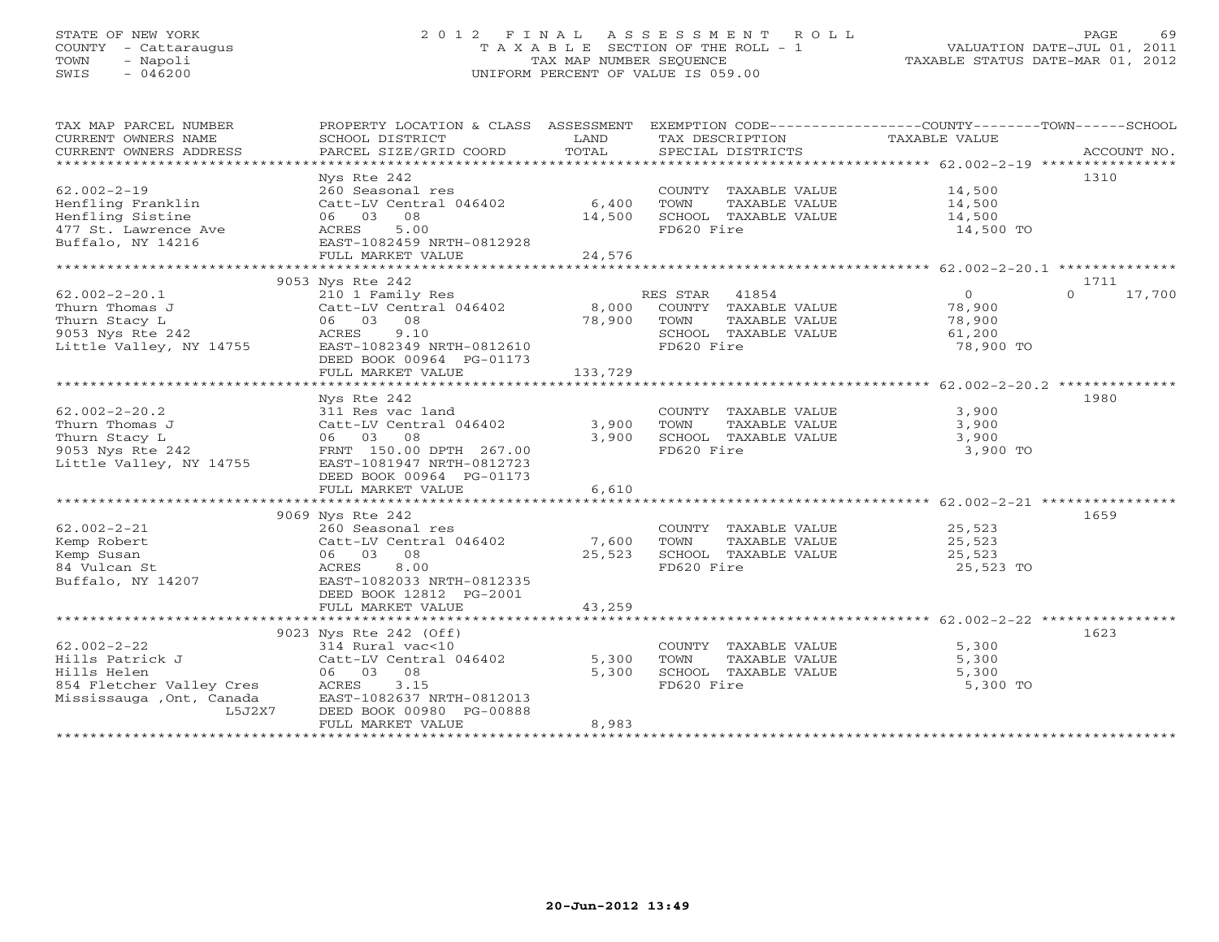STATE OF NEW YORK
COUNTY - Cattaraugus
TOWN - Napoli
SWIS - 046200

2012 FINAL ASSESSMENT ROLL
TAXABLE SECTION OF THE ROLL - 1
TAX MAP NUMBER SEQUENCE
UNIFORM PERCENT OF VALUE IS 059.00

VALUATION DATE-JUL 01, 2011
TAXABLE STATUS DATE-MAR 01, 2012

| TAX MAP PARCEL NUMBER / CURRENT OWNERS NAME / CURRENT OWNERS ADDRESS | PROPERTY LOCATION & CLASS / SCHOOL DISTRICT / PARCEL SIZE/GRID COORD | ASSESSMENT LAND | TOTAL | EXEMPTION CODE / TAX DESCRIPTION / SPECIAL DISTRICTS | COUNTY/TOWN/SCHOOL TAXABLE VALUE | ACCOUNT NO. |
|---|---|---|---|---|---|---|
| 62.002-2-19 | Nys Rte 242 | | | | | 1310 |
| Henfling Franklin | 260 Seasonal res | | | COUNTY TAXABLE VALUE | 14,500 | |
| Henfling Sistine | Catt-LV Central 046402 | 6,400 | | TOWN TAXABLE VALUE | 14,500 | |
| 477 St. Lawrence Ave | 06 03 08 | | 14,500 | SCHOOL TAXABLE VALUE | 14,500 | |
| Buffalo, NY 14216 | ACRES 5.00 | | | FD620 Fire | 14,500 TO | |
| | EAST-1082459 NRTH-0812928 | | | | | |
| | FULL MARKET VALUE | | 24,576 | | | |
| 62.002-2-20.1 | 9053 Nys Rte 242 | | | | | 1711 |
| Thurn Thomas J | 210 1 Family Res | | | RES STAR 41854 | 0 / 0 / 17,700 | |
| Thurn Stacy L | Catt-LV Central 046402 | 8,000 | | COUNTY TAXABLE VALUE | 78,900 | |
| 9053 Nys Rte 242 | 06 03 08 | | 78,900 | TOWN TAXABLE VALUE | 78,900 | |
| Little Valley, NY 14755 | ACRES 9.10 | | | SCHOOL TAXABLE VALUE | 61,200 | |
| | EAST-1082349 NRTH-0812610 | | | FD620 Fire | 78,900 TO | |
| | DEED BOOK 00964 PG-01173 | | | | | |
| | FULL MARKET VALUE | | 133,729 | | | |
| 62.002-2-20.2 | Nys Rte 242 | | | | | 1980 |
| Thurn Thomas J | 311 Res vac land | | | COUNTY TAXABLE VALUE | 3,900 | |
| Thurn Stacy L | Catt-LV Central 046402 | 3,900 | | TOWN TAXABLE VALUE | 3,900 | |
| 9053 Nys Rte 242 | 06 03 08 | | 3,900 | SCHOOL TAXABLE VALUE | 3,900 | |
| Little Valley, NY 14755 | FRNT 150.00 DPTH 267.00 | | | FD620 Fire | 3,900 TO | |
| | EAST-1081947 NRTH-0812723 | | | | | |
| | DEED BOOK 00964 PG-01173 | | | | | |
| | FULL MARKET VALUE | | 6,610 | | | |
| 62.002-2-21 | 9069 Nys Rte 242 | | | | | 1659 |
| Kemp Robert | 260 Seasonal res | | | COUNTY TAXABLE VALUE | 25,523 | |
| Kemp Susan | Catt-LV Central 046402 | 7,600 | | TOWN TAXABLE VALUE | 25,523 | |
| 84 Vulcan St | 06 03 08 | | 25,523 | SCHOOL TAXABLE VALUE | 25,523 | |
| Buffalo, NY 14207 | ACRES 8.00 | | | FD620 Fire | 25,523 TO | |
| | EAST-1082033 NRTH-0812335 | | | | | |
| | DEED BOOK 12812 PG-2001 | | | | | |
| | FULL MARKET VALUE | | 43,259 | | | |
| 62.002-2-22 | 9023 Nys Rte 242 (Off) | | | | | 1623 |
| Hills Patrick J | 314 Rural vac<10 | | | COUNTY TAXABLE VALUE | 5,300 | |
| Hills Helen | Catt-LV Central 046402 | 5,300 | | TOWN TAXABLE VALUE | 5,300 | |
| 854 Fletcher Valley Cres | 06 03 08 | | 5,300 | SCHOOL TAXABLE VALUE | 5,300 | |
| Mississauga ,Ont, Canada L5J2X7 | ACRES 3.15 | | | FD620 Fire | 5,300 TO | |
| | EAST-1082637 NRTH-0812013 | | | | | |
| | DEED BOOK 00980 PG-00888 | | | | | |
| | FULL MARKET VALUE | | 8,983 | | | |

20-Jun-2012 13:49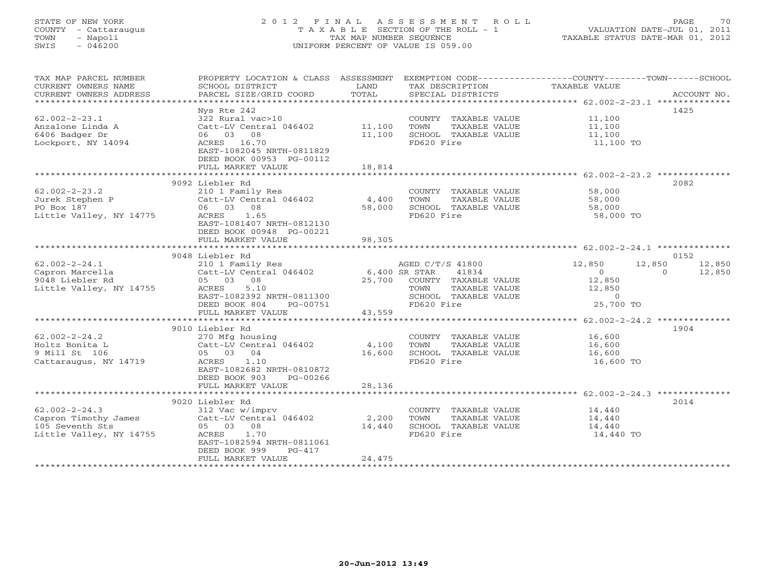STATE OF NEW YORK
COUNTY - Cattaraugus
TOWN - Napoli
SWIS - 046200

2012 FINAL ASSESSMENT ROLL
TAXABLE SECTION OF THE ROLL - 1
TAX MAP NUMBER SEQUENCE
UNIFORM PERCENT OF VALUE IS 059.00

VALUATION DATE-JUL 01, 2011
TAXABLE STATUS DATE-MAR 01, 2012

| TAX MAP PARCEL NUMBER / CURRENT OWNERS NAME / CURRENT OWNERS ADDRESS | PROPERTY LOCATION & CLASS / SCHOOL DISTRICT / PARCEL SIZE/GRID COORD | ASSESSMENT LAND / TOTAL | EXEMPTION CODE / TAX DESCRIPTION / SPECIAL DISTRICTS | COUNTY TAXABLE VALUE | TOWN | SCHOOL | ACCOUNT NO. |
|---|---|---|---|---|---|---|---|
| 62.002-2-23.1 | Nys Rte 242 | | | | | | 1425 |
| | 322 Rural vac>10 | | COUNTY TAXABLE VALUE | 11,100 | | | |
| Anzalone Linda A | Catt-LV Central 046402 | 11,100 | TOWN TAXABLE VALUE | 11,100 | | | |
| 6406 Badger Dr | 06 03 08 | 11,100 | SCHOOL TAXABLE VALUE | 11,100 | | | |
| Lockport, NY 14094 | ACRES 16.70 | | FD620 Fire | 11,100 TO | | | |
| | EAST-1082045 NRTH-0811829 | | | | | | |
| | DEED BOOK 00953 PG-00112 | | | | | | |
| | FULL MARKET VALUE | 18,814 | | | | | |
| 62.002-2-23.2 | 9092 Liebler Rd | | | | | | 2082 |
| | 210 1 Family Res | | COUNTY TAXABLE VALUE | 58,000 | | | |
| Jurek Stephen P | Catt-LV Central 046402 | 4,400 | TOWN TAXABLE VALUE | 58,000 | | | |
| PO Box 187 | 06 03 08 | 58,000 | SCHOOL TAXABLE VALUE | 58,000 | | | |
| Little Valley, NY 14775 | ACRES 1.65 | | FD620 Fire | 58,000 TO | | | |
| | EAST-1081407 NRTH-0812130 | | | | | | |
| | DEED BOOK 00948 PG-00221 | | | | | | |
| | FULL MARKET VALUE | 98,305 | | | | | |
| 62.002-2-24.1 | 9048 Liebler Rd | | | | | | 0152 |
| | 210 1 Family Res | | AGED C/T/S 41800 | 12,850 | 12,850 | 12,850 | |
| Capron Marcella | Catt-LV Central 046402 | 6,400 | SR STAR 41834 | 0 | 0 | 12,850 | |
| 9048 Liebler Rd | 05 03 08 | 25,700 | COUNTY TAXABLE VALUE | 12,850 | | | |
| Little Valley, NY 14755 | ACRES 5.10 | | TOWN TAXABLE VALUE | 12,850 | | | |
| | EAST-1082392 NRTH-0811300 | | SCHOOL TAXABLE VALUE | 0 | | | |
| | DEED BOOK 804 PG-00751 | | FD620 Fire | 25,700 TO | | | |
| | FULL MARKET VALUE | 43,559 | | | | | |
| 62.002-2-24.2 | 9010 Liebler Rd | | | | | | 1904 |
| | 270 Mfg housing | | COUNTY TAXABLE VALUE | 16,600 | | | |
| Holtz Bonita L | Catt-LV Central 046402 | 4,100 | TOWN TAXABLE VALUE | 16,600 | | | |
| 9 Mill St 106 | 05 03 04 | 16,600 | SCHOOL TAXABLE VALUE | 16,600 | | | |
| Cattaraugus, NY 14719 | ACRES 1.10 | | FD620 Fire | 16,600 TO | | | |
| | EAST-1082682 NRTH-0810872 | | | | | | |
| | DEED BOOK 903 PG-00266 | | | | | | |
| | FULL MARKET VALUE | 28,136 | | | | | |
| 62.002-2-24.3 | 9020 Liebler Rd | | | | | | 2014 |
| | 312 Vac w/imprv | | COUNTY TAXABLE VALUE | 14,440 | | | |
| Capron Timothy James | Catt-LV Central 046402 | 2,200 | TOWN TAXABLE VALUE | 14,440 | | | |
| 105 Seventh Sts | 05 03 08 | 14,440 | SCHOOL TAXABLE VALUE | 14,440 | | | |
| Little Valley, NY 14755 | ACRES 1.70 | | FD620 Fire | 14,440 TO | | | |
| | EAST-1082594 NRTH-0811061 | | | | | | |
| | DEED BOOK 999 PG-417 | | | | | | |
| | FULL MARKET VALUE | 24,475 | | | | | |

20-Jun-2012 13:49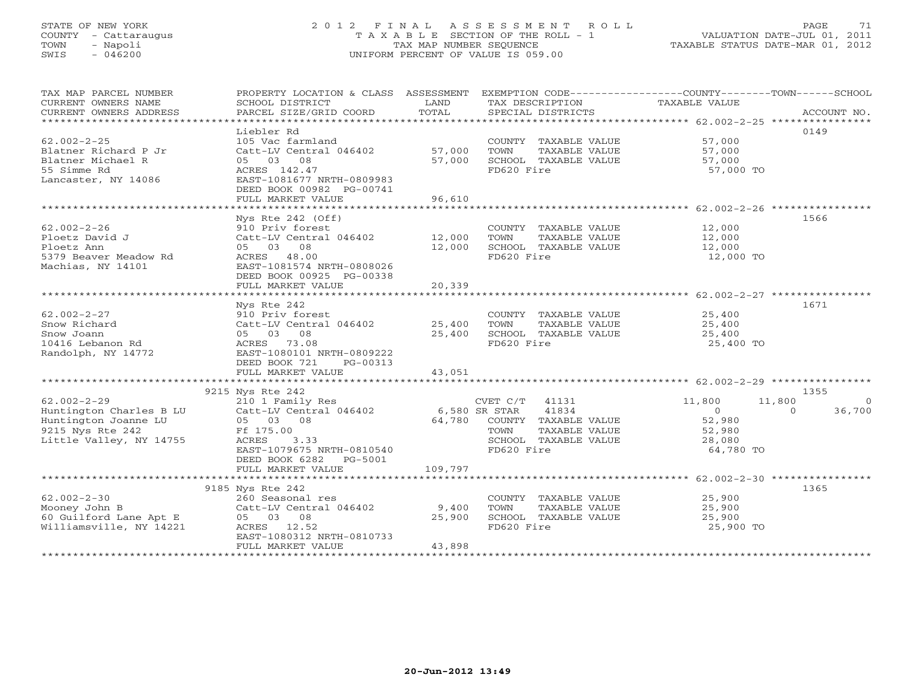STATE OF NEW YORK
COUNTY - Cattaraugus
TOWN - Napoli
SWIS - 046200

# 2012 FINAL ASSESSMENT ROLL

TAXABLE SECTION OF THE ROLL - 1
TAX MAP NUMBER SEQUENCE
UNIFORM PERCENT OF VALUE IS 059.00

VALUATION DATE-JUL 01, 2011
TAXABLE STATUS DATE-MAR 01, 2012

| TAX MAP PARCEL NUMBER / CURRENT OWNERS NAME / CURRENT OWNERS ADDRESS | PROPERTY LOCATION & CLASS / SCHOOL DISTRICT / PARCEL SIZE/GRID COORD | ASSESSMENT LAND / TOTAL | EXEMPTION CODE / TAX DESCRIPTION / SPECIAL DISTRICTS | COUNTY TAXABLE VALUE | TOWN | SCHOOL | ACCOUNT NO. |
|---|---|---|---|---|---|---|---|
| 62.002-2-25 | Liebler Rd | | | | | | 0149 |
| Blatner Richard P Jr | 105 Vac farmland | | COUNTY TAXABLE VALUE | 57,000 | | | |
| Blatner Michael R | Catt-LV Central 046402 | 57,000 | TOWN TAXABLE VALUE | 57,000 | | | |
| 55 Simme Rd | 05 03 08 | 57,000 | SCHOOL TAXABLE VALUE | 57,000 | | | |
| Lancaster, NY 14086 | ACRES 142.47 | | FD620 Fire | 57,000 TO | | | |
| | EAST-1081677 NRTH-0809983 | | | | | | |
| | DEED BOOK 00982 PG-00741 | | | | | | |
| | FULL MARKET VALUE | 96,610 | | | | | |
| 62.002-2-26 | Nys Rte 242 (Off) | | | | | | 1566 |
| Ploetz David J | 910 Priv forest | | COUNTY TAXABLE VALUE | 12,000 | | | |
| Ploetz Ann | Catt-LV Central 046402 | 12,000 | TOWN TAXABLE VALUE | 12,000 | | | |
| 5379 Beaver Meadow Rd | 05 03 08 | 12,000 | SCHOOL TAXABLE VALUE | 12,000 | | | |
| Machias, NY 14101 | ACRES 48.00 | | FD620 Fire | 12,000 TO | | | |
| | EAST-1081574 NRTH-0808026 | | | | | | |
| | DEED BOOK 00925 PG-00338 | | | | | | |
| | FULL MARKET VALUE | 20,339 | | | | | |
| 62.002-2-27 | Nys Rte 242 | | | | | | 1671 |
| Snow Richard | 910 Priv forest | | COUNTY TAXABLE VALUE | 25,400 | | | |
| Snow Joann | Catt-LV Central 046402 | 25,400 | TOWN TAXABLE VALUE | 25,400 | | | |
| 10416 Lebanon Rd | 05 03 08 | 25,400 | SCHOOL TAXABLE VALUE | 25,400 | | | |
| Randolph, NY 14772 | ACRES 73.08 | | FD620 Fire | 25,400 TO | | | |
| | EAST-1080101 NRTH-0809222 | | | | | | |
| | DEED BOOK 721 PG-00313 | | | | | | |
| | FULL MARKET VALUE | 43,051 | | | | | |
| 62.002-2-29 | 9215 Nys Rte 242 | | | | | | 1355 |
| Huntington Charles B LU | 210 1 Family Res | | CVET C/T 41131 | 11,800 | 11,800 | 0 | |
| Huntington Joanne LU | Catt-LV Central 046402 | 6,580 | SR STAR 41834 | 0 | 0 | 36,700 | |
| 9215 Nys Rte 242 | 05 03 08 | 64,780 | COUNTY TAXABLE VALUE | 52,980 | | | |
| Little Valley, NY 14755 | Ff 175.00 | | TOWN TAXABLE VALUE | 52,980 | | | |
| | ACRES 3.33 | | SCHOOL TAXABLE VALUE | 28,080 | | | |
| | EAST-1079675 NRTH-0810540 | | FD620 Fire | 64,780 TO | | | |
| | DEED BOOK 6282 PG-5001 | | | | | | |
| | FULL MARKET VALUE | 109,797 | | | | | |
| 62.002-2-30 | 9185 Nys Rte 242 | | | | | | 1365 |
| Mooney John B | 260 Seasonal res | | COUNTY TAXABLE VALUE | 25,900 | | | |
| 60 Guilford Lane Apt E | Catt-LV Central 046402 | 9,400 | TOWN TAXABLE VALUE | 25,900 | | | |
| Williamsville, NY 14221 | 05 03 08 | 25,900 | SCHOOL TAXABLE VALUE | 25,900 | | | |
| | ACRES 12.52 | | FD620 Fire | 25,900 TO | | | |
| | EAST-1080312 NRTH-0810733 | | | | | | |
| | FULL MARKET VALUE | 43,898 | | | | | |

20-Jun-2012 13:49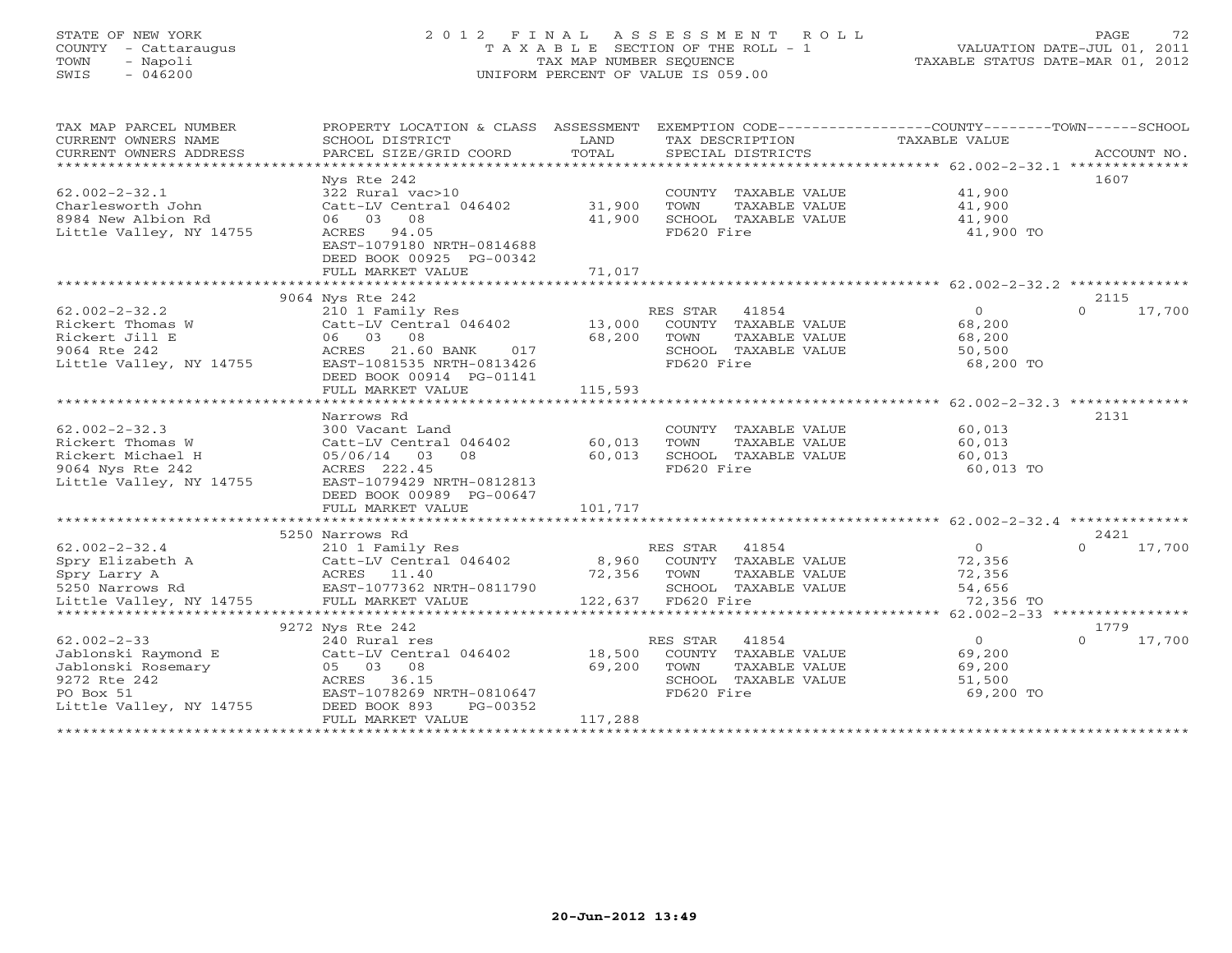STATE OF NEW YORK
COUNTY - Cattaraugus
TOWN - Napoli
SWIS - 046200

# 2012 FINAL ASSESSMENT ROLL
TAXABLE SECTION OF THE ROLL - 1
TAX MAP NUMBER SEQUENCE
UNIFORM PERCENT OF VALUE IS 059.00

VALUATION DATE-JUL 01, 2011
TAXABLE STATUS DATE-MAR 01, 2012

| TAX MAP PARCEL NUMBER / CURRENT OWNERS NAME / CURRENT OWNERS ADDRESS | PROPERTY LOCATION & CLASS / SCHOOL DISTRICT / PARCEL SIZE/GRID COORD | ASSESSMENT LAND / TOTAL | EXEMPTION CODE / TAX DESCRIPTION / SPECIAL DISTRICTS | COUNTY | TOWN | SCHOOL / ACCOUNT NO. |
|---|---|---|---|---|---|---|
| **62.002-2-32.1** | Nys Rte 242 | | | | | 1607 |
| 62.002-2-32.1 | 322 Rural vac>10 | | COUNTY TAXABLE VALUE | 41,900 | | |
| Charlesworth John | Catt-LV Central 046402 | 31,900 | TOWN TAXABLE VALUE | | 41,900 | |
| 8984 New Albion Rd | 06 03 08 | 41,900 | SCHOOL TAXABLE VALUE | | | 41,900 |
| Little Valley, NY 14755 | ACRES 94.05 | | FD620 Fire | 41,900 TO | | |
| | EAST-1079180 NRTH-0814688 | | | | | |
| | DEED BOOK 00925 PG-00342 | | | | | |
| | FULL MARKET VALUE | 71,017 | | | | |
| **62.002-2-32.2** | 9064 Nys Rte 242 | | | | | 2115 |
| 62.002-2-32.2 | 210 1 Family Res | | RES STAR 41854 | 0 | 0 | 17,700 |
| Rickert Thomas W | Catt-LV Central 046402 | 13,000 | COUNTY TAXABLE VALUE | 68,200 | | |
| Rickert Jill E | 06 03 08 | 68,200 | TOWN TAXABLE VALUE | | 68,200 | |
| 9064 Rte 242 | ACRES 21.60 BANK 017 | | SCHOOL TAXABLE VALUE | | | 50,500 |
| Little Valley, NY 14755 | EAST-1081535 NRTH-0813426 | | FD620 Fire | 68,200 TO | | |
| | DEED BOOK 00914 PG-01141 | | | | | |
| | FULL MARKET VALUE | 115,593 | | | | |
| **62.002-2-32.3** | Narrows Rd | | | | | 2131 |
| 62.002-2-32.3 | 300 Vacant Land | | COUNTY TAXABLE VALUE | 60,013 | | |
| Rickert Thomas W | Catt-LV Central 046402 | 60,013 | TOWN TAXABLE VALUE | | 60,013 | |
| Rickert Michael H | 05/06/14 03 08 | 60,013 | SCHOOL TAXABLE VALUE | | | 60,013 |
| 9064 Nys Rte 242 | ACRES 222.45 | | FD620 Fire | 60,013 TO | | |
| Little Valley, NY 14755 | EAST-1079429 NRTH-0812813 | | | | | |
| | DEED BOOK 00989 PG-00647 | | | | | |
| | FULL MARKET VALUE | 101,717 | | | | |
| **62.002-2-32.4** | 5250 Narrows Rd | | | | | 2421 |
| 62.002-2-32.4 | 210 1 Family Res | | RES STAR 41854 | 0 | 0 | 17,700 |
| Spry Elizabeth A | Catt-LV Central 046402 | 8,960 | COUNTY TAXABLE VALUE | 72,356 | | |
| Spry Larry A | ACRES 11.40 | 72,356 | TOWN TAXABLE VALUE | | 72,356 | |
| 5250 Narrows Rd | EAST-1077362 NRTH-0811790 | | SCHOOL TAXABLE VALUE | | | 54,656 |
| Little Valley, NY 14755 | FULL MARKET VALUE | 122,637 | FD620 Fire | 72,356 TO | | |
| **62.002-2-33** | 9272 Nys Rte 242 | | | | | 1779 |
| 62.002-2-33 | 240 Rural res | | RES STAR 41854 | 0 | 0 | 17,700 |
| Jablonski Raymond E | Catt-LV Central 046402 | 18,500 | COUNTY TAXABLE VALUE | 69,200 | | |
| Jablonski Rosemary | 05 03 08 | 69,200 | TOWN TAXABLE VALUE | | 69,200 | |
| 9272 Rte 242 | ACRES 36.15 | | SCHOOL TAXABLE VALUE | | | 51,500 |
| PO Box 51 | EAST-1078269 NRTH-0810647 | | FD620 Fire | 69,200 TO | | |
| Little Valley, NY 14755 | DEED BOOK 893 PG-00352 | | | | | |
| | FULL MARKET VALUE | 117,288 | | | | |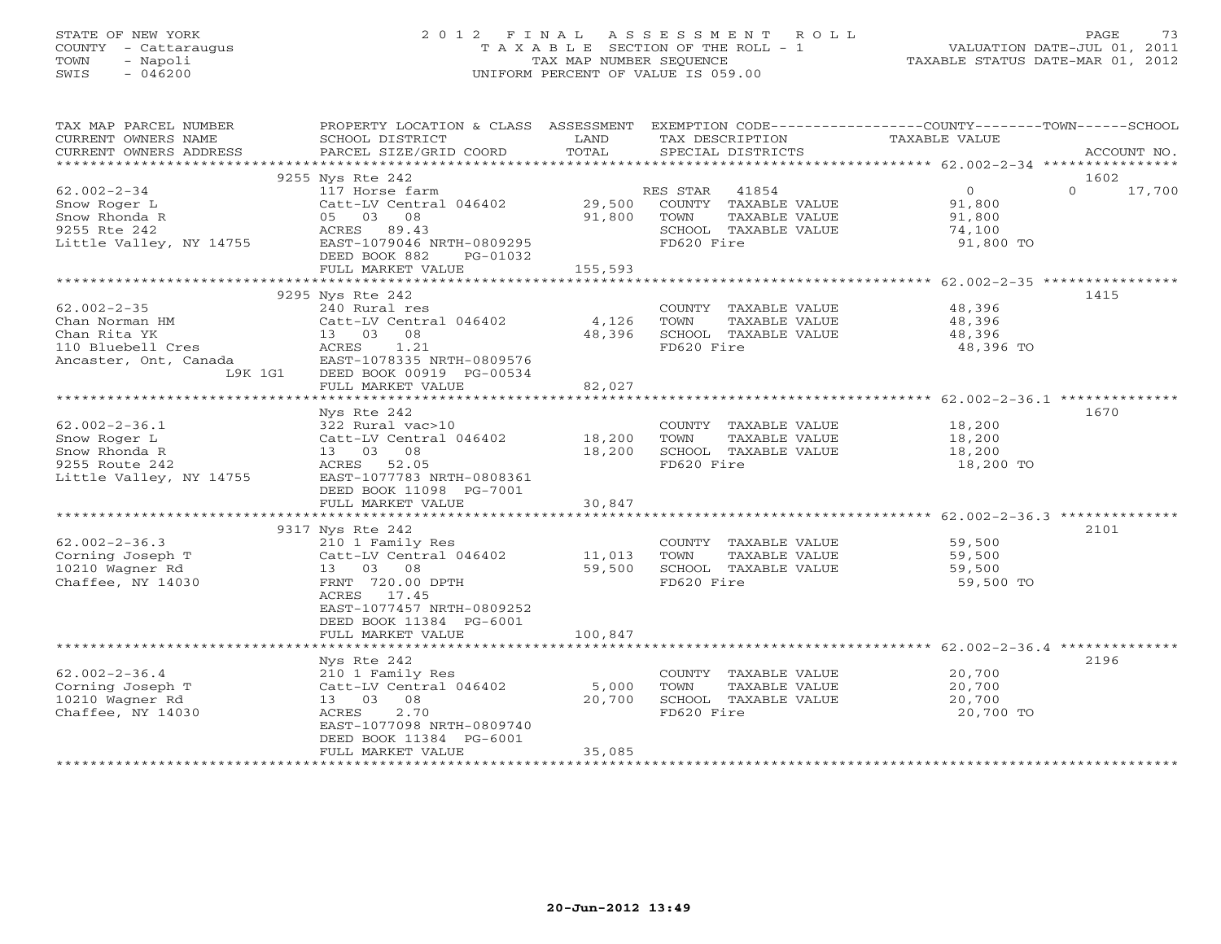STATE OF NEW YORK
COUNTY - Cattaraugus
TOWN - Napoli
SWIS - 046200

# 2012 FINAL ASSESSMENT ROLL
TAXABLE SECTION OF THE ROLL - 1
TAX MAP NUMBER SEQUENCE
UNIFORM PERCENT OF VALUE IS 059.00

VALUATION DATE-JUL 01, 2011
TAXABLE STATUS DATE-MAR 01, 2012

| TAX MAP PARCEL NUMBER / CURRENT OWNERS NAME / CURRENT OWNERS ADDRESS | PROPERTY LOCATION & CLASS / SCHOOL DISTRICT / PARCEL SIZE/GRID COORD | ASSESSMENT LAND / TOTAL | EXEMPTION CODE / TAX DESCRIPTION / SPECIAL DISTRICTS | COUNTY TAXABLE VALUE | TOWN | SCHOOL | ACCOUNT NO. |
|---|---|---|---|---|---|---|---|
| | 9255 Nys Rte 242 | | | | | | 1602 |
| 62.002-2-34 | 117 Horse farm | | RES STAR 41854 | 0 | 0 | 17,700 | |
| Snow Roger L | Catt-LV Central 046402 | 29,500 | COUNTY TAXABLE VALUE | 91,800 | | | |
| Snow Rhonda R | 05 03 08 | 91,800 | TOWN TAXABLE VALUE | 91,800 | | | |
| 9255 Rte 242 | ACRES 89.43 | | SCHOOL TAXABLE VALUE | 74,100 | | | |
| Little Valley, NY 14755 | EAST-1079046 NRTH-0809295 | | FD620 Fire | 91,800 TO | | | |
| | DEED BOOK 882 PG-01032 | | | | | | |
| | FULL MARKET VALUE | 155,593 | | | | | |
| | 9295 Nys Rte 242 | | | | | | 1415 |
| 62.002-2-35 | 240 Rural res | | COUNTY TAXABLE VALUE | 48,396 | | | |
| Chan Norman HM | Catt-LV Central 046402 | 4,126 | TOWN TAXABLE VALUE | 48,396 | | | |
| Chan Rita YK | 13 03 08 | 48,396 | SCHOOL TAXABLE VALUE | 48,396 | | | |
| 110 Bluebell Cres | ACRES 1.21 | | FD620 Fire | 48,396 TO | | | |
| Ancaster, Ont, Canada | EAST-1078335 NRTH-0809576 | | | | | | |
| L9K 1G1 | DEED BOOK 00919 PG-00534 | | | | | | |
| | FULL MARKET VALUE | 82,027 | | | | | |
| | Nys Rte 242 | | | | | | 1670 |
| 62.002-2-36.1 | 322 Rural vac>10 | | COUNTY TAXABLE VALUE | 18,200 | | | |
| Snow Roger L | Catt-LV Central 046402 | 18,200 | TOWN TAXABLE VALUE | 18,200 | | | |
| Snow Rhonda R | 13 03 08 | 18,200 | SCHOOL TAXABLE VALUE | 18,200 | | | |
| 9255 Route 242 | ACRES 52.05 | | FD620 Fire | 18,200 TO | | | |
| Little Valley, NY 14755 | EAST-1077783 NRTH-0808361 | | | | | | |
| | DEED BOOK 11098 PG-7001 | | | | | | |
| | FULL MARKET VALUE | 30,847 | | | | | |
| | 9317 Nys Rte 242 | | | | | | 2101 |
| 62.002-2-36.3 | 210 1 Family Res | | COUNTY TAXABLE VALUE | 59,500 | | | |
| Corning Joseph T | Catt-LV Central 046402 | 11,013 | TOWN TAXABLE VALUE | 59,500 | | | |
| 10210 Wagner Rd | 13 03 08 | 59,500 | SCHOOL TAXABLE VALUE | 59,500 | | | |
| Chaffee, NY 14030 | FRNT 720.00 DPTH | | FD620 Fire | 59,500 TO | | | |
| | ACRES 17.45 | | | | | | |
| | EAST-1077457 NRTH-0809252 | | | | | | |
| | DEED BOOK 11384 PG-6001 | | | | | | |
| | FULL MARKET VALUE | 100,847 | | | | | |
| | Nys Rte 242 | | | | | | 2196 |
| 62.002-2-36.4 | 210 1 Family Res | | COUNTY TAXABLE VALUE | 20,700 | | | |
| Corning Joseph T | Catt-LV Central 046402 | 5,000 | TOWN TAXABLE VALUE | 20,700 | | | |
| 10210 Wagner Rd | 13 03 08 | 20,700 | SCHOOL TAXABLE VALUE | 20,700 | | | |
| Chaffee, NY 14030 | ACRES 2.70 | | FD620 Fire | 20,700 TO | | | |
| | EAST-1077098 NRTH-0809740 | | | | | | |
| | DEED BOOK 11384 PG-6001 | | | | | | |
| | FULL MARKET VALUE | 35,085 | | | | | |

20-Jun-2012 13:49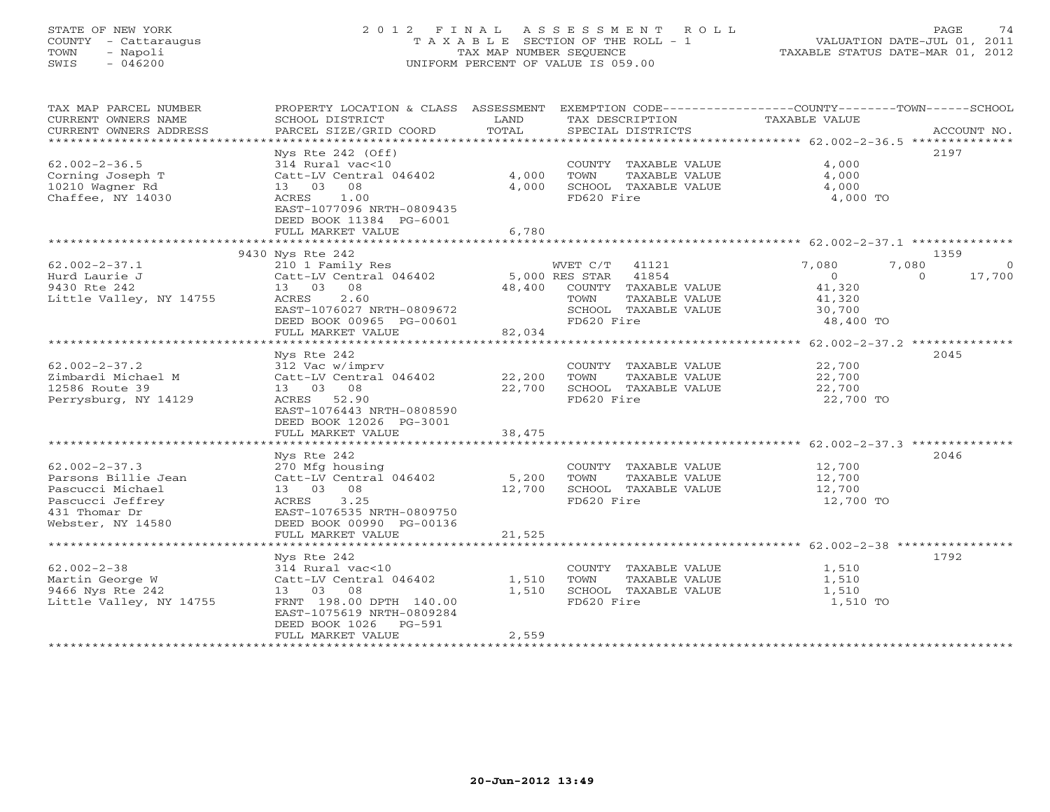STATE OF NEW YORK
COUNTY - Cattaraugus
TOWN - Napoli
SWIS - 046200

# 2012 FINAL ASSESSMENT ROLL
TAXABLE SECTION OF THE ROLL - 1
TAX MAP NUMBER SEQUENCE
UNIFORM PERCENT OF VALUE IS 059.00

VALUATION DATE-JUL 01, 2011
TAXABLE STATUS DATE-MAR 01, 2012

| TAX MAP PARCEL NUMBER / CURRENT OWNERS NAME / CURRENT OWNERS ADDRESS | PROPERTY LOCATION & CLASS / SCHOOL DISTRICT / PARCEL SIZE/GRID COORD | ASSESSMENT LAND | TOTAL | EXEMPTION CODE / TAX DESCRIPTION / SPECIAL DISTRICTS | COUNTY TAXABLE VALUE | TOWN | SCHOOL | ACCOUNT NO. |
|---|---|---|---|---|---|---|---|---|
| 62.002-2-36.5 | Nys Rte 242 (Off) | | | | | | | 2197 |
| Corning Joseph T | 314 Rural vac<10 | | | COUNTY TAXABLE VALUE | 4,000 | | | |
| 10210 Wagner Rd | Catt-LV Central 046402 | 4,000 | | TOWN TAXABLE VALUE | 4,000 | | | |
| Chaffee, NY 14030 | 13 03 08 | | 4,000 | SCHOOL TAXABLE VALUE | 4,000 | | | |
| | ACRES 1.00 | | | FD620 Fire | 4,000 TO | | | |
| | EAST-1077096 NRTH-0809435 | | | | | | | |
| | DEED BOOK 11384 PG-6001 | | | | | | | |
| | FULL MARKET VALUE | | 6,780 | | | | | |
| 62.002-2-37.1 | 9430 Nys Rte 242 | | | | | | | 1359 |
| Hurd Laurie J | 210 1 Family Res | | | WVET C/T 41121 | 7,080 | 7,080 | 0 | |
| 9430 Rte 242 | Catt-LV Central 046402 | 5,000 | | RES STAR 41854 | 0 | 0 | 17,700 | |
| Little Valley, NY 14755 | 13 03 08 | | 48,400 | COUNTY TAXABLE VALUE | 41,320 | | | |
| | ACRES 2.60 | | | TOWN TAXABLE VALUE | 41,320 | | | |
| | EAST-1076027 NRTH-0809672 | | | SCHOOL TAXABLE VALUE | 30,700 | | | |
| | DEED BOOK 00965 PG-00601 | | | FD620 Fire | 48,400 TO | | | |
| | FULL MARKET VALUE | | 82,034 | | | | | |
| 62.002-2-37.2 | Nys Rte 242 | | | | | | | 2045 |
| Zimbardi Michael M | 312 Vac w/imprv | | | COUNTY TAXABLE VALUE | 22,700 | | | |
| 12586 Route 39 | Catt-LV Central 046402 | 22,200 | | TOWN TAXABLE VALUE | 22,700 | | | |
| Perrysburg, NY 14129 | 13 03 08 | | 22,700 | SCHOOL TAXABLE VALUE | 22,700 | | | |
| | ACRES 52.90 | | | FD620 Fire | 22,700 TO | | | |
| | EAST-1076443 NRTH-0808590 | | | | | | | |
| | DEED BOOK 12026 PG-3001 | | | | | | | |
| | FULL MARKET VALUE | | 38,475 | | | | | |
| 62.002-2-37.3 | Nys Rte 242 | | | | | | | 2046 |
| Parsons Billie Jean | 270 Mfg housing | | | COUNTY TAXABLE VALUE | 12,700 | | | |
| Pascucci Michael | Catt-LV Central 046402 | 5,200 | | TOWN TAXABLE VALUE | 12,700 | | | |
| Pascucci Jeffrey | 13 03 08 | | 12,700 | SCHOOL TAXABLE VALUE | 12,700 | | | |
| 431 Thomar Dr | ACRES 3.25 | | | FD620 Fire | 12,700 TO | | | |
| Webster, NY 14580 | EAST-1076535 NRTH-0809750 | | | | | | | |
| | DEED BOOK 00990 PG-00136 | | | | | | | |
| | FULL MARKET VALUE | | 21,525 | | | | | |
| 62.002-2-38 | Nys Rte 242 | | | | | | | 1792 |
| Martin George W | 314 Rural vac<10 | | | COUNTY TAXABLE VALUE | 1,510 | | | |
| 9466 Nys Rte 242 | Catt-LV Central 046402 | 1,510 | | TOWN TAXABLE VALUE | 1,510 | | | |
| Little Valley, NY 14755 | 13 03 08 | | 1,510 | SCHOOL TAXABLE VALUE | 1,510 | | | |
| | FRNT 198.00 DPTH 140.00 | | | FD620 Fire | 1,510 TO | | | |
| | EAST-1075619 NRTH-0809284 | | | | | | | |
| | DEED BOOK 1026 PG-591 | | | | | | | |
| | FULL MARKET VALUE | | 2,559 | | | | | |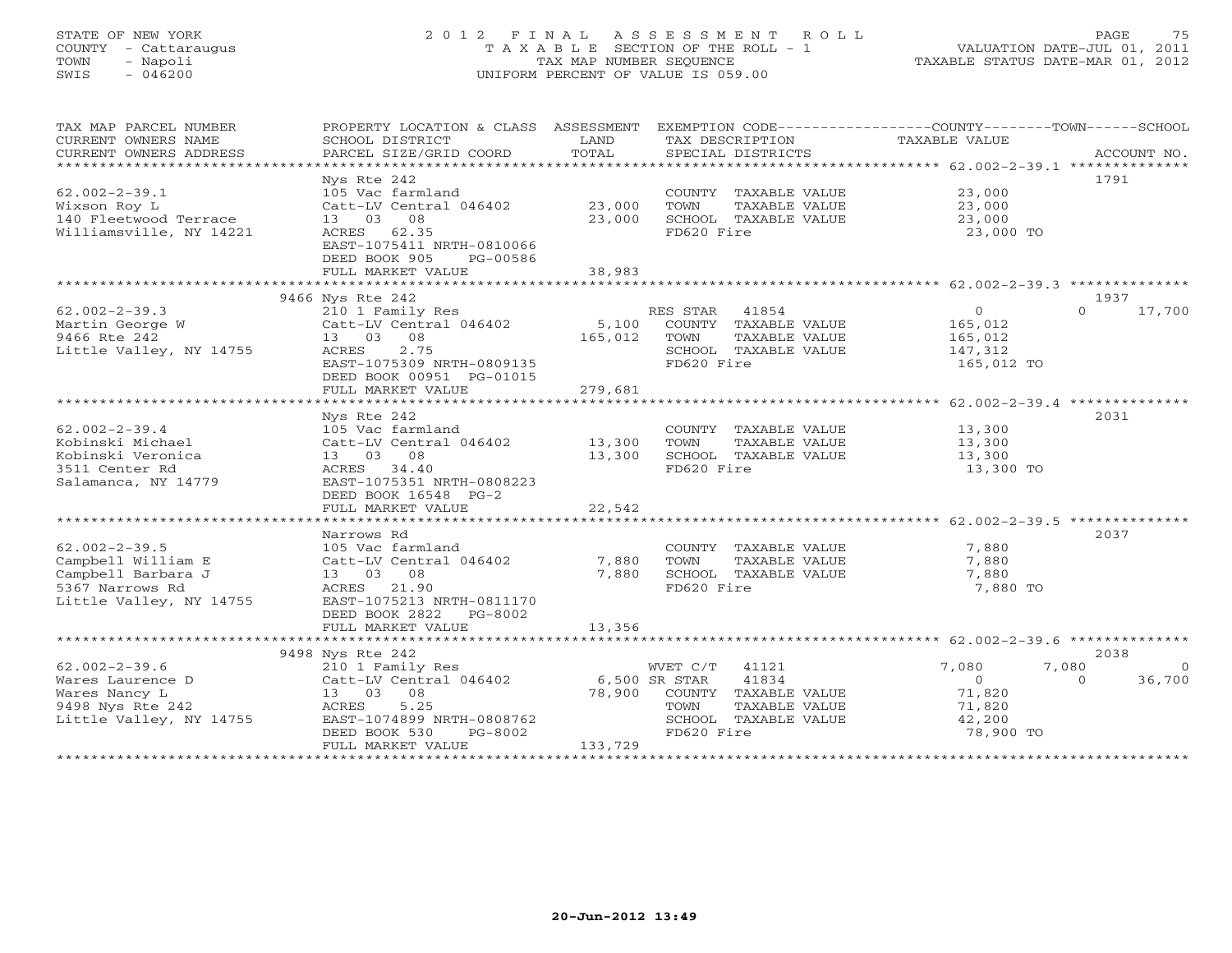STATE OF NEW YORK
COUNTY - Cattaraugus
TOWN - Napoli
SWIS - 046200

# 2012 FINAL ASSESSMENT ROLL

TAXABLE SECTION OF THE ROLL - 1
TAX MAP NUMBER SEQUENCE
UNIFORM PERCENT OF VALUE IS 059.00

VALUATION DATE-JUL 01, 2011
TAXABLE STATUS DATE-MAR 01, 2012

| TAX MAP PARCEL NUMBER / CURRENT OWNERS NAME / CURRENT OWNERS ADDRESS | PROPERTY LOCATION & CLASS / SCHOOL DISTRICT / PARCEL SIZE/GRID COORD | LAND | ASSESSMENT TOTAL | EXEMPTION CODE / TAX DESCRIPTION / SPECIAL DISTRICTS | COUNTY TAXABLE VALUE | TOWN | SCHOOL | ACCOUNT NO. |
|---|---|---|---|---|---|---|---|---|
| **62.002-2-39.1** | Nys Rte 242 | | | | | | | 1791 |
| 62.002-2-39.1 | 105 Vac farmland | | | COUNTY TAXABLE VALUE | 23,000 | | | |
| Wixson Roy L | Catt-LV Central 046402 | 23,000 | | TOWN TAXABLE VALUE | 23,000 | | | |
| 140 Fleetwood Terrace | 13 03 08 | | 23,000 | SCHOOL TAXABLE VALUE | 23,000 | | | |
| Williamsville, NY 14221 | ACRES 62.35 | | | FD620 Fire | 23,000 TO | | | |
| | EAST-1075411 NRTH-0810066 | | | | | | | |
| | DEED BOOK 905 PG-00586 | | | | | | | |
| | FULL MARKET VALUE | | 38,983 | | | | | |
| **62.002-2-39.3** | 9466 Nys Rte 242 | | | | | | | 1937 |
| 62.002-2-39.3 | 210 1 Family Res | | | RES STAR 41854 | 0 | 0 | 17,700 | |
| Martin George W | Catt-LV Central 046402 | 5,100 | | COUNTY TAXABLE VALUE | 165,012 | | | |
| 9466 Rte 242 | 13 03 08 | | 165,012 | TOWN TAXABLE VALUE | 165,012 | | | |
| Little Valley, NY 14755 | ACRES 2.75 | | | SCHOOL TAXABLE VALUE | 147,312 | | | |
| | EAST-1075309 NRTH-0809135 | | | FD620 Fire | 165,012 TO | | | |
| | DEED BOOK 00951 PG-01015 | | | | | | | |
| | FULL MARKET VALUE | | 279,681 | | | | | |
| **62.002-2-39.4** | Nys Rte 242 | | | | | | | 2031 |
| 62.002-2-39.4 | 105 Vac farmland | | | COUNTY TAXABLE VALUE | 13,300 | | | |
| Kobinski Michael | Catt-LV Central 046402 | 13,300 | | TOWN TAXABLE VALUE | 13,300 | | | |
| Kobinski Veronica | 13 03 08 | | 13,300 | SCHOOL TAXABLE VALUE | 13,300 | | | |
| 3511 Center Rd | ACRES 34.40 | | | FD620 Fire | 13,300 TO | | | |
| Salamanca, NY 14779 | EAST-1075351 NRTH-0808223 | | | | | | | |
| | DEED BOOK 16548 PG-2 | | | | | | | |
| | FULL MARKET VALUE | | 22,542 | | | | | |
| **62.002-2-39.5** | Narrows Rd | | | | | | | 2037 |
| 62.002-2-39.5 | 105 Vac farmland | | | COUNTY TAXABLE VALUE | 7,880 | | | |
| Campbell William E | Catt-LV Central 046402 | 7,880 | | TOWN TAXABLE VALUE | 7,880 | | | |
| Campbell Barbara J | 13 03 08 | | 7,880 | SCHOOL TAXABLE VALUE | 7,880 | | | |
| 5367 Narrows Rd | ACRES 21.90 | | | FD620 Fire | 7,880 TO | | | |
| Little Valley, NY 14755 | EAST-1075213 NRTH-0811170 | | | | | | | |
| | DEED BOOK 2822 PG-8002 | | | | | | | |
| | FULL MARKET VALUE | | 13,356 | | | | | |
| **62.002-2-39.6** | 9498 Nys Rte 242 | | | | | | | 2038 |
| 62.002-2-39.6 | 210 1 Family Res | | | WVET C/T 41121 | 7,080 | 7,080 | 0 | |
| Wares Laurence D | Catt-LV Central 046402 | 6,500 | | SR STAR 41834 | 0 | 0 | 36,700 | |
| Wares Nancy L | 13 03 08 | | 78,900 | COUNTY TAXABLE VALUE | 71,820 | | | |
| 9498 Nys Rte 242 | ACRES 5.25 | | | TOWN TAXABLE VALUE | 71,820 | | | |
| Little Valley, NY 14755 | EAST-1074899 NRTH-0808762 | | | SCHOOL TAXABLE VALUE | 42,200 | | | |
| | DEED BOOK 530 PG-8002 | | | FD620 Fire | 78,900 TO | | | |
| | FULL MARKET VALUE | | 133,729 | | | | | |

20-Jun-2012 13:49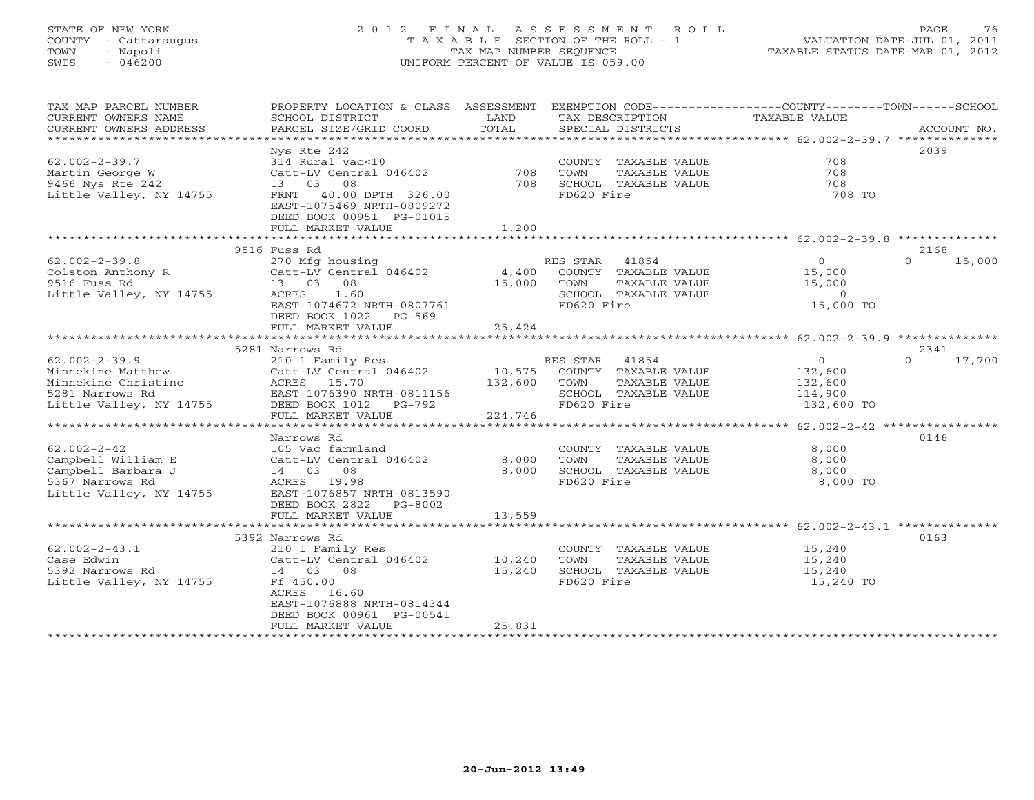STATE OF NEW YORK
COUNTY - Cattaraugus
TOWN - Napoli
SWIS - 046200

# 2012 FINAL ASSESSMENT ROLL

TAXABLE SECTION OF THE ROLL - 1
TAX MAP NUMBER SEQUENCE
UNIFORM PERCENT OF VALUE IS 059.00

VALUATION DATE-JUL 01, 2011
TAXABLE STATUS DATE-MAR 01, 2012

| TAX MAP PARCEL NUMBER / CURRENT OWNERS NAME / CURRENT OWNERS ADDRESS | PROPERTY LOCATION & CLASS / SCHOOL DISTRICT / PARCEL SIZE/GRID COORD | ASSESSMENT LAND | TOTAL | EXEMPTION CODE / TAX DESCRIPTION / SPECIAL DISTRICTS | COUNTY TAXABLE VALUE | TOWN | SCHOOL | ACCOUNT NO. |
|---|---|---|---|---|---|---|---|---|
| 62.002-2-39.7 | Nys Rte 242 | | | | | | | 2039 |
| 62.002-2-39.7 | 314 Rural vac<10 | | | COUNTY TAXABLE VALUE | 708 | | | |
| Martin George W | Catt-LV Central 046402 | 708 | | TOWN TAXABLE VALUE | 708 | | | |
| 9466 Nys Rte 242 | 13 03 08 | | 708 | SCHOOL TAXABLE VALUE | 708 | | | |
| Little Valley, NY 14755 | FRNT 40.00 DPTH 326.00 | | | FD620 Fire | 708 TO | | | |
| | EAST-1075469 NRTH-0809272 | | | | | | | |
| | DEED BOOK 00951 PG-01015 | | | | | | | |
| | FULL MARKET VALUE | | 1,200 | | | | | |
| 62.002-2-39.8 | 9516 Fuss Rd | | | | | | | 2168 |
| 62.002-2-39.8 | 270 Mfg housing | | | RES STAR 41854 | 0 | 0 | 15,000 | |
| Colston Anthony R | Catt-LV Central 046402 | 4,400 | | COUNTY TAXABLE VALUE | 15,000 | | | |
| 9516 Fuss Rd | 13 03 08 | | 15,000 | TOWN TAXABLE VALUE | 15,000 | | | |
| Little Valley, NY 14755 | ACRES 1.60 | | | SCHOOL TAXABLE VALUE | 0 | | | |
| | EAST-1074672 NRTH-0807761 | | | FD620 Fire | 15,000 TO | | | |
| | DEED BOOK 1022 PG-569 | | | | | | | |
| | FULL MARKET VALUE | | 25,424 | | | | | |
| 62.002-2-39.9 | 5281 Narrows Rd | | | | | | | 2341 |
| 62.002-2-39.9 | 210 1 Family Res | | | RES STAR 41854 | 0 | 0 | 17,700 | |
| Minnekine Matthew | Catt-LV Central 046402 | 10,575 | | COUNTY TAXABLE VALUE | 132,600 | | | |
| Minnekine Christine | ACRES 15.70 | | 132,600 | TOWN TAXABLE VALUE | 132,600 | | | |
| 5281 Narrows Rd | EAST-1076390 NRTH-0811156 | | | SCHOOL TAXABLE VALUE | 114,900 | | | |
| Little Valley, NY 14755 | DEED BOOK 1012 PG-792 | | | FD620 Fire | 132,600 TO | | | |
| | FULL MARKET VALUE | | 224,746 | | | | | |
| 62.002-2-42 | Narrows Rd | | | | | | | 0146 |
| 62.002-2-42 | 105 Vac farmland | | | COUNTY TAXABLE VALUE | 8,000 | | | |
| Campbell William E | Catt-LV Central 046402 | 8,000 | | TOWN TAXABLE VALUE | 8,000 | | | |
| Campbell Barbara J | 14 03 08 | | 8,000 | SCHOOL TAXABLE VALUE | 8,000 | | | |
| 5367 Narrows Rd | ACRES 19.98 | | | FD620 Fire | 8,000 TO | | | |
| Little Valley, NY 14755 | EAST-1076857 NRTH-0813590 | | | | | | | |
| | DEED BOOK 2822 PG-8002 | | | | | | | |
| | FULL MARKET VALUE | | 13,559 | | | | | |
| 62.002-2-43.1 | 5392 Narrows Rd | | | | | | | 0163 |
| 62.002-2-43.1 | 210 1 Family Res | | | COUNTY TAXABLE VALUE | 15,240 | | | |
| Case Edwin | Catt-LV Central 046402 | 10,240 | | TOWN TAXABLE VALUE | 15,240 | | | |
| 5392 Narrows Rd | 14 03 08 | | 15,240 | SCHOOL TAXABLE VALUE | 15,240 | | | |
| Little Valley, NY 14755 | Ff 450.00 | | | FD620 Fire | 15,240 TO | | | |
| | ACRES 16.60 | | | | | | | |
| | EAST-1076888 NRTH-0814344 | | | | | | | |
| | DEED BOOK 00961 PG-00541 | | | | | | | |
| | FULL MARKET VALUE | | 25,831 | | | | | |

20-Jun-2012 13:49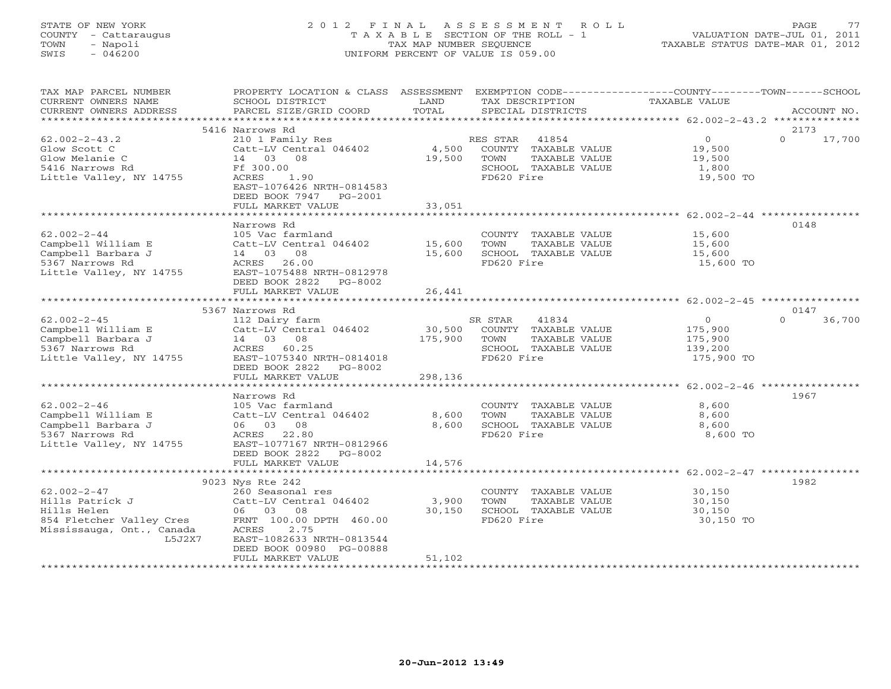STATE OF NEW YORK
COUNTY - Cattaraugus
TOWN - Napoli
SWIS - 046200

# 2012 FINAL ASSESSMENT ROLL
TAXABLE SECTION OF THE ROLL - 1
TAX MAP NUMBER SEQUENCE
UNIFORM PERCENT OF VALUE IS 059.00

VALUATION DATE-JUL 01, 2011
TAXABLE STATUS DATE-MAR 01, 2012

| TAX MAP PARCEL NUMBER / CURRENT OWNERS NAME / CURRENT OWNERS ADDRESS | PROPERTY LOCATION & CLASS / SCHOOL DISTRICT / PARCEL SIZE/GRID COORD | ASSESSMENT LAND / TOTAL | EXEMPTION CODE / TAX DESCRIPTION / SPECIAL DISTRICTS | COUNTY / TOWN / SCHOOL TAXABLE VALUE | ACCOUNT NO. |
|---|---|---|---|---|---|
| 62.002-2-43.2 | 5416 Narrows Rd | | | | 2173 |
| Glow Scott C | 210 1 Family Res | | RES STAR 41854 | 0 | 0 17,700 |
| Glow Melanie C | Catt-LV Central 046402 | 4,500 | COUNTY TAXABLE VALUE | 19,500 | |
| 5416 Narrows Rd | 14 03 08 | 19,500 | TOWN TAXABLE VALUE | 19,500 | |
| Little Valley, NY 14755 | Ff 300.00 | | SCHOOL TAXABLE VALUE | 1,800 | |
| | ACRES 1.90 | | FD620 Fire | 19,500 TO | |
| | EAST-1076426 NRTH-0814583 | | | | |
| | DEED BOOK 7947 PG-2001 | | | | |
| | FULL MARKET VALUE | 33,051 | | | |
| 62.002-2-44 | Narrows Rd | | | | 0148 |
| Campbell William E | 105 Vac farmland | | COUNTY TAXABLE VALUE | 15,600 | |
| Campbell Barbara J | Catt-LV Central 046402 | 15,600 | TOWN TAXABLE VALUE | 15,600 | |
| 5367 Narrows Rd | 14 03 08 | 15,600 | SCHOOL TAXABLE VALUE | 15,600 | |
| Little Valley, NY 14755 | ACRES 26.00 | | FD620 Fire | 15,600 TO | |
| | EAST-1075488 NRTH-0812978 | | | | |
| | DEED BOOK 2822 PG-8002 | | | | |
| | FULL MARKET VALUE | 26,441 | | | |
| 62.002-2-45 | 5367 Narrows Rd | | | | 0147 |
| Campbell William E | 112 Dairy farm | | SR STAR 41834 | 0 | 0 36,700 |
| Campbell Barbara J | Catt-LV Central 046402 | 30,500 | COUNTY TAXABLE VALUE | 175,900 | |
| 5367 Narrows Rd | 14 03 08 | 175,900 | TOWN TAXABLE VALUE | 175,900 | |
| Little Valley, NY 14755 | ACRES 60.25 | | SCHOOL TAXABLE VALUE | 139,200 | |
| | EAST-1075340 NRTH-0814018 | | FD620 Fire | 175,900 TO | |
| | DEED BOOK 2822 PG-8002 | | | | |
| | FULL MARKET VALUE | 298,136 | | | |
| 62.002-2-46 | Narrows Rd | | | | 1967 |
| Campbell William E | 105 Vac farmland | | COUNTY TAXABLE VALUE | 8,600 | |
| Campbell Barbara J | Catt-LV Central 046402 | 8,600 | TOWN TAXABLE VALUE | 8,600 | |
| 5367 Narrows Rd | 06 03 08 | 8,600 | SCHOOL TAXABLE VALUE | 8,600 | |
| Little Valley, NY 14755 | ACRES 22.80 | | FD620 Fire | 8,600 TO | |
| | EAST-1077167 NRTH-0812966 | | | | |
| | DEED BOOK 2822 PG-8002 | | | | |
| | FULL MARKET VALUE | 14,576 | | | |
| 62.002-2-47 | 9023 Nys Rte 242 | | | | 1982 |
| Hills Patrick J | 260 Seasonal res | | COUNTY TAXABLE VALUE | 30,150 | |
| Hills Helen | Catt-LV Central 046402 | 3,900 | TOWN TAXABLE VALUE | 30,150 | |
| 854 Fletcher Valley Cres | 06 03 08 | 30,150 | SCHOOL TAXABLE VALUE | 30,150 | |
| Mississauga, Ont., Canada L5J2X7 | FRNT 100.00 DPTH 460.00 | | FD620 Fire | 30,150 TO | |
| | ACRES 2.75 | | | | |
| | EAST-1082633 NRTH-0813544 | | | | |
| | DEED BOOK 00980 PG-00888 | | | | |
| | FULL MARKET VALUE | 51,102 | | | |

20-Jun-2012 13:49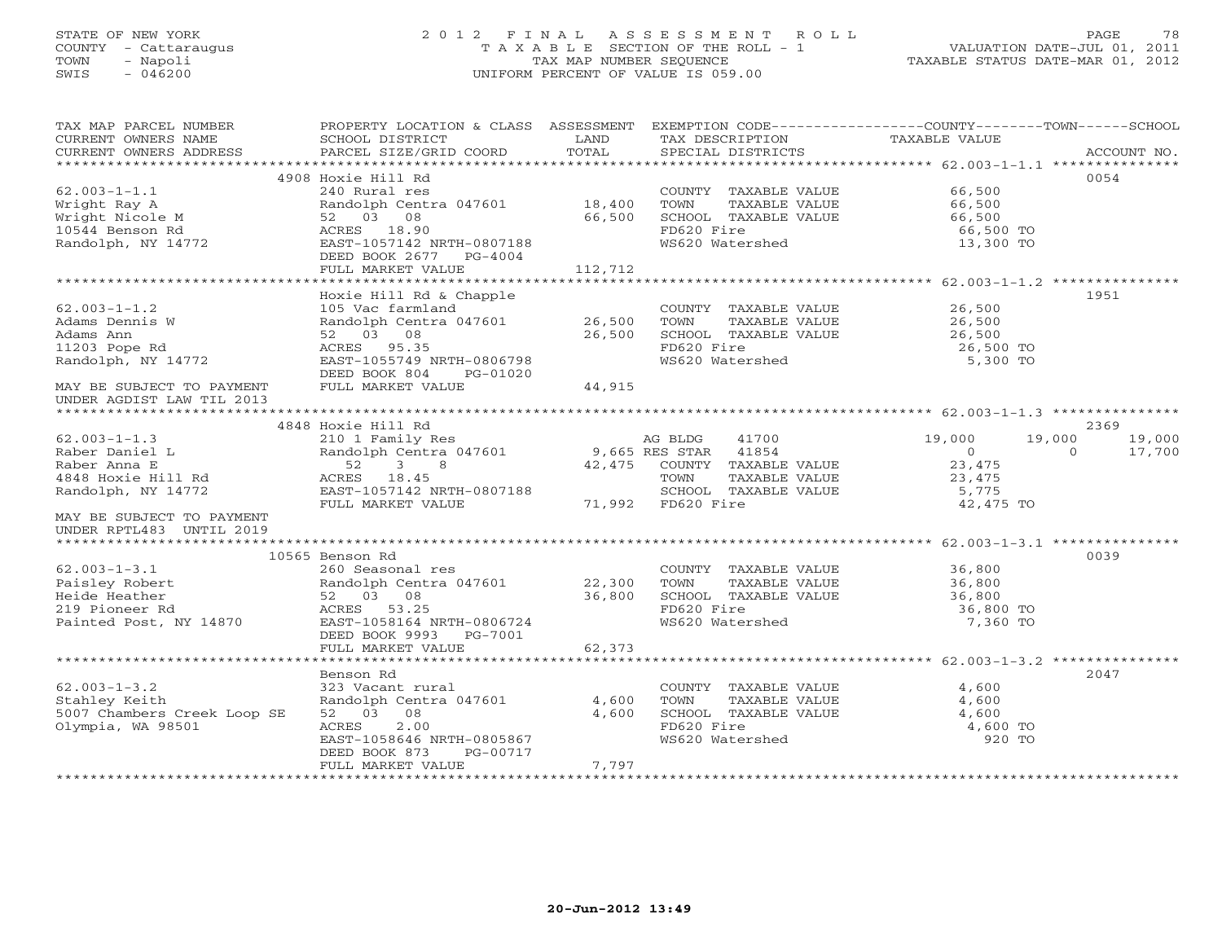STATE OF NEW YORK
COUNTY - Cattaraugus
TOWN - Napoli
SWIS - 046200

# 2012 FINAL ASSESSMENT ROLL
TAXABLE SECTION OF THE ROLL - 1
TAX MAP NUMBER SEQUENCE
UNIFORM PERCENT OF VALUE IS 059.00

VALUATION DATE-JUL 01, 2011
TAXABLE STATUS DATE-MAR 01, 2012

| TAX MAP PARCEL NUMBER / CURRENT OWNERS NAME / CURRENT OWNERS ADDRESS | PROPERTY LOCATION & CLASS / SCHOOL DISTRICT / PARCEL SIZE/GRID COORD | ASSESSMENT LAND / TOTAL | EXEMPTION CODE / TAX DESCRIPTION / SPECIAL DISTRICTS | COUNTY | TOWN | SCHOOL | ACCOUNT NO. |
|---|---|---|---|---|---|---|---|
| **62.003-1-1.1** | 4908 Hoxie Hill Rd | | | | | | 0054 |
| 62.003-1-1.1 | 240 Rural res | | COUNTY TAXABLE VALUE | 66,500 | | | |
| Wright Ray A | Randolph Centra 047601 | 18,400 | TOWN TAXABLE VALUE | | 66,500 | | |
| Wright Nicole M | 52 03 08 | 66,500 | SCHOOL TAXABLE VALUE | | | 66,500 | |
| 10544 Benson Rd | ACRES 18.90 | | FD620 Fire | 66,500 TO | | | |
| Randolph, NY 14772 | EAST-1057142 NRTH-0807188 | | WS620 Watershed | 13,300 TO | | | |
| | DEED BOOK 2677 PG-4004 | | | | | | |
| | FULL MARKET VALUE | 112,712 | | | | | |
| **62.003-1-1.2** | Hoxie Hill Rd & Chapple | | | | | | 1951 |
| 62.003-1-1.2 | 105 Vac farmland | | COUNTY TAXABLE VALUE | 26,500 | | | |
| Adams Dennis W | Randolph Centra 047601 | 26,500 | TOWN TAXABLE VALUE | | 26,500 | | |
| Adams Ann | 52 03 08 | 26,500 | SCHOOL TAXABLE VALUE | | | 26,500 | |
| 11203 Pope Rd | ACRES 95.35 | | FD620 Fire | 26,500 TO | | | |
| Randolph, NY 14772 | EAST-1055749 NRTH-0806798 | | WS620 Watershed | 5,300 TO | | | |
| | DEED BOOK 804 PG-01020 | | | | | | |
| MAY BE SUBJECT TO PAYMENT UNDER AGDIST LAW TIL 2013 | FULL MARKET VALUE | 44,915 | | | | | |
| **62.003-1-1.3** | 4848 Hoxie Hill Rd | | | | | | 2369 |
| 62.003-1-1.3 | 210 1 Family Res | | AG BLDG 41700 | 19,000 | 19,000 | 19,000 | |
| Raber Daniel L | Randolph Centra 047601 | 9,665 | RES STAR 41854 | 0 | 0 | 17,700 | |
| Raber Anna E | 52 3 8 | 42,475 | COUNTY TAXABLE VALUE | 23,475 | | | |
| 4848 Hoxie Hill Rd | ACRES 18.45 | | TOWN TAXABLE VALUE | | 23,475 | | |
| Randolph, NY 14772 | EAST-1057142 NRTH-0807188 | | SCHOOL TAXABLE VALUE | | | 5,775 | |
| | FULL MARKET VALUE | 71,992 | FD620 Fire | 42,475 TO | | | |
| MAY BE SUBJECT TO PAYMENT UNDER RPTL483 UNTIL 2019 | | | | | | | |
| **62.003-1-3.1** | 10565 Benson Rd | | | | | | 0039 |
| 62.003-1-3.1 | 260 Seasonal res | | COUNTY TAXABLE VALUE | 36,800 | | | |
| Paisley Robert | Randolph Centra 047601 | 22,300 | TOWN TAXABLE VALUE | | 36,800 | | |
| Heide Heather | 52 03 08 | 36,800 | SCHOOL TAXABLE VALUE | | | 36,800 | |
| 219 Pioneer Rd | ACRES 53.25 | | FD620 Fire | 36,800 TO | | | |
| Painted Post, NY 14870 | EAST-1058164 NRTH-0806724 | | WS620 Watershed | 7,360 TO | | | |
| | DEED BOOK 9993 PG-7001 | | | | | | |
| | FULL MARKET VALUE | 62,373 | | | | | |
| **62.003-1-3.2** | Benson Rd | | | | | | 2047 |
| 62.003-1-3.2 | 323 Vacant rural | | COUNTY TAXABLE VALUE | 4,600 | | | |
| Stahley Keith | Randolph Centra 047601 | 4,600 | TOWN TAXABLE VALUE | | 4,600 | | |
| 5007 Chambers Creek Loop SE | 52 03 08 | 4,600 | SCHOOL TAXABLE VALUE | | | 4,600 | |
| Olympia, WA 98501 | ACRES 2.00 | | FD620 Fire | 4,600 TO | | | |
| | EAST-1058646 NRTH-0805867 | | WS620 Watershed | 920 TO | | | |
| | DEED BOOK 873 PG-00717 | | | | | | |
| | FULL MARKET VALUE | 7,797 | | | | | |

20-Jun-2012 13:49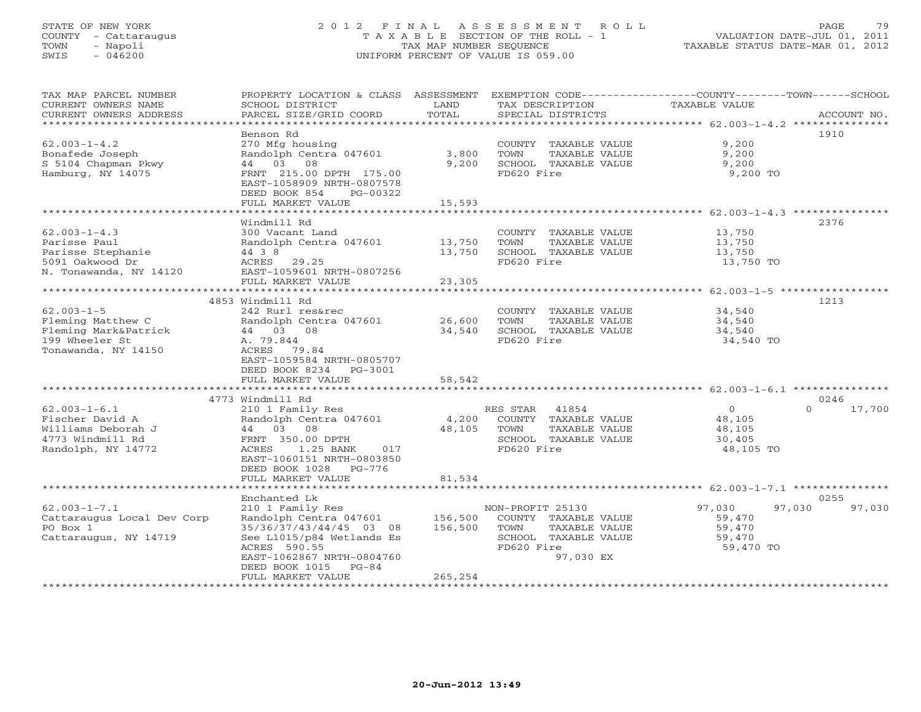STATE OF NEW YORK
COUNTY - Cattaraugus
TOWN - Napoli
SWIS - 046200

# 2012 FINAL ASSESSMENT ROLL
TAXABLE SECTION OF THE ROLL - 1
TAX MAP NUMBER SEQUENCE
UNIFORM PERCENT OF VALUE IS 059.00

VALUATION DATE-JUL 01, 2011
TAXABLE STATUS DATE-MAR 01, 2012

| TAX MAP PARCEL NUMBER / CURRENT OWNERS NAME / CURRENT OWNERS ADDRESS | PROPERTY LOCATION & CLASS / SCHOOL DISTRICT / PARCEL SIZE/GRID COORD | ASSESSMENT LAND | TOTAL | EXEMPTION CODE / TAX DESCRIPTION / SPECIAL DISTRICTS | COUNTY TAXABLE VALUE | TOWN | SCHOOL | ACCOUNT NO. |
|---|---|---|---|---|---|---|---|---|
| 62.003-1-4.2 | Benson Rd | | | | | | | 1910 |
| Bonafede Joseph | 270 Mfg housing | | | COUNTY TAXABLE VALUE | 9,200 | | | |
| S 5104 Chapman Pkwy | Randolph Centra 047601 | 3,800 | | TOWN TAXABLE VALUE | 9,200 | | | |
| Hamburg, NY 14075 | 44 03 08 | | 9,200 | SCHOOL TAXABLE VALUE | 9,200 | | | |
| | FRNT 215.00 DPTH 175.00 | | | FD620 Fire | 9,200 TO | | | |
| | EAST-1058909 NRTH-0807578 | | | | | | | |
| | DEED BOOK 854 PG-00322 | | | | | | | |
| | FULL MARKET VALUE | | 15,593 | | | | | |
| 62.003-1-4.3 | Windmill Rd | | | | | | | 2376 |
| Parisse Paul | 300 Vacant Land | | | COUNTY TAXABLE VALUE | 13,750 | | | |
| Parisse Stephanie | Randolph Centra 047601 | 13,750 | | TOWN TAXABLE VALUE | 13,750 | | | |
| 5091 Oakwood Dr | 44 3 8 | | 13,750 | SCHOOL TAXABLE VALUE | 13,750 | | | |
| N. Tonawanda, NY 14120 | ACRES 29.25 | | | FD620 Fire | 13,750 TO | | | |
| | EAST-1059601 NRTH-0807256 | | | | | | | |
| | FULL MARKET VALUE | | 23,305 | | | | | |
| 62.003-1-5 | 4853 Windmill Rd | | | | | | | 1213 |
| Fleming Matthew C | 242 Rurl res&rec | | | COUNTY TAXABLE VALUE | 34,540 | | | |
| Fleming Mark&Patrick | Randolph Centra 047601 | 26,600 | | TOWN TAXABLE VALUE | 34,540 | | | |
| 199 Wheeler St | 44 03 08 | | 34,540 | SCHOOL TAXABLE VALUE | 34,540 | | | |
| Tonawanda, NY 14150 | A. 79.844 | | | FD620 Fire | 34,540 TO | | | |
| | ACRES 79.84 | | | | | | | |
| | EAST-1059584 NRTH-0805707 | | | | | | | |
| | DEED BOOK 8234 PG-3001 | | | | | | | |
| | FULL MARKET VALUE | | 58,542 | | | | | |
| 62.003-1-6.1 | 4773 Windmill Rd | | | | | | | 0246 |
| Fischer David A | 210 1 Family Res | | | RES STAR 41854 | 0 | 0 | 17,700 | |
| Williams Deborah J | Randolph Centra 047601 | 4,200 | | COUNTY TAXABLE VALUE | 48,105 | | | |
| 4773 Windmill Rd | 44 03 08 | | 48,105 | TOWN TAXABLE VALUE | 48,105 | | | |
| Randolph, NY 14772 | FRNT 350.00 DPTH | | | SCHOOL TAXABLE VALUE | 30,405 | | | |
| | ACRES 1.25 BANK 017 | | | FD620 Fire | 48,105 TO | | | |
| | EAST-1060151 NRTH-0803850 | | | | | | | |
| | DEED BOOK 1028 PG-776 | | | | | | | |
| | FULL MARKET VALUE | | 81,534 | | | | | |
| 62.003-1-7.1 | Enchanted Lk | | | | | | | 0255 |
| Cattaraugus Local Dev Corp | 210 1 Family Res | | | NON-PROFIT 25130 | 97,030 | 97,030 | 97,030 | |
| PO Box 1 | Randolph Centra 047601 | 156,500 | | COUNTY TAXABLE VALUE | 59,470 | | | |
| Cattaraugus, NY 14719 | 35/36/37/43/44/45 03 08 | | 156,500 | TOWN TAXABLE VALUE | 59,470 | | | |
| | See L1015/p84 Wetlands Es | | | SCHOOL TAXABLE VALUE | 59,470 | | | |
| | ACRES 590.55 | | | FD620 Fire | 59,470 TO | | | |
| | EAST-1062867 NRTH-0804760 | | | 97,030 EX | | | | |
| | DEED BOOK 1015 PG-84 | | | | | | | |
| | FULL MARKET VALUE | | 265,254 | | | | | |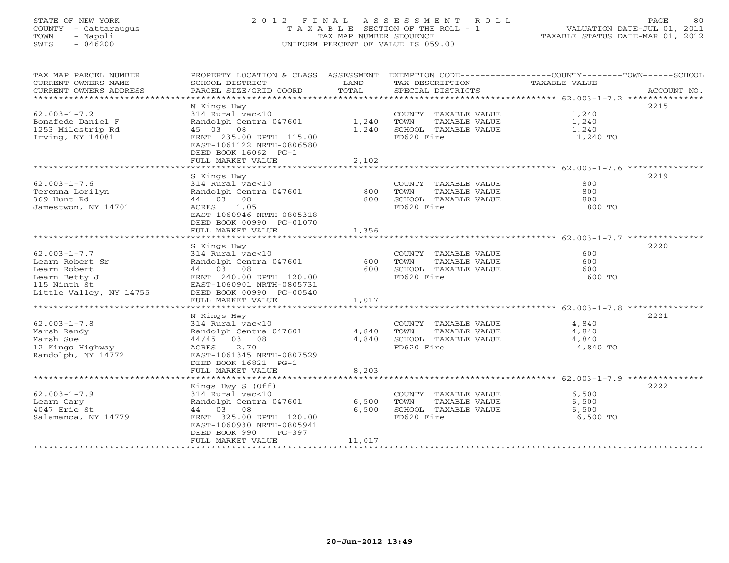STATE OF NEW YORK
COUNTY - Cattaraugus
TOWN - Napoli
SWIS - 046200

# 2012 FINAL ASSESSMENT ROLL

TAXABLE SECTION OF THE ROLL - 1
TAX MAP NUMBER SEQUENCE
UNIFORM PERCENT OF VALUE IS 059.00

VALUATION DATE-JUL 01, 2011
TAXABLE STATUS DATE-MAR 01, 2012

| TAX MAP PARCEL NUMBER / CURRENT OWNERS NAME / CURRENT OWNERS ADDRESS | PROPERTY LOCATION & CLASS / SCHOOL DISTRICT / PARCEL SIZE/GRID COORD | ASSESSMENT LAND | TOTAL | EXEMPTION CODE / TAX DESCRIPTION / SPECIAL DISTRICTS | TAXABLE VALUE (COUNTY / TOWN / SCHOOL) | ACCOUNT NO. |
|---|---|---|---|---|---|---|
| 62.003-1-7.2 | N Kings Hwy | | | | | 2215 |
| Bonafede Daniel F | 314 Rural vac<10 | | | COUNTY TAXABLE VALUE | 1,240 | |
| 1253 Milestrip Rd | Randolph Centra 047601 | 1,240 | | TOWN TAXABLE VALUE | 1,240 | |
| Irving, NY 14081 | 45 03 08 | | 1,240 | SCHOOL TAXABLE VALUE | 1,240 | |
| | FRNT 235.00 DPTH 115.00 | | | FD620 Fire | 1,240 TO | |
| | EAST-1061122 NRTH-0806580 | | | | | |
| | DEED BOOK 16062 PG-1 | | | | | |
| | FULL MARKET VALUE | | 2,102 | | | |
| 62.003-1-7.6 | S Kings Hwy | | | | | 2219 |
| Terenna Lorilyn | 314 Rural vac<10 | | | COUNTY TAXABLE VALUE | 800 | |
| 369 Hunt Rd | Randolph Centra 047601 | 800 | | TOWN TAXABLE VALUE | 800 | |
| Jamestwon, NY 14701 | 44 03 08 | | 800 | SCHOOL TAXABLE VALUE | 800 | |
| | ACRES 1.05 | | | FD620 Fire | 800 TO | |
| | EAST-1060946 NRTH-0805318 | | | | | |
| | DEED BOOK 00990 PG-01070 | | | | | |
| | FULL MARKET VALUE | | 1,356 | | | |
| 62.003-1-7.7 | S Kings Hwy | | | | | 2220 |
| Learn Robert Sr | 314 Rural vac<10 | | | COUNTY TAXABLE VALUE | 600 | |
| Learn Robert | Randolph Centra 047601 | 600 | | TOWN TAXABLE VALUE | 600 | |
| Learn Betty J | 44 03 08 | | 600 | SCHOOL TAXABLE VALUE | 600 | |
| 115 Ninth St | FRNT 240.00 DPTH 120.00 | | | FD620 Fire | 600 TO | |
| Little Valley, NY 14755 | EAST-1060901 NRTH-0805731 | | | | | |
| | DEED BOOK 00990 PG-00540 | | | | | |
| | FULL MARKET VALUE | | 1,017 | | | |
| 62.003-1-7.8 | N Kings Hwy | | | | | 2221 |
| Marsh Randy | 314 Rural vac<10 | | | COUNTY TAXABLE VALUE | 4,840 | |
| Marsh Sue | Randolph Centra 047601 | 4,840 | | TOWN TAXABLE VALUE | 4,840 | |
| 12 Kings Highway | 44/45 03 08 | | 4,840 | SCHOOL TAXABLE VALUE | 4,840 | |
| Randolph, NY 14772 | ACRES 2.70 | | | FD620 Fire | 4,840 TO | |
| | EAST-1061345 NRTH-0807529 | | | | | |
| | DEED BOOK 16821 PG-1 | | | | | |
| | FULL MARKET VALUE | | 8,203 | | | |
| 62.003-1-7.9 | Kings Hwy S (Off) | | | | | 2222 |
| Learn Gary | 314 Rural vac<10 | | | COUNTY TAXABLE VALUE | 6,500 | |
| 4047 Erie St | Randolph Centra 047601 | 6,500 | | TOWN TAXABLE VALUE | 6,500 | |
| Salamanca, NY 14779 | 44 03 08 | | 6,500 | SCHOOL TAXABLE VALUE | 6,500 | |
| | FRNT 325.00 DPTH 120.00 | | | FD620 Fire | 6,500 TO | |
| | EAST-1060930 NRTH-0805941 | | | | | |
| | DEED BOOK 990 PG-397 | | | | | |
| | FULL MARKET VALUE | | 11,017 | | | |

20-Jun-2012 13:49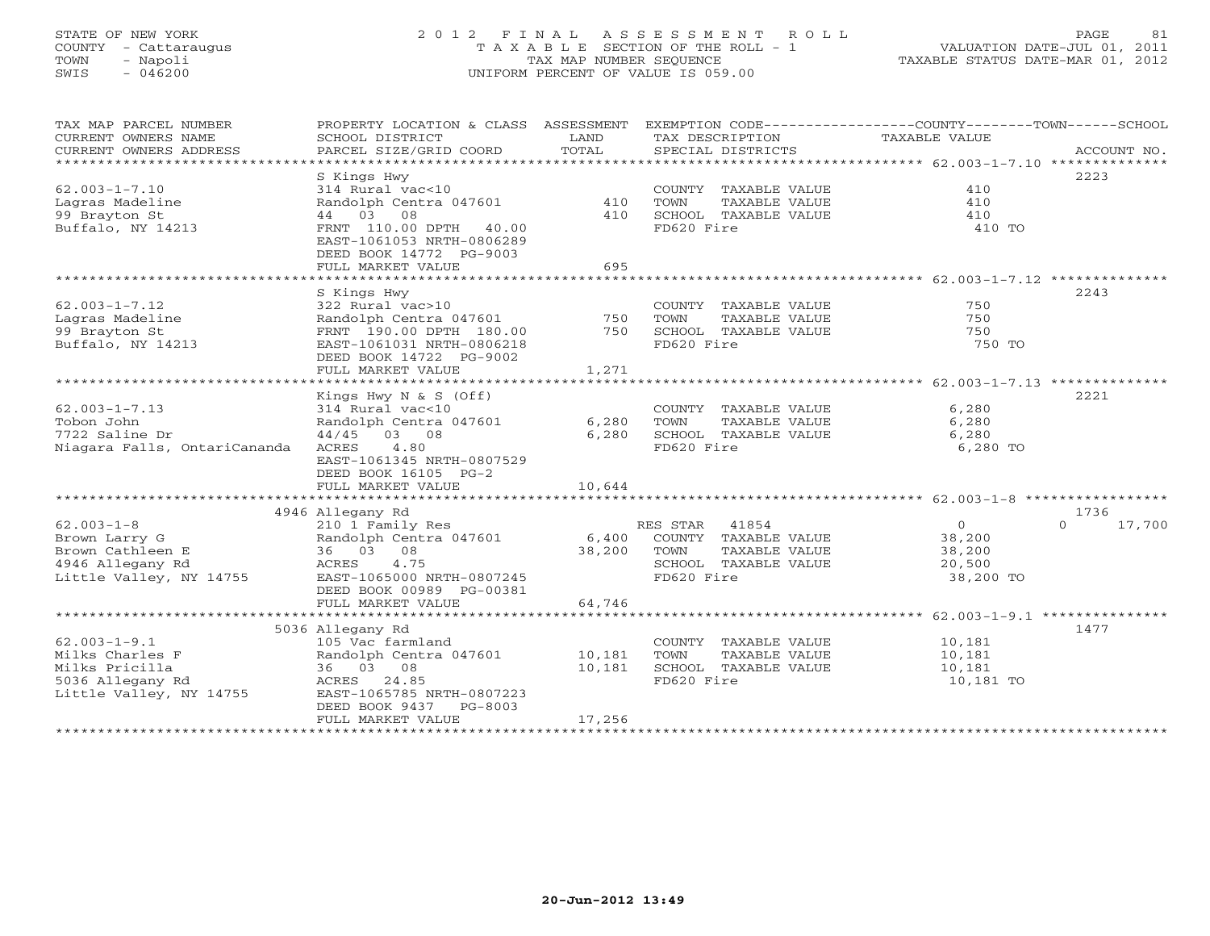STATE OF NEW YORK
COUNTY - Cattaraugus
TOWN - Napoli
SWIS - 046200

# 2012 FINAL ASSESSMENT ROLL
TAXABLE SECTION OF THE ROLL - 1
TAX MAP NUMBER SEQUENCE
UNIFORM PERCENT OF VALUE IS 059.00

VALUATION DATE-JUL 01, 2011
TAXABLE STATUS DATE-MAR 01, 2012

| TAX MAP PARCEL NUMBER / CURRENT OWNERS NAME / CURRENT OWNERS ADDRESS | PROPERTY LOCATION & CLASS / SCHOOL DISTRICT / PARCEL SIZE/GRID COORD | ASSESSMENT LAND | TOTAL | EXEMPTION CODE / TAX DESCRIPTION / SPECIAL DISTRICTS | COUNTY TAXABLE VALUE | TOWN | SCHOOL | ACCOUNT NO. |
|---|---|---|---|---|---|---|---|---|
| 62.003-1-7.10 | S Kings Hwy | | | | | | | 2223 |
| Lagras Madeline | 314 Rural vac<10 | | | COUNTY TAXABLE VALUE | 410 | | | |
| 99 Brayton St | Randolph Centra 047601 | 410 | | TOWN TAXABLE VALUE | 410 | | | |
| Buffalo, NY 14213 | 44 03 08 | | 410 | SCHOOL TAXABLE VALUE | 410 | | | |
| | FRNT 110.00 DPTH 40.00 | | | FD620 Fire | 410 TO | | | |
| | EAST-1061053 NRTH-0806289 | | | | | | | |
| | DEED BOOK 14772 PG-9003 | | | | | | | |
| | FULL MARKET VALUE | | 695 | | | | | |
| 62.003-1-7.12 | S Kings Hwy | | | | | | | 2243 |
| Lagras Madeline | 322 Rural vac>10 | | | COUNTY TAXABLE VALUE | 750 | | | |
| 99 Brayton St | Randolph Centra 047601 | 750 | | TOWN TAXABLE VALUE | 750 | | | |
| Buffalo, NY 14213 | FRNT 190.00 DPTH 180.00 | | 750 | SCHOOL TAXABLE VALUE | 750 | | | |
| | EAST-1061031 NRTH-0806218 | | | FD620 Fire | 750 TO | | | |
| | DEED BOOK 14722 PG-9002 | | | | | | | |
| | FULL MARKET VALUE | | 1,271 | | | | | |
| 62.003-1-7.13 | Kings Hwy N & S (Off) | | | | | | | 2221 |
| Tobon John | 314 Rural vac<10 | | | COUNTY TAXABLE VALUE | 6,280 | | | |
| 7722 Saline Dr | Randolph Centra 047601 | 6,280 | | TOWN TAXABLE VALUE | 6,280 | | | |
| Niagara Falls, OntariCananda | 44/45 03 08 | | 6,280 | SCHOOL TAXABLE VALUE | 6,280 | | | |
| | ACRES 4.80 | | | FD620 Fire | 6,280 TO | | | |
| | EAST-1061345 NRTH-0807529 | | | | | | | |
| | DEED BOOK 16105 PG-2 | | | | | | | |
| | FULL MARKET VALUE | | 10,644 | | | | | |
| 62.003-1-8 | 4946 Allegany Rd | | | | | | | 1736 |
| Brown Larry G | 210 1 Family Res | | | RES STAR 41854 | 0 | | 0 | 17,700 |
| Brown Cathleen E | Randolph Centra 047601 | 6,400 | | COUNTY TAXABLE VALUE | 38,200 | | | |
| 4946 Allegany Rd | 36 03 08 | | 38,200 | TOWN TAXABLE VALUE | 38,200 | | | |
| Little Valley, NY 14755 | ACRES 4.75 | | | SCHOOL TAXABLE VALUE | 20,500 | | | |
| | EAST-1065000 NRTH-0807245 | | | FD620 Fire | 38,200 TO | | | |
| | DEED BOOK 00989 PG-00381 | | | | | | | |
| | FULL MARKET VALUE | | 64,746 | | | | | |
| 62.003-1-9.1 | 5036 Allegany Rd | | | | | | | 1477 |
| Milks Charles F | 105 Vac farmland | | | COUNTY TAXABLE VALUE | 10,181 | | | |
| Milks Pricilla | Randolph Centra 047601 | 10,181 | | TOWN TAXABLE VALUE | 10,181 | | | |
| 5036 Allegany Rd | 36 03 08 | | 10,181 | SCHOOL TAXABLE VALUE | 10,181 | | | |
| Little Valley, NY 14755 | ACRES 24.85 | | | FD620 Fire | 10,181 TO | | | |
| | EAST-1065785 NRTH-0807223 | | | | | | | |
| | DEED BOOK 9437 PG-8003 | | | | | | | |
| | FULL MARKET VALUE | | 17,256 | | | | | |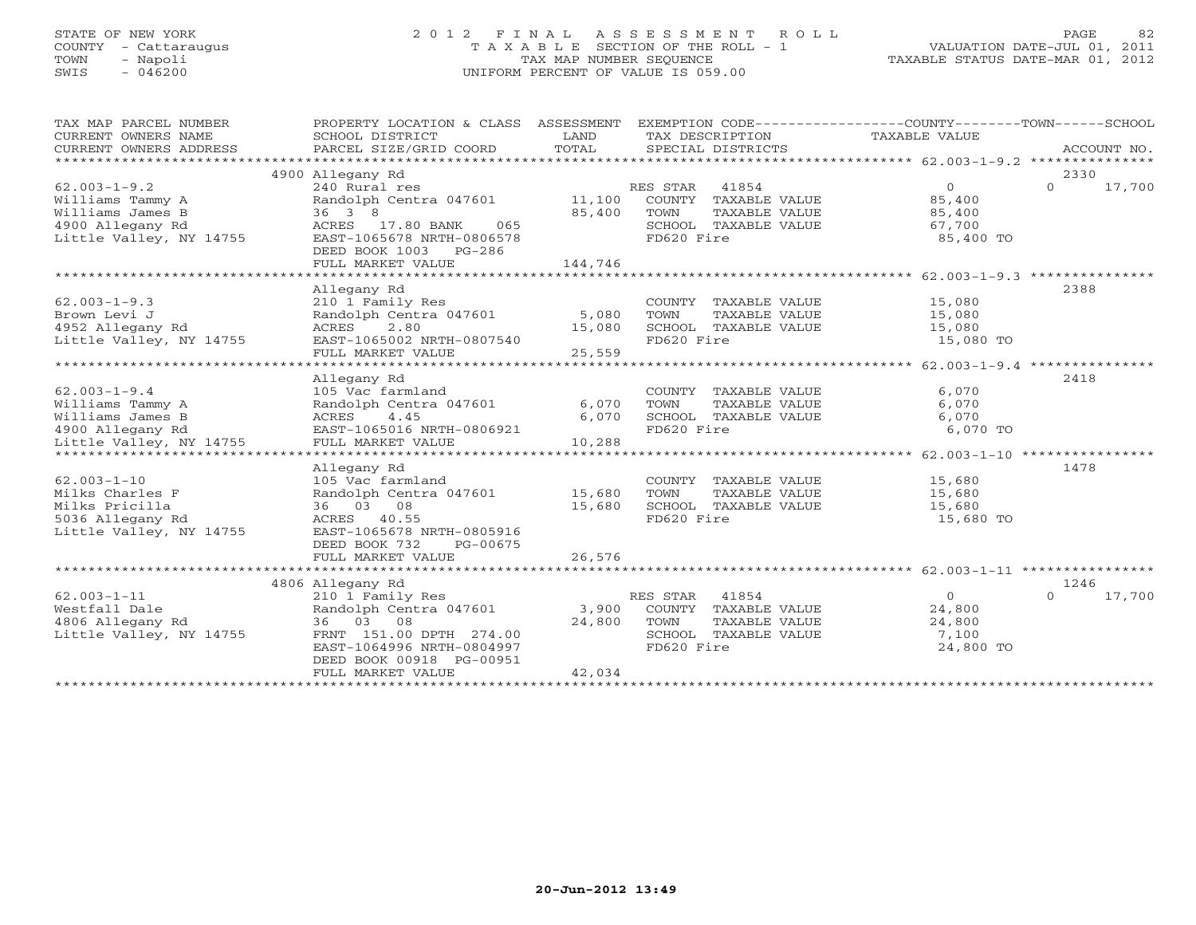STATE OF NEW YORK
COUNTY - Cattaraugus
TOWN - Napoli
SWIS - 046200

2 0 1 2 F I N A L A S S E S S M E N T R O L L
T A X A B L E SECTION OF THE ROLL - 1
TAX MAP NUMBER SEQUENCE
UNIFORM PERCENT OF VALUE IS 059.00

VALUATION DATE-JUL 01, 2011
TAXABLE STATUS DATE-MAR 01, 2012

| TAX MAP PARCEL NUMBER / CURRENT OWNERS NAME / CURRENT OWNERS ADDRESS | PROPERTY LOCATION & CLASS / SCHOOL DISTRICT / PARCEL SIZE/GRID COORD | ASSESSMENT LAND / TOTAL | EXEMPTION CODE / TAX DESCRIPTION / SPECIAL DISTRICTS | COUNTY | TOWN | SCHOOL / ACCOUNT NO. |
|---|---|---|---|---|---|---|
| 62.003-1-9.2 | 4900 Allegany Rd | | | | | 2330 |
| Williams Tammy A | 240 Rural res | | RES STAR 41854 | 0 | 0 | 17,700 |
| Williams James B | Randolph Centra 047601 | 11,100 | COUNTY TAXABLE VALUE | 85,400 | | |
| 4900 Allegany Rd | 36 3 8 | 85,400 | TOWN TAXABLE VALUE | | 85,400 | |
| Little Valley, NY 14755 | ACRES 17.80 BANK 065 | | SCHOOL TAXABLE VALUE | | | 67,700 |
| | EAST-1065678 NRTH-0806578 | | FD620 Fire | 85,400 TO | | |
| | DEED BOOK 1003 PG-286 | | | | | |
| | FULL MARKET VALUE | 144,746 | | | | |
| 62.003-1-9.3 | Allegany Rd | | | | | 2388 |
| Brown Levi J | 210 1 Family Res | | COUNTY TAXABLE VALUE | 15,080 | | |
| 4952 Allegany Rd | Randolph Centra 047601 | 5,080 | TOWN TAXABLE VALUE | | 15,080 | |
| Little Valley, NY 14755 | ACRES 2.80 | 15,080 | SCHOOL TAXABLE VALUE | | | 15,080 |
| | EAST-1065002 NRTH-0807540 | | FD620 Fire | 15,080 TO | | |
| | FULL MARKET VALUE | 25,559 | | | | |
| 62.003-1-9.4 | Allegany Rd | | | | | 2418 |
| Williams Tammy A | 105 Vac farmland | | COUNTY TAXABLE VALUE | 6,070 | | |
| Williams James B | Randolph Centra 047601 | 6,070 | TOWN TAXABLE VALUE | | 6,070 | |
| 4900 Allegany Rd | ACRES 4.45 | 6,070 | SCHOOL TAXABLE VALUE | | | 6,070 |
| Little Valley, NY 14755 | EAST-1065016 NRTH-0806921 | | FD620 Fire | 6,070 TO | | |
| | FULL MARKET VALUE | 10,288 | | | | |
| 62.003-1-10 | Allegany Rd | | | | | 1478 |
| Milks Charles F | 105 Vac farmland | | COUNTY TAXABLE VALUE | 15,680 | | |
| Milks Pricilla | Randolph Centra 047601 | 15,680 | TOWN TAXABLE VALUE | | 15,680 | |
| 5036 Allegany Rd | 36 03 08 | 15,680 | SCHOOL TAXABLE VALUE | | | 15,680 |
| Little Valley, NY 14755 | ACRES 40.55 | | FD620 Fire | 15,680 TO | | |
| | EAST-1065678 NRTH-0805916 | | | | | |
| | DEED BOOK 732 PG-00675 | | | | | |
| | FULL MARKET VALUE | 26,576 | | | | |
| 62.003-1-11 | 4806 Allegany Rd | | | | | 1246 |
| Westfall Dale | 210 1 Family Res | | RES STAR 41854 | 0 | 0 | 17,700 |
| 4806 Allegany Rd | Randolph Centra 047601 | 3,900 | COUNTY TAXABLE VALUE | 24,800 | | |
| Little Valley, NY 14755 | 36 03 08 | 24,800 | TOWN TAXABLE VALUE | | 24,800 | |
| | FRNT 151.00 DPTH 274.00 | | SCHOOL TAXABLE VALUE | | | 7,100 |
| | EAST-1064996 NRTH-0804997 | | FD620 Fire | 24,800 TO | | |
| | DEED BOOK 00918 PG-00951 | | | | | |
| | FULL MARKET VALUE | 42,034 | | | | |

20-Jun-2012 13:49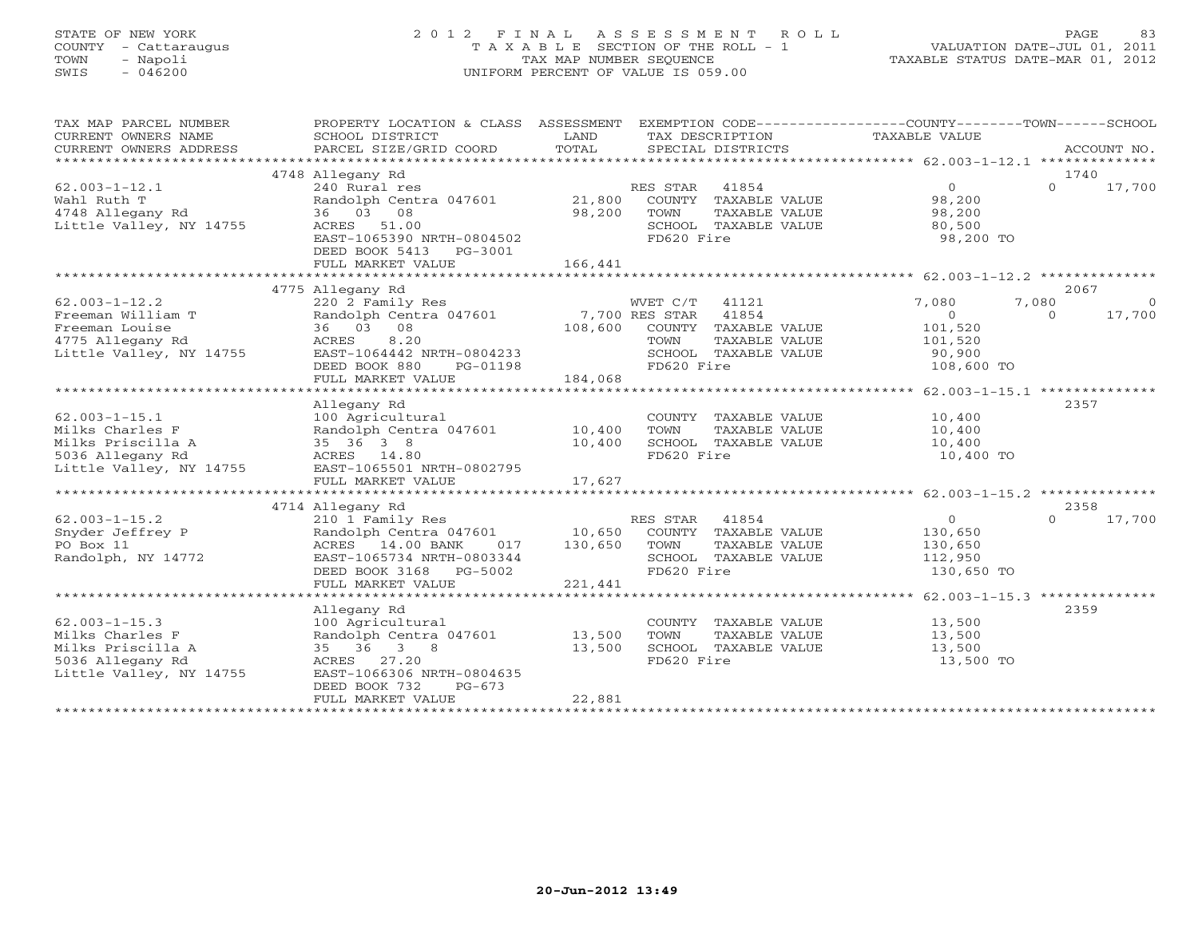STATE OF NEW YORK  
COUNTY - Cattaraugus  
TOWN - Napoli  
SWIS - 046200

# 2012 FINAL ASSESSMENT ROLL
TAXABLE SECTION OF THE ROLL - 1  
TAX MAP NUMBER SEQUENCE  
UNIFORM PERCENT OF VALUE IS 059.00

VALUATION DATE-JUL 01, 2011  
TAXABLE STATUS DATE-MAR 01, 2012

| TAX MAP PARCEL NUMBER / CURRENT OWNERS NAME / CURRENT OWNERS ADDRESS | PROPERTY LOCATION & CLASS / SCHOOL DISTRICT / PARCEL SIZE/GRID COORD | ASSESSMENT LAND / TOTAL | EXEMPTION CODE / TAX DESCRIPTION / SPECIAL DISTRICTS | COUNTY TAXABLE VALUE | TOWN | SCHOOL | ACCOUNT NO. |
|---|---|---|---|---|---|---|---|
| **62.003-1-12.1** | 4748 Allegany Rd | | | | | | 1740 |
| 62.003-1-12.1 | 240 Rural res | | RES STAR 41854 | 0 | 0 | 17,700 | |
| Wahl Ruth T | Randolph Centra 047601 | 21,800 | COUNTY TAXABLE VALUE | 98,200 | | | |
| 4748 Allegany Rd | 36 03 08 | 98,200 | TOWN TAXABLE VALUE | 98,200 | | | |
| Little Valley, NY 14755 | ACRES 51.00 | | SCHOOL TAXABLE VALUE | 80,500 | | | |
| | EAST-1065390 NRTH-0804502 | | FD620 Fire | 98,200 TO | | | |
| | DEED BOOK 5413 PG-3001 | | | | | | |
| | FULL MARKET VALUE | 166,441 | | | | | |
| **62.003-1-12.2** | 4775 Allegany Rd | | | | | | 2067 |
| 62.003-1-12.2 | 220 2 Family Res | | WVET C/T 41121 | 7,080 | 7,080 | 0 | |
| Freeman William T | Randolph Centra 047601 | 7,700 | RES STAR 41854 | 0 | 0 | 17,700 | |
| Freeman Louise | 36 03 08 | 108,600 | COUNTY TAXABLE VALUE | 101,520 | | | |
| 4775 Allegany Rd | ACRES 8.20 | | TOWN TAXABLE VALUE | 101,520 | | | |
| Little Valley, NY 14755 | EAST-1064442 NRTH-0804233 | | SCHOOL TAXABLE VALUE | 90,900 | | | |
| | DEED BOOK 880 PG-01198 | | FD620 Fire | 108,600 TO | | | |
| | FULL MARKET VALUE | 184,068 | | | | | |
| **62.003-1-15.1** | Allegany Rd | | | | | | 2357 |
| 62.003-1-15.1 | 100 Agricultural | | COUNTY TAXABLE VALUE | 10,400 | | | |
| Milks Charles F | Randolph Centra 047601 | 10,400 | TOWN TAXABLE VALUE | 10,400 | | | |
| Milks Priscilla A | 35 36 3 8 | 10,400 | SCHOOL TAXABLE VALUE | 10,400 | | | |
| 5036 Allegany Rd | ACRES 14.80 | | FD620 Fire | 10,400 TO | | | |
| Little Valley, NY 14755 | EAST-1065501 NRTH-0802795 | | | | | | |
| | FULL MARKET VALUE | 17,627 | | | | | |
| **62.003-1-15.2** | 4714 Allegany Rd | | | | | | 2358 |
| 62.003-1-15.2 | 210 1 Family Res | | RES STAR 41854 | 0 | 0 | 17,700 | |
| Snyder Jeffrey P | Randolph Centra 047601 | 10,650 | COUNTY TAXABLE VALUE | 130,650 | | | |
| PO Box 11 | ACRES 14.00 BANK 017 | 130,650 | TOWN TAXABLE VALUE | 130,650 | | | |
| Randolph, NY 14772 | EAST-1065734 NRTH-0803344 | | SCHOOL TAXABLE VALUE | 112,950 | | | |
| | DEED BOOK 3168 PG-5002 | | FD620 Fire | 130,650 TO | | | |
| | FULL MARKET VALUE | 221,441 | | | | | |
| **62.003-1-15.3** | Allegany Rd | | | | | | 2359 |
| 62.003-1-15.3 | 100 Agricultural | | COUNTY TAXABLE VALUE | 13,500 | | | |
| Milks Charles F | Randolph Centra 047601 | 13,500 | TOWN TAXABLE VALUE | 13,500 | | | |
| Milks Priscilla A | 35 36 3 8 | 13,500 | SCHOOL TAXABLE VALUE | 13,500 | | | |
| 5036 Allegany Rd | ACRES 27.20 | | FD620 Fire | 13,500 TO | | | |
| Little Valley, NY 14755 | EAST-1066306 NRTH-0804635 | | | | | | |
| | DEED BOOK 732 PG-673 | | | | | | |
| | FULL MARKET VALUE | 22,881 | | | | | |

20-Jun-2012 13:49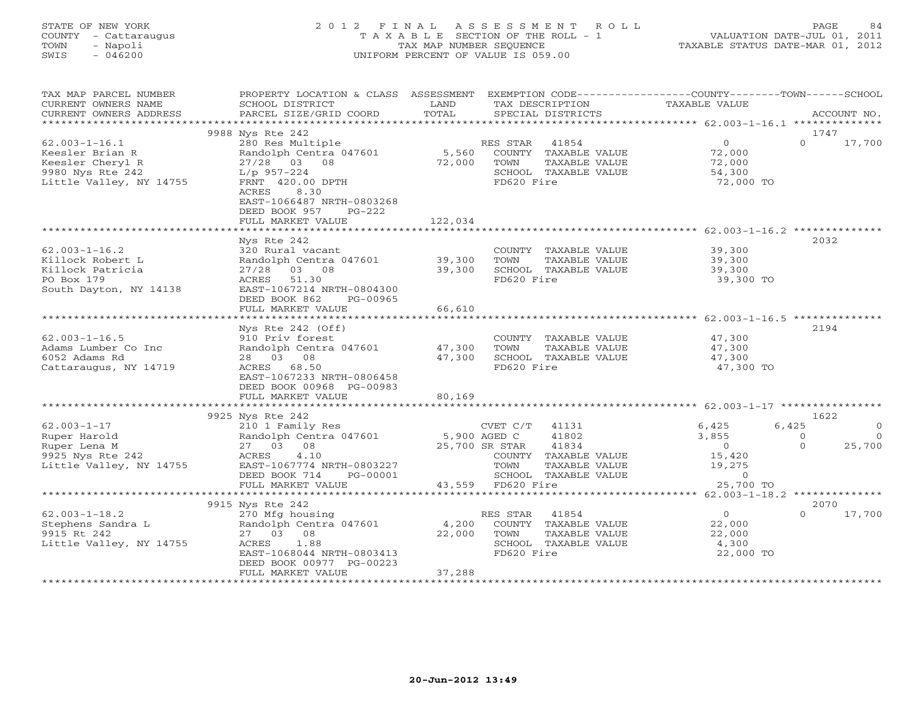STATE OF NEW YORK
COUNTY - Cattaraugus
TOWN - Napoli
SWIS - 046200

2012 FINAL ASSESSMENT ROLL
TAXABLE SECTION OF THE ROLL - 1
TAX MAP NUMBER SEQUENCE
UNIFORM PERCENT OF VALUE IS 059.00

VALUATION DATE-JUL 01, 2011
TAXABLE STATUS DATE-MAR 01, 2012

| TAX MAP PARCEL NUMBER / CURRENT OWNERS NAME / CURRENT OWNERS ADDRESS | PROPERTY LOCATION & CLASS / SCHOOL DISTRICT / PARCEL SIZE/GRID COORD | ASSESSMENT LAND / TOTAL | EXEMPTION CODE / TAX DESCRIPTION / SPECIAL DISTRICTS | COUNTY TAXABLE VALUE | TOWN | SCHOOL / ACCOUNT NO. |
|---|---|---|---|---|---|---|
| | 9988 Nys Rte 242 | | | | | 1747 |
| 62.003-1-16.1 | 280 Res Multiple | | RES STAR 41854 | 0 | 0 | 17,700 |
| Keesler Brian R | Randolph Centra 047601 | 5,560 | COUNTY TAXABLE VALUE | 72,000 | | |
| Keesler Cheryl R | 27/28 03 08 | 72,000 | TOWN TAXABLE VALUE | 72,000 | | |
| 9980 Nys Rte 242 | L/p 957-224 | | SCHOOL TAXABLE VALUE | 54,300 | | |
| Little Valley, NY 14755 | FRNT 420.00 DPTH | | FD620 Fire | 72,000 TO | | |
| | ACRES 8.30 | | | | | |
| | EAST-1066487 NRTH-0803268 | | | | | |
| | DEED BOOK 957 PG-222 | | | | | |
| | FULL MARKET VALUE | 122,034 | | | | |
| | Nys Rte 242 | | | | | 2032 |
| 62.003-1-16.2 | 320 Rural vacant | | COUNTY TAXABLE VALUE | 39,300 | | |
| Killock Robert L | Randolph Centra 047601 | 39,300 | TOWN TAXABLE VALUE | 39,300 | | |
| Killock Patricia | 27/28 03 08 | 39,300 | SCHOOL TAXABLE VALUE | 39,300 | | |
| PO Box 179 | ACRES 51.30 | | FD620 Fire | 39,300 TO | | |
| South Dayton, NY 14138 | EAST-1067214 NRTH-0804300 | | | | | |
| | DEED BOOK 862 PG-00965 | | | | | |
| | FULL MARKET VALUE | 66,610 | | | | |
| | Nys Rte 242 (Off) | | | | | 2194 |
| 62.003-1-16.5 | 910 Priv forest | | COUNTY TAXABLE VALUE | 47,300 | | |
| Adams Lumber Co Inc | Randolph Centra 047601 | 47,300 | TOWN TAXABLE VALUE | 47,300 | | |
| 6052 Adams Rd | 28 03 08 | 47,300 | SCHOOL TAXABLE VALUE | 47,300 | | |
| Cattaraugus, NY 14719 | ACRES 68.50 | | FD620 Fire | 47,300 TO | | |
| | EAST-1067233 NRTH-0806458 | | | | | |
| | DEED BOOK 00968 PG-00983 | | | | | |
| | FULL MARKET VALUE | 80,169 | | | | |
| | 9925 Nys Rte 242 | | | | | 1622 |
| 62.003-1-17 | 210 1 Family Res | | CVET C/T 41131 | 6,425 | 6,425 | 0 |
| Ruper Harold | Randolph Centra 047601 | 5,900 | AGED C 41802 | 3,855 | 0 | 0 |
| Ruper Lena M | 27 03 08 | 25,700 | SR STAR 41834 | 0 | 0 | 25,700 |
| 9925 Nys Rte 242 | ACRES 4.10 | | COUNTY TAXABLE VALUE | 15,420 | | |
| Little Valley, NY 14755 | EAST-1067774 NRTH-0803227 | | TOWN TAXABLE VALUE | 19,275 | | |
| | DEED BOOK 714 PG-00001 | | SCHOOL TAXABLE VALUE | 0 | | |
| | FULL MARKET VALUE | 43,559 | FD620 Fire | 25,700 TO | | |
| | 9915 Nys Rte 242 | | | | | 2070 |
| 62.003-1-18.2 | 270 Mfg housing | | RES STAR 41854 | 0 | 0 | 17,700 |
| Stephens Sandra L | Randolph Centra 047601 | 4,200 | COUNTY TAXABLE VALUE | 22,000 | | |
| 9915 Rt 242 | 27 03 08 | 22,000 | TOWN TAXABLE VALUE | 22,000 | | |
| Little Valley, NY 14755 | ACRES 1.88 | | SCHOOL TAXABLE VALUE | 4,300 | | |
| | EAST-1068044 NRTH-0803413 | | FD620 Fire | 22,000 TO | | |
| | DEED BOOK 00977 PG-00223 | | | | | |
| | FULL MARKET VALUE | 37,288 | | | | |

20-Jun-2012 13:49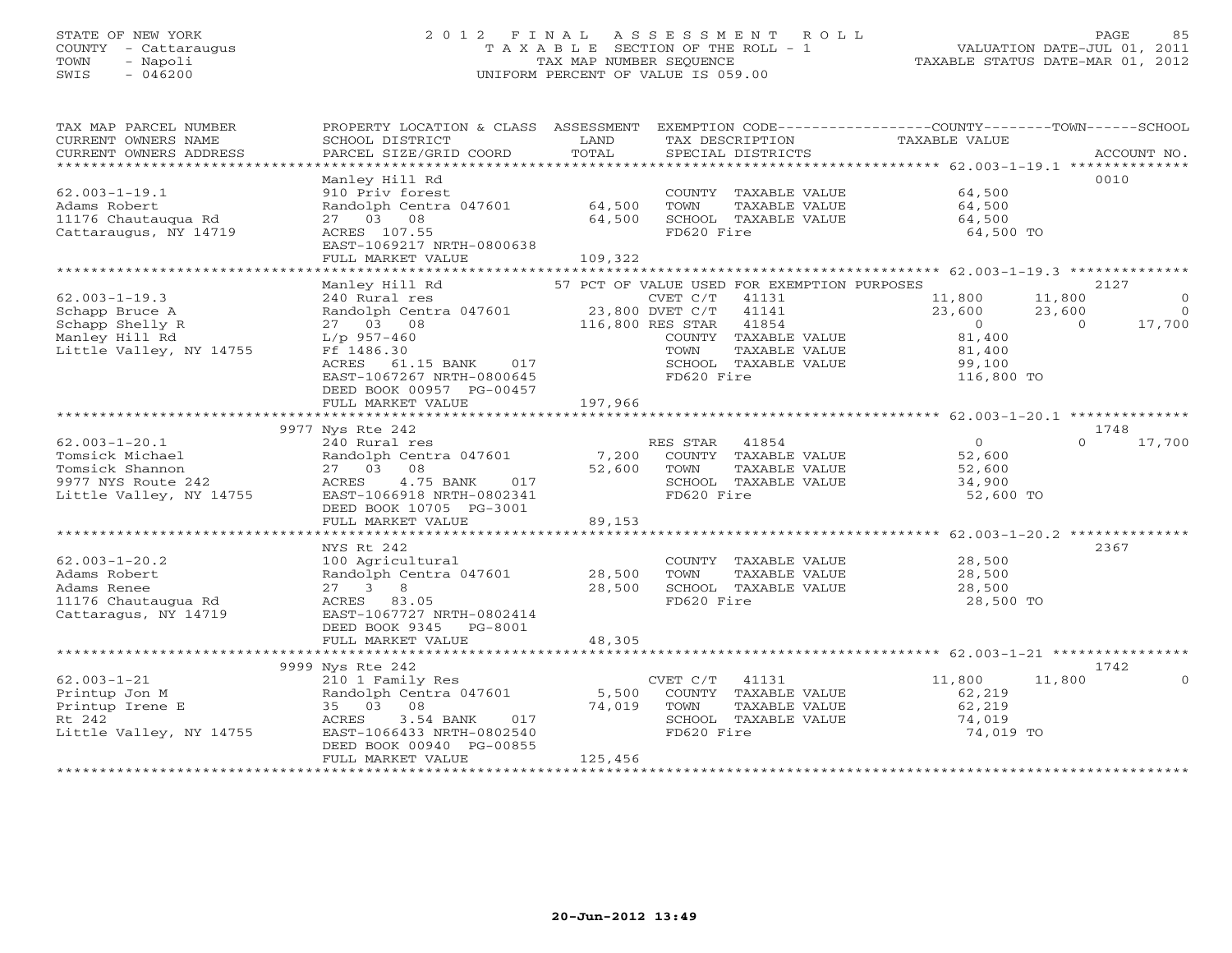STATE OF NEW YORK
COUNTY - Cattaraugus
TOWN - Napoli
SWIS - 046200

2012 FINAL ASSESSMENT ROLL
TAXABLE SECTION OF THE ROLL - 1
TAX MAP NUMBER SEQUENCE
UNIFORM PERCENT OF VALUE IS 059.00

VALUATION DATE-JUL 01, 2011
TAXABLE STATUS DATE-MAR 01, 2012

```
TAX MAP PARCEL NUMBER     PROPERTY LOCATION & CLASS  ASSESSMENT  EXEMPTION CODE------------------COUNTY--------TOWN------SCHOOL
CURRENT OWNERS NAME       SCHOOL DISTRICT             LAND        TAX DESCRIPTION             TAXABLE VALUE
CURRENT OWNERS ADDRESS    PARCEL SIZE/GRID COORD      TOTAL       SPECIAL DISTRICTS                                      ACCOUNT NO.
******************************************************************************************* 62.003-1-19.1 **************
                          Manley Hill Rd                                                                              0010
62.003-1-19.1             910 Priv forest                         COUNTY  TAXABLE VALUE          64,500
Adams Robert              Randolph Centra 047601      64,500      TOWN    TAXABLE VALUE          64,500
11176 Chautauqua Rd       27  03  08                  64,500      SCHOOL  TAXABLE VALUE          64,500
Cattaraugus, NY 14719     ACRES 107.55                            FD620 Fire                      64,500 TO
                          EAST-1069217 NRTH-0800638
                          FULL MARKET VALUE           109,322
******************************************************************************************* 62.003-1-19.3 **************
                          Manley Hill Rd              57 PCT OF VALUE USED FOR EXEMPTION PURPOSES                     2127
62.003-1-19.3             240 Rural res                           CVET C/T   41131           11,800      11,800          0
Schapp Bruce A            Randolph Centra 047601      23,800 DVET C/T   41141                23,600      23,600          0
Schapp Shelly R           27  03  08                  116,800 RES STAR  41854                     0           0     17,700
Manley Hill Rd            L/p 957-460                             COUNTY  TAXABLE VALUE          81,400
Little Valley, NY 14755   Ff 1486.30                              TOWN    TAXABLE VALUE          81,400
                          ACRES  61.15 BANK    017                SCHOOL  TAXABLE VALUE          99,100
                          EAST-1067267 NRTH-0800645               FD620 Fire                     116,800 TO
                          DEED BOOK 00957 PG-00457
                          FULL MARKET VALUE           197,966
******************************************************************************************* 62.003-1-20.1 **************
                          9977 Nys Rte 242                                                                            1748
62.003-1-20.1             240 Rural res                           RES STAR   41854                0           0     17,700
Tomsick Michael           Randolph Centra 047601       7,200      COUNTY  TAXABLE VALUE          52,600
Tomsick Shannon           27  03  08                  52,600      TOWN    TAXABLE VALUE          52,600
9977 NYS Route 242        ACRES   4.75 BANK    017                SCHOOL  TAXABLE VALUE          34,900
Little Valley, NY 14755   EAST-1066918 NRTH-0802341               FD620 Fire                      52,600 TO
                          DEED BOOK 10705 PG-3001
                          FULL MARKET VALUE            89,153
******************************************************************************************* 62.003-1-20.2 **************
                          NYS Rt 242                                                                                  2367
62.003-1-20.2             100 Agricultural                        COUNTY  TAXABLE VALUE          28,500
Adams Robert              Randolph Centra 047601      28,500      TOWN    TAXABLE VALUE          28,500
Adams Renee               27   3   8                  28,500      SCHOOL  TAXABLE VALUE          28,500
11176 Chautaugua Rd       ACRES  83.05                            FD620 Fire                      28,500 TO
Cattaragus, NY 14719      EAST-1067727 NRTH-0802414
                          DEED BOOK 9345    PG-8001
                          FULL MARKET VALUE            48,305
******************************************************************************************* 62.003-1-21 ****************
                          9999 Nys Rte 242                                                                            1742
62.003-1-21               210 1 Family Res                        CVET C/T   41131           11,800      11,800          0
Printup Jon M             Randolph Centra 047601       5,500      COUNTY  TAXABLE VALUE          62,219
Printup Irene E           35  03  08                  74,019      TOWN    TAXABLE VALUE          62,219
Rt 242                    ACRES   3.54 BANK    017                SCHOOL  TAXABLE VALUE          74,019
Little Valley, NY 14755   EAST-1066433 NRTH-0802540               FD620 Fire                      74,019 TO
                          DEED BOOK 00940 PG-00855
                          FULL MARKET VALUE           125,456
****************************************************************************************************************************
```

20-Jun-2012 13:49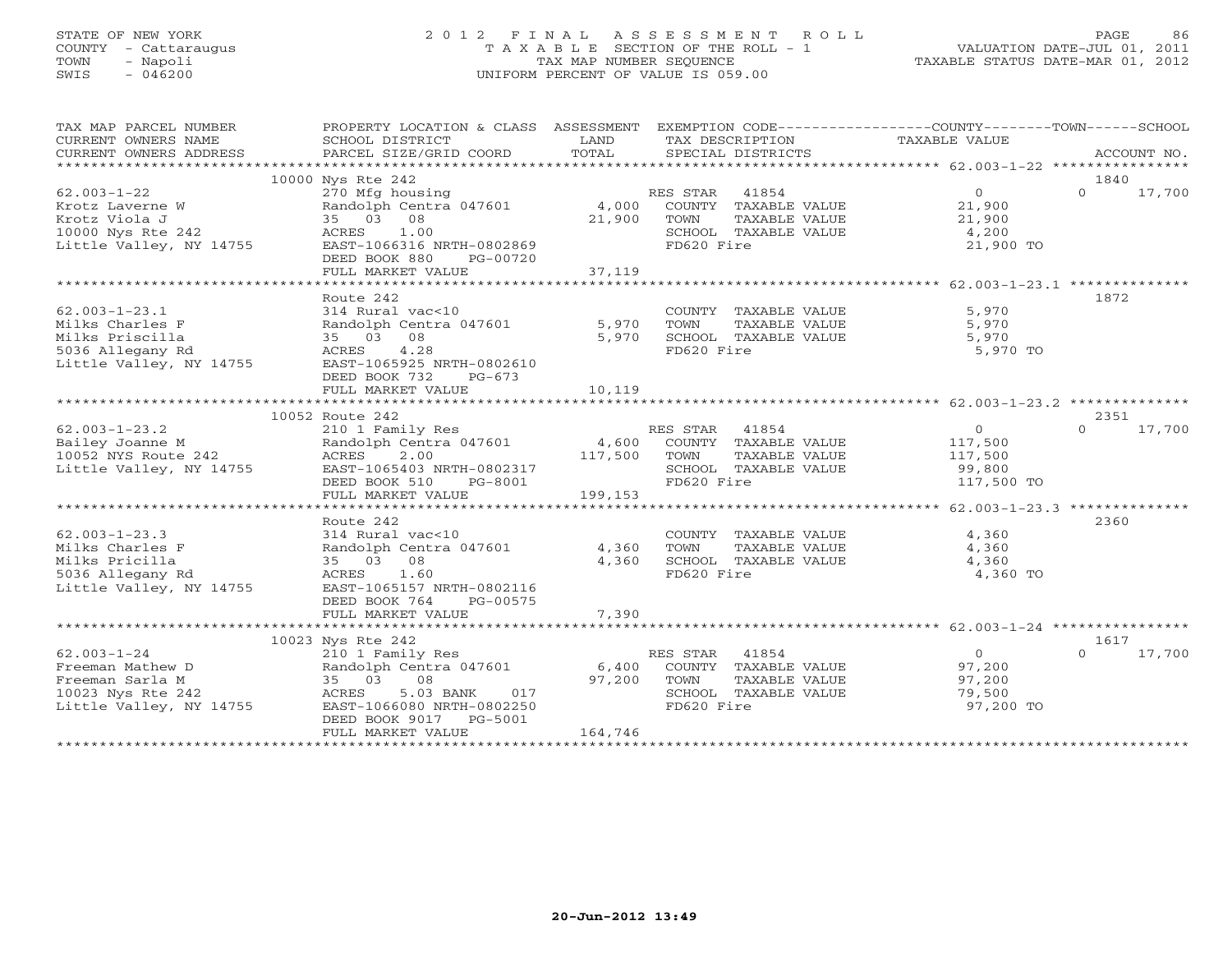STATE OF NEW YORK
COUNTY - Cattaraugus
TOWN - Napoli
SWIS - 046200

# 2012 FINAL ASSESSMENT ROLL

TAXABLE SECTION OF THE ROLL - 1
TAX MAP NUMBER SEQUENCE
UNIFORM PERCENT OF VALUE IS 059.00

VALUATION DATE-JUL 01, 2011
TAXABLE STATUS DATE-MAR 01, 2012

| TAX MAP PARCEL NUMBER / CURRENT OWNERS NAME / CURRENT OWNERS ADDRESS | PROPERTY LOCATION & CLASS / SCHOOL DISTRICT / PARCEL SIZE/GRID COORD | ASSESSMENT LAND | TOTAL | EXEMPTION CODE / TAX DESCRIPTION / SPECIAL DISTRICTS | COUNTY TAXABLE VALUE | TOWN | SCHOOL / ACCOUNT NO. |
|---|---|---|---|---|---|---|---|
| | 10000 Nys Rte 242 | | | | | | 1840 |
| 62.003-1-22 | 270 Mfg housing | | | RES STAR 41854 | 0 | 0 | 17,700 |
| Krotz Laverne W | Randolph Centra 047601 | 4,000 | | COUNTY TAXABLE VALUE | 21,900 | | |
| Krotz Viola J | 35 03 08 | | 21,900 | TOWN TAXABLE VALUE | 21,900 | | |
| 10000 Nys Rte 242 | ACRES 1.00 | | | SCHOOL TAXABLE VALUE | 4,200 | | |
| Little Valley, NY 14755 | EAST-1066316 NRTH-0802869 | | | FD620 Fire | 21,900 TO | | |
| | DEED BOOK 880 PG-00720 | | | | | | |
| | FULL MARKET VALUE | | 37,119 | | | | |
| | Route 242 | | | | | | 1872 |
| 62.003-1-23.1 | 314 Rural vac<10 | | | COUNTY TAXABLE VALUE | 5,970 | | |
| Milks Charles F | Randolph Centra 047601 | 5,970 | | TOWN TAXABLE VALUE | 5,970 | | |
| Milks Priscilla | 35 03 08 | | 5,970 | SCHOOL TAXABLE VALUE | 5,970 | | |
| 5036 Allegany Rd | ACRES 4.28 | | | FD620 Fire | 5,970 TO | | |
| Little Valley, NY 14755 | EAST-1065925 NRTH-0802610 | | | | | | |
| | DEED BOOK 732 PG-673 | | | | | | |
| | FULL MARKET VALUE | | 10,119 | | | | |
| | 10052 Route 242 | | | | | | 2351 |
| 62.003-1-23.2 | 210 1 Family Res | | | RES STAR 41854 | 0 | 0 | 17,700 |
| Bailey Joanne M | Randolph Centra 047601 | 4,600 | | COUNTY TAXABLE VALUE | 117,500 | | |
| 10052 NYS Route 242 | ACRES 2.00 | | 117,500 | TOWN TAXABLE VALUE | 117,500 | | |
| Little Valley, NY 14755 | EAST-1065403 NRTH-0802317 | | | SCHOOL TAXABLE VALUE | 99,800 | | |
| | DEED BOOK 510 PG-8001 | | | FD620 Fire | 117,500 TO | | |
| | FULL MARKET VALUE | | 199,153 | | | | |
| | Route 242 | | | | | | 2360 |
| 62.003-1-23.3 | 314 Rural vac<10 | | | COUNTY TAXABLE VALUE | 4,360 | | |
| Milks Charles F | Randolph Centra 047601 | 4,360 | | TOWN TAXABLE VALUE | 4,360 | | |
| Milks Pricilla | 35 03 08 | | 4,360 | SCHOOL TAXABLE VALUE | 4,360 | | |
| 5036 Allegany Rd | ACRES 1.60 | | | FD620 Fire | 4,360 TO | | |
| Little Valley, NY 14755 | EAST-1065157 NRTH-0802116 | | | | | | |
| | DEED BOOK 764 PG-00575 | | | | | | |
| | FULL MARKET VALUE | | 7,390 | | | | |
| | 10023 Nys Rte 242 | | | | | | 1617 |
| 62.003-1-24 | 210 1 Family Res | | | RES STAR 41854 | 0 | 0 | 17,700 |
| Freeman Mathew D | Randolph Centra 047601 | 6,400 | | COUNTY TAXABLE VALUE | 97,200 | | |
| Freeman Sarla M | 35 03 08 | | 97,200 | TOWN TAXABLE VALUE | 97,200 | | |
| 10023 Nys Rte 242 | ACRES 5.03 BANK 017 | | | SCHOOL TAXABLE VALUE | 79,500 | | |
| Little Valley, NY 14755 | EAST-1066080 NRTH-0802250 | | | FD620 Fire | 97,200 TO | | |
| | DEED BOOK 9017 PG-5001 | | | | | | |
| | FULL MARKET VALUE | | 164,746 | | | | |

20-Jun-2012 13:49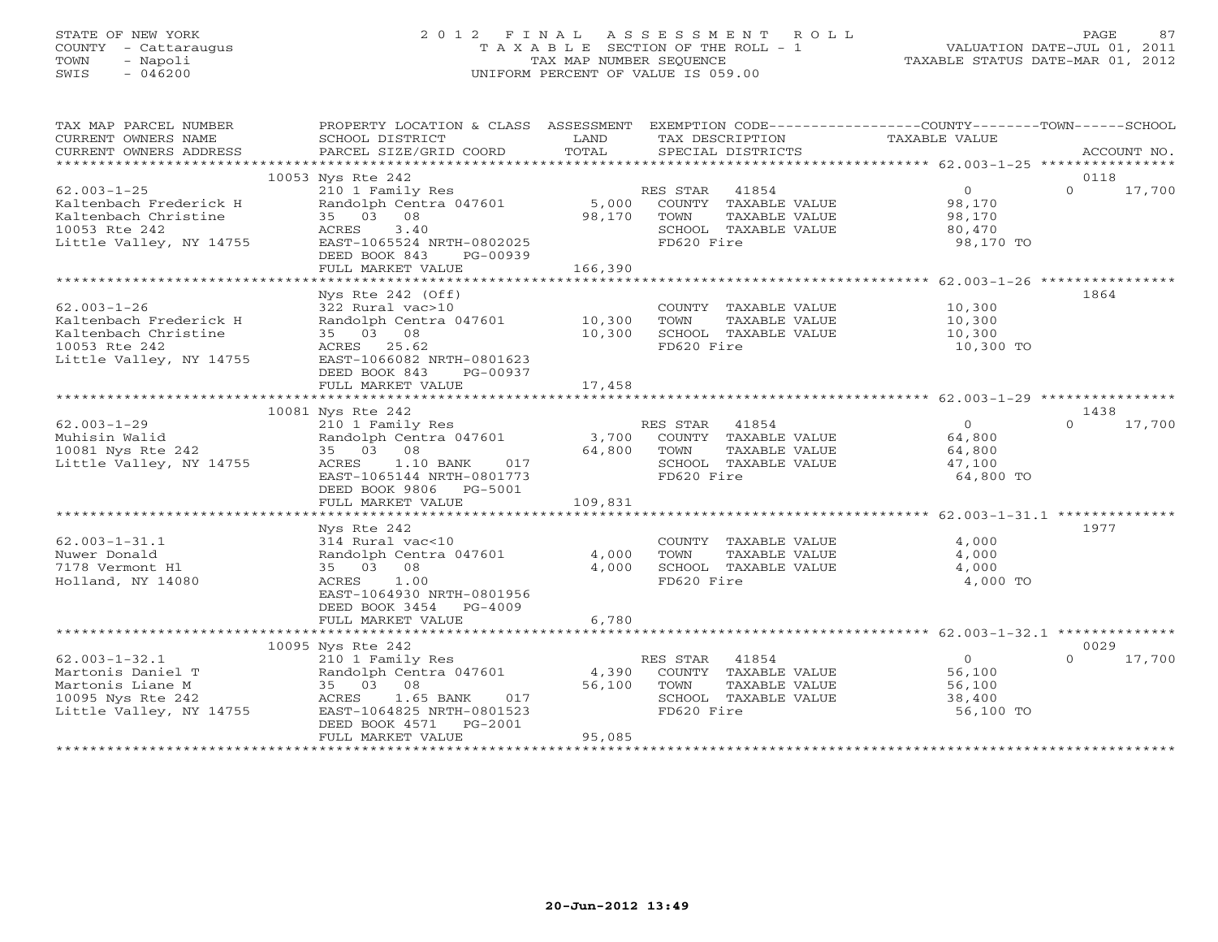STATE OF NEW YORK
COUNTY - Cattaraugus
TOWN - Napoli
SWIS - 046200

2 0 1 2 F I N A L A S S E S S M E N T R O L L
T A X A B L E SECTION OF THE ROLL - 1
TAX MAP NUMBER SEQUENCE
UNIFORM PERCENT OF VALUE IS 059.00

VALUATION DATE-JUL 01, 2011
TAXABLE STATUS DATE-MAR 01, 2012

| TAX MAP PARCEL NUMBER / CURRENT OWNERS NAME / CURRENT OWNERS ADDRESS | PROPERTY LOCATION & CLASS / SCHOOL DISTRICT / PARCEL SIZE/GRID COORD | ASSESSMENT LAND / TOTAL | EXEMPTION CODE / TAX DESCRIPTION / SPECIAL DISTRICTS | COUNTY TAXABLE VALUE | TOWN | SCHOOL / ACCOUNT NO. |
|---|---|---|---|---|---|---|
| | 10053 Nys Rte 242 | | | | | 0118 |
| 62.003-1-25 | 210 1 Family Res | | RES STAR 41854 | 0 | 0 | 17,700 |
| Kaltenbach Frederick H | Randolph Centra 047601 | 5,000 | COUNTY TAXABLE VALUE | 98,170 | | |
| Kaltenbach Christine | 35 03 08 | 98,170 | TOWN TAXABLE VALUE | 98,170 | | |
| 10053 Rte 242 | ACRES 3.40 | | SCHOOL TAXABLE VALUE | 80,470 | | |
| Little Valley, NY 14755 | EAST-1065524 NRTH-0802025 | | FD620 Fire | 98,170 TO | | |
| | DEED BOOK 843 PG-00939 | | | | | |
| | FULL MARKET VALUE | 166,390 | | | | |
| | Nys Rte 242 (Off) | | | | | 1864 |
| 62.003-1-26 | 322 Rural vac>10 | | COUNTY TAXABLE VALUE | 10,300 | | |
| Kaltenbach Frederick H | Randolph Centra 047601 | 10,300 | TOWN TAXABLE VALUE | 10,300 | | |
| Kaltenbach Christine | 35 03 08 | 10,300 | SCHOOL TAXABLE VALUE | 10,300 | | |
| 10053 Rte 242 | ACRES 25.62 | | FD620 Fire | 10,300 TO | | |
| Little Valley, NY 14755 | EAST-1066082 NRTH-0801623 | | | | | |
| | DEED BOOK 843 PG-00937 | | | | | |
| | FULL MARKET VALUE | 17,458 | | | | |
| | 10081 Nys Rte 242 | | | | | 1438 |
| 62.003-1-29 | 210 1 Family Res | | RES STAR 41854 | 0 | 0 | 17,700 |
| Muhisin Walid | Randolph Centra 047601 | 3,700 | COUNTY TAXABLE VALUE | 64,800 | | |
| 10081 Nys Rte 242 | 35 03 08 | 64,800 | TOWN TAXABLE VALUE | 64,800 | | |
| Little Valley, NY 14755 | ACRES 1.10 BANK 017 | | SCHOOL TAXABLE VALUE | 47,100 | | |
| | EAST-1065144 NRTH-0801773 | | FD620 Fire | 64,800 TO | | |
| | DEED BOOK 9806 PG-5001 | | | | | |
| | FULL MARKET VALUE | 109,831 | | | | |
| | Nys Rte 242 | | | | | 1977 |
| 62.003-1-31.1 | 314 Rural vac<10 | | COUNTY TAXABLE VALUE | 4,000 | | |
| Nuwer Donald | Randolph Centra 047601 | 4,000 | TOWN TAXABLE VALUE | 4,000 | | |
| 7178 Vermont Hl | 35 03 08 | 4,000 | SCHOOL TAXABLE VALUE | 4,000 | | |
| Holland, NY 14080 | ACRES 1.00 | | FD620 Fire | 4,000 TO | | |
| | EAST-1064930 NRTH-0801956 | | | | | |
| | DEED BOOK 3454 PG-4009 | | | | | |
| | FULL MARKET VALUE | 6,780 | | | | |
| | 10095 Nys Rte 242 | | | | | 0029 |
| 62.003-1-32.1 | 210 1 Family Res | | RES STAR 41854 | 0 | 0 | 17,700 |
| Martonis Daniel T | Randolph Centra 047601 | 4,390 | COUNTY TAXABLE VALUE | 56,100 | | |
| Martonis Liane M | 35 03 08 | 56,100 | TOWN TAXABLE VALUE | 56,100 | | |
| 10095 Nys Rte 242 | ACRES 1.65 BANK 017 | | SCHOOL TAXABLE VALUE | 38,400 | | |
| Little Valley, NY 14755 | EAST-1064825 NRTH-0801523 | | FD620 Fire | 56,100 TO | | |
| | DEED BOOK 4571 PG-2001 | | | | | |
| | FULL MARKET VALUE | 95,085 | | | | |

20-Jun-2012 13:49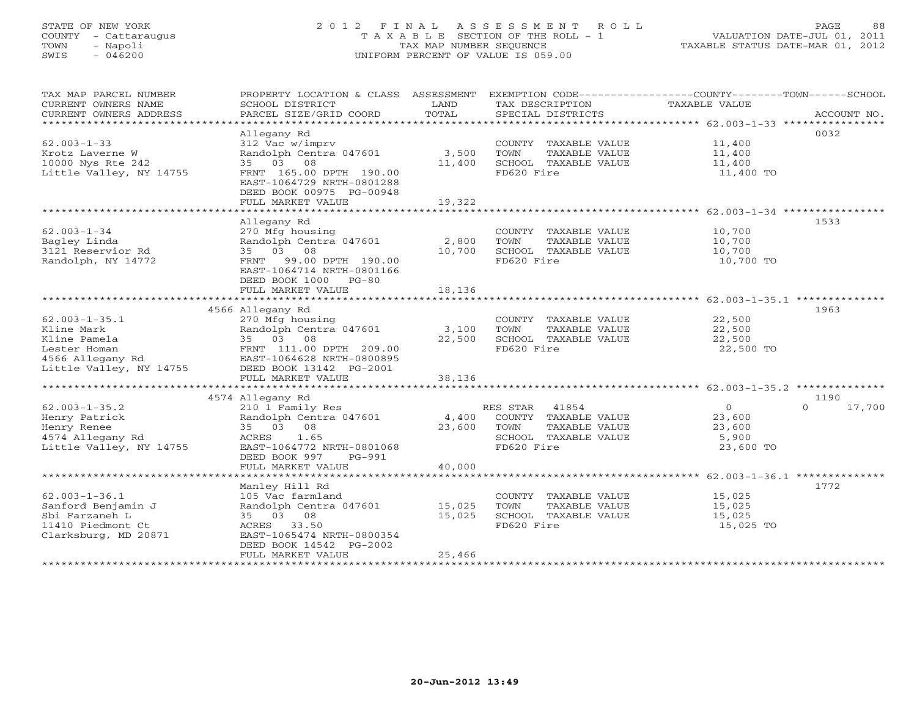STATE OF NEW YORK
COUNTY - Cattaraugus
TOWN - Napoli
SWIS - 046200

2012 FINAL ASSESSMENT ROLL
TAXABLE SECTION OF THE ROLL - 1
TAX MAP NUMBER SEQUENCE
UNIFORM PERCENT OF VALUE IS 059.00

VALUATION DATE-JUL 01, 2011
TAXABLE STATUS DATE-MAR 01, 2012

| TAX MAP PARCEL NUMBER / CURRENT OWNERS NAME / CURRENT OWNERS ADDRESS | PROPERTY LOCATION & CLASS / SCHOOL DISTRICT / PARCEL SIZE/GRID COORD | ASSESSMENT LAND / TOTAL | EXEMPTION CODE / TAX DESCRIPTION / SPECIAL DISTRICTS | COUNTY / TOWN / SCHOOL TAXABLE VALUE | ACCOUNT NO. |
|---|---|---|---|---|---|
| 62.003-1-33 | Allegany Rd | | | | 0032 |
| | 312 Vac w/imprv | | COUNTY TAXABLE VALUE | 11,400 | |
| Krotz Laverne W | Randolph Centra 047601 | 3,500 | TOWN TAXABLE VALUE | 11,400 | |
| 10000 Nys Rte 242 | 35 03 08 | 11,400 | SCHOOL TAXABLE VALUE | 11,400 | |
| Little Valley, NY 14755 | FRNT 165.00 DPTH 190.00 | | FD620 Fire | 11,400 TO | |
| | EAST-1064729 NRTH-0801288 | | | | |
| | DEED BOOK 00975 PG-00948 | | | | |
| | FULL MARKET VALUE | 19,322 | | | |
| 62.003-1-34 | Allegany Rd | | | | 1533 |
| | 270 Mfg housing | | COUNTY TAXABLE VALUE | 10,700 | |
| Bagley Linda | Randolph Centra 047601 | 2,800 | TOWN TAXABLE VALUE | 10,700 | |
| 3121 Reservior Rd | 35 03 08 | 10,700 | SCHOOL TAXABLE VALUE | 10,700 | |
| Randolph, NY 14772 | FRNT 99.00 DPTH 190.00 | | FD620 Fire | 10,700 TO | |
| | EAST-1064714 NRTH-0801166 | | | | |
| | DEED BOOK 1000 PG-80 | | | | |
| | FULL MARKET VALUE | 18,136 | | | |
| 62.003-1-35.1 | 4566 Allegany Rd | | | | 1963 |
| | 270 Mfg housing | | COUNTY TAXABLE VALUE | 22,500 | |
| Kline Mark | Randolph Centra 047601 | 3,100 | TOWN TAXABLE VALUE | 22,500 | |
| Kline Pamela | 35 03 08 | 22,500 | SCHOOL TAXABLE VALUE | 22,500 | |
| Lester Homan | FRNT 111.00 DPTH 209.00 | | FD620 Fire | 22,500 TO | |
| 4566 Allegany Rd | EAST-1064628 NRTH-0800895 | | | | |
| Little Valley, NY 14755 | DEED BOOK 13142 PG-2001 | | | | |
| | FULL MARKET VALUE | 38,136 | | | |
| 62.003-1-35.2 | 4574 Allegany Rd | | | | 1190 |
| | 210 1 Family Res | | RES STAR 41854 | 0 / 0 / 17,700 | |
| Henry Patrick | Randolph Centra 047601 | 4,400 | COUNTY TAXABLE VALUE | 23,600 | |
| Henry Renee | 35 03 08 | 23,600 | TOWN TAXABLE VALUE | 23,600 | |
| 4574 Allegany Rd | ACRES 1.65 | | SCHOOL TAXABLE VALUE | 5,900 | |
| Little Valley, NY 14755 | EAST-1064772 NRTH-0801068 | | FD620 Fire | 23,600 TO | |
| | DEED BOOK 997 PG-991 | | | | |
| | FULL MARKET VALUE | 40,000 | | | |
| 62.003-1-36.1 | Manley Hill Rd | | | | 1772 |
| | 105 Vac farmland | | COUNTY TAXABLE VALUE | 15,025 | |
| Sanford Benjamin J | Randolph Centra 047601 | 15,025 | TOWN TAXABLE VALUE | 15,025 | |
| Sbi Farzaneh L | 35 03 08 | 15,025 | SCHOOL TAXABLE VALUE | 15,025 | |
| 11410 Piedmont Ct | ACRES 33.50 | | FD620 Fire | 15,025 TO | |
| Clarksburg, MD 20871 | EAST-1065474 NRTH-0800354 | | | | |
| | DEED BOOK 14542 PG-2002 | | | | |
| | FULL MARKET VALUE | 25,466 | | | |

20-Jun-2012 13:49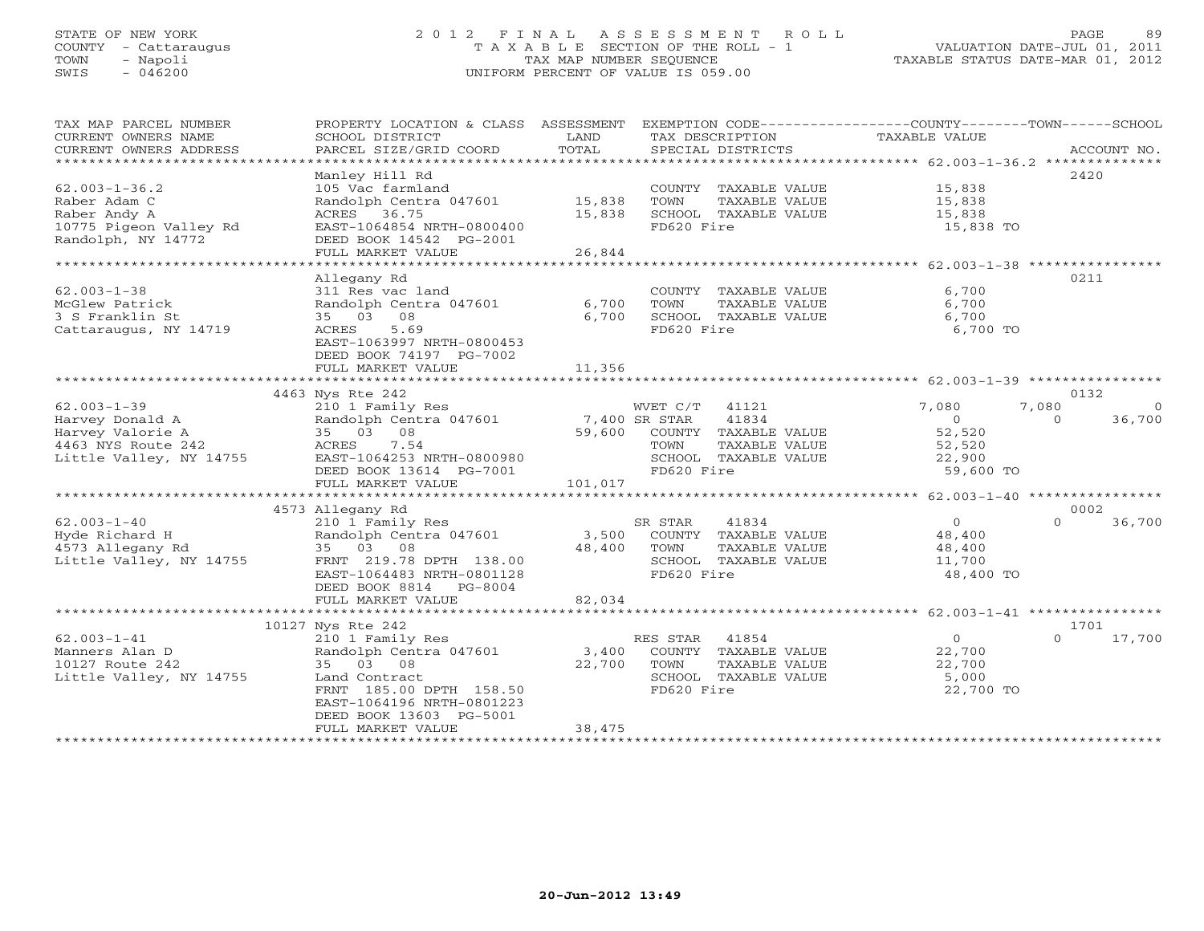STATE OF NEW YORK
COUNTY - Cattaraugus
TOWN - Napoli
SWIS - 046200

# 2012 FINAL ASSESSMENT ROLL

TAXABLE SECTION OF THE ROLL - 1
TAX MAP NUMBER SEQUENCE
UNIFORM PERCENT OF VALUE IS 059.00

VALUATION DATE-JUL 01, 2011
TAXABLE STATUS DATE-MAR 01, 2012

| TAX MAP PARCEL NUMBER / CURRENT OWNERS NAME / CURRENT OWNERS ADDRESS | PROPERTY LOCATION & CLASS / SCHOOL DISTRICT / PARCEL SIZE/GRID COORD | ASSESSMENT LAND / TOTAL | EXEMPTION CODE / TAX DESCRIPTION / SPECIAL DISTRICTS | COUNTY TAXABLE VALUE | TOWN | SCHOOL | ACCOUNT NO. |
|---|---|---|---|---|---|---|---|
| **62.003-1-36.2** | Manley Hill Rd | | | | | | 2420 |
| 62.003-1-36.2 | 105 Vac farmland | | COUNTY TAXABLE VALUE | 15,838 | | | |
| Raber Adam C | Randolph Centra 047601 | 15,838 | TOWN TAXABLE VALUE | 15,838 | | | |
| Raber Andy A | ACRES 36.75 | 15,838 | SCHOOL TAXABLE VALUE | 15,838 | | | |
| 10775 Pigeon Valley Rd | EAST-1064854 NRTH-0800400 | | FD620 Fire | 15,838 TO | | | |
| Randolph, NY 14772 | DEED BOOK 14542 PG-2001 | | | | | | |
| | FULL MARKET VALUE | 26,844 | | | | | |
| **62.003-1-38** | Allegany Rd | | | | | | 0211 |
| 62.003-1-38 | 311 Res vac land | | COUNTY TAXABLE VALUE | 6,700 | | | |
| McGlew Patrick | Randolph Centra 047601 | 6,700 | TOWN TAXABLE VALUE | 6,700 | | | |
| 3 S Franklin St | 35 03 08 | 6,700 | SCHOOL TAXABLE VALUE | 6,700 | | | |
| Cattaraugus, NY 14719 | ACRES 5.69 | | FD620 Fire | 6,700 TO | | | |
| | EAST-1063997 NRTH-0800453 | | | | | | |
| | DEED BOOK 74197 PG-7002 | | | | | | |
| | FULL MARKET VALUE | 11,356 | | | | | |
| **62.003-1-39** | 4463 Nys Rte 242 | | | | | | 0132 |
| 62.003-1-39 | 210 1 Family Res | | WVET C/T 41121 | 7,080 | 7,080 | 0 | |
| Harvey Donald A | Randolph Centra 047601 | 7,400 | SR STAR 41834 | 0 | 0 | 36,700 | |
| Harvey Valorie A | 35 03 08 | 59,600 | COUNTY TAXABLE VALUE | 52,520 | | | |
| 4463 NYS Route 242 | ACRES 7.54 | | TOWN TAXABLE VALUE | 52,520 | | | |
| Little Valley, NY 14755 | EAST-1064253 NRTH-0800980 | | SCHOOL TAXABLE VALUE | 22,900 | | | |
| | DEED BOOK 13614 PG-7001 | | FD620 Fire | 59,600 TO | | | |
| | FULL MARKET VALUE | 101,017 | | | | | |
| **62.003-1-40** | 4573 Allegany Rd | | | | | | 0002 |
| 62.003-1-40 | 210 1 Family Res | | SR STAR 41834 | 0 | 0 | 36,700 | |
| Hyde Richard H | Randolph Centra 047601 | 3,500 | COUNTY TAXABLE VALUE | 48,400 | | | |
| 4573 Allegany Rd | 35 03 08 | 48,400 | TOWN TAXABLE VALUE | 48,400 | | | |
| Little Valley, NY 14755 | FRNT 219.78 DPTH 138.00 | | SCHOOL TAXABLE VALUE | 11,700 | | | |
| | EAST-1064483 NRTH-0801128 | | FD620 Fire | 48,400 TO | | | |
| | DEED BOOK 8814 PG-8004 | | | | | | |
| | FULL MARKET VALUE | 82,034 | | | | | |
| **62.003-1-41** | 10127 Nys Rte 242 | | | | | | 1701 |
| 62.003-1-41 | 210 1 Family Res | | RES STAR 41854 | 0 | 0 | 17,700 | |
| Manners Alan D | Randolph Centra 047601 | 3,400 | COUNTY TAXABLE VALUE | 22,700 | | | |
| 10127 Route 242 | 35 03 08 | 22,700 | TOWN TAXABLE VALUE | 22,700 | | | |
| Little Valley, NY 14755 | Land Contract | | SCHOOL TAXABLE VALUE | 5,000 | | | |
| | FRNT 185.00 DPTH 158.50 | | FD620 Fire | 22,700 TO | | | |
| | EAST-1064196 NRTH-0801223 | | | | | | |
| | DEED BOOK 13603 PG-5001 | | | | | | |
| | FULL MARKET VALUE | 38,475 | | | | | |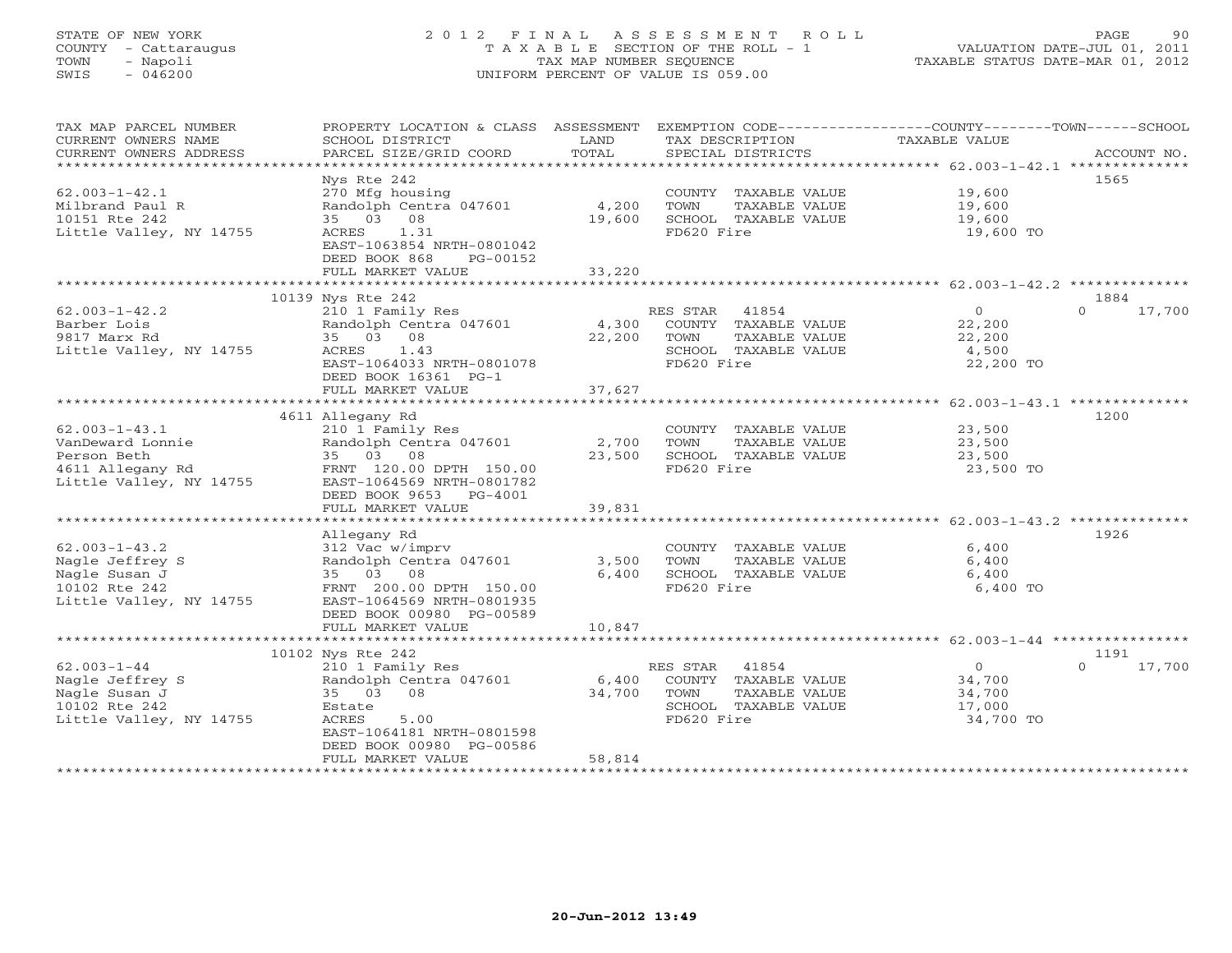STATE OF NEW YORK
COUNTY - Cattaraugus
TOWN - Napoli
SWIS - 046200

# 2012 FINAL ASSESSMENT ROLL

TAXABLE SECTION OF THE ROLL - 1
TAX MAP NUMBER SEQUENCE
UNIFORM PERCENT OF VALUE IS 059.00

VALUATION DATE-JUL 01, 2011
TAXABLE STATUS DATE-MAR 01, 2012

| TAX MAP PARCEL NUMBER / CURRENT OWNERS NAME / CURRENT OWNERS ADDRESS | PROPERTY LOCATION & CLASS / SCHOOL DISTRICT / PARCEL SIZE/GRID COORD | ASSESSMENT LAND | TOTAL | EXEMPTION CODE / TAX DESCRIPTION / SPECIAL DISTRICTS | COUNTY | TOWN | SCHOOL | ACCOUNT NO. |
|---|---|---|---|---|---|---|---|---|
| 62.003-1-42.1 | Nys Rte 242 | | | | | | | 1565 |
| Milbrand Paul R | 270 Mfg housing | | | COUNTY TAXABLE VALUE | 19,600 | | | |
| 10151 Rte 242 | Randolph Centra 047601 | 4,200 | | TOWN TAXABLE VALUE | | 19,600 | | |
| Little Valley, NY 14755 | 35 03 08 | | 19,600 | SCHOOL TAXABLE VALUE | | | 19,600 | |
| | ACRES 1.31 | | | FD620 Fire | 19,600 TO | | | |
| | EAST-1063854 NRTH-0801042 | | | | | | | |
| | DEED BOOK 868 PG-00152 | | | | | | | |
| | FULL MARKET VALUE | | 33,220 | | | | | |
| 62.003-1-42.2 | 10139 Nys Rte 242 | | | | | | | 1884 |
| Barber Lois | 210 1 Family Res | | | RES STAR 41854 | 0 | 0 | 17,700 | |
| 9817 Marx Rd | Randolph Centra 047601 | 4,300 | | COUNTY TAXABLE VALUE | 22,200 | | | |
| Little Valley, NY 14755 | 35 03 08 | | 22,200 | TOWN TAXABLE VALUE | | 22,200 | | |
| | ACRES 1.43 | | | SCHOOL TAXABLE VALUE | | | 4,500 | |
| | EAST-1064033 NRTH-0801078 | | | FD620 Fire | 22,200 TO | | | |
| | DEED BOOK 16361 PG-1 | | | | | | | |
| | FULL MARKET VALUE | | 37,627 | | | | | |
| 62.003-1-43.1 | 4611 Allegany Rd | | | | | | | 1200 |
| VanDeward Lonnie | 210 1 Family Res | | | COUNTY TAXABLE VALUE | 23,500 | | | |
| Person Beth | Randolph Centra 047601 | 2,700 | | TOWN TAXABLE VALUE | | 23,500 | | |
| 4611 Allegany Rd | 35 03 08 | | 23,500 | SCHOOL TAXABLE VALUE | | | 23,500 | |
| Little Valley, NY 14755 | FRNT 120.00 DPTH 150.00 | | | FD620 Fire | 23,500 TO | | | |
| | EAST-1064569 NRTH-0801782 | | | | | | | |
| | DEED BOOK 9653 PG-4001 | | | | | | | |
| | FULL MARKET VALUE | | 39,831 | | | | | |
| 62.003-1-43.2 | Allegany Rd | | | | | | | 1926 |
| Nagle Jeffrey S | 312 Vac w/imprv | | | COUNTY TAXABLE VALUE | 6,400 | | | |
| Nagle Susan J | Randolph Centra 047601 | 3,500 | | TOWN TAXABLE VALUE | | 6,400 | | |
| 10102 Rte 242 | 35 03 08 | | 6,400 | SCHOOL TAXABLE VALUE | | | 6,400 | |
| Little Valley, NY 14755 | FRNT 200.00 DPTH 150.00 | | | FD620 Fire | 6,400 TO | | | |
| | EAST-1064569 NRTH-0801935 | | | | | | | |
| | DEED BOOK 00980 PG-00589 | | | | | | | |
| | FULL MARKET VALUE | | 10,847 | | | | | |
| 62.003-1-44 | 10102 Nys Rte 242 | | | | | | | 1191 |
| Nagle Jeffrey S | 210 1 Family Res | | | RES STAR 41854 | 0 | 0 | 17,700 | |
| Nagle Susan J | Randolph Centra 047601 | 6,400 | | COUNTY TAXABLE VALUE | 34,700 | | | |
| 10102 Rte 242 | 35 03 08 | | 34,700 | TOWN TAXABLE VALUE | | 34,700 | | |
| Little Valley, NY 14755 | Estate | | | SCHOOL TAXABLE VALUE | | | 17,000 | |
| | ACRES 5.00 | | | FD620 Fire | 34,700 TO | | | |
| | EAST-1064181 NRTH-0801598 | | | | | | | |
| | DEED BOOK 00980 PG-00586 | | | | | | | |
| | FULL MARKET VALUE | | 58,814 | | | | | |

20-Jun-2012 13:49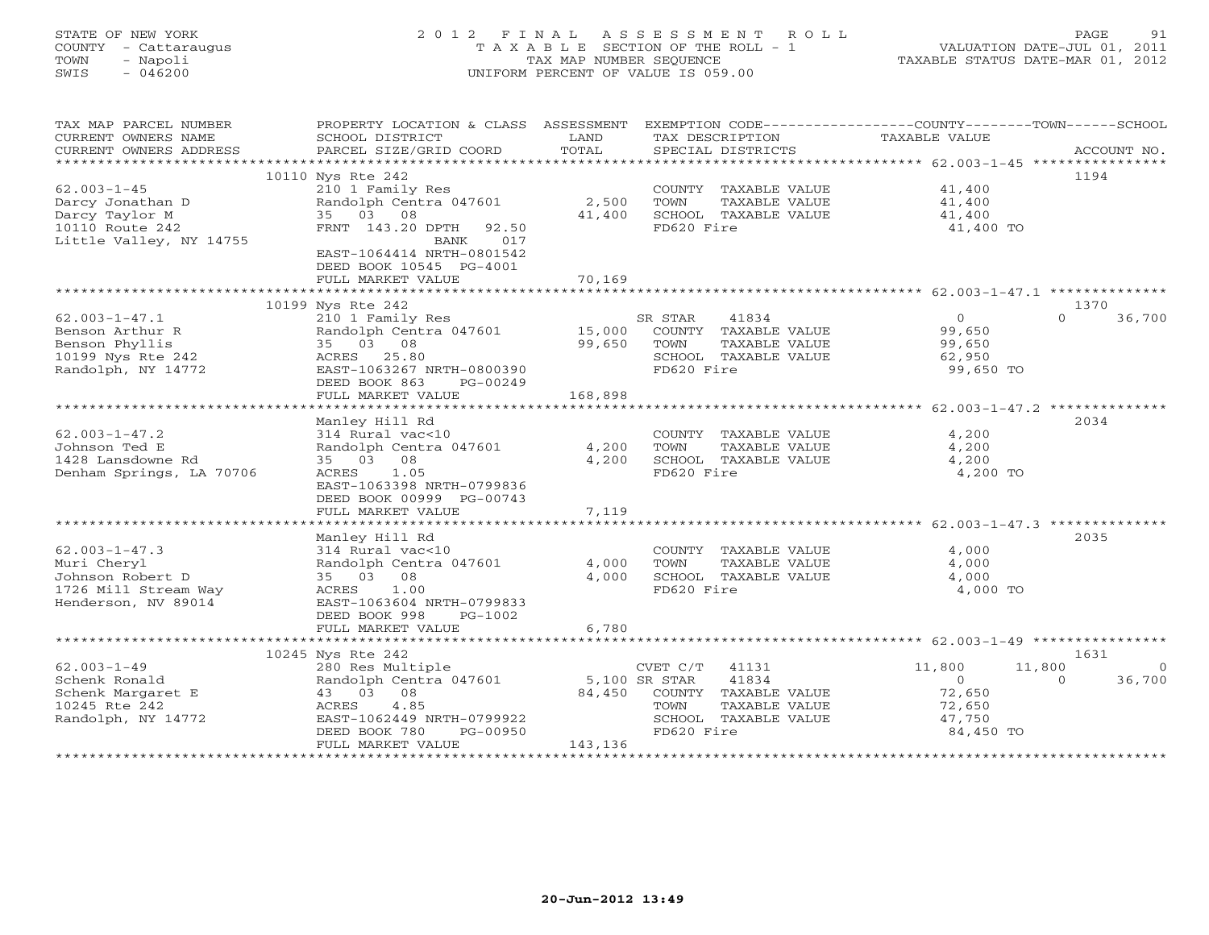STATE OF NEW YORK
COUNTY - Cattaraugus
TOWN - Napoli
SWIS - 046200

2012 FINAL ASSESSMENT ROLL
TAXABLE SECTION OF THE ROLL - 1
TAX MAP NUMBER SEQUENCE
UNIFORM PERCENT OF VALUE IS 059.00

VALUATION DATE-JUL 01, 2011
TAXABLE STATUS DATE-MAR 01, 2012

| TAX MAP PARCEL NUMBER / CURRENT OWNERS NAME / CURRENT OWNERS ADDRESS | PROPERTY LOCATION & CLASS / SCHOOL DISTRICT / PARCEL SIZE/GRID COORD | ASSESSMENT LAND / TOTAL | EXEMPTION CODE / TAX DESCRIPTION / SPECIAL DISTRICTS | COUNTY TAXABLE VALUE | TOWN | SCHOOL | ACCOUNT NO. |
|---|---|---|---|---|---|---|---|
| | 10110 Nys Rte 242 | | | | | | 1194 |
| 62.003-1-45 | 210 1 Family Res | | COUNTY TAXABLE VALUE | 41,400 | | | |
| Darcy Jonathan D | Randolph Centra 047601 | 2,500 | TOWN TAXABLE VALUE | 41,400 | | | |
| Darcy Taylor M | 35 03 08 | 41,400 | SCHOOL TAXABLE VALUE | 41,400 | | | |
| 10110 Route 242 | FRNT 143.20 DPTH 92.50 | | FD620 Fire | 41,400 TO | | | |
| Little Valley, NY 14755 | BANK 017 | | | | | | |
| | EAST-1064414 NRTH-0801542 | | | | | | |
| | DEED BOOK 10545 PG-4001 | | | | | | |
| | FULL MARKET VALUE | 70,169 | | | | | |
| | 10199 Nys Rte 242 | | | | | | 1370 |
| 62.003-1-47.1 | 210 1 Family Res | | SR STAR 41834 | 0 | 0 | 36,700 | |
| Benson Arthur R | Randolph Centra 047601 | 15,000 | COUNTY TAXABLE VALUE | 99,650 | | | |
| Benson Phyllis | 35 03 08 | 99,650 | TOWN TAXABLE VALUE | 99,650 | | | |
| 10199 Nys Rte 242 | ACRES 25.80 | | SCHOOL TAXABLE VALUE | 62,950 | | | |
| Randolph, NY 14772 | EAST-1063267 NRTH-0800390 | | FD620 Fire | 99,650 TO | | | |
| | DEED BOOK 863 PG-00249 | | | | | | |
| | FULL MARKET VALUE | 168,898 | | | | | |
| | Manley Hill Rd | | | | | | 2034 |
| 62.003-1-47.2 | 314 Rural vac<10 | | COUNTY TAXABLE VALUE | 4,200 | | | |
| Johnson Ted E | Randolph Centra 047601 | 4,200 | TOWN TAXABLE VALUE | 4,200 | | | |
| 1428 Lansdowne Rd | 35 03 08 | 4,200 | SCHOOL TAXABLE VALUE | 4,200 | | | |
| Denham Springs, LA 70706 | ACRES 1.05 | | FD620 Fire | 4,200 TO | | | |
| | EAST-1063398 NRTH-0799836 | | | | | | |
| | DEED BOOK 00999 PG-00743 | | | | | | |
| | FULL MARKET VALUE | 7,119 | | | | | |
| | Manley Hill Rd | | | | | | 2035 |
| 62.003-1-47.3 | 314 Rural vac<10 | | COUNTY TAXABLE VALUE | 4,000 | | | |
| Muri Cheryl | Randolph Centra 047601 | 4,000 | TOWN TAXABLE VALUE | 4,000 | | | |
| Johnson Robert D | 35 03 08 | 4,000 | SCHOOL TAXABLE VALUE | 4,000 | | | |
| 1726 Mill Stream Way | ACRES 1.00 | | FD620 Fire | 4,000 TO | | | |
| Henderson, NV 89014 | EAST-1063604 NRTH-0799833 | | | | | | |
| | DEED BOOK 998 PG-1002 | | | | | | |
| | FULL MARKET VALUE | 6,780 | | | | | |
| | 10245 Nys Rte 242 | | | | | | 1631 |
| 62.003-1-49 | 280 Res Multiple | | CVET C/T 41131 | 11,800 | 11,800 | 0 | |
| Schenk Ronald | Randolph Centra 047601 | 5,100 | SR STAR 41834 | 0 | 0 | 36,700 | |
| Schenk Margaret E | 43 03 08 | 84,450 | COUNTY TAXABLE VALUE | 72,650 | | | |
| 10245 Rte 242 | ACRES 4.85 | | TOWN TAXABLE VALUE | 72,650 | | | |
| Randolph, NY 14772 | EAST-1062449 NRTH-0799922 | | SCHOOL TAXABLE VALUE | 47,750 | | | |
| | DEED BOOK 780 PG-00950 | | FD620 Fire | 84,450 TO | | | |
| | FULL MARKET VALUE | 143,136 | | | | | |

20-Jun-2012 13:49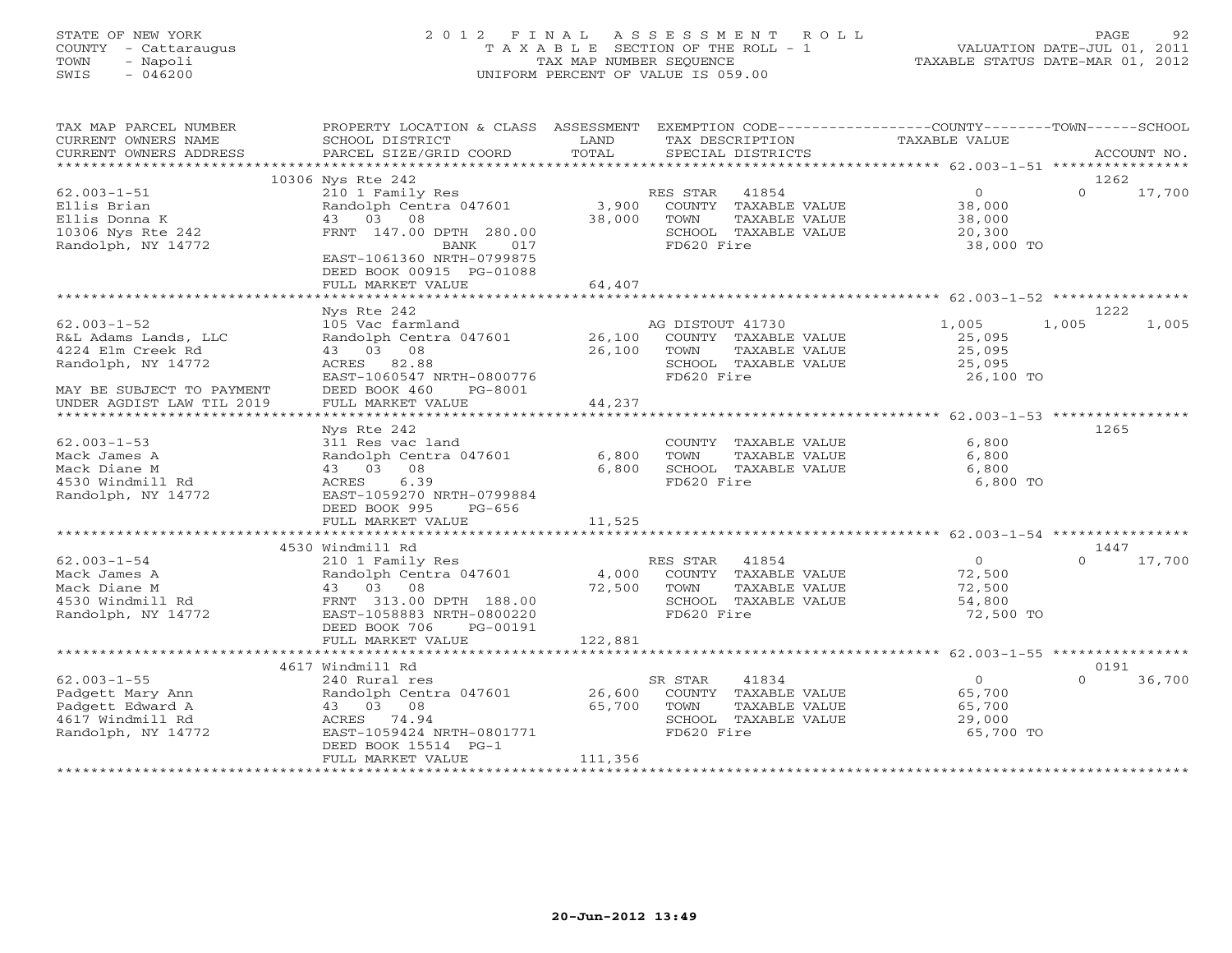STATE OF NEW YORK
COUNTY - Cattaraugus
TOWN - Napoli
SWIS - 046200

2012 FINAL ASSESSMENT ROLL
TAXABLE SECTION OF THE ROLL - 1
TAX MAP NUMBER SEQUENCE
UNIFORM PERCENT OF VALUE IS 059.00

VALUATION DATE-JUL 01, 2011
TAXABLE STATUS DATE-MAR 01, 2012

| TAX MAP PARCEL NUMBER / CURRENT OWNERS NAME / CURRENT OWNERS ADDRESS | PROPERTY LOCATION & CLASS / SCHOOL DISTRICT / PARCEL SIZE/GRID COORD | ASSESSMENT LAND / TOTAL | EXEMPTION CODE / TAX DESCRIPTION / SPECIAL DISTRICTS | COUNTY TAXABLE VALUE | TOWN | SCHOOL / ACCOUNT NO. |
|---|---|---|---|---|---|---|
| | 10306 Nys Rte 242 | | | | | 1262 |
| 62.003-1-51 | 210 1 Family Res | | RES STAR 41854 | 0 | 0 | 17,700 |
| Ellis Brian | Randolph Centra 047601 | 3,900 | COUNTY TAXABLE VALUE | 38,000 | | |
| Ellis Donna K | 43 03 08 | 38,000 | TOWN TAXABLE VALUE | 38,000 | | |
| 10306 Nys Rte 242 | FRNT 147.00 DPTH 280.00 | | SCHOOL TAXABLE VALUE | 20,300 | | |
| Randolph, NY 14772 | BANK 017 | | FD620 Fire | 38,000 TO | | |
| | EAST-1061360 NRTH-0799875 | | | | | |
| | DEED BOOK 00915 PG-01088 | | | | | |
| | FULL MARKET VALUE | 64,407 | | | | |
| | Nys Rte 242 | | | | | 1222 |
| 62.003-1-52 | 105 Vac farmland | | AG DISTOUT 41730 | 1,005 | 1,005 | 1,005 |
| R&L Adams Lands, LLC | Randolph Centra 047601 | 26,100 | COUNTY TAXABLE VALUE | 25,095 | | |
| 4224 Elm Creek Rd | 43 03 08 | 26,100 | TOWN TAXABLE VALUE | 25,095 | | |
| Randolph, NY 14772 | ACRES 82.88 | | SCHOOL TAXABLE VALUE | 25,095 | | |
| | EAST-1060547 NRTH-0800776 | | FD620 Fire | 26,100 TO | | |
| MAY BE SUBJECT TO PAYMENT | DEED BOOK 460 PG-8001 | | | | | |
| UNDER AGDIST LAW TIL 2019 | FULL MARKET VALUE | 44,237 | | | | |
| | Nys Rte 242 | | | | | 1265 |
| 62.003-1-53 | 311 Res vac land | | COUNTY TAXABLE VALUE | 6,800 | | |
| Mack James A | Randolph Centra 047601 | 6,800 | TOWN TAXABLE VALUE | 6,800 | | |
| Mack Diane M | 43 03 08 | 6,800 | SCHOOL TAXABLE VALUE | 6,800 | | |
| 4530 Windmill Rd | ACRES 6.39 | | FD620 Fire | 6,800 TO | | |
| Randolph, NY 14772 | EAST-1059270 NRTH-0799884 | | | | | |
| | DEED BOOK 995 PG-656 | | | | | |
| | FULL MARKET VALUE | 11,525 | | | | |
| | 4530 Windmill Rd | | | | | 1447 |
| 62.003-1-54 | 210 1 Family Res | | RES STAR 41854 | 0 | 0 | 17,700 |
| Mack James A | Randolph Centra 047601 | 4,000 | COUNTY TAXABLE VALUE | 72,500 | | |
| Mack Diane M | 43 03 08 | 72,500 | TOWN TAXABLE VALUE | 72,500 | | |
| 4530 Windmill Rd | FRNT 313.00 DPTH 188.00 | | SCHOOL TAXABLE VALUE | 54,800 | | |
| Randolph, NY 14772 | EAST-1058883 NRTH-0800220 | | FD620 Fire | 72,500 TO | | |
| | DEED BOOK 706 PG-00191 | | | | | |
| | FULL MARKET VALUE | 122,881 | | | | |
| | 4617 Windmill Rd | | | | | 0191 |
| 62.003-1-55 | 240 Rural res | | SR STAR 41834 | 0 | 0 | 36,700 |
| Padgett Mary Ann | Randolph Centra 047601 | 26,600 | COUNTY TAXABLE VALUE | 65,700 | | |
| Padgett Edward A | 43 03 08 | 65,700 | TOWN TAXABLE VALUE | 65,700 | | |
| 4617 Windmill Rd | ACRES 74.94 | | SCHOOL TAXABLE VALUE | 29,000 | | |
| Randolph, NY 14772 | EAST-1059424 NRTH-0801771 | | FD620 Fire | 65,700 TO | | |
| | DEED BOOK 15514 PG-1 | | | | | |
| | FULL MARKET VALUE | 111,356 | | | | |

20-Jun-2012 13:49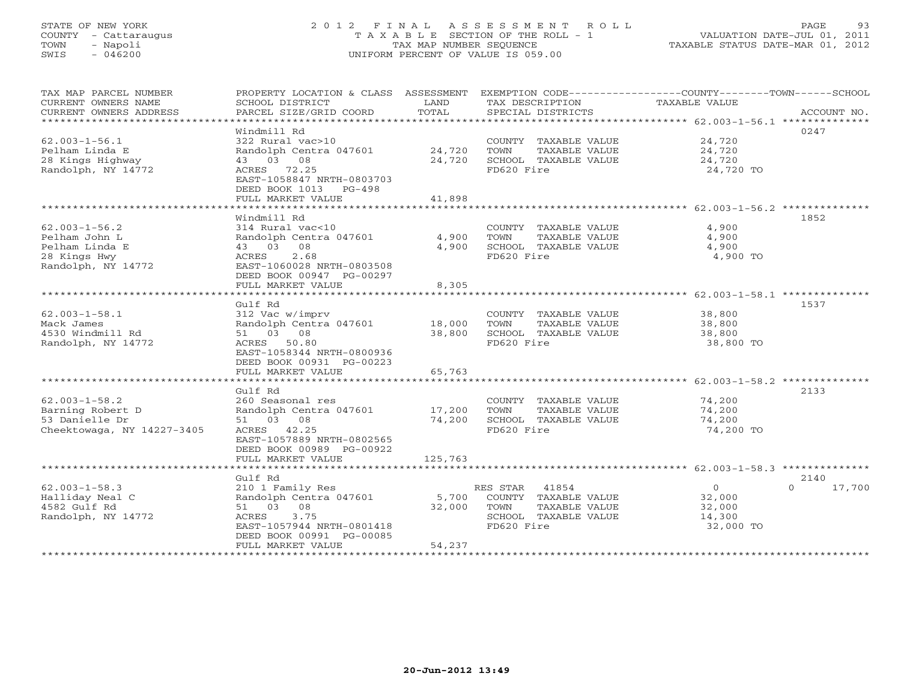STATE OF NEW YORK
COUNTY - Cattaraugus
TOWN - Napoli
SWIS - 046200

2012 FINAL ASSESSMENT ROLL
TAXABLE SECTION OF THE ROLL - 1
TAX MAP NUMBER SEQUENCE
UNIFORM PERCENT OF VALUE IS 059.00

VALUATION DATE-JUL 01, 2011
TAXABLE STATUS DATE-MAR 01, 2012

| TAX MAP PARCEL NUMBER / CURRENT OWNERS NAME / CURRENT OWNERS ADDRESS | PROPERTY LOCATION & CLASS / SCHOOL DISTRICT / PARCEL SIZE/GRID COORD | ASSESSMENT LAND / TOTAL | EXEMPTION CODE / TAX DESCRIPTION / SPECIAL DISTRICTS | COUNTY / TOWN / SCHOOL TAXABLE VALUE | ACCOUNT NO. |
|---|---|---|---|---|---|
| 62.003-1-56.1 | Windmill Rd | | | | 0247 |
| | 322 Rural vac>10 | | COUNTY TAXABLE VALUE | 24,720 | |
| Pelham Linda E | Randolph Centra 047601 | 24,720 | TOWN TAXABLE VALUE | 24,720 | |
| 28 Kings Highway | 43 03 08 | 24,720 | SCHOOL TAXABLE VALUE | 24,720 | |
| Randolph, NY 14772 | ACRES 72.25 | | FD620 Fire | 24,720 TO | |
| | EAST-1058847 NRTH-0803703 | | | | |
| | DEED BOOK 1013 PG-498 | | | | |
| | FULL MARKET VALUE | 41,898 | | | |
| 62.003-1-56.2 | Windmill Rd | | | | 1852 |
| | 314 Rural vac<10 | | COUNTY TAXABLE VALUE | 4,900 | |
| Pelham John L | Randolph Centra 047601 | 4,900 | TOWN TAXABLE VALUE | 4,900 | |
| Pelham Linda E | 43 03 08 | 4,900 | SCHOOL TAXABLE VALUE | 4,900 | |
| 28 Kings Hwy | ACRES 2.68 | | FD620 Fire | 4,900 TO | |
| Randolph, NY 14772 | EAST-1060028 NRTH-0803508 | | | | |
| | DEED BOOK 00947 PG-00297 | | | | |
| | FULL MARKET VALUE | 8,305 | | | |
| 62.003-1-58.1 | Gulf Rd | | | | 1537 |
| | 312 Vac w/imprv | | COUNTY TAXABLE VALUE | 38,800 | |
| Mack James | Randolph Centra 047601 | 18,000 | TOWN TAXABLE VALUE | 38,800 | |
| 4530 Windmill Rd | 51 03 08 | 38,800 | SCHOOL TAXABLE VALUE | 38,800 | |
| Randolph, NY 14772 | ACRES 50.80 | | FD620 Fire | 38,800 TO | |
| | EAST-1058344 NRTH-0800936 | | | | |
| | DEED BOOK 00931 PG-00223 | | | | |
| | FULL MARKET VALUE | 65,763 | | | |
| 62.003-1-58.2 | Gulf Rd | | | | 2133 |
| | 260 Seasonal res | | COUNTY TAXABLE VALUE | 74,200 | |
| Barning Robert D | Randolph Centra 047601 | 17,200 | TOWN TAXABLE VALUE | 74,200 | |
| 53 Danielle Dr | 51 03 08 | 74,200 | SCHOOL TAXABLE VALUE | 74,200 | |
| Cheektowaga, NY 14227-3405 | ACRES 42.25 | | FD620 Fire | 74,200 TO | |
| | EAST-1057889 NRTH-0802565 | | | | |
| | DEED BOOK 00989 PG-00922 | | | | |
| | FULL MARKET VALUE | 125,763 | | | |
| 62.003-1-58.3 | Gulf Rd | | | | 2140 |
| | 210 1 Family Res | | RES STAR 41854 | 0 | 0 17,700 |
| Halliday Neal C | Randolph Centra 047601 | 5,700 | COUNTY TAXABLE VALUE | 32,000 | |
| 4582 Gulf Rd | 51 03 08 | 32,000 | TOWN TAXABLE VALUE | 32,000 | |
| Randolph, NY 14772 | ACRES 3.75 | | SCHOOL TAXABLE VALUE | 14,300 | |
| | EAST-1057944 NRTH-0801418 | | FD620 Fire | 32,000 TO | |
| | DEED BOOK 00991 PG-00085 | | | | |
| | FULL MARKET VALUE | 54,237 | | | |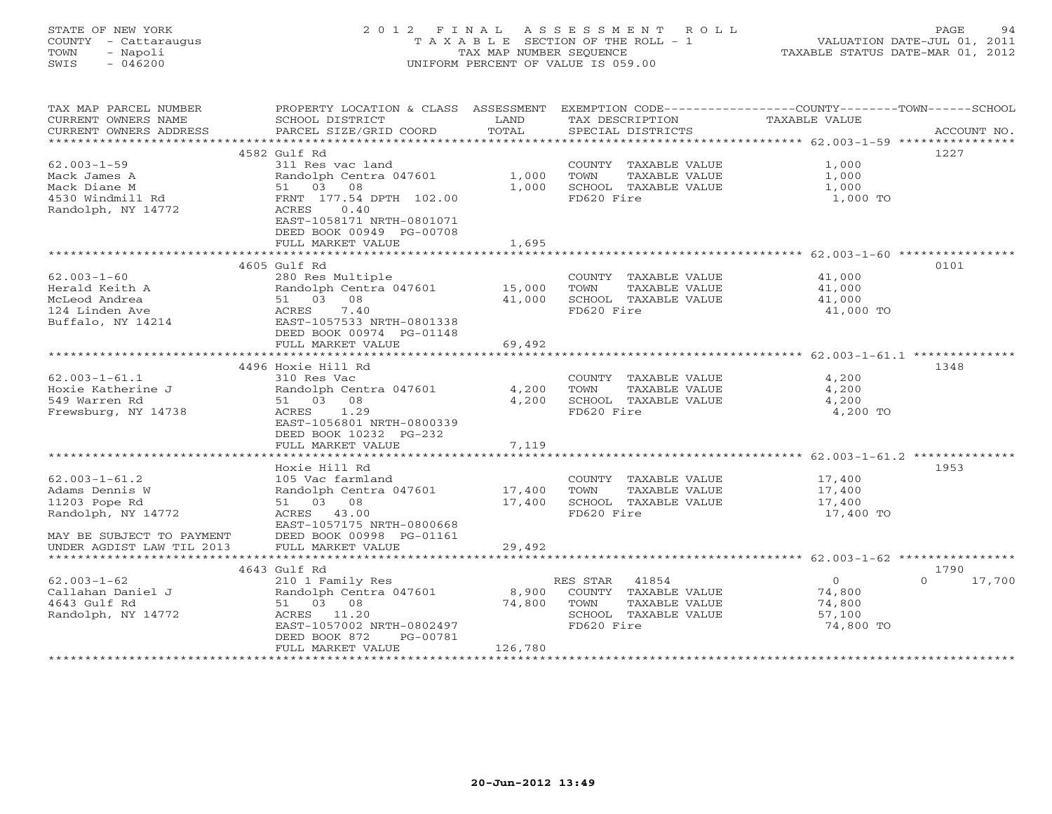STATE OF NEW YORK
COUNTY - Cattaraugus
TOWN - Napoli
SWIS - 046200

# 2012 FINAL ASSESSMENT ROLL

TAXABLE SECTION OF THE ROLL - 1
TAX MAP NUMBER SEQUENCE
UNIFORM PERCENT OF VALUE IS 059.00

VALUATION DATE-JUL 01, 2011
TAXABLE STATUS DATE-MAR 01, 2012

| TAX MAP PARCEL NUMBER / CURRENT OWNERS NAME / CURRENT OWNERS ADDRESS | PROPERTY LOCATION & CLASS / SCHOOL DISTRICT / PARCEL SIZE/GRID COORD | ASSESSMENT LAND / TOTAL | EXEMPTION CODE / TAX DESCRIPTION / SPECIAL DISTRICTS | COUNTY / TOWN / SCHOOL TAXABLE VALUE | ACCOUNT NO. |
|---|---|---|---|---|---|
| 62.003-1-59 | 4582 Gulf Rd | | | | 1227 |
| Mack James A | 311 Res vac land | | COUNTY TAXABLE VALUE | 1,000 | |
| Mack Diane M | Randolph Centra 047601 | 1,000 | TOWN TAXABLE VALUE | 1,000 | |
| 4530 Windmill Rd | 51 03 08 | 1,000 | SCHOOL TAXABLE VALUE | 1,000 | |
| Randolph, NY 14772 | FRNT 177.54 DPTH 102.00 | | FD620 Fire | 1,000 TO | |
| | ACRES 0.40 | | | | |
| | EAST-1058171 NRTH-0801071 | | | | |
| | DEED BOOK 00949 PG-00708 | | | | |
| | FULL MARKET VALUE | 1,695 | | | |
| 62.003-1-60 | 4605 Gulf Rd | | | | 0101 |
| Herald Keith A | 280 Res Multiple | | COUNTY TAXABLE VALUE | 41,000 | |
| McLeod Andrea | Randolph Centra 047601 | 15,000 | TOWN TAXABLE VALUE | 41,000 | |
| 124 Linden Ave | 51 03 08 | 41,000 | SCHOOL TAXABLE VALUE | 41,000 | |
| Buffalo, NY 14214 | ACRES 7.40 | | FD620 Fire | 41,000 TO | |
| | EAST-1057533 NRTH-0801338 | | | | |
| | DEED BOOK 00974 PG-01148 | | | | |
| | FULL MARKET VALUE | 69,492 | | | |
| 62.003-1-61.1 | 4496 Hoxie Hill Rd | | | | 1348 |
| Hoxie Katherine J | 310 Res Vac | | COUNTY TAXABLE VALUE | 4,200 | |
| 549 Warren Rd | Randolph Centra 047601 | 4,200 | TOWN TAXABLE VALUE | 4,200 | |
| Frewsburg, NY 14738 | 51 03 08 | 4,200 | SCHOOL TAXABLE VALUE | 4,200 | |
| | ACRES 1.29 | | FD620 Fire | 4,200 TO | |
| | EAST-1056801 NRTH-0800339 | | | | |
| | DEED BOOK 10232 PG-232 | | | | |
| | FULL MARKET VALUE | 7,119 | | | |
| 62.003-1-61.2 | Hoxie Hill Rd | | | | 1953 |
| Adams Dennis W | 105 Vac farmland | | COUNTY TAXABLE VALUE | 17,400 | |
| 11203 Pope Rd | Randolph Centra 047601 | 17,400 | TOWN TAXABLE VALUE | 17,400 | |
| Randolph, NY 14772 | 51 03 08 | 17,400 | SCHOOL TAXABLE VALUE | 17,400 | |
| | ACRES 43.00 | | FD620 Fire | 17,400 TO | |
| | EAST-1057175 NRTH-0800668 | | | | |
| MAY BE SUBJECT TO PAYMENT | DEED BOOK 00998 PG-01161 | | | | |
| UNDER AGDIST LAW TIL 2013 | FULL MARKET VALUE | 29,492 | | | |
| 62.003-1-62 | 4643 Gulf Rd | | | | 1790 |
| Callahan Daniel J | 210 1 Family Res | | RES STAR 41854 | 0 / 0 / 17,700 | |
| 4643 Gulf Rd | Randolph Centra 047601 | 8,900 | COUNTY TAXABLE VALUE | 74,800 | |
| Randolph, NY 14772 | 51 03 08 | 74,800 | TOWN TAXABLE VALUE | 74,800 | |
| | ACRES 11.20 | | SCHOOL TAXABLE VALUE | 57,100 | |
| | EAST-1057002 NRTH-0802497 | | FD620 Fire | 74,800 TO | |
| | DEED BOOK 872 PG-00781 | | | | |
| | FULL MARKET VALUE | 126,780 | | | |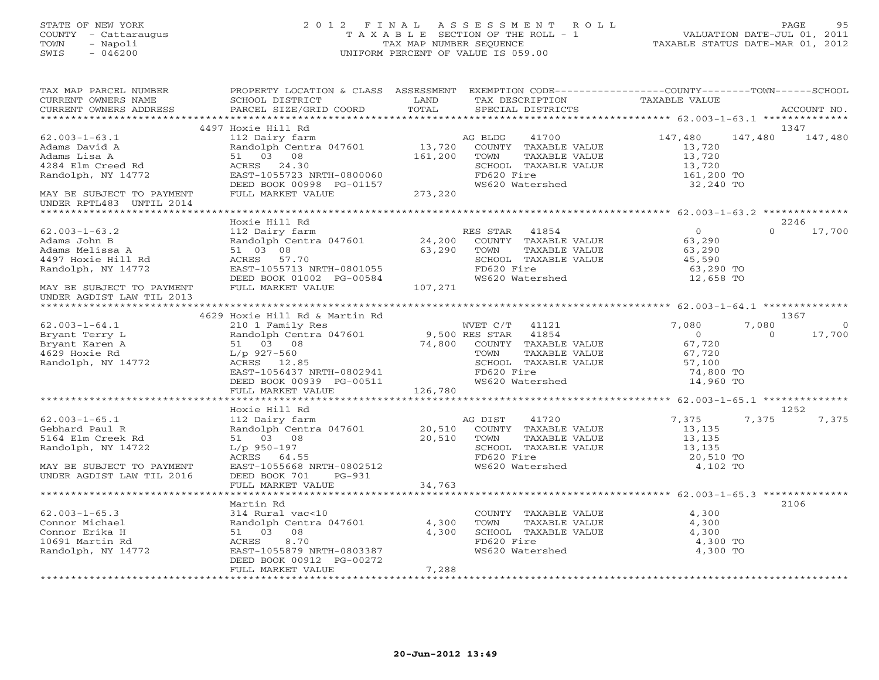STATE OF NEW YORK
COUNTY - Cattaraugus
TOWN - Napoli
SWIS - 046200

2012 FINAL ASSESSMENT ROLL
TAXABLE SECTION OF THE ROLL - 1
TAX MAP NUMBER SEQUENCE
UNIFORM PERCENT OF VALUE IS 059.00

VALUATION DATE-JUL 01, 2011
TAXABLE STATUS DATE-MAR 01, 2012

| TAX MAP PARCEL NUMBER / CURRENT OWNERS NAME / CURRENT OWNERS ADDRESS | PROPERTY LOCATION & CLASS / SCHOOL DISTRICT / PARCEL SIZE/GRID COORD | ASSESSMENT LAND / TOTAL | EXEMPTION CODE / TAX DESCRIPTION / SPECIAL DISTRICTS | COUNTY TAXABLE VALUE | TOWN | SCHOOL / ACCOUNT NO. |
|---|---|---|---|---|---|---|
| **62.003-1-63.1** | 4497 Hoxie Hill Rd | | | | | 1347 |
| 62.003-1-63.1 | 112 Dairy farm | | AG BLDG 41700 | 147,480 | 147,480 | 147,480 |
| Adams David A | Randolph Centra 047601 | 13,720 | COUNTY TAXABLE VALUE | 13,720 | | |
| Adams Lisa A | 51 03 08 | 161,200 | TOWN TAXABLE VALUE | 13,720 | | |
| 4284 Elm Creed Rd | ACRES 24.30 | | SCHOOL TAXABLE VALUE | 13,720 | | |
| Randolph, NY 14772 | EAST-1055723 NRTH-0800060 | | FD620 Fire | 161,200 TO | | |
| | DEED BOOK 00998 PG-01157 | | WS620 Watershed | 32,240 TO | | |
| MAY BE SUBJECT TO PAYMENT UNDER RPTL483 UNTIL 2014 | FULL MARKET VALUE | 273,220 | | | | |
| **62.003-1-63.2** | Hoxie Hill Rd | | | | | 2246 |
| 62.003-1-63.2 | 112 Dairy farm | | RES STAR 41854 | 0 | 0 | 17,700 |
| Adams John B | Randolph Centra 047601 | 24,200 | COUNTY TAXABLE VALUE | 63,290 | | |
| Adams Melissa A | 51 03 08 | 63,290 | TOWN TAXABLE VALUE | 63,290 | | |
| 4497 Hoxie Hill Rd | ACRES 57.70 | | SCHOOL TAXABLE VALUE | 45,590 | | |
| Randolph, NY 14772 | EAST-1055713 NRTH-0801055 | | FD620 Fire | 63,290 TO | | |
| | DEED BOOK 01002 PG-00584 | | WS620 Watershed | 12,658 TO | | |
| MAY BE SUBJECT TO PAYMENT UNDER AGDIST LAW TIL 2013 | FULL MARKET VALUE | 107,271 | | | | |
| **62.003-1-64.1** | 4629 Hoxie Hill Rd & Martin Rd | | | | | 1367 |
| 62.003-1-64.1 | 210 1 Family Res | | WVET C/T 41121 | 7,080 | 7,080 | 0 |
| Bryant Terry L | Randolph Centra 047601 | 9,500 | RES STAR 41854 | 0 | 0 | 17,700 |
| Bryant Karen A | 51 03 08 | 74,800 | COUNTY TAXABLE VALUE | 67,720 | | |
| 4629 Hoxie Rd | L/p 927-560 | | TOWN TAXABLE VALUE | 67,720 | | |
| Randolph, NY 14772 | ACRES 12.85 | | SCHOOL TAXABLE VALUE | 57,100 | | |
| | EAST-1056437 NRTH-0802941 | | FD620 Fire | 74,800 TO | | |
| | DEED BOOK 00939 PG-00511 | | WS620 Watershed | 14,960 TO | | |
| | FULL MARKET VALUE | 126,780 | | | | |
| **62.003-1-65.1** | Hoxie Hill Rd | | | | | 1252 |
| 62.003-1-65.1 | 112 Dairy farm | | AG DIST 41720 | 7,375 | 7,375 | 7,375 |
| Gebhard Paul R | Randolph Centra 047601 | 20,510 | COUNTY TAXABLE VALUE | 13,135 | | |
| 5164 Elm Creek Rd | 51 03 08 | 20,510 | TOWN TAXABLE VALUE | 13,135 | | |
| Randolph, NY 14722 | L/p 950-197 | | SCHOOL TAXABLE VALUE | 13,135 | | |
| | ACRES 64.55 | | FD620 Fire | 20,510 TO | | |
| MAY BE SUBJECT TO PAYMENT | EAST-1055668 NRTH-0802512 | | WS620 Watershed | 4,102 TO | | |
| UNDER AGDIST LAW TIL 2016 | DEED BOOK 701 PG-931 | | | | | |
| | FULL MARKET VALUE | 34,763 | | | | |
| **62.003-1-65.3** | Martin Rd | | | | | 2106 |
| 62.003-1-65.3 | 314 Rural vac<10 | | COUNTY TAXABLE VALUE | 4,300 | | |
| Connor Michael | Randolph Centra 047601 | 4,300 | TOWN TAXABLE VALUE | 4,300 | | |
| Connor Erika H | 51 03 08 | 4,300 | SCHOOL TAXABLE VALUE | 4,300 | | |
| 10691 Martin Rd | ACRES 8.70 | | FD620 Fire | 4,300 TO | | |
| Randolph, NY 14772 | EAST-1055879 NRTH-0803387 | | WS620 Watershed | 4,300 TO | | |
| | DEED BOOK 00912 PG-00272 | | | | | |
| | FULL MARKET VALUE | 7,288 | | | | |

20-Jun-2012 13:49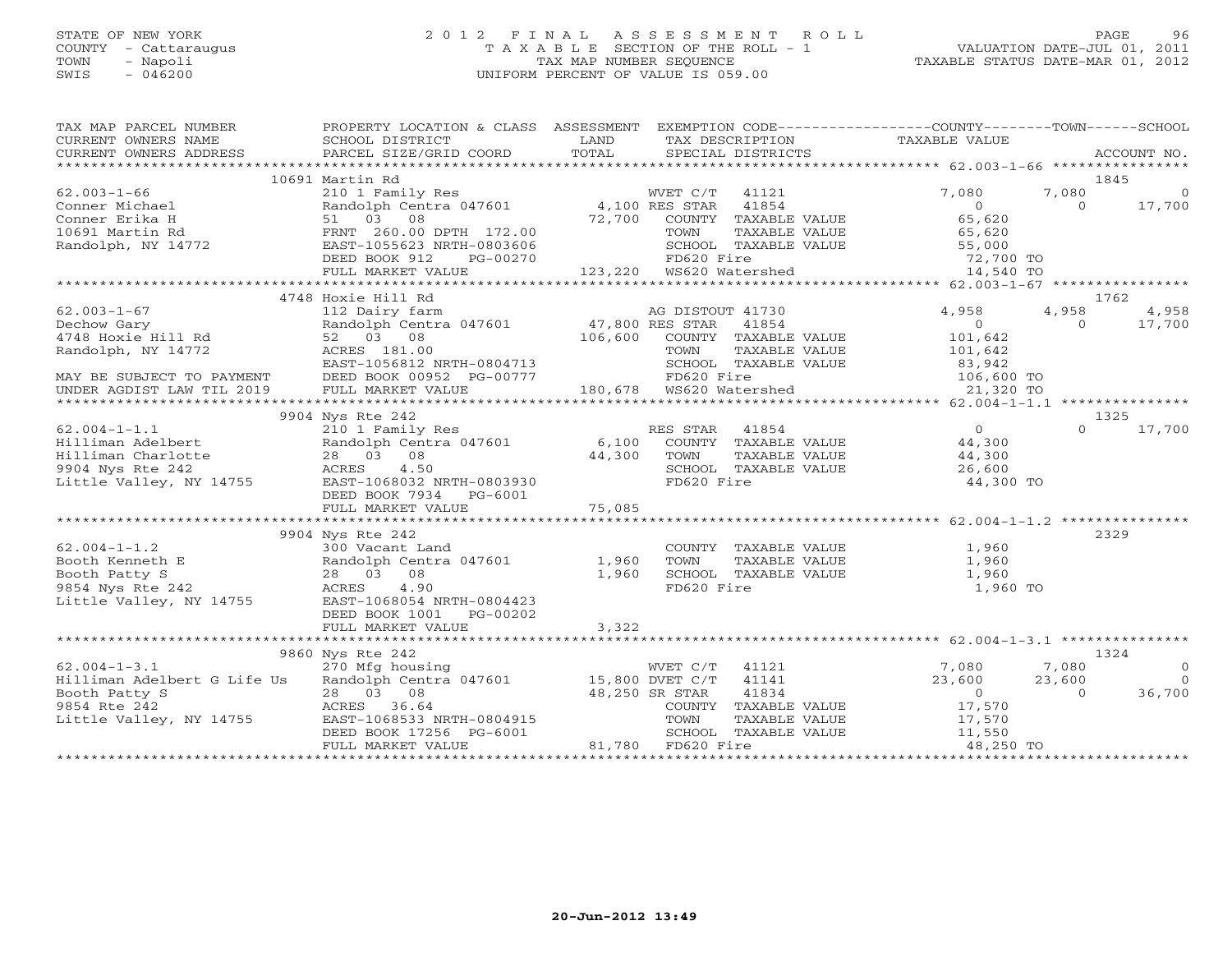STATE OF NEW YORK
COUNTY - Cattaraugus
TOWN - Napoli
SWIS - 046200

2012 FINAL ASSESSMENT ROLL
TAXABLE SECTION OF THE ROLL - 1
TAX MAP NUMBER SEQUENCE
UNIFORM PERCENT OF VALUE IS 059.00

VALUATION DATE-JUL 01, 2011
TAXABLE STATUS DATE-MAR 01, 2012

```
TAX MAP PARCEL NUMBER          PROPERTY LOCATION & CLASS  ASSESSMENT  EXEMPTION CODE------------------COUNTY--------TOWN------SCHOOL
CURRENT OWNERS NAME            SCHOOL DISTRICT              LAND      TAX DESCRIPTION              TAXABLE VALUE
CURRENT OWNERS ADDRESS         PARCEL SIZE/GRID COORD      TOTAL      SPECIAL DISTRICTS                                      ACCOUNT NO.
*********************************************************************************************** 62.003-1-66 *****************
                               10691 Martin Rd                                                                        1845
62.003-1-66                    210 1 Family Res                       WVET C/T   41121           7,080       7,080            0
Conner Michael                 Randolph Centra 047601       4,100 RES STAR   41854               0           0       17,700
Conner Erika H                 51   03   08                72,700     COUNTY  TAXABLE VALUE         65,620
10691 Martin Rd                FRNT 260.00 DPTH 172.00                TOWN    TAXABLE VALUE         65,620
Randolph, NY 14772             EAST-1055623 NRTH-0803606              SCHOOL  TAXABLE VALUE         55,000
                               DEED BOOK 912     PG-00270             FD620 Fire                    72,700 TO
                               FULL MARKET VALUE          123,220     WS620 Watershed               14,540 TO
*********************************************************************************************** 62.003-1-67 *****************
                               4748 Hoxie Hill Rd                                                                     1762
62.003-1-67                    112 Dairy farm                         AG DISTOUT 41730               4,958       4,958        4,958
Dechow Gary                    Randolph Centra 047601      47,800 RES STAR   41854               0           0       17,700
4748 Hoxie Hill Rd             52   03   08               106,600     COUNTY  TAXABLE VALUE        101,642
Randolph, NY 14772             ACRES 181.00                           TOWN    TAXABLE VALUE        101,642
                               EAST-1056812 NRTH-0804713              SCHOOL  TAXABLE VALUE         83,942
MAY BE SUBJECT TO PAYMENT      DEED BOOK 00952 PG-00777               FD620 Fire                   106,600 TO
UNDER AGDIST LAW TIL 2019      FULL MARKET VALUE          180,678     WS620 Watershed               21,320 TO
*********************************************************************************************** 62.004-1-1.1 ****************
                               9904 Nys Rte 242                                                                       1325
62.004-1-1.1                   210 1 Family Res                       RES STAR   41854               0           0       17,700
Hilliman Adelbert              Randolph Centra 047601       6,100     COUNTY  TAXABLE VALUE         44,300
Hilliman Charlotte             28   03   08                44,300     TOWN    TAXABLE VALUE         44,300
9904 Nys Rte 242               ACRES   4.50                           SCHOOL  TAXABLE VALUE         26,600
Little Valley, NY 14755        EAST-1068032 NRTH-0803930              FD620 Fire                    44,300 TO
                               DEED BOOK 7934    PG-6001
                               FULL MARKET VALUE           75,085
*********************************************************************************************** 62.004-1-1.2 ****************
                               9904 Nys Rte 242                                                                       2329
62.004-1-1.2                   300 Vacant Land                        COUNTY  TAXABLE VALUE          1,960
Booth Kenneth E                Randolph Centra 047601       1,960     TOWN    TAXABLE VALUE          1,960
Booth Patty S                  28   03   08                 1,960     SCHOOL  TAXABLE VALUE          1,960
9854 Nys Rte 242               ACRES   4.90                           FD620 Fire                     1,960 TO
Little Valley, NY 14755        EAST-1068054 NRTH-0804423
                               DEED BOOK 1001    PG-00202
                               FULL MARKET VALUE            3,322
*********************************************************************************************** 62.004-1-3.1 ****************
                               9860 Nys Rte 242                                                                       1324
62.004-1-3.1                   270 Mfg housing                        WVET C/T   41121           7,080       7,080            0
Hilliman Adelbert G Life Us    Randolph Centra 047601      15,800 DVET C/T   41141              23,600      23,600            0
Booth Patty S                  28   03   08                48,250 SR STAR    41834               0           0       36,700
9854 Rte 242                   ACRES  36.64                           COUNTY  TAXABLE VALUE         17,570
Little Valley, NY 14755        EAST-1068533 NRTH-0804915              TOWN    TAXABLE VALUE         17,570
                               DEED BOOK 17256 PG-6001                SCHOOL  TAXABLE VALUE         11,550
                               FULL MARKET VALUE           81,780     FD620 Fire                    48,250 TO
******************************************************************************************************************************
```

20-Jun-2012 13:49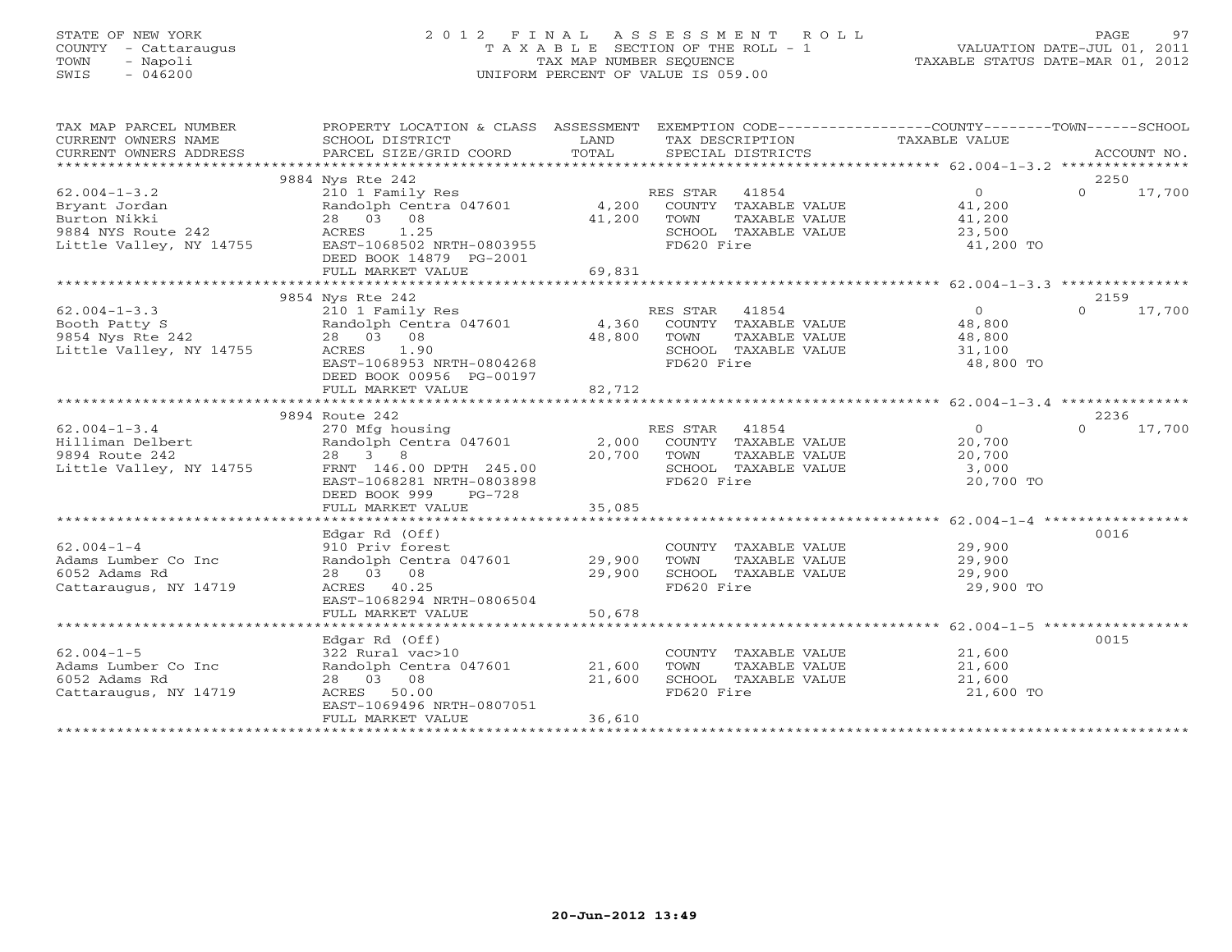STATE OF NEW YORK
COUNTY - Cattaraugus
TOWN - Napoli
SWIS - 046200

2012 FINAL ASSESSMENT ROLL
TAXABLE SECTION OF THE ROLL - 1
TAX MAP NUMBER SEQUENCE
UNIFORM PERCENT OF VALUE IS 059.00

VALUATION DATE-JUL 01, 2011
TAXABLE STATUS DATE-MAR 01, 2012

| TAX MAP PARCEL NUMBER / CURRENT OWNERS NAME / CURRENT OWNERS ADDRESS | PROPERTY LOCATION & CLASS / SCHOOL DISTRICT / PARCEL SIZE/GRID COORD | ASSESSMENT LAND | TOTAL | EXEMPTION CODE / TAX DESCRIPTION / SPECIAL DISTRICTS | COUNTY TAXABLE VALUE | TOWN | SCHOOL / ACCOUNT NO. |
|---|---|---|---|---|---|---|---|
| **62.004-1-3.2** | 9884 Nys Rte 242 | | | | | | 2250 |
| Bryant Jordan | 210 1 Family Res | | | RES STAR 41854 | 0 | 0 | 17,700 |
| Burton Nikki | Randolph Centra 047601 | 4,200 | | COUNTY TAXABLE VALUE | 41,200 | | |
| 9884 NYS Route 242 | 28 03 08 | | 41,200 | TOWN TAXABLE VALUE | 41,200 | | |
| Little Valley, NY 14755 | ACRES 1.25 | | | SCHOOL TAXABLE VALUE | 23,500 | | |
| | EAST-1068502 NRTH-0803955 | | | FD620 Fire | 41,200 TO | | |
| | DEED BOOK 14879 PG-2001 | | | | | | |
| | FULL MARKET VALUE | | 69,831 | | | | |
| **62.004-1-3.3** | 9854 Nys Rte 242 | | | | | | 2159 |
| Booth Patty S | 210 1 Family Res | | | RES STAR 41854 | 0 | 0 | 17,700 |
| 9854 Nys Rte 242 | Randolph Centra 047601 | 4,360 | | COUNTY TAXABLE VALUE | 48,800 | | |
| Little Valley, NY 14755 | 28 03 08 | | 48,800 | TOWN TAXABLE VALUE | 48,800 | | |
| | ACRES 1.90 | | | SCHOOL TAXABLE VALUE | 31,100 | | |
| | EAST-1068953 NRTH-0804268 | | | FD620 Fire | 48,800 TO | | |
| | DEED BOOK 00956 PG-00197 | | | | | | |
| | FULL MARKET VALUE | | 82,712 | | | | |
| **62.004-1-3.4** | 9894 Route 242 | | | | | | 2236 |
| Hilliman Delbert | 270 Mfg housing | | | RES STAR 41854 | 0 | 0 | 17,700 |
| 9894 Route 242 | Randolph Centra 047601 | 2,000 | | COUNTY TAXABLE VALUE | 20,700 | | |
| Little Valley, NY 14755 | 28 3 8 | | 20,700 | TOWN TAXABLE VALUE | 20,700 | | |
| | FRNT 146.00 DPTH 245.00 | | | SCHOOL TAXABLE VALUE | 3,000 | | |
| | EAST-1068281 NRTH-0803898 | | | FD620 Fire | 20,700 TO | | |
| | DEED BOOK 999 PG-728 | | | | | | |
| | FULL MARKET VALUE | | 35,085 | | | | |
| **62.004-1-4** | Edgar Rd (Off) | | | | | | 0016 |
| Adams Lumber Co Inc | 910 Priv forest | | | COUNTY TAXABLE VALUE | 29,900 | | |
| 6052 Adams Rd | Randolph Centra 047601 | 29,900 | | TOWN TAXABLE VALUE | 29,900 | | |
| Cattaraugus, NY 14719 | 28 03 08 | | 29,900 | SCHOOL TAXABLE VALUE | 29,900 | | |
| | ACRES 40.25 | | | FD620 Fire | 29,900 TO | | |
| | EAST-1068294 NRTH-0806504 | | | | | | |
| | FULL MARKET VALUE | | 50,678 | | | | |
| **62.004-1-5** | Edgar Rd (Off) | | | | | | 0015 |
| Adams Lumber Co Inc | 322 Rural vac>10 | | | COUNTY TAXABLE VALUE | 21,600 | | |
| 6052 Adams Rd | Randolph Centra 047601 | 21,600 | | TOWN TAXABLE VALUE | 21,600 | | |
| Cattaraugus, NY 14719 | 28 03 08 | | 21,600 | SCHOOL TAXABLE VALUE | 21,600 | | |
| | ACRES 50.00 | | | FD620 Fire | 21,600 TO | | |
| | EAST-1069496 NRTH-0807051 | | | | | | |
| | FULL MARKET VALUE | | 36,610 | | | | |

20-Jun-2012 13:49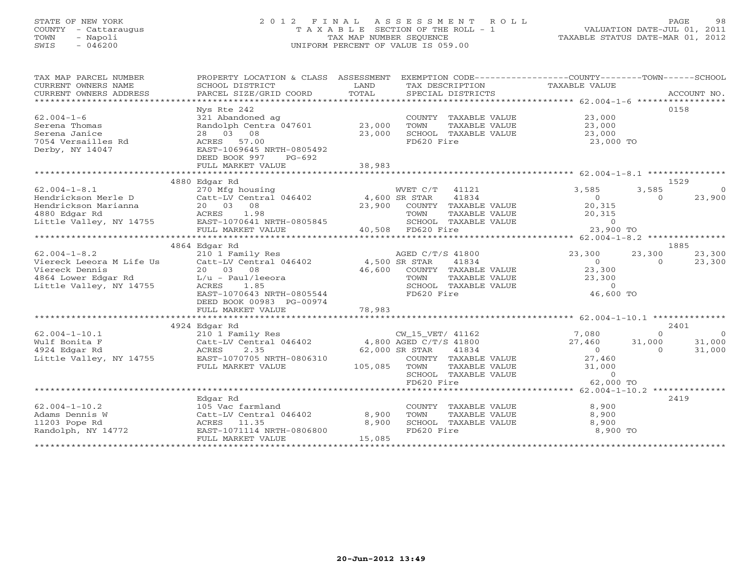STATE OF NEW YORK
COUNTY - Cattaraugus
TOWN - Napoli
SWIS - 046200

2012 FINAL ASSESSMENT ROLL
TAXABLE SECTION OF THE ROLL - 1
TAX MAP NUMBER SEQUENCE
UNIFORM PERCENT OF VALUE IS 059.00

VALUATION DATE-JUL 01, 2011
TAXABLE STATUS DATE-MAR 01, 2012

| TAX MAP PARCEL NUMBER / CURRENT OWNERS NAME / CURRENT OWNERS ADDRESS | PROPERTY LOCATION & CLASS / SCHOOL DISTRICT / PARCEL SIZE/GRID COORD | ASSESSMENT LAND / TOTAL | EXEMPTION CODE / TAX DESCRIPTION / SPECIAL DISTRICTS | COUNTY TAXABLE VALUE | TOWN | SCHOOL | ACCOUNT NO. |
|---|---|---|---|---|---|---|---|
| 62.004-1-6 | Nys Rte 242 | | | | | | 0158 |
| | 321 Abandoned ag | | COUNTY TAXABLE VALUE | 23,000 | | | |
| Serena Thomas | Randolph Centra 047601 | 23,000 | TOWN TAXABLE VALUE | 23,000 | | | |
| Serena Janice | 28 03 08 | 23,000 | SCHOOL TAXABLE VALUE | 23,000 | | | |
| 7054 Versailles Rd | ACRES 57.00 | | FD620 Fire | 23,000 TO | | | |
| Derby, NY 14047 | EAST-1069645 NRTH-0805492 | | | | | | |
| | DEED BOOK 997 PG-692 | | | | | | |
| | FULL MARKET VALUE | 38,983 | | | | | |
| 62.004-1-8.1 | 4880 Edgar Rd | | | | | | 1529 |
| | 270 Mfg housing | | WVET C/T 41121 | 3,585 | 3,585 | 0 | |
| Hendrickson Merle D | Catt-LV Central 046402 | 4,600 | SR STAR 41834 | 0 | 0 | 23,900 | |
| Hendrickson Marianna | 20 03 08 | 23,900 | COUNTY TAXABLE VALUE | 20,315 | | | |
| 4880 Edgar Rd | ACRES 1.98 | | TOWN TAXABLE VALUE | 20,315 | | | |
| Little Valley, NY 14755 | EAST-1070641 NRTH-0805845 | | SCHOOL TAXABLE VALUE | 0 | | | |
| | FULL MARKET VALUE | 40,508 | FD620 Fire | 23,900 TO | | | |
| 62.004-1-8.2 | 4864 Edgar Rd | | | | | | 1885 |
| | 210 1 Family Res | | AGED C/T/S 41800 | 23,300 | 23,300 | 23,300 | |
| Viereck Leeora M Life Us | Catt-LV Central 046402 | 4,500 | SR STAR 41834 | 0 | 0 | 23,300 | |
| Viereck Dennis | 20 03 08 | 46,600 | COUNTY TAXABLE VALUE | 23,300 | | | |
| 4864 Lower Edgar Rd | L/u - Paul/leeora | | TOWN TAXABLE VALUE | 23,300 | | | |
| Little Valley, NY 14755 | ACRES 1.85 | | SCHOOL TAXABLE VALUE | 0 | | | |
| | EAST-1070643 NRTH-0805544 | | FD620 Fire | 46,600 TO | | | |
| | DEED BOOK 00983 PG-00974 | | | | | | |
| | FULL MARKET VALUE | 78,983 | | | | | |
| 62.004-1-10.1 | 4924 Edgar Rd | | | | | | 2401 |
| | 210 1 Family Res | | CW_15_VET/ 41162 | 7,080 | 0 | 0 | |
| Wulf Bonita F | Catt-LV Central 046402 | 4,800 | AGED C/T/S 41800 | 27,460 | 31,000 | 31,000 | |
| 4924 Edgar Rd | ACRES 2.35 | 62,000 | SR STAR 41834 | 0 | 0 | 31,000 | |
| Little Valley, NY 14755 | EAST-1070705 NRTH-0806310 | | COUNTY TAXABLE VALUE | 27,460 | | | |
| | FULL MARKET VALUE | 105,085 | TOWN TAXABLE VALUE | 31,000 | | | |
| | | | SCHOOL TAXABLE VALUE | 0 | | | |
| | | | FD620 Fire | 62,000 TO | | | |
| 62.004-1-10.2 | Edgar Rd | | | | | | 2419 |
| | 105 Vac farmland | | COUNTY TAXABLE VALUE | 8,900 | | | |
| Adams Dennis W | Catt-LV Central 046402 | 8,900 | TOWN TAXABLE VALUE | 8,900 | | | |
| 11203 Pope Rd | ACRES 11.35 | 8,900 | SCHOOL TAXABLE VALUE | 8,900 | | | |
| Randolph, NY 14772 | EAST-1071114 NRTH-0806800 | | FD620 Fire | 8,900 TO | | | |
| | FULL MARKET VALUE | 15,085 | | | | | |

20-Jun-2012 13:49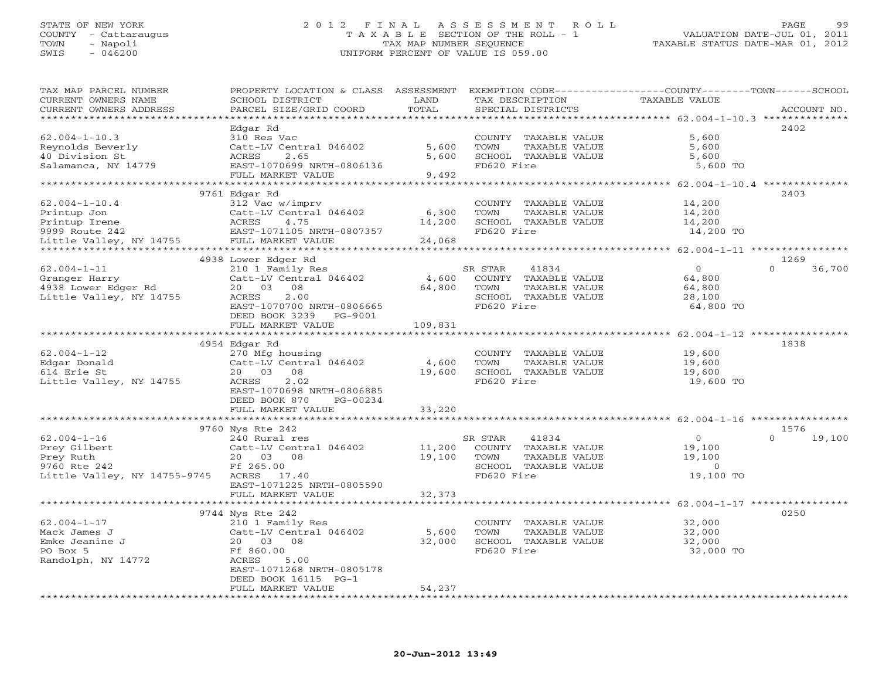STATE OF NEW YORK
COUNTY - Cattaraugus
TOWN - Napoli
SWIS - 046200

2012 FINAL ASSESSMENT ROLL
TAXABLE SECTION OF THE ROLL - 1
TAX MAP NUMBER SEQUENCE
UNIFORM PERCENT OF VALUE IS 059.00

VALUATION DATE-JUL 01, 2011
TAXABLE STATUS DATE-MAR 01, 2012

| TAX MAP PARCEL NUMBER / CURRENT OWNERS NAME / CURRENT OWNERS ADDRESS | PROPERTY LOCATION & CLASS / SCHOOL DISTRICT / PARCEL SIZE/GRID COORD | ASSESSMENT LAND / TOTAL | EXEMPTION CODE / TAX DESCRIPTION / SPECIAL DISTRICTS | COUNTY / TOWN / SCHOOL TAXABLE VALUE | ACCOUNT NO. |
|---|---|---|---|---|---|
| **62.004-1-10.3** | Edgar Rd | | | | 2402 |
| 62.004-1-10.3 | 310 Res Vac | | COUNTY TAXABLE VALUE | 5,600 | |
| Reynolds Beverly | Catt-LV Central 046402 | 5,600 | TOWN TAXABLE VALUE | 5,600 | |
| 40 Division St | ACRES 2.65 | 5,600 | SCHOOL TAXABLE VALUE | 5,600 | |
| Salamanca, NY 14779 | EAST-1070699 NRTH-0806136 | | FD620 Fire | 5,600 TO | |
| | FULL MARKET VALUE | 9,492 | | | |
| **62.004-1-10.4** | 9761 Edgar Rd | | | | 2403 |
| 62.004-1-10.4 | 312 Vac w/imprv | | COUNTY TAXABLE VALUE | 14,200 | |
| Printup Jon | Catt-LV Central 046402 | 6,300 | TOWN TAXABLE VALUE | 14,200 | |
| Printup Irene | ACRES 4.75 | 14,200 | SCHOOL TAXABLE VALUE | 14,200 | |
| 9999 Route 242 | EAST-1071105 NRTH-0807357 | | FD620 Fire | 14,200 TO | |
| Little Valley, NY 14755 | FULL MARKET VALUE | 24,068 | | | |
| **62.004-1-11** | 4938 Lower Edger Rd | | | | 1269 |
| 62.004-1-11 | 210 1 Family Res | | SR STAR 41834 | 0 / 0 / 36,700 | |
| Granger Harry | Catt-LV Central 046402 | 4,600 | COUNTY TAXABLE VALUE | 64,800 | |
| 4938 Lower Edger Rd | 20 03 08 | 64,800 | TOWN TAXABLE VALUE | 64,800 | |
| Little Valley, NY 14755 | ACRES 2.00 | | SCHOOL TAXABLE VALUE | 28,100 | |
| | EAST-1070700 NRTH-0806665 | | FD620 Fire | 64,800 TO | |
| | DEED BOOK 3239 PG-9001 | | | | |
| | FULL MARKET VALUE | 109,831 | | | |
| **62.004-1-12** | 4954 Edgar Rd | | | | 1838 |
| 62.004-1-12 | 270 Mfg housing | | COUNTY TAXABLE VALUE | 19,600 | |
| Edgar Donald | Catt-LV Central 046402 | 4,600 | TOWN TAXABLE VALUE | 19,600 | |
| 614 Erie St | 20 03 08 | 19,600 | SCHOOL TAXABLE VALUE | 19,600 | |
| Little Valley, NY 14755 | ACRES 2.02 | | FD620 Fire | 19,600 TO | |
| | EAST-1070698 NRTH-0806885 | | | | |
| | DEED BOOK 870 PG-00234 | | | | |
| | FULL MARKET VALUE | 33,220 | | | |
| **62.004-1-16** | 9760 Nys Rte 242 | | | | 1576 |
| 62.004-1-16 | 240 Rural res | | SR STAR 41834 | 0 / 0 / 19,100 | |
| Prey Gilbert | Catt-LV Central 046402 | 11,200 | COUNTY TAXABLE VALUE | 19,100 | |
| Prey Ruth | 20 03 08 | 19,100 | TOWN TAXABLE VALUE | 19,100 | |
| 9760 Rte 242 | Ff 265.00 | | SCHOOL TAXABLE VALUE | 0 | |
| Little Valley, NY 14755-9745 | ACRES 17.40 | | FD620 Fire | 19,100 TO | |
| | EAST-1071225 NRTH-0805590 | | | | |
| | FULL MARKET VALUE | 32,373 | | | |
| **62.004-1-17** | 9744 Nys Rte 242 | | | | 0250 |
| 62.004-1-17 | 210 1 Family Res | | COUNTY TAXABLE VALUE | 32,000 | |
| Mack James J | Catt-LV Central 046402 | 5,600 | TOWN TAXABLE VALUE | 32,000 | |
| Emke Jeanine J | 20 03 08 | 32,000 | SCHOOL TAXABLE VALUE | 32,000 | |
| PO Box 5 | Ff 860.00 | | FD620 Fire | 32,000 TO | |
| Randolph, NY 14772 | ACRES 5.00 | | | | |
| | EAST-1071268 NRTH-0805178 | | | | |
| | DEED BOOK 16115 PG-1 | | | | |
| | FULL MARKET VALUE | 54,237 | | | |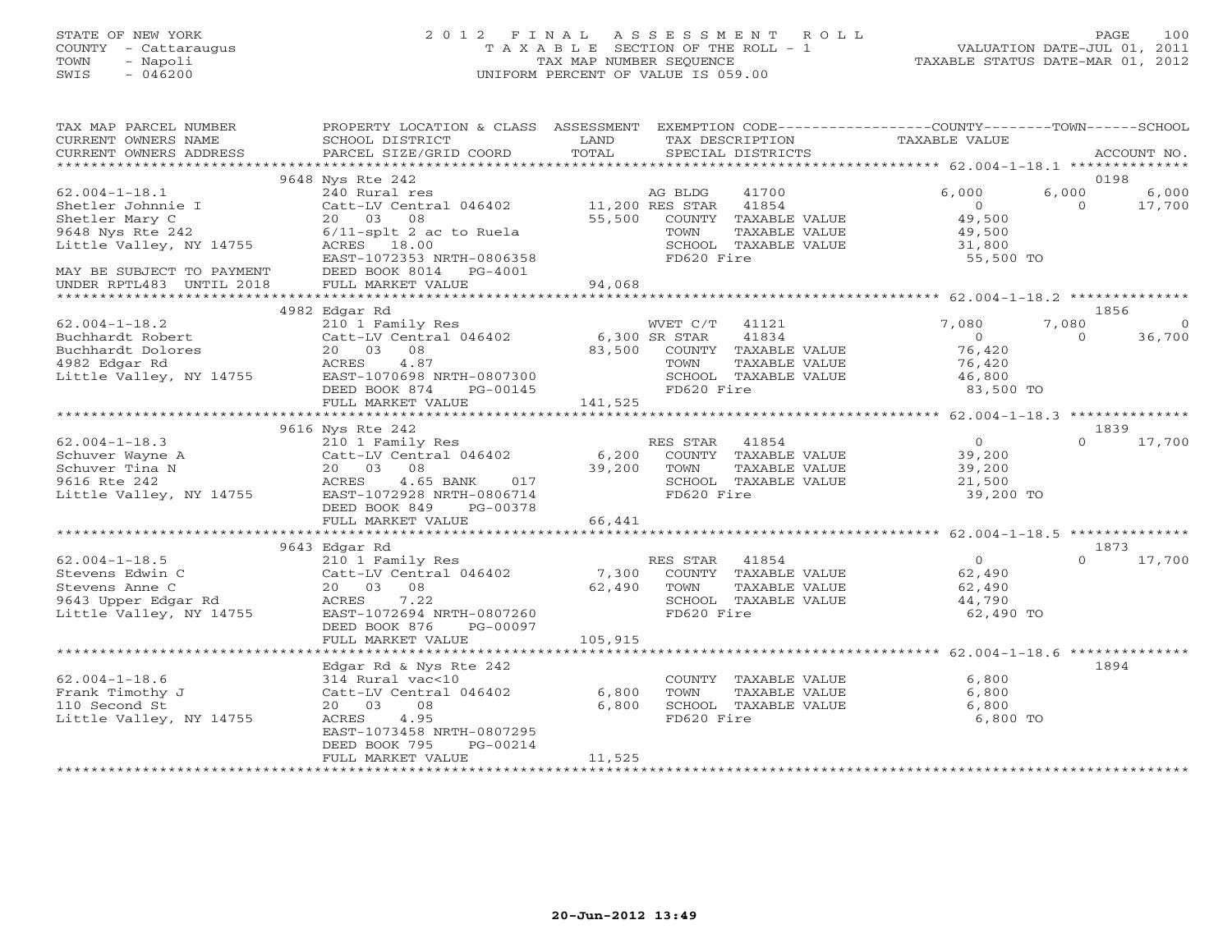STATE OF NEW YORK
COUNTY - Cattaraugus
TOWN - Napoli
SWIS - 046200

# 2012 FINAL ASSESSMENT ROLL

TAXABLE SECTION OF THE ROLL - 1
TAX MAP NUMBER SEQUENCE
UNIFORM PERCENT OF VALUE IS 059.00

VALUATION DATE-JUL 01, 2011
TAXABLE STATUS DATE-MAR 01, 2012

| TAX MAP PARCEL NUMBER / CURRENT OWNERS NAME / CURRENT OWNERS ADDRESS | PROPERTY LOCATION & CLASS / SCHOOL DISTRICT / PARCEL SIZE/GRID COORD | ASSESSMENT LAND / TOTAL | EXEMPTION CODE / TAX DESCRIPTION / SPECIAL DISTRICTS | COUNTY TAXABLE VALUE | TOWN | SCHOOL | ACCOUNT NO. |
|---|---|---|---|---|---|---|---|
| **62.004-1-18.1** | 9648 Nys Rte 242 | | | | | | 0198 |
| Shetler Johnnie I | 240 Rural res | | AG BLDG 41700 | 6,000 | 6,000 | 6,000 | |
| Shetler Mary C | Catt-LV Central 046402 | 11,200 | RES STAR 41854 | 0 | 0 | 17,700 | |
| 9648 Nys Rte 242 | 20 03 08 | 55,500 | COUNTY TAXABLE VALUE | 49,500 | | | |
| Little Valley, NY 14755 | 6/11-splt 2 ac to Ruela | | TOWN TAXABLE VALUE | 49,500 | | | |
| | ACRES 18.00 | | SCHOOL TAXABLE VALUE | 31,800 | | | |
| | EAST-1072353 NRTH-0806358 | | FD620 Fire | 55,500 TO | | | |
| MAY BE SUBJECT TO PAYMENT | DEED BOOK 8014 PG-4001 | | | | | | |
| UNDER RPTL483 UNTIL 2018 | FULL MARKET VALUE | 94,068 | | | | | |
| **62.004-1-18.2** | 4982 Edgar Rd | | | | | | 1856 |
| Buchhardt Robert | 210 1 Family Res | | WVET C/T 41121 | 7,080 | 7,080 | 0 | |
| Buchhardt Dolores | Catt-LV Central 046402 | 6,300 | SR STAR 41834 | 0 | 0 | 36,700 | |
| 4982 Edgar Rd | 20 03 08 | 83,500 | COUNTY TAXABLE VALUE | 76,420 | | | |
| Little Valley, NY 14755 | ACRES 4.87 | | TOWN TAXABLE VALUE | 76,420 | | | |
| | EAST-1070698 NRTH-0807300 | | SCHOOL TAXABLE VALUE | 46,800 | | | |
| | DEED BOOK 874 PG-00145 | | FD620 Fire | 83,500 TO | | | |
| | FULL MARKET VALUE | 141,525 | | | | | |
| **62.004-1-18.3** | 9616 Nys Rte 242 | | | | | | 1839 |
| Schuver Wayne A | 210 1 Family Res | | RES STAR 41854 | 0 | 0 | 17,700 | |
| Schuver Tina N | Catt-LV Central 046402 | 6,200 | COUNTY TAXABLE VALUE | 39,200 | | | |
| 9616 Rte 242 | 20 03 08 | 39,200 | TOWN TAXABLE VALUE | 39,200 | | | |
| Little Valley, NY 14755 | ACRES 4.65 BANK 017 | | SCHOOL TAXABLE VALUE | 21,500 | | | |
| | EAST-1072928 NRTH-0806714 | | FD620 Fire | 39,200 TO | | | |
| | DEED BOOK 849 PG-00378 | | | | | | |
| | FULL MARKET VALUE | 66,441 | | | | | |
| **62.004-1-18.5** | 9643 Edgar Rd | | | | | | 1873 |
| Stevens Edwin C | 210 1 Family Res | | RES STAR 41854 | 0 | 0 | 17,700 | |
| Stevens Anne C | Catt-LV Central 046402 | 7,300 | COUNTY TAXABLE VALUE | 62,490 | | | |
| 9643 Upper Edgar Rd | 20 03 08 | 62,490 | TOWN TAXABLE VALUE | 62,490 | | | |
| Little Valley, NY 14755 | ACRES 7.22 | | SCHOOL TAXABLE VALUE | 44,790 | | | |
| | EAST-1072694 NRTH-0807260 | | FD620 Fire | 62,490 TO | | | |
| | DEED BOOK 876 PG-00097 | | | | | | |
| | FULL MARKET VALUE | 105,915 | | | | | |
| **62.004-1-18.6** | Edgar Rd & Nys Rte 242 | | | | | | 1894 |
| Frank Timothy J | 314 Rural vac<10 | | COUNTY TAXABLE VALUE | 6,800 | | | |
| 110 Second St | Catt-LV Central 046402 | 6,800 | TOWN TAXABLE VALUE | 6,800 | | | |
| Little Valley, NY 14755 | 20 03 08 | 6,800 | SCHOOL TAXABLE VALUE | 6,800 | | | |
| | ACRES 4.95 | | FD620 Fire | 6,800 TO | | | |
| | EAST-1073458 NRTH-0807295 | | | | | | |
| | DEED BOOK 795 PG-00214 | | | | | | |
| | FULL MARKET VALUE | 11,525 | | | | | |

20-Jun-2012 13:49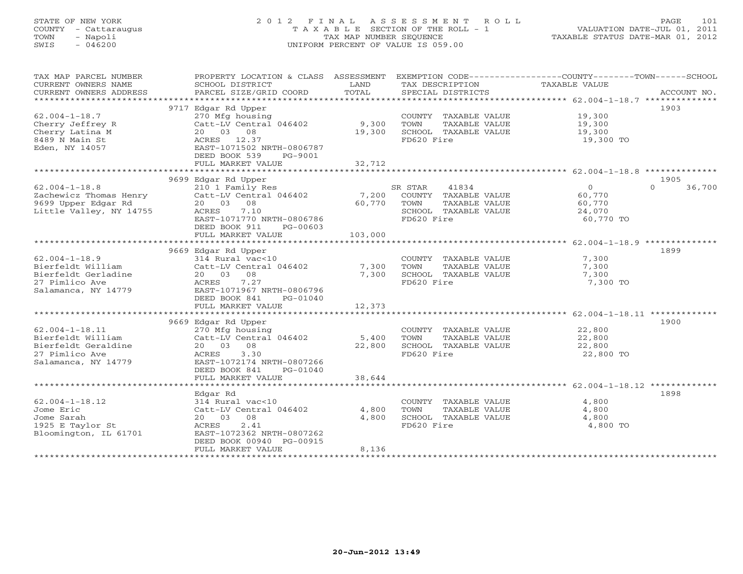STATE OF NEW YORK
COUNTY - Cattaraugus
TOWN - Napoli
SWIS - 046200

2012 FINAL ASSESSMENT ROLL
TAXABLE SECTION OF THE ROLL - 1
TAX MAP NUMBER SEQUENCE
UNIFORM PERCENT OF VALUE IS 059.00

VALUATION DATE-JUL 01, 2011
TAXABLE STATUS DATE-MAR 01, 2012

| TAX MAP PARCEL NUMBER / CURRENT OWNERS NAME / CURRENT OWNERS ADDRESS | PROPERTY LOCATION & CLASS / SCHOOL DISTRICT / PARCEL SIZE/GRID COORD | ASSESSMENT LAND / TOTAL | EXEMPTION CODE / TAX DESCRIPTION / SPECIAL DISTRICTS | COUNTY TAXABLE VALUE | TOWN | SCHOOL | ACCOUNT NO. |
|---|---|---|---|---|---|---|---|
| 62.004-1-18.7 | 9717 Edgar Rd Upper | | | | | | 1903 |
| Cherry Jeffrey R | 270 Mfg housing | | COUNTY TAXABLE VALUE | 19,300 | | | |
| Cherry Latina M | Catt-LV Central 046402 | 9,300 | TOWN TAXABLE VALUE | 19,300 | | | |
| 8489 N Main St | 20 03 08 | 19,300 | SCHOOL TAXABLE VALUE | 19,300 | | | |
| Eden, NY 14057 | ACRES 12.37 | | FD620 Fire | 19,300 TO | | | |
| | EAST-1071502 NRTH-0806787 | | | | | | |
| | DEED BOOK 539 PG-9001 | | | | | | |
| | FULL MARKET VALUE | 32,712 | | | | | |
| 62.004-1-18.8 | 9699 Edgar Rd Upper | | | | | | 1905 |
| Zachewicz Thomas Henry | 210 1 Family Res | | SR STAR 41834 | 0 | | 0 | 36,700 |
| 9699 Upper Edgar Rd | Catt-LV Central 046402 | 7,200 | COUNTY TAXABLE VALUE | 60,770 | | | |
| Little Valley, NY 14755 | 20 03 08 | 60,770 | TOWN TAXABLE VALUE | 60,770 | | | |
| | ACRES 7.10 | | SCHOOL TAXABLE VALUE | 24,070 | | | |
| | EAST-1071770 NRTH-0806786 | | FD620 Fire | 60,770 TO | | | |
| | DEED BOOK 911 PG-00603 | | | | | | |
| | FULL MARKET VALUE | 103,000 | | | | | |
| 62.004-1-18.9 | 9669 Edgar Rd Upper | | | | | | 1899 |
| Bierfeldt William | 314 Rural vac<10 | | COUNTY TAXABLE VALUE | 7,300 | | | |
| Bierfeldt Gerladine | Catt-LV Central 046402 | 7,300 | TOWN TAXABLE VALUE | 7,300 | | | |
| 27 Pimlico Ave | 20 03 08 | 7,300 | SCHOOL TAXABLE VALUE | 7,300 | | | |
| Salamanca, NY 14779 | ACRES 7.27 | | FD620 Fire | 7,300 TO | | | |
| | EAST-1071967 NRTH-0806796 | | | | | | |
| | DEED BOOK 841 PG-01040 | | | | | | |
| | FULL MARKET VALUE | 12,373 | | | | | |
| 62.004-1-18.11 | 9669 Edgar Rd Upper | | | | | | 1900 |
| Bierfeldt William | 270 Mfg housing | | COUNTY TAXABLE VALUE | 22,800 | | | |
| Bierfeldt Geraldine | Catt-LV Central 046402 | 5,400 | TOWN TAXABLE VALUE | 22,800 | | | |
| 27 Pimlico Ave | 20 03 08 | 22,800 | SCHOOL TAXABLE VALUE | 22,800 | | | |
| Salamanca, NY 14779 | ACRES 3.30 | | FD620 Fire | 22,800 TO | | | |
| | EAST-1072174 NRTH-0807266 | | | | | | |
| | DEED BOOK 841 PG-01040 | | | | | | |
| | FULL MARKET VALUE | 38,644 | | | | | |
| 62.004-1-18.12 | Edgar Rd | | | | | | 1898 |
| Jome Eric | 314 Rural vac<10 | | COUNTY TAXABLE VALUE | 4,800 | | | |
| Jome Sarah | Catt-LV Central 046402 | 4,800 | TOWN TAXABLE VALUE | 4,800 | | | |
| 1925 E Taylor St | 20 03 08 | 4,800 | SCHOOL TAXABLE VALUE | 4,800 | | | |
| Bloomington, IL 61701 | ACRES 2.41 | | FD620 Fire | 4,800 TO | | | |
| | EAST-1072362 NRTH-0807262 | | | | | | |
| | DEED BOOK 00940 PG-00915 | | | | | | |
| | FULL MARKET VALUE | 8,136 | | | | | |

20-Jun-2012 13:49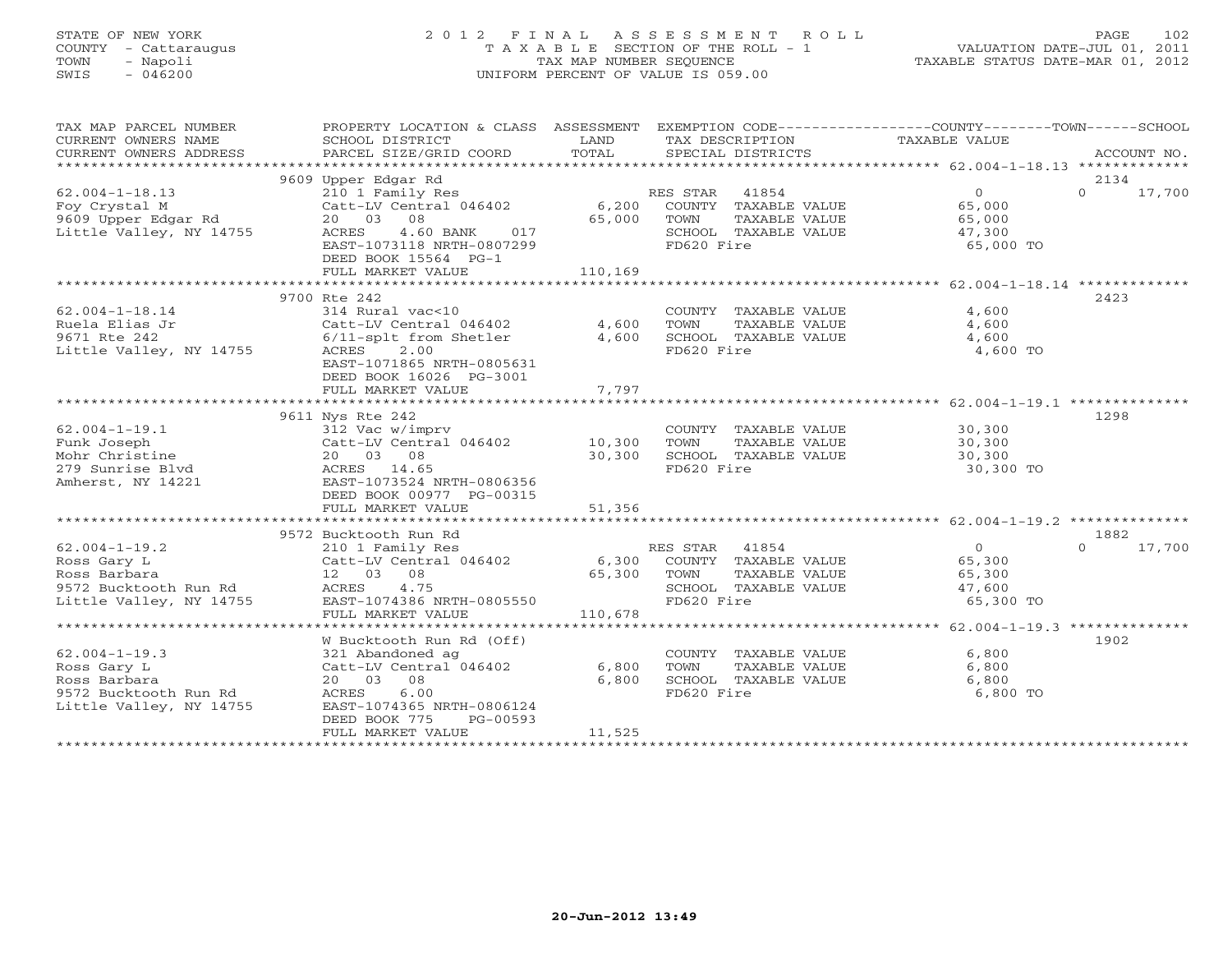STATE OF NEW YORK
COUNTY - Cattaraugus
TOWN - Napoli
SWIS - 046200

2012 FINAL ASSESSMENT ROLL
TAXABLE SECTION OF THE ROLL - 1
TAX MAP NUMBER SEQUENCE
UNIFORM PERCENT OF VALUE IS 059.00

VALUATION DATE-JUL 01, 2011
TAXABLE STATUS DATE-MAR 01, 2012

| TAX MAP PARCEL NUMBER / CURRENT OWNERS NAME / CURRENT OWNERS ADDRESS | PROPERTY LOCATION & CLASS / SCHOOL DISTRICT / PARCEL SIZE/GRID COORD | ASSESSMENT LAND / TOTAL | EXEMPTION CODE / TAX DESCRIPTION / SPECIAL DISTRICTS | COUNTY / TOWN / SCHOOL TAXABLE VALUE | ACCOUNT NO. |
|---|---|---|---|---|---|
| | 9609 Upper Edgar Rd | | | | 2134 |
| 62.004-1-18.13 | 210 1 Family Res | | RES STAR 41854 | 0 | 0 17,700 |
| Foy Crystal M | Catt-LV Central 046402 | 6,200 | COUNTY TAXABLE VALUE | 65,000 | |
| 9609 Upper Edgar Rd | 20 03 08 | 65,000 | TOWN TAXABLE VALUE | 65,000 | |
| Little Valley, NY 14755 | ACRES 4.60 BANK 017 | | SCHOOL TAXABLE VALUE | 47,300 | |
| | EAST-1073118 NRTH-0807299 | | FD620 Fire | 65,000 TO | |
| | DEED BOOK 15564 PG-1 | | | | |
| | FULL MARKET VALUE | 110,169 | | | |
| | 9700 Rte 242 | | | | 2423 |
| 62.004-1-18.14 | 314 Rural vac<10 | | COUNTY TAXABLE VALUE | 4,600 | |
| Ruela Elias Jr | Catt-LV Central 046402 | 4,600 | TOWN TAXABLE VALUE | 4,600 | |
| 9671 Rte 242 | 6/11-splt from Shetler | 4,600 | SCHOOL TAXABLE VALUE | 4,600 | |
| Little Valley, NY 14755 | ACRES 2.00 | | FD620 Fire | 4,600 TO | |
| | EAST-1071865 NRTH-0805631 | | | | |
| | DEED BOOK 16026 PG-3001 | | | | |
| | FULL MARKET VALUE | 7,797 | | | |
| | 9611 Nys Rte 242 | | | | 1298 |
| 62.004-1-19.1 | 312 Vac w/imprv | | COUNTY TAXABLE VALUE | 30,300 | |
| Funk Joseph | Catt-LV Central 046402 | 10,300 | TOWN TAXABLE VALUE | 30,300 | |
| Mohr Christine | 20 03 08 | 30,300 | SCHOOL TAXABLE VALUE | 30,300 | |
| 279 Sunrise Blvd | ACRES 14.65 | | FD620 Fire | 30,300 TO | |
| Amherst, NY 14221 | EAST-1073524 NRTH-0806356 | | | | |
| | DEED BOOK 00977 PG-00315 | | | | |
| | FULL MARKET VALUE | 51,356 | | | |
| | 9572 Bucktooth Run Rd | | | | 1882 |
| 62.004-1-19.2 | 210 1 Family Res | | RES STAR 41854 | 0 | 0 17,700 |
| Ross Gary L | Catt-LV Central 046402 | 6,300 | COUNTY TAXABLE VALUE | 65,300 | |
| Ross Barbara | 12 03 08 | 65,300 | TOWN TAXABLE VALUE | 65,300 | |
| 9572 Bucktooth Run Rd | ACRES 4.75 | | SCHOOL TAXABLE VALUE | 47,600 | |
| Little Valley, NY 14755 | EAST-1074386 NRTH-0805550 | | FD620 Fire | 65,300 TO | |
| | FULL MARKET VALUE | 110,678 | | | |
| | W Bucktooth Run Rd (Off) | | | | 1902 |
| 62.004-1-19.3 | 321 Abandoned ag | | COUNTY TAXABLE VALUE | 6,800 | |
| Ross Gary L | Catt-LV Central 046402 | 6,800 | TOWN TAXABLE VALUE | 6,800 | |
| Ross Barbara | 20 03 08 | 6,800 | SCHOOL TAXABLE VALUE | 6,800 | |
| 9572 Bucktooth Run Rd | ACRES 6.00 | | FD620 Fire | 6,800 TO | |
| Little Valley, NY 14755 | EAST-1074365 NRTH-0806124 | | | | |
| | DEED BOOK 775 PG-00593 | | | | |
| | FULL MARKET VALUE | 11,525 | | | |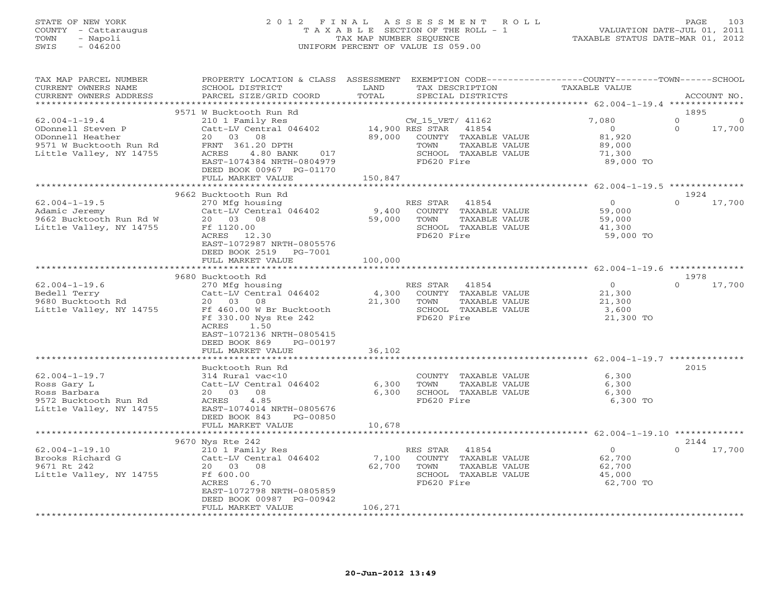STATE OF NEW YORK
COUNTY - Cattaraugus
TOWN - Napoli
SWIS - 046200

# 2012 FINAL ASSESSMENT ROLL
TAXABLE SECTION OF THE ROLL - 1
TAX MAP NUMBER SEQUENCE
UNIFORM PERCENT OF VALUE IS 059.00

VALUATION DATE-JUL 01, 2011
TAXABLE STATUS DATE-MAR 01, 2012

| TAX MAP PARCEL NUMBER / CURRENT OWNERS NAME / CURRENT OWNERS ADDRESS | PROPERTY LOCATION & CLASS / SCHOOL DISTRICT / PARCEL SIZE/GRID COORD | ASSESSMENT LAND | TOTAL | EXEMPTION CODE / TAX DESCRIPTION / SPECIAL DISTRICTS | COUNTY TAXABLE VALUE | TOWN | SCHOOL | ACCOUNT NO. |
|---|---|---|---|---|---|---|---|---|
| **62.004-1-19.4** | 9571 W Bucktooth Run Rd | | | | | | | 1895 |
| | 210 1 Family Res | | | CW_15_VET/ 41162 | 7,080 | 0 | 0 | |
| ODonnell Steven P | Catt-LV Central 046402 | 14,900 | | RES STAR 41854 | 0 | 0 | 17,700 | |
| ODonnell Heather | 20 03 08 | | 89,000 | COUNTY TAXABLE VALUE | 81,920 | | | |
| 9571 W Bucktooth Run Rd | FRNT 361.20 DPTH | | | TOWN TAXABLE VALUE | 89,000 | | | |
| Little Valley, NY 14755 | ACRES 4.80 BANK 017 | | | SCHOOL TAXABLE VALUE | 71,300 | | | |
| | EAST-1074384 NRTH-0804979 | | | FD620 Fire | 89,000 TO | | | |
| | DEED BOOK 00967 PG-01170 | | | | | | | |
| | FULL MARKET VALUE | | 150,847 | | | | | |
| **62.004-1-19.5** | 9662 Bucktooth Run Rd | | | | | | | 1924 |
| | 270 Mfg housing | | | RES STAR 41854 | 0 | 0 | 17,700 | |
| Adamic Jeremy | Catt-LV Central 046402 | 9,400 | | COUNTY TAXABLE VALUE | 59,000 | | | |
| 9662 Bucktooth Run Rd W | 20 03 08 | | 59,000 | TOWN TAXABLE VALUE | 59,000 | | | |
| Little Valley, NY 14755 | Ff 1120.00 | | | SCHOOL TAXABLE VALUE | 41,300 | | | |
| | ACRES 12.30 | | | FD620 Fire | 59,000 TO | | | |
| | EAST-1072987 NRTH-0805576 | | | | | | | |
| | DEED BOOK 2519 PG-7001 | | | | | | | |
| | FULL MARKET VALUE | | 100,000 | | | | | |
| **62.004-1-19.6** | 9680 Bucktooth Rd | | | | | | | 1978 |
| | 270 Mfg housing | | | RES STAR 41854 | 0 | 0 | 17,700 | |
| Bedell Terry | Catt-LV Central 046402 | 4,300 | | COUNTY TAXABLE VALUE | 21,300 | | | |
| 9680 Bucktooth Rd | 20 03 08 | | 21,300 | TOWN TAXABLE VALUE | 21,300 | | | |
| Little Valley, NY 14755 | Ff 460.00 W Br Bucktooth | | | SCHOOL TAXABLE VALUE | 3,600 | | | |
| | Ff 330.00 Nys Rte 242 | | | FD620 Fire | 21,300 TO | | | |
| | ACRES 1.50 | | | | | | | |
| | EAST-1072136 NRTH-0805415 | | | | | | | |
| | DEED BOOK 869 PG-00197 | | | | | | | |
| | FULL MARKET VALUE | | 36,102 | | | | | |
| **62.004-1-19.7** | Bucktooth Run Rd | | | | | | | 2015 |
| | 314 Rural vac<10 | | | COUNTY TAXABLE VALUE | 6,300 | | | |
| Ross Gary L | Catt-LV Central 046402 | 6,300 | | TOWN TAXABLE VALUE | 6,300 | | | |
| Ross Barbara | 20 03 08 | | 6,300 | SCHOOL TAXABLE VALUE | 6,300 | | | |
| 9572 Bucktooth Run Rd | ACRES 4.85 | | | FD620 Fire | 6,300 TO | | | |
| Little Valley, NY 14755 | EAST-1074014 NRTH-0805676 | | | | | | | |
| | DEED BOOK 843 PG-00850 | | | | | | | |
| | FULL MARKET VALUE | | 10,678 | | | | | |
| **62.004-1-19.10** | 9670 Nys Rte 242 | | | | | | | 2144 |
| | 210 1 Family Res | | | RES STAR 41854 | 0 | 0 | 17,700 | |
| Brooks Richard G | Catt-LV Central 046402 | 7,100 | | COUNTY TAXABLE VALUE | 62,700 | | | |
| 9671 Rt 242 | 20 03 08 | | 62,700 | TOWN TAXABLE VALUE | 62,700 | | | |
| Little Valley, NY 14755 | Ff 600.00 | | | SCHOOL TAXABLE VALUE | 45,000 | | | |
| | ACRES 6.70 | | | FD620 Fire | 62,700 TO | | | |
| | EAST-1072798 NRTH-0805859 | | | | | | | |
| | DEED BOOK 00987 PG-00942 | | | | | | | |
| | FULL MARKET VALUE | | 106,271 | | | | | |

20-Jun-2012 13:49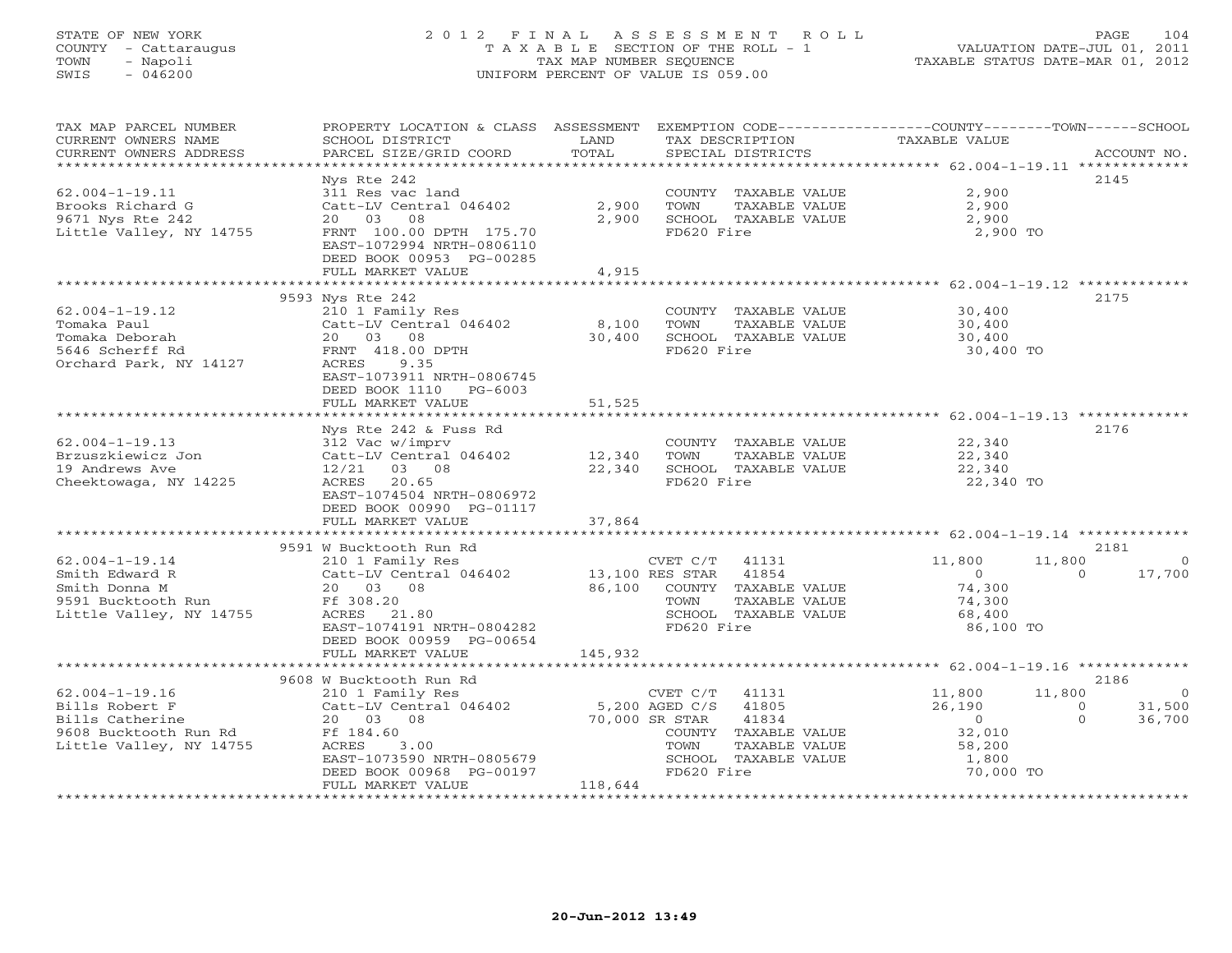STATE OF NEW YORK
COUNTY - Cattaraugus
TOWN - Napoli
SWIS - 046200

2 0 1 2 F I N A L A S S E S S M E N T R O L L
T A X A B L E SECTION OF THE ROLL - 1
TAX MAP NUMBER SEQUENCE
UNIFORM PERCENT OF VALUE IS 059.00

VALUATION DATE-JUL 01, 2011
TAXABLE STATUS DATE-MAR 01, 2012

| TAX MAP PARCEL NUMBER / CURRENT OWNERS NAME / CURRENT OWNERS ADDRESS | PROPERTY LOCATION & CLASS / SCHOOL DISTRICT / PARCEL SIZE/GRID COORD | ASSESSMENT LAND / TOTAL | EXEMPTION CODE / TAX DESCRIPTION / SPECIAL DISTRICTS | COUNTY TAXABLE VALUE | TOWN | SCHOOL | ACCOUNT NO. |
|---|---|---|---|---|---|---|---|
| 62.004-1-19.11 | Nys Rte 242 | | | | | | 2145 |
| 62.004-1-19.11 | 311 Res vac land | | COUNTY TAXABLE VALUE | 2,900 | | | |
| Brooks Richard G | Catt-LV Central 046402 | 2,900 | TOWN TAXABLE VALUE | 2,900 | | | |
| 9671 Nys Rte 242 | 20 03 08 | 2,900 | SCHOOL TAXABLE VALUE | 2,900 | | | |
| Little Valley, NY 14755 | FRNT 100.00 DPTH 175.70 | | FD620 Fire | 2,900 TO | | | |
| | EAST-1072994 NRTH-0806110 | | | | | | |
| | DEED BOOK 00953 PG-00285 | | | | | | |
| | FULL MARKET VALUE | 4,915 | | | | | |
| 62.004-1-19.12 | 9593 Nys Rte 242 | | | | | | 2175 |
| 62.004-1-19.12 | 210 1 Family Res | | COUNTY TAXABLE VALUE | 30,400 | | | |
| Tomaka Paul | Catt-LV Central 046402 | 8,100 | TOWN TAXABLE VALUE | 30,400 | | | |
| Tomaka Deborah | 20 03 08 | 30,400 | SCHOOL TAXABLE VALUE | 30,400 | | | |
| 5646 Scherff Rd | FRNT 418.00 DPTH | | FD620 Fire | 30,400 TO | | | |
| Orchard Park, NY 14127 | ACRES 9.35 | | | | | | |
| | EAST-1073911 NRTH-0806745 | | | | | | |
| | DEED BOOK 1110 PG-6003 | | | | | | |
| | FULL MARKET VALUE | 51,525 | | | | | |
| 62.004-1-19.13 | Nys Rte 242 & Fuss Rd | | | | | | 2176 |
| 62.004-1-19.13 | 312 Vac w/imprv | | COUNTY TAXABLE VALUE | 22,340 | | | |
| Brzuszkiewicz Jon | Catt-LV Central 046402 | 12,340 | TOWN TAXABLE VALUE | 22,340 | | | |
| 19 Andrews Ave | 12/21 03 08 | 22,340 | SCHOOL TAXABLE VALUE | 22,340 | | | |
| Cheektowaga, NY 14225 | ACRES 20.65 | | FD620 Fire | 22,340 TO | | | |
| | EAST-1074504 NRTH-0806972 | | | | | | |
| | DEED BOOK 00990 PG-01117 | | | | | | |
| | FULL MARKET VALUE | 37,864 | | | | | |
| 62.004-1-19.14 | 9591 W Bucktooth Run Rd | | | | | | 2181 |
| 62.004-1-19.14 | 210 1 Family Res | | CVET C/T 41131 | 11,800 | 11,800 | 0 | |
| Smith Edward R | Catt-LV Central 046402 | 13,100 | RES STAR 41854 | 0 | 0 | 17,700 | |
| Smith Donna M | 20 03 08 | 86,100 | COUNTY TAXABLE VALUE | 74,300 | | | |
| 9591 Bucktooth Run | Ff 308.20 | | TOWN TAXABLE VALUE | 74,300 | | | |
| Little Valley, NY 14755 | ACRES 21.80 | | SCHOOL TAXABLE VALUE | 68,400 | | | |
| | EAST-1074191 NRTH-0804282 | | FD620 Fire | 86,100 TO | | | |
| | DEED BOOK 00959 PG-00654 | | | | | | |
| | FULL MARKET VALUE | 145,932 | | | | | |
| 62.004-1-19.16 | 9608 W Bucktooth Run Rd | | | | | | 2186 |
| 62.004-1-19.16 | 210 1 Family Res | | CVET C/T 41131 | 11,800 | 11,800 | 0 | |
| Bills Robert F | Catt-LV Central 046402 | 5,200 | AGED C/S 41805 | 26,190 | 0 | 31,500 | |
| Bills Catherine | 20 03 08 | 70,000 | SR STAR 41834 | 0 | 0 | 36,700 | |
| 9608 Bucktooth Run Rd | Ff 184.60 | | COUNTY TAXABLE VALUE | 32,010 | | | |
| Little Valley, NY 14755 | ACRES 3.00 | | TOWN TAXABLE VALUE | 58,200 | | | |
| | EAST-1073590 NRTH-0805679 | | SCHOOL TAXABLE VALUE | 1,800 | | | |
| | DEED BOOK 00968 PG-00197 | | FD620 Fire | 70,000 TO | | | |
| | FULL MARKET VALUE | 118,644 | | | | | |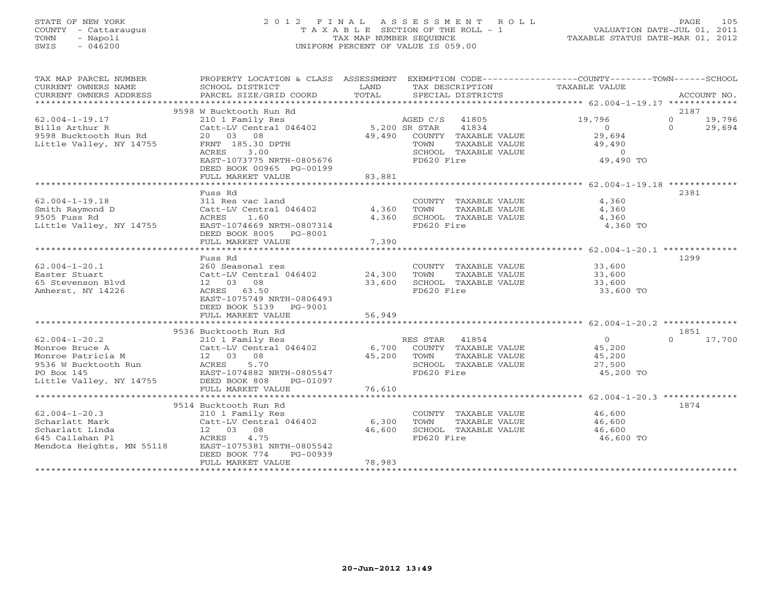STATE OF NEW YORK
COUNTY - Cattaraugus
TOWN - Napoli
SWIS - 046200

# 2012 FINAL ASSESSMENT ROLL
TAXABLE SECTION OF THE ROLL - 1
TAX MAP NUMBER SEQUENCE
UNIFORM PERCENT OF VALUE IS 059.00

VALUATION DATE-JUL 01, 2011
TAXABLE STATUS DATE-MAR 01, 2012

| TAX MAP PARCEL NUMBER / CURRENT OWNERS NAME / CURRENT OWNERS ADDRESS | PROPERTY LOCATION & CLASS / SCHOOL DISTRICT / PARCEL SIZE/GRID COORD | ASSESSMENT LAND / TOTAL | EXEMPTION CODE / TAX DESCRIPTION / SPECIAL DISTRICTS | COUNTY TAXABLE VALUE | TOWN | SCHOOL | ACCOUNT NO. |
|---|---|---|---|---|---|---|---|
| 62.004-1-19.17 | 9598 W Bucktooth Run Rd | | | | | | 2187 |
| Bills Arthur R | 210 1 Family Res | | AGED C/S 41805 | 19,796 | 0 | 19,796 | |
| 9598 Bucktooth Run Rd | Catt-LV Central 046402 | 5,200 | SR STAR 41834 | 0 | 0 | 29,694 | |
| Little Valley, NY 14755 | 20 03 08 | 49,490 | COUNTY TAXABLE VALUE | 29,694 | | | |
| | FRNT 185.30 DPTH | | TOWN TAXABLE VALUE | 49,490 | | | |
| | ACRES 3.00 | | SCHOOL TAXABLE VALUE | 0 | | | |
| | EAST-1073775 NRTH-0805676 | | FD620 Fire | 49,490 TO | | | |
| | DEED BOOK 00965 PG-00199 | | | | | | |
| | FULL MARKET VALUE | 83,881 | | | | | |
| 62.004-1-19.18 | Fuss Rd | | | | | | 2381 |
| Smith Raymond D | 311 Res vac land | | COUNTY TAXABLE VALUE | 4,360 | | | |
| 9505 Fuss Rd | Catt-LV Central 046402 | 4,360 | TOWN TAXABLE VALUE | 4,360 | | | |
| Little Valley, NY 14755 | ACRES 1.60 | 4,360 | SCHOOL TAXABLE VALUE | 4,360 | | | |
| | EAST-1074669 NRTH-0807314 | | FD620 Fire | 4,360 TO | | | |
| | DEED BOOK 8005 PG-8001 | | | | | | |
| | FULL MARKET VALUE | 7,390 | | | | | |
| 62.004-1-20.1 | Fuss Rd | | | | | | 1299 |
| Easter Stuart | 260 Seasonal res | | COUNTY TAXABLE VALUE | 33,600 | | | |
| 65 Stevenson Blvd | Catt-LV Central 046402 | 24,300 | TOWN TAXABLE VALUE | 33,600 | | | |
| Amherst, NY 14226 | 12 03 08 | 33,600 | SCHOOL TAXABLE VALUE | 33,600 | | | |
| | ACRES 63.50 | | FD620 Fire | 33,600 TO | | | |
| | EAST-1075749 NRTH-0806493 | | | | | | |
| | DEED BOOK 5139 PG-9001 | | | | | | |
| | FULL MARKET VALUE | 56,949 | | | | | |
| 62.004-1-20.2 | 9536 Bucktooth Run Rd | | | | | | 1851 |
| Monroe Bruce A | 210 1 Family Res | | RES STAR 41854 | 0 | 0 | 17,700 | |
| Monroe Patricia M | Catt-LV Central 046402 | 6,700 | COUNTY TAXABLE VALUE | 45,200 | | | |
| 9536 W Bucktooth Run | 12 03 08 | 45,200 | TOWN TAXABLE VALUE | 45,200 | | | |
| PO Box 145 | ACRES 5.70 | | SCHOOL TAXABLE VALUE | 27,500 | | | |
| Little Valley, NY 14755 | EAST-1074882 NRTH-0805547 | | FD620 Fire | 45,200 TO | | | |
| | DEED BOOK 808 PG-01097 | | | | | | |
| | FULL MARKET VALUE | 76,610 | | | | | |
| 62.004-1-20.3 | 9514 Bucktooth Run Rd | | | | | | 1874 |
| Scharlatt Mark | 210 1 Family Res | | COUNTY TAXABLE VALUE | 46,600 | | | |
| Scharlatt Linda | Catt-LV Central 046402 | 6,300 | TOWN TAXABLE VALUE | 46,600 | | | |
| 645 Callahan Pl | 12 03 08 | 46,600 | SCHOOL TAXABLE VALUE | 46,600 | | | |
| Mendota Heights, MN 55118 | ACRES 4.75 | | FD620 Fire | 46,600 TO | | | |
| | EAST-1075381 NRTH-0805542 | | | | | | |
| | DEED BOOK 774 PG-00939 | | | | | | |
| | FULL MARKET VALUE | 78,983 | | | | | |

20-Jun-2012 13:49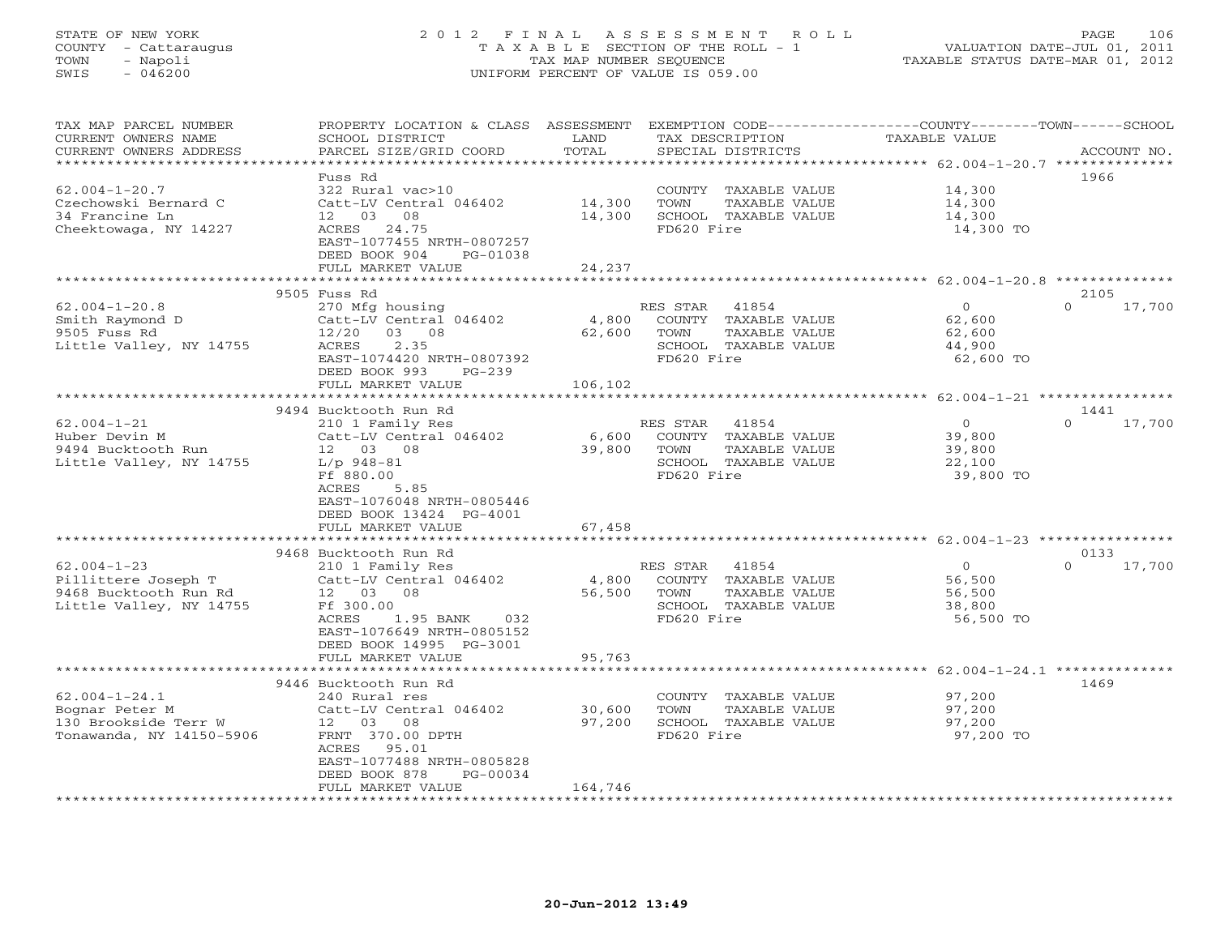STATE OF NEW YORK | 2012 FINAL ASSESSMENT ROLL
COUNTY - Cattaraugus | TAXABLE SECTION OF THE ROLL - 1 | VALUATION DATE-JUL 01, 2011
TOWN - Napoli | TAX MAP NUMBER SEQUENCE | TAXABLE STATUS DATE-MAR 01, 2012
SWIS - 046200 | UNIFORM PERCENT OF VALUE IS 059.00

| TAX MAP PARCEL NUMBER / CURRENT OWNERS NAME / CURRENT OWNERS ADDRESS | PROPERTY LOCATION & CLASS / SCHOOL DISTRICT / PARCEL SIZE/GRID COORD | ASSESSMENT LAND / TOTAL | EXEMPTION CODE / TAX DESCRIPTION / SPECIAL DISTRICTS | COUNTY / TOWN / SCHOOL TAXABLE VALUE | ACCOUNT NO. |
|---|---|---|---|---|---|
| **62.004-1-20.7** | Fuss Rd | | | | 1966 |
| Czechowski Bernard C | 322 Rural vac>10 | | COUNTY TAXABLE VALUE | 14,300 | |
| 34 Francine Ln | Catt-LV Central 046402 | 14,300 | TOWN TAXABLE VALUE | 14,300 | |
| Cheektowaga, NY 14227 | 12 03 08 | 14,300 | SCHOOL TAXABLE VALUE | 14,300 | |
| | ACRES 24.75 | | FD620 Fire | 14,300 TO | |
| | EAST-1077455 NRTH-0807257 | | | | |
| | DEED BOOK 904 PG-01038 | | | | |
| | FULL MARKET VALUE | 24,237 | | | |
| **62.004-1-20.8** | 9505 Fuss Rd | | | | 2105 |
| Smith Raymond D | 270 Mfg housing | | RES STAR 41854 | 0 / 0 / 17,700 | |
| 9505 Fuss Rd | Catt-LV Central 046402 | 4,800 | COUNTY TAXABLE VALUE | 62,600 | |
| Little Valley, NY 14755 | 12/20 03 08 | 62,600 | TOWN TAXABLE VALUE | 62,600 | |
| | ACRES 2.35 | | SCHOOL TAXABLE VALUE | 44,900 | |
| | EAST-1074420 NRTH-0807392 | | FD620 Fire | 62,600 TO | |
| | DEED BOOK 993 PG-239 | | | | |
| | FULL MARKET VALUE | 106,102 | | | |
| **62.004-1-21** | 9494 Bucktooth Run Rd | | | | 1441 |
| Huber Devin M | 210 1 Family Res | | RES STAR 41854 | 0 / 0 / 17,700 | |
| 9494 Bucktooth Run | Catt-LV Central 046402 | 6,600 | COUNTY TAXABLE VALUE | 39,800 | |
| Little Valley, NY 14755 | 12 03 08 | 39,800 | TOWN TAXABLE VALUE | 39,800 | |
| | L/p 948-81 | | SCHOOL TAXABLE VALUE | 22,100 | |
| | Ff 880.00 | | FD620 Fire | 39,800 TO | |
| | ACRES 5.85 | | | | |
| | EAST-1076048 NRTH-0805446 | | | | |
| | DEED BOOK 13424 PG-4001 | | | | |
| | FULL MARKET VALUE | 67,458 | | | |
| **62.004-1-23** | 9468 Bucktooth Run Rd | | | | 0133 |
| Pillittere Joseph T | 210 1 Family Res | | RES STAR 41854 | 0 / 0 / 17,700 | |
| 9468 Bucktooth Run Rd | Catt-LV Central 046402 | 4,800 | COUNTY TAXABLE VALUE | 56,500 | |
| Little Valley, NY 14755 | 12 03 08 | 56,500 | TOWN TAXABLE VALUE | 56,500 | |
| | Ff 300.00 | | SCHOOL TAXABLE VALUE | 38,800 | |
| | ACRES 1.95 BANK 032 | | FD620 Fire | 56,500 TO | |
| | EAST-1076649 NRTH-0805152 | | | | |
| | DEED BOOK 14995 PG-3001 | | | | |
| | FULL MARKET VALUE | 95,763 | | | |
| **62.004-1-24.1** | 9446 Bucktooth Run Rd | | | | 1469 |
| Bognar Peter M | 240 Rural res | | COUNTY TAXABLE VALUE | 97,200 | |
| 130 Brookside Terr W | Catt-LV Central 046402 | 30,600 | TOWN TAXABLE VALUE | 97,200 | |
| Tonawanda, NY 14150-5906 | 12 03 08 | 97,200 | SCHOOL TAXABLE VALUE | 97,200 | |
| | FRNT 370.00 DPTH | | FD620 Fire | 97,200 TO | |
| | ACRES 95.01 | | | | |
| | EAST-1077488 NRTH-0805828 | | | | |
| | DEED BOOK 878 PG-00034 | | | | |
| | FULL MARKET VALUE | 164,746 | | | |

20-Jun-2012 13:49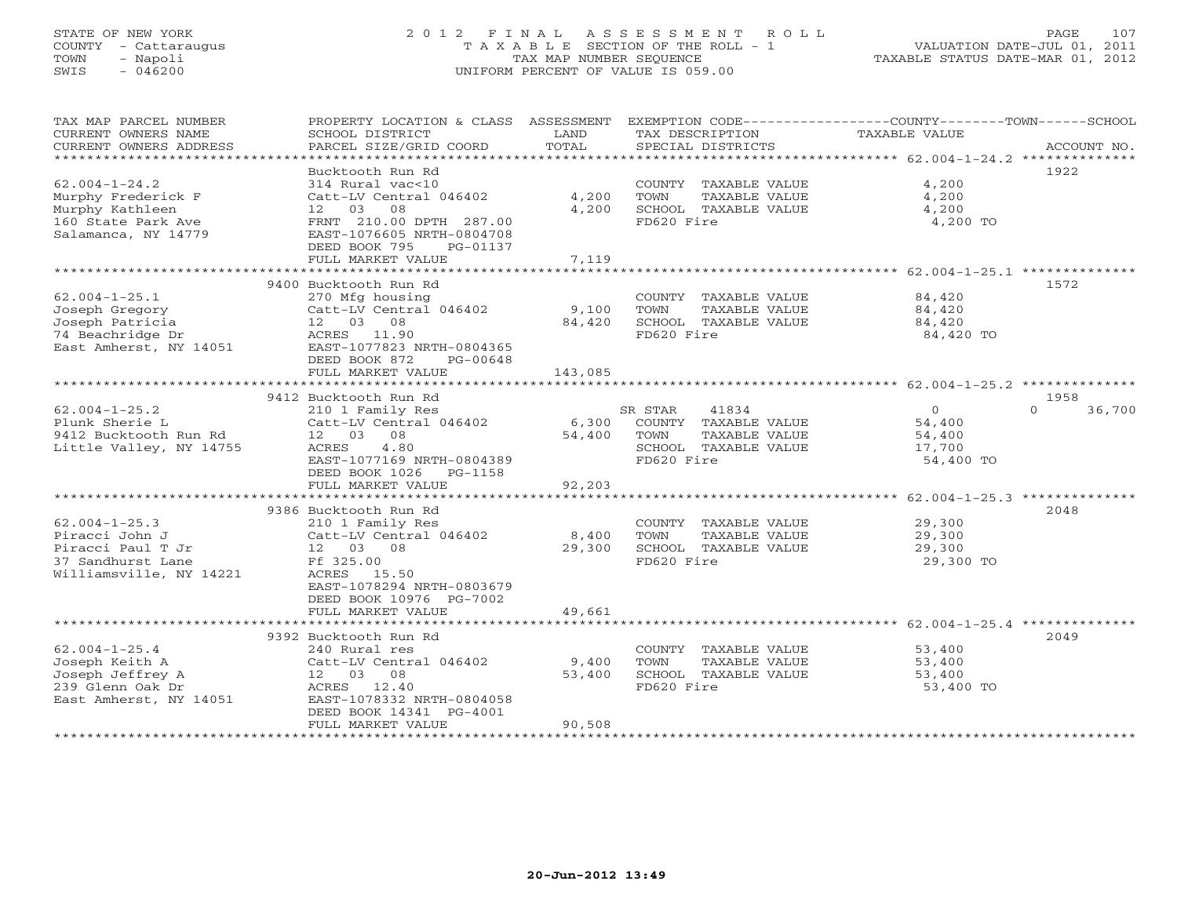STATE OF NEW YORK
COUNTY - Cattaraugus
TOWN - Napoli
SWIS - 046200

2012 FINAL ASSESSMENT ROLL
TAXABLE SECTION OF THE ROLL - 1
TAX MAP NUMBER SEQUENCE
UNIFORM PERCENT OF VALUE IS 059.00

VALUATION DATE-JUL 01, 2011
TAXABLE STATUS DATE-MAR 01, 2012

| TAX MAP PARCEL NUMBER / CURRENT OWNERS NAME / CURRENT OWNERS ADDRESS | PROPERTY LOCATION & CLASS / SCHOOL DISTRICT / PARCEL SIZE/GRID COORD | ASSESSMENT LAND / TOTAL | EXEMPTION CODE / TAX DESCRIPTION / SPECIAL DISTRICTS | COUNTY / TOWN / SCHOOL TAXABLE VALUE | ACCOUNT NO. |
|---|---|---|---|---|---|
| 62.004-1-24.2 | Bucktooth Run Rd | | | | 1922 |
| | 314 Rural vac<10 | | COUNTY TAXABLE VALUE | 4,200 | |
| Murphy Frederick F | Catt-LV Central 046402 | 4,200 | TOWN TAXABLE VALUE | 4,200 | |
| Murphy Kathleen | 12 03 08 | 4,200 | SCHOOL TAXABLE VALUE | 4,200 | |
| 160 State Park Ave | FRNT 210.00 DPTH 287.00 | | FD620 Fire | 4,200 TO | |
| Salamanca, NY 14779 | EAST-1076605 NRTH-0804708 | | | | |
| | DEED BOOK 795 PG-01137 | | | | |
| | FULL MARKET VALUE | 7,119 | | | |
| 62.004-1-25.1 | 9400 Bucktooth Run Rd | | | | 1572 |
| | 270 Mfg housing | | COUNTY TAXABLE VALUE | 84,420 | |
| Joseph Gregory | Catt-LV Central 046402 | 9,100 | TOWN TAXABLE VALUE | 84,420 | |
| Joseph Patricia | 12 03 08 | 84,420 | SCHOOL TAXABLE VALUE | 84,420 | |
| 74 Beachridge Dr | ACRES 11.90 | | FD620 Fire | 84,420 TO | |
| East Amherst, NY 14051 | EAST-1077823 NRTH-0804365 | | | | |
| | DEED BOOK 872 PG-00648 | | | | |
| | FULL MARKET VALUE | 143,085 | | | |
| 62.004-1-25.2 | 9412 Bucktooth Run Rd | | | | 1958 |
| | 210 1 Family Res | | SR STAR 41834 | 0 / 0 / 36,700 | |
| Plunk Sherie L | Catt-LV Central 046402 | 6,300 | COUNTY TAXABLE VALUE | 54,400 | |
| 9412 Bucktooth Run Rd | 12 03 08 | 54,400 | TOWN TAXABLE VALUE | 54,400 | |
| Little Valley, NY 14755 | ACRES 4.80 | | SCHOOL TAXABLE VALUE | 17,700 | |
| | EAST-1077169 NRTH-0804389 | | FD620 Fire | 54,400 TO | |
| | DEED BOOK 1026 PG-1158 | | | | |
| | FULL MARKET VALUE | 92,203 | | | |
| 62.004-1-25.3 | 9386 Bucktooth Run Rd | | | | 2048 |
| | 210 1 Family Res | | COUNTY TAXABLE VALUE | 29,300 | |
| Piracci John J | Catt-LV Central 046402 | 8,400 | TOWN TAXABLE VALUE | 29,300 | |
| Piracci Paul T Jr | 12 03 08 | 29,300 | SCHOOL TAXABLE VALUE | 29,300 | |
| 37 Sandhurst Lane | Ff 325.00 | | FD620 Fire | 29,300 TO | |
| Williamsville, NY 14221 | ACRES 15.50 | | | | |
| | EAST-1078294 NRTH-0803679 | | | | |
| | DEED BOOK 10976 PG-7002 | | | | |
| | FULL MARKET VALUE | 49,661 | | | |
| 62.004-1-25.4 | 9392 Bucktooth Run Rd | | | | 2049 |
| | 240 Rural res | | COUNTY TAXABLE VALUE | 53,400 | |
| Joseph Keith A | Catt-LV Central 046402 | 9,400 | TOWN TAXABLE VALUE | 53,400 | |
| Joseph Jeffrey A | 12 03 08 | 53,400 | SCHOOL TAXABLE VALUE | 53,400 | |
| 239 Glenn Oak Dr | ACRES 12.40 | | FD620 Fire | 53,400 TO | |
| East Amherst, NY 14051 | EAST-1078332 NRTH-0804058 | | | | |
| | DEED BOOK 14341 PG-4001 | | | | |
| | FULL MARKET VALUE | 90,508 | | | |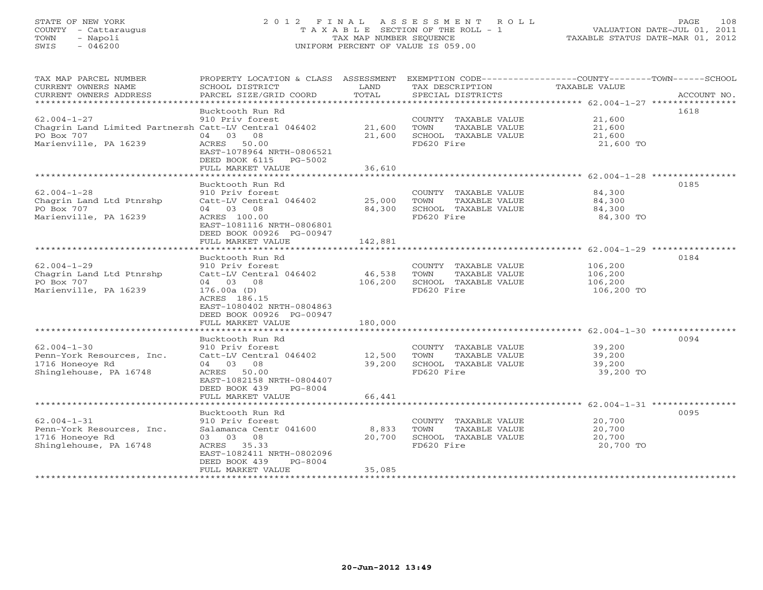STATE OF NEW YORK — COUNTY - Cattaraugus — TOWN - Napoli — SWIS - 046200

# 2012 FINAL ASSESSMENT ROLL

TAXABLE SECTION OF THE ROLL - 1
TAX MAP NUMBER SEQUENCE
UNIFORM PERCENT OF VALUE IS 059.00

VALUATION DATE-JUL 01, 2011
TAXABLE STATUS DATE-MAR 01, 2012

| TAX MAP PARCEL NUMBER / CURRENT OWNERS NAME / CURRENT OWNERS ADDRESS | PROPERTY LOCATION & CLASS / SCHOOL DISTRICT / PARCEL SIZE/GRID COORD | ASSESSMENT LAND / TOTAL | EXEMPTION CODE / TAX DESCRIPTION / SPECIAL DISTRICTS | TAXABLE VALUE | ACCOUNT NO. |
|---|---|---|---|---|---|
| 62.004-1-27 | Bucktooth Run Rd | | | | 1618 |
| Chagrin Land Limited Partnersh | 910 Priv forest | | COUNTY TAXABLE VALUE | 21,600 | |
| PO Box 707 | Catt-LV Central 046402 | 21,600 | TOWN TAXABLE VALUE | 21,600 | |
| Marienville, PA 16239 | 04 03 08 | 21,600 | SCHOOL TAXABLE VALUE | 21,600 | |
| | ACRES 50.00 | | FD620 Fire | 21,600 TO | |
| | EAST-1078964 NRTH-0806521 | | | | |
| | DEED BOOK 6115 PG-5002 | | | | |
| | FULL MARKET VALUE | 36,610 | | | |
| 62.004-1-28 | Bucktooth Run Rd | | | | 0185 |
| Chagrin Land Ltd Ptnrshp | 910 Priv forest | | COUNTY TAXABLE VALUE | 84,300 | |
| PO Box 707 | Catt-LV Central 046402 | 25,000 | TOWN TAXABLE VALUE | 84,300 | |
| Marienville, PA 16239 | 04 03 08 | 84,300 | SCHOOL TAXABLE VALUE | 84,300 | |
| | ACRES 100.00 | | FD620 Fire | 84,300 TO | |
| | EAST-1081116 NRTH-0806801 | | | | |
| | DEED BOOK 00926 PG-00947 | | | | |
| | FULL MARKET VALUE | 142,881 | | | |
| 62.004-1-29 | Bucktooth Run Rd | | | | 0184 |
| Chagrin Land Ltd Ptnrshp | 910 Priv forest | | COUNTY TAXABLE VALUE | 106,200 | |
| PO Box 707 | Catt-LV Central 046402 | 46,538 | TOWN TAXABLE VALUE | 106,200 | |
| Marienville, PA 16239 | 04 03 08 | 106,200 | SCHOOL TAXABLE VALUE | 106,200 | |
| | 176.00a (D) | | FD620 Fire | 106,200 TO | |
| | ACRES 186.15 | | | | |
| | EAST-1080402 NRTH-0804863 | | | | |
| | DEED BOOK 00926 PG-00947 | | | | |
| | FULL MARKET VALUE | 180,000 | | | |
| 62.004-1-30 | Bucktooth Run Rd | | | | 0094 |
| Penn-York Resources, Inc. | 910 Priv forest | | COUNTY TAXABLE VALUE | 39,200 | |
| 1716 Honeoye Rd | Catt-LV Central 046402 | 12,500 | TOWN TAXABLE VALUE | 39,200 | |
| Shinglehouse, PA 16748 | 04 03 08 | 39,200 | SCHOOL TAXABLE VALUE | 39,200 | |
| | ACRES 50.00 | | FD620 Fire | 39,200 TO | |
| | EAST-1082158 NRTH-0804407 | | | | |
| | DEED BOOK 439 PG-8004 | | | | |
| | FULL MARKET VALUE | 66,441 | | | |
| 62.004-1-31 | Bucktooth Run Rd | | | | 0095 |
| Penn-York Resources, Inc. | 910 Priv forest | | COUNTY TAXABLE VALUE | 20,700 | |
| 1716 Honeoye Rd | Salamanca Centr 041600 | 8,833 | TOWN TAXABLE VALUE | 20,700 | |
| Shinglehouse, PA 16748 | 03 03 08 | 20,700 | SCHOOL TAXABLE VALUE | 20,700 | |
| | ACRES 35.33 | | FD620 Fire | 20,700 TO | |
| | EAST-1082411 NRTH-0802096 | | | | |
| | DEED BOOK 439 PG-8004 | | | | |
| | FULL MARKET VALUE | 35,085 | | | |

20-Jun-2012 13:49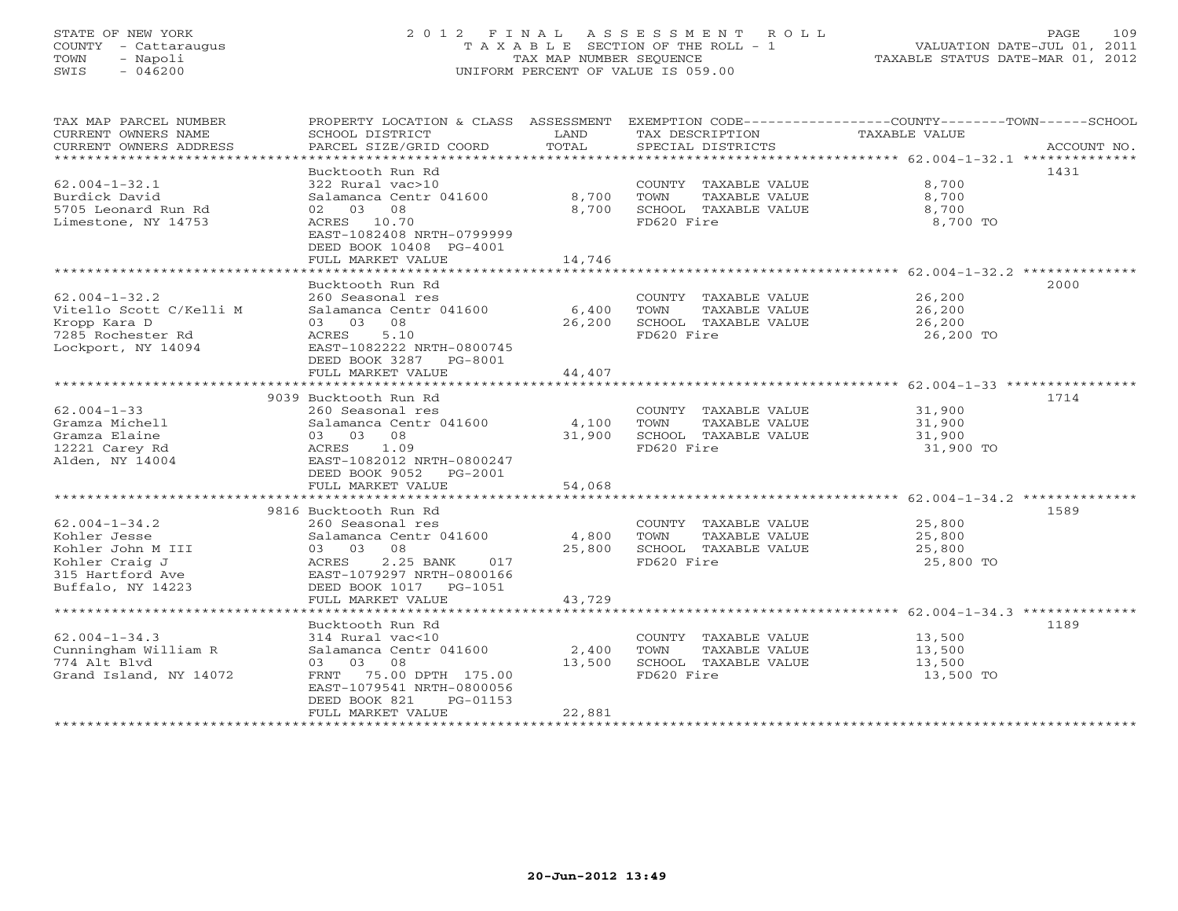STATE OF NEW YORK
COUNTY - Cattaraugus
TOWN - Napoli
SWIS - 046200

2 0 1 2  F I N A L  A S S E S S M E N T  R O L L
T A X A B L E SECTION OF THE ROLL - 1
TAX MAP NUMBER SEQUENCE
UNIFORM PERCENT OF VALUE IS 059.00

VALUATION DATE-JUL 01, 2011
TAXABLE STATUS DATE-MAR 01, 2012

| TAX MAP PARCEL NUMBER / CURRENT OWNERS NAME / CURRENT OWNERS ADDRESS | PROPERTY LOCATION & CLASS / SCHOOL DISTRICT / PARCEL SIZE/GRID COORD | ASSESSMENT LAND / TOTAL | EXEMPTION CODE / TAX DESCRIPTION / SPECIAL DISTRICTS | TAXABLE VALUE (COUNTY / TOWN / SCHOOL) | ACCOUNT NO. |
|---|---|---|---|---|---|
| **62.004-1-32.1** | Bucktooth Run Rd | | | | 1431 |
| 62.004-1-32.1 | 322 Rural vac>10 | | COUNTY TAXABLE VALUE | 8,700 | |
| Burdick David | Salamanca Centr 041600 | 8,700 | TOWN TAXABLE VALUE | 8,700 | |
| 5705 Leonard Run Rd | 02 03 08 | 8,700 | SCHOOL TAXABLE VALUE | 8,700 | |
| Limestone, NY 14753 | ACRES 10.70 | | FD620 Fire | 8,700 TO | |
| | EAST-1082408 NRTH-0799999 | | | | |
| | DEED BOOK 10408 PG-4001 | | | | |
| | FULL MARKET VALUE | 14,746 | | | |
| **62.004-1-32.2** | Bucktooth Run Rd | | | | 2000 |
| 62.004-1-32.2 | 260 Seasonal res | | COUNTY TAXABLE VALUE | 26,200 | |
| Vitello Scott C/Kelli M | Salamanca Centr 041600 | 6,400 | TOWN TAXABLE VALUE | 26,200 | |
| Kropp Kara D | 03 03 08 | 26,200 | SCHOOL TAXABLE VALUE | 26,200 | |
| 7285 Rochester Rd | ACRES 5.10 | | FD620 Fire | 26,200 TO | |
| Lockport, NY 14094 | EAST-1082222 NRTH-0800745 | | | | |
| | DEED BOOK 3287 PG-8001 | | | | |
| | FULL MARKET VALUE | 44,407 | | | |
| **62.004-1-33** | 9039 Bucktooth Run Rd | | | | 1714 |
| 62.004-1-33 | 260 Seasonal res | | COUNTY TAXABLE VALUE | 31,900 | |
| Gramza Michell | Salamanca Centr 041600 | 4,100 | TOWN TAXABLE VALUE | 31,900 | |
| Gramza Elaine | 03 03 08 | 31,900 | SCHOOL TAXABLE VALUE | 31,900 | |
| 12221 Carey Rd | ACRES 1.09 | | FD620 Fire | 31,900 TO | |
| Alden, NY 14004 | EAST-1082012 NRTH-0800247 | | | | |
| | DEED BOOK 9052 PG-2001 | | | | |
| | FULL MARKET VALUE | 54,068 | | | |
| **62.004-1-34.2** | 9816 Bucktooth Run Rd | | | | 1589 |
| 62.004-1-34.2 | 260 Seasonal res | | COUNTY TAXABLE VALUE | 25,800 | |
| Kohler Jesse | Salamanca Centr 041600 | 4,800 | TOWN TAXABLE VALUE | 25,800 | |
| Kohler John M III | 03 03 08 | 25,800 | SCHOOL TAXABLE VALUE | 25,800 | |
| Kohler Craig J | ACRES 2.25 BANK 017 | | FD620 Fire | 25,800 TO | |
| 315 Hartford Ave | EAST-1079297 NRTH-0800166 | | | | |
| Buffalo, NY 14223 | DEED BOOK 1017 PG-1051 | | | | |
| | FULL MARKET VALUE | 43,729 | | | |
| **62.004-1-34.3** | Bucktooth Run Rd | | | | 1189 |
| 62.004-1-34.3 | 314 Rural vac<10 | | COUNTY TAXABLE VALUE | 13,500 | |
| Cunningham William R | Salamanca Centr 041600 | 2,400 | TOWN TAXABLE VALUE | 13,500 | |
| 774 Alt Blvd | 03 03 08 | 13,500 | SCHOOL TAXABLE VALUE | 13,500 | |
| Grand Island, NY 14072 | FRNT 75.00 DPTH 175.00 | | FD620 Fire | 13,500 TO | |
| | EAST-1079541 NRTH-0800056 | | | | |
| | DEED BOOK 821 PG-01153 | | | | |
| | FULL MARKET VALUE | 22,881 | | | |

20-Jun-2012 13:49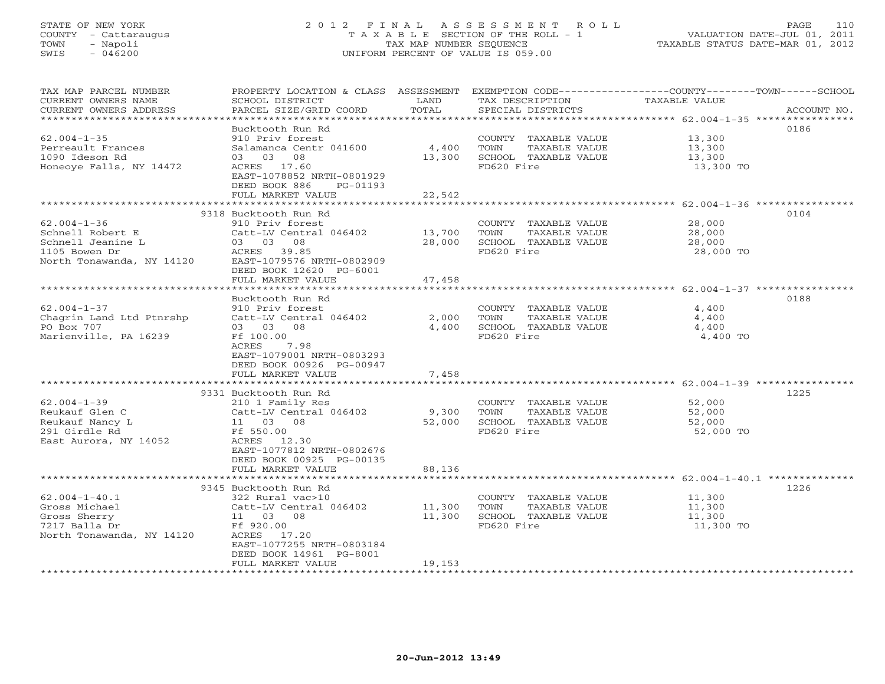STATE OF NEW YORK
COUNTY - Cattaraugus
TOWN - Napoli
SWIS - 046200

# 2012 FINAL ASSESSMENT ROLL

TAXABLE SECTION OF THE ROLL - 1
TAX MAP NUMBER SEQUENCE
UNIFORM PERCENT OF VALUE IS 059.00

VALUATION DATE-JUL 01, 2011
TAXABLE STATUS DATE-MAR 01, 2012

| TAX MAP PARCEL NUMBER / CURRENT OWNERS NAME / CURRENT OWNERS ADDRESS | PROPERTY LOCATION & CLASS / SCHOOL DISTRICT / PARCEL SIZE/GRID COORD | ASSESSMENT LAND | TOTAL | EXEMPTION CODE / TAX DESCRIPTION / SPECIAL DISTRICTS | TAXABLE VALUE | ACCOUNT NO. |
|---|---|---|---|---|---|---|
| 62.004-1-35 | Bucktooth Run Rd | | | | | 0186 |
| 62.004-1-35 | 910 Priv forest | | | COUNTY TAXABLE VALUE | 13,300 | |
| Perreault Frances | Salamanca Centr 041600 | 4,400 | | TOWN TAXABLE VALUE | 13,300 | |
| 1090 Ideson Rd | 03 03 08 | | 13,300 | SCHOOL TAXABLE VALUE | 13,300 | |
| Honeoye Falls, NY 14472 | ACRES 17.60 | | | FD620 Fire | 13,300 TO | |
| | EAST-1078852 NRTH-0801929 | | | | | |
| | DEED BOOK 886 PG-01193 | | | | | |
| | FULL MARKET VALUE | | 22,542 | | | |
| 62.004-1-36 | 9318 Bucktooth Run Rd | | | | | 0104 |
| 62.004-1-36 | 910 Priv forest | | | COUNTY TAXABLE VALUE | 28,000 | |
| Schnell Robert E | Catt-LV Central 046402 | 13,700 | | TOWN TAXABLE VALUE | 28,000 | |
| Schnell Jeanine L | 03 03 08 | | 28,000 | SCHOOL TAXABLE VALUE | 28,000 | |
| 1105 Bowen Dr | ACRES 39.85 | | | FD620 Fire | 28,000 TO | |
| North Tonawanda, NY 14120 | EAST-1079576 NRTH-0802909 | | | | | |
| | DEED BOOK 12620 PG-6001 | | | | | |
| | FULL MARKET VALUE | | 47,458 | | | |
| 62.004-1-37 | Bucktooth Run Rd | | | | | 0188 |
| 62.004-1-37 | 910 Priv forest | | | COUNTY TAXABLE VALUE | 4,400 | |
| Chagrin Land Ltd Ptnrshp | Catt-LV Central 046402 | 2,000 | | TOWN TAXABLE VALUE | 4,400 | |
| PO Box 707 | 03 03 08 | | 4,400 | SCHOOL TAXABLE VALUE | 4,400 | |
| Marienville, PA 16239 | Ff 100.00 | | | FD620 Fire | 4,400 TO | |
| | ACRES 7.98 | | | | | |
| | EAST-1079001 NRTH-0803293 | | | | | |
| | DEED BOOK 00926 PG-00947 | | | | | |
| | FULL MARKET VALUE | | 7,458 | | | |
| 62.004-1-39 | 9331 Bucktooth Run Rd | | | | | 1225 |
| 62.004-1-39 | 210 1 Family Res | | | COUNTY TAXABLE VALUE | 52,000 | |
| Reukauf Glen C | Catt-LV Central 046402 | 9,300 | | TOWN TAXABLE VALUE | 52,000 | |
| Reukauf Nancy L | 11 03 08 | | 52,000 | SCHOOL TAXABLE VALUE | 52,000 | |
| 291 Girdle Rd | Ff 550.00 | | | FD620 Fire | 52,000 TO | |
| East Aurora, NY 14052 | ACRES 12.30 | | | | | |
| | EAST-1077812 NRTH-0802676 | | | | | |
| | DEED BOOK 00925 PG-00135 | | | | | |
| | FULL MARKET VALUE | | 88,136 | | | |
| 62.004-1-40.1 | 9345 Bucktooth Run Rd | | | | | 1226 |
| 62.004-1-40.1 | 322 Rural vac>10 | | | COUNTY TAXABLE VALUE | 11,300 | |
| Gross Michael | Catt-LV Central 046402 | 11,300 | | TOWN TAXABLE VALUE | 11,300 | |
| Gross Sherry | 11 03 08 | | 11,300 | SCHOOL TAXABLE VALUE | 11,300 | |
| 7217 Balla Dr | Ff 920.00 | | | FD620 Fire | 11,300 TO | |
| North Tonawanda, NY 14120 | ACRES 17.20 | | | | | |
| | EAST-1077255 NRTH-0803184 | | | | | |
| | DEED BOOK 14961 PG-8001 | | | | | |
| | FULL MARKET VALUE | | 19,153 | | | |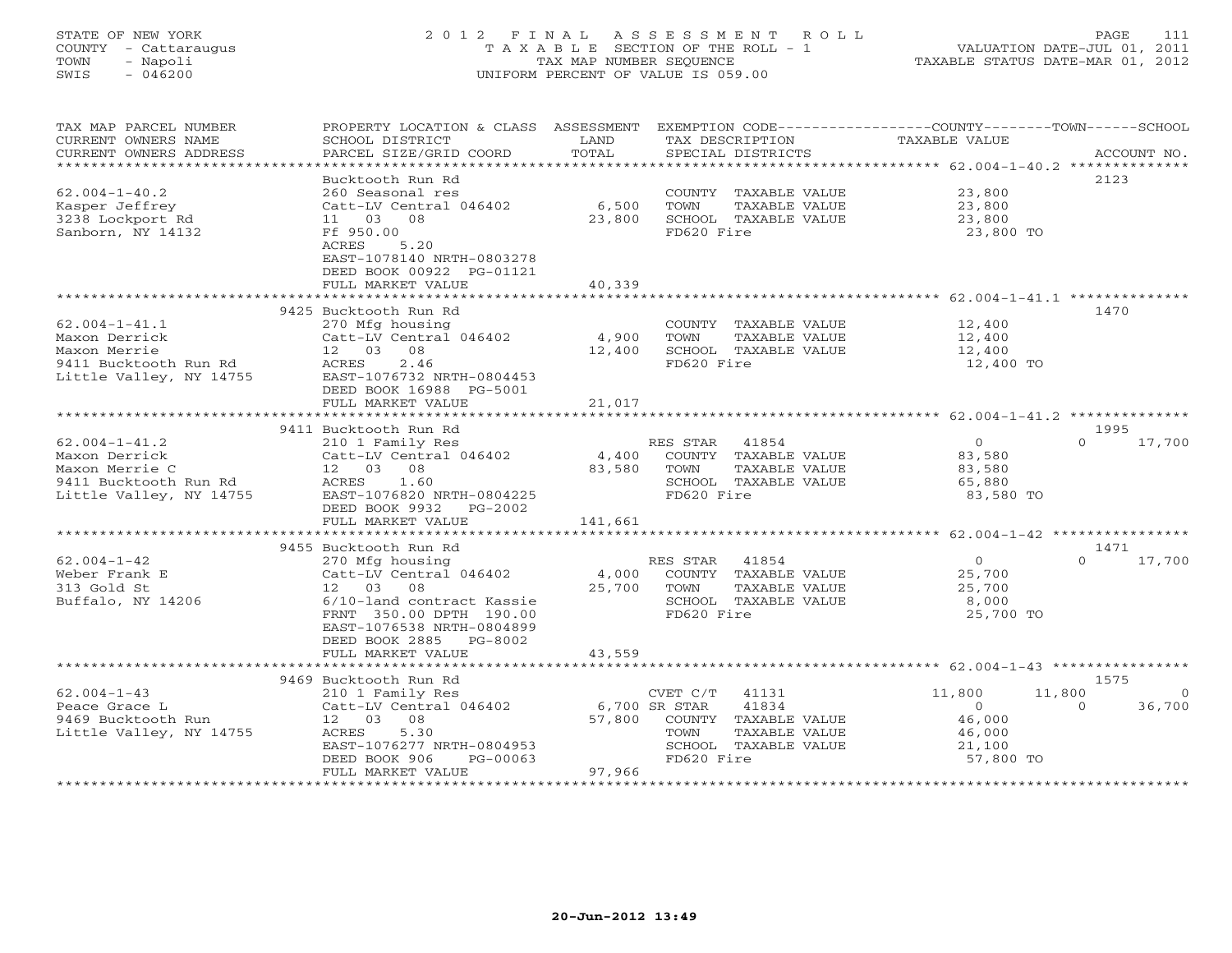STATE OF NEW YORK
COUNTY - Cattaraugus
TOWN - Napoli
SWIS - 046200

# 2012 FINAL ASSESSMENT ROLL

TAXABLE SECTION OF THE ROLL - 1
TAX MAP NUMBER SEQUENCE
UNIFORM PERCENT OF VALUE IS 059.00

VALUATION DATE-JUL 01, 2011
TAXABLE STATUS DATE-MAR 01, 2012

| TAX MAP PARCEL NUMBER / CURRENT OWNERS NAME / CURRENT OWNERS ADDRESS | PROPERTY LOCATION & CLASS / SCHOOL DISTRICT / PARCEL SIZE/GRID COORD | ASSESSMENT LAND / TOTAL | EXEMPTION CODE / TAX DESCRIPTION / SPECIAL DISTRICTS | COUNTY | TOWN | SCHOOL / ACCOUNT NO. |
|---|---|---|---|---|---|---|
| **62.004-1-40.2** | Bucktooth Run Rd | | | | | 2123 |
| Kasper Jeffrey | 260 Seasonal res | | COUNTY TAXABLE VALUE | 23,800 | | |
| 3238 Lockport Rd | Catt-LV Central 046402 | 6,500 | TOWN TAXABLE VALUE | | 23,800 | |
| Sanborn, NY 14132 | 11 03 08 | 23,800 | SCHOOL TAXABLE VALUE | | | 23,800 |
| | Ff 950.00 | | FD620 Fire | 23,800 TO | | |
| | ACRES 5.20 | | | | | |
| | EAST-1078140 NRTH-0803278 | | | | | |
| | DEED BOOK 00922 PG-01121 | | | | | |
| | FULL MARKET VALUE | 40,339 | | | | |
| **62.004-1-41.1** | 9425 Bucktooth Run Rd | | | | | 1470 |
| Maxon Derrick | 270 Mfg housing | | COUNTY TAXABLE VALUE | 12,400 | | |
| Maxon Merrie | Catt-LV Central 046402 | 4,900 | TOWN TAXABLE VALUE | | 12,400 | |
| 9411 Bucktooth Run Rd | 12 03 08 | 12,400 | SCHOOL TAXABLE VALUE | | | 12,400 |
| Little Valley, NY 14755 | ACRES 2.46 | | FD620 Fire | 12,400 TO | | |
| | EAST-1076732 NRTH-0804453 | | | | | |
| | DEED BOOK 16988 PG-5001 | | | | | |
| | FULL MARKET VALUE | 21,017 | | | | |
| **62.004-1-41.2** | 9411 Bucktooth Run Rd | | | | | 1995 |
| Maxon Derrick | 210 1 Family Res | | RES STAR 41854 | 0 | 0 | 17,700 |
| Maxon Merrie C | Catt-LV Central 046402 | 4,400 | COUNTY TAXABLE VALUE | 83,580 | | |
| 9411 Bucktooth Run Rd | 12 03 08 | 83,580 | TOWN TAXABLE VALUE | | 83,580 | |
| Little Valley, NY 14755 | ACRES 1.60 | | SCHOOL TAXABLE VALUE | | | 65,880 |
| | EAST-1076820 NRTH-0804225 | | FD620 Fire | 83,580 TO | | |
| | DEED BOOK 9932 PG-2002 | | | | | |
| | FULL MARKET VALUE | 141,661 | | | | |
| **62.004-1-42** | 9455 Bucktooth Run Rd | | | | | 1471 |
| Weber Frank E | 270 Mfg housing | | RES STAR 41854 | 0 | 0 | 17,700 |
| 313 Gold St | Catt-LV Central 046402 | 4,000 | COUNTY TAXABLE VALUE | 25,700 | | |
| Buffalo, NY 14206 | 12 03 08 | 25,700 | TOWN TAXABLE VALUE | | 25,700 | |
| | 6/10-land contract Kassie | | SCHOOL TAXABLE VALUE | | | 8,000 |
| | FRNT 350.00 DPTH 190.00 | | FD620 Fire | 25,700 TO | | |
| | EAST-1076538 NRTH-0804899 | | | | | |
| | DEED BOOK 2885 PG-8002 | | | | | |
| | FULL MARKET VALUE | 43,559 | | | | |
| **62.004-1-43** | 9469 Bucktooth Run Rd | | | | | 1575 |
| Peace Grace L | 210 1 Family Res | | CVET C/T 41131 | 11,800 | 11,800 | 0 |
| 9469 Bucktooth Run | Catt-LV Central 046402 | 6,700 | SR STAR 41834 | 0 | 0 | 36,700 |
| Little Valley, NY 14755 | 12 03 08 | 57,800 | COUNTY TAXABLE VALUE | 46,000 | | |
| | ACRES 5.30 | | TOWN TAXABLE VALUE | | 46,000 | |
| | EAST-1076277 NRTH-0804953 | | SCHOOL TAXABLE VALUE | | | 21,100 |
| | DEED BOOK 906 PG-00063 | | FD620 Fire | 57,800 TO | | |
| | FULL MARKET VALUE | 97,966 | | | | |

20-Jun-2012 13:49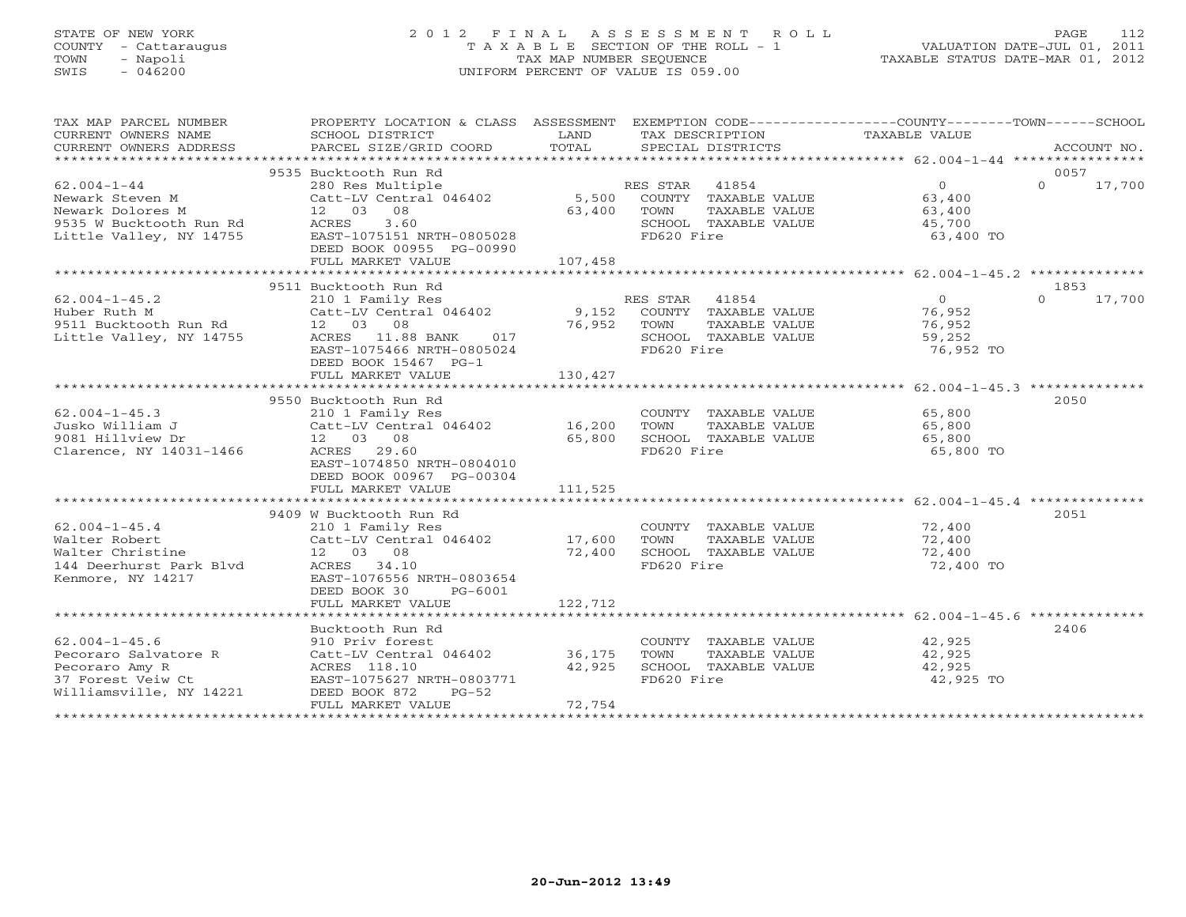STATE OF NEW YORK
COUNTY - Cattaraugus
TOWN - Napoli
SWIS - 046200

# 2012 FINAL ASSESSMENT ROLL
TAXABLE SECTION OF THE ROLL - 1
TAX MAP NUMBER SEQUENCE
UNIFORM PERCENT OF VALUE IS 059.00

VALUATION DATE-JUL 01, 2011
TAXABLE STATUS DATE-MAR 01, 2012

| TAX MAP PARCEL NUMBER / CURRENT OWNERS NAME / CURRENT OWNERS ADDRESS | PROPERTY LOCATION & CLASS / SCHOOL DISTRICT / PARCEL SIZE/GRID COORD | ASSESSMENT LAND / TOTAL | EXEMPTION CODE / TAX DESCRIPTION / SPECIAL DISTRICTS | COUNTY TAXABLE VALUE | TOWN | SCHOOL | ACCOUNT NO. |
|---|---|---|---|---|---|---|---|
| 62.004-1-44 | 9535 Bucktooth Run Rd | | | | | | 0057 |
| Newark Steven M | 280 Res Multiple | | RES STAR 41854 | 0 | 0 | 17,700 | |
| Newark Dolores M | Catt-LV Central 046402 | 5,500 | COUNTY TAXABLE VALUE | 63,400 | | | |
| 9535 W Bucktooth Run Rd | 12 03 08 | 63,400 | TOWN TAXABLE VALUE | | 63,400 | | |
| Little Valley, NY 14755 | ACRES 3.60 | | SCHOOL TAXABLE VALUE | | | 45,700 | |
| | EAST-1075151 NRTH-0805028 | | FD620 Fire | 63,400 TO | | | |
| | DEED BOOK 00955 PG-00990 | | | | | | |
| | FULL MARKET VALUE | 107,458 | | | | | |
| 62.004-1-45.2 | 9511 Bucktooth Run Rd | | | | | | 1853 |
| Huber Ruth M | 210 1 Family Res | | RES STAR 41854 | 0 | 0 | 17,700 | |
| 9511 Bucktooth Run Rd | Catt-LV Central 046402 | 9,152 | COUNTY TAXABLE VALUE | 76,952 | | | |
| Little Valley, NY 14755 | 12 03 08 | 76,952 | TOWN TAXABLE VALUE | | 76,952 | | |
| | ACRES 11.88 BANK 017 | | SCHOOL TAXABLE VALUE | | | 59,252 | |
| | EAST-1075466 NRTH-0805024 | | FD620 Fire | 76,952 TO | | | |
| | DEED BOOK 15467 PG-1 | | | | | | |
| | FULL MARKET VALUE | 130,427 | | | | | |
| 62.004-1-45.3 | 9550 Bucktooth Run Rd | | | | | | 2050 |
| Jusko William J | 210 1 Family Res | | COUNTY TAXABLE VALUE | 65,800 | | | |
| 9081 Hillview Dr | Catt-LV Central 046402 | 16,200 | TOWN TAXABLE VALUE | | 65,800 | | |
| Clarence, NY 14031-1466 | 12 03 08 | 65,800 | SCHOOL TAXABLE VALUE | | | 65,800 | |
| | ACRES 29.60 | | FD620 Fire | 65,800 TO | | | |
| | EAST-1074850 NRTH-0804010 | | | | | | |
| | DEED BOOK 00967 PG-00304 | | | | | | |
| | FULL MARKET VALUE | 111,525 | | | | | |
| 62.004-1-45.4 | 9409 W Bucktooth Run Rd | | | | | | 2051 |
| Walter Robert | 210 1 Family Res | | COUNTY TAXABLE VALUE | 72,400 | | | |
| Walter Christine | Catt-LV Central 046402 | 17,600 | TOWN TAXABLE VALUE | | 72,400 | | |
| 144 Deerhurst Park Blvd | 12 03 08 | 72,400 | SCHOOL TAXABLE VALUE | | | 72,400 | |
| Kenmore, NY 14217 | ACRES 34.10 | | FD620 Fire | 72,400 TO | | | |
| | EAST-1076556 NRTH-0803654 | | | | | | |
| | DEED BOOK 30 PG-6001 | | | | | | |
| | FULL MARKET VALUE | 122,712 | | | | | |
| 62.004-1-45.6 | Bucktooth Run Rd | | | | | | 2406 |
| Pecoraro Salvatore R | 910 Priv forest | | COUNTY TAXABLE VALUE | 42,925 | | | |
| Pecoraro Amy R | Catt-LV Central 046402 | 36,175 | TOWN TAXABLE VALUE | | 42,925 | | |
| 37 Forest Veiw Ct | ACRES 118.10 | 42,925 | SCHOOL TAXABLE VALUE | | | 42,925 | |
| Williamsville, NY 14221 | EAST-1075627 NRTH-0803771 | | FD620 Fire | 42,925 TO | | | |
| | DEED BOOK 872 PG-52 | | | | | | |
| | FULL MARKET VALUE | 72,754 | | | | | |

20-Jun-2012 13:49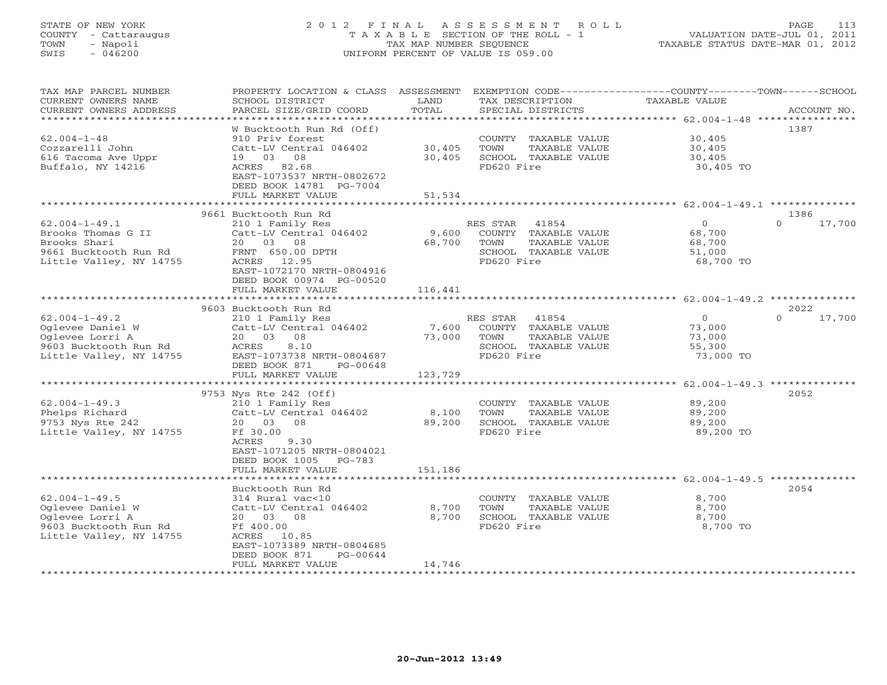STATE OF NEW YORK
COUNTY - Cattaraugus
TOWN - Napoli
SWIS - 046200

2012 FINAL ASSESSMENT ROLL
TAXABLE SECTION OF THE ROLL - 1
TAX MAP NUMBER SEQUENCE
UNIFORM PERCENT OF VALUE IS 059.00

VALUATION DATE-JUL 01, 2011
TAXABLE STATUS DATE-MAR 01, 2012

| TAX MAP PARCEL NUMBER / CURRENT OWNERS NAME / CURRENT OWNERS ADDRESS | PROPERTY LOCATION & CLASS / SCHOOL DISTRICT / PARCEL SIZE/GRID COORD | ASSESSMENT LAND | TOTAL | EXEMPTION CODE / TAX DESCRIPTION / SPECIAL DISTRICTS | COUNTY | TOWN | SCHOOL | TAXABLE VALUE | ACCOUNT NO. |
|---|---|---|---|---|---|---|---|---|---|
| 62.004-1-48 | W Bucktooth Run Rd (Off) | | | | | | | | 1387 |
| 62.004-1-48 | 910 Priv forest | | | COUNTY TAXABLE VALUE | | | | 30,405 | |
| Cozzarelli John | Catt-LV Central 046402 | 30,405 | | TOWN TAXABLE VALUE | | | | 30,405 | |
| 616 Tacoma Ave Uppr | 19 03 08 | | 30,405 | SCHOOL TAXABLE VALUE | | | | 30,405 | |
| Buffalo, NY 14216 | ACRES 82.68 | | | FD620 Fire | | | | 30,405 TO | |
| | EAST-1073537 NRTH-0802672 | | | | | | | | |
| | DEED BOOK 14781 PG-7004 | | | | | | | | |
| | FULL MARKET VALUE | 51,534 | | | | | | | |
| 62.004-1-49.1 | 9661 Bucktooth Run Rd | | | | | | | | 1386 |
| 62.004-1-49.1 | 210 1 Family Res | | | RES STAR 41854 | 0 | 0 | 17,700 | | |
| Brooks Thomas G II | Catt-LV Central 046402 | 9,600 | | COUNTY TAXABLE VALUE | | | | 68,700 | |
| Brooks Shari | 20 03 08 | | 68,700 | TOWN TAXABLE VALUE | | | | 68,700 | |
| 9661 Bucktooth Run Rd | FRNT 650.00 DPTH | | | SCHOOL TAXABLE VALUE | | | | 51,000 | |
| Little Valley, NY 14755 | ACRES 12.95 | | | FD620 Fire | | | | 68,700 TO | |
| | EAST-1072170 NRTH-0804916 | | | | | | | | |
| | DEED BOOK 00974 PG-00520 | | | | | | | | |
| | FULL MARKET VALUE | 116,441 | | | | | | | |
| 62.004-1-49.2 | 9603 Bucktooth Run Rd | | | | | | | | 2022 |
| 62.004-1-49.2 | 210 1 Family Res | | | RES STAR 41854 | 0 | 0 | 17,700 | | |
| Oglevee Daniel W | Catt-LV Central 046402 | 7,600 | | COUNTY TAXABLE VALUE | | | | 73,000 | |
| Oglevee Lorri A | 20 03 08 | | 73,000 | TOWN TAXABLE VALUE | | | | 73,000 | |
| 9603 Bucktooth Run Rd | ACRES 8.10 | | | SCHOOL TAXABLE VALUE | | | | 55,300 | |
| Little Valley, NY 14755 | EAST-1073738 NRTH-0804687 | | | FD620 Fire | | | | 73,000 TO | |
| | DEED BOOK 871 PG-00648 | | | | | | | | |
| | FULL MARKET VALUE | 123,729 | | | | | | | |
| 62.004-1-49.3 | 9753 Nys Rte 242 (Off) | | | | | | | | 2052 |
| 62.004-1-49.3 | 210 1 Family Res | | | COUNTY TAXABLE VALUE | | | | 89,200 | |
| Phelps Richard | Catt-LV Central 046402 | 8,100 | | TOWN TAXABLE VALUE | | | | 89,200 | |
| 9753 Nys Rte 242 | 20 03 08 | | 89,200 | SCHOOL TAXABLE VALUE | | | | 89,200 | |
| Little Valley, NY 14755 | Ff 30.00 | | | FD620 Fire | | | | 89,200 TO | |
| | ACRES 9.30 | | | | | | | | |
| | EAST-1071205 NRTH-0804021 | | | | | | | | |
| | DEED BOOK 1005 PG-783 | | | | | | | | |
| | FULL MARKET VALUE | 151,186 | | | | | | | |
| 62.004-1-49.5 | Bucktooth Run Rd | | | | | | | | 2054 |
| 62.004-1-49.5 | 314 Rural vac<10 | | | COUNTY TAXABLE VALUE | | | | 8,700 | |
| Oglevee Daniel W | Catt-LV Central 046402 | 8,700 | | TOWN TAXABLE VALUE | | | | 8,700 | |
| Oglevee Lorri A | 20 03 08 | | 8,700 | SCHOOL TAXABLE VALUE | | | | 8,700 | |
| 9603 Bucktooth Run Rd | Ff 400.00 | | | FD620 Fire | | | | 8,700 TO | |
| Little Valley, NY 14755 | ACRES 10.85 | | | | | | | | |
| | EAST-1073389 NRTH-0804685 | | | | | | | | |
| | DEED BOOK 871 PG-00644 | | | | | | | | |
| | FULL MARKET VALUE | 14,746 | | | | | | | |

20-Jun-2012 13:49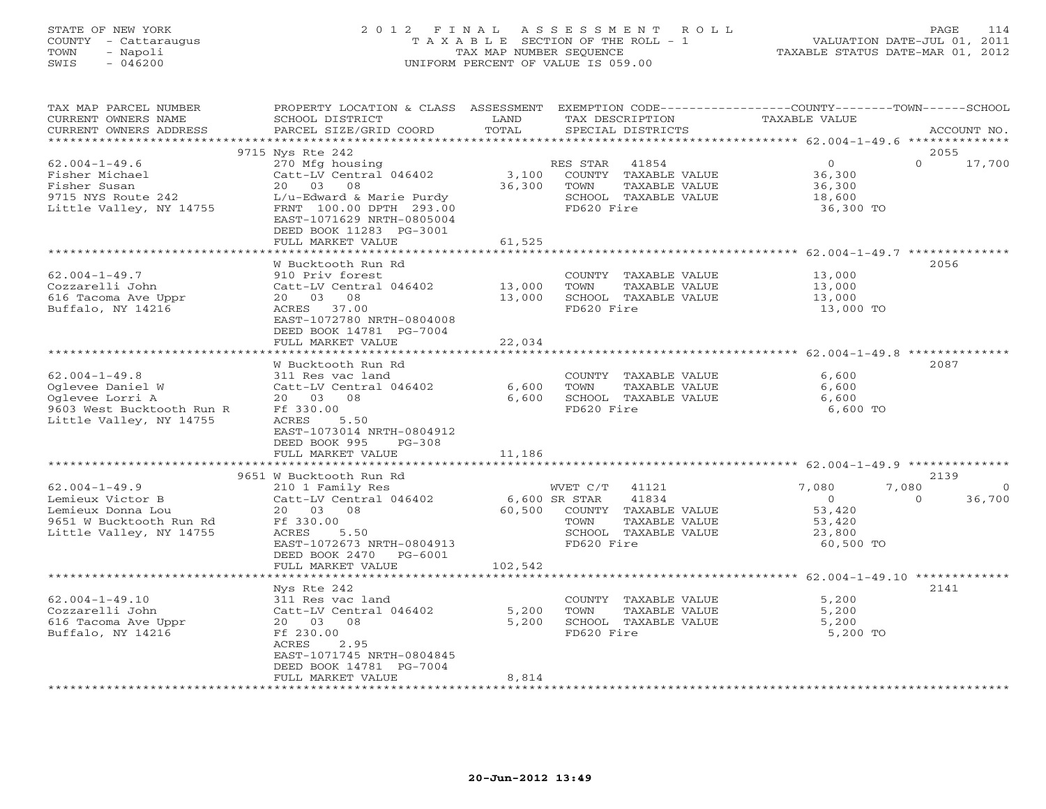STATE OF NEW YORK
COUNTY - Cattaraugus
TOWN - Napoli
SWIS - 046200

2012 FINAL ASSESSMENT ROLL
TAXABLE SECTION OF THE ROLL - 1
TAX MAP NUMBER SEQUENCE
UNIFORM PERCENT OF VALUE IS 059.00

VALUATION DATE-JUL 01, 2011
TAXABLE STATUS DATE-MAR 01, 2012

| TAX MAP PARCEL NUMBER / CURRENT OWNERS NAME / CURRENT OWNERS ADDRESS | PROPERTY LOCATION & CLASS / SCHOOL DISTRICT / PARCEL SIZE/GRID COORD | ASSESSMENT LAND | TOTAL | EXEMPTION CODE / TAX DESCRIPTION / SPECIAL DISTRICTS | COUNTY TAXABLE VALUE | TOWN | SCHOOL | ACCOUNT NO. |
|---|---|---|---|---|---|---|---|---|
| **62.004-1-49.6** | 9715 Nys Rte 242 | | | | | | | 2055 |
| Fisher Michael | 270 Mfg housing | | | RES STAR 41854 | 0 | 0 | 17,700 | |
| Fisher Susan | Catt-LV Central 046402 | 3,100 | | COUNTY TAXABLE VALUE | 36,300 | | | |
| 9715 NYS Route 242 | 20 03 08 | | 36,300 | TOWN TAXABLE VALUE | | 36,300 | | |
| Little Valley, NY 14755 | L/u-Edward & Marie Purdy | | | SCHOOL TAXABLE VALUE | | | 18,600 | |
| | FRNT 100.00 DPTH 293.00 | | | FD620 Fire | 36,300 TO | | | |
| | EAST-1071629 NRTH-0805004 | | | | | | | |
| | DEED BOOK 11283 PG-3001 | | | | | | | |
| | FULL MARKET VALUE | | 61,525 | | | | | |
| **62.004-1-49.7** | W Bucktooth Run Rd | | | | | | | 2056 |
| Cozzarelli John | 910 Priv forest | | | COUNTY TAXABLE VALUE | 13,000 | | | |
| 616 Tacoma Ave Uppr | Catt-LV Central 046402 | 13,000 | | TOWN TAXABLE VALUE | | 13,000 | | |
| Buffalo, NY 14216 | 20 03 08 | | 13,000 | SCHOOL TAXABLE VALUE | | | 13,000 | |
| | ACRES 37.00 | | | FD620 Fire | 13,000 TO | | | |
| | EAST-1072780 NRTH-0804008 | | | | | | | |
| | DEED BOOK 14781 PG-7004 | | | | | | | |
| | FULL MARKET VALUE | | 22,034 | | | | | |
| **62.004-1-49.8** | W Bucktooth Run Rd | | | | | | | 2087 |
| Oglevee Daniel W | 311 Res vac land | | | COUNTY TAXABLE VALUE | 6,600 | | | |
| Oglevee Lorri A | Catt-LV Central 046402 | 6,600 | | TOWN TAXABLE VALUE | | 6,600 | | |
| 9603 West Bucktooth Run R | 20 03 08 | | 6,600 | SCHOOL TAXABLE VALUE | | | 6,600 | |
| Little Valley, NY 14755 | Ff 330.00 | | | FD620 Fire | 6,600 TO | | | |
| | ACRES 5.50 | | | | | | | |
| | EAST-1073014 NRTH-0804912 | | | | | | | |
| | DEED BOOK 995 PG-308 | | | | | | | |
| | FULL MARKET VALUE | | 11,186 | | | | | |
| **62.004-1-49.9** | 9651 W Bucktooth Run Rd | | | | | | | 2139 |
| Lemieux Victor B | 210 1 Family Res | | | WVET C/T 41121 | 7,080 | 7,080 | 0 | |
| Lemieux Donna Lou | Catt-LV Central 046402 | 6,600 | | SR STAR 41834 | 0 | 0 | 36,700 | |
| 9651 W Bucktooth Run Rd | 20 03 08 | | 60,500 | COUNTY TAXABLE VALUE | 53,420 | | | |
| Little Valley, NY 14755 | Ff 330.00 | | | TOWN TAXABLE VALUE | | 53,420 | | |
| | ACRES 5.50 | | | SCHOOL TAXABLE VALUE | | | 23,800 | |
| | EAST-1072673 NRTH-0804913 | | | FD620 Fire | 60,500 TO | | | |
| | DEED BOOK 2470 PG-6001 | | | | | | | |
| | FULL MARKET VALUE | | 102,542 | | | | | |
| **62.004-1-49.10** | Nys Rte 242 | | | | | | | 2141 |
| Cozzarelli John | 311 Res vac land | | | COUNTY TAXABLE VALUE | 5,200 | | | |
| 616 Tacoma Ave Uppr | Catt-LV Central 046402 | 5,200 | | TOWN TAXABLE VALUE | | 5,200 | | |
| Buffalo, NY 14216 | 20 03 08 | | 5,200 | SCHOOL TAXABLE VALUE | | | 5,200 | |
| | Ff 230.00 | | | FD620 Fire | 5,200 TO | | | |
| | ACRES 2.95 | | | | | | | |
| | EAST-1071745 NRTH-0804845 | | | | | | | |
| | DEED BOOK 14781 PG-7004 | | | | | | | |
| | FULL MARKET VALUE | | 8,814 | | | | | |

20-Jun-2012 13:49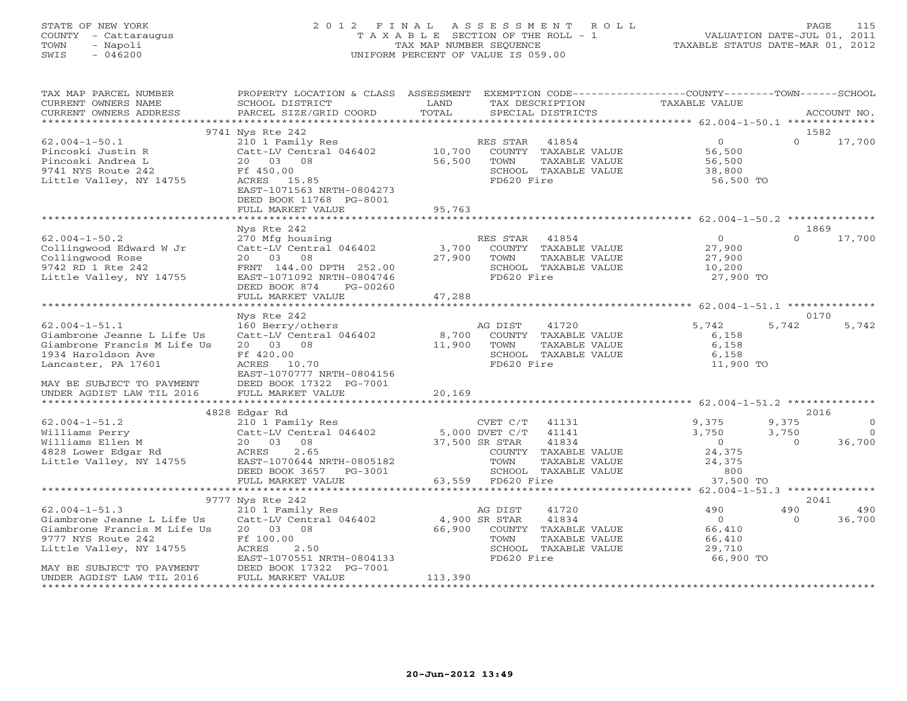STATE OF NEW YORK
COUNTY - Cattaraugus
TOWN - Napoli
SWIS - 046200

# 2012 FINAL ASSESSMENT ROLL
TAXABLE SECTION OF THE ROLL - 1
TAX MAP NUMBER SEQUENCE
UNIFORM PERCENT OF VALUE IS 059.00

VALUATION DATE-JUL 01, 2011
TAXABLE STATUS DATE-MAR 01, 2012

| TAX MAP PARCEL NUMBER / CURRENT OWNERS NAME / CURRENT OWNERS ADDRESS | PROPERTY LOCATION & CLASS / SCHOOL DISTRICT / PARCEL SIZE/GRID COORD | ASSESSMENT LAND / TOTAL | EXEMPTION CODE / TAX DESCRIPTION / SPECIAL DISTRICTS | COUNTY TAXABLE VALUE | TOWN | SCHOOL | ACCOUNT NO. |
|---|---|---|---|---|---|---|---|
| | 9741 Nys Rte 242 | | | | | | 1582 |
| 62.004-1-50.1 | 210 1 Family Res | | RES STAR 41854 | 0 | 0 | 17,700 | |
| Pincoski Justin R | Catt-LV Central 046402 | 10,700 | COUNTY TAXABLE VALUE | 56,500 | | | |
| Pincoski Andrea L | 20 03 08 | 56,500 | TOWN TAXABLE VALUE | 56,500 | | | |
| 9741 NYS Route 242 | Ff 450.00 | | SCHOOL TAXABLE VALUE | 38,800 | | | |
| Little Valley, NY 14755 | ACRES 15.85 | | FD620 Fire | 56,500 TO | | | |
| | EAST-1071563 NRTH-0804273 | | | | | | |
| | DEED BOOK 11768 PG-8001 | | | | | | |
| | FULL MARKET VALUE | 95,763 | | | | | |
| | Nys Rte 242 | | | | | | 1869 |
| 62.004-1-50.2 | 270 Mfg housing | | RES STAR 41854 | 0 | 0 | 17,700 | |
| Collingwood Edward W Jr | Catt-LV Central 046402 | 3,700 | COUNTY TAXABLE VALUE | 27,900 | | | |
| Collingwood Rose | 20 03 08 | 27,900 | TOWN TAXABLE VALUE | 27,900 | | | |
| 9742 RD 1 Rte 242 | FRNT 144.00 DPTH 252.00 | | SCHOOL TAXABLE VALUE | 10,200 | | | |
| Little Valley, NY 14755 | EAST-1071092 NRTH-0804746 | | FD620 Fire | 27,900 TO | | | |
| | DEED BOOK 874 PG-00260 | | | | | | |
| | FULL MARKET VALUE | 47,288 | | | | | |
| | Nys Rte 242 | | | | | | 0170 |
| 62.004-1-51.1 | 160 Berry/others | | AG DIST 41720 | 5,742 | 5,742 | 5,742 | |
| Giambrone Jeanne L Life Us | Catt-LV Central 046402 | 8,700 | COUNTY TAXABLE VALUE | 6,158 | | | |
| Giambrone Francis M Life Us | 20 03 08 | 11,900 | TOWN TAXABLE VALUE | 6,158 | | | |
| 1934 Haroldson Ave | Ff 420.00 | | SCHOOL TAXABLE VALUE | 6,158 | | | |
| Lancaster, PA 17601 | ACRES 10.70 | | FD620 Fire | 11,900 TO | | | |
| | EAST-1070777 NRTH-0804156 | | | | | | |
| MAY BE SUBJECT TO PAYMENT | DEED BOOK 17322 PG-7001 | | | | | | |
| UNDER AGDIST LAW TIL 2016 | FULL MARKET VALUE | 20,169 | | | | | |
| | 4828 Edgar Rd | | | | | | 2016 |
| 62.004-1-51.2 | 210 1 Family Res | | CVET C/T 41131 | 9,375 | 9,375 | 0 | |
| Williams Perry | Catt-LV Central 046402 | 5,000 | DVET C/T 41141 | 3,750 | 3,750 | 0 | |
| Williams Ellen M | 20 03 08 | 37,500 | SR STAR 41834 | 0 | 0 | 36,700 | |
| 4828 Lower Edgar Rd | ACRES 2.65 | | COUNTY TAXABLE VALUE | 24,375 | | | |
| Little Valley, NY 14755 | EAST-1070644 NRTH-0805182 | | TOWN TAXABLE VALUE | 24,375 | | | |
| | DEED BOOK 3657 PG-3001 | | SCHOOL TAXABLE VALUE | 800 | | | |
| | FULL MARKET VALUE | 63,559 | FD620 Fire | 37,500 TO | | | |
| | 9777 Nys Rte 242 | | | | | | 2041 |
| 62.004-1-51.3 | 210 1 Family Res | | AG DIST 41720 | 490 | 490 | 490 | |
| Giambrone Jeanne L Life Us | Catt-LV Central 046402 | 4,900 | SR STAR 41834 | 0 | 0 | 36,700 | |
| Giambrone Francis M Life Us | 20 03 08 | 66,900 | COUNTY TAXABLE VALUE | 66,410 | | | |
| 9777 NYS Route 242 | Ff 100.00 | | TOWN TAXABLE VALUE | 66,410 | | | |
| Little Valley, NY 14755 | ACRES 2.50 | | SCHOOL TAXABLE VALUE | 29,710 | | | |
| | EAST-1070551 NRTH-0804133 | | FD620 Fire | 66,900 TO | | | |
| MAY BE SUBJECT TO PAYMENT | DEED BOOK 17322 PG-7001 | | | | | | |
| UNDER AGDIST LAW TIL 2016 | FULL MARKET VALUE | 113,390 | | | | | |

20-Jun-2012 13:49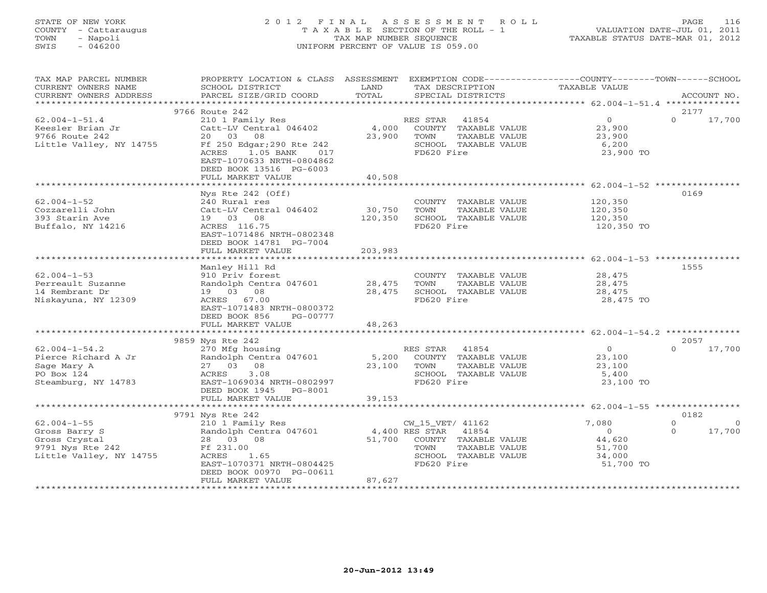STATE OF NEW YORK
COUNTY - Cattaraugus
TOWN - Napoli
SWIS - 046200

2 0 1 2 F I N A L A S S E S S M E N T R O L L
T A X A B L E SECTION OF THE ROLL - 1
TAX MAP NUMBER SEQUENCE
UNIFORM PERCENT OF VALUE IS 059.00

VALUATION DATE-JUL 01, 2011
TAXABLE STATUS DATE-MAR 01, 2012

| TAX MAP PARCEL NUMBER / CURRENT OWNERS NAME / CURRENT OWNERS ADDRESS | PROPERTY LOCATION & CLASS / SCHOOL DISTRICT / PARCEL SIZE/GRID COORD | ASSESSMENT LAND / TOTAL | EXEMPTION CODE / TAX DESCRIPTION / SPECIAL DISTRICTS | COUNTY TAXABLE VALUE | TOWN | SCHOOL / ACCOUNT NO. |
|---|---|---|---|---|---|---|
| | 9766 Route 242 | | | | | 2177 |
| 62.004-1-51.4 | 210 1 Family Res | | RES STAR 41854 | 0 | 0 | 17,700 |
| Keesler Brian Jr | Catt-LV Central 046402 | 4,000 | COUNTY TAXABLE VALUE | 23,900 | | |
| 9766 Route 242 | 20 03 08 | 23,900 | TOWN TAXABLE VALUE | 23,900 | | |
| Little Valley, NY 14755 | Ff 250 Edgar;290 Rte 242 | | SCHOOL TAXABLE VALUE | 6,200 | | |
| | ACRES 1.05 BANK 017 | | FD620 Fire | 23,900 TO | | |
| | EAST-1070633 NRTH-0804862 | | | | | |
| | DEED BOOK 13516 PG-6003 | | | | | |
| | FULL MARKET VALUE | 40,508 | | | | |
| | Nys Rte 242 (Off) | | | | | 0169 |
| 62.004-1-52 | 240 Rural res | | COUNTY TAXABLE VALUE | 120,350 | | |
| Cozzarelli John | Catt-LV Central 046402 | 30,750 | TOWN TAXABLE VALUE | 120,350 | | |
| 393 Starin Ave | 19 03 08 | 120,350 | SCHOOL TAXABLE VALUE | 120,350 | | |
| Buffalo, NY 14216 | ACRES 116.75 | | FD620 Fire | 120,350 TO | | |
| | EAST-1071486 NRTH-0802348 | | | | | |
| | DEED BOOK 14781 PG-7004 | | | | | |
| | FULL MARKET VALUE | 203,983 | | | | |
| | Manley Hill Rd | | | | | 1555 |
| 62.004-1-53 | 910 Priv forest | | COUNTY TAXABLE VALUE | 28,475 | | |
| Perreault Suzanne | Randolph Centra 047601 | 28,475 | TOWN TAXABLE VALUE | 28,475 | | |
| 14 Rembrant Dr | 19 03 08 | 28,475 | SCHOOL TAXABLE VALUE | 28,475 | | |
| Niskayuna, NY 12309 | ACRES 67.00 | | FD620 Fire | 28,475 TO | | |
| | EAST-1071483 NRTH-0800372 | | | | | |
| | DEED BOOK 856 PG-00777 | | | | | |
| | FULL MARKET VALUE | 48,263 | | | | |
| | 9859 Nys Rte 242 | | | | | 2057 |
| 62.004-1-54.2 | 270 Mfg housing | | RES STAR 41854 | 0 | 0 | 17,700 |
| Pierce Richard A Jr | Randolph Centra 047601 | 5,200 | COUNTY TAXABLE VALUE | 23,100 | | |
| Sage Mary A | 27 03 08 | 23,100 | TOWN TAXABLE VALUE | 23,100 | | |
| PO Box 124 | ACRES 3.08 | | SCHOOL TAXABLE VALUE | 5,400 | | |
| Steamburg, NY 14783 | EAST-1069034 NRTH-0802997 | | FD620 Fire | 23,100 TO | | |
| | DEED BOOK 1945 PG-8001 | | | | | |
| | FULL MARKET VALUE | 39,153 | | | | |
| | 9791 Nys Rte 242 | | | | | 0182 |
| 62.004-1-55 | 210 1 Family Res | | CW_15_VET/ 41162 | 7,080 | 0 | 0 |
| Gross Barry S | Randolph Centra 047601 | 4,400 | RES STAR 41854 | 0 | 0 | 17,700 |
| Gross Crystal | 28 03 08 | 51,700 | COUNTY TAXABLE VALUE | 44,620 | | |
| 9791 Nys Rte 242 | Ff 231.00 | | TOWN TAXABLE VALUE | 51,700 | | |
| Little Valley, NY 14755 | ACRES 1.65 | | SCHOOL TAXABLE VALUE | 34,000 | | |
| | EAST-1070371 NRTH-0804425 | | FD620 Fire | 51,700 TO | | |
| | DEED BOOK 00970 PG-00611 | | | | | |
| | FULL MARKET VALUE | 87,627 | | | | |

20-Jun-2012 13:49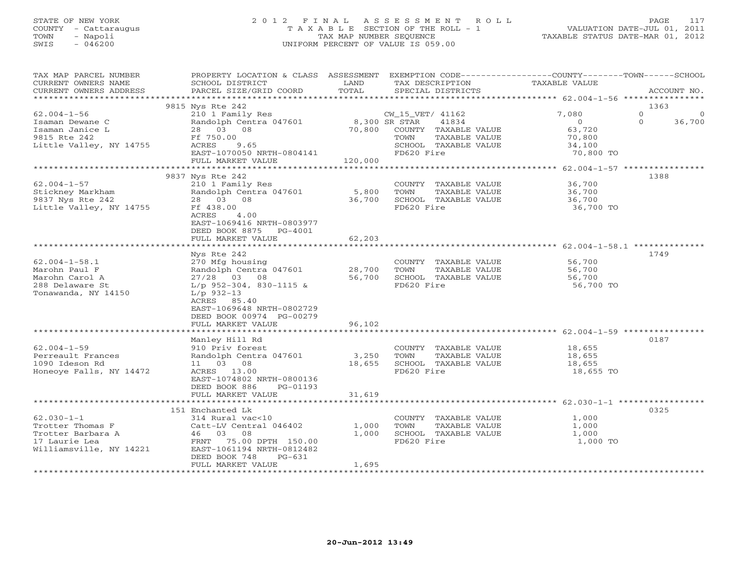STATE OF NEW YORK
COUNTY - Cattaraugus
TOWN - Napoli
SWIS - 046200

# 2012 FINAL ASSESSMENT ROLL

TAXABLE SECTION OF THE ROLL - 1
TAX MAP NUMBER SEQUENCE
UNIFORM PERCENT OF VALUE IS 059.00

VALUATION DATE-JUL 01, 2011
TAXABLE STATUS DATE-MAR 01, 2012

| TAX MAP PARCEL NUMBER / CURRENT OWNERS NAME / CURRENT OWNERS ADDRESS | PROPERTY LOCATION & CLASS / SCHOOL DISTRICT / PARCEL SIZE/GRID COORD | ASSESSMENT LAND / TOTAL | EXEMPTION CODE / TAX DESCRIPTION / SPECIAL DISTRICTS | COUNTY TAXABLE VALUE | TOWN | SCHOOL | ACCOUNT NO. |
|---|---|---|---|---|---|---|---|
| 62.004-1-56 | 9815 Nys Rte 242 | | | | | | 1363 |
| | 210 1 Family Res | | CW_15_VET/ 41162 | 7,080 | 0 | 0 | |
| Isaman Dewane C | Randolph Centra 047601 | 8,300 | SR STAR 41834 | 0 | 0 | 36,700 | |
| Isaman Janice L | 28 03 08 | 70,800 | COUNTY TAXABLE VALUE | 63,720 | | | |
| 9815 Rte 242 | Ff 750.00 | | TOWN TAXABLE VALUE | 70,800 | | | |
| Little Valley, NY 14755 | ACRES 9.65 | | SCHOOL TAXABLE VALUE | 34,100 | | | |
| | EAST-1070050 NRTH-0804141 | | FD620 Fire | 70,800 TO | | | |
| | FULL MARKET VALUE | 120,000 | | | | | |
| 62.004-1-57 | 9837 Nys Rte 242 | | | | | | 1388 |
| | 210 1 Family Res | | COUNTY TAXABLE VALUE | 36,700 | | | |
| Stickney Markham | Randolph Centra 047601 | 5,800 | TOWN TAXABLE VALUE | 36,700 | | | |
| 9837 Nys Rte 242 | 28 03 08 | 36,700 | SCHOOL TAXABLE VALUE | 36,700 | | | |
| Little Valley, NY 14755 | Ff 438.00 | | FD620 Fire | 36,700 TO | | | |
| | ACRES 4.00 | | | | | | |
| | EAST-1069416 NRTH-0803977 | | | | | | |
| | DEED BOOK 8875 PG-4001 | | | | | | |
| | FULL MARKET VALUE | 62,203 | | | | | |
| 62.004-1-58.1 | Nys Rte 242 | | | | | | 1749 |
| | 270 Mfg housing | | COUNTY TAXABLE VALUE | 56,700 | | | |
| Marohn Paul F | Randolph Centra 047601 | 28,700 | TOWN TAXABLE VALUE | 56,700 | | | |
| Marohn Carol A | 27/28 03 08 | 56,700 | SCHOOL TAXABLE VALUE | 56,700 | | | |
| 288 Delaware St | L/p 952-304, 830-1115 & | | FD620 Fire | 56,700 TO | | | |
| Tonawanda, NY 14150 | L/p 932-13 | | | | | | |
| | ACRES 85.40 | | | | | | |
| | EAST-1069648 NRTH-0802729 | | | | | | |
| | DEED BOOK 00974 PG-00279 | | | | | | |
| | FULL MARKET VALUE | 96,102 | | | | | |
| 62.004-1-59 | Manley Hill Rd | | | | | | 0187 |
| | 910 Priv forest | | COUNTY TAXABLE VALUE | 18,655 | | | |
| Perreault Frances | Randolph Centra 047601 | 3,250 | TOWN TAXABLE VALUE | 18,655 | | | |
| 1090 Ideson Rd | 11 03 08 | 18,655 | SCHOOL TAXABLE VALUE | 18,655 | | | |
| Honeoye Falls, NY 14472 | ACRES 13.00 | | FD620 Fire | 18,655 TO | | | |
| | EAST-1074802 NRTH-0800136 | | | | | | |
| | DEED BOOK 886 PG-01193 | | | | | | |
| | FULL MARKET VALUE | 31,619 | | | | | |
| 62.030-1-1 | 151 Enchanted Lk | | | | | | 0325 |
| | 314 Rural vac<10 | | COUNTY TAXABLE VALUE | 1,000 | | | |
| Trotter Thomas F | Catt-LV Central 046402 | 1,000 | TOWN TAXABLE VALUE | 1,000 | | | |
| Trotter Barbara A | 46 03 08 | 1,000 | SCHOOL TAXABLE VALUE | 1,000 | | | |
| 17 Laurie Lea | FRNT 75.00 DPTH 150.00 | | FD620 Fire | 1,000 TO | | | |
| Williamsville, NY 14221 | EAST-1061194 NRTH-0812482 | | | | | | |
| | DEED BOOK 748 PG-631 | | | | | | |
| | FULL MARKET VALUE | 1,695 | | | | | |

20-Jun-2012 13:49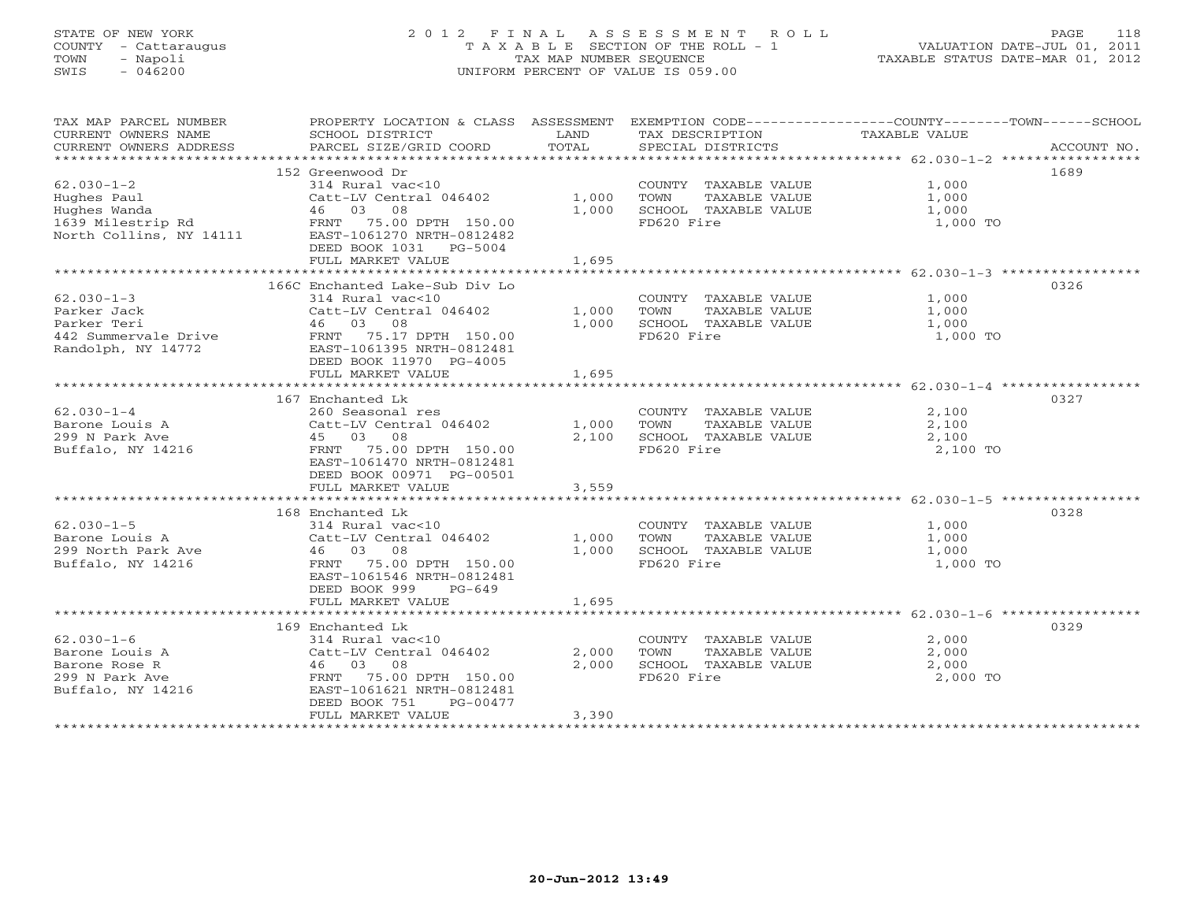STATE OF NEW YORK
COUNTY - Cattaraugus
TOWN - Napoli
SWIS - 046200

# 2012 FINAL ASSESSMENT ROLL

TAXABLE SECTION OF THE ROLL - 1
TAX MAP NUMBER SEQUENCE
UNIFORM PERCENT OF VALUE IS 059.00

VALUATION DATE-JUL 01, 2011
TAXABLE STATUS DATE-MAR 01, 2012

| TAX MAP PARCEL NUMBER / CURRENT OWNERS NAME / CURRENT OWNERS ADDRESS | PROPERTY LOCATION & CLASS / SCHOOL DISTRICT / PARCEL SIZE/GRID COORD | ASSESSMENT LAND | TOTAL | EXEMPTION CODE / TAX DESCRIPTION / SPECIAL DISTRICTS | TAXABLE VALUE (COUNTY/TOWN/SCHOOL) | ACCOUNT NO. |
|---|---|---|---|---|---|---|
| 62.030-1-2 | 152 Greenwood Dr | | | | | 1689 |
| 62.030-1-2 | 314 Rural vac<10 | | | COUNTY TAXABLE VALUE | 1,000 | |
| Hughes Paul | Catt-LV Central 046402 | 1,000 | | TOWN TAXABLE VALUE | 1,000 | |
| Hughes Wanda | 46 03 08 | | 1,000 | SCHOOL TAXABLE VALUE | 1,000 | |
| 1639 Milestrip Rd | FRNT 75.00 DPTH 150.00 | | | FD620 Fire | 1,000 TO | |
| North Collins, NY 14111 | EAST-1061270 NRTH-0812482 | | | | | |
| | DEED BOOK 1031 PG-5004 | | | | | |
| | FULL MARKET VALUE | | 1,695 | | | |
| 62.030-1-3 | 166C Enchanted Lake-Sub Div Lo | | | | | 0326 |
| 62.030-1-3 | 314 Rural vac<10 | | | COUNTY TAXABLE VALUE | 1,000 | |
| Parker Jack | Catt-LV Central 046402 | 1,000 | | TOWN TAXABLE VALUE | 1,000 | |
| Parker Teri | 46 03 08 | | 1,000 | SCHOOL TAXABLE VALUE | 1,000 | |
| 442 Summervale Drive | FRNT 75.17 DPTH 150.00 | | | FD620 Fire | 1,000 TO | |
| Randolph, NY 14772 | EAST-1061395 NRTH-0812481 | | | | | |
| | DEED BOOK 11970 PG-4005 | | | | | |
| | FULL MARKET VALUE | | 1,695 | | | |
| 62.030-1-4 | 167 Enchanted Lk | | | | | 0327 |
| 62.030-1-4 | 260 Seasonal res | | | COUNTY TAXABLE VALUE | 2,100 | |
| Barone Louis A | Catt-LV Central 046402 | 1,000 | | TOWN TAXABLE VALUE | 2,100 | |
| 299 N Park Ave | 45 03 08 | | 2,100 | SCHOOL TAXABLE VALUE | 2,100 | |
| Buffalo, NY 14216 | FRNT 75.00 DPTH 150.00 | | | FD620 Fire | 2,100 TO | |
| | EAST-1061470 NRTH-0812481 | | | | | |
| | DEED BOOK 00971 PG-00501 | | | | | |
| | FULL MARKET VALUE | | 3,559 | | | |
| 62.030-1-5 | 168 Enchanted Lk | | | | | 0328 |
| 62.030-1-5 | 314 Rural vac<10 | | | COUNTY TAXABLE VALUE | 1,000 | |
| Barone Louis A | Catt-LV Central 046402 | 1,000 | | TOWN TAXABLE VALUE | 1,000 | |
| 299 North Park Ave | 46 03 08 | | 1,000 | SCHOOL TAXABLE VALUE | 1,000 | |
| Buffalo, NY 14216 | FRNT 75.00 DPTH 150.00 | | | FD620 Fire | 1,000 TO | |
| | EAST-1061546 NRTH-0812481 | | | | | |
| | DEED BOOK 999 PG-649 | | | | | |
| | FULL MARKET VALUE | | 1,695 | | | |
| 62.030-1-6 | 169 Enchanted Lk | | | | | 0329 |
| 62.030-1-6 | 314 Rural vac<10 | | | COUNTY TAXABLE VALUE | 2,000 | |
| Barone Louis A | Catt-LV Central 046402 | 2,000 | | TOWN TAXABLE VALUE | 2,000 | |
| Barone Rose R | 46 03 08 | | 2,000 | SCHOOL TAXABLE VALUE | 2,000 | |
| 299 N Park Ave | FRNT 75.00 DPTH 150.00 | | | FD620 Fire | 2,000 TO | |
| Buffalo, NY 14216 | EAST-1061621 NRTH-0812481 | | | | | |
| | DEED BOOK 751 PG-00477 | | | | | |
| | FULL MARKET VALUE | | 3,390 | | | |

20-Jun-2012 13:49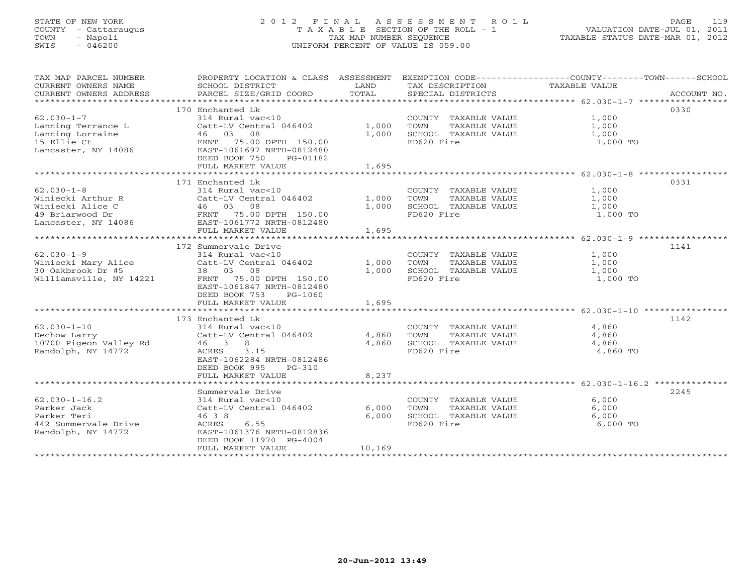STATE OF NEW YORK
COUNTY - Cattaraugus
TOWN - Napoli
SWIS - 046200

# 2012 FINAL ASSESSMENT ROLL

TAXABLE SECTION OF THE ROLL - 1
TAX MAP NUMBER SEQUENCE
UNIFORM PERCENT OF VALUE IS 059.00

VALUATION DATE-JUL 01, 2011
TAXABLE STATUS DATE-MAR 01, 2012

| TAX MAP PARCEL NUMBER / CURRENT OWNERS NAME / CURRENT OWNERS ADDRESS | PROPERTY LOCATION & CLASS / SCHOOL DISTRICT / PARCEL SIZE/GRID COORD | ASSESSMENT LAND | TOTAL | EXEMPTION CODE / TAX DESCRIPTION / SPECIAL DISTRICTS | TAXABLE VALUE (COUNTY--TOWN--SCHOOL) | ACCOUNT NO. |
|---|---|---|---|---|---|---|
| 62.030-1-7 | 170 Enchanted Lk | | | | | 0330 |
| 62.030-1-7 | 314 Rural vac<10 | | | COUNTY TAXABLE VALUE | 1,000 | |
| Lanning Terrance L | Catt-LV Central 046402 | 1,000 | | TOWN TAXABLE VALUE | 1,000 | |
| Lanning Lorraine | 46 03 08 | | 1,000 | SCHOOL TAXABLE VALUE | 1,000 | |
| 15 Ellie Ct | FRNT 75.00 DPTH 150.00 | | | FD620 Fire | 1,000 TO | |
| Lancaster, NY 14086 | EAST-1061697 NRTH-0812480 | | | | | |
| | DEED BOOK 750 PG-01182 | | | | | |
| | FULL MARKET VALUE | | 1,695 | | | |
| 62.030-1-8 | 171 Enchanted Lk | | | | | 0331 |
| 62.030-1-8 | 314 Rural vac<10 | | | COUNTY TAXABLE VALUE | 1,000 | |
| Winiecki Arthur R | Catt-LV Central 046402 | 1,000 | | TOWN TAXABLE VALUE | 1,000 | |
| Winiecki Alice C | 46 03 08 | | 1,000 | SCHOOL TAXABLE VALUE | 1,000 | |
| 49 Briarwood Dr | FRNT 75.00 DPTH 150.00 | | | FD620 Fire | 1,000 TO | |
| Lancaster, NY 14086 | EAST-1061772 NRTH-0812480 | | | | | |
| | FULL MARKET VALUE | | 1,695 | | | |
| 62.030-1-9 | 172 Summervale Drive | | | | | 1141 |
| 62.030-1-9 | 314 Rural vac<10 | | | COUNTY TAXABLE VALUE | 1,000 | |
| Winiecki Mary Alice | Catt-LV Central 046402 | 1,000 | | TOWN TAXABLE VALUE | 1,000 | |
| 30 Oakbrook Dr #5 | 38 03 08 | | 1,000 | SCHOOL TAXABLE VALUE | 1,000 | |
| Williamsville, NY 14221 | FRNT 75.00 DPTH 150.00 | | | FD620 Fire | 1,000 TO | |
| | EAST-1061847 NRTH-0812480 | | | | | |
| | DEED BOOK 753 PG-1060 | | | | | |
| | FULL MARKET VALUE | | 1,695 | | | |
| 62.030-1-10 | 173 Enchanted Lk | | | | | 1142 |
| 62.030-1-10 | 314 Rural vac<10 | | | COUNTY TAXABLE VALUE | 4,860 | |
| Dechow Larry | Catt-LV Central 046402 | 4,860 | | TOWN TAXABLE VALUE | 4,860 | |
| 10700 Pigeon Valley Rd | 46 3 8 | | 4,860 | SCHOOL TAXABLE VALUE | 4,860 | |
| Randolph, NY 14772 | ACRES 3.15 | | | FD620 Fire | 4,860 TO | |
| | EAST-1062284 NRTH-0812486 | | | | | |
| | DEED BOOK 995 PG-310 | | | | | |
| | FULL MARKET VALUE | | 8,237 | | | |
| 62.030-1-16.2 | Summervale Drive | | | | | 2245 |
| 62.030-1-16.2 | 314 Rural vac<10 | | | COUNTY TAXABLE VALUE | 6,000 | |
| Parker Jack | Catt-LV Central 046402 | 6,000 | | TOWN TAXABLE VALUE | 6,000 | |
| Parker Teri | 46 3 8 | | 6,000 | SCHOOL TAXABLE VALUE | 6,000 | |
| 442 Summervale Drive | ACRES 6.55 | | | FD620 Fire | 6,000 TO | |
| Randolph, NY 14772 | EAST-1061376 NRTH-0812836 | | | | | |
| | DEED BOOK 11970 PG-4004 | | | | | |
| | FULL MARKET VALUE | | 10,169 | | | |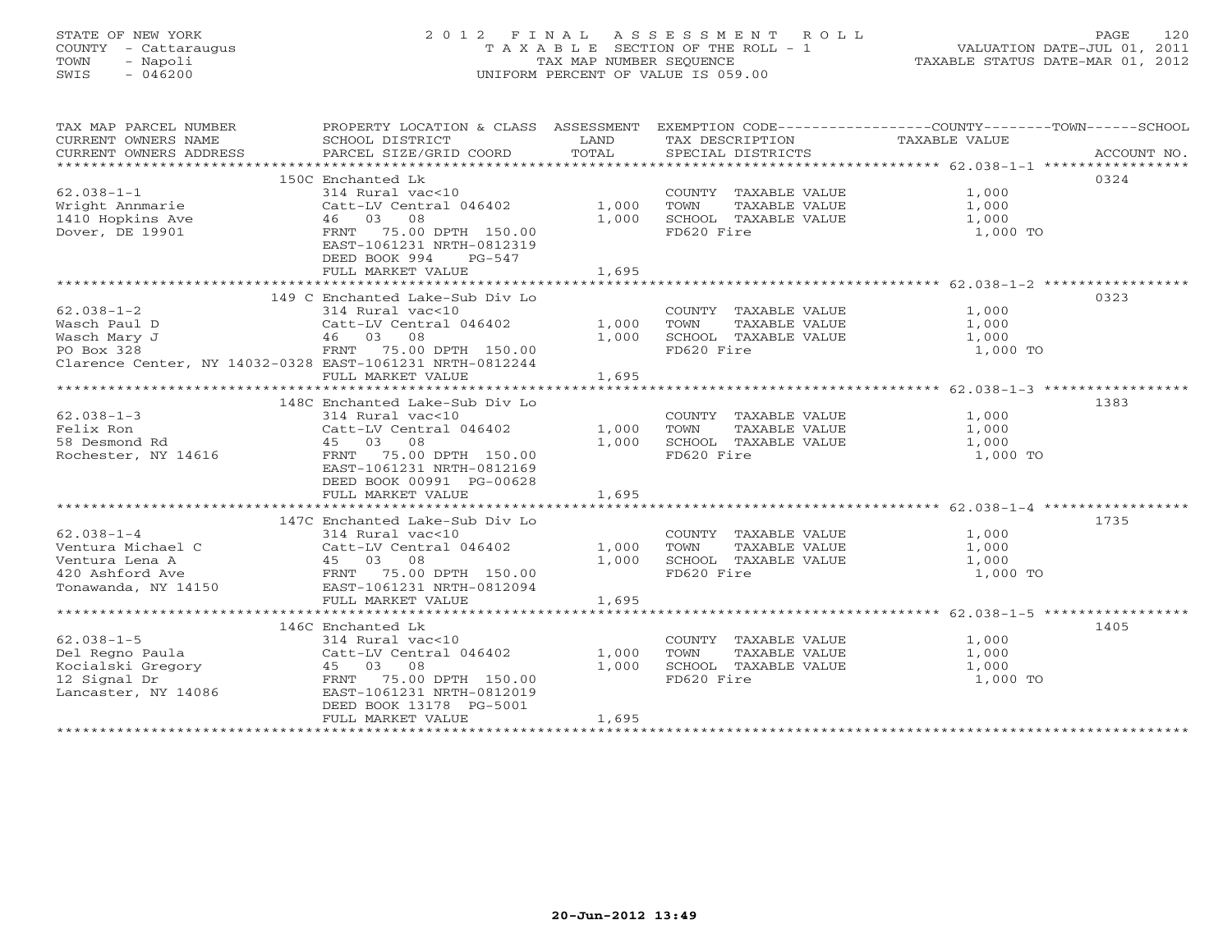STATE OF NEW YORK
COUNTY - Cattaraugus
TOWN - Napoli
SWIS - 046200

# 2012 FINAL ASSESSMENT ROLL

TAXABLE SECTION OF THE ROLL - 1
TAX MAP NUMBER SEQUENCE
UNIFORM PERCENT OF VALUE IS 059.00

VALUATION DATE-JUL 01, 2011
TAXABLE STATUS DATE-MAR 01, 2012

| TAX MAP PARCEL NUMBER / CURRENT OWNERS NAME / CURRENT OWNERS ADDRESS | PROPERTY LOCATION & CLASS / SCHOOL DISTRICT / PARCEL SIZE/GRID COORD | ASSESSMENT LAND / TOTAL | EXEMPTION CODE / TAX DESCRIPTION / SPECIAL DISTRICTS | COUNTY--------TOWN------SCHOOL TAXABLE VALUE | ACCOUNT NO. |
|---|---|---|---|---|---|
| 62.038-1-1 | 150C Enchanted Lk | | | | 0324 |
| Wright Annmarie | 314 Rural vac<10 | | COUNTY TAXABLE VALUE | 1,000 | |
| 1410 Hopkins Ave | Catt-LV Central 046402 | 1,000 | TOWN TAXABLE VALUE | 1,000 | |
| Dover, DE 19901 | 46 03 08 | 1,000 | SCHOOL TAXABLE VALUE | 1,000 | |
| | FRNT 75.00 DPTH 150.00 | | FD620 Fire | 1,000 TO | |
| | EAST-1061231 NRTH-0812319 | | | | |
| | DEED BOOK 994 PG-547 | | | | |
| | FULL MARKET VALUE | 1,695 | | | |
| 62.038-1-2 | 149 C Enchanted Lake-Sub Div Lo | | | | 0323 |
| Wasch Paul D | 314 Rural vac<10 | | COUNTY TAXABLE VALUE | 1,000 | |
| Wasch Mary J | Catt-LV Central 046402 | 1,000 | TOWN TAXABLE VALUE | 1,000 | |
| PO Box 328 | 46 03 08 | 1,000 | SCHOOL TAXABLE VALUE | 1,000 | |
| Clarence Center, NY 14032-0328 | FRNT 75.00 DPTH 150.00 | | FD620 Fire | 1,000 TO | |
| | EAST-1061231 NRTH-0812244 | | | | |
| | FULL MARKET VALUE | 1,695 | | | |
| 62.038-1-3 | 148C Enchanted Lake-Sub Div Lo | | | | 1383 |
| Felix Ron | 314 Rural vac<10 | | COUNTY TAXABLE VALUE | 1,000 | |
| 58 Desmond Rd | Catt-LV Central 046402 | 1,000 | TOWN TAXABLE VALUE | 1,000 | |
| Rochester, NY 14616 | 45 03 08 | 1,000 | SCHOOL TAXABLE VALUE | 1,000 | |
| | FRNT 75.00 DPTH 150.00 | | FD620 Fire | 1,000 TO | |
| | EAST-1061231 NRTH-0812169 | | | | |
| | DEED BOOK 00991 PG-00628 | | | | |
| | FULL MARKET VALUE | 1,695 | | | |
| 62.038-1-4 | 147C Enchanted Lake-Sub Div Lo | | | | 1735 |
| Ventura Michael C | 314 Rural vac<10 | | COUNTY TAXABLE VALUE | 1,000 | |
| Ventura Lena A | Catt-LV Central 046402 | 1,000 | TOWN TAXABLE VALUE | 1,000 | |
| 420 Ashford Ave | 45 03 08 | 1,000 | SCHOOL TAXABLE VALUE | 1,000 | |
| Tonawanda, NY 14150 | FRNT 75.00 DPTH 150.00 | | FD620 Fire | 1,000 TO | |
| | EAST-1061231 NRTH-0812094 | | | | |
| | FULL MARKET VALUE | 1,695 | | | |
| 62.038-1-5 | 146C Enchanted Lk | | | | 1405 |
| Del Regno Paula | 314 Rural vac<10 | | COUNTY TAXABLE VALUE | 1,000 | |
| Kocialski Gregory | Catt-LV Central 046402 | 1,000 | TOWN TAXABLE VALUE | 1,000 | |
| 12 Signal Dr | 45 03 08 | 1,000 | SCHOOL TAXABLE VALUE | 1,000 | |
| Lancaster, NY 14086 | FRNT 75.00 DPTH 150.00 | | FD620 Fire | 1,000 TO | |
| | EAST-1061231 NRTH-0812019 | | | | |
| | DEED BOOK 13178 PG-5001 | | | | |
| | FULL MARKET VALUE | 1,695 | | | |

20-Jun-2012 13:49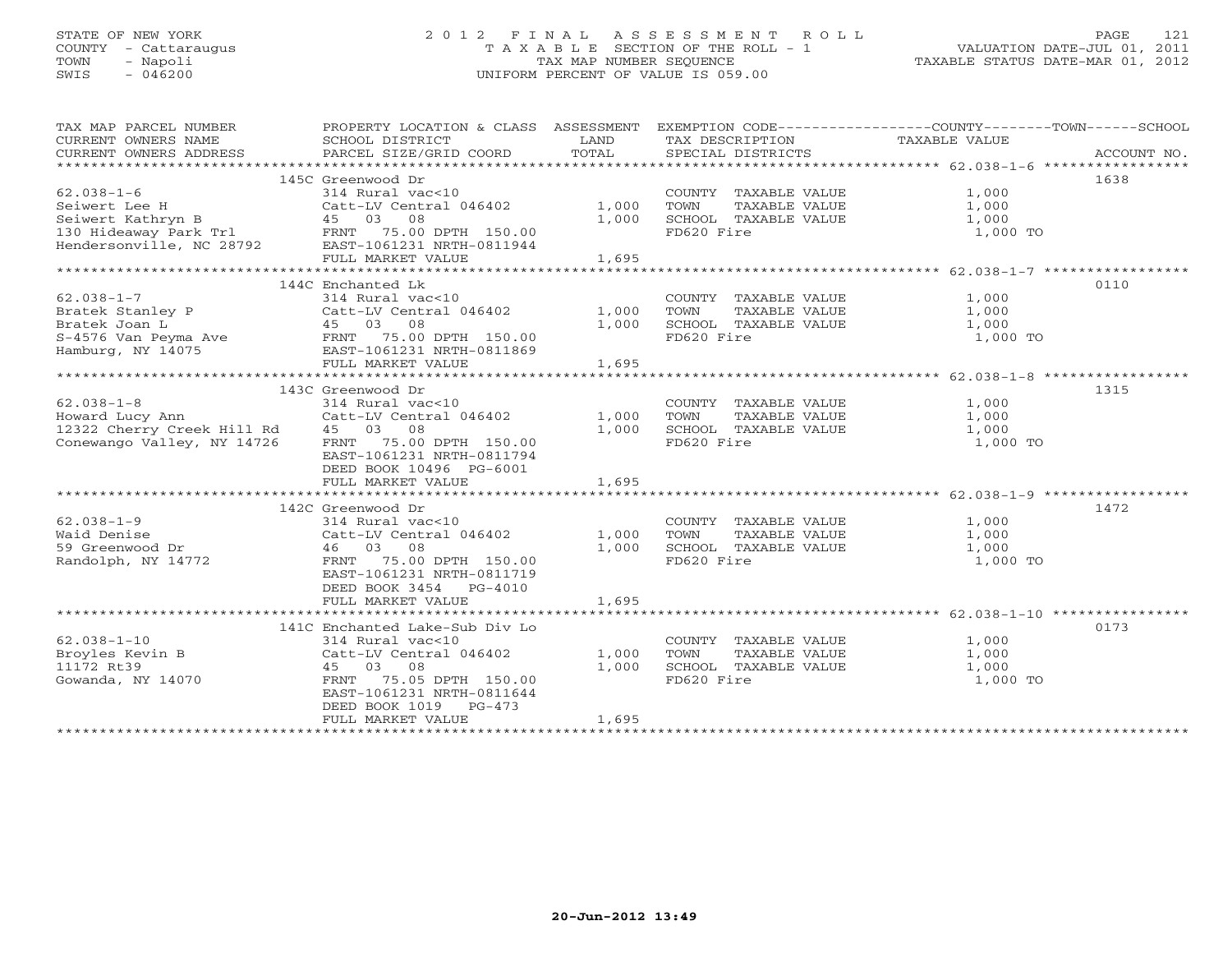STATE OF NEW YORK
COUNTY - Cattaraugus
TOWN - Napoli
SWIS - 046200

# 2012 FINAL ASSESSMENT ROLL
TAXABLE SECTION OF THE ROLL - 1
TAX MAP NUMBER SEQUENCE
UNIFORM PERCENT OF VALUE IS 059.00

VALUATION DATE-JUL 01, 2011
TAXABLE STATUS DATE-MAR 01, 2012

| TAX MAP PARCEL NUMBER / CURRENT OWNERS NAME / CURRENT OWNERS ADDRESS | PROPERTY LOCATION & CLASS / SCHOOL DISTRICT / PARCEL SIZE/GRID COORD | ASSESSMENT LAND | ASSESSMENT TOTAL | EXEMPTION CODE / TAX DESCRIPTION / SPECIAL DISTRICTS | TAXABLE VALUE (COUNTY / TOWN / SCHOOL) | ACCOUNT NO. |
|---|---|---|---|---|---|---|
| 62.038-1-6 | 145C Greenwood Dr | | | | | 1638 |
| | 314 Rural vac<10 | | | COUNTY TAXABLE VALUE | 1,000 | |
| Seiwert Lee H | Catt-LV Central 046402 | 1,000 | | TOWN TAXABLE VALUE | 1,000 | |
| Seiwert Kathryn B | 45 03 08 | | 1,000 | SCHOOL TAXABLE VALUE | 1,000 | |
| 130 Hideaway Park Trl | FRNT 75.00 DPTH 150.00 | | | FD620 Fire | 1,000 TO | |
| Hendersonville, NC 28792 | EAST-1061231 NRTH-0811944 | | | | | |
| | FULL MARKET VALUE | | 1,695 | | | |
| 62.038-1-7 | 144C Enchanted Lk | | | | | 0110 |
| | 314 Rural vac<10 | | | COUNTY TAXABLE VALUE | 1,000 | |
| Bratek Stanley P | Catt-LV Central 046402 | 1,000 | | TOWN TAXABLE VALUE | 1,000 | |
| Bratek Joan L | 45 03 08 | | 1,000 | SCHOOL TAXABLE VALUE | 1,000 | |
| S-4576 Van Peyma Ave | FRNT 75.00 DPTH 150.00 | | | FD620 Fire | 1,000 TO | |
| Hamburg, NY 14075 | EAST-1061231 NRTH-0811869 | | | | | |
| | FULL MARKET VALUE | | 1,695 | | | |
| 62.038-1-8 | 143C Greenwood Dr | | | | | 1315 |
| | 314 Rural vac<10 | | | COUNTY TAXABLE VALUE | 1,000 | |
| Howard Lucy Ann | Catt-LV Central 046402 | 1,000 | | TOWN TAXABLE VALUE | 1,000 | |
| 12322 Cherry Creek Hill Rd | 45 03 08 | | 1,000 | SCHOOL TAXABLE VALUE | 1,000 | |
| Conewango Valley, NY 14726 | FRNT 75.00 DPTH 150.00 | | | FD620 Fire | 1,000 TO | |
| | EAST-1061231 NRTH-0811794 | | | | | |
| | DEED BOOK 10496 PG-6001 | | | | | |
| | FULL MARKET VALUE | | 1,695 | | | |
| 62.038-1-9 | 142C Greenwood Dr | | | | | 1472 |
| | 314 Rural vac<10 | | | COUNTY TAXABLE VALUE | 1,000 | |
| Waid Denise | Catt-LV Central 046402 | 1,000 | | TOWN TAXABLE VALUE | 1,000 | |
| 59 Greenwood Dr | 46 03 08 | | 1,000 | SCHOOL TAXABLE VALUE | 1,000 | |
| Randolph, NY 14772 | FRNT 75.00 DPTH 150.00 | | | FD620 Fire | 1,000 TO | |
| | EAST-1061231 NRTH-0811719 | | | | | |
| | DEED BOOK 3454 PG-4010 | | | | | |
| | FULL MARKET VALUE | | 1,695 | | | |
| 62.038-1-10 | 141C Enchanted Lake-Sub Div Lo | | | | | 0173 |
| | 314 Rural vac<10 | | | COUNTY TAXABLE VALUE | 1,000 | |
| Broyles Kevin B | Catt-LV Central 046402 | 1,000 | | TOWN TAXABLE VALUE | 1,000 | |
| 11172 Rt39 | 45 03 08 | | 1,000 | SCHOOL TAXABLE VALUE | 1,000 | |
| Gowanda, NY 14070 | FRNT 75.05 DPTH 150.00 | | | FD620 Fire | 1,000 TO | |
| | EAST-1061231 NRTH-0811644 | | | | | |
| | DEED BOOK 1019 PG-473 | | | | | |
| | FULL MARKET VALUE | | 1,695 | | | |

20-Jun-2012 13:49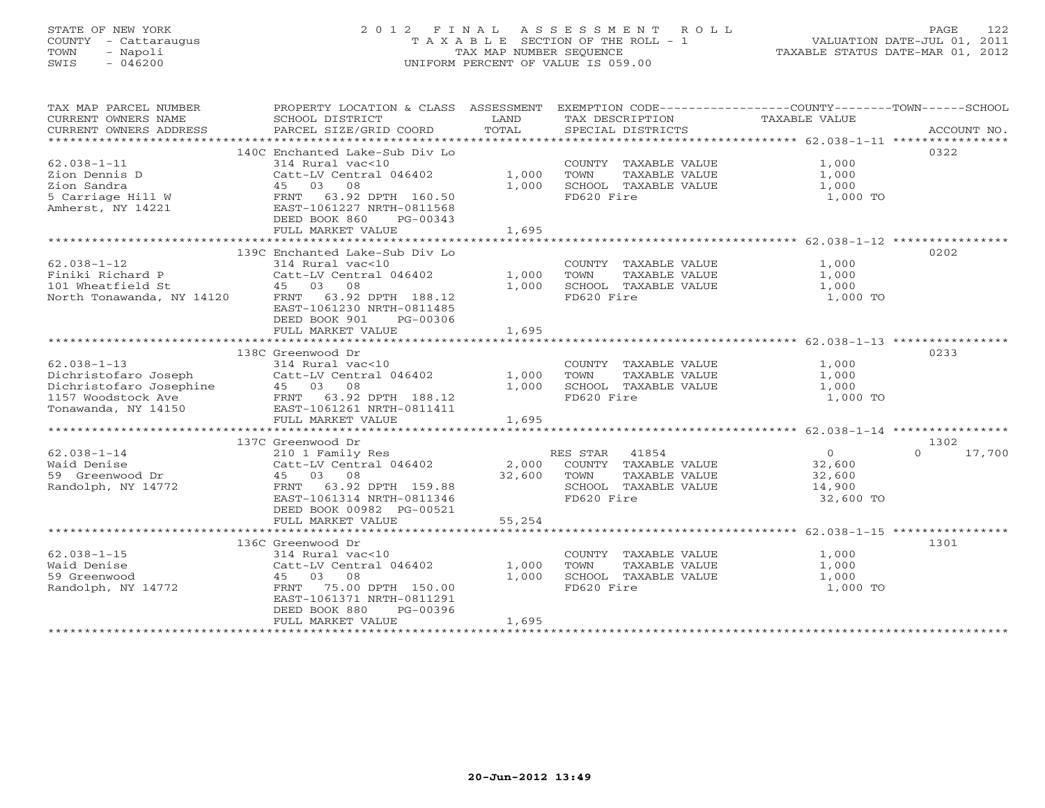STATE OF NEW YORK
COUNTY - Cattaraugus
TOWN - Napoli
SWIS - 046200

# 2012 FINAL ASSESSMENT ROLL
TAXABLE SECTION OF THE ROLL - 1
TAX MAP NUMBER SEQUENCE
UNIFORM PERCENT OF VALUE IS 059.00

VALUATION DATE-JUL 01, 2011
TAXABLE STATUS DATE-MAR 01, 2012

| TAX MAP PARCEL NUMBER / CURRENT OWNERS NAME / CURRENT OWNERS ADDRESS | PROPERTY LOCATION & CLASS / SCHOOL DISTRICT / PARCEL SIZE/GRID COORD | ASSESSMENT LAND | TOTAL | EXEMPTION CODE / TAX DESCRIPTION / SPECIAL DISTRICTS | COUNTY TAXABLE VALUE | TOWN | SCHOOL | ACCOUNT NO. |
|---|---|---|---|---|---|---|---|---|
| **62.038-1-11** | 140C Enchanted Lake-Sub Div Lo | | | | | | | 0322 |
| Zion Dennis D | 314 Rural vac<10 | | | COUNTY TAXABLE VALUE | 1,000 | | | |
| Zion Sandra | Catt-LV Central 046402 | 1,000 | | TOWN TAXABLE VALUE | 1,000 | | | |
| 5 Carriage Hill W | 45 03 08 | | 1,000 | SCHOOL TAXABLE VALUE | 1,000 | | | |
| Amherst, NY 14221 | FRNT 63.92 DPTH 160.50 | | | FD620 Fire | 1,000 TO | | | |
| | EAST-1061227 NRTH-0811568 | | | | | | | |
| | DEED BOOK 860 PG-00343 | | | | | | | |
| | FULL MARKET VALUE | | 1,695 | | | | | |
| **62.038-1-12** | 139C Enchanted Lake-Sub Div Lo | | | | | | | 0202 |
| Finiki Richard P | 314 Rural vac<10 | | | COUNTY TAXABLE VALUE | 1,000 | | | |
| 101 Wheatfield St | Catt-LV Central 046402 | 1,000 | | TOWN TAXABLE VALUE | 1,000 | | | |
| North Tonawanda, NY 14120 | 45 03 08 | | 1,000 | SCHOOL TAXABLE VALUE | 1,000 | | | |
| | FRNT 63.92 DPTH 188.12 | | | FD620 Fire | 1,000 TO | | | |
| | EAST-1061230 NRTH-0811485 | | | | | | | |
| | DEED BOOK 901 PG-00306 | | | | | | | |
| | FULL MARKET VALUE | | 1,695 | | | | | |
| **62.038-1-13** | 138C Greenwood Dr | | | | | | | 0233 |
| Dichristofaro Joseph | 314 Rural vac<10 | | | COUNTY TAXABLE VALUE | 1,000 | | | |
| Dichristofaro Josephine | Catt-LV Central 046402 | 1,000 | | TOWN TAXABLE VALUE | 1,000 | | | |
| 1157 Woodstock Ave | 45 03 08 | | 1,000 | SCHOOL TAXABLE VALUE | 1,000 | | | |
| Tonawanda, NY 14150 | FRNT 63.92 DPTH 188.12 | | | FD620 Fire | 1,000 TO | | | |
| | EAST-1061261 NRTH-0811411 | | | | | | | |
| | FULL MARKET VALUE | | 1,695 | | | | | |
| **62.038-1-14** | 137C Greenwood Dr | | | | | | | 1302 |
| Waid Denise | 210 1 Family Res | | | RES STAR 41854 | 0 | | 0 | 17,700 |
| 59 Greenwood Dr | Catt-LV Central 046402 | 2,000 | | COUNTY TAXABLE VALUE | 32,600 | | | |
| Randolph, NY 14772 | 45 03 08 | | 32,600 | TOWN TAXABLE VALUE | 32,600 | | | |
| | FRNT 63.92 DPTH 159.88 | | | SCHOOL TAXABLE VALUE | 14,900 | | | |
| | EAST-1061314 NRTH-0811346 | | | FD620 Fire | 32,600 TO | | | |
| | DEED BOOK 00982 PG-00521 | | | | | | | |
| | FULL MARKET VALUE | | 55,254 | | | | | |
| **62.038-1-15** | 136C Greenwood Dr | | | | | | | 1301 |
| Waid Denise | 314 Rural vac<10 | | | COUNTY TAXABLE VALUE | 1,000 | | | |
| 59 Greenwood | Catt-LV Central 046402 | 1,000 | | TOWN TAXABLE VALUE | 1,000 | | | |
| Randolph, NY 14772 | 45 03 08 | | 1,000 | SCHOOL TAXABLE VALUE | 1,000 | | | |
| | FRNT 75.00 DPTH 150.00 | | | FD620 Fire | 1,000 TO | | | |
| | EAST-1061371 NRTH-0811291 | | | | | | | |
| | DEED BOOK 880 PG-00396 | | | | | | | |
| | FULL MARKET VALUE | | 1,695 | | | | | |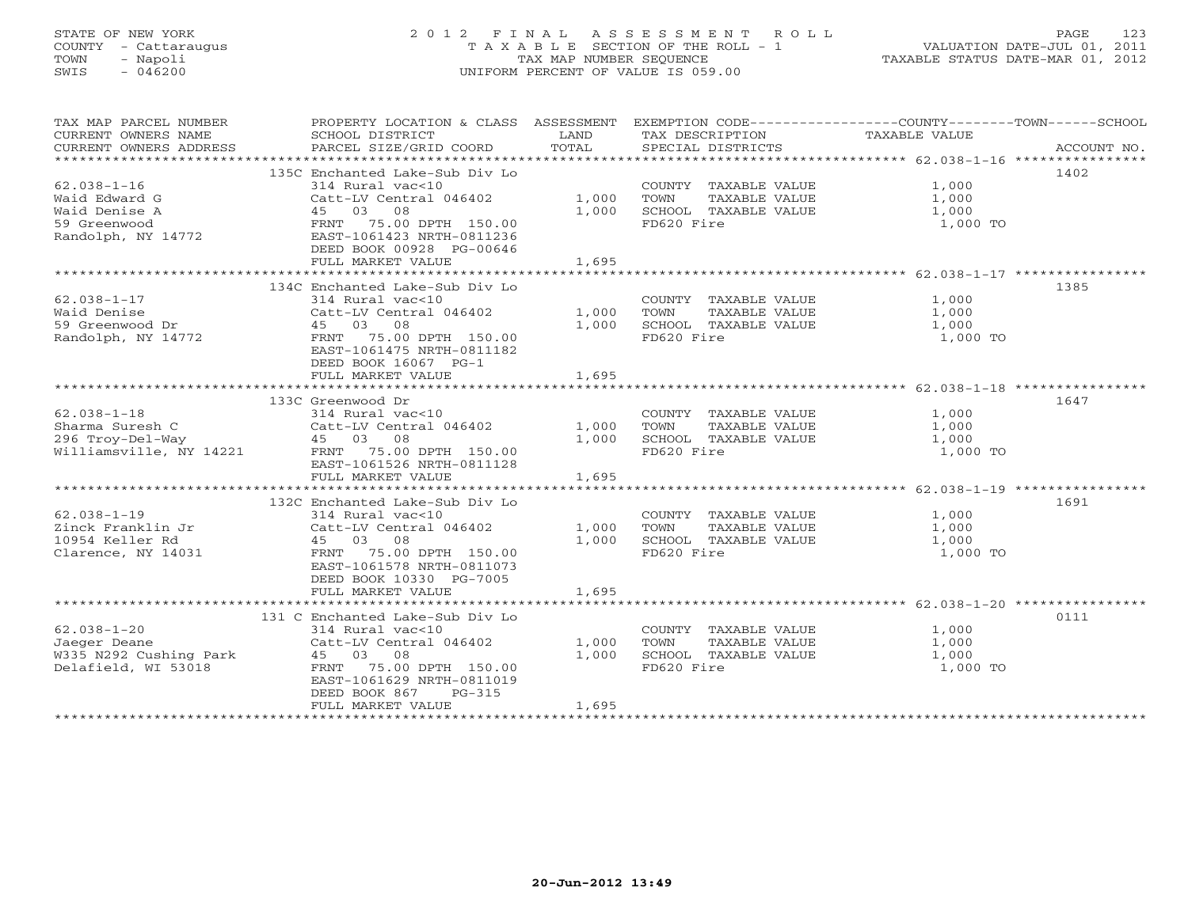STATE OF NEW YORK
COUNTY - Cattaraugus
TOWN - Napoli
SWIS - 046200

# 2012 FINAL ASSESSMENT ROLL

TAXABLE SECTION OF THE ROLL - 1
TAX MAP NUMBER SEQUENCE
UNIFORM PERCENT OF VALUE IS 059.00

VALUATION DATE-JUL 01, 2011
TAXABLE STATUS DATE-MAR 01, 2012

| TAX MAP PARCEL NUMBER / CURRENT OWNERS NAME / CURRENT OWNERS ADDRESS | PROPERTY LOCATION & CLASS / SCHOOL DISTRICT / PARCEL SIZE/GRID COORD | ASSESSMENT LAND / TOTAL | EXEMPTION CODE / TAX DESCRIPTION / SPECIAL DISTRICTS | COUNTY--------TOWN------SCHOOL TAXABLE VALUE | ACCOUNT NO. |
|---|---|---|---|---|---|
| | 135C Enchanted Lake-Sub Div Lo | | | | 1402 |
| 62.038-1-16 | 314 Rural vac<10 | | COUNTY TAXABLE VALUE | 1,000 | |
| Waid Edward G | Catt-LV Central 046402 | 1,000 | TOWN TAXABLE VALUE | 1,000 | |
| Waid Denise A | 45 03 08 | 1,000 | SCHOOL TAXABLE VALUE | 1,000 | |
| 59 Greenwood | FRNT 75.00 DPTH 150.00 | | FD620 Fire | 1,000 TO | |
| Randolph, NY 14772 | EAST-1061423 NRTH-0811236 | | | | |
| | DEED BOOK 00928 PG-00646 | | | | |
| | FULL MARKET VALUE | 1,695 | | | |
| | 134C Enchanted Lake-Sub Div Lo | | | | 1385 |
| 62.038-1-17 | 314 Rural vac<10 | | COUNTY TAXABLE VALUE | 1,000 | |
| Waid Denise | Catt-LV Central 046402 | 1,000 | TOWN TAXABLE VALUE | 1,000 | |
| 59 Greenwood Dr | 45 03 08 | 1,000 | SCHOOL TAXABLE VALUE | 1,000 | |
| Randolph, NY 14772 | FRNT 75.00 DPTH 150.00 | | FD620 Fire | 1,000 TO | |
| | EAST-1061475 NRTH-0811182 | | | | |
| | DEED BOOK 16067 PG-1 | | | | |
| | FULL MARKET VALUE | 1,695 | | | |
| | 133C Greenwood Dr | | | | 1647 |
| 62.038-1-18 | 314 Rural vac<10 | | COUNTY TAXABLE VALUE | 1,000 | |
| Sharma Suresh C | Catt-LV Central 046402 | 1,000 | TOWN TAXABLE VALUE | 1,000 | |
| 296 Troy-Del-Way | 45 03 08 | 1,000 | SCHOOL TAXABLE VALUE | 1,000 | |
| Williamsville, NY 14221 | FRNT 75.00 DPTH 150.00 | | FD620 Fire | 1,000 TO | |
| | EAST-1061526 NRTH-0811128 | | | | |
| | FULL MARKET VALUE | 1,695 | | | |
| | 132C Enchanted Lake-Sub Div Lo | | | | 1691 |
| 62.038-1-19 | 314 Rural vac<10 | | COUNTY TAXABLE VALUE | 1,000 | |
| Zinck Franklin Jr | Catt-LV Central 046402 | 1,000 | TOWN TAXABLE VALUE | 1,000 | |
| 10954 Keller Rd | 45 03 08 | 1,000 | SCHOOL TAXABLE VALUE | 1,000 | |
| Clarence, NY 14031 | FRNT 75.00 DPTH 150.00 | | FD620 Fire | 1,000 TO | |
| | EAST-1061578 NRTH-0811073 | | | | |
| | DEED BOOK 10330 PG-7005 | | | | |
| | FULL MARKET VALUE | 1,695 | | | |
| | 131 C Enchanted Lake-Sub Div Lo | | | | 0111 |
| 62.038-1-20 | 314 Rural vac<10 | | COUNTY TAXABLE VALUE | 1,000 | |
| Jaeger Deane | Catt-LV Central 046402 | 1,000 | TOWN TAXABLE VALUE | 1,000 | |
| W335 N292 Cushing Park | 45 03 08 | 1,000 | SCHOOL TAXABLE VALUE | 1,000 | |
| Delafield, WI 53018 | FRNT 75.00 DPTH 150.00 | | FD620 Fire | 1,000 TO | |
| | EAST-1061629 NRTH-0811019 | | | | |
| | DEED BOOK 867 PG-315 | | | | |
| | FULL MARKET VALUE | 1,695 | | | |

20-Jun-2012 13:49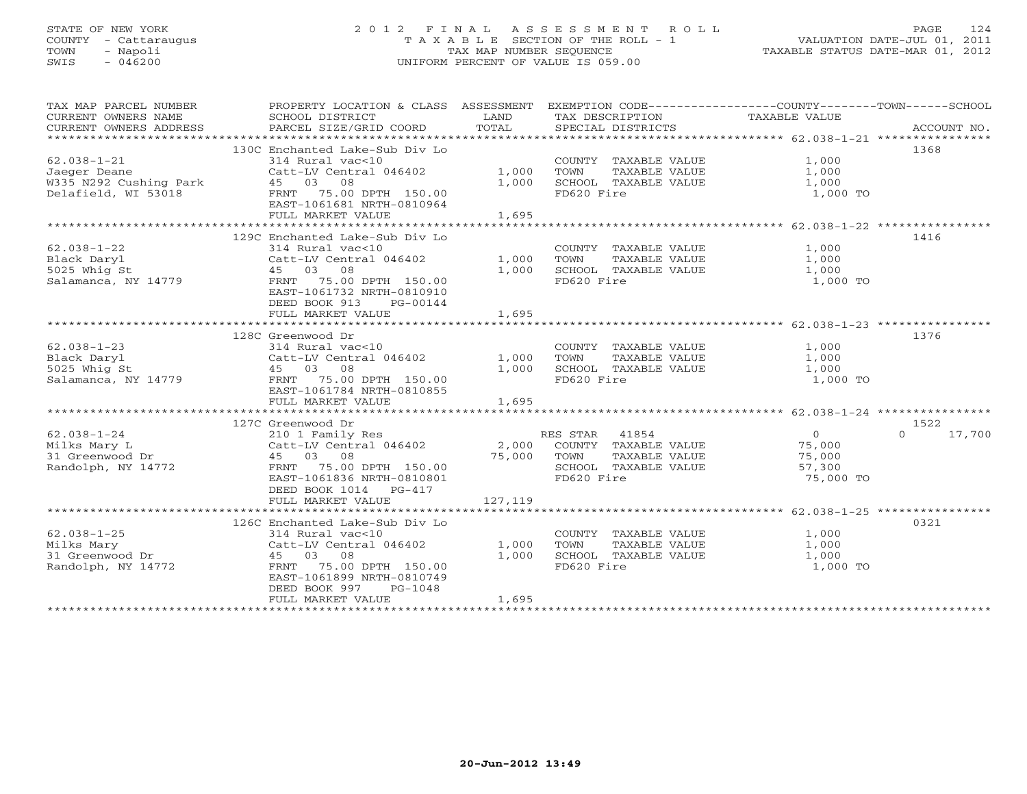STATE OF NEW YORK
COUNTY - Cattaraugus
TOWN - Napoli
SWIS - 046200

# 2012 FINAL ASSESSMENT ROLL
TAXABLE SECTION OF THE ROLL - 1
TAX MAP NUMBER SEQUENCE
UNIFORM PERCENT OF VALUE IS 059.00

VALUATION DATE-JUL 01, 2011
TAXABLE STATUS DATE-MAR 01, 2012

| TAX MAP PARCEL NUMBER / CURRENT OWNERS NAME / CURRENT OWNERS ADDRESS | PROPERTY LOCATION & CLASS / SCHOOL DISTRICT / PARCEL SIZE/GRID COORD | ASSESSMENT LAND / TOTAL | EXEMPTION CODE / TAX DESCRIPTION / SPECIAL DISTRICTS | COUNTY / TOWN / SCHOOL TAXABLE VALUE | ACCOUNT NO. |
|---|---|---|---|---|---|
| | 130C Enchanted Lake-Sub Div Lo | | | | 1368 |
| 62.038-1-21 | 314 Rural vac<10 | | COUNTY TAXABLE VALUE | 1,000 | |
| Jaeger Deane | Catt-LV Central 046402 | 1,000 | TOWN TAXABLE VALUE | 1,000 | |
| W335 N292 Cushing Park | 45 03 08 | 1,000 | SCHOOL TAXABLE VALUE | 1,000 | |
| Delafield, WI 53018 | FRNT 75.00 DPTH 150.00 | | FD620 Fire | 1,000 TO | |
| | EAST-1061681 NRTH-0810964 | | | | |
| | FULL MARKET VALUE | 1,695 | | | |
| | 129C Enchanted Lake-Sub Div Lo | | | | 1416 |
| 62.038-1-22 | 314 Rural vac<10 | | COUNTY TAXABLE VALUE | 1,000 | |
| Black Daryl | Catt-LV Central 046402 | 1,000 | TOWN TAXABLE VALUE | 1,000 | |
| 5025 Whig St | 45 03 08 | 1,000 | SCHOOL TAXABLE VALUE | 1,000 | |
| Salamanca, NY 14779 | FRNT 75.00 DPTH 150.00 | | FD620 Fire | 1,000 TO | |
| | EAST-1061732 NRTH-0810910 | | | | |
| | DEED BOOK 913 PG-00144 | | | | |
| | FULL MARKET VALUE | 1,695 | | | |
| | 128C Greenwood Dr | | | | 1376 |
| 62.038-1-23 | 314 Rural vac<10 | | COUNTY TAXABLE VALUE | 1,000 | |
| Black Daryl | Catt-LV Central 046402 | 1,000 | TOWN TAXABLE VALUE | 1,000 | |
| 5025 Whig St | 45 03 08 | 1,000 | SCHOOL TAXABLE VALUE | 1,000 | |
| Salamanca, NY 14779 | FRNT 75.00 DPTH 150.00 | | FD620 Fire | 1,000 TO | |
| | EAST-1061784 NRTH-0810855 | | | | |
| | FULL MARKET VALUE | 1,695 | | | |
| | 127C Greenwood Dr | | | | 1522 |
| 62.038-1-24 | 210 1 Family Res | | RES STAR 41854 | 0 / 0 | 17,700 |
| Milks Mary L | Catt-LV Central 046402 | 2,000 | COUNTY TAXABLE VALUE | 75,000 | |
| 31 Greenwood Dr | 45 03 08 | 75,000 | TOWN TAXABLE VALUE | 75,000 | |
| Randolph, NY 14772 | FRNT 75.00 DPTH 150.00 | | SCHOOL TAXABLE VALUE | 57,300 | |
| | EAST-1061836 NRTH-0810801 | | FD620 Fire | 75,000 TO | |
| | DEED BOOK 1014 PG-417 | | | | |
| | FULL MARKET VALUE | 127,119 | | | |
| | 126C Enchanted Lake-Sub Div Lo | | | | 0321 |
| 62.038-1-25 | 314 Rural vac<10 | | COUNTY TAXABLE VALUE | 1,000 | |
| Milks Mary | Catt-LV Central 046402 | 1,000 | TOWN TAXABLE VALUE | 1,000 | |
| 31 Greenwood Dr | 45 03 08 | 1,000 | SCHOOL TAXABLE VALUE | 1,000 | |
| Randolph, NY 14772 | FRNT 75.00 DPTH 150.00 | | FD620 Fire | 1,000 TO | |
| | EAST-1061899 NRTH-0810749 | | | | |
| | DEED BOOK 997 PG-1048 | | | | |
| | FULL MARKET VALUE | 1,695 | | | |

20-Jun-2012 13:49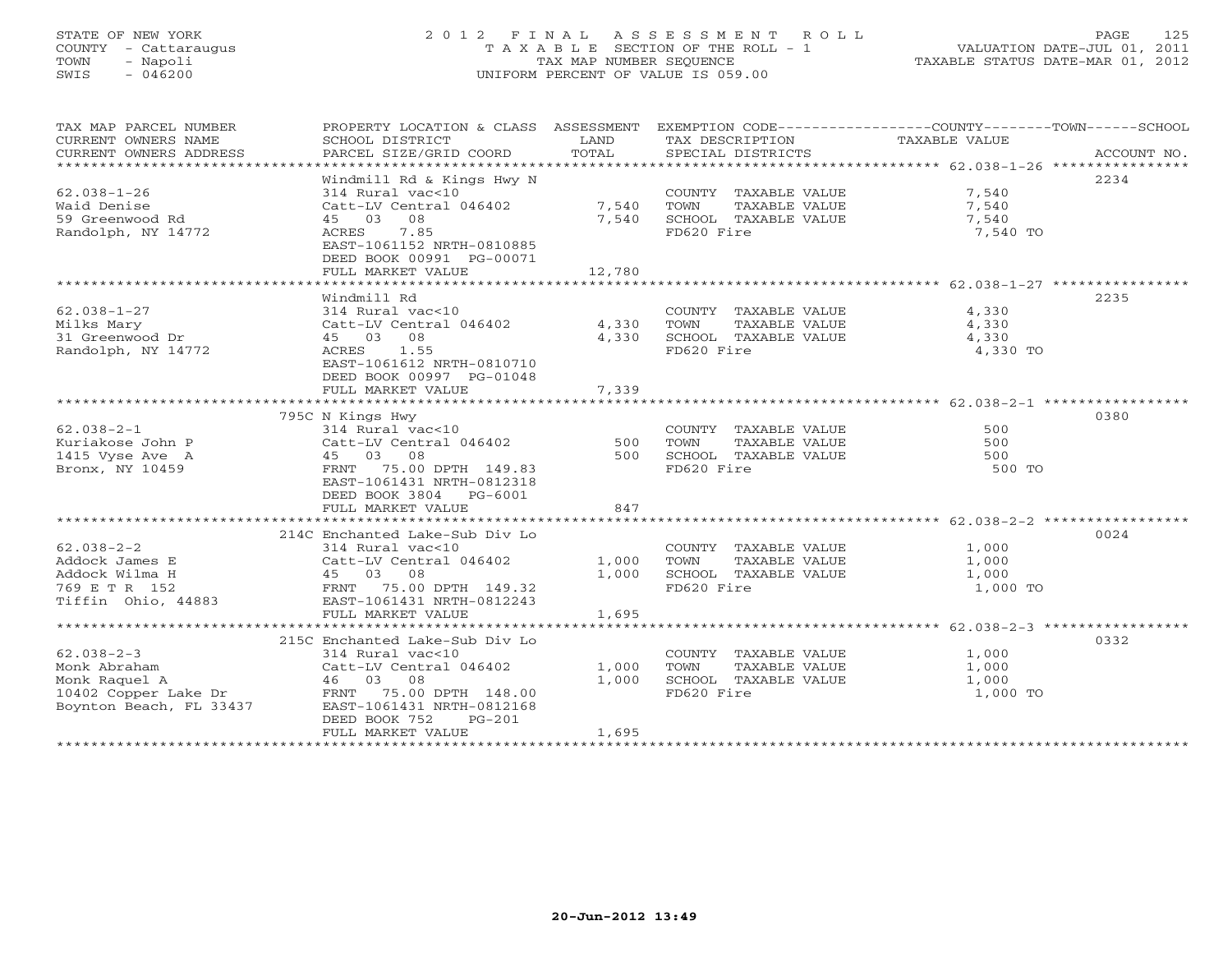STATE OF NEW YORK
COUNTY - Cattaraugus
TOWN - Napoli
SWIS - 046200

2 0 1 2 F I N A L A S S E S S M E N T R O L L
T A X A B L E SECTION OF THE ROLL - 1
TAX MAP NUMBER SEQUENCE
UNIFORM PERCENT OF VALUE IS 059.00

VALUATION DATE-JUL 01, 2011
TAXABLE STATUS DATE-MAR 01, 2012

| TAX MAP PARCEL NUMBER / CURRENT OWNERS NAME / CURRENT OWNERS ADDRESS | PROPERTY LOCATION & CLASS / SCHOOL DISTRICT / PARCEL SIZE/GRID COORD | ASSESSMENT LAND | ASSESSMENT TOTAL | EXEMPTION CODE / TAX DESCRIPTION / SPECIAL DISTRICTS | TAXABLE VALUE | ACCOUNT NO. |
|---|---|---|---|---|---|---|
| 62.038-1-26 | Windmill Rd & Kings Hwy N | | | | | 2234 |
| | 314 Rural vac<10 | | | COUNTY TAXABLE VALUE | 7,540 | |
| Waid Denise | Catt-LV Central 046402 | 7,540 | | TOWN TAXABLE VALUE | 7,540 | |
| 59 Greenwood Rd | 45 03 08 | | 7,540 | SCHOOL TAXABLE VALUE | 7,540 | |
| Randolph, NY 14772 | ACRES 7.85 | | | FD620 Fire | 7,540 TO | |
| | EAST-1061152 NRTH-0810885 | | | | | |
| | DEED BOOK 00991 PG-00071 | | | | | |
| | FULL MARKET VALUE | | 12,780 | | | |
| 62.038-1-27 | Windmill Rd | | | | | 2235 |
| | 314 Rural vac<10 | | | COUNTY TAXABLE VALUE | 4,330 | |
| Milks Mary | Catt-LV Central 046402 | 4,330 | | TOWN TAXABLE VALUE | 4,330 | |
| 31 Greenwood Dr | 45 03 08 | | 4,330 | SCHOOL TAXABLE VALUE | 4,330 | |
| Randolph, NY 14772 | ACRES 1.55 | | | FD620 Fire | 4,330 TO | |
| | EAST-1061612 NRTH-0810710 | | | | | |
| | DEED BOOK 00997 PG-01048 | | | | | |
| | FULL MARKET VALUE | | 7,339 | | | |
| 62.038-2-1 | 795C N Kings Hwy | | | | | 0380 |
| | 314 Rural vac<10 | | | COUNTY TAXABLE VALUE | 500 | |
| Kuriakose John P | Catt-LV Central 046402 | 500 | | TOWN TAXABLE VALUE | 500 | |
| 1415 Vyse Ave A | 45 03 08 | | 500 | SCHOOL TAXABLE VALUE | 500 | |
| Bronx, NY 10459 | FRNT 75.00 DPTH 149.83 | | | FD620 Fire | 500 TO | |
| | EAST-1061431 NRTH-0812318 | | | | | |
| | DEED BOOK 3804 PG-6001 | | | | | |
| | FULL MARKET VALUE | | 847 | | | |
| 62.038-2-2 | 214C Enchanted Lake-Sub Div Lo | | | | | 0024 |
| | 314 Rural vac<10 | | | COUNTY TAXABLE VALUE | 1,000 | |
| Addock James E | Catt-LV Central 046402 | 1,000 | | TOWN TAXABLE VALUE | 1,000 | |
| Addock Wilma H | 45 03 08 | | 1,000 | SCHOOL TAXABLE VALUE | 1,000 | |
| 769 E T R 152 | FRNT 75.00 DPTH 149.32 | | | FD620 Fire | 1,000 TO | |
| Tiffin Ohio, 44883 | EAST-1061431 NRTH-0812243 | | | | | |
| | FULL MARKET VALUE | | 1,695 | | | |
| 62.038-2-3 | 215C Enchanted Lake-Sub Div Lo | | | | | 0332 |
| | 314 Rural vac<10 | | | COUNTY TAXABLE VALUE | 1,000 | |
| Monk Abraham | Catt-LV Central 046402 | 1,000 | | TOWN TAXABLE VALUE | 1,000 | |
| Monk Raquel A | 46 03 08 | | 1,000 | SCHOOL TAXABLE VALUE | 1,000 | |
| 10402 Copper Lake Dr | FRNT 75.00 DPTH 148.00 | | | FD620 Fire | 1,000 TO | |
| Boynton Beach, FL 33437 | EAST-1061431 NRTH-0812168 | | | | | |
| | DEED BOOK 752 PG-201 | | | | | |
| | FULL MARKET VALUE | | 1,695 | | | |

20-Jun-2012 13:49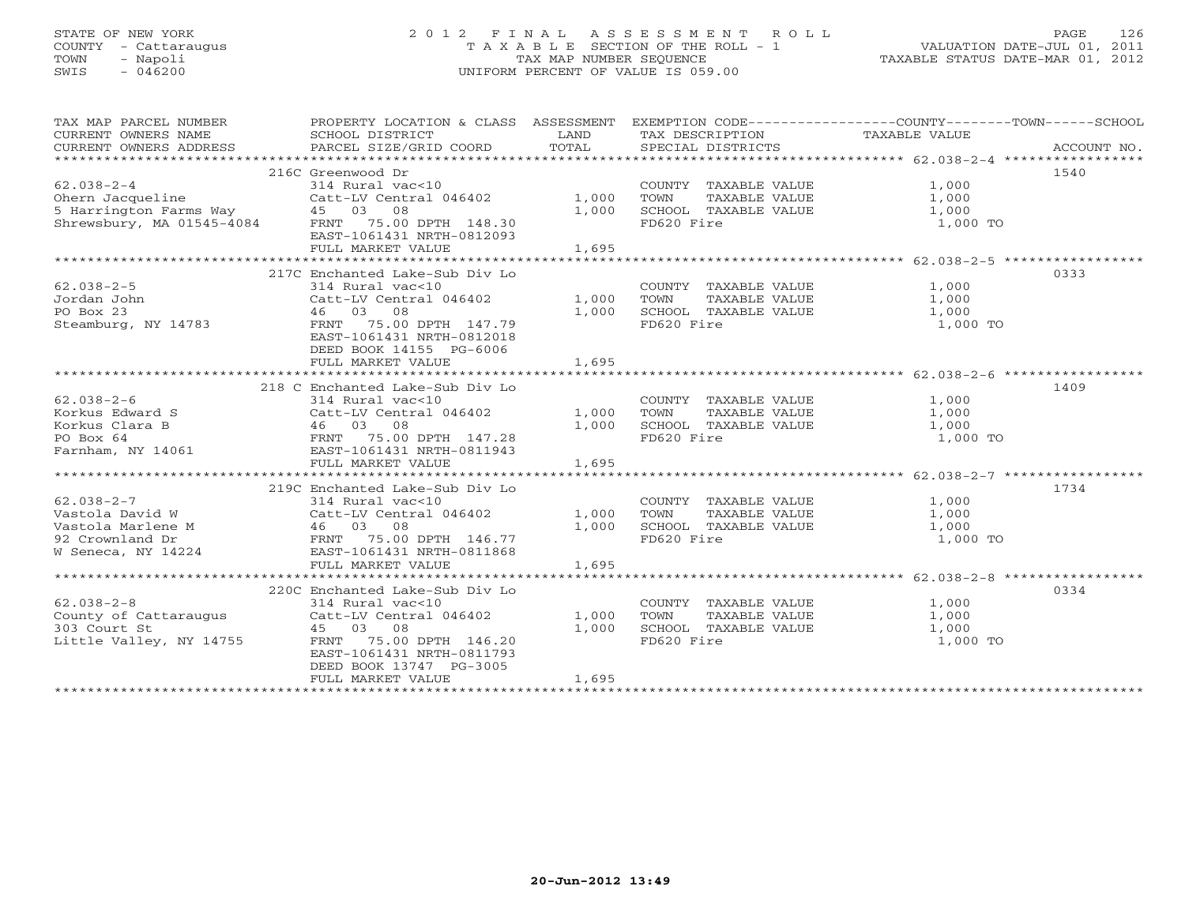STATE OF NEW YORK
COUNTY - Cattaraugus
TOWN - Napoli
SWIS - 046200

# 2012 FINAL ASSESSMENT ROLL

TAXABLE SECTION OF THE ROLL - 1
TAX MAP NUMBER SEQUENCE
UNIFORM PERCENT OF VALUE IS 059.00

VALUATION DATE-JUL 01, 2011
TAXABLE STATUS DATE-MAR 01, 2012

| TAX MAP PARCEL NUMBER / CURRENT OWNERS NAME / CURRENT OWNERS ADDRESS | PROPERTY LOCATION & CLASS / SCHOOL DISTRICT / PARCEL SIZE/GRID COORD | ASSESSMENT LAND / TOTAL | EXEMPTION CODE / TAX DESCRIPTION / SPECIAL DISTRICTS | COUNTY / TOWN / SCHOOL TAXABLE VALUE | ACCOUNT NO. |
|---|---|---|---|---|---|
| 62.038-2-4 | 216C Greenwood Dr | | | | 1540 |
| | 314 Rural vac<10 | | COUNTY TAXABLE VALUE | 1,000 | |
| Ohern Jacqueline | Catt-LV Central 046402 | 1,000 | TOWN TAXABLE VALUE | 1,000 | |
| 5 Harrington Farms Way | 45 03 08 | 1,000 | SCHOOL TAXABLE VALUE | 1,000 | |
| Shrewsbury, MA 01545-4084 | FRNT 75.00 DPTH 148.30 | | FD620 Fire | 1,000 TO | |
| | EAST-1061431 NRTH-0812093 | | | | |
| | FULL MARKET VALUE | 1,695 | | | |
| 62.038-2-5 | 217C Enchanted Lake-Sub Div Lo | | | | 0333 |
| | 314 Rural vac<10 | | COUNTY TAXABLE VALUE | 1,000 | |
| Jordan John | Catt-LV Central 046402 | 1,000 | TOWN TAXABLE VALUE | 1,000 | |
| PO Box 23 | 46 03 08 | 1,000 | SCHOOL TAXABLE VALUE | 1,000 | |
| Steamburg, NY 14783 | FRNT 75.00 DPTH 147.79 | | FD620 Fire | 1,000 TO | |
| | EAST-1061431 NRTH-0812018 | | | | |
| | DEED BOOK 14155 PG-6006 | | | | |
| | FULL MARKET VALUE | 1,695 | | | |
| 62.038-2-6 | 218 C Enchanted Lake-Sub Div Lo | | | | 1409 |
| | 314 Rural vac<10 | | COUNTY TAXABLE VALUE | 1,000 | |
| Korkus Edward S | Catt-LV Central 046402 | 1,000 | TOWN TAXABLE VALUE | 1,000 | |
| Korkus Clara B | 46 03 08 | 1,000 | SCHOOL TAXABLE VALUE | 1,000 | |
| PO Box 64 | FRNT 75.00 DPTH 147.28 | | FD620 Fire | 1,000 TO | |
| Farnham, NY 14061 | EAST-1061431 NRTH-0811943 | | | | |
| | FULL MARKET VALUE | 1,695 | | | |
| 62.038-2-7 | 219C Enchanted Lake-Sub Div Lo | | | | 1734 |
| | 314 Rural vac<10 | | COUNTY TAXABLE VALUE | 1,000 | |
| Vastola David W | Catt-LV Central 046402 | 1,000 | TOWN TAXABLE VALUE | 1,000 | |
| Vastola Marlene M | 46 03 08 | 1,000 | SCHOOL TAXABLE VALUE | 1,000 | |
| 92 Crownland Dr | FRNT 75.00 DPTH 146.77 | | FD620 Fire | 1,000 TO | |
| W Seneca, NY 14224 | EAST-1061431 NRTH-0811868 | | | | |
| | FULL MARKET VALUE | 1,695 | | | |
| 62.038-2-8 | 220C Enchanted Lake-Sub Div Lo | | | | 0334 |
| | 314 Rural vac<10 | | COUNTY TAXABLE VALUE | 1,000 | |
| County of Cattaraugus | Catt-LV Central 046402 | 1,000 | TOWN TAXABLE VALUE | 1,000 | |
| 303 Court St | 45 03 08 | 1,000 | SCHOOL TAXABLE VALUE | 1,000 | |
| Little Valley, NY 14755 | FRNT 75.00 DPTH 146.20 | | FD620 Fire | 1,000 TO | |
| | EAST-1061431 NRTH-0811793 | | | | |
| | DEED BOOK 13747 PG-3005 | | | | |
| | FULL MARKET VALUE | 1,695 | | | |

20-Jun-2012 13:49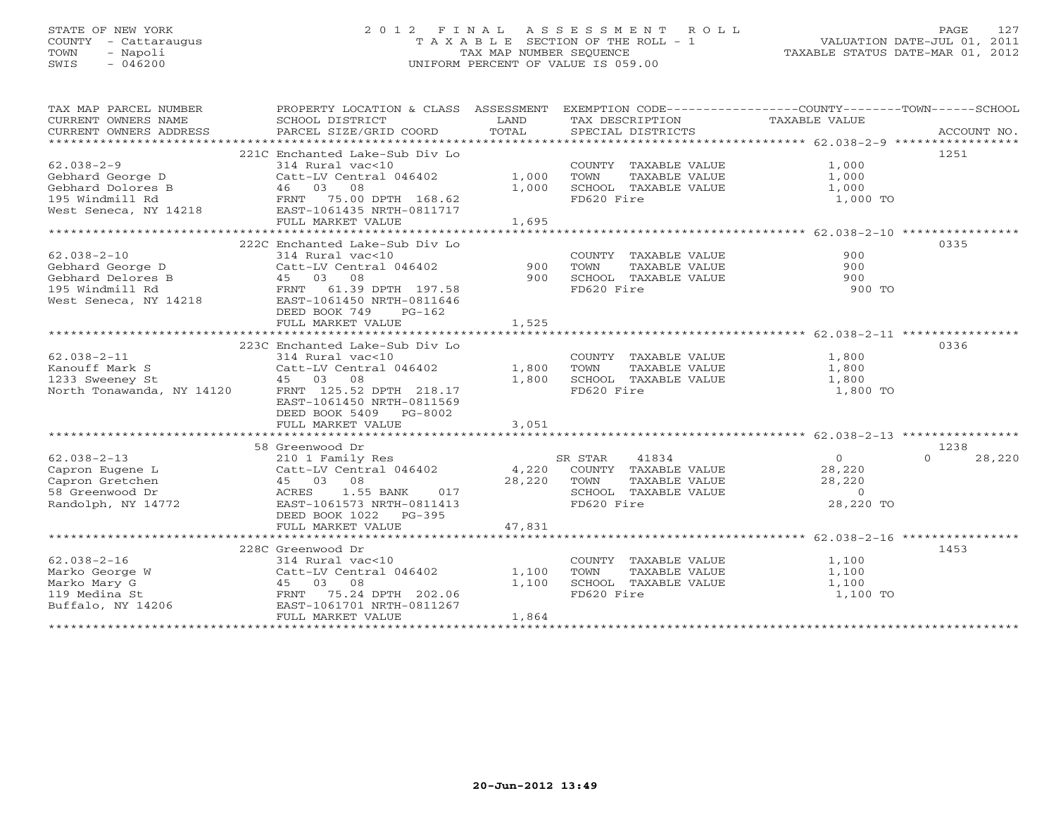STATE OF NEW YORK
COUNTY - Cattaraugus
TOWN - Napoli
SWIS - 046200

2012 FINAL ASSESSMENT ROLL
TAXABLE SECTION OF THE ROLL - 1
TAX MAP NUMBER SEQUENCE
UNIFORM PERCENT OF VALUE IS 059.00

VALUATION DATE-JUL 01, 2011
TAXABLE STATUS DATE-MAR 01, 2012

| TAX MAP PARCEL NUMBER / CURRENT OWNERS NAME / CURRENT OWNERS ADDRESS | PROPERTY LOCATION & CLASS / SCHOOL DISTRICT / PARCEL SIZE/GRID COORD | ASSESSMENT LAND | TOTAL | EXEMPTION CODE / TAX DESCRIPTION / SPECIAL DISTRICTS | COUNTY TAXABLE VALUE | TOWN | SCHOOL / ACCOUNT NO. |
|---|---|---|---|---|---|---|---|
| **62.038-2-9** | 221C Enchanted Lake-Sub Div Lo | | | | | | 1251 |
| 62.038-2-9 | 314 Rural vac<10 | | | COUNTY TAXABLE VALUE | 1,000 | | |
| Gebhard George D | Catt-LV Central 046402 | 1,000 | | TOWN TAXABLE VALUE | 1,000 | | |
| Gebhard Dolores B | 46 03 08 | | 1,000 | SCHOOL TAXABLE VALUE | 1,000 | | |
| 195 Windmill Rd | FRNT 75.00 DPTH 168.62 | | | FD620 Fire | 1,000 TO | | |
| West Seneca, NY 14218 | EAST-1061435 NRTH-0811717 | | | | | | |
| | FULL MARKET VALUE | | 1,695 | | | | |
| **62.038-2-10** | 222C Enchanted Lake-Sub Div Lo | | | | | | 0335 |
| 62.038-2-10 | 314 Rural vac<10 | | | COUNTY TAXABLE VALUE | 900 | | |
| Gebhard George D | Catt-LV Central 046402 | 900 | | TOWN TAXABLE VALUE | 900 | | |
| Gebhard Delores B | 45 03 08 | | 900 | SCHOOL TAXABLE VALUE | 900 | | |
| 195 Windmill Rd | FRNT 61.39 DPTH 197.58 | | | FD620 Fire | 900 TO | | |
| West Seneca, NY 14218 | EAST-1061450 NRTH-0811646 | | | | | | |
| | DEED BOOK 749 PG-162 | | | | | | |
| | FULL MARKET VALUE | | 1,525 | | | | |
| **62.038-2-11** | 223C Enchanted Lake-Sub Div Lo | | | | | | 0336 |
| 62.038-2-11 | 314 Rural vac<10 | | | COUNTY TAXABLE VALUE | 1,800 | | |
| Kanouff Mark S | Catt-LV Central 046402 | 1,800 | | TOWN TAXABLE VALUE | 1,800 | | |
| 1233 Sweeney St | 45 03 08 | | 1,800 | SCHOOL TAXABLE VALUE | 1,800 | | |
| North Tonawanda, NY 14120 | FRNT 125.52 DPTH 218.17 | | | FD620 Fire | 1,800 TO | | |
| | EAST-1061450 NRTH-0811569 | | | | | | |
| | DEED BOOK 5409 PG-8002 | | | | | | |
| | FULL MARKET VALUE | | 3,051 | | | | |
| **62.038-2-13** | 58 Greenwood Dr | | | | | | 1238 |
| 62.038-2-13 | 210 1 Family Res | | | SR STAR 41834 | 0 | 0 | 28,220 |
| Capron Eugene L | Catt-LV Central 046402 | 4,220 | | COUNTY TAXABLE VALUE | 28,220 | | |
| Capron Gretchen | 45 03 08 | | 28,220 | TOWN TAXABLE VALUE | 28,220 | | |
| 58 Greenwood Dr | ACRES 1.55 BANK 017 | | | SCHOOL TAXABLE VALUE | 0 | | |
| Randolph, NY 14772 | EAST-1061573 NRTH-0811413 | | | FD620 Fire | 28,220 TO | | |
| | DEED BOOK 1022 PG-395 | | | | | | |
| | FULL MARKET VALUE | | 47,831 | | | | |
| **62.038-2-16** | 228C Greenwood Dr | | | | | | 1453 |
| 62.038-2-16 | 314 Rural vac<10 | | | COUNTY TAXABLE VALUE | 1,100 | | |
| Marko George W | Catt-LV Central 046402 | 1,100 | | TOWN TAXABLE VALUE | 1,100 | | |
| Marko Mary G | 45 03 08 | | 1,100 | SCHOOL TAXABLE VALUE | 1,100 | | |
| 119 Medina St | FRNT 75.24 DPTH 202.06 | | | FD620 Fire | 1,100 TO | | |
| Buffalo, NY 14206 | EAST-1061701 NRTH-0811267 | | | | | | |
| | FULL MARKET VALUE | | 1,864 | | | | |

20-Jun-2012 13:49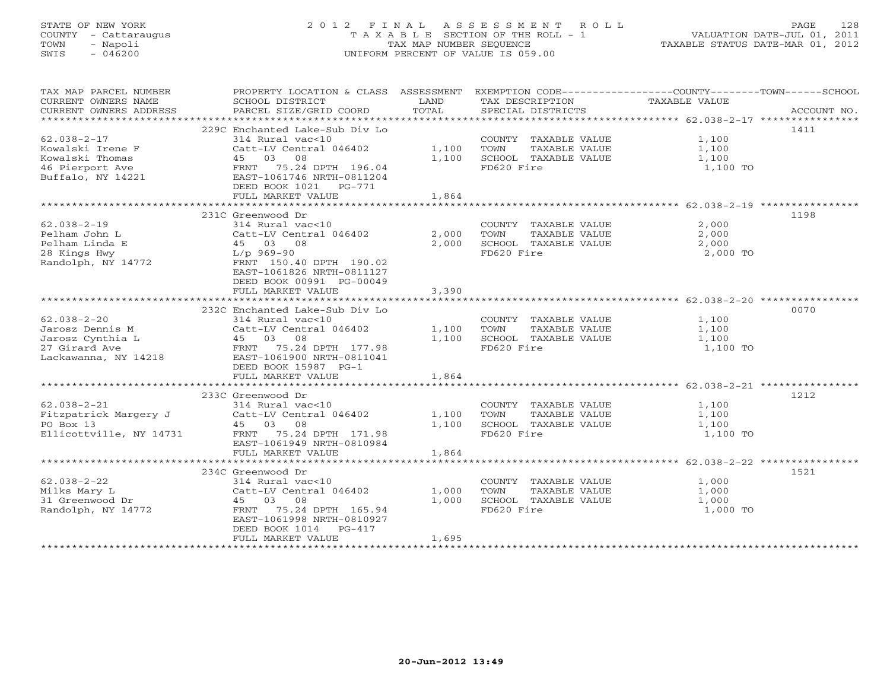STATE OF NEW YORK
COUNTY - Cattaraugus
TOWN - Napoli
SWIS - 046200

# 2012 FINAL ASSESSMENT ROLL

TAXABLE SECTION OF THE ROLL - 1
TAX MAP NUMBER SEQUENCE
UNIFORM PERCENT OF VALUE IS 059.00

VALUATION DATE-JUL 01, 2011
TAXABLE STATUS DATE-MAR 01, 2012

| TAX MAP PARCEL NUMBER / CURRENT OWNERS NAME / CURRENT OWNERS ADDRESS | PROPERTY LOCATION & CLASS / SCHOOL DISTRICT / PARCEL SIZE/GRID COORD | ASSESSMENT LAND | TOTAL | EXEMPTION CODE / TAX DESCRIPTION / SPECIAL DISTRICTS | TAXABLE VALUE | ACCOUNT NO. |
|---|---|---|---|---|---|---|
| 62.038-2-17 | 229C Enchanted Lake-Sub Div Lo | | | | | 1411 |
| Kowalski Irene F | 314 Rural vac<10 | | | COUNTY TAXABLE VALUE | 1,100 | |
| Kowalski Thomas | Catt-LV Central 046402 | 1,100 | | TOWN TAXABLE VALUE | 1,100 | |
| 46 Pierport Ave | 45 03 08 | | 1,100 | SCHOOL TAXABLE VALUE | 1,100 | |
| Buffalo, NY 14221 | FRNT 75.24 DPTH 196.04 | | | FD620 Fire | 1,100 TO | |
| | EAST-1061746 NRTH-0811204 | | | | | |
| | DEED BOOK 1021 PG-771 | | | | | |
| | FULL MARKET VALUE | | 1,864 | | | |
| 62.038-2-19 | 231C Greenwood Dr | | | | | 1198 |
| Pelham John L | 314 Rural vac<10 | | | COUNTY TAXABLE VALUE | 2,000 | |
| Pelham Linda E | Catt-LV Central 046402 | 2,000 | | TOWN TAXABLE VALUE | 2,000 | |
| 28 Kings Hwy | 45 03 08 | | 2,000 | SCHOOL TAXABLE VALUE | 2,000 | |
| Randolph, NY 14772 | L/p 969-90 | | | FD620 Fire | 2,000 TO | |
| | FRNT 150.40 DPTH 190.02 | | | | | |
| | EAST-1061826 NRTH-0811127 | | | | | |
| | DEED BOOK 00991 PG-00049 | | | | | |
| | FULL MARKET VALUE | | 3,390 | | | |
| 62.038-2-20 | 232C Enchanted Lake-Sub Div Lo | | | | | 0070 |
| Jarosz Dennis M | 314 Rural vac<10 | | | COUNTY TAXABLE VALUE | 1,100 | |
| Jarosz Cynthia L | Catt-LV Central 046402 | 1,100 | | TOWN TAXABLE VALUE | 1,100 | |
| 27 Girard Ave | 45 03 08 | | 1,100 | SCHOOL TAXABLE VALUE | 1,100 | |
| Lackawanna, NY 14218 | FRNT 75.24 DPTH 177.98 | | | FD620 Fire | 1,100 TO | |
| | EAST-1061900 NRTH-0811041 | | | | | |
| | DEED BOOK 15987 PG-1 | | | | | |
| | FULL MARKET VALUE | | 1,864 | | | |
| 62.038-2-21 | 233C Greenwood Dr | | | | | 1212 |
| Fitzpatrick Margery J | 314 Rural vac<10 | | | COUNTY TAXABLE VALUE | 1,100 | |
| PO Box 13 | Catt-LV Central 046402 | 1,100 | | TOWN TAXABLE VALUE | 1,100 | |
| Ellicottville, NY 14731 | 45 03 08 | | 1,100 | SCHOOL TAXABLE VALUE | 1,100 | |
| | FRNT 75.24 DPTH 171.98 | | | FD620 Fire | 1,100 TO | |
| | EAST-1061949 NRTH-0810984 | | | | | |
| | FULL MARKET VALUE | | 1,864 | | | |
| 62.038-2-22 | 234C Greenwood Dr | | | | | 1521 |
| Milks Mary L | 314 Rural vac<10 | | | COUNTY TAXABLE VALUE | 1,000 | |
| 31 Greenwood Dr | Catt-LV Central 046402 | 1,000 | | TOWN TAXABLE VALUE | 1,000 | |
| Randolph, NY 14772 | 45 03 08 | | 1,000 | SCHOOL TAXABLE VALUE | 1,000 | |
| | FRNT 75.24 DPTH 165.94 | | | FD620 Fire | 1,000 TO | |
| | EAST-1061998 NRTH-0810927 | | | | | |
| | DEED BOOK 1014 PG-417 | | | | | |
| | FULL MARKET VALUE | | 1,695 | | | |

20-Jun-2012 13:49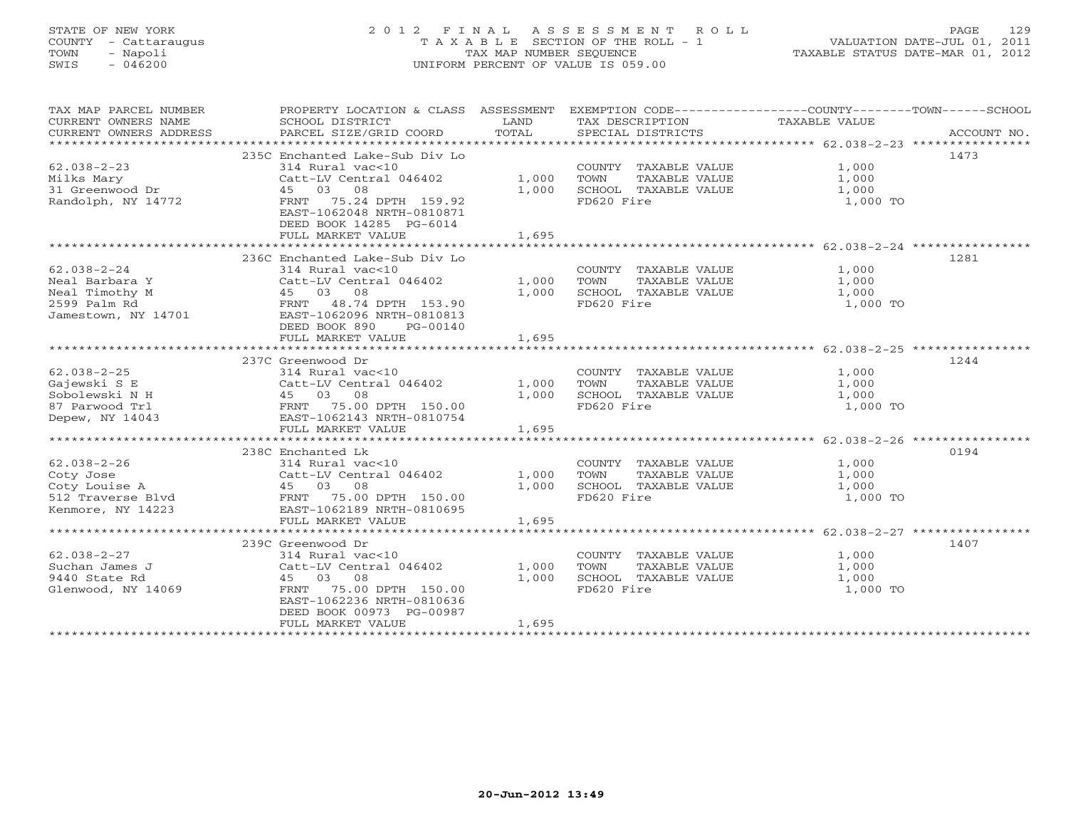STATE OF NEW YORK
COUNTY - Cattaraugus
TOWN - Napoli
SWIS - 046200

# 2012 FINAL ASSESSMENT ROLL

TAXABLE SECTION OF THE ROLL - 1
TAX MAP NUMBER SEQUENCE
UNIFORM PERCENT OF VALUE IS 059.00

VALUATION DATE-JUL 01, 2011
TAXABLE STATUS DATE-MAR 01, 2012

| TAX MAP PARCEL NUMBER / CURRENT OWNERS NAME / CURRENT OWNERS ADDRESS | PROPERTY LOCATION & CLASS / SCHOOL DISTRICT / PARCEL SIZE/GRID COORD | ASSESSMENT LAND / TOTAL | EXEMPTION CODE / TAX DESCRIPTION / SPECIAL DISTRICTS | COUNTY--TOWN--SCHOOL TAXABLE VALUE | ACCOUNT NO. |
|---|---|---|---|---|---|
| | 235C Enchanted Lake-Sub Div Lo | | | | 1473 |
| 62.038-2-23 | 314 Rural vac<10 | | COUNTY TAXABLE VALUE | 1,000 | |
| Milks Mary | Catt-LV Central 046402 | 1,000 | TOWN TAXABLE VALUE | 1,000 | |
| 31 Greenwood Dr | 45 03 08 | 1,000 | SCHOOL TAXABLE VALUE | 1,000 | |
| Randolph, NY 14772 | FRNT 75.24 DPTH 159.92 | | FD620 Fire | 1,000 TO | |
| | EAST-1062048 NRTH-0810871 | | | | |
| | DEED BOOK 14285 PG-6014 | | | | |
| | FULL MARKET VALUE | 1,695 | | | |
| | 236C Enchanted Lake-Sub Div Lo | | | | 1281 |
| 62.038-2-24 | 314 Rural vac<10 | | COUNTY TAXABLE VALUE | 1,000 | |
| Neal Barbara Y | Catt-LV Central 046402 | 1,000 | TOWN TAXABLE VALUE | 1,000 | |
| Neal Timothy M | 45 03 08 | 1,000 | SCHOOL TAXABLE VALUE | 1,000 | |
| 2599 Palm Rd | FRNT 48.74 DPTH 153.90 | | FD620 Fire | 1,000 TO | |
| Jamestown, NY 14701 | EAST-1062096 NRTH-0810813 | | | | |
| | DEED BOOK 890 PG-00140 | | | | |
| | FULL MARKET VALUE | 1,695 | | | |
| | 237C Greenwood Dr | | | | 1244 |
| 62.038-2-25 | 314 Rural vac<10 | | COUNTY TAXABLE VALUE | 1,000 | |
| Gajewski S E | Catt-LV Central 046402 | 1,000 | TOWN TAXABLE VALUE | 1,000 | |
| Sobolewski N H | 45 03 08 | 1,000 | SCHOOL TAXABLE VALUE | 1,000 | |
| 87 Parwood Trl | FRNT 75.00 DPTH 150.00 | | FD620 Fire | 1,000 TO | |
| Depew, NY 14043 | EAST-1062143 NRTH-0810754 | | | | |
| | FULL MARKET VALUE | 1,695 | | | |
| | 238C Enchanted Lk | | | | 0194 |
| 62.038-2-26 | 314 Rural vac<10 | | COUNTY TAXABLE VALUE | 1,000 | |
| Coty Jose | Catt-LV Central 046402 | 1,000 | TOWN TAXABLE VALUE | 1,000 | |
| Coty Louise A | 45 03 08 | 1,000 | SCHOOL TAXABLE VALUE | 1,000 | |
| 512 Traverse Blvd | FRNT 75.00 DPTH 150.00 | | FD620 Fire | 1,000 TO | |
| Kenmore, NY 14223 | EAST-1062189 NRTH-0810695 | | | | |
| | FULL MARKET VALUE | 1,695 | | | |
| | 239C Greenwood Dr | | | | 1407 |
| 62.038-2-27 | 314 Rural vac<10 | | COUNTY TAXABLE VALUE | 1,000 | |
| Suchan James J | Catt-LV Central 046402 | 1,000 | TOWN TAXABLE VALUE | 1,000 | |
| 9440 State Rd | 45 03 08 | 1,000 | SCHOOL TAXABLE VALUE | 1,000 | |
| Glenwood, NY 14069 | FRNT 75.00 DPTH 150.00 | | FD620 Fire | 1,000 TO | |
| | EAST-1062236 NRTH-0810636 | | | | |
| | DEED BOOK 00973 PG-00987 | | | | |
| | FULL MARKET VALUE | 1,695 | | | |

20-Jun-2012 13:49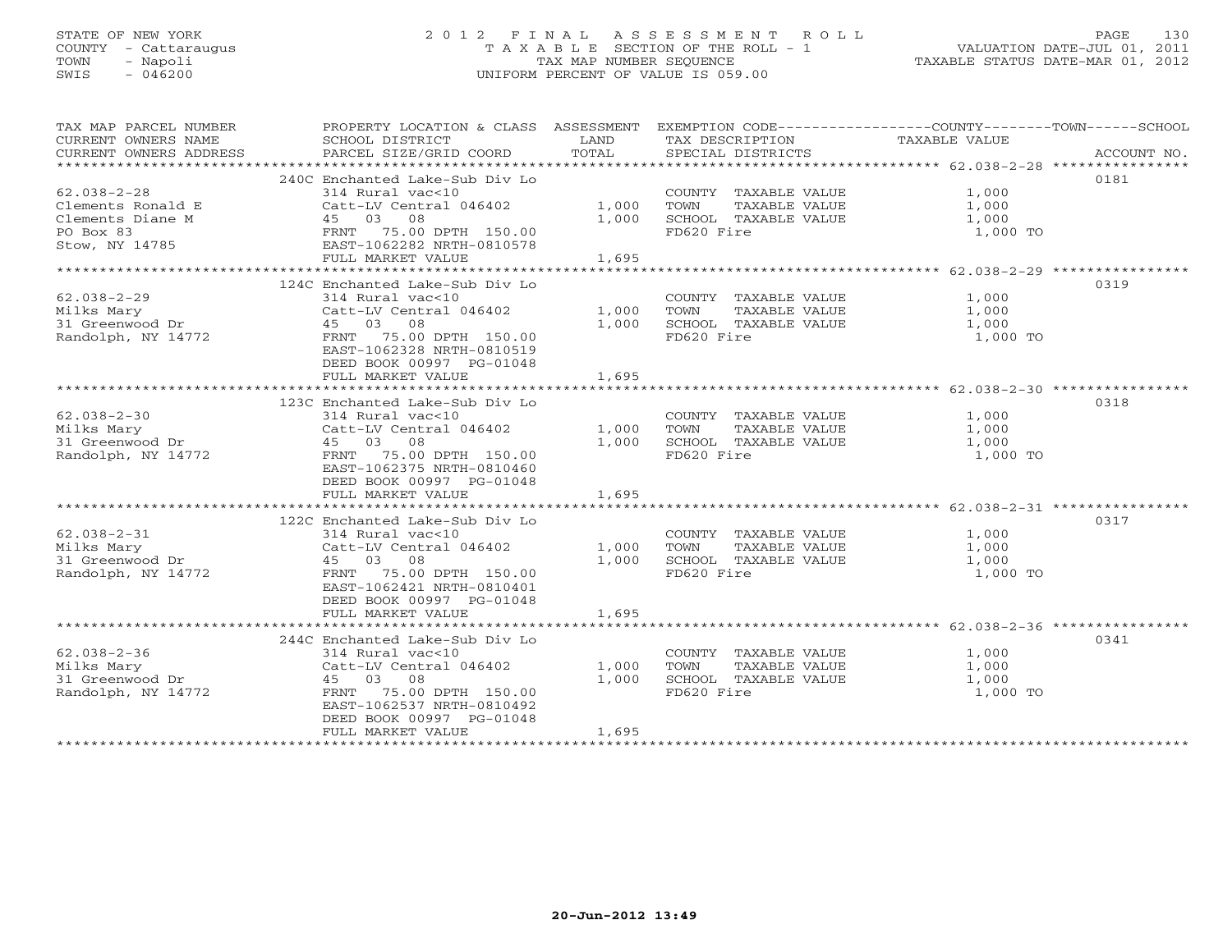STATE OF NEW YORK
COUNTY - Cattaraugus
TOWN - Napoli
SWIS - 046200

2 0 1 2 F I N A L A S S E S S M E N T R O L L
T A X A B L E SECTION OF THE ROLL - 1
TAX MAP NUMBER SEQUENCE
UNIFORM PERCENT OF VALUE IS 059.00

VALUATION DATE-JUL 01, 2011
TAXABLE STATUS DATE-MAR 01, 2012

| TAX MAP PARCEL NUMBER / CURRENT OWNERS NAME / CURRENT OWNERS ADDRESS | PROPERTY LOCATION & CLASS / SCHOOL DISTRICT / PARCEL SIZE/GRID COORD | ASSESSMENT LAND / TOTAL | EXEMPTION CODE / TAX DESCRIPTION / SPECIAL DISTRICTS | COUNTY / TOWN / SCHOOL TAXABLE VALUE | ACCOUNT NO. |
|---|---|---|---|---|---|
| 62.038-2-28 | 240C Enchanted Lake-Sub Div Lo | | | | 0181 |
| | 314 Rural vac<10 | | COUNTY TAXABLE VALUE | 1,000 | |
| Clements Ronald E | Catt-LV Central 046402 | 1,000 | TOWN TAXABLE VALUE | 1,000 | |
| Clements Diane M | 45 03 08 | 1,000 | SCHOOL TAXABLE VALUE | 1,000 | |
| PO Box 83 | FRNT 75.00 DPTH 150.00 | | FD620 Fire | 1,000 TO | |
| Stow, NY 14785 | EAST-1062282 NRTH-0810578 | | | | |
| | FULL MARKET VALUE | 1,695 | | | |
| 62.038-2-29 | 124C Enchanted Lake-Sub Div Lo | | | | 0319 |
| | 314 Rural vac<10 | | COUNTY TAXABLE VALUE | 1,000 | |
| Milks Mary | Catt-LV Central 046402 | 1,000 | TOWN TAXABLE VALUE | 1,000 | |
| 31 Greenwood Dr | 45 03 08 | 1,000 | SCHOOL TAXABLE VALUE | 1,000 | |
| Randolph, NY 14772 | FRNT 75.00 DPTH 150.00 | | FD620 Fire | 1,000 TO | |
| | EAST-1062328 NRTH-0810519 | | | | |
| | DEED BOOK 00997 PG-01048 | | | | |
| | FULL MARKET VALUE | 1,695 | | | |
| 62.038-2-30 | 123C Enchanted Lake-Sub Div Lo | | | | 0318 |
| | 314 Rural vac<10 | | COUNTY TAXABLE VALUE | 1,000 | |
| Milks Mary | Catt-LV Central 046402 | 1,000 | TOWN TAXABLE VALUE | 1,000 | |
| 31 Greenwood Dr | 45 03 08 | 1,000 | SCHOOL TAXABLE VALUE | 1,000 | |
| Randolph, NY 14772 | FRNT 75.00 DPTH 150.00 | | FD620 Fire | 1,000 TO | |
| | EAST-1062375 NRTH-0810460 | | | | |
| | DEED BOOK 00997 PG-01048 | | | | |
| | FULL MARKET VALUE | 1,695 | | | |
| 62.038-2-31 | 122C Enchanted Lake-Sub Div Lo | | | | 0317 |
| | 314 Rural vac<10 | | COUNTY TAXABLE VALUE | 1,000 | |
| Milks Mary | Catt-LV Central 046402 | 1,000 | TOWN TAXABLE VALUE | 1,000 | |
| 31 Greenwood Dr | 45 03 08 | 1,000 | SCHOOL TAXABLE VALUE | 1,000 | |
| Randolph, NY 14772 | FRNT 75.00 DPTH 150.00 | | FD620 Fire | 1,000 TO | |
| | EAST-1062421 NRTH-0810401 | | | | |
| | DEED BOOK 00997 PG-01048 | | | | |
| | FULL MARKET VALUE | 1,695 | | | |
| 62.038-2-36 | 244C Enchanted Lake-Sub Div Lo | | | | 0341 |
| | 314 Rural vac<10 | | COUNTY TAXABLE VALUE | 1,000 | |
| Milks Mary | Catt-LV Central 046402 | 1,000 | TOWN TAXABLE VALUE | 1,000 | |
| 31 Greenwood Dr | 45 03 08 | 1,000 | SCHOOL TAXABLE VALUE | 1,000 | |
| Randolph, NY 14772 | FRNT 75.00 DPTH 150.00 | | FD620 Fire | 1,000 TO | |
| | EAST-1062537 NRTH-0810492 | | | | |
| | DEED BOOK 00997 PG-01048 | | | | |
| | FULL MARKET VALUE | 1,695 | | | |

20-Jun-2012 13:49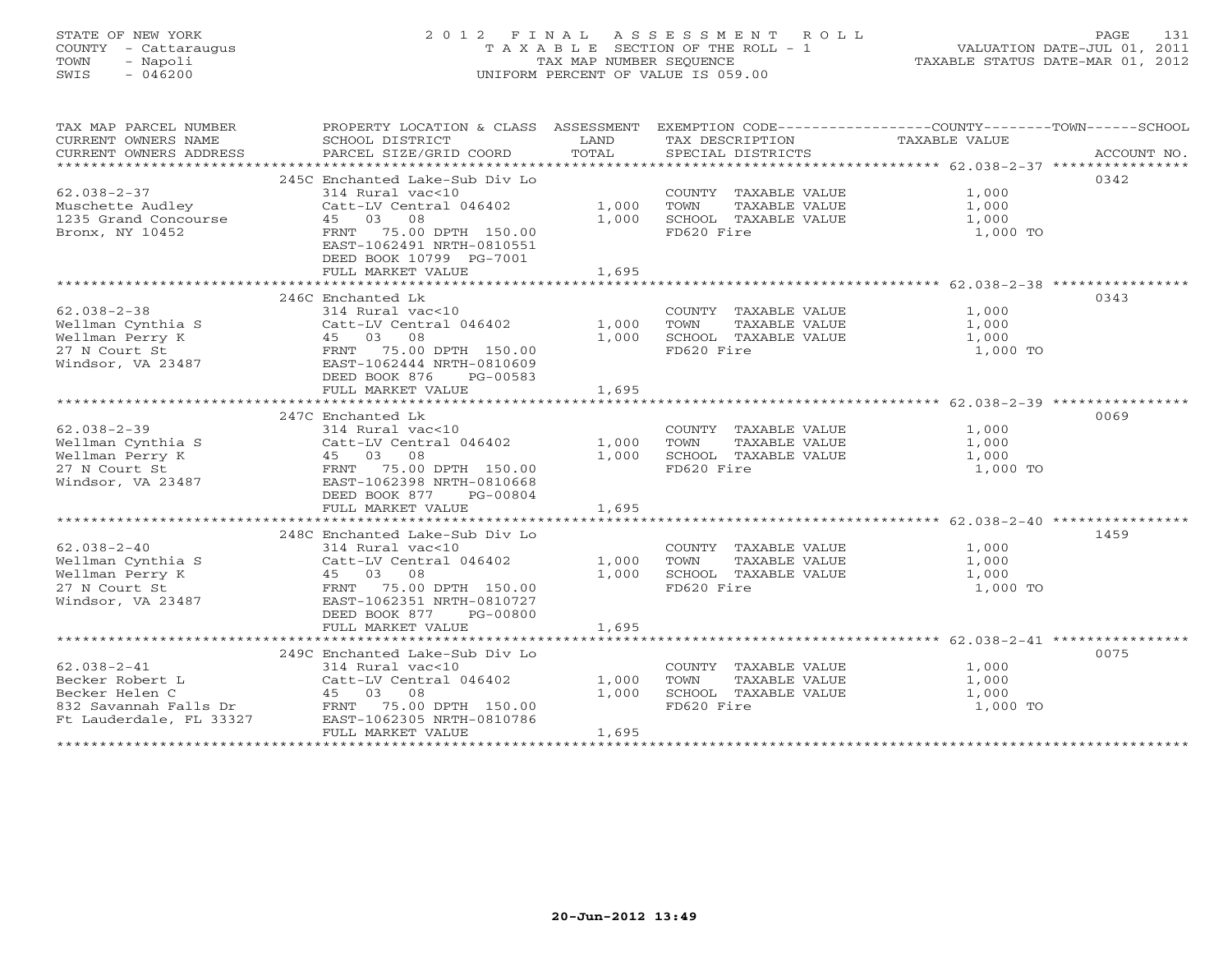STATE OF NEW YORK
COUNTY - Cattaraugus
TOWN - Napoli
SWIS - 046200

2 0 1 2 F I N A L A S S E S S M E N T R O L L
T A X A B L E SECTION OF THE ROLL - 1
TAX MAP NUMBER SEQUENCE
UNIFORM PERCENT OF VALUE IS 059.00

VALUATION DATE-JUL 01, 2011
TAXABLE STATUS DATE-MAR 01, 2012

| TAX MAP PARCEL NUMBER / CURRENT OWNERS NAME / CURRENT OWNERS ADDRESS | PROPERTY LOCATION & CLASS / SCHOOL DISTRICT / PARCEL SIZE/GRID COORD | ASSESSMENT LAND / TOTAL | EXEMPTION CODE / TAX DESCRIPTION / SPECIAL DISTRICTS | COUNTY--------TOWN------SCHOOL TAXABLE VALUE | ACCOUNT NO. |
|---|---|---|---|---|---|
| 62.038-2-37 | 245C Enchanted Lake-Sub Div Lo | | | | 0342 |
| Muschette Audley | 314 Rural vac<10 | | COUNTY TAXABLE VALUE | 1,000 | |
| 1235 Grand Concourse | Catt-LV Central 046402 | 1,000 | TOWN TAXABLE VALUE | 1,000 | |
| Bronx, NY 10452 | 45 03 08 | 1,000 | SCHOOL TAXABLE VALUE | 1,000 | |
| | FRNT 75.00 DPTH 150.00 | | FD620 Fire | 1,000 TO | |
| | EAST-1062491 NRTH-0810551 | | | | |
| | DEED BOOK 10799 PG-7001 | | | | |
| | FULL MARKET VALUE | 1,695 | | | |
| 62.038-2-38 | 246C Enchanted Lk | | | | 0343 |
| Wellman Cynthia S | 314 Rural vac<10 | | COUNTY TAXABLE VALUE | 1,000 | |
| Wellman Perry K | Catt-LV Central 046402 | 1,000 | TOWN TAXABLE VALUE | 1,000 | |
| 27 N Court St | 45 03 08 | 1,000 | SCHOOL TAXABLE VALUE | 1,000 | |
| Windsor, VA 23487 | FRNT 75.00 DPTH 150.00 | | FD620 Fire | 1,000 TO | |
| | EAST-1062444 NRTH-0810609 | | | | |
| | DEED BOOK 876 PG-00583 | | | | |
| | FULL MARKET VALUE | 1,695 | | | |
| 62.038-2-39 | 247C Enchanted Lk | | | | 0069 |
| Wellman Cynthia S | 314 Rural vac<10 | | COUNTY TAXABLE VALUE | 1,000 | |
| Wellman Perry K | Catt-LV Central 046402 | 1,000 | TOWN TAXABLE VALUE | 1,000 | |
| 27 N Court St | 45 03 08 | 1,000 | SCHOOL TAXABLE VALUE | 1,000 | |
| Windsor, VA 23487 | FRNT 75.00 DPTH 150.00 | | FD620 Fire | 1,000 TO | |
| | EAST-1062398 NRTH-0810668 | | | | |
| | DEED BOOK 877 PG-00804 | | | | |
| | FULL MARKET VALUE | 1,695 | | | |
| 62.038-2-40 | 248C Enchanted Lake-Sub Div Lo | | | | 1459 |
| Wellman Cynthia S | 314 Rural vac<10 | | COUNTY TAXABLE VALUE | 1,000 | |
| Wellman Perry K | Catt-LV Central 046402 | 1,000 | TOWN TAXABLE VALUE | 1,000 | |
| 27 N Court St | 45 03 08 | 1,000 | SCHOOL TAXABLE VALUE | 1,000 | |
| Windsor, VA 23487 | FRNT 75.00 DPTH 150.00 | | FD620 Fire | 1,000 TO | |
| | EAST-1062351 NRTH-0810727 | | | | |
| | DEED BOOK 877 PG-00800 | | | | |
| | FULL MARKET VALUE | 1,695 | | | |
| 62.038-2-41 | 249C Enchanted Lake-Sub Div Lo | | | | 0075 |
| Becker Robert L | 314 Rural vac<10 | | COUNTY TAXABLE VALUE | 1,000 | |
| Becker Helen C | Catt-LV Central 046402 | 1,000 | TOWN TAXABLE VALUE | 1,000 | |
| 832 Savannah Falls Dr | 45 03 08 | 1,000 | SCHOOL TAXABLE VALUE | 1,000 | |
| Ft Lauderdale, FL 33327 | FRNT 75.00 DPTH 150.00 | | FD620 Fire | 1,000 TO | |
| | EAST-1062305 NRTH-0810786 | | | | |
| | FULL MARKET VALUE | 1,695 | | | |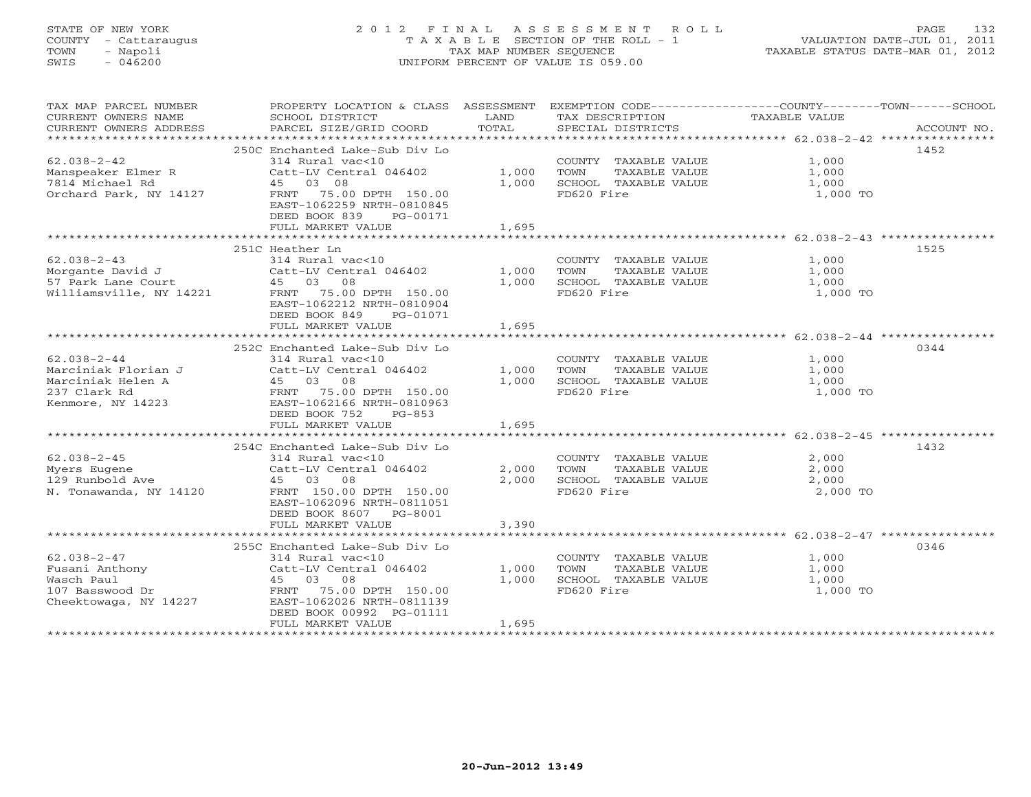STATE OF NEW YORK
COUNTY - Cattaraugus
TOWN - Napoli
SWIS - 046200

# 2012 FINAL ASSESSMENT ROLL

TAXABLE SECTION OF THE ROLL - 1
TAX MAP NUMBER SEQUENCE
UNIFORM PERCENT OF VALUE IS 059.00

VALUATION DATE-JUL 01, 2011
TAXABLE STATUS DATE-MAR 01, 2012

| TAX MAP PARCEL NUMBER / CURRENT OWNERS NAME / CURRENT OWNERS ADDRESS | PROPERTY LOCATION & CLASS / SCHOOL DISTRICT / PARCEL SIZE/GRID COORD | ASSESSMENT LAND | TOTAL | EXEMPTION CODE / TAX DESCRIPTION / SPECIAL DISTRICTS | COUNTY / TOWN / SCHOOL TAXABLE VALUE | ACCOUNT NO. |
|---|---|---|---|---|---|---|
| 62.038-2-42 | 250C Enchanted Lake-Sub Div Lo | | | | | 1452 |
| Manspeaker Elmer R | 314 Rural vac<10 | | | COUNTY TAXABLE VALUE | 1,000 | |
| 7814 Michael Rd | Catt-LV Central 046402 | 1,000 | | TOWN TAXABLE VALUE | 1,000 | |
| Orchard Park, NY 14127 | 45 03 08 | | 1,000 | SCHOOL TAXABLE VALUE | 1,000 | |
| | FRNT 75.00 DPTH 150.00 | | | FD620 Fire | 1,000 TO | |
| | EAST-1062259 NRTH-0810845 | | | | | |
| | DEED BOOK 839 PG-00171 | | | | | |
| | FULL MARKET VALUE | | 1,695 | | | |
| 62.038-2-43 | 251C Heather Ln | | | | | 1525 |
| Morgante David J | 314 Rural vac<10 | | | COUNTY TAXABLE VALUE | 1,000 | |
| 57 Park Lane Court | Catt-LV Central 046402 | 1,000 | | TOWN TAXABLE VALUE | 1,000 | |
| Williamsville, NY 14221 | 45 03 08 | | 1,000 | SCHOOL TAXABLE VALUE | 1,000 | |
| | FRNT 75.00 DPTH 150.00 | | | FD620 Fire | 1,000 TO | |
| | EAST-1062212 NRTH-0810904 | | | | | |
| | DEED BOOK 849 PG-01071 | | | | | |
| | FULL MARKET VALUE | | 1,695 | | | |
| 62.038-2-44 | 252C Enchanted Lake-Sub Div Lo | | | | | 0344 |
| Marciniak Florian J | 314 Rural vac<10 | | | COUNTY TAXABLE VALUE | 1,000 | |
| Marciniak Helen A | Catt-LV Central 046402 | 1,000 | | TOWN TAXABLE VALUE | 1,000 | |
| 237 Clark Rd | 45 03 08 | | 1,000 | SCHOOL TAXABLE VALUE | 1,000 | |
| Kenmore, NY 14223 | FRNT 75.00 DPTH 150.00 | | | FD620 Fire | 1,000 TO | |
| | EAST-1062166 NRTH-0810963 | | | | | |
| | DEED BOOK 752 PG-853 | | | | | |
| | FULL MARKET VALUE | | 1,695 | | | |
| 62.038-2-45 | 254C Enchanted Lake-Sub Div Lo | | | | | 1432 |
| Myers Eugene | 314 Rural vac<10 | | | COUNTY TAXABLE VALUE | 2,000 | |
| 129 Runbold Ave | Catt-LV Central 046402 | 2,000 | | TOWN TAXABLE VALUE | 2,000 | |
| N. Tonawanda, NY 14120 | 45 03 08 | | 2,000 | SCHOOL TAXABLE VALUE | 2,000 | |
| | FRNT 150.00 DPTH 150.00 | | | FD620 Fire | 2,000 TO | |
| | EAST-1062096 NRTH-0811051 | | | | | |
| | DEED BOOK 8607 PG-8001 | | | | | |
| | FULL MARKET VALUE | | 3,390 | | | |
| 62.038-2-47 | 255C Enchanted Lake-Sub Div Lo | | | | | 0346 |
| Fusani Anthony | 314 Rural vac<10 | | | COUNTY TAXABLE VALUE | 1,000 | |
| Wasch Paul | Catt-LV Central 046402 | 1,000 | | TOWN TAXABLE VALUE | 1,000 | |
| 107 Basswood Dr | 45 03 08 | | 1,000 | SCHOOL TAXABLE VALUE | 1,000 | |
| Cheektowaga, NY 14227 | FRNT 75.00 DPTH 150.00 | | | FD620 Fire | 1,000 TO | |
| | EAST-1062026 NRTH-0811139 | | | | | |
| | DEED BOOK 00992 PG-01111 | | | | | |
| | FULL MARKET VALUE | | 1,695 | | | |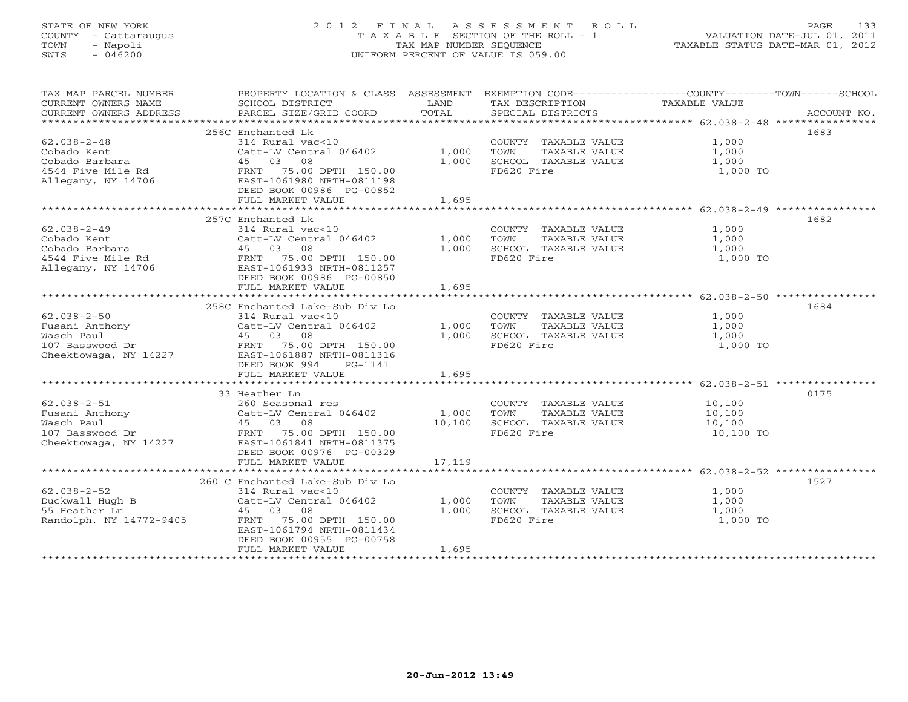STATE OF NEW YORK
COUNTY - Cattaraugus
TOWN - Napoli
SWIS - 046200

# 2012 FINAL ASSESSMENT ROLL

TAXABLE SECTION OF THE ROLL - 1
TAX MAP NUMBER SEQUENCE
UNIFORM PERCENT OF VALUE IS 059.00

VALUATION DATE-JUL 01, 2011
TAXABLE STATUS DATE-MAR 01, 2012

| TAX MAP PARCEL NUMBER / CURRENT OWNERS NAME / CURRENT OWNERS ADDRESS | PROPERTY LOCATION & CLASS / SCHOOL DISTRICT / PARCEL SIZE/GRID COORD | ASSESSMENT LAND / TOTAL | EXEMPTION CODE / TAX DESCRIPTION / SPECIAL DISTRICTS | COUNTY / TOWN / SCHOOL TAXABLE VALUE | ACCOUNT NO. |
|---|---|---|---|---|---|
| **62.038-2-48** | 256C Enchanted Lk | | | | 1683 |
| Cobado Kent | 314 Rural vac<10 | | COUNTY TAXABLE VALUE | 1,000 | |
| Cobado Barbara | Catt-LV Central 046402 | 1,000 | TOWN TAXABLE VALUE | 1,000 | |
| 4544 Five Mile Rd | 45 03 08 | 1,000 | SCHOOL TAXABLE VALUE | 1,000 | |
| Allegany, NY 14706 | FRNT 75.00 DPTH 150.00 | | FD620 Fire | 1,000 TO | |
| | EAST-1061980 NRTH-0811198 | | | | |
| | DEED BOOK 00986 PG-00852 | | | | |
| | FULL MARKET VALUE | 1,695 | | | |
| **62.038-2-49** | 257C Enchanted Lk | | | | 1682 |
| Cobado Kent | 314 Rural vac<10 | | COUNTY TAXABLE VALUE | 1,000 | |
| Cobado Barbara | Catt-LV Central 046402 | 1,000 | TOWN TAXABLE VALUE | 1,000 | |
| 4544 Five Mile Rd | 45 03 08 | 1,000 | SCHOOL TAXABLE VALUE | 1,000 | |
| Allegany, NY 14706 | FRNT 75.00 DPTH 150.00 | | FD620 Fire | 1,000 TO | |
| | EAST-1061933 NRTH-0811257 | | | | |
| | DEED BOOK 00986 PG-00850 | | | | |
| | FULL MARKET VALUE | 1,695 | | | |
| **62.038-2-50** | 258C Enchanted Lake-Sub Div Lo | | | | 1684 |
| Fusani Anthony | 314 Rural vac<10 | | COUNTY TAXABLE VALUE | 1,000 | |
| Wasch Paul | Catt-LV Central 046402 | 1,000 | TOWN TAXABLE VALUE | 1,000 | |
| 107 Basswood Dr | 45 03 08 | 1,000 | SCHOOL TAXABLE VALUE | 1,000 | |
| Cheektowaga, NY 14227 | FRNT 75.00 DPTH 150.00 | | FD620 Fire | 1,000 TO | |
| | EAST-1061887 NRTH-0811316 | | | | |
| | DEED BOOK 994 PG-1141 | | | | |
| | FULL MARKET VALUE | 1,695 | | | |
| **62.038-2-51** | 33 Heather Ln | | | | 0175 |
| Fusani Anthony | 260 Seasonal res | | COUNTY TAXABLE VALUE | 10,100 | |
| Wasch Paul | Catt-LV Central 046402 | 1,000 | TOWN TAXABLE VALUE | 10,100 | |
| 107 Basswood Dr | 45 03 08 | 10,100 | SCHOOL TAXABLE VALUE | 10,100 | |
| Cheektowaga, NY 14227 | FRNT 75.00 DPTH 150.00 | | FD620 Fire | 10,100 TO | |
| | EAST-1061841 NRTH-0811375 | | | | |
| | DEED BOOK 00976 PG-00329 | | | | |
| | FULL MARKET VALUE | 17,119 | | | |
| **62.038-2-52** | 260 C Enchanted Lake-Sub Div Lo | | | | 1527 |
| Duckwall Hugh B | 314 Rural vac<10 | | COUNTY TAXABLE VALUE | 1,000 | |
| 55 Heather Ln | Catt-LV Central 046402 | 1,000 | TOWN TAXABLE VALUE | 1,000 | |
| Randolph, NY 14772-9405 | 45 03 08 | 1,000 | SCHOOL TAXABLE VALUE | 1,000 | |
| | FRNT 75.00 DPTH 150.00 | | FD620 Fire | 1,000 TO | |
| | EAST-1061794 NRTH-0811434 | | | | |
| | DEED BOOK 00955 PG-00758 | | | | |
| | FULL MARKET VALUE | 1,695 | | | |

20-Jun-2012 13:49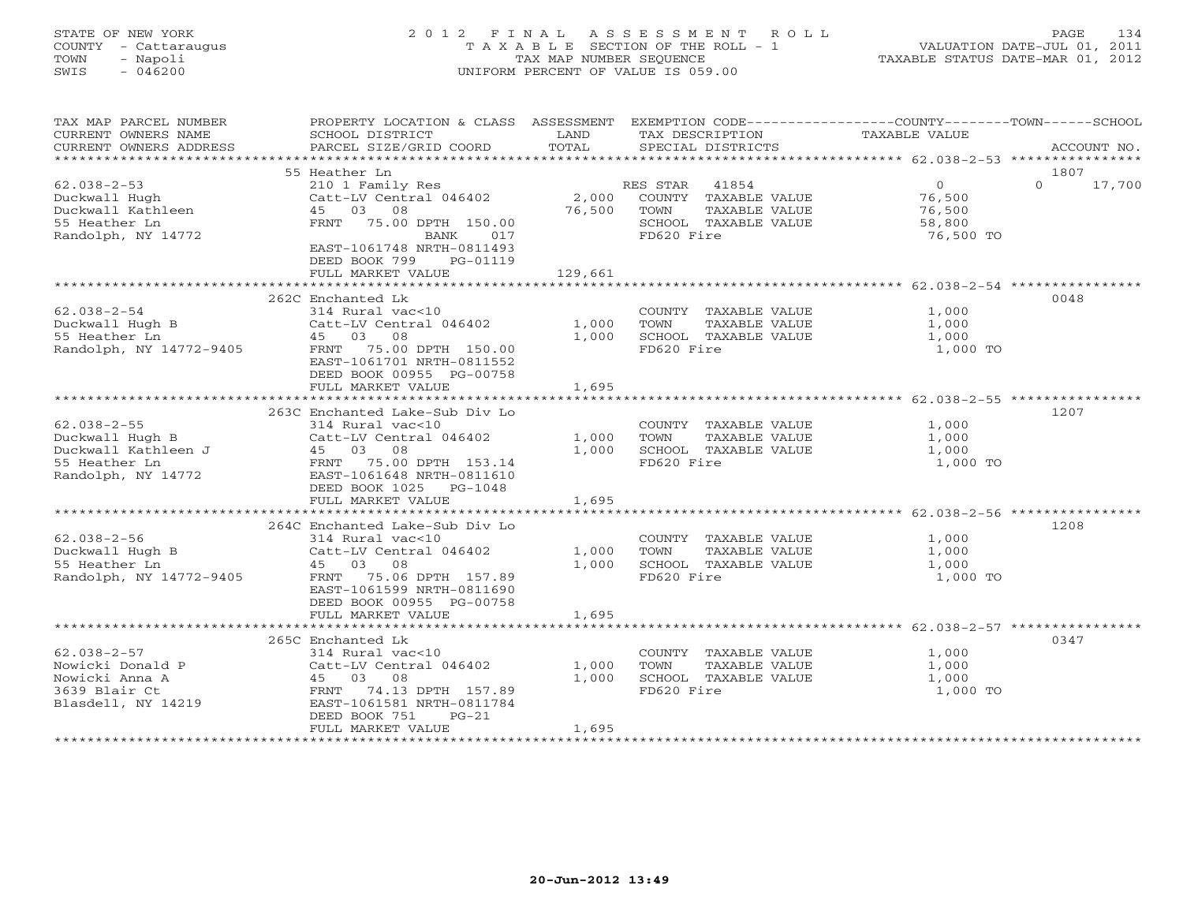STATE OF NEW YORK
COUNTY - Cattaraugus
TOWN - Napoli
SWIS - 046200

# 2012 FINAL ASSESSMENT ROLL
TAXABLE SECTION OF THE ROLL - 1
TAX MAP NUMBER SEQUENCE
UNIFORM PERCENT OF VALUE IS 059.00

VALUATION DATE-JUL 01, 2011
TAXABLE STATUS DATE-MAR 01, 2012

| TAX MAP PARCEL NUMBER / CURRENT OWNERS NAME / CURRENT OWNERS ADDRESS | PROPERTY LOCATION & CLASS / SCHOOL DISTRICT / PARCEL SIZE/GRID COORD | ASSESSMENT LAND | ASSESSMENT TOTAL | EXEMPTION CODE / TAX DESCRIPTION / SPECIAL DISTRICTS | COUNTY TAXABLE VALUE | TOWN | SCHOOL | ACCOUNT NO. |
|---|---|---|---|---|---|---|---|---|
| | 55 Heather Ln | | | | | | | 1807 |
| 62.038-2-53 | 210 1 Family Res | | | RES STAR 41854 | 0 | 0 | 17,700 | |
| Duckwall Hugh | Catt-LV Central 046402 | 2,000 | | COUNTY TAXABLE VALUE | 76,500 | | | |
| Duckwall Kathleen | 45 03 08 | | 76,500 | TOWN TAXABLE VALUE | 76,500 | | | |
| 55 Heather Ln | FRNT 75.00 DPTH 150.00 | | | SCHOOL TAXABLE VALUE | 58,800 | | | |
| Randolph, NY 14772 | BANK 017 | | | FD620 Fire | 76,500 TO | | | |
| | EAST-1061748 NRTH-0811493 | | | | | | | |
| | DEED BOOK 799 PG-01119 | | | | | | | |
| | FULL MARKET VALUE | | 129,661 | | | | | |
| | 262C Enchanted Lk | | | | | | | 0048 |
| 62.038-2-54 | 314 Rural vac<10 | | | COUNTY TAXABLE VALUE | 1,000 | | | |
| Duckwall Hugh B | Catt-LV Central 046402 | 1,000 | | TOWN TAXABLE VALUE | 1,000 | | | |
| 55 Heather Ln | 45 03 08 | | 1,000 | SCHOOL TAXABLE VALUE | 1,000 | | | |
| Randolph, NY 14772-9405 | FRNT 75.00 DPTH 150.00 | | | FD620 Fire | 1,000 TO | | | |
| | EAST-1061701 NRTH-0811552 | | | | | | | |
| | DEED BOOK 00955 PG-00758 | | | | | | | |
| | FULL MARKET VALUE | | 1,695 | | | | | |
| | 263C Enchanted Lake-Sub Div Lo | | | | | | | 1207 |
| 62.038-2-55 | 314 Rural vac<10 | | | COUNTY TAXABLE VALUE | 1,000 | | | |
| Duckwall Hugh B | Catt-LV Central 046402 | 1,000 | | TOWN TAXABLE VALUE | 1,000 | | | |
| Duckwall Kathleen J | 45 03 08 | | 1,000 | SCHOOL TAXABLE VALUE | 1,000 | | | |
| 55 Heather Ln | FRNT 75.00 DPTH 153.14 | | | FD620 Fire | 1,000 TO | | | |
| Randolph, NY 14772 | EAST-1061648 NRTH-0811610 | | | | | | | |
| | DEED BOOK 1025 PG-1048 | | | | | | | |
| | FULL MARKET VALUE | | 1,695 | | | | | |
| | 264C Enchanted Lake-Sub Div Lo | | | | | | | 1208 |
| 62.038-2-56 | 314 Rural vac<10 | | | COUNTY TAXABLE VALUE | 1,000 | | | |
| Duckwall Hugh B | Catt-LV Central 046402 | 1,000 | | TOWN TAXABLE VALUE | 1,000 | | | |
| 55 Heather Ln | 45 03 08 | | 1,000 | SCHOOL TAXABLE VALUE | 1,000 | | | |
| Randolph, NY 14772-9405 | FRNT 75.06 DPTH 157.89 | | | FD620 Fire | 1,000 TO | | | |
| | EAST-1061599 NRTH-0811690 | | | | | | | |
| | DEED BOOK 00955 PG-00758 | | | | | | | |
| | FULL MARKET VALUE | | 1,695 | | | | | |
| | 265C Enchanted Lk | | | | | | | 0347 |
| 62.038-2-57 | 314 Rural vac<10 | | | COUNTY TAXABLE VALUE | 1,000 | | | |
| Nowicki Donald P | Catt-LV Central 046402 | 1,000 | | TOWN TAXABLE VALUE | 1,000 | | | |
| Nowicki Anna A | 45 03 08 | | 1,000 | SCHOOL TAXABLE VALUE | 1,000 | | | |
| 3639 Blair Ct | FRNT 74.13 DPTH 157.89 | | | FD620 Fire | 1,000 TO | | | |
| Blasdell, NY 14219 | EAST-1061581 NRTH-0811784 | | | | | | | |
| | DEED BOOK 751 PG-21 | | | | | | | |
| | FULL MARKET VALUE | | 1,695 | | | | | |

20-Jun-2012 13:49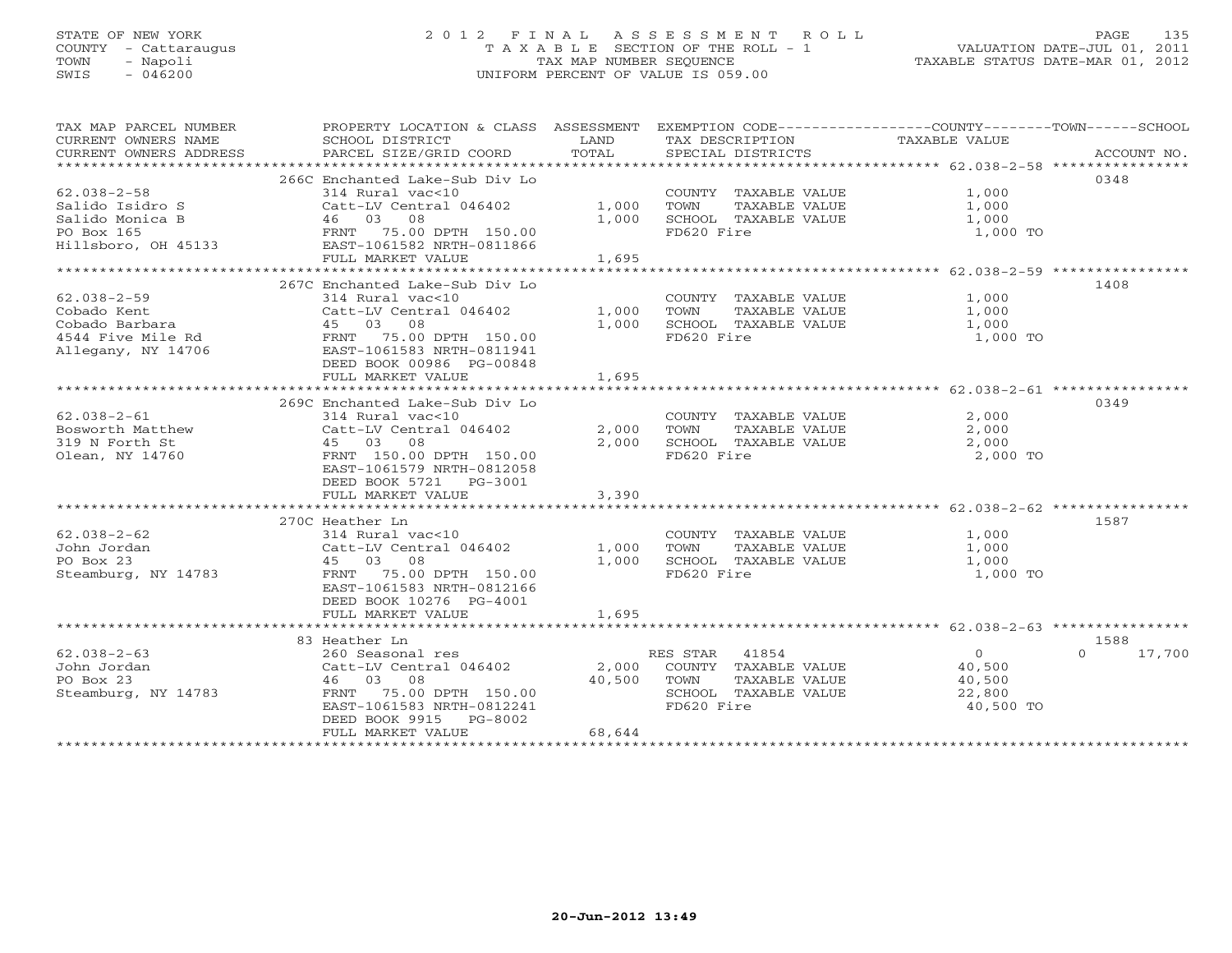STATE OF NEW YORK
COUNTY - Cattaraugus
TOWN - Napoli
SWIS - 046200

# 2012 FINAL ASSESSMENT ROLL

TAXABLE SECTION OF THE ROLL - 1
TAX MAP NUMBER SEQUENCE
UNIFORM PERCENT OF VALUE IS 059.00

VALUATION DATE-JUL 01, 2011
TAXABLE STATUS DATE-MAR 01, 2012

| TAX MAP PARCEL NUMBER / CURRENT OWNERS NAME / CURRENT OWNERS ADDRESS | PROPERTY LOCATION & CLASS / SCHOOL DISTRICT / PARCEL SIZE/GRID COORD | ASSESSMENT LAND / TOTAL | EXEMPTION CODE / TAX DESCRIPTION / SPECIAL DISTRICTS | COUNTY / TOWN / SCHOOL TAXABLE VALUE | ACCOUNT NO. |
|---|---|---|---|---|---|
| 62.038-2-58 | 266C Enchanted Lake-Sub Div Lo | | | | 0348 |
| | 314 Rural vac<10 | | COUNTY TAXABLE VALUE | 1,000 | |
| Salido Isidro S | Catt-LV Central 046402 | 1,000 | TOWN TAXABLE VALUE | 1,000 | |
| Salido Monica B | 46 03 08 | 1,000 | SCHOOL TAXABLE VALUE | 1,000 | |
| PO Box 165 | FRNT 75.00 DPTH 150.00 | | FD620 Fire | 1,000 TO | |
| Hillsboro, OH 45133 | EAST-1061582 NRTH-0811866 | | | | |
| | FULL MARKET VALUE | 1,695 | | | |
| 62.038-2-59 | 267C Enchanted Lake-Sub Div Lo | | | | 1408 |
| | 314 Rural vac<10 | | COUNTY TAXABLE VALUE | 1,000 | |
| Cobado Kent | Catt-LV Central 046402 | 1,000 | TOWN TAXABLE VALUE | 1,000 | |
| Cobado Barbara | 45 03 08 | 1,000 | SCHOOL TAXABLE VALUE | 1,000 | |
| 4544 Five Mile Rd | FRNT 75.00 DPTH 150.00 | | FD620 Fire | 1,000 TO | |
| Allegany, NY 14706 | EAST-1061583 NRTH-0811941 | | | | |
| | DEED BOOK 00986 PG-00848 | | | | |
| | FULL MARKET VALUE | 1,695 | | | |
| 62.038-2-61 | 269C Enchanted Lake-Sub Div Lo | | | | 0349 |
| | 314 Rural vac<10 | | COUNTY TAXABLE VALUE | 2,000 | |
| Bosworth Matthew | Catt-LV Central 046402 | 2,000 | TOWN TAXABLE VALUE | 2,000 | |
| 319 N Forth St | 45 03 08 | 2,000 | SCHOOL TAXABLE VALUE | 2,000 | |
| Olean, NY 14760 | FRNT 150.00 DPTH 150.00 | | FD620 Fire | 2,000 TO | |
| | EAST-1061579 NRTH-0812058 | | | | |
| | DEED BOOK 5721 PG-3001 | | | | |
| | FULL MARKET VALUE | 3,390 | | | |
| 62.038-2-62 | 270C Heather Ln | | | | 1587 |
| | 314 Rural vac<10 | | COUNTY TAXABLE VALUE | 1,000 | |
| John Jordan | Catt-LV Central 046402 | 1,000 | TOWN TAXABLE VALUE | 1,000 | |
| PO Box 23 | 45 03 08 | 1,000 | SCHOOL TAXABLE VALUE | 1,000 | |
| Steamburg, NY 14783 | FRNT 75.00 DPTH 150.00 | | FD620 Fire | 1,000 TO | |
| | EAST-1061583 NRTH-0812166 | | | | |
| | DEED BOOK 10276 PG-4001 | | | | |
| | FULL MARKET VALUE | 1,695 | | | |
| 62.038-2-63 | 83 Heather Ln | | | | 1588 |
| | 260 Seasonal res | | RES STAR 41854 | 0 | 0 17,700 |
| John Jordan | Catt-LV Central 046402 | 2,000 | COUNTY TAXABLE VALUE | 40,500 | |
| PO Box 23 | 46 03 08 | 40,500 | TOWN TAXABLE VALUE | 40,500 | |
| Steamburg, NY 14783 | FRNT 75.00 DPTH 150.00 | | SCHOOL TAXABLE VALUE | 22,800 | |
| | EAST-1061583 NRTH-0812241 | | FD620 Fire | 40,500 TO | |
| | DEED BOOK 9915 PG-8002 | | | | |
| | FULL MARKET VALUE | 68,644 | | | |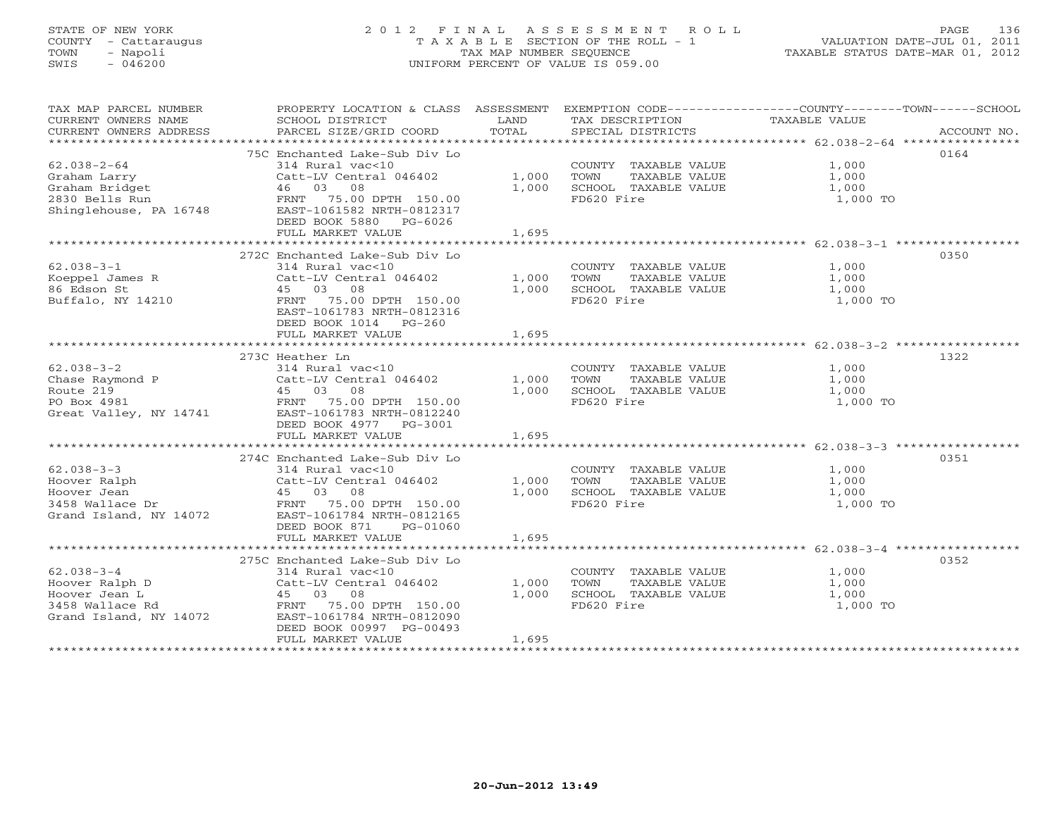STATE OF NEW YORK
COUNTY - Cattaraugus
TOWN - Napoli
SWIS - 046200

# 2012 FINAL ASSESSMENT ROLL

TAXABLE SECTION OF THE ROLL - 1
TAX MAP NUMBER SEQUENCE
UNIFORM PERCENT OF VALUE IS 059.00

VALUATION DATE-JUL 01, 2011
TAXABLE STATUS DATE-MAR 01, 2012

| TAX MAP PARCEL NUMBER / CURRENT OWNERS NAME / CURRENT OWNERS ADDRESS | PROPERTY LOCATION & CLASS / SCHOOL DISTRICT / PARCEL SIZE/GRID COORD | ASSESSMENT LAND | TOTAL | EXEMPTION CODE / TAX DESCRIPTION / SPECIAL DISTRICTS | COUNTY--------TOWN------SCHOOL TAXABLE VALUE | ACCOUNT NO. |
|---|---|---|---|---|---|---|
| 62.038-2-64 | 75C Enchanted Lake-Sub Div Lo | | | | | 0164 |
| | 314 Rural vac<10 | | | COUNTY TAXABLE VALUE | 1,000 | |
| Graham Larry | Catt-LV Central 046402 | 1,000 | | TOWN TAXABLE VALUE | 1,000 | |
| Graham Bridget | 46 03 08 | | 1,000 | SCHOOL TAXABLE VALUE | 1,000 | |
| 2830 Bells Run | FRNT 75.00 DPTH 150.00 | | | FD620 Fire | 1,000 TO | |
| Shinglehouse, PA 16748 | EAST-1061582 NRTH-0812317 | | | | | |
| | DEED BOOK 5880 PG-6026 | | | | | |
| | FULL MARKET VALUE | | 1,695 | | | |
| 62.038-3-1 | 272C Enchanted Lake-Sub Div Lo | | | | | 0350 |
| | 314 Rural vac<10 | | | COUNTY TAXABLE VALUE | 1,000 | |
| Koeppel James R | Catt-LV Central 046402 | 1,000 | | TOWN TAXABLE VALUE | 1,000 | |
| 86 Edson St | 45 03 08 | | 1,000 | SCHOOL TAXABLE VALUE | 1,000 | |
| Buffalo, NY 14210 | FRNT 75.00 DPTH 150.00 | | | FD620 Fire | 1,000 TO | |
| | EAST-1061783 NRTH-0812316 | | | | | |
| | DEED BOOK 1014 PG-260 | | | | | |
| | FULL MARKET VALUE | | 1,695 | | | |
| 62.038-3-2 | 273C Heather Ln | | | | | 1322 |
| | 314 Rural vac<10 | | | COUNTY TAXABLE VALUE | 1,000 | |
| Chase Raymond P | Catt-LV Central 046402 | 1,000 | | TOWN TAXABLE VALUE | 1,000 | |
| Route 219 | 45 03 08 | | 1,000 | SCHOOL TAXABLE VALUE | 1,000 | |
| PO Box 4981 | FRNT 75.00 DPTH 150.00 | | | FD620 Fire | 1,000 TO | |
| Great Valley, NY 14741 | EAST-1061783 NRTH-0812240 | | | | | |
| | DEED BOOK 4977 PG-3001 | | | | | |
| | FULL MARKET VALUE | | 1,695 | | | |
| 62.038-3-3 | 274C Enchanted Lake-Sub Div Lo | | | | | 0351 |
| | 314 Rural vac<10 | | | COUNTY TAXABLE VALUE | 1,000 | |
| Hoover Ralph | Catt-LV Central 046402 | 1,000 | | TOWN TAXABLE VALUE | 1,000 | |
| Hoover Jean | 45 03 08 | | 1,000 | SCHOOL TAXABLE VALUE | 1,000 | |
| 3458 Wallace Dr | FRNT 75.00 DPTH 150.00 | | | FD620 Fire | 1,000 TO | |
| Grand Island, NY 14072 | EAST-1061784 NRTH-0812165 | | | | | |
| | DEED BOOK 871 PG-01060 | | | | | |
| | FULL MARKET VALUE | | 1,695 | | | |
| 62.038-3-4 | 275C Enchanted Lake-Sub Div Lo | | | | | 0352 |
| | 314 Rural vac<10 | | | COUNTY TAXABLE VALUE | 1,000 | |
| Hoover Ralph D | Catt-LV Central 046402 | 1,000 | | TOWN TAXABLE VALUE | 1,000 | |
| Hoover Jean L | 45 03 08 | | 1,000 | SCHOOL TAXABLE VALUE | 1,000 | |
| 3458 Wallace Rd | FRNT 75.00 DPTH 150.00 | | | FD620 Fire | 1,000 TO | |
| Grand Island, NY 14072 | EAST-1061784 NRTH-0812090 | | | | | |
| | DEED BOOK 00997 PG-00493 | | | | | |
| | FULL MARKET VALUE | | 1,695 | | | |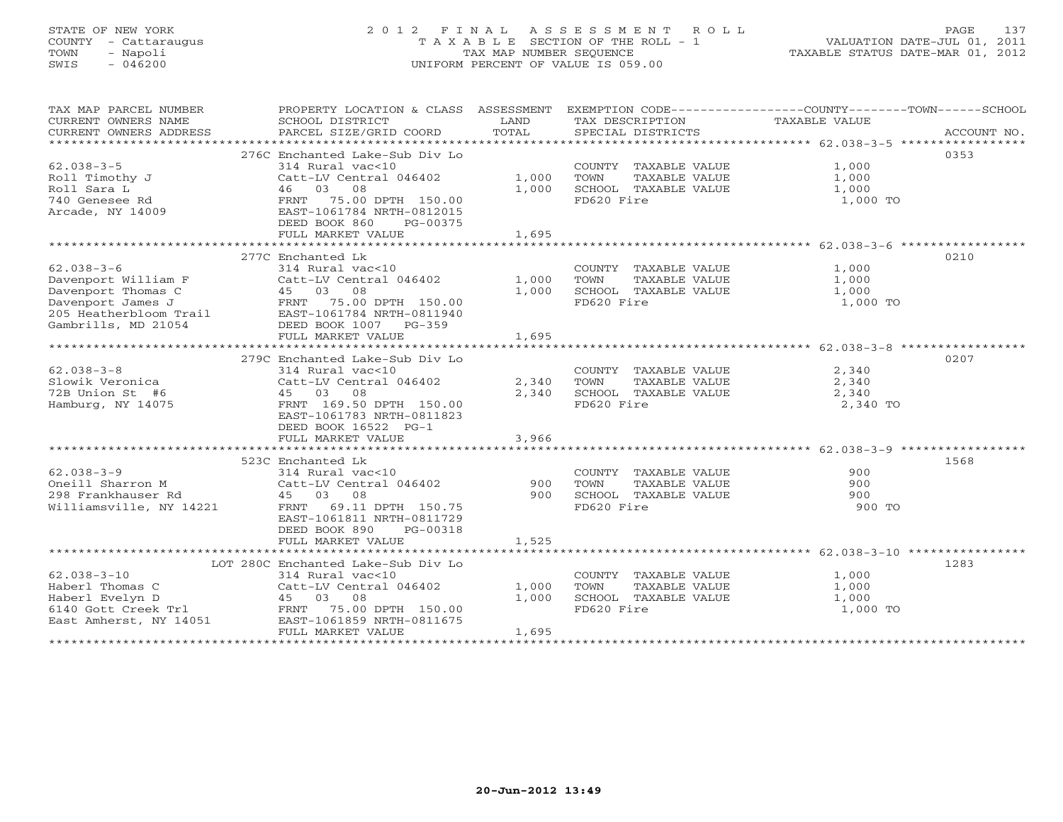STATE OF NEW YORK
COUNTY - Cattaraugus
TOWN - Napoli
SWIS - 046200

# 2012 FINAL ASSESSMENT ROLL
TAXABLE SECTION OF THE ROLL - 1
TAX MAP NUMBER SEQUENCE
UNIFORM PERCENT OF VALUE IS 059.00

VALUATION DATE-JUL 01, 2011
TAXABLE STATUS DATE-MAR 01, 2012

| TAX MAP PARCEL NUMBER / CURRENT OWNERS NAME / CURRENT OWNERS ADDRESS | PROPERTY LOCATION & CLASS / SCHOOL DISTRICT / PARCEL SIZE/GRID COORD | ASSESSMENT LAND | TOTAL | EXEMPTION CODE / TAX DESCRIPTION / SPECIAL DISTRICTS | TAXABLE VALUE (COUNTY / TOWN / SCHOOL) | ACCOUNT NO. |
|---|---|---|---|---|---|---|
| 62.038-3-5 | 276C Enchanted Lake-Sub Div Lo | | | | | 0353 |
| Roll Timothy J | 314 Rural vac<10 | | | COUNTY TAXABLE VALUE | 1,000 | |
| Roll Sara L | Catt-LV Central 046402 | 1,000 | | TOWN TAXABLE VALUE | 1,000 | |
| 740 Genesee Rd | 46 03 08 | | 1,000 | SCHOOL TAXABLE VALUE | 1,000 | |
| Arcade, NY 14009 | FRNT 75.00 DPTH 150.00 | | | FD620 Fire | 1,000 TO | |
| | EAST-1061784 NRTH-0812015 | | | | | |
| | DEED BOOK 860 PG-00375 | | | | | |
| | FULL MARKET VALUE | | 1,695 | | | |
| 62.038-3-6 | 277C Enchanted Lk | | | | | 0210 |
| Davenport William F | 314 Rural vac<10 | | | COUNTY TAXABLE VALUE | 1,000 | |
| Davenport Thomas C | Catt-LV Central 046402 | 1,000 | | TOWN TAXABLE VALUE | 1,000 | |
| Davenport James J | 45 03 08 | | 1,000 | SCHOOL TAXABLE VALUE | 1,000 | |
| 205 Heatherbloom Trail | FRNT 75.00 DPTH 150.00 | | | FD620 Fire | 1,000 TO | |
| Gambrills, MD 21054 | EAST-1061784 NRTH-0811940 | | | | | |
| | DEED BOOK 1007 PG-359 | | | | | |
| | FULL MARKET VALUE | | 1,695 | | | |
| 62.038-3-8 | 279C Enchanted Lake-Sub Div Lo | | | | | 0207 |
| Slowik Veronica | 314 Rural vac<10 | | | COUNTY TAXABLE VALUE | 2,340 | |
| 72B Union St #6 | Catt-LV Central 046402 | 2,340 | | TOWN TAXABLE VALUE | 2,340 | |
| Hamburg, NY 14075 | 45 03 08 | | 2,340 | SCHOOL TAXABLE VALUE | 2,340 | |
| | FRNT 169.50 DPTH 150.00 | | | FD620 Fire | 2,340 TO | |
| | EAST-1061783 NRTH-0811823 | | | | | |
| | DEED BOOK 16522 PG-1 | | | | | |
| | FULL MARKET VALUE | | 3,966 | | | |
| 62.038-3-9 | 523C Enchanted Lk | | | | | 1568 |
| Oneill Sharron M | 314 Rural vac<10 | | | COUNTY TAXABLE VALUE | 900 | |
| 298 Frankhauser Rd | Catt-LV Central 046402 | 900 | | TOWN TAXABLE VALUE | 900 | |
| Williamsville, NY 14221 | 45 03 08 | | 900 | SCHOOL TAXABLE VALUE | 900 | |
| | FRNT 69.11 DPTH 150.75 | | | FD620 Fire | 900 TO | |
| | EAST-1061811 NRTH-0811729 | | | | | |
| | DEED BOOK 890 PG-00318 | | | | | |
| | FULL MARKET VALUE | | 1,525 | | | |
| 62.038-3-10 | LOT 280C Enchanted Lake-Sub Div Lo | | | | | 1283 |
| Haberl Thomas C | 314 Rural vac<10 | | | COUNTY TAXABLE VALUE | 1,000 | |
| Haberl Evelyn D | Catt-LV Central 046402 | 1,000 | | TOWN TAXABLE VALUE | 1,000 | |
| 6140 Gott Creek Trl | 45 03 08 | | 1,000 | SCHOOL TAXABLE VALUE | 1,000 | |
| East Amherst, NY 14051 | FRNT 75.00 DPTH 150.00 | | | FD620 Fire | 1,000 TO | |
| | EAST-1061859 NRTH-0811675 | | | | | |
| | FULL MARKET VALUE | | 1,695 | | | |

20-Jun-2012 13:49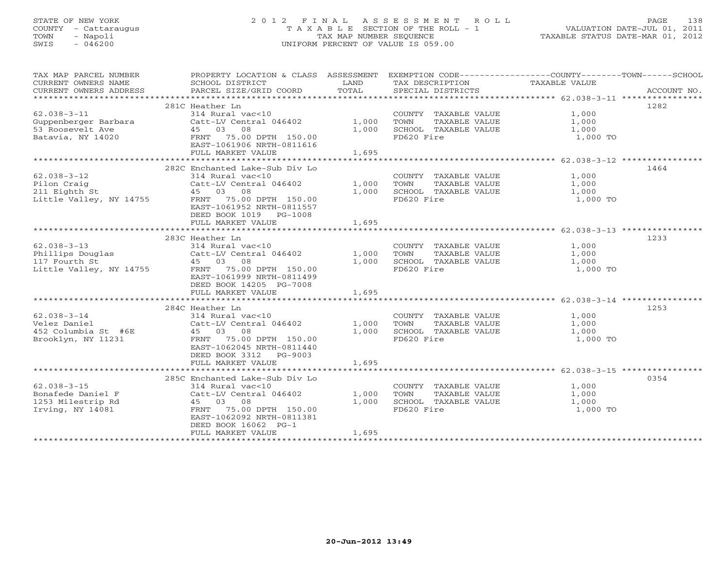STATE OF NEW YORK
COUNTY - Cattaraugus
TOWN - Napoli
SWIS - 046200

# 2012 FINAL ASSESSMENT ROLL

TAXABLE SECTION OF THE ROLL - 1
TAX MAP NUMBER SEQUENCE
UNIFORM PERCENT OF VALUE IS 059.00

VALUATION DATE-JUL 01, 2011
TAXABLE STATUS DATE-MAR 01, 2012

| TAX MAP PARCEL NUMBER / CURRENT OWNERS NAME / CURRENT OWNERS ADDRESS | PROPERTY LOCATION & CLASS / SCHOOL DISTRICT / PARCEL SIZE/GRID COORD | ASSESSMENT LAND / TOTAL | EXEMPTION CODE / TAX DESCRIPTION / SPECIAL DISTRICTS | COUNTY / TOWN / SCHOOL TAXABLE VALUE | ACCOUNT NO. |
|---|---|---|---|---|---|
| | 281C Heather Ln | | | | 1282 |
| 62.038-3-11 | 314 Rural vac<10 | | COUNTY TAXABLE VALUE | 1,000 | |
| Guppenberger Barbara | Catt-LV Central 046402 | 1,000 | TOWN TAXABLE VALUE | 1,000 | |
| 53 Roosevelt Ave | 45 03 08 | 1,000 | SCHOOL TAXABLE VALUE | 1,000 | |
| Batavia, NY 14020 | FRNT 75.00 DPTH 150.00 | | FD620 Fire | 1,000 TO | |
| | EAST-1061906 NRTH-0811616 | | | | |
| | FULL MARKET VALUE | 1,695 | | | |
| | 282C Enchanted Lake-Sub Div Lo | | | | 1464 |
| 62.038-3-12 | 314 Rural vac<10 | | COUNTY TAXABLE VALUE | 1,000 | |
| Pilon Craig | Catt-LV Central 046402 | 1,000 | TOWN TAXABLE VALUE | 1,000 | |
| 211 Eighth St | 45 03 08 | 1,000 | SCHOOL TAXABLE VALUE | 1,000 | |
| Little Valley, NY 14755 | FRNT 75.00 DPTH 150.00 | | FD620 Fire | 1,000 TO | |
| | EAST-1061952 NRTH-0811557 | | | | |
| | DEED BOOK 1019 PG-1008 | | | | |
| | FULL MARKET VALUE | 1,695 | | | |
| | 283C Heather Ln | | | | 1233 |
| 62.038-3-13 | 314 Rural vac<10 | | COUNTY TAXABLE VALUE | 1,000 | |
| Phillips Douglas | Catt-LV Central 046402 | 1,000 | TOWN TAXABLE VALUE | 1,000 | |
| 117 Fourth St | 45 03 08 | 1,000 | SCHOOL TAXABLE VALUE | 1,000 | |
| Little Valley, NY 14755 | FRNT 75.00 DPTH 150.00 | | FD620 Fire | 1,000 TO | |
| | EAST-1061999 NRTH-0811499 | | | | |
| | DEED BOOK 14205 PG-7008 | | | | |
| | FULL MARKET VALUE | 1,695 | | | |
| | 284C Heather Ln | | | | 1253 |
| 62.038-3-14 | 314 Rural vac<10 | | COUNTY TAXABLE VALUE | 1,000 | |
| Velez Daniel | Catt-LV Central 046402 | 1,000 | TOWN TAXABLE VALUE | 1,000 | |
| 452 Columbia St #6E | 45 03 08 | 1,000 | SCHOOL TAXABLE VALUE | 1,000 | |
| Brooklyn, NY 11231 | FRNT 75.00 DPTH 150.00 | | FD620 Fire | 1,000 TO | |
| | EAST-1062045 NRTH-0811440 | | | | |
| | DEED BOOK 3312 PG-9003 | | | | |
| | FULL MARKET VALUE | 1,695 | | | |
| | 285C Enchanted Lake-Sub Div Lo | | | | 0354 |
| 62.038-3-15 | 314 Rural vac<10 | | COUNTY TAXABLE VALUE | 1,000 | |
| Bonafede Daniel F | Catt-LV Central 046402 | 1,000 | TOWN TAXABLE VALUE | 1,000 | |
| 1253 Milestrip Rd | 45 03 08 | 1,000 | SCHOOL TAXABLE VALUE | 1,000 | |
| Irving, NY 14081 | FRNT 75.00 DPTH 150.00 | | FD620 Fire | 1,000 TO | |
| | EAST-1062092 NRTH-0811381 | | | | |
| | DEED BOOK 16062 PG-1 | | | | |
| | FULL MARKET VALUE | 1,695 | | | |

20-Jun-2012 13:49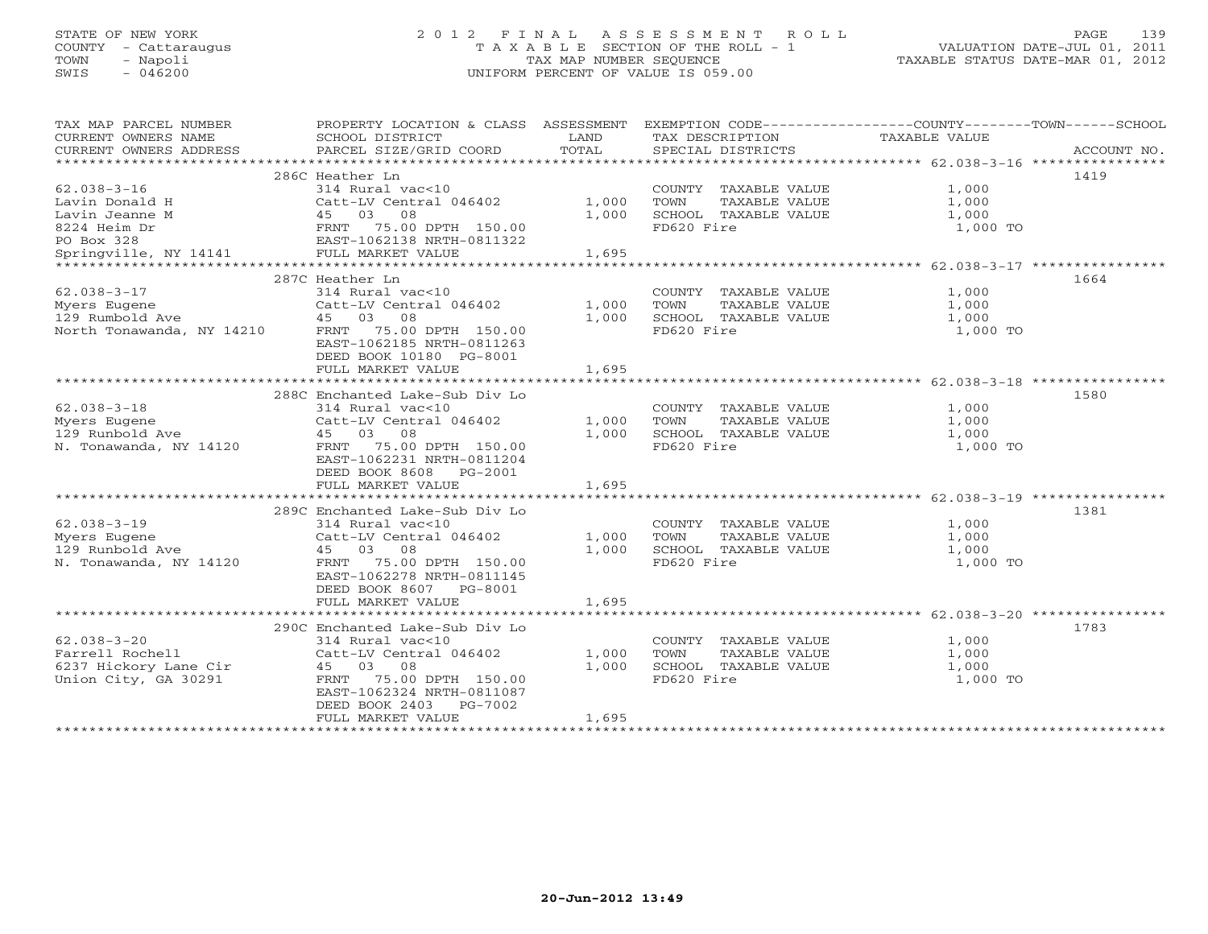STATE OF NEW YORK
COUNTY - Cattaraugus
TOWN - Napoli
SWIS - 046200

# 2012 FINAL ASSESSMENT ROLL
TAXABLE SECTION OF THE ROLL - 1
TAX MAP NUMBER SEQUENCE
UNIFORM PERCENT OF VALUE IS 059.00

VALUATION DATE-JUL 01, 2011
TAXABLE STATUS DATE-MAR 01, 2012

| TAX MAP PARCEL NUMBER / CURRENT OWNERS NAME / CURRENT OWNERS ADDRESS | PROPERTY LOCATION & CLASS / SCHOOL DISTRICT / PARCEL SIZE/GRID COORD | ASSESSMENT LAND / TOTAL | EXEMPTION CODE / TAX DESCRIPTION / SPECIAL DISTRICTS | COUNTY / TOWN / SCHOOL TAXABLE VALUE | ACCOUNT NO. |
|---|---|---|---|---|---|
| 62.038-3-16 | 286C Heather Ln | | | | 1419 |
| | 314 Rural vac<10 | | COUNTY TAXABLE VALUE | 1,000 | |
| Lavin Donald H | Catt-LV Central 046402 | 1,000 | TOWN TAXABLE VALUE | 1,000 | |
| Lavin Jeanne M | 45 03 08 | 1,000 | SCHOOL TAXABLE VALUE | 1,000 | |
| 8224 Heim Dr | FRNT 75.00 DPTH 150.00 | | FD620 Fire | 1,000 TO | |
| PO Box 328 | EAST-1062138 NRTH-0811322 | | | | |
| Springville, NY 14141 | FULL MARKET VALUE | 1,695 | | | |
| 62.038-3-17 | 287C Heather Ln | | | | 1664 |
| | 314 Rural vac<10 | | COUNTY TAXABLE VALUE | 1,000 | |
| Myers Eugene | Catt-LV Central 046402 | 1,000 | TOWN TAXABLE VALUE | 1,000 | |
| 129 Rumbold Ave | 45 03 08 | 1,000 | SCHOOL TAXABLE VALUE | 1,000 | |
| North Tonawanda, NY 14210 | FRNT 75.00 DPTH 150.00 | | FD620 Fire | 1,000 TO | |
| | EAST-1062185 NRTH-0811263 | | | | |
| | DEED BOOK 10180 PG-8001 | | | | |
| | FULL MARKET VALUE | 1,695 | | | |
| 62.038-3-18 | 288C Enchanted Lake-Sub Div Lo | | | | 1580 |
| | 314 Rural vac<10 | | COUNTY TAXABLE VALUE | 1,000 | |
| Myers Eugene | Catt-LV Central 046402 | 1,000 | TOWN TAXABLE VALUE | 1,000 | |
| 129 Runbold Ave | 45 03 08 | 1,000 | SCHOOL TAXABLE VALUE | 1,000 | |
| N. Tonawanda, NY 14120 | FRNT 75.00 DPTH 150.00 | | FD620 Fire | 1,000 TO | |
| | EAST-1062231 NRTH-0811204 | | | | |
| | DEED BOOK 8608 PG-2001 | | | | |
| | FULL MARKET VALUE | 1,695 | | | |
| 62.038-3-19 | 289C Enchanted Lake-Sub Div Lo | | | | 1381 |
| | 314 Rural vac<10 | | COUNTY TAXABLE VALUE | 1,000 | |
| Myers Eugene | Catt-LV Central 046402 | 1,000 | TOWN TAXABLE VALUE | 1,000 | |
| 129 Runbold Ave | 45 03 08 | 1,000 | SCHOOL TAXABLE VALUE | 1,000 | |
| N. Tonawanda, NY 14120 | FRNT 75.00 DPTH 150.00 | | FD620 Fire | 1,000 TO | |
| | EAST-1062278 NRTH-0811145 | | | | |
| | DEED BOOK 8607 PG-8001 | | | | |
| | FULL MARKET VALUE | 1,695 | | | |
| 62.038-3-20 | 290C Enchanted Lake-Sub Div Lo | | | | 1783 |
| | 314 Rural vac<10 | | COUNTY TAXABLE VALUE | 1,000 | |
| Farrell Rochell | Catt-LV Central 046402 | 1,000 | TOWN TAXABLE VALUE | 1,000 | |
| 6237 Hickory Lane Cir | 45 03 08 | 1,000 | SCHOOL TAXABLE VALUE | 1,000 | |
| Union City, GA 30291 | FRNT 75.00 DPTH 150.00 | | FD620 Fire | 1,000 TO | |
| | EAST-1062324 NRTH-0811087 | | | | |
| | DEED BOOK 2403 PG-7002 | | | | |
| | FULL MARKET VALUE | 1,695 | | | |

20-Jun-2012 13:49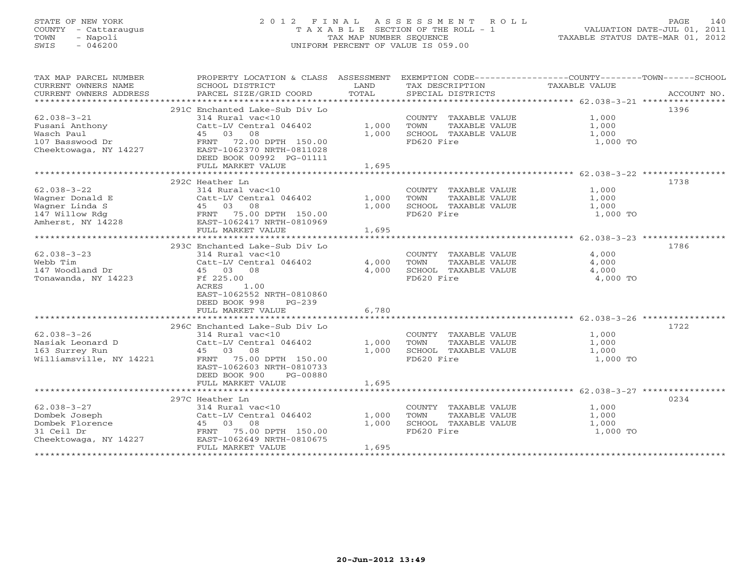STATE OF NEW YORK
COUNTY - Cattaraugus
TOWN - Napoli
SWIS - 046200

# 2012 FINAL ASSESSMENT ROLL
TAXABLE SECTION OF THE ROLL - 1
TAX MAP NUMBER SEQUENCE
UNIFORM PERCENT OF VALUE IS 059.00

VALUATION DATE-JUL 01, 2011
TAXABLE STATUS DATE-MAR 01, 2012

| TAX MAP PARCEL NUMBER / CURRENT OWNERS NAME / CURRENT OWNERS ADDRESS | PROPERTY LOCATION & CLASS / SCHOOL DISTRICT / PARCEL SIZE/GRID COORD | ASSESSMENT LAND / TOTAL | EXEMPTION CODE / TAX DESCRIPTION / SPECIAL DISTRICTS | COUNTY/TOWN/SCHOOL TAXABLE VALUE | ACCOUNT NO. |
|---|---|---|---|---|---|
| 62.038-3-21 | 291C Enchanted Lake-Sub Div Lo | | | | 1396 |
| Fusani Anthony | 314 Rural vac<10 | | COUNTY TAXABLE VALUE | 1,000 | |
| Wasch Paul | Catt-LV Central 046402 | 1,000 | TOWN TAXABLE VALUE | 1,000 | |
| 107 Basswood Dr | 45 03 08 | 1,000 | SCHOOL TAXABLE VALUE | 1,000 | |
| Cheektowaga, NY 14227 | FRNT 72.00 DPTH 150.00 | | FD620 Fire | 1,000 TO | |
| | EAST-1062370 NRTH-0811028 | | | | |
| | DEED BOOK 00992 PG-01111 | | | | |
| | FULL MARKET VALUE | 1,695 | | | |
| 62.038-3-22 | 292C Heather Ln | | | | 1738 |
| Wagner Donald E | 314 Rural vac<10 | | COUNTY TAXABLE VALUE | 1,000 | |
| Wagner Linda S | Catt-LV Central 046402 | 1,000 | TOWN TAXABLE VALUE | 1,000 | |
| 147 Willow Rdg | 45 03 08 | 1,000 | SCHOOL TAXABLE VALUE | 1,000 | |
| Amherst, NY 14228 | FRNT 75.00 DPTH 150.00 | | FD620 Fire | 1,000 TO | |
| | EAST-1062417 NRTH-0810969 | | | | |
| | FULL MARKET VALUE | 1,695 | | | |
| 62.038-3-23 | 293C Enchanted Lake-Sub Div Lo | | | | 1786 |
| Webb Tim | 314 Rural vac<10 | | COUNTY TAXABLE VALUE | 4,000 | |
| 147 Woodland Dr | Catt-LV Central 046402 | 4,000 | TOWN TAXABLE VALUE | 4,000 | |
| Tonawanda, NY 14223 | 45 03 08 | 4,000 | SCHOOL TAXABLE VALUE | 4,000 | |
| | Ff 225.00 | | FD620 Fire | 4,000 TO | |
| | ACRES 1.00 | | | | |
| | EAST-1062552 NRTH-0810860 | | | | |
| | DEED BOOK 998 PG-239 | | | | |
| | FULL MARKET VALUE | 6,780 | | | |
| 62.038-3-26 | 296C Enchanted Lake-Sub Div Lo | | | | 1722 |
| Nasiak Leonard D | 314 Rural vac<10 | | COUNTY TAXABLE VALUE | 1,000 | |
| 163 Surrey Run | Catt-LV Central 046402 | 1,000 | TOWN TAXABLE VALUE | 1,000 | |
| Williamsville, NY 14221 | 45 03 08 | 1,000 | SCHOOL TAXABLE VALUE | 1,000 | |
| | FRNT 75.00 DPTH 150.00 | | FD620 Fire | 1,000 TO | |
| | EAST-1062603 NRTH-0810733 | | | | |
| | DEED BOOK 900 PG-00880 | | | | |
| | FULL MARKET VALUE | 1,695 | | | |
| 62.038-3-27 | 297C Heather Ln | | | | 0234 |
| Dombek Joseph | 314 Rural vac<10 | | COUNTY TAXABLE VALUE | 1,000 | |
| Dombek Florence | Catt-LV Central 046402 | 1,000 | TOWN TAXABLE VALUE | 1,000 | |
| 31 Ceil Dr | 45 03 08 | 1,000 | SCHOOL TAXABLE VALUE | 1,000 | |
| Cheektowaga, NY 14227 | FRNT 75.00 DPTH 150.00 | | FD620 Fire | 1,000 TO | |
| | EAST-1062649 NRTH-0810675 | | | | |
| | FULL MARKET VALUE | 1,695 | | | |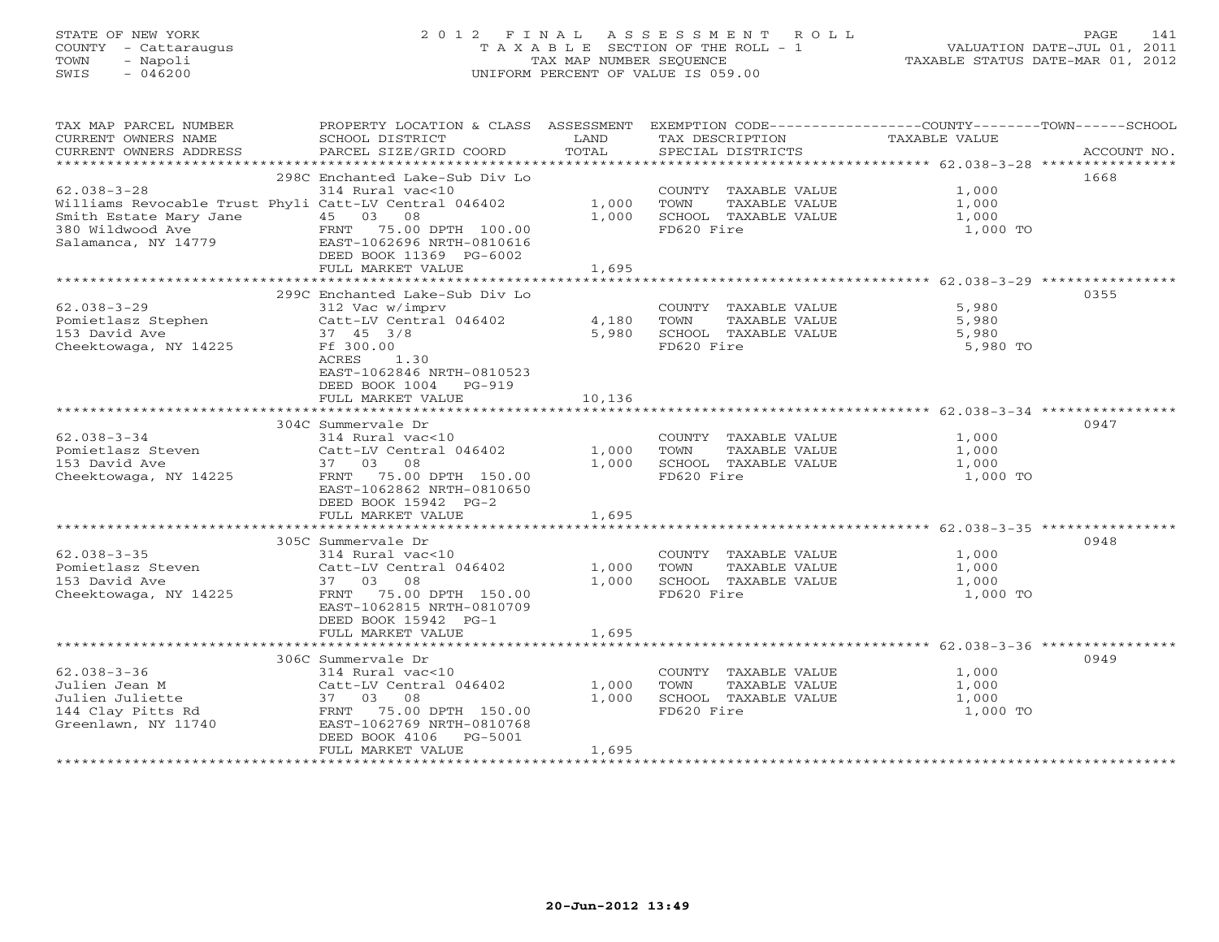STATE OF NEW YORK
COUNTY - Cattaraugus
TOWN - Napoli
SWIS - 046200

# 2012 FINAL ASSESSMENT ROLL

TAXABLE SECTION OF THE ROLL - 1
TAX MAP NUMBER SEQUENCE
UNIFORM PERCENT OF VALUE IS 059.00

VALUATION DATE-JUL 01, 2011
TAXABLE STATUS DATE-MAR 01, 2012

| TAX MAP PARCEL NUMBER / CURRENT OWNERS NAME / CURRENT OWNERS ADDRESS | PROPERTY LOCATION & CLASS / SCHOOL DISTRICT / PARCEL SIZE/GRID COORD | ASSESSMENT LAND / TOTAL | EXEMPTION CODE / TAX DESCRIPTION / SPECIAL DISTRICTS | TAXABLE VALUE (COUNTY / TOWN / SCHOOL) | ACCOUNT NO. |
|---|---|---|---|---|---|
| 62.038-3-28<br>Williams Revocable Trust Phyli<br>Smith Estate Mary Jane<br>380 Wildwood Ave<br>Salamanca, NY 14779 | 298C Enchanted Lake-Sub Div Lo<br>314 Rural vac<10<br>Catt-LV Central 046402<br>45 03 08<br>FRNT 75.00 DPTH 100.00<br>EAST-1062696 NRTH-0810616<br>DEED BOOK 11369 PG-6002<br>FULL MARKET VALUE | <br><br>1,000<br>1,000<br><br><br><br>1,695 | COUNTY TAXABLE VALUE<br>TOWN TAXABLE VALUE<br>SCHOOL TAXABLE VALUE<br>FD620 Fire | 1,000<br>1,000<br>1,000<br>1,000 TO | 1668 |
| 62.038-3-29<br>Pomietlasz Stephen<br>153 David Ave<br>Cheektowaga, NY 14225 | 299C Enchanted Lake-Sub Div Lo<br>312 Vac w/imprv<br>Catt-LV Central 046402<br>37 45 3/8<br>Ff 300.00<br>ACRES 1.30<br>EAST-1062846 NRTH-0810523<br>DEED BOOK 1004 PG-919<br>FULL MARKET VALUE | <br><br>4,180<br>5,980<br><br><br><br><br>10,136 | COUNTY TAXABLE VALUE<br>TOWN TAXABLE VALUE<br>SCHOOL TAXABLE VALUE<br>FD620 Fire | 5,980<br>5,980<br>5,980<br>5,980 TO | 0355 |
| 62.038-3-34<br>Pomietlasz Steven<br>153 David Ave<br>Cheektowaga, NY 14225 | 304C Summervale Dr<br>314 Rural vac<10<br>Catt-LV Central 046402<br>37 03 08<br>FRNT 75.00 DPTH 150.00<br>EAST-1062862 NRTH-0810650<br>DEED BOOK 15942 PG-2<br>FULL MARKET VALUE | <br><br>1,000<br>1,000<br><br><br><br>1,695 | COUNTY TAXABLE VALUE<br>TOWN TAXABLE VALUE<br>SCHOOL TAXABLE VALUE<br>FD620 Fire | 1,000<br>1,000<br>1,000<br>1,000 TO | 0947 |
| 62.038-3-35<br>Pomietlasz Steven<br>153 David Ave<br>Cheektowaga, NY 14225 | 305C Summervale Dr<br>314 Rural vac<10<br>Catt-LV Central 046402<br>37 03 08<br>FRNT 75.00 DPTH 150.00<br>EAST-1062815 NRTH-0810709<br>DEED BOOK 15942 PG-1<br>FULL MARKET VALUE | <br><br>1,000<br>1,000<br><br><br><br>1,695 | COUNTY TAXABLE VALUE<br>TOWN TAXABLE VALUE<br>SCHOOL TAXABLE VALUE<br>FD620 Fire | 1,000<br>1,000<br>1,000<br>1,000 TO | 0948 |
| 62.038-3-36<br>Julien Jean M<br>Julien Juliette<br>144 Clay Pitts Rd<br>Greenlawn, NY 11740 | 306C Summervale Dr<br>314 Rural vac<10<br>Catt-LV Central 046402<br>37 03 08<br>FRNT 75.00 DPTH 150.00<br>EAST-1062769 NRTH-0810768<br>DEED BOOK 4106 PG-5001<br>FULL MARKET VALUE | <br><br>1,000<br>1,000<br><br><br><br>1,695 | COUNTY TAXABLE VALUE<br>TOWN TAXABLE VALUE<br>SCHOOL TAXABLE VALUE<br>FD620 Fire | 1,000<br>1,000<br>1,000<br>1,000 TO | 0949 |

20-Jun-2012 13:49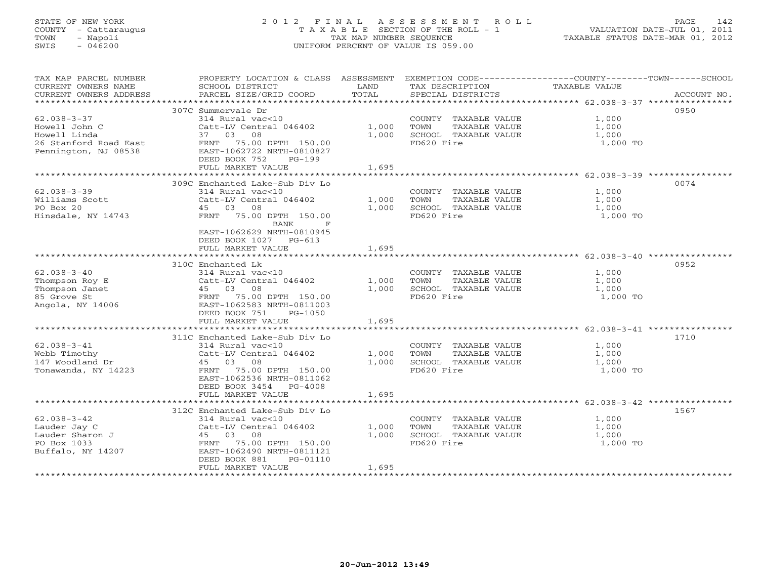STATE OF NEW YORK
COUNTY - Cattaraugus
TOWN - Napoli
SWIS - 046200

2 0 1 2 F I N A L A S S E S S M E N T R O L L
T A X A B L E SECTION OF THE ROLL - 1
TAX MAP NUMBER SEQUENCE
UNIFORM PERCENT OF VALUE IS 059.00

VALUATION DATE-JUL 01, 2011
TAXABLE STATUS DATE-MAR 01, 2012

| TAX MAP PARCEL NUMBER / CURRENT OWNERS NAME / CURRENT OWNERS ADDRESS | PROPERTY LOCATION & CLASS / SCHOOL DISTRICT / PARCEL SIZE/GRID COORD | ASSESSMENT LAND / TOTAL | EXEMPTION CODE / TAX DESCRIPTION / SPECIAL DISTRICTS | COUNTY / TOWN / SCHOOL TAXABLE VALUE | ACCOUNT NO. |
|---|---|---|---|---|---|
| 62.038-3-37 | 307C Summervale Dr | | | | 0950 |
| | 314 Rural vac<10 | | COUNTY TAXABLE VALUE | 1,000 | |
| Howell John C | Catt-LV Central 046402 | 1,000 | TOWN TAXABLE VALUE | 1,000 | |
| Howell Linda | 37 03 08 | 1,000 | SCHOOL TAXABLE VALUE | 1,000 | |
| 26 Stanford Road East | FRNT 75.00 DPTH 150.00 | | FD620 Fire | 1,000 TO | |
| Pennington, NJ 08538 | EAST-1062722 NRTH-0810827 | | | | |
| | DEED BOOK 752 PG-199 | | | | |
| | FULL MARKET VALUE | 1,695 | | | |
| 62.038-3-39 | 309C Enchanted Lake-Sub Div Lo | | | | 0074 |
| | 314 Rural vac<10 | | COUNTY TAXABLE VALUE | 1,000 | |
| Williams Scott | Catt-LV Central 046402 | 1,000 | TOWN TAXABLE VALUE | 1,000 | |
| PO Box 20 | 45 03 08 | 1,000 | SCHOOL TAXABLE VALUE | 1,000 | |
| Hinsdale, NY 14743 | FRNT 75.00 DPTH 150.00 | | FD620 Fire | 1,000 TO | |
| | BANK F | | | | |
| | EAST-1062629 NRTH-0810945 | | | | |
| | DEED BOOK 1027 PG-613 | | | | |
| | FULL MARKET VALUE | 1,695 | | | |
| 62.038-3-40 | 310C Enchanted Lk | | | | 0952 |
| | 314 Rural vac<10 | | COUNTY TAXABLE VALUE | 1,000 | |
| Thompson Roy E | Catt-LV Central 046402 | 1,000 | TOWN TAXABLE VALUE | 1,000 | |
| Thompson Janet | 45 03 08 | 1,000 | SCHOOL TAXABLE VALUE | 1,000 | |
| 85 Grove St | FRNT 75.00 DPTH 150.00 | | FD620 Fire | 1,000 TO | |
| Angola, NY 14006 | EAST-1062583 NRTH-0811003 | | | | |
| | DEED BOOK 751 PG-1050 | | | | |
| | FULL MARKET VALUE | 1,695 | | | |
| 62.038-3-41 | 311C Enchanted Lake-Sub Div Lo | | | | 1710 |
| | 314 Rural vac<10 | | COUNTY TAXABLE VALUE | 1,000 | |
| Webb Timothy | Catt-LV Central 046402 | 1,000 | TOWN TAXABLE VALUE | 1,000 | |
| 147 Woodland Dr | 45 03 08 | 1,000 | SCHOOL TAXABLE VALUE | 1,000 | |
| Tonawanda, NY 14223 | FRNT 75.00 DPTH 150.00 | | FD620 Fire | 1,000 TO | |
| | EAST-1062536 NRTH-0811062 | | | | |
| | DEED BOOK 3454 PG-4008 | | | | |
| | FULL MARKET VALUE | 1,695 | | | |
| 62.038-3-42 | 312C Enchanted Lake-Sub Div Lo | | | | 1567 |
| | 314 Rural vac<10 | | COUNTY TAXABLE VALUE | 1,000 | |
| Lauder Jay C | Catt-LV Central 046402 | 1,000 | TOWN TAXABLE VALUE | 1,000 | |
| Lauder Sharon J | 45 03 08 | 1,000 | SCHOOL TAXABLE VALUE | 1,000 | |
| PO Box 1033 | FRNT 75.00 DPTH 150.00 | | FD620 Fire | 1,000 TO | |
| Buffalo, NY 14207 | EAST-1062490 NRTH-0811121 | | | | |
| | DEED BOOK 881 PG-01110 | | | | |
| | FULL MARKET VALUE | 1,695 | | | |

20-Jun-2012 13:49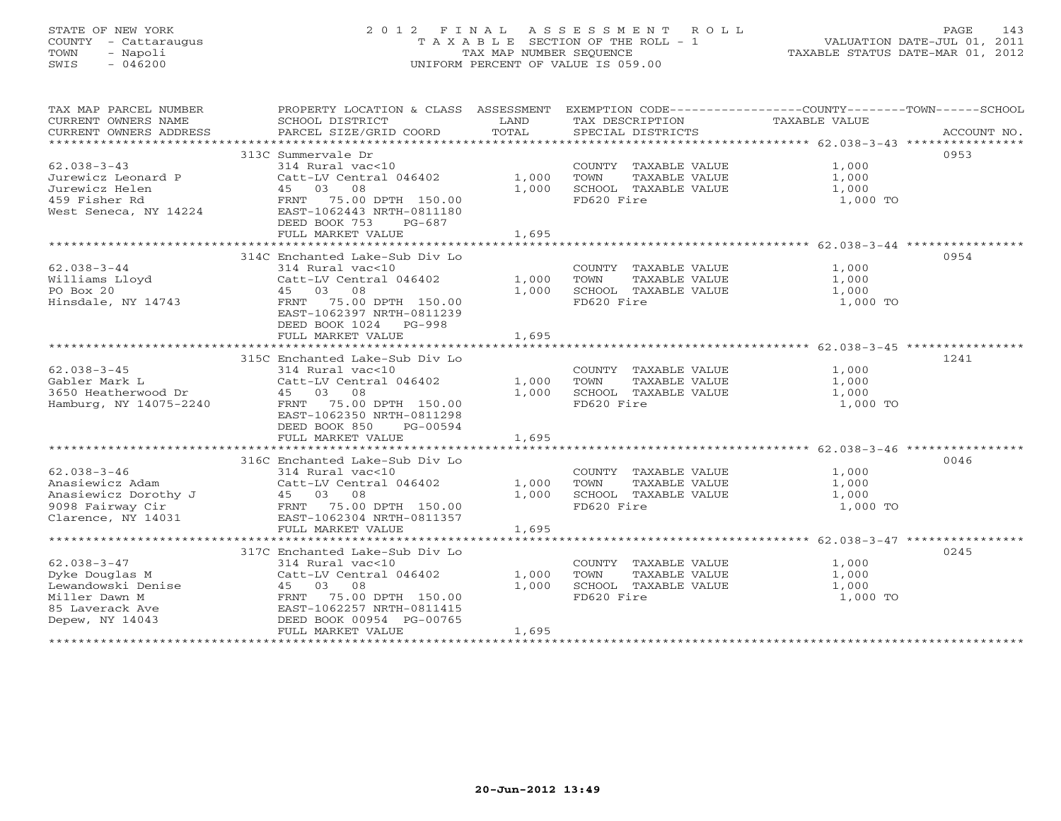STATE OF NEW YORK
COUNTY - Cattaraugus
TOWN - Napoli
SWIS - 046200

2012 FINAL ASSESSMENT ROLL
TAXABLE SECTION OF THE ROLL - 1
TAX MAP NUMBER SEQUENCE
UNIFORM PERCENT OF VALUE IS 059.00

VALUATION DATE-JUL 01, 2011
TAXABLE STATUS DATE-MAR 01, 2012

| TAX MAP PARCEL NUMBER / CURRENT OWNERS NAME / CURRENT OWNERS ADDRESS | PROPERTY LOCATION & CLASS / SCHOOL DISTRICT / PARCEL SIZE/GRID COORD | ASSESSMENT LAND | TOTAL | EXEMPTION CODE / TAX DESCRIPTION / SPECIAL DISTRICTS | COUNTY--------TOWN------SCHOOL TAXABLE VALUE | ACCOUNT NO. |
|---|---|---|---|---|---|---|
| | 313C Summervale Dr | | | | | 0953 |
| 62.038-3-43 | 314 Rural vac<10 | | | COUNTY TAXABLE VALUE | 1,000 | |
| Jurewicz Leonard P | Catt-LV Central 046402 | 1,000 | | TOWN TAXABLE VALUE | 1,000 | |
| Jurewicz Helen | 45 03 08 | | 1,000 | SCHOOL TAXABLE VALUE | 1,000 | |
| 459 Fisher Rd | FRNT 75.00 DPTH 150.00 | | | FD620 Fire | 1,000 TO | |
| West Seneca, NY 14224 | EAST-1062443 NRTH-0811180 | | | | | |
| | DEED BOOK 753 PG-687 | | | | | |
| | FULL MARKET VALUE | | 1,695 | | | |
| | 314C Enchanted Lake-Sub Div Lo | | | | | 0954 |
| 62.038-3-44 | 314 Rural vac<10 | | | COUNTY TAXABLE VALUE | 1,000 | |
| Williams Lloyd | Catt-LV Central 046402 | 1,000 | | TOWN TAXABLE VALUE | 1,000 | |
| PO Box 20 | 45 03 08 | | 1,000 | SCHOOL TAXABLE VALUE | 1,000 | |
| Hinsdale, NY 14743 | FRNT 75.00 DPTH 150.00 | | | FD620 Fire | 1,000 TO | |
| | EAST-1062397 NRTH-0811239 | | | | | |
| | DEED BOOK 1024 PG-998 | | | | | |
| | FULL MARKET VALUE | | 1,695 | | | |
| | 315C Enchanted Lake-Sub Div Lo | | | | | 1241 |
| 62.038-3-45 | 314 Rural vac<10 | | | COUNTY TAXABLE VALUE | 1,000 | |
| Gabler Mark L | Catt-LV Central 046402 | 1,000 | | TOWN TAXABLE VALUE | 1,000 | |
| 3650 Heatherwood Dr | 45 03 08 | | 1,000 | SCHOOL TAXABLE VALUE | 1,000 | |
| Hamburg, NY 14075-2240 | FRNT 75.00 DPTH 150.00 | | | FD620 Fire | 1,000 TO | |
| | EAST-1062350 NRTH-0811298 | | | | | |
| | DEED BOOK 850 PG-00594 | | | | | |
| | FULL MARKET VALUE | | 1,695 | | | |
| | 316C Enchanted Lake-Sub Div Lo | | | | | 0046 |
| 62.038-3-46 | 314 Rural vac<10 | | | COUNTY TAXABLE VALUE | 1,000 | |
| Anasiewicz Adam | Catt-LV Central 046402 | 1,000 | | TOWN TAXABLE VALUE | 1,000 | |
| Anasiewicz Dorothy J | 45 03 08 | | 1,000 | SCHOOL TAXABLE VALUE | 1,000 | |
| 9098 Fairway Cir | FRNT 75.00 DPTH 150.00 | | | FD620 Fire | 1,000 TO | |
| Clarence, NY 14031 | EAST-1062304 NRTH-0811357 | | | | | |
| | FULL MARKET VALUE | | 1,695 | | | |
| | 317C Enchanted Lake-Sub Div Lo | | | | | 0245 |
| 62.038-3-47 | 314 Rural vac<10 | | | COUNTY TAXABLE VALUE | 1,000 | |
| Dyke Douglas M | Catt-LV Central 046402 | 1,000 | | TOWN TAXABLE VALUE | 1,000 | |
| Lewandowski Denise | 45 03 08 | | 1,000 | SCHOOL TAXABLE VALUE | 1,000 | |
| Miller Dawn M | FRNT 75.00 DPTH 150.00 | | | FD620 Fire | 1,000 TO | |
| 85 Laverack Ave | EAST-1062257 NRTH-0811415 | | | | | |
| Depew, NY 14043 | DEED BOOK 00954 PG-00765 | | | | | |
| | FULL MARKET VALUE | | 1,695 | | | |

20-Jun-2012 13:49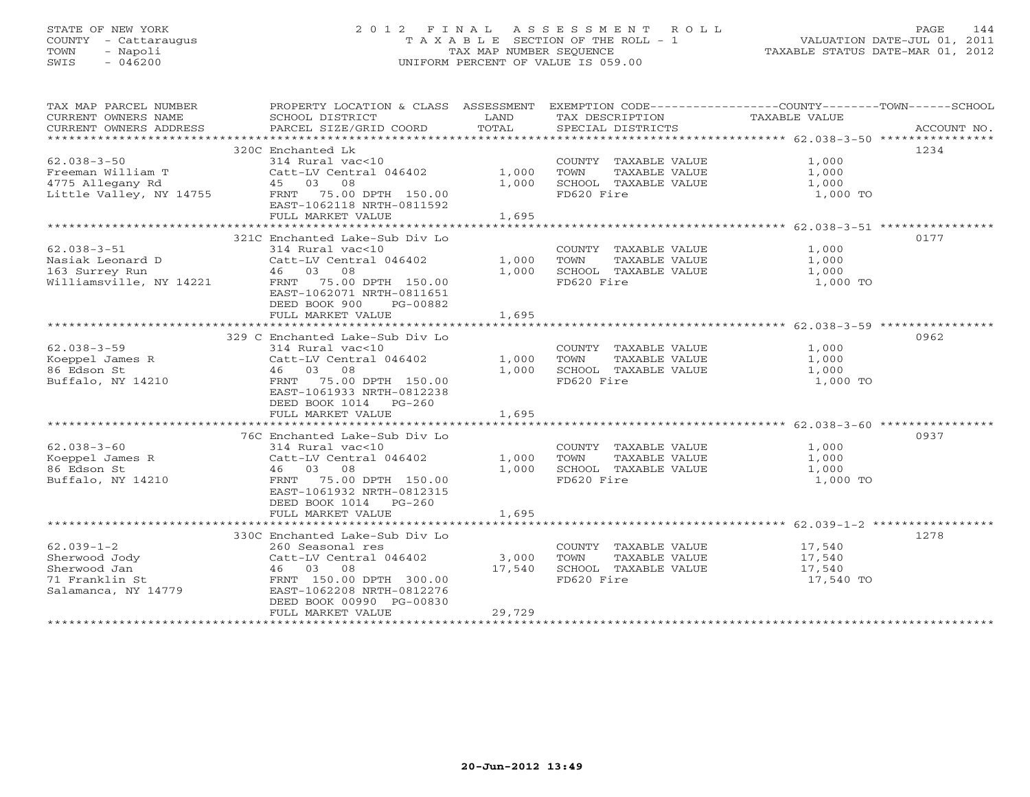STATE OF NEW YORK
COUNTY - Cattaraugus
TOWN - Napoli
SWIS - 046200

2 0 1 2 F I N A L A S S E S S M E N T R O L L
T A X A B L E SECTION OF THE ROLL - 1
TAX MAP NUMBER SEQUENCE
UNIFORM PERCENT OF VALUE IS 059.00

VALUATION DATE-JUL 01, 2011
TAXABLE STATUS DATE-MAR 01, 2012

| TAX MAP PARCEL NUMBER / CURRENT OWNERS NAME / CURRENT OWNERS ADDRESS | PROPERTY LOCATION & CLASS / SCHOOL DISTRICT / PARCEL SIZE/GRID COORD | ASSESSMENT LAND / TOTAL | EXEMPTION CODE / TAX DESCRIPTION / SPECIAL DISTRICTS | COUNTY--------TOWN------SCHOOL TAXABLE VALUE | ACCOUNT NO. |
|---|---|---|---|---|---|
| 62.038-3-50 | 320C Enchanted Lk | | | | 1234 |
| | 314 Rural vac<10 | | COUNTY TAXABLE VALUE | 1,000 | |
| Freeman William T | Catt-LV Central 046402 | 1,000 | TOWN TAXABLE VALUE | 1,000 | |
| 4775 Allegany Rd | 45 03 08 | 1,000 | SCHOOL TAXABLE VALUE | 1,000 | |
| Little Valley, NY 14755 | FRNT 75.00 DPTH 150.00 | | FD620 Fire | 1,000 TO | |
| | EAST-1062118 NRTH-0811592 | | | | |
| | FULL MARKET VALUE | 1,695 | | | |
| 62.038-3-51 | 321C Enchanted Lake-Sub Div Lo | | | | 0177 |
| | 314 Rural vac<10 | | COUNTY TAXABLE VALUE | 1,000 | |
| Nasiak Leonard D | Catt-LV Central 046402 | 1,000 | TOWN TAXABLE VALUE | 1,000 | |
| 163 Surrey Run | 46 03 08 | 1,000 | SCHOOL TAXABLE VALUE | 1,000 | |
| Williamsville, NY 14221 | FRNT 75.00 DPTH 150.00 | | FD620 Fire | 1,000 TO | |
| | EAST-1062071 NRTH-0811651 | | | | |
| | DEED BOOK 900 PG-00882 | | | | |
| | FULL MARKET VALUE | 1,695 | | | |
| 62.038-3-59 | 329 C Enchanted Lake-Sub Div Lo | | | | 0962 |
| | 314 Rural vac<10 | | COUNTY TAXABLE VALUE | 1,000 | |
| Koeppel James R | Catt-LV Central 046402 | 1,000 | TOWN TAXABLE VALUE | 1,000 | |
| 86 Edson St | 46 03 08 | 1,000 | SCHOOL TAXABLE VALUE | 1,000 | |
| Buffalo, NY 14210 | FRNT 75.00 DPTH 150.00 | | FD620 Fire | 1,000 TO | |
| | EAST-1061933 NRTH-0812238 | | | | |
| | DEED BOOK 1014 PG-260 | | | | |
| | FULL MARKET VALUE | 1,695 | | | |
| 62.038-3-60 | 76C Enchanted Lake-Sub Div Lo | | | | 0937 |
| | 314 Rural vac<10 | | COUNTY TAXABLE VALUE | 1,000 | |
| Koeppel James R | Catt-LV Central 046402 | 1,000 | TOWN TAXABLE VALUE | 1,000 | |
| 86 Edson St | 46 03 08 | 1,000 | SCHOOL TAXABLE VALUE | 1,000 | |
| Buffalo, NY 14210 | FRNT 75.00 DPTH 150.00 | | FD620 Fire | 1,000 TO | |
| | EAST-1061932 NRTH-0812315 | | | | |
| | DEED BOOK 1014 PG-260 | | | | |
| | FULL MARKET VALUE | 1,695 | | | |
| 62.039-1-2 | 330C Enchanted Lake-Sub Div Lo | | | | 1278 |
| | 260 Seasonal res | | COUNTY TAXABLE VALUE | 17,540 | |
| Sherwood Jody | Catt-LV Central 046402 | 3,000 | TOWN TAXABLE VALUE | 17,540 | |
| Sherwood Jan | 46 03 08 | 17,540 | SCHOOL TAXABLE VALUE | 17,540 | |
| 71 Franklin St | FRNT 150.00 DPTH 300.00 | | FD620 Fire | 17,540 TO | |
| Salamanca, NY 14779 | EAST-1062208 NRTH-0812276 | | | | |
| | DEED BOOK 00990 PG-00830 | | | | |
| | FULL MARKET VALUE | 29,729 | | | |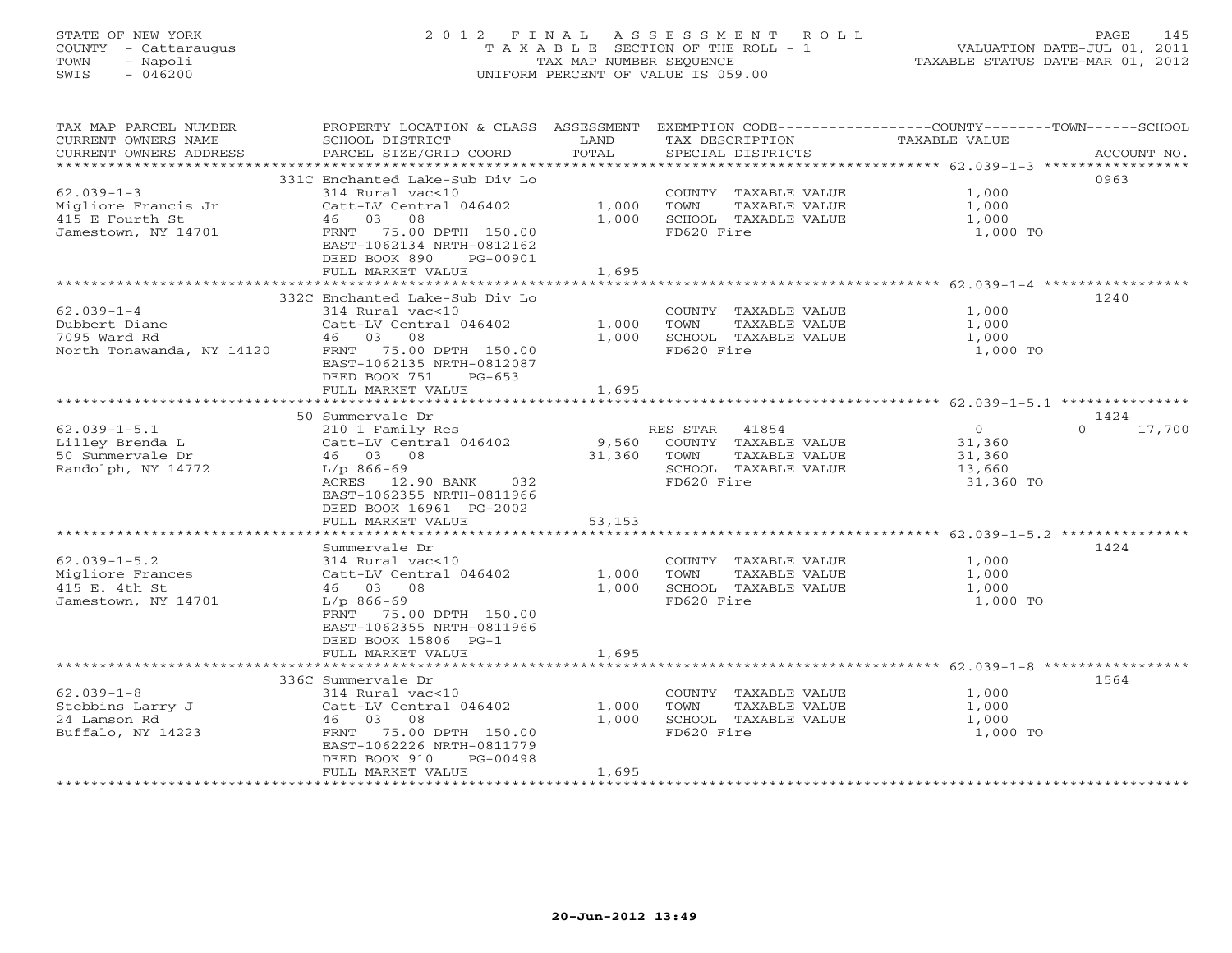STATE OF NEW YORK
COUNTY - Cattaraugus
TOWN - Napoli
SWIS - 046200

# 2012 FINAL ASSESSMENT ROLL
TAXABLE SECTION OF THE ROLL - 1
TAX MAP NUMBER SEQUENCE
UNIFORM PERCENT OF VALUE IS 059.00

VALUATION DATE-JUL 01, 2011
TAXABLE STATUS DATE-MAR 01, 2012

| TAX MAP PARCEL NUMBER / CURRENT OWNERS NAME / CURRENT OWNERS ADDRESS | PROPERTY LOCATION & CLASS / SCHOOL DISTRICT / PARCEL SIZE/GRID COORD | ASSESSMENT LAND / TOTAL | EXEMPTION CODE / TAX DESCRIPTION / SPECIAL DISTRICTS | COUNTY / TOWN / SCHOOL TAXABLE VALUE | ACCOUNT NO. |
|---|---|---|---|---|---|
| 62.039-1-3 | 331C Enchanted Lake-Sub Div Lo | | | | 0963 |
| Migliore Francis Jr | 314 Rural vac<10 | | COUNTY TAXABLE VALUE | 1,000 | |
| 415 E Fourth St | Catt-LV Central 046402 | 1,000 | TOWN TAXABLE VALUE | 1,000 | |
| Jamestown, NY 14701 | 46 03 08 | 1,000 | SCHOOL TAXABLE VALUE | 1,000 | |
| | FRNT 75.00 DPTH 150.00 | | FD620 Fire | 1,000 TO | |
| | EAST-1062134 NRTH-0812162 | | | | |
| | DEED BOOK 890 PG-00901 | | | | |
| | FULL MARKET VALUE | 1,695 | | | |
| 62.039-1-4 | 332C Enchanted Lake-Sub Div Lo | | | | 1240 |
| Dubbert Diane | 314 Rural vac<10 | | COUNTY TAXABLE VALUE | 1,000 | |
| 7095 Ward Rd | Catt-LV Central 046402 | 1,000 | TOWN TAXABLE VALUE | 1,000 | |
| North Tonawanda, NY 14120 | 46 03 08 | 1,000 | SCHOOL TAXABLE VALUE | 1,000 | |
| | FRNT 75.00 DPTH 150.00 | | FD620 Fire | 1,000 TO | |
| | EAST-1062135 NRTH-0812087 | | | | |
| | DEED BOOK 751 PG-653 | | | | |
| | FULL MARKET VALUE | 1,695 | | | |
| 62.039-1-5.1 | 50 Summervale Dr | | | | 1424 |
| Lilley Brenda L | 210 1 Family Res | | RES STAR 41854 | 0 / 0 / 17,700 | |
| 50 Summervale Dr | Catt-LV Central 046402 | 9,560 | COUNTY TAXABLE VALUE | 31,360 | |
| Randolph, NY 14772 | 46 03 08 | 31,360 | TOWN TAXABLE VALUE | 31,360 | |
| | L/p 866-69 | | SCHOOL TAXABLE VALUE | 13,660 | |
| | ACRES 12.90 BANK 032 | | FD620 Fire | 31,360 TO | |
| | EAST-1062355 NRTH-0811966 | | | | |
| | DEED BOOK 16961 PG-2002 | | | | |
| | FULL MARKET VALUE | 53,153 | | | |
| 62.039-1-5.2 | Summervale Dr | | | | 1424 |
| Migliore Frances | 314 Rural vac<10 | | COUNTY TAXABLE VALUE | 1,000 | |
| 415 E. 4th St | Catt-LV Central 046402 | 1,000 | TOWN TAXABLE VALUE | 1,000 | |
| Jamestown, NY 14701 | 46 03 08 | 1,000 | SCHOOL TAXABLE VALUE | 1,000 | |
| | L/p 866-69 | | FD620 Fire | 1,000 TO | |
| | FRNT 75.00 DPTH 150.00 | | | | |
| | EAST-1062355 NRTH-0811966 | | | | |
| | DEED BOOK 15806 PG-1 | | | | |
| | FULL MARKET VALUE | 1,695 | | | |
| 62.039-1-8 | 336C Summervale Dr | | | | 1564 |
| Stebbins Larry J | 314 Rural vac<10 | | COUNTY TAXABLE VALUE | 1,000 | |
| 24 Lamson Rd | Catt-LV Central 046402 | 1,000 | TOWN TAXABLE VALUE | 1,000 | |
| Buffalo, NY 14223 | 46 03 08 | 1,000 | SCHOOL TAXABLE VALUE | 1,000 | |
| | FRNT 75.00 DPTH 150.00 | | FD620 Fire | 1,000 TO | |
| | EAST-1062226 NRTH-0811779 | | | | |
| | DEED BOOK 910 PG-00498 | | | | |
| | FULL MARKET VALUE | 1,695 | | | |

20-Jun-2012 13:49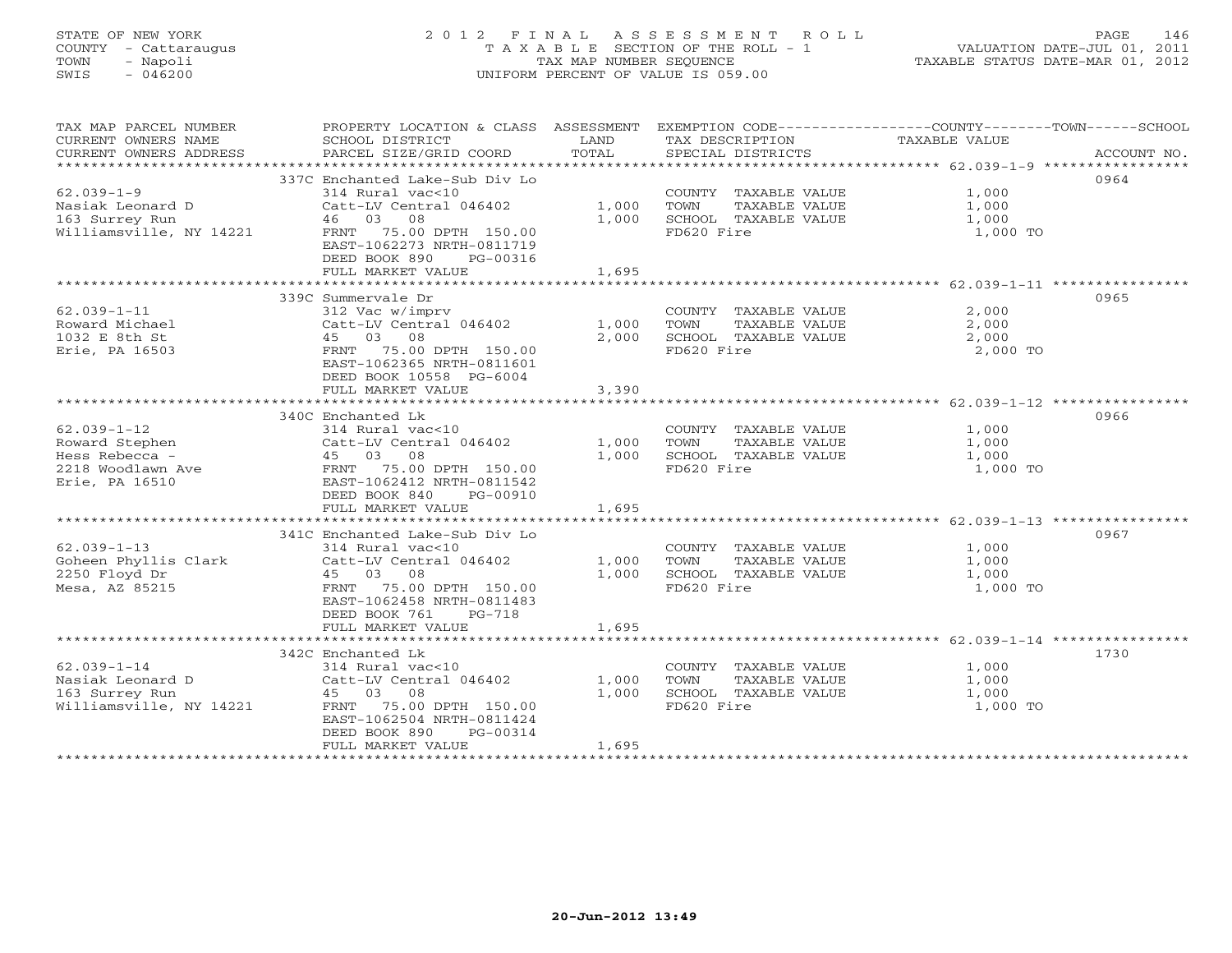STATE OF NEW YORK
COUNTY - Cattaraugus
TOWN - Napoli
SWIS - 046200

# 2012 FINAL ASSESSMENT ROLL
TAXABLE SECTION OF THE ROLL - 1
TAX MAP NUMBER SEQUENCE
UNIFORM PERCENT OF VALUE IS 059.00

VALUATION DATE-JUL 01, 2011
TAXABLE STATUS DATE-MAR 01, 2012

| TAX MAP PARCEL NUMBER / CURRENT OWNERS NAME / CURRENT OWNERS ADDRESS | PROPERTY LOCATION & CLASS / SCHOOL DISTRICT / PARCEL SIZE/GRID COORD | ASSESSMENT LAND | TOTAL | EXEMPTION CODE / TAX DESCRIPTION / SPECIAL DISTRICTS | COUNTY--------TOWN------SCHOOL TAXABLE VALUE | ACCOUNT NO. |
|---|---|---|---|---|---|---|
| 62.039-1-9 | 337C Enchanted Lake-Sub Div Lo | | | | | 0964 |
| Nasiak Leonard D | 314 Rural vac<10 | | | COUNTY TAXABLE VALUE | 1,000 | |
| 163 Surrey Run | Catt-LV Central 046402 | 1,000 | | TOWN TAXABLE VALUE | 1,000 | |
| Williamsville, NY 14221 | 46 03 08 | | 1,000 | SCHOOL TAXABLE VALUE | 1,000 | |
| | FRNT 75.00 DPTH 150.00 | | | FD620 Fire | 1,000 TO | |
| | EAST-1062273 NRTH-0811719 | | | | | |
| | DEED BOOK 890 PG-00316 | | | | | |
| | FULL MARKET VALUE | | 1,695 | | | |
| 62.039-1-11 | 339C Summervale Dr | | | | | 0965 |
| Roward Michael | 312 Vac w/imprv | | | COUNTY TAXABLE VALUE | 2,000 | |
| 1032 E 8th St | Catt-LV Central 046402 | 1,000 | | TOWN TAXABLE VALUE | 2,000 | |
| Erie, PA 16503 | 45 03 08 | | 2,000 | SCHOOL TAXABLE VALUE | 2,000 | |
| | FRNT 75.00 DPTH 150.00 | | | FD620 Fire | 2,000 TO | |
| | EAST-1062365 NRTH-0811601 | | | | | |
| | DEED BOOK 10558 PG-6004 | | | | | |
| | FULL MARKET VALUE | | 3,390 | | | |
| 62.039-1-12 | 340C Enchanted Lk | | | | | 0966 |
| Roward Stephen | 314 Rural vac<10 | | | COUNTY TAXABLE VALUE | 1,000 | |
| Hess Rebecca - | Catt-LV Central 046402 | 1,000 | | TOWN TAXABLE VALUE | 1,000 | |
| 2218 Woodlawn Ave | 45 03 08 | | 1,000 | SCHOOL TAXABLE VALUE | 1,000 | |
| Erie, PA 16510 | FRNT 75.00 DPTH 150.00 | | | FD620 Fire | 1,000 TO | |
| | EAST-1062412 NRTH-0811542 | | | | | |
| | DEED BOOK 840 PG-00910 | | | | | |
| | FULL MARKET VALUE | | 1,695 | | | |
| 62.039-1-13 | 341C Enchanted Lake-Sub Div Lo | | | | | 0967 |
| Goheen Phyllis Clark | 314 Rural vac<10 | | | COUNTY TAXABLE VALUE | 1,000 | |
| 2250 Floyd Dr | Catt-LV Central 046402 | 1,000 | | TOWN TAXABLE VALUE | 1,000 | |
| Mesa, AZ 85215 | 45 03 08 | | 1,000 | SCHOOL TAXABLE VALUE | 1,000 | |
| | FRNT 75.00 DPTH 150.00 | | | FD620 Fire | 1,000 TO | |
| | EAST-1062458 NRTH-0811483 | | | | | |
| | DEED BOOK 761 PG-718 | | | | | |
| | FULL MARKET VALUE | | 1,695 | | | |
| 62.039-1-14 | 342C Enchanted Lk | | | | | 1730 |
| Nasiak Leonard D | 314 Rural vac<10 | | | COUNTY TAXABLE VALUE | 1,000 | |
| 163 Surrey Run | Catt-LV Central 046402 | 1,000 | | TOWN TAXABLE VALUE | 1,000 | |
| Williamsville, NY 14221 | 45 03 08 | | 1,000 | SCHOOL TAXABLE VALUE | 1,000 | |
| | FRNT 75.00 DPTH 150.00 | | | FD620 Fire | 1,000 TO | |
| | EAST-1062504 NRTH-0811424 | | | | | |
| | DEED BOOK 890 PG-00314 | | | | | |
| | FULL MARKET VALUE | | 1,695 | | | |

20-Jun-2012 13:49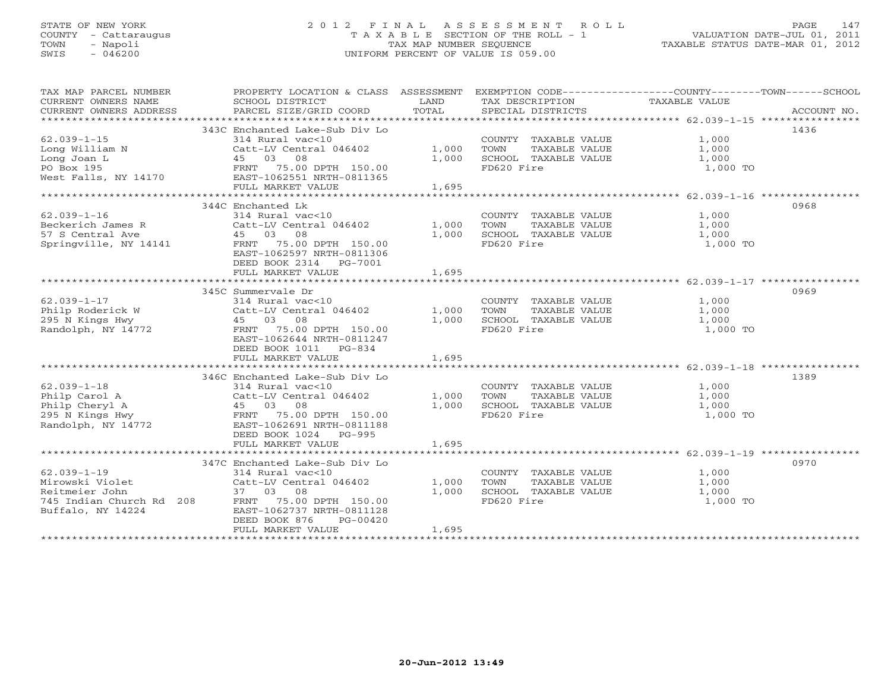STATE OF NEW YORK
COUNTY - Cattaraugus
TOWN - Napoli
SWIS - 046200

# 2012 FINAL ASSESSMENT ROLL

TAXABLE SECTION OF THE ROLL - 1
TAX MAP NUMBER SEQUENCE
UNIFORM PERCENT OF VALUE IS 059.00

VALUATION DATE-JUL 01, 2011
TAXABLE STATUS DATE-MAR 01, 2012

| TAX MAP PARCEL NUMBER / CURRENT OWNERS NAME / CURRENT OWNERS ADDRESS | PROPERTY LOCATION & CLASS / SCHOOL DISTRICT / PARCEL SIZE/GRID COORD | ASSESSMENT LAND | TOTAL | EXEMPTION CODE / TAX DESCRIPTION / SPECIAL DISTRICTS | TAXABLE VALUE (COUNTY / TOWN / SCHOOL) | ACCOUNT NO. |
|---|---|---|---|---|---|---|
| 62.039-1-15 | 343C Enchanted Lake-Sub Div Lo | | | | | 1436 |
| | 314 Rural vac<10 | | | COUNTY TAXABLE VALUE | 1,000 | |
| Long William N | Catt-LV Central 046402 | 1,000 | | TOWN TAXABLE VALUE | 1,000 | |
| Long Joan L | 45 03 08 | | 1,000 | SCHOOL TAXABLE VALUE | 1,000 | |
| PO Box 195 | FRNT 75.00 DPTH 150.00 | | | FD620 Fire | 1,000 TO | |
| West Falls, NY 14170 | EAST-1062551 NRTH-0811365 | | | | | |
| | FULL MARKET VALUE | | 1,695 | | | |
| 62.039-1-16 | 344C Enchanted Lk | | | | | 0968 |
| | 314 Rural vac<10 | | | COUNTY TAXABLE VALUE | 1,000 | |
| Beckerich James R | Catt-LV Central 046402 | 1,000 | | TOWN TAXABLE VALUE | 1,000 | |
| 57 S Central Ave | 45 03 08 | | 1,000 | SCHOOL TAXABLE VALUE | 1,000 | |
| Springville, NY 14141 | FRNT 75.00 DPTH 150.00 | | | FD620 Fire | 1,000 TO | |
| | EAST-1062597 NRTH-0811306 | | | | | |
| | DEED BOOK 2314 PG-7001 | | | | | |
| | FULL MARKET VALUE | | 1,695 | | | |
| 62.039-1-17 | 345C Summervale Dr | | | | | 0969 |
| | 314 Rural vac<10 | | | COUNTY TAXABLE VALUE | 1,000 | |
| Philp Roderick W | Catt-LV Central 046402 | 1,000 | | TOWN TAXABLE VALUE | 1,000 | |
| 295 N Kings Hwy | 45 03 08 | | 1,000 | SCHOOL TAXABLE VALUE | 1,000 | |
| Randolph, NY 14772 | FRNT 75.00 DPTH 150.00 | | | FD620 Fire | 1,000 TO | |
| | EAST-1062644 NRTH-0811247 | | | | | |
| | DEED BOOK 1011 PG-834 | | | | | |
| | FULL MARKET VALUE | | 1,695 | | | |
| 62.039-1-18 | 346C Enchanted Lake-Sub Div Lo | | | | | 1389 |
| | 314 Rural vac<10 | | | COUNTY TAXABLE VALUE | 1,000 | |
| Philp Carol A | Catt-LV Central 046402 | 1,000 | | TOWN TAXABLE VALUE | 1,000 | |
| Philp Cheryl A | 45 03 08 | | 1,000 | SCHOOL TAXABLE VALUE | 1,000 | |
| 295 N Kings Hwy | FRNT 75.00 DPTH 150.00 | | | FD620 Fire | 1,000 TO | |
| Randolph, NY 14772 | EAST-1062691 NRTH-0811188 | | | | | |
| | DEED BOOK 1024 PG-995 | | | | | |
| | FULL MARKET VALUE | | 1,695 | | | |
| 62.039-1-19 | 347C Enchanted Lake-Sub Div Lo | | | | | 0970 |
| | 314 Rural vac<10 | | | COUNTY TAXABLE VALUE | 1,000 | |
| Mirowski Violet | Catt-LV Central 046402 | 1,000 | | TOWN TAXABLE VALUE | 1,000 | |
| Reitmeier John | 37 03 08 | | 1,000 | SCHOOL TAXABLE VALUE | 1,000 | |
| 745 Indian Church Rd 208 | FRNT 75.00 DPTH 150.00 | | | FD620 Fire | 1,000 TO | |
| Buffalo, NY 14224 | EAST-1062737 NRTH-0811128 | | | | | |
| | DEED BOOK 876 PG-00420 | | | | | |
| | FULL MARKET VALUE | | 1,695 | | | |

20-Jun-2012 13:49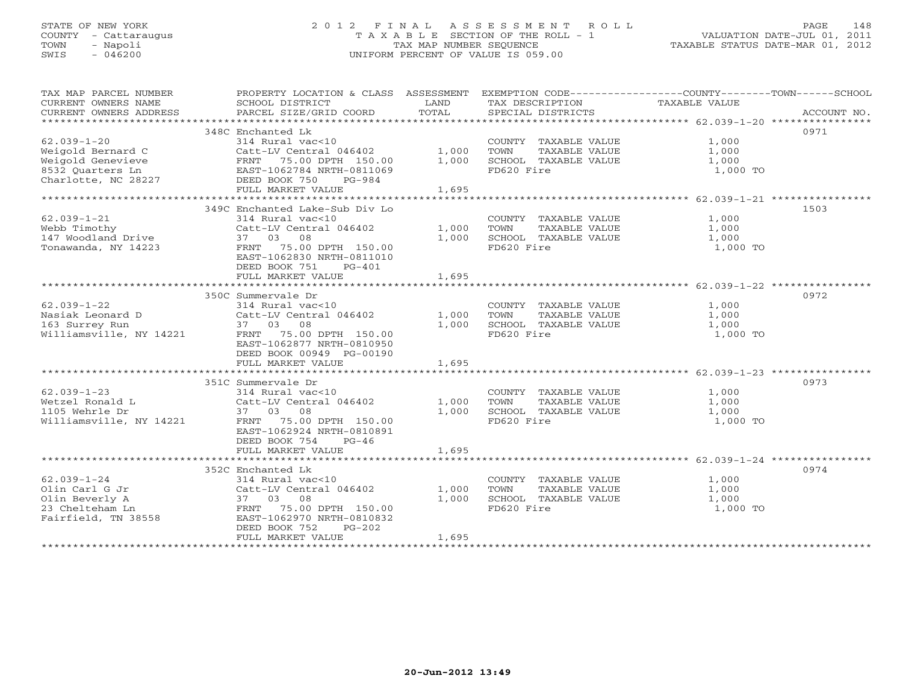STATE OF NEW YORK
COUNTY - Cattaraugus
TOWN - Napoli
SWIS - 046200

# 2012 FINAL ASSESSMENT ROLL

TAXABLE SECTION OF THE ROLL - 1
TAX MAP NUMBER SEQUENCE
UNIFORM PERCENT OF VALUE IS 059.00

VALUATION DATE-JUL 01, 2011
TAXABLE STATUS DATE-MAR 01, 2012

| TAX MAP PARCEL NUMBER / CURRENT OWNERS NAME / CURRENT OWNERS ADDRESS | PROPERTY LOCATION & CLASS / SCHOOL DISTRICT / PARCEL SIZE/GRID COORD | ASSESSMENT LAND / TOTAL | EXEMPTION CODE / TAX DESCRIPTION / SPECIAL DISTRICTS | COUNTY--------TOWN------SCHOOL TAXABLE VALUE | ACCOUNT NO. |
|---|---|---|---|---|---|
| **62.039-1-20** | 348C Enchanted Lk | | | | 0971 |
| Weigold Bernard C | 314 Rural vac<10 | | COUNTY TAXABLE VALUE | 1,000 | |
| Weigold Genevieve | Catt-LV Central 046402 | 1,000 | TOWN TAXABLE VALUE | 1,000 | |
| 8532 Quarters Ln | FRNT 75.00 DPTH 150.00 | 1,000 | SCHOOL TAXABLE VALUE | 1,000 | |
| Charlotte, NC 28227 | EAST-1062784 NRTH-0811069 | | FD620 Fire | 1,000 TO | |
| | DEED BOOK 750 PG-984 | | | | |
| | FULL MARKET VALUE | 1,695 | | | |
| **62.039-1-21** | 349C Enchanted Lake-Sub Div Lo | | | | 1503 |
| Webb Timothy | 314 Rural vac<10 | | COUNTY TAXABLE VALUE | 1,000 | |
| 147 Woodland Drive | Catt-LV Central 046402 | 1,000 | TOWN TAXABLE VALUE | 1,000 | |
| Tonawanda, NY 14223 | 37 03 08 | 1,000 | SCHOOL TAXABLE VALUE | 1,000 | |
| | FRNT 75.00 DPTH 150.00 | | FD620 Fire | 1,000 TO | |
| | EAST-1062830 NRTH-0811010 | | | | |
| | DEED BOOK 751 PG-401 | | | | |
| | FULL MARKET VALUE | 1,695 | | | |
| **62.039-1-22** | 350C Summervale Dr | | | | 0972 |
| Nasiak Leonard D | 314 Rural vac<10 | | COUNTY TAXABLE VALUE | 1,000 | |
| 163 Surrey Run | Catt-LV Central 046402 | 1,000 | TOWN TAXABLE VALUE | 1,000 | |
| Williamsville, NY 14221 | 37 03 08 | 1,000 | SCHOOL TAXABLE VALUE | 1,000 | |
| | FRNT 75.00 DPTH 150.00 | | FD620 Fire | 1,000 TO | |
| | EAST-1062877 NRTH-0810950 | | | | |
| | DEED BOOK 00949 PG-00190 | | | | |
| | FULL MARKET VALUE | 1,695 | | | |
| **62.039-1-23** | 351C Summervale Dr | | | | 0973 |
| Wetzel Ronald L | 314 Rural vac<10 | | COUNTY TAXABLE VALUE | 1,000 | |
| 1105 Wehrle Dr | Catt-LV Central 046402 | 1,000 | TOWN TAXABLE VALUE | 1,000 | |
| Williamsville, NY 14221 | 37 03 08 | 1,000 | SCHOOL TAXABLE VALUE | 1,000 | |
| | FRNT 75.00 DPTH 150.00 | | FD620 Fire | 1,000 TO | |
| | EAST-1062924 NRTH-0810891 | | | | |
| | DEED BOOK 754 PG-46 | | | | |
| | FULL MARKET VALUE | 1,695 | | | |
| **62.039-1-24** | 352C Enchanted Lk | | | | 0974 |
| Olin Carl G Jr | 314 Rural vac<10 | | COUNTY TAXABLE VALUE | 1,000 | |
| Olin Beverly A | Catt-LV Central 046402 | 1,000 | TOWN TAXABLE VALUE | 1,000 | |
| 23 Chelteham Ln | 37 03 08 | 1,000 | SCHOOL TAXABLE VALUE | 1,000 | |
| Fairfield, TN 38558 | FRNT 75.00 DPTH 150.00 | | FD620 Fire | 1,000 TO | |
| | EAST-1062970 NRTH-0810832 | | | | |
| | DEED BOOK 752 PG-202 | | | | |
| | FULL MARKET VALUE | 1,695 | | | |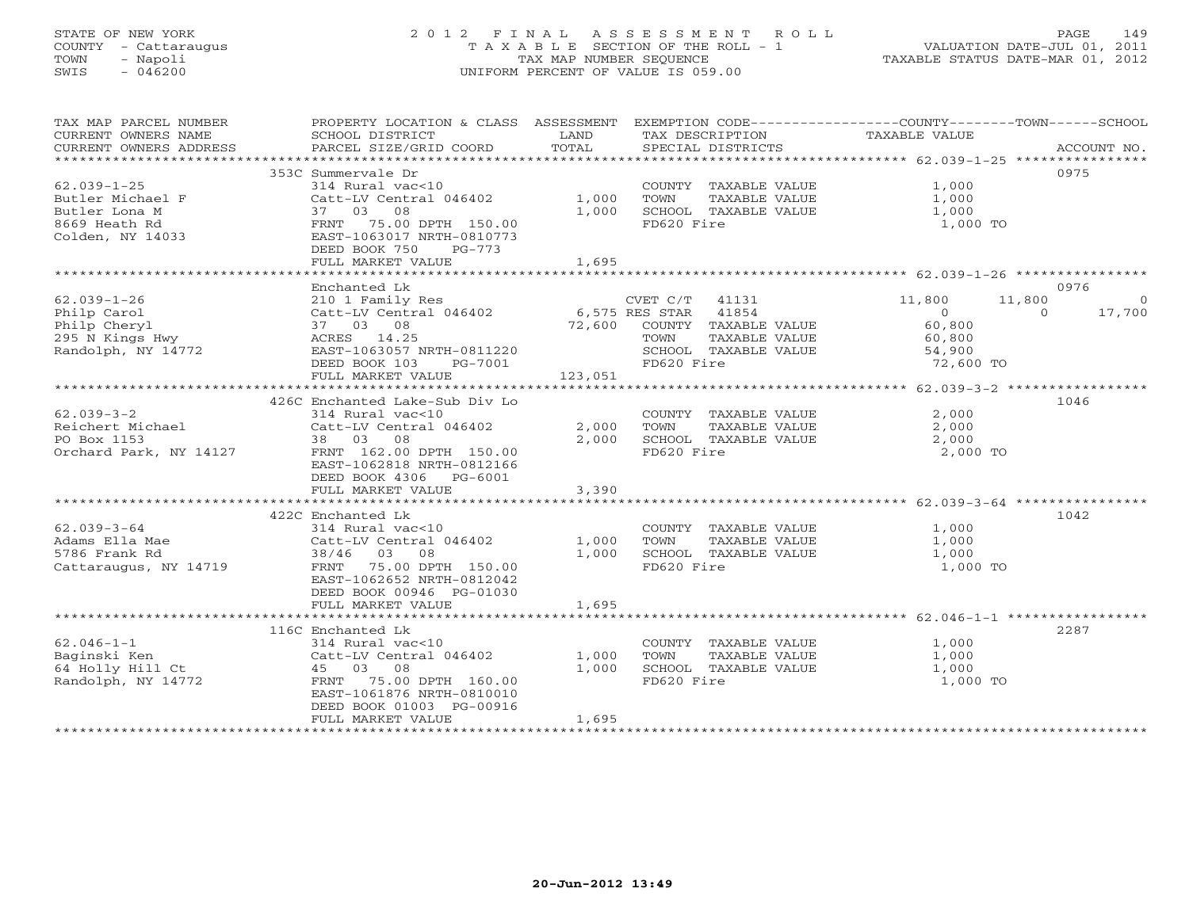STATE OF NEW YORK
COUNTY - Cattaraugus
TOWN - Napoli
SWIS - 046200

# 2012 FINAL ASSESSMENT ROLL
TAXABLE SECTION OF THE ROLL - 1
TAX MAP NUMBER SEQUENCE
UNIFORM PERCENT OF VALUE IS 059.00

VALUATION DATE-JUL 01, 2011
TAXABLE STATUS DATE-MAR 01, 2012

| TAX MAP PARCEL NUMBER / CURRENT OWNERS NAME / CURRENT OWNERS ADDRESS | PROPERTY LOCATION & CLASS / SCHOOL DISTRICT / PARCEL SIZE/GRID COORD | ASSESSMENT LAND | TOTAL | EXEMPTION CODE / TAX DESCRIPTION / SPECIAL DISTRICTS | COUNTY TAXABLE VALUE | TOWN | SCHOOL | ACCOUNT NO. |
|---|---|---|---|---|---|---|---|---|
| 62.039-1-25 | 353C Summervale Dr | | | | | | | 0975 |
| | 314 Rural vac<10 | | | COUNTY TAXABLE VALUE | 1,000 | | | |
| Butler Michael F | Catt-LV Central 046402 | 1,000 | | TOWN TAXABLE VALUE | 1,000 | | | |
| Butler Lona M | 37 03 08 | | 1,000 | SCHOOL TAXABLE VALUE | 1,000 | | | |
| 8669 Heath Rd | FRNT 75.00 DPTH 150.00 | | | FD620 Fire | 1,000 TO | | | |
| Colden, NY 14033 | EAST-1063017 NRTH-0810773 | | | | | | | |
| | DEED BOOK 750 PG-773 | | | | | | | |
| | FULL MARKET VALUE | | 1,695 | | | | | |
| 62.039-1-26 | Enchanted Lk | | | | | | | 0976 |
| | 210 1 Family Res | | | CVET C/T 41131 | 11,800 | 11,800 | 0 | |
| Philp Carol | Catt-LV Central 046402 | 6,575 | | RES STAR 41854 | 0 | 0 | 17,700 | |
| Philp Cheryl | 37 03 08 | | 72,600 | COUNTY TAXABLE VALUE | 60,800 | | | |
| 295 N Kings Hwy | ACRES 14.25 | | | TOWN TAXABLE VALUE | 60,800 | | | |
| Randolph, NY 14772 | EAST-1063057 NRTH-0811220 | | | SCHOOL TAXABLE VALUE | 54,900 | | | |
| | DEED BOOK 103 PG-7001 | | | FD620 Fire | 72,600 TO | | | |
| | FULL MARKET VALUE | | 123,051 | | | | | |
| 62.039-3-2 | 426C Enchanted Lake-Sub Div Lo | | | | | | | 1046 |
| | 314 Rural vac<10 | | | COUNTY TAXABLE VALUE | 2,000 | | | |
| Reichert Michael | Catt-LV Central 046402 | 2,000 | | TOWN TAXABLE VALUE | 2,000 | | | |
| PO Box 1153 | 38 03 08 | | 2,000 | SCHOOL TAXABLE VALUE | 2,000 | | | |
| Orchard Park, NY 14127 | FRNT 162.00 DPTH 150.00 | | | FD620 Fire | 2,000 TO | | | |
| | EAST-1062818 NRTH-0812166 | | | | | | | |
| | DEED BOOK 4306 PG-6001 | | | | | | | |
| | FULL MARKET VALUE | | 3,390 | | | | | |
| 62.039-3-64 | 422C Enchanted Lk | | | | | | | 1042 |
| | 314 Rural vac<10 | | | COUNTY TAXABLE VALUE | 1,000 | | | |
| Adams Ella Mae | Catt-LV Central 046402 | 1,000 | | TOWN TAXABLE VALUE | 1,000 | | | |
| 5786 Frank Rd | 38/46 03 08 | | 1,000 | SCHOOL TAXABLE VALUE | 1,000 | | | |
| Cattaraugus, NY 14719 | FRNT 75.00 DPTH 150.00 | | | FD620 Fire | 1,000 TO | | | |
| | EAST-1062652 NRTH-0812042 | | | | | | | |
| | DEED BOOK 00946 PG-01030 | | | | | | | |
| | FULL MARKET VALUE | | 1,695 | | | | | |
| 62.046-1-1 | 116C Enchanted Lk | | | | | | | 2287 |
| | 314 Rural vac<10 | | | COUNTY TAXABLE VALUE | 1,000 | | | |
| Baginski Ken | Catt-LV Central 046402 | 1,000 | | TOWN TAXABLE VALUE | 1,000 | | | |
| 64 Holly Hill Ct | 45 03 08 | | 1,000 | SCHOOL TAXABLE VALUE | 1,000 | | | |
| Randolph, NY 14772 | FRNT 75.00 DPTH 160.00 | | | FD620 Fire | 1,000 TO | | | |
| | EAST-1061876 NRTH-0810010 | | | | | | | |
| | DEED BOOK 01003 PG-00916 | | | | | | | |
| | FULL MARKET VALUE | | 1,695 | | | | | |

20-Jun-2012 13:49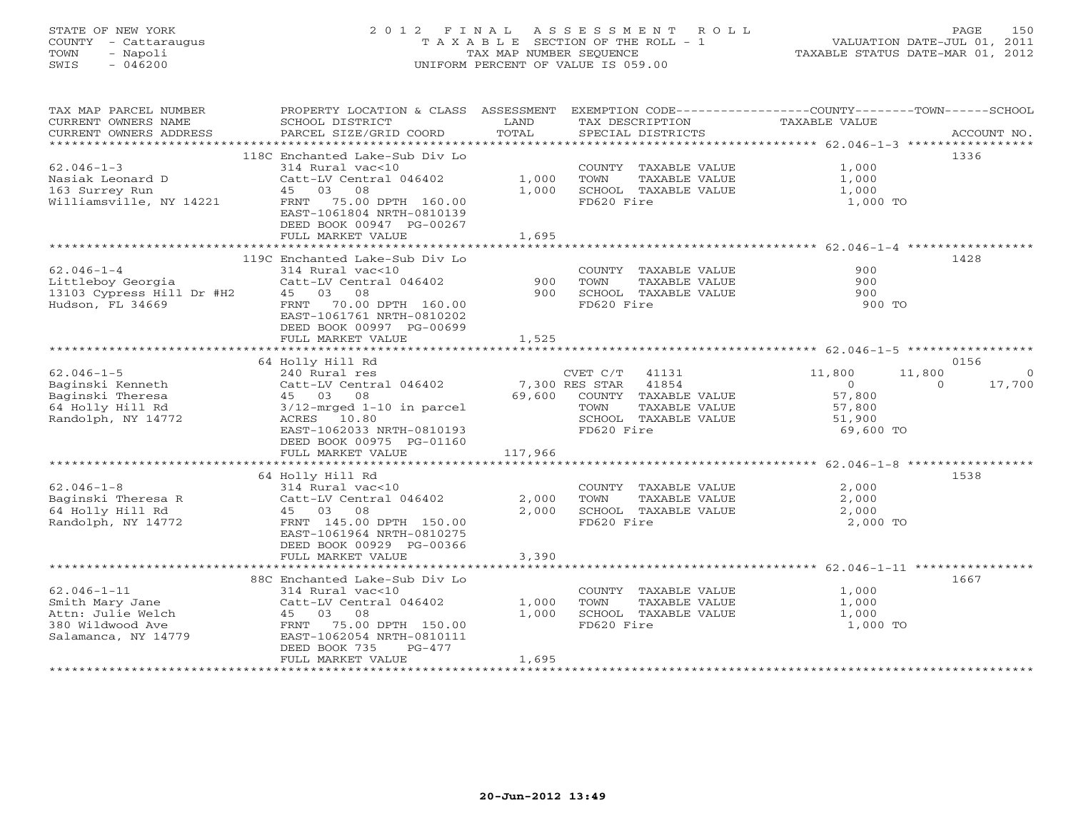STATE OF NEW YORK
COUNTY - Cattaraugus
TOWN - Napoli
SWIS - 046200

2012 FINAL ASSESSMENT ROLL
TAXABLE SECTION OF THE ROLL - 1
TAX MAP NUMBER SEQUENCE
UNIFORM PERCENT OF VALUE IS 059.00

VALUATION DATE-JUL 01, 2011
TAXABLE STATUS DATE-MAR 01, 2012

| TAX MAP PARCEL NUMBER / CURRENT OWNERS NAME / CURRENT OWNERS ADDRESS | PROPERTY LOCATION & CLASS / SCHOOL DISTRICT / PARCEL SIZE/GRID COORD | ASSESSMENT LAND / TOTAL | EXEMPTION CODE / TAX DESCRIPTION / SPECIAL DISTRICTS | COUNTY | TOWN | SCHOOL / ACCOUNT NO. |
|---|---|---|---|---|---|---|
| | 118C Enchanted Lake-Sub Div Lo | | | | | 1336 |
| 62.046-1-3 | 314 Rural vac<10 | | COUNTY TAXABLE VALUE | 1,000 | | |
| Nasiak Leonard D | Catt-LV Central 046402 | 1,000 | TOWN TAXABLE VALUE | | 1,000 | |
| 163 Surrey Run | 45 03 08 | 1,000 | SCHOOL TAXABLE VALUE | | | 1,000 |
| Williamsville, NY 14221 | FRNT 75.00 DPTH 160.00 | | FD620 Fire | 1,000 TO | | |
| | EAST-1061804 NRTH-0810139 | | | | | |
| | DEED BOOK 00947 PG-00267 | | | | | |
| | FULL MARKET VALUE | 1,695 | | | | |
| | 119C Enchanted Lake-Sub Div Lo | | | | | 1428 |
| 62.046-1-4 | 314 Rural vac<10 | | COUNTY TAXABLE VALUE | 900 | | |
| Littleboy Georgia | Catt-LV Central 046402 | 900 | TOWN TAXABLE VALUE | | 900 | |
| 13103 Cypress Hill Dr #H2 | 45 03 08 | 900 | SCHOOL TAXABLE VALUE | | | 900 |
| Hudson, FL 34669 | FRNT 70.00 DPTH 160.00 | | FD620 Fire | 900 TO | | |
| | EAST-1061761 NRTH-0810202 | | | | | |
| | DEED BOOK 00997 PG-00699 | | | | | |
| | FULL MARKET VALUE | 1,525 | | | | |
| | 64 Holly Hill Rd | | | | | 0156 |
| 62.046-1-5 | 240 Rural res | | CVET C/T 41131 | 11,800 | 11,800 | 0 |
| Baginski Kenneth | Catt-LV Central 046402 | 7,300 | RES STAR 41854 | 0 | 0 | 17,700 |
| Baginski Theresa | 45 03 08 | 69,600 | COUNTY TAXABLE VALUE | 57,800 | | |
| 64 Holly Hill Rd | 3/12-mrged 1-10 in parcel | | TOWN TAXABLE VALUE | | 57,800 | |
| Randolph, NY 14772 | ACRES 10.80 | | SCHOOL TAXABLE VALUE | | | 51,900 |
| | EAST-1062033 NRTH-0810193 | | FD620 Fire | 69,600 TO | | |
| | DEED BOOK 00975 PG-01160 | | | | | |
| | FULL MARKET VALUE | 117,966 | | | | |
| | 64 Holly Hill Rd | | | | | 1538 |
| 62.046-1-8 | 314 Rural vac<10 | | COUNTY TAXABLE VALUE | 2,000 | | |
| Baginski Theresa R | Catt-LV Central 046402 | 2,000 | TOWN TAXABLE VALUE | | 2,000 | |
| 64 Holly Hill Rd | 45 03 08 | 2,000 | SCHOOL TAXABLE VALUE | | | 2,000 |
| Randolph, NY 14772 | FRNT 145.00 DPTH 150.00 | | FD620 Fire | 2,000 TO | | |
| | EAST-1061964 NRTH-0810275 | | | | | |
| | DEED BOOK 00929 PG-00366 | | | | | |
| | FULL MARKET VALUE | 3,390 | | | | |
| | 88C Enchanted Lake-Sub Div Lo | | | | | 1667 |
| 62.046-1-11 | 314 Rural vac<10 | | COUNTY TAXABLE VALUE | 1,000 | | |
| Smith Mary Jane | Catt-LV Central 046402 | 1,000 | TOWN TAXABLE VALUE | | 1,000 | |
| Attn: Julie Welch | 45 03 08 | 1,000 | SCHOOL TAXABLE VALUE | | | 1,000 |
| 380 Wildwood Ave | FRNT 75.00 DPTH 150.00 | | FD620 Fire | 1,000 TO | | |
| Salamanca, NY 14779 | EAST-1062054 NRTH-0810111 | | | | | |
| | DEED BOOK 735 PG-477 | | | | | |
| | FULL MARKET VALUE | 1,695 | | | | |

20-Jun-2012 13:49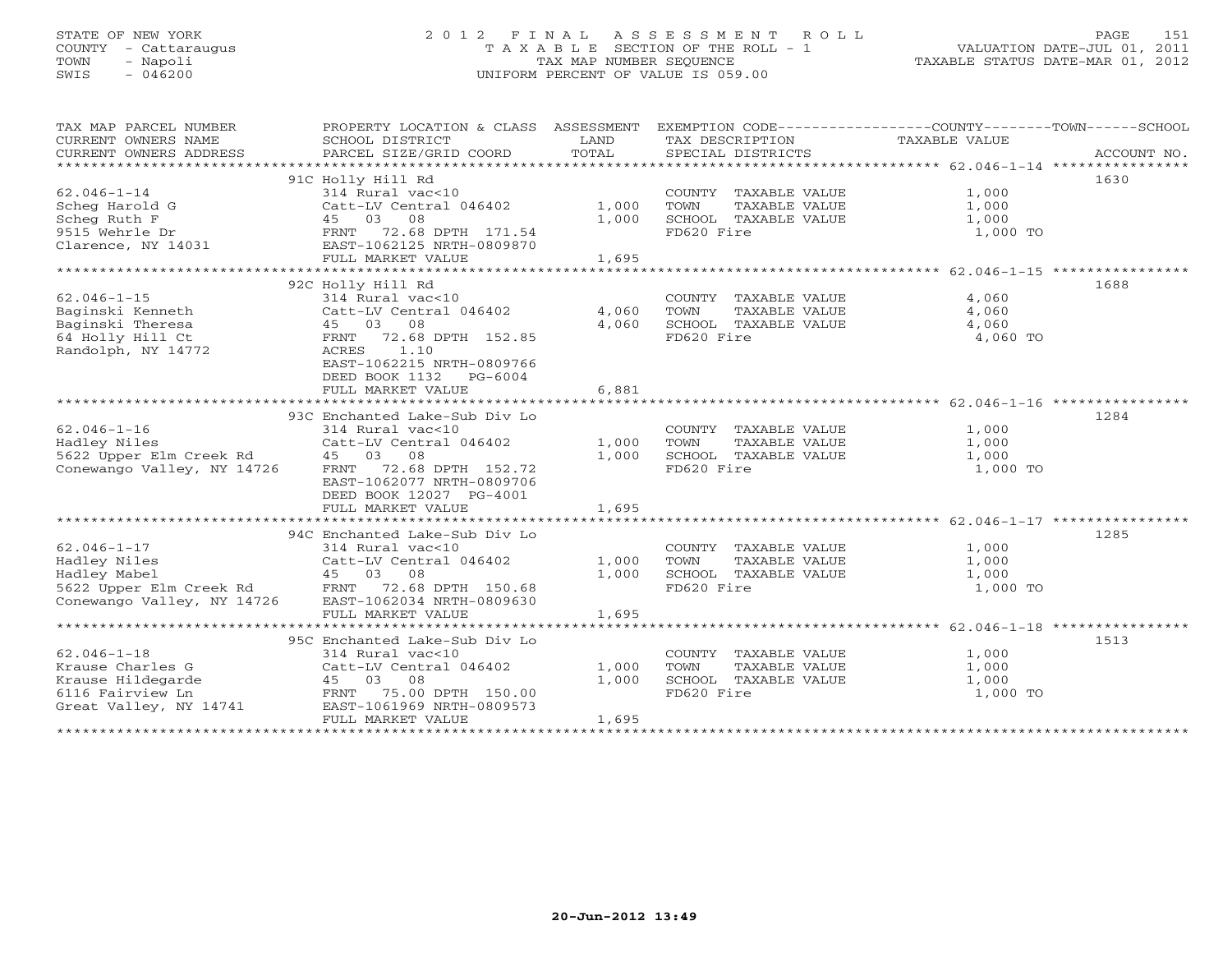STATE OF NEW YORK
COUNTY - Cattaraugus
TOWN - Napoli
SWIS - 046200

2012 FINAL ASSESSMENT ROLL
TAXABLE SECTION OF THE ROLL - 1
TAX MAP NUMBER SEQUENCE
UNIFORM PERCENT OF VALUE IS 059.00

VALUATION DATE-JUL 01, 2011
TAXABLE STATUS DATE-MAR 01, 2012

| TAX MAP PARCEL NUMBER / CURRENT OWNERS NAME / CURRENT OWNERS ADDRESS | PROPERTY LOCATION & CLASS / SCHOOL DISTRICT / PARCEL SIZE/GRID COORD | ASSESSMENT LAND / TOTAL | EXEMPTION CODE / TAX DESCRIPTION / SPECIAL DISTRICTS | COUNTY--TOWN--SCHOOL TAXABLE VALUE | ACCOUNT NO. |
|---|---|---|---|---|---|
| **62.046-1-14** | 91C Holly Hill Rd | | | | 1630 |
| Scheg Harold G | 314 Rural vac<10 | | COUNTY TAXABLE VALUE | 1,000 | |
| Scheg Ruth F | Catt-LV Central 046402 | 1,000 | TOWN TAXABLE VALUE | 1,000 | |
| 9515 Wehrle Dr | 45 03 08 | 1,000 | SCHOOL TAXABLE VALUE | 1,000 | |
| Clarence, NY 14031 | FRNT 72.68 DPTH 171.54 | | FD620 Fire | 1,000 TO | |
| | EAST-1062125 NRTH-0809870 | | | | |
| | FULL MARKET VALUE | 1,695 | | | |
| **62.046-1-15** | 92C Holly Hill Rd | | | | 1688 |
| Baginski Kenneth | 314 Rural vac<10 | | COUNTY TAXABLE VALUE | 4,060 | |
| Baginski Theresa | Catt-LV Central 046402 | 4,060 | TOWN TAXABLE VALUE | 4,060 | |
| 64 Holly Hill Ct | 45 03 08 | 4,060 | SCHOOL TAXABLE VALUE | 4,060 | |
| Randolph, NY 14772 | FRNT 72.68 DPTH 152.85 | | FD620 Fire | 4,060 TO | |
| | ACRES 1.10 | | | | |
| | EAST-1062215 NRTH-0809766 | | | | |
| | DEED BOOK 1132 PG-6004 | | | | |
| | FULL MARKET VALUE | 6,881 | | | |
| **62.046-1-16** | 93C Enchanted Lake-Sub Div Lo | | | | 1284 |
| Hadley Niles | 314 Rural vac<10 | | COUNTY TAXABLE VALUE | 1,000 | |
| 5622 Upper Elm Creek Rd | Catt-LV Central 046402 | 1,000 | TOWN TAXABLE VALUE | 1,000 | |
| Conewango Valley, NY 14726 | 45 03 08 | 1,000 | SCHOOL TAXABLE VALUE | 1,000 | |
| | FRNT 72.68 DPTH 152.72 | | FD620 Fire | 1,000 TO | |
| | EAST-1062077 NRTH-0809706 | | | | |
| | DEED BOOK 12027 PG-4001 | | | | |
| | FULL MARKET VALUE | 1,695 | | | |
| **62.046-1-17** | 94C Enchanted Lake-Sub Div Lo | | | | 1285 |
| Hadley Niles | 314 Rural vac<10 | | COUNTY TAXABLE VALUE | 1,000 | |
| Hadley Mabel | Catt-LV Central 046402 | 1,000 | TOWN TAXABLE VALUE | 1,000 | |
| 5622 Upper Elm Creek Rd | 45 03 08 | 1,000 | SCHOOL TAXABLE VALUE | 1,000 | |
| Conewango Valley, NY 14726 | FRNT 72.68 DPTH 150.68 | | FD620 Fire | 1,000 TO | |
| | EAST-1062034 NRTH-0809630 | | | | |
| | FULL MARKET VALUE | 1,695 | | | |
| **62.046-1-18** | 95C Enchanted Lake-Sub Div Lo | | | | 1513 |
| Krause Charles G | 314 Rural vac<10 | | COUNTY TAXABLE VALUE | 1,000 | |
| Krause Hildegarde | Catt-LV Central 046402 | 1,000 | TOWN TAXABLE VALUE | 1,000 | |
| 6116 Fairview Ln | 45 03 08 | 1,000 | SCHOOL TAXABLE VALUE | 1,000 | |
| Great Valley, NY 14741 | FRNT 75.00 DPTH 150.00 | | FD620 Fire | 1,000 TO | |
| | EAST-1061969 NRTH-0809573 | | | | |
| | FULL MARKET VALUE | 1,695 | | | |

20-Jun-2012 13:49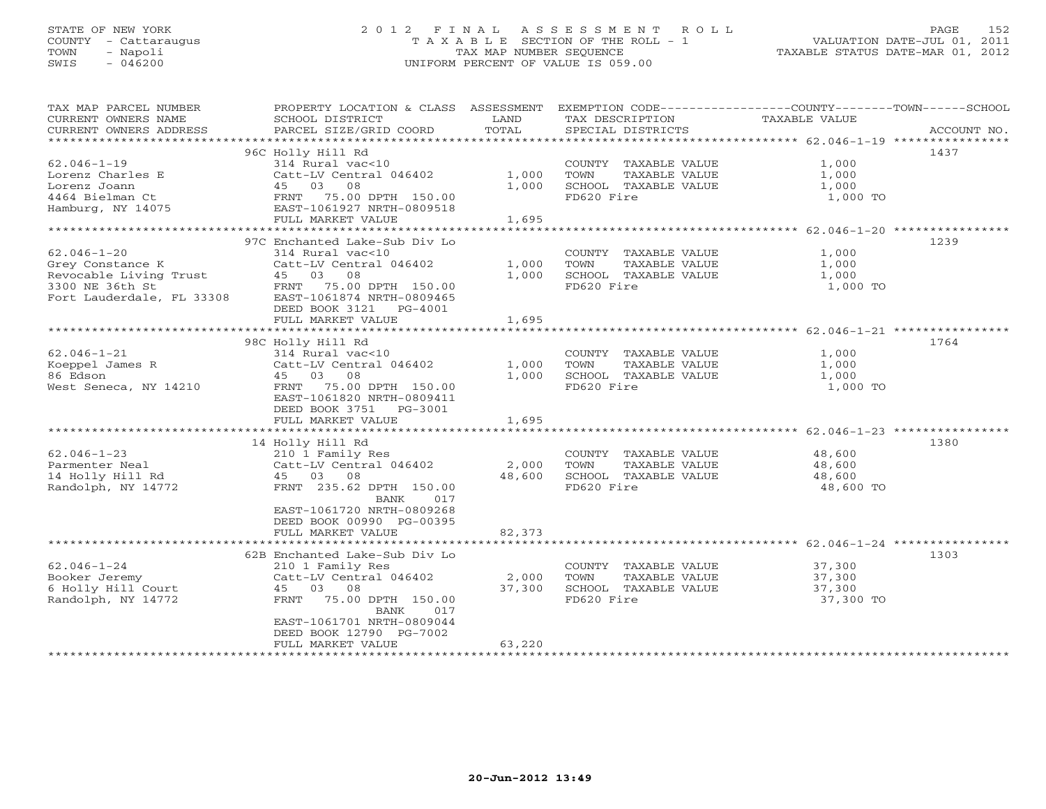STATE OF NEW YORK
COUNTY - Cattaraugus
TOWN - Napoli
SWIS - 046200

# 2012 FINAL ASSESSMENT ROLL
TAXABLE SECTION OF THE ROLL - 1
TAX MAP NUMBER SEQUENCE
UNIFORM PERCENT OF VALUE IS 059.00

VALUATION DATE-JUL 01, 2011
TAXABLE STATUS DATE-MAR 01, 2012

| TAX MAP PARCEL NUMBER / CURRENT OWNERS NAME / CURRENT OWNERS ADDRESS | PROPERTY LOCATION & CLASS / SCHOOL DISTRICT / PARCEL SIZE/GRID COORD | ASSESSMENT LAND | TOTAL | EXEMPTION CODE / TAX DESCRIPTION / SPECIAL DISTRICTS | TAXABLE VALUE (COUNTY / TOWN / SCHOOL) | ACCOUNT NO. |
|---|---|---|---|---|---|---|
| 62.046-1-19 | 96C Holly Hill Rd | | | | | 1437 |
| | 314 Rural vac<10 | | | COUNTY TAXABLE VALUE | 1,000 | |
| Lorenz Charles E | Catt-LV Central 046402 | 1,000 | | TOWN TAXABLE VALUE | 1,000 | |
| Lorenz Joann | 45 03 08 | | 1,000 | SCHOOL TAXABLE VALUE | 1,000 | |
| 4464 Bielman Ct | FRNT 75.00 DPTH 150.00 | | | FD620 Fire | 1,000 TO | |
| Hamburg, NY 14075 | EAST-1061927 NRTH-0809518 | | | | | |
| | FULL MARKET VALUE | | 1,695 | | | |
| 62.046-1-20 | 97C Enchanted Lake-Sub Div Lo | | | | | 1239 |
| | 314 Rural vac<10 | | | COUNTY TAXABLE VALUE | 1,000 | |
| Grey Constance K | Catt-LV Central 046402 | 1,000 | | TOWN TAXABLE VALUE | 1,000 | |
| Revocable Living Trust | 45 03 08 | | 1,000 | SCHOOL TAXABLE VALUE | 1,000 | |
| 3300 NE 36th St | FRNT 75.00 DPTH 150.00 | | | FD620 Fire | 1,000 TO | |
| Fort Lauderdale, FL 33308 | EAST-1061874 NRTH-0809465 | | | | | |
| | DEED BOOK 3121 PG-4001 | | | | | |
| | FULL MARKET VALUE | | 1,695 | | | |
| 62.046-1-21 | 98C Holly Hill Rd | | | | | 1764 |
| | 314 Rural vac<10 | | | COUNTY TAXABLE VALUE | 1,000 | |
| Koeppel James R | Catt-LV Central 046402 | 1,000 | | TOWN TAXABLE VALUE | 1,000 | |
| 86 Edson | 45 03 08 | | 1,000 | SCHOOL TAXABLE VALUE | 1,000 | |
| West Seneca, NY 14210 | FRNT 75.00 DPTH 150.00 | | | FD620 Fire | 1,000 TO | |
| | EAST-1061820 NRTH-0809411 | | | | | |
| | DEED BOOK 3751 PG-3001 | | | | | |
| | FULL MARKET VALUE | | 1,695 | | | |
| 62.046-1-23 | 14 Holly Hill Rd | | | | | 1380 |
| | 210 1 Family Res | | | COUNTY TAXABLE VALUE | 48,600 | |
| Parmenter Neal | Catt-LV Central 046402 | 2,000 | | TOWN TAXABLE VALUE | 48,600 | |
| 14 Holly Hill Rd | 45 03 08 | | 48,600 | SCHOOL TAXABLE VALUE | 48,600 | |
| Randolph, NY 14772 | FRNT 235.62 DPTH 150.00 | | | FD620 Fire | 48,600 TO | |
| | BANK 017 | | | | | |
| | EAST-1061720 NRTH-0809268 | | | | | |
| | DEED BOOK 00990 PG-00395 | | | | | |
| | FULL MARKET VALUE | | 82,373 | | | |
| 62.046-1-24 | 62B Enchanted Lake-Sub Div Lo | | | | | 1303 |
| | 210 1 Family Res | | | COUNTY TAXABLE VALUE | 37,300 | |
| Booker Jeremy | Catt-LV Central 046402 | 2,000 | | TOWN TAXABLE VALUE | 37,300 | |
| 6 Holly Hill Court | 45 03 08 | | 37,300 | SCHOOL TAXABLE VALUE | 37,300 | |
| Randolph, NY 14772 | FRNT 75.00 DPTH 150.00 | | | FD620 Fire | 37,300 TO | |
| | BANK 017 | | | | | |
| | EAST-1061701 NRTH-0809044 | | | | | |
| | DEED BOOK 12790 PG-7002 | | | | | |
| | FULL MARKET VALUE | | 63,220 | | | |

20-Jun-2012 13:49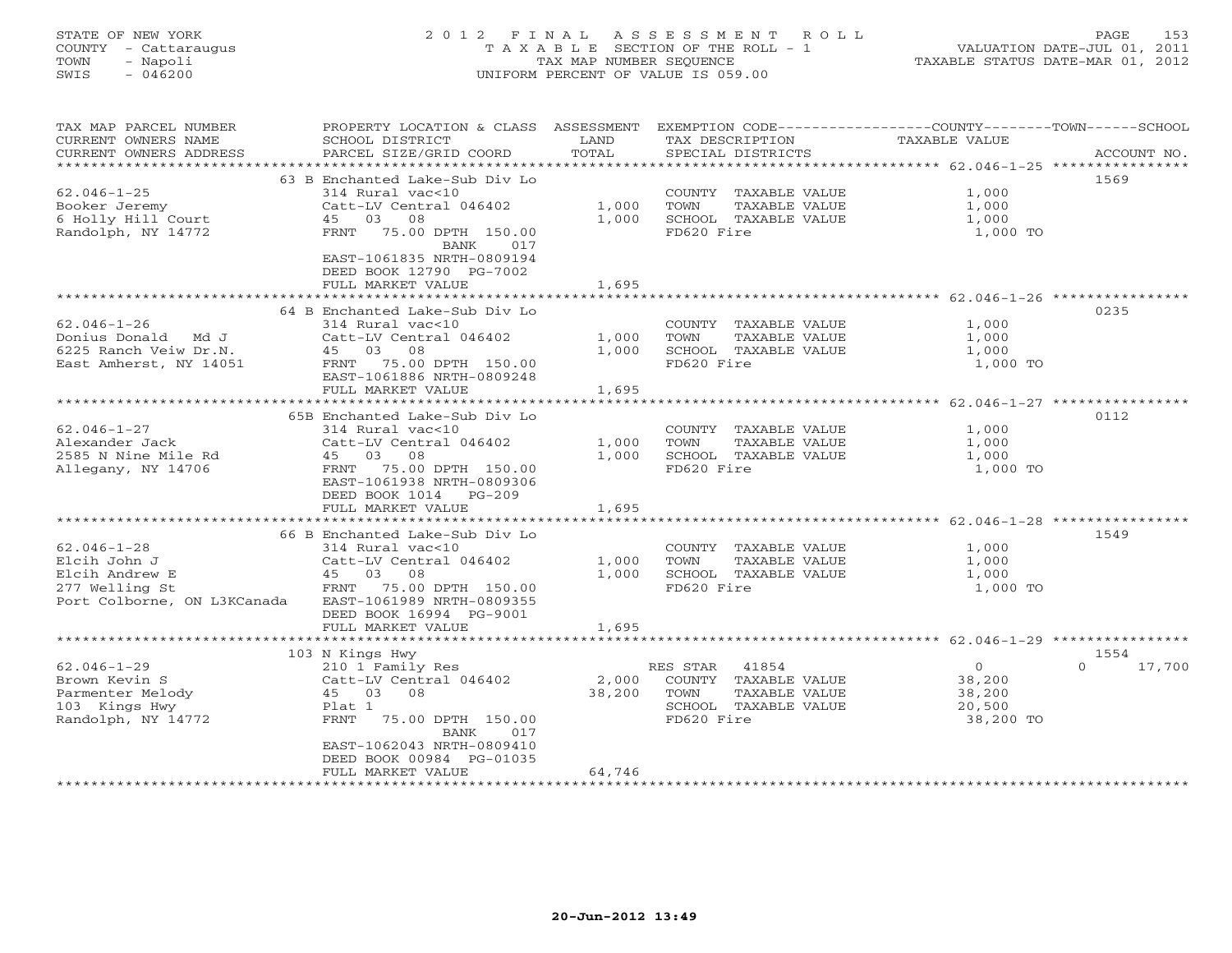STATE OF NEW YORK
COUNTY - Cattaraugus
TOWN - Napoli
SWIS - 046200

2012 FINAL ASSESSMENT ROLL
TAXABLE SECTION OF THE ROLL - 1
TAX MAP NUMBER SEQUENCE
UNIFORM PERCENT OF VALUE IS 059.00

VALUATION DATE-JUL 01, 2011
TAXABLE STATUS DATE-MAR 01, 2012

| TAX MAP PARCEL NUMBER / CURRENT OWNERS NAME / CURRENT OWNERS ADDRESS | PROPERTY LOCATION & CLASS / SCHOOL DISTRICT / PARCEL SIZE/GRID COORD | ASSESSMENT LAND / TOTAL | EXEMPTION CODE / TAX DESCRIPTION / SPECIAL DISTRICTS | COUNTY / TOWN / SCHOOL TAXABLE VALUE | ACCOUNT NO. |
|---|---|---|---|---|---|
| **62.046-1-25** | 63 B Enchanted Lake-Sub Div Lo | | | | 1569 |
| Booker Jeremy | 314 Rural vac<10 | | COUNTY TAXABLE VALUE | 1,000 | |
| 6 Holly Hill Court | Catt-LV Central 046402 | 1,000 | TOWN TAXABLE VALUE | 1,000 | |
| Randolph, NY 14772 | 45 03 08 | 1,000 | SCHOOL TAXABLE VALUE | 1,000 | |
| | FRNT 75.00 DPTH 150.00 | | FD620 Fire | 1,000 TO | |
| | BANK 017 | | | | |
| | EAST-1061835 NRTH-0809194 | | | | |
| | DEED BOOK 12790 PG-7002 | | | | |
| | FULL MARKET VALUE | 1,695 | | | |
| **62.046-1-26** | 64 B Enchanted Lake-Sub Div Lo | | | | 0235 |
| Donius Donald Md J | 314 Rural vac<10 | | COUNTY TAXABLE VALUE | 1,000 | |
| 6225 Ranch Veiw Dr.N. | Catt-LV Central 046402 | 1,000 | TOWN TAXABLE VALUE | 1,000 | |
| East Amherst, NY 14051 | 45 03 08 | 1,000 | SCHOOL TAXABLE VALUE | 1,000 | |
| | FRNT 75.00 DPTH 150.00 | | FD620 Fire | 1,000 TO | |
| | EAST-1061886 NRTH-0809248 | | | | |
| | FULL MARKET VALUE | 1,695 | | | |
| **62.046-1-27** | 65B Enchanted Lake-Sub Div Lo | | | | 0112 |
| Alexander Jack | 314 Rural vac<10 | | COUNTY TAXABLE VALUE | 1,000 | |
| 2585 N Nine Mile Rd | Catt-LV Central 046402 | 1,000 | TOWN TAXABLE VALUE | 1,000 | |
| Allegany, NY 14706 | 45 03 08 | 1,000 | SCHOOL TAXABLE VALUE | 1,000 | |
| | FRNT 75.00 DPTH 150.00 | | FD620 Fire | 1,000 TO | |
| | EAST-1061938 NRTH-0809306 | | | | |
| | DEED BOOK 1014 PG-209 | | | | |
| | FULL MARKET VALUE | 1,695 | | | |
| **62.046-1-28** | 66 B Enchanted Lake-Sub Div Lo | | | | 1549 |
| Elcih John J | 314 Rural vac<10 | | COUNTY TAXABLE VALUE | 1,000 | |
| Elcih Andrew E | Catt-LV Central 046402 | 1,000 | TOWN TAXABLE VALUE | 1,000 | |
| 277 Welling St | 45 03 08 | 1,000 | SCHOOL TAXABLE VALUE | 1,000 | |
| Port Colborne, ON L3KCanada | FRNT 75.00 DPTH 150.00 | | FD620 Fire | 1,000 TO | |
| | EAST-1061989 NRTH-0809355 | | | | |
| | DEED BOOK 16994 PG-9001 | | | | |
| | FULL MARKET VALUE | 1,695 | | | |
| **62.046-1-29** | 103 N Kings Hwy | | | | 1554 |
| Brown Kevin S | 210 1 Family Res | | RES STAR 41854 | 0 | 0 17,700 |
| Parmenter Melody | Catt-LV Central 046402 | 2,000 | COUNTY TAXABLE VALUE | 38,200 | |
| 103 Kings Hwy | 45 03 08 | 38,200 | TOWN TAXABLE VALUE | 38,200 | |
| Randolph, NY 14772 | Plat 1 | | SCHOOL TAXABLE VALUE | 20,500 | |
| | FRNT 75.00 DPTH 150.00 | | FD620 Fire | 38,200 TO | |
| | BANK 017 | | | | |
| | EAST-1062043 NRTH-0809410 | | | | |
| | DEED BOOK 00984 PG-01035 | | | | |
| | FULL MARKET VALUE | 64,746 | | | |

20-Jun-2012 13:49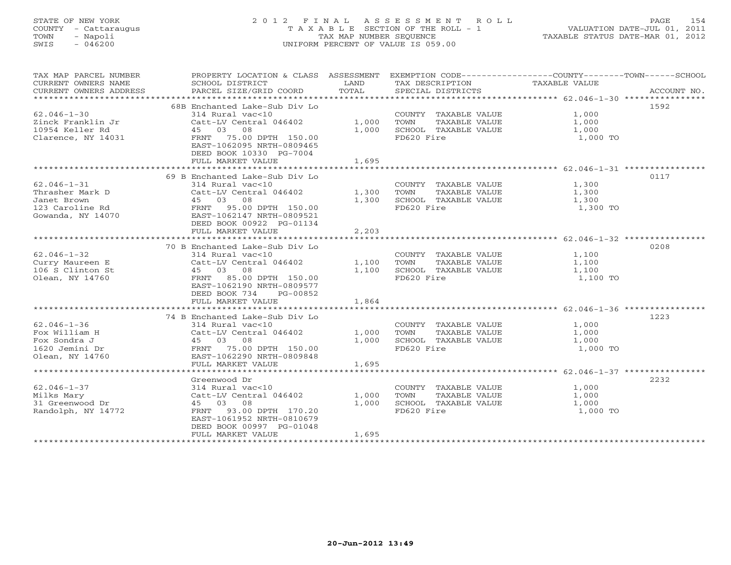STATE OF NEW YORK
COUNTY - Cattaraugus
TOWN - Napoli
SWIS - 046200

# 2012 FINAL ASSESSMENT ROLL
TAXABLE SECTION OF THE ROLL - 1
TAX MAP NUMBER SEQUENCE
UNIFORM PERCENT OF VALUE IS 059.00

VALUATION DATE-JUL 01, 2011
TAXABLE STATUS DATE-MAR 01, 2012

| TAX MAP PARCEL NUMBER / CURRENT OWNERS NAME / CURRENT OWNERS ADDRESS | PROPERTY LOCATION & CLASS / SCHOOL DISTRICT / PARCEL SIZE/GRID COORD | ASSESSMENT LAND | TOTAL | EXEMPTION CODE / TAX DESCRIPTION / SPECIAL DISTRICTS | TAXABLE VALUE (COUNTY/TOWN/SCHOOL) | ACCOUNT NO. |
|---|---|---|---|---|---|---|
| 62.046-1-30 | 68B Enchanted Lake-Sub Div Lo | | | | | 1592 |
| Zinck Franklin Jr | 314 Rural vac<10 | | | COUNTY TAXABLE VALUE | 1,000 | |
| 10954 Keller Rd | Catt-LV Central 046402 | 1,000 | | TOWN TAXABLE VALUE | 1,000 | |
| Clarence, NY 14031 | 45 03 08 | | 1,000 | SCHOOL TAXABLE VALUE | 1,000 | |
| | FRNT 75.00 DPTH 150.00 | | | FD620 Fire | 1,000 TO | |
| | EAST-1062095 NRTH-0809465 | | | | | |
| | DEED BOOK 10330 PG-7004 | | | | | |
| | FULL MARKET VALUE | | 1,695 | | | |
| 62.046-1-31 | 69 B Enchanted Lake-Sub Div Lo | | | | | 0117 |
| Thrasher Mark D | 314 Rural vac<10 | | | COUNTY TAXABLE VALUE | 1,300 | |
| Janet Brown | Catt-LV Central 046402 | 1,300 | | TOWN TAXABLE VALUE | 1,300 | |
| 123 Caroline Rd | 45 03 08 | | 1,300 | SCHOOL TAXABLE VALUE | 1,300 | |
| Gowanda, NY 14070 | FRNT 95.00 DPTH 150.00 | | | FD620 Fire | 1,300 TO | |
| | EAST-1062147 NRTH-0809521 | | | | | |
| | DEED BOOK 00922 PG-01134 | | | | | |
| | FULL MARKET VALUE | | 2,203 | | | |
| 62.046-1-32 | 70 B Enchanted Lake-Sub Div Lo | | | | | 0208 |
| Curry Maureen E | 314 Rural vac<10 | | | COUNTY TAXABLE VALUE | 1,100 | |
| 106 S Clinton St | Catt-LV Central 046402 | 1,100 | | TOWN TAXABLE VALUE | 1,100 | |
| Olean, NY 14760 | 45 03 08 | | 1,100 | SCHOOL TAXABLE VALUE | 1,100 | |
| | FRNT 85.00 DPTH 150.00 | | | FD620 Fire | 1,100 TO | |
| | EAST-1062190 NRTH-0809577 | | | | | |
| | DEED BOOK 734 PG-00852 | | | | | |
| | FULL MARKET VALUE | | 1,864 | | | |
| 62.046-1-36 | 74 B Enchanted Lake-Sub Div Lo | | | | | 1223 |
| Fox William H | 314 Rural vac<10 | | | COUNTY TAXABLE VALUE | 1,000 | |
| Fox Sondra J | Catt-LV Central 046402 | 1,000 | | TOWN TAXABLE VALUE | 1,000 | |
| 1620 Jemini Dr | 45 03 08 | | 1,000 | SCHOOL TAXABLE VALUE | 1,000 | |
| Olean, NY 14760 | FRNT 75.00 DPTH 150.00 | | | FD620 Fire | 1,000 TO | |
| | EAST-1062290 NRTH-0809848 | | | | | |
| | FULL MARKET VALUE | | 1,695 | | | |
| 62.046-1-37 | Greenwood Dr | | | | | 2232 |
| Milks Mary | 314 Rural vac<10 | | | COUNTY TAXABLE VALUE | 1,000 | |
| 31 Greenwood Dr | Catt-LV Central 046402 | 1,000 | | TOWN TAXABLE VALUE | 1,000 | |
| Randolph, NY 14772 | 45 03 08 | | 1,000 | SCHOOL TAXABLE VALUE | 1,000 | |
| | FRNT 93.00 DPTH 170.20 | | | FD620 Fire | 1,000 TO | |
| | EAST-1061952 NRTH-0810679 | | | | | |
| | DEED BOOK 00997 PG-01048 | | | | | |
| | FULL MARKET VALUE | | 1,695 | | | |

20-Jun-2012 13:49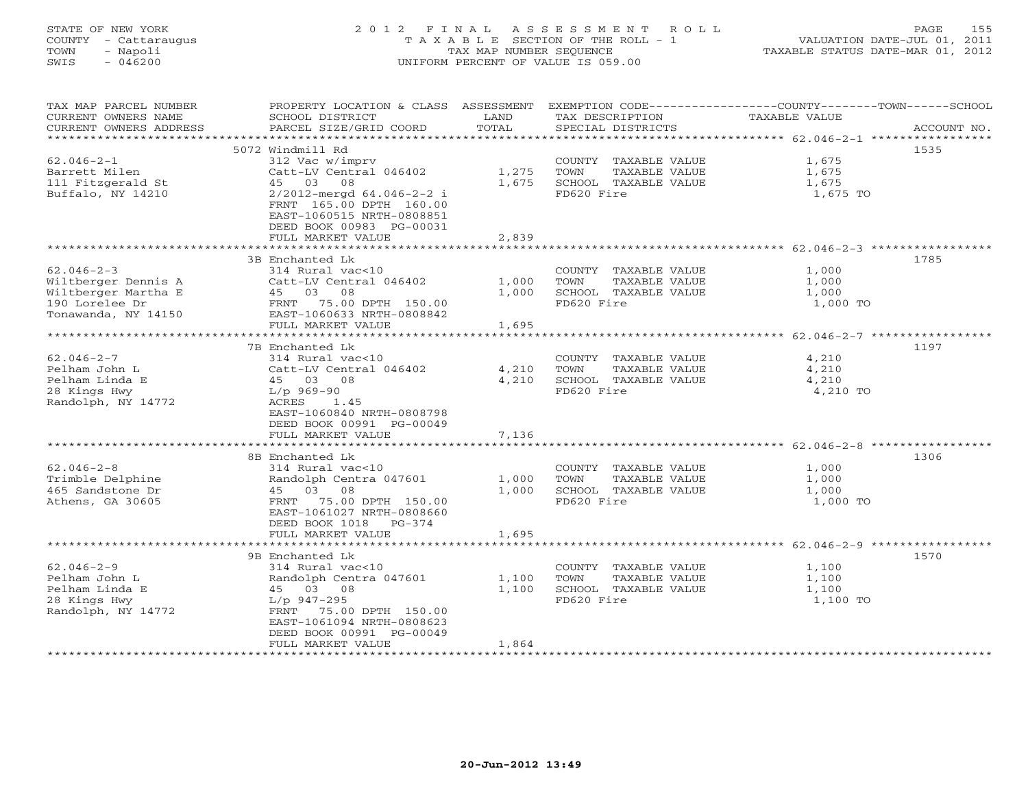STATE OF NEW YORK
COUNTY - Cattaraugus
TOWN - Napoli
SWIS - 046200

# 2012 FINAL ASSESSMENT ROLL

TAXABLE SECTION OF THE ROLL - 1
TAX MAP NUMBER SEQUENCE
UNIFORM PERCENT OF VALUE IS 059.00

VALUATION DATE-JUL 01, 2011
TAXABLE STATUS DATE-MAR 01, 2012

| TAX MAP PARCEL NUMBER / CURRENT OWNERS NAME / CURRENT OWNERS ADDRESS | PROPERTY LOCATION & CLASS / SCHOOL DISTRICT / PARCEL SIZE/GRID COORD | ASSESSMENT LAND / TOTAL | EXEMPTION CODE / TAX DESCRIPTION / SPECIAL DISTRICTS | TAXABLE VALUE (COUNTY / TOWN / SCHOOL) | ACCOUNT NO. |
|---|---|---|---|---|---|
| 62.046-2-1 | 5072 Windmill Rd | | | | 1535 |
| Barrett Milen | 312 Vac w/imprv | | COUNTY TAXABLE VALUE | 1,675 | |
| 111 Fitzgerald St | Catt-LV Central 046402 | 1,275 | TOWN TAXABLE VALUE | 1,675 | |
| Buffalo, NY 14210 | 45 03 08 | 1,675 | SCHOOL TAXABLE VALUE | 1,675 | |
| | 2/2012-mergd 64.046-2-2 i | | FD620 Fire | 1,675 TO | |
| | FRNT 165.00 DPTH 160.00 | | | | |
| | EAST-1060515 NRTH-0808851 | | | | |
| | DEED BOOK 00983 PG-00031 | | | | |
| | FULL MARKET VALUE | 2,839 | | | |
| 62.046-2-3 | 3B Enchanted Lk | | | | 1785 |
| Wiltberger Dennis A | 314 Rural vac<10 | | COUNTY TAXABLE VALUE | 1,000 | |
| Wiltberger Martha E | Catt-LV Central 046402 | 1,000 | TOWN TAXABLE VALUE | 1,000 | |
| 190 Lorelee Dr | 45 03 08 | 1,000 | SCHOOL TAXABLE VALUE | 1,000 | |
| Tonawanda, NY 14150 | FRNT 75.00 DPTH 150.00 | | FD620 Fire | 1,000 TO | |
| | EAST-1060633 NRTH-0808842 | | | | |
| | FULL MARKET VALUE | 1,695 | | | |
| 62.046-2-7 | 7B Enchanted Lk | | | | 1197 |
| Pelham John L | 314 Rural vac<10 | | COUNTY TAXABLE VALUE | 4,210 | |
| Pelham Linda E | Catt-LV Central 046402 | 4,210 | TOWN TAXABLE VALUE | 4,210 | |
| 28 Kings Hwy | 45 03 08 | 4,210 | SCHOOL TAXABLE VALUE | 4,210 | |
| Randolph, NY 14772 | L/p 969-90 | | FD620 Fire | 4,210 TO | |
| | ACRES 1.45 | | | | |
| | EAST-1060840 NRTH-0808798 | | | | |
| | DEED BOOK 00991 PG-00049 | | | | |
| | FULL MARKET VALUE | 7,136 | | | |
| 62.046-2-8 | 8B Enchanted Lk | | | | 1306 |
| Trimble Delphine | 314 Rural vac<10 | | COUNTY TAXABLE VALUE | 1,000 | |
| 465 Sandstone Dr | Randolph Centra 047601 | 1,000 | TOWN TAXABLE VALUE | 1,000 | |
| Athens, GA 30605 | 45 03 08 | 1,000 | SCHOOL TAXABLE VALUE | 1,000 | |
| | FRNT 75.00 DPTH 150.00 | | FD620 Fire | 1,000 TO | |
| | EAST-1061027 NRTH-0808660 | | | | |
| | DEED BOOK 1018 PG-374 | | | | |
| | FULL MARKET VALUE | 1,695 | | | |
| 62.046-2-9 | 9B Enchanted Lk | | | | 1570 |
| Pelham John L | 314 Rural vac<10 | | COUNTY TAXABLE VALUE | 1,100 | |
| Pelham Linda E | Randolph Centra 047601 | 1,100 | TOWN TAXABLE VALUE | 1,100 | |
| 28 Kings Hwy | 45 03 08 | 1,100 | SCHOOL TAXABLE VALUE | 1,100 | |
| Randolph, NY 14772 | L/p 947-295 | | FD620 Fire | 1,100 TO | |
| | FRNT 75.00 DPTH 150.00 | | | | |
| | EAST-1061094 NRTH-0808623 | | | | |
| | DEED BOOK 00991 PG-00049 | | | | |
| | FULL MARKET VALUE | 1,864 | | | |

20-Jun-2012 13:49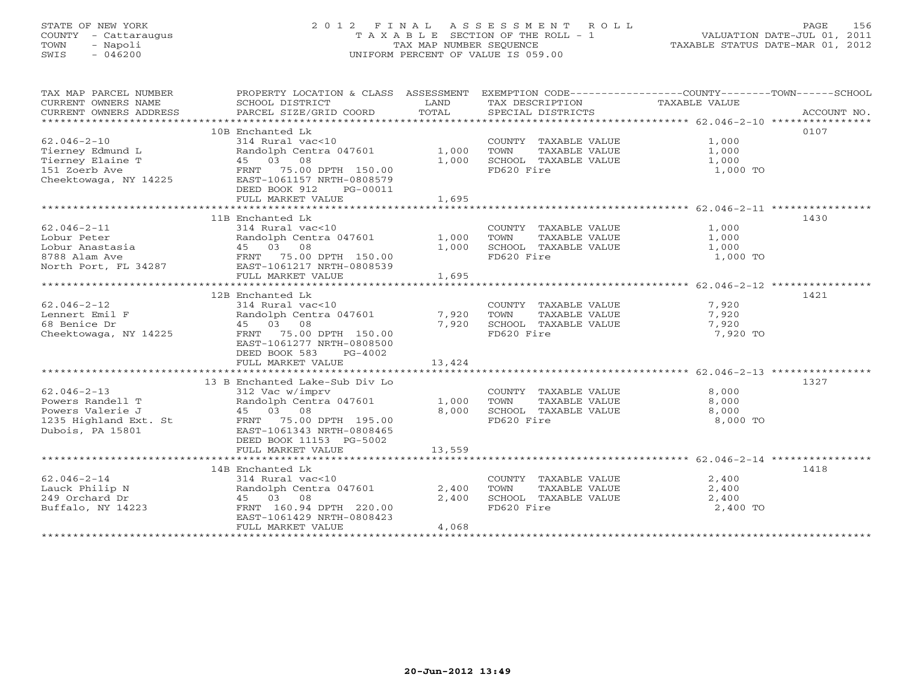STATE OF NEW YORK
COUNTY - Cattaraugus
TOWN - Napoli
SWIS - 046200

2012 FINAL ASSESSMENT ROLL
TAXABLE SECTION OF THE ROLL - 1
TAX MAP NUMBER SEQUENCE
UNIFORM PERCENT OF VALUE IS 059.00

VALUATION DATE-JUL 01, 2011
TAXABLE STATUS DATE-MAR 01, 2012

| TAX MAP PARCEL NUMBER / CURRENT OWNERS NAME / CURRENT OWNERS ADDRESS | PROPERTY LOCATION & CLASS / SCHOOL DISTRICT / PARCEL SIZE/GRID COORD | ASSESSMENT LAND | TOTAL | EXEMPTION CODE / TAX DESCRIPTION / SPECIAL DISTRICTS | TAXABLE VALUE (COUNTY/TOWN/SCHOOL) | ACCOUNT NO. |
|---|---|---|---|---|---|---|
| 62.046-2-10 | 10B Enchanted Lk | | | | | 0107 |
| | 314 Rural vac<10 | | | COUNTY TAXABLE VALUE | 1,000 | |
| Tierney Edmund L | Randolph Centra 047601 | 1,000 | | TOWN TAXABLE VALUE | 1,000 | |
| Tierney Elaine T | 45 03 08 | | 1,000 | SCHOOL TAXABLE VALUE | 1,000 | |
| 151 Zoerb Ave | FRNT 75.00 DPTH 150.00 | | | FD620 Fire | 1,000 TO | |
| Cheektowaga, NY 14225 | EAST-1061157 NRTH-0808579 | | | | | |
| | DEED BOOK 912 PG-00011 | | | | | |
| | FULL MARKET VALUE | | 1,695 | | | |
| 62.046-2-11 | 11B Enchanted Lk | | | | | 1430 |
| | 314 Rural vac<10 | | | COUNTY TAXABLE VALUE | 1,000 | |
| Lobur Peter | Randolph Centra 047601 | 1,000 | | TOWN TAXABLE VALUE | 1,000 | |
| Lobur Anastasia | 45 03 08 | | 1,000 | SCHOOL TAXABLE VALUE | 1,000 | |
| 8788 Alam Ave | FRNT 75.00 DPTH 150.00 | | | FD620 Fire | 1,000 TO | |
| North Port, FL 34287 | EAST-1061217 NRTH-0808539 | | | | | |
| | FULL MARKET VALUE | | 1,695 | | | |
| 62.046-2-12 | 12B Enchanted Lk | | | | | 1421 |
| | 314 Rural vac<10 | | | COUNTY TAXABLE VALUE | 7,920 | |
| Lennert Emil F | Randolph Centra 047601 | 7,920 | | TOWN TAXABLE VALUE | 7,920 | |
| 68 Benice Dr | 45 03 08 | | 7,920 | SCHOOL TAXABLE VALUE | 7,920 | |
| Cheektowaga, NY 14225 | FRNT 75.00 DPTH 150.00 | | | FD620 Fire | 7,920 TO | |
| | EAST-1061277 NRTH-0808500 | | | | | |
| | DEED BOOK 583 PG-4002 | | | | | |
| | FULL MARKET VALUE | | 13,424 | | | |
| 62.046-2-13 | 13 B Enchanted Lake-Sub Div Lo | | | | | 1327 |
| | 312 Vac w/imprv | | | COUNTY TAXABLE VALUE | 8,000 | |
| Powers Randell T | Randolph Centra 047601 | 1,000 | | TOWN TAXABLE VALUE | 8,000 | |
| Powers Valerie J | 45 03 08 | | 8,000 | SCHOOL TAXABLE VALUE | 8,000 | |
| 1235 Highland Ext. St | FRNT 75.00 DPTH 195.00 | | | FD620 Fire | 8,000 TO | |
| Dubois, PA 15801 | EAST-1061343 NRTH-0808465 | | | | | |
| | DEED BOOK 11153 PG-5002 | | | | | |
| | FULL MARKET VALUE | | 13,559 | | | |
| 62.046-2-14 | 14B Enchanted Lk | | | | | 1418 |
| | 314 Rural vac<10 | | | COUNTY TAXABLE VALUE | 2,400 | |
| Lauck Philip N | Randolph Centra 047601 | 2,400 | | TOWN TAXABLE VALUE | 2,400 | |
| 249 Orchard Dr | 45 03 08 | | 2,400 | SCHOOL TAXABLE VALUE | 2,400 | |
| Buffalo, NY 14223 | FRNT 160.94 DPTH 220.00 | | | FD620 Fire | 2,400 TO | |
| | EAST-1061429 NRTH-0808423 | | | | | |
| | FULL MARKET VALUE | | 4,068 | | | |

20-Jun-2012 13:49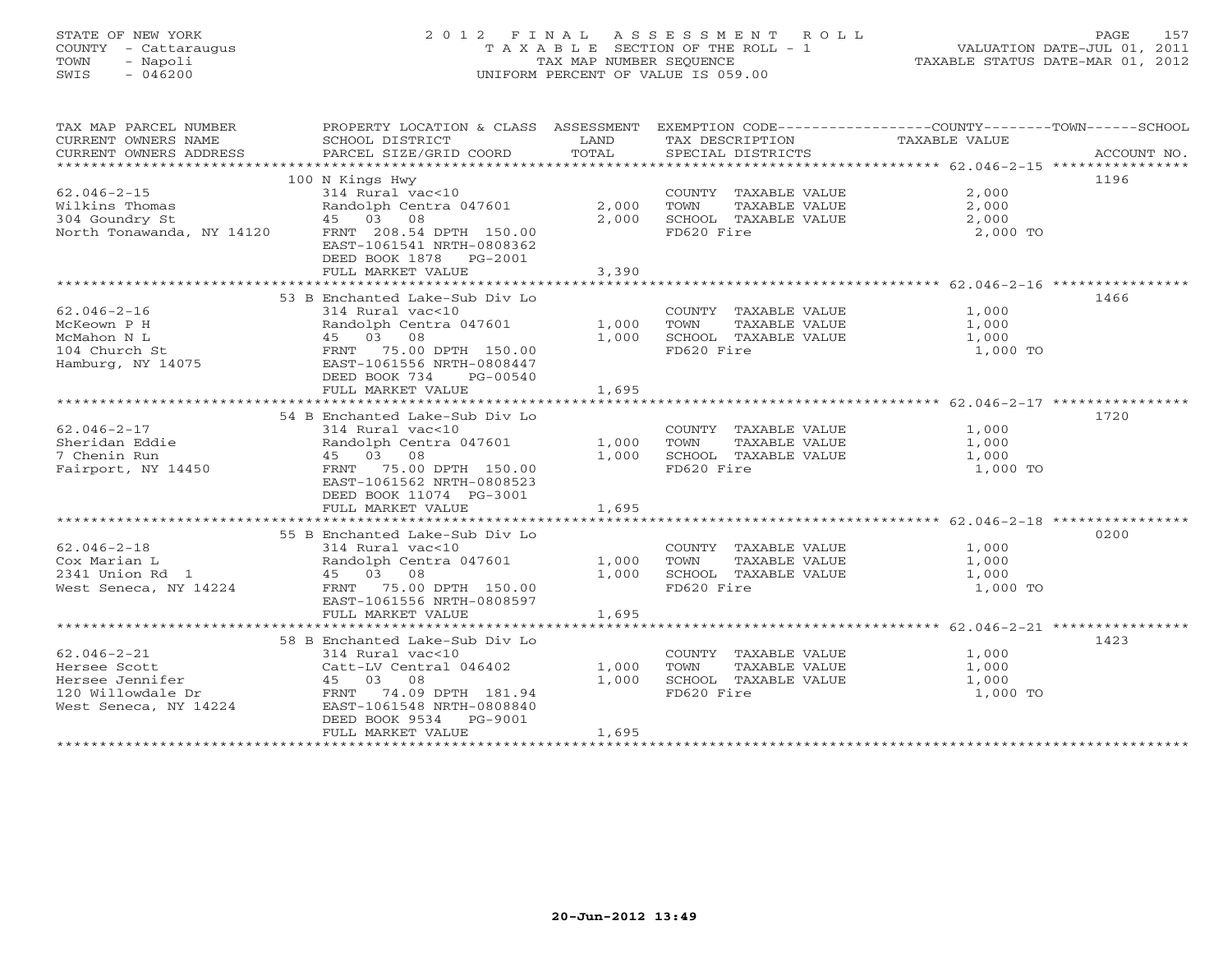STATE OF NEW YORK
COUNTY - Cattaraugus
TOWN - Napoli
SWIS - 046200

2012 FINAL ASSESSMENT ROLL
TAXABLE SECTION OF THE ROLL - 1
TAX MAP NUMBER SEQUENCE
UNIFORM PERCENT OF VALUE IS 059.00

VALUATION DATE-JUL 01, 2011
TAXABLE STATUS DATE-MAR 01, 2012

| TAX MAP PARCEL NUMBER / CURRENT OWNERS NAME / CURRENT OWNERS ADDRESS | PROPERTY LOCATION & CLASS / SCHOOL DISTRICT / PARCEL SIZE/GRID COORD | ASSESSMENT LAND | TOTAL | EXEMPTION CODE / TAX DESCRIPTION / SPECIAL DISTRICTS | TAXABLE VALUE (COUNTY / TOWN / SCHOOL) | ACCOUNT NO. |
|---|---|---|---|---|---|---|
| 62.046-2-15 | 100 N Kings Hwy | | | | | 1196 |
| | 314 Rural vac<10 | | | COUNTY TAXABLE VALUE | 2,000 | |
| Wilkins Thomas | Randolph Centra 047601 | 2,000 | | TOWN TAXABLE VALUE | 2,000 | |
| 304 Goundry St | 45 03 08 | | 2,000 | SCHOOL TAXABLE VALUE | 2,000 | |
| North Tonawanda, NY 14120 | FRNT 208.54 DPTH 150.00 | | | FD620 Fire | 2,000 TO | |
| | EAST-1061541 NRTH-0808362 | | | | | |
| | DEED BOOK 1878 PG-2001 | | | | | |
| | FULL MARKET VALUE | | 3,390 | | | |
| 62.046-2-16 | 53 B Enchanted Lake-Sub Div Lo | | | | | 1466 |
| | 314 Rural vac<10 | | | COUNTY TAXABLE VALUE | 1,000 | |
| McKeown P H | Randolph Centra 047601 | 1,000 | | TOWN TAXABLE VALUE | 1,000 | |
| McMahon N L | 45 03 08 | | 1,000 | SCHOOL TAXABLE VALUE | 1,000 | |
| 104 Church St | FRNT 75.00 DPTH 150.00 | | | FD620 Fire | 1,000 TO | |
| Hamburg, NY 14075 | EAST-1061556 NRTH-0808447 | | | | | |
| | DEED BOOK 734 PG-00540 | | | | | |
| | FULL MARKET VALUE | | 1,695 | | | |
| 62.046-2-17 | 54 B Enchanted Lake-Sub Div Lo | | | | | 1720 |
| | 314 Rural vac<10 | | | COUNTY TAXABLE VALUE | 1,000 | |
| Sheridan Eddie | Randolph Centra 047601 | 1,000 | | TOWN TAXABLE VALUE | 1,000 | |
| 7 Chenin Run | 45 03 08 | | 1,000 | SCHOOL TAXABLE VALUE | 1,000 | |
| Fairport, NY 14450 | FRNT 75.00 DPTH 150.00 | | | FD620 Fire | 1,000 TO | |
| | EAST-1061562 NRTH-0808523 | | | | | |
| | DEED BOOK 11074 PG-3001 | | | | | |
| | FULL MARKET VALUE | | 1,695 | | | |
| 62.046-2-18 | 55 B Enchanted Lake-Sub Div Lo | | | | | 0200 |
| | 314 Rural vac<10 | | | COUNTY TAXABLE VALUE | 1,000 | |
| Cox Marian L | Randolph Centra 047601 | 1,000 | | TOWN TAXABLE VALUE | 1,000 | |
| 2341 Union Rd 1 | 45 03 08 | | 1,000 | SCHOOL TAXABLE VALUE | 1,000 | |
| West Seneca, NY 14224 | FRNT 75.00 DPTH 150.00 | | | FD620 Fire | 1,000 TO | |
| | EAST-1061556 NRTH-0808597 | | | | | |
| | FULL MARKET VALUE | | 1,695 | | | |
| 62.046-2-21 | 58 B Enchanted Lake-Sub Div Lo | | | | | 1423 |
| | 314 Rural vac<10 | | | COUNTY TAXABLE VALUE | 1,000 | |
| Hersee Scott | Catt-LV Central 046402 | 1,000 | | TOWN TAXABLE VALUE | 1,000 | |
| Hersee Jennifer | 45 03 08 | | 1,000 | SCHOOL TAXABLE VALUE | 1,000 | |
| 120 Willowdale Dr | FRNT 74.09 DPTH 181.94 | | | FD620 Fire | 1,000 TO | |
| West Seneca, NY 14224 | EAST-1061548 NRTH-0808840 | | | | | |
| | DEED BOOK 9534 PG-9001 | | | | | |
| | FULL MARKET VALUE | | 1,695 | | | |

20-Jun-2012 13:49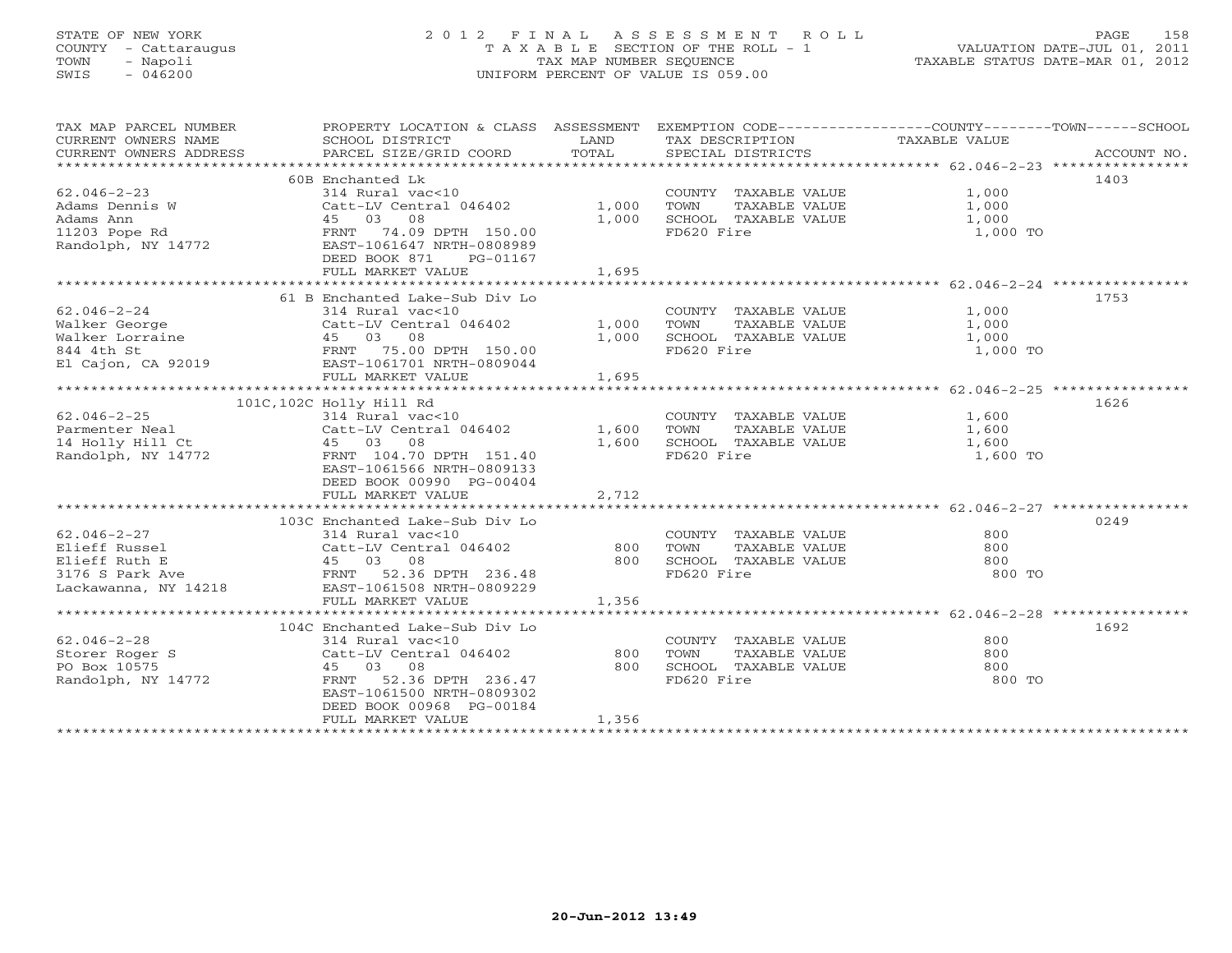STATE OF NEW YORK
COUNTY - Cattaraugus
TOWN - Napoli
SWIS - 046200

# 2012 FINAL ASSESSMENT ROLL
TAXABLE SECTION OF THE ROLL - 1
TAX MAP NUMBER SEQUENCE
UNIFORM PERCENT OF VALUE IS 059.00

VALUATION DATE-JUL 01, 2011
TAXABLE STATUS DATE-MAR 01, 2012

| TAX MAP PARCEL NUMBER / CURRENT OWNERS NAME / CURRENT OWNERS ADDRESS | PROPERTY LOCATION & CLASS / SCHOOL DISTRICT / PARCEL SIZE/GRID COORD | ASSESSMENT LAND / TOTAL | EXEMPTION CODE / TAX DESCRIPTION / SPECIAL DISTRICTS | TAXABLE VALUE (COUNTY / TOWN / SCHOOL) | ACCOUNT NO. |
|---|---|---|---|---|---|
| 62.046-2-23 | 60B Enchanted Lk | | | | 1403 |
| Adams Dennis W | 314 Rural vac<10 | | COUNTY TAXABLE VALUE | 1,000 | |
| Adams Ann | Catt-LV Central 046402 | 1,000 | TOWN TAXABLE VALUE | 1,000 | |
| 11203 Pope Rd | 45 03 08 | 1,000 | SCHOOL TAXABLE VALUE | 1,000 | |
| Randolph, NY 14772 | FRNT 74.09 DPTH 150.00 | | FD620 Fire | 1,000 TO | |
| | EAST-1061647 NRTH-0808989 | | | | |
| | DEED BOOK 871 PG-01167 | | | | |
| | FULL MARKET VALUE | 1,695 | | | |
| 62.046-2-24 | 61 B Enchanted Lake-Sub Div Lo | | | | 1753 |
| Walker George | 314 Rural vac<10 | | COUNTY TAXABLE VALUE | 1,000 | |
| Walker Lorraine | Catt-LV Central 046402 | 1,000 | TOWN TAXABLE VALUE | 1,000 | |
| 844 4th St | 45 03 08 | 1,000 | SCHOOL TAXABLE VALUE | 1,000 | |
| El Cajon, CA 92019 | FRNT 75.00 DPTH 150.00 | | FD620 Fire | 1,000 TO | |
| | EAST-1061701 NRTH-0809044 | | | | |
| | FULL MARKET VALUE | 1,695 | | | |
| 62.046-2-25 | 101C,102C Holly Hill Rd | | | | 1626 |
| Parmenter Neal | 314 Rural vac<10 | | COUNTY TAXABLE VALUE | 1,600 | |
| 14 Holly Hill Ct | Catt-LV Central 046402 | 1,600 | TOWN TAXABLE VALUE | 1,600 | |
| Randolph, NY 14772 | 45 03 08 | 1,600 | SCHOOL TAXABLE VALUE | 1,600 | |
| | FRNT 104.70 DPTH 151.40 | | FD620 Fire | 1,600 TO | |
| | EAST-1061566 NRTH-0809133 | | | | |
| | DEED BOOK 00990 PG-00404 | | | | |
| | FULL MARKET VALUE | 2,712 | | | |
| 62.046-2-27 | 103C Enchanted Lake-Sub Div Lo | | | | 0249 |
| Elieff Russel | 314 Rural vac<10 | | COUNTY TAXABLE VALUE | 800 | |
| Elieff Ruth E | Catt-LV Central 046402 | 800 | TOWN TAXABLE VALUE | 800 | |
| 3176 S Park Ave | 45 03 08 | 800 | SCHOOL TAXABLE VALUE | 800 | |
| Lackawanna, NY 14218 | FRNT 52.36 DPTH 236.48 | | FD620 Fire | 800 TO | |
| | EAST-1061508 NRTH-0809229 | | | | |
| | FULL MARKET VALUE | 1,356 | | | |
| 62.046-2-28 | 104C Enchanted Lake-Sub Div Lo | | | | 1692 |
| Storer Roger S | 314 Rural vac<10 | | COUNTY TAXABLE VALUE | 800 | |
| PO Box 10575 | Catt-LV Central 046402 | 800 | TOWN TAXABLE VALUE | 800 | |
| Randolph, NY 14772 | 45 03 08 | 800 | SCHOOL TAXABLE VALUE | 800 | |
| | FRNT 52.36 DPTH 236.47 | | FD620 Fire | 800 TO | |
| | EAST-1061500 NRTH-0809302 | | | | |
| | DEED BOOK 00968 PG-00184 | | | | |
| | FULL MARKET VALUE | 1,356 | | | |

20-Jun-2012 13:49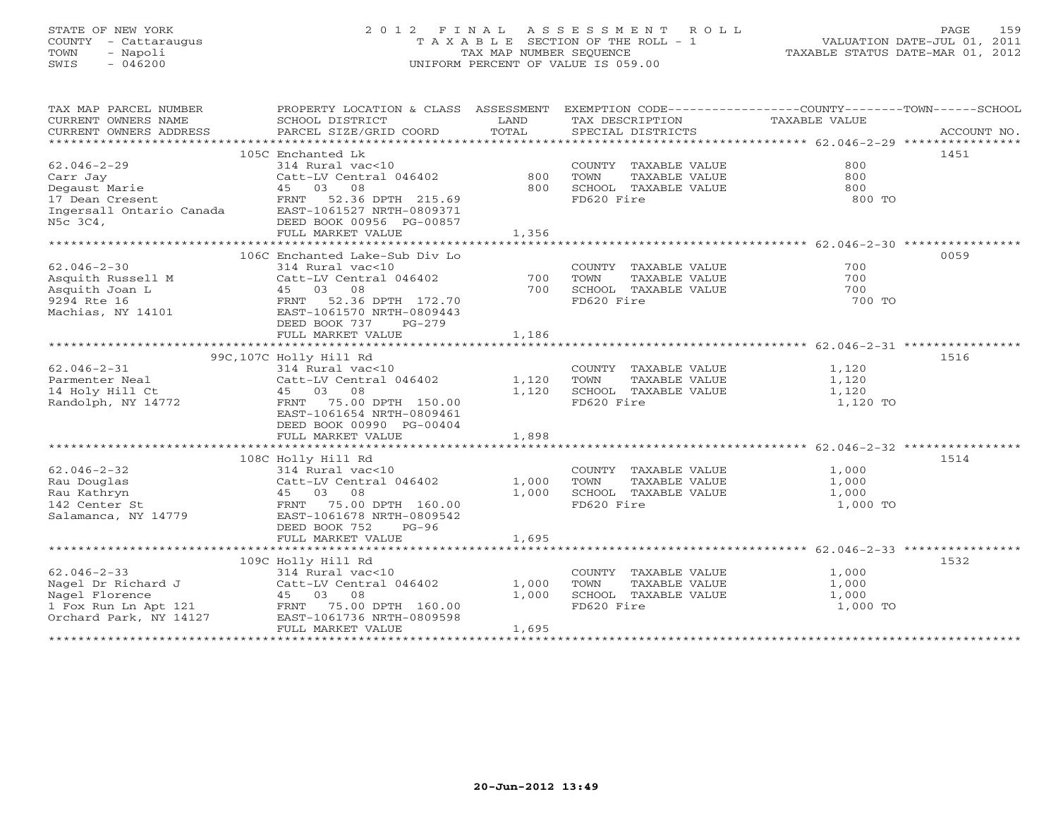STATE OF NEW YORK
COUNTY - Cattaraugus
TOWN - Napoli
SWIS - 046200

# 2012 FINAL ASSESSMENT ROLL

TAXABLE SECTION OF THE ROLL - 1
TAX MAP NUMBER SEQUENCE
UNIFORM PERCENT OF VALUE IS 059.00

VALUATION DATE-JUL 01, 2011
TAXABLE STATUS DATE-MAR 01, 2012

| TAX MAP PARCEL NUMBER / CURRENT OWNERS NAME / CURRENT OWNERS ADDRESS | PROPERTY LOCATION & CLASS / SCHOOL DISTRICT / PARCEL SIZE/GRID COORD | ASSESSMENT LAND / TOTAL | EXEMPTION CODE / TAX DESCRIPTION / SPECIAL DISTRICTS | COUNTY / TOWN / SCHOOL TAXABLE VALUE | ACCOUNT NO. |
|---|---|---|---|---|---|
| 62.046-2-29 | 105C Enchanted Lk | | | | 1451 |
| Carr Jay | 314 Rural vac<10 | | COUNTY TAXABLE VALUE | 800 | |
| Degaust Marie | Catt-LV Central 046402 | 800 | TOWN TAXABLE VALUE | 800 | |
| 17 Dean Cresent | 45 03 08 | 800 | SCHOOL TAXABLE VALUE | 800 | |
| Ingersall Ontario Canada | FRNT 52.36 DPTH 215.69 | | FD620 Fire | 800 TO | |
| N5c 3C4, | EAST-1061527 NRTH-0809371 | | | | |
| | DEED BOOK 00956 PG-00857 | | | | |
| | FULL MARKET VALUE | 1,356 | | | |
| 62.046-2-30 | 106C Enchanted Lake-Sub Div Lo | | | | 0059 |
| Asquith Russell M | 314 Rural vac<10 | | COUNTY TAXABLE VALUE | 700 | |
| Asquith Joan L | Catt-LV Central 046402 | 700 | TOWN TAXABLE VALUE | 700 | |
| 9294 Rte 16 | 45 03 08 | 700 | SCHOOL TAXABLE VALUE | 700 | |
| Machias, NY 14101 | FRNT 52.36 DPTH 172.70 | | FD620 Fire | 700 TO | |
| | EAST-1061570 NRTH-0809443 | | | | |
| | DEED BOOK 737 PG-279 | | | | |
| | FULL MARKET VALUE | 1,186 | | | |
| 62.046-2-31 | 99C,107C Holly Hill Rd | | | | 1516 |
| Parmenter Neal | 314 Rural vac<10 | | COUNTY TAXABLE VALUE | 1,120 | |
| 14 Holy Hill Ct | Catt-LV Central 046402 | 1,120 | TOWN TAXABLE VALUE | 1,120 | |
| Randolph, NY 14772 | 45 03 08 | 1,120 | SCHOOL TAXABLE VALUE | 1,120 | |
| | FRNT 75.00 DPTH 150.00 | | FD620 Fire | 1,120 TO | |
| | EAST-1061654 NRTH-0809461 | | | | |
| | DEED BOOK 00990 PG-00404 | | | | |
| | FULL MARKET VALUE | 1,898 | | | |
| 62.046-2-32 | 108C Holly Hill Rd | | | | 1514 |
| Rau Douglas | 314 Rural vac<10 | | COUNTY TAXABLE VALUE | 1,000 | |
| Rau Kathryn | Catt-LV Central 046402 | 1,000 | TOWN TAXABLE VALUE | 1,000 | |
| 142 Center St | 45 03 08 | 1,000 | SCHOOL TAXABLE VALUE | 1,000 | |
| Salamanca, NY 14779 | FRNT 75.00 DPTH 160.00 | | FD620 Fire | 1,000 TO | |
| | EAST-1061678 NRTH-0809542 | | | | |
| | DEED BOOK 752 PG-96 | | | | |
| | FULL MARKET VALUE | 1,695 | | | |
| 62.046-2-33 | 109C Holly Hill Rd | | | | 1532 |
| Nagel Dr Richard J | 314 Rural vac<10 | | COUNTY TAXABLE VALUE | 1,000 | |
| Nagel Florence | Catt-LV Central 046402 | 1,000 | TOWN TAXABLE VALUE | 1,000 | |
| 1 Fox Run Ln Apt 121 | 45 03 08 | 1,000 | SCHOOL TAXABLE VALUE | 1,000 | |
| Orchard Park, NY 14127 | FRNT 75.00 DPTH 160.00 | | FD620 Fire | 1,000 TO | |
| | EAST-1061736 NRTH-0809598 | | | | |
| | FULL MARKET VALUE | 1,695 | | | |

20-Jun-2012 13:49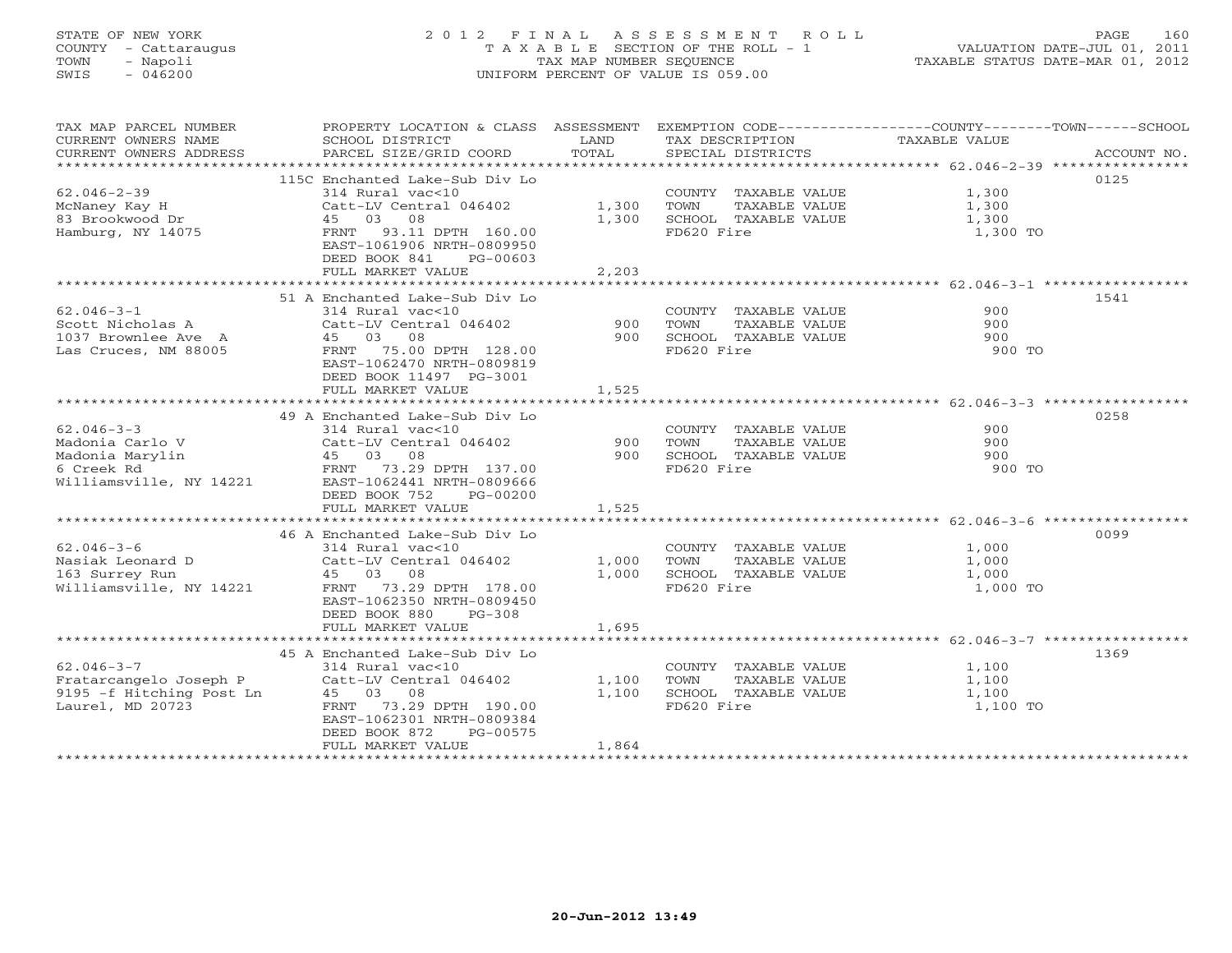STATE OF NEW YORK
COUNTY - Cattaraugus
TOWN - Napoli
SWIS - 046200

# 2012 FINAL ASSESSMENT ROLL

TAXABLE SECTION OF THE ROLL - 1
TAX MAP NUMBER SEQUENCE
UNIFORM PERCENT OF VALUE IS 059.00

VALUATION DATE-JUL 01, 2011
TAXABLE STATUS DATE-MAR 01, 2012

| TAX MAP PARCEL NUMBER / CURRENT OWNERS NAME / CURRENT OWNERS ADDRESS | PROPERTY LOCATION & CLASS / SCHOOL DISTRICT / PARCEL SIZE/GRID COORD | ASSESSMENT LAND | TOTAL | EXEMPTION CODE / TAX DESCRIPTION / SPECIAL DISTRICTS | TAXABLE VALUE (COUNTY / TOWN / SCHOOL) | ACCOUNT NO. |
|---|---|---|---|---|---|---|
| **62.046-2-39** | 115C Enchanted Lake-Sub Div Lo | | | | | 0125 |
| 62.046-2-39 | 314 Rural vac<10 | | | COUNTY TAXABLE VALUE | 1,300 | |
| McNaney Kay H | Catt-LV Central 046402 | 1,300 | | TOWN TAXABLE VALUE | 1,300 | |
| 83 Brookwood Dr | 45 03 08 | | 1,300 | SCHOOL TAXABLE VALUE | 1,300 | |
| Hamburg, NY 14075 | FRNT 93.11 DPTH 160.00 | | | FD620 Fire | 1,300 TO | |
| | EAST-1061906 NRTH-0809950 | | | | | |
| | DEED BOOK 841 PG-00603 | | | | | |
| | FULL MARKET VALUE | | 2,203 | | | |
| **62.046-3-1** | 51 A Enchanted Lake-Sub Div Lo | | | | | 1541 |
| 62.046-3-1 | 314 Rural vac<10 | | | COUNTY TAXABLE VALUE | 900 | |
| Scott Nicholas A | Catt-LV Central 046402 | 900 | | TOWN TAXABLE VALUE | 900 | |
| 1037 Brownlee Ave A | 45 03 08 | | 900 | SCHOOL TAXABLE VALUE | 900 | |
| Las Cruces, NM 88005 | FRNT 75.00 DPTH 128.00 | | | FD620 Fire | 900 TO | |
| | EAST-1062470 NRTH-0809819 | | | | | |
| | DEED BOOK 11497 PG-3001 | | | | | |
| | FULL MARKET VALUE | | 1,525 | | | |
| **62.046-3-3** | 49 A Enchanted Lake-Sub Div Lo | | | | | 0258 |
| 62.046-3-3 | 314 Rural vac<10 | | | COUNTY TAXABLE VALUE | 900 | |
| Madonia Carlo V | Catt-LV Central 046402 | 900 | | TOWN TAXABLE VALUE | 900 | |
| Madonia Marylin | 45 03 08 | | 900 | SCHOOL TAXABLE VALUE | 900 | |
| 6 Creek Rd | FRNT 73.29 DPTH 137.00 | | | FD620 Fire | 900 TO | |
| Williamsville, NY 14221 | EAST-1062441 NRTH-0809666 | | | | | |
| | DEED BOOK 752 PG-00200 | | | | | |
| | FULL MARKET VALUE | | 1,525 | | | |
| **62.046-3-6** | 46 A Enchanted Lake-Sub Div Lo | | | | | 0099 |
| 62.046-3-6 | 314 Rural vac<10 | | | COUNTY TAXABLE VALUE | 1,000 | |
| Nasiak Leonard D | Catt-LV Central 046402 | 1,000 | | TOWN TAXABLE VALUE | 1,000 | |
| 163 Surrey Run | 45 03 08 | | 1,000 | SCHOOL TAXABLE VALUE | 1,000 | |
| Williamsville, NY 14221 | FRNT 73.29 DPTH 178.00 | | | FD620 Fire | 1,000 TO | |
| | EAST-1062350 NRTH-0809450 | | | | | |
| | DEED BOOK 880 PG-308 | | | | | |
| | FULL MARKET VALUE | | 1,695 | | | |
| **62.046-3-7** | 45 A Enchanted Lake-Sub Div Lo | | | | | 1369 |
| 62.046-3-7 | 314 Rural vac<10 | | | COUNTY TAXABLE VALUE | 1,100 | |
| Fratarcangelo Joseph P | Catt-LV Central 046402 | 1,100 | | TOWN TAXABLE VALUE | 1,100 | |
| 9195 -f Hitching Post Ln | 45 03 08 | | 1,100 | SCHOOL TAXABLE VALUE | 1,100 | |
| Laurel, MD 20723 | FRNT 73.29 DPTH 190.00 | | | FD620 Fire | 1,100 TO | |
| | EAST-1062301 NRTH-0809384 | | | | | |
| | DEED BOOK 872 PG-00575 | | | | | |
| | FULL MARKET VALUE | | 1,864 | | | |

20-Jun-2012 13:49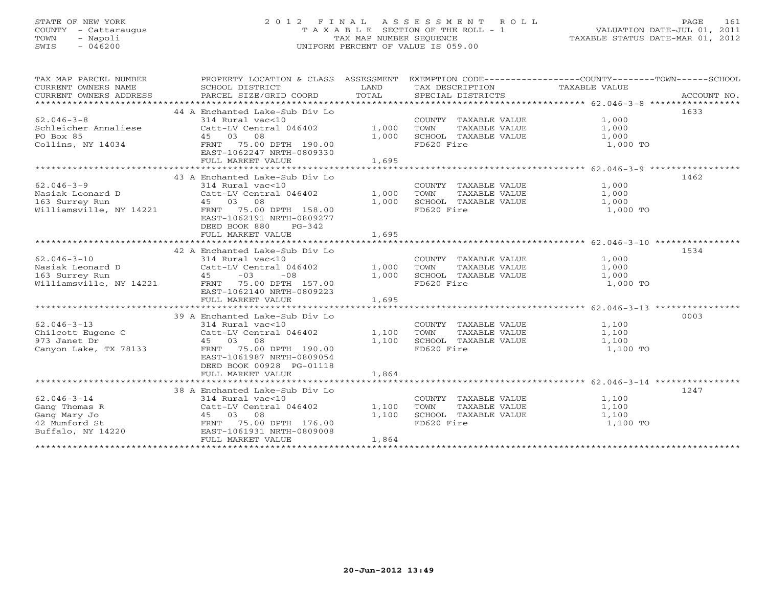STATE OF NEW YORK
COUNTY - Cattaraugus
TOWN - Napoli
SWIS - 046200

# 2012 FINAL ASSESSMENT ROLL
TAXABLE SECTION OF THE ROLL - 1
TAX MAP NUMBER SEQUENCE
UNIFORM PERCENT OF VALUE IS 059.00

VALUATION DATE-JUL 01, 2011
TAXABLE STATUS DATE-MAR 01, 2012

| TAX MAP PARCEL NUMBER / CURRENT OWNERS NAME / CURRENT OWNERS ADDRESS | PROPERTY LOCATION & CLASS / SCHOOL DISTRICT / PARCEL SIZE/GRID COORD | ASSESSMENT LAND | TOTAL | EXEMPTION CODE / TAX DESCRIPTION / SPECIAL DISTRICTS | COUNTY--------TOWN------SCHOOL TAXABLE VALUE | ACCOUNT NO. |
|---|---|---|---|---|---|---|
| 62.046-3-8 | 44 A Enchanted Lake-Sub Div Lo | | | | | 1633 |
| 62.046-3-8 | 314 Rural vac<10 | | | COUNTY TAXABLE VALUE | 1,000 | |
| Schleicher Annaliese | Catt-LV Central 046402 | 1,000 | | TOWN TAXABLE VALUE | 1,000 | |
| PO Box 85 | 45 03 08 | | 1,000 | SCHOOL TAXABLE VALUE | 1,000 | |
| Collins, NY 14034 | FRNT 75.00 DPTH 190.00 | | | FD620 Fire | 1,000 TO | |
| | EAST-1062247 NRTH-0809330 | | | | | |
| | FULL MARKET VALUE | | 1,695 | | | |
| 62.046-3-9 | 43 A Enchanted Lake-Sub Div Lo | | | | | 1462 |
| 62.046-3-9 | 314 Rural vac<10 | | | COUNTY TAXABLE VALUE | 1,000 | |
| Nasiak Leonard D | Catt-LV Central 046402 | 1,000 | | TOWN TAXABLE VALUE | 1,000 | |
| 163 Surrey Run | 45 03 08 | | 1,000 | SCHOOL TAXABLE VALUE | 1,000 | |
| Williamsville, NY 14221 | FRNT 75.00 DPTH 158.00 | | | FD620 Fire | 1,000 TO | |
| | EAST-1062191 NRTH-0809277 | | | | | |
| | DEED BOOK 880 PG-342 | | | | | |
| | FULL MARKET VALUE | | 1,695 | | | |
| 62.046-3-10 | 42 A Enchanted Lake-Sub Div Lo | | | | | 1534 |
| 62.046-3-10 | 314 Rural vac<10 | | | COUNTY TAXABLE VALUE | 1,000 | |
| Nasiak Leonard D | Catt-LV Central 046402 | 1,000 | | TOWN TAXABLE VALUE | 1,000 | |
| 163 Surrey Run | 45 -03 -08 | | 1,000 | SCHOOL TAXABLE VALUE | 1,000 | |
| Williamsville, NY 14221 | FRNT 75.00 DPTH 157.00 | | | FD620 Fire | 1,000 TO | |
| | EAST-1062140 NRTH-0809223 | | | | | |
| | FULL MARKET VALUE | | 1,695 | | | |
| 62.046-3-13 | 39 A Enchanted Lake-Sub Div Lo | | | | | 0003 |
| 62.046-3-13 | 314 Rural vac<10 | | | COUNTY TAXABLE VALUE | 1,100 | |
| Chilcott Eugene C | Catt-LV Central 046402 | 1,100 | | TOWN TAXABLE VALUE | 1,100 | |
| 973 Janet Dr | 45 03 08 | | 1,100 | SCHOOL TAXABLE VALUE | 1,100 | |
| Canyon Lake, TX 78133 | FRNT 75.00 DPTH 190.00 | | | FD620 Fire | 1,100 TO | |
| | EAST-1061987 NRTH-0809054 | | | | | |
| | DEED BOOK 00928 PG-01118 | | | | | |
| | FULL MARKET VALUE | | 1,864 | | | |
| 62.046-3-14 | 38 A Enchanted Lake-Sub Div Lo | | | | | 1247 |
| 62.046-3-14 | 314 Rural vac<10 | | | COUNTY TAXABLE VALUE | 1,100 | |
| Gang Thomas R | Catt-LV Central 046402 | 1,100 | | TOWN TAXABLE VALUE | 1,100 | |
| Gang Mary Jo | 45 03 08 | | 1,100 | SCHOOL TAXABLE VALUE | 1,100 | |
| 42 Mumford St | FRNT 75.00 DPTH 176.00 | | | FD620 Fire | 1,100 TO | |
| Buffalo, NY 14220 | EAST-1061931 NRTH-0809008 | | | | | |
| | FULL MARKET VALUE | | 1,864 | | | |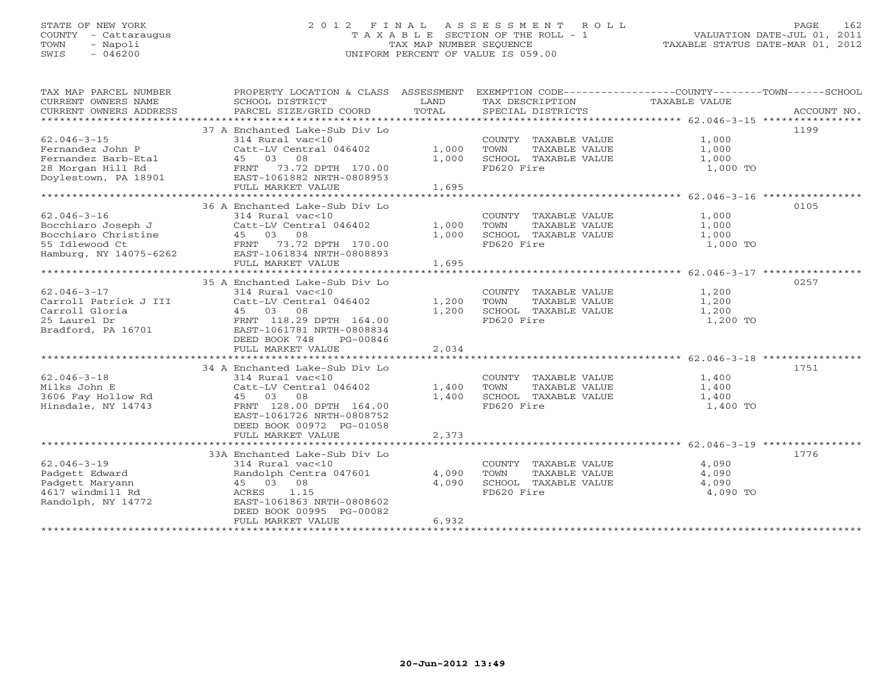STATE OF NEW YORK
COUNTY - Cattaraugus
TOWN - Napoli
SWIS - 046200

# 2012 FINAL ASSESSMENT ROLL
TAXABLE SECTION OF THE ROLL - 1
TAX MAP NUMBER SEQUENCE
UNIFORM PERCENT OF VALUE IS 059.00

VALUATION DATE-JUL 01, 2011
TAXABLE STATUS DATE-MAR 01, 2012

| TAX MAP PARCEL NUMBER / CURRENT OWNERS NAME / CURRENT OWNERS ADDRESS | PROPERTY LOCATION & CLASS / SCHOOL DISTRICT / PARCEL SIZE/GRID COORD | ASSESSMENT LAND | TOTAL | EXEMPTION CODE / TAX DESCRIPTION / SPECIAL DISTRICTS | COUNTY / TOWN / SCHOOL TAXABLE VALUE | ACCOUNT NO. |
|---|---|---|---|---|---|---|
| 62.046-3-15 | 37 A Enchanted Lake-Sub Div Lo | | | | | 1199 |
| | 314 Rural vac<10 | | | COUNTY TAXABLE VALUE | 1,000 | |
| Fernandez John P | Catt-LV Central 046402 | 1,000 | | TOWN TAXABLE VALUE | 1,000 | |
| Fernandez Barb-Etal | 45 03 08 | | 1,000 | SCHOOL TAXABLE VALUE | 1,000 | |
| 28 Morgan Hill Rd | FRNT 73.72 DPTH 170.00 | | | FD620 Fire | 1,000 TO | |
| Doylestown, PA 18901 | EAST-1061882 NRTH-0808953 | | | | | |
| | FULL MARKET VALUE | | 1,695 | | | |
| 62.046-3-16 | 36 A Enchanted Lake-Sub Div Lo | | | | | 0105 |
| | 314 Rural vac<10 | | | COUNTY TAXABLE VALUE | 1,000 | |
| Bocchiaro Joseph J | Catt-LV Central 046402 | 1,000 | | TOWN TAXABLE VALUE | 1,000 | |
| Bocchiaro Christine | 45 03 08 | | 1,000 | SCHOOL TAXABLE VALUE | 1,000 | |
| 55 Idlewood Ct | FRNT 73.72 DPTH 170.00 | | | FD620 Fire | 1,000 TO | |
| Hamburg, NY 14075-6262 | EAST-1061834 NRTH-0808893 | | | | | |
| | FULL MARKET VALUE | | 1,695 | | | |
| 62.046-3-17 | 35 A Enchanted Lake-Sub Div Lo | | | | | 0257 |
| | 314 Rural vac<10 | | | COUNTY TAXABLE VALUE | 1,200 | |
| Carroll Patrick J III | Catt-LV Central 046402 | 1,200 | | TOWN TAXABLE VALUE | 1,200 | |
| Carroll Gloria | 45 03 08 | | 1,200 | SCHOOL TAXABLE VALUE | 1,200 | |
| 25 Laurel Dr | FRNT 118.29 DPTH 164.00 | | | FD620 Fire | 1,200 TO | |
| Bradford, PA 16701 | EAST-1061781 NRTH-0808834 | | | | | |
| | DEED BOOK 748 PG-00846 | | | | | |
| | FULL MARKET VALUE | | 2,034 | | | |
| 62.046-3-18 | 34 A Enchanted Lake-Sub Div Lo | | | | | 1751 |
| | 314 Rural vac<10 | | | COUNTY TAXABLE VALUE | 1,400 | |
| Milks John E | Catt-LV Central 046402 | 1,400 | | TOWN TAXABLE VALUE | 1,400 | |
| 3606 Fay Hollow Rd | 45 03 08 | | 1,400 | SCHOOL TAXABLE VALUE | 1,400 | |
| Hinsdale, NY 14743 | FRNT 128.00 DPTH 164.00 | | | FD620 Fire | 1,400 TO | |
| | EAST-1061726 NRTH-0808752 | | | | | |
| | DEED BOOK 00972 PG-01058 | | | | | |
| | FULL MARKET VALUE | | 2,373 | | | |
| 62.046-3-19 | 33A Enchanted Lake-Sub Div Lo | | | | | 1776 |
| | 314 Rural vac<10 | | | COUNTY TAXABLE VALUE | 4,090 | |
| Padgett Edward | Randolph Centra 047601 | 4,090 | | TOWN TAXABLE VALUE | 4,090 | |
| Padgett Maryann | 45 03 08 | | 4,090 | SCHOOL TAXABLE VALUE | 4,090 | |
| 4617 windmill Rd | ACRES 1.15 | | | FD620 Fire | 4,090 TO | |
| Randolph, NY 14772 | EAST-1061863 NRTH-0808602 | | | | | |
| | DEED BOOK 00995 PG-00082 | | | | | |
| | FULL MARKET VALUE | | 6,932 | | | |

20-Jun-2012 13:49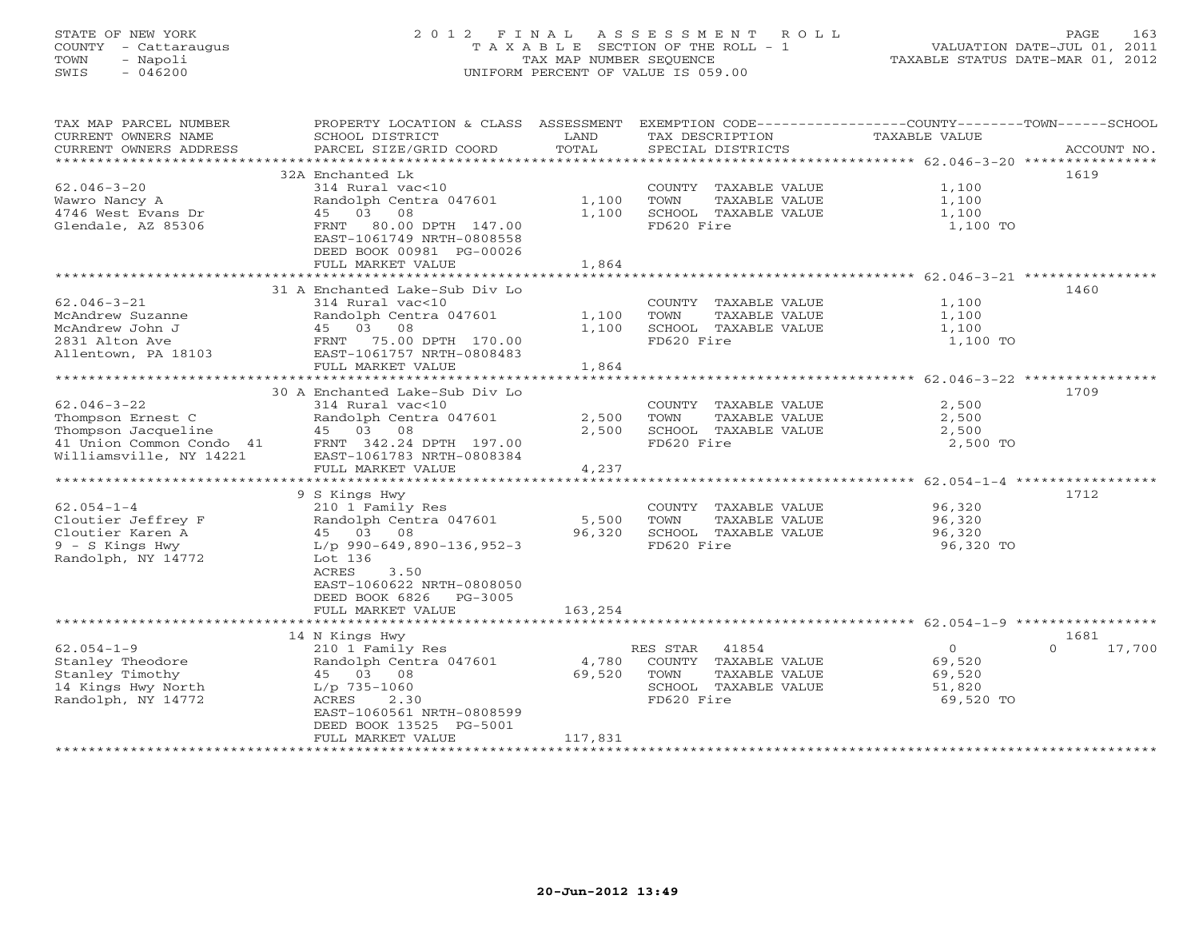STATE OF NEW YORK — COUNTY - Cattaraugus — TOWN - Napoli — SWIS - 046200

# 2012 FINAL ASSESSMENT ROLL
TAXABLE SECTION OF THE ROLL - 1
TAX MAP NUMBER SEQUENCE
UNIFORM PERCENT OF VALUE IS 059.00

VALUATION DATE-JUL 01, 2011
TAXABLE STATUS DATE-MAR 01, 2012

| TAX MAP PARCEL NUMBER / CURRENT OWNERS NAME / CURRENT OWNERS ADDRESS | PROPERTY LOCATION & CLASS / SCHOOL DISTRICT / PARCEL SIZE/GRID COORD | ASSESSMENT LAND / TOTAL | EXEMPTION CODE / TAX DESCRIPTION / SPECIAL DISTRICTS | COUNTY / TOWN / SCHOOL TAXABLE VALUE | ACCOUNT NO. |
|---|---|---|---|---|---|
| 62.046-3-20 | 32A Enchanted Lk | | | | 1619 |
| Wawro Nancy A | 314 Rural vac<10 | | COUNTY TAXABLE VALUE | 1,100 | |
| 4746 West Evans Dr | Randolph Centra 047601 | 1,100 | TOWN TAXABLE VALUE | 1,100 | |
| Glendale, AZ 85306 | 45 03 08 | 1,100 | SCHOOL TAXABLE VALUE | 1,100 | |
| | FRNT 80.00 DPTH 147.00 | | FD620 Fire | 1,100 TO | |
| | EAST-1061749 NRTH-0808558 | | | | |
| | DEED BOOK 00981 PG-00026 | | | | |
| | FULL MARKET VALUE | 1,864 | | | |
| 62.046-3-21 | 31 A Enchanted Lake-Sub Div Lo | | | | 1460 |
| McAndrew Suzanne | 314 Rural vac<10 | | COUNTY TAXABLE VALUE | 1,100 | |
| McAndrew John J | Randolph Centra 047601 | 1,100 | TOWN TAXABLE VALUE | 1,100 | |
| 2831 Alton Ave | 45 03 08 | 1,100 | SCHOOL TAXABLE VALUE | 1,100 | |
| Allentown, PA 18103 | FRNT 75.00 DPTH 170.00 | | FD620 Fire | 1,100 TO | |
| | EAST-1061757 NRTH-0808483 | | | | |
| | FULL MARKET VALUE | 1,864 | | | |
| 62.046-3-22 | 30 A Enchanted Lake-Sub Div Lo | | | | 1709 |
| Thompson Ernest C | 314 Rural vac<10 | | COUNTY TAXABLE VALUE | 2,500 | |
| Thompson Jacqueline | Randolph Centra 047601 | 2,500 | TOWN TAXABLE VALUE | 2,500 | |
| 41 Union Common Condo 41 | 45 03 08 | 2,500 | SCHOOL TAXABLE VALUE | 2,500 | |
| Williamsville, NY 14221 | FRNT 342.24 DPTH 197.00 | | FD620 Fire | 2,500 TO | |
| | EAST-1061783 NRTH-0808384 | | | | |
| | FULL MARKET VALUE | 4,237 | | | |
| 62.054-1-4 | 9 S Kings Hwy | | | | 1712 |
| Cloutier Jeffrey F | 210 1 Family Res | | COUNTY TAXABLE VALUE | 96,320 | |
| Cloutier Karen A | Randolph Centra 047601 | 5,500 | TOWN TAXABLE VALUE | 96,320 | |
| 9 - S Kings Hwy | 45 03 08 | 96,320 | SCHOOL TAXABLE VALUE | 96,320 | |
| Randolph, NY 14772 | L/p 990-649,890-136,952-3 | | FD620 Fire | 96,320 TO | |
| | Lot 136 | | | | |
| | ACRES 3.50 | | | | |
| | EAST-1060622 NRTH-0808050 | | | | |
| | DEED BOOK 6826 PG-3005 | | | | |
| | FULL MARKET VALUE | 163,254 | | | |
| 62.054-1-9 | 14 N Kings Hwy | | | | 1681 |
| Stanley Theodore | 210 1 Family Res | | RES STAR 41854 | 0 / 0 / 17,700 | |
| Stanley Timothy | Randolph Centra 047601 | 4,780 | COUNTY TAXABLE VALUE | 69,520 | |
| 14 Kings Hwy North | 45 03 08 | 69,520 | TOWN TAXABLE VALUE | 69,520 | |
| Randolph, NY 14772 | L/p 735-1060 | | SCHOOL TAXABLE VALUE | 51,820 | |
| | ACRES 2.30 | | FD620 Fire | 69,520 TO | |
| | EAST-1060561 NRTH-0808599 | | | | |
| | DEED BOOK 13525 PG-5001 | | | | |
| | FULL MARKET VALUE | 117,831 | | | |

20-Jun-2012 13:49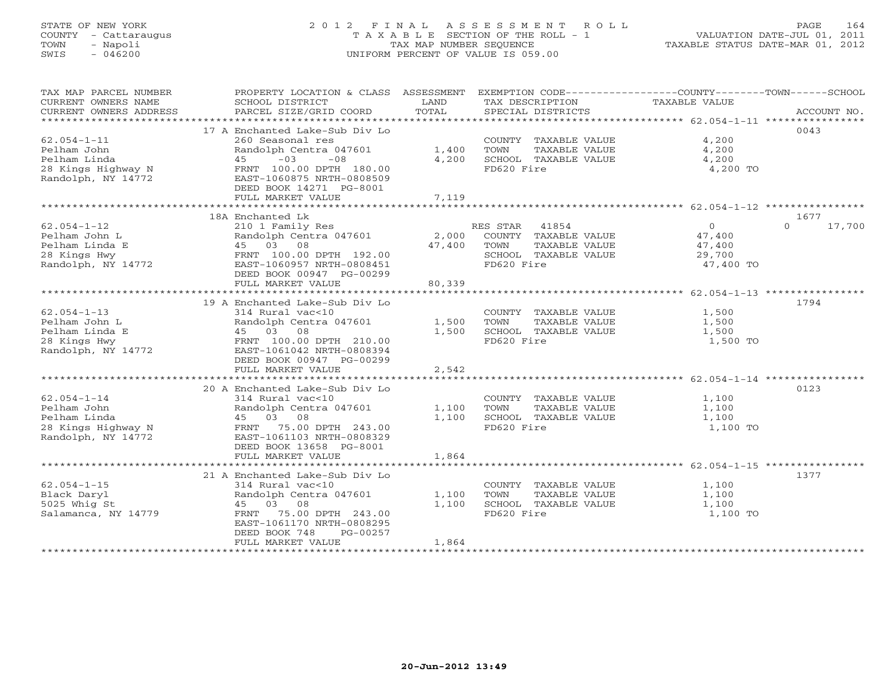STATE OF NEW YORK
COUNTY - Cattaraugus
TOWN - Napoli
SWIS - 046200

2 0 1 2 F I N A L A S S E S S M E N T R O L L
T A X A B L E SECTION OF THE ROLL - 1
TAX MAP NUMBER SEQUENCE
UNIFORM PERCENT OF VALUE IS 059.00

VALUATION DATE-JUL 01, 2011
TAXABLE STATUS DATE-MAR 01, 2012

| TAX MAP PARCEL NUMBER / CURRENT OWNERS NAME / CURRENT OWNERS ADDRESS | PROPERTY LOCATION & CLASS / SCHOOL DISTRICT / PARCEL SIZE/GRID COORD | ASSESSMENT LAND / TOTAL | EXEMPTION CODE / TAX DESCRIPTION / SPECIAL DISTRICTS | COUNTY TAXABLE VALUE | TOWN | SCHOOL | ACCOUNT NO. |
|---|---|---|---|---|---|---|---|
| 62.054-1-11 | 17 A Enchanted Lake-Sub Div Lo | | | | | | 0043 |
| | 260 Seasonal res | | COUNTY TAXABLE VALUE | 4,200 | | | |
| Pelham John | Randolph Centra 047601 | 1,400 | TOWN TAXABLE VALUE | 4,200 | | | |
| Pelham Linda | 45 -03 -08 | 4,200 | SCHOOL TAXABLE VALUE | 4,200 | | | |
| 28 Kings Highway N | FRNT 100.00 DPTH 180.00 | | FD620 Fire | 4,200 TO | | | |
| Randolph, NY 14772 | EAST-1060875 NRTH-0808509 | | | | | | |
| | DEED BOOK 14271 PG-8001 | | | | | | |
| | FULL MARKET VALUE | 7,119 | | | | | |
| 62.054-1-12 | 18A Enchanted Lk | | | | | | 1677 |
| | 210 1 Family Res | | RES STAR 41854 | 0 | | 0 17,700 | |
| Pelham John L | Randolph Centra 047601 | 2,000 | COUNTY TAXABLE VALUE | 47,400 | | | |
| Pelham Linda E | 45 03 08 | 47,400 | TOWN TAXABLE VALUE | 47,400 | | | |
| 28 Kings Hwy | FRNT 100.00 DPTH 192.00 | | SCHOOL TAXABLE VALUE | 29,700 | | | |
| Randolph, NY 14772 | EAST-1060957 NRTH-0808451 | | FD620 Fire | 47,400 TO | | | |
| | DEED BOOK 00947 PG-00299 | | | | | | |
| | FULL MARKET VALUE | 80,339 | | | | | |
| 62.054-1-13 | 19 A Enchanted Lake-Sub Div Lo | | | | | | 1794 |
| | 314 Rural vac<10 | | COUNTY TAXABLE VALUE | 1,500 | | | |
| Pelham John L | Randolph Centra 047601 | 1,500 | TOWN TAXABLE VALUE | 1,500 | | | |
| Pelham Linda E | 45 03 08 | 1,500 | SCHOOL TAXABLE VALUE | 1,500 | | | |
| 28 Kings Hwy | FRNT 100.00 DPTH 210.00 | | FD620 Fire | 1,500 TO | | | |
| Randolph, NY 14772 | EAST-1061042 NRTH-0808394 | | | | | | |
| | DEED BOOK 00947 PG-00299 | | | | | | |
| | FULL MARKET VALUE | 2,542 | | | | | |
| 62.054-1-14 | 20 A Enchanted Lake-Sub Div Lo | | | | | | 0123 |
| | 314 Rural vac<10 | | COUNTY TAXABLE VALUE | 1,100 | | | |
| Pelham John | Randolph Centra 047601 | 1,100 | TOWN TAXABLE VALUE | 1,100 | | | |
| Pelham Linda | 45 03 08 | 1,100 | SCHOOL TAXABLE VALUE | 1,100 | | | |
| 28 Kings Highway N | FRNT 75.00 DPTH 243.00 | | FD620 Fire | 1,100 TO | | | |
| Randolph, NY 14772 | EAST-1061103 NRTH-0808329 | | | | | | |
| | DEED BOOK 13658 PG-8001 | | | | | | |
| | FULL MARKET VALUE | 1,864 | | | | | |
| 62.054-1-15 | 21 A Enchanted Lake-Sub Div Lo | | | | | | 1377 |
| | 314 Rural vac<10 | | COUNTY TAXABLE VALUE | 1,100 | | | |
| Black Daryl | Randolph Centra 047601 | 1,100 | TOWN TAXABLE VALUE | 1,100 | | | |
| 5025 Whig St | 45 03 08 | 1,100 | SCHOOL TAXABLE VALUE | 1,100 | | | |
| Salamanca, NY 14779 | FRNT 75.00 DPTH 243.00 | | FD620 Fire | 1,100 TO | | | |
| | EAST-1061170 NRTH-0808295 | | | | | | |
| | DEED BOOK 748 PG-00257 | | | | | | |
| | FULL MARKET VALUE | 1,864 | | | | | |

20-Jun-2012 13:49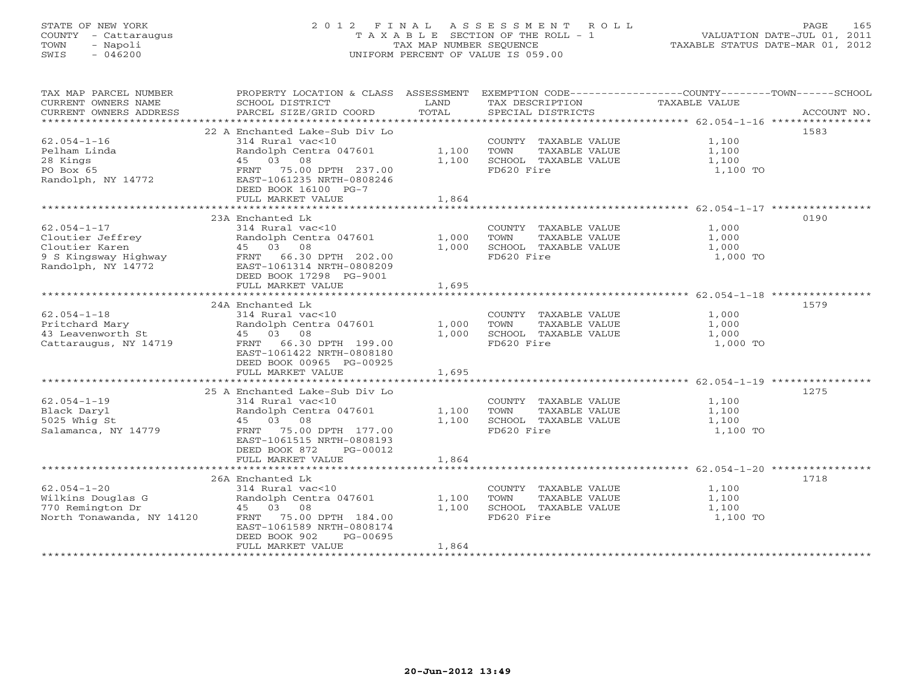STATE OF NEW YORK
COUNTY - Cattaraugus
TOWN - Napoli
SWIS - 046200

2012 FINAL ASSESSMENT ROLL
TAXABLE SECTION OF THE ROLL - 1
TAX MAP NUMBER SEQUENCE
UNIFORM PERCENT OF VALUE IS 059.00

VALUATION DATE-JUL 01, 2011
TAXABLE STATUS DATE-MAR 01, 2012

| TAX MAP PARCEL NUMBER / CURRENT OWNERS NAME / CURRENT OWNERS ADDRESS | PROPERTY LOCATION & CLASS / SCHOOL DISTRICT / PARCEL SIZE/GRID COORD | ASSESSMENT LAND | TOTAL | EXEMPTION CODE / TAX DESCRIPTION / SPECIAL DISTRICTS | COUNTY / TOWN / SCHOOL TAXABLE VALUE | ACCOUNT NO. |
|---|---|---|---|---|---|---|
| 62.054-1-16 | 22 A Enchanted Lake-Sub Div Lo | | | | | 1583 |
| Pelham Linda | 314 Rural vac<10 | | | COUNTY TAXABLE VALUE | 1,100 | |
| 28 Kings | Randolph Centra 047601 | 1,100 | | TOWN TAXABLE VALUE | 1,100 | |
| PO Box 65 | 45 03 08 | | 1,100 | SCHOOL TAXABLE VALUE | 1,100 | |
| Randolph, NY 14772 | FRNT 75.00 DPTH 237.00 | | | FD620 Fire | 1,100 TO | |
| | EAST-1061235 NRTH-0808246 | | | | | |
| | DEED BOOK 16100 PG-7 | | | | | |
| | FULL MARKET VALUE | | 1,864 | | | |
| 62.054-1-17 | 23A Enchanted Lk | | | | | 0190 |
| Cloutier Jeffrey | 314 Rural vac<10 | | | COUNTY TAXABLE VALUE | 1,000 | |
| Cloutier Karen | Randolph Centra 047601 | 1,000 | | TOWN TAXABLE VALUE | 1,000 | |
| 9 S Kingsway Highway | 45 03 08 | | 1,000 | SCHOOL TAXABLE VALUE | 1,000 | |
| Randolph, NY 14772 | FRNT 66.30 DPTH 202.00 | | | FD620 Fire | 1,000 TO | |
| | EAST-1061314 NRTH-0808209 | | | | | |
| | DEED BOOK 17298 PG-9001 | | | | | |
| | FULL MARKET VALUE | | 1,695 | | | |
| 62.054-1-18 | 24A Enchanted Lk | | | | | 1579 |
| Pritchard Mary | 314 Rural vac<10 | | | COUNTY TAXABLE VALUE | 1,000 | |
| 43 Leavenworth St | Randolph Centra 047601 | 1,000 | | TOWN TAXABLE VALUE | 1,000 | |
| Cattaraugus, NY 14719 | 45 03 08 | | 1,000 | SCHOOL TAXABLE VALUE | 1,000 | |
| | FRNT 66.30 DPTH 199.00 | | | FD620 Fire | 1,000 TO | |
| | EAST-1061422 NRTH-0808180 | | | | | |
| | DEED BOOK 00965 PG-00925 | | | | | |
| | FULL MARKET VALUE | | 1,695 | | | |
| 62.054-1-19 | 25 A Enchanted Lake-Sub Div Lo | | | | | 1275 |
| Black Daryl | 314 Rural vac<10 | | | COUNTY TAXABLE VALUE | 1,100 | |
| 5025 Whig St | Randolph Centra 047601 | 1,100 | | TOWN TAXABLE VALUE | 1,100 | |
| Salamanca, NY 14779 | 45 03 08 | | 1,100 | SCHOOL TAXABLE VALUE | 1,100 | |
| | FRNT 75.00 DPTH 177.00 | | | FD620 Fire | 1,100 TO | |
| | EAST-1061515 NRTH-0808193 | | | | | |
| | DEED BOOK 872 PG-00012 | | | | | |
| | FULL MARKET VALUE | | 1,864 | | | |
| 62.054-1-20 | 26A Enchanted Lk | | | | | 1718 |
| Wilkins Douglas G | 314 Rural vac<10 | | | COUNTY TAXABLE VALUE | 1,100 | |
| 770 Remington Dr | Randolph Centra 047601 | 1,100 | | TOWN TAXABLE VALUE | 1,100 | |
| North Tonawanda, NY 14120 | 45 03 08 | | 1,100 | SCHOOL TAXABLE VALUE | 1,100 | |
| | FRNT 75.00 DPTH 184.00 | | | FD620 Fire | 1,100 TO | |
| | EAST-1061589 NRTH-0808174 | | | | | |
| | DEED BOOK 902 PG-00695 | | | | | |
| | FULL MARKET VALUE | | 1,864 | | | |

20-Jun-2012 13:49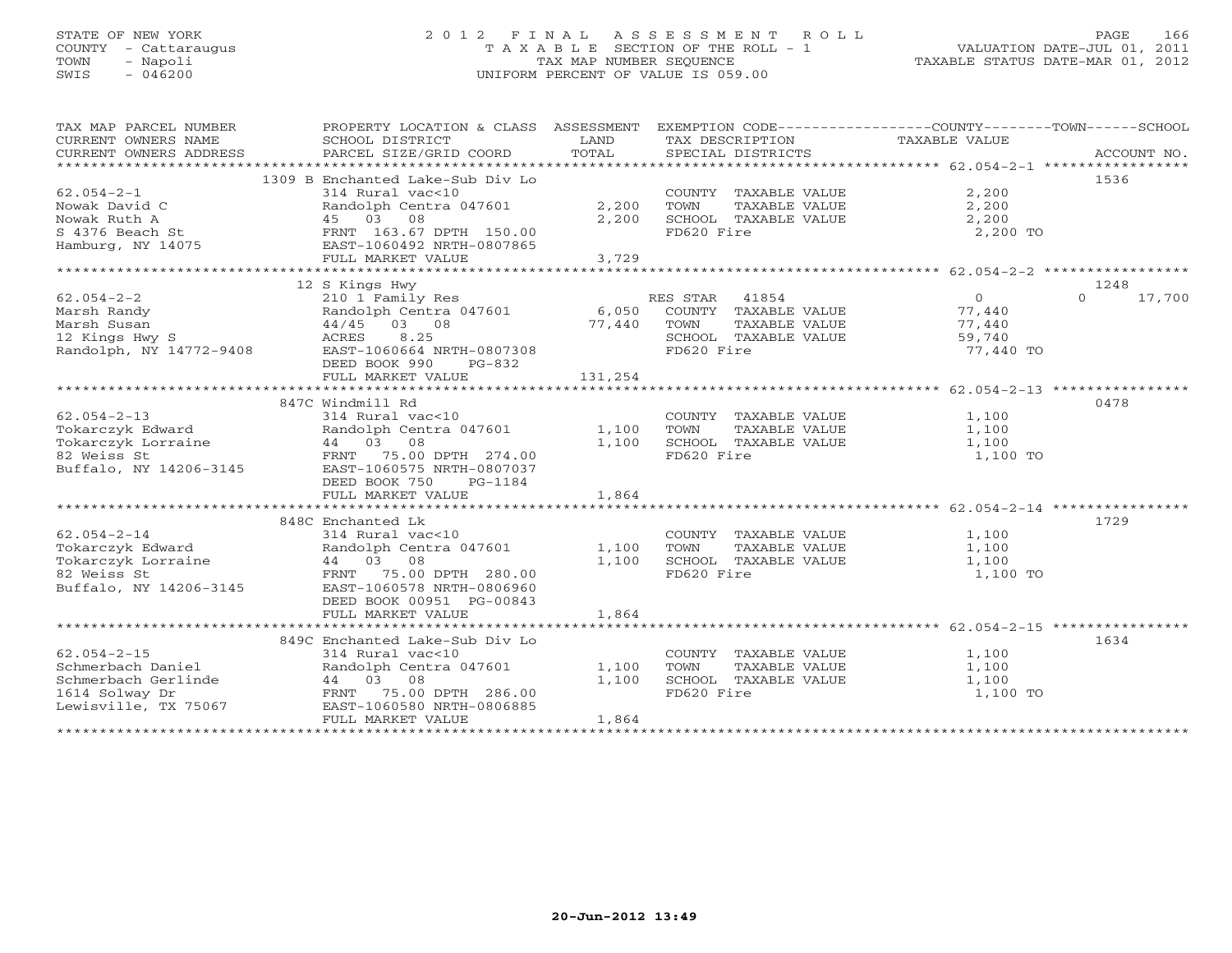STATE OF NEW YORK
COUNTY - Cattaraugus
TOWN - Napoli
SWIS - 046200

# 2012 FINAL ASSESSMENT ROLL
TAXABLE SECTION OF THE ROLL - 1
TAX MAP NUMBER SEQUENCE
UNIFORM PERCENT OF VALUE IS 059.00

VALUATION DATE-JUL 01, 2011
TAXABLE STATUS DATE-MAR 01, 2012

| TAX MAP PARCEL NUMBER / CURRENT OWNERS NAME / CURRENT OWNERS ADDRESS | PROPERTY LOCATION & CLASS / SCHOOL DISTRICT / PARCEL SIZE/GRID COORD | ASSESSMENT LAND | TOTAL | EXEMPTION CODE / TAX DESCRIPTION / SPECIAL DISTRICTS | COUNTY / TOWN / SCHOOL TAXABLE VALUE | ACCOUNT NO. |
|---|---|---|---|---|---|---|
| | 1309 B Enchanted Lake-Sub Div Lo | | | | | 1536 |
| 62.054-2-1 | 314 Rural vac<10 | | | COUNTY TAXABLE VALUE | 2,200 | |
| Nowak David C | Randolph Centra 047601 | 2,200 | | TOWN TAXABLE VALUE | 2,200 | |
| Nowak Ruth A | 45 03 08 | | 2,200 | SCHOOL TAXABLE VALUE | 2,200 | |
| S 4376 Beach St | FRNT 163.67 DPTH 150.00 | | | FD620 Fire | 2,200 TO | |
| Hamburg, NY 14075 | EAST-1060492 NRTH-0807865 | | | | | |
| | FULL MARKET VALUE | | 3,729 | | | |
| | 12 S Kings Hwy | | | | | 1248 |
| 62.054-2-2 | 210 1 Family Res | | | RES STAR 41854 | 0 0 17,700 | |
| Marsh Randy | Randolph Centra 047601 | 6,050 | | COUNTY TAXABLE VALUE | 77,440 | |
| Marsh Susan | 44/45 03 08 | | 77,440 | TOWN TAXABLE VALUE | 77,440 | |
| 12 Kings Hwy S | ACRES 8.25 | | | SCHOOL TAXABLE VALUE | 59,740 | |
| Randolph, NY 14772-9408 | EAST-1060664 NRTH-0807308 | | | FD620 Fire | 77,440 TO | |
| | DEED BOOK 990 PG-832 | | | | | |
| | FULL MARKET VALUE | | 131,254 | | | |
| | 847C Windmill Rd | | | | | 0478 |
| 62.054-2-13 | 314 Rural vac<10 | | | COUNTY TAXABLE VALUE | 1,100 | |
| Tokarczyk Edward | Randolph Centra 047601 | 1,100 | | TOWN TAXABLE VALUE | 1,100 | |
| Tokarczyk Lorraine | 44 03 08 | | 1,100 | SCHOOL TAXABLE VALUE | 1,100 | |
| 82 Weiss St | FRNT 75.00 DPTH 274.00 | | | FD620 Fire | 1,100 TO | |
| Buffalo, NY 14206-3145 | EAST-1060575 NRTH-0807037 | | | | | |
| | DEED BOOK 750 PG-1184 | | | | | |
| | FULL MARKET VALUE | | 1,864 | | | |
| | 848C Enchanted Lk | | | | | 1729 |
| 62.054-2-14 | 314 Rural vac<10 | | | COUNTY TAXABLE VALUE | 1,100 | |
| Tokarczyk Edward | Randolph Centra 047601 | 1,100 | | TOWN TAXABLE VALUE | 1,100 | |
| Tokarczyk Lorraine | 44 03 08 | | 1,100 | SCHOOL TAXABLE VALUE | 1,100 | |
| 82 Weiss St | FRNT 75.00 DPTH 280.00 | | | FD620 Fire | 1,100 TO | |
| Buffalo, NY 14206-3145 | EAST-1060578 NRTH-0806960 | | | | | |
| | DEED BOOK 00951 PG-00843 | | | | | |
| | FULL MARKET VALUE | | 1,864 | | | |
| | 849C Enchanted Lake-Sub Div Lo | | | | | 1634 |
| 62.054-2-15 | 314 Rural vac<10 | | | COUNTY TAXABLE VALUE | 1,100 | |
| Schmerbach Daniel | Randolph Centra 047601 | 1,100 | | TOWN TAXABLE VALUE | 1,100 | |
| Schmerbach Gerlinde | 44 03 08 | | 1,100 | SCHOOL TAXABLE VALUE | 1,100 | |
| 1614 Solway Dr | FRNT 75.00 DPTH 286.00 | | | FD620 Fire | 1,100 TO | |
| Lewisville, TX 75067 | EAST-1060580 NRTH-0806885 | | | | | |
| | FULL MARKET VALUE | | 1,864 | | | |

20-Jun-2012 13:49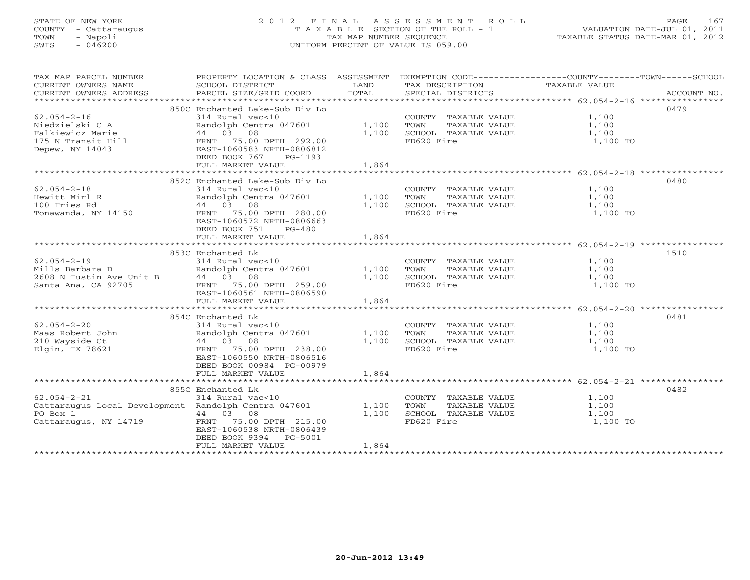STATE OF NEW YORK
COUNTY - Cattaraugus
TOWN - Napoli
SWIS - 046200

# 2012 FINAL ASSESSMENT ROLL

TAXABLE SECTION OF THE ROLL - 1
TAX MAP NUMBER SEQUENCE
UNIFORM PERCENT OF VALUE IS 059.00

VALUATION DATE-JUL 01, 2011
TAXABLE STATUS DATE-MAR 01, 2012

| TAX MAP PARCEL NUMBER / CURRENT OWNERS NAME / CURRENT OWNERS ADDRESS | PROPERTY LOCATION & CLASS / SCHOOL DISTRICT / PARCEL SIZE/GRID COORD | ASSESSMENT LAND | TOTAL | EXEMPTION CODE / TAX DESCRIPTION / SPECIAL DISTRICTS | COUNTY--------TOWN------SCHOOL TAXABLE VALUE | ACCOUNT NO. |
|---|---|---|---|---|---|---|
| 62.054-2-16 | 850C Enchanted Lake-Sub Div Lo | | | | | 0479 |
| Niedzielski C A | 314 Rural vac<10 | | | COUNTY TAXABLE VALUE | 1,100 | |
| Falkiewicz Marie | Randolph Centra 047601 | 1,100 | | TOWN TAXABLE VALUE | 1,100 | |
| 175 N Transit Hill | 44 03 08 | | 1,100 | SCHOOL TAXABLE VALUE | 1,100 | |
| Depew, NY 14043 | FRNT 75.00 DPTH 292.00 | | | FD620 Fire | 1,100 TO | |
| | EAST-1060583 NRTH-0806812 | | | | | |
| | DEED BOOK 767 PG-1193 | | | | | |
| | FULL MARKET VALUE | | 1,864 | | | |
| 62.054-2-18 | 852C Enchanted Lake-Sub Div Lo | | | | | 0480 |
| Hewitt Mirl R | 314 Rural vac<10 | | | COUNTY TAXABLE VALUE | 1,100 | |
| 100 Fries Rd | Randolph Centra 047601 | 1,100 | | TOWN TAXABLE VALUE | 1,100 | |
| Tonawanda, NY 14150 | 44 03 08 | | 1,100 | SCHOOL TAXABLE VALUE | 1,100 | |
| | FRNT 75.00 DPTH 280.00 | | | FD620 Fire | 1,100 TO | |
| | EAST-1060572 NRTH-0806663 | | | | | |
| | DEED BOOK 751 PG-480 | | | | | |
| | FULL MARKET VALUE | | 1,864 | | | |
| 62.054-2-19 | 853C Enchanted Lk | | | | | 1510 |
| Mills Barbara D | 314 Rural vac<10 | | | COUNTY TAXABLE VALUE | 1,100 | |
| 2608 N Tustin Ave Unit B | Randolph Centra 047601 | 1,100 | | TOWN TAXABLE VALUE | 1,100 | |
| Santa Ana, CA 92705 | 44 03 08 | | 1,100 | SCHOOL TAXABLE VALUE | 1,100 | |
| | FRNT 75.00 DPTH 259.00 | | | FD620 Fire | 1,100 TO | |
| | EAST-1060561 NRTH-0806590 | | | | | |
| | FULL MARKET VALUE | | 1,864 | | | |
| 62.054-2-20 | 854C Enchanted Lk | | | | | 0481 |
| Maas Robert John | 314 Rural vac<10 | | | COUNTY TAXABLE VALUE | 1,100 | |
| 210 Wayside Ct | Randolph Centra 047601 | 1,100 | | TOWN TAXABLE VALUE | 1,100 | |
| Elgin, TX 78621 | 44 03 08 | | 1,100 | SCHOOL TAXABLE VALUE | 1,100 | |
| | FRNT 75.00 DPTH 238.00 | | | FD620 Fire | 1,100 TO | |
| | EAST-1060550 NRTH-0806516 | | | | | |
| | DEED BOOK 00984 PG-00979 | | | | | |
| | FULL MARKET VALUE | | 1,864 | | | |
| 62.054-2-21 | 855C Enchanted Lk | | | | | 0482 |
| Cattaraugus Local Development | 314 Rural vac<10 | | | COUNTY TAXABLE VALUE | 1,100 | |
| PO Box 1 | Randolph Centra 047601 | 1,100 | | TOWN TAXABLE VALUE | 1,100 | |
| Cattaraugus, NY 14719 | 44 03 08 | | 1,100 | SCHOOL TAXABLE VALUE | 1,100 | |
| | FRNT 75.00 DPTH 215.00 | | | FD620 Fire | 1,100 TO | |
| | EAST-1060538 NRTH-0806439 | | | | | |
| | DEED BOOK 9394 PG-5001 | | | | | |
| | FULL MARKET VALUE | | 1,864 | | | |

20-Jun-2012 13:49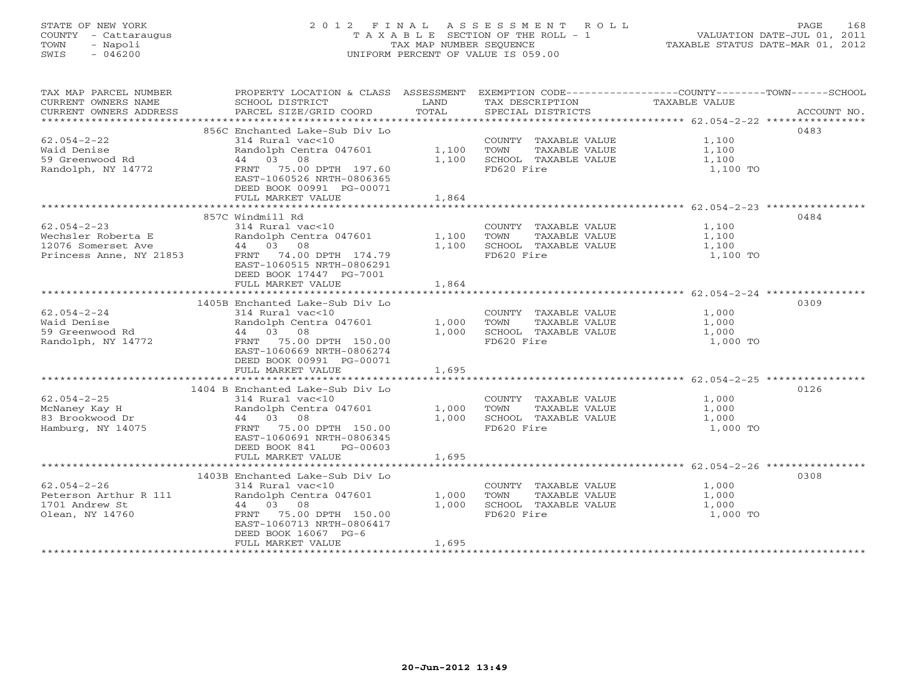STATE OF NEW YORK
COUNTY - Cattaraugus
TOWN - Napoli
SWIS - 046200

2012 FINAL ASSESSMENT ROLL
TAXABLE SECTION OF THE ROLL - 1
TAX MAP NUMBER SEQUENCE
UNIFORM PERCENT OF VALUE IS 059.00

VALUATION DATE-JUL 01, 2011
TAXABLE STATUS DATE-MAR 01, 2012

| TAX MAP PARCEL NUMBER / CURRENT OWNERS NAME / CURRENT OWNERS ADDRESS | PROPERTY LOCATION & CLASS / SCHOOL DISTRICT / PARCEL SIZE/GRID COORD | ASSESSMENT LAND / TOTAL | EXEMPTION CODE / TAX DESCRIPTION / SPECIAL DISTRICTS | COUNTY--------TOWN------SCHOOL TAXABLE VALUE | ACCOUNT NO. |
|---|---|---|---|---|---|
| **62.054-2-22** | 856C Enchanted Lake-Sub Div Lo | | | | 0483 |
| 62.054-2-22 | 314 Rural vac<10 | | COUNTY TAXABLE VALUE | 1,100 | |
| Waid Denise | Randolph Centra 047601 | 1,100 | TOWN TAXABLE VALUE | 1,100 | |
| 59 Greenwood Rd | 44 03 08 | 1,100 | SCHOOL TAXABLE VALUE | 1,100 | |
| Randolph, NY 14772 | FRNT 75.00 DPTH 197.60 | | FD620 Fire | 1,100 TO | |
| | EAST-1060526 NRTH-0806365 | | | | |
| | DEED BOOK 00991 PG-00071 | | | | |
| | FULL MARKET VALUE | 1,864 | | | |
| **62.054-2-23** | 857C Windmill Rd | | | | 0484 |
| 62.054-2-23 | 314 Rural vac<10 | | COUNTY TAXABLE VALUE | 1,100 | |
| Wechsler Roberta E | Randolph Centra 047601 | 1,100 | TOWN TAXABLE VALUE | 1,100 | |
| 12076 Somerset Ave | 44 03 08 | 1,100 | SCHOOL TAXABLE VALUE | 1,100 | |
| Princess Anne, NY 21853 | FRNT 74.00 DPTH 174.79 | | FD620 Fire | 1,100 TO | |
| | EAST-1060515 NRTH-0806291 | | | | |
| | DEED BOOK 17447 PG-7001 | | | | |
| | FULL MARKET VALUE | 1,864 | | | |
| **62.054-2-24** | 1405B Enchanted Lake-Sub Div Lo | | | | 0309 |
| 62.054-2-24 | 314 Rural vac<10 | | COUNTY TAXABLE VALUE | 1,000 | |
| Waid Denise | Randolph Centra 047601 | 1,000 | TOWN TAXABLE VALUE | 1,000 | |
| 59 Greenwood Rd | 44 03 08 | 1,000 | SCHOOL TAXABLE VALUE | 1,000 | |
| Randolph, NY 14772 | FRNT 75.00 DPTH 150.00 | | FD620 Fire | 1,000 TO | |
| | EAST-1060669 NRTH-0806274 | | | | |
| | DEED BOOK 00991 PG-00071 | | | | |
| | FULL MARKET VALUE | 1,695 | | | |
| **62.054-2-25** | 1404 B Enchanted Lake-Sub Div Lo | | | | 0126 |
| 62.054-2-25 | 314 Rural vac<10 | | COUNTY TAXABLE VALUE | 1,000 | |
| McNaney Kay H | Randolph Centra 047601 | 1,000 | TOWN TAXABLE VALUE | 1,000 | |
| 83 Brookwood Dr | 44 03 08 | 1,000 | SCHOOL TAXABLE VALUE | 1,000 | |
| Hamburg, NY 14075 | FRNT 75.00 DPTH 150.00 | | FD620 Fire | 1,000 TO | |
| | EAST-1060691 NRTH-0806345 | | | | |
| | DEED BOOK 841 PG-00603 | | | | |
| | FULL MARKET VALUE | 1,695 | | | |
| **62.054-2-26** | 1403B Enchanted Lake-Sub Div Lo | | | | 0308 |
| 62.054-2-26 | 314 Rural vac<10 | | COUNTY TAXABLE VALUE | 1,000 | |
| Peterson Arthur R 111 | Randolph Centra 047601 | 1,000 | TOWN TAXABLE VALUE | 1,000 | |
| 1701 Andrew St | 44 03 08 | 1,000 | SCHOOL TAXABLE VALUE | 1,000 | |
| Olean, NY 14760 | FRNT 75.00 DPTH 150.00 | | FD620 Fire | 1,000 TO | |
| | EAST-1060713 NRTH-0806417 | | | | |
| | DEED BOOK 16067 PG-6 | | | | |
| | FULL MARKET VALUE | 1,695 | | | |

20-Jun-2012 13:49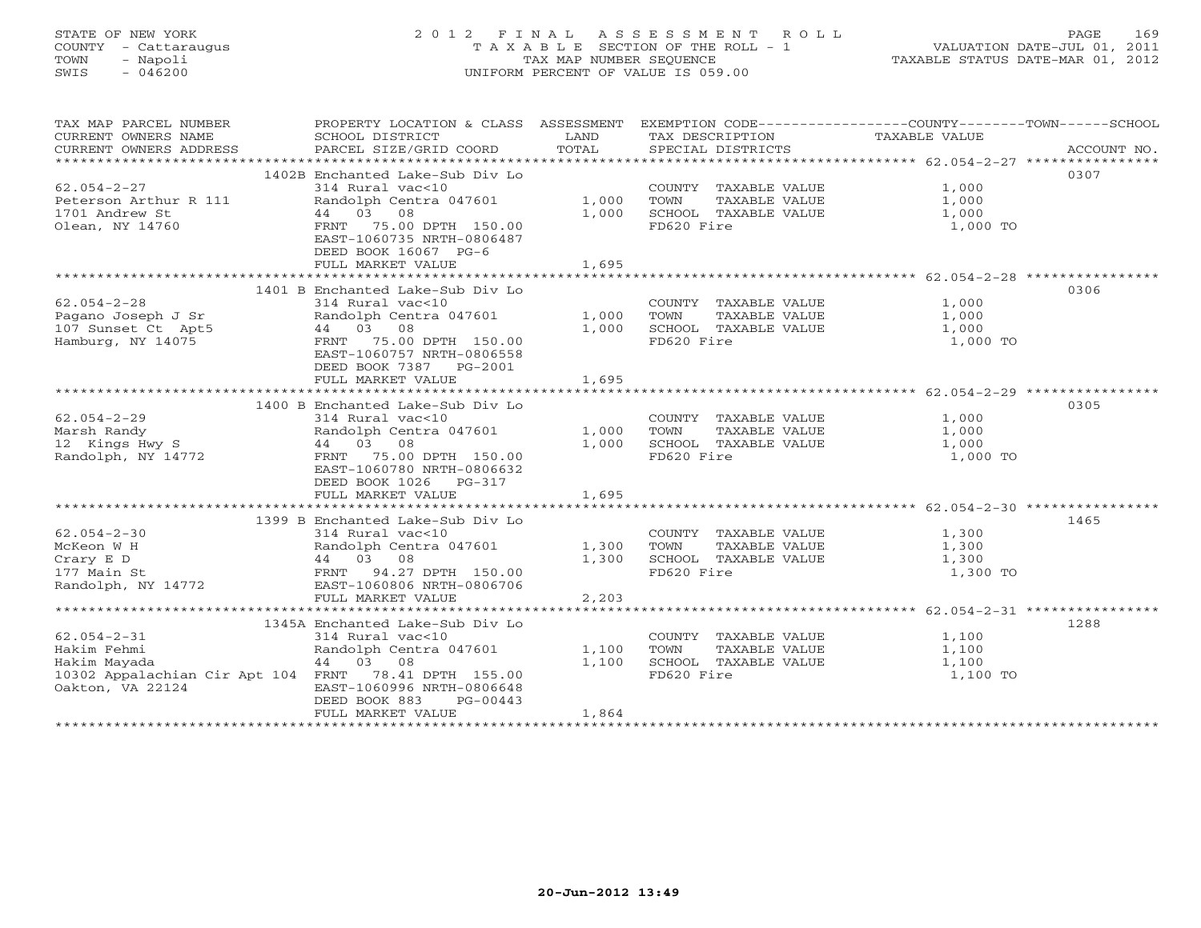STATE OF NEW YORK
COUNTY - Cattaraugus
TOWN - Napoli
SWIS - 046200

2012 FINAL ASSESSMENT ROLL
TAXABLE SECTION OF THE ROLL - 1
TAX MAP NUMBER SEQUENCE
UNIFORM PERCENT OF VALUE IS 059.00

VALUATION DATE-JUL 01, 2011
TAXABLE STATUS DATE-MAR 01, 2012

| TAX MAP PARCEL NUMBER / CURRENT OWNERS NAME / CURRENT OWNERS ADDRESS | PROPERTY LOCATION & CLASS / SCHOOL DISTRICT / PARCEL SIZE/GRID COORD | ASSESSMENT LAND | TOTAL | EXEMPTION CODE / TAX DESCRIPTION / SPECIAL DISTRICTS | TAXABLE VALUE | ACCOUNT NO. |
|---|---|---|---|---|---|---|
| | 1402B Enchanted Lake-Sub Div Lo | | | | | 0307 |
| 62.054-2-27 | 314 Rural vac<10 | | | COUNTY TAXABLE VALUE | 1,000 | |
| Peterson Arthur R 111 | Randolph Centra 047601 | 1,000 | | TOWN TAXABLE VALUE | 1,000 | |
| 1701 Andrew St | 44 03 08 | | 1,000 | SCHOOL TAXABLE VALUE | 1,000 | |
| Olean, NY 14760 | FRNT 75.00 DPTH 150.00 | | | FD620 Fire | 1,000 TO | |
| | EAST-1060735 NRTH-0806487 | | | | | |
| | DEED BOOK 16067 PG-6 | | | | | |
| | FULL MARKET VALUE | | 1,695 | | | |
| | 1401 B Enchanted Lake-Sub Div Lo | | | | | 0306 |
| 62.054-2-28 | 314 Rural vac<10 | | | COUNTY TAXABLE VALUE | 1,000 | |
| Pagano Joseph J Sr | Randolph Centra 047601 | 1,000 | | TOWN TAXABLE VALUE | 1,000 | |
| 107 Sunset Ct Apt5 | 44 03 08 | | 1,000 | SCHOOL TAXABLE VALUE | 1,000 | |
| Hamburg, NY 14075 | FRNT 75.00 DPTH 150.00 | | | FD620 Fire | 1,000 TO | |
| | EAST-1060757 NRTH-0806558 | | | | | |
| | DEED BOOK 7387 PG-2001 | | | | | |
| | FULL MARKET VALUE | | 1,695 | | | |
| | 1400 B Enchanted Lake-Sub Div Lo | | | | | 0305 |
| 62.054-2-29 | 314 Rural vac<10 | | | COUNTY TAXABLE VALUE | 1,000 | |
| Marsh Randy | Randolph Centra 047601 | 1,000 | | TOWN TAXABLE VALUE | 1,000 | |
| 12 Kings Hwy S | 44 03 08 | | 1,000 | SCHOOL TAXABLE VALUE | 1,000 | |
| Randolph, NY 14772 | FRNT 75.00 DPTH 150.00 | | | FD620 Fire | 1,000 TO | |
| | EAST-1060780 NRTH-0806632 | | | | | |
| | DEED BOOK 1026 PG-317 | | | | | |
| | FULL MARKET VALUE | | 1,695 | | | |
| | 1399 B Enchanted Lake-Sub Div Lo | | | | | 1465 |
| 62.054-2-30 | 314 Rural vac<10 | | | COUNTY TAXABLE VALUE | 1,300 | |
| McKeon W H | Randolph Centra 047601 | 1,300 | | TOWN TAXABLE VALUE | 1,300 | |
| Crary E D | 44 03 08 | | 1,300 | SCHOOL TAXABLE VALUE | 1,300 | |
| 177 Main St | FRNT 94.27 DPTH 150.00 | | | FD620 Fire | 1,300 TO | |
| Randolph, NY 14772 | EAST-1060806 NRTH-0806706 | | | | | |
| | FULL MARKET VALUE | | 2,203 | | | |
| | 1345A Enchanted Lake-Sub Div Lo | | | | | 1288 |
| 62.054-2-31 | 314 Rural vac<10 | | | COUNTY TAXABLE VALUE | 1,100 | |
| Hakim Fehmi | Randolph Centra 047601 | 1,100 | | TOWN TAXABLE VALUE | 1,100 | |
| Hakim Mayada | 44 03 08 | | 1,100 | SCHOOL TAXABLE VALUE | 1,100 | |
| 10302 Appalachian Cir Apt 104 | FRNT 78.41 DPTH 155.00 | | | FD620 Fire | 1,100 TO | |
| Oakton, VA 22124 | EAST-1060996 NRTH-0806648 | | | | | |
| | DEED BOOK 883 PG-00443 | | | | | |
| | FULL MARKET VALUE | | 1,864 | | | |

20-Jun-2012 13:49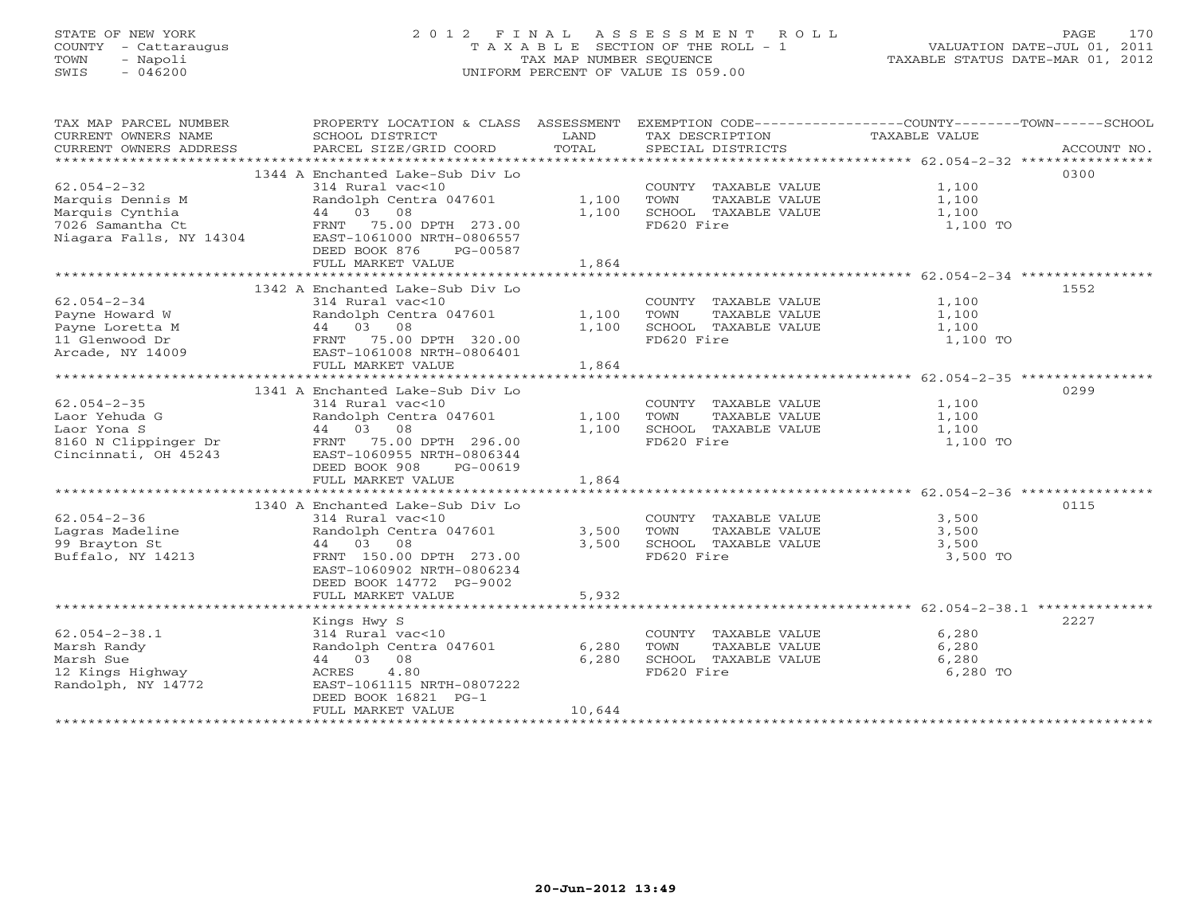STATE OF NEW YORK
COUNTY - Cattaraugus
TOWN - Napoli
SWIS - 046200

# 2012 FINAL ASSESSMENT ROLL

TAXABLE SECTION OF THE ROLL - 1
TAX MAP NUMBER SEQUENCE
UNIFORM PERCENT OF VALUE IS 059.00

VALUATION DATE-JUL 01, 2011
TAXABLE STATUS DATE-MAR 01, 2012

| TAX MAP PARCEL NUMBER / CURRENT OWNERS NAME / CURRENT OWNERS ADDRESS | PROPERTY LOCATION & CLASS / SCHOOL DISTRICT / PARCEL SIZE/GRID COORD | ASSESSMENT LAND / TOTAL | EXEMPTION CODE / TAX DESCRIPTION / SPECIAL DISTRICTS | TAXABLE VALUE (COUNTY / TOWN / SCHOOL) | ACCOUNT NO. |
|---|---|---|---|---|---|
| 62.054-2-32 | 1344 A Enchanted Lake-Sub Div Lo | | | | 0300 |
| Marquis Dennis M | 314 Rural vac<10 | | COUNTY TAXABLE VALUE | 1,100 | |
| Marquis Cynthia | Randolph Centra 047601 | 1,100 | TOWN TAXABLE VALUE | 1,100 | |
| 7026 Samantha Ct | 44 03 08 | 1,100 | SCHOOL TAXABLE VALUE | 1,100 | |
| Niagara Falls, NY 14304 | FRNT 75.00 DPTH 273.00 | | FD620 Fire | 1,100 TO | |
| | EAST-1061000 NRTH-0806557 | | | | |
| | DEED BOOK 876 PG-00587 | | | | |
| | FULL MARKET VALUE | 1,864 | | | |
| 62.054-2-34 | 1342 A Enchanted Lake-Sub Div Lo | | | | 1552 |
| Payne Howard W | 314 Rural vac<10 | | COUNTY TAXABLE VALUE | 1,100 | |
| Payne Loretta M | Randolph Centra 047601 | 1,100 | TOWN TAXABLE VALUE | 1,100 | |
| 11 Glenwood Dr | 44 03 08 | 1,100 | SCHOOL TAXABLE VALUE | 1,100 | |
| Arcade, NY 14009 | FRNT 75.00 DPTH 320.00 | | FD620 Fire | 1,100 TO | |
| | EAST-1061008 NRTH-0806401 | | | | |
| | FULL MARKET VALUE | 1,864 | | | |
| 62.054-2-35 | 1341 A Enchanted Lake-Sub Div Lo | | | | 0299 |
| Laor Yehuda G | 314 Rural vac<10 | | COUNTY TAXABLE VALUE | 1,100 | |
| Laor Yona S | Randolph Centra 047601 | 1,100 | TOWN TAXABLE VALUE | 1,100 | |
| 8160 N Clippinger Dr | 44 03 08 | 1,100 | SCHOOL TAXABLE VALUE | 1,100 | |
| Cincinnati, OH 45243 | FRNT 75.00 DPTH 296.00 | | FD620 Fire | 1,100 TO | |
| | EAST-1060955 NRTH-0806344 | | | | |
| | DEED BOOK 908 PG-00619 | | | | |
| | FULL MARKET VALUE | 1,864 | | | |
| 62.054-2-36 | 1340 A Enchanted Lake-Sub Div Lo | | | | 0115 |
| Lagras Madeline | 314 Rural vac<10 | | COUNTY TAXABLE VALUE | 3,500 | |
| 99 Brayton St | Randolph Centra 047601 | 3,500 | TOWN TAXABLE VALUE | 3,500 | |
| Buffalo, NY 14213 | 44 03 08 | 3,500 | SCHOOL TAXABLE VALUE | 3,500 | |
| | FRNT 150.00 DPTH 273.00 | | FD620 Fire | 3,500 TO | |
| | EAST-1060902 NRTH-0806234 | | | | |
| | DEED BOOK 14772 PG-9002 | | | | |
| | FULL MARKET VALUE | 5,932 | | | |
| 62.054-2-38.1 | Kings Hwy S | | | | 2227 |
| Marsh Randy | 314 Rural vac<10 | | COUNTY TAXABLE VALUE | 6,280 | |
| Marsh Sue | Randolph Centra 047601 | 6,280 | TOWN TAXABLE VALUE | 6,280 | |
| 12 Kings Highway | 44 03 08 | 6,280 | SCHOOL TAXABLE VALUE | 6,280 | |
| Randolph, NY 14772 | ACRES 4.80 | | FD620 Fire | 6,280 TO | |
| | EAST-1061115 NRTH-0807222 | | | | |
| | DEED BOOK 16821 PG-1 | | | | |
| | FULL MARKET VALUE | 10,644 | | | |

20-Jun-2012 13:49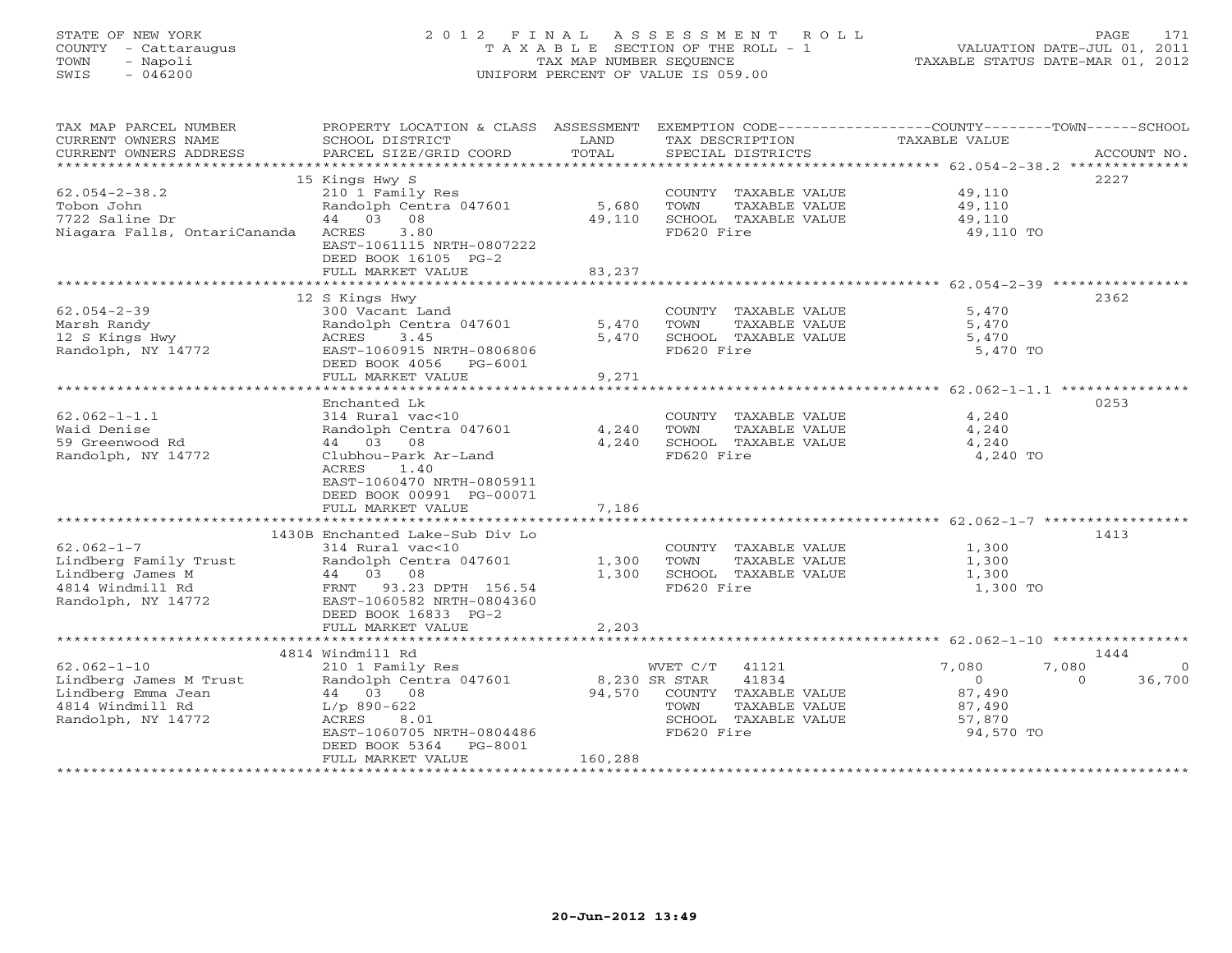STATE OF NEW YORK
COUNTY - Cattaraugus
TOWN - Napoli
SWIS - 046200

2012 FINAL ASSESSMENT ROLL
TAXABLE SECTION OF THE ROLL - 1
TAX MAP NUMBER SEQUENCE
UNIFORM PERCENT OF VALUE IS 059.00

VALUATION DATE-JUL 01, 2011
TAXABLE STATUS DATE-MAR 01, 2012

| TAX MAP PARCEL NUMBER / CURRENT OWNERS NAME / CURRENT OWNERS ADDRESS | PROPERTY LOCATION & CLASS / SCHOOL DISTRICT / PARCEL SIZE/GRID COORD | ASSESSMENT LAND / TOTAL | EXEMPTION CODE / TAX DESCRIPTION / SPECIAL DISTRICTS | COUNTY TAXABLE VALUE | TOWN | SCHOOL | ACCOUNT NO. |
|---|---|---|---|---|---|---|---|
| **62.054-2-38.2** | 15 Kings Hwy S | | | | | | 2227 |
| 62.054-2-38.2 | 210 1 Family Res | | COUNTY TAXABLE VALUE | 49,110 | | | |
| Tobon John | Randolph Centra 047601 | 5,680 | TOWN TAXABLE VALUE | 49,110 | | | |
| 7722 Saline Dr | 44 03 08 | 49,110 | SCHOOL TAXABLE VALUE | 49,110 | | | |
| Niagara Falls, OntariCananda | ACRES 3.80 | | FD620 Fire | 49,110 TO | | | |
| | EAST-1061115 NRTH-0807222 | | | | | | |
| | DEED BOOK 16105 PG-2 | | | | | | |
| | FULL MARKET VALUE | 83,237 | | | | | |
| **62.054-2-39** | 12 S Kings Hwy | | | | | | 2362 |
| 62.054-2-39 | 300 Vacant Land | | COUNTY TAXABLE VALUE | 5,470 | | | |
| Marsh Randy | Randolph Centra 047601 | 5,470 | TOWN TAXABLE VALUE | 5,470 | | | |
| 12 S Kings Hwy | ACRES 3.45 | 5,470 | SCHOOL TAXABLE VALUE | 5,470 | | | |
| Randolph, NY 14772 | EAST-1060915 NRTH-0806806 | | FD620 Fire | 5,470 TO | | | |
| | DEED BOOK 4056 PG-6001 | | | | | | |
| | FULL MARKET VALUE | 9,271 | | | | | |
| **62.062-1-1.1** | Enchanted Lk | | | | | | 0253 |
| 62.062-1-1.1 | 314 Rural vac<10 | | COUNTY TAXABLE VALUE | 4,240 | | | |
| Waid Denise | Randolph Centra 047601 | 4,240 | TOWN TAXABLE VALUE | 4,240 | | | |
| 59 Greenwood Rd | 44 03 08 | 4,240 | SCHOOL TAXABLE VALUE | 4,240 | | | |
| Randolph, NY 14772 | Clubhou-Park Ar-Land | | FD620 Fire | 4,240 TO | | | |
| | ACRES 1.40 | | | | | | |
| | EAST-1060470 NRTH-0805911 | | | | | | |
| | DEED BOOK 00991 PG-00071 | | | | | | |
| | FULL MARKET VALUE | 7,186 | | | | | |
| **62.062-1-7** | 1430B Enchanted Lake-Sub Div Lo | | | | | | 1413 |
| 62.062-1-7 | 314 Rural vac<10 | | COUNTY TAXABLE VALUE | 1,300 | | | |
| Lindberg Family Trust | Randolph Centra 047601 | 1,300 | TOWN TAXABLE VALUE | 1,300 | | | |
| Lindberg James M | 44 03 08 | 1,300 | SCHOOL TAXABLE VALUE | 1,300 | | | |
| 4814 Windmill Rd | FRNT 93.23 DPTH 156.54 | | FD620 Fire | 1,300 TO | | | |
| Randolph, NY 14772 | EAST-1060582 NRTH-0804360 | | | | | | |
| | DEED BOOK 16833 PG-2 | | | | | | |
| | FULL MARKET VALUE | 2,203 | | | | | |
| **62.062-1-10** | 4814 Windmill Rd | | | | | | 1444 |
| 62.062-1-10 | 210 1 Family Res | | WVET C/T 41121 | 7,080 | 7,080 | 0 | |
| Lindberg James M Trust | Randolph Centra 047601 | 8,230 | SR STAR 41834 | 0 | 0 | 36,700 | |
| Lindberg Emma Jean | 44 03 08 | 94,570 | COUNTY TAXABLE VALUE | 87,490 | | | |
| 4814 Windmill Rd | L/p 890-622 | | TOWN TAXABLE VALUE | 87,490 | | | |
| Randolph, NY 14772 | ACRES 8.01 | | SCHOOL TAXABLE VALUE | 57,870 | | | |
| | EAST-1060705 NRTH-0804486 | | FD620 Fire | 94,570 TO | | | |
| | DEED BOOK 5364 PG-8001 | | | | | | |
| | FULL MARKET VALUE | 160,288 | | | | | |

20-Jun-2012 13:49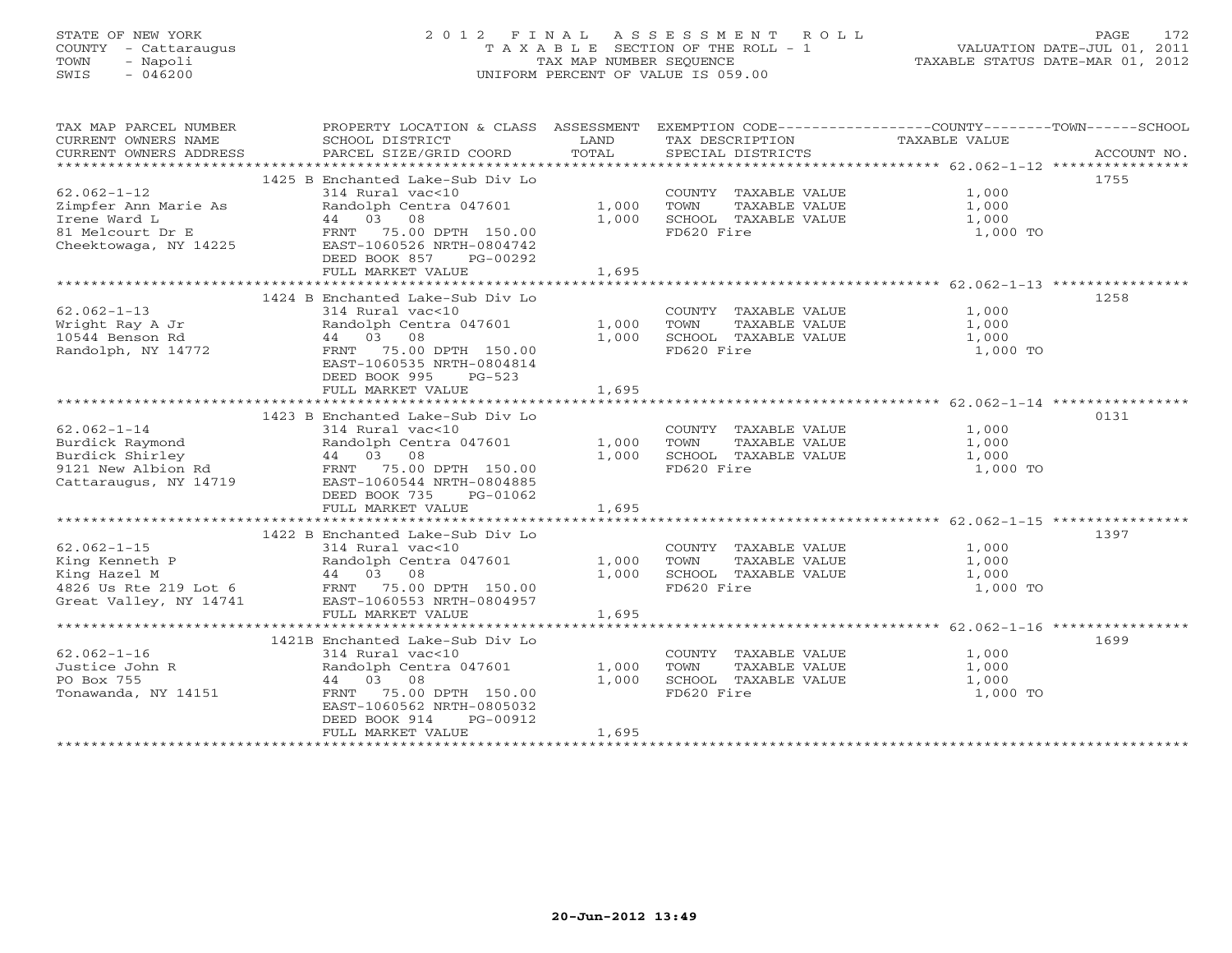STATE OF NEW YORK
COUNTY - Cattaraugus
TOWN - Napoli
SWIS - 046200

# 2012 FINAL ASSESSMENT ROLL

TAXABLE SECTION OF THE ROLL - 1
TAX MAP NUMBER SEQUENCE
UNIFORM PERCENT OF VALUE IS 059.00

VALUATION DATE-JUL 01, 2011
TAXABLE STATUS DATE-MAR 01, 2012

| TAX MAP PARCEL NUMBER / CURRENT OWNERS NAME / CURRENT OWNERS ADDRESS | PROPERTY LOCATION & CLASS / SCHOOL DISTRICT / PARCEL SIZE/GRID COORD | ASSESSMENT LAND / TOTAL | EXEMPTION CODE / TAX DESCRIPTION / SPECIAL DISTRICTS | TAXABLE VALUE (COUNTY--TOWN--SCHOOL) | ACCOUNT NO. |
|---|---|---|---|---|---|
| | 1425 B Enchanted Lake-Sub Div Lo | | | | 1755 |
| 62.062-1-12 | 314 Rural vac<10 | | COUNTY TAXABLE VALUE | 1,000 | |
| Zimpfer Ann Marie As | Randolph Centra 047601 | 1,000 | TOWN TAXABLE VALUE | 1,000 | |
| Irene Ward L | 44 03 08 | 1,000 | SCHOOL TAXABLE VALUE | 1,000 | |
| 81 Melcourt Dr E | FRNT 75.00 DPTH 150.00 | | FD620 Fire | 1,000 TO | |
| Cheektowaga, NY 14225 | EAST-1060526 NRTH-0804742 | | | | |
| | DEED BOOK 857 PG-00292 | | | | |
| | FULL MARKET VALUE | 1,695 | | | |
| | 1424 B Enchanted Lake-Sub Div Lo | | | | 1258 |
| 62.062-1-13 | 314 Rural vac<10 | | COUNTY TAXABLE VALUE | 1,000 | |
| Wright Ray A Jr | Randolph Centra 047601 | 1,000 | TOWN TAXABLE VALUE | 1,000 | |
| 10544 Benson Rd | 44 03 08 | 1,000 | SCHOOL TAXABLE VALUE | 1,000 | |
| Randolph, NY 14772 | FRNT 75.00 DPTH 150.00 | | FD620 Fire | 1,000 TO | |
| | EAST-1060535 NRTH-0804814 | | | | |
| | DEED BOOK 995 PG-523 | | | | |
| | FULL MARKET VALUE | 1,695 | | | |
| | 1423 B Enchanted Lake-Sub Div Lo | | | | 0131 |
| 62.062-1-14 | 314 Rural vac<10 | | COUNTY TAXABLE VALUE | 1,000 | |
| Burdick Raymond | Randolph Centra 047601 | 1,000 | TOWN TAXABLE VALUE | 1,000 | |
| Burdick Shirley | 44 03 08 | 1,000 | SCHOOL TAXABLE VALUE | 1,000 | |
| 9121 New Albion Rd | FRNT 75.00 DPTH 150.00 | | FD620 Fire | 1,000 TO | |
| Cattaraugus, NY 14719 | EAST-1060544 NRTH-0804885 | | | | |
| | DEED BOOK 735 PG-01062 | | | | |
| | FULL MARKET VALUE | 1,695 | | | |
| | 1422 B Enchanted Lake-Sub Div Lo | | | | 1397 |
| 62.062-1-15 | 314 Rural vac<10 | | COUNTY TAXABLE VALUE | 1,000 | |
| King Kenneth P | Randolph Centra 047601 | 1,000 | TOWN TAXABLE VALUE | 1,000 | |
| King Hazel M | 44 03 08 | 1,000 | SCHOOL TAXABLE VALUE | 1,000 | |
| 4826 Us Rte 219 Lot 6 | FRNT 75.00 DPTH 150.00 | | FD620 Fire | 1,000 TO | |
| Great Valley, NY 14741 | EAST-1060553 NRTH-0804957 | | | | |
| | FULL MARKET VALUE | 1,695 | | | |
| | 1421B Enchanted Lake-Sub Div Lo | | | | 1699 |
| 62.062-1-16 | 314 Rural vac<10 | | COUNTY TAXABLE VALUE | 1,000 | |
| Justice John R | Randolph Centra 047601 | 1,000 | TOWN TAXABLE VALUE | 1,000 | |
| PO Box 755 | 44 03 08 | 1,000 | SCHOOL TAXABLE VALUE | 1,000 | |
| Tonawanda, NY 14151 | FRNT 75.00 DPTH 150.00 | | FD620 Fire | 1,000 TO | |
| | EAST-1060562 NRTH-0805032 | | | | |
| | DEED BOOK 914 PG-00912 | | | | |
| | FULL MARKET VALUE | 1,695 | | | |

20-Jun-2012 13:49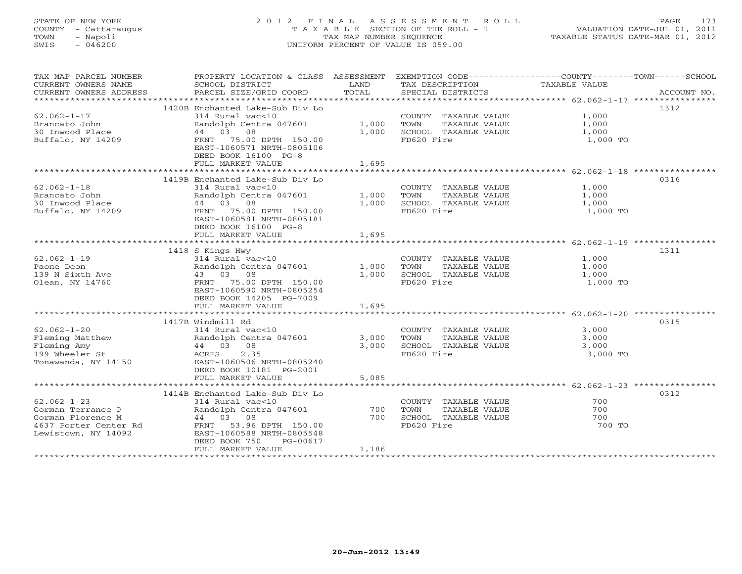STATE OF NEW YORK
COUNTY - Cattaraugus
TOWN - Napoli
SWIS - 046200

# 2012 FINAL ASSESSMENT ROLL
TAXABLE SECTION OF THE ROLL - 1
TAX MAP NUMBER SEQUENCE
UNIFORM PERCENT OF VALUE IS 059.00

VALUATION DATE-JUL 01, 2011
TAXABLE STATUS DATE-MAR 01, 2012

| TAX MAP PARCEL NUMBER / CURRENT OWNERS NAME / CURRENT OWNERS ADDRESS | PROPERTY LOCATION & CLASS / SCHOOL DISTRICT / PARCEL SIZE/GRID COORD | ASSESSMENT LAND | TOTAL | EXEMPTION CODE / TAX DESCRIPTION / SPECIAL DISTRICTS | TAXABLE VALUE (COUNTY / TOWN / SCHOOL) | ACCOUNT NO. |
|---|---|---|---|---|---|---|
| 62.062-1-17 | 1420B Enchanted Lake-Sub Div Lo | | | | | 1312 |
| Brancato John | 314 Rural vac<10 | | | COUNTY TAXABLE VALUE | 1,000 | |
| 30 Inwood Place | Randolph Centra 047601 | 1,000 | | TOWN TAXABLE VALUE | 1,000 | |
| Buffalo, NY 14209 | 44 03 08 | | 1,000 | SCHOOL TAXABLE VALUE | 1,000 | |
| | FRNT 75.00 DPTH 150.00 | | | FD620 Fire | 1,000 TO | |
| | EAST-1060571 NRTH-0805106 | | | | | |
| | DEED BOOK 16100 PG-8 | | | | | |
| | FULL MARKET VALUE | | 1,695 | | | |
| 62.062-1-18 | 1419B Enchanted Lake-Sub Div Lo | | | | | 0316 |
| Brancato John | 314 Rural vac<10 | | | COUNTY TAXABLE VALUE | 1,000 | |
| 30 Inwood Place | Randolph Centra 047601 | 1,000 | | TOWN TAXABLE VALUE | 1,000 | |
| Buffalo, NY 14209 | 44 03 08 | | 1,000 | SCHOOL TAXABLE VALUE | 1,000 | |
| | FRNT 75.00 DPTH 150.00 | | | FD620 Fire | 1,000 TO | |
| | EAST-1060581 NRTH-0805181 | | | | | |
| | DEED BOOK 16100 PG-8 | | | | | |
| | FULL MARKET VALUE | | 1,695 | | | |
| 62.062-1-19 | 1418 S Kings Hwy | | | | | 1311 |
| Paone Deon | 314 Rural vac<10 | | | COUNTY TAXABLE VALUE | 1,000 | |
| 139 N Sixth Ave | Randolph Centra 047601 | 1,000 | | TOWN TAXABLE VALUE | 1,000 | |
| Olean, NY 14760 | 43 03 08 | | 1,000 | SCHOOL TAXABLE VALUE | 1,000 | |
| | FRNT 75.00 DPTH 150.00 | | | FD620 Fire | 1,000 TO | |
| | EAST-1060590 NRTH-0805254 | | | | | |
| | DEED BOOK 14205 PG-7009 | | | | | |
| | FULL MARKET VALUE | | 1,695 | | | |
| 62.062-1-20 | 1417B Windmill Rd | | | | | 0315 |
| Fleming Matthew | 314 Rural vac<10 | | | COUNTY TAXABLE VALUE | 3,000 | |
| Fleming Amy | Randolph Centra 047601 | 3,000 | | TOWN TAXABLE VALUE | 3,000 | |
| 199 Wheeler St | 44 03 08 | | 3,000 | SCHOOL TAXABLE VALUE | 3,000 | |
| Tonawanda, NY 14150 | ACRES 2.35 | | | FD620 Fire | 3,000 TO | |
| | EAST-1060506 NRTH-0805240 | | | | | |
| | DEED BOOK 10181 PG-2001 | | | | | |
| | FULL MARKET VALUE | | 5,085 | | | |
| 62.062-1-23 | 1414B Enchanted Lake-Sub Div Lo | | | | | 0312 |
| Gorman Terrance P | 314 Rural vac<10 | | | COUNTY TAXABLE VALUE | 700 | |
| Gorman Florence M | Randolph Centra 047601 | 700 | | TOWN TAXABLE VALUE | 700 | |
| 4637 Porter Center Rd | 44 03 08 | | 700 | SCHOOL TAXABLE VALUE | 700 | |
| Lewistown, NY 14092 | FRNT 53.96 DPTH 150.00 | | | FD620 Fire | 700 TO | |
| | EAST-1060588 NRTH-0805548 | | | | | |
| | DEED BOOK 750 PG-00617 | | | | | |
| | FULL MARKET VALUE | | 1,186 | | | |

20-Jun-2012 13:49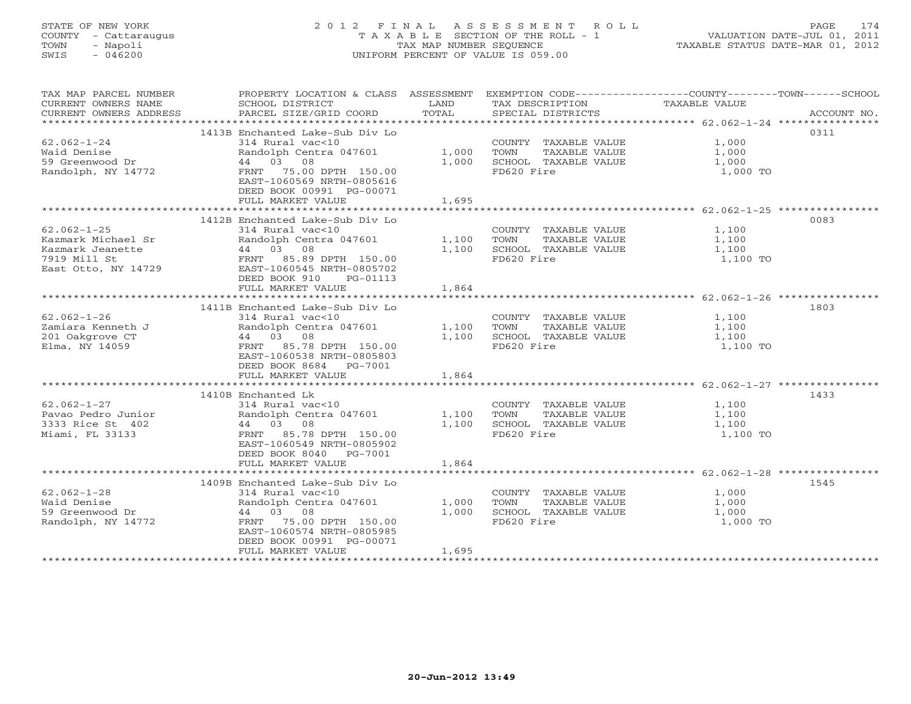STATE OF NEW YORK
COUNTY - Cattaraugus
TOWN - Napoli
SWIS - 046200

2012 FINAL ASSESSMENT ROLL
TAXABLE SECTION OF THE ROLL - 1
TAX MAP NUMBER SEQUENCE
UNIFORM PERCENT OF VALUE IS 059.00

VALUATION DATE-JUL 01, 2011
TAXABLE STATUS DATE-MAR 01, 2012

| TAX MAP PARCEL NUMBER / CURRENT OWNERS NAME / CURRENT OWNERS ADDRESS | PROPERTY LOCATION & CLASS / SCHOOL DISTRICT / PARCEL SIZE/GRID COORD | ASSESSMENT LAND / TOTAL | EXEMPTION CODE / TAX DESCRIPTION / SPECIAL DISTRICTS | COUNTY / TOWN / SCHOOL TAXABLE VALUE | ACCOUNT NO. |
|---|---|---|---|---|---|
| | 1413B Enchanted Lake-Sub Div Lo | | | | 0311 |
| 62.062-1-24 | 314 Rural vac<10 | | COUNTY TAXABLE VALUE | 1,000 | |
| Waid Denise | Randolph Centra 047601 | 1,000 | TOWN TAXABLE VALUE | 1,000 | |
| 59 Greenwood Dr | 44 03 08 | 1,000 | SCHOOL TAXABLE VALUE | 1,000 | |
| Randolph, NY 14772 | FRNT 75.00 DPTH 150.00 | | FD620 Fire | 1,000 TO | |
| | EAST-1060569 NRTH-0805616 | | | | |
| | DEED BOOK 00991 PG-00071 | | | | |
| | FULL MARKET VALUE | 1,695 | | | |
| | 1412B Enchanted Lake-Sub Div Lo | | | | 0083 |
| 62.062-1-25 | 314 Rural vac<10 | | COUNTY TAXABLE VALUE | 1,100 | |
| Kazmark Michael Sr | Randolph Centra 047601 | 1,100 | TOWN TAXABLE VALUE | 1,100 | |
| Kazmark Jeanette | 44 03 08 | 1,100 | SCHOOL TAXABLE VALUE | 1,100 | |
| 7919 Mill St | FRNT 85.89 DPTH 150.00 | | FD620 Fire | 1,100 TO | |
| East Otto, NY 14729 | EAST-1060545 NRTH-0805702 | | | | |
| | DEED BOOK 910 PG-01113 | | | | |
| | FULL MARKET VALUE | 1,864 | | | |
| | 1411B Enchanted Lake-Sub Div Lo | | | | 1803 |
| 62.062-1-26 | 314 Rural vac<10 | | COUNTY TAXABLE VALUE | 1,100 | |
| Zamiara Kenneth J | Randolph Centra 047601 | 1,100 | TOWN TAXABLE VALUE | 1,100 | |
| 201 Oakgrove CT | 44 03 08 | 1,100 | SCHOOL TAXABLE VALUE | 1,100 | |
| Elma, NY 14059 | FRNT 85.78 DPTH 150.00 | | FD620 Fire | 1,100 TO | |
| | EAST-1060538 NRTH-0805803 | | | | |
| | DEED BOOK 8684 PG-7001 | | | | |
| | FULL MARKET VALUE | 1,864 | | | |
| | 1410B Enchanted Lk | | | | 1433 |
| 62.062-1-27 | 314 Rural vac<10 | | COUNTY TAXABLE VALUE | 1,100 | |
| Pavao Pedro Junior | Randolph Centra 047601 | 1,100 | TOWN TAXABLE VALUE | 1,100 | |
| 3333 Rice St 402 | 44 03 08 | 1,100 | SCHOOL TAXABLE VALUE | 1,100 | |
| Miami, FL 33133 | FRNT 85.78 DPTH 150.00 | | FD620 Fire | 1,100 TO | |
| | EAST-1060549 NRTH-0805902 | | | | |
| | DEED BOOK 8040 PG-7001 | | | | |
| | FULL MARKET VALUE | 1,864 | | | |
| | 1409B Enchanted Lake-Sub Div Lo | | | | 1545 |
| 62.062-1-28 | 314 Rural vac<10 | | COUNTY TAXABLE VALUE | 1,000 | |
| Waid Denise | Randolph Centra 047601 | 1,000 | TOWN TAXABLE VALUE | 1,000 | |
| 59 Greenwood Dr | 44 03 08 | 1,000 | SCHOOL TAXABLE VALUE | 1,000 | |
| Randolph, NY 14772 | FRNT 75.00 DPTH 150.00 | | FD620 Fire | 1,000 TO | |
| | EAST-1060574 NRTH-0805985 | | | | |
| | DEED BOOK 00991 PG-00071 | | | | |
| | FULL MARKET VALUE | 1,695 | | | |

20-Jun-2012 13:49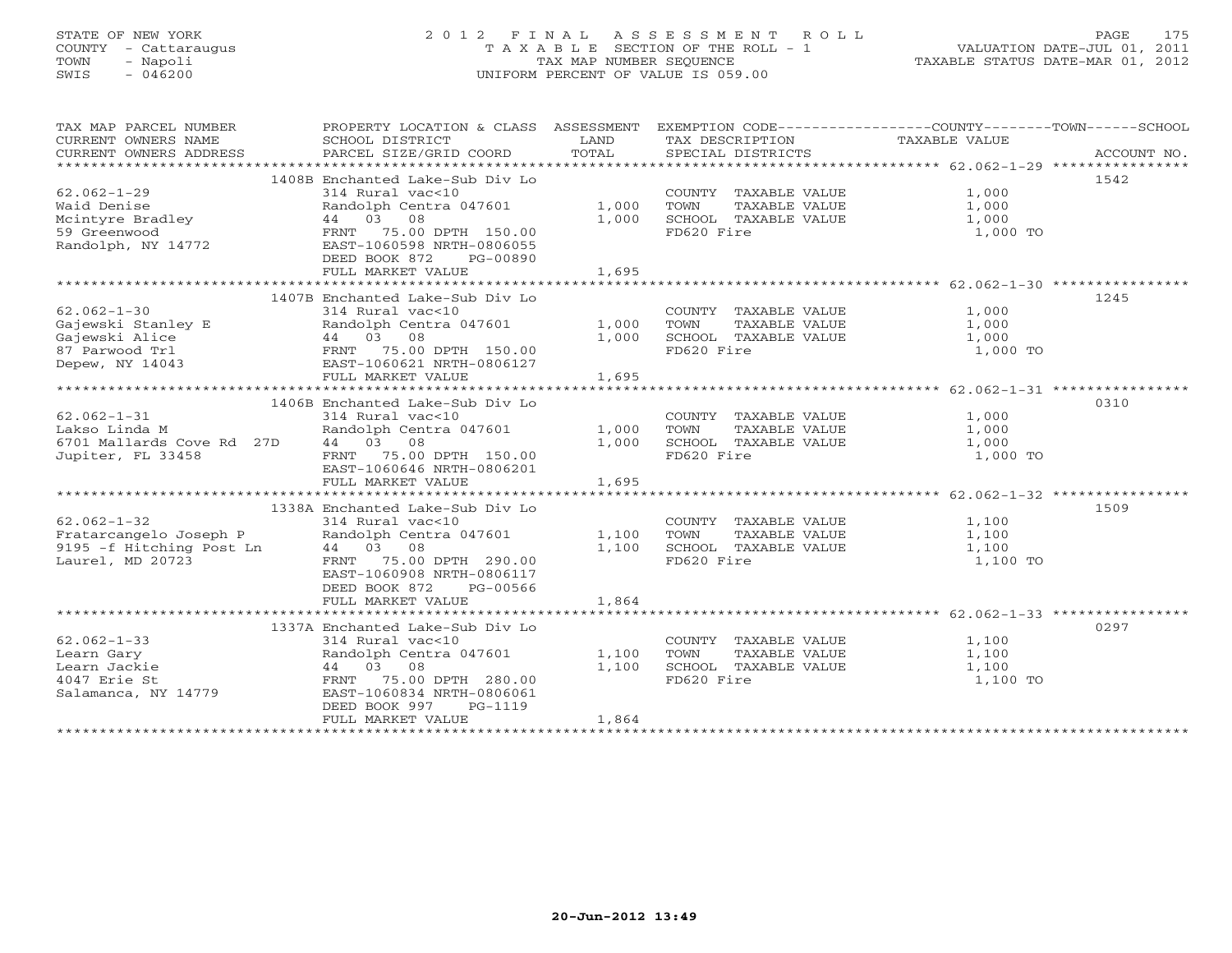STATE OF NEW YORK
COUNTY - Cattaraugus
TOWN - Napoli
SWIS - 046200

# 2012 FINAL ASSESSMENT ROLL

TAXABLE SECTION OF THE ROLL - 1
TAX MAP NUMBER SEQUENCE
UNIFORM PERCENT OF VALUE IS 059.00

VALUATION DATE-JUL 01, 2011
TAXABLE STATUS DATE-MAR 01, 2012

| TAX MAP PARCEL NUMBER / CURRENT OWNERS NAME / CURRENT OWNERS ADDRESS | PROPERTY LOCATION & CLASS / SCHOOL DISTRICT / PARCEL SIZE/GRID COORD | ASSESSMENT LAND | TOTAL | EXEMPTION CODE / TAX DESCRIPTION / SPECIAL DISTRICTS | TAXABLE VALUE (COUNTY / TOWN / SCHOOL) | ACCOUNT NO. |
|---|---|---|---|---|---|---|
| 62.062-1-29 | 1408B Enchanted Lake-Sub Div Lo | | | | | 1542 |
| Waid Denise | 314 Rural vac<10 | | | COUNTY TAXABLE VALUE | 1,000 | |
| Mcintyre Bradley | Randolph Centra 047601 | 1,000 | | TOWN TAXABLE VALUE | 1,000 | |
| 59 Greenwood | 44 03 08 | | 1,000 | SCHOOL TAXABLE VALUE | 1,000 | |
| Randolph, NY 14772 | FRNT 75.00 DPTH 150.00 | | | FD620 Fire | 1,000 TO | |
| | EAST-1060598 NRTH-0806055 | | | | | |
| | DEED BOOK 872 PG-00890 | | | | | |
| | FULL MARKET VALUE | | 1,695 | | | |
| 62.062-1-30 | 1407B Enchanted Lake-Sub Div Lo | | | | | 1245 |
| Gajewski Stanley E | 314 Rural vac<10 | | | COUNTY TAXABLE VALUE | 1,000 | |
| Gajewski Alice | Randolph Centra 047601 | 1,000 | | TOWN TAXABLE VALUE | 1,000 | |
| 87 Parwood Trl | 44 03 08 | | 1,000 | SCHOOL TAXABLE VALUE | 1,000 | |
| Depew, NY 14043 | FRNT 75.00 DPTH 150.00 | | | FD620 Fire | 1,000 TO | |
| | EAST-1060621 NRTH-0806127 | | | | | |
| | FULL MARKET VALUE | | 1,695 | | | |
| 62.062-1-31 | 1406B Enchanted Lake-Sub Div Lo | | | | | 0310 |
| Lakso Linda M | 314 Rural vac<10 | | | COUNTY TAXABLE VALUE | 1,000 | |
| 6701 Mallards Cove Rd 27D | Randolph Centra 047601 | 1,000 | | TOWN TAXABLE VALUE | 1,000 | |
| Jupiter, FL 33458 | 44 03 08 | | 1,000 | SCHOOL TAXABLE VALUE | 1,000 | |
| | FRNT 75.00 DPTH 150.00 | | | FD620 Fire | 1,000 TO | |
| | EAST-1060646 NRTH-0806201 | | | | | |
| | FULL MARKET VALUE | | 1,695 | | | |
| 62.062-1-32 | 1338A Enchanted Lake-Sub Div Lo | | | | | 1509 |
| Fratarcangelo Joseph P | 314 Rural vac<10 | | | COUNTY TAXABLE VALUE | 1,100 | |
| 9195 -f Hitching Post Ln | Randolph Centra 047601 | 1,100 | | TOWN TAXABLE VALUE | 1,100 | |
| Laurel, MD 20723 | 44 03 08 | | 1,100 | SCHOOL TAXABLE VALUE | 1,100 | |
| | FRNT 75.00 DPTH 290.00 | | | FD620 Fire | 1,100 TO | |
| | EAST-1060908 NRTH-0806117 | | | | | |
| | DEED BOOK 872 PG-00566 | | | | | |
| | FULL MARKET VALUE | | 1,864 | | | |
| 62.062-1-33 | 1337A Enchanted Lake-Sub Div Lo | | | | | 0297 |
| Learn Gary | 314 Rural vac<10 | | | COUNTY TAXABLE VALUE | 1,100 | |
| Learn Jackie | Randolph Centra 047601 | 1,100 | | TOWN TAXABLE VALUE | 1,100 | |
| 4047 Erie St | 44 03 08 | | 1,100 | SCHOOL TAXABLE VALUE | 1,100 | |
| Salamanca, NY 14779 | FRNT 75.00 DPTH 280.00 | | | FD620 Fire | 1,100 TO | |
| | EAST-1060834 NRTH-0806061 | | | | | |
| | DEED BOOK 997 PG-1119 | | | | | |
| | FULL MARKET VALUE | | 1,864 | | | |

20-Jun-2012 13:49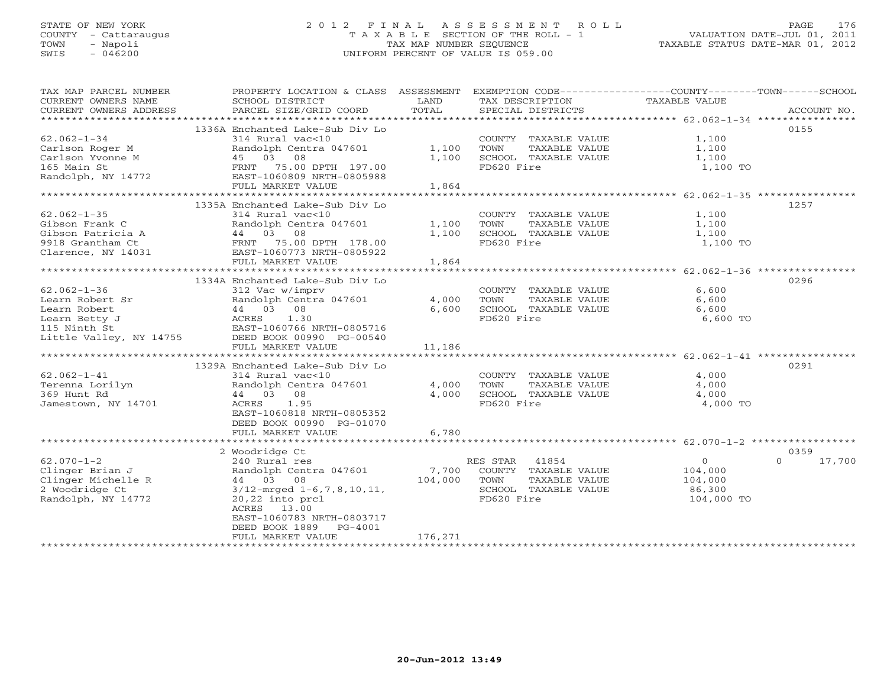STATE OF NEW YORK
COUNTY - Cattaraugus
TOWN - Napoli
SWIS - 046200

# 2012 FINAL ASSESSMENT ROLL
TAXABLE SECTION OF THE ROLL - 1
TAX MAP NUMBER SEQUENCE
UNIFORM PERCENT OF VALUE IS 059.00

VALUATION DATE-JUL 01, 2011
TAXABLE STATUS DATE-MAR 01, 2012

| TAX MAP PARCEL NUMBER / CURRENT OWNERS NAME / CURRENT OWNERS ADDRESS | PROPERTY LOCATION & CLASS / SCHOOL DISTRICT / PARCEL SIZE/GRID COORD | ASSESSMENT LAND | TOTAL | EXEMPTION CODE / TAX DESCRIPTION / SPECIAL DISTRICTS | COUNTY TAXABLE VALUE | TOWN | SCHOOL / ACCOUNT NO. |
|---|---|---|---|---|---|---|---|
| | 1336A Enchanted Lake-Sub Div Lo | | | | | | 0155 |
| 62.062-1-34 | 314 Rural vac<10 | | | COUNTY TAXABLE VALUE | 1,100 | | |
| Carlson Roger M | Randolph Centra 047601 | 1,100 | | TOWN TAXABLE VALUE | 1,100 | | |
| Carlson Yvonne M | 45 03 08 | | 1,100 | SCHOOL TAXABLE VALUE | 1,100 | | |
| 165 Main St | FRNT 75.00 DPTH 197.00 | | | FD620 Fire | 1,100 TO | | |
| Randolph, NY 14772 | EAST-1060809 NRTH-0805988 | | | | | | |
| | FULL MARKET VALUE | | 1,864 | | | | |
| | 1335A Enchanted Lake-Sub Div Lo | | | | | | 1257 |
| 62.062-1-35 | 314 Rural vac<10 | | | COUNTY TAXABLE VALUE | 1,100 | | |
| Gibson Frank C | Randolph Centra 047601 | 1,100 | | TOWN TAXABLE VALUE | 1,100 | | |
| Gibson Patricia A | 44 03 08 | | 1,100 | SCHOOL TAXABLE VALUE | 1,100 | | |
| 9918 Grantham Ct | FRNT 75.00 DPTH 178.00 | | | FD620 Fire | 1,100 TO | | |
| Clarence, NY 14031 | EAST-1060773 NRTH-0805922 | | | | | | |
| | FULL MARKET VALUE | | 1,864 | | | | |
| | 1334A Enchanted Lake-Sub Div Lo | | | | | | 0296 |
| 62.062-1-36 | 312 Vac w/imprv | | | COUNTY TAXABLE VALUE | 6,600 | | |
| Learn Robert Sr | Randolph Centra 047601 | 4,000 | | TOWN TAXABLE VALUE | 6,600 | | |
| Learn Robert | 44 03 08 | | 6,600 | SCHOOL TAXABLE VALUE | 6,600 | | |
| Learn Betty J | ACRES 1.30 | | | FD620 Fire | 6,600 TO | | |
| 115 Ninth St | EAST-1060766 NRTH-0805716 | | | | | | |
| Little Valley, NY 14755 | DEED BOOK 00990 PG-00540 | | | | | | |
| | FULL MARKET VALUE | | 11,186 | | | | |
| | 1329A Enchanted Lake-Sub Div Lo | | | | | | 0291 |
| 62.062-1-41 | 314 Rural vac<10 | | | COUNTY TAXABLE VALUE | 4,000 | | |
| Terenna Lorilyn | Randolph Centra 047601 | 4,000 | | TOWN TAXABLE VALUE | 4,000 | | |
| 369 Hunt Rd | 44 03 08 | | 4,000 | SCHOOL TAXABLE VALUE | 4,000 | | |
| Jamestown, NY 14701 | ACRES 1.95 | | | FD620 Fire | 4,000 TO | | |
| | EAST-1060818 NRTH-0805352 | | | | | | |
| | DEED BOOK 00990 PG-01070 | | | | | | |
| | FULL MARKET VALUE | | 6,780 | | | | |
| | 2 Woodridge Ct | | | | | | 0359 |
| 62.070-1-2 | 240 Rural res | | | RES STAR 41854 | 0 | 0 | 17,700 |
| Clinger Brian J | Randolph Centra 047601 | 7,700 | | COUNTY TAXABLE VALUE | 104,000 | | |
| Clinger Michelle R | 44 03 08 | | 104,000 | TOWN TAXABLE VALUE | 104,000 | | |
| 2 Woodridge Ct | 3/12-mrged 1-6,7,8,10,11, | | | SCHOOL TAXABLE VALUE | 86,300 | | |
| Randolph, NY 14772 | 20,22 into prcl | | | FD620 Fire | 104,000 TO | | |
| | ACRES 13.00 | | | | | | |
| | EAST-1060783 NRTH-0803717 | | | | | | |
| | DEED BOOK 1889 PG-4001 | | | | | | |
| | FULL MARKET VALUE | | 176,271 | | | | |

20-Jun-2012 13:49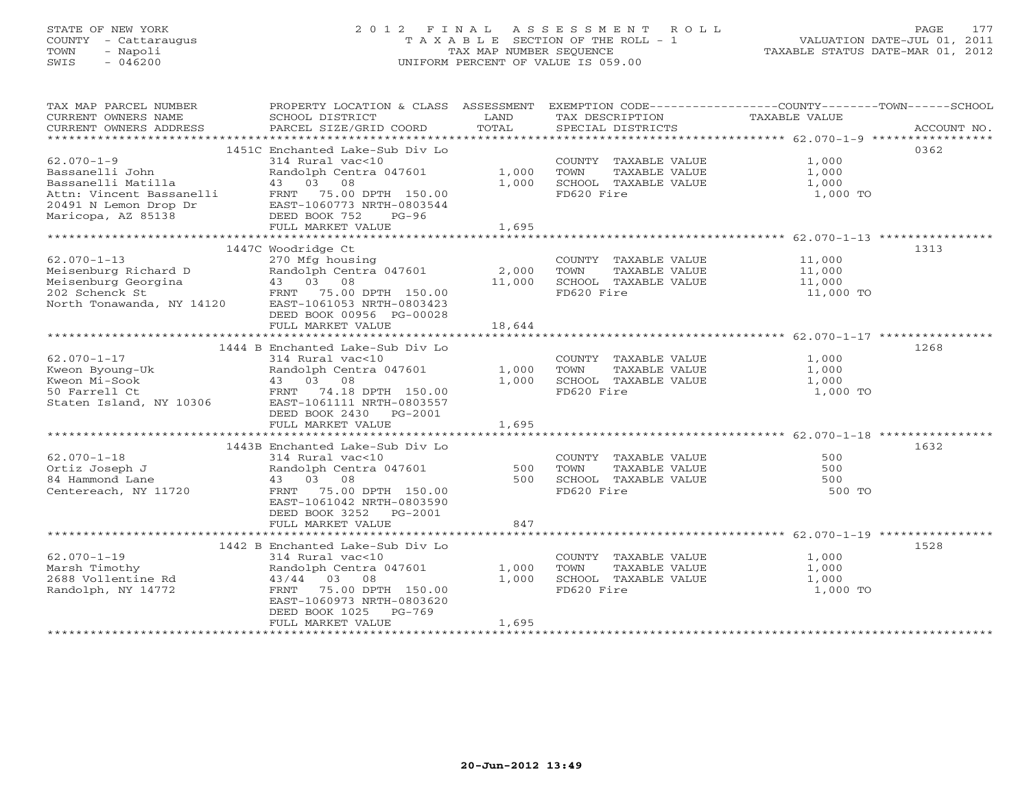STATE OF NEW YORK
COUNTY - Cattaraugus
TOWN - Napoli
SWIS - 046200

# 2012 FINAL ASSESSMENT ROLL
TAXABLE SECTION OF THE ROLL - 1
TAX MAP NUMBER SEQUENCE
UNIFORM PERCENT OF VALUE IS 059.00

VALUATION DATE-JUL 01, 2011
TAXABLE STATUS DATE-MAR 01, 2012

| TAX MAP PARCEL NUMBER / CURRENT OWNERS NAME / CURRENT OWNERS ADDRESS | PROPERTY LOCATION & CLASS / SCHOOL DISTRICT / PARCEL SIZE/GRID COORD | ASSESSMENT LAND / TOTAL | EXEMPTION CODE / TAX DESCRIPTION / SPECIAL DISTRICTS | COUNTY--------TOWN------SCHOOL TAXABLE VALUE | ACCOUNT NO. |
|---|---|---|---|---|---|
| **62.070-1-9** | 1451C Enchanted Lake-Sub Div Lo | | | | 0362 |
| 62.070-1-9 | 314 Rural vac<10 | | COUNTY TAXABLE VALUE | 1,000 | |
| Bassanelli John | Randolph Centra 047601 | 1,000 | TOWN TAXABLE VALUE | 1,000 | |
| Bassanelli Matilla | 43 03 08 | 1,000 | SCHOOL TAXABLE VALUE | 1,000 | |
| Attn: Vincent Bassanelli | FRNT 75.00 DPTH 150.00 | | FD620 Fire | 1,000 TO | |
| 20491 N Lemon Drop Dr | EAST-1060773 NRTH-0803544 | | | | |
| Maricopa, AZ 85138 | DEED BOOK 752 PG-96 | | | | |
| | FULL MARKET VALUE | 1,695 | | | |
| **62.070-1-13** | 1447C Woodridge Ct | | | | 1313 |
| 62.070-1-13 | 270 Mfg housing | | COUNTY TAXABLE VALUE | 11,000 | |
| Meisenburg Richard D | Randolph Centra 047601 | 2,000 | TOWN TAXABLE VALUE | 11,000 | |
| Meisenburg Georgina | 43 03 08 | 11,000 | SCHOOL TAXABLE VALUE | 11,000 | |
| 202 Schenck St | FRNT 75.00 DPTH 150.00 | | FD620 Fire | 11,000 TO | |
| North Tonawanda, NY 14120 | EAST-1061053 NRTH-0803423 | | | | |
| | DEED BOOK 00956 PG-00028 | | | | |
| | FULL MARKET VALUE | 18,644 | | | |
| **62.070-1-17** | 1444 B Enchanted Lake-Sub Div Lo | | | | 1268 |
| 62.070-1-17 | 314 Rural vac<10 | | COUNTY TAXABLE VALUE | 1,000 | |
| Kweon Byoung-Uk | Randolph Centra 047601 | 1,000 | TOWN TAXABLE VALUE | 1,000 | |
| Kweon Mi-Sook | 43 03 08 | 1,000 | SCHOOL TAXABLE VALUE | 1,000 | |
| 50 Farrell Ct | FRNT 74.18 DPTH 150.00 | | FD620 Fire | 1,000 TO | |
| Staten Island, NY 10306 | EAST-1061111 NRTH-0803557 | | | | |
| | DEED BOOK 2430 PG-2001 | | | | |
| | FULL MARKET VALUE | 1,695 | | | |
| **62.070-1-18** | 1443B Enchanted Lake-Sub Div Lo | | | | 1632 |
| 62.070-1-18 | 314 Rural vac<10 | | COUNTY TAXABLE VALUE | 500 | |
| Ortiz Joseph J | Randolph Centra 047601 | 500 | TOWN TAXABLE VALUE | 500 | |
| 84 Hammond Lane | 43 03 08 | 500 | SCHOOL TAXABLE VALUE | 500 | |
| Centereach, NY 11720 | FRNT 75.00 DPTH 150.00 | | FD620 Fire | 500 TO | |
| | EAST-1061042 NRTH-0803590 | | | | |
| | DEED BOOK 3252 PG-2001 | | | | |
| | FULL MARKET VALUE | 847 | | | |
| **62.070-1-19** | 1442 B Enchanted Lake-Sub Div Lo | | | | 1528 |
| 62.070-1-19 | 314 Rural vac<10 | | COUNTY TAXABLE VALUE | 1,000 | |
| Marsh Timothy | Randolph Centra 047601 | 1,000 | TOWN TAXABLE VALUE | 1,000 | |
| 2688 Vollentine Rd | 43/44 03 08 | 1,000 | SCHOOL TAXABLE VALUE | 1,000 | |
| Randolph, NY 14772 | FRNT 75.00 DPTH 150.00 | | FD620 Fire | 1,000 TO | |
| | EAST-1060973 NRTH-0803620 | | | | |
| | DEED BOOK 1025 PG-769 | | | | |
| | FULL MARKET VALUE | 1,695 | | | |

20-Jun-2012 13:49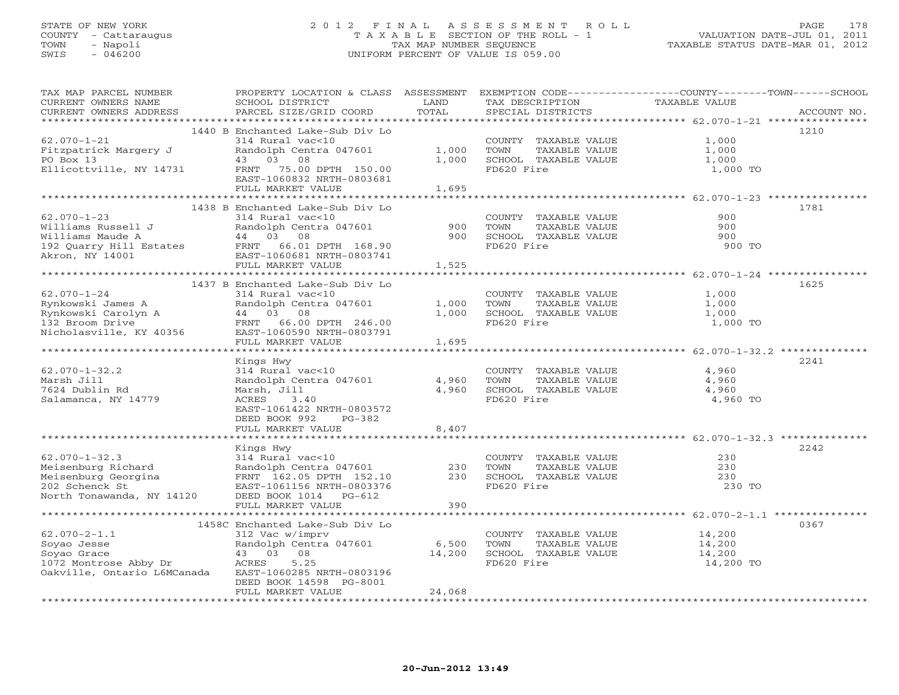STATE OF NEW YORK
COUNTY - Cattaraugus
TOWN - Napoli
SWIS - 046200

# 2012 FINAL ASSESSMENT ROLL

TAXABLE SECTION OF THE ROLL - 1
TAX MAP NUMBER SEQUENCE
UNIFORM PERCENT OF VALUE IS 059.00

VALUATION DATE-JUL 01, 2011
TAXABLE STATUS DATE-MAR 01, 2012

| TAX MAP PARCEL NUMBER / CURRENT OWNERS NAME / CURRENT OWNERS ADDRESS | PROPERTY LOCATION & CLASS / SCHOOL DISTRICT / PARCEL SIZE/GRID COORD | ASSESSMENT LAND / TOTAL | EXEMPTION CODE / TAX DESCRIPTION / SPECIAL DISTRICTS | TAXABLE VALUE (COUNTY / TOWN / SCHOOL) | ACCOUNT NO. |
|---|---|---|---|---|---|
| **62.070-1-21** | 1440 B Enchanted Lake-Sub Div Lo | | | | 1210 |
| 62.070-1-21 | 314 Rural vac<10 | | COUNTY TAXABLE VALUE | 1,000 | |
| Fitzpatrick Margery J | Randolph Centra 047601 | 1,000 | TOWN TAXABLE VALUE | 1,000 | |
| PO Box 13 | 43 03 08 | 1,000 | SCHOOL TAXABLE VALUE | 1,000 | |
| Ellicottville, NY 14731 | FRNT 75.00 DPTH 150.00 | | FD620 Fire | 1,000 TO | |
| | EAST-1060832 NRTH-0803681 | | | | |
| | FULL MARKET VALUE | 1,695 | | | |
| **62.070-1-23** | 1438 B Enchanted Lake-Sub Div Lo | | | | 1781 |
| 62.070-1-23 | 314 Rural vac<10 | | COUNTY TAXABLE VALUE | 900 | |
| Williams Russell J | Randolph Centra 047601 | 900 | TOWN TAXABLE VALUE | 900 | |
| Williams Maude A | 44 03 08 | 900 | SCHOOL TAXABLE VALUE | 900 | |
| 192 Quarry Hill Estates | FRNT 66.01 DPTH 168.90 | | FD620 Fire | 900 TO | |
| Akron, NY 14001 | EAST-1060681 NRTH-0803741 | | | | |
| | FULL MARKET VALUE | 1,525 | | | |
| **62.070-1-24** | 1437 B Enchanted Lake-Sub Div Lo | | | | 1625 |
| 62.070-1-24 | 314 Rural vac<10 | | COUNTY TAXABLE VALUE | 1,000 | |
| Rynkowski James A | Randolph Centra 047601 | 1,000 | TOWN TAXABLE VALUE | 1,000 | |
| Rynkowski Carolyn A | 44 03 08 | 1,000 | SCHOOL TAXABLE VALUE | 1,000 | |
| 132 Broom Drive | FRNT 66.00 DPTH 246.00 | | FD620 Fire | 1,000 TO | |
| Nicholasville, KY 40356 | EAST-1060590 NRTH-0803791 | | | | |
| | FULL MARKET VALUE | 1,695 | | | |
| **62.070-1-32.2** | Kings Hwy | | | | 2241 |
| 62.070-1-32.2 | 314 Rural vac<10 | | COUNTY TAXABLE VALUE | 4,960 | |
| Marsh Jill | Randolph Centra 047601 | 4,960 | TOWN TAXABLE VALUE | 4,960 | |
| 7624 Dublin Rd | Marsh, Jill | 4,960 | SCHOOL TAXABLE VALUE | 4,960 | |
| Salamanca, NY 14779 | ACRES 3.40 | | FD620 Fire | 4,960 TO | |
| | EAST-1061422 NRTH-0803572 | | | | |
| | DEED BOOK 992 PG-382 | | | | |
| | FULL MARKET VALUE | 8,407 | | | |
| **62.070-1-32.3** | Kings Hwy | | | | 2242 |
| 62.070-1-32.3 | 314 Rural vac<10 | | COUNTY TAXABLE VALUE | 230 | |
| Meisenburg Richard | Randolph Centra 047601 | 230 | TOWN TAXABLE VALUE | 230 | |
| Meisenburg Georgina | FRNT 162.05 DPTH 152.10 | 230 | SCHOOL TAXABLE VALUE | 230 | |
| 202 Schenck St | EAST-1061156 NRTH-0803376 | | FD620 Fire | 230 TO | |
| North Tonawanda, NY 14120 | DEED BOOK 1014 PG-612 | | | | |
| | FULL MARKET VALUE | 390 | | | |
| **62.070-2-1.1** | 1458C Enchanted Lake-Sub Div Lo | | | | 0367 |
| 62.070-2-1.1 | 312 Vac w/imprv | | COUNTY TAXABLE VALUE | 14,200 | |
| Soyao Jesse | Randolph Centra 047601 | 6,500 | TOWN TAXABLE VALUE | 14,200 | |
| Soyao Grace | 43 03 08 | 14,200 | SCHOOL TAXABLE VALUE | 14,200 | |
| 1072 Montrose Abby Dr | ACRES 5.25 | | FD620 Fire | 14,200 TO | |
| Oakville, Ontario L6MCanada | EAST-1060285 NRTH-0803196 | | | | |
| | DEED BOOK 14598 PG-8001 | | | | |
| | FULL MARKET VALUE | 24,068 | | | |

20-Jun-2012 13:49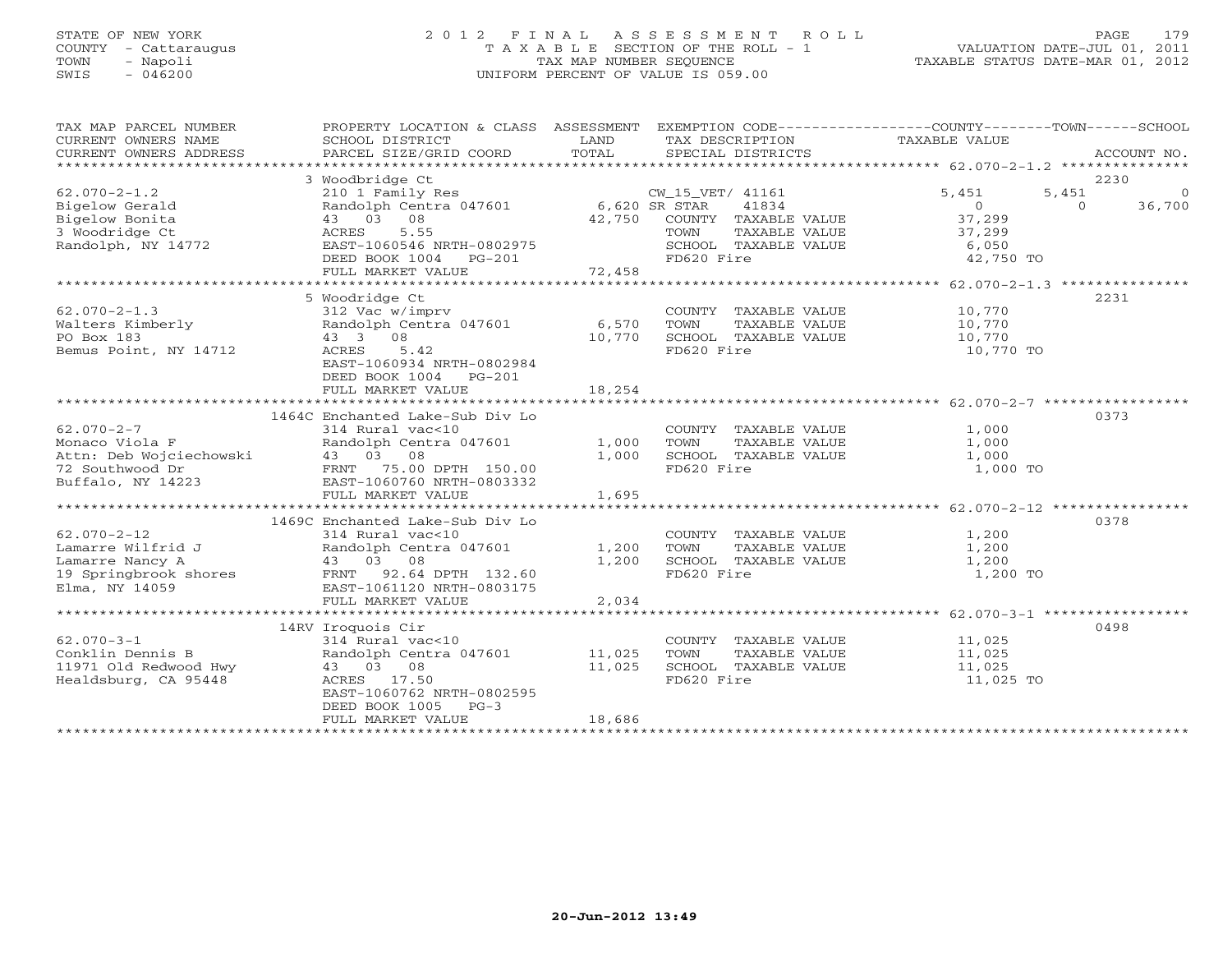STATE OF NEW YORK
COUNTY - Cattaraugus
TOWN - Napoli
SWIS - 046200

# 2012 FINAL ASSESSMENT ROLL

TAXABLE SECTION OF THE ROLL - 1
TAX MAP NUMBER SEQUENCE
UNIFORM PERCENT OF VALUE IS 059.00

VALUATION DATE-JUL 01, 2011
TAXABLE STATUS DATE-MAR 01, 2012

| TAX MAP PARCEL NUMBER / CURRENT OWNERS NAME / CURRENT OWNERS ADDRESS | PROPERTY LOCATION & CLASS / SCHOOL DISTRICT / PARCEL SIZE/GRID COORD | ASSESSMENT LAND | TOTAL | EXEMPTION CODE / TAX DESCRIPTION / SPECIAL DISTRICTS | COUNTY TAXABLE VALUE | TOWN | SCHOOL | ACCOUNT NO. |
|---|---|---|---|---|---|---|---|---|
| **62.070-2-1.2** | 3 Woodbridge Ct | | | | | | | 2230 |
| Bigelow Gerald | 210 1 Family Res | | | CW_15_VET/ 41161 | 5,451 | 5,451 | 0 | |
| Bigelow Bonita | Randolph Centra 047601 | 6,620 | | SR STAR 41834 | 0 | 0 | 36,700 | |
| 3 Woodridge Ct | 43 03 08 | | 42,750 | COUNTY TAXABLE VALUE | 37,299 | | | |
| Randolph, NY 14772 | ACRES 5.55 | | | TOWN TAXABLE VALUE | 37,299 | | | |
| | EAST-1060546 NRTH-0802975 | | | SCHOOL TAXABLE VALUE | 6,050 | | | |
| | DEED BOOK 1004 PG-201 | | | FD620 Fire | 42,750 TO | | | |
| | FULL MARKET VALUE | | 72,458 | | | | | |
| **62.070-2-1.3** | 5 Woodridge Ct | | | | | | | 2231 |
| Walters Kimberly | 312 Vac w/imprv | | | COUNTY TAXABLE VALUE | 10,770 | | | |
| PO Box 183 | Randolph Centra 047601 | 6,570 | | TOWN TAXABLE VALUE | 10,770 | | | |
| Bemus Point, NY 14712 | 43 3 08 | | 10,770 | SCHOOL TAXABLE VALUE | 10,770 | | | |
| | ACRES 5.42 | | | FD620 Fire | 10,770 TO | | | |
| | EAST-1060934 NRTH-0802984 | | | | | | | |
| | DEED BOOK 1004 PG-201 | | | | | | | |
| | FULL MARKET VALUE | | 18,254 | | | | | |
| **62.070-2-7** | 1464C Enchanted Lake-Sub Div Lo | | | | | | | 0373 |
| Monaco Viola F | 314 Rural vac<10 | | | COUNTY TAXABLE VALUE | 1,000 | | | |
| Attn: Deb Wojciechowski | Randolph Centra 047601 | 1,000 | | TOWN TAXABLE VALUE | 1,000 | | | |
| 72 Southwood Dr | 43 03 08 | | 1,000 | SCHOOL TAXABLE VALUE | 1,000 | | | |
| Buffalo, NY 14223 | FRNT 75.00 DPTH 150.00 | | | FD620 Fire | 1,000 TO | | | |
| | EAST-1060760 NRTH-0803332 | | | | | | | |
| | FULL MARKET VALUE | | 1,695 | | | | | |
| **62.070-2-12** | 1469C Enchanted Lake-Sub Div Lo | | | | | | | 0378 |
| Lamarre Wilfrid J | 314 Rural vac<10 | | | COUNTY TAXABLE VALUE | 1,200 | | | |
| Lamarre Nancy A | Randolph Centra 047601 | 1,200 | | TOWN TAXABLE VALUE | 1,200 | | | |
| 19 Springbrook shores | 43 03 08 | | 1,200 | SCHOOL TAXABLE VALUE | 1,200 | | | |
| Elma, NY 14059 | FRNT 92.64 DPTH 132.60 | | | FD620 Fire | 1,200 TO | | | |
| | EAST-1061120 NRTH-0803175 | | | | | | | |
| | FULL MARKET VALUE | | 2,034 | | | | | |
| **62.070-3-1** | 14RV Iroquois Cir | | | | | | | 0498 |
| Conklin Dennis B | 314 Rural vac<10 | | | COUNTY TAXABLE VALUE | 11,025 | | | |
| 11971 Old Redwood Hwy | Randolph Centra 047601 | 11,025 | | TOWN TAXABLE VALUE | 11,025 | | | |
| Healdsburg, CA 95448 | 43 03 08 | | 11,025 | SCHOOL TAXABLE VALUE | 11,025 | | | |
| | ACRES 17.50 | | | FD620 Fire | 11,025 TO | | | |
| | EAST-1060762 NRTH-0802595 | | | | | | | |
| | DEED BOOK 1005 PG-3 | | | | | | | |
| | FULL MARKET VALUE | | 18,686 | | | | | |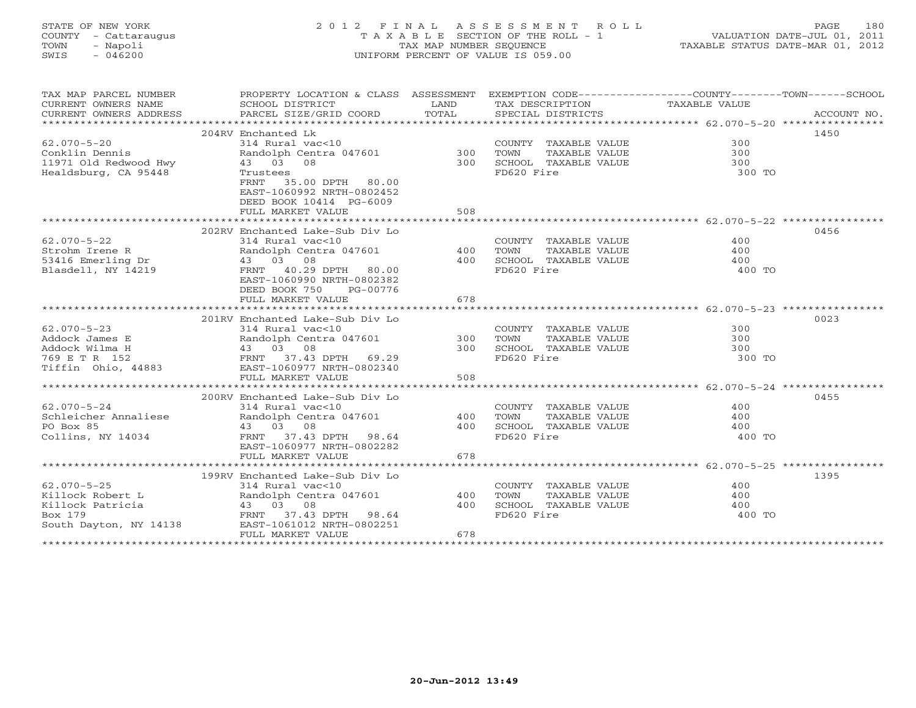STATE OF NEW YORK
COUNTY - Cattaraugus
TOWN - Napoli
SWIS - 046200

# 2012 FINAL ASSESSMENT ROLL

TAXABLE SECTION OF THE ROLL - 1
TAX MAP NUMBER SEQUENCE
UNIFORM PERCENT OF VALUE IS 059.00

VALUATION DATE-JUL 01, 2011
TAXABLE STATUS DATE-MAR 01, 2012

| TAX MAP PARCEL NUMBER / CURRENT OWNERS NAME / CURRENT OWNERS ADDRESS | PROPERTY LOCATION & CLASS / SCHOOL DISTRICT / PARCEL SIZE/GRID COORD | ASSESSMENT LAND / TOTAL | EXEMPTION CODE / TAX DESCRIPTION / SPECIAL DISTRICTS | TAXABLE VALUE (COUNTY / TOWN / SCHOOL) | ACCOUNT NO. |
|---|---|---|---|---|---|
| 62.070-5-20 | 204RV Enchanted Lk | | | | 1450 |
| Conklin Dennis | 314 Rural vac<10 | | COUNTY TAXABLE VALUE | 300 | |
| 11971 Old Redwood Hwy | Randolph Centra 047601 | 300 | TOWN TAXABLE VALUE | 300 | |
| Healdsburg, CA 95448 | 43 03 08 | 300 | SCHOOL TAXABLE VALUE | 300 | |
| | Trustees | | FD620 Fire | 300 TO | |
| | FRNT 35.00 DPTH 80.00 | | | | |
| | EAST-1060992 NRTH-0802452 | | | | |
| | DEED BOOK 10414 PG-6009 | | | | |
| | FULL MARKET VALUE | 508 | | | |
| 62.070-5-22 | 202RV Enchanted Lake-Sub Div Lo | | | | 0456 |
| Strohm Irene R | 314 Rural vac<10 | | COUNTY TAXABLE VALUE | 400 | |
| 53416 Emerling Dr | Randolph Centra 047601 | 400 | TOWN TAXABLE VALUE | 400 | |
| Blasdell, NY 14219 | 43 03 08 | 400 | SCHOOL TAXABLE VALUE | 400 | |
| | FRNT 40.29 DPTH 80.00 | | FD620 Fire | 400 TO | |
| | EAST-1060990 NRTH-0802382 | | | | |
| | DEED BOOK 750 PG-00776 | | | | |
| | FULL MARKET VALUE | 678 | | | |
| 62.070-5-23 | 201RV Enchanted Lake-Sub Div Lo | | | | 0023 |
| Addock James E | 314 Rural vac<10 | | COUNTY TAXABLE VALUE | 300 | |
| Addock Wilma H | Randolph Centra 047601 | 300 | TOWN TAXABLE VALUE | 300 | |
| 769 E T R 152 | 43 03 08 | 300 | SCHOOL TAXABLE VALUE | 300 | |
| Tiffin Ohio, 44883 | FRNT 37.43 DPTH 69.29 | | FD620 Fire | 300 TO | |
| | EAST-1060977 NRTH-0802340 | | | | |
| | FULL MARKET VALUE | 508 | | | |
| 62.070-5-24 | 200RV Enchanted Lake-Sub Div Lo | | | | 0455 |
| Schleicher Annaliese | 314 Rural vac<10 | | COUNTY TAXABLE VALUE | 400 | |
| PO Box 85 | Randolph Centra 047601 | 400 | TOWN TAXABLE VALUE | 400 | |
| Collins, NY 14034 | 43 03 08 | 400 | SCHOOL TAXABLE VALUE | 400 | |
| | FRNT 37.43 DPTH 98.64 | | FD620 Fire | 400 TO | |
| | EAST-1060977 NRTH-0802282 | | | | |
| | FULL MARKET VALUE | 678 | | | |
| 62.070-5-25 | 199RV Enchanted Lake-Sub Div Lo | | | | 1395 |
| Killock Robert L | 314 Rural vac<10 | | COUNTY TAXABLE VALUE | 400 | |
| Killock Patricia | Randolph Centra 047601 | 400 | TOWN TAXABLE VALUE | 400 | |
| Box 179 | 43 03 08 | 400 | SCHOOL TAXABLE VALUE | 400 | |
| South Dayton, NY 14138 | FRNT 37.43 DPTH 98.64 | | FD620 Fire | 400 TO | |
| | EAST-1061012 NRTH-0802251 | | | | |
| | FULL MARKET VALUE | 678 | | | |

20-Jun-2012 13:49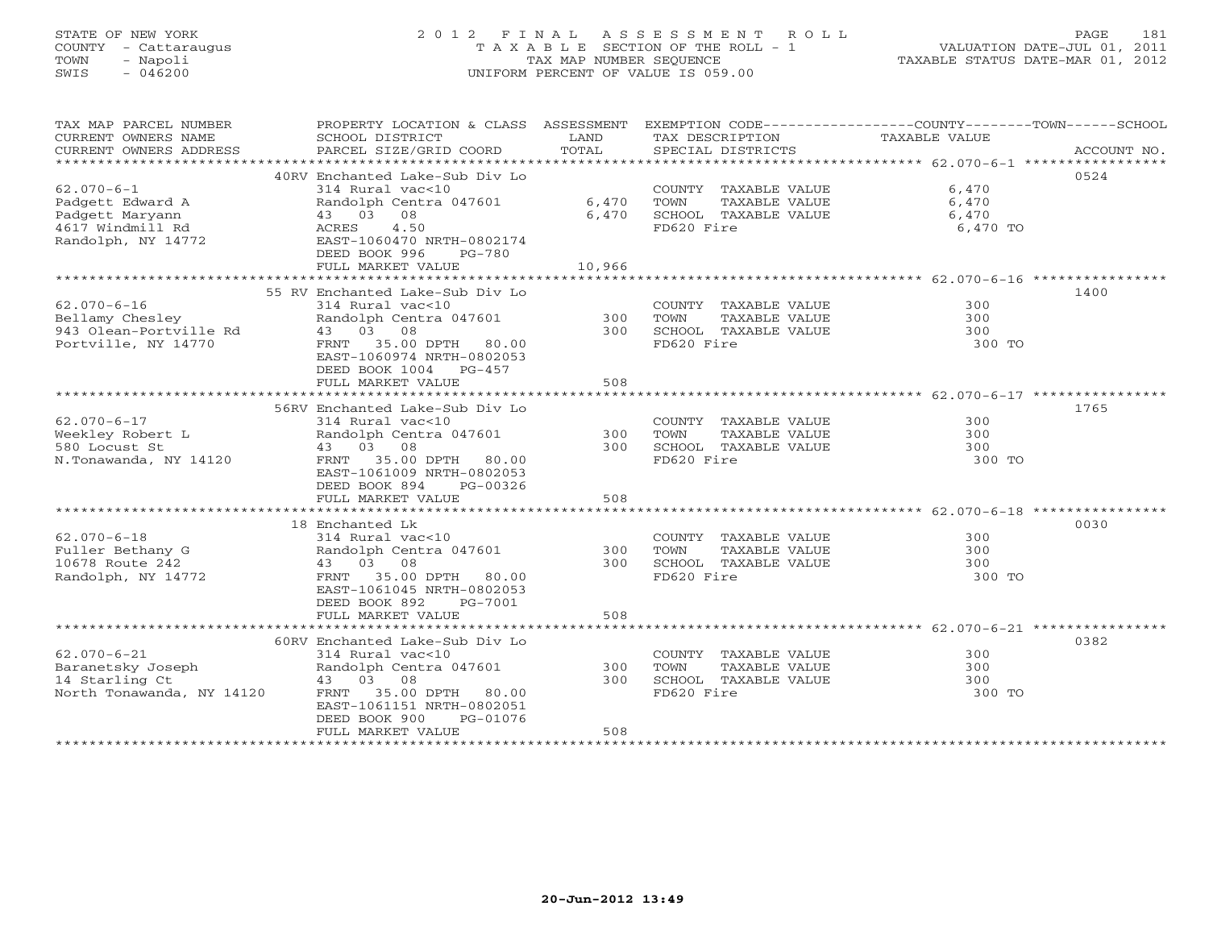STATE OF NEW YORK
COUNTY - Cattaraugus
TOWN - Napoli
SWIS - 046200

# 2012 FINAL ASSESSMENT ROLL
TAXABLE SECTION OF THE ROLL - 1
TAX MAP NUMBER SEQUENCE
UNIFORM PERCENT OF VALUE IS 059.00

VALUATION DATE-JUL 01, 2011
TAXABLE STATUS DATE-MAR 01, 2012

| TAX MAP PARCEL NUMBER / CURRENT OWNERS NAME / CURRENT OWNERS ADDRESS | PROPERTY LOCATION & CLASS / SCHOOL DISTRICT / PARCEL SIZE/GRID COORD | ASSESSMENT LAND | TOTAL | EXEMPTION CODE / TAX DESCRIPTION / SPECIAL DISTRICTS | TAXABLE VALUE (COUNTY / TOWN / SCHOOL) | ACCOUNT NO. |
|---|---|---|---|---|---|---|
| **62.070-6-1** | 40RV Enchanted Lake-Sub Div Lo | | | | | 0524 |
| 62.070-6-1 | 314 Rural vac<10 | | | COUNTY TAXABLE VALUE | 6,470 | |
| Padgett Edward A | Randolph Centra 047601 | 6,470 | | TOWN TAXABLE VALUE | 6,470 | |
| Padgett Maryann | 43 03 08 | | 6,470 | SCHOOL TAXABLE VALUE | 6,470 | |
| 4617 Windmill Rd | ACRES 4.50 | | | FD620 Fire | 6,470 TO | |
| Randolph, NY 14772 | EAST-1060470 NRTH-0802174 | | | | | |
| | DEED BOOK 996 PG-780 | | | | | |
| | FULL MARKET VALUE | | 10,966 | | | |
| **62.070-6-16** | 55 RV Enchanted Lake-Sub Div Lo | | | | | 1400 |
| 62.070-6-16 | 314 Rural vac<10 | | | COUNTY TAXABLE VALUE | 300 | |
| Bellamy Chesley | Randolph Centra 047601 | 300 | | TOWN TAXABLE VALUE | 300 | |
| 943 Olean-Portville Rd | 43 03 08 | | 300 | SCHOOL TAXABLE VALUE | 300 | |
| Portville, NY 14770 | FRNT 35.00 DPTH 80.00 | | | FD620 Fire | 300 TO | |
| | EAST-1060974 NRTH-0802053 | | | | | |
| | DEED BOOK 1004 PG-457 | | | | | |
| | FULL MARKET VALUE | | 508 | | | |
| **62.070-6-17** | 56RV Enchanted Lake-Sub Div Lo | | | | | 1765 |
| 62.070-6-17 | 314 Rural vac<10 | | | COUNTY TAXABLE VALUE | 300 | |
| Weekley Robert L | Randolph Centra 047601 | 300 | | TOWN TAXABLE VALUE | 300 | |
| 580 Locust St | 43 03 08 | | 300 | SCHOOL TAXABLE VALUE | 300 | |
| N.Tonawanda, NY 14120 | FRNT 35.00 DPTH 80.00 | | | FD620 Fire | 300 TO | |
| | EAST-1061009 NRTH-0802053 | | | | | |
| | DEED BOOK 894 PG-00326 | | | | | |
| | FULL MARKET VALUE | | 508 | | | |
| **62.070-6-18** | 18 Enchanted Lk | | | | | 0030 |
| 62.070-6-18 | 314 Rural vac<10 | | | COUNTY TAXABLE VALUE | 300 | |
| Fuller Bethany G | Randolph Centra 047601 | 300 | | TOWN TAXABLE VALUE | 300 | |
| 10678 Route 242 | 43 03 08 | | 300 | SCHOOL TAXABLE VALUE | 300 | |
| Randolph, NY 14772 | FRNT 35.00 DPTH 80.00 | | | FD620 Fire | 300 TO | |
| | EAST-1061045 NRTH-0802053 | | | | | |
| | DEED BOOK 892 PG-7001 | | | | | |
| | FULL MARKET VALUE | | 508 | | | |
| **62.070-6-21** | 60RV Enchanted Lake-Sub Div Lo | | | | | 0382 |
| 62.070-6-21 | 314 Rural vac<10 | | | COUNTY TAXABLE VALUE | 300 | |
| Baranetsky Joseph | Randolph Centra 047601 | 300 | | TOWN TAXABLE VALUE | 300 | |
| 14 Starling Ct | 43 03 08 | | 300 | SCHOOL TAXABLE VALUE | 300 | |
| North Tonawanda, NY 14120 | FRNT 35.00 DPTH 80.00 | | | FD620 Fire | 300 TO | |
| | EAST-1061151 NRTH-0802051 | | | | | |
| | DEED BOOK 900 PG-01076 | | | | | |
| | FULL MARKET VALUE | | 508 | | | |

20-Jun-2012 13:49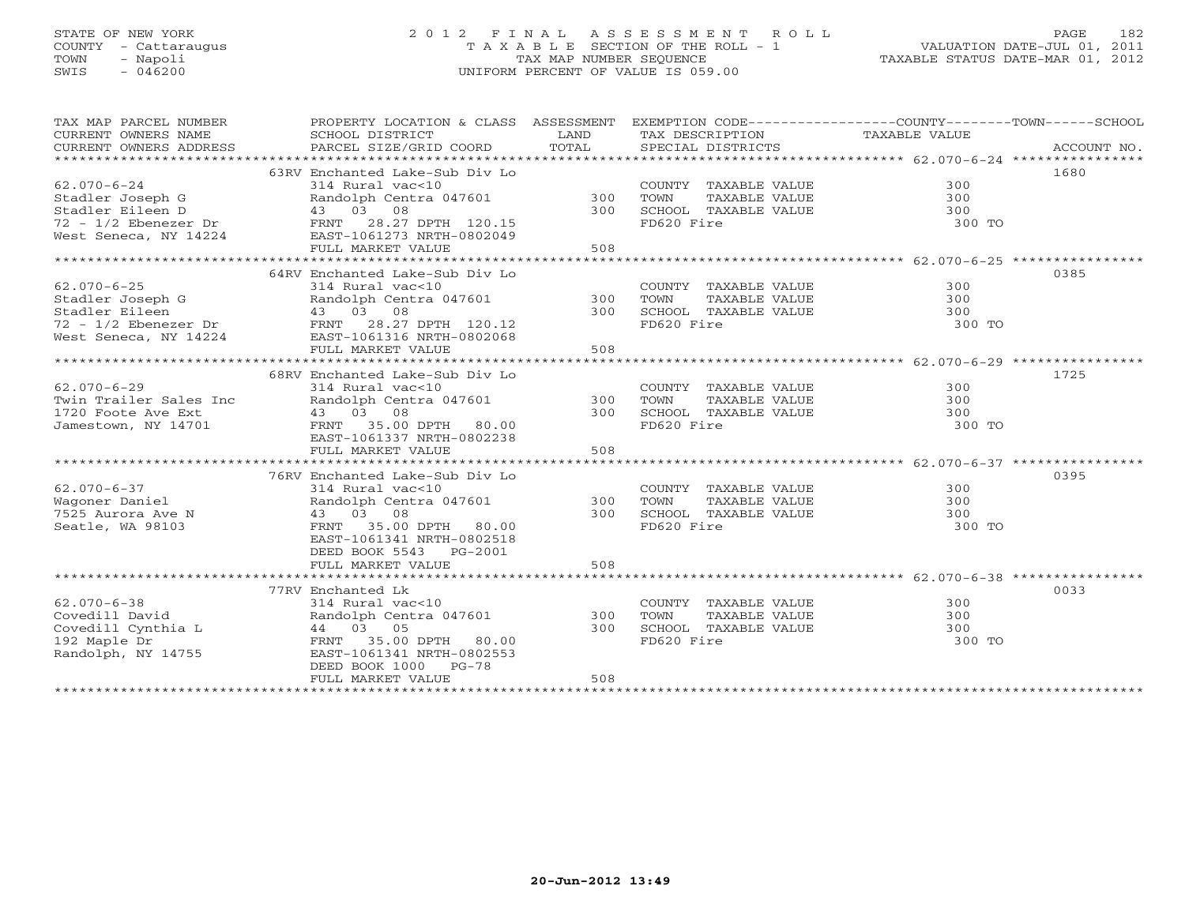STATE OF NEW YORK
COUNTY - Cattaraugus
TOWN - Napoli
SWIS - 046200

2012 FINAL ASSESSMENT ROLL
TAXABLE SECTION OF THE ROLL - 1
TAX MAP NUMBER SEQUENCE
UNIFORM PERCENT OF VALUE IS 059.00

VALUATION DATE-JUL 01, 2011
TAXABLE STATUS DATE-MAR 01, 2012

| TAX MAP PARCEL NUMBER / CURRENT OWNERS NAME / CURRENT OWNERS ADDRESS | PROPERTY LOCATION & CLASS / SCHOOL DISTRICT / PARCEL SIZE/GRID COORD | ASSESSMENT LAND / TOTAL | EXEMPTION CODE / TAX DESCRIPTION / SPECIAL DISTRICTS | COUNTY / TOWN / SCHOOL TAXABLE VALUE | ACCOUNT NO. |
|---|---|---|---|---|---|
| 62.070-6-24 | 63RV Enchanted Lake-Sub Div Lo | | | | 1680 |
| Stadler Joseph G | 314 Rural vac<10 | | COUNTY TAXABLE VALUE | 300 | |
| Stadler Eileen D | Randolph Centra 047601 | 300 | TOWN TAXABLE VALUE | 300 | |
| 72 - 1/2 Ebenezer Dr | 43 03 08 | 300 | SCHOOL TAXABLE VALUE | 300 | |
| West Seneca, NY 14224 | FRNT 28.27 DPTH 120.15 | | FD620 Fire | 300 TO | |
| | EAST-1061273 NRTH-0802049 | | | | |
| | FULL MARKET VALUE | 508 | | | |
| 62.070-6-25 | 64RV Enchanted Lake-Sub Div Lo | | | | 0385 |
| Stadler Joseph G | 314 Rural vac<10 | | COUNTY TAXABLE VALUE | 300 | |
| Stadler Eileen | Randolph Centra 047601 | 300 | TOWN TAXABLE VALUE | 300 | |
| 72 - 1/2 Ebenezer Dr | 43 03 08 | 300 | SCHOOL TAXABLE VALUE | 300 | |
| West Seneca, NY 14224 | FRNT 28.27 DPTH 120.12 | | FD620 Fire | 300 TO | |
| | EAST-1061316 NRTH-0802068 | | | | |
| | FULL MARKET VALUE | 508 | | | |
| 62.070-6-29 | 68RV Enchanted Lake-Sub Div Lo | | | | 1725 |
| Twin Trailer Sales Inc | 314 Rural vac<10 | | COUNTY TAXABLE VALUE | 300 | |
| 1720 Foote Ave Ext | Randolph Centra 047601 | 300 | TOWN TAXABLE VALUE | 300 | |
| Jamestown, NY 14701 | 43 03 08 | 300 | SCHOOL TAXABLE VALUE | 300 | |
| | FRNT 35.00 DPTH 80.00 | | FD620 Fire | 300 TO | |
| | EAST-1061337 NRTH-0802238 | | | | |
| | FULL MARKET VALUE | 508 | | | |
| 62.070-6-37 | 76RV Enchanted Lake-Sub Div Lo | | | | 0395 |
| Wagoner Daniel | 314 Rural vac<10 | | COUNTY TAXABLE VALUE | 300 | |
| 7525 Aurora Ave N | Randolph Centra 047601 | 300 | TOWN TAXABLE VALUE | 300 | |
| Seatle, WA 98103 | 43 03 08 | 300 | SCHOOL TAXABLE VALUE | 300 | |
| | FRNT 35.00 DPTH 80.00 | | FD620 Fire | 300 TO | |
| | EAST-1061341 NRTH-0802518 | | | | |
| | DEED BOOK 5543 PG-2001 | | | | |
| | FULL MARKET VALUE | 508 | | | |
| 62.070-6-38 | 77RV Enchanted Lk | | | | 0033 |
| Covedill David | 314 Rural vac<10 | | COUNTY TAXABLE VALUE | 300 | |
| Covedill Cynthia L | Randolph Centra 047601 | 300 | TOWN TAXABLE VALUE | 300 | |
| 192 Maple Dr | 44 03 05 | 300 | SCHOOL TAXABLE VALUE | 300 | |
| Randolph, NY 14755 | FRNT 35.00 DPTH 80.00 | | FD620 Fire | 300 TO | |
| | EAST-1061341 NRTH-0802553 | | | | |
| | DEED BOOK 1000 PG-78 | | | | |
| | FULL MARKET VALUE | 508 | | | |

20-Jun-2012 13:49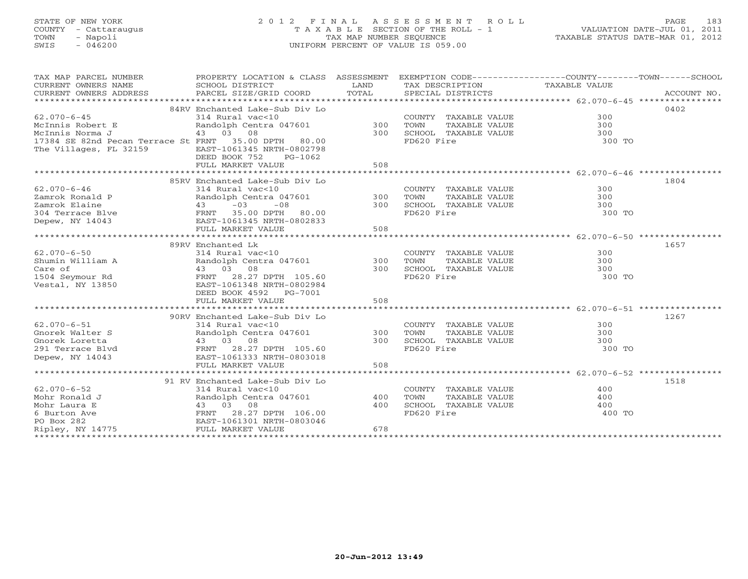STATE OF NEW YORK
COUNTY - Cattaraugus
TOWN - Napoli
SWIS - 046200

2 0 1 2 F I N A L A S S E S S M E N T R O L L
T A X A B L E SECTION OF THE ROLL - 1
TAX MAP NUMBER SEQUENCE
UNIFORM PERCENT OF VALUE IS 059.00

VALUATION DATE-JUL 01, 2011
TAXABLE STATUS DATE-MAR 01, 2012

| TAX MAP PARCEL NUMBER / CURRENT OWNERS NAME / CURRENT OWNERS ADDRESS | PROPERTY LOCATION & CLASS / SCHOOL DISTRICT / PARCEL SIZE/GRID COORD | ASSESSMENT LAND | TOTAL | EXEMPTION CODE / TAX DESCRIPTION / SPECIAL DISTRICTS | COUNTY/TOWN/SCHOOL TAXABLE VALUE | ACCOUNT NO. |
|---|---|---|---|---|---|---|
| 62.070-6-45 | 84RV Enchanted Lake-Sub Div Lo | | | | | 0402 |
| McInnis Robert E | 314 Rural vac<10 | | | COUNTY TAXABLE VALUE | 300 | |
| McInnis Norma J | Randolph Centra 047601 | 300 | | TOWN TAXABLE VALUE | 300 | |
| 17384 SE 82nd Pecan Terrace St | 43 03 08 | | 300 | SCHOOL TAXABLE VALUE | 300 | |
| The Villages, FL 32159 | FRNT 35.00 DPTH 80.00 | | | FD620 Fire | 300 TO | |
| | EAST-1061345 NRTH-0802798 | | | | | |
| | DEED BOOK 752 PG-1062 | | | | | |
| | FULL MARKET VALUE | | 508 | | | |
| 62.070-6-46 | 85RV Enchanted Lake-Sub Div Lo | | | | | 1804 |
| Zamrok Ronald P | 314 Rural vac<10 | | | COUNTY TAXABLE VALUE | 300 | |
| Zamrok Elaine | Randolph Centra 047601 | 300 | | TOWN TAXABLE VALUE | 300 | |
| 304 Terrace Blve | 43 -03 -08 | | 300 | SCHOOL TAXABLE VALUE | 300 | |
| Depew, NY 14043 | FRNT 35.00 DPTH 80.00 | | | FD620 Fire | 300 TO | |
| | EAST-1061345 NRTH-0802833 | | | | | |
| | FULL MARKET VALUE | | 508 | | | |
| 62.070-6-50 | 89RV Enchanted Lk | | | | | 1657 |
| Shumin William A | 314 Rural vac<10 | | | COUNTY TAXABLE VALUE | 300 | |
| Care of | Randolph Centra 047601 | 300 | | TOWN TAXABLE VALUE | 300 | |
| 1504 Seymour Rd | 43 03 08 | | 300 | SCHOOL TAXABLE VALUE | 300 | |
| Vestal, NY 13850 | FRNT 28.27 DPTH 105.60 | | | FD620 Fire | 300 TO | |
| | EAST-1061348 NRTH-0802984 | | | | | |
| | DEED BOOK 4592 PG-7001 | | | | | |
| | FULL MARKET VALUE | | 508 | | | |
| 62.070-6-51 | 90RV Enchanted Lake-Sub Div Lo | | | | | 1267 |
| Gnorek Walter S | 314 Rural vac<10 | | | COUNTY TAXABLE VALUE | 300 | |
| Gnorek Loretta | Randolph Centra 047601 | 300 | | TOWN TAXABLE VALUE | 300 | |
| 291 Terrace Blvd | 43 03 08 | | 300 | SCHOOL TAXABLE VALUE | 300 | |
| Depew, NY 14043 | FRNT 28.27 DPTH 105.60 | | | FD620 Fire | 300 TO | |
| | EAST-1061333 NRTH-0803018 | | | | | |
| | FULL MARKET VALUE | | 508 | | | |
| 62.070-6-52 | 91 RV Enchanted Lake-Sub Div Lo | | | | | 1518 |
| Mohr Ronald J | 314 Rural vac<10 | | | COUNTY TAXABLE VALUE | 400 | |
| Mohr Laura E | Randolph Centra 047601 | 400 | | TOWN TAXABLE VALUE | 400 | |
| 6 Burton Ave | 43 03 08 | | 400 | SCHOOL TAXABLE VALUE | 400 | |
| PO Box 282 | FRNT 28.27 DPTH 106.00 | | | FD620 Fire | 400 TO | |
| Ripley, NY 14775 | EAST-1061301 NRTH-0803046 | | | | | |
| | FULL MARKET VALUE | | 678 | | | |

20-Jun-2012 13:49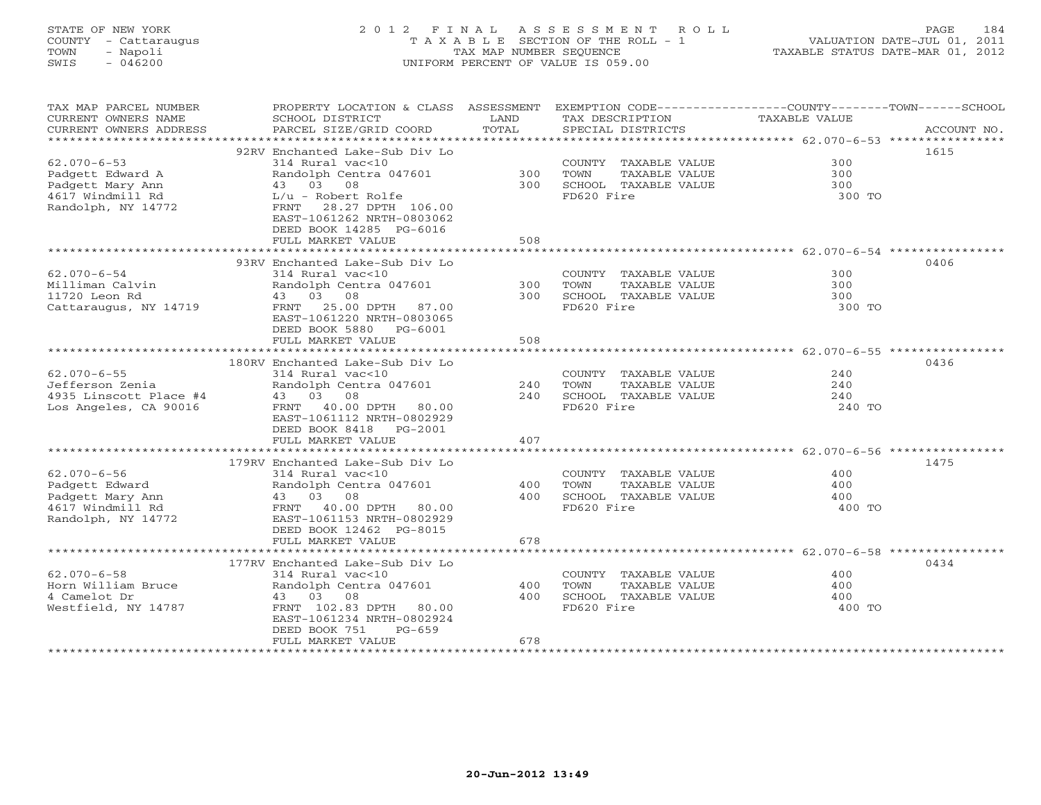STATE OF NEW YORK
COUNTY - Cattaraugus
TOWN - Napoli
SWIS - 046200

# 2012 FINAL ASSESSMENT ROLL

TAXABLE SECTION OF THE ROLL - 1
TAX MAP NUMBER SEQUENCE
UNIFORM PERCENT OF VALUE IS 059.00

VALUATION DATE-JUL 01, 2011
TAXABLE STATUS DATE-MAR 01, 2012

| TAX MAP PARCEL NUMBER / CURRENT OWNERS NAME / CURRENT OWNERS ADDRESS | PROPERTY LOCATION & CLASS / SCHOOL DISTRICT / PARCEL SIZE/GRID COORD | ASSESSMENT LAND | TOTAL | EXEMPTION CODE / TAX DESCRIPTION / SPECIAL DISTRICTS | | TAXABLE VALUE (COUNTY / TOWN / SCHOOL) | ACCOUNT NO. |
|---|---|---|---|---|---|---|---|
| 62.070-6-53 | 92RV Enchanted Lake-Sub Div Lo | | | | | | 1615 |
| Padgett Edward A | 314 Rural vac<10 | | | COUNTY | TAXABLE VALUE | 300 | |
| Padgett Mary Ann | Randolph Centra 047601 | 300 | | TOWN | TAXABLE VALUE | 300 | |
| 4617 Windmill Rd | 43 03 08 | | 300 | SCHOOL | TAXABLE VALUE | 300 | |
| Randolph, NY 14772 | L/u - Robert Rolfe | | | FD620 Fire | | 300 TO | |
| | FRNT 28.27 DPTH 106.00 | | | | | | |
| | EAST-1061262 NRTH-0803062 | | | | | | |
| | DEED BOOK 14285 PG-6016 | | | | | | |
| | FULL MARKET VALUE | | 508 | | | | |
| 62.070-6-54 | 93RV Enchanted Lake-Sub Div Lo | | | | | | 0406 |
| Milliman Calvin | 314 Rural vac<10 | | | COUNTY | TAXABLE VALUE | 300 | |
| 11720 Leon Rd | Randolph Centra 047601 | 300 | | TOWN | TAXABLE VALUE | 300 | |
| Cattaraugus, NY 14719 | 43 03 08 | | 300 | SCHOOL | TAXABLE VALUE | 300 | |
| | FRNT 25.00 DPTH 87.00 | | | FD620 Fire | | 300 TO | |
| | EAST-1061220 NRTH-0803065 | | | | | | |
| | DEED BOOK 5880 PG-6001 | | | | | | |
| | FULL MARKET VALUE | | 508 | | | | |
| 62.070-6-55 | 180RV Enchanted Lake-Sub Div Lo | | | | | | 0436 |
| Jefferson Zenia | 314 Rural vac<10 | | | COUNTY | TAXABLE VALUE | 240 | |
| 4935 Linscott Place #4 | Randolph Centra 047601 | 240 | | TOWN | TAXABLE VALUE | 240 | |
| Los Angeles, CA 90016 | 43 03 08 | | 240 | SCHOOL | TAXABLE VALUE | 240 | |
| | FRNT 40.00 DPTH 80.00 | | | FD620 Fire | | 240 TO | |
| | EAST-1061112 NRTH-0802929 | | | | | | |
| | DEED BOOK 8418 PG-2001 | | | | | | |
| | FULL MARKET VALUE | | 407 | | | | |
| 62.070-6-56 | 179RV Enchanted Lake-Sub Div Lo | | | | | | 1475 |
| Padgett Edward | 314 Rural vac<10 | | | COUNTY | TAXABLE VALUE | 400 | |
| Padgett Mary Ann | Randolph Centra 047601 | 400 | | TOWN | TAXABLE VALUE | 400 | |
| 4617 Windmill Rd | 43 03 08 | | 400 | SCHOOL | TAXABLE VALUE | 400 | |
| Randolph, NY 14772 | FRNT 40.00 DPTH 80.00 | | | FD620 Fire | | 400 TO | |
| | EAST-1061153 NRTH-0802929 | | | | | | |
| | DEED BOOK 12462 PG-8015 | | | | | | |
| | FULL MARKET VALUE | | 678 | | | | |
| 62.070-6-58 | 177RV Enchanted Lake-Sub Div Lo | | | | | | 0434 |
| Horn William Bruce | 314 Rural vac<10 | | | COUNTY | TAXABLE VALUE | 400 | |
| 4 Camelot Dr | Randolph Centra 047601 | 400 | | TOWN | TAXABLE VALUE | 400 | |
| Westfield, NY 14787 | 43 03 08 | | 400 | SCHOOL | TAXABLE VALUE | 400 | |
| | FRNT 102.83 DPTH 80.00 | | | FD620 Fire | | 400 TO | |
| | EAST-1061234 NRTH-0802924 | | | | | | |
| | DEED BOOK 751 PG-659 | | | | | | |
| | FULL MARKET VALUE | | 678 | | | | |

20-Jun-2012 13:49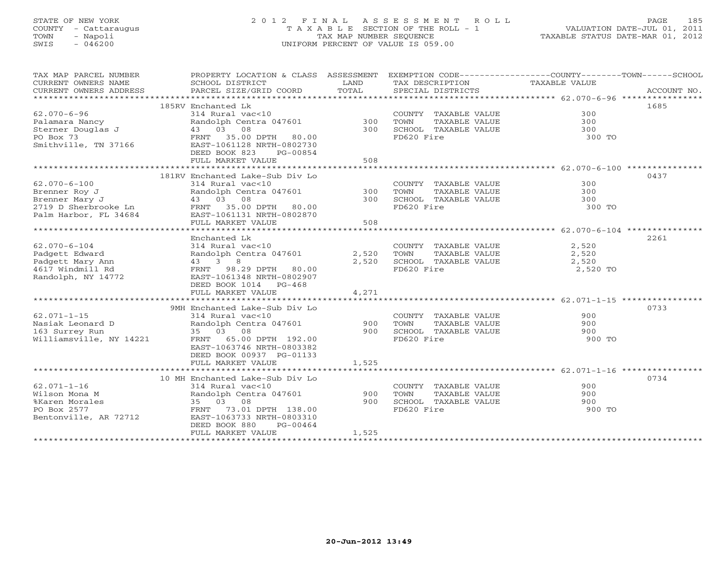STATE OF NEW YORK
COUNTY - Cattaraugus
TOWN - Napoli
SWIS - 046200

2012 FINAL ASSESSMENT ROLL
TAXABLE SECTION OF THE ROLL - 1
TAX MAP NUMBER SEQUENCE
UNIFORM PERCENT OF VALUE IS 059.00

VALUATION DATE-JUL 01, 2011
TAXABLE STATUS DATE-MAR 01, 2012

| TAX MAP PARCEL NUMBER / CURRENT OWNERS NAME / CURRENT OWNERS ADDRESS | PROPERTY LOCATION & CLASS / SCHOOL DISTRICT / PARCEL SIZE/GRID COORD | ASSESSMENT LAND / TOTAL | EXEMPTION CODE / TAX DESCRIPTION / SPECIAL DISTRICTS | TAXABLE VALUE | ACCOUNT NO. |
|---|---|---|---|---|---|
| | 185RV Enchanted Lk | | | | 1685 |
| 62.070-6-96 | 314 Rural vac<10 | | COUNTY TAXABLE VALUE | 300 | |
| Palamara Nancy | Randolph Centra 047601 | 300 | TOWN TAXABLE VALUE | 300 | |
| Sterner Douglas J | 43 03 08 | 300 | SCHOOL TAXABLE VALUE | 300 | |
| PO Box 73 | FRNT 35.00 DPTH 80.00 | | FD620 Fire | 300 TO | |
| Smithville, TN 37166 | EAST-1061128 NRTH-0802730 | | | | |
| | DEED BOOK 823 PG-00854 | | | | |
| | FULL MARKET VALUE | 508 | | | |
| | 181RV Enchanted Lake-Sub Div Lo | | | | 0437 |
| 62.070-6-100 | 314 Rural vac<10 | | COUNTY TAXABLE VALUE | 300 | |
| Brenner Roy J | Randolph Centra 047601 | 300 | TOWN TAXABLE VALUE | 300 | |
| Brenner Mary J | 43 03 08 | 300 | SCHOOL TAXABLE VALUE | 300 | |
| 2719 D Sherbrooke Ln | FRNT 35.00 DPTH 80.00 | | FD620 Fire | 300 TO | |
| Palm Harbor, FL 34684 | EAST-1061131 NRTH-0802870 | | | | |
| | FULL MARKET VALUE | 508 | | | |
| | Enchanted Lk | | | | 2261 |
| 62.070-6-104 | 314 Rural vac<10 | | COUNTY TAXABLE VALUE | 2,520 | |
| Padgett Edward | Randolph Centra 047601 | 2,520 | TOWN TAXABLE VALUE | 2,520 | |
| Padgett Mary Ann | 43 3 8 | 2,520 | SCHOOL TAXABLE VALUE | 2,520 | |
| 4617 Windmill Rd | FRNT 98.29 DPTH 80.00 | | FD620 Fire | 2,520 TO | |
| Randolph, NY 14772 | EAST-1061348 NRTH-0802907 | | | | |
| | DEED BOOK 1014 PG-468 | | | | |
| | FULL MARKET VALUE | 4,271 | | | |
| | 9MH Enchanted Lake-Sub Div Lo | | | | 0733 |
| 62.071-1-15 | 314 Rural vac<10 | | COUNTY TAXABLE VALUE | 900 | |
| Nasiak Leonard D | Randolph Centra 047601 | 900 | TOWN TAXABLE VALUE | 900 | |
| 163 Surrey Run | 35 03 08 | 900 | SCHOOL TAXABLE VALUE | 900 | |
| Williamsville, NY 14221 | FRNT 65.00 DPTH 192.00 | | FD620 Fire | 900 TO | |
| | EAST-1063746 NRTH-0803382 | | | | |
| | DEED BOOK 00937 PG-01133 | | | | |
| | FULL MARKET VALUE | 1,525 | | | |
| | 10 MH Enchanted Lake-Sub Div Lo | | | | 0734 |
| 62.071-1-16 | 314 Rural vac<10 | | COUNTY TAXABLE VALUE | 900 | |
| Wilson Mona M | Randolph Centra 047601 | 900 | TOWN TAXABLE VALUE | 900 | |
| %Karen Morales | 35 03 08 | 900 | SCHOOL TAXABLE VALUE | 900 | |
| PO Box 2577 | FRNT 73.01 DPTH 138.00 | | FD620 Fire | 900 TO | |
| Bentonville, AR 72712 | EAST-1063733 NRTH-0803310 | | | | |
| | DEED BOOK 880 PG-00464 | | | | |
| | FULL MARKET VALUE | 1,525 | | | |

20-Jun-2012 13:49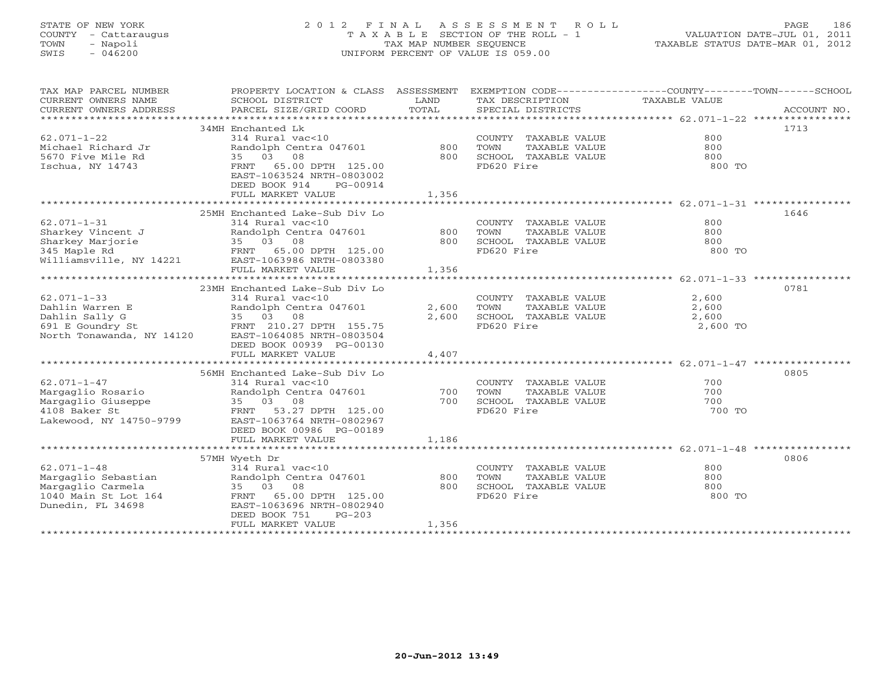STATE OF NEW YORK
COUNTY - Cattaraugus
TOWN - Napoli
SWIS - 046200

2012 FINAL ASSESSMENT ROLL
TAXABLE SECTION OF THE ROLL - 1
TAX MAP NUMBER SEQUENCE
UNIFORM PERCENT OF VALUE IS 059.00

VALUATION DATE-JUL 01, 2011
TAXABLE STATUS DATE-MAR 01, 2012

| TAX MAP PARCEL NUMBER / CURRENT OWNERS NAME / CURRENT OWNERS ADDRESS | PROPERTY LOCATION & CLASS / SCHOOL DISTRICT / PARCEL SIZE/GRID COORD | ASSESSMENT LAND / TOTAL | EXEMPTION CODE / TAX DESCRIPTION / SPECIAL DISTRICTS | COUNTY--------TOWN------SCHOOL TAXABLE VALUE | ACCOUNT NO. |
|---|---|---|---|---|---|
| 62.071-1-22 | 34MH Enchanted Lk | | | | 1713 |
| Michael Richard Jr | 314 Rural vac<10 | | COUNTY TAXABLE VALUE | 800 | |
| 5670 Five Mile Rd | Randolph Centra 047601 | 800 | TOWN TAXABLE VALUE | 800 | |
| Ischua, NY 14743 | 35 03 08 | 800 | SCHOOL TAXABLE VALUE | 800 | |
| | FRNT 65.00 DPTH 125.00 | | FD620 Fire | 800 TO | |
| | EAST-1063524 NRTH-0803002 | | | | |
| | DEED BOOK 914 PG-00914 | | | | |
| | FULL MARKET VALUE | 1,356 | | | |
| 62.071-1-31 | 25MH Enchanted Lake-Sub Div Lo | | | | 1646 |
| Sharkey Vincent J | 314 Rural vac<10 | | COUNTY TAXABLE VALUE | 800 | |
| Sharkey Marjorie | Randolph Centra 047601 | 800 | TOWN TAXABLE VALUE | 800 | |
| 345 Maple Rd | 35 03 08 | 800 | SCHOOL TAXABLE VALUE | 800 | |
| Williamsville, NY 14221 | FRNT 65.00 DPTH 125.00 | | FD620 Fire | 800 TO | |
| | EAST-1063986 NRTH-0803380 | | | | |
| | FULL MARKET VALUE | 1,356 | | | |
| 62.071-1-33 | 23MH Enchanted Lake-Sub Div Lo | | | | 0781 |
| Dahlin Warren E | 314 Rural vac<10 | | COUNTY TAXABLE VALUE | 2,600 | |
| Dahlin Sally G | Randolph Centra 047601 | 2,600 | TOWN TAXABLE VALUE | 2,600 | |
| 691 E Goundry St | 35 03 08 | 2,600 | SCHOOL TAXABLE VALUE | 2,600 | |
| North Tonawanda, NY 14120 | FRNT 210.27 DPTH 155.75 | | FD620 Fire | 2,600 TO | |
| | EAST-1064085 NRTH-0803504 | | | | |
| | DEED BOOK 00939 PG-00130 | | | | |
| | FULL MARKET VALUE | 4,407 | | | |
| 62.071-1-47 | 56MH Enchanted Lake-Sub Div Lo | | | | 0805 |
| Margaglio Rosario | 314 Rural vac<10 | | COUNTY TAXABLE VALUE | 700 | |
| Margaglio Giuseppe | Randolph Centra 047601 | 700 | TOWN TAXABLE VALUE | 700 | |
| 4108 Baker St | 35 03 08 | 700 | SCHOOL TAXABLE VALUE | 700 | |
| Lakewood, NY 14750-9799 | FRNT 53.27 DPTH 125.00 | | FD620 Fire | 700 TO | |
| | EAST-1063764 NRTH-0802967 | | | | |
| | DEED BOOK 00986 PG-00189 | | | | |
| | FULL MARKET VALUE | 1,186 | | | |
| 62.071-1-48 | 57MH Wyeth Dr | | | | 0806 |
| Margaglio Sebastian | 314 Rural vac<10 | | COUNTY TAXABLE VALUE | 800 | |
| Margaglio Carmela | Randolph Centra 047601 | 800 | TOWN TAXABLE VALUE | 800 | |
| 1040 Main St Lot 164 | 35 03 08 | 800 | SCHOOL TAXABLE VALUE | 800 | |
| Dunedin, FL 34698 | FRNT 65.00 DPTH 125.00 | | FD620 Fire | 800 TO | |
| | EAST-1063696 NRTH-0802940 | | | | |
| | DEED BOOK 751 PG-203 | | | | |
| | FULL MARKET VALUE | 1,356 | | | |

20-Jun-2012 13:49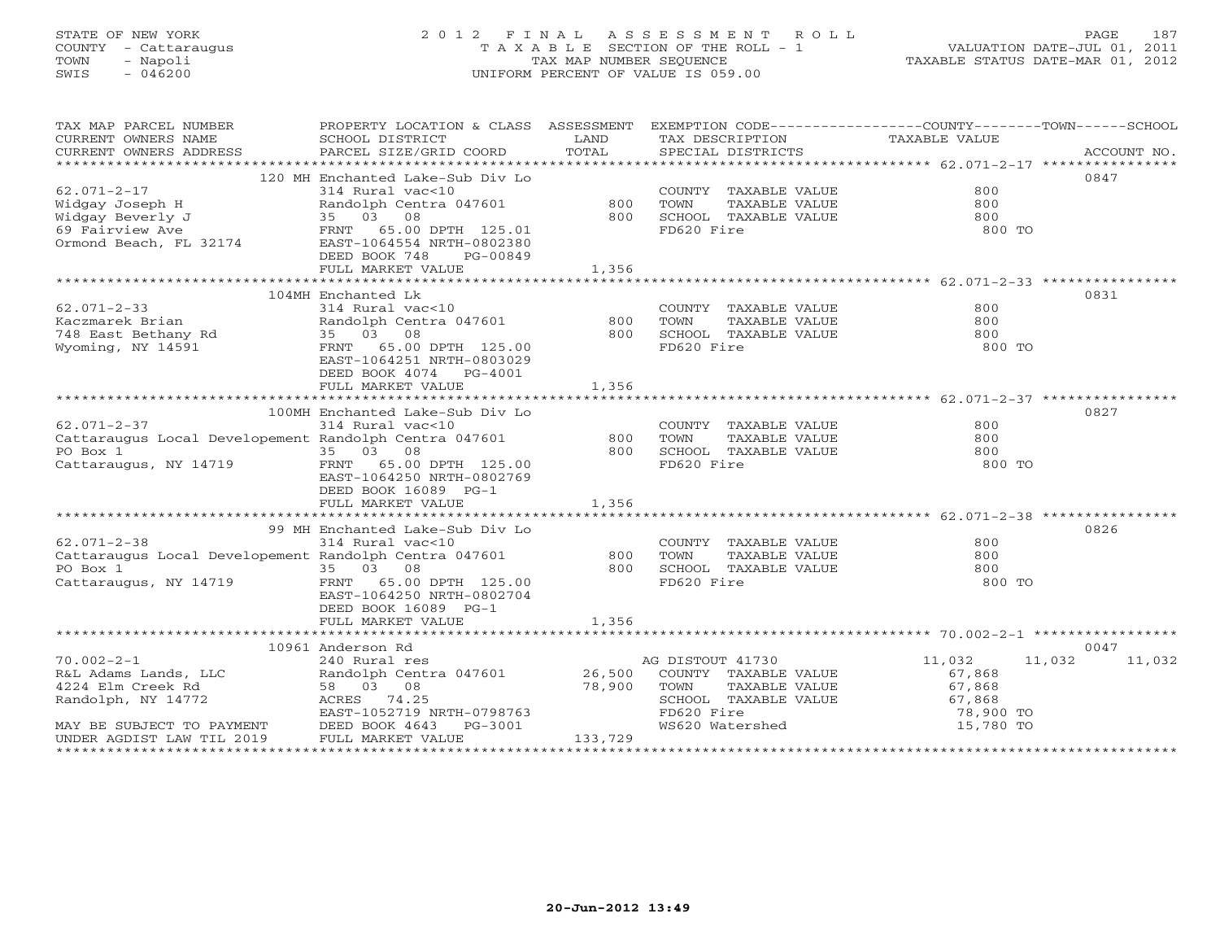STATE OF NEW YORK
COUNTY - Cattaraugus
TOWN - Napoli
SWIS - 046200

2012 FINAL ASSESSMENT ROLL
TAXABLE SECTION OF THE ROLL - 1
TAX MAP NUMBER SEQUENCE
UNIFORM PERCENT OF VALUE IS 059.00

VALUATION DATE-JUL 01, 2011
TAXABLE STATUS DATE-MAR 01, 2012

| TAX MAP PARCEL NUMBER / CURRENT OWNERS NAME / CURRENT OWNERS ADDRESS | PROPERTY LOCATION & CLASS / SCHOOL DISTRICT / PARCEL SIZE/GRID COORD | ASSESSMENT LAND / TOTAL | EXEMPTION CODE / TAX DESCRIPTION / SPECIAL DISTRICTS | COUNTY TAXABLE VALUE | TOWN | SCHOOL | ACCOUNT NO. |
|---|---|---|---|---|---|---|---|
| | 120 MH Enchanted Lake-Sub Div Lo | | | | | | 0847 |
| 62.071-2-17 | 314 Rural vac<10 | | COUNTY TAXABLE VALUE | 800 | | | |
| Widgay Joseph H | Randolph Centra 047601 | 800 | TOWN TAXABLE VALUE | 800 | | | |
| Widgay Beverly J | 35 03 08 | 800 | SCHOOL TAXABLE VALUE | 800 | | | |
| 69 Fairview Ave | FRNT 65.00 DPTH 125.01 | | FD620 Fire | 800 TO | | | |
| Ormond Beach, FL 32174 | EAST-1064554 NRTH-0802380 | | | | | | |
| | DEED BOOK 748 PG-00849 | | | | | | |
| | FULL MARKET VALUE | 1,356 | | | | | |
| | 104MH Enchanted Lk | | | | | | 0831 |
| 62.071-2-33 | 314 Rural vac<10 | | COUNTY TAXABLE VALUE | 800 | | | |
| Kaczmarek Brian | Randolph Centra 047601 | 800 | TOWN TAXABLE VALUE | 800 | | | |
| 748 East Bethany Rd | 35 03 08 | 800 | SCHOOL TAXABLE VALUE | 800 | | | |
| Wyoming, NY 14591 | FRNT 65.00 DPTH 125.00 | | FD620 Fire | 800 TO | | | |
| | EAST-1064251 NRTH-0803029 | | | | | | |
| | DEED BOOK 4074 PG-4001 | | | | | | |
| | FULL MARKET VALUE | 1,356 | | | | | |
| | 100MH Enchanted Lake-Sub Div Lo | | | | | | 0827 |
| 62.071-2-37 | 314 Rural vac<10 | | COUNTY TAXABLE VALUE | 800 | | | |
| Cattaraugus Local Developement | Randolph Centra 047601 | 800 | TOWN TAXABLE VALUE | 800 | | | |
| PO Box 1 | 35 03 08 | 800 | SCHOOL TAXABLE VALUE | 800 | | | |
| Cattaraugus, NY 14719 | FRNT 65.00 DPTH 125.00 | | FD620 Fire | 800 TO | | | |
| | EAST-1064250 NRTH-0802769 | | | | | | |
| | DEED BOOK 16089 PG-1 | | | | | | |
| | FULL MARKET VALUE | 1,356 | | | | | |
| | 99 MH Enchanted Lake-Sub Div Lo | | | | | | 0826 |
| 62.071-2-38 | 314 Rural vac<10 | | COUNTY TAXABLE VALUE | 800 | | | |
| Cattaraugus Local Developement | Randolph Centra 047601 | 800 | TOWN TAXABLE VALUE | 800 | | | |
| PO Box 1 | 35 03 08 | 800 | SCHOOL TAXABLE VALUE | 800 | | | |
| Cattaraugus, NY 14719 | FRNT 65.00 DPTH 125.00 | | FD620 Fire | 800 TO | | | |
| | EAST-1064250 NRTH-0802704 | | | | | | |
| | DEED BOOK 16089 PG-1 | | | | | | |
| | FULL MARKET VALUE | 1,356 | | | | | |
| | 10961 Anderson Rd | | | | | | 0047 |
| 70.002-2-1 | 240 Rural res | | AG DISTOUT 41730 | 11,032 | 11,032 | 11,032 | |
| R&L Adams Lands, LLC | Randolph Centra 047601 | 26,500 | COUNTY TAXABLE VALUE | 67,868 | | | |
| 4224 Elm Creek Rd | 58 03 08 | 78,900 | TOWN TAXABLE VALUE | 67,868 | | | |
| Randolph, NY 14772 | ACRES 74.25 | | SCHOOL TAXABLE VALUE | 67,868 | | | |
| | EAST-1052719 NRTH-0798763 | | FD620 Fire | 78,900 TO | | | |
| MAY BE SUBJECT TO PAYMENT | DEED BOOK 4643 PG-3001 | | WS620 Watershed | 15,780 TO | | | |
| UNDER AGDIST LAW TIL 2019 | FULL MARKET VALUE | 133,729 | | | | | |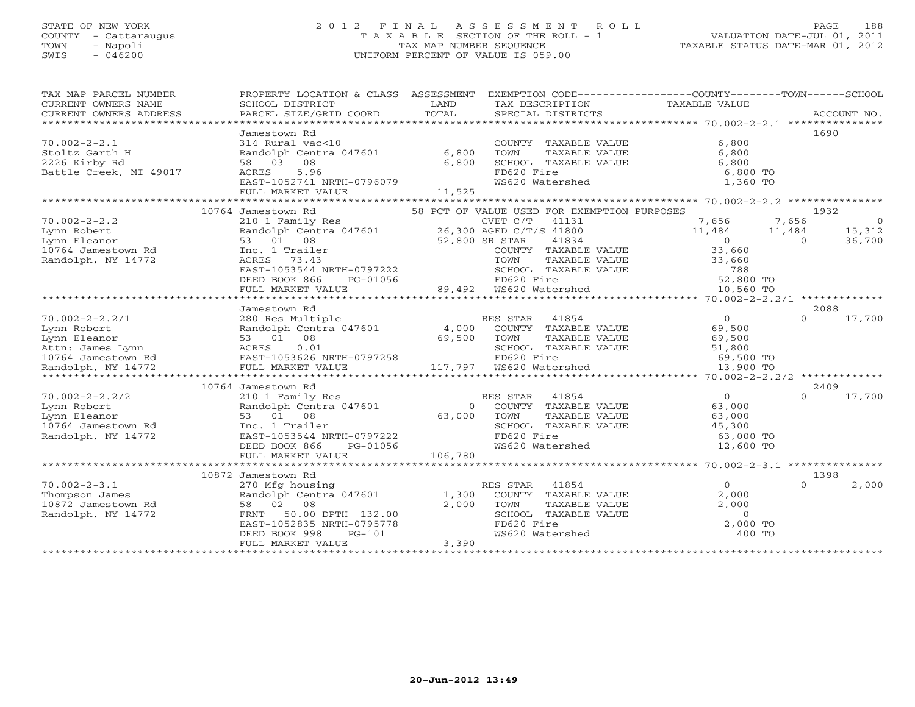STATE OF NEW YORK | COUNTY - Cattaraugus | TOWN - Napoli | SWIS - 046200

# 2012 FINAL ASSESSMENT ROLL
TAXABLE SECTION OF THE ROLL - 1
TAX MAP NUMBER SEQUENCE
UNIFORM PERCENT OF VALUE IS 059.00

VALUATION DATE-JUL 01, 2011
TAXABLE STATUS DATE-MAR 01, 2012

| TAX MAP PARCEL NUMBER / CURRENT OWNERS NAME / CURRENT OWNERS ADDRESS | PROPERTY LOCATION & CLASS / SCHOOL DISTRICT / PARCEL SIZE/GRID COORD | ASSESSMENT LAND / TOTAL | EXEMPTION CODE / TAX DESCRIPTION / SPECIAL DISTRICTS | COUNTY | TOWN | SCHOOL | ACCOUNT NO. |
|---|---|---|---|---|---|---|---|
| **70.002-2-2.1** | Jamestown Rd | | | | | | 1690 |
| Stoltz Garth H | 314 Rural vac<10 | | COUNTY TAXABLE VALUE | 6,800 | | | |
| 2226 Kirby Rd | Randolph Centra 047601 | 6,800 | TOWN TAXABLE VALUE | | 6,800 | | |
| Battle Creek, MI 49017 | 58 03 08 | 6,800 | SCHOOL TAXABLE VALUE | | | 6,800 | |
| | ACRES 5.96 | | FD620 Fire | 6,800 TO | | | |
| | EAST-1052741 NRTH-0796079 | | WS620 Watershed | 1,360 TO | | | |
| | FULL MARKET VALUE | 11,525 | | | | | |
| **70.002-2-2.2** | 10764 Jamestown Rd | | 58 PCT OF VALUE USED FOR EXEMPTION PURPOSES | | | | 1932 |
| Lynn Robert | 210 1 Family Res | | CVET C/T 41131 | 7,656 | 7,656 | 0 | |
| Lynn Eleanor | Randolph Centra 047601 | 26,300 | AGED C/T/S 41800 | 11,484 | 11,484 | 15,312 | |
| 10764 Jamestown Rd | 53 01 08 | 52,800 | SR STAR 41834 | 0 | 0 | 36,700 | |
| Randolph, NY 14772 | Inc. 1 Trailer | | COUNTY TAXABLE VALUE | 33,660 | | | |
| | ACRES 73.43 | | TOWN TAXABLE VALUE | | 33,660 | | |
| | EAST-1053544 NRTH-0797222 | | SCHOOL TAXABLE VALUE | | | 788 | |
| | DEED BOOK 866 PG-01056 | | FD620 Fire | 52,800 TO | | | |
| | FULL MARKET VALUE | 89,492 | WS620 Watershed | 10,560 TO | | | |
| **70.002-2-2.2/1** | Jamestown Rd | | | | | | 2088 |
| Lynn Robert | 280 Res Multiple | | RES STAR 41854 | 0 | 0 | 17,700 | |
| Lynn Eleanor | Randolph Centra 047601 | 4,000 | COUNTY TAXABLE VALUE | 69,500 | | | |
| Attn: James Lynn | 53 01 08 | 69,500 | TOWN TAXABLE VALUE | | 69,500 | | |
| 10764 Jamestown Rd | ACRES 0.01 | | SCHOOL TAXABLE VALUE | | | 51,800 | |
| Randolph, NY 14772 | EAST-1053626 NRTH-0797258 | | FD620 Fire | 69,500 TO | | | |
| | FULL MARKET VALUE | 117,797 | WS620 Watershed | 13,900 TO | | | |
| **70.002-2-2.2/2** | 10764 Jamestown Rd | | | | | | 2409 |
| Lynn Robert | 210 1 Family Res | | RES STAR 41854 | 0 | 0 | 17,700 | |
| Lynn Eleanor | Randolph Centra 047601 | 0 | COUNTY TAXABLE VALUE | 63,000 | | | |
| 10764 Jamestown Rd | 53 01 08 | 63,000 | TOWN TAXABLE VALUE | | 63,000 | | |
| Randolph, NY 14772 | Inc. 1 Trailer | | SCHOOL TAXABLE VALUE | | | 45,300 | |
| | EAST-1053544 NRTH-0797222 | | FD620 Fire | 63,000 TO | | | |
| | DEED BOOK 866 PG-01056 | | WS620 Watershed | 12,600 TO | | | |
| | FULL MARKET VALUE | 106,780 | | | | | |
| **70.002-2-3.1** | 10872 Jamestown Rd | | | | | | 1398 |
| Thompson James | 270 Mfg housing | | RES STAR 41854 | 0 | 0 | 2,000 | |
| 10872 Jamestown Rd | Randolph Centra 047601 | 1,300 | COUNTY TAXABLE VALUE | 2,000 | | | |
| Randolph, NY 14772 | 58 02 08 | 2,000 | TOWN TAXABLE VALUE | | 2,000 | | |
| | FRNT 50.00 DPTH 132.00 | | SCHOOL TAXABLE VALUE | | | 0 | |
| | EAST-1052835 NRTH-0795778 | | FD620 Fire | 2,000 TO | | | |
| | DEED BOOK 998 PG-101 | | WS620 Watershed | 400 TO | | | |
| | FULL MARKET VALUE | 3,390 | | | | | |

20-Jun-2012 13:49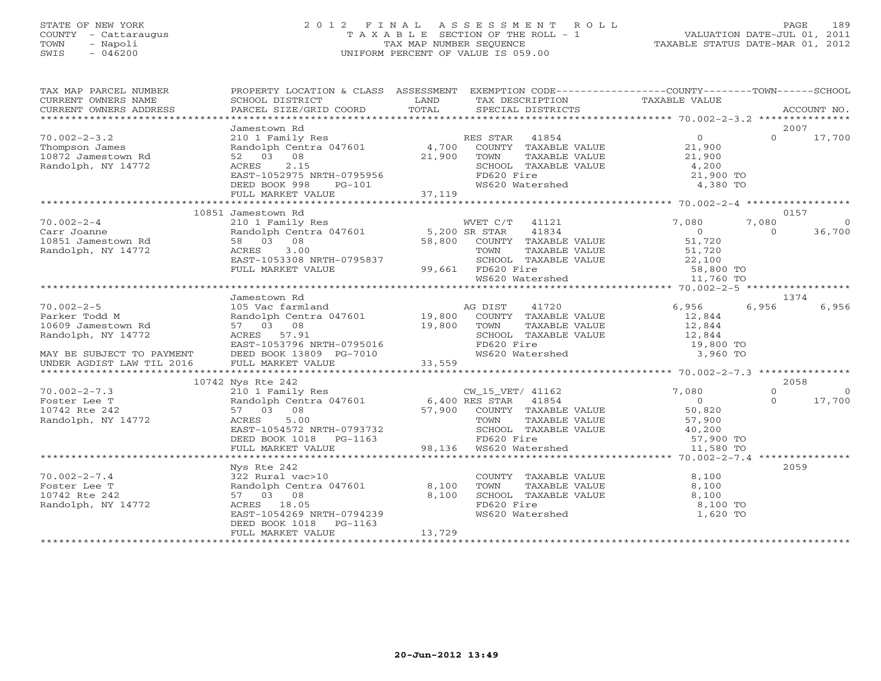STATE OF NEW YORK
COUNTY - Cattaraugus
TOWN - Napoli
SWIS - 046200

# 2012 FINAL ASSESSMENT ROLL

TAXABLE SECTION OF THE ROLL - 1
TAX MAP NUMBER SEQUENCE
UNIFORM PERCENT OF VALUE IS 059.00

VALUATION DATE-JUL 01, 2011
TAXABLE STATUS DATE-MAR 01, 2012

| TAX MAP PARCEL NUMBER / CURRENT OWNERS NAME / CURRENT OWNERS ADDRESS | PROPERTY LOCATION & CLASS / SCHOOL DISTRICT / PARCEL SIZE/GRID COORD | ASSESSMENT LAND / TOTAL | EXEMPTION CODE / TAX DESCRIPTION / SPECIAL DISTRICTS | COUNTY TAXABLE VALUE | TOWN | SCHOOL / ACCOUNT NO. |
|---|---|---|---|---|---|---|
| **70.002-2-3.2** | Jamestown Rd | | | | | 2007 |
| 70.002-2-3.2 | 210 1 Family Res | | RES STAR 41854 | 0 | 0 | 17,700 |
| Thompson James | Randolph Centra 047601 | 4,700 | COUNTY TAXABLE VALUE | 21,900 | | |
| 10872 Jamestown Rd | 52 03 08 | 21,900 | TOWN TAXABLE VALUE | 21,900 | | |
| Randolph, NY 14772 | ACRES 2.15 | | SCHOOL TAXABLE VALUE | 4,200 | | |
| | EAST-1052975 NRTH-0795956 | | FD620 Fire | 21,900 TO | | |
| | DEED BOOK 998 PG-101 | | WS620 Watershed | 4,380 TO | | |
| | FULL MARKET VALUE | 37,119 | | | | |
| **70.002-2-4** | 10851 Jamestown Rd | | | | | 0157 |
| 70.002-2-4 | 210 1 Family Res | | WVET C/T 41121 | 7,080 | 7,080 | 0 |
| Carr Joanne | Randolph Centra 047601 | 5,200 | SR STAR 41834 | 0 | 0 | 36,700 |
| 10851 Jamestown Rd | 58 03 08 | 58,800 | COUNTY TAXABLE VALUE | 51,720 | | |
| Randolph, NY 14772 | ACRES 3.00 | | TOWN TAXABLE VALUE | 51,720 | | |
| | EAST-1053308 NRTH-0795837 | | SCHOOL TAXABLE VALUE | 22,100 | | |
| | FULL MARKET VALUE | 99,661 | FD620 Fire | 58,800 TO | | |
| | | | WS620 Watershed | 11,760 TO | | |
| **70.002-2-5** | Jamestown Rd | | | | | 1374 |
| 70.002-2-5 | 105 Vac farmland | | AG DIST 41720 | 6,956 | 6,956 | 6,956 |
| Parker Todd M | Randolph Centra 047601 | 19,800 | COUNTY TAXABLE VALUE | 12,844 | | |
| 10609 Jamestown Rd | 57 03 08 | 19,800 | TOWN TAXABLE VALUE | 12,844 | | |
| Randolph, NY 14772 | ACRES 57.91 | | SCHOOL TAXABLE VALUE | 12,844 | | |
| | EAST-1053796 NRTH-0795016 | | FD620 Fire | 19,800 TO | | |
| MAY BE SUBJECT TO PAYMENT | DEED BOOK 13809 PG-7010 | | WS620 Watershed | 3,960 TO | | |
| UNDER AGDIST LAW TIL 2016 | FULL MARKET VALUE | 33,559 | | | | |
| **70.002-2-7.3** | 10742 Nys Rte 242 | | | | | 2058 |
| 70.002-2-7.3 | 210 1 Family Res | | CW_15_VET/ 41162 | 7,080 | 0 | 0 |
| Foster Lee T | Randolph Centra 047601 | 6,400 | RES STAR 41854 | 0 | 0 | 17,700 |
| 10742 Rte 242 | 57 03 08 | 57,900 | COUNTY TAXABLE VALUE | 50,820 | | |
| Randolph, NY 14772 | ACRES 5.00 | | TOWN TAXABLE VALUE | 57,900 | | |
| | EAST-1054572 NRTH-0793732 | | SCHOOL TAXABLE VALUE | 40,200 | | |
| | DEED BOOK 1018 PG-1163 | | FD620 Fire | 57,900 TO | | |
| | FULL MARKET VALUE | 98,136 | WS620 Watershed | 11,580 TO | | |
| **70.002-2-7.4** | Nys Rte 242 | | | | | 2059 |
| 70.002-2-7.4 | 322 Rural vac>10 | | COUNTY TAXABLE VALUE | 8,100 | | |
| Foster Lee T | Randolph Centra 047601 | 8,100 | TOWN TAXABLE VALUE | 8,100 | | |
| 10742 Rte 242 | 57 03 08 | 8,100 | SCHOOL TAXABLE VALUE | 8,100 | | |
| Randolph, NY 14772 | ACRES 18.05 | | FD620 Fire | 8,100 TO | | |
| | EAST-1054269 NRTH-0794239 | | WS620 Watershed | 1,620 TO | | |
| | DEED BOOK 1018 PG-1163 | | | | | |
| | FULL MARKET VALUE | 13,729 | | | | |

20-Jun-2012 13:49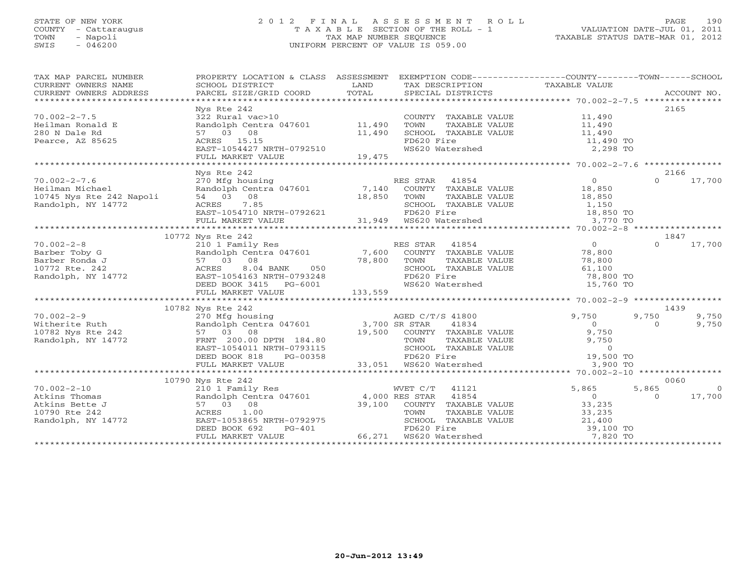STATE OF NEW YORK
COUNTY - Cattaraugus
TOWN - Napoli
SWIS - 046200

2012 FINAL ASSESSMENT ROLL
TAXABLE SECTION OF THE ROLL - 1
TAX MAP NUMBER SEQUENCE
UNIFORM PERCENT OF VALUE IS 059.00

VALUATION DATE-JUL 01, 2011
TAXABLE STATUS DATE-MAR 01, 2012

| TAX MAP PARCEL NUMBER / CURRENT OWNERS NAME / CURRENT OWNERS ADDRESS | PROPERTY LOCATION & CLASS / SCHOOL DISTRICT / PARCEL SIZE/GRID COORD | ASSESSMENT LAND / TOTAL | EXEMPTION CODE / TAX DESCRIPTION / SPECIAL DISTRICTS | COUNTY TAXABLE VALUE | TOWN | SCHOOL | ACCOUNT NO. |
|---|---|---|---|---|---|---|---|
| 70.002-2-7.5 | Nys Rte 242 | | | | | | 2165 |
| Heilman Ronald E | 322 Rural vac>10 | | COUNTY TAXABLE VALUE | 11,490 | | | |
| 280 N Dale Rd | Randolph Centra 047601 | 11,490 | TOWN TAXABLE VALUE | 11,490 | | | |
| Pearce, AZ 85625 | 57 03 08 | 11,490 | SCHOOL TAXABLE VALUE | 11,490 | | | |
| | ACRES 15.15 | | FD620 Fire | 11,490 TO | | | |
| | EAST-1054427 NRTH-0792510 | | WS620 Watershed | 2,298 TO | | | |
| | FULL MARKET VALUE | 19,475 | | | | | |
| 70.002-2-7.6 | Nys Rte 242 | | | | | | 2166 |
| Heilman Michael | 270 Mfg housing | | RES STAR 41854 | 0 | 0 | 17,700 | |
| 10745 Nys Rte 242 Napoli | Randolph Centra 047601 | 7,140 | COUNTY TAXABLE VALUE | 18,850 | | | |
| Randolph, NY 14772 | 54 03 08 | 18,850 | TOWN TAXABLE VALUE | 18,850 | | | |
| | ACRES 7.85 | | SCHOOL TAXABLE VALUE | 1,150 | | | |
| | EAST-1054710 NRTH-0792621 | | FD620 Fire | 18,850 TO | | | |
| | FULL MARKET VALUE | 31,949 | WS620 Watershed | 3,770 TO | | | |
| 70.002-2-8 | 10772 Nys Rte 242 | | | | | | 1847 |
| Barber Toby G | 210 1 Family Res | | RES STAR 41854 | 0 | 0 | 17,700 | |
| Barber Ronda J | Randolph Centra 047601 | 7,600 | COUNTY TAXABLE VALUE | 78,800 | | | |
| 10772 Rte. 242 | 57 03 08 | 78,800 | TOWN TAXABLE VALUE | 78,800 | | | |
| Randolph, NY 14772 | ACRES 8.04 BANK 050 | | SCHOOL TAXABLE VALUE | 61,100 | | | |
| | EAST-1054163 NRTH-0793248 | | FD620 Fire | 78,800 TO | | | |
| | DEED BOOK 3415 PG-6001 | | WS620 Watershed | 15,760 TO | | | |
| | FULL MARKET VALUE | 133,559 | | | | | |
| 70.002-2-9 | 10782 Nys Rte 242 | | | | | | 1439 |
| Witherite Ruth | 270 Mfg housing | | AGED C/T/S 41800 | 9,750 | 9,750 | 9,750 | |
| 10782 Nys Rte 242 | Randolph Centra 047601 | 3,700 | SR STAR 41834 | 0 | 0 | 9,750 | |
| Randolph, NY 14772 | 57 03 08 | 19,500 | COUNTY TAXABLE VALUE | 9,750 | | | |
| | FRNT 200.00 DPTH 184.80 | | TOWN TAXABLE VALUE | 9,750 | | | |
| | EAST-1054011 NRTH-0793115 | | SCHOOL TAXABLE VALUE | 0 | | | |
| | DEED BOOK 818 PG-00358 | | FD620 Fire | 19,500 TO | | | |
| | FULL MARKET VALUE | 33,051 | WS620 Watershed | 3,900 TO | | | |
| 70.002-2-10 | 10790 Nys Rte 242 | | | | | | 0060 |
| Atkins Thomas | 210 1 Family Res | | WVET C/T 41121 | 5,865 | 5,865 | 0 | |
| Atkins Bette J | Randolph Centra 047601 | 4,000 | RES STAR 41854 | 0 | 0 | 17,700 | |
| 10790 Rte 242 | 57 03 08 | 39,100 | COUNTY TAXABLE VALUE | 33,235 | | | |
| Randolph, NY 14772 | ACRES 1.00 | | TOWN TAXABLE VALUE | 33,235 | | | |
| | EAST-1053865 NRTH-0792975 | | SCHOOL TAXABLE VALUE | 21,400 | | | |
| | DEED BOOK 692 PG-401 | | FD620 Fire | 39,100 TO | | | |
| | FULL MARKET VALUE | 66,271 | WS620 Watershed | 7,820 TO | | | |

20-Jun-2012 13:49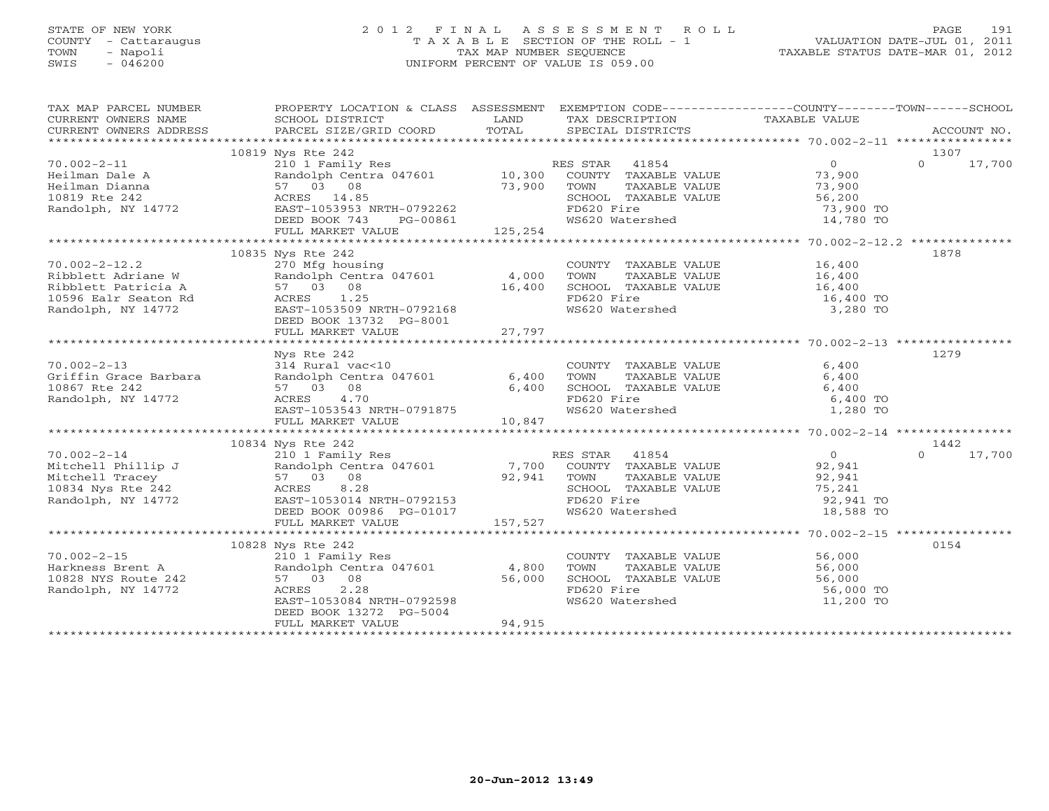STATE OF NEW YORK
COUNTY - Cattaraugus
TOWN - Napoli
SWIS - 046200

# 2012 FINAL ASSESSMENT ROLL

TAXABLE SECTION OF THE ROLL - 1
TAX MAP NUMBER SEQUENCE
UNIFORM PERCENT OF VALUE IS 059.00

VALUATION DATE-JUL 01, 2011
TAXABLE STATUS DATE-MAR 01, 2012

| TAX MAP PARCEL NUMBER / CURRENT OWNERS NAME / CURRENT OWNERS ADDRESS | PROPERTY LOCATION & CLASS / SCHOOL DISTRICT / PARCEL SIZE/GRID COORD | ASSESSMENT LAND | TOTAL | EXEMPTION CODE / TAX DESCRIPTION / SPECIAL DISTRICTS | COUNTY / TOWN TAXABLE VALUE | SCHOOL / ACCOUNT NO. |
|---|---|---|---|---|---|---|
| | 10819 Nys Rte 242 | | | | | 1307 |
| 70.002-2-11 | 210 1 Family Res | | | RES STAR 41854 | 0 | 0 17,700 |
| Heilman Dale A | Randolph Centra 047601 | 10,300 | | COUNTY TAXABLE VALUE | 73,900 | |
| Heilman Dianna | 57 03 08 | | 73,900 | TOWN TAXABLE VALUE | 73,900 | |
| 10819 Rte 242 | ACRES 14.85 | | | SCHOOL TAXABLE VALUE | 56,200 | |
| Randolph, NY 14772 | EAST-1053953 NRTH-0792262 | | | FD620 Fire | 73,900 TO | |
| | DEED BOOK 743 PG-00861 | | | WS620 Watershed | 14,780 TO | |
| | FULL MARKET VALUE | | 125,254 | | | |
| | 10835 Nys Rte 242 | | | | | 1878 |
| 70.002-2-12.2 | 270 Mfg housing | | | COUNTY TAXABLE VALUE | 16,400 | |
| Ribblett Adriane W | Randolph Centra 047601 | 4,000 | | TOWN TAXABLE VALUE | 16,400 | |
| Ribblett Patricia A | 57 03 08 | | 16,400 | SCHOOL TAXABLE VALUE | 16,400 | |
| 10596 Ealr Seaton Rd | ACRES 1.25 | | | FD620 Fire | 16,400 TO | |
| Randolph, NY 14772 | EAST-1053509 NRTH-0792168 | | | WS620 Watershed | 3,280 TO | |
| | DEED BOOK 13732 PG-8001 | | | | | |
| | FULL MARKET VALUE | | 27,797 | | | |
| | Nys Rte 242 | | | | | 1279 |
| 70.002-2-13 | 314 Rural vac<10 | | | COUNTY TAXABLE VALUE | 6,400 | |
| Griffin Grace Barbara | Randolph Centra 047601 | 6,400 | | TOWN TAXABLE VALUE | 6,400 | |
| 10867 Rte 242 | 57 03 08 | | 6,400 | SCHOOL TAXABLE VALUE | 6,400 | |
| Randolph, NY 14772 | ACRES 4.70 | | | FD620 Fire | 6,400 TO | |
| | EAST-1053543 NRTH-0791875 | | | WS620 Watershed | 1,280 TO | |
| | FULL MARKET VALUE | | 10,847 | | | |
| | 10834 Nys Rte 242 | | | | | 1442 |
| 70.002-2-14 | 210 1 Family Res | | | RES STAR 41854 | 0 | 0 17,700 |
| Mitchell Phillip J | Randolph Centra 047601 | 7,700 | | COUNTY TAXABLE VALUE | 92,941 | |
| Mitchell Tracey | 57 03 08 | | 92,941 | TOWN TAXABLE VALUE | 92,941 | |
| 10834 Nys Rte 242 | ACRES 8.28 | | | SCHOOL TAXABLE VALUE | 75,241 | |
| Randolph, NY 14772 | EAST-1053014 NRTH-0792153 | | | FD620 Fire | 92,941 TO | |
| | DEED BOOK 00986 PG-01017 | | | WS620 Watershed | 18,588 TO | |
| | FULL MARKET VALUE | | 157,527 | | | |
| | 10828 Nys Rte 242 | | | | | 0154 |
| 70.002-2-15 | 210 1 Family Res | | | COUNTY TAXABLE VALUE | 56,000 | |
| Harkness Brent A | Randolph Centra 047601 | 4,800 | | TOWN TAXABLE VALUE | 56,000 | |
| 10828 NYS Route 242 | 57 03 08 | | 56,000 | SCHOOL TAXABLE VALUE | 56,000 | |
| Randolph, NY 14772 | ACRES 2.28 | | | FD620 Fire | 56,000 TO | |
| | EAST-1053084 NRTH-0792598 | | | WS620 Watershed | 11,200 TO | |
| | DEED BOOK 13272 PG-5004 | | | | | |
| | FULL MARKET VALUE | | 94,915 | | | |

20-Jun-2012 13:49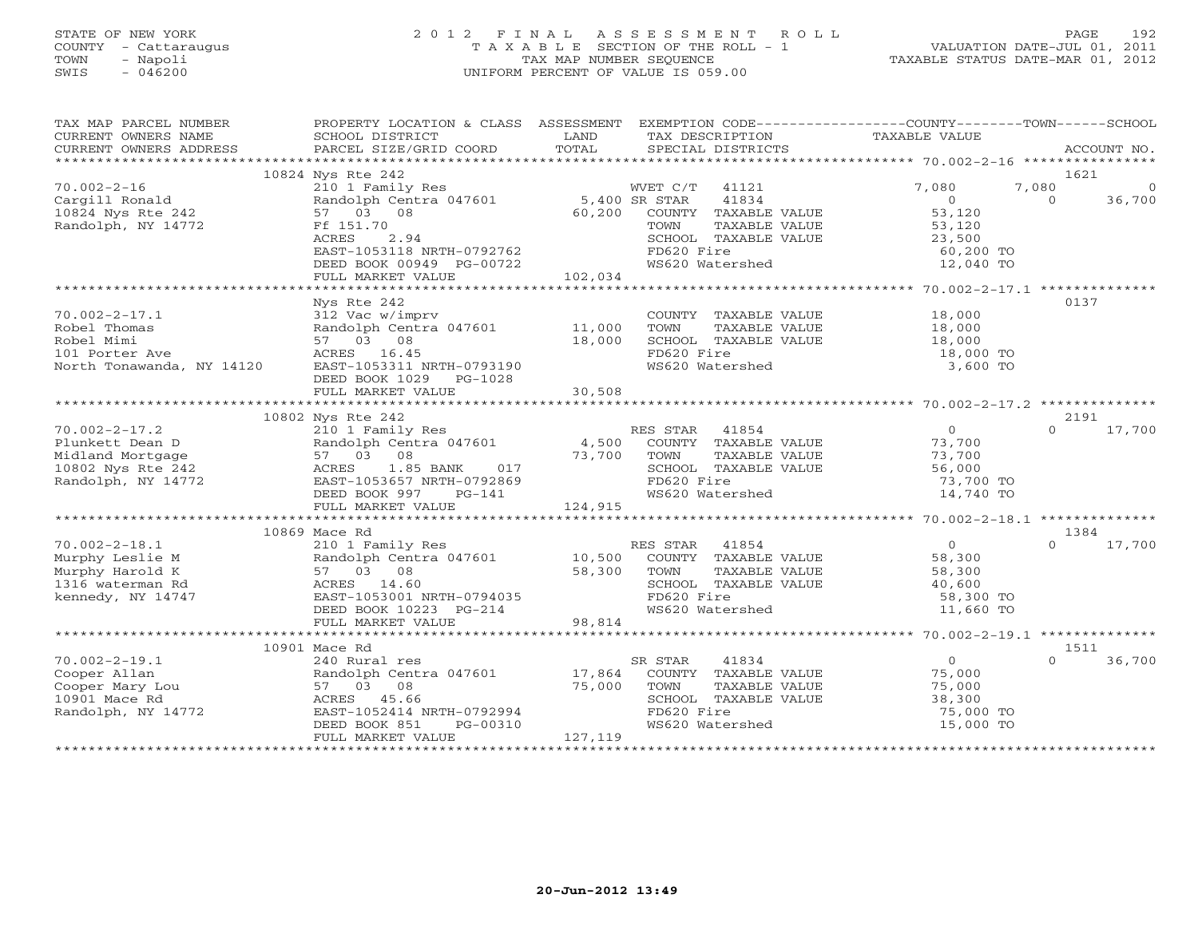STATE OF NEW YORK
COUNTY - Cattaraugus
TOWN - Napoli
SWIS - 046200

2012 FINAL ASSESSMENT ROLL
TAXABLE SECTION OF THE ROLL - 1
TAX MAP NUMBER SEQUENCE
UNIFORM PERCENT OF VALUE IS 059.00

VALUATION DATE-JUL 01, 2011
TAXABLE STATUS DATE-MAR 01, 2012

| TAX MAP PARCEL NUMBER / CURRENT OWNERS NAME / CURRENT OWNERS ADDRESS | PROPERTY LOCATION & CLASS / SCHOOL DISTRICT / PARCEL SIZE/GRID COORD | ASSESSMENT LAND / TOTAL | EXEMPTION CODE / TAX DESCRIPTION / SPECIAL DISTRICTS | COUNTY TAXABLE VALUE | TOWN | SCHOOL | ACCOUNT NO. |
|---|---|---|---|---|---|---|---|
| **70.002-2-16** | 10824 Nys Rte 242 | | | | | | 1621 |
| Cargill Ronald | 210 1 Family Res | | WVET C/T 41121 | 7,080 | 7,080 | 0 | |
| 10824 Nys Rte 242 | Randolph Centra 047601 | 5,400 | SR STAR 41834 | 0 | 0 | 36,700 | |
| Randolph, NY 14772 | 57 03 08 | 60,200 | COUNTY TAXABLE VALUE | 53,120 | | | |
| | Ff 151.70 | | TOWN TAXABLE VALUE | 53,120 | | | |
| | ACRES 2.94 | | SCHOOL TAXABLE VALUE | 23,500 | | | |
| | EAST-1053118 NRTH-0792762 | | FD620 Fire | 60,200 TO | | | |
| | DEED BOOK 00949 PG-00722 | | WS620 Watershed | 12,040 TO | | | |
| | FULL MARKET VALUE | 102,034 | | | | | |
| **70.002-2-17.1** | Nys Rte 242 | | | | | | 0137 |
| Robel Thomas | 312 Vac w/imprv | | COUNTY TAXABLE VALUE | 18,000 | | | |
| Robel Mimi | Randolph Centra 047601 | 11,000 | TOWN TAXABLE VALUE | 18,000 | | | |
| 101 Porter Ave | 57 03 08 | 18,000 | SCHOOL TAXABLE VALUE | 18,000 | | | |
| North Tonawanda, NY 14120 | ACRES 16.45 | | FD620 Fire | 18,000 TO | | | |
| | EAST-1053311 NRTH-0793190 | | WS620 Watershed | 3,600 TO | | | |
| | DEED BOOK 1029 PG-1028 | | | | | | |
| | FULL MARKET VALUE | 30,508 | | | | | |
| **70.002-2-17.2** | 10802 Nys Rte 242 | | | | | | 2191 |
| Plunkett Dean D | 210 1 Family Res | | RES STAR 41854 | 0 | 0 | 17,700 | |
| Midland Mortgage | Randolph Centra 047601 | 4,500 | COUNTY TAXABLE VALUE | 73,700 | | | |
| 10802 Nys Rte 242 | 57 03 08 | 73,700 | TOWN TAXABLE VALUE | 73,700 | | | |
| Randolph, NY 14772 | ACRES 1.85 BANK 017 | | SCHOOL TAXABLE VALUE | 56,000 | | | |
| | EAST-1053657 NRTH-0792869 | | FD620 Fire | 73,700 TO | | | |
| | DEED BOOK 997 PG-141 | | WS620 Watershed | 14,740 TO | | | |
| | FULL MARKET VALUE | 124,915 | | | | | |
| **70.002-2-18.1** | 10869 Mace Rd | | | | | | 1384 |
| Murphy Leslie M | 210 1 Family Res | | RES STAR 41854 | 0 | 0 | 17,700 | |
| Murphy Harold K | Randolph Centra 047601 | 10,500 | COUNTY TAXABLE VALUE | 58,300 | | | |
| 1316 waterman Rd | 57 03 08 | 58,300 | TOWN TAXABLE VALUE | 58,300 | | | |
| kennedy, NY 14747 | ACRES 14.60 | | SCHOOL TAXABLE VALUE | 40,600 | | | |
| | EAST-1053001 NRTH-0794035 | | FD620 Fire | 58,300 TO | | | |
| | DEED BOOK 10223 PG-214 | | WS620 Watershed | 11,660 TO | | | |
| | FULL MARKET VALUE | 98,814 | | | | | |
| **70.002-2-19.1** | 10901 Mace Rd | | | | | | 1511 |
| Cooper Allan | 240 Rural res | | SR STAR 41834 | 0 | 0 | 36,700 | |
| Cooper Mary Lou | Randolph Centra 047601 | 17,864 | COUNTY TAXABLE VALUE | 75,000 | | | |
| 10901 Mace Rd | 57 03 08 | 75,000 | TOWN TAXABLE VALUE | 75,000 | | | |
| Randolph, NY 14772 | ACRES 45.66 | | SCHOOL TAXABLE VALUE | 38,300 | | | |
| | EAST-1052414 NRTH-0792994 | | FD620 Fire | 75,000 TO | | | |
| | DEED BOOK 851 PG-00310 | | WS620 Watershed | 15,000 TO | | | |
| | FULL MARKET VALUE | 127,119 | | | | | |

20-Jun-2012 13:49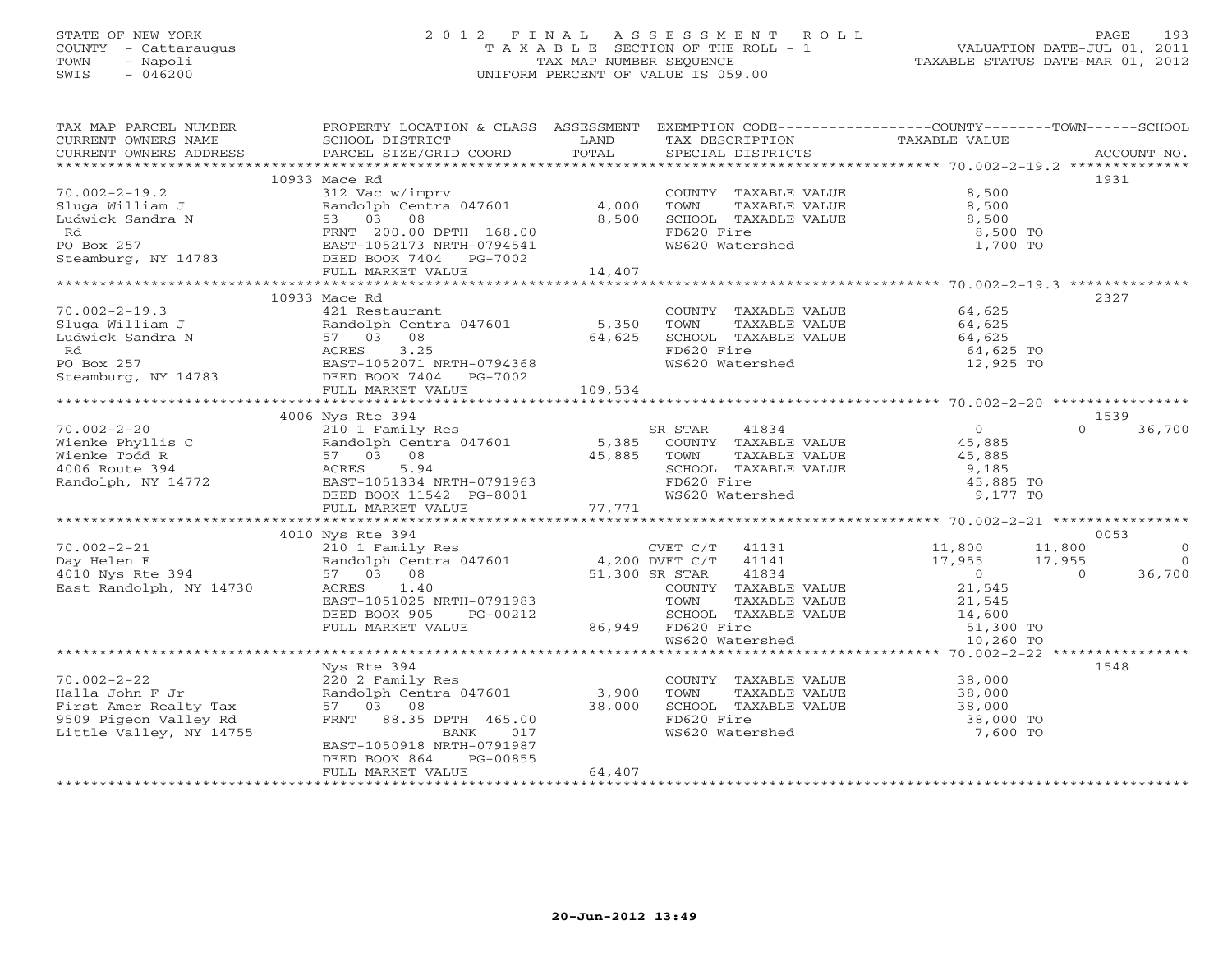STATE OF NEW YORK
COUNTY - Cattaraugus
TOWN - Napoli
SWIS - 046200

# 2012 FINAL ASSESSMENT ROLL

TAXABLE SECTION OF THE ROLL - 1
TAX MAP NUMBER SEQUENCE
UNIFORM PERCENT OF VALUE IS 059.00

VALUATION DATE-JUL 01, 2011
TAXABLE STATUS DATE-MAR 01, 2012

| TAX MAP PARCEL NUMBER / CURRENT OWNERS NAME / CURRENT OWNERS ADDRESS | PROPERTY LOCATION & CLASS / SCHOOL DISTRICT / PARCEL SIZE/GRID COORD | ASSESSMENT LAND / TOTAL | EXEMPTION CODE / TAX DESCRIPTION / SPECIAL DISTRICTS | COUNTY | TOWN | SCHOOL | ACCOUNT NO. |
|---|---|---|---|---|---|---|---|
| **70.002-2-19.2** | 10933 Mace Rd | | | | | | 1931 |
| Sluga William J | 312 Vac w/imprv | | COUNTY TAXABLE VALUE | 8,500 | | | |
| Ludwick Sandra N | Randolph Centra 047601 | 4,000 | TOWN TAXABLE VALUE | | 8,500 | | |
| Rd | 53 03 08 | 8,500 | SCHOOL TAXABLE VALUE | | | 8,500 | |
| PO Box 257 | FRNT 200.00 DPTH 168.00 | | FD620 Fire | 8,500 TO | | | |
| Steamburg, NY 14783 | EAST-1052173 NRTH-0794541 | | WS620 Watershed | 1,700 TO | | | |
| | DEED BOOK 7404 PG-7002 | | | | | | |
| | FULL MARKET VALUE | 14,407 | | | | | |
| **70.002-2-19.3** | 10933 Mace Rd | | | | | | 2327 |
| Sluga William J | 421 Restaurant | | COUNTY TAXABLE VALUE | 64,625 | | | |
| Ludwick Sandra N | Randolph Centra 047601 | 5,350 | TOWN TAXABLE VALUE | | 64,625 | | |
| Rd | 57 03 08 | 64,625 | SCHOOL TAXABLE VALUE | | | 64,625 | |
| PO Box 257 | ACRES 3.25 | | FD620 Fire | 64,625 TO | | | |
| Steamburg, NY 14783 | EAST-1052071 NRTH-0794368 | | WS620 Watershed | 12,925 TO | | | |
| | DEED BOOK 7404 PG-7002 | | | | | | |
| | FULL MARKET VALUE | 109,534 | | | | | |
| **70.002-2-20** | 4006 Nys Rte 394 | | | | | | 1539 |
| Wienke Phyllis C | 210 1 Family Res | | SR STAR 41834 | 0 | 0 | 36,700 | |
| Wienke Todd R | Randolph Centra 047601 | 5,385 | COUNTY TAXABLE VALUE | 45,885 | | | |
| 4006 Route 394 | 57 03 08 | 45,885 | TOWN TAXABLE VALUE | | 45,885 | | |
| Randolph, NY 14772 | ACRES 5.94 | | SCHOOL TAXABLE VALUE | | | 9,185 | |
| | EAST-1051334 NRTH-0791963 | | FD620 Fire | 45,885 TO | | | |
| | DEED BOOK 11542 PG-8001 | | WS620 Watershed | 9,177 TO | | | |
| | FULL MARKET VALUE | 77,771 | | | | | |
| **70.002-2-21** | 4010 Nys Rte 394 | | | | | | 0053 |
| Day Helen E | 210 1 Family Res | | CVET C/T 41131 | 11,800 | 11,800 | 0 | |
| 4010 Nys Rte 394 | Randolph Centra 047601 | 4,200 | DVET C/T 41141 | 17,955 | 17,955 | 0 | |
| East Randolph, NY 14730 | 57 03 08 | 51,300 | SR STAR 41834 | 0 | 0 | 36,700 | |
| | ACRES 1.40 | | COUNTY TAXABLE VALUE | 21,545 | | | |
| | EAST-1051025 NRTH-0791983 | | TOWN TAXABLE VALUE | | 21,545 | | |
| | DEED BOOK 905 PG-00212 | | SCHOOL TAXABLE VALUE | | | 14,600 | |
| | FULL MARKET VALUE | 86,949 | FD620 Fire | 51,300 TO | | | |
| | | | WS620 Watershed | 10,260 TO | | | |
| **70.002-2-22** | Nys Rte 394 | | | | | | 1548 |
| Halla John F Jr | 220 2 Family Res | | COUNTY TAXABLE VALUE | 38,000 | | | |
| First Amer Realty Tax | Randolph Centra 047601 | 3,900 | TOWN TAXABLE VALUE | | 38,000 | | |
| 9509 Pigeon Valley Rd | 57 03 08 | 38,000 | SCHOOL TAXABLE VALUE | | | 38,000 | |
| Little Valley, NY 14755 | FRNT 88.35 DPTH 465.00 | | FD620 Fire | 38,000 TO | | | |
| | BANK 017 | | WS620 Watershed | 7,600 TO | | | |
| | EAST-1050918 NRTH-0791987 | | | | | | |
| | DEED BOOK 864 PG-00855 | | | | | | |
| | FULL MARKET VALUE | 64,407 | | | | | |

20-Jun-2012 13:49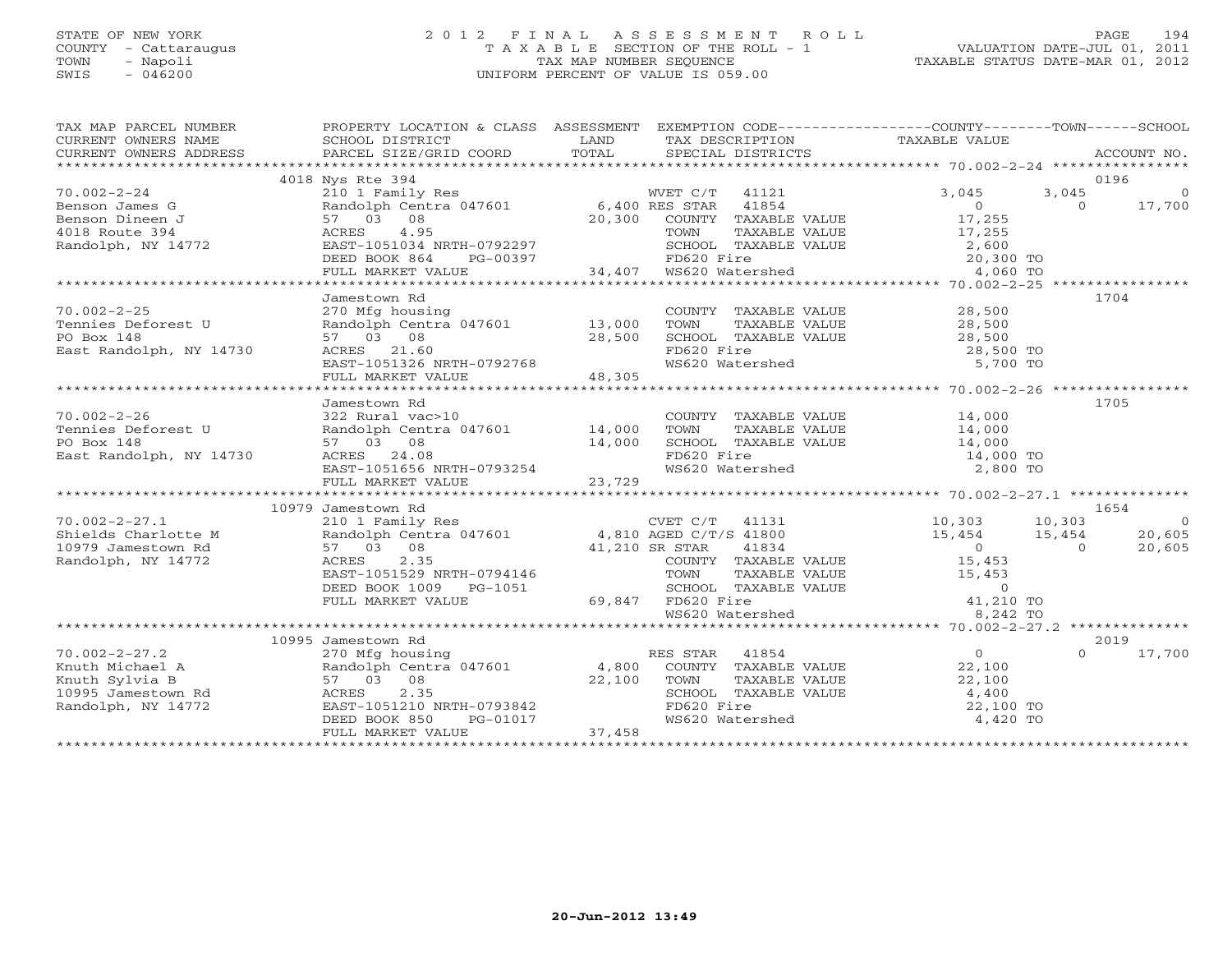STATE OF NEW YORK
COUNTY - Cattaraugus
TOWN - Napoli
SWIS - 046200

# 2012 FINAL ASSESSMENT ROLL

TAXABLE SECTION OF THE ROLL - 1
TAX MAP NUMBER SEQUENCE
UNIFORM PERCENT OF VALUE IS 059.00

VALUATION DATE-JUL 01, 2011
TAXABLE STATUS DATE-MAR 01, 2012

| TAX MAP PARCEL NUMBER / CURRENT OWNERS NAME / CURRENT OWNERS ADDRESS | PROPERTY LOCATION & CLASS / SCHOOL DISTRICT / PARCEL SIZE/GRID COORD | ASSESSMENT LAND / TOTAL | EXEMPTION CODE / TAX DESCRIPTION / SPECIAL DISTRICTS | COUNTY TAXABLE VALUE | TOWN | SCHOOL | ACCOUNT NO. |
|---|---|---|---|---|---|---|---|
| **70.002-2-24** | 4018 Nys Rte 394 | | | | | | 0196 |
| Benson James G | 210 1 Family Res | | WVET C/T 41121 | 3,045 | 3,045 | 0 | |
| Benson Dineen J | Randolph Centra 047601 | 6,400 | RES STAR 41854 | 0 | 0 | 17,700 | |
| 4018 Route 394 | 57 03 08 | 20,300 | COUNTY TAXABLE VALUE | 17,255 | | | |
| Randolph, NY 14772 | ACRES 4.95 | | TOWN TAXABLE VALUE | 17,255 | | | |
| | EAST-1051034 NRTH-0792297 | | SCHOOL TAXABLE VALUE | 2,600 | | | |
| | DEED BOOK 864 PG-00397 | | FD620 Fire | 20,300 TO | | | |
| | FULL MARKET VALUE | 34,407 | WS620 Watershed | 4,060 TO | | | |
| **70.002-2-25** | Jamestown Rd | | | | | | 1704 |
| Tennies Deforest U | 270 Mfg housing | | COUNTY TAXABLE VALUE | 28,500 | | | |
| PO Box 148 | Randolph Centra 047601 | 13,000 | TOWN TAXABLE VALUE | 28,500 | | | |
| East Randolph, NY 14730 | 57 03 08 | 28,500 | SCHOOL TAXABLE VALUE | 28,500 | | | |
| | ACRES 21.60 | | FD620 Fire | 28,500 TO | | | |
| | EAST-1051326 NRTH-0792768 | | WS620 Watershed | 5,700 TO | | | |
| | FULL MARKET VALUE | 48,305 | | | | | |
| **70.002-2-26** | Jamestown Rd | | | | | | 1705 |
| Tennies Deforest U | 322 Rural vac>10 | | COUNTY TAXABLE VALUE | 14,000 | | | |
| PO Box 148 | Randolph Centra 047601 | 14,000 | TOWN TAXABLE VALUE | 14,000 | | | |
| East Randolph, NY 14730 | 57 03 08 | 14,000 | SCHOOL TAXABLE VALUE | 14,000 | | | |
| | ACRES 24.08 | | FD620 Fire | 14,000 TO | | | |
| | EAST-1051656 NRTH-0793254 | | WS620 Watershed | 2,800 TO | | | |
| | FULL MARKET VALUE | 23,729 | | | | | |
| **70.002-2-27.1** | 10979 Jamestown Rd | | | | | | 1654 |
| Shields Charlotte M | 210 1 Family Res | | CVET C/T 41131 | 10,303 | 10,303 | 0 | |
| 10979 Jamestown Rd | Randolph Centra 047601 | 4,810 | AGED C/T/S 41800 | 15,454 | 15,454 | 20,605 | |
| Randolph, NY 14772 | 57 03 08 | 41,210 | SR STAR 41834 | 0 | 0 | 20,605 | |
| | ACRES 2.35 | | COUNTY TAXABLE VALUE | 15,453 | | | |
| | EAST-1051529 NRTH-0794146 | | TOWN TAXABLE VALUE | 15,453 | | | |
| | DEED BOOK 1009 PG-1051 | | SCHOOL TAXABLE VALUE | 0 | | | |
| | FULL MARKET VALUE | 69,847 | FD620 Fire | 41,210 TO | | | |
| | | | WS620 Watershed | 8,242 TO | | | |
| **70.002-2-27.2** | 10995 Jamestown Rd | | | | | | 2019 |
| Knuth Michael A | 270 Mfg housing | | RES STAR 41854 | 0 | 0 | 17,700 | |
| Knuth Sylvia B | Randolph Centra 047601 | 4,800 | COUNTY TAXABLE VALUE | 22,100 | | | |
| 10995 Jamestown Rd | 57 03 08 | 22,100 | TOWN TAXABLE VALUE | 22,100 | | | |
| Randolph, NY 14772 | ACRES 2.35 | | SCHOOL TAXABLE VALUE | 4,400 | | | |
| | EAST-1051210 NRTH-0793842 | | FD620 Fire | 22,100 TO | | | |
| | DEED BOOK 850 PG-01017 | | WS620 Watershed | 4,420 TO | | | |
| | FULL MARKET VALUE | 37,458 | | | | | |

20-Jun-2012 13:49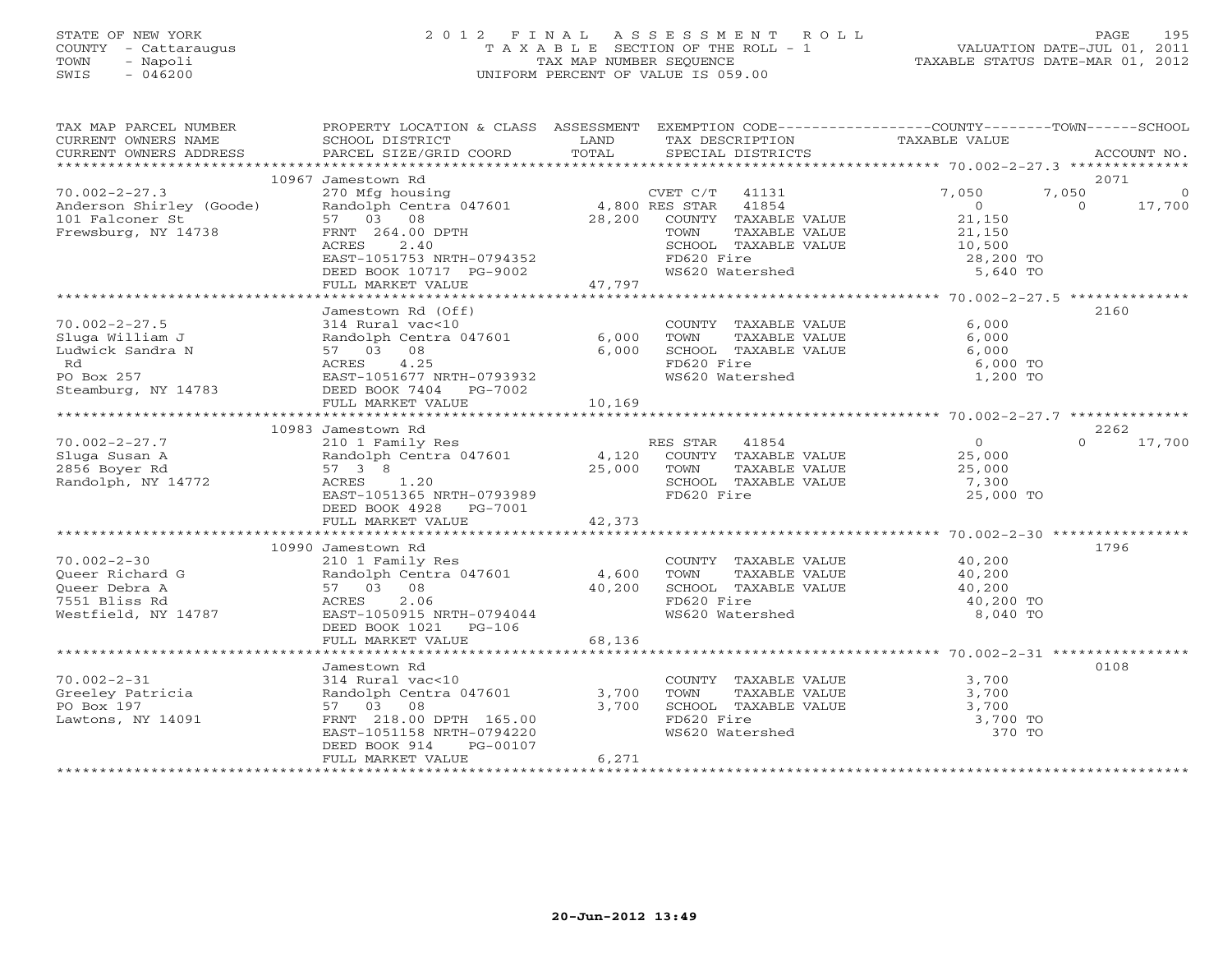STATE OF NEW YORK
COUNTY - Cattaraugus
TOWN - Napoli
SWIS - 046200

# 2012 FINAL ASSESSMENT ROLL
TAXABLE SECTION OF THE ROLL - 1
TAX MAP NUMBER SEQUENCE
UNIFORM PERCENT OF VALUE IS 059.00

VALUATION DATE-JUL 01, 2011
TAXABLE STATUS DATE-MAR 01, 2012

| TAX MAP PARCEL NUMBER / CURRENT OWNERS NAME / CURRENT OWNERS ADDRESS | PROPERTY LOCATION & CLASS / SCHOOL DISTRICT / PARCEL SIZE/GRID COORD | ASSESSMENT LAND / TOTAL | EXEMPTION CODE / TAX DESCRIPTION / SPECIAL DISTRICTS | COUNTY | TOWN | SCHOOL | ACCOUNT NO. |
|---|---|---|---|---|---|---|---|
| **70.002-2-27.3** | 10967 Jamestown Rd | | | | | | 2071 |
| Anderson Shirley (Goode) | 270 Mfg housing | | CVET C/T 41131 | 7,050 | 7,050 | 0 | |
| 101 Falconer St | Randolph Centra 047601 | 4,800 | RES STAR 41854 | 0 | 0 | 17,700 | |
| Frewsburg, NY 14738 | 57 03 08 | 28,200 | COUNTY TAXABLE VALUE | 21,150 | | | |
| | FRNT 264.00 DPTH | | TOWN TAXABLE VALUE | | 21,150 | | |
| | ACRES 2.40 | | SCHOOL TAXABLE VALUE | | | 10,500 | |
| | EAST-1051753 NRTH-0794352 | | FD620 Fire | 28,200 TO | | | |
| | DEED BOOK 10717 PG-9002 | | WS620 Watershed | 5,640 TO | | | |
| | FULL MARKET VALUE | 47,797 | | | | | |
| **70.002-2-27.5** | Jamestown Rd (Off) | | | | | | 2160 |
| Sluga William J | 314 Rural vac<10 | | COUNTY TAXABLE VALUE | 6,000 | | | |
| Ludwick Sandra N | Randolph Centra 047601 | 6,000 | TOWN TAXABLE VALUE | | 6,000 | | |
| Rd | 57 03 08 | 6,000 | SCHOOL TAXABLE VALUE | | | 6,000 | |
| PO Box 257 | ACRES 4.25 | | FD620 Fire | 6,000 TO | | | |
| Steamburg, NY 14783 | EAST-1051677 NRTH-0793932 | | WS620 Watershed | 1,200 TO | | | |
| | DEED BOOK 7404 PG-7002 | | | | | | |
| | FULL MARKET VALUE | 10,169 | | | | | |
| **70.002-2-27.7** | 10983 Jamestown Rd | | | | | | 2262 |
| Sluga Susan A | 210 1 Family Res | | RES STAR 41854 | 0 | 0 | 17,700 | |
| 2856 Boyer Rd | Randolph Centra 047601 | 4,120 | COUNTY TAXABLE VALUE | 25,000 | | | |
| Randolph, NY 14772 | 57 3 8 | 25,000 | TOWN TAXABLE VALUE | | 25,000 | | |
| | ACRES 1.20 | | SCHOOL TAXABLE VALUE | | | 7,300 | |
| | EAST-1051365 NRTH-0793989 | | FD620 Fire | 25,000 TO | | | |
| | DEED BOOK 4928 PG-7001 | | | | | | |
| | FULL MARKET VALUE | 42,373 | | | | | |
| **70.002-2-30** | 10990 Jamestown Rd | | | | | | 1796 |
| Queer Richard G | 210 1 Family Res | | COUNTY TAXABLE VALUE | 40,200 | | | |
| Queer Debra A | Randolph Centra 047601 | 4,600 | TOWN TAXABLE VALUE | | 40,200 | | |
| 7551 Bliss Rd | 57 03 08 | 40,200 | SCHOOL TAXABLE VALUE | | | 40,200 | |
| Westfield, NY 14787 | ACRES 2.06 | | FD620 Fire | 40,200 TO | | | |
| | EAST-1050915 NRTH-0794044 | | WS620 Watershed | 8,040 TO | | | |
| | DEED BOOK 1021 PG-106 | | | | | | |
| | FULL MARKET VALUE | 68,136 | | | | | |
| **70.002-2-31** | Jamestown Rd | | | | | | 0108 |
| Greeley Patricia | 314 Rural vac<10 | | COUNTY TAXABLE VALUE | 3,700 | | | |
| PO Box 197 | Randolph Centra 047601 | 3,700 | TOWN TAXABLE VALUE | | 3,700 | | |
| Lawtons, NY 14091 | 57 03 08 | 3,700 | SCHOOL TAXABLE VALUE | | | 3,700 | |
| | FRNT 218.00 DPTH 165.00 | | FD620 Fire | 3,700 TO | | | |
| | EAST-1051158 NRTH-0794220 | | WS620 Watershed | 370 TO | | | |
| | DEED BOOK 914 PG-00107 | | | | | | |
| | FULL MARKET VALUE | 6,271 | | | | | |

20-Jun-2012 13:49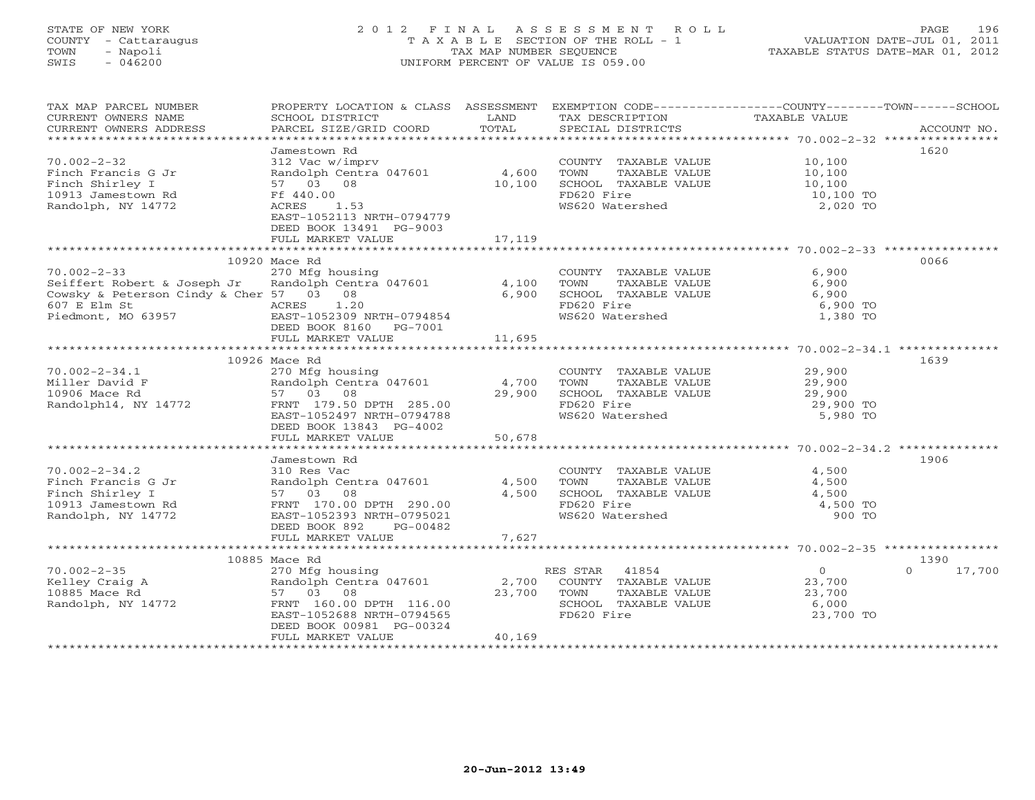STATE OF NEW YORK
COUNTY - Cattaraugus
TOWN - Napoli
SWIS - 046200

2012 FINAL ASSESSMENT ROLL
TAXABLE SECTION OF THE ROLL - 1
TAX MAP NUMBER SEQUENCE
UNIFORM PERCENT OF VALUE IS 059.00

VALUATION DATE-JUL 01, 2011
TAXABLE STATUS DATE-MAR 01, 2012

| TAX MAP PARCEL NUMBER / CURRENT OWNERS NAME / CURRENT OWNERS ADDRESS | PROPERTY LOCATION & CLASS / SCHOOL DISTRICT / PARCEL SIZE/GRID COORD | ASSESSMENT LAND | TOTAL | EXEMPTION CODE / TAX DESCRIPTION / SPECIAL DISTRICTS | COUNTY / TOWN / SCHOOL TAXABLE VALUE | ACCOUNT NO. |
|---|---|---|---|---|---|---|
| 70.002-2-32 | Jamestown Rd | | | | | 1620 |
| Finch Francis G Jr | 312 Vac w/imprv | | | COUNTY TAXABLE VALUE | 10,100 | |
| Finch Shirley I | Randolph Centra 047601 | 4,600 | | TOWN TAXABLE VALUE | 10,100 | |
| 10913 Jamestown Rd | 57 03 08 | | 10,100 | SCHOOL TAXABLE VALUE | 10,100 | |
| Randolph, NY 14772 | Ff 440.00 | | | FD620 Fire | 10,100 TO | |
| | ACRES 1.53 | | | WS620 Watershed | 2,020 TO | |
| | EAST-1052113 NRTH-0794779 | | | | | |
| | DEED BOOK 13491 PG-9003 | | | | | |
| | FULL MARKET VALUE | | 17,119 | | | |
| 70.002-2-33 | 10920 Mace Rd | | | | | 0066 |
| Seiffert Robert & Joseph Jr | 270 Mfg housing | | | COUNTY TAXABLE VALUE | 6,900 | |
| Cowsky & Peterson Cindy & Cher | Randolph Centra 047601 | 4,100 | | TOWN TAXABLE VALUE | 6,900 | |
| 607 E Elm St | 57 03 08 | | 6,900 | SCHOOL TAXABLE VALUE | 6,900 | |
| Piedmont, MO 63957 | ACRES 1.20 | | | FD620 Fire | 6,900 TO | |
| | EAST-1052309 NRTH-0794854 | | | WS620 Watershed | 1,380 TO | |
| | DEED BOOK 8160 PG-7001 | | | | | |
| | FULL MARKET VALUE | | 11,695 | | | |
| 70.002-2-34.1 | 10926 Mace Rd | | | | | 1639 |
| Miller David F | 270 Mfg housing | | | COUNTY TAXABLE VALUE | 29,900 | |
| 10906 Mace Rd | Randolph Centra 047601 | 4,700 | | TOWN TAXABLE VALUE | 29,900 | |
| Randolph14, NY 14772 | 57 03 08 | | 29,900 | SCHOOL TAXABLE VALUE | 29,900 | |
| | FRNT 179.50 DPTH 285.00 | | | FD620 Fire | 29,900 TO | |
| | EAST-1052497 NRTH-0794788 | | | WS620 Watershed | 5,980 TO | |
| | DEED BOOK 13843 PG-4002 | | | | | |
| | FULL MARKET VALUE | | 50,678 | | | |
| 70.002-2-34.2 | Jamestown Rd | | | | | 1906 |
| Finch Francis G Jr | 310 Res Vac | | | COUNTY TAXABLE VALUE | 4,500 | |
| Finch Shirley I | Randolph Centra 047601 | 4,500 | | TOWN TAXABLE VALUE | 4,500 | |
| 10913 Jamestown Rd | 57 03 08 | | 4,500 | SCHOOL TAXABLE VALUE | 4,500 | |
| Randolph, NY 14772 | FRNT 170.00 DPTH 290.00 | | | FD620 Fire | 4,500 TO | |
| | EAST-1052393 NRTH-0795021 | | | WS620 Watershed | 900 TO | |
| | DEED BOOK 892 PG-00482 | | | | | |
| | FULL MARKET VALUE | | 7,627 | | | |
| 70.002-2-35 | 10885 Mace Rd | | | | | 1390 |
| Kelley Craig A | 270 Mfg housing | | | RES STAR 41854 | 0 / 0 / 17,700 | |
| 10885 Mace Rd | Randolph Centra 047601 | 2,700 | | COUNTY TAXABLE VALUE | 23,700 | |
| Randolph, NY 14772 | 57 03 08 | | 23,700 | TOWN TAXABLE VALUE | 23,700 | |
| | FRNT 160.00 DPTH 116.00 | | | SCHOOL TAXABLE VALUE | 6,000 | |
| | EAST-1052688 NRTH-0794565 | | | FD620 Fire | 23,700 TO | |
| | DEED BOOK 00981 PG-00324 | | | | | |
| | FULL MARKET VALUE | | 40,169 | | | |

20-Jun-2012 13:49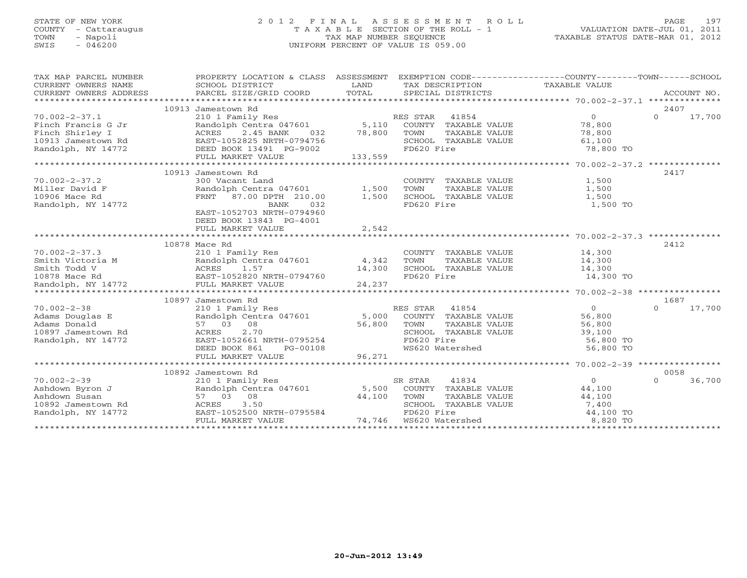STATE OF NEW YORK
COUNTY - Cattaraugus
TOWN - Napoli
SWIS - 046200

# 2012 FINAL ASSESSMENT ROLL

TAXABLE SECTION OF THE ROLL - 1
TAX MAP NUMBER SEQUENCE
UNIFORM PERCENT OF VALUE IS 059.00

VALUATION DATE-JUL 01, 2011
TAXABLE STATUS DATE-MAR 01, 2012

| TAX MAP PARCEL NUMBER / CURRENT OWNERS NAME / CURRENT OWNERS ADDRESS | PROPERTY LOCATION & CLASS / SCHOOL DISTRICT / PARCEL SIZE/GRID COORD | ASSESSMENT LAND / TOTAL | EXEMPTION CODE / TAX DESCRIPTION / SPECIAL DISTRICTS | COUNTY TAXABLE VALUE | TOWN | SCHOOL / ACCOUNT NO. |
|---|---|---|---|---|---|---|
| | 10913 Jamestown Rd | | | | | 2407 |
| 70.002-2-37.1 | 210 1 Family Res | | RES STAR 41854 | 0 | 0 | 17,700 |
| Finch Francis G Jr | Randolph Centra 047601 | 5,110 | COUNTY TAXABLE VALUE | 78,800 | | |
| Finch Shirley I | ACRES 2.45 BANK 032 | 78,800 | TOWN TAXABLE VALUE | 78,800 | | |
| 10913 Jamestown Rd | EAST-1052825 NRTH-0794756 | | SCHOOL TAXABLE VALUE | 61,100 | | |
| Randolph, NY 14772 | DEED BOOK 13491 PG-9002 | | FD620 Fire | 78,800 TO | | |
| | FULL MARKET VALUE | 133,559 | | | | |
| | 10913 Jamestown Rd | | | | | 2417 |
| 70.002-2-37.2 | 300 Vacant Land | | COUNTY TAXABLE VALUE | 1,500 | | |
| Miller David F | Randolph Centra 047601 | 1,500 | TOWN TAXABLE VALUE | 1,500 | | |
| 10906 Mace Rd | FRNT 87.00 DPTH 210.00 | 1,500 | SCHOOL TAXABLE VALUE | 1,500 | | |
| Randolph, NY 14772 | BANK 032 | | FD620 Fire | 1,500 TO | | |
| | EAST-1052703 NRTH-0794960 | | | | | |
| | DEED BOOK 13843 PG-4001 | | | | | |
| | FULL MARKET VALUE | 2,542 | | | | |
| | 10878 Mace Rd | | | | | 2412 |
| 70.002-2-37.3 | 210 1 Family Res | | COUNTY TAXABLE VALUE | 14,300 | | |
| Smith Victoria M | Randolph Centra 047601 | 4,342 | TOWN TAXABLE VALUE | 14,300 | | |
| Smith Todd V | ACRES 1.57 | 14,300 | SCHOOL TAXABLE VALUE | 14,300 | | |
| 10878 Mace Rd | EAST-1052820 NRTH-0794760 | | FD620 Fire | 14,300 TO | | |
| Randolph, NY 14772 | FULL MARKET VALUE | 24,237 | | | | |
| | 10897 Jamestown Rd | | | | | 1687 |
| 70.002-2-38 | 210 1 Family Res | | RES STAR 41854 | 0 | 0 | 17,700 |
| Adams Douglas E | Randolph Centra 047601 | 5,000 | COUNTY TAXABLE VALUE | 56,800 | | |
| Adams Donald | 57 03 08 | 56,800 | TOWN TAXABLE VALUE | 56,800 | | |
| 10897 Jamestown Rd | ACRES 2.70 | | SCHOOL TAXABLE VALUE | 39,100 | | |
| Randolph, NY 14772 | EAST-1052661 NRTH-0795254 | | FD620 Fire | 56,800 TO | | |
| | DEED BOOK 861 PG-00108 | | WS620 Watershed | 56,800 TO | | |
| | FULL MARKET VALUE | 96,271 | | | | |
| | 10892 Jamestown Rd | | | | | 0058 |
| 70.002-2-39 | 210 1 Family Res | | SR STAR 41834 | 0 | 0 | 36,700 |
| Ashdown Byron J | Randolph Centra 047601 | 5,500 | COUNTY TAXABLE VALUE | 44,100 | | |
| Ashdown Susan | 57 03 08 | 44,100 | TOWN TAXABLE VALUE | 44,100 | | |
| 10892 Jamestown Rd | ACRES 3.50 | | SCHOOL TAXABLE VALUE | 7,400 | | |
| Randolph, NY 14772 | EAST-1052500 NRTH-0795584 | | FD620 Fire | 44,100 TO | | |
| | FULL MARKET VALUE | 74,746 | WS620 Watershed | 8,820 TO | | |

20-Jun-2012 13:49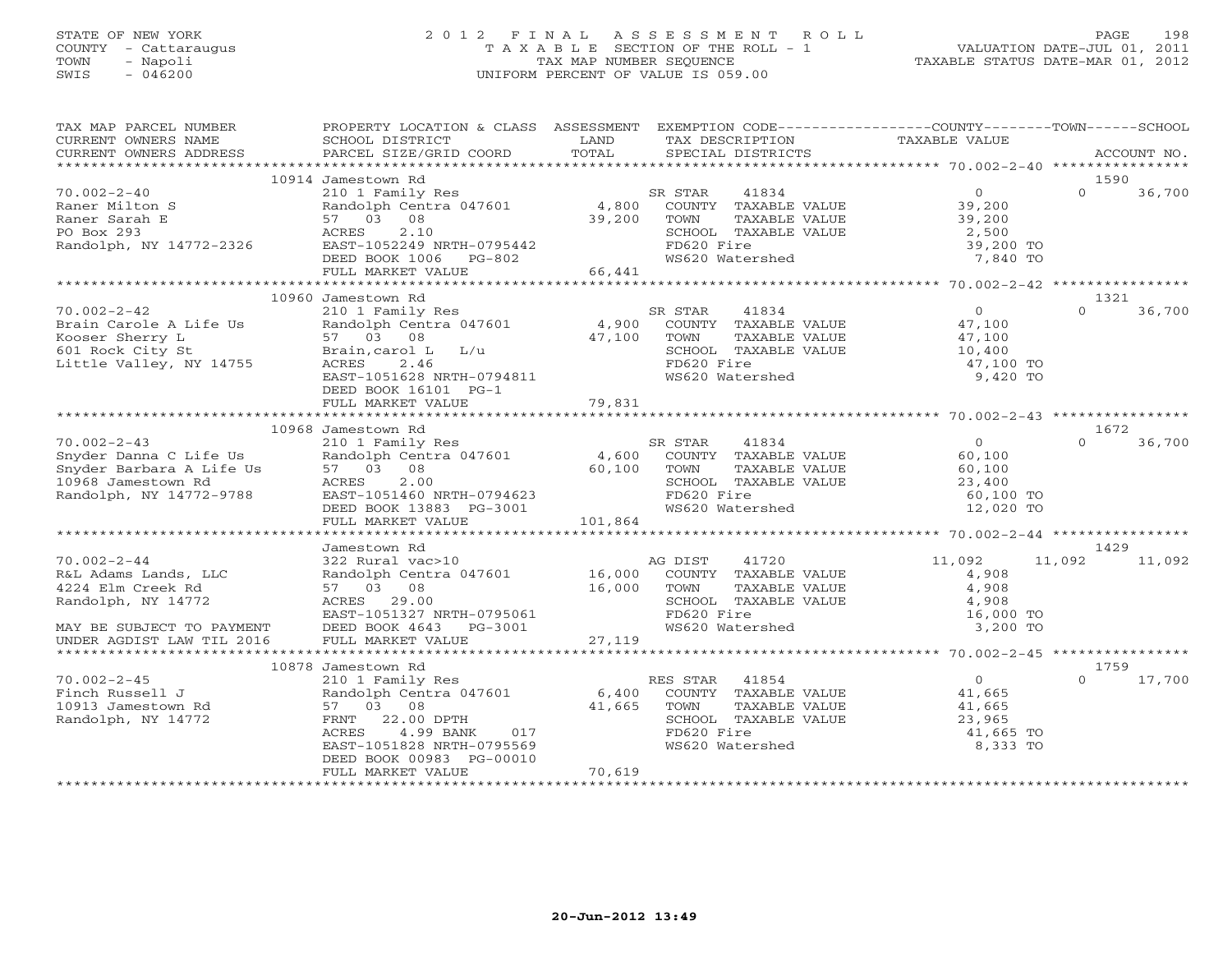STATE OF NEW YORK
COUNTY - Cattaraugus
TOWN - Napoli
SWIS - 046200

2 0 1 2 F I N A L A S S E S S M E N T R O L L
T A X A B L E SECTION OF THE ROLL - 1
TAX MAP NUMBER SEQUENCE
UNIFORM PERCENT OF VALUE IS 059.00

VALUATION DATE-JUL 01, 2011
TAXABLE STATUS DATE-MAR 01, 2012

| TAX MAP PARCEL NUMBER / CURRENT OWNERS NAME / CURRENT OWNERS ADDRESS | PROPERTY LOCATION & CLASS / SCHOOL DISTRICT / PARCEL SIZE/GRID COORD | ASSESSMENT LAND / TOTAL | EXEMPTION CODE / TAX DESCRIPTION / SPECIAL DISTRICTS | COUNTY TAXABLE VALUE | TOWN | SCHOOL / ACCOUNT NO. |
|---|---|---|---|---|---|---|
| | 10914 Jamestown Rd | | | | | 1590 |
| 70.002-2-40 | 210 1 Family Res | | SR STAR 41834 | 0 | 0 | 36,700 |
| Raner Milton S | Randolph Centra 047601 | 4,800 | COUNTY TAXABLE VALUE | 39,200 | | |
| Raner Sarah E | 57 03 08 | 39,200 | TOWN TAXABLE VALUE | 39,200 | | |
| PO Box 293 | ACRES 2.10 | | SCHOOL TAXABLE VALUE | 2,500 | | |
| Randolph, NY 14772-2326 | EAST-1052249 NRTH-0795442 | | FD620 Fire | 39,200 TO | | |
| | DEED BOOK 1006 PG-802 | | WS620 Watershed | 7,840 TO | | |
| | FULL MARKET VALUE | 66,441 | | | | |
| | 10960 Jamestown Rd | | | | | 1321 |
| 70.002-2-42 | 210 1 Family Res | | SR STAR 41834 | 0 | 0 | 36,700 |
| Brain Carole A Life Us | Randolph Centra 047601 | 4,900 | COUNTY TAXABLE VALUE | 47,100 | | |
| Kooser Sherry L | 57 03 08 | 47,100 | TOWN TAXABLE VALUE | 47,100 | | |
| 601 Rock City St | Brain,carol L L/u | | SCHOOL TAXABLE VALUE | 10,400 | | |
| Little Valley, NY 14755 | ACRES 2.46 | | FD620 Fire | 47,100 TO | | |
| | EAST-1051628 NRTH-0794811 | | WS620 Watershed | 9,420 TO | | |
| | DEED BOOK 16101 PG-1 | | | | | |
| | FULL MARKET VALUE | 79,831 | | | | |
| | 10968 Jamestown Rd | | | | | 1672 |
| 70.002-2-43 | 210 1 Family Res | | SR STAR 41834 | 0 | 0 | 36,700 |
| Snyder Danna C Life Us | Randolph Centra 047601 | 4,600 | COUNTY TAXABLE VALUE | 60,100 | | |
| Snyder Barbara A Life Us | 57 03 08 | 60,100 | TOWN TAXABLE VALUE | 60,100 | | |
| 10968 Jamestown Rd | ACRES 2.00 | | SCHOOL TAXABLE VALUE | 23,400 | | |
| Randolph, NY 14772-9788 | EAST-1051460 NRTH-0794623 | | FD620 Fire | 60,100 TO | | |
| | DEED BOOK 13883 PG-3001 | | WS620 Watershed | 12,020 TO | | |
| | FULL MARKET VALUE | 101,864 | | | | |
| | Jamestown Rd | | | | | 1429 |
| 70.002-2-44 | 322 Rural vac>10 | | AG DIST 41720 | 11,092 | 11,092 | 11,092 |
| R&L Adams Lands, LLC | Randolph Centra 047601 | 16,000 | COUNTY TAXABLE VALUE | 4,908 | | |
| 4224 Elm Creek Rd | 57 03 08 | 16,000 | TOWN TAXABLE VALUE | 4,908 | | |
| Randolph, NY 14772 | ACRES 29.00 | | SCHOOL TAXABLE VALUE | 4,908 | | |
| | EAST-1051327 NRTH-0795061 | | FD620 Fire | 16,000 TO | | |
| MAY BE SUBJECT TO PAYMENT | DEED BOOK 4643 PG-3001 | | WS620 Watershed | 3,200 TO | | |
| UNDER AGDIST LAW TIL 2016 | FULL MARKET VALUE | 27,119 | | | | |
| | 10878 Jamestown Rd | | | | | 1759 |
| 70.002-2-45 | 210 1 Family Res | | RES STAR 41854 | 0 | 0 | 17,700 |
| Finch Russell J | Randolph Centra 047601 | 6,400 | COUNTY TAXABLE VALUE | 41,665 | | |
| 10913 Jamestown Rd | 57 03 08 | 41,665 | TOWN TAXABLE VALUE | 41,665 | | |
| Randolph, NY 14772 | FRNT 22.00 DPTH | | SCHOOL TAXABLE VALUE | 23,965 | | |
| | ACRES 4.99 BANK 017 | | FD620 Fire | 41,665 TO | | |
| | EAST-1051828 NRTH-0795569 | | WS620 Watershed | 8,333 TO | | |
| | DEED BOOK 00983 PG-00010 | | | | | |
| | FULL MARKET VALUE | 70,619 | | | | |

20-Jun-2012 13:49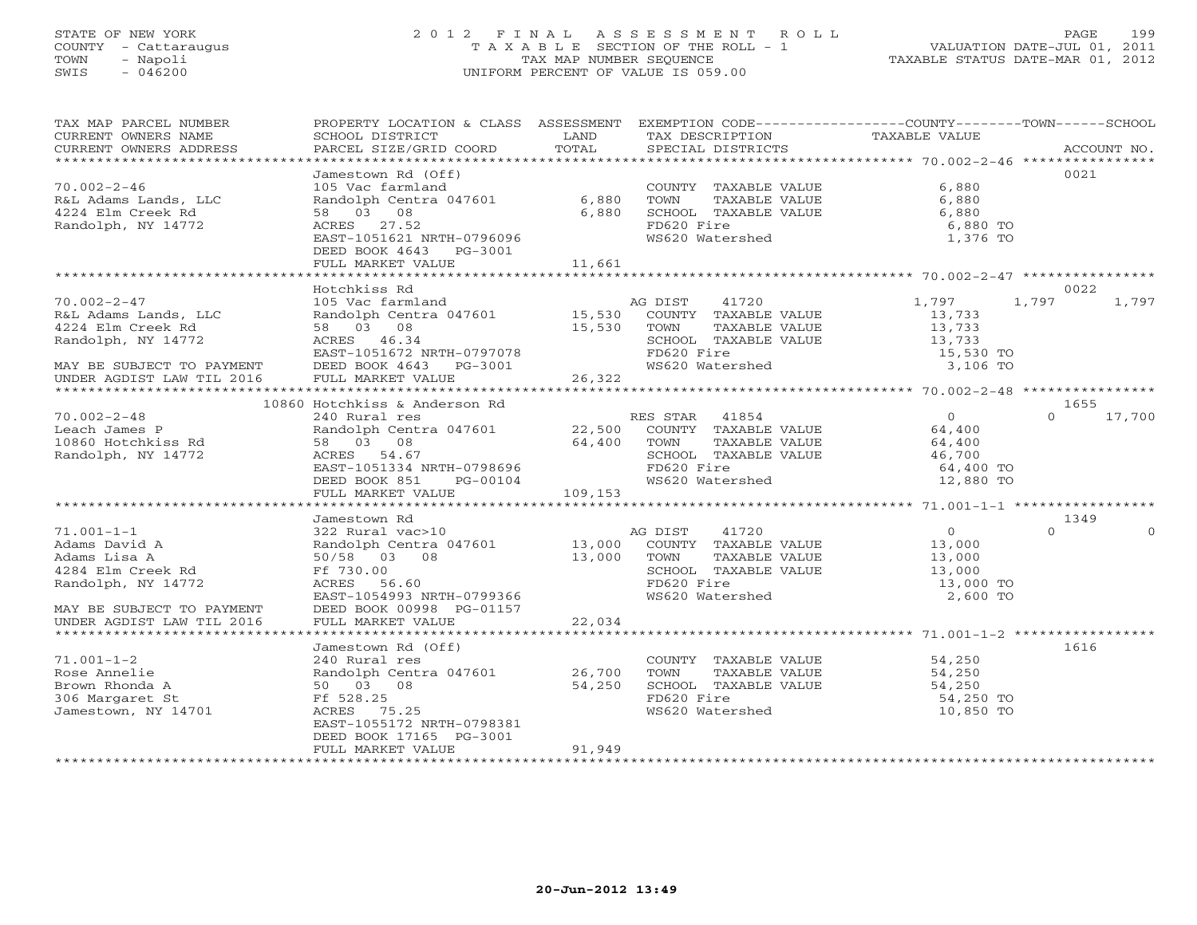STATE OF NEW YORK
COUNTY - Cattaraugus
TOWN - Napoli
SWIS - 046200

# 2012 FINAL ASSESSMENT ROLL
TAXABLE SECTION OF THE ROLL - 1
TAX MAP NUMBER SEQUENCE
UNIFORM PERCENT OF VALUE IS 059.00

VALUATION DATE-JUL 01, 2011
TAXABLE STATUS DATE-MAR 01, 2012

| TAX MAP PARCEL NUMBER / CURRENT OWNERS NAME / CURRENT OWNERS ADDRESS | PROPERTY LOCATION & CLASS / SCHOOL DISTRICT / PARCEL SIZE/GRID COORD | ASSESSMENT LAND | TOTAL | EXEMPTION CODE / TAX DESCRIPTION / SPECIAL DISTRICTS | COUNTY TAXABLE VALUE | TOWN | SCHOOL | ACCOUNT NO. |
|---|---|---|---|---|---|---|---|---|
| 70.002-2-46 | Jamestown Rd (Off) | | | | | | | 0021 |
| | 105 Vac farmland | | | COUNTY TAXABLE VALUE | 6,880 | | | |
| R&L Adams Lands, LLC | Randolph Centra 047601 | 6,880 | | TOWN TAXABLE VALUE | 6,880 | | | |
| 4224 Elm Creek Rd | 58 03 08 | | 6,880 | SCHOOL TAXABLE VALUE | 6,880 | | | |
| Randolph, NY 14772 | ACRES 27.52 | | | FD620 Fire | 6,880 TO | | | |
| | EAST-1051621 NRTH-0796096 | | | WS620 Watershed | 1,376 TO | | | |
| | DEED BOOK 4643 PG-3001 | | | | | | | |
| | FULL MARKET VALUE | | 11,661 | | | | | |
| 70.002-2-47 | Hotchkiss Rd | | | | | | | 0022 |
| | 105 Vac farmland | | | AG DIST 41720 | 1,797 | 1,797 | 1,797 | |
| R&L Adams Lands, LLC | Randolph Centra 047601 | 15,530 | | COUNTY TAXABLE VALUE | 13,733 | | | |
| 4224 Elm Creek Rd | 58 03 08 | | 15,530 | TOWN TAXABLE VALUE | 13,733 | | | |
| Randolph, NY 14772 | ACRES 46.34 | | | SCHOOL TAXABLE VALUE | 13,733 | | | |
| | EAST-1051672 NRTH-0797078 | | | FD620 Fire | 15,530 TO | | | |
| MAY BE SUBJECT TO PAYMENT | DEED BOOK 4643 PG-3001 | | | WS620 Watershed | 3,106 TO | | | |
| UNDER AGDIST LAW TIL 2016 | FULL MARKET VALUE | | 26,322 | | | | | |
| 70.002-2-48 | 10860 Hotchkiss & Anderson Rd | | | | | | | 1655 |
| | 240 Rural res | | | RES STAR 41854 | 0 | 0 | 17,700 | |
| Leach James P | Randolph Centra 047601 | 22,500 | | COUNTY TAXABLE VALUE | 64,400 | | | |
| 10860 Hotchkiss Rd | 58 03 08 | | 64,400 | TOWN TAXABLE VALUE | 64,400 | | | |
| Randolph, NY 14772 | ACRES 54.67 | | | SCHOOL TAXABLE VALUE | 46,700 | | | |
| | EAST-1051334 NRTH-0798696 | | | FD620 Fire | 64,400 TO | | | |
| | DEED BOOK 851 PG-00104 | | | WS620 Watershed | 12,880 TO | | | |
| | FULL MARKET VALUE | | 109,153 | | | | | |
| 71.001-1-1 | Jamestown Rd | | | | | | | 1349 |
| | 322 Rural vac>10 | | | AG DIST 41720 | 0 | 0 | 0 | |
| Adams David A | Randolph Centra 047601 | 13,000 | | COUNTY TAXABLE VALUE | 13,000 | | | |
| Adams Lisa A | 50/58 03 08 | | 13,000 | TOWN TAXABLE VALUE | 13,000 | | | |
| 4284 Elm Creek Rd | Ff 730.00 | | | SCHOOL TAXABLE VALUE | 13,000 | | | |
| Randolph, NY 14772 | ACRES 56.60 | | | FD620 Fire | 13,000 TO | | | |
| | EAST-1054993 NRTH-0799366 | | | WS620 Watershed | 2,600 TO | | | |
| MAY BE SUBJECT TO PAYMENT | DEED BOOK 00998 PG-01157 | | | | | | | |
| UNDER AGDIST LAW TIL 2016 | FULL MARKET VALUE | | 22,034 | | | | | |
| 71.001-1-2 | Jamestown Rd (Off) | | | | | | | 1616 |
| | 240 Rural res | | | COUNTY TAXABLE VALUE | 54,250 | | | |
| Rose Annelie | Randolph Centra 047601 | 26,700 | | TOWN TAXABLE VALUE | 54,250 | | | |
| Brown Rhonda A | 50 03 08 | | 54,250 | SCHOOL TAXABLE VALUE | 54,250 | | | |
| 306 Margaret St | Ff 528.25 | | | FD620 Fire | 54,250 TO | | | |
| Jamestown, NY 14701 | ACRES 75.25 | | | WS620 Watershed | 10,850 TO | | | |
| | EAST-1055172 NRTH-0798381 | | | | | | | |
| | DEED BOOK 17165 PG-3001 | | | | | | | |
| | FULL MARKET VALUE | | 91,949 | | | | | |

20-Jun-2012 13:49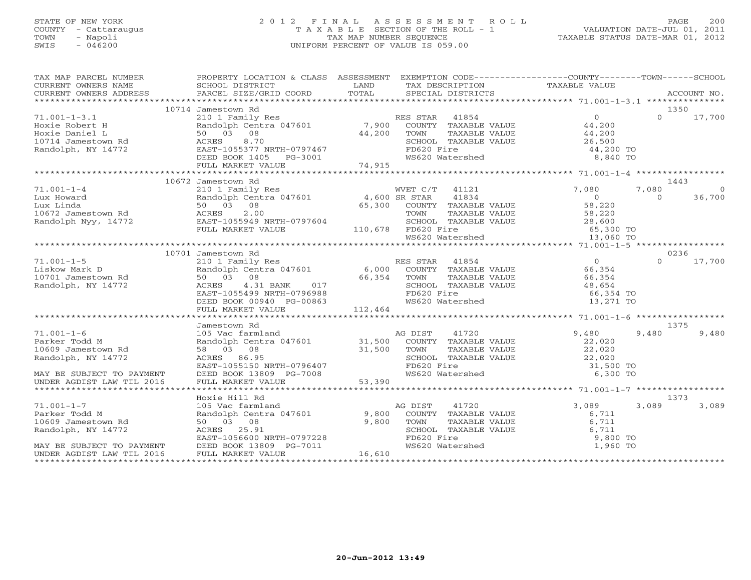STATE OF NEW YORK
COUNTY - Cattaraugus
TOWN - Napoli
SWIS - 046200

# 2012 FINAL ASSESSMENT ROLL

TAXABLE SECTION OF THE ROLL - 1
TAX MAP NUMBER SEQUENCE
UNIFORM PERCENT OF VALUE IS 059.00

VALUATION DATE-JUL 01, 2011
TAXABLE STATUS DATE-MAR 01, 2012

| TAX MAP PARCEL NUMBER / CURRENT OWNERS NAME / CURRENT OWNERS ADDRESS | PROPERTY LOCATION & CLASS / SCHOOL DISTRICT / PARCEL SIZE/GRID COORD | ASSESSMENT LAND / TOTAL | EXEMPTION CODE / TAX DESCRIPTION / SPECIAL DISTRICTS | COUNTY TAXABLE VALUE | TOWN | SCHOOL | ACCOUNT NO. |
|---|---|---|---|---|---|---|---|
| **71.001-1-3.1** | 10714 Jamestown Rd | | | | | | 1350 |
| 71.001-1-3.1 | 210 1 Family Res | | RES STAR 41854 | 0 | 0 | 17,700 | |
| Hoxie Robert H | Randolph Centra 047601 | 7,900 | COUNTY TAXABLE VALUE | 44,200 | | | |
| Hoxie Daniel L | 50 03 08 | 44,200 | TOWN TAXABLE VALUE | 44,200 | | | |
| 10714 Jamestown Rd | ACRES 8.70 | | SCHOOL TAXABLE VALUE | 26,500 | | | |
| Randolph, NY 14772 | EAST-1055377 NRTH-0797467 | | FD620 Fire | 44,200 TO | | | |
| | DEED BOOK 1405 PG-3001 | | WS620 Watershed | 8,840 TO | | | |
| | FULL MARKET VALUE | 74,915 | | | | | |
| **71.001-1-4** | 10672 Jamestown Rd | | | | | | 1443 |
| 71.001-1-4 | 210 1 Family Res | | WVET C/T 41121 | 7,080 | 7,080 | 0 | |
| Lux Howard | Randolph Centra 047601 | 4,600 | SR STAR 41834 | 0 | 0 | 36,700 | |
| Lux Linda | 50 03 08 | 65,300 | COUNTY TAXABLE VALUE | 58,220 | | | |
| 10672 Jamestown Rd | ACRES 2.00 | | TOWN TAXABLE VALUE | 58,220 | | | |
| Randolph Nyy, 14772 | EAST-1055949 NRTH-0797604 | | SCHOOL TAXABLE VALUE | 28,600 | | | |
| | FULL MARKET VALUE | 110,678 | FD620 Fire | 65,300 TO | | | |
| | | | WS620 Watershed | 13,060 TO | | | |
| **71.001-1-5** | 10701 Jamestown Rd | | | | | | 0236 |
| 71.001-1-5 | 210 1 Family Res | | RES STAR 41854 | 0 | 0 | 17,700 | |
| Liskow Mark D | Randolph Centra 047601 | 6,000 | COUNTY TAXABLE VALUE | 66,354 | | | |
| 10701 Jamestown Rd | 50 03 08 | 66,354 | TOWN TAXABLE VALUE | 66,354 | | | |
| Randolph, NY 14772 | ACRES 4.31 BANK 017 | | SCHOOL TAXABLE VALUE | 48,654 | | | |
| | EAST-1055499 NRTH-0796988 | | FD620 Fire | 66,354 TO | | | |
| | DEED BOOK 00940 PG-00863 | | WS620 Watershed | 13,271 TO | | | |
| | FULL MARKET VALUE | 112,464 | | | | | |
| **71.001-1-6** | Jamestown Rd | | | | | | 1375 |
| 71.001-1-6 | 105 Vac farmland | | AG DIST 41720 | 9,480 | 9,480 | 9,480 | |
| Parker Todd M | Randolph Centra 047601 | 31,500 | COUNTY TAXABLE VALUE | 22,020 | | | |
| 10609 Jamestown Rd | 58 03 08 | 31,500 | TOWN TAXABLE VALUE | 22,020 | | | |
| Randolph, NY 14772 | ACRES 86.95 | | SCHOOL TAXABLE VALUE | 22,020 | | | |
| | EAST-1055150 NRTH-0796407 | | FD620 Fire | 31,500 TO | | | |
| MAY BE SUBJECT TO PAYMENT | DEED BOOK 13809 PG-7008 | | WS620 Watershed | 6,300 TO | | | |
| UNDER AGDIST LAW TIL 2016 | FULL MARKET VALUE | 53,390 | | | | | |
| **71.001-1-7** | Hoxie Hill Rd | | | | | | 1373 |
| 71.001-1-7 | 105 Vac farmland | | AG DIST 41720 | 3,089 | 3,089 | 3,089 | |
| Parker Todd M | Randolph Centra 047601 | 9,800 | COUNTY TAXABLE VALUE | 6,711 | | | |
| 10609 Jamestown Rd | 50 03 08 | 9,800 | TOWN TAXABLE VALUE | 6,711 | | | |
| Randolph, NY 14772 | ACRES 25.91 | | SCHOOL TAXABLE VALUE | 6,711 | | | |
| | EAST-1056600 NRTH-0797228 | | FD620 Fire | 9,800 TO | | | |
| MAY BE SUBJECT TO PAYMENT | DEED BOOK 13809 PG-7011 | | WS620 Watershed | 1,960 TO | | | |
| UNDER AGDIST LAW TIL 2016 | FULL MARKET VALUE | 16,610 | | | | | |

20-Jun-2012 13:49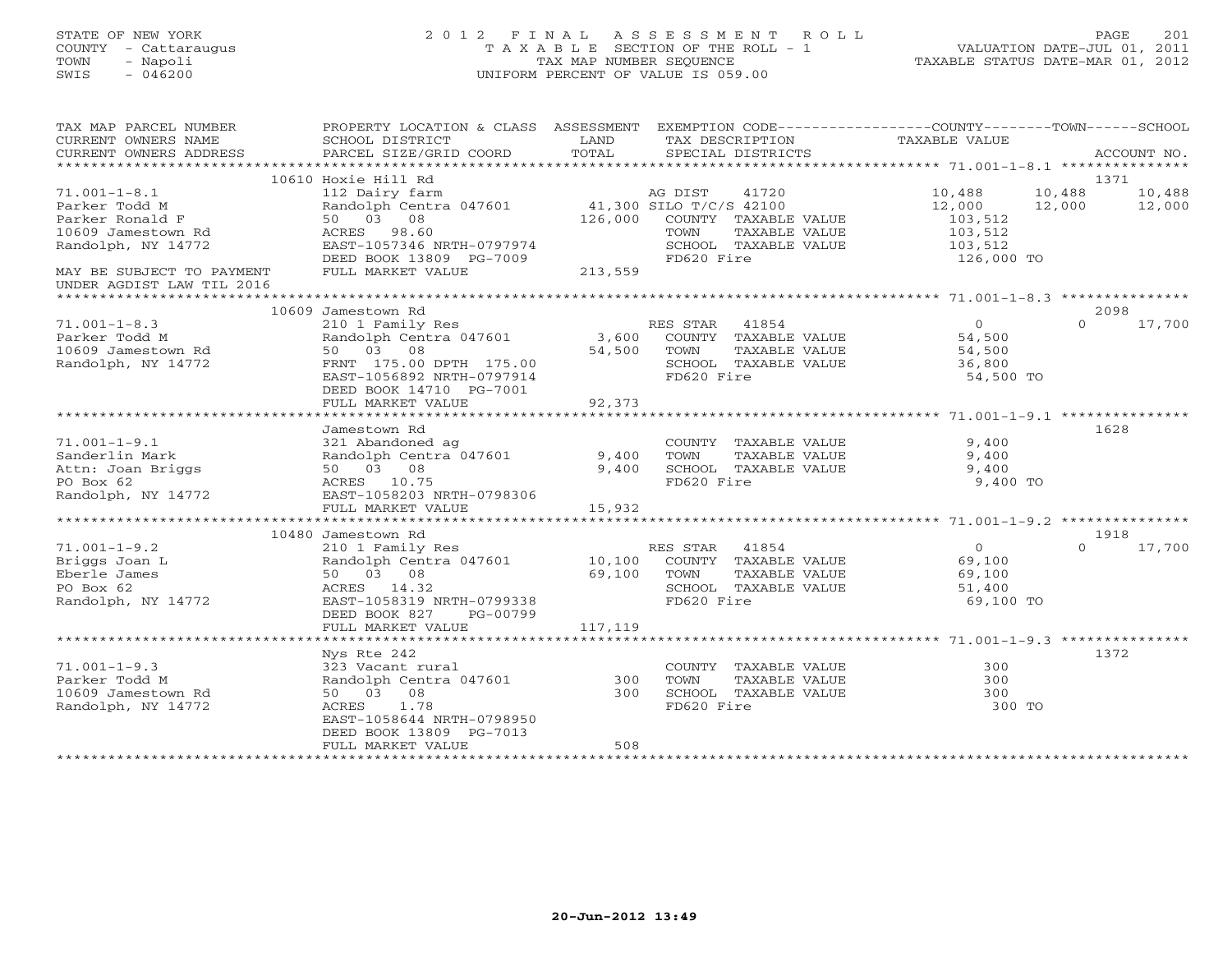STATE OF NEW YORK
COUNTY - Cattaraugus
TOWN - Napoli
SWIS - 046200

# 2012 FINAL ASSESSMENT ROLL
TAXABLE SECTION OF THE ROLL - 1
TAX MAP NUMBER SEQUENCE
UNIFORM PERCENT OF VALUE IS 059.00

VALUATION DATE-JUL 01, 2011
TAXABLE STATUS DATE-MAR 01, 2012

| TAX MAP PARCEL NUMBER / CURRENT OWNERS NAME / CURRENT OWNERS ADDRESS | PROPERTY LOCATION & CLASS / SCHOOL DISTRICT / PARCEL SIZE/GRID COORD | ASSESSMENT LAND / TOTAL | EXEMPTION CODE / TAX DESCRIPTION / SPECIAL DISTRICTS | COUNTY TAXABLE VALUE | TOWN | SCHOOL | ACCOUNT NO. |
|---|---|---|---|---|---|---|---|
| **71.001-1-8.1** | 10610 Hoxie Hill Rd | | | | | | 1371 |
| 71.001-1-8.1 | 112 Dairy farm | | AG DIST 41720 | 10,488 | 10,488 | 10,488 | |
| Parker Todd M | Randolph Centra 047601 | 41,300 | SILO T/C/S 42100 | 12,000 | 12,000 | 12,000 | |
| Parker Ronald F | 50 03 08 | 126,000 | COUNTY TAXABLE VALUE | 103,512 | | | |
| 10609 Jamestown Rd | ACRES 98.60 | | TOWN TAXABLE VALUE | 103,512 | | | |
| Randolph, NY 14772 | EAST-1057346 NRTH-0797974 | | SCHOOL TAXABLE VALUE | 103,512 | | | |
| | DEED BOOK 13809 PG-7009 | | FD620 Fire | 126,000 TO | | | |
| MAY BE SUBJECT TO PAYMENT UNDER AGDIST LAW TIL 2016 | FULL MARKET VALUE | 213,559 | | | | | |
| **71.001-1-8.3** | 10609 Jamestown Rd | | | | | | 2098 |
| 71.001-1-8.3 | 210 1 Family Res | | RES STAR 41854 | 0 | | 0 17,700 | |
| Parker Todd M | Randolph Centra 047601 | 3,600 | COUNTY TAXABLE VALUE | 54,500 | | | |
| 10609 Jamestown Rd | 50 03 08 | 54,500 | TOWN TAXABLE VALUE | 54,500 | | | |
| Randolph, NY 14772 | FRNT 175.00 DPTH 175.00 | | SCHOOL TAXABLE VALUE | 36,800 | | | |
| | EAST-1056892 NRTH-0797914 | | FD620 Fire | 54,500 TO | | | |
| | DEED BOOK 14710 PG-7001 | | | | | | |
| | FULL MARKET VALUE | 92,373 | | | | | |
| **71.001-1-9.1** | Jamestown Rd | | | | | | 1628 |
| 71.001-1-9.1 | 321 Abandoned ag | | COUNTY TAXABLE VALUE | 9,400 | | | |
| Sanderlin Mark | Randolph Centra 047601 | 9,400 | TOWN TAXABLE VALUE | 9,400 | | | |
| Attn: Joan Briggs | 50 03 08 | 9,400 | SCHOOL TAXABLE VALUE | 9,400 | | | |
| PO Box 62 | ACRES 10.75 | | FD620 Fire | 9,400 TO | | | |
| Randolph, NY 14772 | EAST-1058203 NRTH-0798306 | | | | | | |
| | FULL MARKET VALUE | 15,932 | | | | | |
| **71.001-1-9.2** | 10480 Jamestown Rd | | | | | | 1918 |
| 71.001-1-9.2 | 210 1 Family Res | | RES STAR 41854 | 0 | | 0 17,700 | |
| Briggs Joan L | Randolph Centra 047601 | 10,100 | COUNTY TAXABLE VALUE | 69,100 | | | |
| Eberle James | 50 03 08 | 69,100 | TOWN TAXABLE VALUE | 69,100 | | | |
| PO Box 62 | ACRES 14.32 | | SCHOOL TAXABLE VALUE | 51,400 | | | |
| Randolph, NY 14772 | EAST-1058319 NRTH-0799338 | | FD620 Fire | 69,100 TO | | | |
| | DEED BOOK 827 PG-00799 | | | | | | |
| | FULL MARKET VALUE | 117,119 | | | | | |
| **71.001-1-9.3** | Nys Rte 242 | | | | | | 1372 |
| 71.001-1-9.3 | 323 Vacant rural | | COUNTY TAXABLE VALUE | 300 | | | |
| Parker Todd M | Randolph Centra 047601 | 300 | TOWN TAXABLE VALUE | 300 | | | |
| 10609 Jamestown Rd | 50 03 08 | 300 | SCHOOL TAXABLE VALUE | 300 | | | |
| Randolph, NY 14772 | ACRES 1.78 | | FD620 Fire | 300 TO | | | |
| | EAST-1058644 NRTH-0798950 | | | | | | |
| | DEED BOOK 13809 PG-7013 | | | | | | |
| | FULL MARKET VALUE | 508 | | | | | |

20-Jun-2012 13:49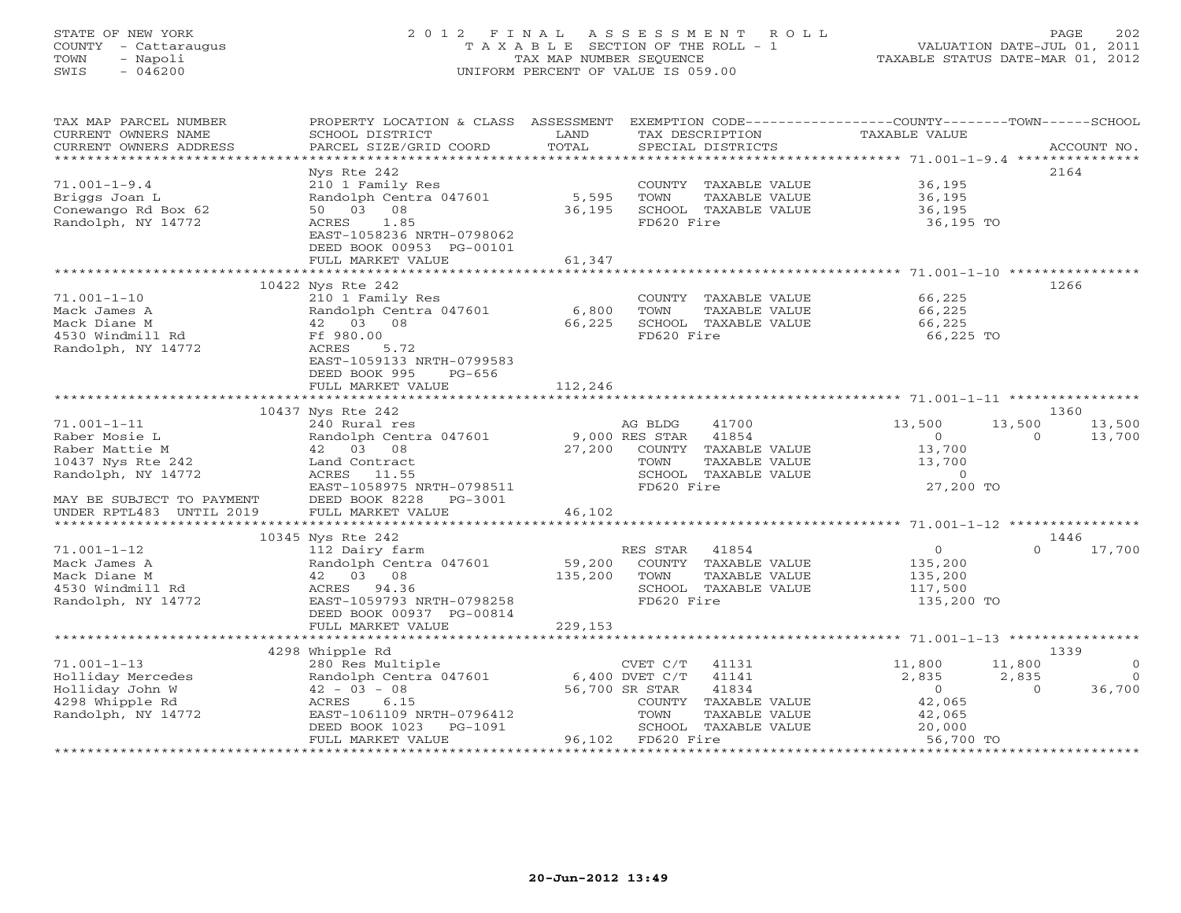STATE OF NEW YORK
COUNTY - Cattaraugus
TOWN - Napoli
SWIS - 046200

# 2012 FINAL ASSESSMENT ROLL
TAXABLE SECTION OF THE ROLL - 1
TAX MAP NUMBER SEQUENCE
UNIFORM PERCENT OF VALUE IS 059.00

VALUATION DATE-JUL 01, 2011
TAXABLE STATUS DATE-MAR 01, 2012

| TAX MAP PARCEL NUMBER / CURRENT OWNERS NAME / CURRENT OWNERS ADDRESS | PROPERTY LOCATION & CLASS / SCHOOL DISTRICT / PARCEL SIZE/GRID COORD | ASSESSMENT LAND / TOTAL | EXEMPTION CODE / TAX DESCRIPTION / SPECIAL DISTRICTS | COUNTY TAXABLE VALUE | TOWN | SCHOOL / ACCOUNT NO. |
|---|---|---|---|---|---|---|
| **71.001-1-9.4** | Nys Rte 242 | | | | | 2164 |
| 71.001-1-9.4 | 210 1 Family Res | | COUNTY TAXABLE VALUE | 36,195 | | |
| Briggs Joan L | Randolph Centra 047601 | 5,595 | TOWN TAXABLE VALUE | 36,195 | | |
| Conewango Rd Box 62 | 50 03 08 | 36,195 | SCHOOL TAXABLE VALUE | 36,195 | | |
| Randolph, NY 14772 | ACRES 1.85 | | FD620 Fire | 36,195 TO | | |
| | EAST-1058236 NRTH-0798062 | | | | | |
| | DEED BOOK 00953 PG-00101 | | | | | |
| | FULL MARKET VALUE | 61,347 | | | | |
| **71.001-1-10** | 10422 Nys Rte 242 | | | | | 1266 |
| 71.001-1-10 | 210 1 Family Res | | COUNTY TAXABLE VALUE | 66,225 | | |
| Mack James A | Randolph Centra 047601 | 6,800 | TOWN TAXABLE VALUE | 66,225 | | |
| Mack Diane M | 42 03 08 | 66,225 | SCHOOL TAXABLE VALUE | 66,225 | | |
| 4530 Windmill Rd | Ff 980.00 | | FD620 Fire | 66,225 TO | | |
| Randolph, NY 14772 | ACRES 5.72 | | | | | |
| | EAST-1059133 NRTH-0799583 | | | | | |
| | DEED BOOK 995 PG-656 | | | | | |
| | FULL MARKET VALUE | 112,246 | | | | |
| **71.001-1-11** | 10437 Nys Rte 242 | | | | | 1360 |
| 71.001-1-11 | 240 Rural res | | AG BLDG 41700 | 13,500 | 13,500 | 13,500 |
| Raber Mosie L | Randolph Centra 047601 | 9,000 | RES STAR 41854 | 0 | 0 | 13,700 |
| Raber Mattie M | 42 03 08 | 27,200 | COUNTY TAXABLE VALUE | 13,700 | | |
| 10437 Nys Rte 242 | Land Contract | | TOWN TAXABLE VALUE | 13,700 | | |
| Randolph, NY 14772 | ACRES 11.55 | | SCHOOL TAXABLE VALUE | 0 | | |
| | EAST-1058975 NRTH-0798511 | | FD620 Fire | 27,200 TO | | |
| MAY BE SUBJECT TO PAYMENT | DEED BOOK 8228 PG-3001 | | | | | |
| UNDER RPTL483 UNTIL 2019 | FULL MARKET VALUE | 46,102 | | | | |
| **71.001-1-12** | 10345 Nys Rte 242 | | | | | 1446 |
| 71.001-1-12 | 112 Dairy farm | | RES STAR 41854 | 0 | 0 | 17,700 |
| Mack James A | Randolph Centra 047601 | 59,200 | COUNTY TAXABLE VALUE | 135,200 | | |
| Mack Diane M | 42 03 08 | 135,200 | TOWN TAXABLE VALUE | 135,200 | | |
| 4530 Windmill Rd | ACRES 94.36 | | SCHOOL TAXABLE VALUE | 117,500 | | |
| Randolph, NY 14772 | EAST-1059793 NRTH-0798258 | | FD620 Fire | 135,200 TO | | |
| | DEED BOOK 00937 PG-00814 | | | | | |
| | FULL MARKET VALUE | 229,153 | | | | |
| **71.001-1-13** | 4298 Whipple Rd | | | | | 1339 |
| 71.001-1-13 | 280 Res Multiple | | CVET C/T 41131 | 11,800 | 11,800 | 0 |
| Holliday Mercedes | Randolph Centra 047601 | 6,400 | DVET C/T 41141 | 2,835 | 2,835 | 0 |
| Holliday John W | 42 - 03 - 08 | 56,700 | SR STAR 41834 | 0 | 0 | 36,700 |
| 4298 Whipple Rd | ACRES 6.15 | | COUNTY TAXABLE VALUE | 42,065 | | |
| Randolph, NY 14772 | EAST-1061109 NRTH-0796412 | | TOWN TAXABLE VALUE | 42,065 | | |
| | DEED BOOK 1023 PG-1091 | | SCHOOL TAXABLE VALUE | 20,000 | | |
| | FULL MARKET VALUE | 96,102 | FD620 Fire | 56,700 TO | | |

20-Jun-2012 13:49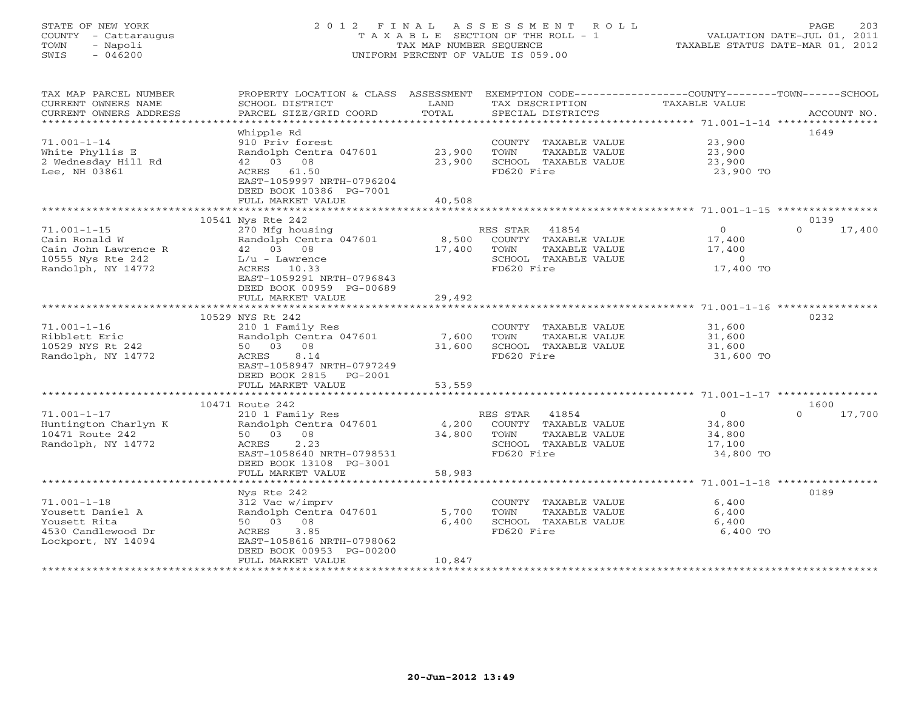STATE OF NEW YORK
COUNTY - Cattaraugus
TOWN - Napoli
SWIS - 046200

2012 FINAL ASSESSMENT ROLL
TAXABLE SECTION OF THE ROLL - 1
TAX MAP NUMBER SEQUENCE
UNIFORM PERCENT OF VALUE IS 059.00

VALUATION DATE-JUL 01, 2011
TAXABLE STATUS DATE-MAR 01, 2012

| TAX MAP PARCEL NUMBER / CURRENT OWNERS NAME / CURRENT OWNERS ADDRESS | PROPERTY LOCATION & CLASS / SCHOOL DISTRICT / PARCEL SIZE/GRID COORD | ASSESSMENT LAND / TOTAL | EXEMPTION CODE / TAX DESCRIPTION / SPECIAL DISTRICTS | COUNTY / TOWN / SCHOOL TAXABLE VALUE | ACCOUNT NO. |
|---|---|---|---|---|---|
| **71.001-1-14** | Whipple Rd | | | | 1649 |
| 71.001-1-14 | 910 Priv forest | | COUNTY TAXABLE VALUE | 23,900 | |
| White Phyllis E | Randolph Centra 047601 | 23,900 | TOWN TAXABLE VALUE | 23,900 | |
| 2 Wednesday Hill Rd | 42 03 08 | 23,900 | SCHOOL TAXABLE VALUE | 23,900 | |
| Lee, NH 03861 | ACRES 61.50 | | FD620 Fire | 23,900 TO | |
| | EAST-1059997 NRTH-0796204 | | | | |
| | DEED BOOK 10386 PG-7001 | | | | |
| | FULL MARKET VALUE | 40,508 | | | |
| **71.001-1-15** | 10541 Nys Rte 242 | | | | 0139 |
| 71.001-1-15 | 270 Mfg housing | | RES STAR 41854 | 0 | 0 17,400 |
| Cain Ronald W | Randolph Centra 047601 | 8,500 | COUNTY TAXABLE VALUE | 17,400 | |
| Cain John Lawrence R | 42 03 08 | 17,400 | TOWN TAXABLE VALUE | 17,400 | |
| 10555 Nys Rte 242 | L/u - Lawrence | | SCHOOL TAXABLE VALUE | 0 | |
| Randolph, NY 14772 | ACRES 10.33 | | FD620 Fire | 17,400 TO | |
| | EAST-1059291 NRTH-0796843 | | | | |
| | DEED BOOK 00959 PG-00689 | | | | |
| | FULL MARKET VALUE | 29,492 | | | |
| **71.001-1-16** | 10529 NYS Rt 242 | | | | 0232 |
| 71.001-1-16 | 210 1 Family Res | | COUNTY TAXABLE VALUE | 31,600 | |
| Ribblett Eric | Randolph Centra 047601 | 7,600 | TOWN TAXABLE VALUE | 31,600 | |
| 10529 NYS Rt 242 | 50 03 08 | 31,600 | SCHOOL TAXABLE VALUE | 31,600 | |
| Randolph, NY 14772 | ACRES 8.14 | | FD620 Fire | 31,600 TO | |
| | EAST-1058947 NRTH-0797249 | | | | |
| | DEED BOOK 2815 PG-2001 | | | | |
| | FULL MARKET VALUE | 53,559 | | | |
| **71.001-1-17** | 10471 Route 242 | | | | 1600 |
| 71.001-1-17 | 210 1 Family Res | | RES STAR 41854 | 0 | 0 17,700 |
| Huntington Charlyn K | Randolph Centra 047601 | 4,200 | COUNTY TAXABLE VALUE | 34,800 | |
| 10471 Route 242 | 50 03 08 | 34,800 | TOWN TAXABLE VALUE | 34,800 | |
| Randolph, NY 14772 | ACRES 2.23 | | SCHOOL TAXABLE VALUE | 17,100 | |
| | EAST-1058640 NRTH-0798531 | | FD620 Fire | 34,800 TO | |
| | DEED BOOK 13108 PG-3001 | | | | |
| | FULL MARKET VALUE | 58,983 | | | |
| **71.001-1-18** | Nys Rte 242 | | | | 0189 |
| 71.001-1-18 | 312 Vac w/imprv | | COUNTY TAXABLE VALUE | 6,400 | |
| Yousett Daniel A | Randolph Centra 047601 | 5,700 | TOWN TAXABLE VALUE | 6,400 | |
| Yousett Rita | 50 03 08 | 6,400 | SCHOOL TAXABLE VALUE | 6,400 | |
| 4530 Candlewood Dr | ACRES 3.85 | | FD620 Fire | 6,400 TO | |
| Lockport, NY 14094 | EAST-1058616 NRTH-0798062 | | | | |
| | DEED BOOK 00953 PG-00200 | | | | |
| | FULL MARKET VALUE | 10,847 | | | |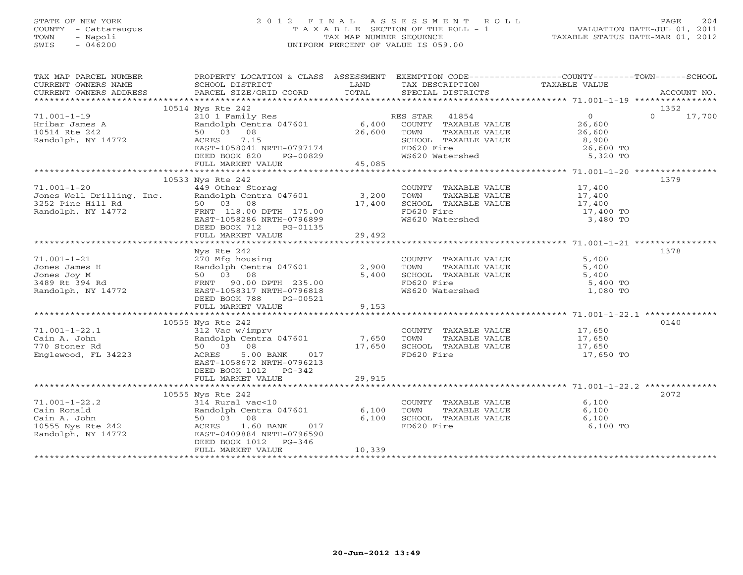STATE OF NEW YORK
COUNTY - Cattaraugus
TOWN - Napoli
SWIS - 046200

# 2012 FINAL ASSESSMENT ROLL

TAXABLE SECTION OF THE ROLL - 1
TAX MAP NUMBER SEQUENCE
UNIFORM PERCENT OF VALUE IS 059.00

VALUATION DATE-JUL 01, 2011
TAXABLE STATUS DATE-MAR 01, 2012

| TAX MAP PARCEL NUMBER / CURRENT OWNERS NAME / CURRENT OWNERS ADDRESS | PROPERTY LOCATION & CLASS / SCHOOL DISTRICT / PARCEL SIZE/GRID COORD | ASSESSMENT LAND / TOTAL | EXEMPTION CODE / TAX DESCRIPTION / SPECIAL DISTRICTS | COUNTY / TOWN / SCHOOL TAXABLE VALUE | ACCOUNT NO. |
|---|---|---|---|---|---|
| 71.001-1-19 | 10514 Nys Rte 242 | | | | 1352 |
| | 210 1 Family Res | | RES STAR 41854 | 0 / 0 | 17,700 |
| Hribar James A | Randolph Centra 047601 | 6,400 | COUNTY TAXABLE VALUE | 26,600 | |
| 10514 Rte 242 | 50 03 08 | 26,600 | TOWN TAXABLE VALUE | 26,600 | |
| Randolph, NY 14772 | ACRES 7.15 | | SCHOOL TAXABLE VALUE | 8,900 | |
| | EAST-1058041 NRTH-0797174 | | FD620 Fire | 26,600 TO | |
| | DEED BOOK 820 PG-00829 | | WS620 Watershed | 5,320 TO | |
| | FULL MARKET VALUE | 45,085 | | | |
| 71.001-1-20 | 10533 Nys Rte 242 | | | | 1379 |
| | 449 Other Storag | | COUNTY TAXABLE VALUE | 17,400 | |
| Jones Well Drilling, Inc. | Randolph Centra 047601 | 3,200 | TOWN TAXABLE VALUE | 17,400 | |
| 3252 Pine Hill Rd | 50 03 08 | 17,400 | SCHOOL TAXABLE VALUE | 17,400 | |
| Randolph, NY 14772 | FRNT 118.00 DPTH 175.00 | | FD620 Fire | 17,400 TO | |
| | EAST-1058286 NRTH-0796899 | | WS620 Watershed | 3,480 TO | |
| | DEED BOOK 712 PG-01135 | | | | |
| | FULL MARKET VALUE | 29,492 | | | |
| 71.001-1-21 | Nys Rte 242 | | | | 1378 |
| | 270 Mfg housing | | COUNTY TAXABLE VALUE | 5,400 | |
| Jones James H | Randolph Centra 047601 | 2,900 | TOWN TAXABLE VALUE | 5,400 | |
| Jones Joy M | 50 03 08 | 5,400 | SCHOOL TAXABLE VALUE | 5,400 | |
| 3489 Rt 394 Rd | FRNT 90.00 DPTH 235.00 | | FD620 Fire | 5,400 TO | |
| Randolph, NY 14772 | EAST-1058317 NRTH-0796818 | | WS620 Watershed | 1,080 TO | |
| | DEED BOOK 788 PG-00521 | | | | |
| | FULL MARKET VALUE | 9,153 | | | |
| 71.001-1-22.1 | 10555 Nys Rte 242 | | | | 0140 |
| | 312 Vac w/imprv | | COUNTY TAXABLE VALUE | 17,650 | |
| Cain A. John | Randolph Centra 047601 | 7,650 | TOWN TAXABLE VALUE | 17,650 | |
| 770 Stoner Rd | 50 03 08 | 17,650 | SCHOOL TAXABLE VALUE | 17,650 | |
| Englewood, FL 34223 | ACRES 5.00 BANK 017 | | FD620 Fire | 17,650 TO | |
| | EAST-1058672 NRTH-0796213 | | | | |
| | DEED BOOK 1012 PG-342 | | | | |
| | FULL MARKET VALUE | 29,915 | | | |
| 71.001-1-22.2 | 10555 Nys Rte 242 | | | | 2072 |
| | 314 Rural vac<10 | | COUNTY TAXABLE VALUE | 6,100 | |
| Cain Ronald | Randolph Centra 047601 | 6,100 | TOWN TAXABLE VALUE | 6,100 | |
| Cain A. John | 50 03 08 | 6,100 | SCHOOL TAXABLE VALUE | 6,100 | |
| 10555 Nys Rte 242 | ACRES 1.60 BANK 017 | | FD620 Fire | 6,100 TO | |
| Randolph, NY 14772 | EAST-0409884 NRTH-0796590 | | | | |
| | DEED BOOK 1012 PG-346 | | | | |
| | FULL MARKET VALUE | 10,339 | | | |

20-Jun-2012 13:49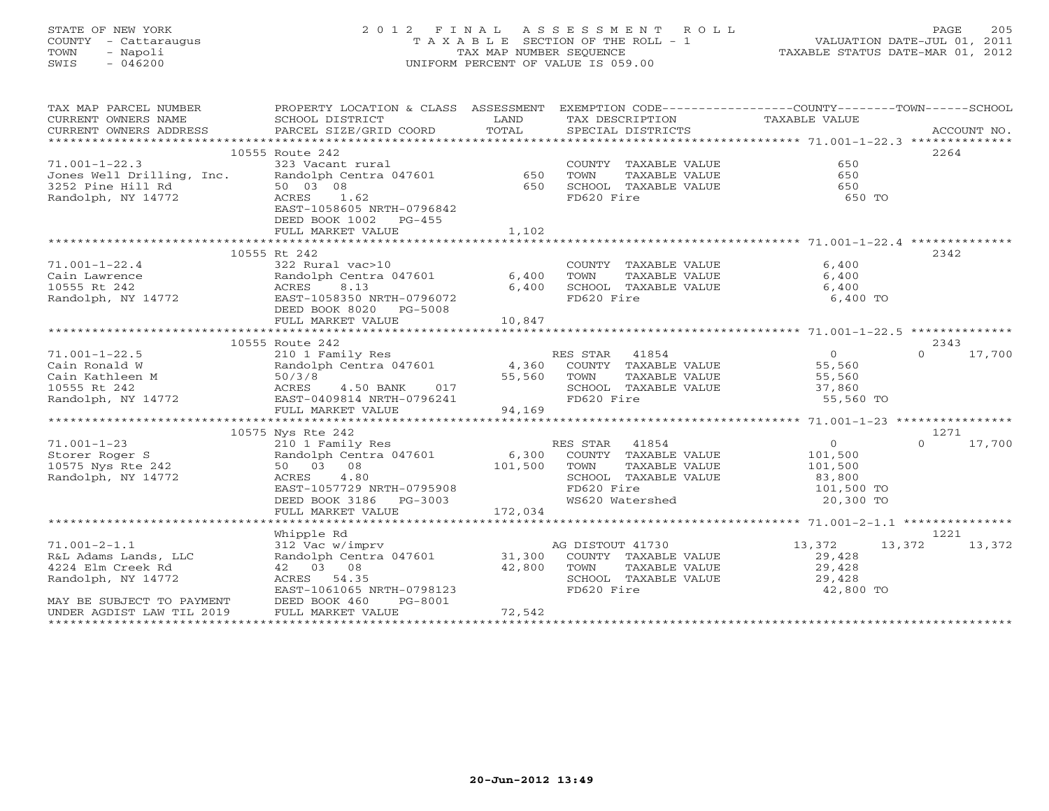STATE OF NEW YORK
COUNTY - Cattaraugus
TOWN - Napoli
SWIS - 046200

2012 FINAL ASSESSMENT ROLL
TAXABLE SECTION OF THE ROLL - 1
TAX MAP NUMBER SEQUENCE
UNIFORM PERCENT OF VALUE IS 059.00

VALUATION DATE-JUL 01, 2011
TAXABLE STATUS DATE-MAR 01, 2012

| TAX MAP PARCEL NUMBER / CURRENT OWNERS NAME / CURRENT OWNERS ADDRESS | PROPERTY LOCATION & CLASS / SCHOOL DISTRICT / PARCEL SIZE/GRID COORD | ASSESSMENT LAND | TOTAL | EXEMPTION CODE / TAX DESCRIPTION / SPECIAL DISTRICTS | COUNTY TAXABLE VALUE | TOWN | SCHOOL | ACCOUNT NO. |
|---|---|---|---|---|---|---|---|---|
| 71.001-1-22.3 | 10555 Route 242 | | | | | | | 2264 |
| | 323 Vacant rural | | | COUNTY TAXABLE VALUE | 650 | | | |
| Jones Well Drilling, Inc. | Randolph Centra 047601 | 650 | | TOWN TAXABLE VALUE | 650 | | | |
| 3252 Pine Hill Rd | 50 03 08 | | 650 | SCHOOL TAXABLE VALUE | 650 | | | |
| Randolph, NY 14772 | ACRES 1.62 | | | FD620 Fire | 650 TO | | | |
| | EAST-1058605 NRTH-0796842 | | | | | | | |
| | DEED BOOK 1002 PG-455 | | | | | | | |
| | FULL MARKET VALUE | | 1,102 | | | | | |
| 71.001-1-22.4 | 10555 Rt 242 | | | | | | | 2342 |
| | 322 Rural vac>10 | | | COUNTY TAXABLE VALUE | 6,400 | | | |
| Cain Lawrence | Randolph Centra 047601 | 6,400 | | TOWN TAXABLE VALUE | 6,400 | | | |
| 10555 Rt 242 | ACRES 8.13 | | 6,400 | SCHOOL TAXABLE VALUE | 6,400 | | | |
| Randolph, NY 14772 | EAST-1058350 NRTH-0796072 | | | FD620 Fire | 6,400 TO | | | |
| | DEED BOOK 8020 PG-5008 | | | | | | | |
| | FULL MARKET VALUE | | 10,847 | | | | | |
| 71.001-1-22.5 | 10555 Route 242 | | | | | | | 2343 |
| | 210 1 Family Res | | | RES STAR 41854 | 0 | | 0 | 17,700 |
| Cain Ronald W | Randolph Centra 047601 | 4,360 | | COUNTY TAXABLE VALUE | 55,560 | | | |
| Cain Kathleen M | 50/3/8 | | 55,560 | TOWN TAXABLE VALUE | 55,560 | | | |
| 10555 Rt 242 | ACRES 4.50 BANK 017 | | | SCHOOL TAXABLE VALUE | 37,860 | | | |
| Randolph, NY 14772 | EAST-0409814 NRTH-0796241 | | | FD620 Fire | 55,560 TO | | | |
| | FULL MARKET VALUE | | 94,169 | | | | | |
| 71.001-1-23 | 10575 Nys Rte 242 | | | | | | | 1271 |
| | 210 1 Family Res | | | RES STAR 41854 | 0 | | 0 | 17,700 |
| Storer Roger S | Randolph Centra 047601 | 6,300 | | COUNTY TAXABLE VALUE | 101,500 | | | |
| 10575 Nys Rte 242 | 50 03 08 | | 101,500 | TOWN TAXABLE VALUE | 101,500 | | | |
| Randolph, NY 14772 | ACRES 4.80 | | | SCHOOL TAXABLE VALUE | 83,800 | | | |
| | EAST-1057729 NRTH-0795908 | | | FD620 Fire | 101,500 TO | | | |
| | DEED BOOK 3186 PG-3003 | | | WS620 Watershed | 20,300 TO | | | |
| | FULL MARKET VALUE | | 172,034 | | | | | |
| 71.001-2-1.1 | Whipple Rd | | | | | | | 1221 |
| | 312 Vac w/imprv | | | AG DISTOUT 41730 | 13,372 | 13,372 | 13,372 | |
| R&L Adams Lands, LLC | Randolph Centra 047601 | 31,300 | | COUNTY TAXABLE VALUE | 29,428 | | | |
| 4224 Elm Creek Rd | 42 03 08 | | 42,800 | TOWN TAXABLE VALUE | 29,428 | | | |
| Randolph, NY 14772 | ACRES 54.35 | | | SCHOOL TAXABLE VALUE | 29,428 | | | |
| | EAST-1061065 NRTH-0798123 | | | FD620 Fire | 42,800 TO | | | |
| MAY BE SUBJECT TO PAYMENT | DEED BOOK 460 PG-8001 | | | | | | | |
| UNDER AGDIST LAW TIL 2019 | FULL MARKET VALUE | | 72,542 | | | | | |

20-Jun-2012 13:49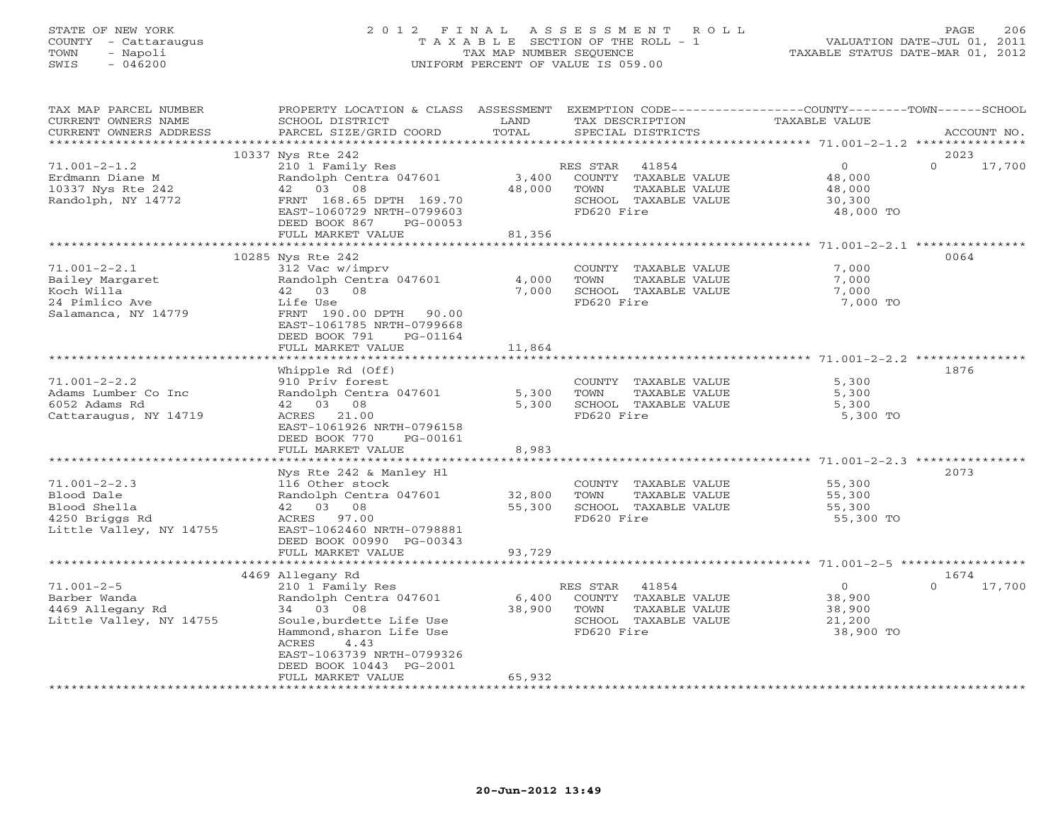STATE OF NEW YORK
COUNTY - Cattaraugus
TOWN - Napoli
SWIS - 046200

# 2012 FINAL ASSESSMENT ROLL
TAXABLE SECTION OF THE ROLL - 1
TAX MAP NUMBER SEQUENCE
UNIFORM PERCENT OF VALUE IS 059.00

VALUATION DATE-JUL 01, 2011
TAXABLE STATUS DATE-MAR 01, 2012

| TAX MAP PARCEL NUMBER / CURRENT OWNERS NAME / CURRENT OWNERS ADDRESS | PROPERTY LOCATION & CLASS / SCHOOL DISTRICT / PARCEL SIZE/GRID COORD | ASSESSMENT LAND / TOTAL | EXEMPTION CODE / TAX DESCRIPTION / SPECIAL DISTRICTS | COUNTY / TOWN / SCHOOL TAXABLE VALUE | ACCOUNT NO. |
|---|---|---|---|---|---|
| 71.001-2-1.2 | 10337 Nys Rte 242 | | | | 2023 |
| | 210 1 Family Res | | RES STAR 41854 | 0 / 0 / 17,700 | |
| Erdmann Diane M | Randolph Centra 047601 | 3,400 | COUNTY TAXABLE VALUE | 48,000 | |
| 10337 Nys Rte 242 | 42 03 08 | 48,000 | TOWN TAXABLE VALUE | 48,000 | |
| Randolph, NY 14772 | FRNT 168.65 DPTH 169.70 | | SCHOOL TAXABLE VALUE | 30,300 | |
| | EAST-1060729 NRTH-0799603 | | FD620 Fire | 48,000 TO | |
| | DEED BOOK 867 PG-00053 | | | | |
| | FULL MARKET VALUE | 81,356 | | | |
| 71.001-2-2.1 | 10285 Nys Rte 242 | | | | 0064 |
| | 312 Vac w/imprv | | COUNTY TAXABLE VALUE | 7,000 | |
| Bailey Margaret | Randolph Centra 047601 | 4,000 | TOWN TAXABLE VALUE | 7,000 | |
| Koch Willa | 42 03 08 | 7,000 | SCHOOL TAXABLE VALUE | 7,000 | |
| 24 Pimlico Ave | Life Use | | FD620 Fire | 7,000 TO | |
| Salamanca, NY 14779 | FRNT 190.00 DPTH 90.00 | | | | |
| | EAST-1061785 NRTH-0799668 | | | | |
| | DEED BOOK 791 PG-01164 | | | | |
| | FULL MARKET VALUE | 11,864 | | | |
| 71.001-2-2.2 | Whipple Rd (Off) | | | | 1876 |
| | 910 Priv forest | | COUNTY TAXABLE VALUE | 5,300 | |
| Adams Lumber Co Inc | Randolph Centra 047601 | 5,300 | TOWN TAXABLE VALUE | 5,300 | |
| 6052 Adams Rd | 42 03 08 | 5,300 | SCHOOL TAXABLE VALUE | 5,300 | |
| Cattaraugus, NY 14719 | ACRES 21.00 | | FD620 Fire | 5,300 TO | |
| | EAST-1061926 NRTH-0796158 | | | | |
| | DEED BOOK 770 PG-00161 | | | | |
| | FULL MARKET VALUE | 8,983 | | | |
| 71.001-2-2.3 | Nys Rte 242 & Manley Hl | | | | 2073 |
| | 116 Other stock | | COUNTY TAXABLE VALUE | 55,300 | |
| Blood Dale | Randolph Centra 047601 | 32,800 | TOWN TAXABLE VALUE | 55,300 | |
| Blood Shella | 42 03 08 | 55,300 | SCHOOL TAXABLE VALUE | 55,300 | |
| 4250 Briggs Rd | ACRES 97.00 | | FD620 Fire | 55,300 TO | |
| Little Valley, NY 14755 | EAST-1062460 NRTH-0798881 | | | | |
| | DEED BOOK 00990 PG-00343 | | | | |
| | FULL MARKET VALUE | 93,729 | | | |
| 71.001-2-5 | 4469 Allegany Rd | | | | 1674 |
| | 210 1 Family Res | | RES STAR 41854 | 0 / 0 / 17,700 | |
| Barber Wanda | Randolph Centra 047601 | 6,400 | COUNTY TAXABLE VALUE | 38,900 | |
| 4469 Allegany Rd | 34 03 08 | 38,900 | TOWN TAXABLE VALUE | 38,900 | |
| Little Valley, NY 14755 | Soule,burdette Life Use | | SCHOOL TAXABLE VALUE | 21,200 | |
| | Hammond,sharon Life Use | | FD620 Fire | 38,900 TO | |
| | ACRES 4.43 | | | | |
| | EAST-1063739 NRTH-0799326 | | | | |
| | DEED BOOK 10443 PG-2001 | | | | |
| | FULL MARKET VALUE | 65,932 | | | |

20-Jun-2012 13:49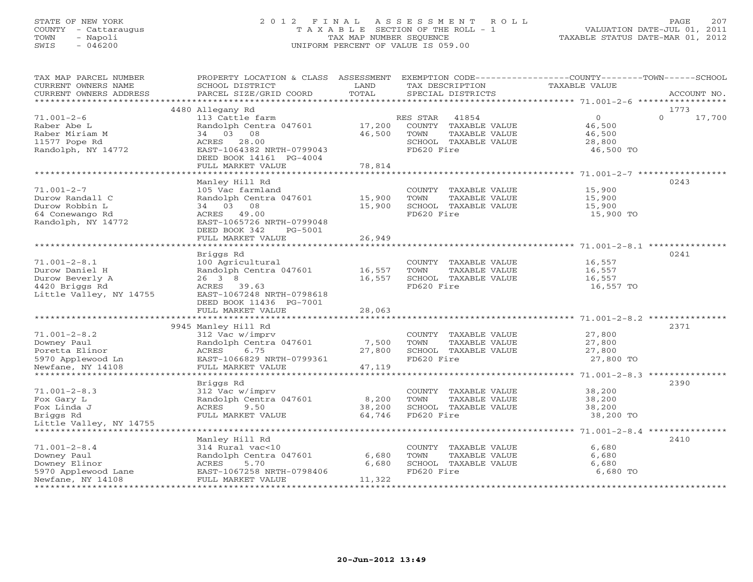STATE OF NEW YORK
COUNTY - Cattaraugus
TOWN - Napoli
SWIS - 046200

2012 FINAL ASSESSMENT ROLL
TAXABLE SECTION OF THE ROLL - 1
TAX MAP NUMBER SEQUENCE
UNIFORM PERCENT OF VALUE IS 059.00

VALUATION DATE-JUL 01, 2011
TAXABLE STATUS DATE-MAR 01, 2012

| TAX MAP PARCEL NUMBER / CURRENT OWNERS NAME / CURRENT OWNERS ADDRESS | PROPERTY LOCATION & CLASS / SCHOOL DISTRICT / PARCEL SIZE/GRID COORD | ASSESSMENT LAND | TOTAL | EXEMPTION CODE / TAX DESCRIPTION / SPECIAL DISTRICTS | COUNTY TAXABLE VALUE | TOWN | SCHOOL | ACCOUNT NO. |
|---|---|---|---|---|---|---|---|---|
| 71.001-2-6 | 4480 Allegany Rd | | | | | | | 1773 |
| | 113 Cattle farm | | | RES STAR 41854 | 0 | 0 | 17,700 | |
| Raber Abe L | Randolph Centra 047601 | 17,200 | | COUNTY TAXABLE VALUE | 46,500 | | | |
| Raber Miriam M | 34 03 08 | | 46,500 | TOWN TAXABLE VALUE | 46,500 | | | |
| 11577 Pope Rd | ACRES 28.00 | | | SCHOOL TAXABLE VALUE | 28,800 | | | |
| Randolph, NY 14772 | EAST-1064382 NRTH-0799043 | | | FD620 Fire | 46,500 TO | | | |
| | DEED BOOK 14161 PG-4004 | | | | | | | |
| | FULL MARKET VALUE | | 78,814 | | | | | |
| 71.001-2-7 | Manley Hill Rd | | | | | | | 0243 |
| | 105 Vac farmland | | | COUNTY TAXABLE VALUE | 15,900 | | | |
| Durow Randall C | Randolph Centra 047601 | 15,900 | | TOWN TAXABLE VALUE | 15,900 | | | |
| Durow Robbin L | 34 03 08 | | 15,900 | SCHOOL TAXABLE VALUE | 15,900 | | | |
| 64 Conewango Rd | ACRES 49.00 | | | FD620 Fire | 15,900 TO | | | |
| Randolph, NY 14772 | EAST-1065726 NRTH-0799048 | | | | | | | |
| | DEED BOOK 342 PG-5001 | | | | | | | |
| | FULL MARKET VALUE | | 26,949 | | | | | |
| 71.001-2-8.1 | Briggs Rd | | | | | | | 0241 |
| | 100 Agricultural | | | COUNTY TAXABLE VALUE | 16,557 | | | |
| Durow Daniel H | Randolph Centra 047601 | 16,557 | | TOWN TAXABLE VALUE | 16,557 | | | |
| Durow Beverly A | 26 3 8 | | 16,557 | SCHOOL TAXABLE VALUE | 16,557 | | | |
| 4420 Briggs Rd | ACRES 39.63 | | | FD620 Fire | 16,557 TO | | | |
| Little Valley, NY 14755 | EAST-1067248 NRTH-0798618 | | | | | | | |
| | DEED BOOK 11436 PG-7001 | | | | | | | |
| | FULL MARKET VALUE | | 28,063 | | | | | |
| 71.001-2-8.2 | 9945 Manley Hill Rd | | | | | | | 2371 |
| | 312 Vac w/imprv | | | COUNTY TAXABLE VALUE | 27,800 | | | |
| Downey Paul | Randolph Centra 047601 | 7,500 | | TOWN TAXABLE VALUE | 27,800 | | | |
| Poretta Elinor | ACRES 6.75 | | 27,800 | SCHOOL TAXABLE VALUE | 27,800 | | | |
| 5970 Applewood Ln | EAST-1066829 NRTH-0799361 | | | FD620 Fire | 27,800 TO | | | |
| Newfane, NY 14108 | FULL MARKET VALUE | | 47,119 | | | | | |
| 71.001-2-8.3 | Briggs Rd | | | | | | | 2390 |
| | 312 Vac w/imprv | | | COUNTY TAXABLE VALUE | 38,200 | | | |
| Fox Gary L | Randolph Centra 047601 | 8,200 | | TOWN TAXABLE VALUE | 38,200 | | | |
| Fox Linda J | ACRES 9.50 | | 38,200 | SCHOOL TAXABLE VALUE | 38,200 | | | |
| Briggs Rd | FULL MARKET VALUE | | 64,746 | FD620 Fire | 38,200 TO | | | |
| Little Valley, NY 14755 | | | | | | | | |
| 71.001-2-8.4 | Manley Hill Rd | | | | | | | 2410 |
| | 314 Rural vac<10 | | | COUNTY TAXABLE VALUE | 6,680 | | | |
| Downey Paul | Randolph Centra 047601 | 6,680 | | TOWN TAXABLE VALUE | 6,680 | | | |
| Downey Elinor | ACRES 5.70 | | 6,680 | SCHOOL TAXABLE VALUE | 6,680 | | | |
| 5970 Applewood Lane | EAST-1067258 NRTH-0798406 | | | FD620 Fire | 6,680 TO | | | |
| Newfane, NY 14108 | FULL MARKET VALUE | | 11,322 | | | | | |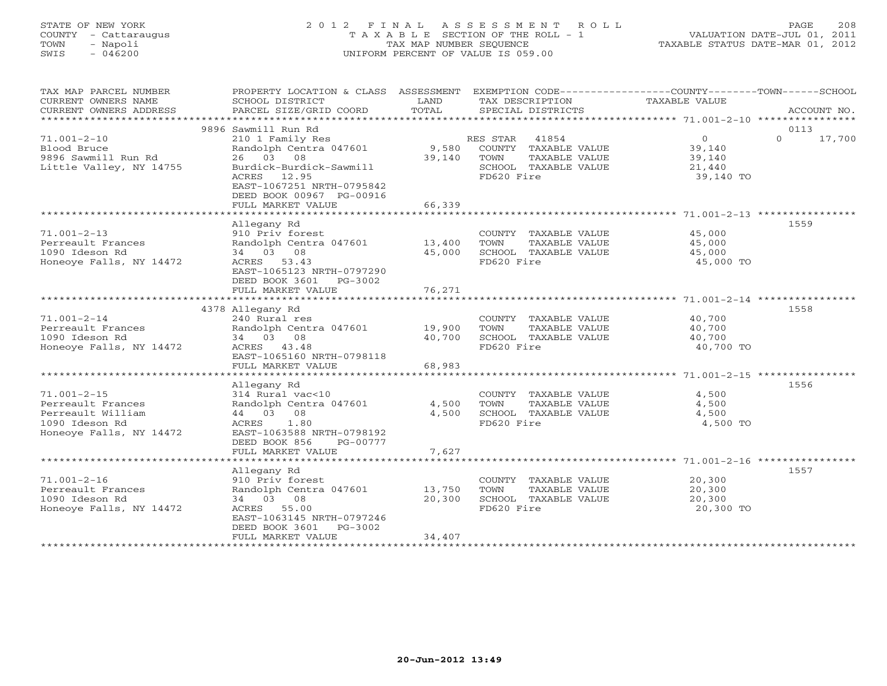STATE OF NEW YORK
COUNTY - Cattaraugus
TOWN - Napoli
SWIS - 046200

2012 FINAL ASSESSMENT ROLL
TAXABLE SECTION OF THE ROLL - 1
TAX MAP NUMBER SEQUENCE
UNIFORM PERCENT OF VALUE IS 059.00

VALUATION DATE-JUL 01, 2011
TAXABLE STATUS DATE-MAR 01, 2012

| TAX MAP PARCEL NUMBER / CURRENT OWNERS NAME / CURRENT OWNERS ADDRESS | PROPERTY LOCATION & CLASS / SCHOOL DISTRICT / PARCEL SIZE/GRID COORD | ASSESSMENT LAND / TOTAL | EXEMPTION CODE / TAX DESCRIPTION / SPECIAL DISTRICTS | COUNTY | TOWN | SCHOOL | ACCOUNT NO. |
|---|---|---|---|---|---|---|---|
| 71.001-2-10 | 9896 Sawmill Run Rd | | | | | | 0113 |
| | 210 1 Family Res | | RES STAR 41854 | 0 | | 0 17,700 | |
| Blood Bruce | Randolph Centra 047601 | 9,580 | COUNTY TAXABLE VALUE | 39,140 | | | |
| 9896 Sawmill Run Rd | 26 03 08 | 39,140 | TOWN TAXABLE VALUE | | 39,140 | | |
| Little Valley, NY 14755 | Burdick-Burdick-Sawmill | | SCHOOL TAXABLE VALUE | | | 21,440 | |
| | ACRES 12.95 | | FD620 Fire | 39,140 TO | | | |
| | EAST-1067251 NRTH-0795842 | | | | | | |
| | DEED BOOK 00967 PG-00916 | | | | | | |
| | FULL MARKET VALUE | 66,339 | | | | | |
| 71.001-2-13 | Allegany Rd | | | | | | 1559 |
| | 910 Priv forest | | COUNTY TAXABLE VALUE | 45,000 | | | |
| Perreault Frances | Randolph Centra 047601 | 13,400 | TOWN TAXABLE VALUE | | 45,000 | | |
| 1090 Ideson Rd | 34 03 08 | 45,000 | SCHOOL TAXABLE VALUE | | | 45,000 | |
| Honeoye Falls, NY 14472 | ACRES 53.43 | | FD620 Fire | 45,000 TO | | | |
| | EAST-1065123 NRTH-0797290 | | | | | | |
| | DEED BOOK 3601 PG-3002 | | | | | | |
| | FULL MARKET VALUE | 76,271 | | | | | |
| 71.001-2-14 | 4378 Allegany Rd | | | | | | 1558 |
| | 240 Rural res | | COUNTY TAXABLE VALUE | 40,700 | | | |
| Perreault Frances | Randolph Centra 047601 | 19,900 | TOWN TAXABLE VALUE | | 40,700 | | |
| 1090 Ideson Rd | 34 03 08 | 40,700 | SCHOOL TAXABLE VALUE | | | 40,700 | |
| Honeoye Falls, NY 14472 | ACRES 43.48 | | FD620 Fire | 40,700 TO | | | |
| | EAST-1065160 NRTH-0798118 | | | | | | |
| | FULL MARKET VALUE | 68,983 | | | | | |
| 71.001-2-15 | Allegany Rd | | | | | | 1556 |
| | 314 Rural vac<10 | | COUNTY TAXABLE VALUE | 4,500 | | | |
| Perreault Frances | Randolph Centra 047601 | 4,500 | TOWN TAXABLE VALUE | | 4,500 | | |
| Perreault William | 44 03 08 | 4,500 | SCHOOL TAXABLE VALUE | | | 4,500 | |
| 1090 Ideson Rd | ACRES 1.80 | | FD620 Fire | 4,500 TO | | | |
| Honeoye Falls, NY 14472 | EAST-1063588 NRTH-0798192 | | | | | | |
| | DEED BOOK 856 PG-00777 | | | | | | |
| | FULL MARKET VALUE | 7,627 | | | | | |
| 71.001-2-16 | Allegany Rd | | | | | | 1557 |
| | 910 Priv forest | | COUNTY TAXABLE VALUE | 20,300 | | | |
| Perreault Frances | Randolph Centra 047601 | 13,750 | TOWN TAXABLE VALUE | | 20,300 | | |
| 1090 Ideson Rd | 34 03 08 | 20,300 | SCHOOL TAXABLE VALUE | | | 20,300 | |
| Honeoye Falls, NY 14472 | ACRES 55.00 | | FD620 Fire | 20,300 TO | | | |
| | EAST-1063145 NRTH-0797246 | | | | | | |
| | DEED BOOK 3601 PG-3002 | | | | | | |
| | FULL MARKET VALUE | 34,407 | | | | | |

20-Jun-2012 13:49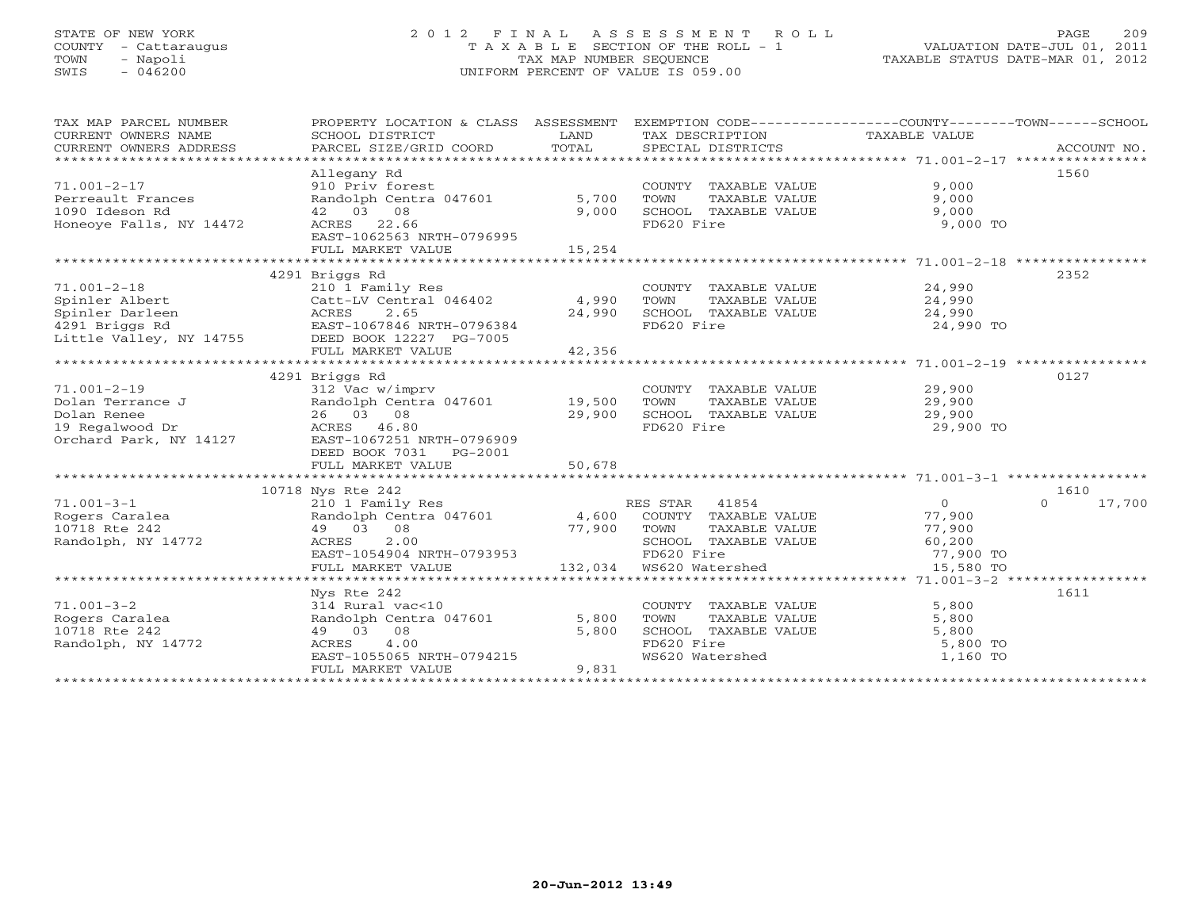STATE OF NEW YORK
COUNTY - Cattaraugus
TOWN - Napoli
SWIS - 046200

# 2012 FINAL ASSESSMENT ROLL

TAXABLE SECTION OF THE ROLL - 1
TAX MAP NUMBER SEQUENCE
UNIFORM PERCENT OF VALUE IS 059.00

VALUATION DATE-JUL 01, 2011
TAXABLE STATUS DATE-MAR 01, 2012

| TAX MAP PARCEL NUMBER / CURRENT OWNERS NAME / CURRENT OWNERS ADDRESS | PROPERTY LOCATION & CLASS / SCHOOL DISTRICT / PARCEL SIZE/GRID COORD | ASSESSMENT LAND / TOTAL | EXEMPTION CODE / TAX DESCRIPTION / SPECIAL DISTRICTS | COUNTY / TOWN / SCHOOL TAXABLE VALUE | ACCOUNT NO. |
|---|---|---|---|---|---|
| **71.001-2-17** | Allegany Rd | | | | 1560 |
| Perreault Frances | 910 Priv forest | | COUNTY TAXABLE VALUE | 9,000 | |
| 1090 Ideson Rd | Randolph Centra 047601 | 5,700 | TOWN TAXABLE VALUE | 9,000 | |
| Honeoye Falls, NY 14472 | 42 03 08 | 9,000 | SCHOOL TAXABLE VALUE | 9,000 | |
| | ACRES 22.66 | | FD620 Fire | 9,000 TO | |
| | EAST-1062563 NRTH-0796995 | | | | |
| | FULL MARKET VALUE | 15,254 | | | |
| **71.001-2-18** | 4291 Briggs Rd | | | | 2352 |
| Spinler Albert | 210 1 Family Res | | COUNTY TAXABLE VALUE | 24,990 | |
| Spinler Darleen | Catt-LV Central 046402 | 4,990 | TOWN TAXABLE VALUE | 24,990 | |
| 4291 Briggs Rd | ACRES 2.65 | 24,990 | SCHOOL TAXABLE VALUE | 24,990 | |
| Little Valley, NY 14755 | EAST-1067846 NRTH-0796384 | | FD620 Fire | 24,990 TO | |
| | DEED BOOK 12227 PG-7005 | | | | |
| | FULL MARKET VALUE | 42,356 | | | |
| **71.001-2-19** | 4291 Briggs Rd | | | | 0127 |
| Dolan Terrance J | 312 Vac w/imprv | | COUNTY TAXABLE VALUE | 29,900 | |
| Dolan Renee | Randolph Centra 047601 | 19,500 | TOWN TAXABLE VALUE | 29,900 | |
| 19 Regalwood Dr | 26 03 08 | 29,900 | SCHOOL TAXABLE VALUE | 29,900 | |
| Orchard Park, NY 14127 | ACRES 46.80 | | FD620 Fire | 29,900 TO | |
| | EAST-1067251 NRTH-0796909 | | | | |
| | DEED BOOK 7031 PG-2001 | | | | |
| | FULL MARKET VALUE | 50,678 | | | |
| **71.001-3-1** | 10718 Nys Rte 242 | | | | 1610 |
| Rogers Caralea | 210 1 Family Res | | RES STAR 41854 | 0 / 0 / 17,700 | |
| 10718 Rte 242 | Randolph Centra 047601 | 4,600 | COUNTY TAXABLE VALUE | 77,900 | |
| Randolph, NY 14772 | 49 03 08 | 77,900 | TOWN TAXABLE VALUE | 77,900 | |
| | ACRES 2.00 | | SCHOOL TAXABLE VALUE | 60,200 | |
| | EAST-1054904 NRTH-0793953 | | FD620 Fire | 77,900 TO | |
| | FULL MARKET VALUE | 132,034 | WS620 Watershed | 15,580 TO | |
| **71.001-3-2** | Nys Rte 242 | | | | 1611 |
| Rogers Caralea | 314 Rural vac<10 | | COUNTY TAXABLE VALUE | 5,800 | |
| 10718 Rte 242 | Randolph Centra 047601 | 5,800 | TOWN TAXABLE VALUE | 5,800 | |
| Randolph, NY 14772 | 49 03 08 | 5,800 | SCHOOL TAXABLE VALUE | 5,800 | |
| | ACRES 4.00 | | FD620 Fire | 5,800 TO | |
| | EAST-1055065 NRTH-0794215 | | WS620 Watershed | 1,160 TO | |
| | FULL MARKET VALUE | 9,831 | | | |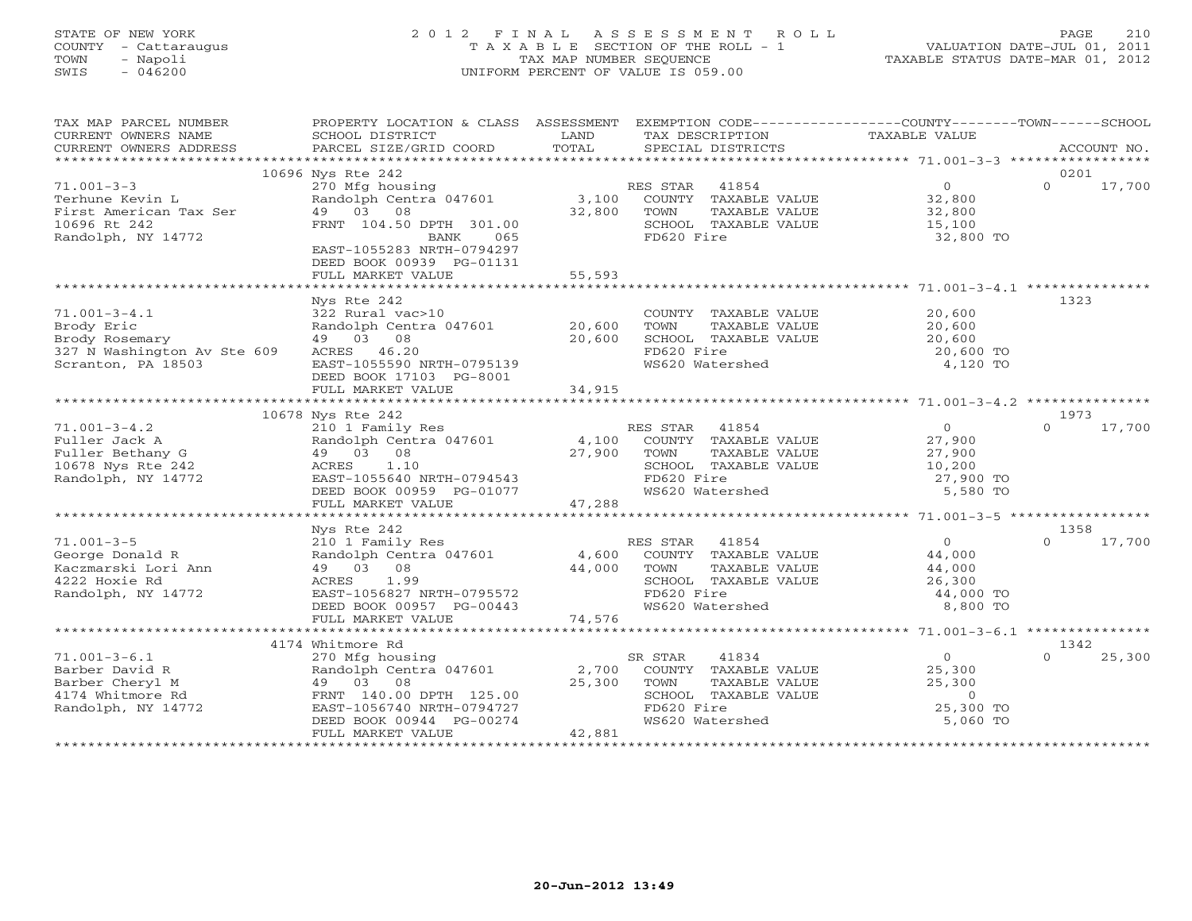STATE OF NEW YORK
COUNTY - Cattaraugus
TOWN - Napoli
SWIS - 046200

# 2012 FINAL ASSESSMENT ROLL

TAXABLE SECTION OF THE ROLL - 1
TAX MAP NUMBER SEQUENCE
UNIFORM PERCENT OF VALUE IS 059.00

VALUATION DATE-JUL 01, 2011
TAXABLE STATUS DATE-MAR 01, 2012

| TAX MAP PARCEL NUMBER / CURRENT OWNERS NAME / CURRENT OWNERS ADDRESS | PROPERTY LOCATION & CLASS / SCHOOL DISTRICT / PARCEL SIZE/GRID COORD | ASSESSMENT LAND | TOTAL | EXEMPTION CODE / TAX DESCRIPTION / SPECIAL DISTRICTS | COUNTY / TOWN / SCHOOL TAXABLE VALUE | ACCOUNT NO. |
|---|---|---|---|---|---|---|
| 71.001-3-3 | 10696 Nys Rte 242 | | | | | 0201 |
| 71.001-3-3 | 270 Mfg housing | | | RES STAR 41854 | 0 | 0 17,700 |
| Terhune Kevin L | Randolph Centra 047601 | 3,100 | | COUNTY TAXABLE VALUE | 32,800 | |
| First American Tax Ser | 49 03 08 | | 32,800 | TOWN TAXABLE VALUE | 32,800 | |
| 10696 Rt 242 | FRNT 104.50 DPTH 301.00 | | | SCHOOL TAXABLE VALUE | 15,100 | |
| Randolph, NY 14772 | BANK 065 | | | FD620 Fire | 32,800 TO | |
| | EAST-1055283 NRTH-0794297 | | | | | |
| | DEED BOOK 00939 PG-01131 | | | | | |
| | FULL MARKET VALUE | | 55,593 | | | |
| 71.001-3-4.1 | Nys Rte 242 | | | | | 1323 |
| 71.001-3-4.1 | 322 Rural vac>10 | | | COUNTY TAXABLE VALUE | 20,600 | |
| Brody Eric | Randolph Centra 047601 | 20,600 | | TOWN TAXABLE VALUE | 20,600 | |
| Brody Rosemary | 49 03 08 | | 20,600 | SCHOOL TAXABLE VALUE | 20,600 | |
| 327 N Washington Av Ste 609 | ACRES 46.20 | | | FD620 Fire | 20,600 TO | |
| Scranton, PA 18503 | EAST-1055590 NRTH-0795139 | | | WS620 Watershed | 4,120 TO | |
| | DEED BOOK 17103 PG-8001 | | | | | |
| | FULL MARKET VALUE | | 34,915 | | | |
| 71.001-3-4.2 | 10678 Nys Rte 242 | | | | | 1973 |
| 71.001-3-4.2 | 210 1 Family Res | | | RES STAR 41854 | 0 | 0 17,700 |
| Fuller Jack A | Randolph Centra 047601 | 4,100 | | COUNTY TAXABLE VALUE | 27,900 | |
| Fuller Bethany G | 49 03 08 | | 27,900 | TOWN TAXABLE VALUE | 27,900 | |
| 10678 Nys Rte 242 | ACRES 1.10 | | | SCHOOL TAXABLE VALUE | 10,200 | |
| Randolph, NY 14772 | EAST-1055640 NRTH-0794543 | | | FD620 Fire | 27,900 TO | |
| | DEED BOOK 00959 PG-01077 | | | WS620 Watershed | 5,580 TO | |
| | FULL MARKET VALUE | | 47,288 | | | |
| 71.001-3-5 | Nys Rte 242 | | | | | 1358 |
| 71.001-3-5 | 210 1 Family Res | | | RES STAR 41854 | 0 | 0 17,700 |
| George Donald R | Randolph Centra 047601 | 4,600 | | COUNTY TAXABLE VALUE | 44,000 | |
| Kaczmarski Lori Ann | 49 03 08 | | 44,000 | TOWN TAXABLE VALUE | 44,000 | |
| 4222 Hoxie Rd | ACRES 1.99 | | | SCHOOL TAXABLE VALUE | 26,300 | |
| Randolph, NY 14772 | EAST-1056827 NRTH-0795572 | | | FD620 Fire | 44,000 TO | |
| | DEED BOOK 00957 PG-00443 | | | WS620 Watershed | 8,800 TO | |
| | FULL MARKET VALUE | | 74,576 | | | |
| 71.001-3-6.1 | 4174 Whitmore Rd | | | | | 1342 |
| 71.001-3-6.1 | 270 Mfg housing | | | SR STAR 41834 | 0 | 0 25,300 |
| Barber David R | Randolph Centra 047601 | 2,700 | | COUNTY TAXABLE VALUE | 25,300 | |
| Barber Cheryl M | 49 03 08 | | 25,300 | TOWN TAXABLE VALUE | 25,300 | |
| 4174 Whitmore Rd | FRNT 140.00 DPTH 125.00 | | | SCHOOL TAXABLE VALUE | 0 | |
| Randolph, NY 14772 | EAST-1056740 NRTH-0794727 | | | FD620 Fire | 25,300 TO | |
| | DEED BOOK 00944 PG-00274 | | | WS620 Watershed | 5,060 TO | |
| | FULL MARKET VALUE | | 42,881 | | | |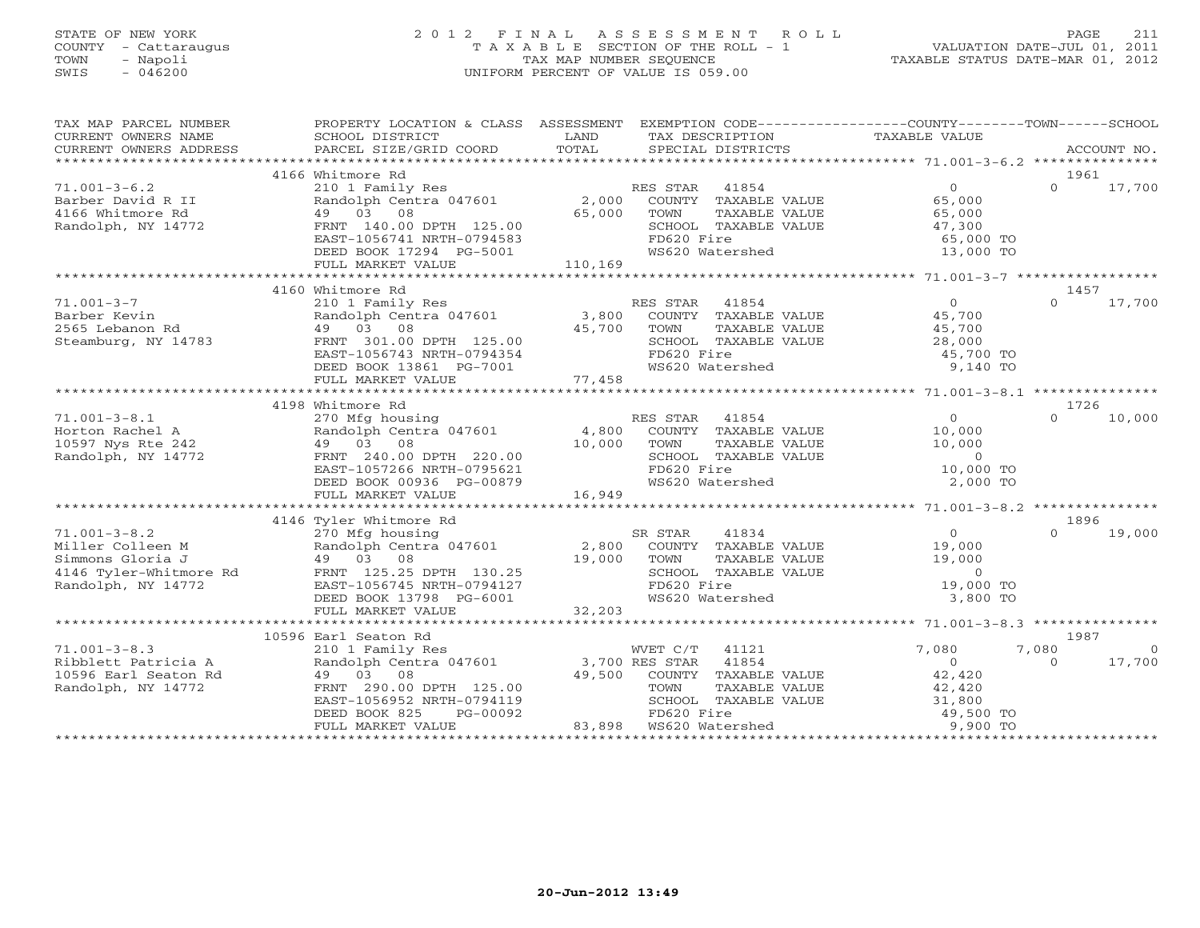STATE OF NEW YORK
COUNTY - Cattaraugus
TOWN - Napoli
SWIS - 046200

# 2012 FINAL ASSESSMENT ROLL
TAXABLE SECTION OF THE ROLL - 1
TAX MAP NUMBER SEQUENCE
UNIFORM PERCENT OF VALUE IS 059.00

VALUATION DATE-JUL 01, 2011
TAXABLE STATUS DATE-MAR 01, 2012

| TAX MAP PARCEL NUMBER / CURRENT OWNERS NAME / CURRENT OWNERS ADDRESS | PROPERTY LOCATION & CLASS / SCHOOL DISTRICT / PARCEL SIZE/GRID COORD | ASSESSMENT LAND / TOTAL | EXEMPTION CODE / TAX DESCRIPTION / SPECIAL DISTRICTS | COUNTY TAXABLE VALUE | TOWN | SCHOOL | ACCOUNT NO. |
|---|---|---|---|---|---|---|---|
| **71.001-3-6.2** | 4166 Whitmore Rd | | | | | | 1961 |
| 71.001-3-6.2 | 210 1 Family Res | | RES STAR 41854 | 0 | | 0 | 17,700 |
| Barber David R II | Randolph Centra 047601 | 2,000 | COUNTY TAXABLE VALUE | 65,000 | | | |
| 4166 Whitmore Rd | 49 03 08 | 65,000 | TOWN TAXABLE VALUE | 65,000 | | | |
| Randolph, NY 14772 | FRNT 140.00 DPTH 125.00 | | SCHOOL TAXABLE VALUE | 47,300 | | | |
| | EAST-1056741 NRTH-0794583 | | FD620 Fire | 65,000 TO | | | |
| | DEED BOOK 17294 PG-5001 | | WS620 Watershed | 13,000 TO | | | |
| | FULL MARKET VALUE | 110,169 | | | | | |
| **71.001-3-7** | 4160 Whitmore Rd | | | | | | 1457 |
| 71.001-3-7 | 210 1 Family Res | | RES STAR 41854 | 0 | | 0 | 17,700 |
| Barber Kevin | Randolph Centra 047601 | 3,800 | COUNTY TAXABLE VALUE | 45,700 | | | |
| 2565 Lebanon Rd | 49 03 08 | 45,700 | TOWN TAXABLE VALUE | 45,700 | | | |
| Steamburg, NY 14783 | FRNT 301.00 DPTH 125.00 | | SCHOOL TAXABLE VALUE | 28,000 | | | |
| | EAST-1056743 NRTH-0794354 | | FD620 Fire | 45,700 TO | | | |
| | DEED BOOK 13861 PG-7001 | | WS620 Watershed | 9,140 TO | | | |
| | FULL MARKET VALUE | 77,458 | | | | | |
| **71.001-3-8.1** | 4198 Whitmore Rd | | | | | | 1726 |
| 71.001-3-8.1 | 270 Mfg housing | | RES STAR 41854 | 0 | | 0 | 10,000 |
| Horton Rachel A | Randolph Centra 047601 | 4,800 | COUNTY TAXABLE VALUE | 10,000 | | | |
| 10597 Nys Rte 242 | 49 03 08 | 10,000 | TOWN TAXABLE VALUE | 10,000 | | | |
| Randolph, NY 14772 | FRNT 240.00 DPTH 220.00 | | SCHOOL TAXABLE VALUE | 0 | | | |
| | EAST-1057266 NRTH-0795621 | | FD620 Fire | 10,000 TO | | | |
| | DEED BOOK 00936 PG-00879 | | WS620 Watershed | 2,000 TO | | | |
| | FULL MARKET VALUE | 16,949 | | | | | |
| **71.001-3-8.2** | 4146 Tyler Whitmore Rd | | | | | | 1896 |
| 71.001-3-8.2 | 270 Mfg housing | | SR STAR 41834 | 0 | | 0 | 19,000 |
| Miller Colleen M | Randolph Centra 047601 | 2,800 | COUNTY TAXABLE VALUE | 19,000 | | | |
| Simmons Gloria J | 49 03 08 | 19,000 | TOWN TAXABLE VALUE | 19,000 | | | |
| 4146 Tyler-Whitmore Rd | FRNT 125.25 DPTH 130.25 | | SCHOOL TAXABLE VALUE | 0 | | | |
| Randolph, NY 14772 | EAST-1056745 NRTH-0794127 | | FD620 Fire | 19,000 TO | | | |
| | DEED BOOK 13798 PG-6001 | | WS620 Watershed | 3,800 TO | | | |
| | FULL MARKET VALUE | 32,203 | | | | | |
| **71.001-3-8.3** | 10596 Earl Seaton Rd | | | | | | 1987 |
| 71.001-3-8.3 | 210 1 Family Res | | WVET C/T 41121 | 7,080 | 7,080 | | 0 |
| Ribblett Patricia A | Randolph Centra 047601 | 3,700 | RES STAR 41854 | 0 | | 0 | 17,700 |
| 10596 Earl Seaton Rd | 49 03 08 | 49,500 | COUNTY TAXABLE VALUE | 42,420 | | | |
| Randolph, NY 14772 | FRNT 290.00 DPTH 125.00 | | TOWN TAXABLE VALUE | 42,420 | | | |
| | EAST-1056952 NRTH-0794119 | | SCHOOL TAXABLE VALUE | 31,800 | | | |
| | DEED BOOK 825 PG-00092 | | FD620 Fire | 49,500 TO | | | |
| | FULL MARKET VALUE | 83,898 | WS620 Watershed | 9,900 TO | | | |

20-Jun-2012 13:49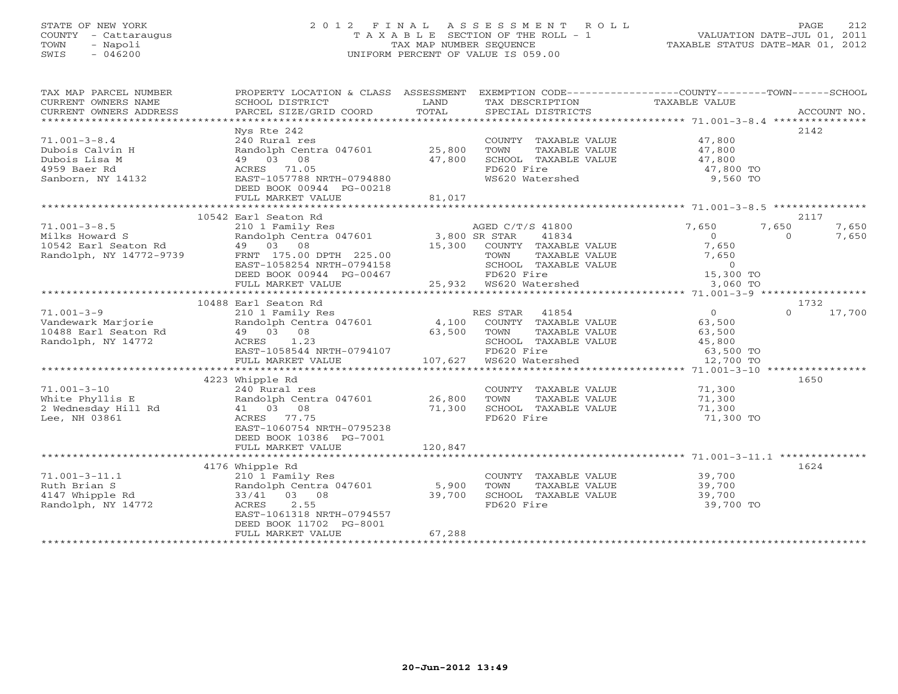STATE OF NEW YORK
COUNTY - Cattaraugus
TOWN - Napoli
SWIS - 046200

2 0 1 2 F I N A L A S S E S S M E N T R O L L
T A X A B L E SECTION OF THE ROLL - 1
TAX MAP NUMBER SEQUENCE
UNIFORM PERCENT OF VALUE IS 059.00

VALUATION DATE-JUL 01, 2011
TAXABLE STATUS DATE-MAR 01, 2012

| TAX MAP PARCEL NUMBER / CURRENT OWNERS NAME / CURRENT OWNERS ADDRESS | PROPERTY LOCATION & CLASS / SCHOOL DISTRICT / PARCEL SIZE/GRID COORD | ASSESSMENT LAND / TOTAL | EXEMPTION CODE / TAX DESCRIPTION / SPECIAL DISTRICTS | COUNTY TAXABLE VALUE | TOWN | SCHOOL | ACCOUNT NO. |
|---|---|---|---|---|---|---|---|
| **71.001-3-8.4** | Nys Rte 242 | | | | | | 2142 |
| 71.001-3-8.4 | 240 Rural res | | COUNTY TAXABLE VALUE | 47,800 | | | |
| Dubois Calvin H | Randolph Centra 047601 | 25,800 | TOWN TAXABLE VALUE | 47,800 | | | |
| Dubois Lisa M | 49 03 08 | 47,800 | SCHOOL TAXABLE VALUE | 47,800 | | | |
| 4959 Baer Rd | ACRES 71.05 | | FD620 Fire | 47,800 TO | | | |
| Sanborn, NY 14132 | EAST-1057788 NRTH-0794880 | | WS620 Watershed | 9,560 TO | | | |
| | DEED BOOK 00944 PG-00218 | | | | | | |
| | FULL MARKET VALUE | 81,017 | | | | | |
| **71.001-3-8.5** | 10542 Earl Seaton Rd | | | | | | 2117 |
| 71.001-3-8.5 | 210 1 Family Res | | AGED C/T/S 41800 | 7,650 | 7,650 | 7,650 | |
| Milks Howard S | Randolph Centra 047601 | 3,800 | SR STAR 41834 | 0 | 0 | 7,650 | |
| 10542 Earl Seaton Rd | 49 03 08 | 15,300 | COUNTY TAXABLE VALUE | 7,650 | | | |
| Randolph, NY 14772-9739 | FRNT 175.00 DPTH 225.00 | | TOWN TAXABLE VALUE | 7,650 | | | |
| | EAST-1058254 NRTH-0794158 | | SCHOOL TAXABLE VALUE | 0 | | | |
| | DEED BOOK 00944 PG-00467 | | FD620 Fire | 15,300 TO | | | |
| | FULL MARKET VALUE | 25,932 | WS620 Watershed | 3,060 TO | | | |
| **71.001-3-9** | 10488 Earl Seaton Rd | | | | | | 1732 |
| 71.001-3-9 | 210 1 Family Res | | RES STAR 41854 | 0 | 0 | 17,700 | |
| Vandewark Marjorie | Randolph Centra 047601 | 4,100 | COUNTY TAXABLE VALUE | 63,500 | | | |
| 10488 Earl Seaton Rd | 49 03 08 | 63,500 | TOWN TAXABLE VALUE | 63,500 | | | |
| Randolph, NY 14772 | ACRES 1.23 | | SCHOOL TAXABLE VALUE | 45,800 | | | |
| | EAST-1058544 NRTH-0794107 | | FD620 Fire | 63,500 TO | | | |
| | FULL MARKET VALUE | 107,627 | WS620 Watershed | 12,700 TO | | | |
| **71.001-3-10** | 4223 Whipple Rd | | | | | | 1650 |
| 71.001-3-10 | 240 Rural res | | COUNTY TAXABLE VALUE | 71,300 | | | |
| White Phyllis E | Randolph Centra 047601 | 26,800 | TOWN TAXABLE VALUE | 71,300 | | | |
| 2 Wednesday Hill Rd | 41 03 08 | 71,300 | SCHOOL TAXABLE VALUE | 71,300 | | | |
| Lee, NH 03861 | ACRES 77.75 | | FD620 Fire | 71,300 TO | | | |
| | EAST-1060754 NRTH-0795238 | | | | | | |
| | DEED BOOK 10386 PG-7001 | | | | | | |
| | FULL MARKET VALUE | 120,847 | | | | | |
| **71.001-3-11.1** | 4176 Whipple Rd | | | | | | 1624 |
| 71.001-3-11.1 | 210 1 Family Res | | COUNTY TAXABLE VALUE | 39,700 | | | |
| Ruth Brian S | Randolph Centra 047601 | 5,900 | TOWN TAXABLE VALUE | 39,700 | | | |
| 4147 Whipple Rd | 33/41 03 08 | 39,700 | SCHOOL TAXABLE VALUE | 39,700 | | | |
| Randolph, NY 14772 | ACRES 2.55 | | FD620 Fire | 39,700 TO | | | |
| | EAST-1061318 NRTH-0794557 | | | | | | |
| | DEED BOOK 11702 PG-8001 | | | | | | |
| | FULL MARKET VALUE | 67,288 | | | | | |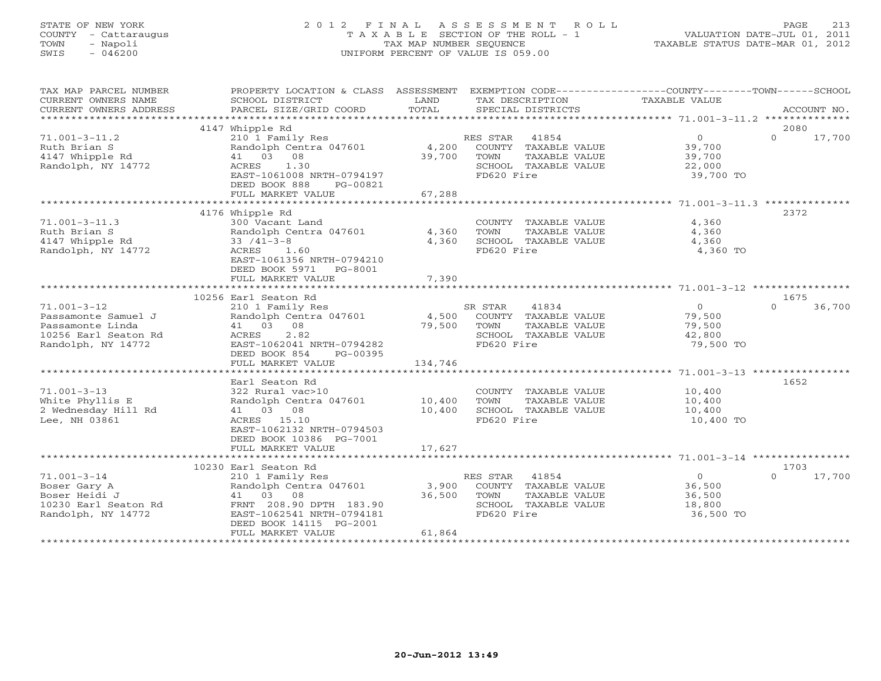STATE OF NEW YORK
COUNTY - Cattaraugus
TOWN - Napoli
SWIS - 046200

# 2012 FINAL ASSESSMENT ROLL
TAXABLE SECTION OF THE ROLL - 1
TAX MAP NUMBER SEQUENCE
UNIFORM PERCENT OF VALUE IS 059.00

VALUATION DATE-JUL 01, 2011
TAXABLE STATUS DATE-MAR 01, 2012

| TAX MAP PARCEL NUMBER / CURRENT OWNERS NAME / CURRENT OWNERS ADDRESS | PROPERTY LOCATION & CLASS / SCHOOL DISTRICT / PARCEL SIZE/GRID COORD | ASSESSMENT LAND | TOTAL | EXEMPTION CODE / TAX DESCRIPTION / SPECIAL DISTRICTS | COUNTY TAXABLE VALUE | TOWN | SCHOOL | ACCOUNT NO. |
|---|---|---|---|---|---|---|---|---|
| 71.001-3-11.2 | 4147 Whipple Rd | | | | | | | 2080 |
| Ruth Brian S | 210 1 Family Res | | | RES STAR 41854 | 0 | 0 | 17,700 | |
| 4147 Whipple Rd | Randolph Centra 047601 | 4,200 | | COUNTY TAXABLE VALUE | 39,700 | | | |
| Randolph, NY 14772 | 41 03 08 | | 39,700 | TOWN TAXABLE VALUE | 39,700 | | | |
| | ACRES 1.30 | | | SCHOOL TAXABLE VALUE | 22,000 | | | |
| | EAST-1061008 NRTH-0794197 | | | FD620 Fire | 39,700 TO | | | |
| | DEED BOOK 888 PG-00821 | | | | | | | |
| | FULL MARKET VALUE | | 67,288 | | | | | |
| 71.001-3-11.3 | 4176 Whipple Rd | | | | | | | 2372 |
| Ruth Brian S | 300 Vacant Land | | | COUNTY TAXABLE VALUE | 4,360 | | | |
| 4147 Whipple Rd | Randolph Centra 047601 | 4,360 | | TOWN TAXABLE VALUE | 4,360 | | | |
| Randolph, NY 14772 | 33 /41-3-8 | | 4,360 | SCHOOL TAXABLE VALUE | 4,360 | | | |
| | ACRES 1.60 | | | FD620 Fire | 4,360 TO | | | |
| | EAST-1061356 NRTH-0794210 | | | | | | | |
| | DEED BOOK 5971 PG-8001 | | | | | | | |
| | FULL MARKET VALUE | | 7,390 | | | | | |
| 71.001-3-12 | 10256 Earl Seaton Rd | | | | | | | 1675 |
| Passamonte Samuel J | 210 1 Family Res | | | SR STAR 41834 | 0 | 0 | 36,700 | |
| Passamonte Linda | Randolph Centra 047601 | 4,500 | | COUNTY TAXABLE VALUE | 79,500 | | | |
| 10256 Earl Seaton Rd | 41 03 08 | | 79,500 | TOWN TAXABLE VALUE | 79,500 | | | |
| Randolph, NY 14772 | ACRES 2.82 | | | SCHOOL TAXABLE VALUE | 42,800 | | | |
| | EAST-1062041 NRTH-0794282 | | | FD620 Fire | 79,500 TO | | | |
| | DEED BOOK 854 PG-00395 | | | | | | | |
| | FULL MARKET VALUE | | 134,746 | | | | | |
| 71.001-3-13 | Earl Seaton Rd | | | | | | | 1652 |
| White Phyllis E | 322 Rural vac>10 | | | COUNTY TAXABLE VALUE | 10,400 | | | |
| 2 Wednesday Hill Rd | Randolph Centra 047601 | 10,400 | | TOWN TAXABLE VALUE | 10,400 | | | |
| Lee, NH 03861 | 41 03 08 | | 10,400 | SCHOOL TAXABLE VALUE | 10,400 | | | |
| | ACRES 15.10 | | | FD620 Fire | 10,400 TO | | | |
| | EAST-1062132 NRTH-0794503 | | | | | | | |
| | DEED BOOK 10386 PG-7001 | | | | | | | |
| | FULL MARKET VALUE | | 17,627 | | | | | |
| 71.001-3-14 | 10230 Earl Seaton Rd | | | | | | | 1703 |
| Boser Gary A | 210 1 Family Res | | | RES STAR 41854 | 0 | 0 | 17,700 | |
| Boser Heidi J | Randolph Centra 047601 | 3,900 | | COUNTY TAXABLE VALUE | 36,500 | | | |
| 10230 Earl Seaton Rd | 41 03 08 | | 36,500 | TOWN TAXABLE VALUE | 36,500 | | | |
| Randolph, NY 14772 | FRNT 208.90 DPTH 183.90 | | | SCHOOL TAXABLE VALUE | 18,800 | | | |
| | EAST-1062541 NRTH-0794181 | | | FD620 Fire | 36,500 TO | | | |
| | DEED BOOK 14115 PG-2001 | | | | | | | |
| | FULL MARKET VALUE | | 61,864 | | | | | |

20-Jun-2012 13:49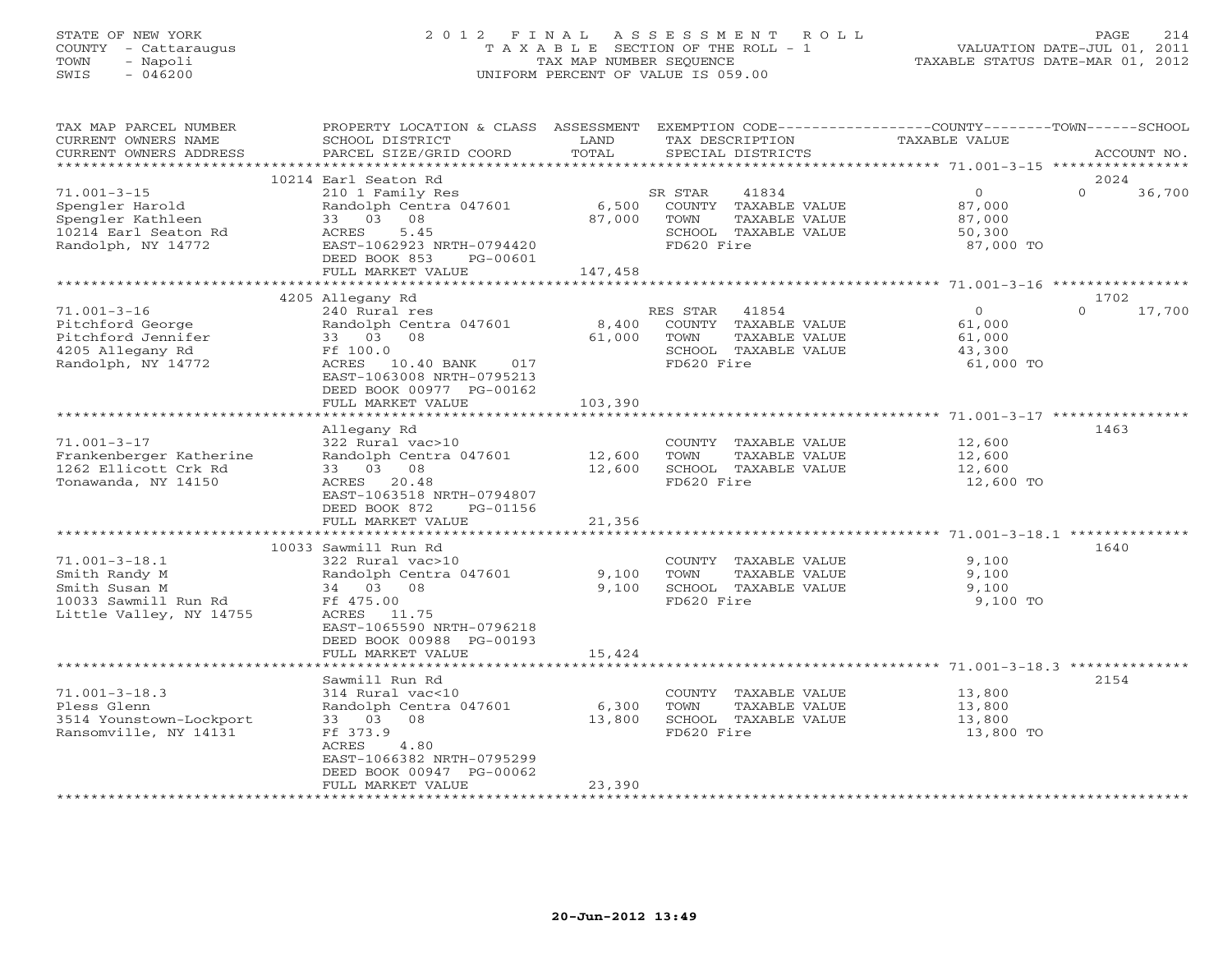STATE OF NEW YORK
COUNTY - Cattaraugus
TOWN - Napoli
SWIS - 046200

# 2012 FINAL ASSESSMENT ROLL

TAXABLE SECTION OF THE ROLL - 1
TAX MAP NUMBER SEQUENCE
UNIFORM PERCENT OF VALUE IS 059.00

VALUATION DATE-JUL 01, 2011
TAXABLE STATUS DATE-MAR 01, 2012

| TAX MAP PARCEL NUMBER / CURRENT OWNERS NAME / CURRENT OWNERS ADDRESS | PROPERTY LOCATION & CLASS / SCHOOL DISTRICT / PARCEL SIZE/GRID COORD | ASSESSMENT LAND / TOTAL | EXEMPTION CODE / TAX DESCRIPTION / SPECIAL DISTRICTS | COUNTY TAXABLE VALUE | TOWN | SCHOOL | ACCOUNT NO. |
|---|---|---|---|---|---|---|---|
| 71.001-3-15 | 10214 Earl Seaton Rd | | | | | | 2024 |
| Spengler Harold | 210 1 Family Res | | SR STAR 41834 | 0 | 0 | 36,700 | |
| Spengler Kathleen | Randolph Centra 047601 | 6,500 | COUNTY TAXABLE VALUE | 87,000 | | | |
| 10214 Earl Seaton Rd | 33 03 08 | 87,000 | TOWN TAXABLE VALUE | 87,000 | | | |
| Randolph, NY 14772 | ACRES 5.45 | | SCHOOL TAXABLE VALUE | 50,300 | | | |
| | EAST-1062923 NRTH-0794420 | | FD620 Fire | 87,000 TO | | | |
| | DEED BOOK 853 PG-00601 | | | | | | |
| | FULL MARKET VALUE | 147,458 | | | | | |
| 71.001-3-16 | 4205 Allegany Rd | | | | | | 1702 |
| Pitchford George | 240 Rural res | | RES STAR 41854 | 0 | 0 | 17,700 | |
| Pitchford Jennifer | Randolph Centra 047601 | 8,400 | COUNTY TAXABLE VALUE | 61,000 | | | |
| 4205 Allegany Rd | 33 03 08 | 61,000 | TOWN TAXABLE VALUE | 61,000 | | | |
| Randolph, NY 14772 | Ff 100.0 | | SCHOOL TAXABLE VALUE | 43,300 | | | |
| | ACRES 10.40 BANK 017 | | FD620 Fire | 61,000 TO | | | |
| | EAST-1063008 NRTH-0795213 | | | | | | |
| | DEED BOOK 00977 PG-00162 | | | | | | |
| | FULL MARKET VALUE | 103,390 | | | | | |
| 71.001-3-17 | Allegany Rd | | | | | | 1463 |
| Frankenberger Katherine | 322 Rural vac>10 | | COUNTY TAXABLE VALUE | 12,600 | | | |
| 1262 Ellicott Crk Rd | Randolph Centra 047601 | 12,600 | TOWN TAXABLE VALUE | 12,600 | | | |
| Tonawanda, NY 14150 | 33 03 08 | 12,600 | SCHOOL TAXABLE VALUE | 12,600 | | | |
| | ACRES 20.48 | | FD620 Fire | 12,600 TO | | | |
| | EAST-1063518 NRTH-0794807 | | | | | | |
| | DEED BOOK 872 PG-01156 | | | | | | |
| | FULL MARKET VALUE | 21,356 | | | | | |
| 71.001-3-18.1 | 10033 Sawmill Run Rd | | | | | | 1640 |
| Smith Randy M | 322 Rural vac>10 | | COUNTY TAXABLE VALUE | 9,100 | | | |
| Smith Susan M | Randolph Centra 047601 | 9,100 | TOWN TAXABLE VALUE | 9,100 | | | |
| 10033 Sawmill Run Rd | 34 03 08 | 9,100 | SCHOOL TAXABLE VALUE | 9,100 | | | |
| Little Valley, NY 14755 | Ff 475.00 | | FD620 Fire | 9,100 TO | | | |
| | ACRES 11.75 | | | | | | |
| | EAST-1065590 NRTH-0796218 | | | | | | |
| | DEED BOOK 00988 PG-00193 | | | | | | |
| | FULL MARKET VALUE | 15,424 | | | | | |
| 71.001-3-18.3 | Sawmill Run Rd | | | | | | 2154 |
| Pless Glenn | 314 Rural vac<10 | | COUNTY TAXABLE VALUE | 13,800 | | | |
| 3514 Younstown-Lockport | Randolph Centra 047601 | 6,300 | TOWN TAXABLE VALUE | 13,800 | | | |
| Ransomville, NY 14131 | 33 03 08 | 13,800 | SCHOOL TAXABLE VALUE | 13,800 | | | |
| | Ff 373.9 | | FD620 Fire | 13,800 TO | | | |
| | ACRES 4.80 | | | | | | |
| | EAST-1066382 NRTH-0795299 | | | | | | |
| | DEED BOOK 00947 PG-00062 | | | | | | |
| | FULL MARKET VALUE | 23,390 | | | | | |

20-Jun-2012 13:49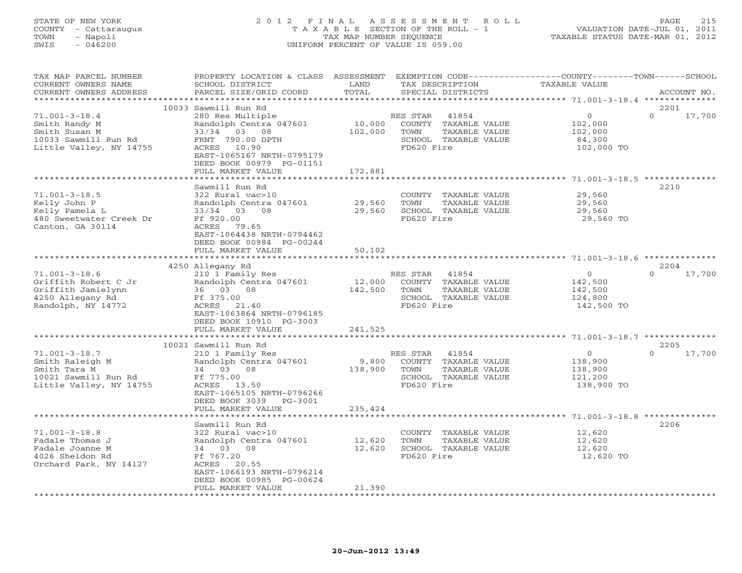STATE OF NEW YORK
COUNTY - Cattaraugus
TOWN - Napoli
SWIS - 046200

2012 FINAL ASSESSMENT ROLL
TAXABLE SECTION OF THE ROLL - 1
TAX MAP NUMBER SEQUENCE
UNIFORM PERCENT OF VALUE IS 059.00

VALUATION DATE-JUL 01, 2011
TAXABLE STATUS DATE-MAR 01, 2012

| TAX MAP PARCEL NUMBER / CURRENT OWNERS NAME / CURRENT OWNERS ADDRESS | PROPERTY LOCATION & CLASS / SCHOOL DISTRICT / PARCEL SIZE/GRID COORD | ASSESSMENT LAND / TOTAL | EXEMPTION CODE / TAX DESCRIPTION / SPECIAL DISTRICTS | COUNTY TAXABLE VALUE | TOWN | SCHOOL / ACCOUNT NO. |
|---|---|---|---|---|---|---|
| 71.001-3-18.4 | 10033 Sawmill Run Rd | | | | | 2201 |
| Smith Randy M | 280 Res Multiple | | RES STAR 41854 | 0 | 0 | 17,700 |
| Smith Susan M | Randolph Centra 047601 | 10,000 | COUNTY TAXABLE VALUE | 102,000 | | |
| 10033 Sawmill Run Rd | 33/34 03 08 | 102,000 | TOWN TAXABLE VALUE | 102,000 | | |
| Little Valley, NY 14755 | FRNT 790.00 DPTH | | SCHOOL TAXABLE VALUE | 84,300 | | |
| | ACRES 10.90 | | FD620 Fire | 102,000 TO | | |
| | EAST-1065167 NRTH-0795179 | | | | | |
| | DEED BOOK 00979 PG-01151 | | | | | |
| | FULL MARKET VALUE | 172,881 | | | | |
| 71.001-3-18.5 | Sawmill Run Rd | | | | | 2210 |
| Kelly John P | 322 Rural vac>10 | | COUNTY TAXABLE VALUE | 29,560 | | |
| Kelly Pamela L | Randolph Centra 047601 | 29,560 | TOWN TAXABLE VALUE | 29,560 | | |
| 480 Sweetwater Creek Dr | 33/34 03 08 | 29,560 | SCHOOL TAXABLE VALUE | 29,560 | | |
| Canton, GA 30114 | Ff 920.00 | | FD620 Fire | 29,560 TO | | |
| | ACRES 79.65 | | | | | |
| | EAST-1064438 NRTH-0794462 | | | | | |
| | DEED BOOK 00984 PG-00244 | | | | | |
| | FULL MARKET VALUE | 50,102 | | | | |
| 71.001-3-18.6 | 4250 Allegany Rd | | | | | 2204 |
| Griffith Robert C Jr | 210 1 Family Res | | RES STAR 41854 | 0 | 0 | 17,700 |
| Griffith Jamielynn | Randolph Centra 047601 | 12,000 | COUNTY TAXABLE VALUE | 142,500 | | |
| 4250 Allegany Rd | 36 03 08 | 142,500 | TOWN TAXABLE VALUE | 142,500 | | |
| Randolph, NY 14772 | Ff 375.00 | | SCHOOL TAXABLE VALUE | 124,800 | | |
| | ACRES 21.40 | | FD620 Fire | 142,500 TO | | |
| | EAST-1063864 NRTH-0796185 | | | | | |
| | DEED BOOK 10910 PG-3003 | | | | | |
| | FULL MARKET VALUE | 241,525 | | | | |
| 71.001-3-18.7 | 10021 Sawmill Run Rd | | | | | 2205 |
| Smith Raleigh M | 210 1 Family Res | | RES STAR 41854 | 0 | 0 | 17,700 |
| Smith Tara M | Randolph Centra 047601 | 9,800 | COUNTY TAXABLE VALUE | 138,900 | | |
| 10021 Sawmill Run Rd | 34 03 08 | 138,900 | TOWN TAXABLE VALUE | 138,900 | | |
| Little Valley, NY 14755 | Ff 775.00 | | SCHOOL TAXABLE VALUE | 121,200 | | |
| | ACRES 13.50 | | FD620 Fire | 138,900 TO | | |
| | EAST-1065105 NRTH-0796266 | | | | | |
| | DEED BOOK 3039 PG-3001 | | | | | |
| | FULL MARKET VALUE | 235,424 | | | | |
| 71.001-3-18.8 | Sawmill Run Rd | | | | | 2206 |
| Fadale Thomas J | 322 Rural vac>10 | | COUNTY TAXABLE VALUE | 12,620 | | |
| Fadale Joanne M | Randolph Centra 047601 | 12,620 | TOWN TAXABLE VALUE | 12,620 | | |
| 4026 Sheldon Rd | 34 03 08 | 12,620 | SCHOOL TAXABLE VALUE | 12,620 | | |
| Orchard Park, NY 14127 | Ff 767.20 | | FD620 Fire | 12,620 TO | | |
| | ACRES 20.55 | | | | | |
| | EAST-1066193 NRTH-0796214 | | | | | |
| | DEED BOOK 00985 PG-00624 | | | | | |
| | FULL MARKET VALUE | 21,390 | | | | |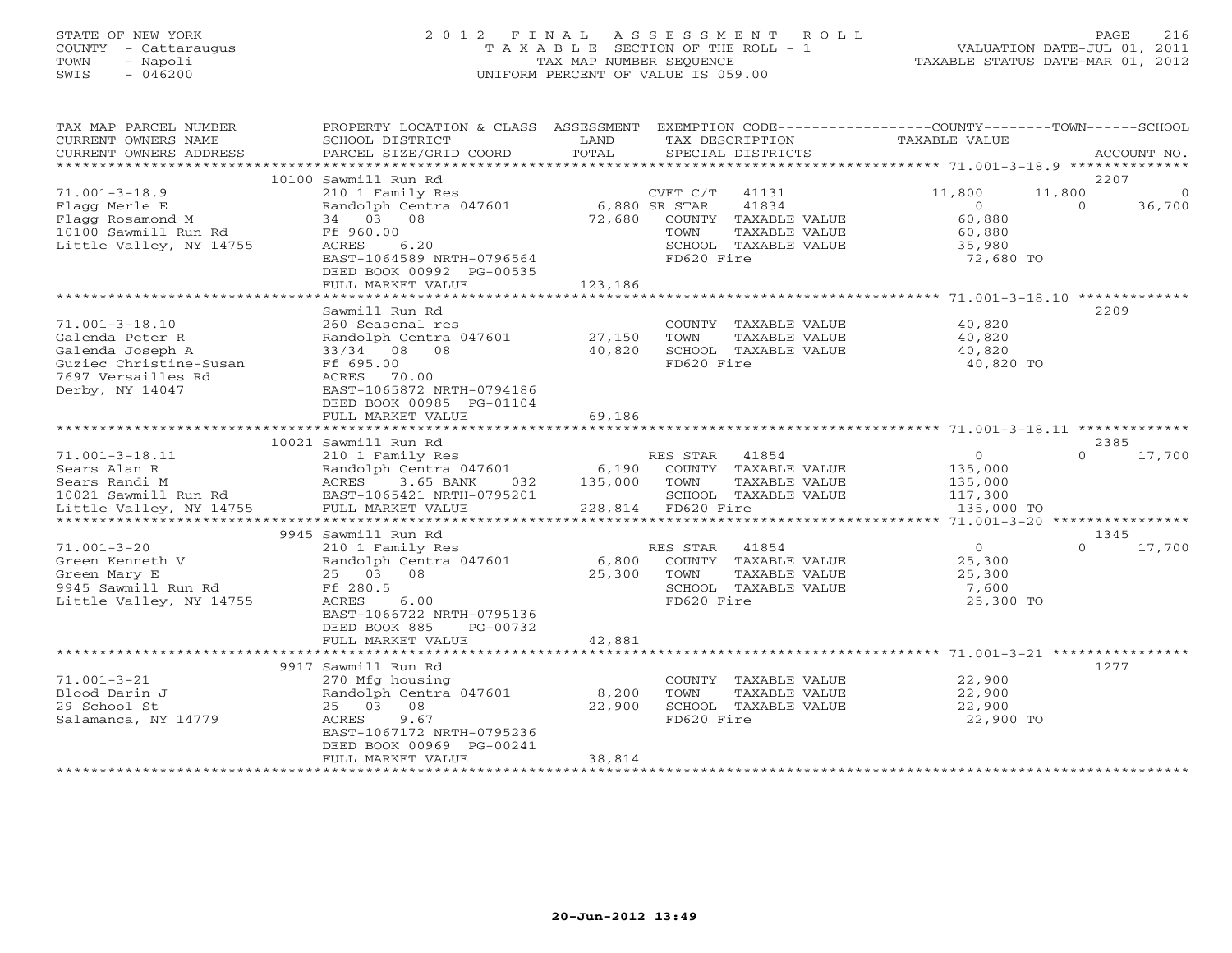STATE OF NEW YORK
COUNTY - Cattaraugus
TOWN - Napoli
SWIS - 046200

# 2012 FINAL ASSESSMENT ROLL

TAXABLE SECTION OF THE ROLL - 1
TAX MAP NUMBER SEQUENCE
UNIFORM PERCENT OF VALUE IS 059.00

VALUATION DATE-JUL 01, 2011
TAXABLE STATUS DATE-MAR 01, 2012

| TAX MAP PARCEL NUMBER / CURRENT OWNERS NAME / CURRENT OWNERS ADDRESS | PROPERTY LOCATION & CLASS / SCHOOL DISTRICT / PARCEL SIZE/GRID COORD | ASSESSMENT LAND | TOTAL | EXEMPTION CODE / TAX DESCRIPTION / SPECIAL DISTRICTS | COUNTY TAXABLE VALUE | TOWN | SCHOOL | ACCOUNT NO. |
|---|---|---|---|---|---|---|---|---|
| 71.001-3-18.9 | 10100 Sawmill Run Rd | | | | | | | 2207 |
| Flagg Merle E | 210 1 Family Res | | | CVET C/T 41131 | 11,800 | 11,800 | 0 | |
| Flagg Rosamond M | Randolph Centra 047601 | 6,880 | | SR STAR 41834 | 0 | 0 | 36,700 | |
| 10100 Sawmill Run Rd | 34 03 08 | | 72,680 | COUNTY TAXABLE VALUE | 60,880 | | | |
| Little Valley, NY 14755 | Ff 960.00 | | | TOWN TAXABLE VALUE | 60,880 | | | |
| | ACRES 6.20 | | | SCHOOL TAXABLE VALUE | 35,980 | | | |
| | EAST-1064589 NRTH-0796564 | | | FD620 Fire | 72,680 TO | | | |
| | DEED BOOK 00992 PG-00535 | | | | | | | |
| | FULL MARKET VALUE | | 123,186 | | | | | |
| 71.001-3-18.10 | Sawmill Run Rd | | | | | | | 2209 |
| Galenda Peter R | 260 Seasonal res | | | COUNTY TAXABLE VALUE | 40,820 | | | |
| Galenda Joseph A | Randolph Centra 047601 | 27,150 | | TOWN TAXABLE VALUE | 40,820 | | | |
| Guziec Christine-Susan | 33/34 08 08 | | 40,820 | SCHOOL TAXABLE VALUE | 40,820 | | | |
| 7697 Versailles Rd | Ff 695.00 | | | FD620 Fire | 40,820 TO | | | |
| Derby, NY 14047 | ACRES 70.00 | | | | | | | |
| | EAST-1065872 NRTH-0794186 | | | | | | | |
| | DEED BOOK 00985 PG-01104 | | | | | | | |
| | FULL MARKET VALUE | | 69,186 | | | | | |
| 71.001-3-18.11 | 10021 Sawmill Run Rd | | | | | | | 2385 |
| Sears Alan R | 210 1 Family Res | | | RES STAR 41854 | 0 | 0 | 17,700 | |
| Sears Randi M | Randolph Centra 047601 | 6,190 | | COUNTY TAXABLE VALUE | 135,000 | | | |
| 10021 Sawmill Run Rd | ACRES 3.65 BANK 032 | | 135,000 | TOWN TAXABLE VALUE | 135,000 | | | |
| Little Valley, NY 14755 | EAST-1065421 NRTH-0795201 | | | SCHOOL TAXABLE VALUE | 117,300 | | | |
| | FULL MARKET VALUE | | 228,814 | FD620 Fire | 135,000 TO | | | |
| 71.001-3-20 | 9945 Sawmill Run Rd | | | | | | | 1345 |
| Green Kenneth V | 210 1 Family Res | | | RES STAR 41854 | 0 | 0 | 17,700 | |
| Green Mary E | Randolph Centra 047601 | 6,800 | | COUNTY TAXABLE VALUE | 25,300 | | | |
| 9945 Sawmill Run Rd | 25 03 08 | | 25,300 | TOWN TAXABLE VALUE | 25,300 | | | |
| Little Valley, NY 14755 | Ff 280.5 | | | SCHOOL TAXABLE VALUE | 7,600 | | | |
| | ACRES 6.00 | | | FD620 Fire | 25,300 TO | | | |
| | EAST-1066722 NRTH-0795136 | | | | | | | |
| | DEED BOOK 885 PG-00732 | | | | | | | |
| | FULL MARKET VALUE | | 42,881 | | | | | |
| 71.001-3-21 | 9917 Sawmill Run Rd | | | | | | | 1277 |
| Blood Darin J | 270 Mfg housing | | | COUNTY TAXABLE VALUE | 22,900 | | | |
| 29 School St | Randolph Centra 047601 | 8,200 | | TOWN TAXABLE VALUE | 22,900 | | | |
| Salamanca, NY 14779 | 25 03 08 | | 22,900 | SCHOOL TAXABLE VALUE | 22,900 | | | |
| | ACRES 9.67 | | | FD620 Fire | 22,900 TO | | | |
| | EAST-1067172 NRTH-0795236 | | | | | | | |
| | DEED BOOK 00969 PG-00241 | | | | | | | |
| | FULL MARKET VALUE | | 38,814 | | | | | |

20-Jun-2012 13:49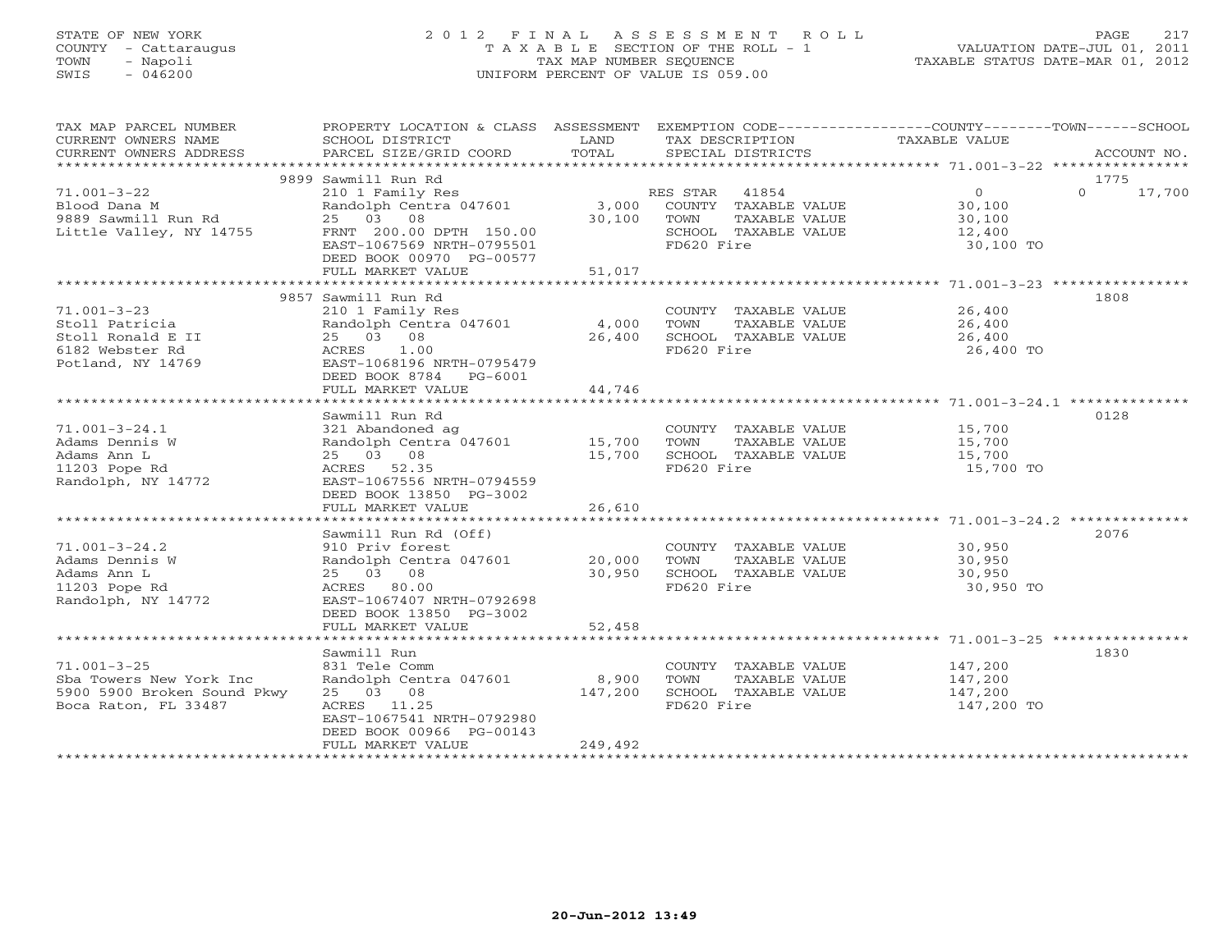STATE OF NEW YORK
COUNTY - Cattaraugus
TOWN - Napoli
SWIS - 046200

# 2012 FINAL ASSESSMENT ROLL

TAXABLE SECTION OF THE ROLL - 1
TAX MAP NUMBER SEQUENCE
UNIFORM PERCENT OF VALUE IS 059.00

VALUATION DATE-JUL 01, 2011
TAXABLE STATUS DATE-MAR 01, 2012

| TAX MAP PARCEL NUMBER / CURRENT OWNERS NAME / CURRENT OWNERS ADDRESS | PROPERTY LOCATION & CLASS / SCHOOL DISTRICT / PARCEL SIZE/GRID COORD | ASSESSMENT LAND | TOTAL | EXEMPTION CODE / TAX DESCRIPTION / SPECIAL DISTRICTS | COUNTY | TOWN | SCHOOL | ACCOUNT NO. |
|---|---|---|---|---|---|---|---|---|
| | 9899 Sawmill Run Rd | | | | | | | 1775 |
| 71.001-3-22 | 210 1 Family Res | | | RES STAR 41854 | 0 | 0 | 17,700 | |
| Blood Dana M | Randolph Centra 047601 | 3,000 | | COUNTY TAXABLE VALUE | 30,100 | | | |
| 9889 Sawmill Run Rd | 25 03 08 | | 30,100 | TOWN TAXABLE VALUE | | 30,100 | | |
| Little Valley, NY 14755 | FRNT 200.00 DPTH 150.00 | | | SCHOOL TAXABLE VALUE | | | 12,400 | |
| | EAST-1067569 NRTH-0795501 | | | FD620 Fire | 30,100 TO | | | |
| | DEED BOOK 00970 PG-00577 | | | | | | | |
| | FULL MARKET VALUE | | 51,017 | | | | | |
| | 9857 Sawmill Run Rd | | | | | | | 1808 |
| 71.001-3-23 | 210 1 Family Res | | | COUNTY TAXABLE VALUE | 26,400 | | | |
| Stoll Patricia | Randolph Centra 047601 | 4,000 | | TOWN TAXABLE VALUE | | 26,400 | | |
| Stoll Ronald E II | 25 03 08 | | 26,400 | SCHOOL TAXABLE VALUE | | | 26,400 | |
| 6182 Webster Rd | ACRES 1.00 | | | FD620 Fire | 26,400 TO | | | |
| Potland, NY 14769 | EAST-1068196 NRTH-0795479 | | | | | | | |
| | DEED BOOK 8784 PG-6001 | | | | | | | |
| | FULL MARKET VALUE | | 44,746 | | | | | |
| | Sawmill Run Rd | | | | | | | 0128 |
| 71.001-3-24.1 | 321 Abandoned ag | | | COUNTY TAXABLE VALUE | 15,700 | | | |
| Adams Dennis W | Randolph Centra 047601 | 15,700 | | TOWN TAXABLE VALUE | | 15,700 | | |
| Adams Ann L | 25 03 08 | | 15,700 | SCHOOL TAXABLE VALUE | | | 15,700 | |
| 11203 Pope Rd | ACRES 52.35 | | | FD620 Fire | 15,700 TO | | | |
| Randolph, NY 14772 | EAST-1067556 NRTH-0794559 | | | | | | | |
| | DEED BOOK 13850 PG-3002 | | | | | | | |
| | FULL MARKET VALUE | | 26,610 | | | | | |
| | Sawmill Run Rd (Off) | | | | | | | 2076 |
| 71.001-3-24.2 | 910 Priv forest | | | COUNTY TAXABLE VALUE | 30,950 | | | |
| Adams Dennis W | Randolph Centra 047601 | 20,000 | | TOWN TAXABLE VALUE | | 30,950 | | |
| Adams Ann L | 25 03 08 | | 30,950 | SCHOOL TAXABLE VALUE | | | 30,950 | |
| 11203 Pope Rd | ACRES 80.00 | | | FD620 Fire | 30,950 TO | | | |
| Randolph, NY 14772 | EAST-1067407 NRTH-0792698 | | | | | | | |
| | DEED BOOK 13850 PG-3002 | | | | | | | |
| | FULL MARKET VALUE | | 52,458 | | | | | |
| | Sawmill Run | | | | | | | 1830 |
| 71.001-3-25 | 831 Tele Comm | | | COUNTY TAXABLE VALUE | 147,200 | | | |
| Sba Towers New York Inc | Randolph Centra 047601 | 8,900 | | TOWN TAXABLE VALUE | | 147,200 | | |
| 5900 5900 Broken Sound Pkwy | 25 03 08 | | 147,200 | SCHOOL TAXABLE VALUE | | | 147,200 | |
| Boca Raton, FL 33487 | ACRES 11.25 | | | FD620 Fire | 147,200 TO | | | |
| | EAST-1067541 NRTH-0792980 | | | | | | | |
| | DEED BOOK 00966 PG-00143 | | | | | | | |
| | FULL MARKET VALUE | | 249,492 | | | | | |

20-Jun-2012 13:49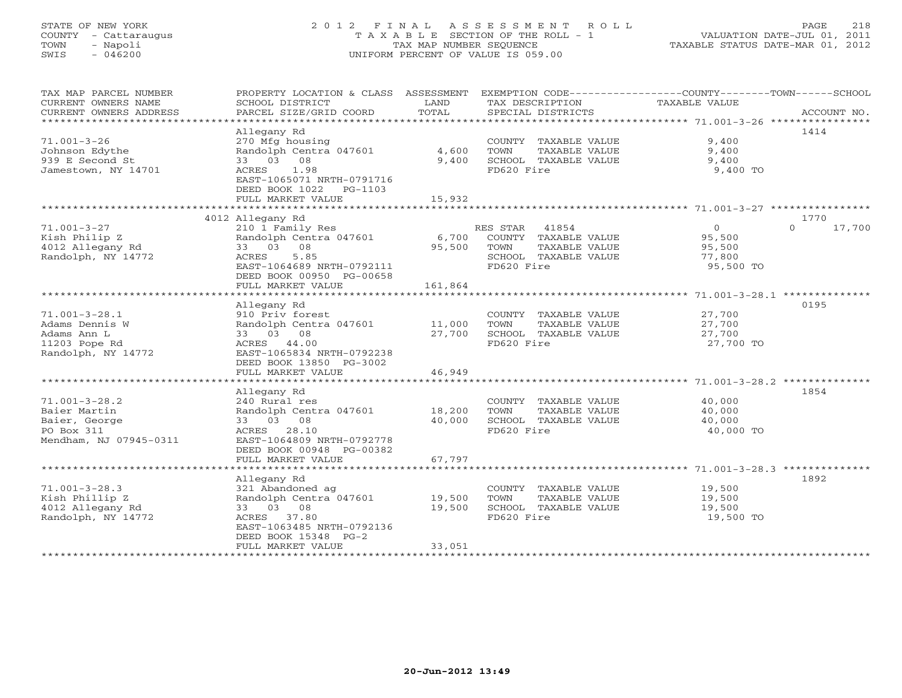STATE OF NEW YORK
COUNTY - Cattaraugus
TOWN - Napoli
SWIS - 046200

# 2012 FINAL ASSESSMENT ROLL

TAXABLE SECTION OF THE ROLL - 1
TAX MAP NUMBER SEQUENCE
UNIFORM PERCENT OF VALUE IS 059.00

VALUATION DATE-JUL 01, 2011
TAXABLE STATUS DATE-MAR 01, 2012

| TAX MAP PARCEL NUMBER / CURRENT OWNERS NAME / CURRENT OWNERS ADDRESS | PROPERTY LOCATION & CLASS / SCHOOL DISTRICT / PARCEL SIZE/GRID COORD | ASSESSMENT LAND | ASSESSMENT TOTAL | EXEMPTION CODE / TAX DESCRIPTION / SPECIAL DISTRICTS | COUNTY TAXABLE VALUE | TOWN | SCHOOL | ACCOUNT NO. |
|---|---|---|---|---|---|---|---|---|
| 71.001-3-26 | Allegany Rd | | | | | | | 1414 |
| Johnson Edythe | 270 Mfg housing | | | COUNTY TAXABLE VALUE | 9,400 | | | |
| 939 E Second St | Randolph Centra 047601 | 4,600 | | TOWN TAXABLE VALUE | 9,400 | | | |
| Jamestown, NY 14701 | 33 03 08 | | 9,400 | SCHOOL TAXABLE VALUE | 9,400 | | | |
| | ACRES 1.98 | | | FD620 Fire | 9,400 TO | | | |
| | EAST-1065071 NRTH-0791716 | | | | | | | |
| | DEED BOOK 1022 PG-1103 | | | | | | | |
| | FULL MARKET VALUE | | 15,932 | | | | | |
| 71.001-3-27 | 4012 Allegany Rd | | | | | | | 1770 |
| Kish Philip Z | 210 1 Family Res | | | RES STAR 41854 | 0 | | 0 | 17,700 |
| 4012 Allegany Rd | Randolph Centra 047601 | 6,700 | | COUNTY TAXABLE VALUE | 95,500 | | | |
| Randolph, NY 14772 | 33 03 08 | | 95,500 | TOWN TAXABLE VALUE | 95,500 | | | |
| | ACRES 5.85 | | | SCHOOL TAXABLE VALUE | 77,800 | | | |
| | EAST-1064689 NRTH-0792111 | | | FD620 Fire | 95,500 TO | | | |
| | DEED BOOK 00950 PG-00658 | | | | | | | |
| | FULL MARKET VALUE | | 161,864 | | | | | |
| 71.001-3-28.1 | Allegany Rd | | | | | | | 0195 |
| Adams Dennis W | 910 Priv forest | | | COUNTY TAXABLE VALUE | 27,700 | | | |
| Adams Ann L | Randolph Centra 047601 | 11,000 | | TOWN TAXABLE VALUE | 27,700 | | | |
| 11203 Pope Rd | 33 03 08 | | 27,700 | SCHOOL TAXABLE VALUE | 27,700 | | | |
| Randolph, NY 14772 | ACRES 44.00 | | | FD620 Fire | 27,700 TO | | | |
| | EAST-1065834 NRTH-0792238 | | | | | | | |
| | DEED BOOK 13850 PG-3002 | | | | | | | |
| | FULL MARKET VALUE | | 46,949 | | | | | |
| 71.001-3-28.2 | Allegany Rd | | | | | | | 1854 |
| Baier Martin | 240 Rural res | | | COUNTY TAXABLE VALUE | 40,000 | | | |
| Baier, George | Randolph Centra 047601 | 18,200 | | TOWN TAXABLE VALUE | 40,000 | | | |
| PO Box 311 | 33 03 08 | | 40,000 | SCHOOL TAXABLE VALUE | 40,000 | | | |
| Mendham, NJ 07945-0311 | ACRES 28.10 | | | FD620 Fire | 40,000 TO | | | |
| | EAST-1064809 NRTH-0792778 | | | | | | | |
| | DEED BOOK 00948 PG-00382 | | | | | | | |
| | FULL MARKET VALUE | | 67,797 | | | | | |
| 71.001-3-28.3 | Allegany Rd | | | | | | | 1892 |
| Kish Phillip Z | 321 Abandoned ag | | | COUNTY TAXABLE VALUE | 19,500 | | | |
| 4012 Allegany Rd | Randolph Centra 047601 | 19,500 | | TOWN TAXABLE VALUE | 19,500 | | | |
| Randolph, NY 14772 | 33 03 08 | | 19,500 | SCHOOL TAXABLE VALUE | 19,500 | | | |
| | ACRES 37.80 | | | FD620 Fire | 19,500 TO | | | |
| | EAST-1063485 NRTH-0792136 | | | | | | | |
| | DEED BOOK 15348 PG-2 | | | | | | | |
| | FULL MARKET VALUE | | 33,051 | | | | | |

20-Jun-2012 13:49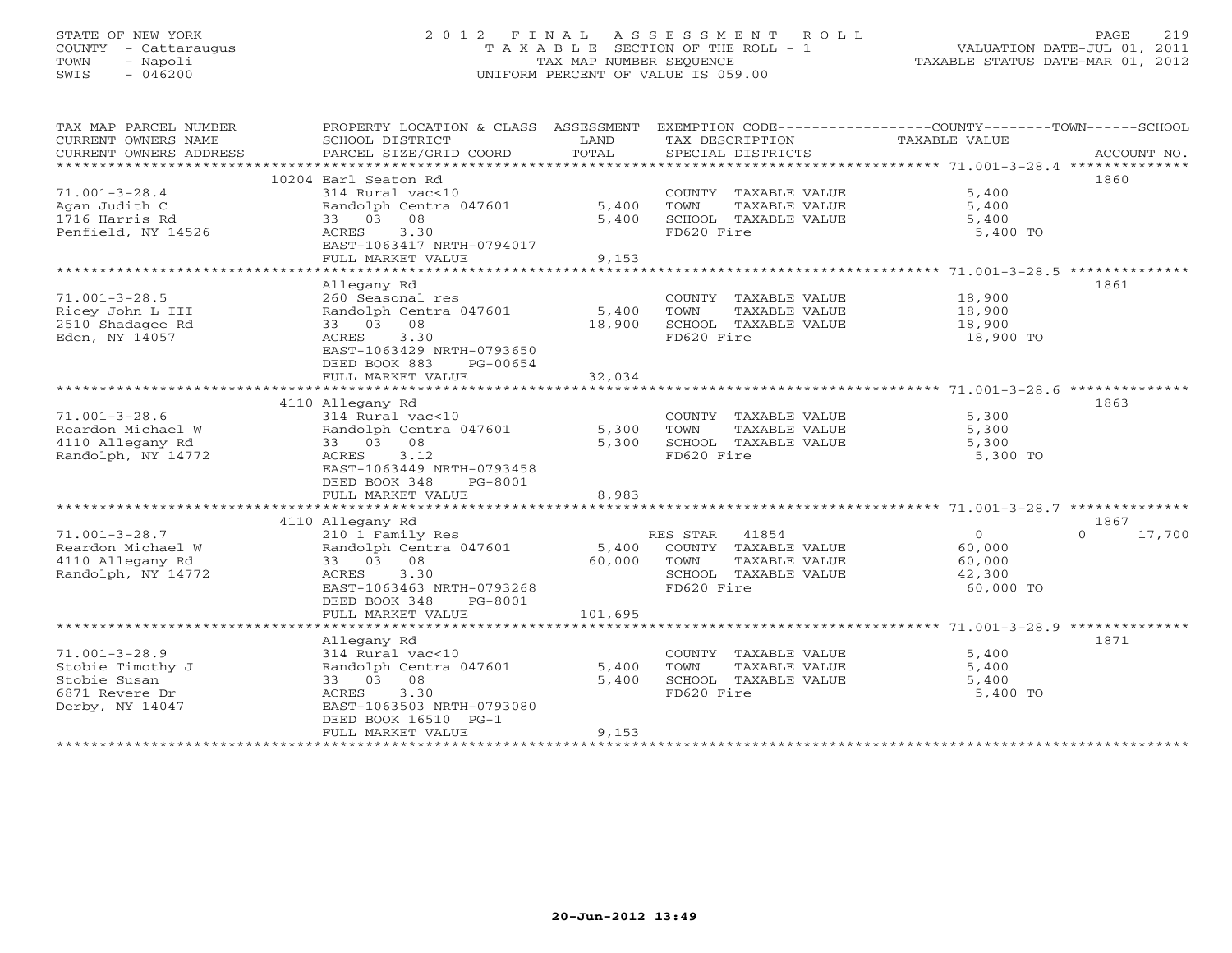STATE OF NEW YORK
COUNTY - Cattaraugus
TOWN - Napoli
SWIS - 046200

2012 FINAL ASSESSMENT ROLL
TAXABLE SECTION OF THE ROLL - 1
TAX MAP NUMBER SEQUENCE
UNIFORM PERCENT OF VALUE IS 059.00

VALUATION DATE-JUL 01, 2011
TAXABLE STATUS DATE-MAR 01, 2012

| TAX MAP PARCEL NUMBER / CURRENT OWNERS NAME / CURRENT OWNERS ADDRESS | PROPERTY LOCATION & CLASS / SCHOOL DISTRICT / PARCEL SIZE/GRID COORD | ASSESSMENT LAND / TOTAL | EXEMPTION CODE / TAX DESCRIPTION / SPECIAL DISTRICTS | COUNTY / TOWN / SCHOOL TAXABLE VALUE | ACCOUNT NO. |
|---|---|---|---|---|---|
| 71.001-3-28.4 | 10204 Earl Seaton Rd | | | | 1860 |
| | 314 Rural vac<10 | | COUNTY TAXABLE VALUE | 5,400 | |
| Agan Judith C | Randolph Centra 047601 | 5,400 | TOWN TAXABLE VALUE | 5,400 | |
| 1716 Harris Rd | 33 03 08 | 5,400 | SCHOOL TAXABLE VALUE | 5,400 | |
| Penfield, NY 14526 | ACRES 3.30 | | FD620 Fire | 5,400 TO | |
| | EAST-1063417 NRTH-0794017 | | | | |
| | FULL MARKET VALUE | 9,153 | | | |
| 71.001-3-28.5 | Allegany Rd | | | | 1861 |
| | 260 Seasonal res | | COUNTY TAXABLE VALUE | 18,900 | |
| Ricey John L III | Randolph Centra 047601 | 5,400 | TOWN TAXABLE VALUE | 18,900 | |
| 2510 Shadagee Rd | 33 03 08 | 18,900 | SCHOOL TAXABLE VALUE | 18,900 | |
| Eden, NY 14057 | ACRES 3.30 | | FD620 Fire | 18,900 TO | |
| | EAST-1063429 NRTH-0793650 | | | | |
| | DEED BOOK 883 PG-00654 | | | | |
| | FULL MARKET VALUE | 32,034 | | | |
| 71.001-3-28.6 | 4110 Allegany Rd | | | | 1863 |
| | 314 Rural vac<10 | | COUNTY TAXABLE VALUE | 5,300 | |
| Reardon Michael W | Randolph Centra 047601 | 5,300 | TOWN TAXABLE VALUE | 5,300 | |
| 4110 Allegany Rd | 33 03 08 | 5,300 | SCHOOL TAXABLE VALUE | 5,300 | |
| Randolph, NY 14772 | ACRES 3.12 | | FD620 Fire | 5,300 TO | |
| | EAST-1063449 NRTH-0793458 | | | | |
| | DEED BOOK 348 PG-8001 | | | | |
| | FULL MARKET VALUE | 8,983 | | | |
| 71.001-3-28.7 | 4110 Allegany Rd | | | | 1867 |
| | 210 1 Family Res | | RES STAR 41854 | 0 0 17,700 | |
| Reardon Michael W | Randolph Centra 047601 | 5,400 | COUNTY TAXABLE VALUE | 60,000 | |
| 4110 Allegany Rd | 33 03 08 | 60,000 | TOWN TAXABLE VALUE | 60,000 | |
| Randolph, NY 14772 | ACRES 3.30 | | SCHOOL TAXABLE VALUE | 42,300 | |
| | EAST-1063463 NRTH-0793268 | | FD620 Fire | 60,000 TO | |
| | DEED BOOK 348 PG-8001 | | | | |
| | FULL MARKET VALUE | 101,695 | | | |
| 71.001-3-28.9 | Allegany Rd | | | | 1871 |
| | 314 Rural vac<10 | | COUNTY TAXABLE VALUE | 5,400 | |
| Stobie Timothy J | Randolph Centra 047601 | 5,400 | TOWN TAXABLE VALUE | 5,400 | |
| Stobie Susan | 33 03 08 | 5,400 | SCHOOL TAXABLE VALUE | 5,400 | |
| 6871 Revere Dr | ACRES 3.30 | | FD620 Fire | 5,400 TO | |
| Derby, NY 14047 | EAST-1063503 NRTH-0793080 | | | | |
| | DEED BOOK 16510 PG-1 | | | | |
| | FULL MARKET VALUE | 9,153 | | | |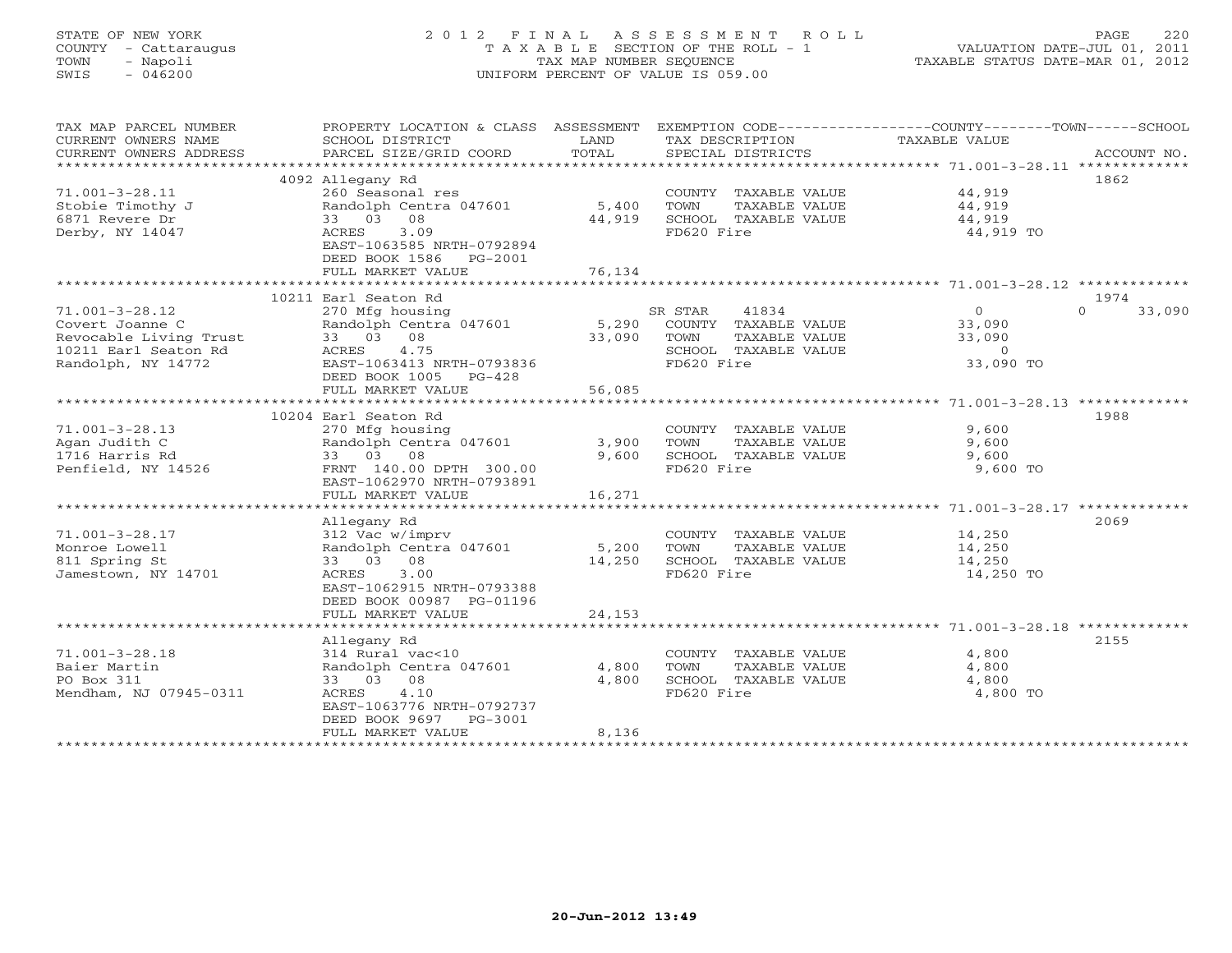STATE OF NEW YORK
COUNTY - Cattaraugus
TOWN - Napoli
SWIS - 046200

# 2012 FINAL ASSESSMENT ROLL

TAXABLE SECTION OF THE ROLL - 1
TAX MAP NUMBER SEQUENCE
UNIFORM PERCENT OF VALUE IS 059.00

VALUATION DATE-JUL 01, 2011
TAXABLE STATUS DATE-MAR 01, 2012

| TAX MAP PARCEL NUMBER / CURRENT OWNERS NAME / CURRENT OWNERS ADDRESS | PROPERTY LOCATION & CLASS / SCHOOL DISTRICT / PARCEL SIZE/GRID COORD | ASSESSMENT LAND | TOTAL | EXEMPTION CODE / TAX DESCRIPTION / SPECIAL DISTRICTS | COUNTY | TOWN | SCHOOL | TAXABLE VALUE | ACCOUNT NO. |
|---|---|---|---|---|---|---|---|---|---|
| **71.001-3-28.11** | 4092 Allegany Rd | | | | | | | | 1862 |
| Stobie Timothy J | 260 Seasonal res | | | COUNTY TAXABLE VALUE | | | | 44,919 | |
| 6871 Revere Dr | Randolph Centra 047601 | 5,400 | | TOWN TAXABLE VALUE | | | | 44,919 | |
| Derby, NY 14047 | 33 03 08 | | 44,919 | SCHOOL TAXABLE VALUE | | | | 44,919 | |
| | ACRES 3.09 | | | FD620 Fire | | | | 44,919 TO | |
| | EAST-1063585 NRTH-0792894 | | | | | | | | |
| | DEED BOOK 1586 PG-2001 | | | | | | | | |
| | FULL MARKET VALUE | | 76,134 | | | | | | |
| **71.001-3-28.12** | 10211 Earl Seaton Rd | | | | | | | | 1974 |
| Covert Joanne C | 270 Mfg housing | | | SR STAR 41834 | 0 | | 0 | 33,090 | |
| Revocable Living Trust | Randolph Centra 047601 | 5,290 | | COUNTY TAXABLE VALUE | | | | 33,090 | |
| 10211 Earl Seaton Rd | 33 03 08 | | 33,090 | TOWN TAXABLE VALUE | | | | 33,090 | |
| Randolph, NY 14772 | ACRES 4.75 | | | SCHOOL TAXABLE VALUE | | | | 0 | |
| | EAST-1063413 NRTH-0793836 | | | FD620 Fire | | | | 33,090 TO | |
| | DEED BOOK 1005 PG-428 | | | | | | | | |
| | FULL MARKET VALUE | | 56,085 | | | | | | |
| **71.001-3-28.13** | 10204 Earl Seaton Rd | | | | | | | | 1988 |
| Agan Judith C | 270 Mfg housing | | | COUNTY TAXABLE VALUE | | | | 9,600 | |
| 1716 Harris Rd | Randolph Centra 047601 | 3,900 | | TOWN TAXABLE VALUE | | | | 9,600 | |
| Penfield, NY 14526 | 33 03 08 | | 9,600 | SCHOOL TAXABLE VALUE | | | | 9,600 | |
| | FRNT 140.00 DPTH 300.00 | | | FD620 Fire | | | | 9,600 TO | |
| | EAST-1062970 NRTH-0793891 | | | | | | | | |
| | FULL MARKET VALUE | | 16,271 | | | | | | |
| **71.001-3-28.17** | Allegany Rd | | | | | | | | 2069 |
| Monroe Lowell | 312 Vac w/imprv | | | COUNTY TAXABLE VALUE | | | | 14,250 | |
| 811 Spring St | Randolph Centra 047601 | 5,200 | | TOWN TAXABLE VALUE | | | | 14,250 | |
| Jamestown, NY 14701 | 33 03 08 | | 14,250 | SCHOOL TAXABLE VALUE | | | | 14,250 | |
| | ACRES 3.00 | | | FD620 Fire | | | | 14,250 TO | |
| | EAST-1062915 NRTH-0793388 | | | | | | | | |
| | DEED BOOK 00987 PG-01196 | | | | | | | | |
| | FULL MARKET VALUE | | 24,153 | | | | | | |
| **71.001-3-28.18** | Allegany Rd | | | | | | | | 2155 |
| Baier Martin | 314 Rural vac<10 | | | COUNTY TAXABLE VALUE | | | | 4,800 | |
| PO Box 311 | Randolph Centra 047601 | 4,800 | | TOWN TAXABLE VALUE | | | | 4,800 | |
| Mendham, NJ 07945-0311 | 33 03 08 | | 4,800 | SCHOOL TAXABLE VALUE | | | | 4,800 | |
| | ACRES 4.10 | | | FD620 Fire | | | | 4,800 TO | |
| | EAST-1063776 NRTH-0792737 | | | | | | | | |
| | DEED BOOK 9697 PG-3001 | | | | | | | | |
| | FULL MARKET VALUE | | 8,136 | | | | | | |

20-Jun-2012 13:49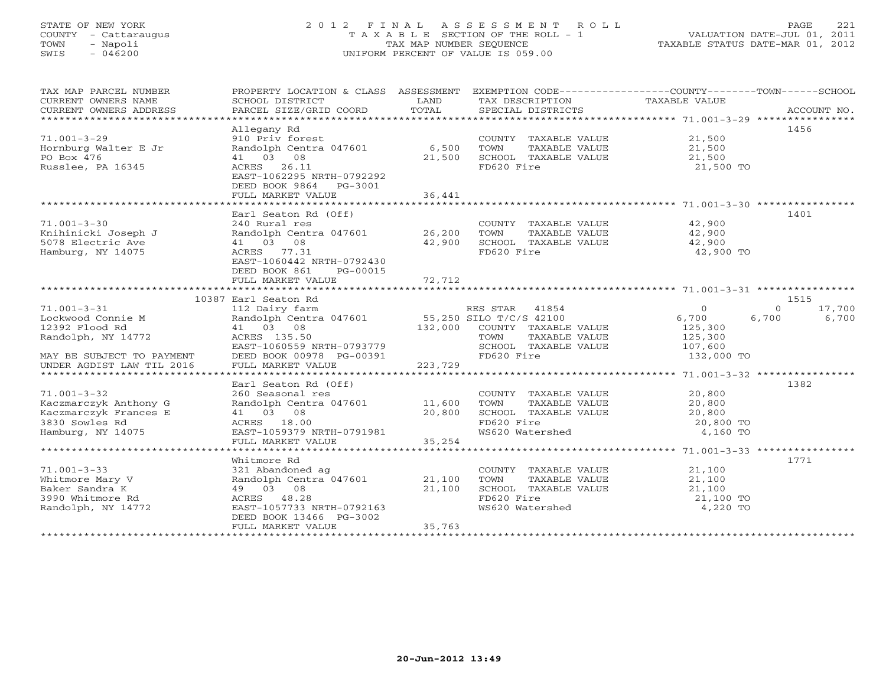STATE OF NEW YORK
COUNTY - Cattaraugus
TOWN - Napoli
SWIS - 046200

2 0 1 2 F I N A L A S S E S S M E N T R O L L
T A X A B L E SECTION OF THE ROLL - 1
TAX MAP NUMBER SEQUENCE
UNIFORM PERCENT OF VALUE IS 059.00

VALUATION DATE-JUL 01, 2011
TAXABLE STATUS DATE-MAR 01, 2012

| TAX MAP PARCEL NUMBER / CURRENT OWNERS NAME / CURRENT OWNERS ADDRESS | PROPERTY LOCATION & CLASS / SCHOOL DISTRICT / PARCEL SIZE/GRID COORD | ASSESSMENT LAND / TOTAL | EXEMPTION CODE / TAX DESCRIPTION / SPECIAL DISTRICTS | COUNTY TAXABLE VALUE | TOWN | SCHOOL | ACCOUNT NO. |
|---|---|---|---|---|---|---|---|
| 71.001-3-29 | Allegany Rd | | | | | | 1456 |
| | 910 Priv forest | | COUNTY TAXABLE VALUE | 21,500 | | | |
| Hornburg Walter E Jr | Randolph Centra 047601 | 6,500 | TOWN TAXABLE VALUE | 21,500 | | | |
| PO Box 476 | 41 03 08 | 21,500 | SCHOOL TAXABLE VALUE | 21,500 | | | |
| Russlee, PA 16345 | ACRES 26.11 | | FD620 Fire | 21,500 TO | | | |
| | EAST-1062295 NRTH-0792292 | | | | | | |
| | DEED BOOK 9864 PG-3001 | | | | | | |
| | FULL MARKET VALUE | 36,441 | | | | | |
| 71.001-3-30 | Earl Seaton Rd (Off) | | | | | | 1401 |
| | 240 Rural res | | COUNTY TAXABLE VALUE | 42,900 | | | |
| Knihinicki Joseph J | Randolph Centra 047601 | 26,200 | TOWN TAXABLE VALUE | 42,900 | | | |
| 5078 Electric Ave | 41 03 08 | 42,900 | SCHOOL TAXABLE VALUE | 42,900 | | | |
| Hamburg, NY 14075 | ACRES 77.31 | | FD620 Fire | 42,900 TO | | | |
| | EAST-1060442 NRTH-0792430 | | | | | | |
| | DEED BOOK 861 PG-00015 | | | | | | |
| | FULL MARKET VALUE | 72,712 | | | | | |
| 71.001-3-31 | 10387 Earl Seaton Rd | | | | | | 1515 |
| | 112 Dairy farm | | RES STAR 41854 | 0 | 0 | 17,700 | |
| Lockwood Connie M | Randolph Centra 047601 | 55,250 | SILO T/C/S 42100 | 6,700 | 6,700 | 6,700 | |
| 12392 Flood Rd | 41 03 08 | 132,000 | COUNTY TAXABLE VALUE | 125,300 | | | |
| Randolph, NY 14772 | ACRES 135.50 | | TOWN TAXABLE VALUE | 125,300 | | | |
| | EAST-1060559 NRTH-0793779 | | SCHOOL TAXABLE VALUE | 107,600 | | | |
| MAY BE SUBJECT TO PAYMENT | DEED BOOK 00978 PG-00391 | | FD620 Fire | 132,000 TO | | | |
| UNDER AGDIST LAW TIL 2016 | FULL MARKET VALUE | 223,729 | | | | | |
| 71.001-3-32 | Earl Seaton Rd (Off) | | | | | | 1382 |
| | 260 Seasonal res | | COUNTY TAXABLE VALUE | 20,800 | | | |
| Kaczmarczyk Anthony G | Randolph Centra 047601 | 11,600 | TOWN TAXABLE VALUE | 20,800 | | | |
| Kaczmarczyk Frances E | 41 03 08 | 20,800 | SCHOOL TAXABLE VALUE | 20,800 | | | |
| 3830 Sowles Rd | ACRES 18.00 | | FD620 Fire | 20,800 TO | | | |
| Hamburg, NY 14075 | EAST-1059379 NRTH-0791981 | | WS620 Watershed | 4,160 TO | | | |
| | FULL MARKET VALUE | 35,254 | | | | | |
| 71.001-3-33 | Whitmore Rd | | | | | | 1771 |
| | 321 Abandoned ag | | COUNTY TAXABLE VALUE | 21,100 | | | |
| Whitmore Mary V | Randolph Centra 047601 | 21,100 | TOWN TAXABLE VALUE | 21,100 | | | |
| Baker Sandra K | 49 03 08 | 21,100 | SCHOOL TAXABLE VALUE | 21,100 | | | |
| 3990 Whitmore Rd | ACRES 48.28 | | FD620 Fire | 21,100 TO | | | |
| Randolph, NY 14772 | EAST-1057733 NRTH-0792163 | | WS620 Watershed | 4,220 TO | | | |
| | DEED BOOK 13466 PG-3002 | | | | | | |
| | FULL MARKET VALUE | 35,763 | | | | | |

20-Jun-2012 13:49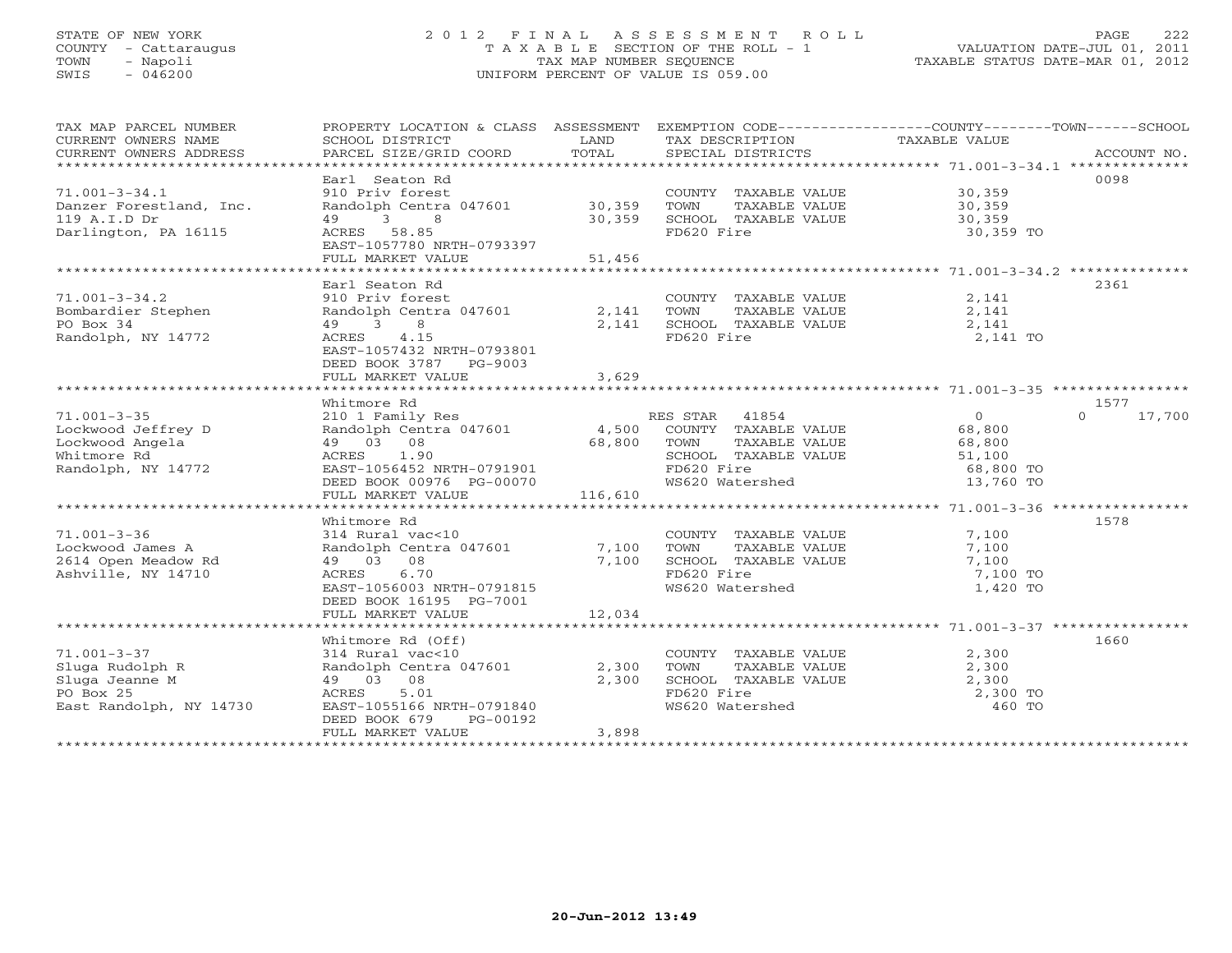STATE OF NEW YORK
COUNTY - Cattaraugus
TOWN - Napoli
SWIS - 046200

# 2012 FINAL ASSESSMENT ROLL

TAXABLE SECTION OF THE ROLL - 1
TAX MAP NUMBER SEQUENCE
UNIFORM PERCENT OF VALUE IS 059.00

VALUATION DATE-JUL 01, 2011
TAXABLE STATUS DATE-MAR 01, 2012

| TAX MAP PARCEL NUMBER / CURRENT OWNERS NAME / CURRENT OWNERS ADDRESS | PROPERTY LOCATION & CLASS / SCHOOL DISTRICT / PARCEL SIZE/GRID COORD | ASSESSMENT LAND / TOTAL | EXEMPTION CODE / TAX DESCRIPTION / SPECIAL DISTRICTS | COUNTY / TOWN / SCHOOL TAXABLE VALUE | ACCOUNT NO. |
|---|---|---|---|---|---|
| **71.001-3-34.1** | Earl Seaton Rd | | | | 0098 |
| | 910 Priv forest | | COUNTY TAXABLE VALUE | 30,359 | |
| Danzer Forestland, Inc. | Randolph Centra 047601 | 30,359 | TOWN TAXABLE VALUE | 30,359 | |
| 119 A.I.D Dr | 49 3 8 | 30,359 | SCHOOL TAXABLE VALUE | 30,359 | |
| Darlington, PA 16115 | ACRES 58.85 | | FD620 Fire | 30,359 TO | |
| | EAST-1057780 NRTH-0793397 | | | | |
| | FULL MARKET VALUE | 51,456 | | | |
| **71.001-3-34.2** | Earl Seaton Rd | | | | 2361 |
| | 910 Priv forest | | COUNTY TAXABLE VALUE | 2,141 | |
| Bombardier Stephen | Randolph Centra 047601 | 2,141 | TOWN TAXABLE VALUE | 2,141 | |
| PO Box 34 | 49 3 8 | 2,141 | SCHOOL TAXABLE VALUE | 2,141 | |
| Randolph, NY 14772 | ACRES 4.15 | | FD620 Fire | 2,141 TO | |
| | EAST-1057432 NRTH-0793801 | | | | |
| | DEED BOOK 3787 PG-9003 | | | | |
| | FULL MARKET VALUE | 3,629 | | | |
| **71.001-3-35** | Whitmore Rd | | | | 1577 |
| | 210 1 Family Res | | RES STAR 41854 | 0 / 0 / 17,700 | |
| Lockwood Jeffrey D | Randolph Centra 047601 | 4,500 | COUNTY TAXABLE VALUE | 68,800 | |
| Lockwood Angela | 49 03 08 | 68,800 | TOWN TAXABLE VALUE | 68,800 | |
| Whitmore Rd | ACRES 1.90 | | SCHOOL TAXABLE VALUE | 51,100 | |
| Randolph, NY 14772 | EAST-1056452 NRTH-0791901 | | FD620 Fire | 68,800 TO | |
| | DEED BOOK 00976 PG-00070 | | WS620 Watershed | 13,760 TO | |
| | FULL MARKET VALUE | 116,610 | | | |
| **71.001-3-36** | Whitmore Rd | | | | 1578 |
| | 314 Rural vac<10 | | COUNTY TAXABLE VALUE | 7,100 | |
| Lockwood James A | Randolph Centra 047601 | 7,100 | TOWN TAXABLE VALUE | 7,100 | |
| 2614 Open Meadow Rd | 49 03 08 | 7,100 | SCHOOL TAXABLE VALUE | 7,100 | |
| Ashville, NY 14710 | ACRES 6.70 | | FD620 Fire | 7,100 TO | |
| | EAST-1056003 NRTH-0791815 | | WS620 Watershed | 1,420 TO | |
| | DEED BOOK 16195 PG-7001 | | | | |
| | FULL MARKET VALUE | 12,034 | | | |
| **71.001-3-37** | Whitmore Rd (Off) | | | | 1660 |
| | 314 Rural vac<10 | | COUNTY TAXABLE VALUE | 2,300 | |
| Sluga Rudolph R | Randolph Centra 047601 | 2,300 | TOWN TAXABLE VALUE | 2,300 | |
| Sluga Jeanne M | 49 03 08 | 2,300 | SCHOOL TAXABLE VALUE | 2,300 | |
| PO Box 25 | ACRES 5.01 | | FD620 Fire | 2,300 TO | |
| East Randolph, NY 14730 | EAST-1055166 NRTH-0791840 | | WS620 Watershed | 460 TO | |
| | DEED BOOK 679 PG-00192 | | | | |
| | FULL MARKET VALUE | 3,898 | | | |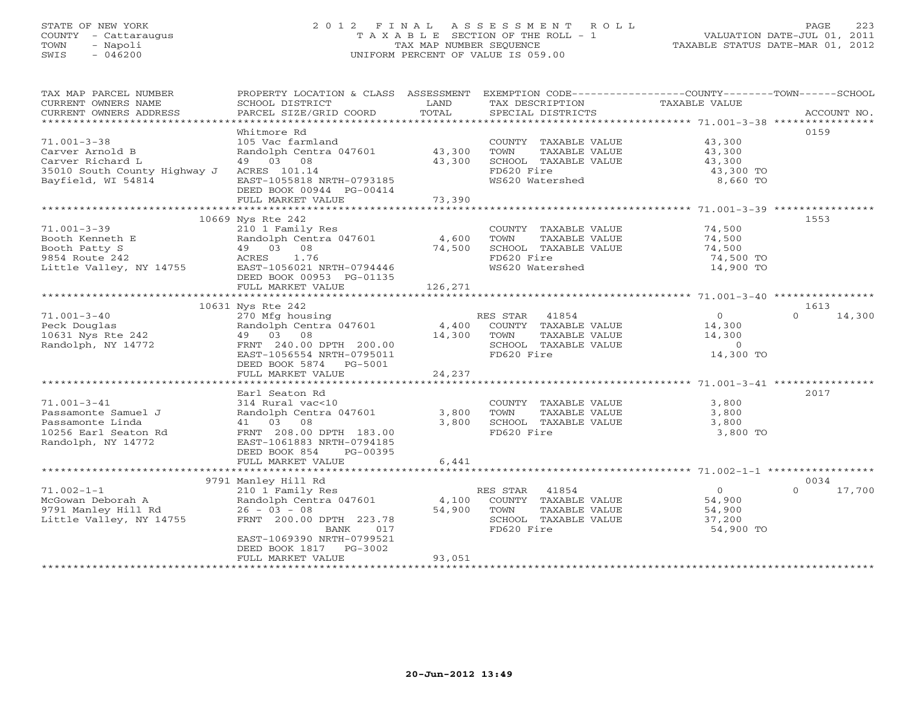STATE OF NEW YORK
COUNTY - Cattaraugus
TOWN - Napoli
SWIS - 046200

2012 FINAL ASSESSMENT ROLL
TAXABLE SECTION OF THE ROLL - 1
TAX MAP NUMBER SEQUENCE
UNIFORM PERCENT OF VALUE IS 059.00

VALUATION DATE-JUL 01, 2011
TAXABLE STATUS DATE-MAR 01, 2012

| TAX MAP PARCEL NUMBER / CURRENT OWNERS NAME / CURRENT OWNERS ADDRESS | PROPERTY LOCATION & CLASS / SCHOOL DISTRICT / PARCEL SIZE/GRID COORD | ASSESSMENT LAND / TOTAL | EXEMPTION CODE / TAX DESCRIPTION / SPECIAL DISTRICTS | COUNTY--------TOWN------SCHOOL TAXABLE VALUE | ACCOUNT NO. |
|---|---|---|---|---|---|
| 71.001-3-38 | Whitmore Rd | | | | 0159 |
| | 105 Vac farmland | | COUNTY TAXABLE VALUE | 43,300 | |
| Carver Arnold B | Randolph Centra 047601 | 43,300 | TOWN TAXABLE VALUE | 43,300 | |
| Carver Richard L | 49 03 08 | 43,300 | SCHOOL TAXABLE VALUE | 43,300 | |
| 35010 South County Highway J | ACRES 101.14 | | FD620 Fire | 43,300 TO | |
| Bayfield, WI 54814 | EAST-1055818 NRTH-0793185 | | WS620 Watershed | 8,660 TO | |
| | DEED BOOK 00944 PG-00414 | | | | |
| | FULL MARKET VALUE | 73,390 | | | |
| 71.001-3-39 | 10669 Nys Rte 242 | | | | 1553 |
| | 210 1 Family Res | | COUNTY TAXABLE VALUE | 74,500 | |
| Booth Kenneth E | Randolph Centra 047601 | 4,600 | TOWN TAXABLE VALUE | 74,500 | |
| Booth Patty S | 49 03 08 | 74,500 | SCHOOL TAXABLE VALUE | 74,500 | |
| 9854 Route 242 | ACRES 1.76 | | FD620 Fire | 74,500 TO | |
| Little Valley, NY 14755 | EAST-1056021 NRTH-0794446 | | WS620 Watershed | 14,900 TO | |
| | DEED BOOK 00953 PG-01135 | | | | |
| | FULL MARKET VALUE | 126,271 | | | |
| 71.001-3-40 | 10631 Nys Rte 242 | | | | 1613 |
| | 270 Mfg housing | | RES STAR 41854 | 0 | 0 14,300 |
| Peck Douglas | Randolph Centra 047601 | 4,400 | COUNTY TAXABLE VALUE | 14,300 | |
| 10631 Nys Rte 242 | 49 03 08 | 14,300 | TOWN TAXABLE VALUE | 14,300 | |
| Randolph, NY 14772 | FRNT 240.00 DPTH 200.00 | | SCHOOL TAXABLE VALUE | 0 | |
| | EAST-1056554 NRTH-0795011 | | FD620 Fire | 14,300 TO | |
| | DEED BOOK 5874 PG-5001 | | | | |
| | FULL MARKET VALUE | 24,237 | | | |
| 71.001-3-41 | Earl Seaton Rd | | | | 2017 |
| | 314 Rural vac<10 | | COUNTY TAXABLE VALUE | 3,800 | |
| Passamonte Samuel J | Randolph Centra 047601 | 3,800 | TOWN TAXABLE VALUE | 3,800 | |
| Passamonte Linda | 41 03 08 | 3,800 | SCHOOL TAXABLE VALUE | 3,800 | |
| 10256 Earl Seaton Rd | FRNT 208.00 DPTH 183.00 | | FD620 Fire | 3,800 TO | |
| Randolph, NY 14772 | EAST-1061883 NRTH-0794185 | | | | |
| | DEED BOOK 854 PG-00395 | | | | |
| | FULL MARKET VALUE | 6,441 | | | |
| 71.002-1-1 | 9791 Manley Hill Rd | | | | 0034 |
| | 210 1 Family Res | | RES STAR 41854 | 0 | 0 17,700 |
| McGowan Deborah A | Randolph Centra 047601 | 4,100 | COUNTY TAXABLE VALUE | 54,900 | |
| 9791 Manley Hill Rd | 26 - 03 - 08 | 54,900 | TOWN TAXABLE VALUE | 54,900 | |
| Little Valley, NY 14755 | FRNT 200.00 DPTH 223.78 | | SCHOOL TAXABLE VALUE | 37,200 | |
| | BANK 017 | | FD620 Fire | 54,900 TO | |
| | EAST-1069390 NRTH-0799521 | | | | |
| | DEED BOOK 1817 PG-3002 | | | | |
| | FULL MARKET VALUE | 93,051 | | | |

20-Jun-2012 13:49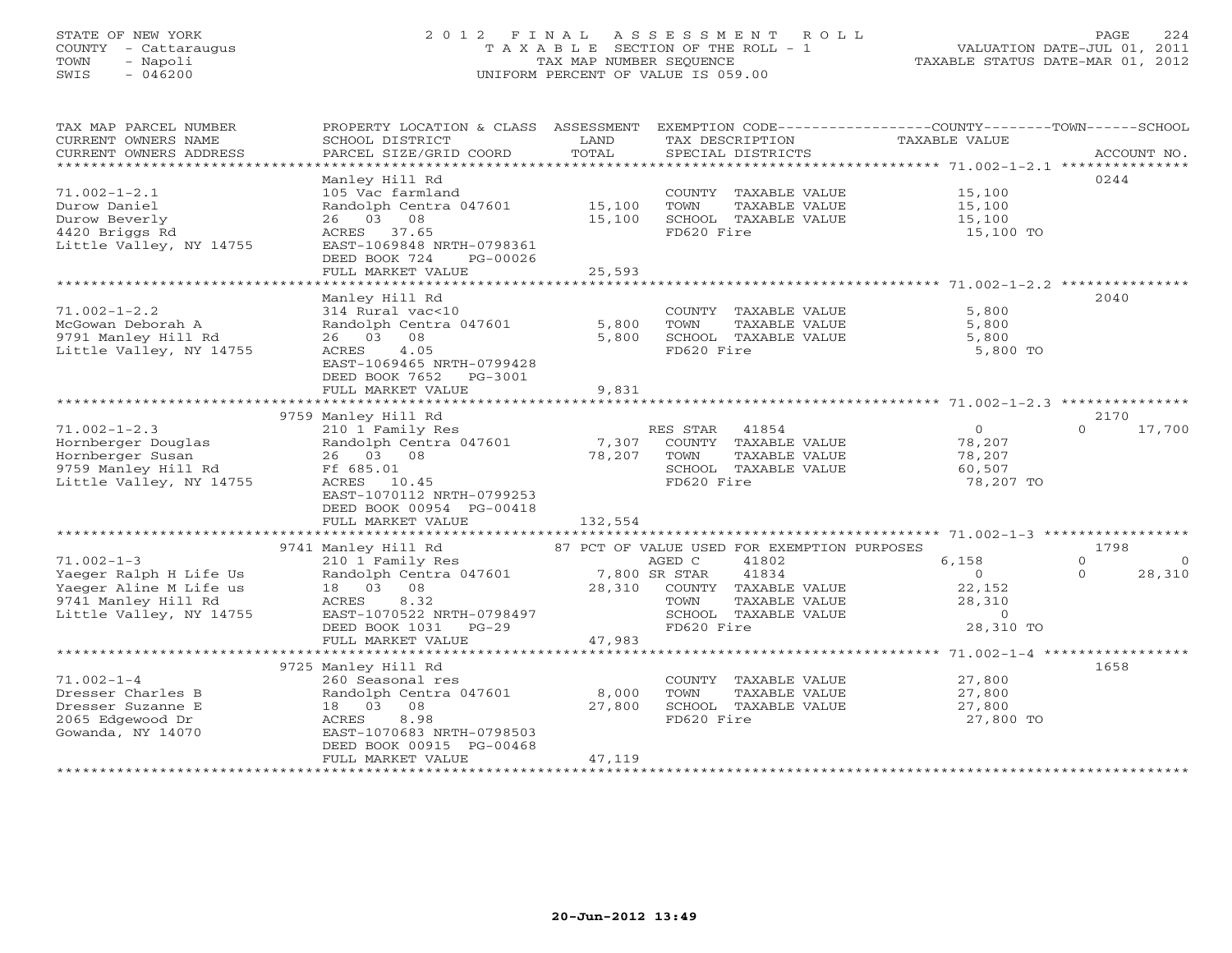STATE OF NEW YORK
COUNTY - Cattaraugus
TOWN - Napoli
SWIS - 046200

# 2012 FINAL ASSESSMENT ROLL

TAXABLE SECTION OF THE ROLL - 1
TAX MAP NUMBER SEQUENCE
UNIFORM PERCENT OF VALUE IS 059.00

VALUATION DATE-JUL 01, 2011
TAXABLE STATUS DATE-MAR 01, 2012

| TAX MAP PARCEL NUMBER / CURRENT OWNERS NAME / CURRENT OWNERS ADDRESS | PROPERTY LOCATION & CLASS / SCHOOL DISTRICT / PARCEL SIZE/GRID COORD | ASSESSMENT LAND | ASSESSMENT TOTAL | EXEMPTION CODE / TAX DESCRIPTION / SPECIAL DISTRICTS | COUNTY TAXABLE VALUE | TOWN | SCHOOL / ACCOUNT NO. |
|---|---|---|---|---|---|---|---|
| 71.002-1-2.1 | Manley Hill Rd | | | | | | 0244 |
| | 105 Vac farmland | | | COUNTY TAXABLE VALUE | 15,100 | | |
| Durow Daniel | Randolph Centra 047601 | 15,100 | | TOWN TAXABLE VALUE | 15,100 | | |
| Durow Beverly | 26 03 08 | | 15,100 | SCHOOL TAXABLE VALUE | 15,100 | | |
| 4420 Briggs Rd | ACRES 37.65 | | | FD620 Fire | 15,100 TO | | |
| Little Valley, NY 14755 | EAST-1069848 NRTH-0798361 | | | | | | |
| | DEED BOOK 724 PG-00026 | | | | | | |
| | FULL MARKET VALUE | | 25,593 | | | | |
| 71.002-1-2.2 | Manley Hill Rd | | | | | | 2040 |
| | 314 Rural vac<10 | | | COUNTY TAXABLE VALUE | 5,800 | | |
| McGowan Deborah A | Randolph Centra 047601 | 5,800 | | TOWN TAXABLE VALUE | 5,800 | | |
| 9791 Manley Hill Rd | 26 03 08 | | 5,800 | SCHOOL TAXABLE VALUE | 5,800 | | |
| Little Valley, NY 14755 | ACRES 4.05 | | | FD620 Fire | 5,800 TO | | |
| | EAST-1069465 NRTH-0799428 | | | | | | |
| | DEED BOOK 7652 PG-3001 | | | | | | |
| | FULL MARKET VALUE | | 9,831 | | | | |
| 71.002-1-2.3 | 9759 Manley Hill Rd | | | | | | 2170 |
| | 210 1 Family Res | | | RES STAR 41854 | 0 | 0 | 17,700 |
| Hornberger Douglas | Randolph Centra 047601 | 7,307 | | COUNTY TAXABLE VALUE | 78,207 | | |
| Hornberger Susan | 26 03 08 | | 78,207 | TOWN TAXABLE VALUE | 78,207 | | |
| 9759 Manley Hill Rd | Ff 685.01 | | | SCHOOL TAXABLE VALUE | 60,507 | | |
| Little Valley, NY 14755 | ACRES 10.45 | | | FD620 Fire | 78,207 TO | | |
| | EAST-1070112 NRTH-0799253 | | | | | | |
| | DEED BOOK 00954 PG-00418 | | | | | | |
| | FULL MARKET VALUE | | 132,554 | | | | |
| 71.002-1-3 | 9741 Manley Hill Rd | | | 87 PCT OF VALUE USED FOR EXEMPTION PURPOSES | | | 1798 |
| | 210 1 Family Res | | | AGED C 41802 | 6,158 | 0 | 0 |
| Yaeger Ralph H Life Us | Randolph Centra 047601 | 7,800 | | SR STAR 41834 | 0 | 0 | 28,310 |
| Yaeger Aline M Life us | 18 03 08 | | 28,310 | COUNTY TAXABLE VALUE | 22,152 | | |
| 9741 Manley Hill Rd | ACRES 8.32 | | | TOWN TAXABLE VALUE | 28,310 | | |
| Little Valley, NY 14755 | EAST-1070522 NRTH-0798497 | | | SCHOOL TAXABLE VALUE | 0 | | |
| | DEED BOOK 1031 PG-29 | | | FD620 Fire | 28,310 TO | | |
| | FULL MARKET VALUE | | 47,983 | | | | |
| 71.002-1-4 | 9725 Manley Hill Rd | | | | | | 1658 |
| | 260 Seasonal res | | | COUNTY TAXABLE VALUE | 27,800 | | |
| Dresser Charles B | Randolph Centra 047601 | 8,000 | | TOWN TAXABLE VALUE | 27,800 | | |
| Dresser Suzanne E | 18 03 08 | | 27,800 | SCHOOL TAXABLE VALUE | 27,800 | | |
| 2065 Edgewood Dr | ACRES 8.98 | | | FD620 Fire | 27,800 TO | | |
| Gowanda, NY 14070 | EAST-1070683 NRTH-0798503 | | | | | | |
| | DEED BOOK 00915 PG-00468 | | | | | | |
| | FULL MARKET VALUE | | 47,119 | | | | |

20-Jun-2012 13:49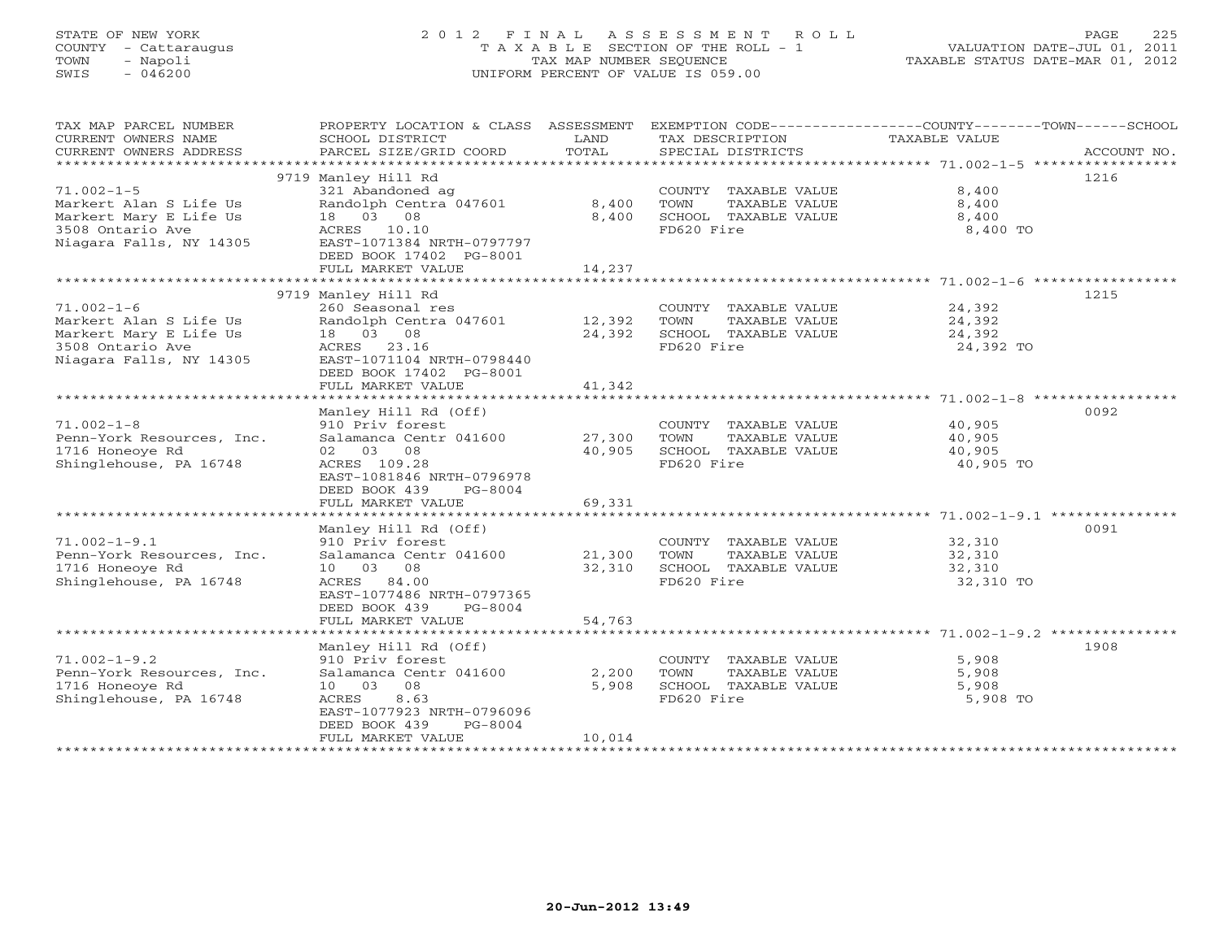STATE OF NEW YORK
COUNTY - Cattaraugus
TOWN - Napoli
SWIS - 046200

2012 FINAL ASSESSMENT ROLL
TAXABLE SECTION OF THE ROLL - 1
TAX MAP NUMBER SEQUENCE
UNIFORM PERCENT OF VALUE IS 059.00

VALUATION DATE-JUL 01, 2011
TAXABLE STATUS DATE-MAR 01, 2012

| TAX MAP PARCEL NUMBER / CURRENT OWNERS NAME / CURRENT OWNERS ADDRESS | PROPERTY LOCATION & CLASS / SCHOOL DISTRICT / PARCEL SIZE/GRID COORD | ASSESSMENT LAND / TOTAL | EXEMPTION CODE / TAX DESCRIPTION / SPECIAL DISTRICTS | TAXABLE VALUE | ACCOUNT NO. |
|---|---|---|---|---|---|
| 71.002-1-5 | 9719 Manley Hill Rd | | | | 1216 |
| | 321 Abandoned ag | | COUNTY TAXABLE VALUE | 8,400 | |
| Markert Alan S Life Us | Randolph Centra 047601 | 8,400 | TOWN TAXABLE VALUE | 8,400 | |
| Markert Mary E Life Us | 18 03 08 | 8,400 | SCHOOL TAXABLE VALUE | 8,400 | |
| 3508 Ontario Ave | ACRES 10.10 | | FD620 Fire | 8,400 TO | |
| Niagara Falls, NY 14305 | EAST-1071384 NRTH-0797797 | | | | |
| | DEED BOOK 17402 PG-8001 | | | | |
| | FULL MARKET VALUE | 14,237 | | | |
| 71.002-1-6 | 9719 Manley Hill Rd | | | | 1215 |
| | 260 Seasonal res | | COUNTY TAXABLE VALUE | 24,392 | |
| Markert Alan S Life Us | Randolph Centra 047601 | 12,392 | TOWN TAXABLE VALUE | 24,392 | |
| Markert Mary E Life Us | 18 03 08 | 24,392 | SCHOOL TAXABLE VALUE | 24,392 | |
| 3508 Ontario Ave | ACRES 23.16 | | FD620 Fire | 24,392 TO | |
| Niagara Falls, NY 14305 | EAST-1071104 NRTH-0798440 | | | | |
| | DEED BOOK 17402 PG-8001 | | | | |
| | FULL MARKET VALUE | 41,342 | | | |
| 71.002-1-8 | Manley Hill Rd (Off) | | | | 0092 |
| | 910 Priv forest | | COUNTY TAXABLE VALUE | 40,905 | |
| Penn-York Resources, Inc. | Salamanca Centr 041600 | 27,300 | TOWN TAXABLE VALUE | 40,905 | |
| 1716 Honeoye Rd | 02 03 08 | 40,905 | SCHOOL TAXABLE VALUE | 40,905 | |
| Shinglehouse, PA 16748 | ACRES 109.28 | | FD620 Fire | 40,905 TO | |
| | EAST-1081846 NRTH-0796978 | | | | |
| | DEED BOOK 439 PG-8004 | | | | |
| | FULL MARKET VALUE | 69,331 | | | |
| 71.002-1-9.1 | Manley Hill Rd (Off) | | | | 0091 |
| | 910 Priv forest | | COUNTY TAXABLE VALUE | 32,310 | |
| Penn-York Resources, Inc. | Salamanca Centr 041600 | 21,300 | TOWN TAXABLE VALUE | 32,310 | |
| 1716 Honeoye Rd | 10 03 08 | 32,310 | SCHOOL TAXABLE VALUE | 32,310 | |
| Shinglehouse, PA 16748 | ACRES 84.00 | | FD620 Fire | 32,310 TO | |
| | EAST-1077486 NRTH-0797365 | | | | |
| | DEED BOOK 439 PG-8004 | | | | |
| | FULL MARKET VALUE | 54,763 | | | |
| 71.002-1-9.2 | Manley Hill Rd (Off) | | | | 1908 |
| | 910 Priv forest | | COUNTY TAXABLE VALUE | 5,908 | |
| Penn-York Resources, Inc. | Salamanca Centr 041600 | 2,200 | TOWN TAXABLE VALUE | 5,908 | |
| 1716 Honeoye Rd | 10 03 08 | 5,908 | SCHOOL TAXABLE VALUE | 5,908 | |
| Shinglehouse, PA 16748 | ACRES 8.63 | | FD620 Fire | 5,908 TO | |
| | EAST-1077923 NRTH-0796096 | | | | |
| | DEED BOOK 439 PG-8004 | | | | |
| | FULL MARKET VALUE | 10,014 | | | |

20-Jun-2012 13:49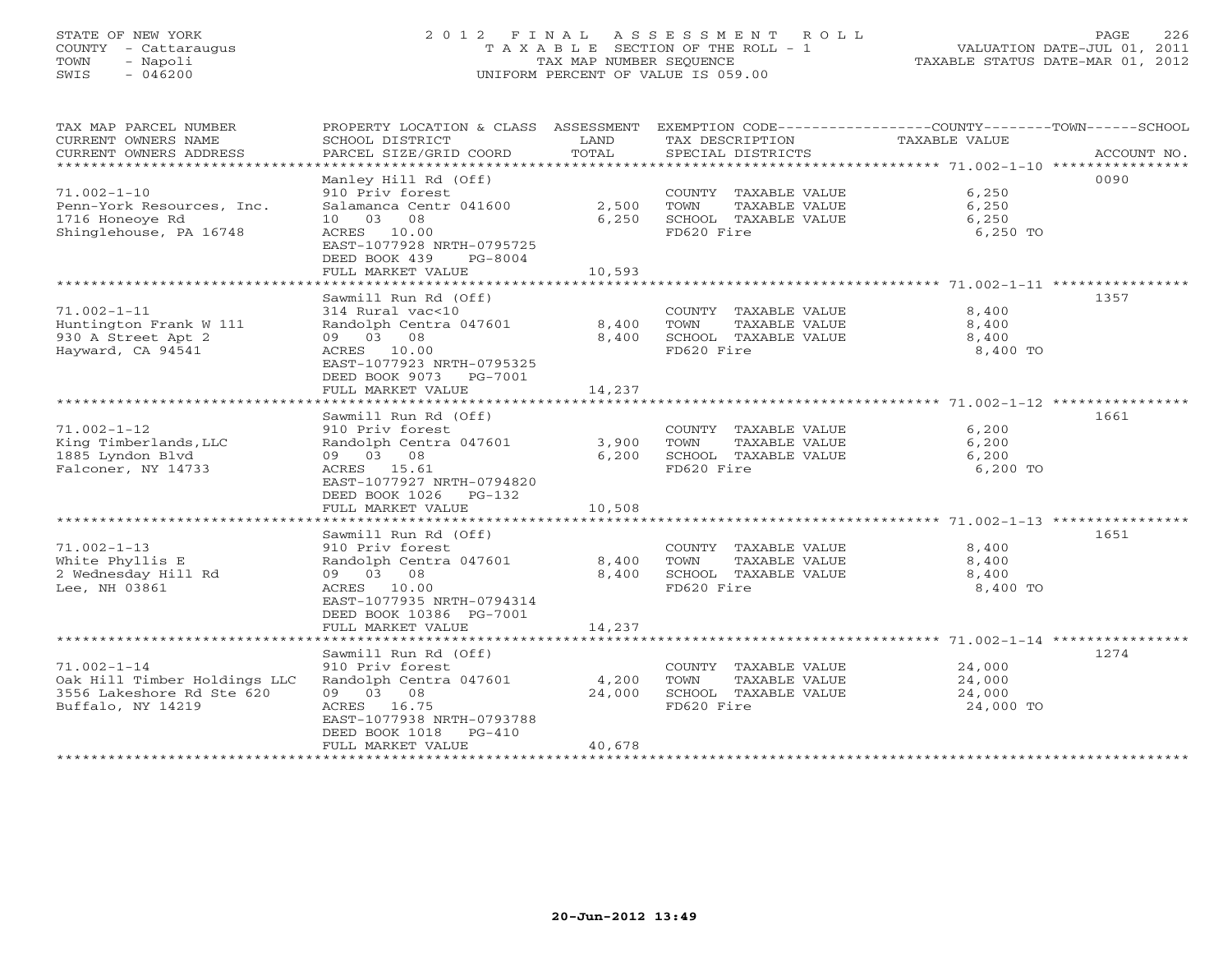STATE OF NEW YORK
COUNTY - Cattaraugus
TOWN - Napoli
SWIS - 046200

2 0 1 2 F I N A L A S S E S S M E N T R O L L
T A X A B L E SECTION OF THE ROLL - 1
TAX MAP NUMBER SEQUENCE
UNIFORM PERCENT OF VALUE IS 059.00

VALUATION DATE-JUL 01, 2011
TAXABLE STATUS DATE-MAR 01, 2012

| TAX MAP PARCEL NUMBER / CURRENT OWNERS NAME / CURRENT OWNERS ADDRESS | PROPERTY LOCATION & CLASS / SCHOOL DISTRICT / PARCEL SIZE/GRID COORD | ASSESSMENT LAND / TOTAL | EXEMPTION CODE / TAX DESCRIPTION / SPECIAL DISTRICTS | COUNTY--------TOWN------SCHOOL TAXABLE VALUE | ACCOUNT NO. |
|---|---|---|---|---|---|
| **71.002-1-10** | Manley Hill Rd (Off) | | | | 0090 |
| 71.002-1-10 | 910 Priv forest | | COUNTY TAXABLE VALUE | 6,250 | |
| Penn-York Resources, Inc. | Salamanca Centr 041600 | 2,500 | TOWN TAXABLE VALUE | 6,250 | |
| 1716 Honeoye Rd | 10 03 08 | 6,250 | SCHOOL TAXABLE VALUE | 6,250 | |
| Shinglehouse, PA 16748 | ACRES 10.00 | | FD620 Fire | 6,250 TO | |
| | EAST-1077928 NRTH-0795725 | | | | |
| | DEED BOOK 439 PG-8004 | | | | |
| | FULL MARKET VALUE | 10,593 | | | |
| **71.002-1-11** | Sawmill Run Rd (Off) | | | | 1357 |
| 71.002-1-11 | 314 Rural vac<10 | | COUNTY TAXABLE VALUE | 8,400 | |
| Huntington Frank W 111 | Randolph Centra 047601 | 8,400 | TOWN TAXABLE VALUE | 8,400 | |
| 930 A Street Apt 2 | 09 03 08 | 8,400 | SCHOOL TAXABLE VALUE | 8,400 | |
| Hayward, CA 94541 | ACRES 10.00 | | FD620 Fire | 8,400 TO | |
| | EAST-1077923 NRTH-0795325 | | | | |
| | DEED BOOK 9073 PG-7001 | | | | |
| | FULL MARKET VALUE | 14,237 | | | |
| **71.002-1-12** | Sawmill Run Rd (Off) | | | | 1661 |
| 71.002-1-12 | 910 Priv forest | | COUNTY TAXABLE VALUE | 6,200 | |
| King Timberlands,LLC | Randolph Centra 047601 | 3,900 | TOWN TAXABLE VALUE | 6,200 | |
| 1885 Lyndon Blvd | 09 03 08 | 6,200 | SCHOOL TAXABLE VALUE | 6,200 | |
| Falconer, NY 14733 | ACRES 15.61 | | FD620 Fire | 6,200 TO | |
| | EAST-1077927 NRTH-0794820 | | | | |
| | DEED BOOK 1026 PG-132 | | | | |
| | FULL MARKET VALUE | 10,508 | | | |
| **71.002-1-13** | Sawmill Run Rd (Off) | | | | 1651 |
| 71.002-1-13 | 910 Priv forest | | COUNTY TAXABLE VALUE | 8,400 | |
| White Phyllis E | Randolph Centra 047601 | 8,400 | TOWN TAXABLE VALUE | 8,400 | |
| 2 Wednesday Hill Rd | 09 03 08 | 8,400 | SCHOOL TAXABLE VALUE | 8,400 | |
| Lee, NH 03861 | ACRES 10.00 | | FD620 Fire | 8,400 TO | |
| | EAST-1077935 NRTH-0794314 | | | | |
| | DEED BOOK 10386 PG-7001 | | | | |
| | FULL MARKET VALUE | 14,237 | | | |
| **71.002-1-14** | Sawmill Run Rd (Off) | | | | 1274 |
| 71.002-1-14 | 910 Priv forest | | COUNTY TAXABLE VALUE | 24,000 | |
| Oak Hill Timber Holdings LLC | Randolph Centra 047601 | 4,200 | TOWN TAXABLE VALUE | 24,000 | |
| 3556 Lakeshore Rd Ste 620 | 09 03 08 | 24,000 | SCHOOL TAXABLE VALUE | 24,000 | |
| Buffalo, NY 14219 | ACRES 16.75 | | FD620 Fire | 24,000 TO | |
| | EAST-1077938 NRTH-0793788 | | | | |
| | DEED BOOK 1018 PG-410 | | | | |
| | FULL MARKET VALUE | 40,678 | | | |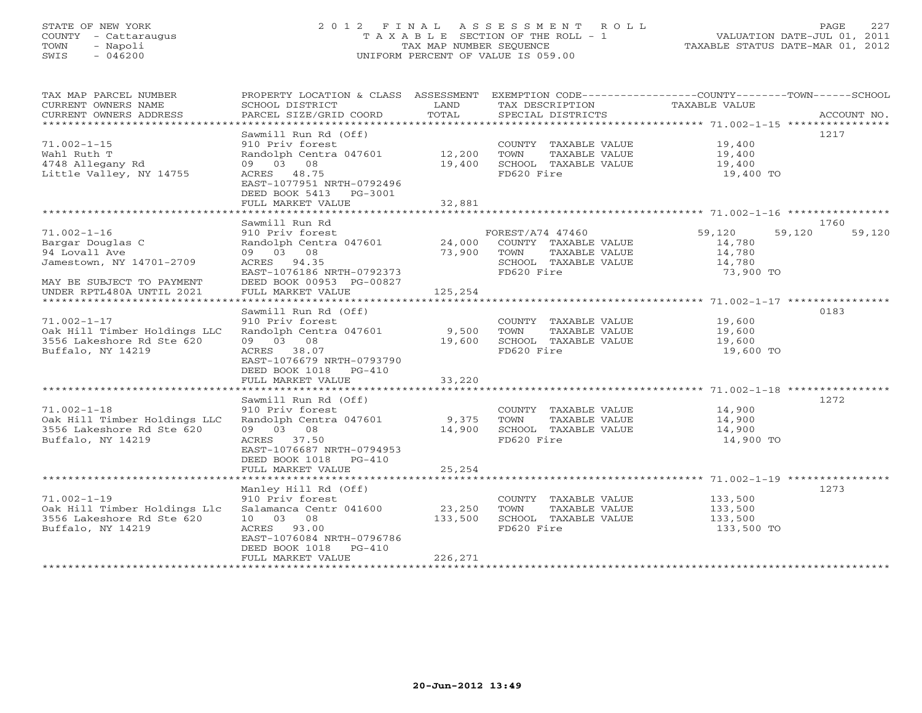STATE OF NEW YORK
COUNTY - Cattaraugus
TOWN - Napoli
SWIS - 046200

2012 FINAL ASSESSMENT ROLL
TAXABLE SECTION OF THE ROLL - 1
TAX MAP NUMBER SEQUENCE
UNIFORM PERCENT OF VALUE IS 059.00

VALUATION DATE-JUL 01, 2011
TAXABLE STATUS DATE-MAR 01, 2012

| TAX MAP PARCEL NUMBER / CURRENT OWNERS NAME / CURRENT OWNERS ADDRESS | PROPERTY LOCATION & CLASS / SCHOOL DISTRICT / PARCEL SIZE/GRID COORD | ASSESSMENT LAND / TOTAL | EXEMPTION CODE / TAX DESCRIPTION / SPECIAL DISTRICTS | COUNTY | TOWN | SCHOOL | ACCOUNT NO. |
|---|---|---|---|---|---|---|---|
| 71.002-1-15 | Sawmill Run Rd (Off) | | | | | | 1217 |
| Wahl Ruth T | 910 Priv forest | | COUNTY TAXABLE VALUE | 19,400 | | | |
| 4748 Allegany Rd | Randolph Centra 047601 | 12,200 | TOWN TAXABLE VALUE | | 19,400 | | |
| Little Valley, NY 14755 | 09 03 08 | 19,400 | SCHOOL TAXABLE VALUE | | | 19,400 | |
| | ACRES 48.75 | | FD620 Fire | 19,400 TO | | | |
| | EAST-1077951 NRTH-0792496 | | | | | | |
| | DEED BOOK 5413 PG-3001 | | | | | | |
| | FULL MARKET VALUE | 32,881 | | | | | |
| 71.002-1-16 | Sawmill Run Rd | | | | | | 1760 |
| Bargar Douglas C | 910 Priv forest | | FOREST/A74 47460 | 59,120 | 59,120 | 59,120 | |
| 94 Lovall Ave | Randolph Centra 047601 | 24,000 | COUNTY TAXABLE VALUE | 14,780 | | | |
| Jamestown, NY 14701-2709 | 09 03 08 | 73,900 | TOWN TAXABLE VALUE | | 14,780 | | |
| | ACRES 94.35 | | SCHOOL TAXABLE VALUE | | | 14,780 | |
| | EAST-1076186 NRTH-0792373 | | FD620 Fire | 73,900 TO | | | |
| MAY BE SUBJECT TO PAYMENT | DEED BOOK 00953 PG-00827 | | | | | | |
| UNDER RPTL480A UNTIL 2021 | FULL MARKET VALUE | 125,254 | | | | | |
| 71.002-1-17 | Sawmill Run Rd (Off) | | | | | | 0183 |
| Oak Hill Timber Holdings LLC | 910 Priv forest | | COUNTY TAXABLE VALUE | 19,600 | | | |
| 3556 Lakeshore Rd Ste 620 | Randolph Centra 047601 | 9,500 | TOWN TAXABLE VALUE | | 19,600 | | |
| Buffalo, NY 14219 | 09 03 08 | 19,600 | SCHOOL TAXABLE VALUE | | | 19,600 | |
| | ACRES 38.07 | | FD620 Fire | 19,600 TO | | | |
| | EAST-1076679 NRTH-0793790 | | | | | | |
| | DEED BOOK 1018 PG-410 | | | | | | |
| | FULL MARKET VALUE | 33,220 | | | | | |
| 71.002-1-18 | Sawmill Run Rd (Off) | | | | | | 1272 |
| Oak Hill Timber Holdings LLC | 910 Priv forest | | COUNTY TAXABLE VALUE | 14,900 | | | |
| 3556 Lakeshore Rd Ste 620 | Randolph Centra 047601 | 9,375 | TOWN TAXABLE VALUE | | 14,900 | | |
| Buffalo, NY 14219 | 09 03 08 | 14,900 | SCHOOL TAXABLE VALUE | | | 14,900 | |
| | ACRES 37.50 | | FD620 Fire | 14,900 TO | | | |
| | EAST-1076687 NRTH-0794953 | | | | | | |
| | DEED BOOK 1018 PG-410 | | | | | | |
| | FULL MARKET VALUE | 25,254 | | | | | |
| 71.002-1-19 | Manley Hill Rd (Off) | | | | | | 1273 |
| Oak Hill Timber Holdings Llc | 910 Priv forest | | COUNTY TAXABLE VALUE | 133,500 | | | |
| 3556 Lakeshore Rd Ste 620 | Salamanca Centr 041600 | 23,250 | TOWN TAXABLE VALUE | | 133,500 | | |
| Buffalo, NY 14219 | 10 03 08 | 133,500 | SCHOOL TAXABLE VALUE | | | 133,500 | |
| | ACRES 93.00 | | FD620 Fire | 133,500 TO | | | |
| | EAST-1076084 NRTH-0796786 | | | | | | |
| | DEED BOOK 1018 PG-410 | | | | | | |
| | FULL MARKET VALUE | 226,271 | | | | | |

20-Jun-2012 13:49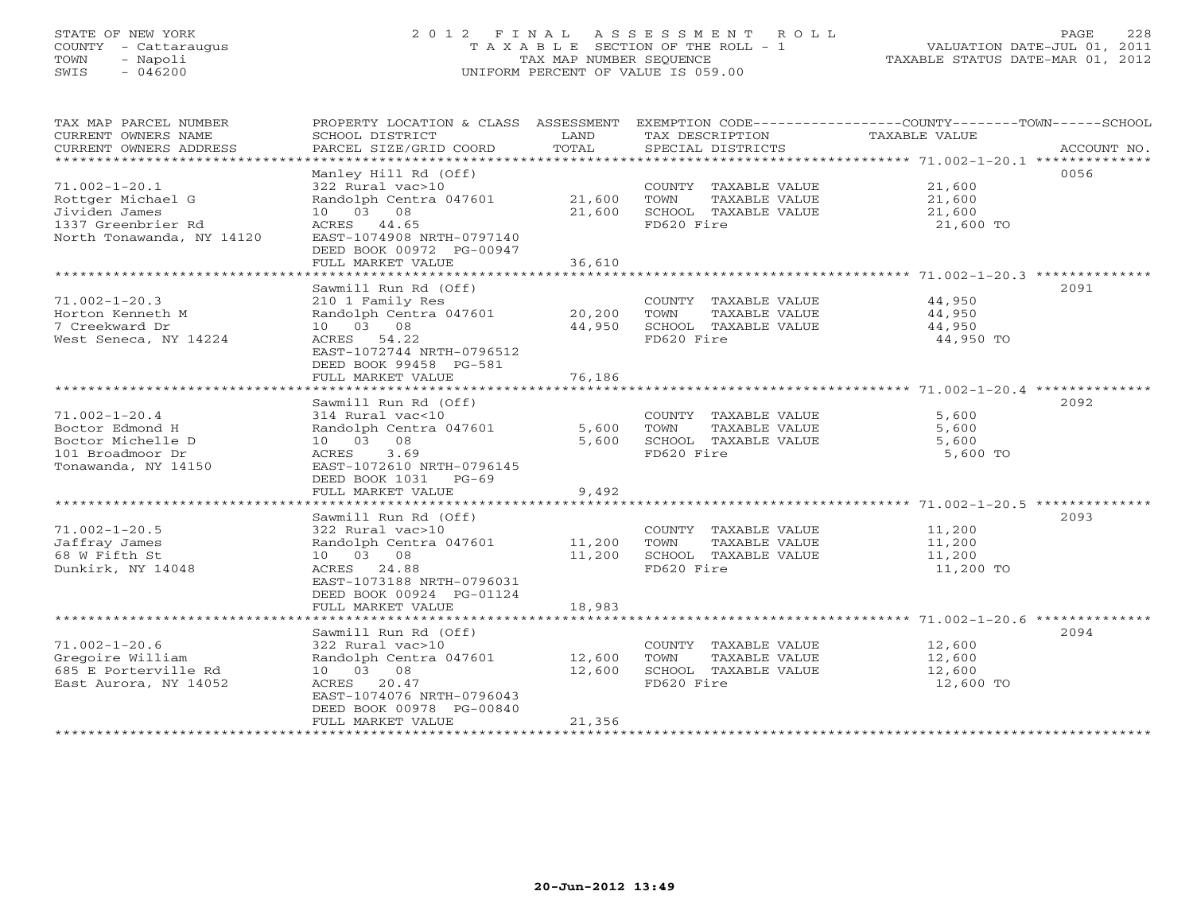STATE OF NEW YORK
COUNTY - Cattaraugus
TOWN - Napoli
SWIS - 046200

2012 FINAL ASSESSMENT ROLL
TAXABLE SECTION OF THE ROLL - 1
TAX MAP NUMBER SEQUENCE
UNIFORM PERCENT OF VALUE IS 059.00

VALUATION DATE-JUL 01, 2011
TAXABLE STATUS DATE-MAR 01, 2012

| TAX MAP PARCEL NUMBER / CURRENT OWNERS NAME / CURRENT OWNERS ADDRESS | PROPERTY LOCATION & CLASS / SCHOOL DISTRICT / PARCEL SIZE/GRID COORD | ASSESSMENT LAND / TOTAL | EXEMPTION CODE / TAX DESCRIPTION / SPECIAL DISTRICTS | COUNTY--------TOWN------SCHOOL TAXABLE VALUE | ACCOUNT NO. |
|---|---|---|---|---|---|
| 71.002-1-20.1 | Manley Hill Rd (Off) | | | | 0056 |
| Rottger Michael G | 322 Rural vac>10 | | COUNTY TAXABLE VALUE | 21,600 | |
| Jividen James | Randolph Centra 047601 | 21,600 | TOWN TAXABLE VALUE | 21,600 | |
| 1337 Greenbrier Rd | 10 03 08 | 21,600 | SCHOOL TAXABLE VALUE | 21,600 | |
| North Tonawanda, NY 14120 | ACRES 44.65 | | FD620 Fire | 21,600 TO | |
| | EAST-1074908 NRTH-0797140 | | | | |
| | DEED BOOK 00972 PG-00947 | | | | |
| | FULL MARKET VALUE | 36,610 | | | |
| 71.002-1-20.3 | Sawmill Run Rd (Off) | | | | 2091 |
| Horton Kenneth M | 210 1 Family Res | | COUNTY TAXABLE VALUE | 44,950 | |
| 7 Creekward Dr | Randolph Centra 047601 | 20,200 | TOWN TAXABLE VALUE | 44,950 | |
| West Seneca, NY 14224 | 10 03 08 | 44,950 | SCHOOL TAXABLE VALUE | 44,950 | |
| | ACRES 54.22 | | FD620 Fire | 44,950 TO | |
| | EAST-1072744 NRTH-0796512 | | | | |
| | DEED BOOK 99458 PG-581 | | | | |
| | FULL MARKET VALUE | 76,186 | | | |
| 71.002-1-20.4 | Sawmill Run Rd (Off) | | | | 2092 |
| Boctor Edmond H | 314 Rural vac<10 | | COUNTY TAXABLE VALUE | 5,600 | |
| Boctor Michelle D | Randolph Centra 047601 | 5,600 | TOWN TAXABLE VALUE | 5,600 | |
| 101 Broadmoor Dr | 10 03 08 | 5,600 | SCHOOL TAXABLE VALUE | 5,600 | |
| Tonawanda, NY 14150 | ACRES 3.69 | | FD620 Fire | 5,600 TO | |
| | EAST-1072610 NRTH-0796145 | | | | |
| | DEED BOOK 1031 PG-69 | | | | |
| | FULL MARKET VALUE | 9,492 | | | |
| 71.002-1-20.5 | Sawmill Run Rd (Off) | | | | 2093 |
| Jaffray James | 322 Rural vac>10 | | COUNTY TAXABLE VALUE | 11,200 | |
| 68 W Fifth St | Randolph Centra 047601 | 11,200 | TOWN TAXABLE VALUE | 11,200 | |
| Dunkirk, NY 14048 | 10 03 08 | 11,200 | SCHOOL TAXABLE VALUE | 11,200 | |
| | ACRES 24.88 | | FD620 Fire | 11,200 TO | |
| | EAST-1073188 NRTH-0796031 | | | | |
| | DEED BOOK 00924 PG-01124 | | | | |
| | FULL MARKET VALUE | 18,983 | | | |
| 71.002-1-20.6 | Sawmill Run Rd (Off) | | | | 2094 |
| Gregoire William | 322 Rural vac>10 | | COUNTY TAXABLE VALUE | 12,600 | |
| 685 E Porterville Rd | Randolph Centra 047601 | 12,600 | TOWN TAXABLE VALUE | 12,600 | |
| East Aurora, NY 14052 | 10 03 08 | 12,600 | SCHOOL TAXABLE VALUE | 12,600 | |
| | ACRES 20.47 | | FD620 Fire | 12,600 TO | |
| | EAST-1074076 NRTH-0796043 | | | | |
| | DEED BOOK 00978 PG-00840 | | | | |
| | FULL MARKET VALUE | 21,356 | | | |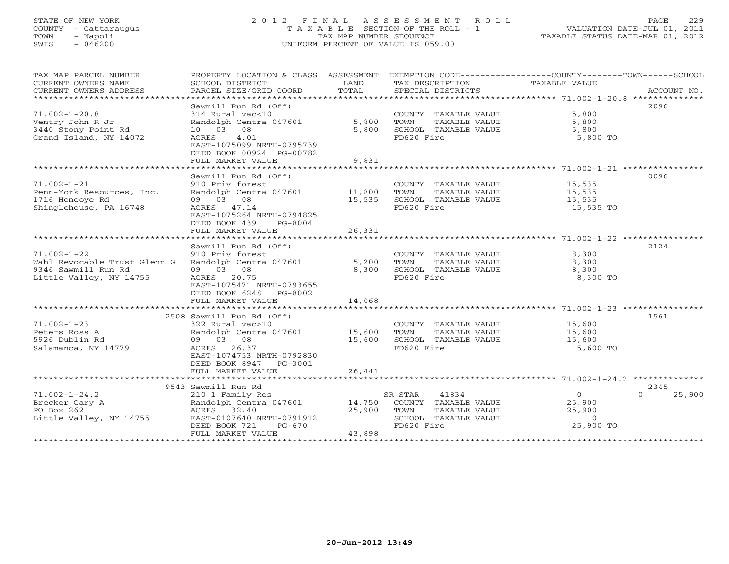STATE OF NEW YORK
COUNTY - Cattaraugus
TOWN - Napoli
SWIS - 046200

# 2012 FINAL ASSESSMENT ROLL

TAXABLE SECTION OF THE ROLL - 1
TAX MAP NUMBER SEQUENCE
UNIFORM PERCENT OF VALUE IS 059.00

VALUATION DATE-JUL 01, 2011
TAXABLE STATUS DATE-MAR 01, 2012

| TAX MAP PARCEL NUMBER / CURRENT OWNERS NAME / CURRENT OWNERS ADDRESS | PROPERTY LOCATION & CLASS / SCHOOL DISTRICT / PARCEL SIZE/GRID COORD | ASSESSMENT LAND | ASSESSMENT TOTAL | EXEMPTION CODE / TAX DESCRIPTION / SPECIAL DISTRICTS | COUNTY / TOWN TAXABLE VALUE | SCHOOL | ACCOUNT NO. |
|---|---|---|---|---|---|---|---|
| 71.002-1-20.8 | Sawmill Run Rd (Off) | | | | | | 2096 |
| | 314 Rural vac<10 | | | COUNTY TAXABLE VALUE | 5,800 | | |
| Ventry John R Jr | Randolph Centra 047601 | 5,800 | | TOWN TAXABLE VALUE | 5,800 | | |
| 3440 Stony Point Rd | 10 03 08 | | 5,800 | SCHOOL TAXABLE VALUE | 5,800 | | |
| Grand Island, NY 14072 | ACRES 4.01 | | | FD620 Fire | 5,800 TO | | |
| | EAST-1075099 NRTH-0795739 | | | | | | |
| | DEED BOOK 00924 PG-00782 | | | | | | |
| | FULL MARKET VALUE | | 9,831 | | | | |
| 71.002-1-21 | Sawmill Run Rd (Off) | | | | | | 0096 |
| | 910 Priv forest | | | COUNTY TAXABLE VALUE | 15,535 | | |
| Penn-York Resources, Inc. | Randolph Centra 047601 | 11,800 | | TOWN TAXABLE VALUE | 15,535 | | |
| 1716 Honeoye Rd | 09 03 08 | | 15,535 | SCHOOL TAXABLE VALUE | 15,535 | | |
| Shinglehouse, PA 16748 | ACRES 47.14 | | | FD620 Fire | 15,535 TO | | |
| | EAST-1075264 NRTH-0794825 | | | | | | |
| | DEED BOOK 439 PG-8004 | | | | | | |
| | FULL MARKET VALUE | | 26,331 | | | | |
| 71.002-1-22 | Sawmill Run Rd (Off) | | | | | | 2124 |
| | 910 Priv forest | | | COUNTY TAXABLE VALUE | 8,300 | | |
| Wahl Revocable Trust Glenn G | Randolph Centra 047601 | 5,200 | | TOWN TAXABLE VALUE | 8,300 | | |
| 9346 Sawmill Run Rd | 09 03 08 | | 8,300 | SCHOOL TAXABLE VALUE | 8,300 | | |
| Little Valley, NY 14755 | ACRES 20.75 | | | FD620 Fire | 8,300 TO | | |
| | EAST-1075471 NRTH-0793655 | | | | | | |
| | DEED BOOK 6248 PG-8002 | | | | | | |
| | FULL MARKET VALUE | | 14,068 | | | | |
| 71.002-1-23 | 2508 Sawmill Run Rd (Off) | | | | | | 1561 |
| | 322 Rural vac>10 | | | COUNTY TAXABLE VALUE | 15,600 | | |
| Peters Ross A | Randolph Centra 047601 | 15,600 | | TOWN TAXABLE VALUE | 15,600 | | |
| 5926 Dublin Rd | 09 03 08 | | 15,600 | SCHOOL TAXABLE VALUE | 15,600 | | |
| Salamanca, NY 14779 | ACRES 26.37 | | | FD620 Fire | 15,600 TO | | |
| | EAST-1074753 NRTH-0792830 | | | | | | |
| | DEED BOOK 8947 PG-3001 | | | | | | |
| | FULL MARKET VALUE | | 26,441 | | | | |
| 71.002-1-24.2 | 9543 Sawmill Run Rd | | | | | | 2345 |
| | 210 1 Family Res | | | SR STAR 41834 | 0 | 0 | 25,900 |
| Brecker Gary A | Randolph Centra 047601 | 14,750 | | COUNTY TAXABLE VALUE | 25,900 | | |
| PO Box 262 | ACRES 32.40 | | 25,900 | TOWN TAXABLE VALUE | 25,900 | | |
| Little Valley, NY 14755 | EAST-0107640 NRTH-0791912 | | | SCHOOL TAXABLE VALUE | 0 | | |
| | DEED BOOK 721 PG-670 | | | FD620 Fire | 25,900 TO | | |
| | FULL MARKET VALUE | | 43,898 | | | | |

20-Jun-2012 13:49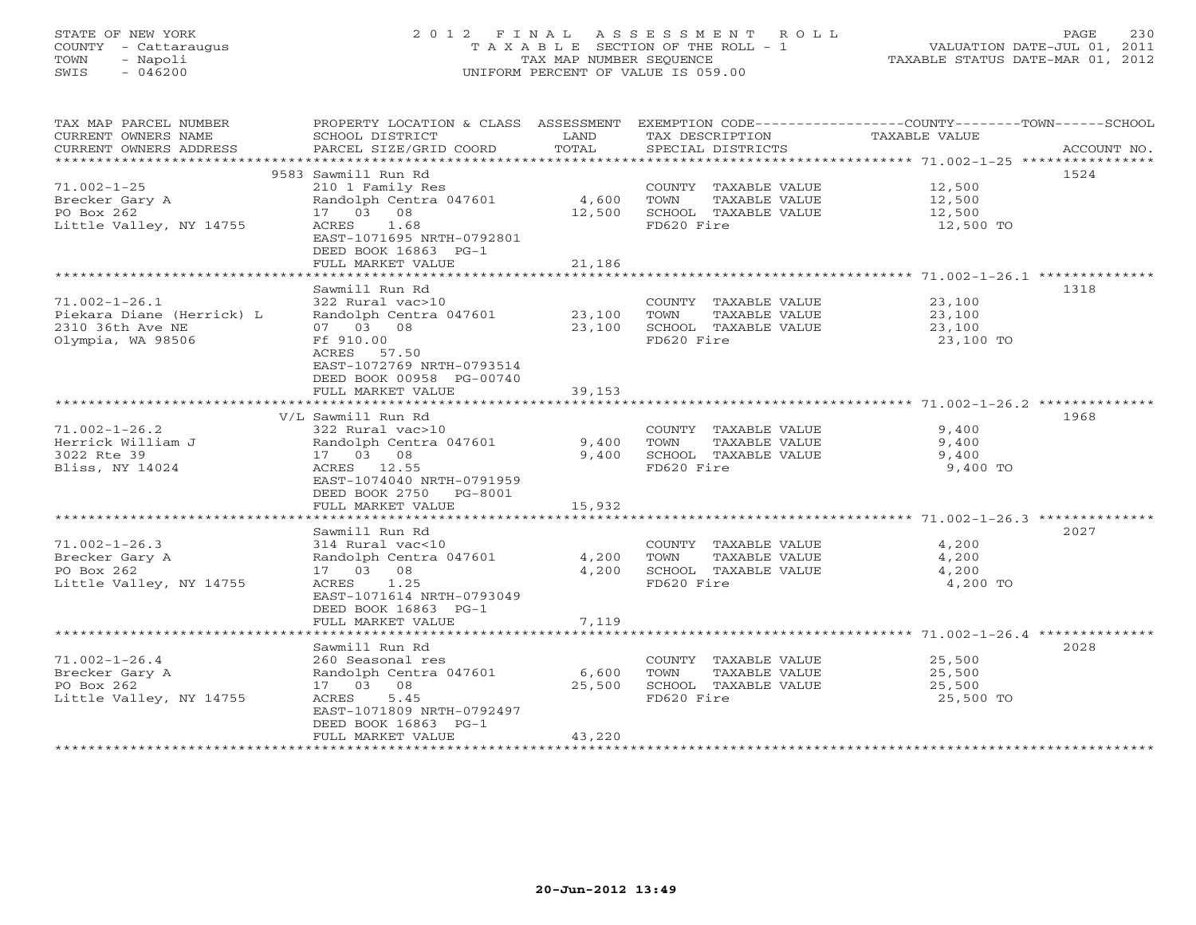STATE OF NEW YORK
COUNTY - Cattaraugus
TOWN - Napoli
SWIS - 046200

2012 FINAL ASSESSMENT ROLL
TAXABLE SECTION OF THE ROLL - 1
TAX MAP NUMBER SEQUENCE
UNIFORM PERCENT OF VALUE IS 059.00

VALUATION DATE-JUL 01, 2011
TAXABLE STATUS DATE-MAR 01, 2012

| TAX MAP PARCEL NUMBER / CURRENT OWNERS NAME / CURRENT OWNERS ADDRESS | PROPERTY LOCATION & CLASS / SCHOOL DISTRICT / PARCEL SIZE/GRID COORD | ASSESSMENT LAND / TOTAL | EXEMPTION CODE / TAX DESCRIPTION / SPECIAL DISTRICTS | COUNTY--TOWN--SCHOOL TAXABLE VALUE | ACCOUNT NO. |
|---|---|---|---|---|---|
| 71.002-1-25 | 9583 Sawmill Run Rd | | | | 1524 |
| Brecker Gary A | 210 1 Family Res | | COUNTY TAXABLE VALUE | 12,500 | |
| PO Box 262 | Randolph Centra 047601 | 4,600 | TOWN TAXABLE VALUE | 12,500 | |
| Little Valley, NY 14755 | 17 03 08 | 12,500 | SCHOOL TAXABLE VALUE | 12,500 | |
| | ACRES 1.68 | | FD620 Fire | 12,500 TO | |
| | EAST-1071695 NRTH-0792801 | | | | |
| | DEED BOOK 16863 PG-1 | | | | |
| | FULL MARKET VALUE | 21,186 | | | |
| 71.002-1-26.1 | Sawmill Run Rd | | | | 1318 |
| Piekara Diane (Herrick) L | 322 Rural vac>10 | | COUNTY TAXABLE VALUE | 23,100 | |
| 2310 36th Ave NE | Randolph Centra 047601 | 23,100 | TOWN TAXABLE VALUE | 23,100 | |
| Olympia, WA 98506 | 07 03 08 | 23,100 | SCHOOL TAXABLE VALUE | 23,100 | |
| | Ff 910.00 | | FD620 Fire | 23,100 TO | |
| | ACRES 57.50 | | | | |
| | EAST-1072769 NRTH-0793514 | | | | |
| | DEED BOOK 00958 PG-00740 | | | | |
| | FULL MARKET VALUE | 39,153 | | | |
| 71.002-1-26.2 | V/L Sawmill Run Rd | | | | 1968 |
| Herrick William J | 322 Rural vac>10 | | COUNTY TAXABLE VALUE | 9,400 | |
| 3022 Rte 39 | Randolph Centra 047601 | 9,400 | TOWN TAXABLE VALUE | 9,400 | |
| Bliss, NY 14024 | 17 03 08 | 9,400 | SCHOOL TAXABLE VALUE | 9,400 | |
| | ACRES 12.55 | | FD620 Fire | 9,400 TO | |
| | EAST-1074040 NRTH-0791959 | | | | |
| | DEED BOOK 2750 PG-8001 | | | | |
| | FULL MARKET VALUE | 15,932 | | | |
| 71.002-1-26.3 | Sawmill Run Rd | | | | 2027 |
| Brecker Gary A | 314 Rural vac<10 | | COUNTY TAXABLE VALUE | 4,200 | |
| PO Box 262 | Randolph Centra 047601 | 4,200 | TOWN TAXABLE VALUE | 4,200 | |
| Little Valley, NY 14755 | 17 03 08 | 4,200 | SCHOOL TAXABLE VALUE | 4,200 | |
| | ACRES 1.25 | | FD620 Fire | 4,200 TO | |
| | EAST-1071614 NRTH-0793049 | | | | |
| | DEED BOOK 16863 PG-1 | | | | |
| | FULL MARKET VALUE | 7,119 | | | |
| 71.002-1-26.4 | Sawmill Run Rd | | | | 2028 |
| Brecker Gary A | 260 Seasonal res | | COUNTY TAXABLE VALUE | 25,500 | |
| PO Box 262 | Randolph Centra 047601 | 6,600 | TOWN TAXABLE VALUE | 25,500 | |
| Little Valley, NY 14755 | 17 03 08 | 25,500 | SCHOOL TAXABLE VALUE | 25,500 | |
| | ACRES 5.45 | | FD620 Fire | 25,500 TO | |
| | EAST-1071809 NRTH-0792497 | | | | |
| | DEED BOOK 16863 PG-1 | | | | |
| | FULL MARKET VALUE | 43,220 | | | |

20-Jun-2012 13:49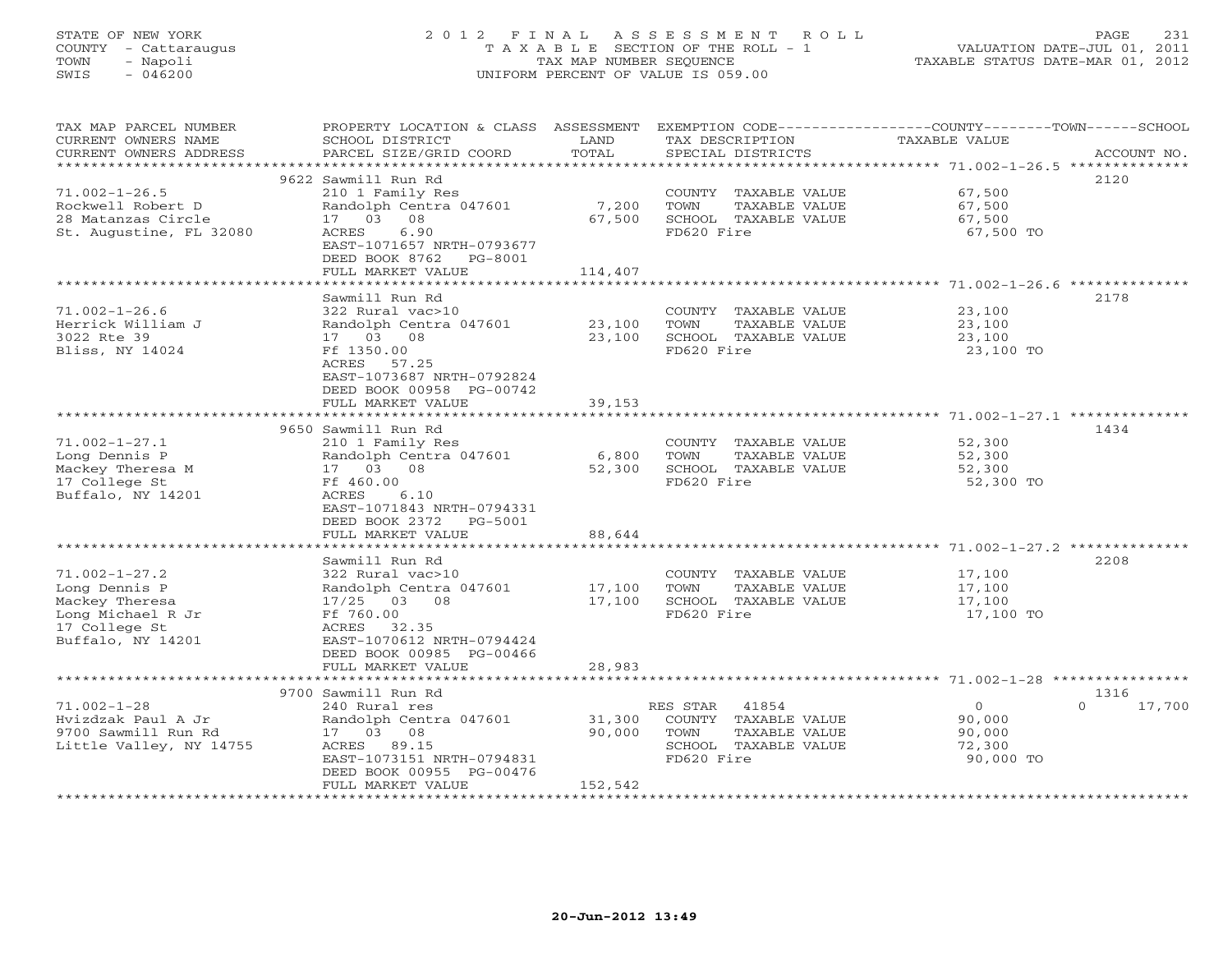STATE OF NEW YORK
COUNTY - Cattaraugus
TOWN - Napoli
SWIS - 046200

# 2012 FINAL ASSESSMENT ROLL
TAXABLE SECTION OF THE ROLL - 1
TAX MAP NUMBER SEQUENCE
UNIFORM PERCENT OF VALUE IS 059.00

VALUATION DATE-JUL 01, 2011
TAXABLE STATUS DATE-MAR 01, 2012

| TAX MAP PARCEL NUMBER / CURRENT OWNERS NAME / CURRENT OWNERS ADDRESS | PROPERTY LOCATION & CLASS / SCHOOL DISTRICT / PARCEL SIZE/GRID COORD | ASSESSMENT LAND | TOTAL | EXEMPTION CODE / TAX DESCRIPTION / SPECIAL DISTRICTS | COUNTY TAXABLE VALUE | TOWN | SCHOOL | ACCOUNT NO. |
|---|---|---|---|---|---|---|---|---|
| 71.002-1-26.5 | 9622 Sawmill Run Rd | | | | | | | 2120 |
| Rockwell Robert D | 210 1 Family Res | | | COUNTY TAXABLE VALUE | 67,500 | | | |
| 28 Matanzas Circle | Randolph Centra 047601 | 7,200 | | TOWN TAXABLE VALUE | 67,500 | | | |
| St. Augustine, FL 32080 | 17 03 08 | | 67,500 | SCHOOL TAXABLE VALUE | 67,500 | | | |
| | ACRES 6.90 | | | FD620 Fire | 67,500 TO | | | |
| | EAST-1071657 NRTH-0793677 | | | | | | | |
| | DEED BOOK 8762 PG-8001 | | | | | | | |
| | FULL MARKET VALUE | | 114,407 | | | | | |
| 71.002-1-26.6 | Sawmill Run Rd | | | | | | | 2178 |
| Herrick William J | 322 Rural vac>10 | | | COUNTY TAXABLE VALUE | 23,100 | | | |
| 3022 Rte 39 | Randolph Centra 047601 | 23,100 | | TOWN TAXABLE VALUE | 23,100 | | | |
| Bliss, NY 14024 | 17 03 08 | | 23,100 | SCHOOL TAXABLE VALUE | 23,100 | | | |
| | Ff 1350.00 | | | FD620 Fire | 23,100 TO | | | |
| | ACRES 57.25 | | | | | | | |
| | EAST-1073687 NRTH-0792824 | | | | | | | |
| | DEED BOOK 00958 PG-00742 | | | | | | | |
| | FULL MARKET VALUE | | 39,153 | | | | | |
| 71.002-1-27.1 | 9650 Sawmill Run Rd | | | | | | | 1434 |
| Long Dennis P | 210 1 Family Res | | | COUNTY TAXABLE VALUE | 52,300 | | | |
| Mackey Theresa M | Randolph Centra 047601 | 6,800 | | TOWN TAXABLE VALUE | 52,300 | | | |
| 17 College St | 17 03 08 | | 52,300 | SCHOOL TAXABLE VALUE | 52,300 | | | |
| Buffalo, NY 14201 | Ff 460.00 | | | FD620 Fire | 52,300 TO | | | |
| | ACRES 6.10 | | | | | | | |
| | EAST-1071843 NRTH-0794331 | | | | | | | |
| | DEED BOOK 2372 PG-5001 | | | | | | | |
| | FULL MARKET VALUE | | 88,644 | | | | | |
| 71.002-1-27.2 | Sawmill Run Rd | | | | | | | 2208 |
| Long Dennis P | 322 Rural vac>10 | | | COUNTY TAXABLE VALUE | 17,100 | | | |
| Mackey Theresa | Randolph Centra 047601 | 17,100 | | TOWN TAXABLE VALUE | 17,100 | | | |
| Long Michael R Jr | 17/25 03 08 | | 17,100 | SCHOOL TAXABLE VALUE | 17,100 | | | |
| 17 College St | Ff 760.00 | | | FD620 Fire | 17,100 TO | | | |
| Buffalo, NY 14201 | ACRES 32.35 | | | | | | | |
| | EAST-1070612 NRTH-0794424 | | | | | | | |
| | DEED BOOK 00985 PG-00466 | | | | | | | |
| | FULL MARKET VALUE | | 28,983 | | | | | |
| 71.002-1-28 | 9700 Sawmill Run Rd | | | | | | | 1316 |
| Hvizdzak Paul A Jr | 240 Rural res | | | RES STAR 41854 | 0 | 0 | 17,700 | |
| 9700 Sawmill Run Rd | Randolph Centra 047601 | 31,300 | | COUNTY TAXABLE VALUE | 90,000 | | | |
| Little Valley, NY 14755 | 17 03 08 | | 90,000 | TOWN TAXABLE VALUE | 90,000 | | | |
| | ACRES 89.15 | | | SCHOOL TAXABLE VALUE | 72,300 | | | |
| | EAST-1073151 NRTH-0794831 | | | FD620 Fire | 90,000 TO | | | |
| | DEED BOOK 00955 PG-00476 | | | | | | | |
| | FULL MARKET VALUE | | 152,542 | | | | | |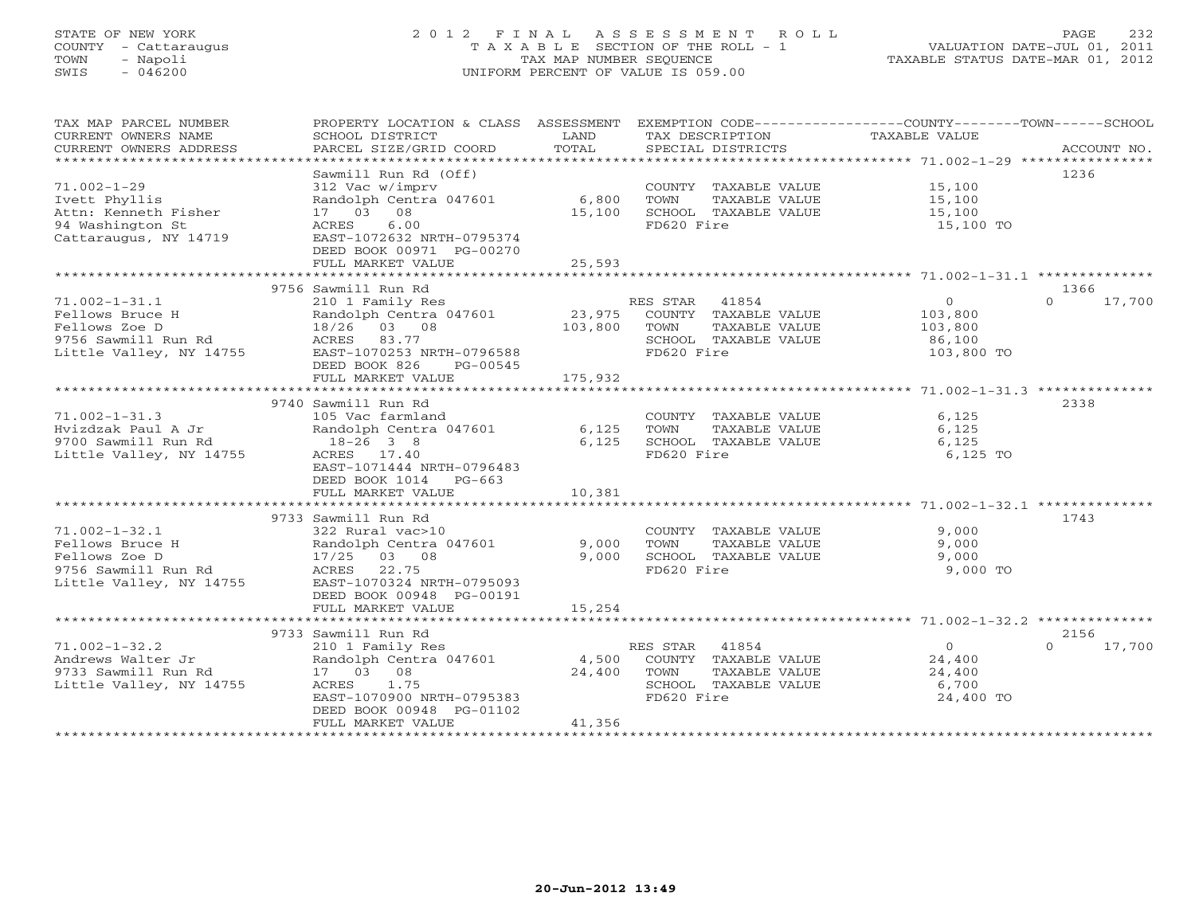STATE OF NEW YORK
COUNTY - Cattaraugus
TOWN - Napoli
SWIS - 046200

# 2012 FINAL ASSESSMENT ROLL

TAXABLE SECTION OF THE ROLL - 1
TAX MAP NUMBER SEQUENCE
UNIFORM PERCENT OF VALUE IS 059.00

VALUATION DATE-JUL 01, 2011
TAXABLE STATUS DATE-MAR 01, 2012

| TAX MAP PARCEL NUMBER / CURRENT OWNERS NAME / CURRENT OWNERS ADDRESS | PROPERTY LOCATION & CLASS / SCHOOL DISTRICT / PARCEL SIZE/GRID COORD | ASSESSMENT LAND | ASSESSMENT TOTAL | EXEMPTION CODE / TAX DESCRIPTION / SPECIAL DISTRICTS | COUNTY / TOWN TAXABLE VALUE | SCHOOL | ACCOUNT NO. |
|---|---|---|---|---|---|---|---|
| 71.002-1-29 | Sawmill Run Rd (Off) | | | | | | 1236 |
| Ivett Phyllis | 312 Vac w/imprv | | | COUNTY TAXABLE VALUE | 15,100 | | |
| Attn: Kenneth Fisher | Randolph Centra 047601 | 6,800 | | TOWN TAXABLE VALUE | 15,100 | | |
| 94 Washington St | 17 03 08 | | 15,100 | SCHOOL TAXABLE VALUE | 15,100 | | |
| Cattaraugus, NY 14719 | ACRES 6.00 | | | FD620 Fire | 15,100 TO | | |
| | EAST-1072632 NRTH-0795374 | | | | | | |
| | DEED BOOK 00971 PG-00270 | | | | | | |
| | FULL MARKET VALUE | | 25,593 | | | | |
| 71.002-1-31.1 | 9756 Sawmill Run Rd | | | | | | 1366 |
| Fellows Bruce H | 210 1 Family Res | | | RES STAR 41854 | 0 | 0 17,700 | |
| Fellows Zoe D | Randolph Centra 047601 | 23,975 | | COUNTY TAXABLE VALUE | 103,800 | | |
| 9756 Sawmill Run Rd | 18/26 03 08 | | 103,800 | TOWN TAXABLE VALUE | 103,800 | | |
| Little Valley, NY 14755 | ACRES 83.77 | | | SCHOOL TAXABLE VALUE | | 86,100 | |
| | EAST-1070253 NRTH-0796588 | | | FD620 Fire | 103,800 TO | | |
| | DEED BOOK 826 PG-00545 | | | | | | |
| | FULL MARKET VALUE | | 175,932 | | | | |
| 71.002-1-31.3 | 9740 Sawmill Run Rd | | | | | | 2338 |
| Hvizdzak Paul A Jr | 105 Vac farmland | | | COUNTY TAXABLE VALUE | 6,125 | | |
| 9700 Sawmill Run Rd | Randolph Centra 047601 | 6,125 | | TOWN TAXABLE VALUE | 6,125 | | |
| Little Valley, NY 14755 | 18-26 3 8 | | 6,125 | SCHOOL TAXABLE VALUE | 6,125 | | |
| | ACRES 17.40 | | | FD620 Fire | 6,125 TO | | |
| | EAST-1071444 NRTH-0796483 | | | | | | |
| | DEED BOOK 1014 PG-663 | | | | | | |
| | FULL MARKET VALUE | | 10,381 | | | | |
| 71.002-1-32.1 | 9733 Sawmill Run Rd | | | | | | 1743 |
| Fellows Bruce H | 322 Rural vac>10 | | | COUNTY TAXABLE VALUE | 9,000 | | |
| Fellows Zoe D | Randolph Centra 047601 | 9,000 | | TOWN TAXABLE VALUE | 9,000 | | |
| 9756 Sawmill Run Rd | 17/25 03 08 | | 9,000 | SCHOOL TAXABLE VALUE | 9,000 | | |
| Little Valley, NY 14755 | ACRES 22.75 | | | FD620 Fire | 9,000 TO | | |
| | EAST-1070324 NRTH-0795093 | | | | | | |
| | DEED BOOK 00948 PG-00191 | | | | | | |
| | FULL MARKET VALUE | | 15,254 | | | | |
| 71.002-1-32.2 | 9733 Sawmill Run Rd | | | | | | 2156 |
| Andrews Walter Jr | 210 1 Family Res | | | RES STAR 41854 | 0 | 0 17,700 | |
| 9733 Sawmill Run Rd | Randolph Centra 047601 | 4,500 | | COUNTY TAXABLE VALUE | 24,400 | | |
| Little Valley, NY 14755 | 17 03 08 | | 24,400 | TOWN TAXABLE VALUE | 24,400 | | |
| | ACRES 1.75 | | | SCHOOL TAXABLE VALUE | | 6,700 | |
| | EAST-1070900 NRTH-0795383 | | | FD620 Fire | 24,400 TO | | |
| | DEED BOOK 00948 PG-01102 | | | | | | |
| | FULL MARKET VALUE | | 41,356 | | | | |

20-Jun-2012 13:49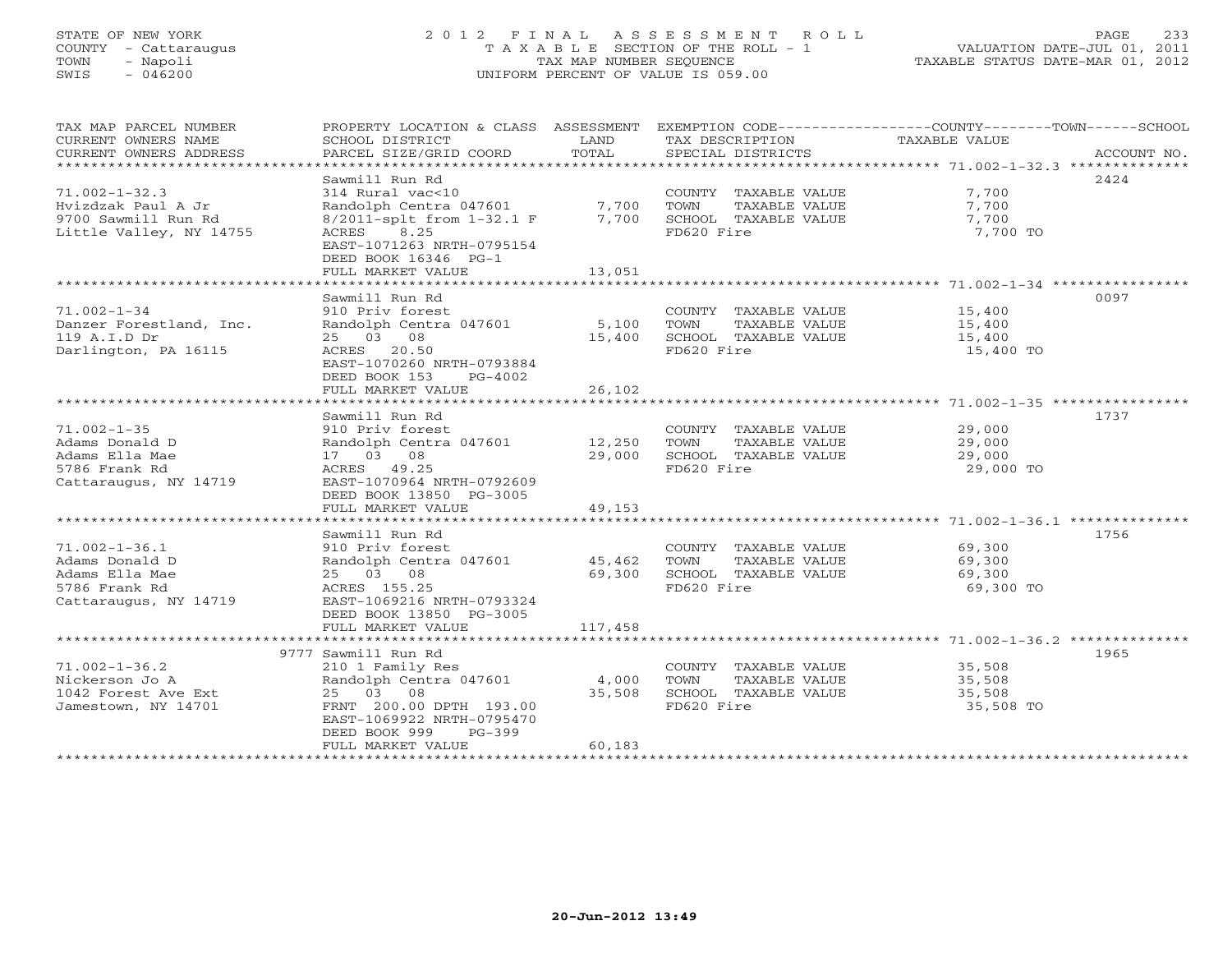STATE OF NEW YORK
COUNTY - Cattaraugus
TOWN - Napoli
SWIS - 046200

# 2012 FINAL ASSESSMENT ROLL
TAXABLE SECTION OF THE ROLL - 1
TAX MAP NUMBER SEQUENCE
UNIFORM PERCENT OF VALUE IS 059.00

VALUATION DATE-JUL 01, 2011
TAXABLE STATUS DATE-MAR 01, 2012

| TAX MAP PARCEL NUMBER / CURRENT OWNERS NAME / CURRENT OWNERS ADDRESS | PROPERTY LOCATION & CLASS / SCHOOL DISTRICT / PARCEL SIZE/GRID COORD | ASSESSMENT LAND | TOTAL | EXEMPTION CODE / TAX DESCRIPTION / SPECIAL DISTRICTS | TAXABLE VALUE (COUNTY--------TOWN------SCHOOL) | ACCOUNT NO. |
|---|---|---|---|---|---|---|
| 71.002-1-32.3 | Sawmill Run Rd | | | | | 2424 |
| Hvizdzak Paul A Jr | 314 Rural vac<10 | | | COUNTY TAXABLE VALUE | 7,700 | |
| 9700 Sawmill Run Rd | Randolph Centra 047601 | 7,700 | | TOWN TAXABLE VALUE | 7,700 | |
| Little Valley, NY 14755 | 8/2011-splt from 1-32.1 F | | 7,700 | SCHOOL TAXABLE VALUE | 7,700 | |
| | ACRES 8.25 | | | FD620 Fire | 7,700 TO | |
| | EAST-1071263 NRTH-0795154 | | | | | |
| | DEED BOOK 16346 PG-1 | | | | | |
| | FULL MARKET VALUE | | 13,051 | | | |
| 71.002-1-34 | Sawmill Run Rd | | | | | 0097 |
| Danzer Forestland, Inc. | 910 Priv forest | | | COUNTY TAXABLE VALUE | 15,400 | |
| 119 A.I.D Dr | Randolph Centra 047601 | 5,100 | | TOWN TAXABLE VALUE | 15,400 | |
| Darlington, PA 16115 | 25 03 08 | | 15,400 | SCHOOL TAXABLE VALUE | 15,400 | |
| | ACRES 20.50 | | | FD620 Fire | 15,400 TO | |
| | EAST-1070260 NRTH-0793884 | | | | | |
| | DEED BOOK 153 PG-4002 | | | | | |
| | FULL MARKET VALUE | | 26,102 | | | |
| 71.002-1-35 | Sawmill Run Rd | | | | | 1737 |
| Adams Donald D | 910 Priv forest | | | COUNTY TAXABLE VALUE | 29,000 | |
| Adams Ella Mae | Randolph Centra 047601 | 12,250 | | TOWN TAXABLE VALUE | 29,000 | |
| 5786 Frank Rd | 17 03 08 | | 29,000 | SCHOOL TAXABLE VALUE | 29,000 | |
| Cattaraugus, NY 14719 | ACRES 49.25 | | | FD620 Fire | 29,000 TO | |
| | EAST-1070964 NRTH-0792609 | | | | | |
| | DEED BOOK 13850 PG-3005 | | | | | |
| | FULL MARKET VALUE | | 49,153 | | | |
| 71.002-1-36.1 | Sawmill Run Rd | | | | | 1756 |
| Adams Donald D | 910 Priv forest | | | COUNTY TAXABLE VALUE | 69,300 | |
| Adams Ella Mae | Randolph Centra 047601 | 45,462 | | TOWN TAXABLE VALUE | 69,300 | |
| 5786 Frank Rd | 25 03 08 | | 69,300 | SCHOOL TAXABLE VALUE | 69,300 | |
| Cattaraugus, NY 14719 | ACRES 155.25 | | | FD620 Fire | 69,300 TO | |
| | EAST-1069216 NRTH-0793324 | | | | | |
| | DEED BOOK 13850 PG-3005 | | | | | |
| | FULL MARKET VALUE | | 117,458 | | | |
| 71.002-1-36.2 | 9777 Sawmill Run Rd | | | | | 1965 |
| Nickerson Jo A | 210 1 Family Res | | | COUNTY TAXABLE VALUE | 35,508 | |
| 1042 Forest Ave Ext | Randolph Centra 047601 | 4,000 | | TOWN TAXABLE VALUE | 35,508 | |
| Jamestown, NY 14701 | 25 03 08 | | 35,508 | SCHOOL TAXABLE VALUE | 35,508 | |
| | FRNT 200.00 DPTH 193.00 | | | FD620 Fire | 35,508 TO | |
| | EAST-1069922 NRTH-0795470 | | | | | |
| | DEED BOOK 999 PG-399 | | | | | |
| | FULL MARKET VALUE | | 60,183 | | | |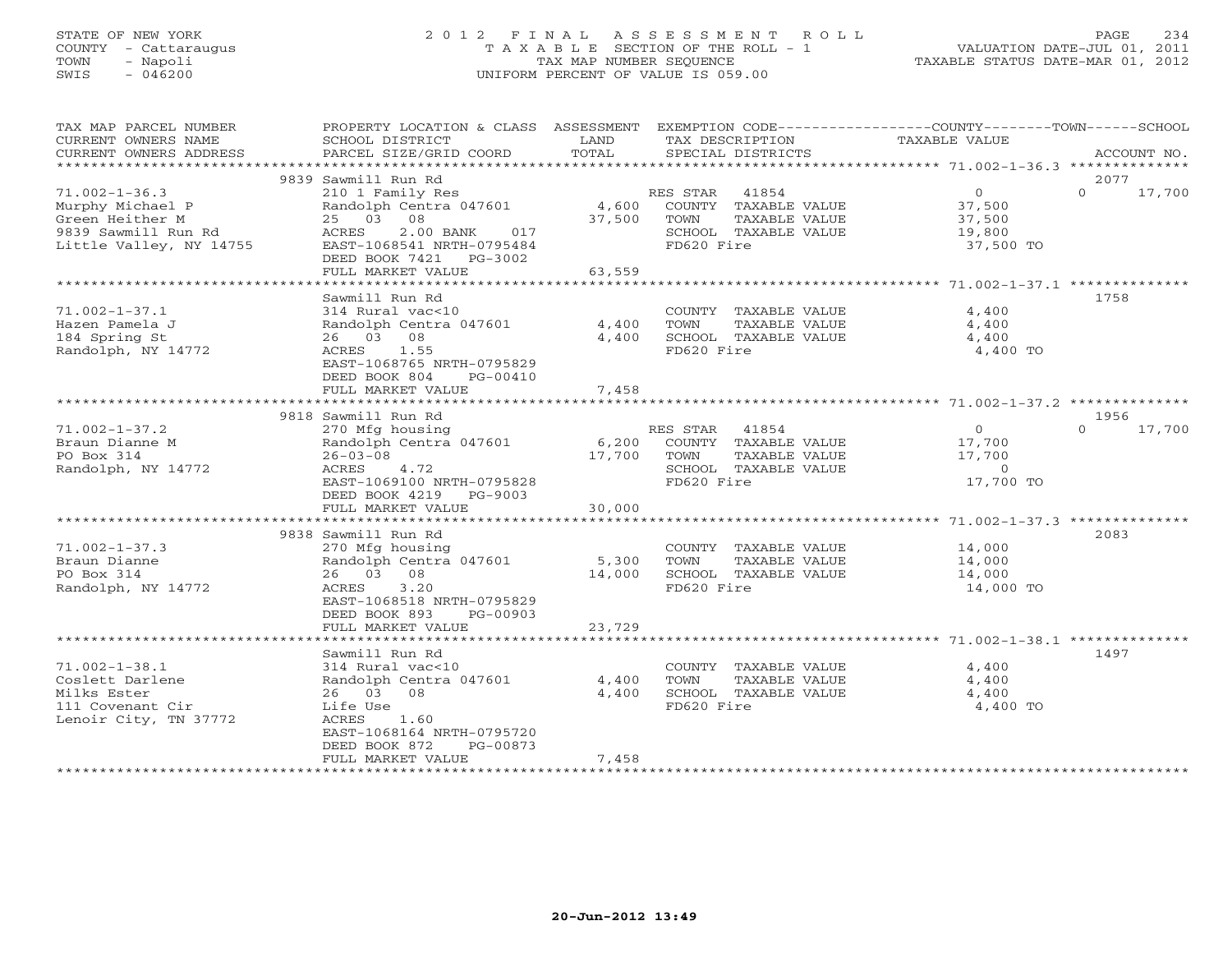STATE OF NEW YORK
COUNTY - Cattaraugus
TOWN - Napoli
SWIS - 046200

# 2012 FINAL ASSESSMENT ROLL
TAXABLE SECTION OF THE ROLL - 1
TAX MAP NUMBER SEQUENCE
UNIFORM PERCENT OF VALUE IS 059.00

VALUATION DATE-JUL 01, 2011
TAXABLE STATUS DATE-MAR 01, 2012

| TAX MAP PARCEL NUMBER / CURRENT OWNERS NAME / CURRENT OWNERS ADDRESS | PROPERTY LOCATION & CLASS / SCHOOL DISTRICT / PARCEL SIZE/GRID COORD | ASSESSMENT LAND / TOTAL | EXEMPTION CODE / TAX DESCRIPTION / SPECIAL DISTRICTS | COUNTY TAXABLE VALUE | TOWN | SCHOOL | ACCOUNT NO. |
|---|---|---|---|---|---|---|---|
| **71.002-1-36.3** | 9839 Sawmill Run Rd | | | | | | 2077 |
| Murphy Michael P | 210 1 Family Res | | RES STAR 41854 | 0 | 0 | 17,700 | |
| Green Heither M | Randolph Centra 047601 | 4,600 | COUNTY TAXABLE VALUE | 37,500 | | | |
| 9839 Sawmill Run Rd | 25 03 08 | 37,500 | TOWN TAXABLE VALUE | | 37,500 | | |
| Little Valley, NY 14755 | ACRES 2.00 BANK 017 | | SCHOOL TAXABLE VALUE | | | 19,800 | |
| | EAST-1068541 NRTH-0795484 | | FD620 Fire | 37,500 TO | | | |
| | DEED BOOK 7421 PG-3002 | | | | | | |
| | FULL MARKET VALUE | 63,559 | | | | | |
| **71.002-1-37.1** | Sawmill Run Rd | | | | | | 1758 |
| Hazen Pamela J | 314 Rural vac<10 | | COUNTY TAXABLE VALUE | 4,400 | | | |
| 184 Spring St | Randolph Centra 047601 | 4,400 | TOWN TAXABLE VALUE | | 4,400 | | |
| Randolph, NY 14772 | 26 03 08 | 4,400 | SCHOOL TAXABLE VALUE | | | 4,400 | |
| | ACRES 1.55 | | FD620 Fire | 4,400 TO | | | |
| | EAST-1068765 NRTH-0795829 | | | | | | |
| | DEED BOOK 804 PG-00410 | | | | | | |
| | FULL MARKET VALUE | 7,458 | | | | | |
| **71.002-1-37.2** | 9818 Sawmill Run Rd | | | | | | 1956 |
| Braun Dianne M | 270 Mfg housing | | RES STAR 41854 | 0 | 0 | 17,700 | |
| PO Box 314 | Randolph Centra 047601 | 6,200 | COUNTY TAXABLE VALUE | 17,700 | | | |
| Randolph, NY 14772 | 26-03-08 | 17,700 | TOWN TAXABLE VALUE | | 17,700 | | |
| | ACRES 4.72 | | SCHOOL TAXABLE VALUE | | | 0 | |
| | EAST-1069100 NRTH-0795828 | | FD620 Fire | 17,700 TO | | | |
| | DEED BOOK 4219 PG-9003 | | | | | | |
| | FULL MARKET VALUE | 30,000 | | | | | |
| **71.002-1-37.3** | 9838 Sawmill Run Rd | | | | | | 2083 |
| Braun Dianne | 270 Mfg housing | | COUNTY TAXABLE VALUE | 14,000 | | | |
| PO Box 314 | Randolph Centra 047601 | 5,300 | TOWN TAXABLE VALUE | | 14,000 | | |
| Randolph, NY 14772 | 26 03 08 | 14,000 | SCHOOL TAXABLE VALUE | | | 14,000 | |
| | ACRES 3.20 | | FD620 Fire | 14,000 TO | | | |
| | EAST-1068518 NRTH-0795829 | | | | | | |
| | DEED BOOK 893 PG-00903 | | | | | | |
| | FULL MARKET VALUE | 23,729 | | | | | |
| **71.002-1-38.1** | Sawmill Run Rd | | | | | | 1497 |
| Coslett Darlene | 314 Rural vac<10 | | COUNTY TAXABLE VALUE | 4,400 | | | |
| Milks Ester | Randolph Centra 047601 | 4,400 | TOWN TAXABLE VALUE | | 4,400 | | |
| 111 Covenant Cir | 26 03 08 | 4,400 | SCHOOL TAXABLE VALUE | | | 4,400 | |
| Lenoir City, TN 37772 | Life Use | | FD620 Fire | 4,400 TO | | | |
| | ACRES 1.60 | | | | | | |
| | EAST-1068164 NRTH-0795720 | | | | | | |
| | DEED BOOK 872 PG-00873 | | | | | | |
| | FULL MARKET VALUE | 7,458 | | | | | |

20-Jun-2012 13:49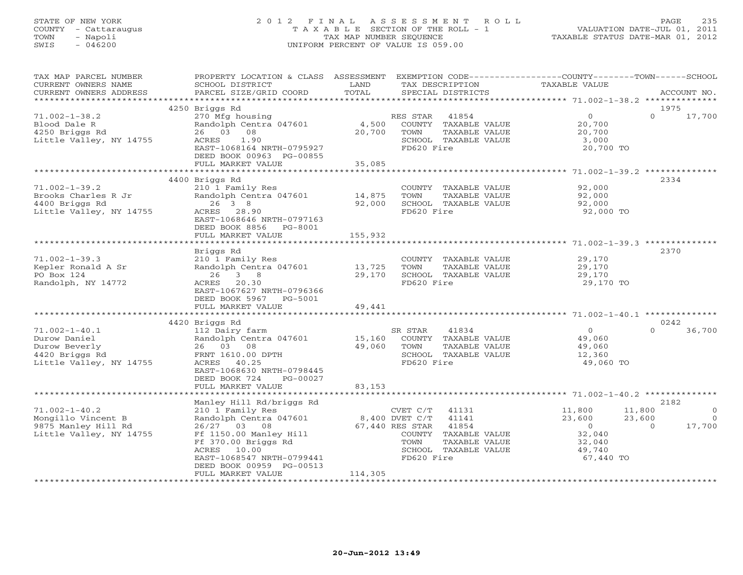STATE OF NEW YORK
COUNTY - Cattaraugus
TOWN - Napoli
SWIS - 046200

2012 FINAL ASSESSMENT ROLL
TAXABLE SECTION OF THE ROLL - 1
TAX MAP NUMBER SEQUENCE
UNIFORM PERCENT OF VALUE IS 059.00

VALUATION DATE-JUL 01, 2011
TAXABLE STATUS DATE-MAR 01, 2012

| TAX MAP PARCEL NUMBER / CURRENT OWNERS NAME / CURRENT OWNERS ADDRESS | PROPERTY LOCATION & CLASS / SCHOOL DISTRICT / PARCEL SIZE/GRID COORD | ASSESSMENT LAND / TOTAL | EXEMPTION CODE / TAX DESCRIPTION / SPECIAL DISTRICTS | COUNTY TAXABLE VALUE | TOWN | SCHOOL / ACCOUNT NO. |
|---|---|---|---|---|---|---|
| 71.002-1-38.2 | 4250 Briggs Rd | | | | | 1975 |
| Blood Dale R | 270 Mfg housing | | RES STAR 41854 | 0 | 0 | 17,700 |
| 4250 Briggs Rd | Randolph Centra 047601 | 4,500 | COUNTY TAXABLE VALUE | 20,700 | | |
| Little Valley, NY 14755 | 26 03 08 | 20,700 | TOWN TAXABLE VALUE | 20,700 | | |
| | ACRES 1.90 | | SCHOOL TAXABLE VALUE | 3,000 | | |
| | EAST-1068164 NRTH-0795927 | | FD620 Fire | 20,700 TO | | |
| | DEED BOOK 00963 PG-00855 | | | | | |
| | FULL MARKET VALUE | 35,085 | | | | |
| 71.002-1-39.2 | 4400 Briggs Rd | | | | | 2334 |
| Brooks Charles R Jr | 210 1 Family Res | | COUNTY TAXABLE VALUE | 92,000 | | |
| 4400 Briggs Rd | Randolph Centra 047601 | 14,875 | TOWN TAXABLE VALUE | 92,000 | | |
| Little Valley, NY 14755 | 26 3 8 | 92,000 | SCHOOL TAXABLE VALUE | 92,000 | | |
| | ACRES 28.90 | | FD620 Fire | 92,000 TO | | |
| | EAST-1068646 NRTH-0797163 | | | | | |
| | DEED BOOK 8856 PG-8001 | | | | | |
| | FULL MARKET VALUE | 155,932 | | | | |
| 71.002-1-39.3 | Briggs Rd | | | | | 2370 |
| Kepler Ronald A Sr | 210 1 Family Res | | COUNTY TAXABLE VALUE | 29,170 | | |
| PO Box 124 | Randolph Centra 047601 | 13,725 | TOWN TAXABLE VALUE | 29,170 | | |
| Randolph, NY 14772 | 26 3 8 | 29,170 | SCHOOL TAXABLE VALUE | 29,170 | | |
| | ACRES 20.30 | | FD620 Fire | 29,170 TO | | |
| | EAST-1067627 NRTH-0796366 | | | | | |
| | DEED BOOK 5967 PG-5001 | | | | | |
| | FULL MARKET VALUE | 49,441 | | | | |
| 71.002-1-40.1 | 4420 Briggs Rd | | | | | 0242 |
| Durow Daniel | 112 Dairy farm | | SR STAR 41834 | 0 | 0 | 36,700 |
| Durow Beverly | Randolph Centra 047601 | 15,160 | COUNTY TAXABLE VALUE | 49,060 | | |
| 4420 Briggs Rd | 26 03 08 | 49,060 | TOWN TAXABLE VALUE | 49,060 | | |
| Little Valley, NY 14755 | FRNT 1610.00 DPTH | | SCHOOL TAXABLE VALUE | 12,360 | | |
| | ACRES 40.25 | | FD620 Fire | 49,060 TO | | |
| | EAST-1068630 NRTH-0798445 | | | | | |
| | DEED BOOK 724 PG-00027 | | | | | |
| | FULL MARKET VALUE | 83,153 | | | | |
| 71.002-1-40.2 | Manley Hill Rd/briggs Rd | | | | | 2182 |
| Mongillo Vincent B | 210 1 Family Res | | CVET C/T 41131 | 11,800 | 11,800 | 0 |
| 9875 Manley Hill Rd | Randolph Centra 047601 | 8,400 | DVET C/T 41141 | 23,600 | 23,600 | 0 |
| Little Valley, NY 14755 | 26/27 03 08 | 67,440 | RES STAR 41854 | 0 | 0 | 17,700 |
| | Ff 1150.00 Manley Hill | | COUNTY TAXABLE VALUE | 32,040 | | |
| | Ff 370.00 Briggs Rd | | TOWN TAXABLE VALUE | 32,040 | | |
| | ACRES 10.00 | | SCHOOL TAXABLE VALUE | 49,740 | | |
| | EAST-1068547 NRTH-0799441 | | FD620 Fire | 67,440 TO | | |
| | DEED BOOK 00959 PG-00513 | | | | | |
| | FULL MARKET VALUE | 114,305 | | | | |

20-Jun-2012 13:49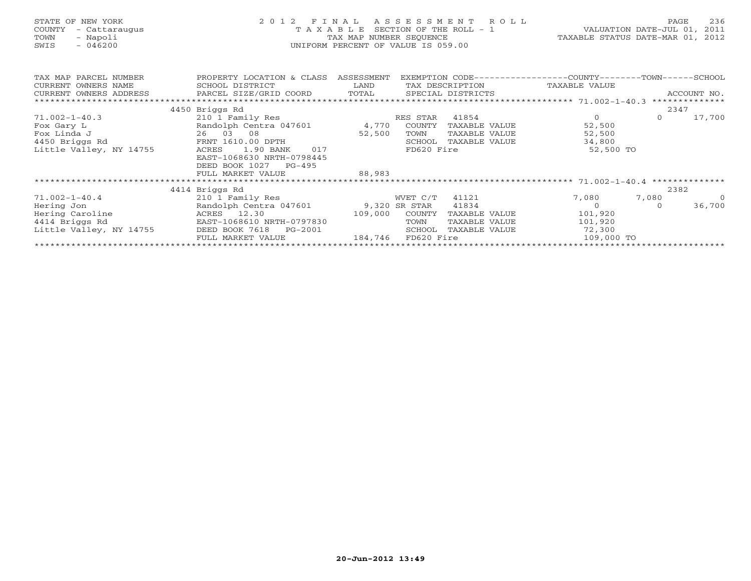STATE OF NEW YORK
COUNTY - Cattaraugus
TOWN - Napoli
SWIS - 046200

2012 FINAL ASSESSMENT ROLL
TAXABLE SECTION OF THE ROLL - 1
TAX MAP NUMBER SEQUENCE
UNIFORM PERCENT OF VALUE IS 059.00

VALUATION DATE-JUL 01, 2011
TAXABLE STATUS DATE-MAR 01, 2012

| TAX MAP PARCEL NUMBER / CURRENT OWNERS NAME / CURRENT OWNERS ADDRESS | PROPERTY LOCATION & CLASS / SCHOOL DISTRICT / PARCEL SIZE/GRID COORD | ASSESSMENT LAND / TOTAL | EXEMPTION CODE / TAX DESCRIPTION / SPECIAL DISTRICTS | COUNTY TAXABLE VALUE | TOWN | SCHOOL / ACCOUNT NO. |
|---|---|---|---|---|---|---|
| **71.002-1-40.3** | 4450 Briggs Rd | | | | | 2347 |
| 71.002-1-40.3 | 210 1 Family Res | | RES STAR 41854 | 0 | 0 | 17,700 |
| Fox Gary L | Randolph Centra 047601 | 4,770 | COUNTY TAXABLE VALUE | 52,500 | | |
| Fox Linda J | 26 03 08 | 52,500 | TOWN TAXABLE VALUE | 52,500 | | |
| 4450 Briggs Rd | FRNT 1610.00 DPTH | | SCHOOL TAXABLE VALUE | 34,800 | | |
| Little Valley, NY 14755 | ACRES 1.90 BANK 017 | | FD620 Fire | 52,500 TO | | |
| | EAST-1068630 NRTH-0798445 | | | | | |
| | DEED BOOK 1027 PG-495 | | | | | |
| | FULL MARKET VALUE | 88,983 | | | | |
| **71.002-1-40.4** | 4414 Briggs Rd | | | | | 2382 |
| 71.002-1-40.4 | 210 1 Family Res | | WVET C/T 41121 | 7,080 | 7,080 | 0 |
| Hering Jon | Randolph Centra 047601 | 9,320 | SR STAR 41834 | 0 | 0 | 36,700 |
| Hering Caroline | ACRES 12.30 | 109,000 | COUNTY TAXABLE VALUE | 101,920 | | |
| 4414 Briggs Rd | EAST-1068610 NRTH-0797830 | | TOWN TAXABLE VALUE | 101,920 | | |
| Little Valley, NY 14755 | DEED BOOK 7618 PG-2001 | | SCHOOL TAXABLE VALUE | 72,300 | | |
| | FULL MARKET VALUE | 184,746 | FD620 Fire | 109,000 TO | | |

20-Jun-2012 13:49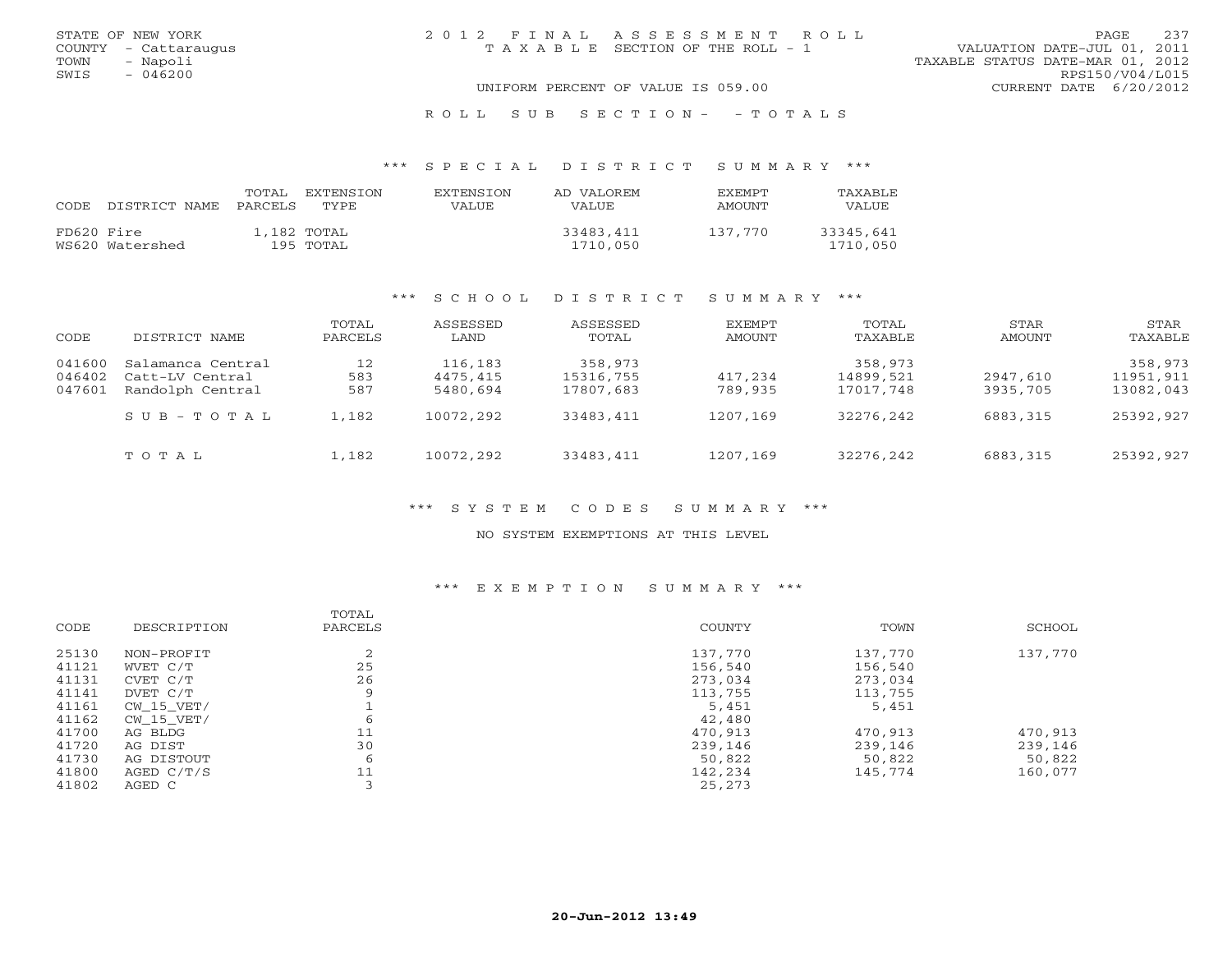STATE OF NEW YORK
COUNTY - Cattaraugus
TOWN - Napoli
SWIS - 046200

2012 FINAL ASSESSMENT ROLL
TAXABLE SECTION OF THE ROLL - 1

VALUATION DATE-JUL 01, 2011
TAXABLE STATUS DATE-MAR 01, 2012
RPS150/V04/L015
CURRENT DATE 6/20/2012

UNIFORM PERCENT OF VALUE IS 059.00

ROLL SUB SECTION- - TOTALS

### *** SPECIAL DISTRICT SUMMARY ***

| CODE | DISTRICT NAME | TOTAL PARCELS | EXTENSION TYPE | EXTENSION VALUE | AD VALOREM VALUE | EXEMPT AMOUNT | TAXABLE VALUE |
|---|---|---|---|---|---|---|---|
| FD620 | Fire | 1,182 | TOTAL | | 33483,411 | 137,770 | 33345,641 |
| WS620 | Watershed | 195 | TOTAL | | 1710,050 | | 1710,050 |

### *** SCHOOL DISTRICT SUMMARY ***

| CODE | DISTRICT NAME | TOTAL PARCELS | ASSESSED LAND | ASSESSED TOTAL | EXEMPT AMOUNT | TOTAL TAXABLE | STAR AMOUNT | STAR TAXABLE |
|---|---|---|---|---|---|---|---|---|
| 041600 | Salamanca Central | 12 | 116,183 | 358,973 | | 358,973 | | 358,973 |
| 046402 | Catt-LV Central | 583 | 4475,415 | 15316,755 | 417,234 | 14899,521 | 2947,610 | 11951,911 |
| 047601 | Randolph Central | 587 | 5480,694 | 17807,683 | 789,935 | 17017,748 | 3935,705 | 13082,043 |
| | SUB-TOTAL | 1,182 | 10072,292 | 33483,411 | 1207,169 | 32276,242 | 6883,315 | 25392,927 |
| | TOTAL | 1,182 | 10072,292 | 33483,411 | 1207,169 | 32276,242 | 6883,315 | 25392,927 |

### *** SYSTEM CODES SUMMARY ***

NO SYSTEM EXEMPTIONS AT THIS LEVEL

### *** EXEMPTION SUMMARY ***

| CODE | DESCRIPTION | TOTAL PARCELS | COUNTY | TOWN | SCHOOL |
|---|---|---|---|---|---|
| 25130 | NON-PROFIT | 2 | 137,770 | 137,770 | 137,770 |
| 41121 | WVET C/T | 25 | 156,540 | 156,540 | |
| 41131 | CVET C/T | 26 | 273,034 | 273,034 | |
| 41141 | DVET C/T | 9 | 113,755 | 113,755 | |
| 41161 | CW_15_VET/ | 1 | 5,451 | 5,451 | |
| 41162 | CW_15_VET/ | 6 | 42,480 | | |
| 41700 | AG BLDG | 11 | 470,913 | 470,913 | 470,913 |
| 41720 | AG DIST | 30 | 239,146 | 239,146 | 239,146 |
| 41730 | AG DISTOUT | 6 | 50,822 | 50,822 | 50,822 |
| 41800 | AGED C/T/S | 11 | 142,234 | 145,774 | 160,077 |
| 41802 | AGED C | 3 | 25,273 | | |

20-Jun-2012 13:49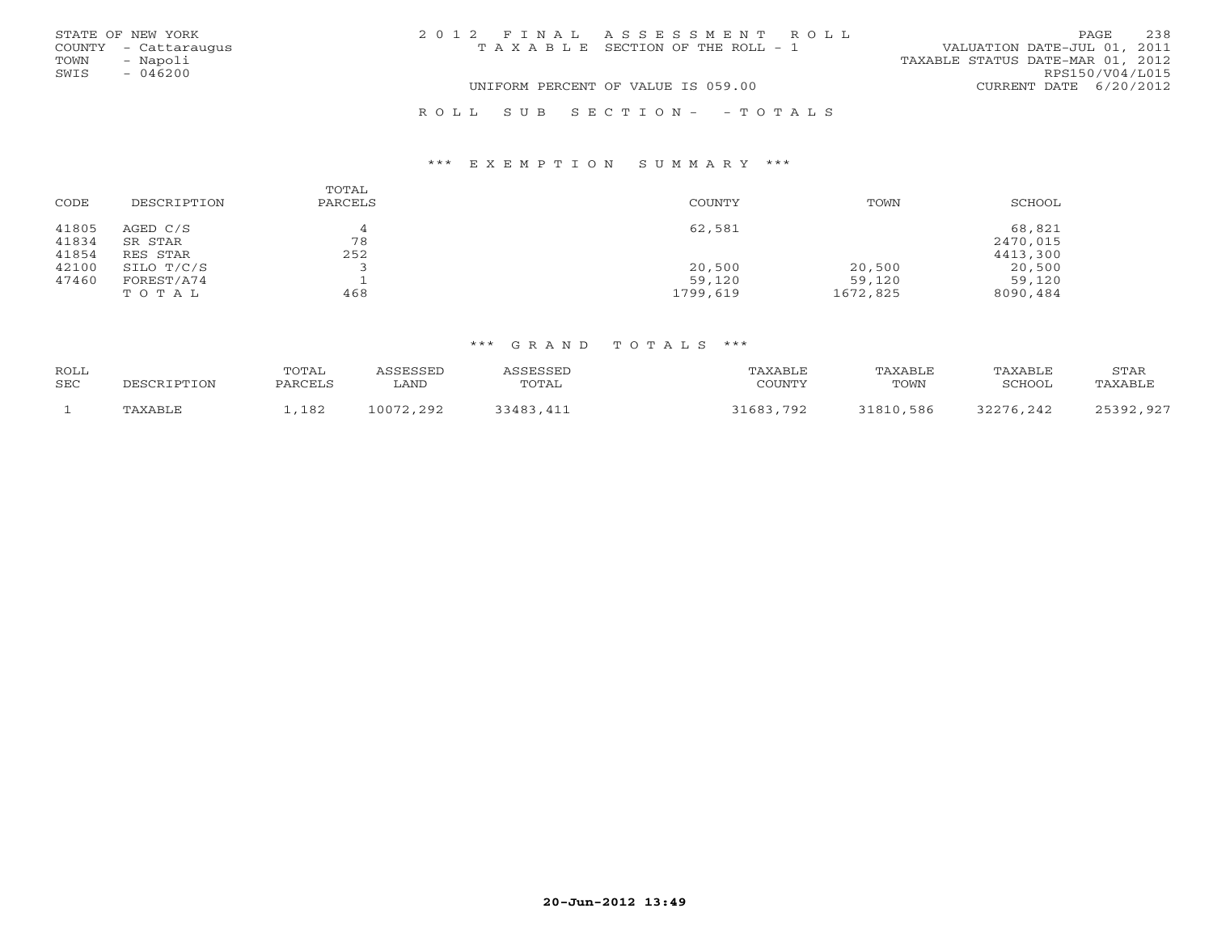STATE OF NEW YORK
COUNTY - Cattaraugus
TOWN - Napoli
SWIS - 046200

2 0 1 2 F I N A L A S S E S S M E N T R O L L
T A X A B L E SECTION OF THE ROLL - 1

VALUATION DATE-JUL 01, 2011
TAXABLE STATUS DATE-MAR 01, 2012
RPS150/V04/L015
CURRENT DATE 6/20/2012

UNIFORM PERCENT OF VALUE IS 059.00

R O L L S U B S E C T I O N - - T O T A L S

### *** E X E M P T I O N S U M M A R Y ***

| CODE | DESCRIPTION | TOTAL PARCELS | COUNTY | TOWN | SCHOOL |
|---|---|---|---|---|---|
| 41805 | AGED C/S | 4 | 62,581 | | 68,821 |
| 41834 | SR STAR | 78 | | | 2470,015 |
| 41854 | RES STAR | 252 | | | 4413,300 |
| 42100 | SILO T/C/S | 3 | 20,500 | 20,500 | 20,500 |
| 47460 | FOREST/A74 | 1 | 59,120 | 59,120 | 59,120 |
| | T O T A L | 468 | 1799,619 | 1672,825 | 8090,484 |

### *** G R A N D T O T A L S ***

| ROLL SEC | DESCRIPTION | TOTAL PARCELS | ASSESSED LAND | ASSESSED TOTAL | TAXABLE COUNTY | TAXABLE TOWN | TAXABLE SCHOOL | STAR TAXABLE |
|---|---|---|---|---|---|---|---|---|
| 1 | TAXABLE | 1,182 | 10072,292 | 33483,411 | 31683,792 | 31810,586 | 32276,242 | 25392,927 |

20-Jun-2012 13:49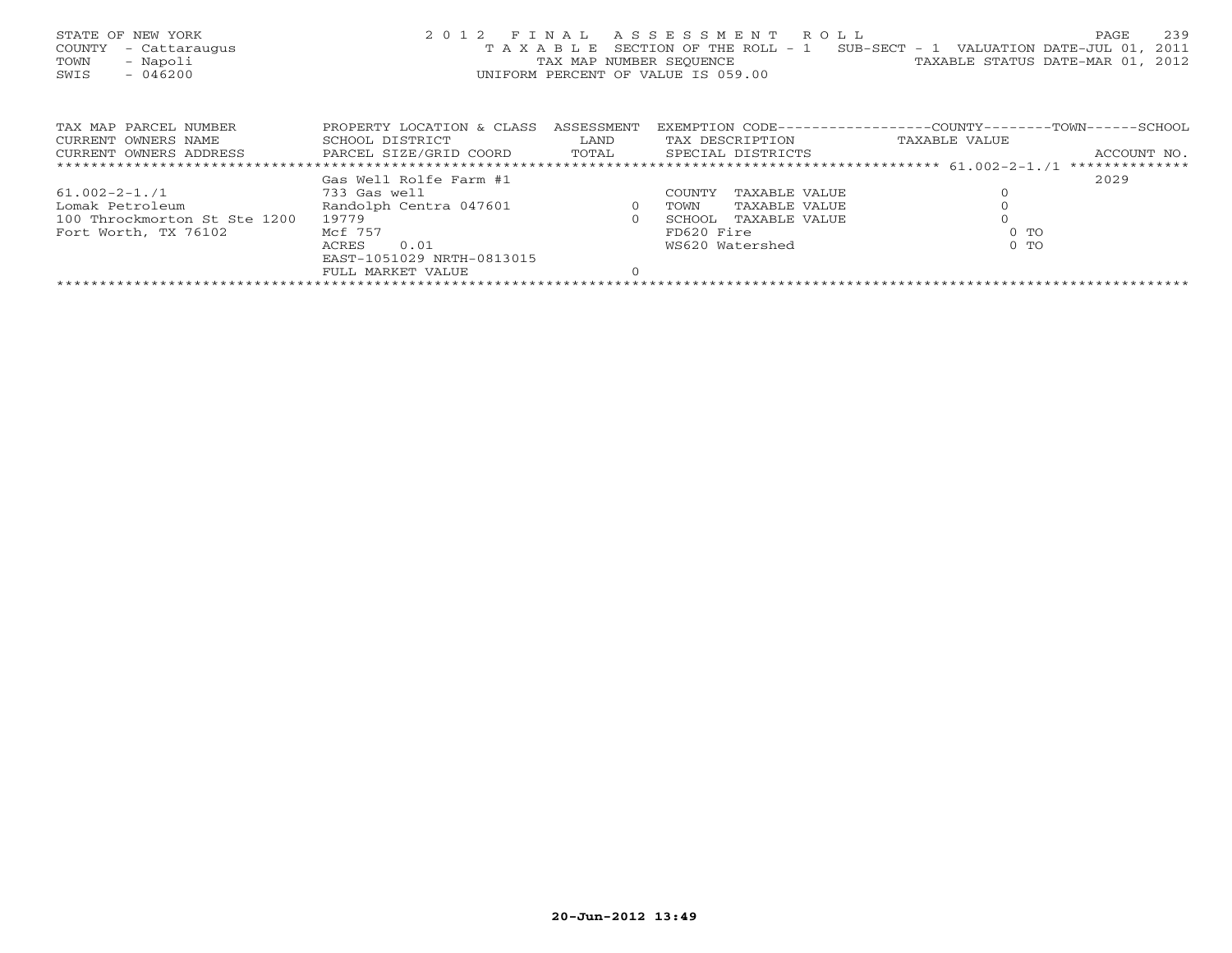STATE OF NEW YORK
COUNTY - Cattaraugus
TOWN - Napoli
SWIS - 046200

2012 FINAL ASSESSMENT ROLL
TAXABLE SECTION OF THE ROLL - 1 SUB-SECT - 1 VALUATION DATE-JUL 01, 2011
TAX MAP NUMBER SEQUENCE TAXABLE STATUS DATE-MAR 01, 2012
UNIFORM PERCENT OF VALUE IS 059.00

| TAX MAP PARCEL NUMBER<br>CURRENT OWNERS NAME<br>CURRENT OWNERS ADDRESS | PROPERTY LOCATION & CLASS<br>SCHOOL DISTRICT<br>PARCEL SIZE/GRID COORD | ASSESSMENT<br>LAND<br>TOTAL | EXEMPTION CODE------------------COUNTY--------TOWN------SCHOOL<br>TAX DESCRIPTION<br>SPECIAL DISTRICTS | TAXABLE VALUE | ACCOUNT NO. |
|---|---|---|---|---|---|
| ************************* | ************************* | ********** | ********* 61.002-2-1./1 | | ************** |
| | Gas Well Rolfe Farm #1 | | | | 2029 |
| 61.002-2-1./1 | 733 Gas well | | COUNTY TAXABLE VALUE | 0 | |
| Lomak Petroleum | Randolph Centra 047601 | 0 | TOWN TAXABLE VALUE | 0 | |
| 100 Throckmorton St Ste 1200 | 19779 | 0 | SCHOOL TAXABLE VALUE | 0 | |
| Fort Worth, TX 76102 | Mcf 757 | | FD620 Fire | 0 TO | |
| | ACRES 0.01 | | WS620 Watershed | 0 TO | |
| | EAST-1051029 NRTH-0813015 | | | | |
| | FULL MARKET VALUE | 0 | | | |

20-Jun-2012 13:49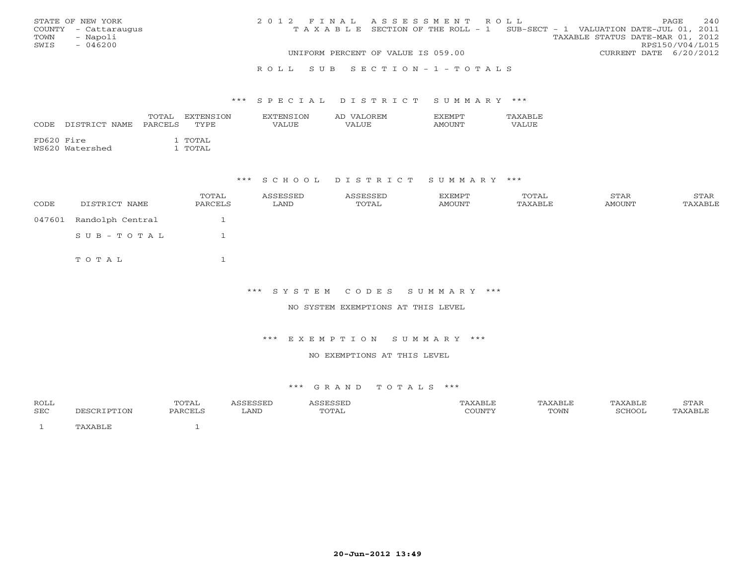STATE OF NEW YORK
COUNTY - Cattaraugus
TOWN - Napoli
SWIS - 046200

# 2012 FINAL ASSESSMENT ROLL

TAXABLE SECTION OF THE ROLL - 1 SUB-SECT - 1 VALUATION DATE-JUL 01, 2011
TAXABLE STATUS DATE-MAR 01, 2012
RPS150/V04/L015
UNIFORM PERCENT OF VALUE IS 059.00 CURRENT DATE 6/20/2012

## ROLL SUB SECTION-1-TOTALS

### *** SPECIAL DISTRICT SUMMARY ***

| CODE | DISTRICT NAME | TOTAL PARCELS | EXTENSION TYPE | EXTENSION VALUE | AD VALOREM VALUE | EXEMPT AMOUNT | TAXABLE VALUE |
|---|---|---|---|---|---|---|---|
| FD620 | Fire | 1 | TOTAL | | | | |
| WS620 | Watershed | 1 | TOTAL | | | | |

### *** SCHOOL DISTRICT SUMMARY ***

| CODE | DISTRICT NAME | TOTAL PARCELS | ASSESSED LAND | ASSESSED TOTAL | EXEMPT AMOUNT | TOTAL TAXABLE | STAR AMOUNT | STAR TAXABLE |
|---|---|---|---|---|---|---|---|---|
| 047601 | Randolph Central | 1 | | | | | | |
| | SUB-TOTAL | 1 | | | | | | |
| | TOTAL | 1 | | | | | | |

### *** SYSTEM CODES SUMMARY ***

NO SYSTEM EXEMPTIONS AT THIS LEVEL

### *** EXEMPTION SUMMARY ***

NO EXEMPTIONS AT THIS LEVEL

### *** GRAND TOTALS ***

| ROLL SEC | DESCRIPTION | TOTAL PARCELS | ASSESSED LAND | ASSESSED TOTAL | TAXABLE COUNTY | TAXABLE TOWN | TAXABLE SCHOOL | STAR TAXABLE |
|---|---|---|---|---|---|---|---|---|
| 1 | TAXABLE | 1 | | | | | | |

20-Jun-2012 13:49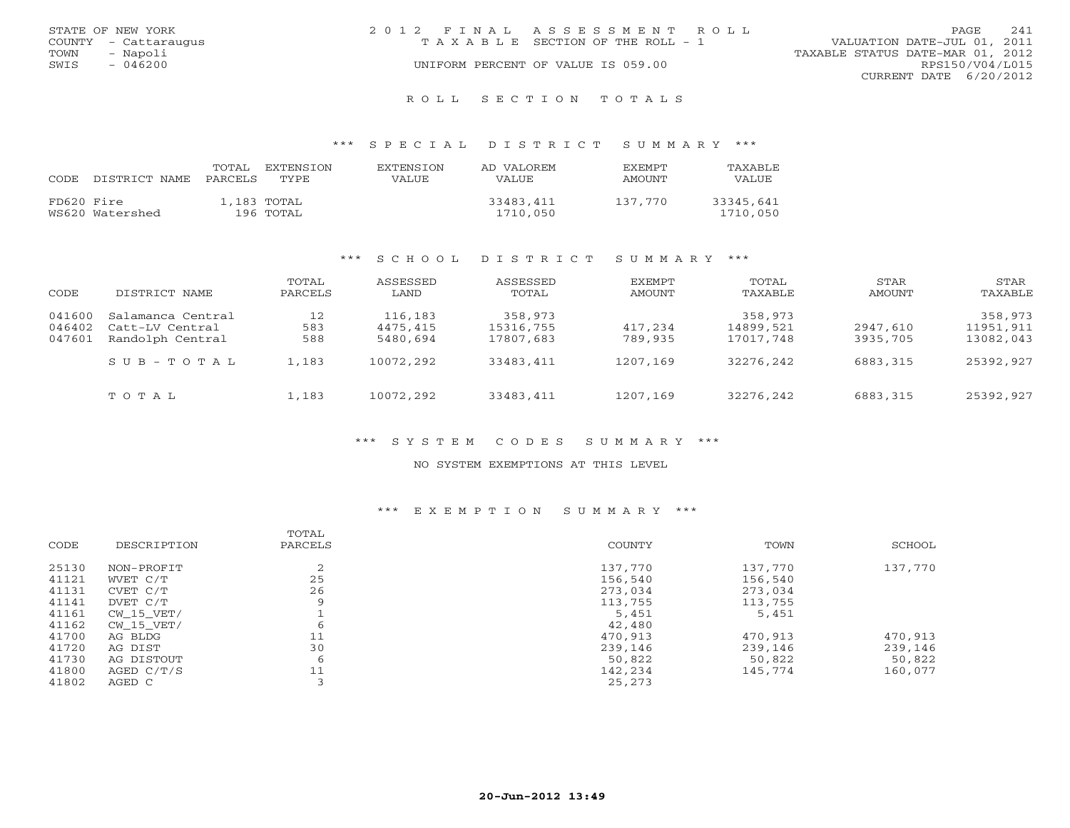STATE OF NEW YORK
COUNTY - Cattaraugus
TOWN - Napoli
SWIS - 046200

2012 FINAL ASSESSMENT ROLL
TAXABLE SECTION OF THE ROLL - 1
UNIFORM PERCENT OF VALUE IS 059.00

VALUATION DATE-JUL 01, 2011
TAXABLE STATUS DATE-MAR 01, 2012
RPS150/V04/L015
CURRENT DATE 6/20/2012

## ROLL SECTION TOTALS

### *** SPECIAL DISTRICT SUMMARY ***

| CODE | DISTRICT NAME | TOTAL PARCELS | EXTENSION TYPE | EXTENSION VALUE | AD VALOREM VALUE | EXEMPT AMOUNT | TAXABLE VALUE |
|---|---|---|---|---|---|---|---|
| FD620 | Fire | 1,183 | TOTAL | | 33483,411 | 137,770 | 33345,641 |
| WS620 | Watershed | 196 | TOTAL | | 1710,050 | | 1710,050 |

### *** SCHOOL DISTRICT SUMMARY ***

| CODE | DISTRICT NAME | TOTAL PARCELS | ASSESSED LAND | ASSESSED TOTAL | EXEMPT AMOUNT | TOTAL TAXABLE | STAR AMOUNT | STAR TAXABLE |
|---|---|---|---|---|---|---|---|---|
| 041600 | Salamanca Central | 12 | 116,183 | 358,973 | | 358,973 | | 358,973 |
| 046402 | Catt-LV Central | 583 | 4475,415 | 15316,755 | 417,234 | 14899,521 | 2947,610 | 11951,911 |
| 047601 | Randolph Central | 588 | 5480,694 | 17807,683 | 789,935 | 17017,748 | 3935,705 | 13082,043 |
| | SUB-TOTAL | 1,183 | 10072,292 | 33483,411 | 1207,169 | 32276,242 | 6883,315 | 25392,927 |
| | TOTAL | 1,183 | 10072,292 | 33483,411 | 1207,169 | 32276,242 | 6883,315 | 25392,927 |

### *** SYSTEM CODES SUMMARY ***

NO SYSTEM EXEMPTIONS AT THIS LEVEL

### *** EXEMPTION SUMMARY ***

| CODE | DESCRIPTION | TOTAL PARCELS | COUNTY | TOWN | SCHOOL |
|---|---|---|---|---|---|
| 25130 | NON-PROFIT | 2 | 137,770 | 137,770 | 137,770 |
| 41121 | WVET C/T | 25 | 156,540 | 156,540 | |
| 41131 | CVET C/T | 26 | 273,034 | 273,034 | |
| 41141 | DVET C/T | 9 | 113,755 | 113,755 | |
| 41161 | CW_15_VET/ | 1 | 5,451 | 5,451 | |
| 41162 | CW_15_VET/ | 6 | 42,480 | | |
| 41700 | AG BLDG | 11 | 470,913 | 470,913 | 470,913 |
| 41720 | AG DIST | 30 | 239,146 | 239,146 | 239,146 |
| 41730 | AG DISTOUT | 6 | 50,822 | 50,822 | 50,822 |
| 41800 | AGED C/T/S | 11 | 142,234 | 145,774 | 160,077 |
| 41802 | AGED C | 3 | 25,273 | | |

20-Jun-2012 13:49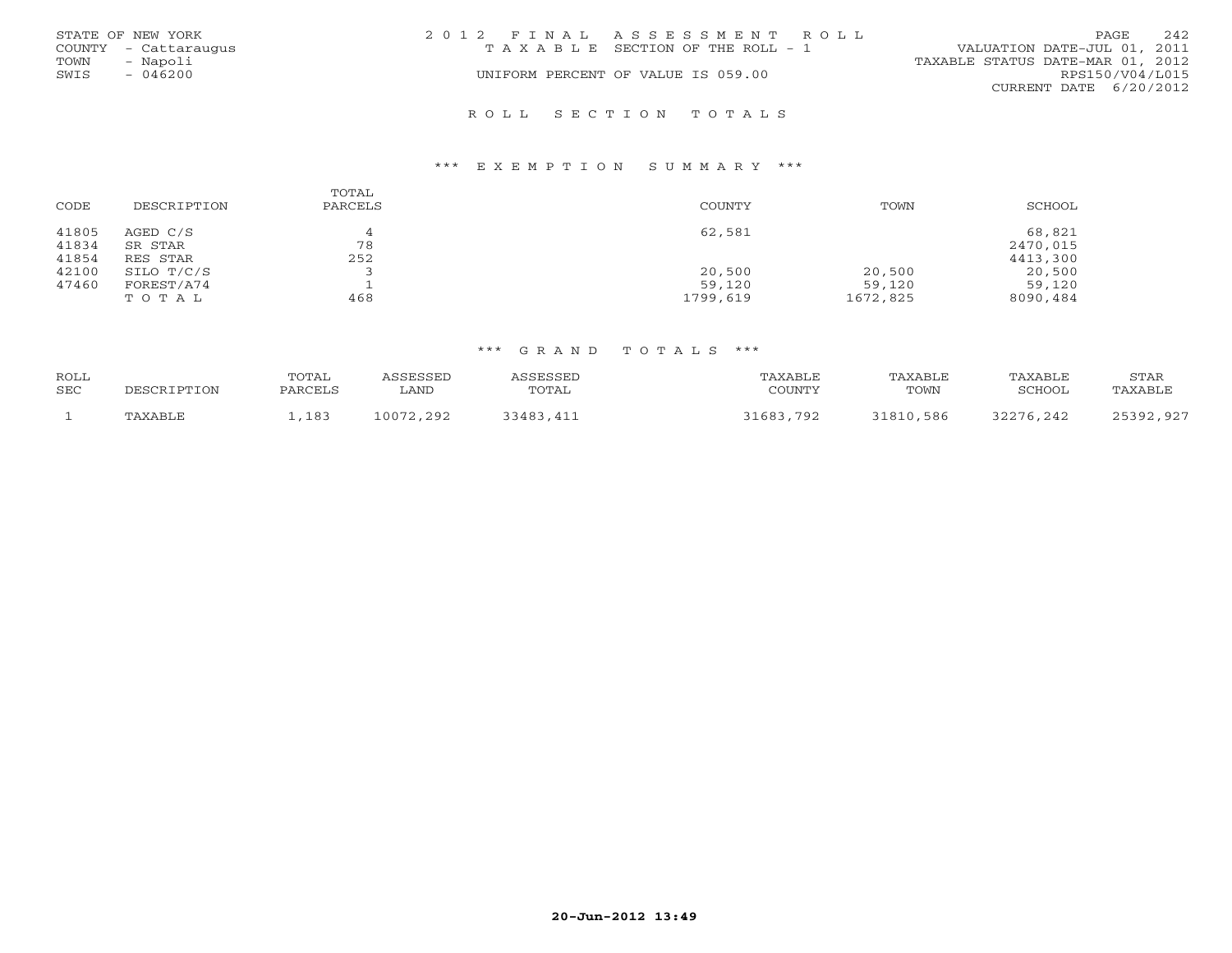STATE OF NEW YORK
COUNTY - Cattaraugus
TOWN - Napoli
SWIS - 046200

2 0 1 2 F I N A L A S S E S S M E N T R O L L
T A X A B L E SECTION OF THE ROLL - 1
UNIFORM PERCENT OF VALUE IS 059.00

VALUATION DATE-JUL 01, 2011
TAXABLE STATUS DATE-MAR 01, 2012
RPS150/V04/L015
CURRENT DATE 6/20/2012

## R O L L S E C T I O N T O T A L S

### *** E X E M P T I O N S U M M A R Y ***

| CODE | DESCRIPTION | TOTAL PARCELS | COUNTY | TOWN | SCHOOL |
|---|---|---|---|---|---|
| 41805 | AGED C/S | 4 | 62,581 | | 68,821 |
| 41834 | SR STAR | 78 | | | 2470,015 |
| 41854 | RES STAR | 252 | | | 4413,300 |
| 42100 | SILO T/C/S | 3 | 20,500 | 20,500 | 20,500 |
| 47460 | FOREST/A74 | 1 | 59,120 | 59,120 | 59,120 |
| | T O T A L | 468 | 1799,619 | 1672,825 | 8090,484 |

### *** G R A N D T O T A L S ***

| ROLL SEC | DESCRIPTION | TOTAL PARCELS | ASSESSED LAND | ASSESSED TOTAL | TAXABLE COUNTY | TAXABLE TOWN | TAXABLE SCHOOL | STAR TAXABLE |
|---|---|---|---|---|---|---|---|---|
| 1 | TAXABLE | 1,183 | 10072,292 | 33483,411 | 31683,792 | 31810,586 | 32276,242 | 25392,927 |

20-Jun-2012 13:49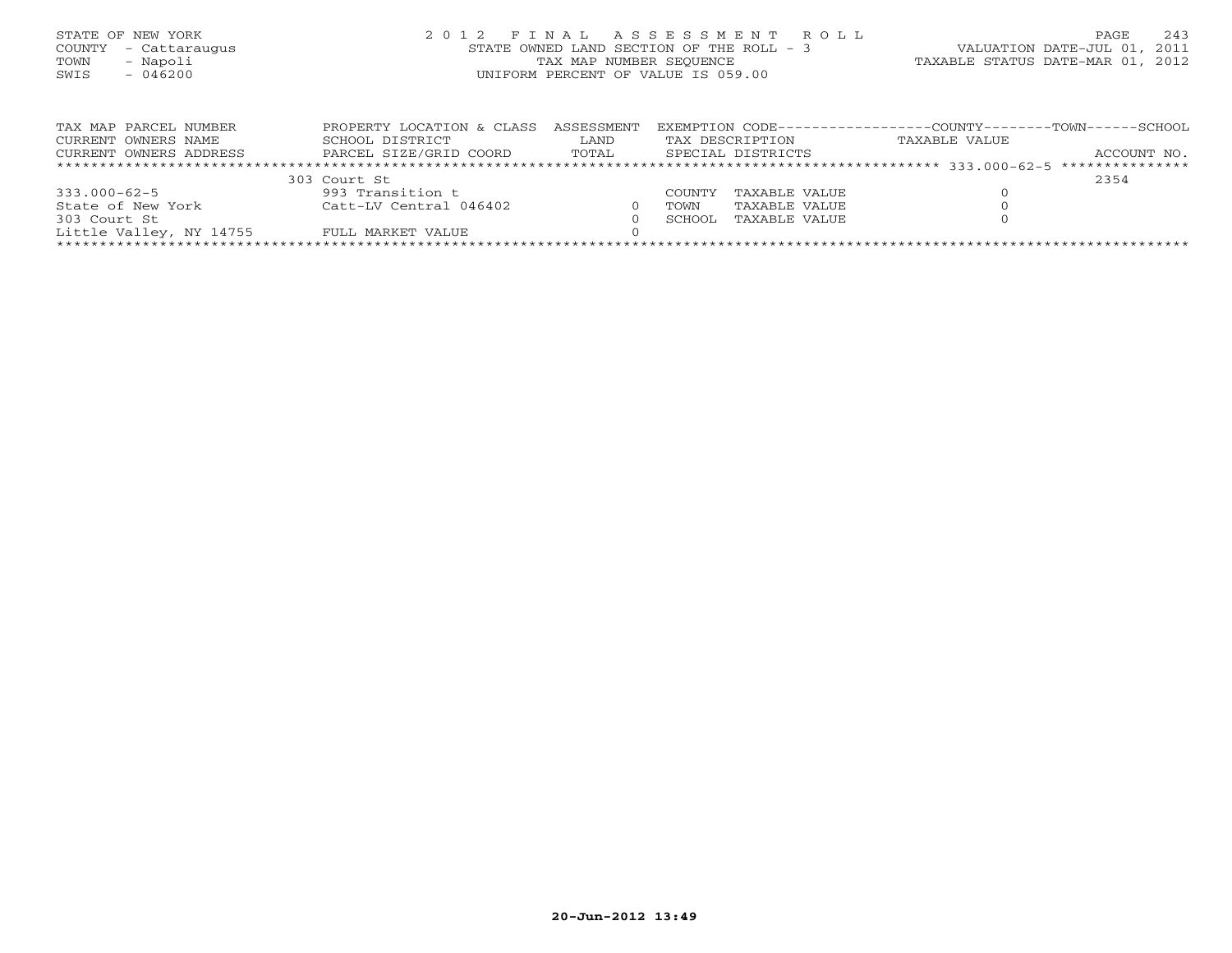STATE OF NEW YORK
COUNTY - Cattaraugus
TOWN - Napoli
SWIS - 046200

# 2012 FINAL ASSESSMENT ROLL

STATE OWNED LAND SECTION OF THE ROLL - 3
TAX MAP NUMBER SEQUENCE
UNIFORM PERCENT OF VALUE IS 059.00

VALUATION DATE-JUL 01, 2011
TAXABLE STATUS DATE-MAR 01, 2012

| TAX MAP PARCEL NUMBER / CURRENT OWNERS NAME / CURRENT OWNERS ADDRESS | PROPERTY LOCATION & CLASS / SCHOOL DISTRICT / PARCEL SIZE/GRID COORD | ASSESSMENT LAND / TOTAL | EXEMPTION CODE / TAX DESCRIPTION / SPECIAL DISTRICTS | | TAXABLE VALUE (COUNTY / TOWN / SCHOOL) | ACCOUNT NO. |
|---|---|---|---|---|---|---|
| 333.000-62-5 | 303 Court St | | | | | 2354 |
| 333.000-62-5 | 993 Transition t | | COUNTY | TAXABLE VALUE | 0 | |
| State of New York | Catt-LV Central 046402 | 0 | TOWN | TAXABLE VALUE | 0 | |
| 303 Court St | | 0 | SCHOOL | TAXABLE VALUE | 0 | |
| Little Valley, NY 14755 | FULL MARKET VALUE | 0 | | | | |

20-Jun-2012 13:49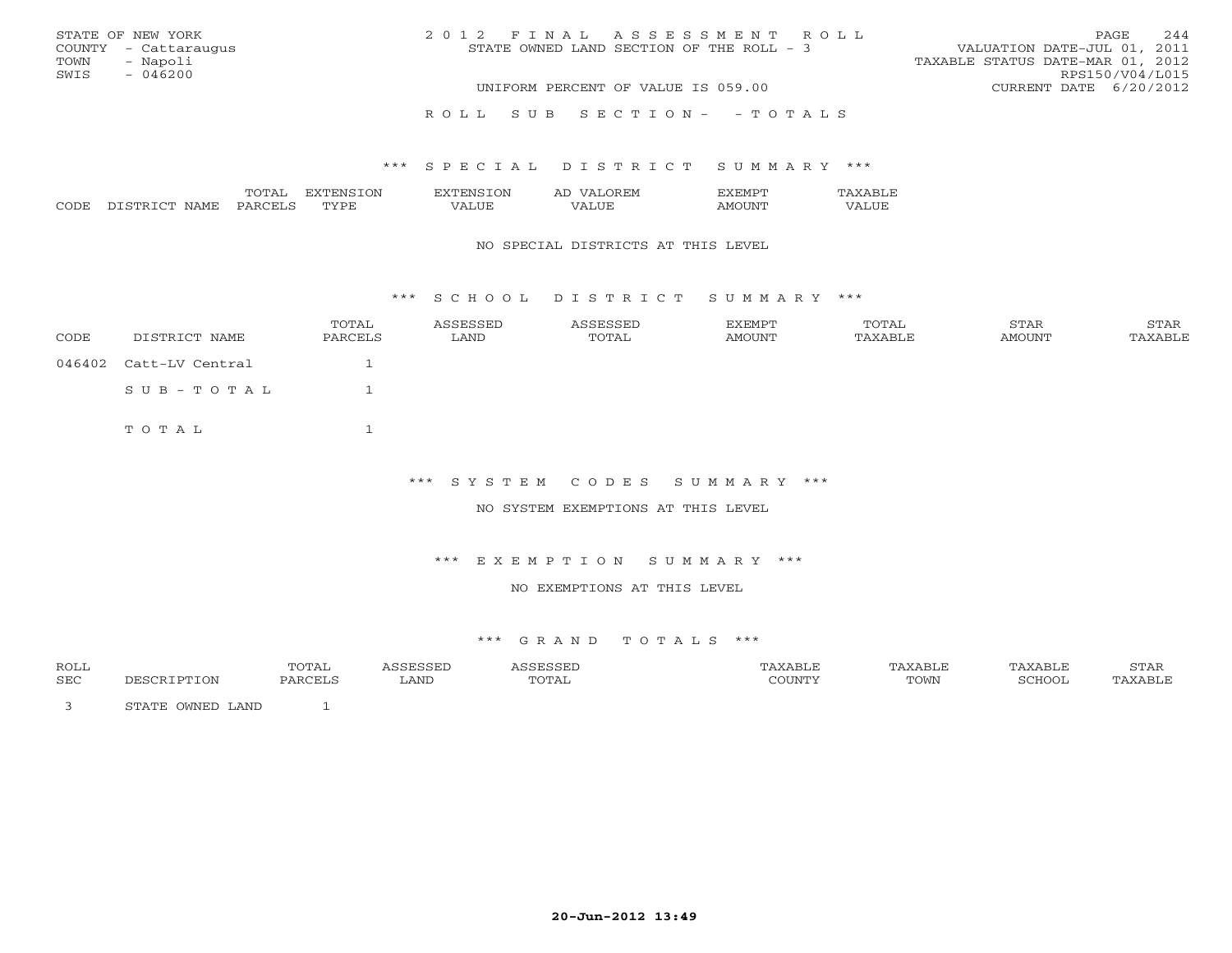STATE OF NEW YORK
COUNTY - Cattaraugus
TOWN - Napoli
SWIS - 046200

2 0 1 2 F I N A L A S S E S S M E N T R O L L
STATE OWNED LAND SECTION OF THE ROLL - 3

UNIFORM PERCENT OF VALUE IS 059.00

VALUATION DATE-JUL 01, 2011
TAXABLE STATUS DATE-MAR 01, 2012
RPS150/V04/L015
CURRENT DATE 6/20/2012

R O L L S U B S E C T I O N - - T O T A L S

*** S P E C I A L D I S T R I C T S U M M A R Y ***

| CODE | DISTRICT NAME | TOTAL PARCELS | EXTENSION TYPE | EXTENSION VALUE | AD VALOREM VALUE | EXEMPT AMOUNT | TAXABLE VALUE |
|---|---|---|---|---|---|---|---|

NO SPECIAL DISTRICTS AT THIS LEVEL

*** S C H O O L D I S T R I C T S U M M A R Y ***

| CODE | DISTRICT NAME | TOTAL PARCELS | ASSESSED LAND | ASSESSED TOTAL | EXEMPT AMOUNT | TOTAL TAXABLE | STAR AMOUNT | STAR TAXABLE |
|---|---|---|---|---|---|---|---|---|
| 046402 | Catt-LV Central | 1 | | | | | | |
| | S U B - T O T A L | 1 | | | | | | |
| | T O T A L | 1 | | | | | | |

*** S Y S T E M C O D E S S U M M A R Y ***

NO SYSTEM EXEMPTIONS AT THIS LEVEL

*** E X E M P T I O N S U M M A R Y ***

NO EXEMPTIONS AT THIS LEVEL

*** G R A N D T O T A L S ***

| ROLL SEC | DESCRIPTION | TOTAL PARCELS | ASSESSED LAND | ASSESSED TOTAL | TAXABLE COUNTY | TAXABLE TOWN | TAXABLE SCHOOL | STAR TAXABLE |
|---|---|---|---|---|---|---|---|---|
| 3 | STATE OWNED LAND | 1 | | | | | | |

20-Jun-2012 13:49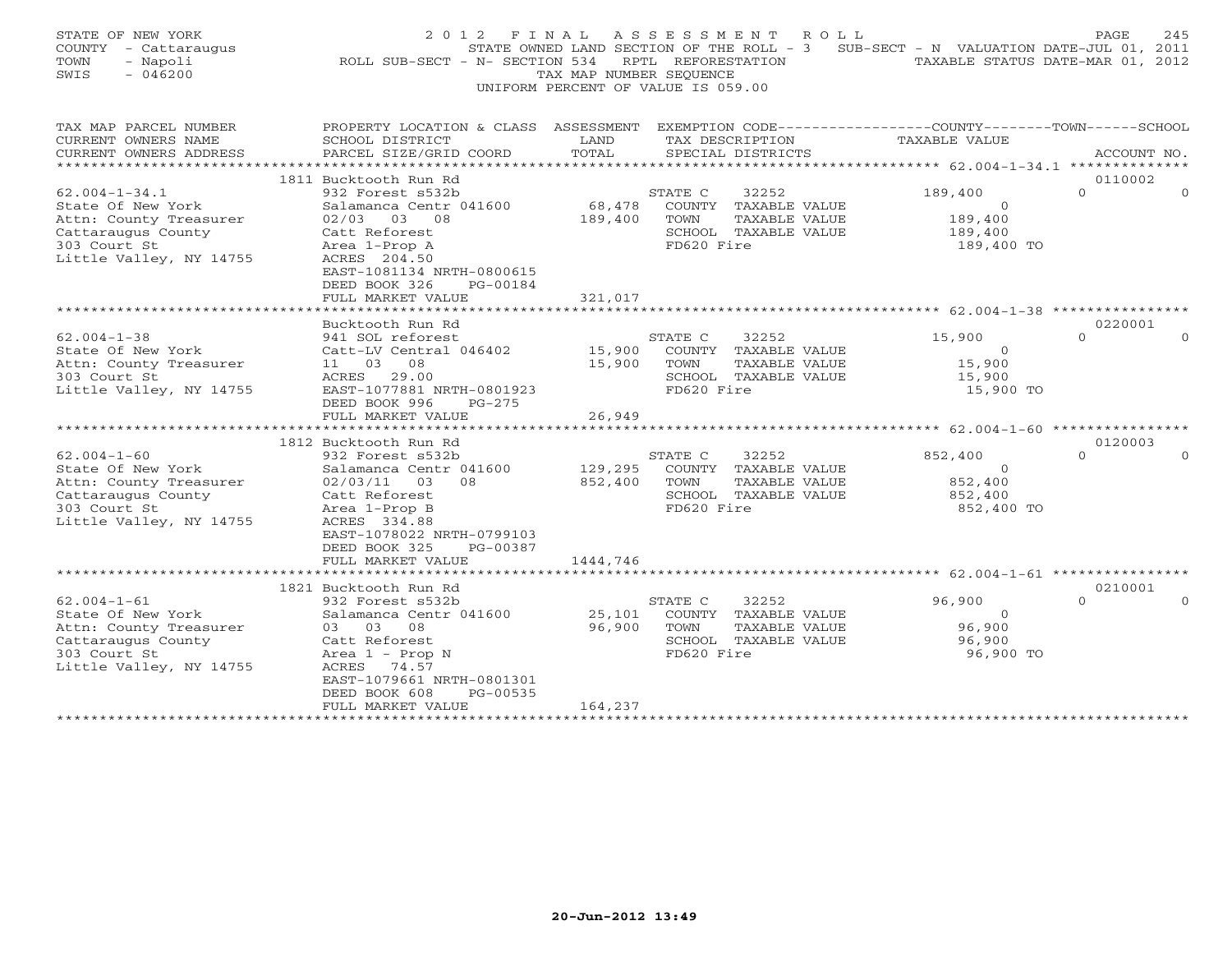STATE OF NEW YORK
COUNTY - Cattaraugus
TOWN - Napoli
SWIS - 046200

# 2012 FINAL ASSESSMENT ROLL

STATE OWNED LAND SECTION OF THE ROLL - 3 SUB-SECT - N VALUATION DATE-JUL 01, 2011
ROLL SUB-SECT - N- SECTION 534 RPTL REFORESTATION TAXABLE STATUS DATE-MAR 01, 2012
TAX MAP NUMBER SEQUENCE
UNIFORM PERCENT OF VALUE IS 059.00

| TAX MAP PARCEL NUMBER / CURRENT OWNERS NAME / CURRENT OWNERS ADDRESS | PROPERTY LOCATION & CLASS / SCHOOL DISTRICT / PARCEL SIZE/GRID COORD | ASSESSMENT LAND / TOTAL | EXEMPTION CODE / TAX DESCRIPTION / SPECIAL DISTRICTS | COUNTY TAXABLE VALUE | TOWN | SCHOOL | ACCOUNT NO. |
|---|---|---|---|---|---|---|---|
| 62.004-1-34.1 | 1811 Bucktooth Run Rd | | | | | | 0110002 |
| 62.004-1-34.1 | 932 Forest s532b | | STATE C 32252 | 189,400 | 0 | 0 | |
| State Of New York | Salamanca Centr 041600 | 68,478 | COUNTY TAXABLE VALUE | 0 | | | |
| Attn: County Treasurer | 02/03 03 08 | 189,400 | TOWN TAXABLE VALUE | 189,400 | | | |
| Cattaraugus County | Catt Reforest | | SCHOOL TAXABLE VALUE | 189,400 | | | |
| 303 Court St | Area 1-Prop A | | FD620 Fire | 189,400 TO | | | |
| Little Valley, NY 14755 | ACRES 204.50 | | | | | | |
| | EAST-1081134 NRTH-0800615 | | | | | | |
| | DEED BOOK 326 PG-00184 | | | | | | |
| | FULL MARKET VALUE | 321,017 | | | | | |
| 62.004-1-38 | Bucktooth Run Rd | | | | | | 0220001 |
| 62.004-1-38 | 941 SOL reforest | | STATE C 32252 | 15,900 | 0 | 0 | |
| State Of New York | Catt-LV Central 046402 | 15,900 | COUNTY TAXABLE VALUE | 0 | | | |
| Attn: County Treasurer | 11 03 08 | 15,900 | TOWN TAXABLE VALUE | 15,900 | | | |
| 303 Court St | ACRES 29.00 | | SCHOOL TAXABLE VALUE | 15,900 | | | |
| Little Valley, NY 14755 | EAST-1077881 NRTH-0801923 | | FD620 Fire | 15,900 TO | | | |
| | DEED BOOK 996 PG-275 | | | | | | |
| | FULL MARKET VALUE | 26,949 | | | | | |
| 62.004-1-60 | 1812 Bucktooth Run Rd | | | | | | 0120003 |
| 62.004-1-60 | 932 Forest s532b | | STATE C 32252 | 852,400 | 0 | 0 | |
| State Of New York | Salamanca Centr 041600 | 129,295 | COUNTY TAXABLE VALUE | 0 | | | |
| Attn: County Treasurer | 02/03/11 03 08 | 852,400 | TOWN TAXABLE VALUE | 852,400 | | | |
| Cattaraugus County | Catt Reforest | | SCHOOL TAXABLE VALUE | 852,400 | | | |
| 303 Court St | Area 1-Prop B | | FD620 Fire | 852,400 TO | | | |
| Little Valley, NY 14755 | ACRES 334.88 | | | | | | |
| | EAST-1078022 NRTH-0799103 | | | | | | |
| | DEED BOOK 325 PG-00387 | | | | | | |
| | FULL MARKET VALUE | 1444,746 | | | | | |
| 62.004-1-61 | 1821 Bucktooth Run Rd | | | | | | 0210001 |
| 62.004-1-61 | 932 Forest s532b | | STATE C 32252 | 96,900 | 0 | 0 | |
| State Of New York | Salamanca Centr 041600 | 25,101 | COUNTY TAXABLE VALUE | 0 | | | |
| Attn: County Treasurer | 03 03 08 | 96,900 | TOWN TAXABLE VALUE | 96,900 | | | |
| Cattaraugus County | Catt Reforest | | SCHOOL TAXABLE VALUE | 96,900 | | | |
| 303 Court St | Area 1 - Prop N | | FD620 Fire | 96,900 TO | | | |
| Little Valley, NY 14755 | ACRES 74.57 | | | | | | |
| | EAST-1079661 NRTH-0801301 | | | | | | |
| | DEED BOOK 608 PG-00535 | | | | | | |
| | FULL MARKET VALUE | 164,237 | | | | | |

20-Jun-2012 13:49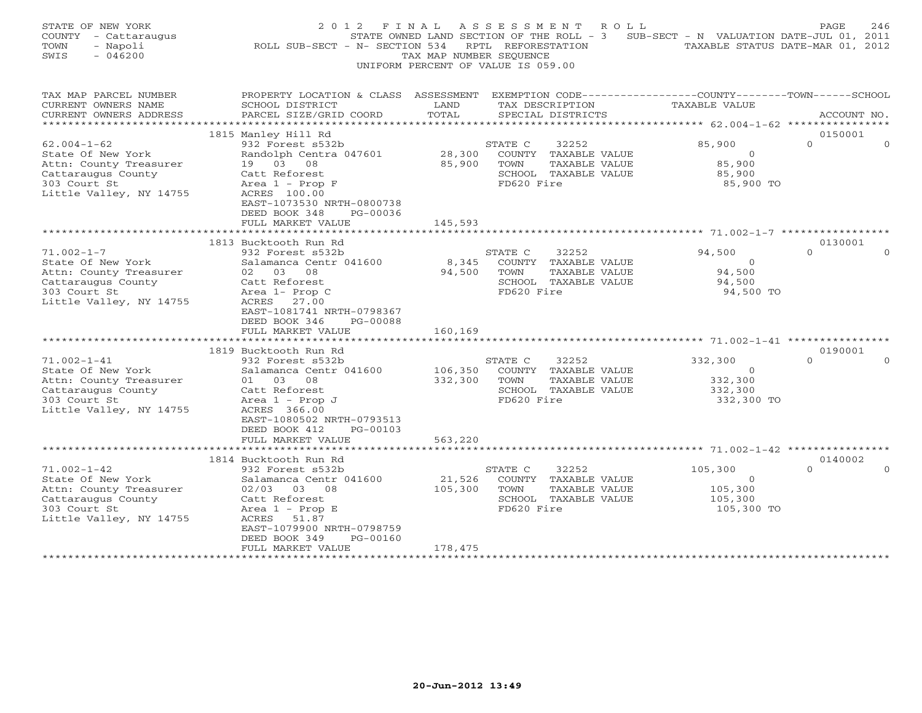STATE OF NEW YORK
COUNTY - Cattaraugus
TOWN - Napoli
SWIS - 046200

2012 FINAL ASSESSMENT ROLL
STATE OWNED LAND SECTION OF THE ROLL - 3 SUB-SECT - N VALUATION DATE-JUL 01, 2011
ROLL SUB-SECT - N- SECTION 534 RPTL REFORESTATION TAXABLE STATUS DATE-MAR 01, 2012
TAX MAP NUMBER SEQUENCE
UNIFORM PERCENT OF VALUE IS 059.00

| TAX MAP PARCEL NUMBER / CURRENT OWNERS NAME / CURRENT OWNERS ADDRESS | PROPERTY LOCATION & CLASS / SCHOOL DISTRICT / PARCEL SIZE/GRID COORD | ASSESSMENT LAND / TOTAL | EXEMPTION CODE / TAX DESCRIPTION / SPECIAL DISTRICTS | COUNTY TAXABLE VALUE | TOWN | SCHOOL | ACCOUNT NO. |
|---|---|---|---|---|---|---|---|
| | 1815 Manley Hill Rd | | | | | | 0150001 |
| 62.004-1-62 | 932 Forest s532b | | STATE C 32252 | 85,900 | 0 | 0 | |
| State Of New York | Randolph Centra 047601 | 28,300 | COUNTY TAXABLE VALUE | 0 | | | |
| Attn: County Treasurer | 19 03 08 | 85,900 | TOWN TAXABLE VALUE | 85,900 | | | |
| Cattaraugus County | Catt Reforest | | SCHOOL TAXABLE VALUE | 85,900 | | | |
| 303 Court St | Area 1 - Prop F | | FD620 Fire | 85,900 TO | | | |
| Little Valley, NY 14755 | ACRES 100.00 | | | | | | |
| | EAST-1073530 NRTH-0800738 | | | | | | |
| | DEED BOOK 348 PG-00036 | | | | | | |
| | FULL MARKET VALUE | 145,593 | | | | | |
| | 1813 Bucktooth Run Rd | | | | | | 0130001 |
| 71.002-1-7 | 932 Forest s532b | | STATE C 32252 | 94,500 | 0 | 0 | |
| State Of New York | Salamanca Centr 041600 | 8,345 | COUNTY TAXABLE VALUE | 0 | | | |
| Attn: County Treasurer | 02 03 08 | 94,500 | TOWN TAXABLE VALUE | 94,500 | | | |
| Cattaraugus County | Catt Reforest | | SCHOOL TAXABLE VALUE | 94,500 | | | |
| 303 Court St | Area 1- Prop C | | FD620 Fire | 94,500 TO | | | |
| Little Valley, NY 14755 | ACRES 27.00 | | | | | | |
| | EAST-1081741 NRTH-0798367 | | | | | | |
| | DEED BOOK 346 PG-00088 | | | | | | |
| | FULL MARKET VALUE | 160,169 | | | | | |
| | 1819 Bucktooth Run Rd | | | | | | 0190001 |
| 71.002-1-41 | 932 Forest s532b | | STATE C 32252 | 332,300 | 0 | 0 | |
| State Of New York | Salamanca Centr 041600 | 106,350 | COUNTY TAXABLE VALUE | 0 | | | |
| Attn: County Treasurer | 01 03 08 | 332,300 | TOWN TAXABLE VALUE | 332,300 | | | |
| Cattaraugus County | Catt Reforest | | SCHOOL TAXABLE VALUE | 332,300 | | | |
| 303 Court St | Area 1 - Prop J | | FD620 Fire | 332,300 TO | | | |
| Little Valley, NY 14755 | ACRES 366.00 | | | | | | |
| | EAST-1080502 NRTH-0793513 | | | | | | |
| | DEED BOOK 412 PG-00103 | | | | | | |
| | FULL MARKET VALUE | 563,220 | | | | | |
| | 1814 Bucktooth Run Rd | | | | | | 0140002 |
| 71.002-1-42 | 932 Forest s532b | | STATE C 32252 | 105,300 | 0 | 0 | |
| State Of New York | Salamanca Centr 041600 | 21,526 | COUNTY TAXABLE VALUE | 0 | | | |
| Attn: County Treasurer | 02/03 03 08 | 105,300 | TOWN TAXABLE VALUE | 105,300 | | | |
| Cattaraugus County | Catt Reforest | | SCHOOL TAXABLE VALUE | 105,300 | | | |
| 303 Court St | Area 1 - Prop E | | FD620 Fire | 105,300 TO | | | |
| Little Valley, NY 14755 | ACRES 51.87 | | | | | | |
| | EAST-1079900 NRTH-0798759 | | | | | | |
| | DEED BOOK 349 PG-00160 | | | | | | |
| | FULL MARKET VALUE | 178,475 | | | | | |

20-Jun-2012 13:49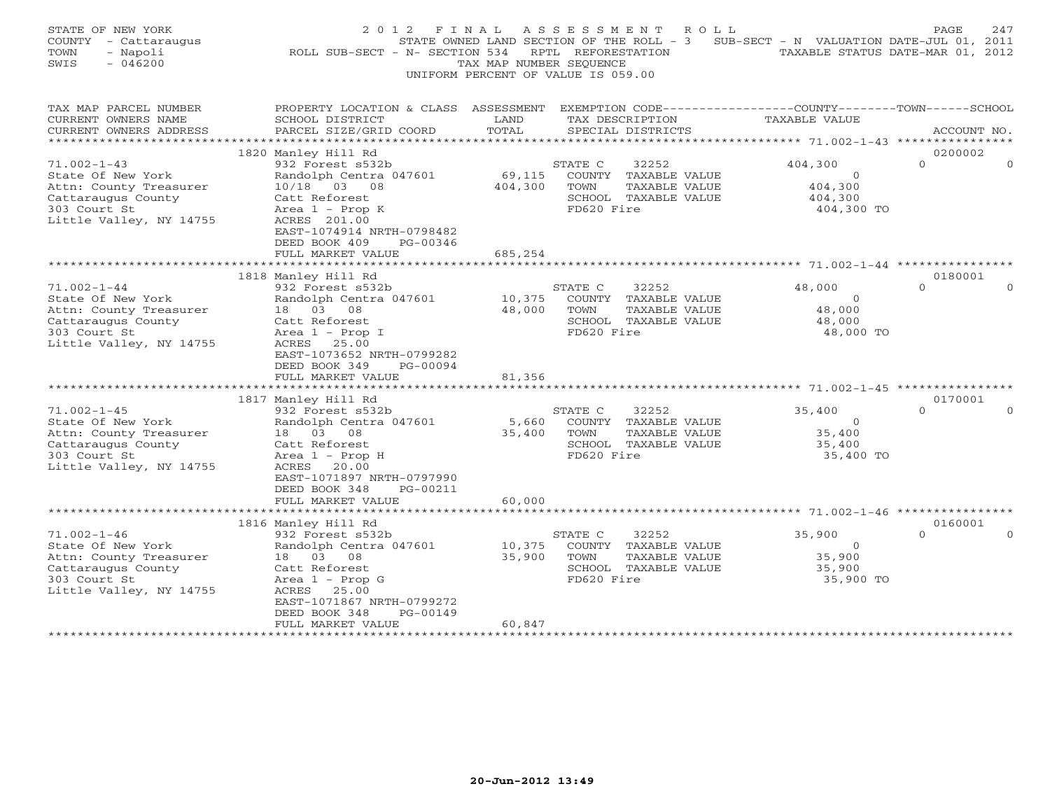STATE OF NEW YORK
COUNTY - Cattaraugus
TOWN - Napoli
SWIS - 046200

# 2012 FINAL ASSESSMENT ROLL

STATE OWNED LAND SECTION OF THE ROLL - 3 SUB-SECT - N VALUATION DATE-JUL 01, 2011
ROLL SUB-SECT - N- SECTION 534 RPTL REFORESTATION TAXABLE STATUS DATE-MAR 01, 2012
TAX MAP NUMBER SEQUENCE
UNIFORM PERCENT OF VALUE IS 059.00

| TAX MAP PARCEL NUMBER / CURRENT OWNERS NAME / CURRENT OWNERS ADDRESS | PROPERTY LOCATION & CLASS / SCHOOL DISTRICT / PARCEL SIZE/GRID COORD | ASSESSMENT LAND / TOTAL | EXEMPTION CODE / TAX DESCRIPTION / SPECIAL DISTRICTS | COUNTY TAXABLE VALUE | TOWN | SCHOOL / ACCOUNT NO. |
|---|---|---|---|---|---|---|
| | 1820 Manley Hill Rd | | | | | 0200002 |
| 71.002-1-43 | 932 Forest s532b | | STATE C 32252 | 404,300 | 0 | 0 |
| State Of New York | Randolph Centra 047601 | 69,115 | COUNTY TAXABLE VALUE | 0 | | |
| Attn: County Treasurer | 10/18 03 08 | 404,300 | TOWN TAXABLE VALUE | 404,300 | | |
| Cattaraugus County | Catt Reforest | | SCHOOL TAXABLE VALUE | 404,300 | | |
| 303 Court St | Area 1 - Prop K | | FD620 Fire | 404,300 TO | | |
| Little Valley, NY 14755 | ACRES 201.00 | | | | | |
| | EAST-1074914 NRTH-0798482 | | | | | |
| | DEED BOOK 409 PG-00346 | | | | | |
| | FULL MARKET VALUE | 685,254 | | | | |
| | 1818 Manley Hill Rd | | | | | 0180001 |
| 71.002-1-44 | 932 Forest s532b | | STATE C 32252 | 48,000 | 0 | 0 |
| State Of New York | Randolph Centra 047601 | 10,375 | COUNTY TAXABLE VALUE | 0 | | |
| Attn: County Treasurer | 18 03 08 | 48,000 | TOWN TAXABLE VALUE | 48,000 | | |
| Cattaraugus County | Catt Reforest | | SCHOOL TAXABLE VALUE | 48,000 | | |
| 303 Court St | Area 1 - Prop I | | FD620 Fire | 48,000 TO | | |
| Little Valley, NY 14755 | ACRES 25.00 | | | | | |
| | EAST-1073652 NRTH-0799282 | | | | | |
| | DEED BOOK 349 PG-00094 | | | | | |
| | FULL MARKET VALUE | 81,356 | | | | |
| | 1817 Manley Hill Rd | | | | | 0170001 |
| 71.002-1-45 | 932 Forest s532b | | STATE C 32252 | 35,400 | 0 | 0 |
| State Of New York | Randolph Centra 047601 | 5,660 | COUNTY TAXABLE VALUE | 0 | | |
| Attn: County Treasurer | 18 03 08 | 35,400 | TOWN TAXABLE VALUE | 35,400 | | |
| Cattaraugus County | Catt Reforest | | SCHOOL TAXABLE VALUE | 35,400 | | |
| 303 Court St | Area 1 - Prop H | | FD620 Fire | 35,400 TO | | |
| Little Valley, NY 14755 | ACRES 20.00 | | | | | |
| | EAST-1071897 NRTH-0797990 | | | | | |
| | DEED BOOK 348 PG-00211 | | | | | |
| | FULL MARKET VALUE | 60,000 | | | | |
| | 1816 Manley Hill Rd | | | | | 0160001 |
| 71.002-1-46 | 932 Forest s532b | | STATE C 32252 | 35,900 | 0 | 0 |
| State Of New York | Randolph Centra 047601 | 10,375 | COUNTY TAXABLE VALUE | 0 | | |
| Attn: County Treasurer | 18 03 08 | 35,900 | TOWN TAXABLE VALUE | 35,900 | | |
| Cattaraugus County | Catt Reforest | | SCHOOL TAXABLE VALUE | 35,900 | | |
| 303 Court St | Area 1 - Prop G | | FD620 Fire | 35,900 TO | | |
| Little Valley, NY 14755 | ACRES 25.00 | | | | | |
| | EAST-1071867 NRTH-0799272 | | | | | |
| | DEED BOOK 348 PG-00149 | | | | | |
| | FULL MARKET VALUE | 60,847 | | | | |

20-Jun-2012 13:49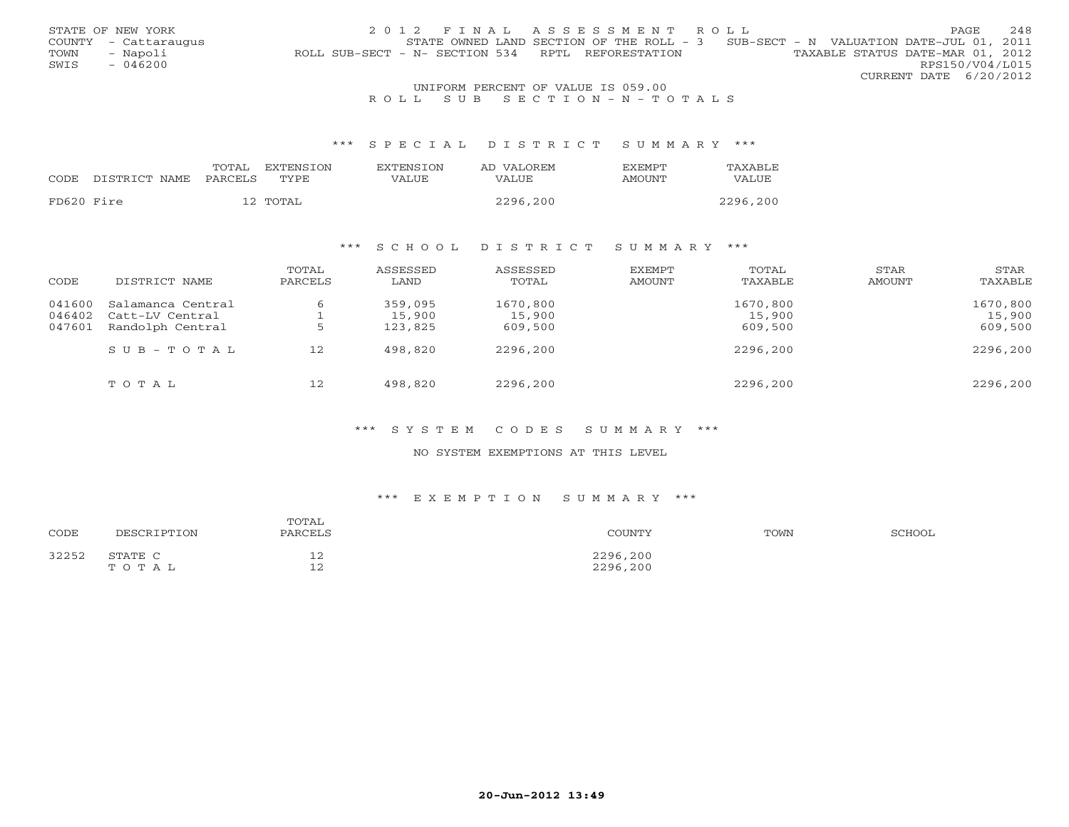STATE OF NEW YORK
COUNTY - Cattaraugus
TOWN - Napoli
SWIS - 046200

2012 FINAL ASSESSMENT ROLL
STATE OWNED LAND SECTION OF THE ROLL - 3 SUB-SECT - N VALUATION DATE-JUL 01, 2011
ROLL SUB-SECT - N- SECTION 534 RPTL REFORESTATION TAXABLE STATUS DATE-MAR 01, 2012
RPS150/V04/L015
CURRENT DATE 6/20/2012

UNIFORM PERCENT OF VALUE IS 059.00

ROLL SUB SECTION-N-TOTALS

### *** SPECIAL DISTRICT SUMMARY ***

| CODE | DISTRICT NAME | TOTAL PARCELS | EXTENSION TYPE | EXTENSION VALUE | AD VALOREM VALUE | EXEMPT AMOUNT | TAXABLE VALUE |
|---|---|---|---|---|---|---|---|
| FD620 | Fire | 12 | TOTAL | | 2296,200 | | 2296,200 |

### *** SCHOOL DISTRICT SUMMARY ***

| CODE | DISTRICT NAME | TOTAL PARCELS | ASSESSED LAND | ASSESSED TOTAL | EXEMPT AMOUNT | TOTAL TAXABLE | STAR AMOUNT | STAR TAXABLE |
|---|---|---|---|---|---|---|---|---|
| 041600 | Salamanca Central | 6 | 359,095 | 1670,800 | | 1670,800 | | 1670,800 |
| 046402 | Catt-LV Central | 1 | 15,900 | 15,900 | | 15,900 | | 15,900 |
| 047601 | Randolph Central | 5 | 123,825 | 609,500 | | 609,500 | | 609,500 |
| | SUB-TOTAL | 12 | 498,820 | 2296,200 | | 2296,200 | | 2296,200 |
| | TOTAL | 12 | 498,820 | 2296,200 | | 2296,200 | | 2296,200 |

### *** SYSTEM CODES SUMMARY ***

NO SYSTEM EXEMPTIONS AT THIS LEVEL

### *** EXEMPTION SUMMARY ***

| CODE | DESCRIPTION | TOTAL PARCELS | COUNTY | TOWN | SCHOOL |
|---|---|---|---|---|---|
| 32252 | STATE C | 12 | 2296,200 | | |
| | TOTAL | 12 | 2296,200 | | |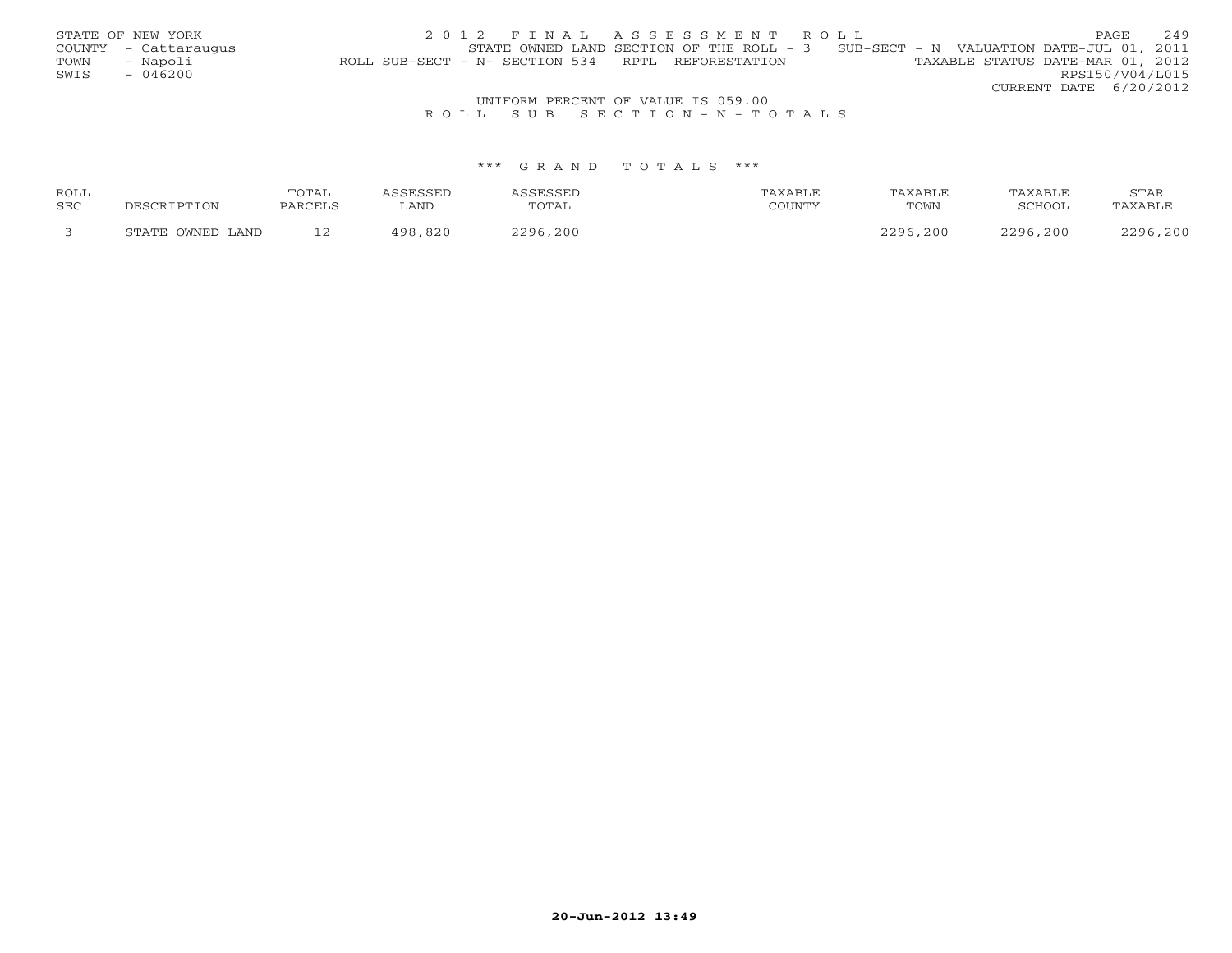STATE OF NEW YORK
COUNTY - Cattaraugus
TOWN - Napoli
SWIS - 046200

2 0 1 2 F I N A L A S S E S S M E N T R O L L

STATE OWNED LAND SECTION OF THE ROLL - 3 SUB-SECT - N VALUATION DATE-JUL 01, 2011

ROLL SUB-SECT - N- SECTION 534 RPTL REFORESTATION TAXABLE STATUS DATE-MAR 01, 2012

RPS150/V04/L015

CURRENT DATE 6/20/2012

UNIFORM PERCENT OF VALUE IS 059.00

R O L L S U B S E C T I O N - N - T O T A L S

\*\*\* G R A N D T O T A L S \*\*\*

| ROLL SEC | DESCRIPTION | TOTAL PARCELS | ASSESSED LAND | ASSESSED TOTAL | TAXABLE COUNTY | TAXABLE TOWN | TAXABLE SCHOOL | STAR TAXABLE |
|---|---|---|---|---|---|---|---|---|
| 3 | STATE OWNED LAND | 12 | 498,820 | 2296,200 | | 2296,200 | 2296,200 | 2296,200 |

20-Jun-2012 13:49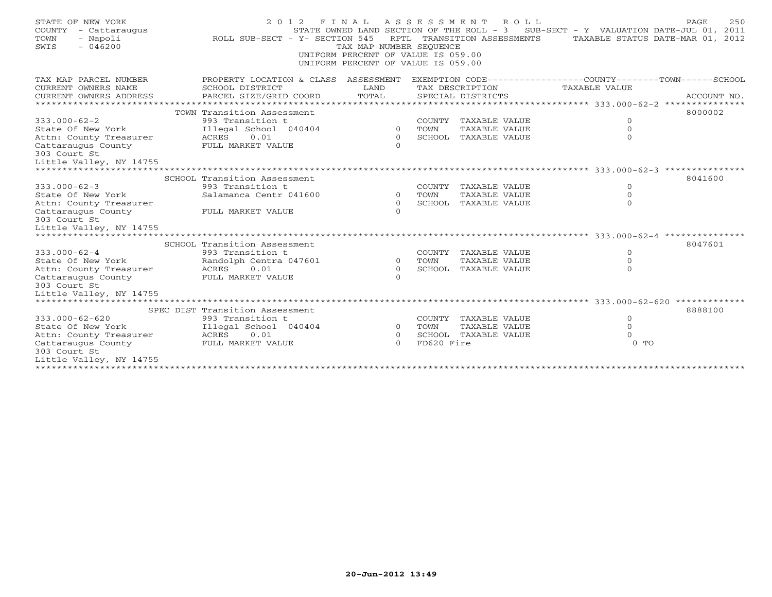STATE OF NEW YORK
COUNTY - Cattaraugus
TOWN - Napoli
SWIS - 046200

2 0 1 2 F I N A L A S S E S S M E N T R O L L
STATE OWNED LAND SECTION OF THE ROLL - 3 SUB-SECT - Y VALUATION DATE-JUL 01, 2011
ROLL SUB-SECT - Y- SECTION 545 RPTL TRANSITION ASSESSMENTS TAXABLE STATUS DATE-MAR 01, 2012
TAX MAP NUMBER SEQUENCE
UNIFORM PERCENT OF VALUE IS 059.00
UNIFORM PERCENT OF VALUE IS 059.00

| TAX MAP PARCEL NUMBER / CURRENT OWNERS NAME / CURRENT OWNERS ADDRESS | PROPERTY LOCATION & CLASS / SCHOOL DISTRICT / PARCEL SIZE/GRID COORD | ASSESSMENT LAND / TOTAL | EXEMPTION CODE / TAX DESCRIPTION / SPECIAL DISTRICTS | TAXABLE VALUE | ACCOUNT NO. |
|---|---|---|---|---|---|
| 333.000-62-2 | TOWN Transition Assessment | | | | 8000002 |
| | 993 Transition t | | COUNTY TAXABLE VALUE | 0 | |
| State Of New York | Illegal School 040404 | 0 | TOWN TAXABLE VALUE | 0 | |
| Attn: County Treasurer | ACRES 0.01 | 0 | SCHOOL TAXABLE VALUE | 0 | |
| Cattaraugus County | FULL MARKET VALUE | 0 | | | |
| 303 Court St | | | | | |
| Little Valley, NY 14755 | | | | | |
| 333.000-62-3 | SCHOOL Transition Assessment | | | | 8041600 |
| | 993 Transition t | | COUNTY TAXABLE VALUE | 0 | |
| State Of New York | Salamanca Centr 041600 | 0 | TOWN TAXABLE VALUE | 0 | |
| Attn: County Treasurer | | 0 | SCHOOL TAXABLE VALUE | 0 | |
| Cattaraugus County | FULL MARKET VALUE | 0 | | | |
| 303 Court St | | | | | |
| Little Valley, NY 14755 | | | | | |
| 333.000-62-4 | SCHOOL Transition Assessment | | | | 8047601 |
| | 993 Transition t | | COUNTY TAXABLE VALUE | 0 | |
| State Of New York | Randolph Centra 047601 | 0 | TOWN TAXABLE VALUE | 0 | |
| Attn: County Treasurer | ACRES 0.01 | 0 | SCHOOL TAXABLE VALUE | 0 | |
| Cattaraugus County | FULL MARKET VALUE | 0 | | | |
| 303 Court St | | | | | |
| Little Valley, NY 14755 | | | | | |
| 333.000-62-620 | SPEC DIST Transition Assessment | | | | 8888100 |
| | 993 Transition t | | COUNTY TAXABLE VALUE | 0 | |
| State Of New York | Illegal School 040404 | 0 | TOWN TAXABLE VALUE | 0 | |
| Attn: County Treasurer | ACRES 0.01 | 0 | SCHOOL TAXABLE VALUE | 0 | |
| Cattaraugus County | FULL MARKET VALUE | 0 | FD620 Fire | 0 TO | |
| 303 Court St | | | | | |
| Little Valley, NY 14755 | | | | | |

20-Jun-2012 13:49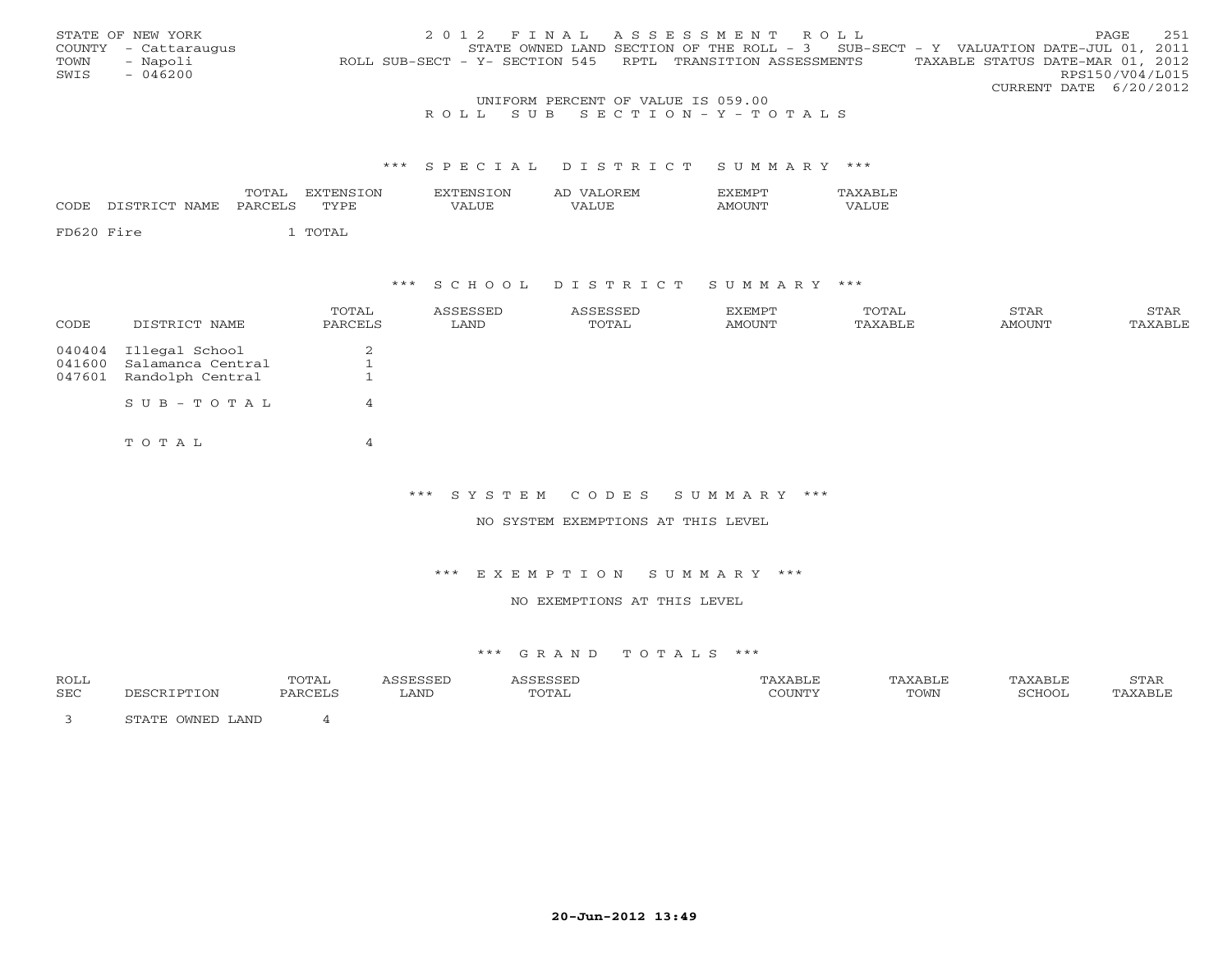STATE OF NEW YORK
COUNTY - Cattaraugus
TOWN - Napoli
SWIS - 046200

2 0 1 2 F I N A L A S S E S S M E N T R O L L
STATE OWNED LAND SECTION OF THE ROLL - 3 SUB-SECT - Y VALUATION DATE-JUL 01, 2011
ROLL SUB-SECT - Y- SECTION 545 RPTL TRANSITION ASSESSMENTS TAXABLE STATUS DATE-MAR 01, 2012
RPS150/V04/L015
CURRENT DATE 6/20/2012

UNIFORM PERCENT OF VALUE IS 059.00

R O L L S U B S E C T I O N - Y - T O T A L S

\*\*\* S P E C I A L D I S T R I C T S U M M A R Y \*\*\*

| CODE | DISTRICT NAME | TOTAL PARCELS | EXTENSION TYPE | EXTENSION VALUE | AD VALOREM VALUE | EXEMPT AMOUNT | TAXABLE VALUE |
|---|---|---|---|---|---|---|---|
| FD620 | Fire | 1 | TOTAL | | | | |

\*\*\* S C H O O L D I S T R I C T S U M M A R Y \*\*\*

| CODE | DISTRICT NAME | TOTAL PARCELS | ASSESSED LAND | ASSESSED TOTAL | EXEMPT AMOUNT | TOTAL TAXABLE | STAR AMOUNT | STAR TAXABLE |
|---|---|---|---|---|---|---|---|---|
| 040404 | Illegal School | 2 | | | | | | |
| 041600 | Salamanca Central | 1 | | | | | | |
| 047601 | Randolph Central | 1 | | | | | | |
| | S U B - T O T A L | 4 | | | | | | |
| | T O T A L | 4 | | | | | | |

\*\*\* S Y S T E M C O D E S S U M M A R Y \*\*\*

NO SYSTEM EXEMPTIONS AT THIS LEVEL

\*\*\* E X E M P T I O N S U M M A R Y \*\*\*

NO EXEMPTIONS AT THIS LEVEL

\*\*\* G R A N D T O T A L S \*\*\*

| ROLL SEC | DESCRIPTION | TOTAL PARCELS | ASSESSED LAND | ASSESSED TOTAL | TAXABLE COUNTY | TAXABLE TOWN | TAXABLE SCHOOL | STAR TAXABLE |
|---|---|---|---|---|---|---|---|---|
| 3 | STATE OWNED LAND | 4 | | | | | | |

20-Jun-2012 13:49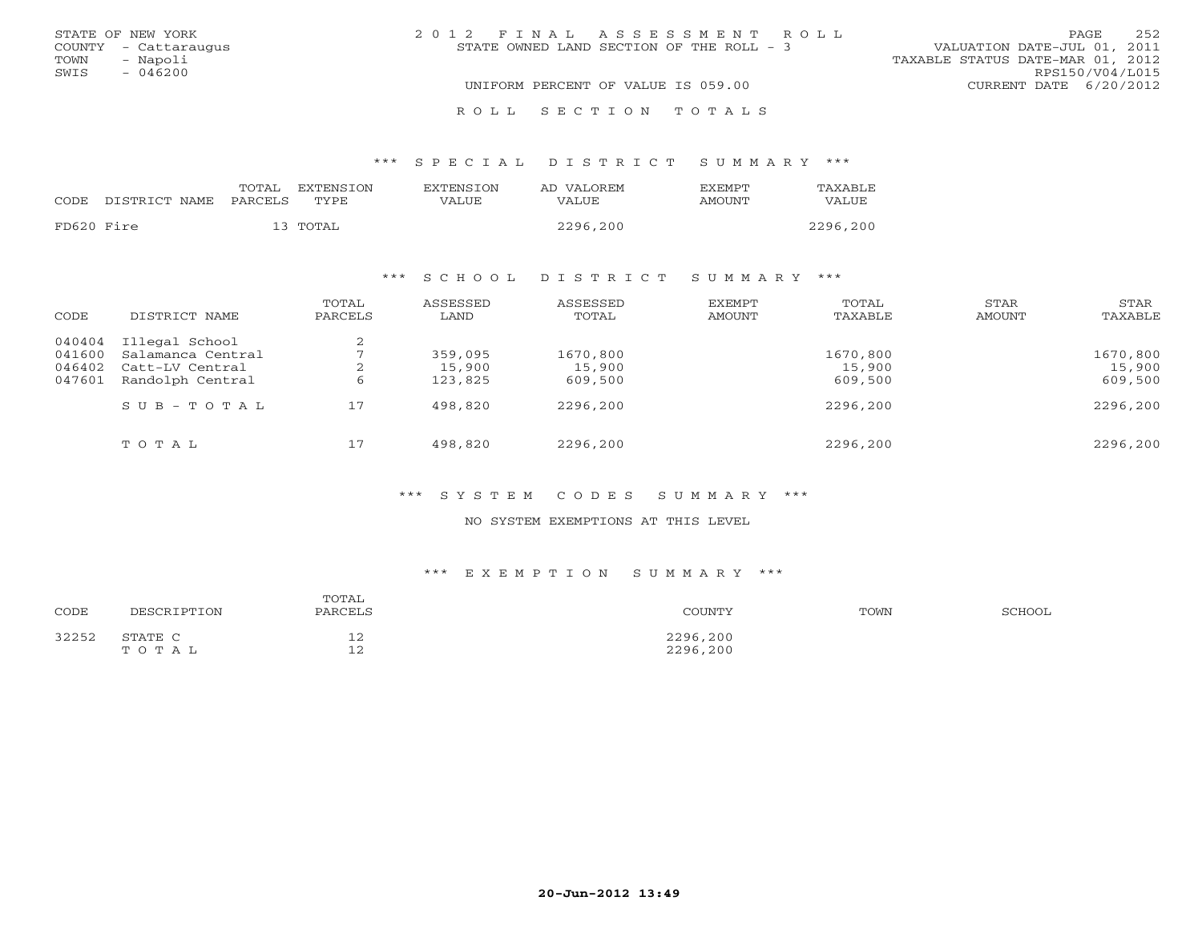STATE OF NEW YORK
COUNTY - Cattaraugus
TOWN - Napoli
SWIS - 046200

2 0 1 2 F I N A L A S S E S S M E N T R O L L
STATE OWNED LAND SECTION OF THE ROLL - 3

VALUATION DATE-JUL 01, 2011
TAXABLE STATUS DATE-MAR 01, 2012
RPS150/V04/L015
CURRENT DATE 6/20/2012

UNIFORM PERCENT OF VALUE IS 059.00

R O L L S E C T I O N T O T A L S

### *** S P E C I A L D I S T R I C T S U M M A R Y ***

| CODE | DISTRICT NAME | TOTAL PARCELS | EXTENSION TYPE | EXTENSION VALUE | AD VALOREM VALUE | EXEMPT AMOUNT | TAXABLE VALUE |
|---|---|---|---|---|---|---|---|
| FD620 | Fire | 13 | TOTAL | | 2296,200 | | 2296,200 |

### *** S C H O O L D I S T R I C T S U M M A R Y ***

| CODE | DISTRICT NAME | TOTAL PARCELS | ASSESSED LAND | ASSESSED TOTAL | EXEMPT AMOUNT | TOTAL TAXABLE | STAR AMOUNT | STAR TAXABLE |
|---|---|---|---|---|---|---|---|---|
| 040404 | Illegal School | 2 | | | | | | |
| 041600 | Salamanca Central | 7 | 359,095 | 1670,800 | | 1670,800 | | 1670,800 |
| 046402 | Catt-LV Central | 2 | 15,900 | 15,900 | | 15,900 | | 15,900 |
| 047601 | Randolph Central | 6 | 123,825 | 609,500 | | 609,500 | | 609,500 |
| | S U B - T O T A L | 17 | 498,820 | 2296,200 | | 2296,200 | | 2296,200 |
| | T O T A L | 17 | 498,820 | 2296,200 | | 2296,200 | | 2296,200 |

### *** S Y S T E M C O D E S S U M M A R Y ***

NO SYSTEM EXEMPTIONS AT THIS LEVEL

### *** E X E M P T I O N S U M M A R Y ***

| CODE | DESCRIPTION | TOTAL PARCELS | COUNTY | TOWN | SCHOOL |
|---|---|---|---|---|---|
| 32252 | STATE C | 12 | 2296,200 | | |
| | T O T A L | 12 | 2296,200 | | |

20-Jun-2012 13:49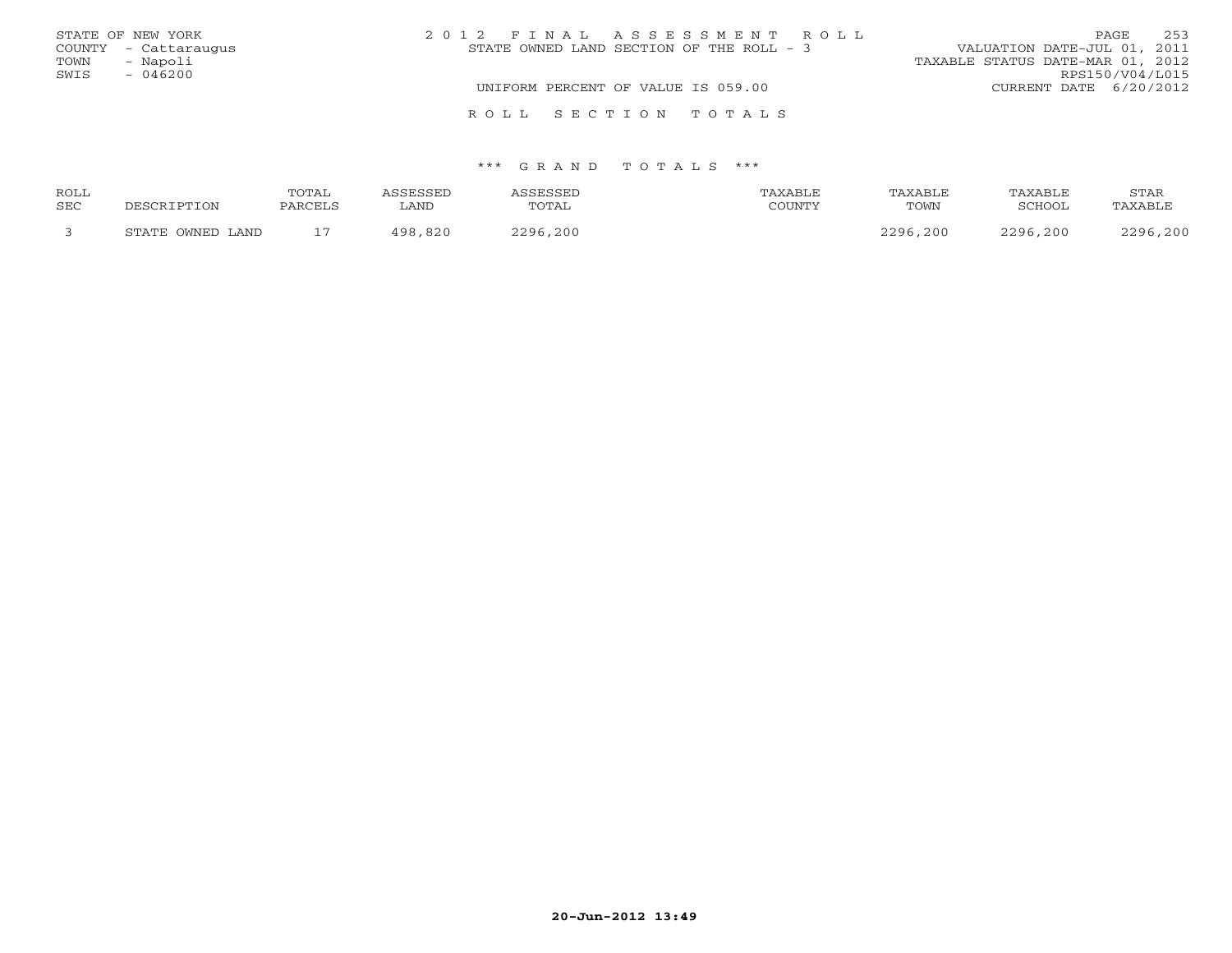STATE OF NEW YORK
COUNTY - Cattaraugus
TOWN - Napoli
SWIS - 046200

2 0 1 2 F I N A L A S S E S S M E N T R O L L
STATE OWNED LAND SECTION OF THE ROLL - 3
UNIFORM PERCENT OF VALUE IS 059.00

VALUATION DATE-JUL 01, 2011
TAXABLE STATUS DATE-MAR 01, 2012
RPS150/V04/L015
CURRENT DATE 6/20/2012

R O L L S E C T I O N T O T A L S

*** G R A N D T O T A L S ***

| ROLL SEC | DESCRIPTION | TOTAL PARCELS | ASSESSED LAND | ASSESSED TOTAL | TAXABLE COUNTY | TAXABLE TOWN | TAXABLE SCHOOL | STAR TAXABLE |
|---|---|---|---|---|---|---|---|---|
| 3 | STATE OWNED LAND | 17 | 498,820 | 2296,200 | | 2296,200 | 2296,200 | 2296,200 |

20-Jun-2012 13:49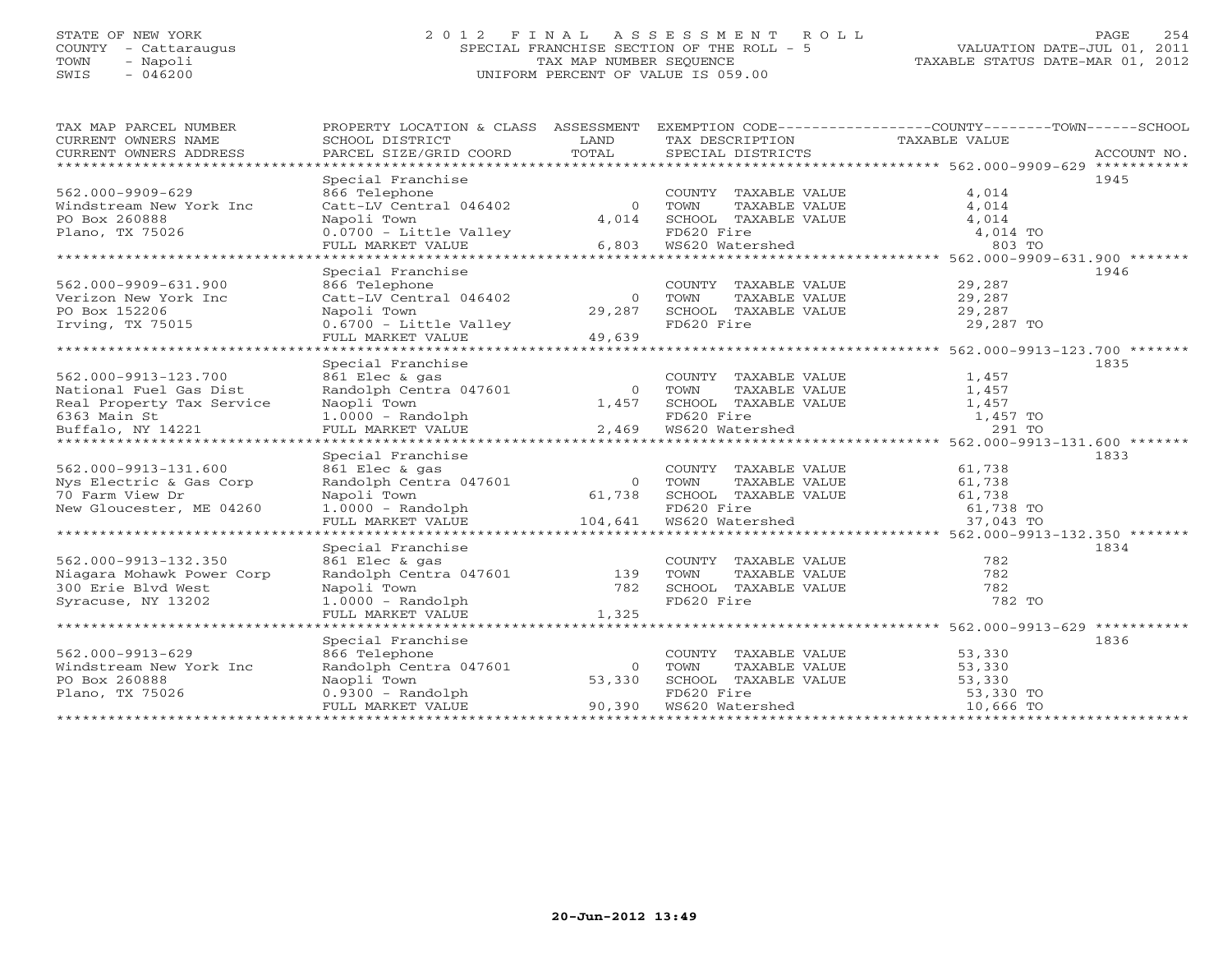STATE OF NEW YORK
COUNTY - Cattaraugus
TOWN - Napoli
SWIS - 046200

# 2012 FINAL ASSESSMENT ROLL

SPECIAL FRANCHISE SECTION OF THE ROLL - 5
TAX MAP NUMBER SEQUENCE
UNIFORM PERCENT OF VALUE IS 059.00

VALUATION DATE-JUL 01, 2011
TAXABLE STATUS DATE-MAR 01, 2012

| TAX MAP PARCEL NUMBER / CURRENT OWNERS NAME / CURRENT OWNERS ADDRESS | PROPERTY LOCATION & CLASS / SCHOOL DISTRICT / PARCEL SIZE/GRID COORD | ASSESSMENT LAND / TOTAL | EXEMPTION CODE / TAX DESCRIPTION / SPECIAL DISTRICTS | TAXABLE VALUE (COUNTY / TOWN / SCHOOL) | ACCOUNT NO. |
|---|---|---|---|---|---|
| 562.000-9909-629 | Special Franchise | | | | 1945 |
| 562.000-9909-629 | 866 Telephone | | COUNTY TAXABLE VALUE | 4,014 | |
| Windstream New York Inc | Catt-LV Central 046402 | 0 | TOWN TAXABLE VALUE | 4,014 | |
| PO Box 260888 | Napoli Town | 4,014 | SCHOOL TAXABLE VALUE | 4,014 | |
| Plano, TX 75026 | 0.0700 - Little Valley | | FD620 Fire | 4,014 TO | |
| | FULL MARKET VALUE | 6,803 | WS620 Watershed | 803 TO | |
| 562.000-9909-631.900 | Special Franchise | | | | 1946 |
| 562.000-9909-631.900 | 866 Telephone | | COUNTY TAXABLE VALUE | 29,287 | |
| Verizon New York Inc | Catt-LV Central 046402 | 0 | TOWN TAXABLE VALUE | 29,287 | |
| PO Box 152206 | Napoli Town | 29,287 | SCHOOL TAXABLE VALUE | 29,287 | |
| Irving, TX 75015 | 0.6700 - Little Valley | | FD620 Fire | 29,287 TO | |
| | FULL MARKET VALUE | 49,639 | | | |
| 562.000-9913-123.700 | Special Franchise | | | | 1835 |
| 562.000-9913-123.700 | 861 Elec & gas | | COUNTY TAXABLE VALUE | 1,457 | |
| National Fuel Gas Dist | Randolph Centra 047601 | 0 | TOWN TAXABLE VALUE | 1,457 | |
| Real Property Tax Service | Naopli Town | 1,457 | SCHOOL TAXABLE VALUE | 1,457 | |
| 6363 Main St | 1.0000 - Randolph | | FD620 Fire | 1,457 TO | |
| Buffalo, NY 14221 | FULL MARKET VALUE | 2,469 | WS620 Watershed | 291 TO | |
| 562.000-9913-131.600 | Special Franchise | | | | 1833 |
| 562.000-9913-131.600 | 861 Elec & gas | | COUNTY TAXABLE VALUE | 61,738 | |
| Nys Electric & Gas Corp | Randolph Centra 047601 | 0 | TOWN TAXABLE VALUE | 61,738 | |
| 70 Farm View Dr | Napoli Town | 61,738 | SCHOOL TAXABLE VALUE | 61,738 | |
| New Gloucester, ME 04260 | 1.0000 - Randolph | | FD620 Fire | 61,738 TO | |
| | FULL MARKET VALUE | 104,641 | WS620 Watershed | 37,043 TO | |
| 562.000-9913-132.350 | Special Franchise | | | | 1834 |
| 562.000-9913-132.350 | 861 Elec & gas | | COUNTY TAXABLE VALUE | 782 | |
| Niagara Mohawk Power Corp | Randolph Centra 047601 | 139 | TOWN TAXABLE VALUE | 782 | |
| 300 Erie Blvd West | Napoli Town | 782 | SCHOOL TAXABLE VALUE | 782 | |
| Syracuse, NY 13202 | 1.0000 - Randolph | | FD620 Fire | 782 TO | |
| | FULL MARKET VALUE | 1,325 | | | |
| 562.000-9913-629 | Special Franchise | | | | 1836 |
| 562.000-9913-629 | 866 Telephone | | COUNTY TAXABLE VALUE | 53,330 | |
| Windstream New York Inc | Randolph Centra 047601 | 0 | TOWN TAXABLE VALUE | 53,330 | |
| PO Box 260888 | Naopli Town | 53,330 | SCHOOL TAXABLE VALUE | 53,330 | |
| Plano, TX 75026 | 0.9300 - Randolph | | FD620 Fire | 53,330 TO | |
| | FULL MARKET VALUE | 90,390 | WS620 Watershed | 10,666 TO | |

20-Jun-2012 13:49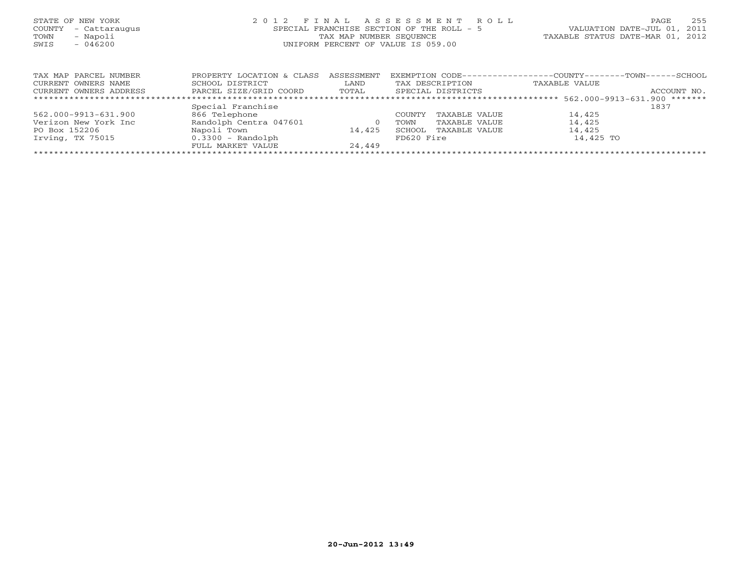STATE OF NEW YORK
COUNTY - Cattaraugus
TOWN - Napoli
SWIS - 046200

2 0 1 2 F I N A L A S S E S S M E N T R O L L
SPECIAL FRANCHISE SECTION OF THE ROLL - 5
TAX MAP NUMBER SEQUENCE
UNIFORM PERCENT OF VALUE IS 059.00

VALUATION DATE-JUL 01, 2011
TAXABLE STATUS DATE-MAR 01, 2012

| TAX MAP PARCEL NUMBER<br>CURRENT OWNERS NAME<br>CURRENT OWNERS ADDRESS | PROPERTY LOCATION & CLASS<br>SCHOOL DISTRICT<br>PARCEL SIZE/GRID COORD | ASSESSMENT<br>LAND<br>TOTAL | EXEMPTION CODE<br>TAX DESCRIPTION<br>SPECIAL DISTRICTS | COUNTY--------TOWN------SCHOOL<br>TAXABLE VALUE | ACCOUNT NO. |
|---|---|---|---|---|---|
| ******* 562.000-9913-631.900 ******* | | | | | |
| | Special Franchise | | | | 1837 |
| 562.000-9913-631.900 | 866 Telephone | | COUNTY TAXABLE VALUE | 14,425 | |
| Verizon New York Inc | Randolph Centra 047601 | 0 | TOWN TAXABLE VALUE | 14,425 | |
| PO Box 152206 | Napoli Town | 14,425 | SCHOOL TAXABLE VALUE | 14,425 | |
| Irving, TX 75015 | 0.3300 - Randolph | | FD620 Fire | 14,425 TO | |
| | FULL MARKET VALUE | 24,449 | | | |

20-Jun-2012 13:49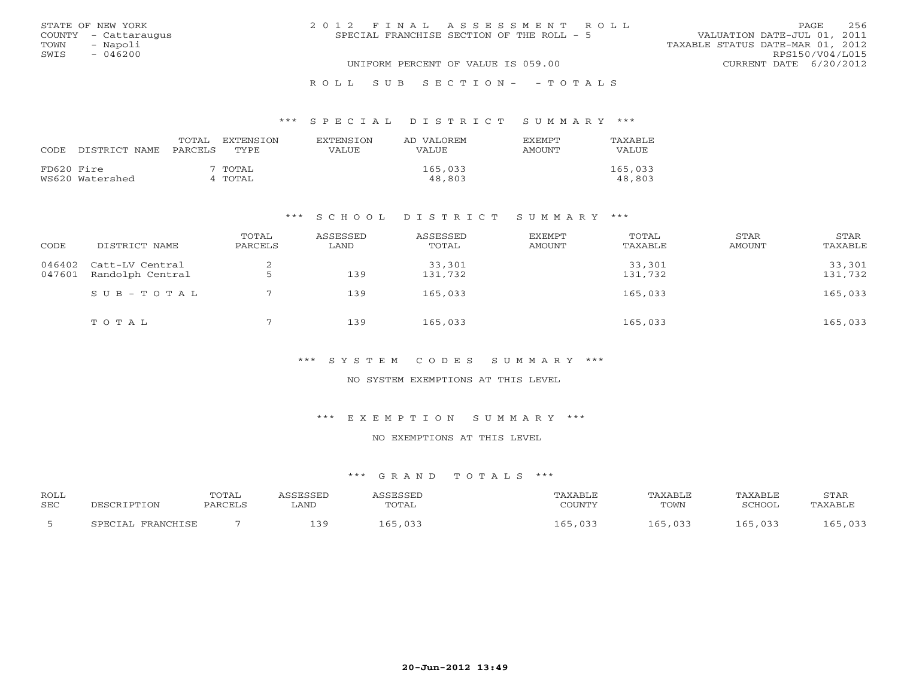STATE OF NEW YORK
COUNTY - Cattaraugus
TOWN - Napoli
SWIS - 046200

2012 FINAL ASSESSMENT ROLL
SPECIAL FRANCHISE SECTION OF THE ROLL - 5
UNIFORM PERCENT OF VALUE IS 059.00

VALUATION DATE-JUL 01, 2011
TAXABLE STATUS DATE-MAR 01, 2012
RPS150/V04/L015
CURRENT DATE 6/20/2012

ROLL SUB SECTION- - TOTALS

## *** SPECIAL DISTRICT SUMMARY ***

| CODE | DISTRICT NAME | TOTAL PARCELS | EXTENSION TYPE | EXTENSION VALUE | AD VALOREM VALUE | EXEMPT AMOUNT | TAXABLE VALUE |
|---|---|---|---|---|---|---|---|
| FD620 | Fire | 7 | TOTAL | | 165,033 | | 165,033 |
| WS620 | Watershed | 4 | TOTAL | | 48,803 | | 48,803 |

## *** SCHOOL DISTRICT SUMMARY ***

| CODE | DISTRICT NAME | TOTAL PARCELS | ASSESSED LAND | ASSESSED TOTAL | EXEMPT AMOUNT | TOTAL TAXABLE | STAR AMOUNT | STAR TAXABLE |
|---|---|---|---|---|---|---|---|---|
| 046402 | Catt-LV Central | 2 | | 33,301 | | 33,301 | | 33,301 |
| 047601 | Randolph Central | 5 | 139 | 131,732 | | 131,732 | | 131,732 |
| | SUB-TOTAL | 7 | 139 | 165,033 | | 165,033 | | 165,033 |
| | TOTAL | 7 | 139 | 165,033 | | 165,033 | | 165,033 |

## *** SYSTEM CODES SUMMARY ***

NO SYSTEM EXEMPTIONS AT THIS LEVEL

## *** EXEMPTION SUMMARY ***

NO EXEMPTIONS AT THIS LEVEL

## *** GRAND TOTALS ***

| ROLL SEC | DESCRIPTION | TOTAL PARCELS | ASSESSED LAND | ASSESSED TOTAL | TAXABLE COUNTY | TAXABLE TOWN | TAXABLE SCHOOL | STAR TAXABLE |
|---|---|---|---|---|---|---|---|---|
| 5 | SPECIAL FRANCHISE | 7 | 139 | 165,033 | 165,033 | 165,033 | 165,033 | 165,033 |

20-Jun-2012 13:49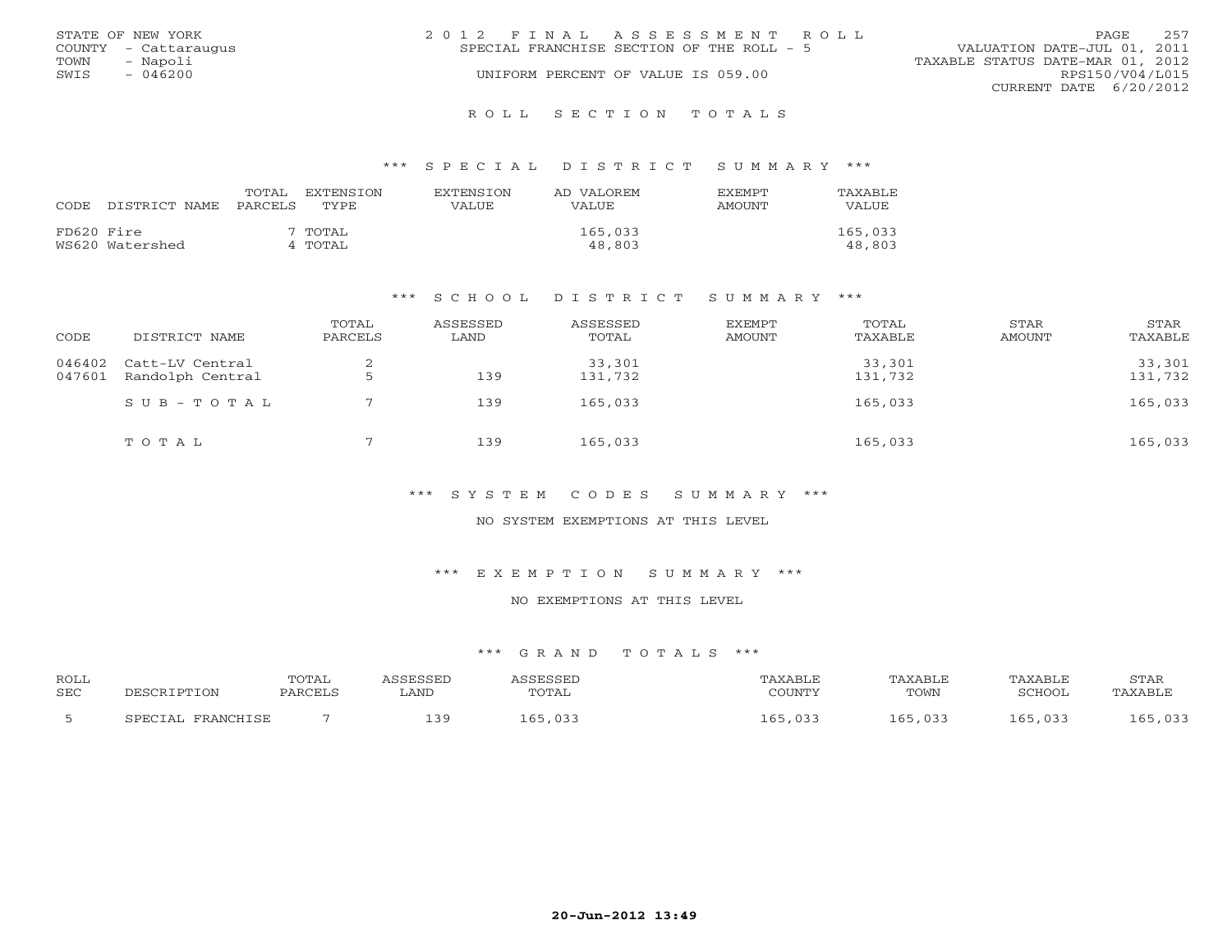STATE OF NEW YORK
COUNTY - Cattaraugus
TOWN - Napoli
SWIS - 046200

2012 FINAL ASSESSMENT ROLL
SPECIAL FRANCHISE SECTION OF THE ROLL - 5
UNIFORM PERCENT OF VALUE IS 059.00

VALUATION DATE-JUL 01, 2011
TAXABLE STATUS DATE-MAR 01, 2012
RPS150/V04/L015
CURRENT DATE 6/20/2012

# ROLL SECTION TOTALS

## *** SPECIAL DISTRICT SUMMARY ***

| CODE | DISTRICT NAME | TOTAL PARCELS | EXTENSION TYPE | EXTENSION VALUE | AD VALOREM VALUE | EXEMPT AMOUNT | TAXABLE VALUE |
|---|---|---|---|---|---|---|---|
| FD620 | Fire | 7 | TOTAL | | 165,033 | | 165,033 |
| WS620 | Watershed | 4 | TOTAL | | 48,803 | | 48,803 |

## *** SCHOOL DISTRICT SUMMARY ***

| CODE | DISTRICT NAME | TOTAL PARCELS | ASSESSED LAND | ASSESSED TOTAL | EXEMPT AMOUNT | TOTAL TAXABLE | STAR AMOUNT | STAR TAXABLE |
|---|---|---|---|---|---|---|---|---|
| 046402 | Catt-LV Central | 2 | | 33,301 | | 33,301 | | 33,301 |
| 047601 | Randolph Central | 5 | 139 | 131,732 | | 131,732 | | 131,732 |
| | SUB-TOTAL | 7 | 139 | 165,033 | | 165,033 | | 165,033 |
| | TOTAL | 7 | 139 | 165,033 | | 165,033 | | 165,033 |

## *** SYSTEM CODES SUMMARY ***

NO SYSTEM EXEMPTIONS AT THIS LEVEL

## *** EXEMPTION SUMMARY ***

NO EXEMPTIONS AT THIS LEVEL

## *** GRAND TOTALS ***

| ROLL SEC | DESCRIPTION | TOTAL PARCELS | ASSESSED LAND | ASSESSED TOTAL | TAXABLE COUNTY | TAXABLE TOWN | TAXABLE SCHOOL | STAR TAXABLE |
|---|---|---|---|---|---|---|---|---|
| 5 | SPECIAL FRANCHISE | 7 | 139 | 165,033 | 165,033 | 165,033 | 165,033 | 165,033 |

20-Jun-2012 13:49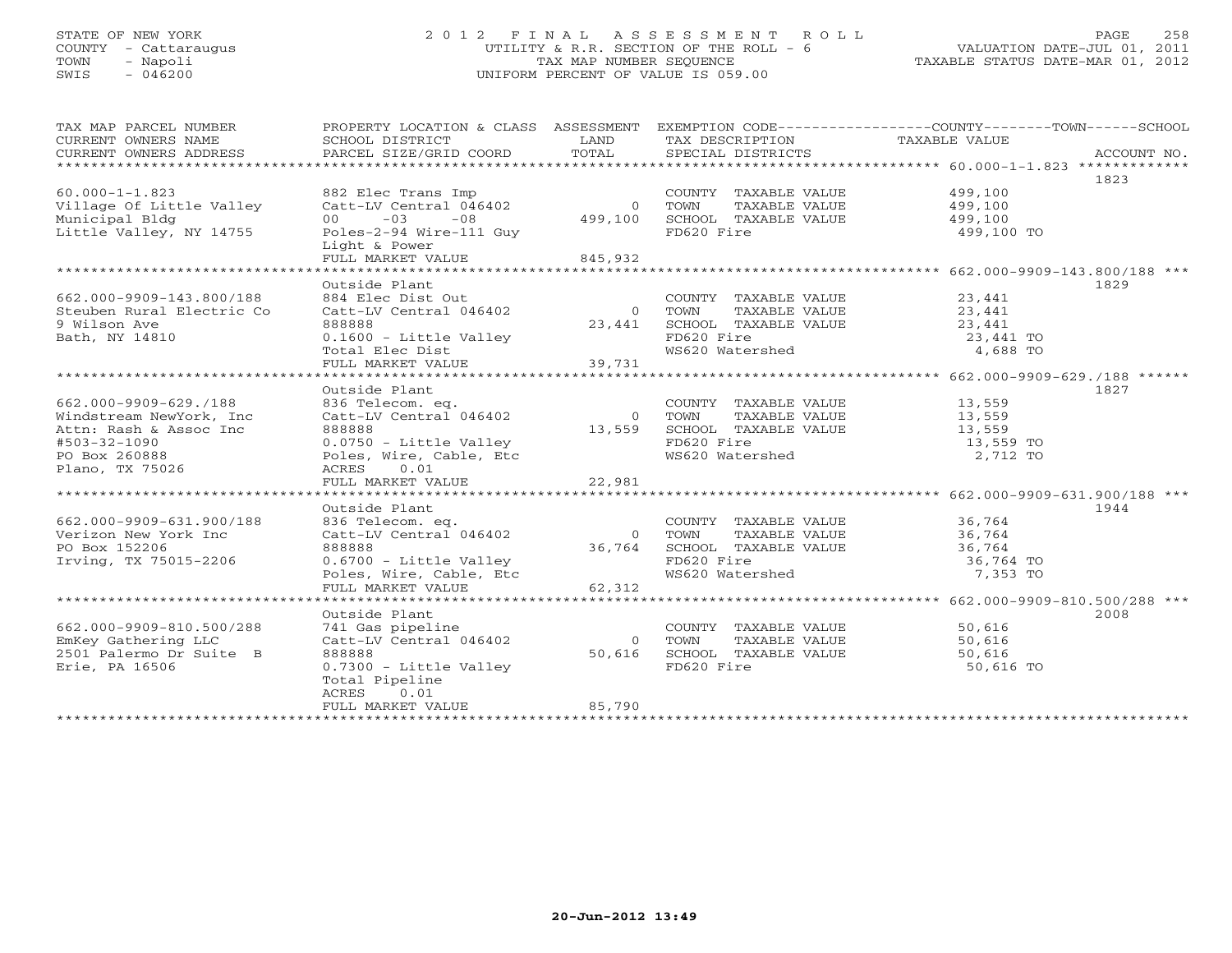STATE OF NEW YORK
COUNTY - Cattaraugus
TOWN - Napoli
SWIS - 046200

# 2012 FINAL ASSESSMENT ROLL

UTILITY & R.R. SECTION OF THE ROLL - 6
TAX MAP NUMBER SEQUENCE
UNIFORM PERCENT OF VALUE IS 059.00

VALUATION DATE-JUL 01, 2011
TAXABLE STATUS DATE-MAR 01, 2012

| TAX MAP PARCEL NUMBER / CURRENT OWNERS NAME / CURRENT OWNERS ADDRESS | PROPERTY LOCATION & CLASS / SCHOOL DISTRICT / PARCEL SIZE/GRID COORD | ASSESSMENT LAND / TOTAL | EXEMPTION CODE / TAX DESCRIPTION / SPECIAL DISTRICTS | COUNTY / TOWN / SCHOOL TAXABLE VALUE | ACCOUNT NO. |
|---|---|---|---|---|---|
| **60.000-1-1.823** | | | | | 1823 |
| 60.000-1-1.823 | 882 Elec Trans Imp | | COUNTY TAXABLE VALUE | 499,100 | |
| Village Of Little Valley | Catt-LV Central 046402 | 0 | TOWN TAXABLE VALUE | 499,100 | |
| Municipal Bldg | 00 -03 -08 | 499,100 | SCHOOL TAXABLE VALUE | 499,100 | |
| Little Valley, NY 14755 | Poles-2-94 Wire-111 Guy | | FD620 Fire | 499,100 TO | |
| | Light & Power | | | | |
| | FULL MARKET VALUE | 845,932 | | | |
| **662.000-9909-143.800/188** | Outside Plant | | | | 1829 |
| 662.000-9909-143.800/188 | 884 Elec Dist Out | | COUNTY TAXABLE VALUE | 23,441 | |
| Steuben Rural Electric Co | Catt-LV Central 046402 | 0 | TOWN TAXABLE VALUE | 23,441 | |
| 9 Wilson Ave | 888888 | 23,441 | SCHOOL TAXABLE VALUE | 23,441 | |
| Bath, NY 14810 | 0.1600 - Little Valley | | FD620 Fire | 23,441 TO | |
| | Total Elec Dist | | WS620 Watershed | 4,688 TO | |
| | FULL MARKET VALUE | 39,731 | | | |
| **662.000-9909-629./188** | Outside Plant | | | | 1827 |
| 662.000-9909-629./188 | 836 Telecom. eq. | | COUNTY TAXABLE VALUE | 13,559 | |
| Windstream NewYork, Inc | Catt-LV Central 046402 | 0 | TOWN TAXABLE VALUE | 13,559 | |
| Attn: Rash & Assoc Inc | 888888 | 13,559 | SCHOOL TAXABLE VALUE | 13,559 | |
| #503-32-1090 | 0.0750 - Little Valley | | FD620 Fire | 13,559 TO | |
| PO Box 260888 | Poles, Wire, Cable, Etc | | WS620 Watershed | 2,712 TO | |
| Plano, TX 75026 | ACRES 0.01 | | | | |
| | FULL MARKET VALUE | 22,981 | | | |
| **662.000-9909-631.900/188** | Outside Plant | | | | 1944 |
| 662.000-9909-631.900/188 | 836 Telecom. eq. | | COUNTY TAXABLE VALUE | 36,764 | |
| Verizon New York Inc | Catt-LV Central 046402 | 0 | TOWN TAXABLE VALUE | 36,764 | |
| PO Box 152206 | 888888 | 36,764 | SCHOOL TAXABLE VALUE | 36,764 | |
| Irving, TX 75015-2206 | 0.6700 - Little Valley | | FD620 Fire | 36,764 TO | |
| | Poles, Wire, Cable, Etc | | WS620 Watershed | 7,353 TO | |
| | FULL MARKET VALUE | 62,312 | | | |
| **662.000-9909-810.500/288** | Outside Plant | | | | 2008 |
| 662.000-9909-810.500/288 | 741 Gas pipeline | | COUNTY TAXABLE VALUE | 50,616 | |
| EmKey Gathering LLC | Catt-LV Central 046402 | 0 | TOWN TAXABLE VALUE | 50,616 | |
| 2501 Palermo Dr Suite B | 888888 | 50,616 | SCHOOL TAXABLE VALUE | 50,616 | |
| Erie, PA 16506 | 0.7300 - Little Valley | | FD620 Fire | 50,616 TO | |
| | Total Pipeline | | | | |
| | ACRES 0.01 | | | | |
| | FULL MARKET VALUE | 85,790 | | | |

20-Jun-2012 13:49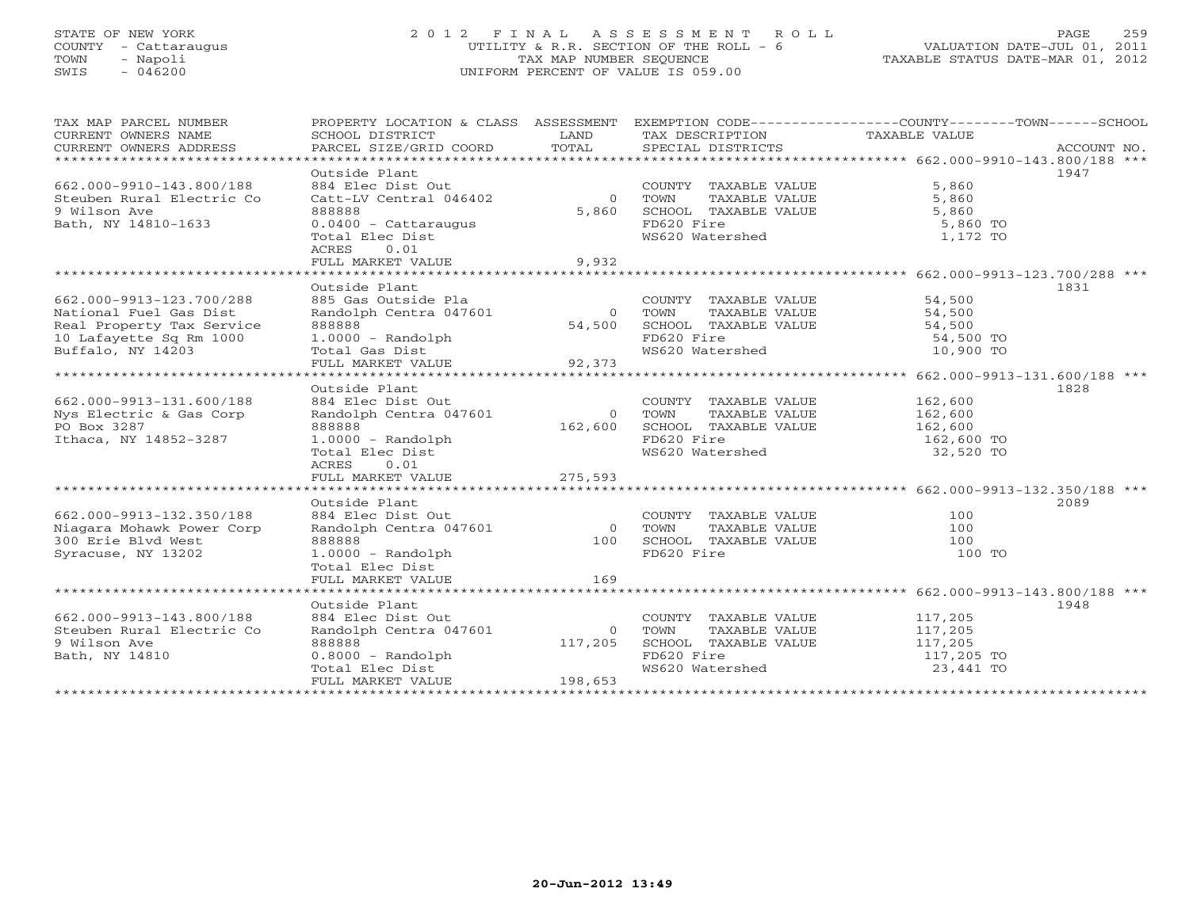STATE OF NEW YORK
COUNTY - Cattaraugus
TOWN - Napoli
SWIS - 046200

# 2012 FINAL ASSESSMENT ROLL
UTILITY & R.R. SECTION OF THE ROLL - 6
TAX MAP NUMBER SEQUENCE
UNIFORM PERCENT OF VALUE IS 059.00

VALUATION DATE-JUL 01, 2011
TAXABLE STATUS DATE-MAR 01, 2012

| TAX MAP PARCEL NUMBER / CURRENT OWNERS NAME / CURRENT OWNERS ADDRESS | PROPERTY LOCATION & CLASS / SCHOOL DISTRICT / PARCEL SIZE/GRID COORD | ASSESSMENT LAND / TOTAL | EXEMPTION CODE / TAX DESCRIPTION / SPECIAL DISTRICTS | TAXABLE VALUE (COUNTY / TOWN / SCHOOL) | ACCOUNT NO. |
|---|---|---|---|---|---|
| **662.000-9910-143.800/188** | Outside Plant | | | | 1947 |
| 662.000-9910-143.800/188 | 884 Elec Dist Out | | COUNTY TAXABLE VALUE | 5,860 | |
| Steuben Rural Electric Co | Catt-LV Central 046402 | 0 | TOWN TAXABLE VALUE | 5,860 | |
| 9 Wilson Ave | 888888 | 5,860 | SCHOOL TAXABLE VALUE | 5,860 | |
| Bath, NY 14810-1633 | 0.0400 - Cattaraugus | | FD620 Fire | 5,860 TO | |
| | Total Elec Dist | | WS620 Watershed | 1,172 TO | |
| | ACRES 0.01 | | | | |
| | FULL MARKET VALUE | 9,932 | | | |
| **662.000-9913-123.700/288** | Outside Plant | | | | 1831 |
| 662.000-9913-123.700/288 | 885 Gas Outside Pla | | COUNTY TAXABLE VALUE | 54,500 | |
| National Fuel Gas Dist | Randolph Centra 047601 | 0 | TOWN TAXABLE VALUE | 54,500 | |
| Real Property Tax Service | 888888 | 54,500 | SCHOOL TAXABLE VALUE | 54,500 | |
| 10 Lafayette Sq Rm 1000 | 1.0000 - Randolph | | FD620 Fire | 54,500 TO | |
| Buffalo, NY 14203 | Total Gas Dist | | WS620 Watershed | 10,900 TO | |
| | FULL MARKET VALUE | 92,373 | | | |
| **662.000-9913-131.600/188** | Outside Plant | | | | 1828 |
| 662.000-9913-131.600/188 | 884 Elec Dist Out | | COUNTY TAXABLE VALUE | 162,600 | |
| Nys Electric & Gas Corp | Randolph Centra 047601 | 0 | TOWN TAXABLE VALUE | 162,600 | |
| PO Box 3287 | 888888 | 162,600 | SCHOOL TAXABLE VALUE | 162,600 | |
| Ithaca, NY 14852-3287 | 1.0000 - Randolph | | FD620 Fire | 162,600 TO | |
| | Total Elec Dist | | WS620 Watershed | 32,520 TO | |
| | ACRES 0.01 | | | | |
| | FULL MARKET VALUE | 275,593 | | | |
| **662.000-9913-132.350/188** | Outside Plant | | | | 2089 |
| 662.000-9913-132.350/188 | 884 Elec Dist Out | | COUNTY TAXABLE VALUE | 100 | |
| Niagara Mohawk Power Corp | Randolph Centra 047601 | 0 | TOWN TAXABLE VALUE | 100 | |
| 300 Erie Blvd West | 888888 | 100 | SCHOOL TAXABLE VALUE | 100 | |
| Syracuse, NY 13202 | 1.0000 - Randolph | | FD620 Fire | 100 TO | |
| | Total Elec Dist | | | | |
| | FULL MARKET VALUE | 169 | | | |
| **662.000-9913-143.800/188** | Outside Plant | | | | 1948 |
| 662.000-9913-143.800/188 | 884 Elec Dist Out | | COUNTY TAXABLE VALUE | 117,205 | |
| Steuben Rural Electric Co | Randolph Centra 047601 | 0 | TOWN TAXABLE VALUE | 117,205 | |
| 9 Wilson Ave | 888888 | 117,205 | SCHOOL TAXABLE VALUE | 117,205 | |
| Bath, NY 14810 | 0.8000 - Randolph | | FD620 Fire | 117,205 TO | |
| | Total Elec Dist | | WS620 Watershed | 23,441 TO | |
| | FULL MARKET VALUE | 198,653 | | | |

20-Jun-2012 13:49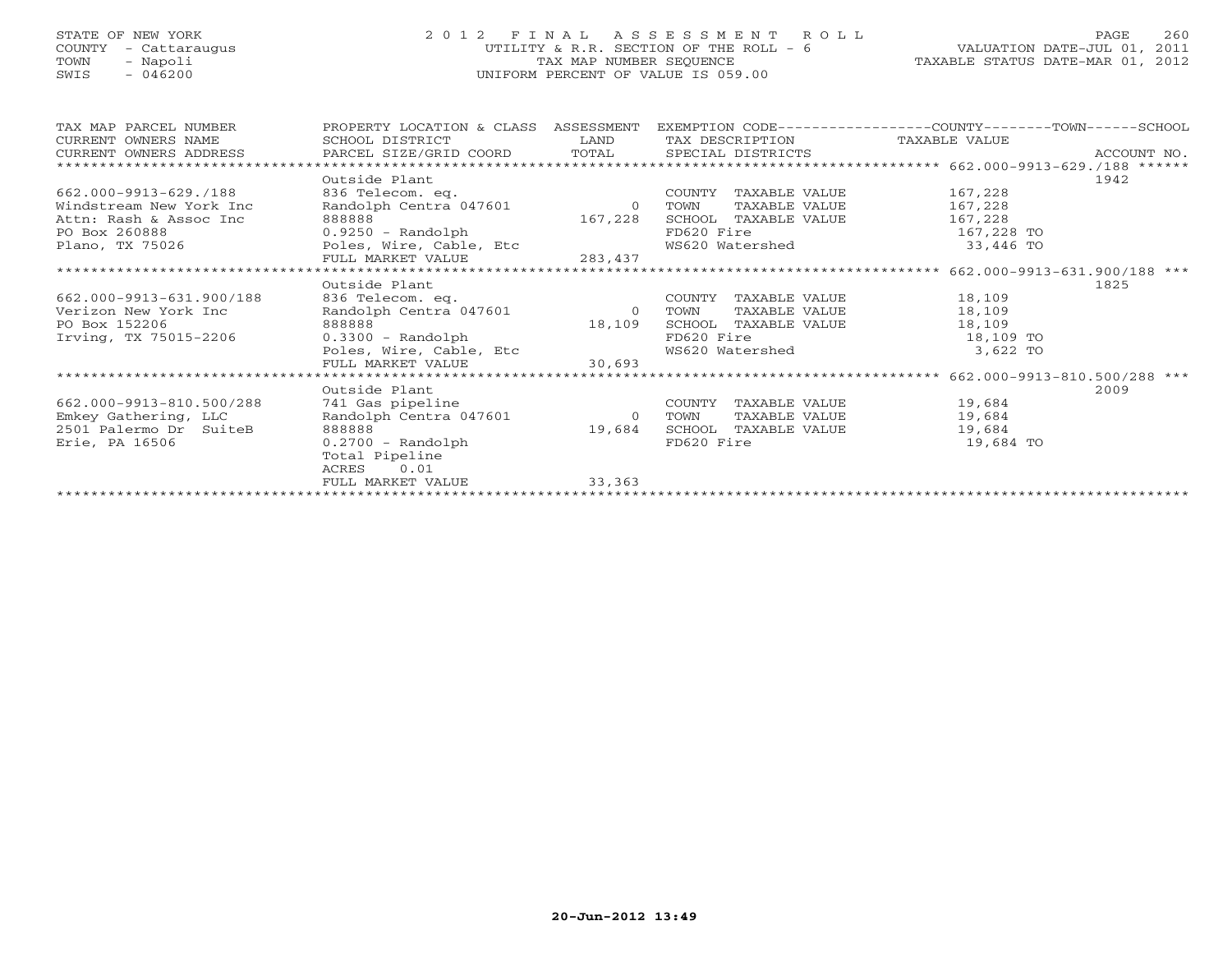STATE OF NEW YORK
COUNTY - Cattaraugus
TOWN - Napoli
SWIS - 046200

2 0 1 2 F I N A L A S S E S S M E N T R O L L
UTILITY & R.R. SECTION OF THE ROLL - 6
TAX MAP NUMBER SEQUENCE
UNIFORM PERCENT OF VALUE IS 059.00

VALUATION DATE-JUL 01, 2011
TAXABLE STATUS DATE-MAR 01, 2012

| TAX MAP PARCEL NUMBER<br>CURRENT OWNERS NAME<br>CURRENT OWNERS ADDRESS | PROPERTY LOCATION & CLASS<br>SCHOOL DISTRICT<br>PARCEL SIZE/GRID COORD | ASSESSMENT<br>LAND<br>TOTAL | EXEMPTION CODE-----COUNTY-----TOWN-----SCHOOL<br>TAX DESCRIPTION<br>SPECIAL DISTRICTS | TAXABLE VALUE | ACCOUNT NO. |
|---|---|---|---|---|---|
| ******* 662.000-9913-629./188 ****** | | | | | |
| | Outside Plant | | | | 1942 |
| 662.000-9913-629./188 | 836 Telecom. eq. | | COUNTY TAXABLE VALUE | 167,228 | |
| Windstream New York Inc | Randolph Centra 047601 | 0 | TOWN TAXABLE VALUE | 167,228 | |
| Attn: Rash & Assoc Inc | 888888 | 167,228 | SCHOOL TAXABLE VALUE | 167,228 | |
| PO Box 260888 | 0.9250 - Randolph | | FD620 Fire | 167,228 TO | |
| Plano, TX 75026 | Poles, Wire, Cable, Etc | | WS620 Watershed | 33,446 TO | |
| | FULL MARKET VALUE | 283,437 | | | |
| ******* 662.000-9913-631.900/188 *** | | | | | |
| | Outside Plant | | | | 1825 |
| 662.000-9913-631.900/188 | 836 Telecom. eq. | | COUNTY TAXABLE VALUE | 18,109 | |
| Verizon New York Inc | Randolph Centra 047601 | 0 | TOWN TAXABLE VALUE | 18,109 | |
| PO Box 152206 | 888888 | 18,109 | SCHOOL TAXABLE VALUE | 18,109 | |
| Irving, TX 75015-2206 | 0.3300 - Randolph | | FD620 Fire | 18,109 TO | |
| | Poles, Wire, Cable, Etc | | WS620 Watershed | 3,622 TO | |
| | FULL MARKET VALUE | 30,693 | | | |
| ******* 662.000-9913-810.500/288 *** | | | | | |
| | Outside Plant | | | | 2009 |
| 662.000-9913-810.500/288 | 741 Gas pipeline | | COUNTY TAXABLE VALUE | 19,684 | |
| Emkey Gathering, LLC | Randolph Centra 047601 | 0 | TOWN TAXABLE VALUE | 19,684 | |
| 2501 Palermo Dr SuiteB | 888888 | 19,684 | SCHOOL TAXABLE VALUE | 19,684 | |
| Erie, PA 16506 | 0.2700 - Randolph | | FD620 Fire | 19,684 TO | |
| | Total Pipeline | | | | |
| | ACRES 0.01 | | | | |
| | FULL MARKET VALUE | 33,363 | | | |

20-Jun-2012 13:49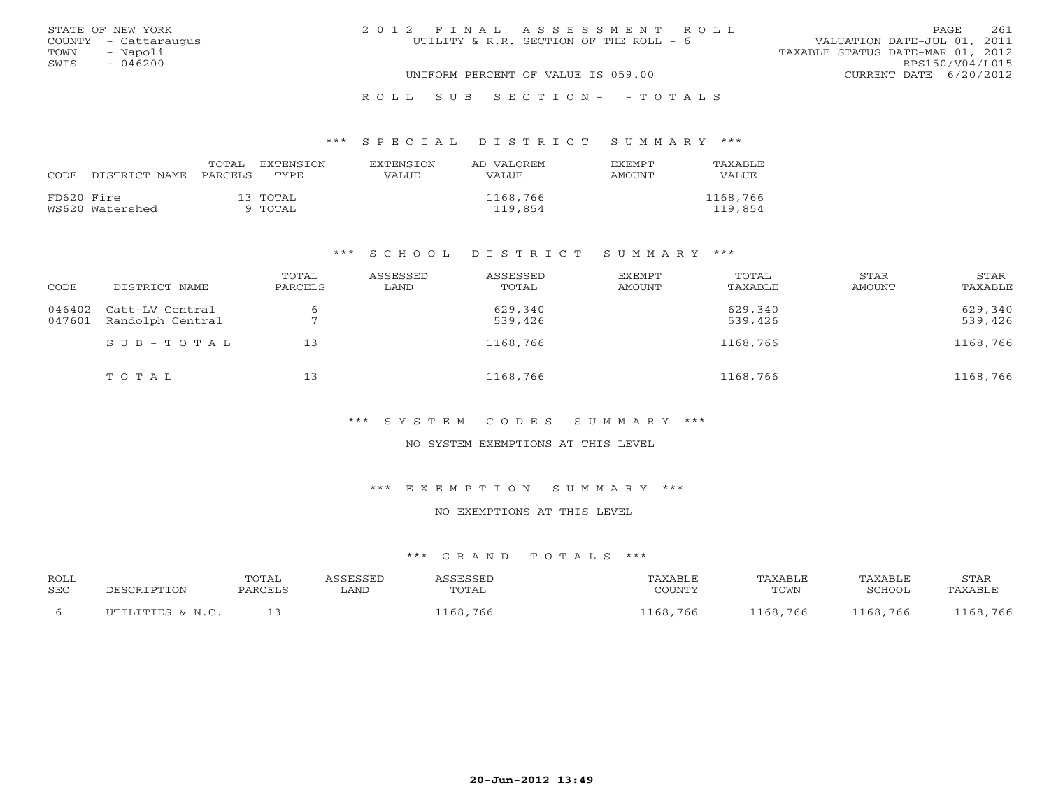STATE OF NEW YORK
COUNTY - Cattaraugus
TOWN - Napoli
SWIS - 046200

# 2012 FINAL ASSESSMENT ROLL

UTILITY & R.R. SECTION OF THE ROLL - 6

UNIFORM PERCENT OF VALUE IS 059.00

VALUATION DATE-JUL 01, 2011
TAXABLE STATUS DATE-MAR 01, 2012
RPS150/V04/L015
CURRENT DATE 6/20/2012

## ROLL SUB SECTION- - TOTALS

### *** SPECIAL DISTRICT SUMMARY ***

| CODE | DISTRICT NAME | TOTAL PARCELS | EXTENSION TYPE | EXTENSION VALUE | AD VALOREM VALUE | EXEMPT AMOUNT | TAXABLE VALUE |
|---|---|---|---|---|---|---|---|
| FD620 | Fire | 13 | TOTAL | | 1168,766 | | 1168,766 |
| WS620 | Watershed | 9 | TOTAL | | 119,854 | | 119,854 |

### *** SCHOOL DISTRICT SUMMARY ***

| CODE | DISTRICT NAME | TOTAL PARCELS | ASSESSED LAND | ASSESSED TOTAL | EXEMPT AMOUNT | TOTAL TAXABLE | STAR AMOUNT | STAR TAXABLE |
|---|---|---|---|---|---|---|---|---|
| 046402 | Catt-LV Central | 6 | | 629,340 | | 629,340 | | 629,340 |
| 047601 | Randolph Central | 7 | | 539,426 | | 539,426 | | 539,426 |
| | SUB-TOTAL | 13 | | 1168,766 | | 1168,766 | | 1168,766 |
| | TOTAL | 13 | | 1168,766 | | 1168,766 | | 1168,766 |

### *** SYSTEM CODES SUMMARY ***

NO SYSTEM EXEMPTIONS AT THIS LEVEL

### *** EXEMPTION SUMMARY ***

NO EXEMPTIONS AT THIS LEVEL

### *** GRAND TOTALS ***

| ROLL SEC | DESCRIPTION | TOTAL PARCELS | ASSESSED LAND | ASSESSED TOTAL | TAXABLE COUNTY | TAXABLE TOWN | TAXABLE SCHOOL | STAR TAXABLE |
|---|---|---|---|---|---|---|---|---|
| 6 | UTILITIES & N.C. | 13 | | 1168,766 | 1168,766 | 1168,766 | 1168,766 | 1168,766 |

20-Jun-2012 13:49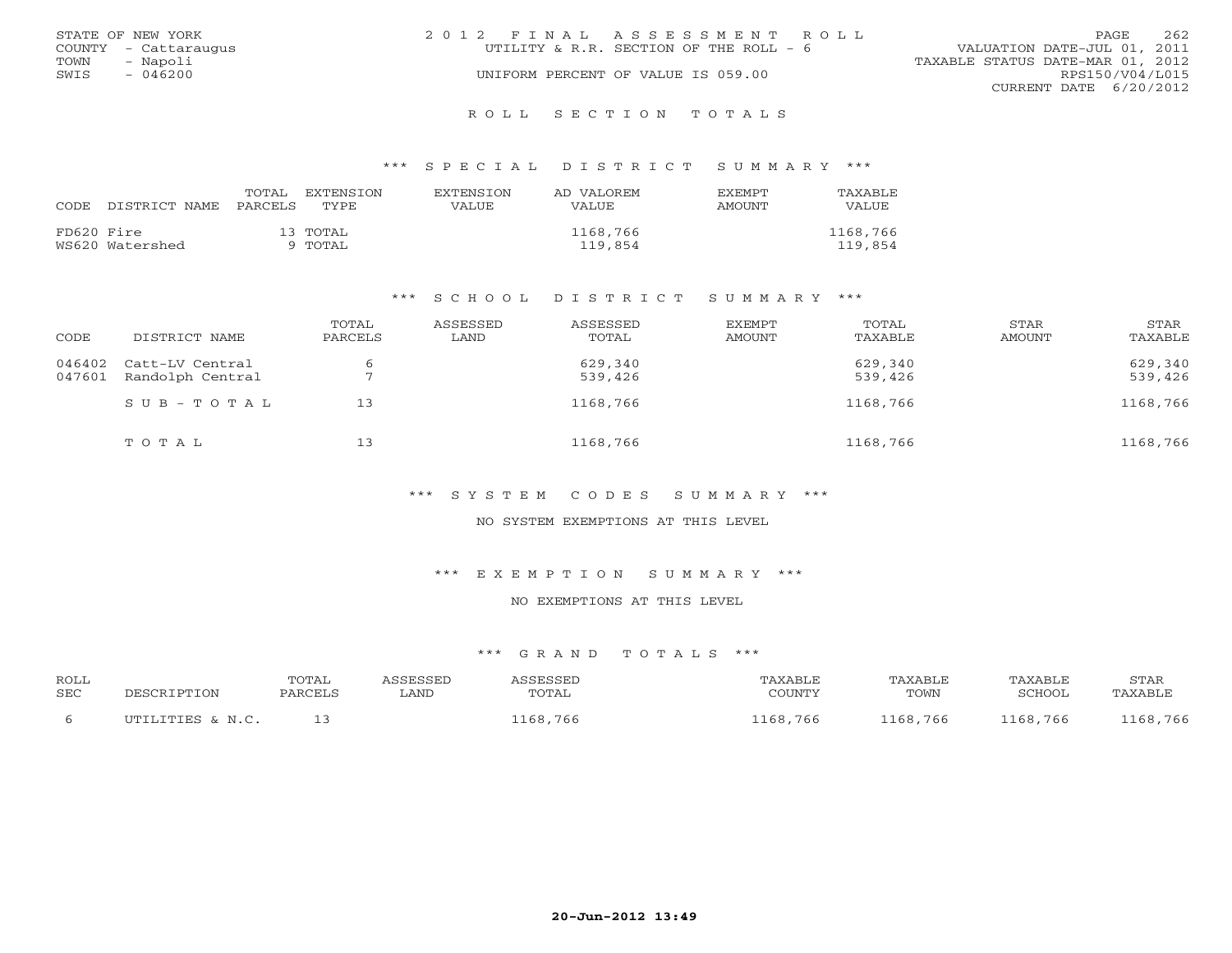STATE OF NEW YORK
COUNTY - Cattaraugus
TOWN - Napoli
SWIS - 046200

2012 FINAL ASSESSMENT ROLL
UTILITY & R.R. SECTION OF THE ROLL - 6
UNIFORM PERCENT OF VALUE IS 059.00

VALUATION DATE-JUL 01, 2011
TAXABLE STATUS DATE-MAR 01, 2012
RPS150/V04/L015
CURRENT DATE 6/20/2012

# ROLL SECTION TOTALS

## *** SPECIAL DISTRICT SUMMARY ***

| CODE | DISTRICT NAME | TOTAL PARCELS | EXTENSION TYPE | EXTENSION VALUE | AD VALOREM VALUE | EXEMPT AMOUNT | TAXABLE VALUE |
|---|---|---|---|---|---|---|---|
| FD620 | Fire | 13 | TOTAL | | 1168,766 | | 1168,766 |
| WS620 | Watershed | 9 | TOTAL | | 119,854 | | 119,854 |

## *** SCHOOL DISTRICT SUMMARY ***

| CODE | DISTRICT NAME | TOTAL PARCELS | ASSESSED LAND | ASSESSED TOTAL | EXEMPT AMOUNT | TOTAL TAXABLE | STAR AMOUNT | STAR TAXABLE |
|---|---|---|---|---|---|---|---|---|
| 046402 | Catt-LV Central | 6 | | 629,340 | | 629,340 | | 629,340 |
| 047601 | Randolph Central | 7 | | 539,426 | | 539,426 | | 539,426 |
| | SUB-TOTAL | 13 | | 1168,766 | | 1168,766 | | 1168,766 |
| | TOTAL | 13 | | 1168,766 | | 1168,766 | | 1168,766 |

## *** SYSTEM CODES SUMMARY ***

NO SYSTEM EXEMPTIONS AT THIS LEVEL

## *** EXEMPTION SUMMARY ***

NO EXEMPTIONS AT THIS LEVEL

## *** GRAND TOTALS ***

| ROLL SEC | DESCRIPTION | TOTAL PARCELS | ASSESSED LAND | ASSESSED TOTAL | TAXABLE COUNTY | TAXABLE TOWN | TAXABLE SCHOOL | STAR TAXABLE |
|---|---|---|---|---|---|---|---|---|
| 6 | UTILITIES & N.C. | 13 | | 1168,766 | 1168,766 | 1168,766 | 1168,766 | 1168,766 |

20-Jun-2012 13:49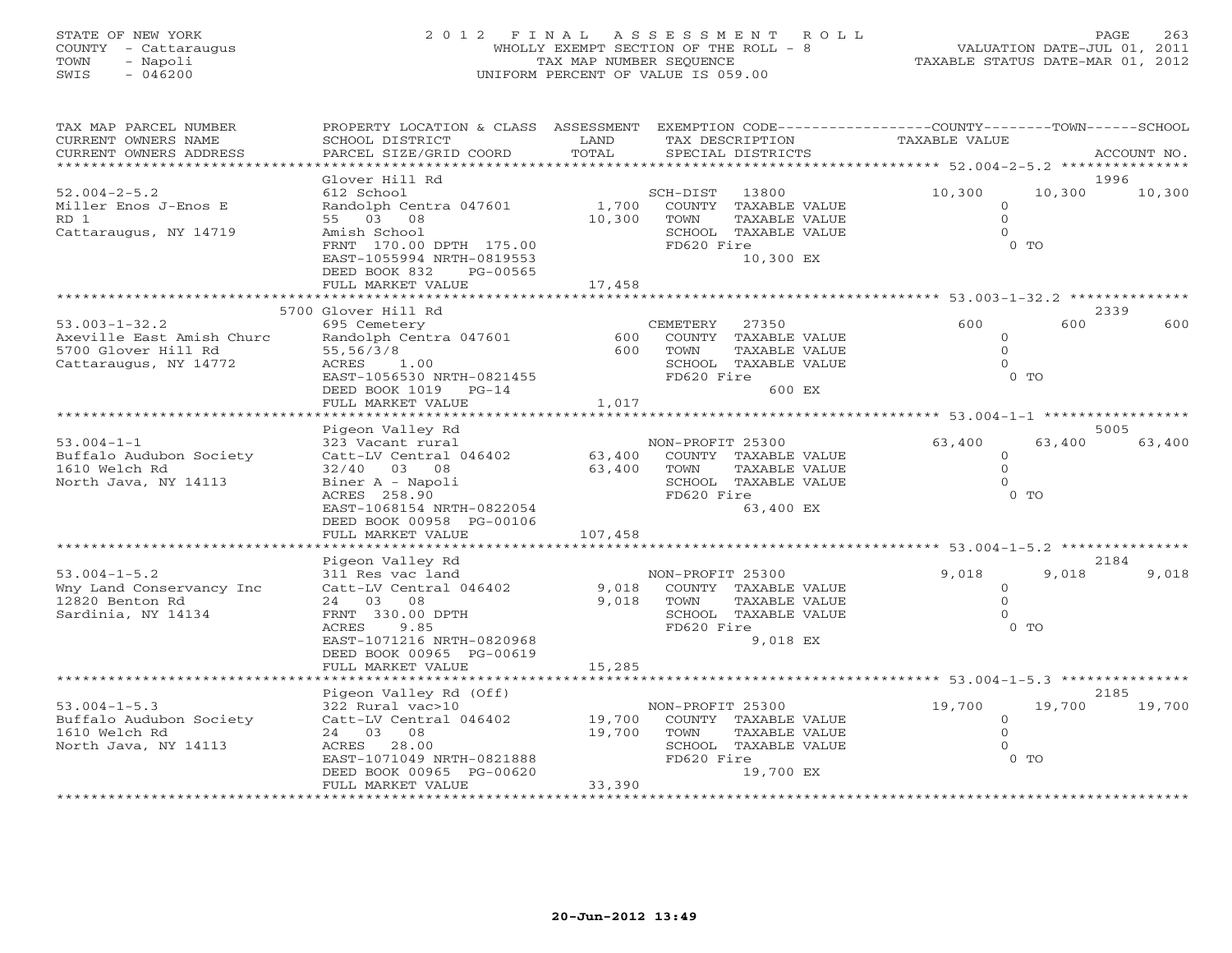STATE OF NEW YORK
COUNTY - Cattaraugus
TOWN - Napoli
SWIS - 046200

# 2012 FINAL ASSESSMENT ROLL

WHOLLY EXEMPT SECTION OF THE ROLL - 8
TAX MAP NUMBER SEQUENCE
UNIFORM PERCENT OF VALUE IS 059.00

VALUATION DATE-JUL 01, 2011
TAXABLE STATUS DATE-MAR 01, 2012

| TAX MAP PARCEL NUMBER / CURRENT OWNERS NAME / CURRENT OWNERS ADDRESS | PROPERTY LOCATION & CLASS / SCHOOL DISTRICT / PARCEL SIZE/GRID COORD | ASSESSMENT LAND / TOTAL | EXEMPTION CODE / TAX DESCRIPTION / SPECIAL DISTRICTS | COUNTY TAXABLE VALUE | TOWN | SCHOOL / ACCOUNT NO. |
|---|---|---|---|---|---|---|
| **52.004-2-5.2** | Glover Hill Rd | | | | | 1996 |
| 52.004-2-5.2 | 612 School | | SCH-DIST 13800 | 10,300 | 10,300 | 10,300 |
| Miller Enos J-Enos E | Randolph Centra 047601 | 1,700 | COUNTY TAXABLE VALUE | 0 | | |
| RD 1 | 55 03 08 | 10,300 | TOWN TAXABLE VALUE | 0 | | |
| Cattaraugus, NY 14719 | Amish School | | SCHOOL TAXABLE VALUE | 0 | | |
| | FRNT 170.00 DPTH 175.00 | | FD620 Fire | 0 TO | | |
| | EAST-1055994 NRTH-0819553 | | 10,300 EX | | | |
| | DEED BOOK 832 PG-00565 | | | | | |
| | FULL MARKET VALUE | 17,458 | | | | |
| **53.003-1-32.2** | 5700 Glover Hill Rd | | | | | 2339 |
| 53.003-1-32.2 | 695 Cemetery | | CEMETERY 27350 | 600 | 600 | 600 |
| Axeville East Amish Churc | Randolph Centra 047601 | 600 | COUNTY TAXABLE VALUE | 0 | | |
| 5700 Glover Hill Rd | 55,56/3/8 | 600 | TOWN TAXABLE VALUE | 0 | | |
| Cattaraugus, NY 14772 | ACRES 1.00 | | SCHOOL TAXABLE VALUE | 0 | | |
| | EAST-1056530 NRTH-0821455 | | FD620 Fire | 0 TO | | |
| | DEED BOOK 1019 PG-14 | | 600 EX | | | |
| | FULL MARKET VALUE | 1,017 | | | | |
| **53.004-1-1** | Pigeon Valley Rd | | | | | 5005 |
| 53.004-1-1 | 323 Vacant rural | | NON-PROFIT 25300 | 63,400 | 63,400 | 63,400 |
| Buffalo Audubon Society | Catt-LV Central 046402 | 63,400 | COUNTY TAXABLE VALUE | 0 | | |
| 1610 Welch Rd | 32/40 03 08 | 63,400 | TOWN TAXABLE VALUE | 0 | | |
| North Java, NY 14113 | Biner A - Napoli | | SCHOOL TAXABLE VALUE | 0 | | |
| | ACRES 258.90 | | FD620 Fire | 0 TO | | |
| | EAST-1068154 NRTH-0822054 | | 63,400 EX | | | |
| | DEED BOOK 00958 PG-00106 | | | | | |
| | FULL MARKET VALUE | 107,458 | | | | |
| **53.004-1-5.2** | Pigeon Valley Rd | | | | | 2184 |
| 53.004-1-5.2 | 311 Res vac land | | NON-PROFIT 25300 | 9,018 | 9,018 | 9,018 |
| Wny Land Conservancy Inc | Catt-LV Central 046402 | 9,018 | COUNTY TAXABLE VALUE | 0 | | |
| 12820 Benton Rd | 24 03 08 | 9,018 | TOWN TAXABLE VALUE | 0 | | |
| Sardinia, NY 14134 | FRNT 330.00 DPTH | | SCHOOL TAXABLE VALUE | 0 | | |
| | ACRES 9.85 | | FD620 Fire | 0 TO | | |
| | EAST-1071216 NRTH-0820968 | | 9,018 EX | | | |
| | DEED BOOK 00965 PG-00619 | | | | | |
| | FULL MARKET VALUE | 15,285 | | | | |
| **53.004-1-5.3** | Pigeon Valley Rd (Off) | | | | | 2185 |
| 53.004-1-5.3 | 322 Rural vac>10 | | NON-PROFIT 25300 | 19,700 | 19,700 | 19,700 |
| Buffalo Audubon Society | Catt-LV Central 046402 | 19,700 | COUNTY TAXABLE VALUE | 0 | | |
| 1610 Welch Rd | 24 03 08 | 19,700 | TOWN TAXABLE VALUE | 0 | | |
| North Java, NY 14113 | ACRES 28.00 | | SCHOOL TAXABLE VALUE | 0 | | |
| | EAST-1071049 NRTH-0821888 | | FD620 Fire | 0 TO | | |
| | DEED BOOK 00965 PG-00620 | | 19,700 EX | | | |
| | FULL MARKET VALUE | 33,390 | | | | |

20-Jun-2012 13:49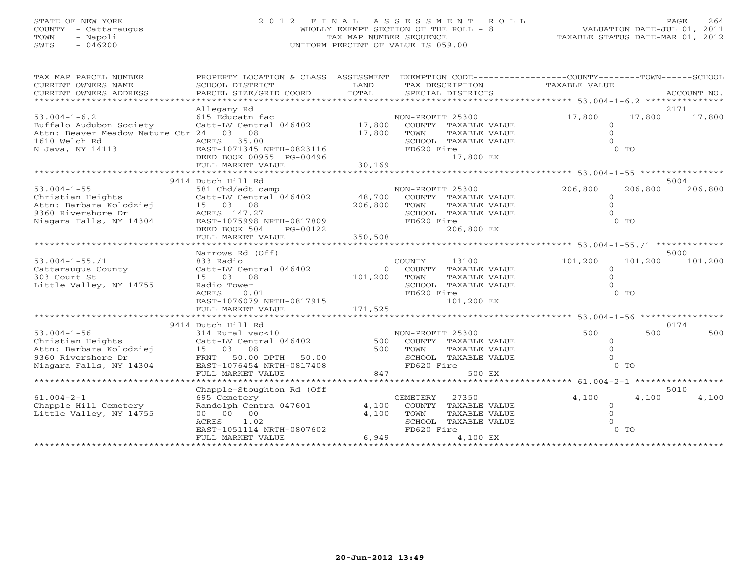STATE OF NEW YORK
COUNTY - Cattaraugus
TOWN - Napoli
SWIS - 046200

# 2012 FINAL ASSESSMENT ROLL

WHOLLY EXEMPT SECTION OF THE ROLL - 8
TAX MAP NUMBER SEQUENCE
UNIFORM PERCENT OF VALUE IS 059.00

VALUATION DATE-JUL 01, 2011
TAXABLE STATUS DATE-MAR 01, 2012

| TAX MAP PARCEL NUMBER / CURRENT OWNERS NAME / CURRENT OWNERS ADDRESS | PROPERTY LOCATION & CLASS / SCHOOL DISTRICT / PARCEL SIZE/GRID COORD | ASSESSMENT LAND / TOTAL | EXEMPTION CODE / TAX DESCRIPTION / SPECIAL DISTRICTS | COUNTY TAXABLE VALUE | TOWN | SCHOOL / ACCOUNT NO. |
|---|---|---|---|---|---|---|
| **53.004-1-6.2** | Allegany Rd | | | | | 2171 |
| Buffalo Audubon Society | 615 Educatn fac | | NON-PROFIT 25300 | 17,800 | 17,800 | 17,800 |
| Attn: Beaver Meadow Nature Ctr | Catt-LV Central 046402 | 17,800 | COUNTY TAXABLE VALUE | 0 | | |
| 1610 Welch Rd | 24 03 08 | 17,800 | TOWN TAXABLE VALUE | 0 | | |
| N Java, NY 14113 | ACRES 35.00 | | SCHOOL TAXABLE VALUE | 0 | | |
| | EAST-1071345 NRTH-0823116 | | FD620 Fire 17,800 EX | 0 TO | | |
| | DEED BOOK 00955 PG-00496 | | | | | |
| | FULL MARKET VALUE | 30,169 | | | | |
| **53.004-1-55** | 9414 Dutch Hill Rd | | | | | 5004 |
| Christian Heights | 581 Chd/adt camp | | NON-PROFIT 25300 | 206,800 | 206,800 | 206,800 |
| Attn: Barbara Kolodziej | Catt-LV Central 046402 | 48,700 | COUNTY TAXABLE VALUE | 0 | | |
| 9360 Rivershore Dr | 15 03 08 | 206,800 | TOWN TAXABLE VALUE | 0 | | |
| Niagara Falls, NY 14304 | ACRES 147.27 | | SCHOOL TAXABLE VALUE | 0 | | |
| | EAST-1075998 NRTH-0817809 | | FD620 Fire 206,800 EX | 0 TO | | |
| | DEED BOOK 504 PG-00122 | | | | | |
| | FULL MARKET VALUE | 350,508 | | | | |
| **53.004-1-55./1** | Narrows Rd (Off) | | | | | 5000 |
| Cattaraugus County | 833 Radio | | COUNTY 13100 | 101,200 | 101,200 | 101,200 |
| 303 Court St | Catt-LV Central 046402 | 0 | COUNTY TAXABLE VALUE | 0 | | |
| Little Valley, NY 14755 | 15 03 08 | 101,200 | TOWN TAXABLE VALUE | 0 | | |
| | Radio Tower | | SCHOOL TAXABLE VALUE | 0 | | |
| | ACRES 0.01 | | FD620 Fire 101,200 EX | 0 TO | | |
| | EAST-1076079 NRTH-0817915 | | | | | |
| | FULL MARKET VALUE | 171,525 | | | | |
| **53.004-1-56** | 9414 Dutch Hill Rd | | | | | 0174 |
| Christian Heights | 314 Rural vac<10 | | NON-PROFIT 25300 | 500 | 500 | 500 |
| Attn: Barbara Kolodziej | Catt-LV Central 046402 | 500 | COUNTY TAXABLE VALUE | 0 | | |
| 9360 Rivershore Dr | 15 03 08 | 500 | TOWN TAXABLE VALUE | 0 | | |
| Niagara Falls, NY 14304 | FRNT 50.00 DPTH 50.00 | | SCHOOL TAXABLE VALUE | 0 | | |
| | EAST-1076454 NRTH-0817408 | | FD620 Fire 500 EX | 0 TO | | |
| | FULL MARKET VALUE | 847 | | | | |
| **61.004-2-1** | Chapple-Stoughton Rd (Off | | | | | 5010 |
| Chapple Hill Cemetery | 695 Cemetery | | CEMETERY 27350 | 4,100 | 4,100 | 4,100 |
| Little Valley, NY 14755 | Randolph Centra 047601 | 4,100 | COUNTY TAXABLE VALUE | 0 | | |
| | 00 00 00 | 4,100 | TOWN TAXABLE VALUE | 0 | | |
| | ACRES 1.02 | | SCHOOL TAXABLE VALUE | 0 | | |
| | EAST-1051114 NRTH-0807602 | | FD620 Fire 4,100 EX | 0 TO | | |
| | FULL MARKET VALUE | 6,949 | | | | |

20-Jun-2012 13:49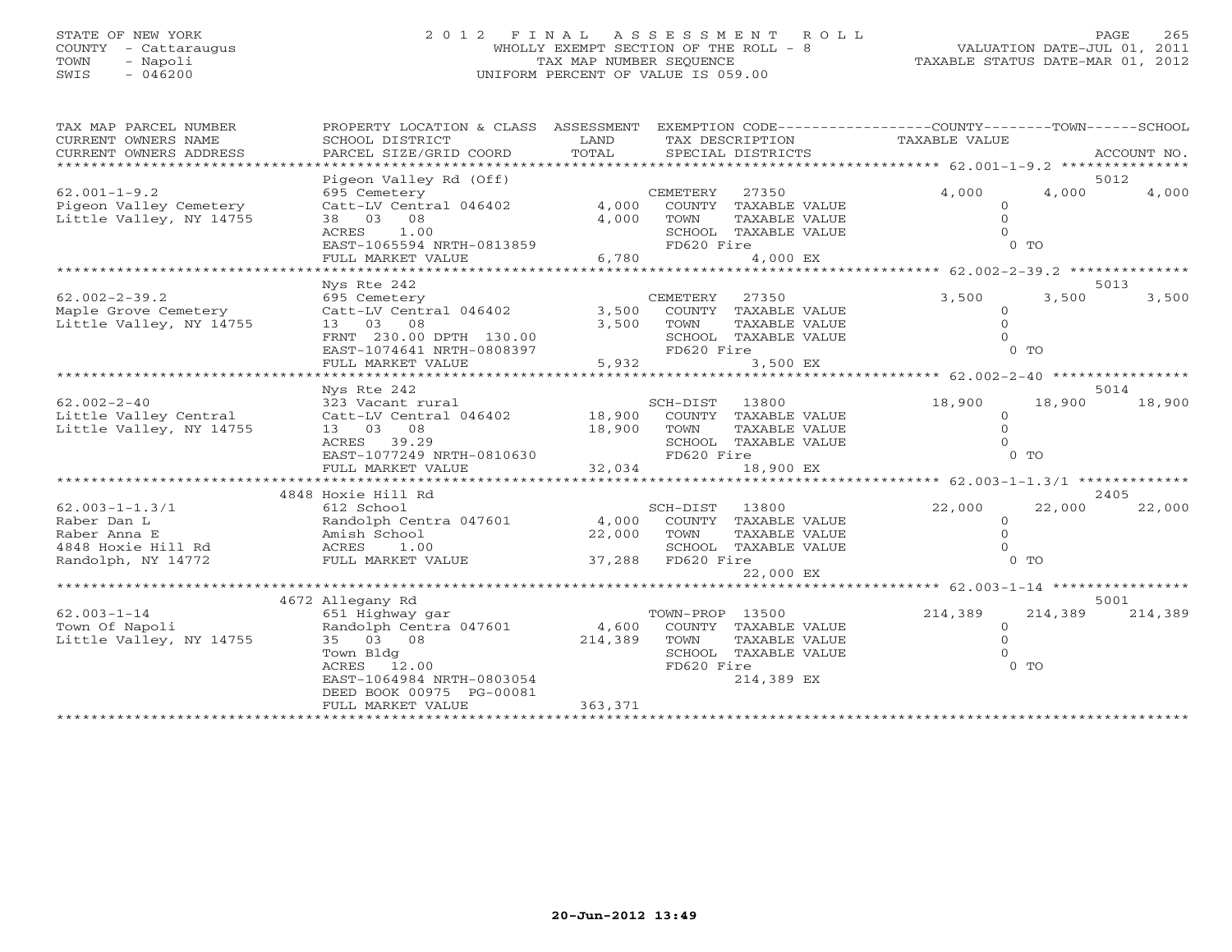STATE OF NEW YORK
COUNTY - Cattaraugus
TOWN - Napoli
SWIS - 046200

# 2012 FINAL ASSESSMENT ROLL

WHOLLY EXEMPT SECTION OF THE ROLL - 8
TAX MAP NUMBER SEQUENCE
UNIFORM PERCENT OF VALUE IS 059.00

VALUATION DATE-JUL 01, 2011
TAXABLE STATUS DATE-MAR 01, 2012

| TAX MAP PARCEL NUMBER / CURRENT OWNERS NAME / CURRENT OWNERS ADDRESS | PROPERTY LOCATION & CLASS / SCHOOL DISTRICT / PARCEL SIZE/GRID COORD | ASSESSMENT LAND / TOTAL | EXEMPTION CODE / TAX DESCRIPTION / SPECIAL DISTRICTS | COUNTY TAXABLE VALUE | TOWN | SCHOOL / ACCOUNT NO. |
|---|---|---|---|---|---|---|
| 62.001-1-9.2 | Pigeon Valley Rd (Off) | | | | | 5012 |
| Pigeon Valley Cemetery | 695 Cemetery | | CEMETERY 27350 | 4,000 | 4,000 | 4,000 |
| Little Valley, NY 14755 | Catt-LV Central 046402 | 4,000 | COUNTY TAXABLE VALUE | 0 | | |
| | 38 03 08 | 4,000 | TOWN TAXABLE VALUE | 0 | | |
| | ACRES 1.00 | | SCHOOL TAXABLE VALUE | 0 | | |
| | EAST-1065594 NRTH-0813859 | | FD620 Fire | 0 TO | | |
| | FULL MARKET VALUE | 6,780 | 4,000 EX | | | |
| 62.002-2-39.2 | Nys Rte 242 | | | | | 5013 |
| Maple Grove Cemetery | 695 Cemetery | | CEMETERY 27350 | 3,500 | 3,500 | 3,500 |
| Little Valley, NY 14755 | Catt-LV Central 046402 | 3,500 | COUNTY TAXABLE VALUE | 0 | | |
| | 13 03 08 | 3,500 | TOWN TAXABLE VALUE | 0 | | |
| | FRNT 230.00 DPTH 130.00 | | SCHOOL TAXABLE VALUE | 0 | | |
| | EAST-1074641 NRTH-0808397 | | FD620 Fire | 0 TO | | |
| | FULL MARKET VALUE | 5,932 | 3,500 EX | | | |
| 62.002-2-40 | Nys Rte 242 | | | | | 5014 |
| Little Valley Central | 323 Vacant rural | | SCH-DIST 13800 | 18,900 | 18,900 | 18,900 |
| Little Valley, NY 14755 | Catt-LV Central 046402 | 18,900 | COUNTY TAXABLE VALUE | 0 | | |
| | 13 03 08 | 18,900 | TOWN TAXABLE VALUE | 0 | | |
| | ACRES 39.29 | | SCHOOL TAXABLE VALUE | 0 | | |
| | EAST-1077249 NRTH-0810630 | | FD620 Fire | 0 TO | | |
| | FULL MARKET VALUE | 32,034 | 18,900 EX | | | |
| 62.003-1-1.3/1 | 4848 Hoxie Hill Rd | | | | | 2405 |
| Raber Dan L | 612 School | | SCH-DIST 13800 | 22,000 | 22,000 | 22,000 |
| Raber Anna E | Randolph Centra 047601 | 4,000 | COUNTY TAXABLE VALUE | 0 | | |
| 4848 Hoxie Hill Rd | Amish School | 22,000 | TOWN TAXABLE VALUE | 0 | | |
| Randolph, NY 14772 | ACRES 1.00 | | SCHOOL TAXABLE VALUE | 0 | | |
| | FULL MARKET VALUE | 37,288 | FD620 Fire | 0 TO | | |
| | | | 22,000 EX | | | |
| 62.003-1-14 | 4672 Allegany Rd | | | | | 5001 |
| Town Of Napoli | 651 Highway gar | | TOWN-PROP 13500 | 214,389 | 214,389 | 214,389 |
| Little Valley, NY 14755 | Randolph Centra 047601 | 4,600 | COUNTY TAXABLE VALUE | 0 | | |
| | 35 03 08 | 214,389 | TOWN TAXABLE VALUE | 0 | | |
| | Town Bldg | | SCHOOL TAXABLE VALUE | 0 | | |
| | ACRES 12.00 | | FD620 Fire | 0 TO | | |
| | EAST-1064984 NRTH-0803054 | | 214,389 EX | | | |
| | DEED BOOK 00975 PG-00081 | | | | | |
| | FULL MARKET VALUE | 363,371 | | | | |

20-Jun-2012 13:49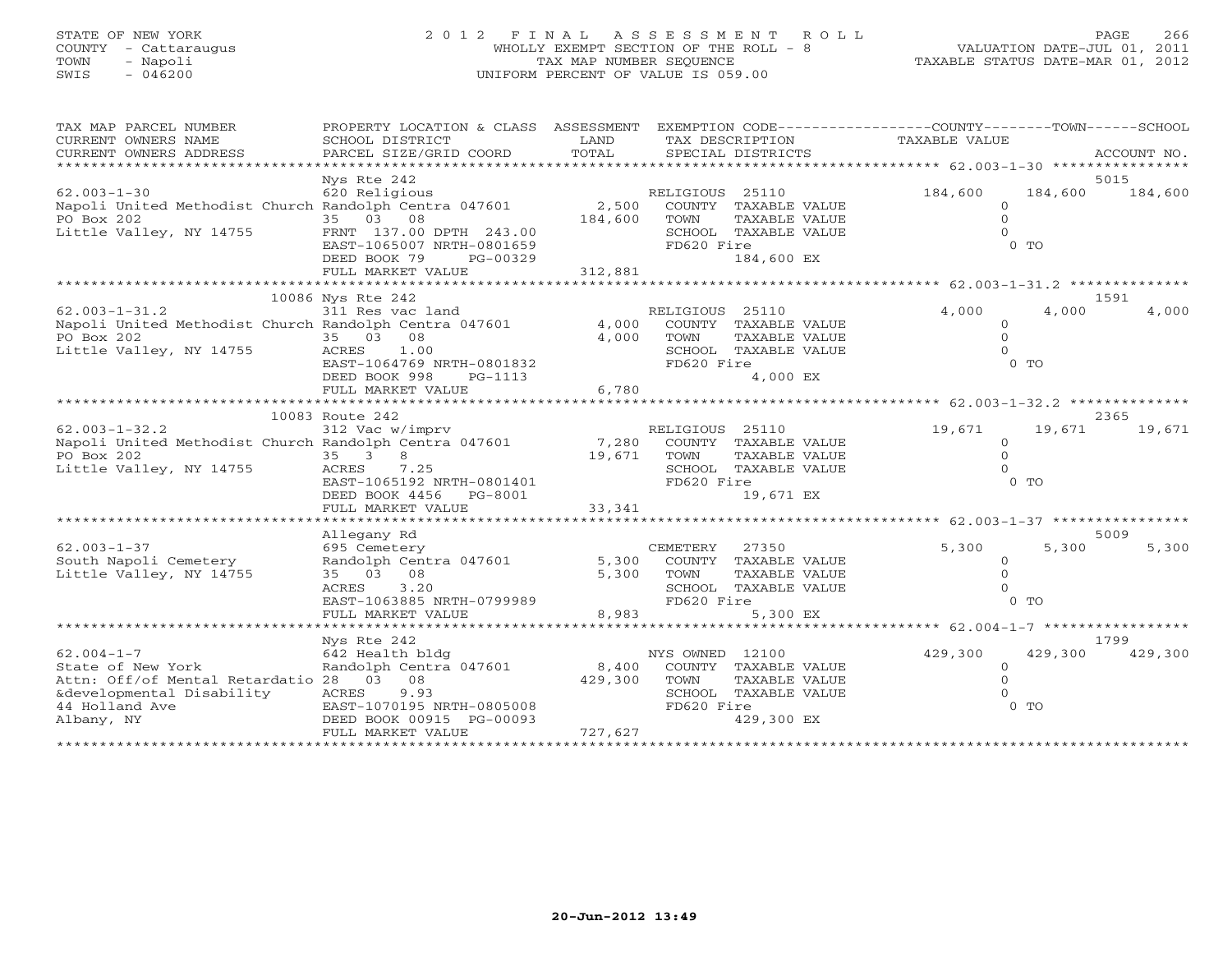STATE OF NEW YORK
COUNTY - Cattaraugus
TOWN - Napoli
SWIS - 046200

# 2012 FINAL ASSESSMENT ROLL

WHOLLY EXEMPT SECTION OF THE ROLL - 8
TAX MAP NUMBER SEQUENCE
UNIFORM PERCENT OF VALUE IS 059.00

VALUATION DATE-JUL 01, 2011
TAXABLE STATUS DATE-MAR 01, 2012

| TAX MAP PARCEL NUMBER / CURRENT OWNERS NAME / CURRENT OWNERS ADDRESS | PROPERTY LOCATION & CLASS / SCHOOL DISTRICT / PARCEL SIZE/GRID COORD | ASSESSMENT LAND / TOTAL | EXEMPTION CODE / TAX DESCRIPTION / SPECIAL DISTRICTS | COUNTY TAXABLE VALUE | TOWN | SCHOOL / ACCOUNT NO. |
|---|---|---|---|---|---|---|
| **62.003-1-30** | Nys Rte 242 | | | | | 5015 |
| | 620 Religious | | RELIGIOUS 25110 | 184,600 | 184,600 | 184,600 |
| Napoli United Methodist Church | Randolph Centra 047601 | 2,500 | COUNTY TAXABLE VALUE | 0 | | |
| PO Box 202 | 35 03 08 | 184,600 | TOWN TAXABLE VALUE | 0 | | |
| Little Valley, NY 14755 | FRNT 137.00 DPTH 243.00 | | SCHOOL TAXABLE VALUE | 0 | | |
| | EAST-1065007 NRTH-0801659 | | FD620 Fire | 0 TO | | |
| | DEED BOOK 79 PG-00329 | | 184,600 EX | | | |
| | FULL MARKET VALUE | 312,881 | | | | |
| **62.003-1-31.2** | 10086 Nys Rte 242 | | | | | 1591 |
| | 311 Res vac land | | RELIGIOUS 25110 | 4,000 | 4,000 | 4,000 |
| Napoli United Methodist Church | Randolph Centra 047601 | 4,000 | COUNTY TAXABLE VALUE | 0 | | |
| PO Box 202 | 35 03 08 | 4,000 | TOWN TAXABLE VALUE | 0 | | |
| Little Valley, NY 14755 | ACRES 1.00 | | SCHOOL TAXABLE VALUE | 0 | | |
| | EAST-1064769 NRTH-0801832 | | FD620 Fire | 0 TO | | |
| | DEED BOOK 998 PG-1113 | | 4,000 EX | | | |
| | FULL MARKET VALUE | 6,780 | | | | |
| **62.003-1-32.2** | 10083 Route 242 | | | | | 2365 |
| | 312 Vac w/imprv | | RELIGIOUS 25110 | 19,671 | 19,671 | 19,671 |
| Napoli United Methodist Church | Randolph Centra 047601 | 7,280 | COUNTY TAXABLE VALUE | 0 | | |
| PO Box 202 | 35 3 8 | 19,671 | TOWN TAXABLE VALUE | 0 | | |
| Little Valley, NY 14755 | ACRES 7.25 | | SCHOOL TAXABLE VALUE | 0 | | |
| | EAST-1065192 NRTH-0801401 | | FD620 Fire | 0 TO | | |
| | DEED BOOK 4456 PG-8001 | | 19,671 EX | | | |
| | FULL MARKET VALUE | 33,341 | | | | |
| **62.003-1-37** | Allegany Rd | | | | | 5009 |
| | 695 Cemetery | | CEMETERY 27350 | 5,300 | 5,300 | 5,300 |
| South Napoli Cemetery | Randolph Centra 047601 | 5,300 | COUNTY TAXABLE VALUE | 0 | | |
| Little Valley, NY 14755 | 35 03 08 | 5,300 | TOWN TAXABLE VALUE | 0 | | |
| | ACRES 3.20 | | SCHOOL TAXABLE VALUE | 0 | | |
| | EAST-1063885 NRTH-0799989 | | FD620 Fire | 0 TO | | |
| | FULL MARKET VALUE | 8,983 | 5,300 EX | | | |
| **62.004-1-7** | Nys Rte 242 | | | | | 1799 |
| | 642 Health bldg | | NYS OWNED 12100 | 429,300 | 429,300 | 429,300 |
| State of New York | Randolph Centra 047601 | 8,400 | COUNTY TAXABLE VALUE | 0 | | |
| Attn: Off/of Mental Retardatio | 28 03 08 | 429,300 | TOWN TAXABLE VALUE | 0 | | |
| &developmental Disability | ACRES 9.93 | | SCHOOL TAXABLE VALUE | 0 | | |
| 44 Holland Ave | EAST-1070195 NRTH-0805008 | | FD620 Fire | 0 TO | | |
| Albany, NY | DEED BOOK 00915 PG-00093 | | 429,300 EX | | | |
| | FULL MARKET VALUE | 727,627 | | | | |

20-Jun-2012 13:49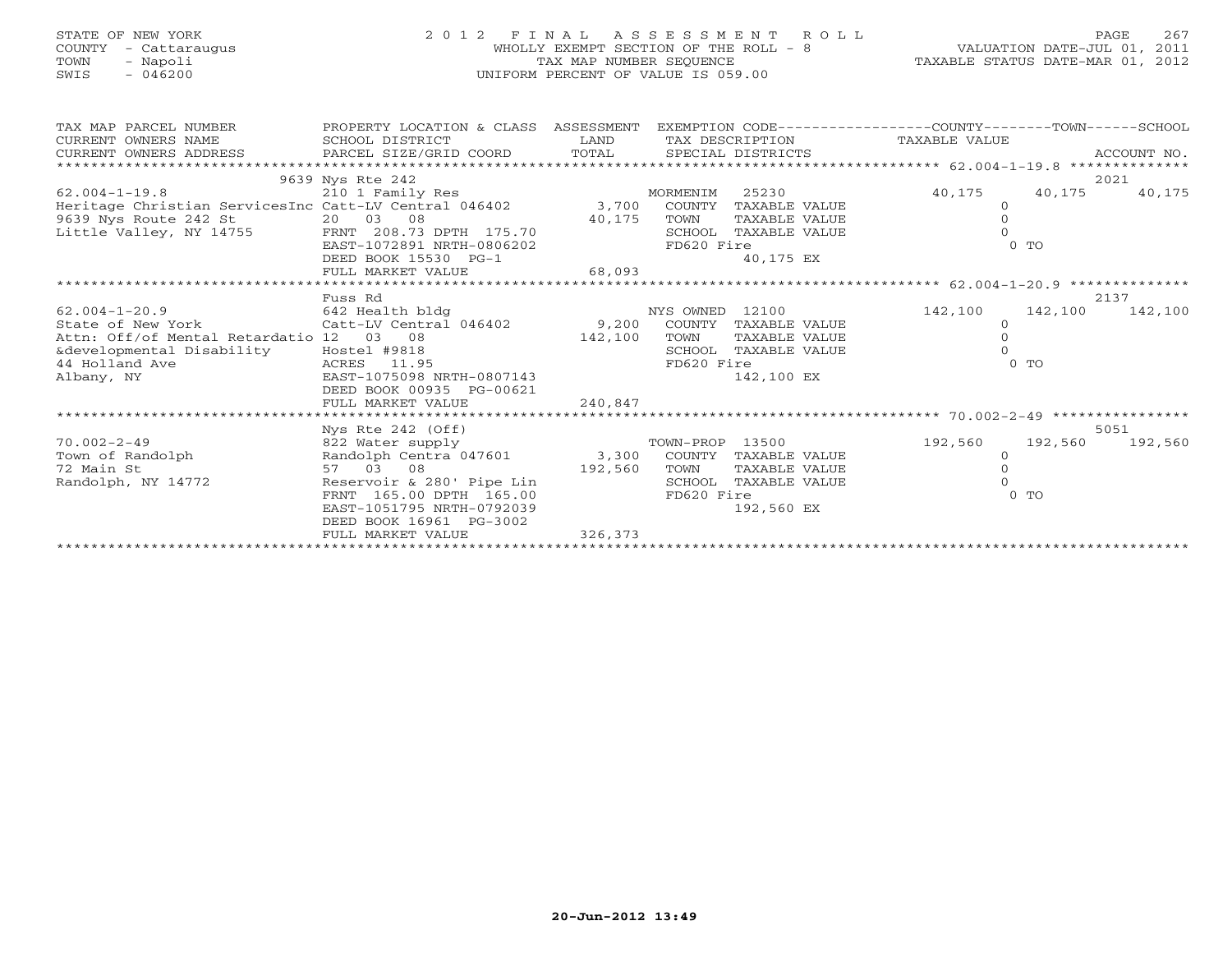STATE OF NEW YORK
COUNTY - Cattaraugus
TOWN - Napoli
SWIS - 046200

2012 FINAL ASSESSMENT ROLL
WHOLLY EXEMPT SECTION OF THE ROLL - 8
TAX MAP NUMBER SEQUENCE
UNIFORM PERCENT OF VALUE IS 059.00

VALUATION DATE-JUL 01, 2011
TAXABLE STATUS DATE-MAR 01, 2012

| TAX MAP PARCEL NUMBER / CURRENT OWNERS NAME / CURRENT OWNERS ADDRESS | PROPERTY LOCATION & CLASS / SCHOOL DISTRICT / PARCEL SIZE/GRID COORD | ASSESSMENT LAND / TOTAL | EXEMPTION CODE / TAX DESCRIPTION / SPECIAL DISTRICTS | COUNTY TAXABLE VALUE | TOWN | SCHOOL / ACCOUNT NO. |
|---|---|---|---|---|---|---|
| | 9639 Nys Rte 242 | | | | | 2021 |
| 62.004-1-19.8 | 210 1 Family Res | | MORMENIM 25230 | 40,175 | 40,175 | 40,175 |
| Heritage Christian ServicesInc | Catt-LV Central 046402 | 3,700 | COUNTY TAXABLE VALUE | 0 | | |
| 9639 Nys Route 242 St | 20 03 08 | 40,175 | TOWN TAXABLE VALUE | 0 | | |
| Little Valley, NY 14755 | FRNT 208.73 DPTH 175.70 | | SCHOOL TAXABLE VALUE | 0 | | |
| | EAST-1072891 NRTH-0806202 | | FD620 Fire | 0 TO | | |
| | DEED BOOK 15530 PG-1 | | 40,175 EX | | | |
| | FULL MARKET VALUE | 68,093 | | | | |
| | Fuss Rd | | | | | 2137 |
| 62.004-1-20.9 | 642 Health bldg | | NYS OWNED 12100 | 142,100 | 142,100 | 142,100 |
| State of New York | Catt-LV Central 046402 | 9,200 | COUNTY TAXABLE VALUE | 0 | | |
| Attn: Off/of Mental Retardatio | 12 03 08 | 142,100 | TOWN TAXABLE VALUE | 0 | | |
| &developmental Disability | Hostel #9818 | | SCHOOL TAXABLE VALUE | 0 | | |
| 44 Holland Ave | ACRES 11.95 | | FD620 Fire | 0 TO | | |
| Albany, NY | EAST-1075098 NRTH-0807143 | | 142,100 EX | | | |
| | DEED BOOK 00935 PG-00621 | | | | | |
| | FULL MARKET VALUE | 240,847 | | | | |
| | Nys Rte 242 (Off) | | | | | 5051 |
| 70.002-2-49 | 822 Water supply | | TOWN-PROP 13500 | 192,560 | 192,560 | 192,560 |
| Town of Randolph | Randolph Centra 047601 | 3,300 | COUNTY TAXABLE VALUE | 0 | | |
| 72 Main St | 57 03 08 | 192,560 | TOWN TAXABLE VALUE | 0 | | |
| Randolph, NY 14772 | Reservoir & 280' Pipe Lin | | SCHOOL TAXABLE VALUE | 0 | | |
| | FRNT 165.00 DPTH 165.00 | | FD620 Fire | 0 TO | | |
| | EAST-1051795 NRTH-0792039 | | 192,560 EX | | | |
| | DEED BOOK 16961 PG-3002 | | | | | |
| | FULL MARKET VALUE | 326,373 | | | | |

20-Jun-2012 13:49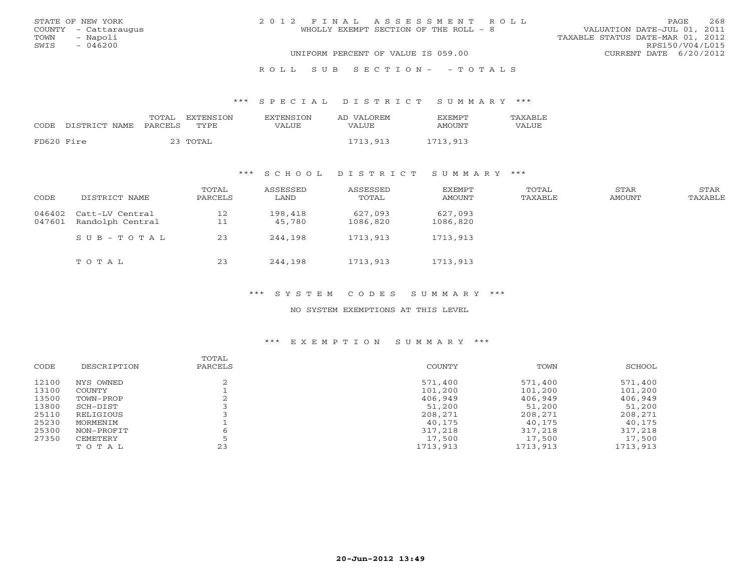STATE OF NEW YORK
COUNTY - Cattaraugus
TOWN - Napoli
SWIS - 046200

# 2012 FINAL ASSESSMENT ROLL

WHOLLY EXEMPT SECTION OF THE ROLL - 8

UNIFORM PERCENT OF VALUE IS 059.00

VALUATION DATE-JUL 01, 2011
TAXABLE STATUS DATE-MAR 01, 2012
RPS150/V04/L015
CURRENT DATE 6/20/2012

## ROLL SUB SECTION- - TOTALS

### *** SPECIAL DISTRICT SUMMARY ***

| CODE | DISTRICT NAME | TOTAL PARCELS | EXTENSION TYPE | EXTENSION VALUE | AD VALOREM VALUE | EXEMPT AMOUNT | TAXABLE VALUE |
|---|---|---|---|---|---|---|---|
| FD620 | Fire | 23 | TOTAL | | 1713,913 | 1713,913 | |

### *** SCHOOL DISTRICT SUMMARY ***

| CODE | DISTRICT NAME | TOTAL PARCELS | ASSESSED LAND | ASSESSED TOTAL | EXEMPT AMOUNT | TOTAL TAXABLE | STAR AMOUNT | STAR TAXABLE |
|---|---|---|---|---|---|---|---|---|
| 046402 | Catt-LV Central | 12 | 198,418 | 627,093 | 627,093 | | | |
| 047601 | Randolph Central | 11 | 45,780 | 1086,820 | 1086,820 | | | |
| | SUB-TOTAL | 23 | 244,198 | 1713,913 | 1713,913 | | | |
| | TOTAL | 23 | 244,198 | 1713,913 | 1713,913 | | | |

### *** SYSTEM CODES SUMMARY ***

NO SYSTEM EXEMPTIONS AT THIS LEVEL

### *** EXEMPTION SUMMARY ***

| CODE | DESCRIPTION | TOTAL PARCELS | COUNTY | TOWN | SCHOOL |
|---|---|---|---|---|---|
| 12100 | NYS OWNED | 2 | 571,400 | 571,400 | 571,400 |
| 13100 | COUNTY | 1 | 101,200 | 101,200 | 101,200 |
| 13500 | TOWN-PROP | 2 | 406,949 | 406,949 | 406,949 |
| 13800 | SCH-DIST | 3 | 51,200 | 51,200 | 51,200 |
| 25110 | RELIGIOUS | 3 | 208,271 | 208,271 | 208,271 |
| 25230 | MORMENIM | 1 | 40,175 | 40,175 | 40,175 |
| 25300 | NON-PROFIT | 6 | 317,218 | 317,218 | 317,218 |
| 27350 | CEMETERY | 5 | 17,500 | 17,500 | 17,500 |
| | TOTAL | 23 | 1713,913 | 1713,913 | 1713,913 |

20-Jun-2012 13:49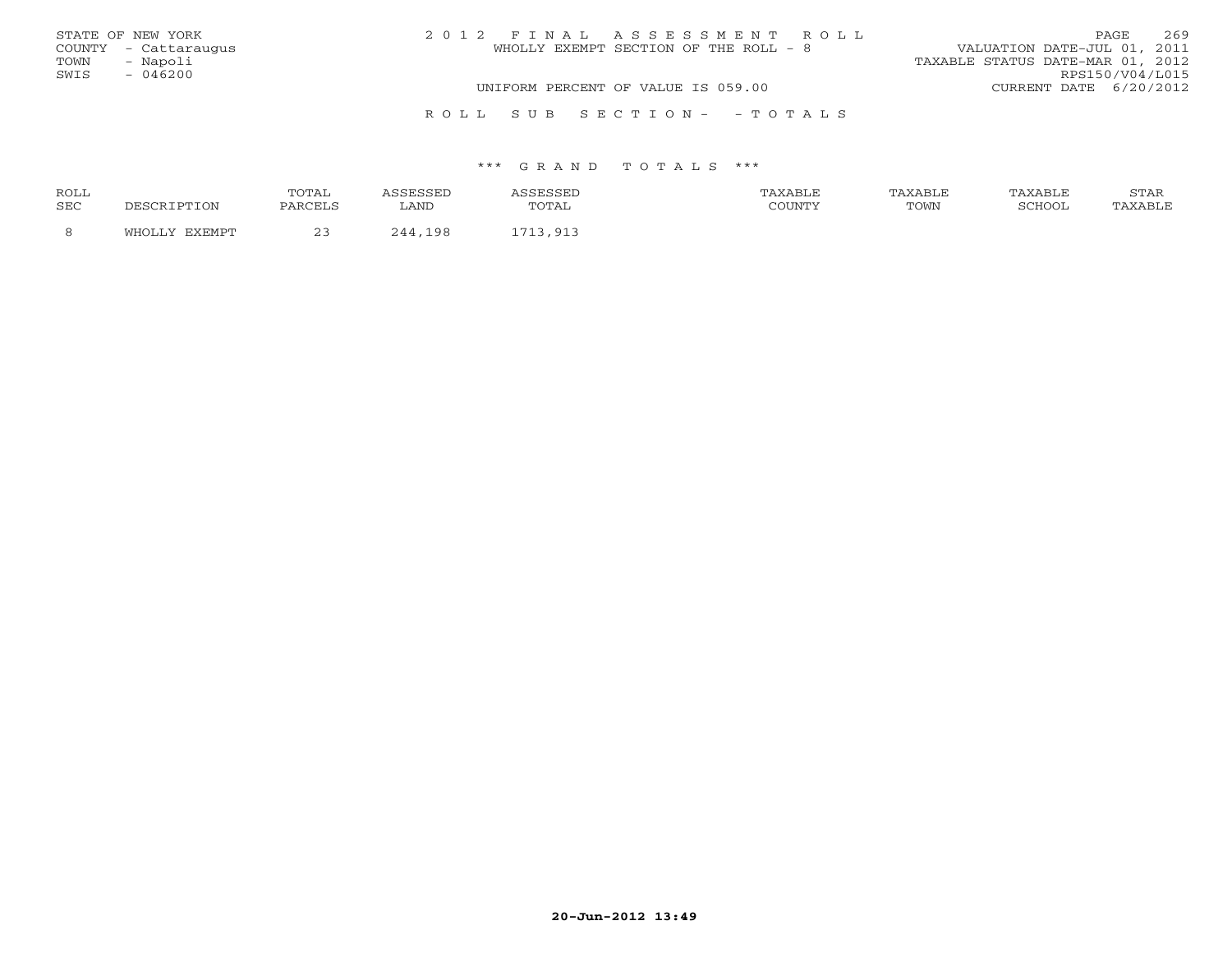STATE OF NEW YORK
COUNTY - Cattaraugus
TOWN - Napoli
SWIS - 046200

2 0 1 2 F I N A L A S S E S S M E N T R O L L
WHOLLY EXEMPT SECTION OF THE ROLL - 8

VALUATION DATE-JUL 01, 2011
TAXABLE STATUS DATE-MAR 01, 2012
RPS150/V04/L015

UNIFORM PERCENT OF VALUE IS 059.00

CURRENT DATE 6/20/2012

R O L L S U B S E C T I O N - - T O T A L S

*** G R A N D T O T A L S ***

| ROLL SEC | DESCRIPTION | TOTAL PARCELS | ASSESSED LAND | ASSESSED TOTAL | TAXABLE COUNTY | TAXABLE TOWN | TAXABLE SCHOOL | STAR TAXABLE |
|---|---|---|---|---|---|---|---|---|
| 8 | WHOLLY EXEMPT | 23 | 244,198 | 1713,913 | | | | |

20-Jun-2012 13:49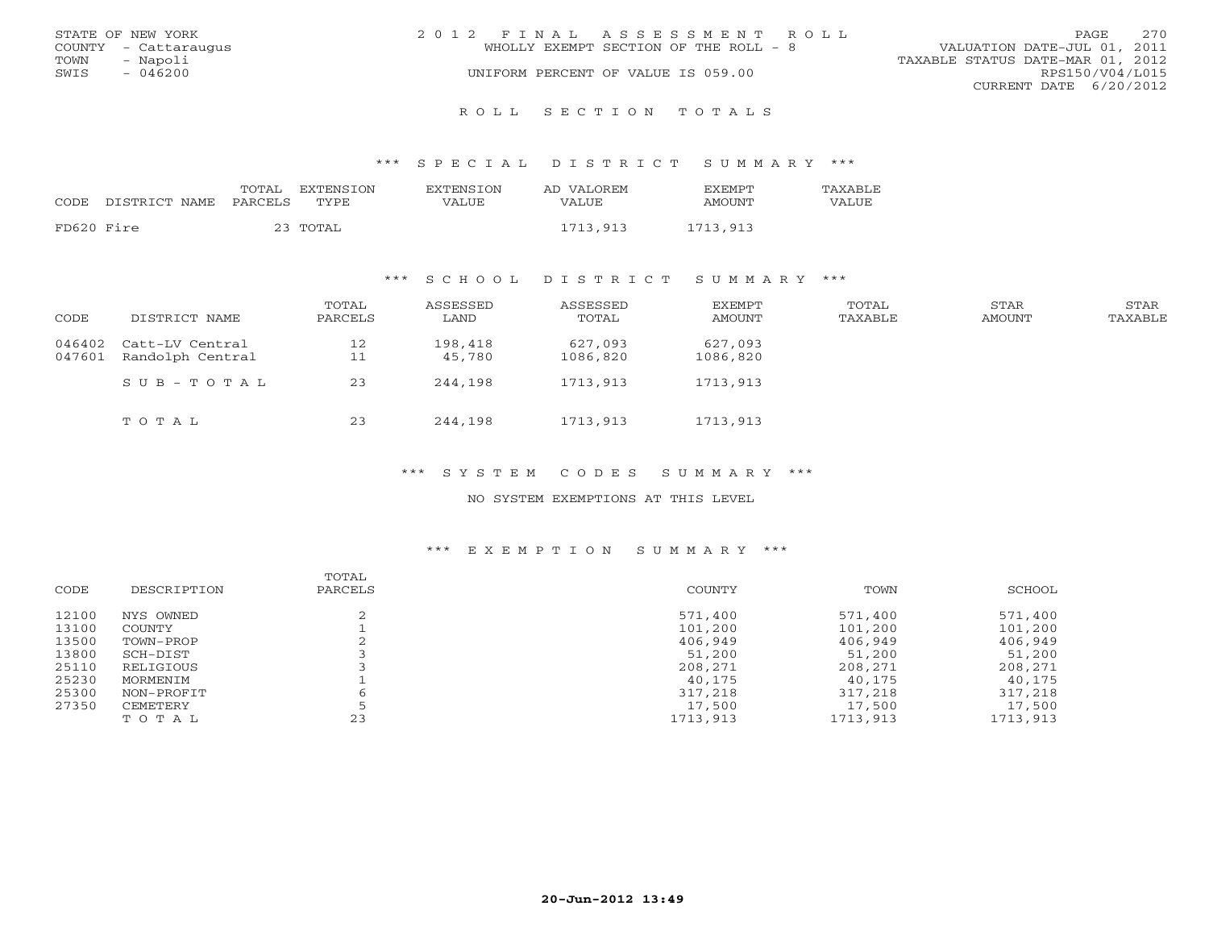STATE OF NEW YORK
COUNTY - Cattaraugus
TOWN - Napoli
SWIS - 046200

2012 FINAL ASSESSMENT ROLL
WHOLLY EXEMPT SECTION OF THE ROLL - 8
UNIFORM PERCENT OF VALUE IS 059.00

VALUATION DATE-JUL 01, 2011
TAXABLE STATUS DATE-MAR 01, 2012
RPS150/V04/L015
CURRENT DATE 6/20/2012

## ROLL SECTION TOTALS

### *** SPECIAL DISTRICT SUMMARY ***

| CODE | DISTRICT NAME | TOTAL PARCELS | EXTENSION TYPE | EXTENSION VALUE | AD VALOREM VALUE | EXEMPT AMOUNT | TAXABLE VALUE |
|---|---|---|---|---|---|---|---|
| FD620 | Fire | 23 | TOTAL | | 1713,913 | 1713,913 | |

### *** SCHOOL DISTRICT SUMMARY ***

| CODE | DISTRICT NAME | TOTAL PARCELS | ASSESSED LAND | ASSESSED TOTAL | EXEMPT AMOUNT | TOTAL TAXABLE | STAR AMOUNT | STAR TAXABLE |
|---|---|---|---|---|---|---|---|---|
| 046402 | Catt-LV Central | 12 | 198,418 | 627,093 | 627,093 | | | |
| 047601 | Randolph Central | 11 | 45,780 | 1086,820 | 1086,820 | | | |
| | SUB-TOTAL | 23 | 244,198 | 1713,913 | 1713,913 | | | |
| | TOTAL | 23 | 244,198 | 1713,913 | 1713,913 | | | |

### *** SYSTEM CODES SUMMARY ***

NO SYSTEM EXEMPTIONS AT THIS LEVEL

### *** EXEMPTION SUMMARY ***

| CODE | DESCRIPTION | TOTAL PARCELS | COUNTY | TOWN | SCHOOL |
|---|---|---|---|---|---|
| 12100 | NYS OWNED | 2 | 571,400 | 571,400 | 571,400 |
| 13100 | COUNTY | 1 | 101,200 | 101,200 | 101,200 |
| 13500 | TOWN-PROP | 2 | 406,949 | 406,949 | 406,949 |
| 13800 | SCH-DIST | 3 | 51,200 | 51,200 | 51,200 |
| 25110 | RELIGIOUS | 3 | 208,271 | 208,271 | 208,271 |
| 25230 | MORMENIM | 1 | 40,175 | 40,175 | 40,175 |
| 25300 | NON-PROFIT | 6 | 317,218 | 317,218 | 317,218 |
| 27350 | CEMETERY | 5 | 17,500 | 17,500 | 17,500 |
| | TOTAL | 23 | 1713,913 | 1713,913 | 1713,913 |

20-Jun-2012 13:49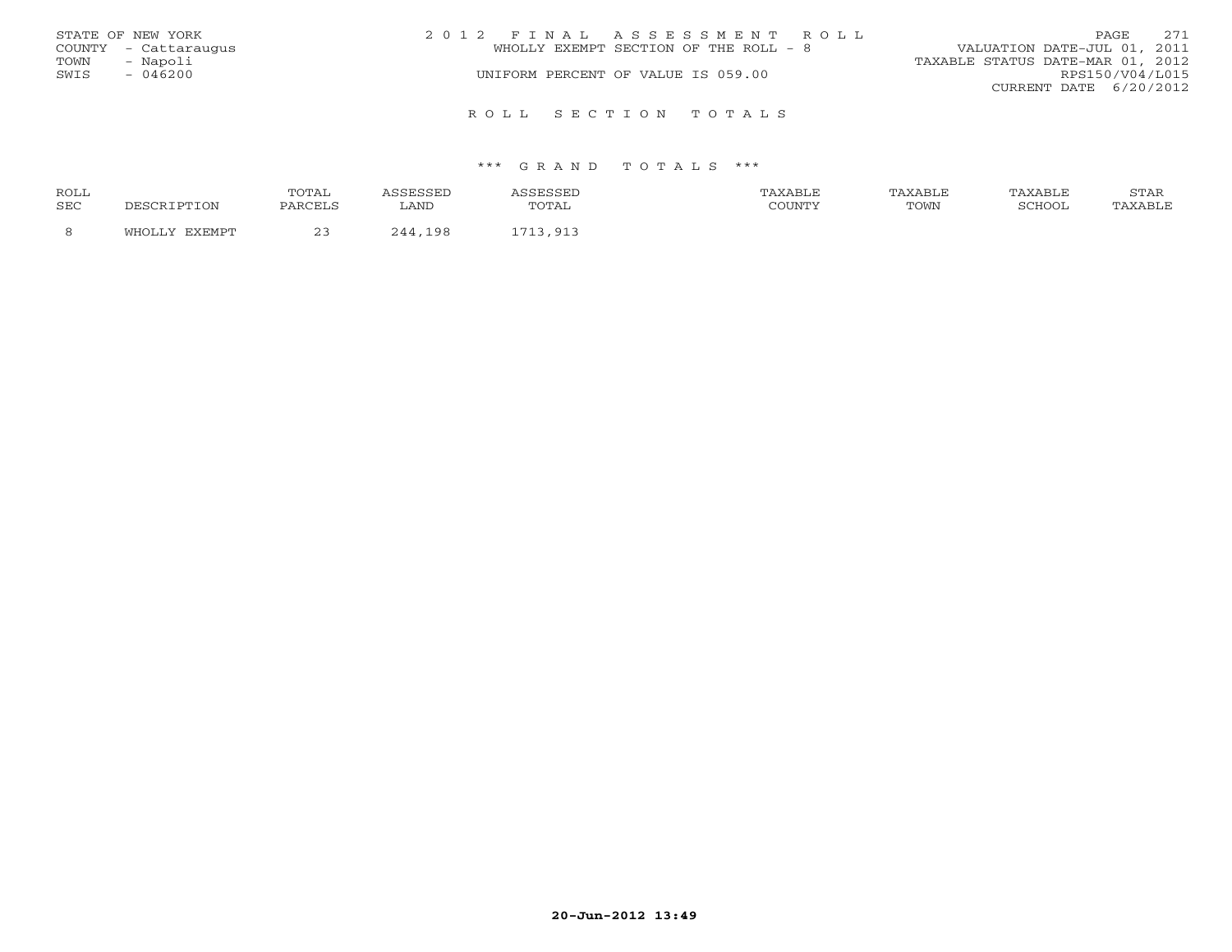STATE OF NEW YORK  
COUNTY - Cattaraugus  
TOWN - Napoli  
SWIS - 046200

2 0 1 2 F I N A L A S S E S S M E N T R O L L  
WHOLLY EXEMPT SECTION OF THE ROLL - 8  
UNIFORM PERCENT OF VALUE IS 059.00

VALUATION DATE-JUL 01, 2011  
TAXABLE STATUS DATE-MAR 01, 2012  
RPS150/V04/L015  
CURRENT DATE 6/20/2012

## R O L L S E C T I O N T O T A L S

### *** G R A N D T O T A L S ***

| ROLL SEC | DESCRIPTION | TOTAL PARCELS | ASSESSED LAND | ASSESSED TOTAL | TAXABLE COUNTY | TAXABLE TOWN | TAXABLE SCHOOL | STAR TAXABLE |
|---|---|---|---|---|---|---|---|---|
| 8 | WHOLLY EXEMPT | 23 | 244,198 | 1713,913 | | | | |

20-Jun-2012 13:49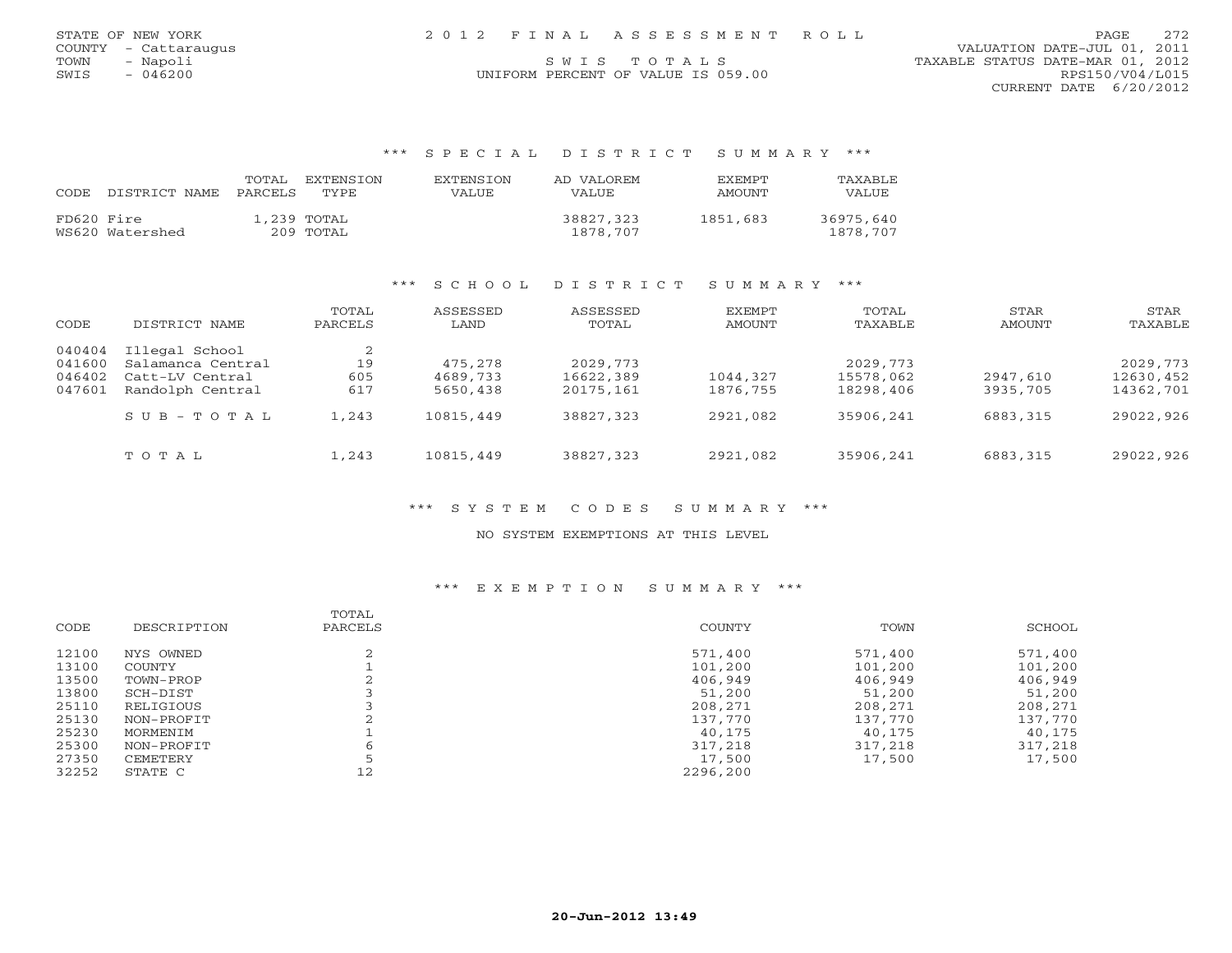STATE OF NEW YORK
COUNTY - Cattaraugus
TOWN - Napoli
SWIS - 046200

# 2012 FINAL ASSESSMENT ROLL

SWIS TOTALS
UNIFORM PERCENT OF VALUE IS 059.00

VALUATION DATE-JUL 01, 2011
TAXABLE STATUS DATE-MAR 01, 2012
RPS150/V04/L015
CURRENT DATE 6/20/2012

## *** SPECIAL DISTRICT SUMMARY ***

| CODE | DISTRICT NAME | TOTAL PARCELS | EXTENSION TYPE | EXTENSION VALUE | AD VALOREM VALUE | EXEMPT AMOUNT | TAXABLE VALUE |
|---|---|---|---|---|---|---|---|
| FD620 | Fire | 1,239 | TOTAL | | 38827,323 | 1851,683 | 36975,640 |
| WS620 | Watershed | 209 | TOTAL | | 1878,707 | | 1878,707 |

## *** SCHOOL DISTRICT SUMMARY ***

| CODE | DISTRICT NAME | TOTAL PARCELS | ASSESSED LAND | ASSESSED TOTAL | EXEMPT AMOUNT | TOTAL TAXABLE | STAR AMOUNT | STAR TAXABLE |
|---|---|---|---|---|---|---|---|---|
| 040404 | Illegal School | 2 | | | | | | |
| 041600 | Salamanca Central | 19 | 475,278 | 2029,773 | | 2029,773 | | 2029,773 |
| 046402 | Catt-LV Central | 605 | 4689,733 | 16622,389 | 1044,327 | 15578,062 | 2947,610 | 12630,452 |
| 047601 | Randolph Central | 617 | 5650,438 | 20175,161 | 1876,755 | 18298,406 | 3935,705 | 14362,701 |
| | SUB-TOTAL | 1,243 | 10815,449 | 38827,323 | 2921,082 | 35906,241 | 6883,315 | 29022,926 |
| | TOTAL | 1,243 | 10815,449 | 38827,323 | 2921,082 | 35906,241 | 6883,315 | 29022,926 |

## *** SYSTEM CODES SUMMARY ***

NO SYSTEM EXEMPTIONS AT THIS LEVEL

## *** EXEMPTION SUMMARY ***

| CODE | DESCRIPTION | TOTAL PARCELS | COUNTY | TOWN | SCHOOL |
|---|---|---|---|---|---|
| 12100 | NYS OWNED | 2 | 571,400 | 571,400 | 571,400 |
| 13100 | COUNTY | 1 | 101,200 | 101,200 | 101,200 |
| 13500 | TOWN-PROP | 2 | 406,949 | 406,949 | 406,949 |
| 13800 | SCH-DIST | 3 | 51,200 | 51,200 | 51,200 |
| 25110 | RELIGIOUS | 3 | 208,271 | 208,271 | 208,271 |
| 25130 | NON-PROFIT | 2 | 137,770 | 137,770 | 137,770 |
| 25230 | MORMENIM | 1 | 40,175 | 40,175 | 40,175 |
| 25300 | NON-PROFIT | 6 | 317,218 | 317,218 | 317,218 |
| 27350 | CEMETERY | 5 | 17,500 | 17,500 | 17,500 |
| 32252 | STATE C | 12 | 2296,200 | | |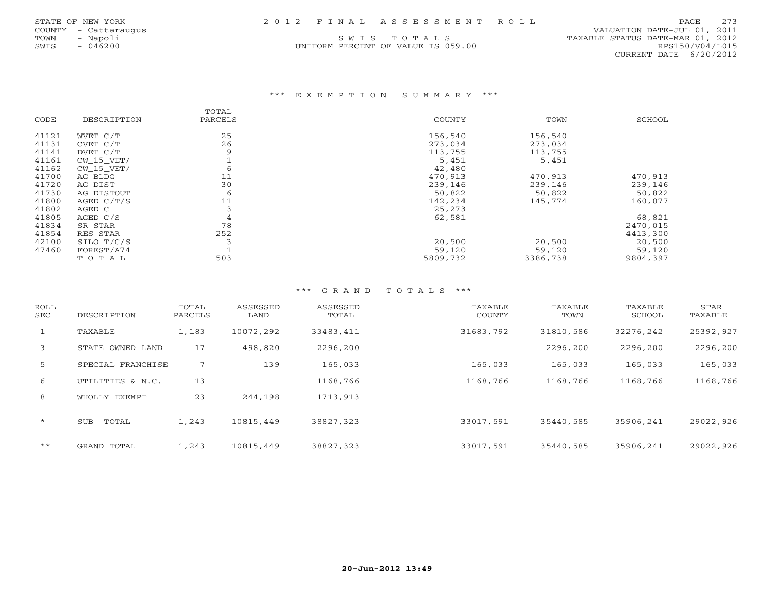STATE OF NEW YORK
COUNTY - Cattaraugus
TOWN - Napoli
SWIS - 046200

# 2012 FINAL ASSESSMENT ROLL

SWIS TOTALS
UNIFORM PERCENT OF VALUE IS 059.00

VALUATION DATE-JUL 01, 2011
TAXABLE STATUS DATE-MAR 01, 2012
RPS150/V04/L015
CURRENT DATE 6/20/2012

## *** EXEMPTION SUMMARY ***

| CODE | DESCRIPTION | TOTAL PARCELS | COUNTY | TOWN | SCHOOL |
|---|---|---|---|---|---|
| 41121 | WVET C/T | 25 | 156,540 | 156,540 | |
| 41131 | CVET C/T | 26 | 273,034 | 273,034 | |
| 41141 | DVET C/T | 9 | 113,755 | 113,755 | |
| 41161 | CW_15_VET/ | 1 | 5,451 | 5,451 | |
| 41162 | CW_15_VET/ | 6 | 42,480 | | |
| 41700 | AG BLDG | 11 | 470,913 | 470,913 | 470,913 |
| 41720 | AG DIST | 30 | 239,146 | 239,146 | 239,146 |
| 41730 | AG DISTOUT | 6 | 50,822 | 50,822 | 50,822 |
| 41800 | AGED C/T/S | 11 | 142,234 | 145,774 | 160,077 |
| 41802 | AGED C | 3 | 25,273 | | |
| 41805 | AGED C/S | 4 | 62,581 | | 68,821 |
| 41834 | SR STAR | 78 | | | 2470,015 |
| 41854 | RES STAR | 252 | | | 4413,300 |
| 42100 | SILO T/C/S | 3 | 20,500 | 20,500 | 20,500 |
| 47460 | FOREST/A74 | 1 | 59,120 | 59,120 | 59,120 |
| | TOTAL | 503 | 5809,732 | 3386,738 | 9804,397 |

## *** GRAND TOTALS ***

| ROLL SEC | DESCRIPTION | TOTAL PARCELS | ASSESSED LAND | ASSESSED TOTAL | TAXABLE COUNTY | TAXABLE TOWN | TAXABLE SCHOOL | STAR TAXABLE |
|---|---|---|---|---|---|---|---|---|
| 1 | TAXABLE | 1,183 | 10072,292 | 33483,411 | 31683,792 | 31810,586 | 32276,242 | 25392,927 |
| 3 | STATE OWNED LAND | 17 | 498,820 | 2296,200 | | 2296,200 | 2296,200 | 2296,200 |
| 5 | SPECIAL FRANCHISE | 7 | 139 | 165,033 | 165,033 | 165,033 | 165,033 | 165,033 |
| 6 | UTILITIES & N.C. | 13 | | 1168,766 | 1168,766 | 1168,766 | 1168,766 | 1168,766 |
| 8 | WHOLLY EXEMPT | 23 | 244,198 | 1713,913 | | | | |
| * | SUB TOTAL | 1,243 | 10815,449 | 38827,323 | 33017,591 | 35440,585 | 35906,241 | 29022,926 |
| ** | GRAND TOTAL | 1,243 | 10815,449 | 38827,323 | 33017,591 | 35440,585 | 35906,241 | 29022,926 |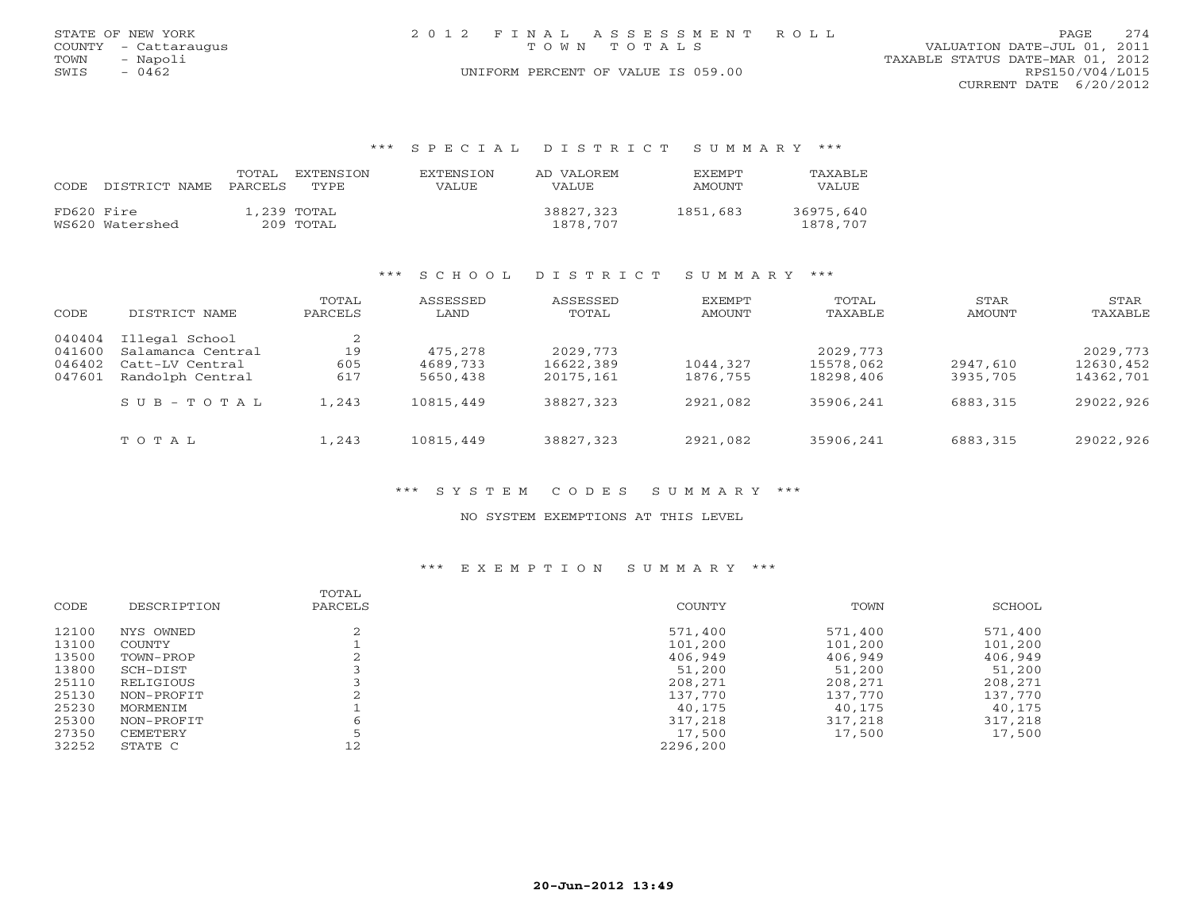STATE OF NEW YORK
COUNTY - Cattaraugus
TOWN - Napoli
SWIS - 0462

# 2012 FINAL ASSESSMENT ROLL

TOWN TOTALS

UNIFORM PERCENT OF VALUE IS 059.00

VALUATION DATE-JUL 01, 2011
TAXABLE STATUS DATE-MAR 01, 2012
RPS150/V04/L015
CURRENT DATE 6/20/2012

## *** SPECIAL DISTRICT SUMMARY ***

| CODE | DISTRICT NAME | TOTAL PARCELS | EXTENSION TYPE | EXTENSION VALUE | AD VALOREM VALUE | EXEMPT AMOUNT | TAXABLE VALUE |
|---|---|---|---|---|---|---|---|
| FD620 | Fire | 1,239 | TOTAL | | 38827,323 | 1851,683 | 36975,640 |
| WS620 | Watershed | 209 | TOTAL | | 1878,707 | | 1878,707 |

## *** SCHOOL DISTRICT SUMMARY ***

| CODE | DISTRICT NAME | TOTAL PARCELS | ASSESSED LAND | ASSESSED TOTAL | EXEMPT AMOUNT | TOTAL TAXABLE | STAR AMOUNT | STAR TAXABLE |
|---|---|---|---|---|---|---|---|---|
| 040404 | Illegal School | 2 | | | | | | |
| 041600 | Salamanca Central | 19 | 475,278 | 2029,773 | | 2029,773 | | 2029,773 |
| 046402 | Catt-LV Central | 605 | 4689,733 | 16622,389 | 1044,327 | 15578,062 | 2947,610 | 12630,452 |
| 047601 | Randolph Central | 617 | 5650,438 | 20175,161 | 1876,755 | 18298,406 | 3935,705 | 14362,701 |
| | SUB-TOTAL | 1,243 | 10815,449 | 38827,323 | 2921,082 | 35906,241 | 6883,315 | 29022,926 |
| | TOTAL | 1,243 | 10815,449 | 38827,323 | 2921,082 | 35906,241 | 6883,315 | 29022,926 |

## *** SYSTEM CODES SUMMARY ***

NO SYSTEM EXEMPTIONS AT THIS LEVEL

## *** EXEMPTION SUMMARY ***

| CODE | DESCRIPTION | TOTAL PARCELS | COUNTY | TOWN | SCHOOL |
|---|---|---|---|---|---|
| 12100 | NYS OWNED | 2 | 571,400 | 571,400 | 571,400 |
| 13100 | COUNTY | 1 | 101,200 | 101,200 | 101,200 |
| 13500 | TOWN-PROP | 2 | 406,949 | 406,949 | 406,949 |
| 13800 | SCH-DIST | 3 | 51,200 | 51,200 | 51,200 |
| 25110 | RELIGIOUS | 3 | 208,271 | 208,271 | 208,271 |
| 25130 | NON-PROFIT | 2 | 137,770 | 137,770 | 137,770 |
| 25230 | MORMENIM | 1 | 40,175 | 40,175 | 40,175 |
| 25300 | NON-PROFIT | 6 | 317,218 | 317,218 | 317,218 |
| 27350 | CEMETERY | 5 | 17,500 | 17,500 | 17,500 |
| 32252 | STATE C | 12 | 2296,200 | | |

20-Jun-2012 13:49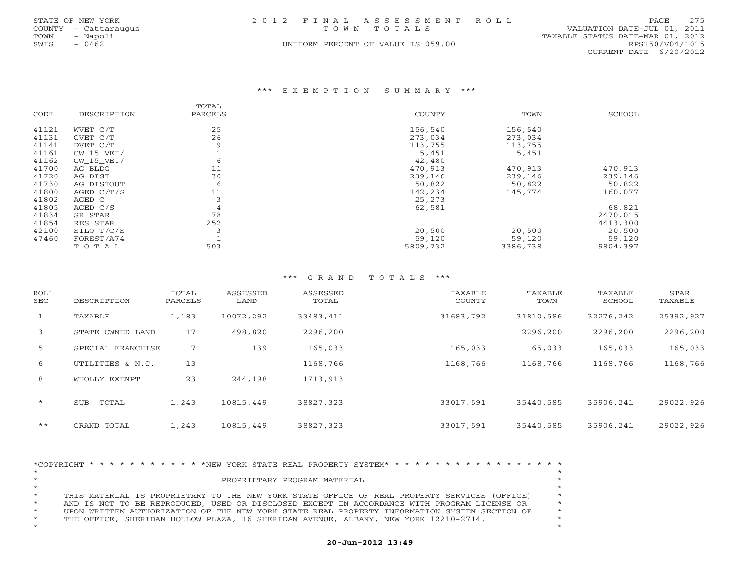STATE OF NEW YORK
COUNTY - Cattaraugus
TOWN - Napoli
SWIS - 0462

2012 FINAL ASSESSMENT ROLL
TOWN TOTALS
UNIFORM PERCENT OF VALUE IS 059.00

VALUATION DATE-JUL 01, 2011
TAXABLE STATUS DATE-MAR 01, 2012
RPS150/V04/L015
CURRENT DATE 6/20/2012

### *** EXEMPTION SUMMARY ***

| CODE | DESCRIPTION | TOTAL PARCELS | COUNTY | TOWN | SCHOOL |
|---|---|---|---|---|---|
| 41121 | WVET C/T | 25 | 156,540 | 156,540 | |
| 41131 | CVET C/T | 26 | 273,034 | 273,034 | |
| 41141 | DVET C/T | 9 | 113,755 | 113,755 | |
| 41161 | CW_15_VET/ | 1 | 5,451 | 5,451 | |
| 41162 | CW_15_VET/ | 6 | 42,480 | | |
| 41700 | AG BLDG | 11 | 470,913 | 470,913 | 470,913 |
| 41720 | AG DIST | 30 | 239,146 | 239,146 | 239,146 |
| 41730 | AG DISTOUT | 6 | 50,822 | 50,822 | 50,822 |
| 41800 | AGED C/T/S | 11 | 142,234 | 145,774 | 160,077 |
| 41802 | AGED C | 3 | 25,273 | | |
| 41805 | AGED C/S | 4 | 62,581 | | 68,821 |
| 41834 | SR STAR | 78 | | | 2470,015 |
| 41854 | RES STAR | 252 | | | 4413,300 |
| 42100 | SILO T/C/S | 3 | 20,500 | 20,500 | 20,500 |
| 47460 | FOREST/A74 | 1 | 59,120 | 59,120 | 59,120 |
| | TOTAL | 503 | 5809,732 | 3386,738 | 9804,397 |

### *** GRAND TOTALS ***

| ROLL SEC | DESCRIPTION | TOTAL PARCELS | ASSESSED LAND | ASSESSED TOTAL | TAXABLE COUNTY | TAXABLE TOWN | TAXABLE SCHOOL | STAR TAXABLE |
|---|---|---|---|---|---|---|---|---|
| 1 | TAXABLE | 1,183 | 10072,292 | 33483,411 | 31683,792 | 31810,586 | 32276,242 | 25392,927 |
| 3 | STATE OWNED LAND | 17 | 498,820 | 2296,200 | | 2296,200 | 2296,200 | 2296,200 |
| 5 | SPECIAL FRANCHISE | 7 | 139 | 165,033 | 165,033 | 165,033 | 165,033 | 165,033 |
| 6 | UTILITIES & N.C. | 13 | | 1168,766 | 1168,766 | 1168,766 | 1168,766 | 1168,766 |
| 8 | WHOLLY EXEMPT | 23 | 244,198 | 1713,913 | | | | |
| * | SUB TOTAL | 1,243 | 10815,449 | 38827,323 | 33017,591 | 35440,585 | 35906,241 | 29022,926 |
| ** | GRAND TOTAL | 1,243 | 10815,449 | 38827,323 | 33017,591 | 35440,585 | 35906,241 | 29022,926 |

*COPYRIGHT * * * * * * * * * * * *NEW YORK STATE REAL PROPERTY SYSTEM* * * * * * * * * * * * * * * * * * *

PROPRIETARY PROGRAM MATERIAL

THIS MATERIAL IS PROPRIETARY TO THE NEW YORK STATE OFFICE OF REAL PROPERTY SERVICES (OFFICE) AND IS NOT TO BE REPRODUCED, USED OR DISCLOSED EXCEPT IN ACCORDANCE WITH PROGRAM LICENSE OR UPON WRITTEN AUTHORIZATION OF THE NEW YORK STATE REAL PROPERTY INFORMATION SYSTEM SECTION OF THE OFFICE, SHERIDAN HOLLOW PLAZA, 16 SHERIDAN AVENUE, ALBANY, NEW YORK 12210-2714.

**20-Jun-2012 13:49**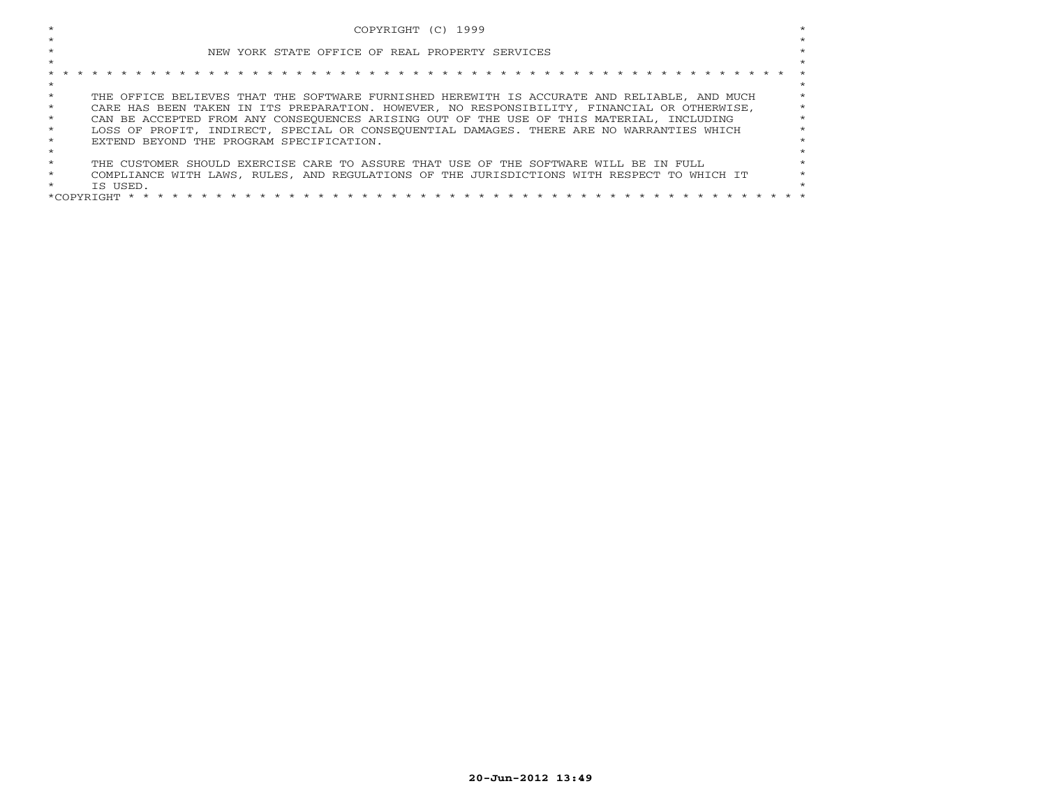COPYRIGHT (C) 1999

NEW YORK STATE OFFICE OF REAL PROPERTY SERVICES

THE OFFICE BELIEVES THAT THE SOFTWARE FURNISHED HEREWITH IS ACCURATE AND RELIABLE, AND MUCH CARE HAS BEEN TAKEN IN ITS PREPARATION. HOWEVER, NO RESPONSIBILITY, FINANCIAL OR OTHERWISE, CAN BE ACCEPTED FROM ANY CONSEQUENCES ARISING OUT OF THE USE OF THIS MATERIAL, INCLUDING LOSS OF PROFIT, INDIRECT, SPECIAL OR CONSEQUENTIAL DAMAGES. THERE ARE NO WARRANTIES WHICH EXTEND BEYOND THE PROGRAM SPECIFICATION.

THE CUSTOMER SHOULD EXERCISE CARE TO ASSURE THAT USE OF THE SOFTWARE WILL BE IN FULL COMPLIANCE WITH LAWS, RULES, AND REGULATIONS OF THE JURISDICTIONS WITH RESPECT TO WHICH IT IS USED.

*COPYRIGHT * * * * * * * * * * * * * * * * * * * * * * * * * * * * * * * * * * * * * * * * * * * * *

**20-Jun-2012 13:49**